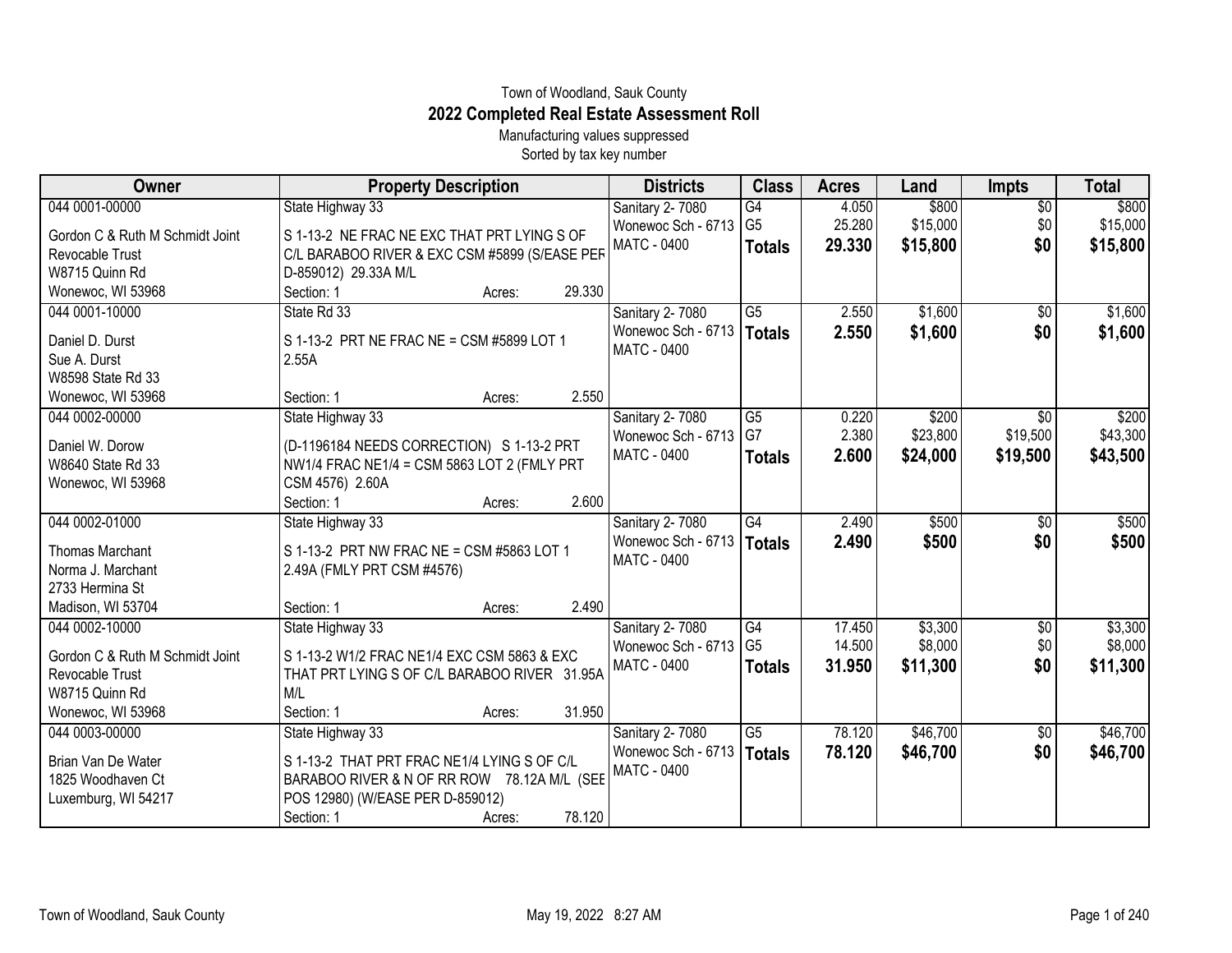Town of Woodland, Sauk County

# 2022 Completed Real Estate Assessment Roll

Manufacturing values suppressed

Sorted by tax key number

| Owner | Property Description | Districts | Class | Acres | Land | Impts | Total |
|---|---|---|---|---|---|---|---|
| 044 0001-00000<br>Gordon C & Ruth M Schmidt Joint Revocable Trust<br>W8715 Quinn Rd<br>Wonewoc, WI 53968 | State Highway 33<br>S 1-13-2 NE FRAC NE EXC THAT PRT LYING S OF C/L BARABOO RIVER & EXC CSM #5899 (S/EASE PER D-859012) 29.33A M/L<br>Section: 1 Acres: 29.330 | Sanitary 2- 7080<br>Wonewoc Sch - 6713<br>MATC - 0400 | G4<br>G5<br>**Totals** | 4.050<br>25.280<br>**29.330** | $800<br>$15,000<br>**$15,800** | $0<br>$0<br>**$0** | $800<br>$15,000<br>**$15,800** |
| 044 0001-10000<br>Daniel D. Durst<br>Sue A. Durst<br>W8598 State Rd 33<br>Wonewoc, WI 53968 | State Rd 33<br>S 1-13-2 PRT NE FRAC NE = CSM #5899 LOT 1 2.55A<br>Section: 1 Acres: 2.550 | Sanitary 2- 7080<br>Wonewoc Sch - 6713<br>MATC - 0400 | G5<br>**Totals** | 2.550<br>**2.550** | $1,600<br>**$1,600** | $0<br>**$0** | $1,600<br>**$1,600** |
| 044 0002-00000<br>Daniel W. Dorow<br>W8640 State Rd 33<br>Wonewoc, WI 53968 | State Highway 33<br>(D-1196184 NEEDS CORRECTION) S 1-13-2 PRT NW1/4 FRAC NE1/4 = CSM 5863 LOT 2 (FMLY PRT CSM 4576) 2.60A<br>Section: 1 Acres: 2.600 | Sanitary 2- 7080<br>Wonewoc Sch - 6713<br>MATC - 0400 | G5<br>G7<br>**Totals** | 0.220<br>2.380<br>**2.600** | $200<br>$23,800<br>**$24,000** | $0<br>$19,500<br>**$19,500** | $200<br>$43,300<br>**$43,500** |
| 044 0002-01000<br>Thomas Marchant<br>Norma J. Marchant<br>2733 Hermina St<br>Madison, WI 53704 | State Highway 33<br>S 1-13-2 PRT NW FRAC NE = CSM #5863 LOT 1 2.49A (FMLY PRT CSM #4576)<br>Section: 1 Acres: 2.490 | Sanitary 2- 7080<br>Wonewoc Sch - 6713<br>MATC - 0400 | G4<br>**Totals** | 2.490<br>**2.490** | $500<br>**$500** | $0<br>**$0** | $500<br>**$500** |
| 044 0002-10000<br>Gordon C & Ruth M Schmidt Joint Revocable Trust<br>W8715 Quinn Rd<br>Wonewoc, WI 53968 | State Highway 33<br>S 1-13-2 W1/2 FRAC NE1/4 EXC CSM 5863 & EXC THAT PRT LYING S OF C/L BARABOO RIVER 31.95A M/L<br>Section: 1 Acres: 31.950 | Sanitary 2- 7080<br>Wonewoc Sch - 6713<br>MATC - 0400 | G4<br>G5<br>**Totals** | 17.450<br>14.500<br>**31.950** | $3,300<br>$8,000<br>**$11,300** | $0<br>$0<br>**$0** | $3,300<br>$8,000<br>**$11,300** |
| 044 0003-00000<br>Brian Van De Water<br>1825 Woodhaven Ct<br>Luxemburg, WI 54217 | State Highway 33<br>S 1-13-2 THAT PRT FRAC NE1/4 LYING S OF C/L BARABOO RIVER & N OF RR ROW 78.12A M/L (SEE POS 12980) (W/EASE PER D-859012)<br>Section: 1 Acres: 78.120 | Sanitary 2- 7080<br>Wonewoc Sch - 6713<br>MATC - 0400 | G5<br>**Totals** | 78.120<br>**78.120** | $46,700<br>**$46,700** | $0<br>**$0** | $46,700<br>**$46,700** |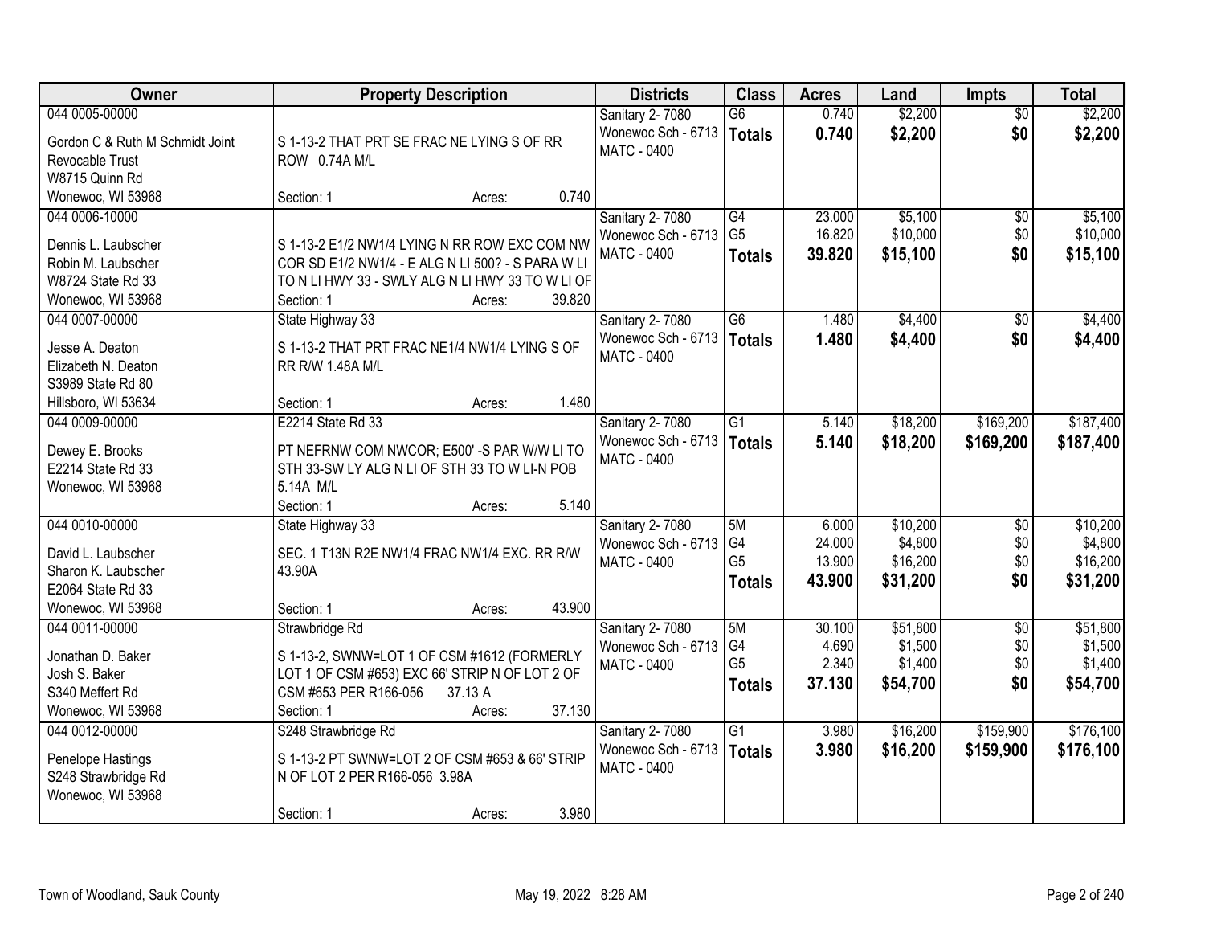| Owner | Property Description | Districts | Class | Acres | Land | Impts | Total |
|---|---|---|---|---|---|---|---|
| 044 0005-00000<br>Gordon C & Ruth M Schmidt Joint Revocable Trust<br>W8715 Quinn Rd<br>Wonewoc, WI 53968 | S 1-13-2 THAT PRT SE FRAC NE LYING S OF RR ROW 0.74A M/L<br>Section: 1 Acres: 0.740 | Sanitary 2- 7080<br>Wonewoc Sch - 6713<br>MATC - 0400 | G6<br>**Totals** | 0.740<br>**0.740** | $2,200<br>**$2,200** | $0<br>**$0** | $2,200<br>**$2,200** |
| 044 0006-10000<br>Dennis L. Laubscher<br>Robin M. Laubscher<br>W8724 State Rd 33<br>Wonewoc, WI 53968 | S 1-13-2 E1/2 NW1/4 LYING N RR ROW EXC COM NW COR SD E1/2 NW1/4 - E ALG N LI 500? - S PARA W LI TO N LI HWY 33 - SWLY ALG N LI HWY 33 TO W LI OF<br>Section: 1 Acres: 39.820 | Sanitary 2- 7080<br>Wonewoc Sch - 6713<br>MATC - 0400 | G4<br>G5<br>**Totals** | 23.000<br>16.820<br>**39.820** | $5,100<br>$10,000<br>**$15,100** | $0<br>$0<br>**$0** | $5,100<br>$10,000<br>**$15,100** |
| 044 0007-00000<br>Jesse A. Deaton<br>Elizabeth N. Deaton<br>S3989 State Rd 80<br>Hillsboro, WI 53634 | State Highway 33<br>S 1-13-2 THAT PRT FRAC NE1/4 NW1/4 LYING S OF RR R/W 1.48A M/L<br>Section: 1 Acres: 1.480 | Sanitary 2- 7080<br>Wonewoc Sch - 6713<br>MATC - 0400 | G6<br>**Totals** | 1.480<br>**1.480** | $4,400<br>**$4,400** | $0<br>**$0** | $4,400<br>**$4,400** |
| 044 0009-00000<br>Dewey E. Brooks<br>E2214 State Rd 33<br>Wonewoc, WI 53968 | E2214 State Rd 33<br>PT NEFRNW COM NWCOR; E500' -S PAR W/W LI TO STH 33-SW LY ALG N LI OF STH 33 TO W LI-N POB 5.14A M/L<br>Section: 1 Acres: 5.140 | Sanitary 2- 7080<br>Wonewoc Sch - 6713<br>MATC - 0400 | G1<br>**Totals** | 5.140<br>**5.140** | $18,200<br>**$18,200** | $169,200<br>**$169,200** | $187,400<br>**$187,400** |
| 044 0010-00000<br>David L. Laubscher<br>Sharon K. Laubscher<br>E2064 State Rd 33<br>Wonewoc, WI 53968 | State Highway 33<br>SEC. 1 T13N R2E NW1/4 FRAC NW1/4 EXC. RR R/W 43.90A<br>Section: 1 Acres: 43.900 | Sanitary 2- 7080<br>Wonewoc Sch - 6713<br>MATC - 0400 | 5M<br>G4<br>G5<br>**Totals** | 6.000<br>24.000<br>13.900<br>**43.900** | $10,200<br>$4,800<br>$16,200<br>**$31,200** | $0<br>$0<br>$0<br>**$0** | $10,200<br>$4,800<br>$16,200<br>**$31,200** |
| 044 0011-00000<br>Jonathan D. Baker<br>Josh S. Baker<br>S340 Meffert Rd<br>Wonewoc, WI 53968 | Strawbridge Rd<br>S 1-13-2, SWNW=LOT 1 OF CSM #1612 (FORMERLY LOT 1 OF CSM #653) EXC 66' STRIP N OF LOT 2 OF CSM #653 PER R166-056 37.13 A<br>Section: 1 Acres: 37.130 | Sanitary 2- 7080<br>Wonewoc Sch - 6713<br>MATC - 0400 | 5M<br>G4<br>G5<br>**Totals** | 30.100<br>4.690<br>2.340<br>**37.130** | $51,800<br>$1,500<br>$1,400<br>**$54,700** | $0<br>$0<br>$0<br>**$0** | $51,800<br>$1,500<br>$1,400<br>**$54,700** |
| 044 0012-00000<br>Penelope Hastings<br>S248 Strawbridge Rd<br>Wonewoc, WI 53968 | S248 Strawbridge Rd<br>S 1-13-2 PT SWNW=LOT 2 OF CSM #653 & 66' STRIP N OF LOT 2 PER R166-056 3.98A<br>Section: 1 Acres: 3.980 | Sanitary 2- 7080<br>Wonewoc Sch - 6713<br>MATC - 0400 | G1<br>**Totals** | 3.980<br>**3.980** | $16,200<br>**$16,200** | $159,900<br>**$159,900** | $176,100<br>**$176,100** |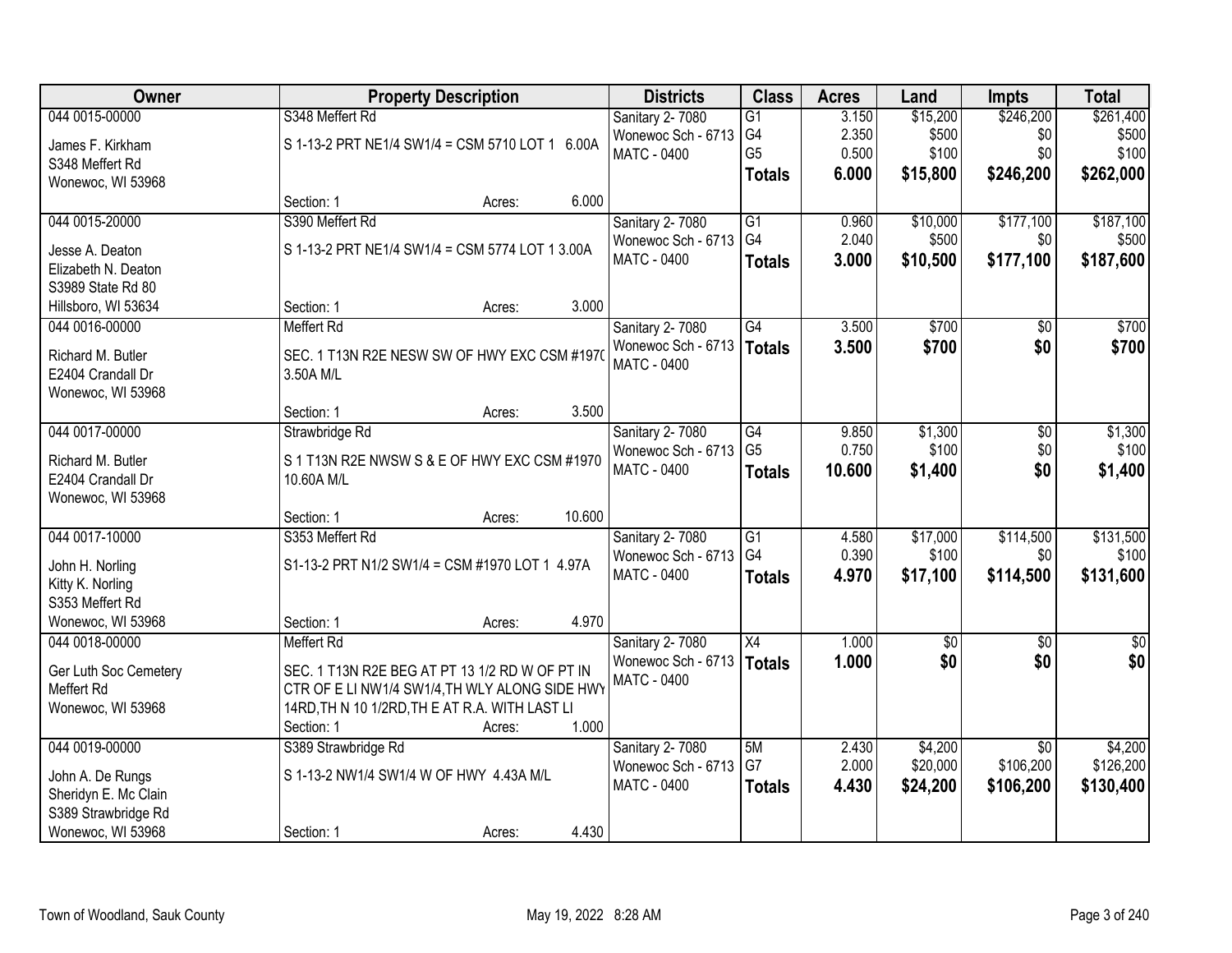| Owner | Property Description | Districts | Class | Acres | Land | Impts | Total |
|---|---|---|---|---|---|---|---|
| 044 0015-00000<br>James F. Kirkham<br>S348 Meffert Rd<br>Wonewoc, WI 53968 | S348 Meffert Rd<br>S 1-13-2 PRT NE1/4 SW1/4 = CSM 5710 LOT 1 6.00A<br>Section: 1 Acres: 6.000 | Sanitary 2- 7080<br>Wonewoc Sch - 6713<br>MATC - 0400 | G1<br>G4<br>G5<br>**Totals** | 3.150<br>2.350<br>0.500<br>**6.000** | $15,200<br>$500<br>$100<br>**$15,800** | $246,200<br>$0<br>$0<br>**$246,200** | $261,400<br>$500<br>$100<br>**$262,000** |
| 044 0015-20000<br>Jesse A. Deaton<br>Elizabeth N. Deaton<br>S3989 State Rd 80<br>Hillsboro, WI 53634 | S390 Meffert Rd<br>S 1-13-2 PRT NE1/4 SW1/4 = CSM 5774 LOT 1 3.00A<br>Section: 1 Acres: 3.000 | Sanitary 2- 7080<br>Wonewoc Sch - 6713<br>MATC - 0400 | G1<br>G4<br>**Totals** | 0.960<br>2.040<br>**3.000** | $10,000<br>$500<br>**$10,500** | $177,100<br>$0<br>**$177,100** | $187,100<br>$500<br>**$187,600** |
| 044 0016-00000<br>Richard M. Butler<br>E2404 Crandall Dr<br>Wonewoc, WI 53968 | Meffert Rd<br>SEC. 1 T13N R2E NESW SW OF HWY EXC CSM #1970 3.50A M/L<br>Section: 1 Acres: 3.500 | Sanitary 2- 7080<br>Wonewoc Sch - 6713<br>MATC - 0400 | G4<br>**Totals** | 3.500<br>**3.500** | $700<br>**$700** | $0<br>**$0** | $700<br>**$700** |
| 044 0017-00000<br>Richard M. Butler<br>E2404 Crandall Dr<br>Wonewoc, WI 53968 | Strawbridge Rd<br>S 1 T13N R2E NWSW S & E OF HWY EXC CSM #1970 10.60A M/L<br>Section: 1 Acres: 10.600 | Sanitary 2- 7080<br>Wonewoc Sch - 6713<br>MATC - 0400 | G4<br>G5<br>**Totals** | 9.850<br>0.750<br>**10.600** | $1,300<br>$100<br>**$1,400** | $0<br>$0<br>**$0** | $1,300<br>$100<br>**$1,400** |
| 044 0017-10000<br>John H. Norling<br>Kitty K. Norling<br>S353 Meffert Rd<br>Wonewoc, WI 53968 | S353 Meffert Rd<br>S1-13-2 PRT N1/2 SW1/4 = CSM #1970 LOT 1 4.97A<br>Section: 1 Acres: 4.970 | Sanitary 2- 7080<br>Wonewoc Sch - 6713<br>MATC - 0400 | G1<br>G4<br>**Totals** | 4.580<br>0.390<br>**4.970** | $17,000<br>$100<br>**$17,100** | $114,500<br>$0<br>**$114,500** | $131,500<br>$100<br>**$131,600** |
| 044 0018-00000<br>Ger Luth Soc Cemetery<br>Meffert Rd<br>Wonewoc, WI 53968 | Meffert Rd<br>SEC. 1 T13N R2E BEG AT PT 13 1/2 RD W OF PT IN CTR OF E LI NW1/4 SW1/4,TH WLY ALONG SIDE HWY 14RD,TH N 10 1/2RD,TH E AT R.A. WITH LAST LI<br>Section: 1 Acres: 1.000 | Sanitary 2- 7080<br>Wonewoc Sch - 6713<br>MATC - 0400 | X4<br>**Totals** | 1.000<br>**1.000** | $0<br>**$0** | $0<br>**$0** | $0<br>**$0** |
| 044 0019-00000<br>John A. De Rungs<br>Sheridyn E. Mc Clain<br>S389 Strawbridge Rd<br>Wonewoc, WI 53968 | S389 Strawbridge Rd<br>S 1-13-2 NW1/4 SW1/4 W OF HWY 4.43A M/L<br>Section: 1 Acres: 4.430 | Sanitary 2- 7080<br>Wonewoc Sch - 6713<br>MATC - 0400 | 5M<br>G7<br>**Totals** | 2.430<br>2.000<br>**4.430** | $4,200<br>$20,000<br>**$24,200** | $0<br>$106,200<br>**$106,200** | $4,200<br>$126,200<br>**$130,400** |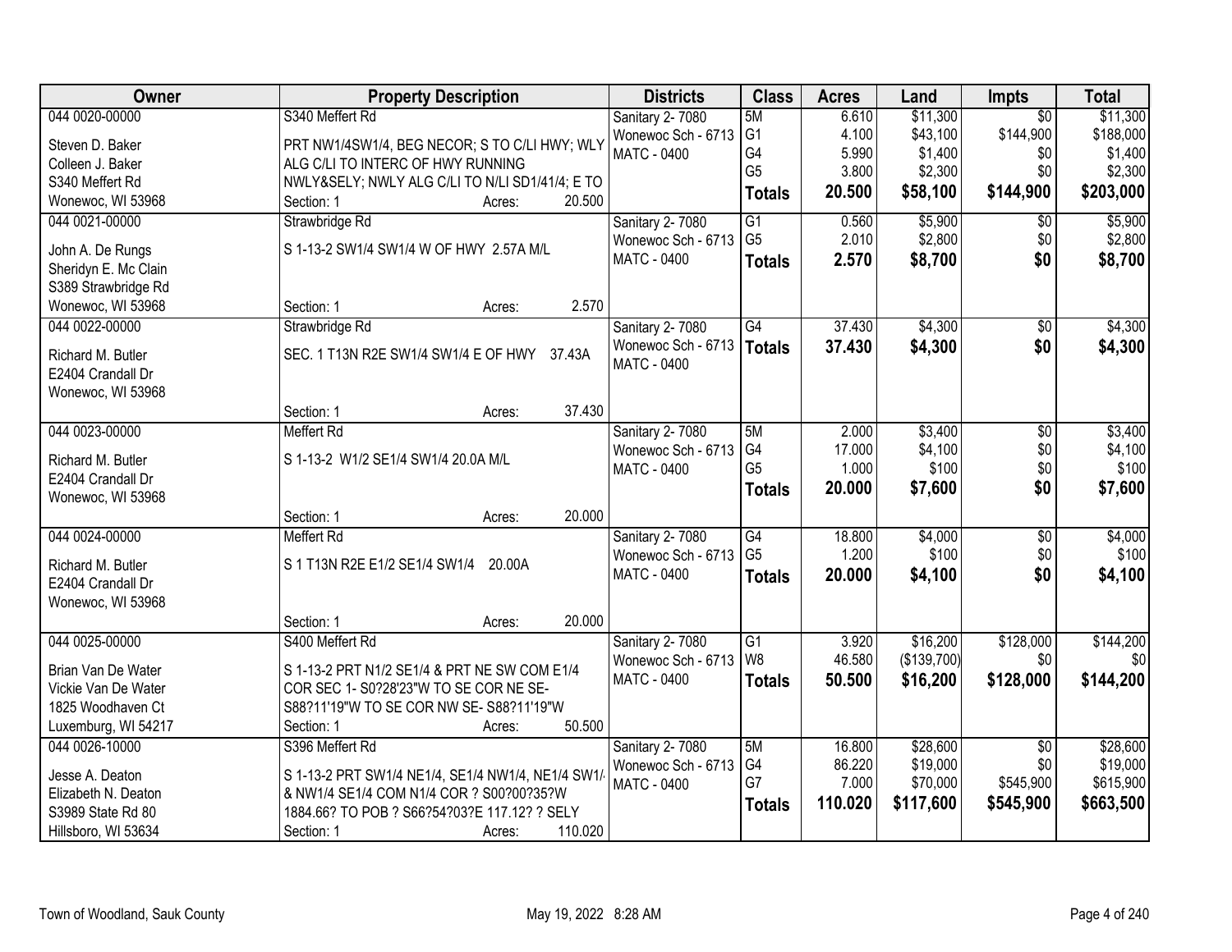| Owner | Property Description | Districts | Class | Acres | Land | Impts | Total |
|---|---|---|---|---|---|---|---|
| 044 0020-00000<br><br>Steven D. Baker<br>Colleen J. Baker<br>S340 Meffert Rd<br>Wonewoc, WI 53968 | S340 Meffert Rd<br><br>PRT NW1/4SW1/4, BEG NECOR; S TO C/LI HWY; WLY ALG C/LI TO INTERC OF HWY RUNNING NWLY&SELY; NWLY ALG C/LI TO N/LI SD1/41/4; E TO<br>Section: 1 Acres: 20.500 | Sanitary 2- 7080<br>Wonewoc Sch - 6713<br>MATC - 0400 | 5M<br>G1<br>G4<br>G5<br>**Totals** | 6.610<br>4.100<br>5.990<br>3.800<br>**20.500** | $11,300<br>$43,100<br>$1,400<br>$2,300<br>**$58,100** | $0<br>$144,900<br>$0<br>$0<br>**$144,900** | $11,300<br>$188,000<br>$1,400<br>$2,300<br>**$203,000** |
| 044 0021-00000<br><br>John A. De Rungs<br>Sheridyn E. Mc Clain<br>S389 Strawbridge Rd<br>Wonewoc, WI 53968 | Strawbridge Rd<br><br>S 1-13-2 SW1/4 SW1/4 W OF HWY 2.57A M/L<br><br>Section: 1 Acres: 2.570 | Sanitary 2- 7080<br>Wonewoc Sch - 6713<br>MATC - 0400 | G1<br>G5<br>**Totals** | 0.560<br>2.010<br>**2.570** | $5,900<br>$2,800<br>**$8,700** | $0<br>$0<br>**$0** | $5,900<br>$2,800<br>**$8,700** |
| 044 0022-00000<br><br>Richard M. Butler<br>E2404 Crandall Dr<br>Wonewoc, WI 53968 | Strawbridge Rd<br><br>SEC. 1 T13N R2E SW1/4 SW1/4 E OF HWY 37.43A<br><br>Section: 1 Acres: 37.430 | Sanitary 2- 7080<br>Wonewoc Sch - 6713<br>MATC - 0400 | G4<br>**Totals** | 37.430<br>**37.430** | $4,300<br>**$4,300** | $0<br>**$0** | $4,300<br>**$4,300** |
| 044 0023-00000<br><br>Richard M. Butler<br>E2404 Crandall Dr<br>Wonewoc, WI 53968 | Meffert Rd<br><br>S 1-13-2 W1/2 SE1/4 SW1/4 20.0A M/L<br><br>Section: 1 Acres: 20.000 | Sanitary 2- 7080<br>Wonewoc Sch - 6713<br>MATC - 0400 | 5M<br>G4<br>G5<br>**Totals** | 2.000<br>17.000<br>1.000<br>**20.000** | $3,400<br>$4,100<br>$100<br>**$7,600** | $0<br>$0<br>$0<br>**$0** | $3,400<br>$4,100<br>$100<br>**$7,600** |
| 044 0024-00000<br><br>Richard M. Butler<br>E2404 Crandall Dr<br>Wonewoc, WI 53968 | Meffert Rd<br><br>S 1 T13N R2E E1/2 SE1/4 SW1/4 20.00A<br><br>Section: 1 Acres: 20.000 | Sanitary 2- 7080<br>Wonewoc Sch - 6713<br>MATC - 0400 | G4<br>G5<br>**Totals** | 18.800<br>1.200<br>**20.000** | $4,000<br>$100<br>**$4,100** | $0<br>$0<br>**$0** | $4,000<br>$100<br>**$4,100** |
| 044 0025-00000<br><br>Brian Van De Water<br>Vickie Van De Water<br>1825 Woodhaven Ct<br>Luxemburg, WI 54217 | S400 Meffert Rd<br><br>S 1-13-2 PRT N1/2 SE1/4 & PRT NE SW COM E1/4 COR SEC 1- S0?28'23"W TO SE COR NE SE- S88?11'19"W TO SE COR NW SE- S88?11'19"W<br>Section: 1 Acres: 50.500 | Sanitary 2- 7080<br>Wonewoc Sch - 6713<br>MATC - 0400 | G1<br>W8<br>**Totals** | 3.920<br>46.580<br>**50.500** | $16,200<br>($139,700)<br>**$16,200** | $128,000<br>$0<br>**$128,000** | $144,200<br>$0<br>**$144,200** |
| 044 0026-10000<br><br>Jesse A. Deaton<br>Elizabeth N. Deaton<br>S3989 State Rd 80<br>Hillsboro, WI 53634 | S396 Meffert Rd<br><br>S 1-13-2 PRT SW1/4 NE1/4, SE1/4 NW1/4, NE1/4 SW1/4 & NW1/4 SE1/4 COM N1/4 COR ? S00?00?35?W 1884.66? TO POB ? S66?54?03?E 117.12? ? SELY<br>Section: 1 Acres: 110.020 | Sanitary 2- 7080<br>Wonewoc Sch - 6713<br>MATC - 0400 | 5M<br>G4<br>G7<br>**Totals** | 16.800<br>86.220<br>7.000<br>**110.020** | $28,600<br>$19,000<br>$70,000<br>**$117,600** | $0<br>$0<br>$545,900<br>**$545,900** | $28,600<br>$19,000<br>$615,900<br>**$663,500** |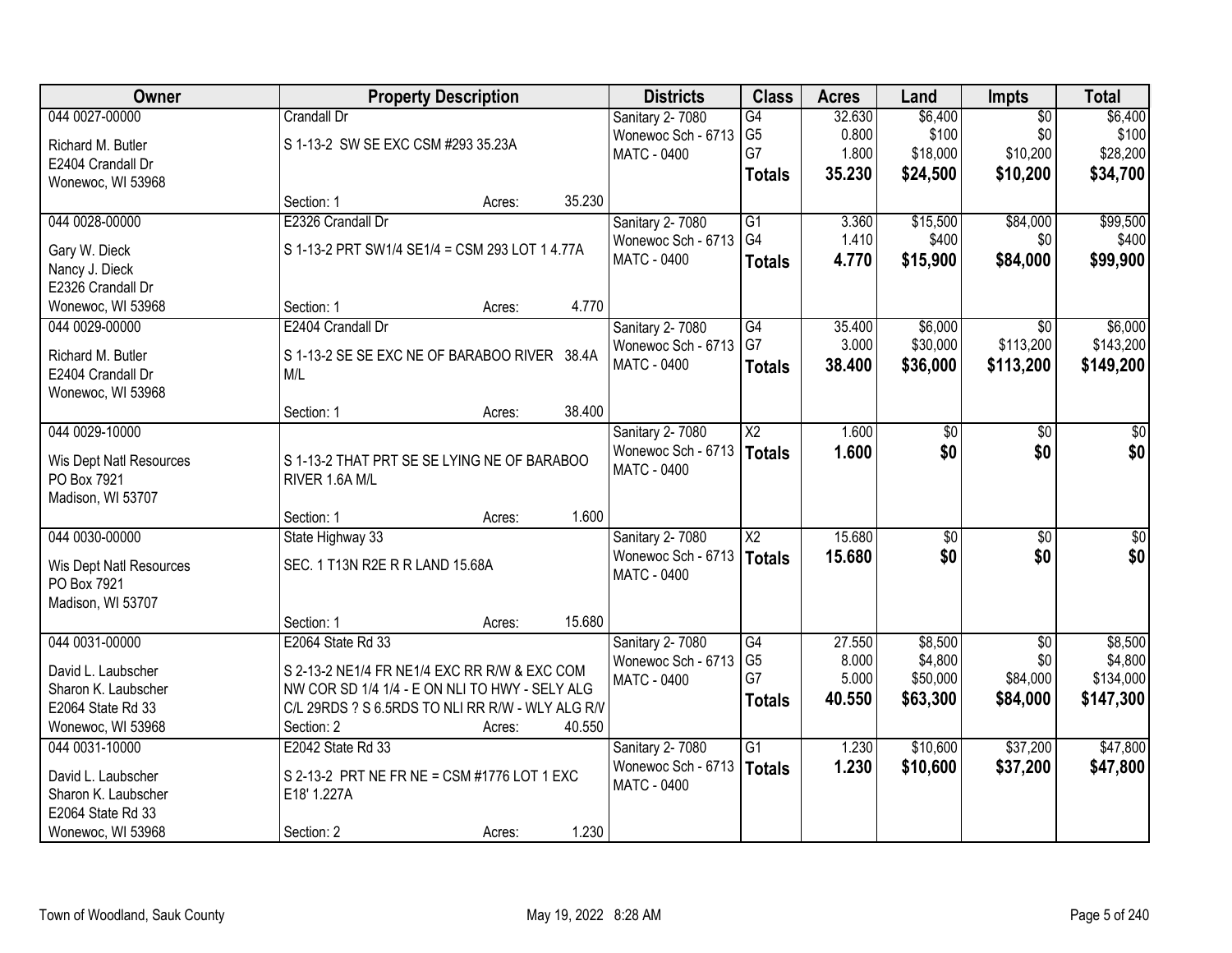| Owner | Property Description | | | Districts | Class | Acres | Land | Impts | Total |
|---|---|---|---|---|---|---|---|---|---|
| 044 0027-00000<br>Richard M. Butler<br>E2404 Crandall Dr<br>Wonewoc, WI 53968 | Crandall Dr<br>S 1-13-2 SW SE EXC CSM #293 35.23A<br>Section: 1 | Acres: | 35.230 | Sanitary 2- 7080<br>Wonewoc Sch - 6713<br>MATC - 0400 | G4<br>G5<br>G7<br>**Totals** | 32.630<br>0.800<br>1.800<br>**35.230** | $6,400<br>$100<br>$18,000<br>**$24,500** | $0<br>$0<br>$10,200<br>**$10,200** | $6,400<br>$100<br>$28,200<br>**$34,700** |
| 044 0028-00000<br>Gary W. Dieck<br>Nancy J. Dieck<br>E2326 Crandall Dr<br>Wonewoc, WI 53968 | E2326 Crandall Dr<br>S 1-13-2 PRT SW1/4 SE1/4 = CSM 293 LOT 1 4.77A<br>Section: 1 | Acres: | 4.770 | Sanitary 2- 7080<br>Wonewoc Sch - 6713<br>MATC - 0400 | G1<br>G4<br>**Totals** | 3.360<br>1.410<br>**4.770** | $15,500<br>$400<br>**$15,900** | $84,000<br>$0<br>**$84,000** | $99,500<br>$400<br>**$99,900** |
| 044 0029-00000<br>Richard M. Butler<br>E2404 Crandall Dr<br>Wonewoc, WI 53968 | E2404 Crandall Dr<br>S 1-13-2 SE SE EXC NE OF BARABOO RIVER 38.4A M/L<br>Section: 1 | Acres: | 38.400 | Sanitary 2- 7080<br>Wonewoc Sch - 6713<br>MATC - 0400 | G4<br>G7<br>**Totals** | 35.400<br>3.000<br>**38.400** | $6,000<br>$30,000<br>**$36,000** | $0<br>$113,200<br>**$113,200** | $6,000<br>$143,200<br>**$149,200** |
| 044 0029-10000<br>Wis Dept Natl Resources<br>PO Box 7921<br>Madison, WI 53707 | S 1-13-2 THAT PRT SE SE LYING NE OF BARABOO RIVER 1.6A M/L<br>Section: 1 | Acres: | 1.600 | Sanitary 2- 7080<br>Wonewoc Sch - 6713<br>MATC - 0400 | X2<br>**Totals** | 1.600<br>**1.600** | $0<br>**$0** | $0<br>**$0** | $0<br>**$0** |
| 044 0030-00000<br>Wis Dept Natl Resources<br>PO Box 7921<br>Madison, WI 53707 | State Highway 33<br>SEC. 1 T13N R2E R R LAND 15.68A<br>Section: 1 | Acres: | 15.680 | Sanitary 2- 7080<br>Wonewoc Sch - 6713<br>MATC - 0400 | X2<br>**Totals** | 15.680<br>**15.680** | $0<br>**$0** | $0<br>**$0** | $0<br>**$0** |
| 044 0031-00000<br>David L. Laubscher<br>Sharon K. Laubscher<br>E2064 State Rd 33<br>Wonewoc, WI 53968 | E2064 State Rd 33<br>S 2-13-2 NE1/4 FR NE1/4 EXC RR R/W & EXC COM NW COR SD 1/4 1/4 - E ON NLI TO HWY - SELY ALG C/L 29RDS ? S 6.5RDS TO NLI RR R/W - WLY ALG R/V<br>Section: 2 | Acres: | 40.550 | Sanitary 2- 7080<br>Wonewoc Sch - 6713<br>MATC - 0400 | G4<br>G5<br>G7<br>**Totals** | 27.550<br>8.000<br>5.000<br>**40.550** | $8,500<br>$4,800<br>$50,000<br>**$63,300** | $0<br>$0<br>$84,000<br>**$84,000** | $8,500<br>$4,800<br>$134,000<br>**$147,300** |
| 044 0031-10000<br>David L. Laubscher<br>Sharon K. Laubscher<br>E2064 State Rd 33<br>Wonewoc, WI 53968 | E2042 State Rd 33<br>S 2-13-2 PRT NE FR NE = CSM #1776 LOT 1 EXC E18' 1.227A<br>Section: 2 | Acres: | 1.230 | Sanitary 2- 7080<br>Wonewoc Sch - 6713<br>MATC - 0400 | G1<br>**Totals** | 1.230<br>**1.230** | $10,600<br>**$10,600** | $37,200<br>**$37,200** | $47,800<br>**$47,800** |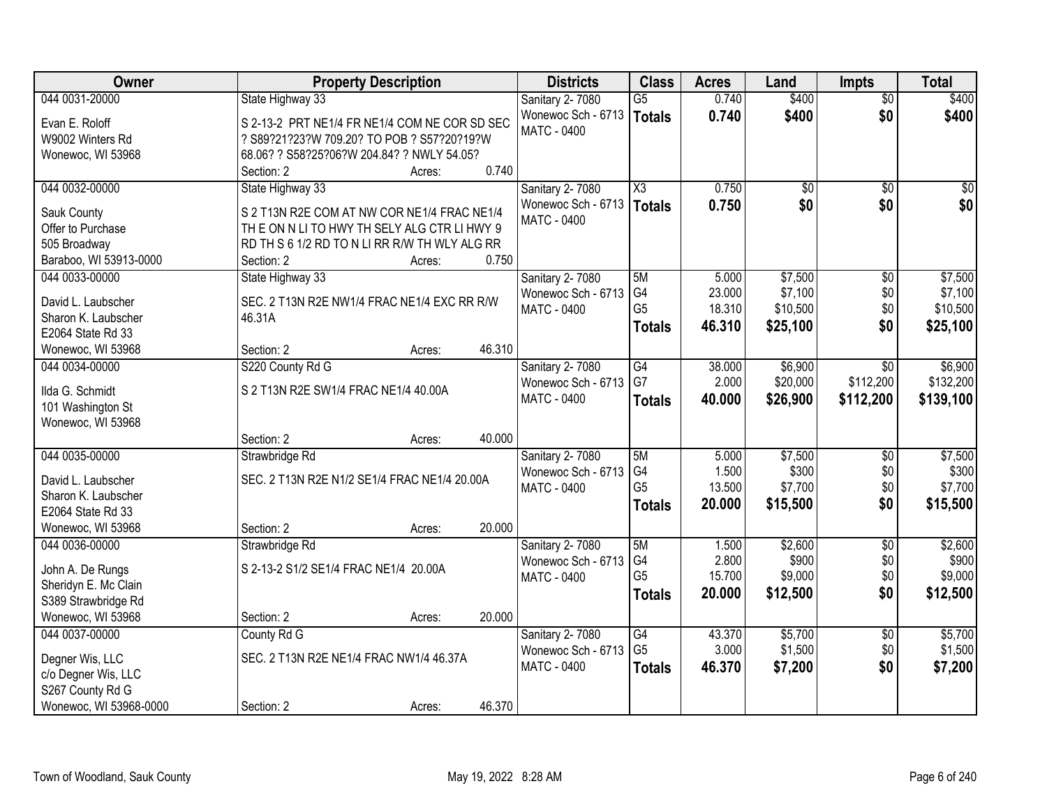| Owner | Property Description | Districts | Class | Acres | Land | Impts | Total |
|---|---|---|---|---|---|---|---|
| 044 0031-20000<br>Evan E. Roloff<br>W9002 Winters Rd<br>Wonewoc, WI 53968 | State Highway 33<br>S 2-13-2 PRT NE1/4 FR NE1/4 COM NE COR SD SEC ? S89?21?23?W 709.20? TO POB ? S57?20?19?W 68.06? ? S58?25?06?W 204.84? ? NWLY 54.05?<br>Section: 2 Acres: 0.740 | Sanitary 2- 7080<br>Wonewoc Sch - 6713<br>MATC - 0400 | G5<br>**Totals** | 0.740<br>**0.740** | \$400<br>**\$400** | \$0<br>**\$0** | \$400<br>**\$400** |
| 044 0032-00000<br>Sauk County<br>Offer to Purchase<br>505 Broadway<br>Baraboo, WI 53913-0000 | State Highway 33<br>S 2 T13N R2E COM AT NW COR NE1/4 FRAC NE1/4 TH E ON N LI TO HWY TH SELY ALG CTR LI HWY 9 RD TH S 6 1/2 RD TO N LI RR R/W TH WLY ALG RR<br>Section: 2 Acres: 0.750 | Sanitary 2- 7080<br>Wonewoc Sch - 6713<br>MATC - 0400 | X3<br>**Totals** | 0.750<br>**0.750** | \$0<br>**\$0** | \$0<br>**\$0** | \$0<br>**\$0** |
| 044 0033-00000<br>David L. Laubscher<br>Sharon K. Laubscher<br>E2064 State Rd 33<br>Wonewoc, WI 53968 | State Highway 33<br>SEC. 2 T13N R2E NW1/4 FRAC NE1/4 EXC RR R/W 46.31A<br>Section: 2 Acres: 46.310 | Sanitary 2- 7080<br>Wonewoc Sch - 6713<br>MATC - 0400 | 5M<br>G4<br>G5<br>**Totals** | 5.000<br>23.000<br>18.310<br>**46.310** | \$7,500<br>\$7,100<br>\$10,500<br>**\$25,100** | \$0<br>\$0<br>\$0<br>**\$0** | \$7,500<br>\$7,100<br>\$10,500<br>**\$25,100** |
| 044 0034-00000<br>Ilda G. Schmidt<br>101 Washington St<br>Wonewoc, WI 53968 | S220 County Rd G<br>S 2 T13N R2E SW1/4 FRAC NE1/4 40.00A<br>Section: 2 Acres: 40.000 | Sanitary 2- 7080<br>Wonewoc Sch - 6713<br>MATC - 0400 | G4<br>G7<br>**Totals** | 38.000<br>2.000<br>**40.000** | \$6,900<br>\$20,000<br>**\$26,900** | \$0<br>\$112,200<br>**\$112,200** | \$6,900<br>\$132,200<br>**\$139,100** |
| 044 0035-00000<br>David L. Laubscher<br>Sharon K. Laubscher<br>E2064 State Rd 33<br>Wonewoc, WI 53968 | Strawbridge Rd<br>SEC. 2 T13N R2E N1/2 SE1/4 FRAC NE1/4 20.00A<br>Section: 2 Acres: 20.000 | Sanitary 2- 7080<br>Wonewoc Sch - 6713<br>MATC - 0400 | 5M<br>G4<br>G5<br>**Totals** | 5.000<br>1.500<br>13.500<br>**20.000** | \$7,500<br>\$300<br>\$7,700<br>**\$15,500** | \$0<br>\$0<br>\$0<br>**\$0** | \$7,500<br>\$300<br>\$7,700<br>**\$15,500** |
| 044 0036-00000<br>John A. De Rungs<br>Sheridyn E. Mc Clain<br>S389 Strawbridge Rd<br>Wonewoc, WI 53968 | Strawbridge Rd<br>S 2-13-2 S1/2 SE1/4 FRAC NE1/4 20.00A<br>Section: 2 Acres: 20.000 | Sanitary 2- 7080<br>Wonewoc Sch - 6713<br>MATC - 0400 | 5M<br>G4<br>G5<br>**Totals** | 1.500<br>2.800<br>15.700<br>**20.000** | \$2,600<br>\$900<br>\$9,000<br>**\$12,500** | \$0<br>\$0<br>\$0<br>**\$0** | \$2,600<br>\$900<br>\$9,000<br>**\$12,500** |
| 044 0037-00000<br>Degner Wis, LLC<br>c/o Degner Wis, LLC<br>S267 County Rd G<br>Wonewoc, WI 53968-0000 | County Rd G<br>SEC. 2 T13N R2E NE1/4 FRAC NW1/4 46.37A<br>Section: 2 Acres: 46.370 | Sanitary 2- 7080<br>Wonewoc Sch - 6713<br>MATC - 0400 | G4<br>G5<br>**Totals** | 43.370<br>3.000<br>**46.370** | \$5,700<br>\$1,500<br>**\$7,200** | \$0<br>\$0<br>**\$0** | \$5,700<br>\$1,500<br>**\$7,200** |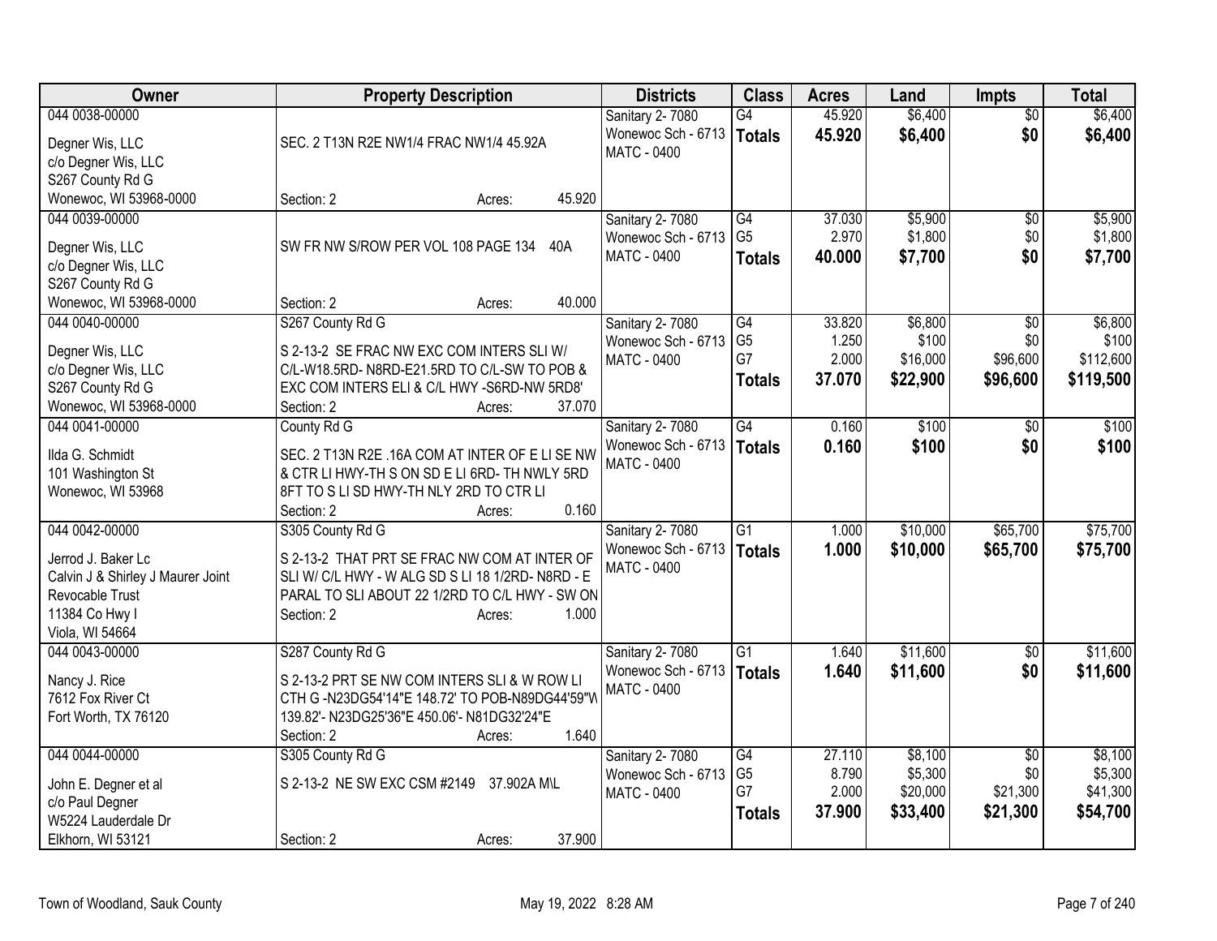| Owner | Property Description | Districts | Class | Acres | Land | Impts | Total |
|---|---|---|---|---|---|---|---|
| 044 0038-00000<br>Degner Wis, LLC<br>c/o Degner Wis, LLC<br>S267 County Rd G<br>Wonewoc, WI 53968-0000 | SEC. 2 T13N R2E NW1/4 FRAC NW1/4 45.92A<br>Section: 2 Acres: 45.920 | Sanitary 2- 7080<br>Wonewoc Sch - 6713<br>MATC - 0400 | G4<br>**Totals** | 45.920<br>**45.920** | $6,400<br>**$6,400** | $0<br>**$0** | $6,400<br>**$6,400** |
| 044 0039-00000<br>Degner Wis, LLC<br>c/o Degner Wis, LLC<br>S267 County Rd G<br>Wonewoc, WI 53968-0000 | SW FR NW S/ROW PER VOL 108 PAGE 134 40A<br>Section: 2 Acres: 40.000 | Sanitary 2- 7080<br>Wonewoc Sch - 6713<br>MATC - 0400 | G4<br>G5<br>**Totals** | 37.030<br>2.970<br>**40.000** | $5,900<br>$1,800<br>**$7,700** | $0<br>$0<br>**$0** | $5,900<br>$1,800<br>**$7,700** |
| 044 0040-00000<br>Degner Wis, LLC<br>c/o Degner Wis, LLC<br>S267 County Rd G<br>Wonewoc, WI 53968-0000 | S267 County Rd G<br>S 2-13-2 SE FRAC NW EXC COM INTERS SLI W/ C/L-W18.5RD- N8RD-E21.5RD TO C/L-SW TO POB & EXC COM INTERS ELI & C/L HWY -S6RD-NW 5RD8'<br>Section: 2 Acres: 37.070 | Sanitary 2- 7080<br>Wonewoc Sch - 6713<br>MATC - 0400 | G4<br>G5<br>G7<br>**Totals** | 33.820<br>1.250<br>2.000<br>**37.070** | $6,800<br>$100<br>$16,000<br>**$22,900** | $0<br>$0<br>$96,600<br>**$96,600** | $6,800<br>$100<br>$112,600<br>**$119,500** |
| 044 0041-00000<br>Ilda G. Schmidt<br>101 Washington St<br>Wonewoc, WI 53968 | County Rd G<br>SEC. 2 T13N R2E .16A COM AT INTER OF E LI SE NW & CTR LI HWY-TH S ON SD E LI 6RD- TH NWLY 5RD 8FT TO S LI SD HWY-TH NLY 2RD TO CTR LI<br>Section: 2 Acres: 0.160 | Sanitary 2- 7080<br>Wonewoc Sch - 6713<br>MATC - 0400 | G4<br>**Totals** | 0.160<br>**0.160** | $100<br>**$100** | $0<br>**$0** | $100<br>**$100** |
| 044 0042-00000<br>Jerrod J. Baker Lc<br>Calvin J & Shirley J Maurer Joint Revocable Trust<br>11384 Co Hwy I<br>Viola, WI 54664 | S305 County Rd G<br>S 2-13-2 THAT PRT SE FRAC NW COM AT INTER OF SLI W/ C/L HWY - W ALG SD S LI 18 1/2RD- N8RD - E PARAL TO SLI ABOUT 22 1/2RD TO C/L HWY - SW ON<br>Section: 2 Acres: 1.000 | Sanitary 2- 7080<br>Wonewoc Sch - 6713<br>MATC - 0400 | G1<br>**Totals** | 1.000<br>**1.000** | $10,000<br>**$10,000** | $65,700<br>**$65,700** | $75,700<br>**$75,700** |
| 044 0043-00000<br>Nancy J. Rice<br>7612 Fox River Ct<br>Fort Worth, TX 76120 | S287 County Rd G<br>S 2-13-2 PRT SE NW COM INTERS SLI & W ROW LI CTH G -N23DG54'14"E 148.72' TO POB-N89DG44'59"W 139.82'- N23DG25'36"E 450.06'- N81DG32'24"E<br>Section: 2 Acres: 1.640 | Sanitary 2- 7080<br>Wonewoc Sch - 6713<br>MATC - 0400 | G1<br>**Totals** | 1.640<br>**1.640** | $11,600<br>**$11,600** | $0<br>**$0** | $11,600<br>**$11,600** |
| 044 0044-00000<br>John E. Degner et al<br>c/o Paul Degner<br>W5224 Lauderdale Dr<br>Elkhorn, WI 53121 | S305 County Rd G<br>S 2-13-2 NE SW EXC CSM #2149 37.902A M\L<br>Section: 2 Acres: 37.900 | Sanitary 2- 7080<br>Wonewoc Sch - 6713<br>MATC - 0400 | G4<br>G5<br>G7<br>**Totals** | 27.110<br>8.790<br>2.000<br>**37.900** | $8,100<br>$5,300<br>$20,000<br>**$33,400** | $0<br>$0<br>$21,300<br>**$21,300** | $8,100<br>$5,300<br>$41,300<br>**$54,700** |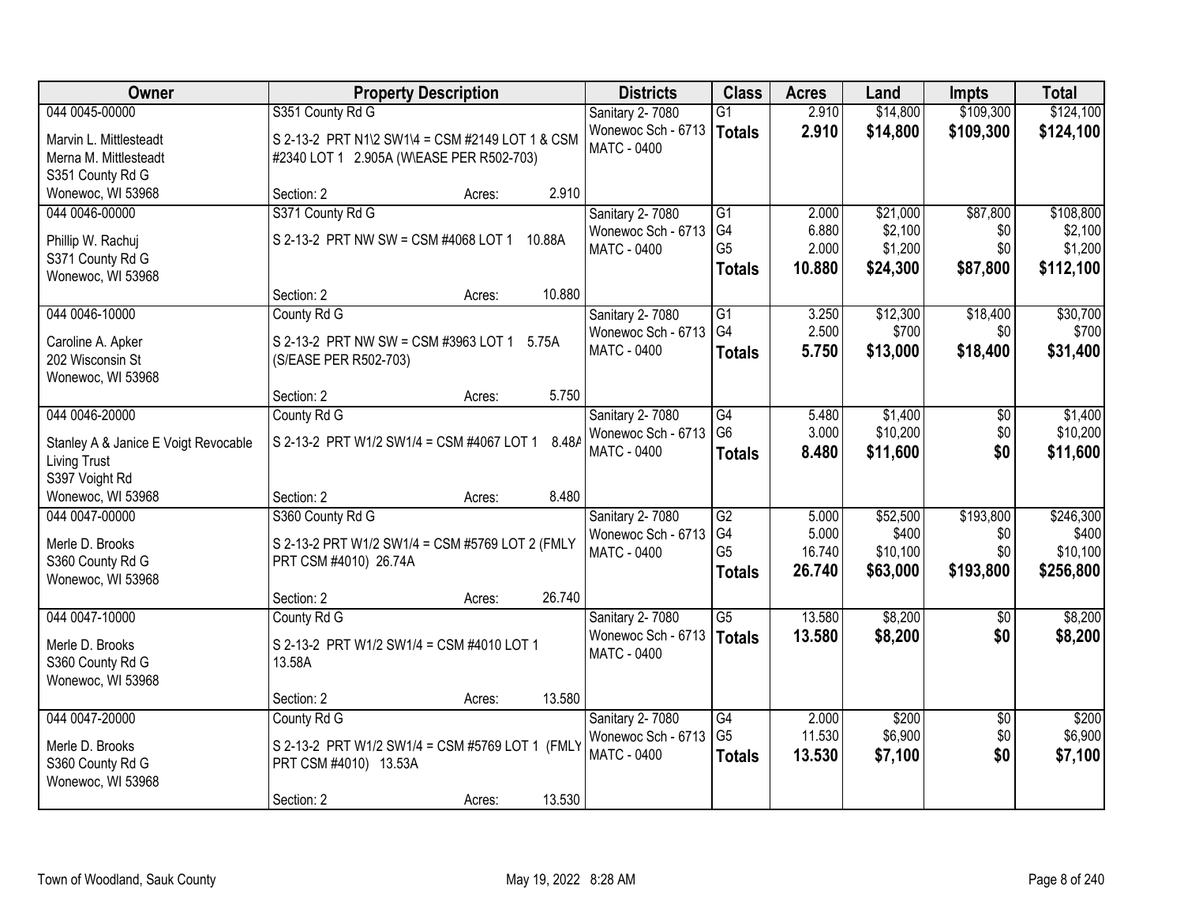| Owner | Property Description | | | Districts | Class | Acres | Land | Impts | Total |
|---|---|---|---|---|---|---|---|---|---|
| 044 0045-00000 | S351 County Rd G | | | Sanitary 2- 7080 | G1 | 2.910 | $14,800 | $109,300 | $124,100 |
| Marvin L. Mittlesteadt | S 2-13-2 PRT N1\2 SW1\4 = CSM #2149 LOT 1 & CSM #2340 LOT 1 2.905A (W\EASE PER R502-703) | | | Wonewoc Sch - 6713 | **Totals** | **2.910** | **$14,800** | **$109,300** | **$124,100** |
| Merna M. Mittlesteadt | | | | MATC - 0400 | | | | | |
| S351 County Rd G | | | | | | | | | |
| Wonewoc, WI 53968 | Section: 2 | Acres: | 2.910 | | | | | | |
| 044 0046-00000 | S371 County Rd G | | | Sanitary 2- 7080 | G1 | 2.000 | $21,000 | $87,800 | $108,800 |
| Phillip W. Rachuj | S 2-13-2 PRT NW SW = CSM #4068 LOT 1 10.88A | | | Wonewoc Sch - 6713 | G4 | 6.880 | $2,100 | $0 | $2,100 |
| S371 County Rd G | | | | MATC - 0400 | G5 | 2.000 | $1,200 | $0 | $1,200 |
| Wonewoc, WI 53968 | | | | | **Totals** | **10.880** | **$24,300** | **$87,800** | **$112,100** |
| | Section: 2 | Acres: | 10.880 | | | | | | |
| 044 0046-10000 | County Rd G | | | Sanitary 2- 7080 | G1 | 3.250 | $12,300 | $18,400 | $30,700 |
| Caroline A. Apker | S 2-13-2 PRT NW SW = CSM #3963 LOT 1 5.75A (S/EASE PER R502-703) | | | Wonewoc Sch - 6713 | G4 | 2.500 | $700 | $0 | $700 |
| 202 Wisconsin St | | | | MATC - 0400 | **Totals** | **5.750** | **$13,000** | **$18,400** | **$31,400** |
| Wonewoc, WI 53968 | | | | | | | | | |
| | Section: 2 | Acres: | 5.750 | | | | | | |
| 044 0046-20000 | County Rd G | | | Sanitary 2- 7080 | G4 | 5.480 | $1,400 | $0 | $1,400 |
| Stanley A & Janice E Voigt Revocable Living Trust | S 2-13-2 PRT W1/2 SW1/4 = CSM #4067 LOT 1 8.48A | | | Wonewoc Sch - 6713 | G6 | 3.000 | $10,200 | $0 | $10,200 |
| S397 Voight Rd | | | | MATC - 0400 | **Totals** | **8.480** | **$11,600** | **$0** | **$11,600** |
| Wonewoc, WI 53968 | Section: 2 | Acres: | 8.480 | | | | | | |
| 044 0047-00000 | S360 County Rd G | | | Sanitary 2- 7080 | G2 | 5.000 | $52,500 | $193,800 | $246,300 |
| Merle D. Brooks | S 2-13-2 PRT W1/2 SW1/4 = CSM #5769 LOT 2 (FMLY PRT CSM #4010) 26.74A | | | Wonewoc Sch - 6713 | G4 | 5.000 | $400 | $0 | $400 |
| S360 County Rd G | | | | MATC - 0400 | G5 | 16.740 | $10,100 | $0 | $10,100 |
| Wonewoc, WI 53968 | | | | | **Totals** | **26.740** | **$63,000** | **$193,800** | **$256,800** |
| | Section: 2 | Acres: | 26.740 | | | | | | |
| 044 0047-10000 | County Rd G | | | Sanitary 2- 7080 | G5 | 13.580 | $8,200 | $0 | $8,200 |
| Merle D. Brooks | S 2-13-2 PRT W1/2 SW1/4 = CSM #4010 LOT 1 13.58A | | | Wonewoc Sch - 6713 | **Totals** | **13.580** | **$8,200** | **$0** | **$8,200** |
| S360 County Rd G | | | | MATC - 0400 | | | | | |
| Wonewoc, WI 53968 | | | | | | | | | |
| | Section: 2 | Acres: | 13.580 | | | | | | |
| 044 0047-20000 | County Rd G | | | Sanitary 2- 7080 | G4 | 2.000 | $200 | $0 | $200 |
| Merle D. Brooks | S 2-13-2 PRT W1/2 SW1/4 = CSM #5769 LOT 1 (FMLY PRT CSM #4010) 13.53A | | | Wonewoc Sch - 6713 | G5 | 11.530 | $6,900 | $0 | $6,900 |
| S360 County Rd G | | | | MATC - 0400 | **Totals** | **13.530** | **$7,100** | **$0** | **$7,100** |
| Wonewoc, WI 53968 | | | | | | | | | |
| | Section: 2 | Acres: | 13.530 | | | | | | |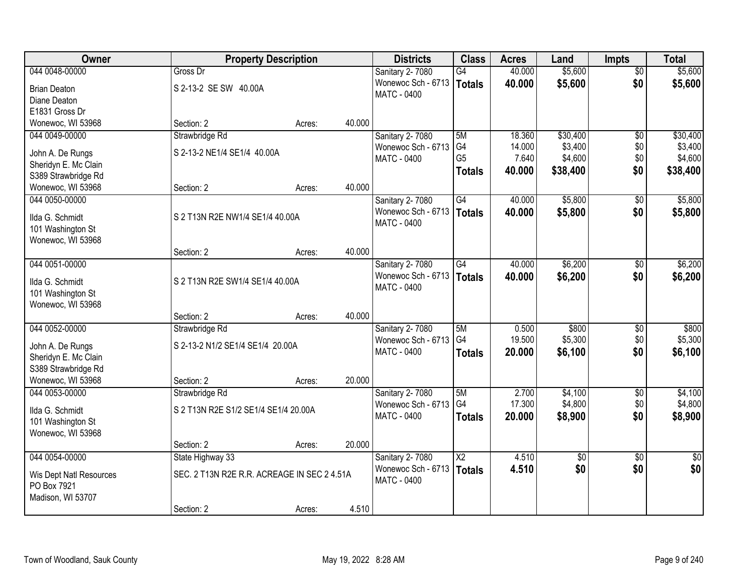| Owner | Property Description | | | Districts | Class | Acres | Land | Impts | Total |
|---|---|---|---|---|---|---|---|---|---|
| 044 0048-00000 | Gross Dr | | | Sanitary 2- 7080 | G4 | 40.000 | $5,600 | $0 | $5,600 |
| Brian Deaton | S 2-13-2 SE SW 40.00A | | | Wonewoc Sch - 6713 | **Totals** | **40.000** | **$5,600** | **$0** | **$5,600** |
| Diane Deaton | | | | MATC - 0400 | | | | | |
| E1831 Gross Dr | | | | | | | | | |
| Wonewoc, WI 53968 | Section: 2 | Acres: | 40.000 | | | | | | |
| 044 0049-00000 | Strawbridge Rd | | | Sanitary 2- 7080 | 5M | 18.360 | $30,400 | $0 | $30,400 |
| John A. De Rungs | S 2-13-2 NE1/4 SE1/4 40.00A | | | Wonewoc Sch - 6713 | G4 | 14.000 | $3,400 | $0 | $3,400 |
| Sheridyn E. Mc Clain | | | | MATC - 0400 | G5 | 7.640 | $4,600 | $0 | $4,600 |
| S389 Strawbridge Rd | | | | | **Totals** | **40.000** | **$38,400** | **$0** | **$38,400** |
| Wonewoc, WI 53968 | Section: 2 | Acres: | 40.000 | | | | | | |
| 044 0050-00000 | | | | Sanitary 2- 7080 | G4 | 40.000 | $5,800 | $0 | $5,800 |
| Ilda G. Schmidt | S 2 T13N R2E NW1/4 SE1/4 40.00A | | | Wonewoc Sch - 6713 | **Totals** | **40.000** | **$5,800** | **$0** | **$5,800** |
| 101 Washington St | | | | MATC - 0400 | | | | | |
| Wonewoc, WI 53968 | | | | | | | | | |
| | Section: 2 | Acres: | 40.000 | | | | | | |
| 044 0051-00000 | | | | Sanitary 2- 7080 | G4 | 40.000 | $6,200 | $0 | $6,200 |
| Ilda G. Schmidt | S 2 T13N R2E SW1/4 SE1/4 40.00A | | | Wonewoc Sch - 6713 | **Totals** | **40.000** | **$6,200** | **$0** | **$6,200** |
| 101 Washington St | | | | MATC - 0400 | | | | | |
| Wonewoc, WI 53968 | | | | | | | | | |
| | Section: 2 | Acres: | 40.000 | | | | | | |
| 044 0052-00000 | Strawbridge Rd | | | Sanitary 2- 7080 | 5M | 0.500 | $800 | $0 | $800 |
| John A. De Rungs | S 2-13-2 N1/2 SE1/4 SE1/4 20.00A | | | Wonewoc Sch - 6713 | G4 | 19.500 | $5,300 | $0 | $5,300 |
| Sheridyn E. Mc Clain | | | | MATC - 0400 | **Totals** | **20.000** | **$6,100** | **$0** | **$6,100** |
| S389 Strawbridge Rd | | | | | | | | | |
| Wonewoc, WI 53968 | Section: 2 | Acres: | 20.000 | | | | | | |
| 044 0053-00000 | Strawbridge Rd | | | Sanitary 2- 7080 | 5M | 2.700 | $4,100 | $0 | $4,100 |
| Ilda G. Schmidt | S 2 T13N R2E S1/2 SE1/4 SE1/4 20.00A | | | Wonewoc Sch - 6713 | G4 | 17.300 | $4,800 | $0 | $4,800 |
| 101 Washington St | | | | MATC - 0400 | **Totals** | **20.000** | **$8,900** | **$0** | **$8,900** |
| Wonewoc, WI 53968 | | | | | | | | | |
| | Section: 2 | Acres: | 20.000 | | | | | | |
| 044 0054-00000 | State Highway 33 | | | Sanitary 2- 7080 | X2 | 4.510 | $0 | $0 | $0 |
| Wis Dept Natl Resources | SEC. 2 T13N R2E R.R. ACREAGE IN SEC 2 4.51A | | | Wonewoc Sch - 6713 | **Totals** | **4.510** | **$0** | **$0** | **$0** |
| PO Box 7921 | | | | MATC - 0400 | | | | | |
| Madison, WI 53707 | | | | | | | | | |
| | Section: 2 | Acres: | 4.510 | | | | | | |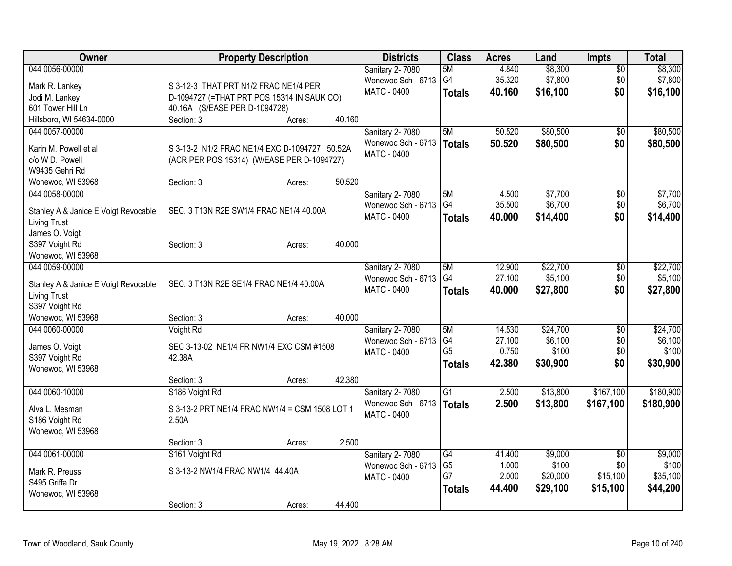| Owner | Property Description | Districts | Class | Acres | Land | Impts | Total |
|---|---|---|---|---|---|---|---|
| 044 0056-00000<br>Mark R. Lankey<br>Jodi M. Lankey<br>601 Tower Hill Ln<br>Hillsboro, WI 54634-0000 | S 3-12-3 THAT PRT N1/2 FRAC NE1/4 PER D-1094727 (=THAT PRT POS 15314 IN SAUK CO) 40.16A (S/EASE PER D-1094728)<br>Section: 3 Acres: 40.160 | Sanitary 2- 7080<br>Wonewoc Sch - 6713<br>MATC - 0400 | 5M<br>G4<br>**Totals** | 4.840<br>35.320<br>**40.160** | $8,300<br>$7,800<br>**$16,100** | $0<br>$0<br>**$0** | $8,300<br>$7,800<br>**$16,100** |
| 044 0057-00000<br>Karin M. Powell et al<br>c/o W D. Powell<br>W9435 Gehri Rd<br>Wonewoc, WI 53968 | S 3-13-2 N1/2 FRAC NE1/4 EXC D-1094727 50.52A (ACR PER POS 15314) (W/EASE PER D-1094727)<br>Section: 3 Acres: 50.520 | Sanitary 2- 7080<br>Wonewoc Sch - 6713<br>MATC - 0400 | 5M<br>**Totals** | 50.520<br>**50.520** | $80,500<br>**$80,500** | $0<br>**$0** | $80,500<br>**$80,500** |
| 044 0058-00000<br>Stanley A & Janice E Voigt Revocable Living Trust<br>James O. Voigt<br>S397 Voight Rd<br>Wonewoc, WI 53968 | SEC. 3 T13N R2E SW1/4 FRAC NE1/4 40.00A<br>Section: 3 Acres: 40.000 | Sanitary 2- 7080<br>Wonewoc Sch - 6713<br>MATC - 0400 | 5M<br>G4<br>**Totals** | 4.500<br>35.500<br>**40.000** | $7,700<br>$6,700<br>**$14,400** | $0<br>$0<br>**$0** | $7,700<br>$6,700<br>**$14,400** |
| 044 0059-00000<br>Stanley A & Janice E Voigt Revocable Living Trust<br>S397 Voight Rd<br>Wonewoc, WI 53968 | SEC. 3 T13N R2E SE1/4 FRAC NE1/4 40.00A<br>Section: 3 Acres: 40.000 | Sanitary 2- 7080<br>Wonewoc Sch - 6713<br>MATC - 0400 | 5M<br>G4<br>**Totals** | 12.900<br>27.100<br>**40.000** | $22,700<br>$5,100<br>**$27,800** | $0<br>$0<br>**$0** | $22,700<br>$5,100<br>**$27,800** |
| 044 0060-00000<br>James O. Voigt<br>S397 Voight Rd<br>Wonewoc, WI 53968 | Voight Rd<br>SEC 3-13-02 NE1/4 FR NW1/4 EXC CSM #1508 42.38A<br>Section: 3 Acres: 42.380 | Sanitary 2- 7080<br>Wonewoc Sch - 6713<br>MATC - 0400 | 5M<br>G4<br>G5<br>**Totals** | 14.530<br>27.100<br>0.750<br>**42.380** | $24,700<br>$6,100<br>$100<br>**$30,900** | $0<br>$0<br>$0<br>**$0** | $24,700<br>$6,100<br>$100<br>**$30,900** |
| 044 0060-10000<br>Alva L. Mesman<br>S186 Voight Rd<br>Wonewoc, WI 53968 | S186 Voight Rd<br>S 3-13-2 PRT NE1/4 FRAC NW1/4 = CSM 1508 LOT 1 2.50A<br>Section: 3 Acres: 2.500 | Sanitary 2- 7080<br>Wonewoc Sch - 6713<br>MATC - 0400 | G1<br>**Totals** | 2.500<br>**2.500** | $13,800<br>**$13,800** | $167,100<br>**$167,100** | $180,900<br>**$180,900** |
| 044 0061-00000<br>Mark R. Preuss<br>S495 Griffa Dr<br>Wonewoc, WI 53968 | S161 Voight Rd<br>S 3-13-2 NW1/4 FRAC NW1/4 44.40A<br>Section: 3 Acres: 44.400 | Sanitary 2- 7080<br>Wonewoc Sch - 6713<br>MATC - 0400 | G4<br>G5<br>G7<br>**Totals** | 41.400<br>1.000<br>2.000<br>**44.400** | $9,000<br>$100<br>$20,000<br>**$29,100** | $0<br>$0<br>$15,100<br>**$15,100** | $9,000<br>$100<br>$35,100<br>**$44,200** |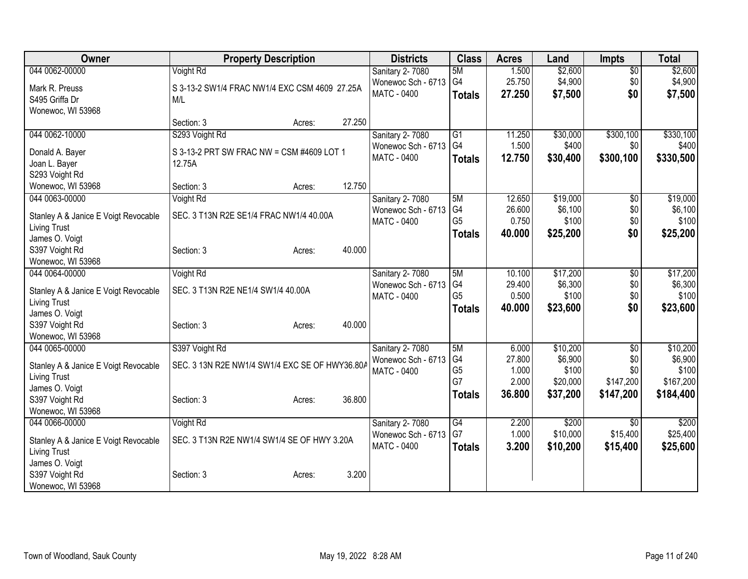| Owner | Property Description | | | Districts | Class | Acres | Land | Impts | Total |
|---|---|---|---|---|---|---|---|---|---|
| 044 0062-00000 | Voight Rd | | | Sanitary 2- 7080 | 5M | 1.500 | $2,600 | $0 | $2,600 |
| Mark R. Preuss | S 3-13-2 SW1/4 FRAC NW1/4 EXC CSM 4609 27.25A M/L | | | Wonewoc Sch - 6713 | G4 | 25.750 | $4,900 | $0 | $4,900 |
| S495 Griffa Dr | | | | MATC - 0400 | **Totals** | **27.250** | **$7,500** | **$0** | **$7,500** |
| Wonewoc, WI 53968 | Section: 3 | Acres: | 27.250 | | | | | | |
| 044 0062-10000 | S293 Voight Rd | | | Sanitary 2- 7080 | G1 | 11.250 | $30,000 | $300,100 | $330,100 |
| Donald A. Bayer | S 3-13-2 PRT SW FRAC NW = CSM #4609 LOT 1 12.75A | | | Wonewoc Sch - 6713 | G4 | 1.500 | $400 | $0 | $400 |
| Joan L. Bayer | | | | MATC - 0400 | **Totals** | **12.750** | **$30,400** | **$300,100** | **$330,500** |
| S293 Voight Rd | | | | | | | | | |
| Wonewoc, WI 53968 | Section: 3 | Acres: | 12.750 | | | | | | |
| 044 0063-00000 | Voight Rd | | | Sanitary 2- 7080 | 5M | 12.650 | $19,000 | $0 | $19,000 |
| Stanley A & Janice E Voigt Revocable Living Trust | SEC. 3 T13N R2E SE1/4 FRAC NW1/4 40.00A | | | Wonewoc Sch - 6713 | G4 | 26.600 | $6,100 | $0 | $6,100 |
| James O. Voigt | | | | MATC - 0400 | G5 | 0.750 | $100 | $0 | $100 |
| S397 Voight Rd | Section: 3 | Acres: | 40.000 | | **Totals** | **40.000** | **$25,200** | **$0** | **$25,200** |
| Wonewoc, WI 53968 | | | | | | | | | |
| 044 0064-00000 | Voight Rd | | | Sanitary 2- 7080 | 5M | 10.100 | $17,200 | $0 | $17,200 |
| Stanley A & Janice E Voigt Revocable Living Trust | SEC. 3 T13N R2E NE1/4 SW1/4 40.00A | | | Wonewoc Sch - 6713 | G4 | 29.400 | $6,300 | $0 | $6,300 |
| James O. Voigt | | | | MATC - 0400 | G5 | 0.500 | $100 | $0 | $100 |
| S397 Voight Rd | Section: 3 | Acres: | 40.000 | | **Totals** | **40.000** | **$23,600** | **$0** | **$23,600** |
| Wonewoc, WI 53968 | | | | | | | | | |
| 044 0065-00000 | S397 Voight Rd | | | Sanitary 2- 7080 | 5M | 6.000 | $10,200 | $0 | $10,200 |
| Stanley A & Janice E Voigt Revocable Living Trust | SEC. 3 13N R2E NW1/4 SW1/4 EXC SE OF HWY36.80A | | | Wonewoc Sch - 6713 | G4 | 27.800 | $6,900 | $0 | $6,900 |
| James O. Voigt | | | | MATC - 0400 | G5 | 1.000 | $100 | $0 | $100 |
| | | | | | G7 | 2.000 | $20,000 | $147,200 | $167,200 |
| S397 Voight Rd | Section: 3 | Acres: | 36.800 | | **Totals** | **36.800** | **$37,200** | **$147,200** | **$184,400** |
| Wonewoc, WI 53968 | | | | | | | | | |
| 044 0066-00000 | Voight Rd | | | Sanitary 2- 7080 | G4 | 2.200 | $200 | $0 | $200 |
| Stanley A & Janice E Voigt Revocable Living Trust | SEC. 3 T13N R2E NW1/4 SW1/4 SE OF HWY 3.20A | | | Wonewoc Sch - 6713 | G7 | 1.000 | $10,000 | $15,400 | $25,400 |
| James O. Voigt | | | | MATC - 0400 | **Totals** | **3.200** | **$10,200** | **$15,400** | **$25,600** |
| S397 Voight Rd | Section: 3 | Acres: | 3.200 | | | | | | |
| Wonewoc, WI 53968 | | | | | | | | | |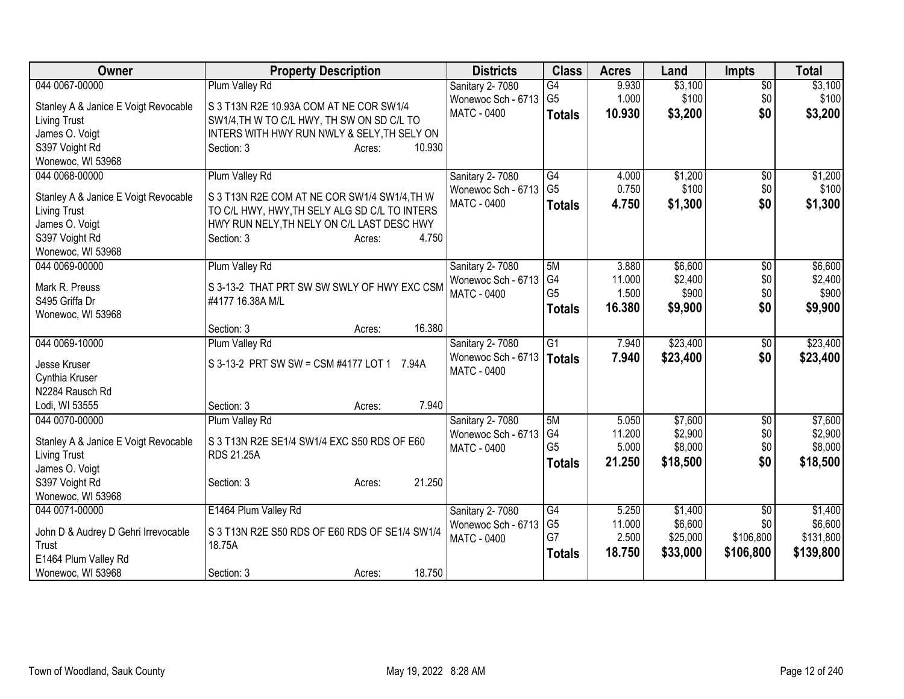| Owner | Property Description | Districts | Class | Acres | Land | Impts | Total |
|---|---|---|---|---|---|---|---|
| 044 0067-00000<br>Stanley A & Janice E Voigt Revocable Living Trust<br>James O. Voigt<br>S397 Voight Rd<br>Wonewoc, WI 53968 | Plum Valley Rd<br>S 3 T13N R2E 10.93A COM AT NE COR SW1/4 SW1/4,TH W TO C/L HWY, TH SW ON SD C/L TO INTERS WITH HWY RUN NWLY & SELY,TH SELY ON<br>Section: 3 Acres: 10.930 | Sanitary 2- 7080<br>Wonewoc Sch - 6713<br>MATC - 0400 | G4<br>G5<br>**Totals** | 9.930<br>1.000<br>**10.930** | $3,100<br>$100<br>**$3,200** | $0<br>$0<br>**$0** | $3,100<br>$100<br>**$3,200** |
| 044 0068-00000<br>Stanley A & Janice E Voigt Revocable Living Trust<br>James O. Voigt<br>S397 Voight Rd<br>Wonewoc, WI 53968 | Plum Valley Rd<br>S 3 T13N R2E COM AT NE COR SW1/4 SW1/4,TH W TO C/L HWY, HWY,TH SELY ALG SD C/L TO INTERS HWY RUN NELY,TH NELY ON C/L LAST DESC HWY<br>Section: 3 Acres: 4.750 | Sanitary 2- 7080<br>Wonewoc Sch - 6713<br>MATC - 0400 | G4<br>G5<br>**Totals** | 4.000<br>0.750<br>**4.750** | $1,200<br>$100<br>**$1,300** | $0<br>$0<br>**$0** | $1,200<br>$100<br>**$1,300** |
| 044 0069-00000<br>Mark R. Preuss<br>S495 Griffa Dr<br>Wonewoc, WI 53968 | Plum Valley Rd<br>S 3-13-2 THAT PRT SW SW SWLY OF HWY EXC CSM #4177 16.38A M/L<br>Section: 3 Acres: 16.380 | Sanitary 2- 7080<br>Wonewoc Sch - 6713<br>MATC - 0400 | 5M<br>G4<br>G5<br>**Totals** | 3.880<br>11.000<br>1.500<br>**16.380** | $6,600<br>$2,400<br>$900<br>**$9,900** | $0<br>$0<br>$0<br>**$0** | $6,600<br>$2,400<br>$900<br>**$9,900** |
| 044 0069-10000<br>Jesse Kruser<br>Cynthia Kruser<br>N2284 Rausch Rd<br>Lodi, WI 53555 | Plum Valley Rd<br>S 3-13-2 PRT SW SW = CSM #4177 LOT 1 7.94A<br>Section: 3 Acres: 7.940 | Sanitary 2- 7080<br>Wonewoc Sch - 6713<br>MATC - 0400 | G1<br>**Totals** | 7.940<br>**7.940** | $23,400<br>**$23,400** | $0<br>**$0** | $23,400<br>**$23,400** |
| 044 0070-00000<br>Stanley A & Janice E Voigt Revocable Living Trust<br>James O. Voigt<br>S397 Voight Rd<br>Wonewoc, WI 53968 | Plum Valley Rd<br>S 3 T13N R2E SE1/4 SW1/4 EXC S50 RDS OF E60 RDS 21.25A<br>Section: 3 Acres: 21.250 | Sanitary 2- 7080<br>Wonewoc Sch - 6713<br>MATC - 0400 | 5M<br>G4<br>G5<br>**Totals** | 5.050<br>11.200<br>5.000<br>**21.250** | $7,600<br>$2,900<br>$8,000<br>**$18,500** | $0<br>$0<br>$0<br>**$0** | $7,600<br>$2,900<br>$8,000<br>**$18,500** |
| 044 0071-00000<br>John D & Audrey D Gehri Irrevocable Trust<br>E1464 Plum Valley Rd<br>Wonewoc, WI 53968 | E1464 Plum Valley Rd<br>S 3 T13N R2E S50 RDS OF E60 RDS OF SE1/4 SW1/4 18.75A<br>Section: 3 Acres: 18.750 | Sanitary 2- 7080<br>Wonewoc Sch - 6713<br>MATC - 0400 | G4<br>G5<br>G7<br>**Totals** | 5.250<br>11.000<br>2.500<br>**18.750** | $1,400<br>$6,600<br>$25,000<br>**$33,000** | $0<br>$0<br>$106,800<br>**$106,800** | $1,400<br>$6,600<br>$131,800<br>**$139,800** |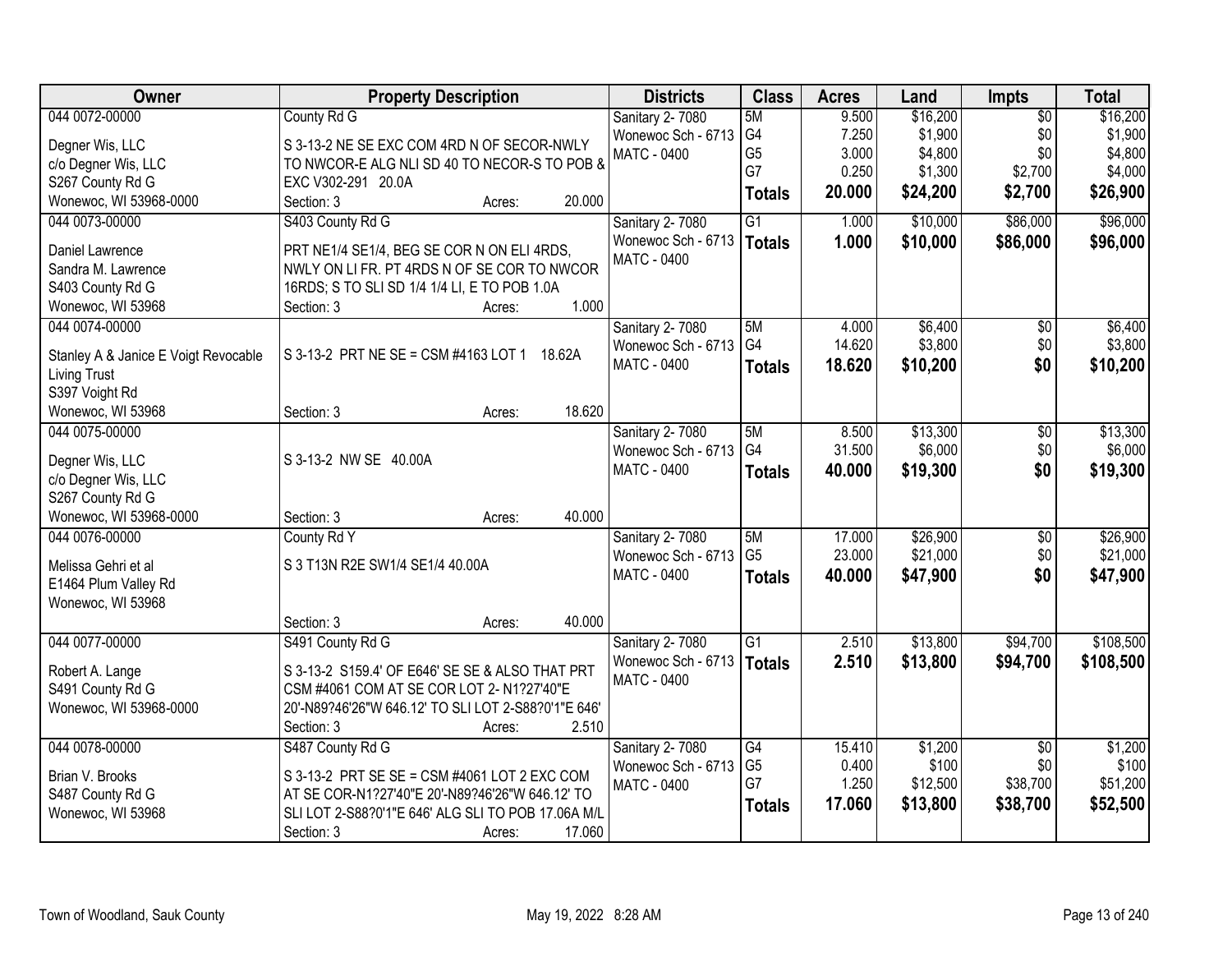| Owner | Property Description | Districts | Class | Acres | Land | Impts | Total |
|---|---|---|---|---|---|---|---|
| 044 0072-00000<br>Degner Wis, LLC<br>c/o Degner Wis, LLC<br>S267 County Rd G<br>Wonewoc, WI 53968-0000 | County Rd G<br>S 3-13-2 NE SE EXC COM 4RD N OF SECOR-NWLY TO NWCOR-E ALG NLI SD 40 TO NECOR-S TO POB & EXC V302-291 20.0A<br>Section: 3 Acres: 20.000 | Sanitary 2- 7080<br>Wonewoc Sch - 6713<br>MATC - 0400 | 5M<br>G4<br>G5<br>G7<br>**Totals** | 9.500<br>7.250<br>3.000<br>0.250<br>**20.000** | $16,200<br>$1,900<br>$4,800<br>$1,300<br>**$24,200** | $0<br>$0<br>$0<br>$2,700<br>**$2,700** | $16,200<br>$1,900<br>$4,800<br>$4,000<br>**$26,900** |
| 044 0073-00000<br>Daniel Lawrence<br>Sandra M. Lawrence<br>S403 County Rd G<br>Wonewoc, WI 53968 | S403 County Rd G<br>PRT NE1/4 SE1/4, BEG SE COR N ON ELI 4RDS, NWLY ON LI FR. PT 4RDS N OF SE COR TO NWCOR 16RDS; S TO SLI SD 1/4 1/4 LI, E TO POB 1.0A<br>Section: 3 Acres: 1.000 | Sanitary 2- 7080<br>Wonewoc Sch - 6713<br>MATC - 0400 | G1<br>**Totals** | 1.000<br>**1.000** | $10,000<br>**$10,000** | $86,000<br>**$86,000** | $96,000<br>**$96,000** |
| 044 0074-00000<br>Stanley A & Janice E Voigt Revocable Living Trust<br>S397 Voight Rd<br>Wonewoc, WI 53968 | S 3-13-2 PRT NE SE = CSM #4163 LOT 1 18.62A<br>Section: 3 Acres: 18.620 | Sanitary 2- 7080<br>Wonewoc Sch - 6713<br>MATC - 0400 | 5M<br>G4<br>**Totals** | 4.000<br>14.620<br>**18.620** | $6,400<br>$3,800<br>**$10,200** | $0<br>$0<br>**$0** | $6,400<br>$3,800<br>**$10,200** |
| 044 0075-00000<br>Degner Wis, LLC<br>c/o Degner Wis, LLC<br>S267 County Rd G<br>Wonewoc, WI 53968-0000 | S 3-13-2 NW SE 40.00A<br>Section: 3 Acres: 40.000 | Sanitary 2- 7080<br>Wonewoc Sch - 6713<br>MATC - 0400 | 5M<br>G4<br>**Totals** | 8.500<br>31.500<br>**40.000** | $13,300<br>$6,000<br>**$19,300** | $0<br>$0<br>**$0** | $13,300<br>$6,000<br>**$19,300** |
| 044 0076-00000<br>Melissa Gehri et al<br>E1464 Plum Valley Rd<br>Wonewoc, WI 53968 | County Rd Y<br>S 3 T13N R2E SW1/4 SE1/4 40.00A<br>Section: 3 Acres: 40.000 | Sanitary 2- 7080<br>Wonewoc Sch - 6713<br>MATC - 0400 | 5M<br>G5<br>**Totals** | 17.000<br>23.000<br>**40.000** | $26,900<br>$21,000<br>**$47,900** | $0<br>$0<br>**$0** | $26,900<br>$21,000<br>**$47,900** |
| 044 0077-00000<br>Robert A. Lange<br>S491 County Rd G<br>Wonewoc, WI 53968-0000 | S491 County Rd G<br>S 3-13-2 S159.4' OF E646' SE SE & ALSO THAT PRT CSM #4061 COM AT SE COR LOT 2- N1?27'40"E 20'-N89?46'26"W 646.12' TO SLI LOT 2-S88?0'1"E 646'<br>Section: 3 Acres: 2.510 | Sanitary 2- 7080<br>Wonewoc Sch - 6713<br>MATC - 0400 | G1<br>**Totals** | 2.510<br>**2.510** | $13,800<br>**$13,800** | $94,700<br>**$94,700** | $108,500<br>**$108,500** |
| 044 0078-00000<br>Brian V. Brooks<br>S487 County Rd G<br>Wonewoc, WI 53968 | S487 County Rd G<br>S 3-13-2 PRT SE SE = CSM #4061 LOT 2 EXC COM AT SE COR-N1?27'40"E 20'-N89?46'26"W 646.12' TO SLI LOT 2-S88?0'1"E 646' ALG SLI TO POB 17.06A M/L<br>Section: 3 Acres: 17.060 | Sanitary 2- 7080<br>Wonewoc Sch - 6713<br>MATC - 0400 | G4<br>G5<br>G7<br>**Totals** | 15.410<br>0.400<br>1.250<br>**17.060** | $1,200<br>$100<br>$12,500<br>**$13,800** | $0<br>$0<br>$38,700<br>**$38,700** | $1,200<br>$100<br>$51,200<br>**$52,500** |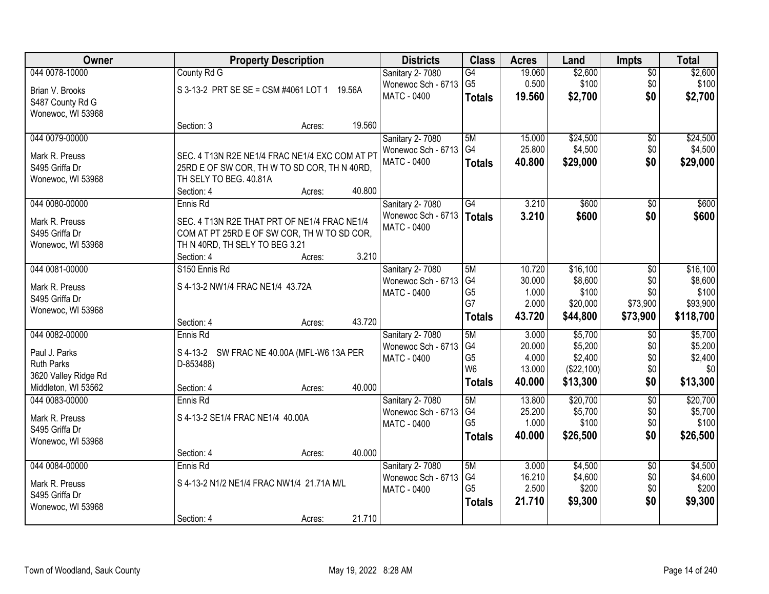| Owner | Property Description | Districts | Class | Acres | Land | Impts | Total |
|---|---|---|---|---|---|---|---|
| 044 0078-10000<br>Brian V. Brooks<br>S487 County Rd G<br>Wonewoc, WI 53968 | County Rd G<br>S 3-13-2 PRT SE SE = CSM #4061 LOT 1 19.56A<br>Section: 3 Acres: 19.560 | Sanitary 2- 7080<br>Wonewoc Sch - 6713<br>MATC - 0400 | G4<br>G5<br>**Totals** | 19.060<br>0.500<br>**19.560** | $2,600<br>$100<br>**$2,700** | $0<br>$0<br>**$0** | $2,600<br>$100<br>**$2,700** |
| 044 0079-00000<br>Mark R. Preuss<br>S495 Griffa Dr<br>Wonewoc, WI 53968 | SEC. 4 T13N R2E NE1/4 FRAC NE1/4 EXC COM AT PT 25RD E OF SW COR, TH W TO SD COR, TH N 40RD, TH SELY TO BEG. 40.81A<br>Section: 4 Acres: 40.800 | Sanitary 2- 7080<br>Wonewoc Sch - 6713<br>MATC - 0400 | 5M<br>G4<br>**Totals** | 15.000<br>25.800<br>**40.800** | $24,500<br>$4,500<br>**$29,000** | $0<br>$0<br>**$0** | $24,500<br>$4,500<br>**$29,000** |
| 044 0080-00000<br>Mark R. Preuss<br>S495 Griffa Dr<br>Wonewoc, WI 53968 | Ennis Rd<br>SEC. 4 T13N R2E THAT PRT OF NE1/4 FRAC NE1/4 COM AT PT 25RD E OF SW COR, TH W TO SD COR, TH N 40RD, TH SELY TO BEG 3.21<br>Section: 4 Acres: 3.210 | Sanitary 2- 7080<br>Wonewoc Sch - 6713<br>MATC - 0400 | G4<br>**Totals** | 3.210<br>**3.210** | $600<br>**$600** | $0<br>**$0** | $600<br>**$600** |
| 044 0081-00000<br>Mark R. Preuss<br>S495 Griffa Dr<br>Wonewoc, WI 53968 | S150 Ennis Rd<br>S 4-13-2 NW1/4 FRAC NE1/4 43.72A<br>Section: 4 Acres: 43.720 | Sanitary 2- 7080<br>Wonewoc Sch - 6713<br>MATC - 0400 | 5M<br>G4<br>G5<br>G7<br>**Totals** | 10.720<br>30.000<br>1.000<br>2.000<br>**43.720** | $16,100<br>$8,600<br>$100<br>$20,000<br>**$44,800** | $0<br>$0<br>$0<br>$73,900<br>**$73,900** | $16,100<br>$8,600<br>$100<br>$93,900<br>**$118,700** |
| 044 0082-00000<br>Paul J. Parks<br>Ruth Parks<br>3620 Valley Ridge Rd<br>Middleton, WI 53562 | Ennis Rd<br>S 4-13-2 SW FRAC NE 40.00A (MFL-W6 13A PER D-853488)<br>Section: 4 Acres: 40.000 | Sanitary 2- 7080<br>Wonewoc Sch - 6713<br>MATC - 0400 | 5M<br>G4<br>G5<br>W6<br>**Totals** | 3.000<br>20.000<br>4.000<br>13.000<br>**40.000** | $5,700<br>$5,200<br>$2,400<br>($22,100)<br>**$13,300** | $0<br>$0<br>$0<br>$0<br>**$0** | $5,700<br>$5,200<br>$2,400<br>$0<br>**$13,300** |
| 044 0083-00000<br>Mark R. Preuss<br>S495 Griffa Dr<br>Wonewoc, WI 53968 | Ennis Rd<br>S 4-13-2 SE1/4 FRAC NE1/4 40.00A<br>Section: 4 Acres: 40.000 | Sanitary 2- 7080<br>Wonewoc Sch - 6713<br>MATC - 0400 | 5M<br>G4<br>G5<br>**Totals** | 13.800<br>25.200<br>1.000<br>**40.000** | $20,700<br>$5,700<br>$100<br>**$26,500** | $0<br>$0<br>$0<br>**$0** | $20,700<br>$5,700<br>$100<br>**$26,500** |
| 044 0084-00000<br>Mark R. Preuss<br>S495 Griffa Dr<br>Wonewoc, WI 53968 | Ennis Rd<br>S 4-13-2 N1/2 NE1/4 FRAC NW1/4 21.71A M/L<br>Section: 4 Acres: 21.710 | Sanitary 2- 7080<br>Wonewoc Sch - 6713<br>MATC - 0400 | 5M<br>G4<br>G5<br>**Totals** | 3.000<br>16.210<br>2.500<br>**21.710** | $4,500<br>$4,600<br>$200<br>**$9,300** | $0<br>$0<br>$0<br>**$0** | $4,500<br>$4,600<br>$200<br>**$9,300** |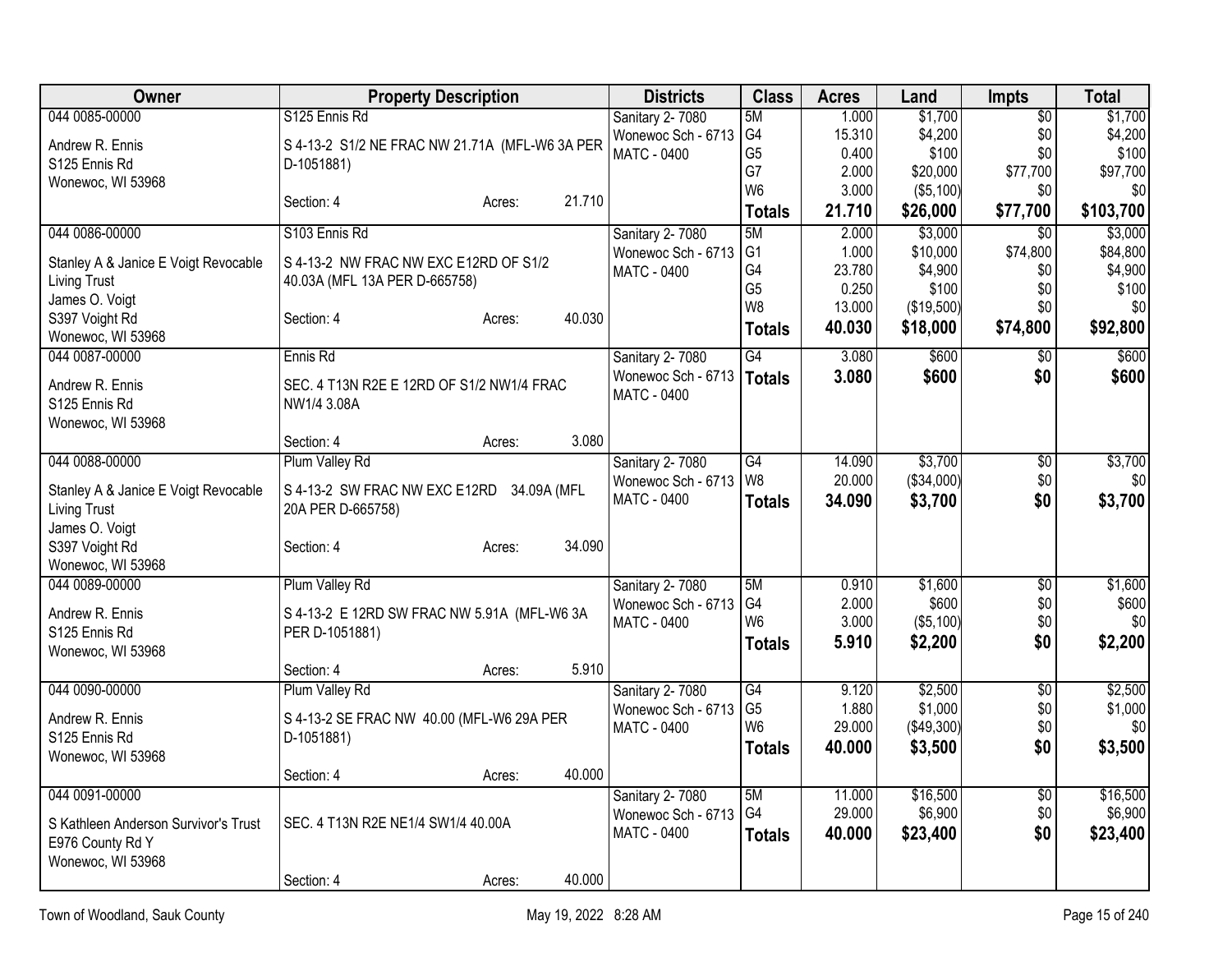| Owner | Property Description | Districts | Class | Acres | Land | Impts | Total |
|---|---|---|---|---|---|---|---|
| 044 0085-00000<br>Andrew R. Ennis<br>S125 Ennis Rd<br>Wonewoc, WI 53968 | S125 Ennis Rd<br>S 4-13-2 S1/2 NE FRAC NW 21.71A (MFL-W6 3A PER D-1051881)<br>Section: 4 Acres: 21.710 | Sanitary 2- 7080<br>Wonewoc Sch - 6713<br>MATC - 0400 | 5M<br>G4<br>G5<br>G7<br>W6<br>**Totals** | 1.000<br>15.310<br>0.400<br>2.000<br>3.000<br>**21.710** | $1,700<br>$4,200<br>$100<br>$20,000<br>($5,100)<br>**$26,000** | $0<br>$0<br>$0<br>$77,700<br>$0<br>**$77,700** | $1,700<br>$4,200<br>$100<br>$97,700<br>$0<br>**$103,700** |
| 044 0086-00000<br>Stanley A & Janice E Voigt Revocable Living Trust<br>James O. Voigt<br>S397 Voight Rd<br>Wonewoc, WI 53968 | S103 Ennis Rd<br>S 4-13-2 NW FRAC NW EXC E12RD OF S1/2 40.03A (MFL 13A PER D-665758)<br>Section: 4 Acres: 40.030 | Sanitary 2- 7080<br>Wonewoc Sch - 6713<br>MATC - 0400 | 5M<br>G1<br>G4<br>G5<br>W8<br>**Totals** | 2.000<br>1.000<br>23.780<br>0.250<br>13.000<br>**40.030** | $3,000<br>$10,000<br>$4,900<br>$100<br>($19,500)<br>**$18,000** | $0<br>$74,800<br>$0<br>$0<br>$0<br>**$74,800** | $3,000<br>$84,800<br>$4,900<br>$100<br>$0<br>**$92,800** |
| 044 0087-00000<br>Andrew R. Ennis<br>S125 Ennis Rd<br>Wonewoc, WI 53968 | Ennis Rd<br>SEC. 4 T13N R2E E 12RD OF S1/2 NW1/4 FRAC NW1/4 3.08A<br>Section: 4 Acres: 3.080 | Sanitary 2- 7080<br>Wonewoc Sch - 6713<br>MATC - 0400 | G4<br>**Totals** | 3.080<br>**3.080** | $600<br>**$600** | $0<br>**$0** | $600<br>**$600** |
| 044 0088-00000<br>Stanley A & Janice E Voigt Revocable Living Trust<br>James O. Voigt<br>S397 Voight Rd<br>Wonewoc, WI 53968 | Plum Valley Rd<br>S 4-13-2 SW FRAC NW EXC E12RD 34.09A (MFL 20A PER D-665758)<br>Section: 4 Acres: 34.090 | Sanitary 2- 7080<br>Wonewoc Sch - 6713<br>MATC - 0400 | G4<br>W8<br>**Totals** | 14.090<br>20.000<br>**34.090** | $3,700<br>($34,000)<br>**$3,700** | $0<br>$0<br>**$0** | $3,700<br>$0<br>**$3,700** |
| 044 0089-00000<br>Andrew R. Ennis<br>S125 Ennis Rd<br>Wonewoc, WI 53968 | Plum Valley Rd<br>S 4-13-2 E 12RD SW FRAC NW 5.91A (MFL-W6 3A PER D-1051881)<br>Section: 4 Acres: 5.910 | Sanitary 2- 7080<br>Wonewoc Sch - 6713<br>MATC - 0400 | 5M<br>G4<br>W6<br>**Totals** | 0.910<br>2.000<br>3.000<br>**5.910** | $1,600<br>$600<br>($5,100)<br>**$2,200** | $0<br>$0<br>$0<br>**$0** | $1,600<br>$600<br>$0<br>**$2,200** |
| 044 0090-00000<br>Andrew R. Ennis<br>S125 Ennis Rd<br>Wonewoc, WI 53968 | Plum Valley Rd<br>S 4-13-2 SE FRAC NW 40.00 (MFL-W6 29A PER D-1051881)<br>Section: 4 Acres: 40.000 | Sanitary 2- 7080<br>Wonewoc Sch - 6713<br>MATC - 0400 | G4<br>G5<br>W6<br>**Totals** | 9.120<br>1.880<br>29.000<br>**40.000** | $2,500<br>$1,000<br>($49,300)<br>**$3,500** | $0<br>$0<br>$0<br>**$0** | $2,500<br>$1,000<br>$0<br>**$3,500** |
| 044 0091-00000<br>S Kathleen Anderson Survivor's Trust<br>E976 County Rd Y<br>Wonewoc, WI 53968 | SEC. 4 T13N R2E NE1/4 SW1/4 40.00A<br>Section: 4 Acres: 40.000 | Sanitary 2- 7080<br>Wonewoc Sch - 6713<br>MATC - 0400 | 5M<br>G4<br>**Totals** | 11.000<br>29.000<br>**40.000** | $16,500<br>$6,900<br>**$23,400** | $0<br>$0<br>**$0** | $16,500<br>$6,900<br>**$23,400** |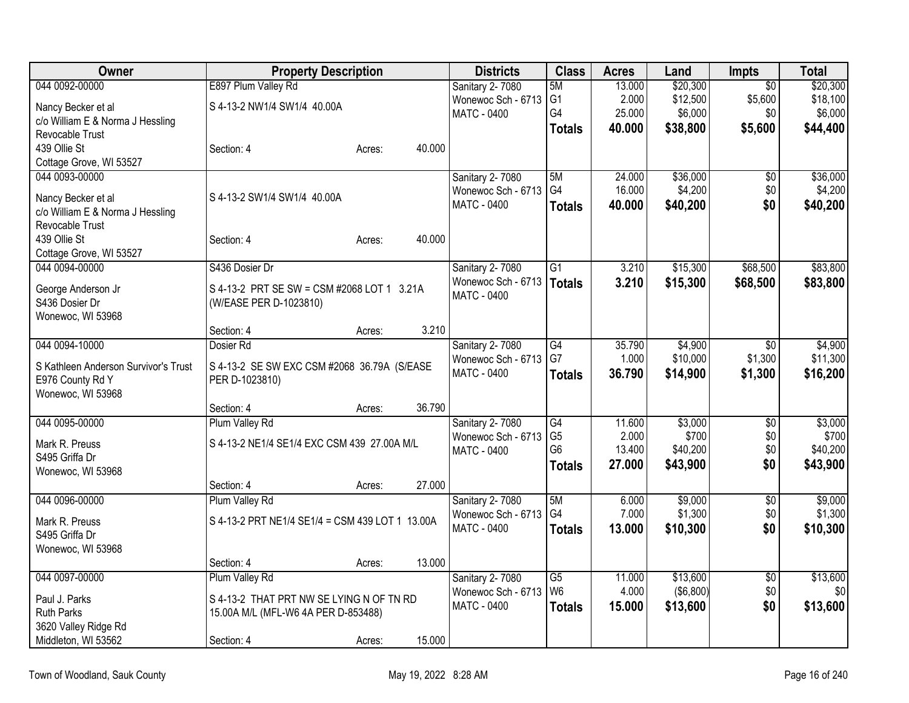| Owner | Property Description | | | Districts | Class | Acres | Land | Impts | Total |
|---|---|---|---|---|---|---|---|---|---|
| 044 0092-00000 | E897 Plum Valley Rd | | | Sanitary 2- 7080 | 5M | 13.000 | $20,300 | $0 | $20,300 |
| Nancy Becker et al | S 4-13-2 NW1/4 SW1/4 40.00A | | | Wonewoc Sch - 6713 | G1 | 2.000 | $12,500 | $5,600 | $18,100 |
| c/o William E & Norma J Hessling | | | | MATC - 0400 | G4 | 25.000 | $6,000 | $0 | $6,000 |
| Revocable Trust | | | | | **Totals** | **40.000** | **$38,800** | **$5,600** | **$44,400** |
| 439 Ollie St | Section: 4 | Acres: | 40.000 | | | | | | |
| Cottage Grove, WI 53527 | | | | | | | | | |
| 044 0093-00000 | | | | Sanitary 2- 7080 | 5M | 24.000 | $36,000 | $0 | $36,000 |
| Nancy Becker et al | S 4-13-2 SW1/4 SW1/4 40.00A | | | Wonewoc Sch - 6713 | G4 | 16.000 | $4,200 | $0 | $4,200 |
| c/o William E & Norma J Hessling | | | | MATC - 0400 | **Totals** | **40.000** | **$40,200** | **$0** | **$40,200** |
| Revocable Trust | | | | | | | | | |
| 439 Ollie St | Section: 4 | Acres: | 40.000 | | | | | | |
| Cottage Grove, WI 53527 | | | | | | | | | |
| 044 0094-00000 | S436 Dosier Dr | | | Sanitary 2- 7080 | G1 | 3.210 | $15,300 | $68,500 | $83,800 |
| George Anderson Jr | S 4-13-2 PRT SE SW = CSM #2068 LOT 1 3.21A | | | Wonewoc Sch - 6713 | **Totals** | **3.210** | **$15,300** | **$68,500** | **$83,800** |
| S436 Dosier Dr | (W/EASE PER D-1023810) | | | MATC - 0400 | | | | | |
| Wonewoc, WI 53968 | | | | | | | | | |
| | Section: 4 | Acres: | 3.210 | | | | | | |
| 044 0094-10000 | Dosier Rd | | | Sanitary 2- 7080 | G4 | 35.790 | $4,900 | $0 | $4,900 |
| S Kathleen Anderson Survivor's Trust | S 4-13-2 SE SW EXC CSM #2068 36.79A (S/EASE | | | Wonewoc Sch - 6713 | G7 | 1.000 | $10,000 | $1,300 | $11,300 |
| E976 County Rd Y | PER D-1023810) | | | MATC - 0400 | **Totals** | **36.790** | **$14,900** | **$1,300** | **$16,200** |
| Wonewoc, WI 53968 | | | | | | | | | |
| | Section: 4 | Acres: | 36.790 | | | | | | |
| 044 0095-00000 | Plum Valley Rd | | | Sanitary 2- 7080 | G4 | 11.600 | $3,000 | $0 | $3,000 |
| Mark R. Preuss | S 4-13-2 NE1/4 SE1/4 EXC CSM 439 27.00A M/L | | | Wonewoc Sch - 6713 | G5 | 2.000 | $700 | $0 | $700 |
| S495 Griffa Dr | | | | MATC - 0400 | G6 | 13.400 | $40,200 | $0 | $40,200 |
| Wonewoc, WI 53968 | | | | | **Totals** | **27.000** | **$43,900** | **$0** | **$43,900** |
| | Section: 4 | Acres: | 27.000 | | | | | | |
| 044 0096-00000 | Plum Valley Rd | | | Sanitary 2- 7080 | 5M | 6.000 | $9,000 | $0 | $9,000 |
| Mark R. Preuss | S 4-13-2 PRT NE1/4 SE1/4 = CSM 439 LOT 1 13.00A | | | Wonewoc Sch - 6713 | G4 | 7.000 | $1,300 | $0 | $1,300 |
| S495 Griffa Dr | | | | MATC - 0400 | **Totals** | **13.000** | **$10,300** | **$0** | **$10,300** |
| Wonewoc, WI 53968 | | | | | | | | | |
| | Section: 4 | Acres: | 13.000 | | | | | | |
| 044 0097-00000 | Plum Valley Rd | | | Sanitary 2- 7080 | G5 | 11.000 | $13,600 | $0 | $13,600 |
| Paul J. Parks | S 4-13-2 THAT PRT NW SE LYING N OF TN RD | | | Wonewoc Sch - 6713 | W6 | 4.000 | ($6,800) | $0 | $0 |
| Ruth Parks | 15.00A M/L (MFL-W6 4A PER D-853488) | | | MATC - 0400 | **Totals** | **15.000** | **$13,600** | **$0** | **$13,600** |
| 3620 Valley Ridge Rd | | | | | | | | | |
| Middleton, WI 53562 | Section: 4 | Acres: | 15.000 | | | | | | |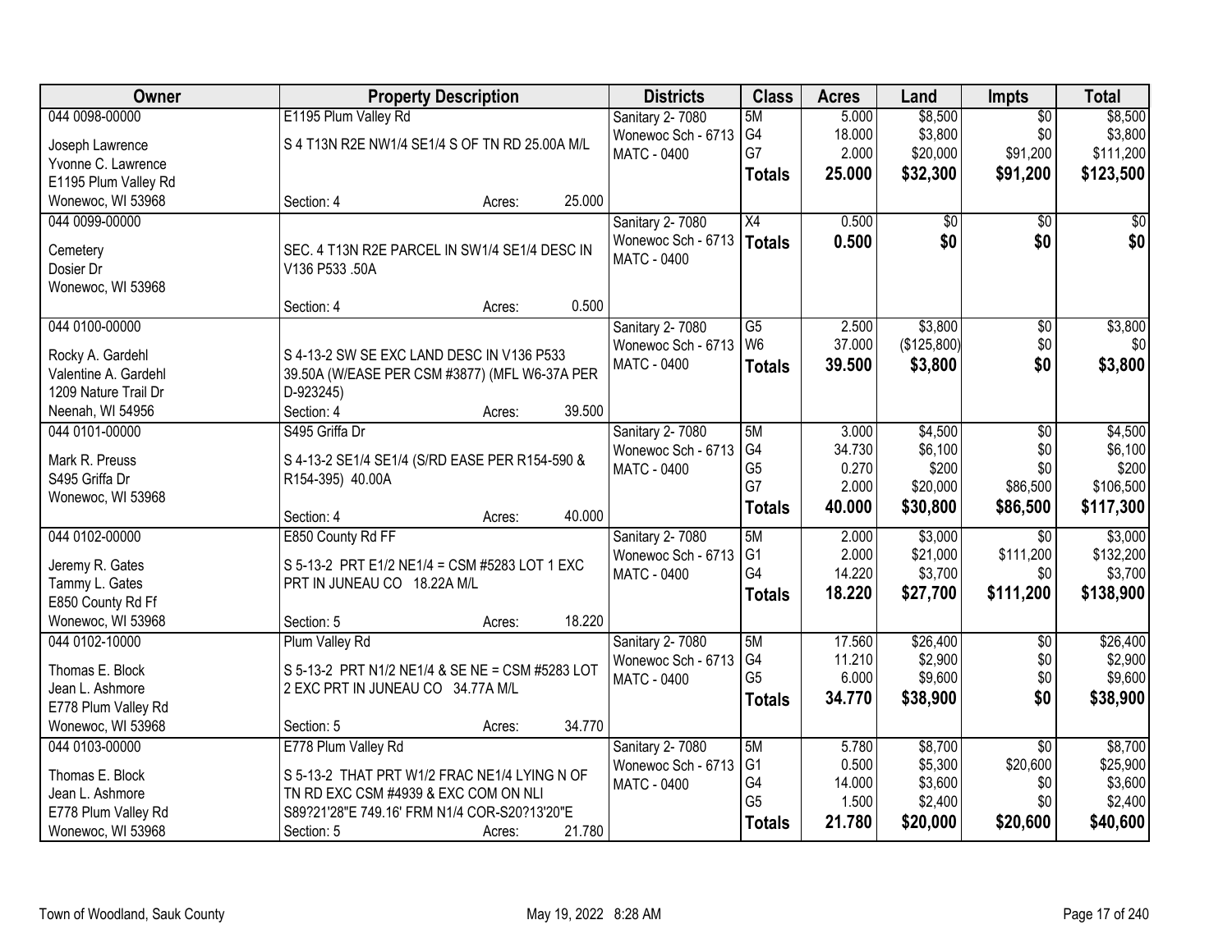| Owner | Property Description | Districts | Class | Acres | Land | Impts | Total |
|---|---|---|---|---|---|---|---|
| 044 0098-00000<br>Joseph Lawrence<br>Yvonne C. Lawrence<br>E1195 Plum Valley Rd<br>Wonewoc, WI 53968 | E1195 Plum Valley Rd<br>S 4 T13N R2E NW1/4 SE1/4 S OF TN RD 25.00A M/L<br>Section: 4 Acres: 25.000 | Sanitary 2- 7080<br>Wonewoc Sch - 6713<br>MATC - 0400 | 5M<br>G4<br>G7<br>**Totals** | 5.000<br>18.000<br>2.000<br>**25.000** | $8,500<br>$3,800<br>$20,000<br>**$32,300** | $0<br>$0<br>$91,200<br>**$91,200** | $8,500<br>$3,800<br>$111,200<br>**$123,500** |
| 044 0099-00000<br>Cemetery<br>Dosier Dr<br>Wonewoc, WI 53968 | SEC. 4 T13N R2E PARCEL IN SW1/4 SE1/4 DESC IN V136 P533 .50A<br>Section: 4 Acres: 0.500 | Sanitary 2- 7080<br>Wonewoc Sch - 6713<br>MATC - 0400 | X4<br>**Totals** | 0.500<br>**0.500** | $0<br>**$0** | $0<br>**$0** | $0<br>**$0** |
| 044 0100-00000<br>Rocky A. Gardehl<br>Valentine A. Gardehl<br>1209 Nature Trail Dr<br>Neenah, WI 54956 | S 4-13-2 SW SE EXC LAND DESC IN V136 P533 39.50A (W/EASE PER CSM #3877) (MFL W6-37A PER D-923245)<br>Section: 4 Acres: 39.500 | Sanitary 2- 7080<br>Wonewoc Sch - 6713<br>MATC - 0400 | G5<br>W6<br>**Totals** | 2.500<br>37.000<br>**39.500** | $3,800<br>($125,800)<br>**$3,800** | $0<br>$0<br>**$0** | $3,800<br>$0<br>**$3,800** |
| 044 0101-00000<br>Mark R. Preuss<br>S495 Griffa Dr<br>Wonewoc, WI 53968 | S495 Griffa Dr<br>S 4-13-2 SE1/4 SE1/4 (S/RD EASE PER R154-590 & R154-395) 40.00A<br>Section: 4 Acres: 40.000 | Sanitary 2- 7080<br>Wonewoc Sch - 6713<br>MATC - 0400 | 5M<br>G4<br>G5<br>G7<br>**Totals** | 3.000<br>34.730<br>0.270<br>2.000<br>**40.000** | $4,500<br>$6,100<br>$200<br>$20,000<br>**$30,800** | $0<br>$0<br>$0<br>$86,500<br>**$86,500** | $4,500<br>$6,100<br>$200<br>$106,500<br>**$117,300** |
| 044 0102-00000<br>Jeremy R. Gates<br>Tammy L. Gates<br>E850 County Rd Ff<br>Wonewoc, WI 53968 | E850 County Rd FF<br>S 5-13-2 PRT E1/2 NE1/4 = CSM #5283 LOT 1 EXC PRT IN JUNEAU CO 18.22A M/L<br>Section: 5 Acres: 18.220 | Sanitary 2- 7080<br>Wonewoc Sch - 6713<br>MATC - 0400 | 5M<br>G1<br>G4<br>**Totals** | 2.000<br>2.000<br>14.220<br>**18.220** | $3,000<br>$21,000<br>$3,700<br>**$27,700** | $0<br>$111,200<br>$0<br>**$111,200** | $3,000<br>$132,200<br>$3,700<br>**$138,900** |
| 044 0102-10000<br>Thomas E. Block<br>Jean L. Ashmore<br>E778 Plum Valley Rd<br>Wonewoc, WI 53968 | Plum Valley Rd<br>S 5-13-2 PRT N1/2 NE1/4 & SE NE = CSM #5283 LOT 2 EXC PRT IN JUNEAU CO 34.77A M/L<br>Section: 5 Acres: 34.770 | Sanitary 2- 7080<br>Wonewoc Sch - 6713<br>MATC - 0400 | 5M<br>G4<br>G5<br>**Totals** | 17.560<br>11.210<br>6.000<br>**34.770** | $26,400<br>$2,900<br>$9,600<br>**$38,900** | $0<br>$0<br>$0<br>**$0** | $26,400<br>$2,900<br>$9,600<br>**$38,900** |
| 044 0103-00000<br>Thomas E. Block<br>Jean L. Ashmore<br>E778 Plum Valley Rd<br>Wonewoc, WI 53968 | E778 Plum Valley Rd<br>S 5-13-2 THAT PRT W1/2 FRAC NE1/4 LYING N OF TN RD EXC CSM #4939 & EXC COM ON NLI S89?21'28"E 749.16' FRM N1/4 COR-S20?13'20"E<br>Section: 5 Acres: 21.780 | Sanitary 2- 7080<br>Wonewoc Sch - 6713<br>MATC - 0400 | 5M<br>G1<br>G4<br>G5<br>**Totals** | 5.780<br>0.500<br>14.000<br>1.500<br>**21.780** | $8,700<br>$5,300<br>$3,600<br>$2,400<br>**$20,000** | $0<br>$20,600<br>$0<br>$0<br>**$20,600** | $8,700<br>$25,900<br>$3,600<br>$2,400<br>**$40,600** |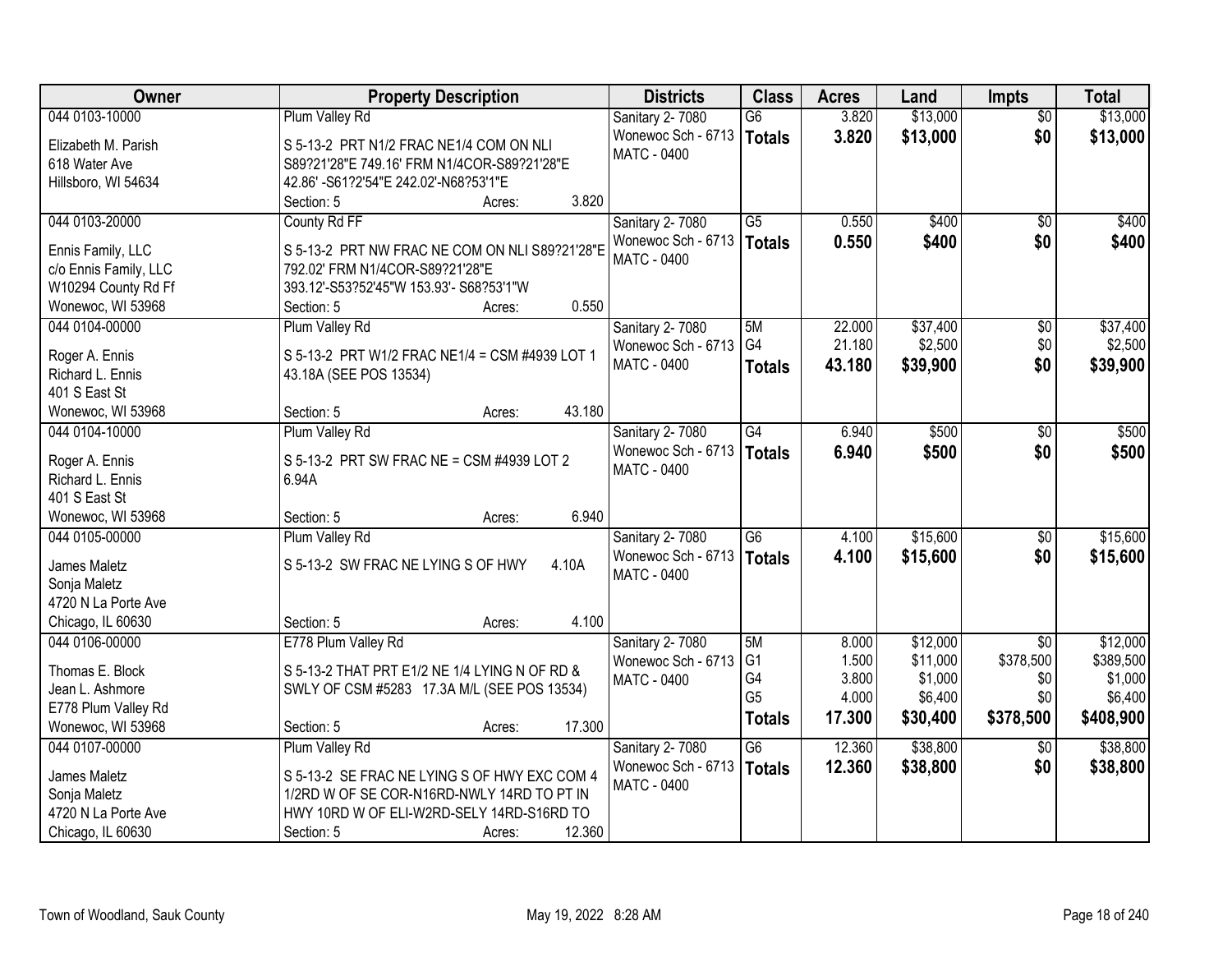| Owner | Property Description | Districts | Class | Acres | Land | Impts | Total |
|---|---|---|---|---|---|---|---|
| 044 0103-10000<br>Elizabeth M. Parish<br>618 Water Ave<br>Hillsboro, WI 54634 | Plum Valley Rd<br>S 5-13-2 PRT N1/2 FRAC NE1/4 COM ON NLI S89?21'28"E 749.16' FRM N1/4COR-S89?21'28"E 42.86' -S61?2'54"E 242.02'-N68?53'1"E<br>Section: 5 Acres: 3.820 | Sanitary 2- 7080<br>Wonewoc Sch - 6713<br>MATC - 0400 | G6<br>**Totals** | 3.820<br>**3.820** | $13,000<br>**$13,000** | $0<br>**$0** | $13,000<br>**$13,000** |
| 044 0103-20000<br>Ennis Family, LLC<br>c/o Ennis Family, LLC<br>W10294 County Rd Ff<br>Wonewoc, WI 53968 | County Rd FF<br>S 5-13-2 PRT NW FRAC NE COM ON NLI S89?21'28"E 792.02' FRM N1/4COR-S89?21'28"E 393.12'-S53?52'45"W 153.93'- S68?53'1"W<br>Section: 5 Acres: 0.550 | Sanitary 2- 7080<br>Wonewoc Sch - 6713<br>MATC - 0400 | G5<br>**Totals** | 0.550<br>**0.550** | $400<br>**$400** | $0<br>**$0** | $400<br>**$400** |
| 044 0104-00000<br>Roger A. Ennis<br>Richard L. Ennis<br>401 S East St<br>Wonewoc, WI 53968 | Plum Valley Rd<br>S 5-13-2 PRT W1/2 FRAC NE1/4 = CSM #4939 LOT 1 43.18A (SEE POS 13534)<br>Section: 5 Acres: 43.180 | Sanitary 2- 7080<br>Wonewoc Sch - 6713<br>MATC - 0400 | 5M<br>G4<br>**Totals** | 22.000<br>21.180<br>**43.180** | $37,400<br>$2,500<br>**$39,900** | $0<br>$0<br>**$0** | $37,400<br>$2,500<br>**$39,900** |
| 044 0104-10000<br>Roger A. Ennis<br>Richard L. Ennis<br>401 S East St<br>Wonewoc, WI 53968 | Plum Valley Rd<br>S 5-13-2 PRT SW FRAC NE = CSM #4939 LOT 2 6.94A<br>Section: 5 Acres: 6.940 | Sanitary 2- 7080<br>Wonewoc Sch - 6713<br>MATC - 0400 | G4<br>**Totals** | 6.940<br>**6.940** | $500<br>**$500** | $0<br>**$0** | $500<br>**$500** |
| 044 0105-00000<br>James Maletz<br>Sonja Maletz<br>4720 N La Porte Ave<br>Chicago, IL 60630 | Plum Valley Rd<br>S 5-13-2 SW FRAC NE LYING S OF HWY 4.10A<br>Section: 5 Acres: 4.100 | Sanitary 2- 7080<br>Wonewoc Sch - 6713<br>MATC - 0400 | G6<br>**Totals** | 4.100<br>**4.100** | $15,600<br>**$15,600** | $0<br>**$0** | $15,600<br>**$15,600** |
| 044 0106-00000<br>Thomas E. Block<br>Jean L. Ashmore<br>E778 Plum Valley Rd<br>Wonewoc, WI 53968 | E778 Plum Valley Rd<br>S 5-13-2 THAT PRT E1/2 NE 1/4 LYING N OF RD & SWLY OF CSM #5283 17.3A M/L (SEE POS 13534)<br>Section: 5 Acres: 17.300 | Sanitary 2- 7080<br>Wonewoc Sch - 6713<br>MATC - 0400 | 5M<br>G1<br>G4<br>G5<br>**Totals** | 8.000<br>1.500<br>3.800<br>4.000<br>**17.300** | $12,000<br>$11,000<br>$1,000<br>$6,400<br>**$30,400** | $0<br>$378,500<br>$0<br>$0<br>**$378,500** | $12,000<br>$389,500<br>$1,000<br>$6,400<br>**$408,900** |
| 044 0107-00000<br>James Maletz<br>Sonja Maletz<br>4720 N La Porte Ave<br>Chicago, IL 60630 | Plum Valley Rd<br>S 5-13-2 SE FRAC NE LYING S OF HWY EXC COM 4 1/2RD W OF SE COR-N16RD-NWLY 14RD TO PT IN HWY 10RD W OF ELI-W2RD-SELY 14RD-S16RD TO<br>Section: 5 Acres: 12.360 | Sanitary 2- 7080<br>Wonewoc Sch - 6713<br>MATC - 0400 | G6<br>**Totals** | 12.360<br>**12.360** | $38,800<br>**$38,800** | $0<br>**$0** | $38,800<br>**$38,800** |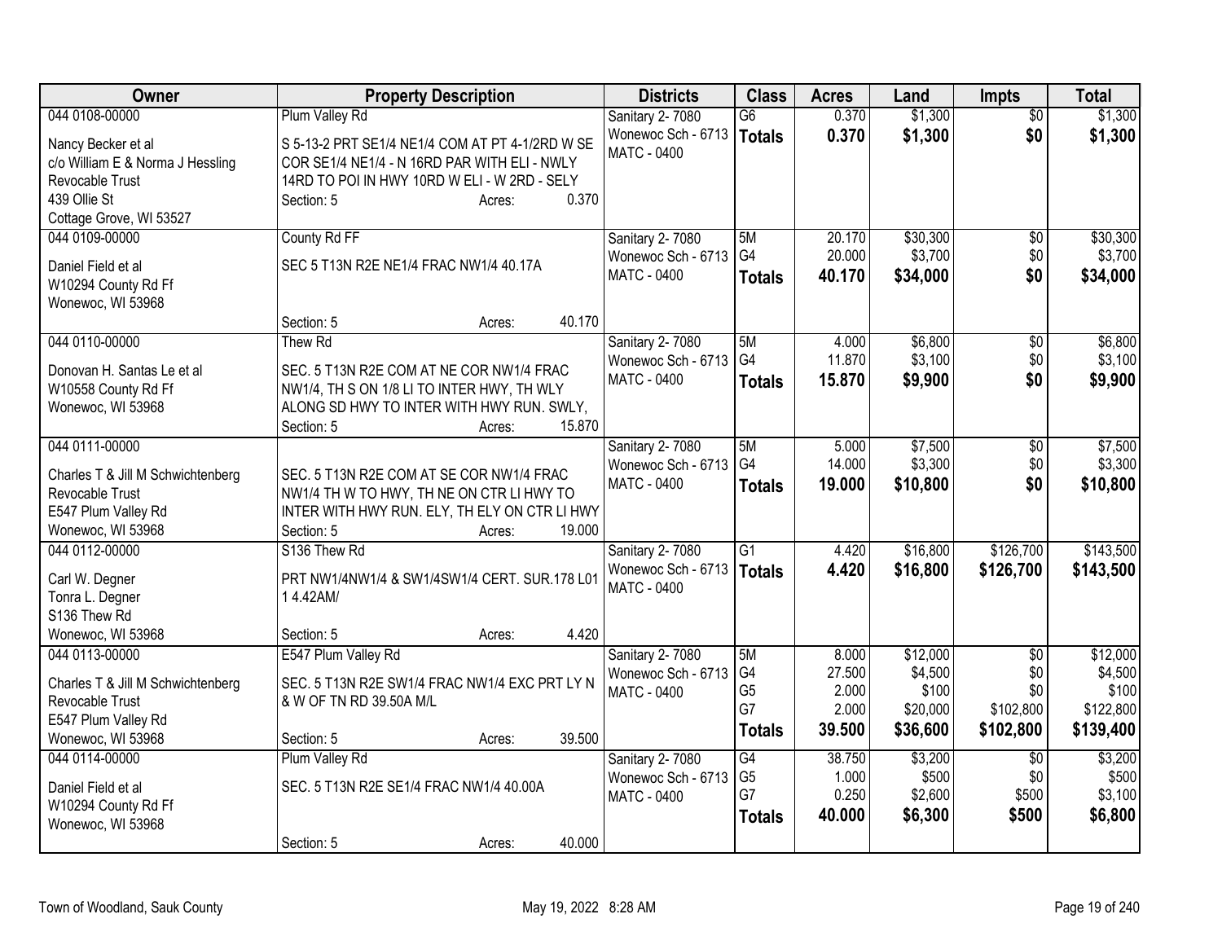| Owner | Property Description | Districts | Class | Acres | Land | Impts | Total |
|---|---|---|---|---|---|---|---|
| 044 0108-00000<br>Nancy Becker et al<br>c/o William E & Norma J Hessling Revocable Trust<br>439 Ollie St<br>Cottage Grove, WI 53527 | Plum Valley Rd<br>S 5-13-2 PRT SE1/4 NE1/4 COM AT PT 4-1/2RD W SE COR SE1/4 NE1/4 - N 16RD PAR WITH ELI - NWLY 14RD TO POI IN HWY 10RD W ELI - W 2RD - SELY<br>Section: 5 Acres: 0.370 | Sanitary 2- 7080<br>Wonewoc Sch - 6713<br>MATC - 0400 | G6<br>**Totals** | 0.370<br>**0.370** | $1,300<br>**$1,300** | $0<br>**$0** | $1,300<br>**$1,300** |
| 044 0109-00000<br>Daniel Field et al<br>W10294 County Rd Ff<br>Wonewoc, WI 53968 | County Rd FF<br>SEC 5 T13N R2E NE1/4 FRAC NW1/4 40.17A<br>Section: 5 Acres: 40.170 | Sanitary 2- 7080<br>Wonewoc Sch - 6713<br>MATC - 0400 | 5M<br>G4<br>**Totals** | 20.170<br>20.000<br>**40.170** | $30,300<br>$3,700<br>**$34,000** | $0<br>$0<br>**$0** | $30,300<br>$3,700<br>**$34,000** |
| 044 0110-00000<br>Donovan H. Santas Le et al<br>W10558 County Rd Ff<br>Wonewoc, WI 53968 | Thew Rd<br>SEC. 5 T13N R2E COM AT NE COR NW1/4 FRAC NW1/4, TH S ON 1/8 LI TO INTER HWY, TH WLY ALONG SD HWY TO INTER WITH HWY RUN. SWLY,<br>Section: 5 Acres: 15.870 | Sanitary 2- 7080<br>Wonewoc Sch - 6713<br>MATC - 0400 | 5M<br>G4<br>**Totals** | 4.000<br>11.870<br>**15.870** | $6,800<br>$3,100<br>**$9,900** | $0<br>$0<br>**$0** | $6,800<br>$3,100<br>**$9,900** |
| 044 0111-00000<br>Charles T & Jill M Schwichtenberg Revocable Trust<br>E547 Plum Valley Rd<br>Wonewoc, WI 53968 | SEC. 5 T13N R2E COM AT SE COR NW1/4 FRAC NW1/4 TH W TO HWY, TH NE ON CTR LI HWY TO INTER WITH HWY RUN. ELY, TH ELY ON CTR LI HWY<br>Section: 5 Acres: 19.000 | Sanitary 2- 7080<br>Wonewoc Sch - 6713<br>MATC - 0400 | 5M<br>G4<br>**Totals** | 5.000<br>14.000<br>**19.000** | $7,500<br>$3,300<br>**$10,800** | $0<br>$0<br>**$0** | $7,500<br>$3,300<br>**$10,800** |
| 044 0112-00000<br>Carl W. Degner<br>Tonra L. Degner<br>S136 Thew Rd<br>Wonewoc, WI 53968 | S136 Thew Rd<br>PRT NW1/4NW1/4 & SW1/4SW1/4 CERT. SUR.178 L01 1 4.42AM/<br>Section: 5 Acres: 4.420 | Sanitary 2- 7080<br>Wonewoc Sch - 6713<br>MATC - 0400 | G1<br>**Totals** | 4.420<br>**4.420** | $16,800<br>**$16,800** | $126,700<br>**$126,700** | $143,500<br>**$143,500** |
| 044 0113-00000<br>Charles T & Jill M Schwichtenberg Revocable Trust<br>E547 Plum Valley Rd<br>Wonewoc, WI 53968 | E547 Plum Valley Rd<br>SEC. 5 T13N R2E SW1/4 FRAC NW1/4 EXC PRT LY N & W OF TN RD 39.50A M/L<br>Section: 5 Acres: 39.500 | Sanitary 2- 7080<br>Wonewoc Sch - 6713<br>MATC - 0400 | 5M<br>G4<br>G5<br>G7<br>**Totals** | 8.000<br>27.500<br>2.000<br>2.000<br>**39.500** | $12,000<br>$4,500<br>$100<br>$20,000<br>**$36,600** | $0<br>$0<br>$0<br>$102,800<br>**$102,800** | $12,000<br>$4,500<br>$100<br>$122,800<br>**$139,400** |
| 044 0114-00000<br>Daniel Field et al<br>W10294 County Rd Ff<br>Wonewoc, WI 53968 | Plum Valley Rd<br>SEC. 5 T13N R2E SE1/4 FRAC NW1/4 40.00A<br>Section: 5 Acres: 40.000 | Sanitary 2- 7080<br>Wonewoc Sch - 6713<br>MATC - 0400 | G4<br>G5<br>G7<br>**Totals** | 38.750<br>1.000<br>0.250<br>**40.000** | $3,200<br>$500<br>$2,600<br>**$6,300** | $0<br>$0<br>$500<br>**$500** | $3,200<br>$500<br>$3,100<br>**$6,800** |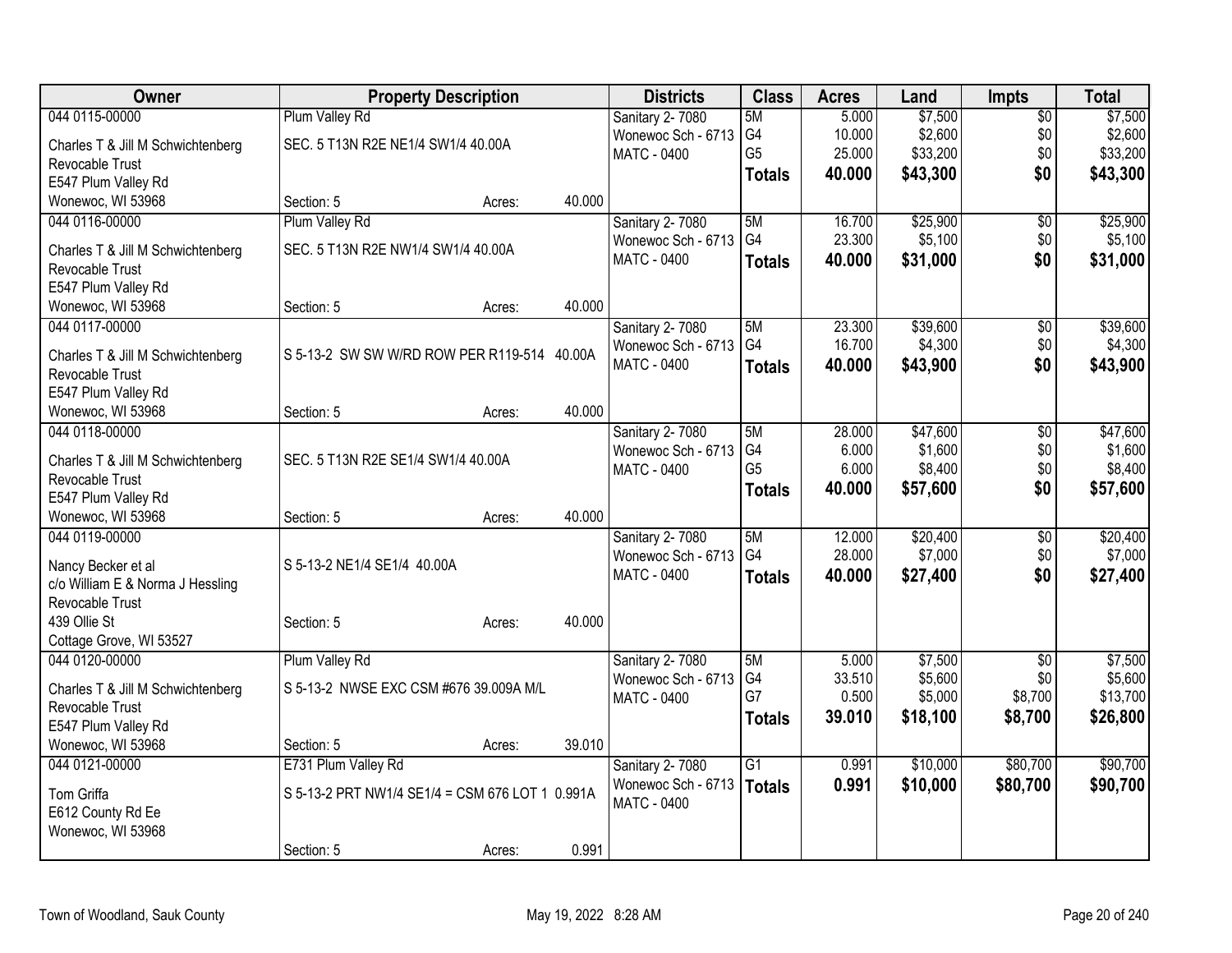| Owner | Property Description | | | Districts | Class | Acres | Land | Impts | Total |
|---|---|---|---|---|---|---|---|---|---|
| 044 0115-00000 | Plum Valley Rd | | | Sanitary 2- 7080 | 5M | 5.000 | $7,500 | $0 | $7,500 |
| Charles T & Jill M Schwichtenberg | SEC. 5 T13N R2E NE1/4 SW1/4 40.00A | | | Wonewoc Sch - 6713 | G4 | 10.000 | $2,600 | $0 | $2,600 |
| Revocable Trust | | | | MATC - 0400 | G5 | 25.000 | $33,200 | $0 | $33,200 |
| E547 Plum Valley Rd | | | | | **Totals** | **40.000** | **$43,300** | **$0** | **$43,300** |
| Wonewoc, WI 53968 | Section: 5 | Acres: | 40.000 | | | | | | |
| 044 0116-00000 | Plum Valley Rd | | | Sanitary 2- 7080 | 5M | 16.700 | $25,900 | $0 | $25,900 |
| Charles T & Jill M Schwichtenberg | SEC. 5 T13N R2E NW1/4 SW1/4 40.00A | | | Wonewoc Sch - 6713 | G4 | 23.300 | $5,100 | $0 | $5,100 |
| Revocable Trust | | | | MATC - 0400 | **Totals** | **40.000** | **$31,000** | **$0** | **$31,000** |
| E547 Plum Valley Rd | | | | | | | | | |
| Wonewoc, WI 53968 | Section: 5 | Acres: | 40.000 | | | | | | |
| 044 0117-00000 | | | | Sanitary 2- 7080 | 5M | 23.300 | $39,600 | $0 | $39,600 |
| Charles T & Jill M Schwichtenberg | S 5-13-2 SW SW W/RD ROW PER R119-514 40.00A | | | Wonewoc Sch - 6713 | G4 | 16.700 | $4,300 | $0 | $4,300 |
| Revocable Trust | | | | MATC - 0400 | **Totals** | **40.000** | **$43,900** | **$0** | **$43,900** |
| E547 Plum Valley Rd | | | | | | | | | |
| Wonewoc, WI 53968 | Section: 5 | Acres: | 40.000 | | | | | | |
| 044 0118-00000 | | | | Sanitary 2- 7080 | 5M | 28.000 | $47,600 | $0 | $47,600 |
| Charles T & Jill M Schwichtenberg | SEC. 5 T13N R2E SE1/4 SW1/4 40.00A | | | Wonewoc Sch - 6713 | G4 | 6.000 | $1,600 | $0 | $1,600 |
| Revocable Trust | | | | MATC - 0400 | G5 | 6.000 | $8,400 | $0 | $8,400 |
| E547 Plum Valley Rd | | | | | **Totals** | **40.000** | **$57,600** | **$0** | **$57,600** |
| Wonewoc, WI 53968 | Section: 5 | Acres: | 40.000 | | | | | | |
| 044 0119-00000 | | | | Sanitary 2- 7080 | 5M | 12.000 | $20,400 | $0 | $20,400 |
| Nancy Becker et al | S 5-13-2 NE1/4 SE1/4 40.00A | | | Wonewoc Sch - 6713 | G4 | 28.000 | $7,000 | $0 | $7,000 |
| c/o William E & Norma J Hessling | | | | MATC - 0400 | **Totals** | **40.000** | **$27,400** | **$0** | **$27,400** |
| Revocable Trust | | | | | | | | | |
| 439 Ollie St | Section: 5 | Acres: | 40.000 | | | | | | |
| Cottage Grove, WI 53527 | | | | | | | | | |
| 044 0120-00000 | Plum Valley Rd | | | Sanitary 2- 7080 | 5M | 5.000 | $7,500 | $0 | $7,500 |
| Charles T & Jill M Schwichtenberg | S 5-13-2 NWSE EXC CSM #676 39.009A M/L | | | Wonewoc Sch - 6713 | G4 | 33.510 | $5,600 | $0 | $5,600 |
| Revocable Trust | | | | MATC - 0400 | G7 | 0.500 | $5,000 | $8,700 | $13,700 |
| E547 Plum Valley Rd | | | | | **Totals** | **39.010** | **$18,100** | **$8,700** | **$26,800** |
| Wonewoc, WI 53968 | Section: 5 | Acres: | 39.010 | | | | | | |
| 044 0121-00000 | E731 Plum Valley Rd | | | Sanitary 2- 7080 | G1 | 0.991 | $10,000 | $80,700 | $90,700 |
| Tom Griffa | S 5-13-2 PRT NW1/4 SE1/4 = CSM 676 LOT 1 0.991A | | | Wonewoc Sch - 6713 | **Totals** | **0.991** | **$10,000** | **$80,700** | **$90,700** |
| E612 County Rd Ee | | | | MATC - 0400 | | | | | |
| Wonewoc, WI 53968 | | | | | | | | | |
| | Section: 5 | Acres: | 0.991 | | | | | | |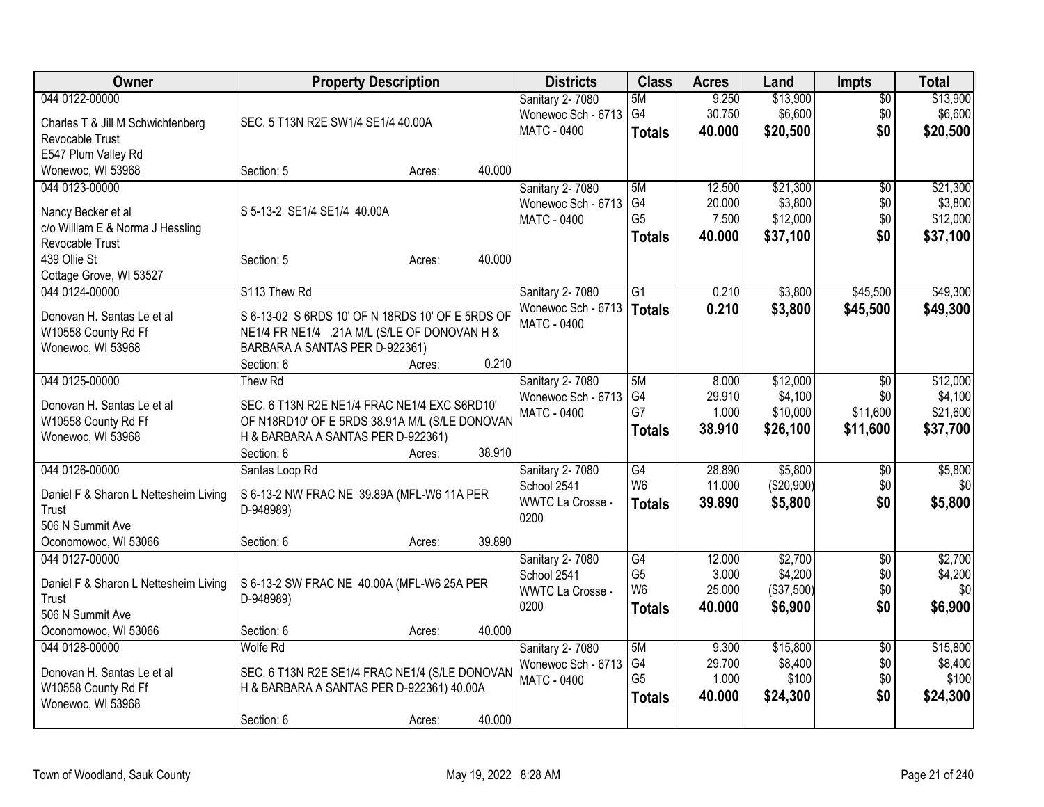| Owner | Property Description | Districts | Class | Acres | Land | Impts | Total |
|---|---|---|---|---|---|---|---|
| 044 0122-00000<br>Charles T & Jill M Schwichtenberg Revocable Trust<br>E547 Plum Valley Rd<br>Wonewoc, WI 53968 | SEC. 5 T13N R2E SW1/4 SE1/4 40.00A<br>Section: 5 Acres: 40.000 | Sanitary 2- 7080<br>Wonewoc Sch - 6713<br>MATC - 0400 | 5M<br>G4<br>**Totals** | 9.250<br>30.750<br>**40.000** | $13,900<br>$6,600<br>**$20,500** | $0<br>$0<br>**$0** | $13,900<br>$6,600<br>**$20,500** |
| 044 0123-00000<br>Nancy Becker et al<br>c/o William E & Norma J Hessling Revocable Trust<br>439 Ollie St<br>Cottage Grove, WI 53527 | S 5-13-2 SE1/4 SE1/4 40.00A<br>Section: 5 Acres: 40.000 | Sanitary 2- 7080<br>Wonewoc Sch - 6713<br>MATC - 0400 | 5M<br>G4<br>G5<br>**Totals** | 12.500<br>20.000<br>7.500<br>**40.000** | $21,300<br>$3,800<br>$12,000<br>**$37,100** | $0<br>$0<br>$0<br>**$0** | $21,300<br>$3,800<br>$12,000<br>**$37,100** |
| 044 0124-00000<br>Donovan H. Santas Le et al<br>W10558 County Rd Ff<br>Wonewoc, WI 53968 | S113 Thew Rd<br>S 6-13-02 S 6RDS 10' OF N 18RDS 10' OF E 5RDS OF NE1/4 FR NE1/4 .21A M/L (S/LE OF DONOVAN H & BARBARA A SANTAS PER D-922361)<br>Section: 6 Acres: 0.210 | Sanitary 2- 7080<br>Wonewoc Sch - 6713<br>MATC - 0400 | G1<br>**Totals** | 0.210<br>**0.210** | $3,800<br>**$3,800** | $45,500<br>**$45,500** | $49,300<br>**$49,300** |
| 044 0125-00000<br>Donovan H. Santas Le et al<br>W10558 County Rd Ff<br>Wonewoc, WI 53968 | Thew Rd<br>SEC. 6 T13N R2E NE1/4 FRAC NE1/4 EXC S6RD10' OF N18RD10' OF E 5RDS 38.91A M/L (S/LE DONOVAN H & BARBARA A SANTAS PER D-922361)<br>Section: 6 Acres: 38.910 | Sanitary 2- 7080<br>Wonewoc Sch - 6713<br>MATC - 0400 | 5M<br>G4<br>G7<br>**Totals** | 8.000<br>29.910<br>1.000<br>**38.910** | $12,000<br>$4,100<br>$10,000<br>**$26,100** | $0<br>$0<br>$11,600<br>**$11,600** | $12,000<br>$4,100<br>$21,600<br>**$37,700** |
| 044 0126-00000<br>Daniel F & Sharon L Nettesheim Living Trust<br>506 N Summit Ave<br>Oconomowoc, WI 53066 | Santas Loop Rd<br>S 6-13-2 NW FRAC NE 39.89A (MFL-W6 11A PER D-948989)<br>Section: 6 Acres: 39.890 | Sanitary 2- 7080<br>School 2541<br>WWTC La Crosse - 0200 | G4<br>W6<br>**Totals** | 28.890<br>11.000<br>**39.890** | $5,800<br>($20,900)<br>**$5,800** | $0<br>$0<br>**$0** | $5,800<br>$0<br>**$5,800** |
| 044 0127-00000<br>Daniel F & Sharon L Nettesheim Living Trust<br>506 N Summit Ave<br>Oconomowoc, WI 53066 | S 6-13-2 SW FRAC NE 40.00A (MFL-W6 25A PER D-948989)<br>Section: 6 Acres: 40.000 | Sanitary 2- 7080<br>School 2541<br>WWTC La Crosse - 0200 | G4<br>G5<br>W6<br>**Totals** | 12.000<br>3.000<br>25.000<br>**40.000** | $2,700<br>$4,200<br>($37,500)<br>**$6,900** | $0<br>$0<br>$0<br>**$0** | $2,700<br>$4,200<br>$0<br>**$6,900** |
| 044 0128-00000<br>Donovan H. Santas Le et al<br>W10558 County Rd Ff<br>Wonewoc, WI 53968 | Wolfe Rd<br>SEC. 6 T13N R2E SE1/4 FRAC NE1/4 (S/LE DONOVAN H & BARBARA A SANTAS PER D-922361) 40.00A<br>Section: 6 Acres: 40.000 | Sanitary 2- 7080<br>Wonewoc Sch - 6713<br>MATC - 0400 | 5M<br>G4<br>G5<br>**Totals** | 9.300<br>29.700<br>1.000<br>**40.000** | $15,800<br>$8,400<br>$100<br>**$24,300** | $0<br>$0<br>$0<br>**$0** | $15,800<br>$8,400<br>$100<br>**$24,300** |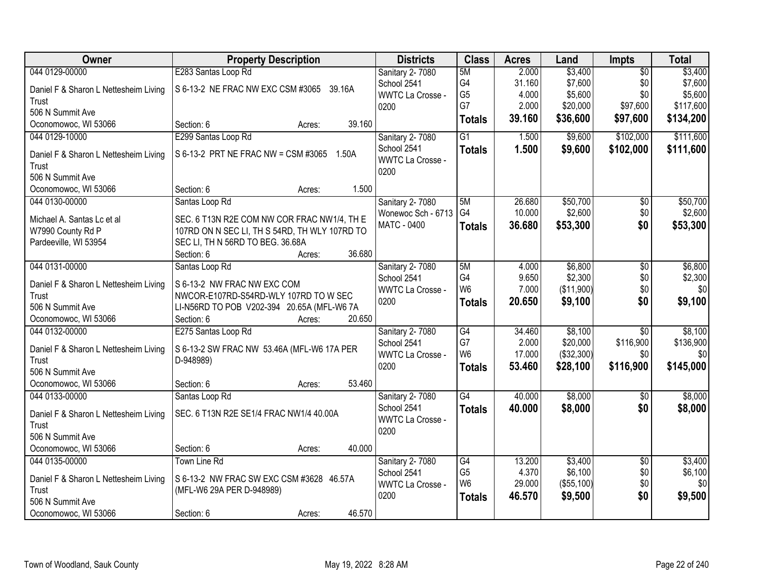| Owner | Property Description | Districts | Class | Acres | Land | Impts | Total |
|---|---|---|---|---|---|---|---|
| 044 0129-00000<br>Daniel F & Sharon L Nettesheim Living Trust<br>506 N Summit Ave<br>Oconomowoc, WI 53066 | E283 Santas Loop Rd<br>S 6-13-2 NE FRAC NW EXC CSM #3065 39.16A<br>Section: 6 Acres: 39.160 | Sanitary 2- 7080<br>School 2541<br>WWTC La Crosse - 0200 | 5M<br>G4<br>G5<br>G7<br>**Totals** | 2.000<br>31.160<br>4.000<br>2.000<br>**39.160** | $3,400<br>$7,600<br>$5,600<br>$20,000<br>**$36,600** | $0<br>$0<br>$0<br>$97,600<br>**$97,600** | $3,400<br>$7,600<br>$5,600<br>$117,600<br>**$134,200** |
| 044 0129-10000<br>Daniel F & Sharon L Nettesheim Living Trust<br>506 N Summit Ave<br>Oconomowoc, WI 53066 | E299 Santas Loop Rd<br>S 6-13-2 PRT NE FRAC NW = CSM #3065 1.50A<br>Section: 6 Acres: 1.500 | Sanitary 2- 7080<br>School 2541<br>WWTC La Crosse - 0200 | G1<br>**Totals** | 1.500<br>**1.500** | $9,600<br>**$9,600** | $102,000<br>**$102,000** | $111,600<br>**$111,600** |
| 044 0130-00000<br>Michael A. Santas Lc et al<br>W7990 County Rd P<br>Pardeeville, WI 53954 | Santas Loop Rd<br>SEC. 6 T13N R2E COM NW COR FRAC NW1/4, TH E 107RD ON N SEC LI, TH S 54RD, TH WLY 107RD TO SEC LI, TH N 56RD TO BEG. 36.68A<br>Section: 6 Acres: 36.680 | Sanitary 2- 7080<br>Wonewoc Sch - 6713<br>MATC - 0400 | 5M<br>G4<br>**Totals** | 26.680<br>10.000<br>**36.680** | $50,700<br>$2,600<br>**$53,300** | $0<br>$0<br>**$0** | $50,700<br>$2,600<br>**$53,300** |
| 044 0131-00000<br>Daniel F & Sharon L Nettesheim Living Trust<br>506 N Summit Ave<br>Oconomowoc, WI 53066 | Santas Loop Rd<br>S 6-13-2 NW FRAC NW EXC COM NWCOR-E107RD-S54RD-WLY 107RD TO W SEC LI-N56RD TO POB V202-394 20.65A (MFL-W6 7A<br>Section: 6 Acres: 20.650 | Sanitary 2- 7080<br>School 2541<br>WWTC La Crosse - 0200 | 5M<br>G4<br>W6<br>**Totals** | 4.000<br>9.650<br>7.000<br>**20.650** | $6,800<br>$2,300<br>($11,900)<br>**$9,100** | $0<br>$0<br>$0<br>**$0** | $6,800<br>$2,300<br>$0<br>**$9,100** |
| 044 0132-00000<br>Daniel F & Sharon L Nettesheim Living Trust<br>506 N Summit Ave<br>Oconomowoc, WI 53066 | E275 Santas Loop Rd<br>S 6-13-2 SW FRAC NW 53.46A (MFL-W6 17A PER D-948989)<br>Section: 6 Acres: 53.460 | Sanitary 2- 7080<br>School 2541<br>WWTC La Crosse - 0200 | G4<br>G7<br>W6<br>**Totals** | 34.460<br>2.000<br>17.000<br>**53.460** | $8,100<br>$20,000<br>($32,300)<br>**$28,100** | $0<br>$116,900<br>$0<br>**$116,900** | $8,100<br>$136,900<br>$0<br>**$145,000** |
| 044 0133-00000<br>Daniel F & Sharon L Nettesheim Living Trust<br>506 N Summit Ave<br>Oconomowoc, WI 53066 | Santas Loop Rd<br>SEC. 6 T13N R2E SE1/4 FRAC NW1/4 40.00A<br>Section: 6 Acres: 40.000 | Sanitary 2- 7080<br>School 2541<br>WWTC La Crosse - 0200 | G4<br>**Totals** | 40.000<br>**40.000** | $8,000<br>**$8,000** | $0<br>**$0** | $8,000<br>**$8,000** |
| 044 0135-00000<br>Daniel F & Sharon L Nettesheim Living Trust<br>506 N Summit Ave<br>Oconomowoc, WI 53066 | Town Line Rd<br>S 6-13-2 NW FRAC SW EXC CSM #3628 46.57A (MFL-W6 29A PER D-948989)<br>Section: 6 Acres: 46.570 | Sanitary 2- 7080<br>School 2541<br>WWTC La Crosse - 0200 | G4<br>G5<br>W6<br>**Totals** | 13.200<br>4.370<br>29.000<br>**46.570** | $3,400<br>$6,100<br>($55,100)<br>**$9,500** | $0<br>$0<br>$0<br>**$0** | $3,400<br>$6,100<br>$0<br>**$9,500** |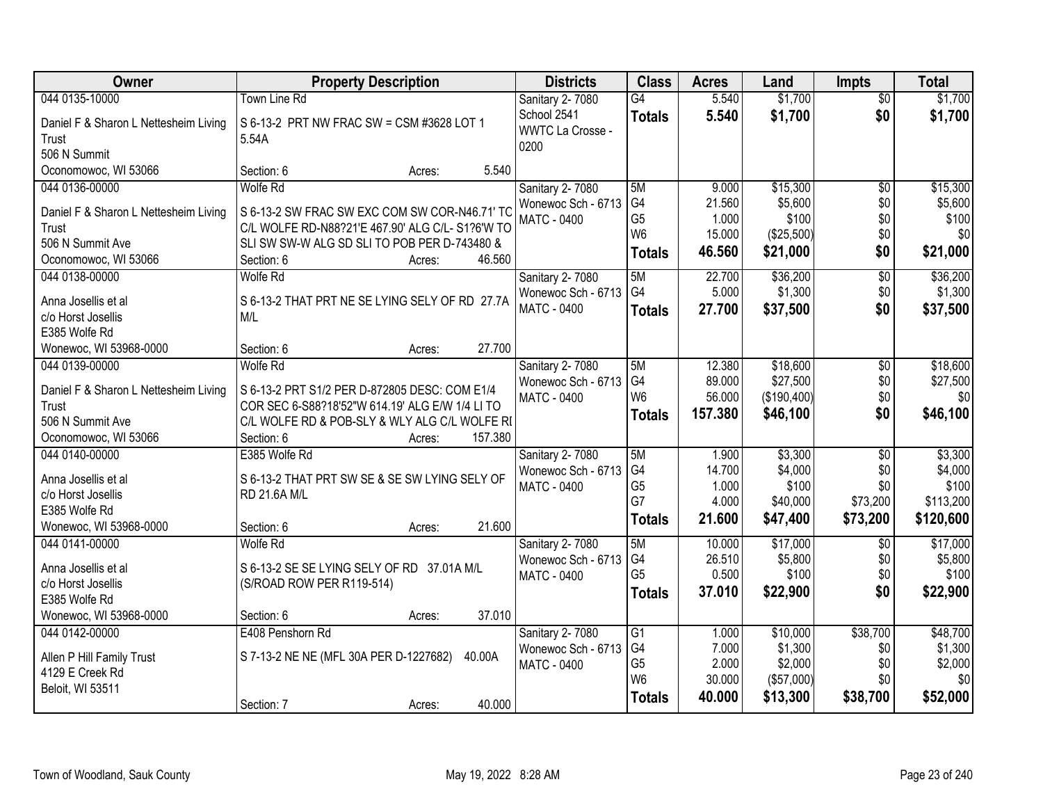| Owner | Property Description | Districts | Class | Acres | Land | Impts | Total |
|---|---|---|---|---|---|---|---|
| 044 0135-10000<br>Daniel F & Sharon L Nettesheim Living Trust<br>506 N Summit<br>Oconomowoc, WI 53066 | Town Line Rd<br>S 6-13-2 PRT NW FRAC SW = CSM #3628 LOT 1 5.54A<br>Section: 6 Acres: 5.540 | Sanitary 2- 7080<br>School 2541<br>WWTC La Crosse - 0200 | G4<br>**Totals** | 5.540<br>**5.540** | $1,700<br>**$1,700** | $0<br>**$0** | $1,700<br>**$1,700** |
| 044 0136-00000<br>Daniel F & Sharon L Nettesheim Living Trust<br>506 N Summit Ave<br>Oconomowoc, WI 53066 | Wolfe Rd<br>S 6-13-2 SW FRAC SW EXC COM SW COR-N46.71' TC C/L WOLFE RD-N88?21'E 467.90' ALG C/L- S1?6'W TO SLI SW SW-W ALG SD SLI TO POB PER D-743480 &<br>Section: 6 Acres: 46.560 | Sanitary 2- 7080<br>Wonewoc Sch - 6713<br>MATC - 0400 | 5M<br>G4<br>G5<br>W6<br>**Totals** | 9.000<br>21.560<br>1.000<br>15.000<br>**46.560** | $15,300<br>$5,600<br>$100<br>($25,500)<br>**$21,000** | $0<br>$0<br>$0<br>$0<br>**$0** | $15,300<br>$5,600<br>$100<br>$0<br>**$21,000** |
| 044 0138-00000<br>Anna Josellis et al<br>c/o Horst Josellis<br>E385 Wolfe Rd<br>Wonewoc, WI 53968-0000 | Wolfe Rd<br>S 6-13-2 THAT PRT NE SE LYING SELY OF RD 27.7A M/L<br>Section: 6 Acres: 27.700 | Sanitary 2- 7080<br>Wonewoc Sch - 6713<br>MATC - 0400 | 5M<br>G4<br>**Totals** | 22.700<br>5.000<br>**27.700** | $36,200<br>$1,300<br>**$37,500** | $0<br>$0<br>**$0** | $36,200<br>$1,300<br>**$37,500** |
| 044 0139-00000<br>Daniel F & Sharon L Nettesheim Living Trust<br>506 N Summit Ave<br>Oconomowoc, WI 53066 | Wolfe Rd<br>S 6-13-2 PRT S1/2 PER D-872805 DESC: COM E1/4 COR SEC 6-S88?18'52"W 614.19' ALG E/W 1/4 LI TO C/L WOLFE RD & POB-SLY & WLY ALG C/L WOLFE RI<br>Section: 6 Acres: 157.380 | Sanitary 2- 7080<br>Wonewoc Sch - 6713<br>MATC - 0400 | 5M<br>G4<br>W6<br>**Totals** | 12.380<br>89.000<br>56.000<br>**157.380** | $18,600<br>$27,500<br>($190,400)<br>**$46,100** | $0<br>$0<br>$0<br>**$0** | $18,600<br>$27,500<br>$0<br>**$46,100** |
| 044 0140-00000<br>Anna Josellis et al<br>c/o Horst Josellis<br>E385 Wolfe Rd<br>Wonewoc, WI 53968-0000 | E385 Wolfe Rd<br>S 6-13-2 THAT PRT SW SE & SE SW LYING SELY OF RD 21.6A M/L<br>Section: 6 Acres: 21.600 | Sanitary 2- 7080<br>Wonewoc Sch - 6713<br>MATC - 0400 | 5M<br>G4<br>G5<br>G7<br>**Totals** | 1.900<br>14.700<br>1.000<br>4.000<br>**21.600** | $3,300<br>$4,000<br>$100<br>$40,000<br>**$47,400** | $0<br>$0<br>$0<br>$73,200<br>**$73,200** | $3,300<br>$4,000<br>$100<br>$113,200<br>**$120,600** |
| 044 0141-00000<br>Anna Josellis et al<br>c/o Horst Josellis<br>E385 Wolfe Rd<br>Wonewoc, WI 53968-0000 | Wolfe Rd<br>S 6-13-2 SE SE LYING SELY OF RD 37.01A M/L (S/ROAD ROW PER R119-514)<br>Section: 6 Acres: 37.010 | Sanitary 2- 7080<br>Wonewoc Sch - 6713<br>MATC - 0400 | 5M<br>G4<br>G5<br>**Totals** | 10.000<br>26.510<br>0.500<br>**37.010** | $17,000<br>$5,800<br>$100<br>**$22,900** | $0<br>$0<br>$0<br>**$0** | $17,000<br>$5,800<br>$100<br>**$22,900** |
| 044 0142-00000<br>Allen P Hill Family Trust<br>4129 E Creek Rd<br>Beloit, WI 53511 | E408 Penshorn Rd<br>S 7-13-2 NE NE (MFL 30A PER D-1227682) 40.00A<br>Section: 7 Acres: 40.000 | Sanitary 2- 7080<br>Wonewoc Sch - 6713<br>MATC - 0400 | G1<br>G4<br>G5<br>W6<br>**Totals** | 1.000<br>7.000<br>2.000<br>30.000<br>**40.000** | $10,000<br>$1,300<br>$2,000<br>($57,000)<br>**$13,300** | $38,700<br>$0<br>$0<br>$0<br>**$38,700** | $48,700<br>$1,300<br>$2,000<br>$0<br>**$52,000** |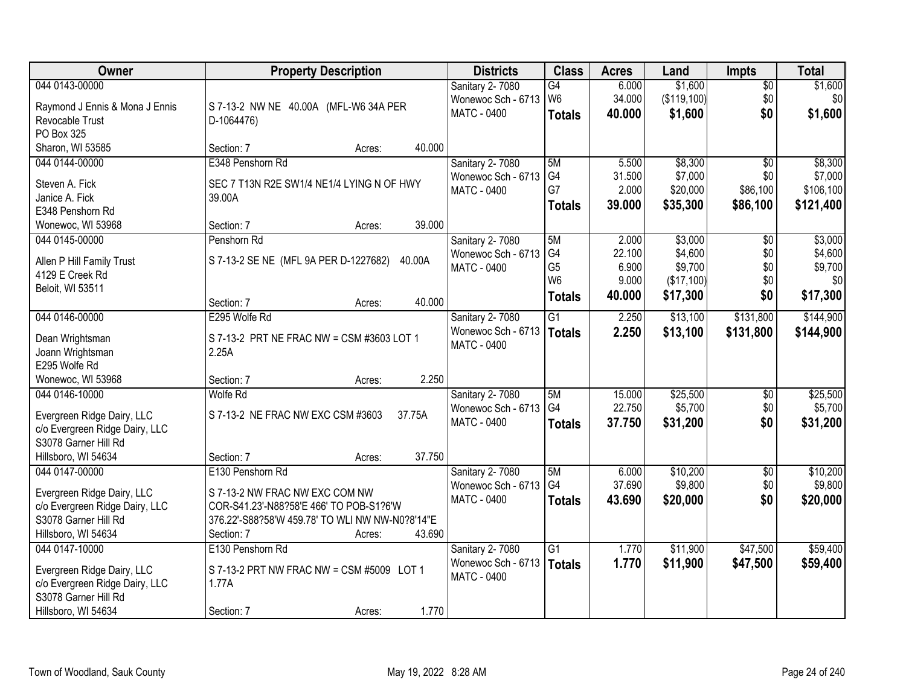| Owner | Property Description | Districts | Class | Acres | Land | Impts | Total |
|---|---|---|---|---|---|---|---|
| 044 0143-00000<br>Raymond J Ennis & Mona J Ennis Revocable Trust<br>PO Box 325<br>Sharon, WI 53585 | S 7-13-2 NW NE 40.00A (MFL-W6 34A PER D-1064476)<br>Section: 7 Acres: 40.000 | Sanitary 2- 7080<br>Wonewoc Sch - 6713<br>MATC - 0400 | G4<br>W6<br>**Totals** | 6.000<br>34.000<br>**40.000** | $1,600<br>($119,100)<br>**$1,600** | $0<br>$0<br>**$0** | $1,600<br>$0<br>**$1,600** |
| 044 0144-00000<br>Steven A. Fick<br>Janice A. Fick<br>E348 Penshorn Rd<br>Wonewoc, WI 53968 | E348 Penshorn Rd<br>SEC 7 T13N R2E SW1/4 NE1/4 LYING N OF HWY 39.00A<br>Section: 7 Acres: 39.000 | Sanitary 2- 7080<br>Wonewoc Sch - 6713<br>MATC - 0400 | 5M<br>G4<br>G7<br>**Totals** | 5.500<br>31.500<br>2.000<br>**39.000** | $8,300<br>$7,000<br>$20,000<br>**$35,300** | $0<br>$0<br>$86,100<br>**$86,100** | $8,300<br>$7,000<br>$106,100<br>**$121,400** |
| 044 0145-00000<br>Allen P Hill Family Trust<br>4129 E Creek Rd<br>Beloit, WI 53511 | Penshorn Rd<br>S 7-13-2 SE NE (MFL 9A PER D-1227682) 40.00A<br>Section: 7 Acres: 40.000 | Sanitary 2- 7080<br>Wonewoc Sch - 6713<br>MATC - 0400 | 5M<br>G4<br>G5<br>W6<br>**Totals** | 2.000<br>22.100<br>6.900<br>9.000<br>**40.000** | $3,000<br>$4,600<br>$9,700<br>($17,100)<br>**$17,300** | $0<br>$0<br>$0<br>$0<br>**$0** | $3,000<br>$4,600<br>$9,700<br>$0<br>**$17,300** |
| 044 0146-00000<br>Dean Wrightsman<br>Joann Wrightsman<br>E295 Wolfe Rd<br>Wonewoc, WI 53968 | E295 Wolfe Rd<br>S 7-13-2 PRT NE FRAC NW = CSM #3603 LOT 1 2.25A<br>Section: 7 Acres: 2.250 | Sanitary 2- 7080<br>Wonewoc Sch - 6713<br>MATC - 0400 | G1<br>**Totals** | 2.250<br>**2.250** | $13,100<br>**$13,100** | $131,800<br>**$131,800** | $144,900<br>**$144,900** |
| 044 0146-10000<br>Evergreen Ridge Dairy, LLC<br>c/o Evergreen Ridge Dairy, LLC<br>S3078 Garner Hill Rd<br>Hillsboro, WI 54634 | Wolfe Rd<br>S 7-13-2 NE FRAC NW EXC CSM #3603 37.75A<br>Section: 7 Acres: 37.750 | Sanitary 2- 7080<br>Wonewoc Sch - 6713<br>MATC - 0400 | 5M<br>G4<br>**Totals** | 15.000<br>22.750<br>**37.750** | $25,500<br>$5,700<br>**$31,200** | $0<br>$0<br>**$0** | $25,500<br>$5,700<br>**$31,200** |
| 044 0147-00000<br>Evergreen Ridge Dairy, LLC<br>c/o Evergreen Ridge Dairy, LLC<br>S3078 Garner Hill Rd<br>Hillsboro, WI 54634 | E130 Penshorn Rd<br>S 7-13-2 NW FRAC NW EXC COM NW COR-S41.23'-N88?58'E 466' TO POB-S1?6'W 376.22'-S88?58'W 459.78' TO WLI NW NW-N0?8'14"E<br>Section: 7 Acres: 43.690 | Sanitary 2- 7080<br>Wonewoc Sch - 6713<br>MATC - 0400 | 5M<br>G4<br>**Totals** | 6.000<br>37.690<br>**43.690** | $10,200<br>$9,800<br>**$20,000** | $0<br>$0<br>**$0** | $10,200<br>$9,800<br>**$20,000** |
| 044 0147-10000<br>Evergreen Ridge Dairy, LLC<br>c/o Evergreen Ridge Dairy, LLC<br>S3078 Garner Hill Rd<br>Hillsboro, WI 54634 | E130 Penshorn Rd<br>S 7-13-2 PRT NW FRAC NW = CSM #5009 LOT 1 1.77A<br>Section: 7 Acres: 1.770 | Sanitary 2- 7080<br>Wonewoc Sch - 6713<br>MATC - 0400 | G1<br>**Totals** | 1.770<br>**1.770** | $11,900<br>**$11,900** | $47,500<br>**$47,500** | $59,400<br>**$59,400** |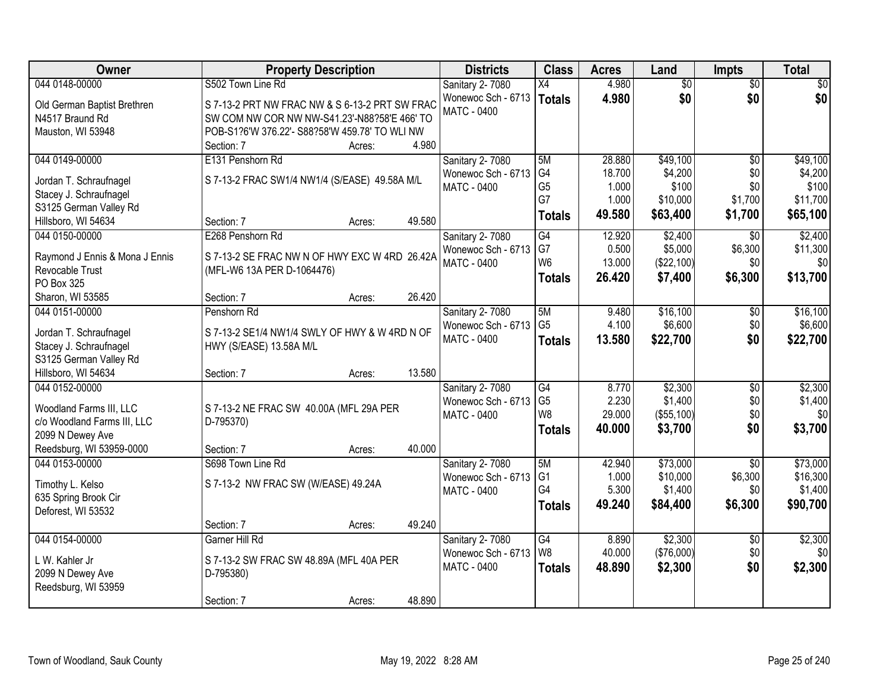| Owner | Property Description | Districts | Class | Acres | Land | Impts | Total |
|---|---|---|---|---|---|---|---|
| 044 0148-00000<br><br>Old German Baptist Brethren<br>N4517 Braund Rd<br>Mauston, WI 53948 | S502 Town Line Rd<br><br>S 7-13-2 PRT NW FRAC NW & S 6-13-2 PRT SW FRAC SW COM NW COR NW NW-S41.23'-N88?58'E 466' TO POB-S1?6'W 376.22'- S88?58'W 459.78' TO WLI NW<br>Section: 7 Acres: 4.980 | Sanitary 2- 7080<br>Wonewoc Sch - 6713<br>MATC - 0400 | X4<br>**Totals** | 4.980<br>**4.980** | $0<br>**$0** | $0<br>**$0** | $0<br>**$0** |
| 044 0149-00000<br><br>Jordan T. Schraufnagel<br>Stacey J. Schraufnagel<br>S3125 German Valley Rd<br>Hillsboro, WI 54634 | E131 Penshorn Rd<br><br>S 7-13-2 FRAC SW1/4 NW1/4 (S/EASE) 49.58A M/L<br><br>Section: 7 Acres: 49.580 | Sanitary 2- 7080<br>Wonewoc Sch - 6713<br>MATC - 0400 | 5M<br>G4<br>G5<br>G7<br>**Totals** | 28.880<br>18.700<br>1.000<br>1.000<br>**49.580** | $49,100<br>$4,200<br>$100<br>$10,000<br>**$63,400** | $0<br>$0<br>$0<br>$1,700<br>**$1,700** | $49,100<br>$4,200<br>$100<br>$11,700<br>**$65,100** |
| 044 0150-00000<br><br>Raymond J Ennis & Mona J Ennis<br>Revocable Trust<br>PO Box 325<br>Sharon, WI 53585 | E268 Penshorn Rd<br><br>S 7-13-2 SE FRAC NW N OF HWY EXC W 4RD 26.42A (MFL-W6 13A PER D-1064476)<br><br>Section: 7 Acres: 26.420 | Sanitary 2- 7080<br>Wonewoc Sch - 6713<br>MATC - 0400 | G4<br>G7<br>W6<br>**Totals** | 12.920<br>0.500<br>13.000<br>**26.420** | $2,400<br>$5,000<br>($22,100)<br>**$7,400** | $0<br>$6,300<br>$0<br>**$6,300** | $2,400<br>$11,300<br>$0<br>**$13,700** |
| 044 0151-00000<br><br>Jordan T. Schraufnagel<br>Stacey J. Schraufnagel<br>S3125 German Valley Rd<br>Hillsboro, WI 54634 | Penshorn Rd<br><br>S 7-13-2 SE1/4 NW1/4 SWLY OF HWY & W 4RD N OF HWY (S/EASE) 13.58A M/L<br><br>Section: 7 Acres: 13.580 | Sanitary 2- 7080<br>Wonewoc Sch - 6713<br>MATC - 0400 | 5M<br>G5<br>**Totals** | 9.480<br>4.100<br>**13.580** | $16,100<br>$6,600<br>**$22,700** | $0<br>$0<br>**$0** | $16,100<br>$6,600<br>**$22,700** |
| 044 0152-00000<br><br>Woodland Farms III, LLC<br>c/o Woodland Farms III, LLC<br>2099 N Dewey Ave<br>Reedsburg, WI 53959-0000 | <br><br>S 7-13-2 NE FRAC SW 40.00A (MFL 29A PER D-795370)<br><br>Section: 7 Acres: 40.000 | Sanitary 2- 7080<br>Wonewoc Sch - 6713<br>MATC - 0400 | G4<br>G5<br>W8<br>**Totals** | 8.770<br>2.230<br>29.000<br>**40.000** | $2,300<br>$1,400<br>($55,100)<br>**$3,700** | $0<br>$0<br>$0<br>**$0** | $2,300<br>$1,400<br>$0<br>**$3,700** |
| 044 0153-00000<br><br>Timothy L. Kelso<br>635 Spring Brook Cir<br>Deforest, WI 53532 | S698 Town Line Rd<br><br>S 7-13-2 NW FRAC SW (W/EASE) 49.24A<br><br>Section: 7 Acres: 49.240 | Sanitary 2- 7080<br>Wonewoc Sch - 6713<br>MATC - 0400 | 5M<br>G1<br>G4<br>**Totals** | 42.940<br>1.000<br>5.300<br>**49.240** | $73,000<br>$10,000<br>$1,400<br>**$84,400** | $0<br>$6,300<br>$0<br>**$6,300** | $73,000<br>$16,300<br>$1,400<br>**$90,700** |
| 044 0154-00000<br><br>L W. Kahler Jr<br>2099 N Dewey Ave<br>Reedsburg, WI 53959 | Garner Hill Rd<br><br>S 7-13-2 SW FRAC SW 48.89A (MFL 40A PER D-795380)<br><br>Section: 7 Acres: 48.890 | Sanitary 2- 7080<br>Wonewoc Sch - 6713<br>MATC - 0400 | G4<br>W8<br>**Totals** | 8.890<br>40.000<br>**48.890** | $2,300<br>($76,000)<br>**$2,300** | $0<br>$0<br>**$0** | $2,300<br>$0<br>**$2,300** |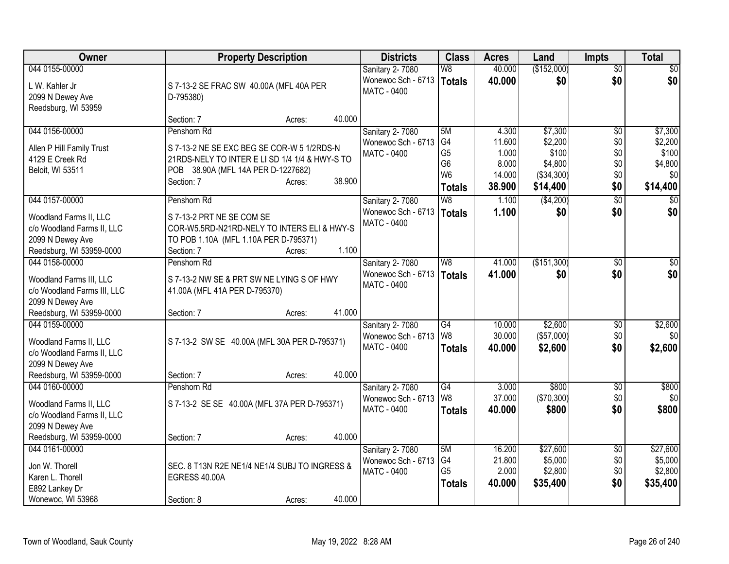| Owner | Property Description | Districts | Class | Acres | Land | Impts | Total |
|---|---|---|---|---|---|---|---|
| 044 0155-00000<br>L W. Kahler Jr<br>2099 N Dewey Ave<br>Reedsburg, WI 53959 | S 7-13-2 SE FRAC SW 40.00A (MFL 40A PER D-795380)<br>Section: 7 Acres: 40.000 | Sanitary 2- 7080<br>Wonewoc Sch - 6713<br>MATC - 0400 | W8<br>**Totals** | 40.000<br>**40.000** | ($152,000)<br>**$0** | $0<br>**$0** | $0<br>**$0** |
| 044 0156-00000<br>Allen P Hill Family Trust<br>4129 E Creek Rd<br>Beloit, WI 53511 | Penshorn Rd<br>S 7-13-2 NE SE EXC BEG SE COR-W 5 1/2RDS-N 21RDS-NELY TO INTER E LI SD 1/4 1/4 & HWY-S TO POB 38.90A (MFL 14A PER D-1227682)<br>Section: 7 Acres: 38.900 | Sanitary 2- 7080<br>Wonewoc Sch - 6713<br>MATC - 0400 | 5M<br>G4<br>G5<br>G6<br>W6<br>**Totals** | 4.300<br>11.600<br>1.000<br>8.000<br>14.000<br>**38.900** | $7,300<br>$2,200<br>$100<br>$4,800<br>($34,300)<br>**$14,400** | $0<br>$0<br>$0<br>$0<br>$0<br>**$0** | $7,300<br>$2,200<br>$100<br>$4,800<br>$0<br>**$14,400** |
| 044 0157-00000<br>Woodland Farms II, LLC<br>c/o Woodland Farms II, LLC<br>2099 N Dewey Ave<br>Reedsburg, WI 53959-0000 | Penshorn Rd<br>S 7-13-2 PRT NE SE COM SE COR-W5.5RD-N21RD-NELY TO INTERS ELI & HWY-S TO POB 1.10A (MFL 1.10A PER D-795371)<br>Section: 7 Acres: 1.100 | Sanitary 2- 7080<br>Wonewoc Sch - 6713<br>MATC - 0400 | W8<br>**Totals** | 1.100<br>**1.100** | ($4,200)<br>**$0** | $0<br>**$0** | $0<br>**$0** |
| 044 0158-00000<br>Woodland Farms III, LLC<br>c/o Woodland Farms III, LLC<br>2099 N Dewey Ave<br>Reedsburg, WI 53959-0000 | Penshorn Rd<br>S 7-13-2 NW SE & PRT SW NE LYING S OF HWY 41.00A (MFL 41A PER D-795370)<br>Section: 7 Acres: 41.000 | Sanitary 2- 7080<br>Wonewoc Sch - 6713<br>MATC - 0400 | W8<br>**Totals** | 41.000<br>**41.000** | ($151,300)<br>**$0** | $0<br>**$0** | $0<br>**$0** |
| 044 0159-00000<br>Woodland Farms II, LLC<br>c/o Woodland Farms II, LLC<br>2099 N Dewey Ave<br>Reedsburg, WI 53959-0000 | S 7-13-2 SW SE 40.00A (MFL 30A PER D-795371)<br>Section: 7 Acres: 40.000 | Sanitary 2- 7080<br>Wonewoc Sch - 6713<br>MATC - 0400 | G4<br>W8<br>**Totals** | 10.000<br>30.000<br>**40.000** | $2,600<br>($57,000)<br>**$2,600** | $0<br>$0<br>**$0** | $2,600<br>$0<br>**$2,600** |
| 044 0160-00000<br>Woodland Farms II, LLC<br>c/o Woodland Farms II, LLC<br>2099 N Dewey Ave<br>Reedsburg, WI 53959-0000 | Penshorn Rd<br>S 7-13-2 SE SE 40.00A (MFL 37A PER D-795371)<br>Section: 7 Acres: 40.000 | Sanitary 2- 7080<br>Wonewoc Sch - 6713<br>MATC - 0400 | G4<br>W8<br>**Totals** | 3.000<br>37.000<br>**40.000** | $800<br>($70,300)<br>**$800** | $0<br>$0<br>**$0** | $800<br>$0<br>**$800** |
| 044 0161-00000<br>Jon W. Thorell<br>Karen L. Thorell<br>E892 Lankey Dr<br>Wonewoc, WI 53968 | SEC. 8 T13N R2E NE1/4 NE1/4 SUBJ TO INGRESS & EGRESS 40.00A<br>Section: 8 Acres: 40.000 | Sanitary 2- 7080<br>Wonewoc Sch - 6713<br>MATC - 0400 | 5M<br>G4<br>G5<br>**Totals** | 16.200<br>21.800<br>2.000<br>**40.000** | $27,600<br>$5,000<br>$2,800<br>**$35,400** | $0<br>$0<br>$0<br>**$0** | $27,600<br>$5,000<br>$2,800<br>**$35,400** |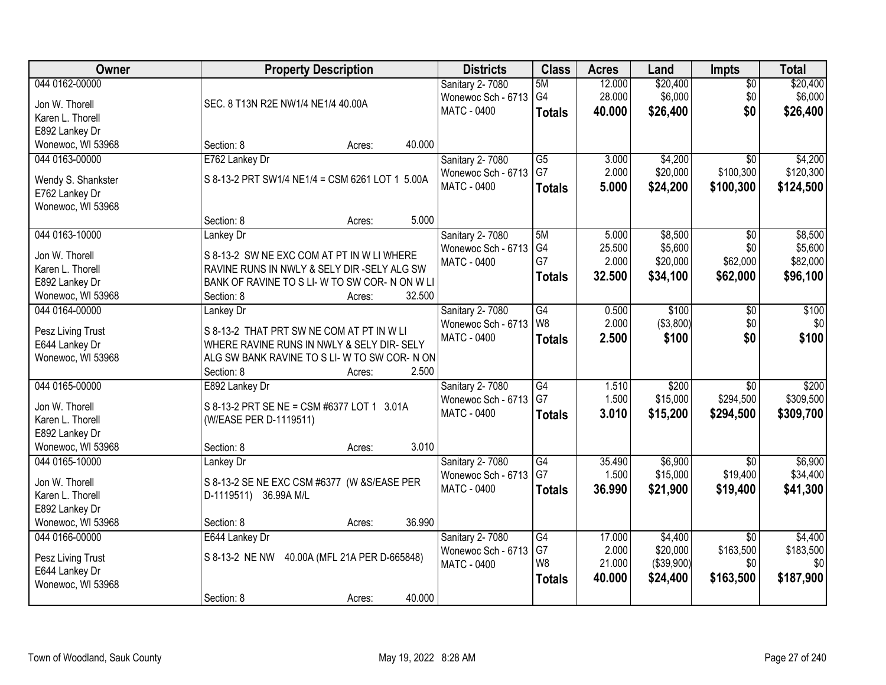| Owner | Property Description | Districts | Class | Acres | Land | Impts | Total |
|---|---|---|---|---|---|---|---|
| 044 0162-00000<br>Jon W. Thorell<br>Karen L. Thorell<br>E892 Lankey Dr<br>Wonewoc, WI 53968 | SEC. 8 T13N R2E NW1/4 NE1/4 40.00A<br>Section: 8 Acres: 40.000 | Sanitary 2- 7080<br>Wonewoc Sch - 6713<br>MATC - 0400 | 5M<br>G4<br>**Totals** | 12.000<br>28.000<br>**40.000** | $20,400<br>$6,000<br>**$26,400** | $0<br>$0<br>**$0** | $20,400<br>$6,000<br>**$26,400** |
| 044 0163-00000<br>Wendy S. Shankster<br>E762 Lankey Dr<br>Wonewoc, WI 53968 | E762 Lankey Dr<br>S 8-13-2 PRT SW1/4 NE1/4 = CSM 6261 LOT 1 5.00A<br>Section: 8 Acres: 5.000 | Sanitary 2- 7080<br>Wonewoc Sch - 6713<br>MATC - 0400 | G5<br>G7<br>**Totals** | 3.000<br>2.000<br>**5.000** | $4,200<br>$20,000<br>**$24,200** | $0<br>$100,300<br>**$100,300** | $4,200<br>$120,300<br>**$124,500** |
| 044 0163-10000<br>Jon W. Thorell<br>Karen L. Thorell<br>E892 Lankey Dr<br>Wonewoc, WI 53968 | Lankey Dr<br>S 8-13-2 SW NE EXC COM AT PT IN W LI WHERE RAVINE RUNS IN NWLY & SELY DIR -SELY ALG SW BANK OF RAVINE TO S LI- W TO SW COR- N ON W LI<br>Section: 8 Acres: 32.500 | Sanitary 2- 7080<br>Wonewoc Sch - 6713<br>MATC - 0400 | 5M<br>G4<br>G7<br>**Totals** | 5.000<br>25.500<br>2.000<br>**32.500** | $8,500<br>$5,600<br>$20,000<br>**$34,100** | $0<br>$0<br>$62,000<br>**$62,000** | $8,500<br>$5,600<br>$82,000<br>**$96,100** |
| 044 0164-00000<br>Pesz Living Trust<br>E644 Lankey Dr<br>Wonewoc, WI 53968 | Lankey Dr<br>S 8-13-2 THAT PRT SW NE COM AT PT IN W LI WHERE RAVINE RUNS IN NWLY & SELY DIR- SELY ALG SW BANK RAVINE TO S LI- W TO SW COR- N ON<br>Section: 8 Acres: 2.500 | Sanitary 2- 7080<br>Wonewoc Sch - 6713<br>MATC - 0400 | G4<br>W8<br>**Totals** | 0.500<br>2.000<br>**2.500** | $100<br>($3,800)<br>**$100** | $0<br>$0<br>**$0** | $100<br>$0<br>**$100** |
| 044 0165-00000<br>Jon W. Thorell<br>Karen L. Thorell<br>E892 Lankey Dr<br>Wonewoc, WI 53968 | E892 Lankey Dr<br>S 8-13-2 PRT SE NE = CSM #6377 LOT 1 3.01A (W/EASE PER D-1119511)<br>Section: 8 Acres: 3.010 | Sanitary 2- 7080<br>Wonewoc Sch - 6713<br>MATC - 0400 | G4<br>G7<br>**Totals** | 1.510<br>1.500<br>**3.010** | $200<br>$15,000<br>**$15,200** | $0<br>$294,500<br>**$294,500** | $200<br>$309,500<br>**$309,700** |
| 044 0165-10000<br>Jon W. Thorell<br>Karen L. Thorell<br>E892 Lankey Dr<br>Wonewoc, WI 53968 | Lankey Dr<br>S 8-13-2 SE NE EXC CSM #6377 (W &S/EASE PER D-1119511) 36.99A M/L<br>Section: 8 Acres: 36.990 | Sanitary 2- 7080<br>Wonewoc Sch - 6713<br>MATC - 0400 | G4<br>G7<br>**Totals** | 35.490<br>1.500<br>**36.990** | $6,900<br>$15,000<br>**$21,900** | $0<br>$19,400<br>**$19,400** | $6,900<br>$34,400<br>**$41,300** |
| 044 0166-00000<br>Pesz Living Trust<br>E644 Lankey Dr<br>Wonewoc, WI 53968 | E644 Lankey Dr<br>S 8-13-2 NE NW 40.00A (MFL 21A PER D-665848)<br>Section: 8 Acres: 40.000 | Sanitary 2- 7080<br>Wonewoc Sch - 6713<br>MATC - 0400 | G4<br>G7<br>W8<br>**Totals** | 17.000<br>2.000<br>21.000<br>**40.000** | $4,400<br>$20,000<br>($39,900)<br>**$24,400** | $0<br>$163,500<br>$0<br>**$163,500** | $4,400<br>$183,500<br>$0<br>**$187,900** |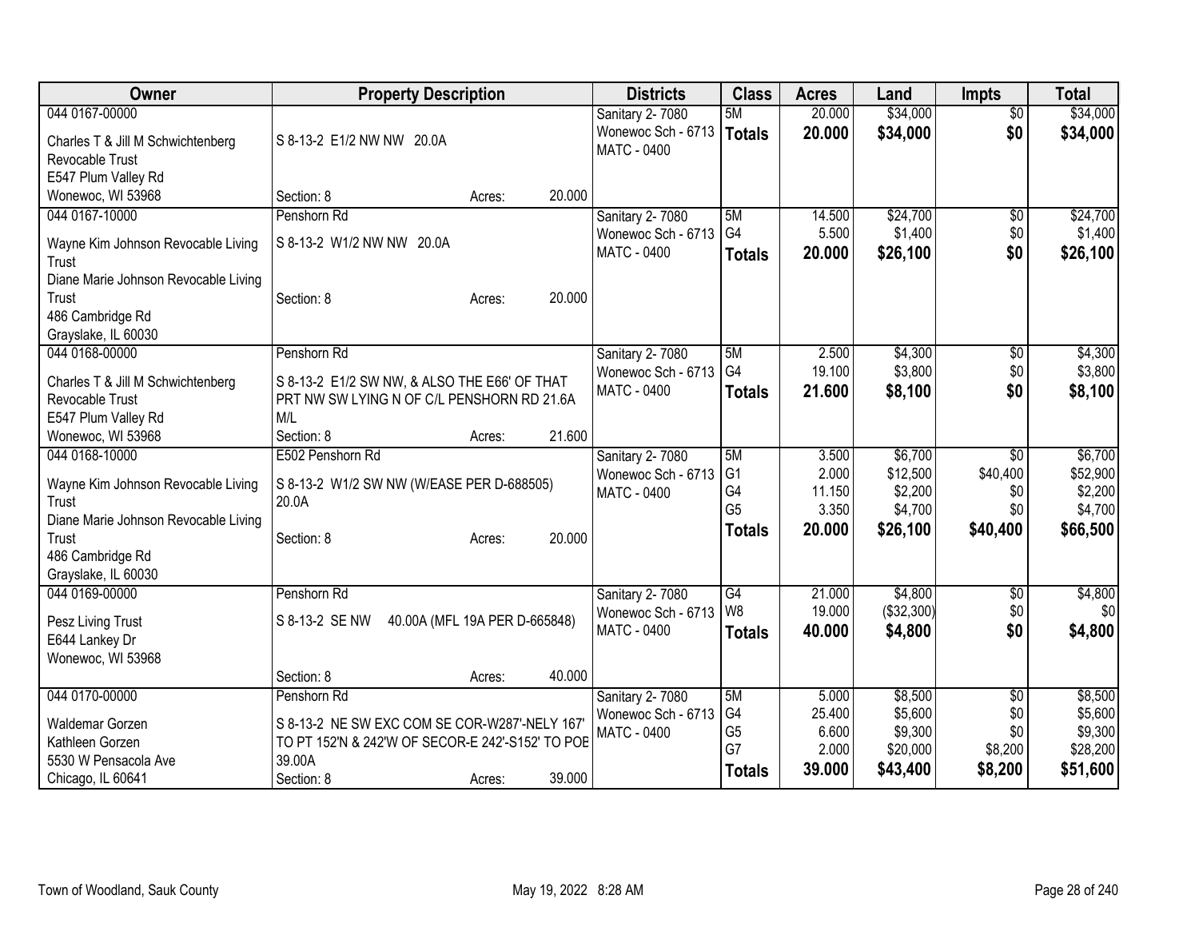| Owner | Property Description | Districts | Class | Acres | Land | Impts | Total |
|---|---|---|---|---|---|---|---|
| 044 0167-00000<br>Charles T & Jill M Schwichtenberg Revocable Trust<br>E547 Plum Valley Rd<br>Wonewoc, WI 53968 | S 8-13-2 E1/2 NW NW 20.0A<br>Section: 8 Acres: 20.000 | Sanitary 2- 7080<br>Wonewoc Sch - 6713<br>MATC - 0400 | 5M<br>**Totals** | 20.000<br>**20.000** | $34,000<br>**$34,000** | $0<br>**$0** | $34,000<br>**$34,000** |
| 044 0167-10000<br>Wayne Kim Johnson Revocable Living Trust<br>Diane Marie Johnson Revocable Living Trust<br>486 Cambridge Rd<br>Grayslake, IL 60030 | Penshorn Rd<br>S 8-13-2 W1/2 NW NW 20.0A<br>Section: 8 Acres: 20.000 | Sanitary 2- 7080<br>Wonewoc Sch - 6713<br>MATC - 0400 | 5M<br>G4<br>**Totals** | 14.500<br>5.500<br>**20.000** | $24,700<br>$1,400<br>**$26,100** | $0<br>$0<br>**$0** | $24,700<br>$1,400<br>**$26,100** |
| 044 0168-00000<br>Charles T & Jill M Schwichtenberg Revocable Trust<br>E547 Plum Valley Rd<br>Wonewoc, WI 53968 | Penshorn Rd<br>S 8-13-2 E1/2 SW NW, & ALSO THE E66' OF THAT PRT NW SW LYING N OF C/L PENSHORN RD 21.6A M/L<br>Section: 8 Acres: 21.600 | Sanitary 2- 7080<br>Wonewoc Sch - 6713<br>MATC - 0400 | 5M<br>G4<br>**Totals** | 2.500<br>19.100<br>**21.600** | $4,300<br>$3,800<br>**$8,100** | $0<br>$0<br>**$0** | $4,300<br>$3,800<br>**$8,100** |
| 044 0168-10000<br>Wayne Kim Johnson Revocable Living Trust<br>Diane Marie Johnson Revocable Living Trust<br>486 Cambridge Rd<br>Grayslake, IL 60030 | E502 Penshorn Rd<br>S 8-13-2 W1/2 SW NW (W/EASE PER D-688505) 20.0A<br>Section: 8 Acres: 20.000 | Sanitary 2- 7080<br>Wonewoc Sch - 6713<br>MATC - 0400 | 5M<br>G1<br>G4<br>G5<br>**Totals** | 3.500<br>2.000<br>11.150<br>3.350<br>**20.000** | $6,700<br>$12,500<br>$2,200<br>$4,700<br>**$26,100** | $0<br>$40,400<br>$0<br>$0<br>**$40,400** | $6,700<br>$52,900<br>$2,200<br>$4,700<br>**$66,500** |
| 044 0169-00000<br>Pesz Living Trust<br>E644 Lankey Dr<br>Wonewoc, WI 53968 | Penshorn Rd<br>S 8-13-2 SE NW 40.00A (MFL 19A PER D-665848)<br>Section: 8 Acres: 40.000 | Sanitary 2- 7080<br>Wonewoc Sch - 6713<br>MATC - 0400 | G4<br>W8<br>**Totals** | 21.000<br>19.000<br>**40.000** | $4,800<br>($32,300)<br>**$4,800** | $0<br>$0<br>**$0** | $4,800<br>$0<br>**$4,800** |
| 044 0170-00000<br>Waldemar Gorzen<br>Kathleen Gorzen<br>5530 W Pensacola Ave<br>Chicago, IL 60641 | Penshorn Rd<br>S 8-13-2 NE SW EXC COM SE COR-W287'-NELY 167' TO PT 152'N & 242'W OF SECOR-E 242'-S152' TO POB 39.00A<br>Section: 8 Acres: 39.000 | Sanitary 2- 7080<br>Wonewoc Sch - 6713<br>MATC - 0400 | 5M<br>G4<br>G5<br>G7<br>**Totals** | 5.000<br>25.400<br>6.600<br>2.000<br>**39.000** | $8,500<br>$5,600<br>$9,300<br>$20,000<br>**$43,400** | $0<br>$0<br>$0<br>$8,200<br>**$8,200** | $8,500<br>$5,600<br>$9,300<br>$28,200<br>**$51,600** |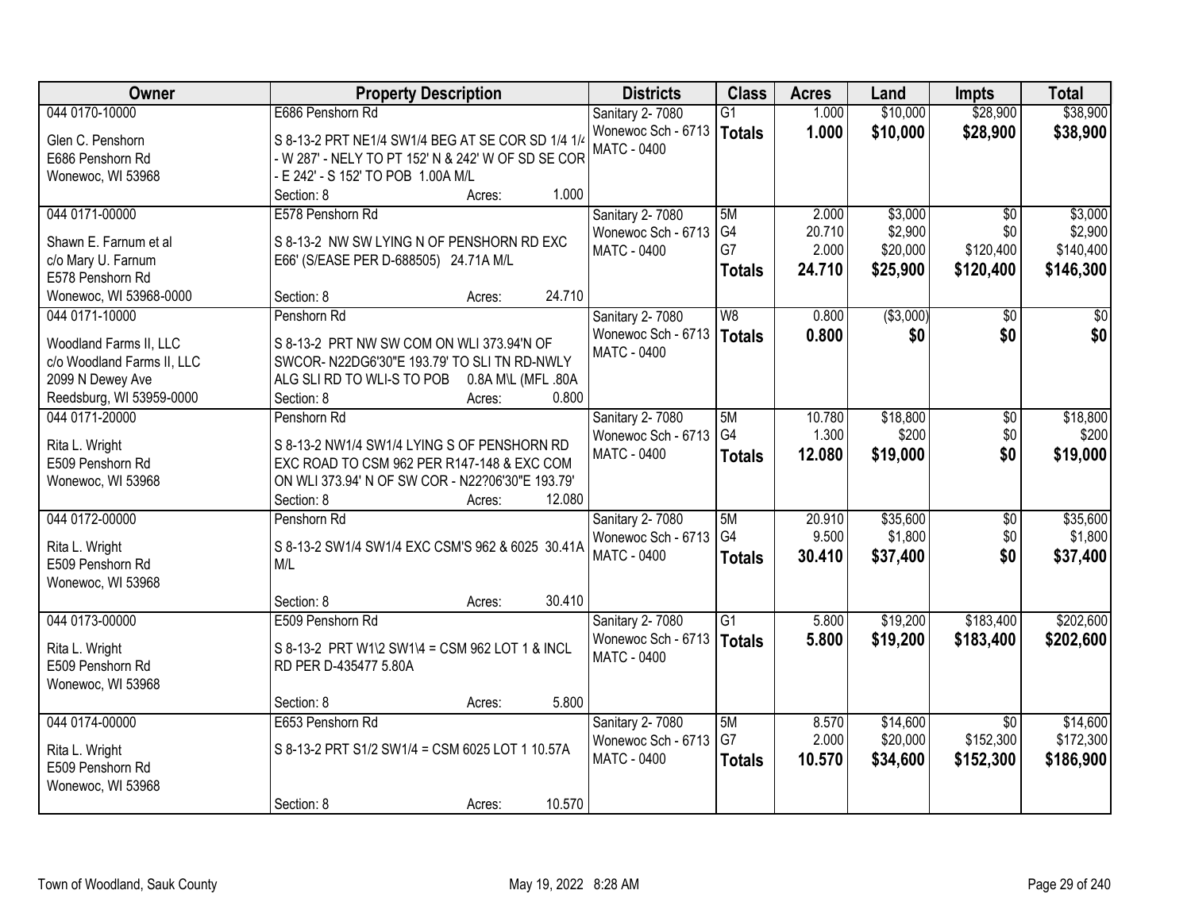| Owner | Property Description | Districts | Class | Acres | Land | Impts | Total |
|---|---|---|---|---|---|---|---|
| 044 0170-10000<br><br>Glen C. Penshorn<br>E686 Penshorn Rd<br>Wonewoc, WI 53968 | E686 Penshorn Rd<br><br>S 8-13-2 PRT NE1/4 SW1/4 BEG AT SE COR SD 1/4 1/4 - W 287' - NELY TO PT 152' N & 242' W OF SD SE COR - E 242' - S 152' TO POB 1.00A M/L<br>Section: 8 Acres: 1.000 | Sanitary 2- 7080<br>Wonewoc Sch - 6713<br>MATC - 0400 | G1<br>**Totals** | 1.000<br>**1.000** | $10,000<br>**$10,000** | $28,900<br>**$28,900** | $38,900<br>**$38,900** |
| 044 0171-00000<br><br>Shawn E. Farnum et al<br>c/o Mary U. Farnum<br>E578 Penshorn Rd<br>Wonewoc, WI 53968-0000 | E578 Penshorn Rd<br><br>S 8-13-2 NW SW LYING N OF PENSHORN RD EXC E66' (S/EASE PER D-688505) 24.71A M/L<br><br>Section: 8 Acres: 24.710 | Sanitary 2- 7080<br>Wonewoc Sch - 6713<br>MATC - 0400 | 5M<br>G4<br>G7<br>**Totals** | 2.000<br>20.710<br>2.000<br>**24.710** | $3,000<br>$2,900<br>$20,000<br>**$25,900** | $0<br>$0<br>$120,400<br>**$120,400** | $3,000<br>$2,900<br>$140,400<br>**$146,300** |
| 044 0171-10000<br><br>Woodland Farms II, LLC<br>c/o Woodland Farms II, LLC<br>2099 N Dewey Ave<br>Reedsburg, WI 53959-0000 | Penshorn Rd<br><br>S 8-13-2 PRT NW SW COM ON WLI 373.94'N OF SWCOR- N22DG6'30"E 193.79' TO SLI TN RD-NWLY ALG SLI RD TO WLI-S TO POB 0.8A M\L (MFL .80A<br>Section: 8 Acres: 0.800 | Sanitary 2- 7080<br>Wonewoc Sch - 6713<br>MATC - 0400 | W8<br>**Totals** | 0.800<br>**0.800** | ($3,000)<br>**$0** | $0<br>**$0** | $0<br>**$0** |
| 044 0171-20000<br><br>Rita L. Wright<br>E509 Penshorn Rd<br>Wonewoc, WI 53968 | Penshorn Rd<br><br>S 8-13-2 NW1/4 SW1/4 LYING S OF PENSHORN RD EXC ROAD TO CSM 962 PER R147-148 & EXC COM ON WLI 373.94' N OF SW COR - N22?06'30"E 193.79'<br>Section: 8 Acres: 12.080 | Sanitary 2- 7080<br>Wonewoc Sch - 6713<br>MATC - 0400 | 5M<br>G4<br>**Totals** | 10.780<br>1.300<br>**12.080** | $18,800<br>$200<br>**$19,000** | $0<br>$0<br>**$0** | $18,800<br>$200<br>**$19,000** |
| 044 0172-00000<br><br>Rita L. Wright<br>E509 Penshorn Rd<br>Wonewoc, WI 53968 | Penshorn Rd<br><br>S 8-13-2 SW1/4 SW1/4 EXC CSM'S 962 & 6025 30.41A M/L<br><br>Section: 8 Acres: 30.410 | Sanitary 2- 7080<br>Wonewoc Sch - 6713<br>MATC - 0400 | 5M<br>G4<br>**Totals** | 20.910<br>9.500<br>**30.410** | $35,600<br>$1,800<br>**$37,400** | $0<br>$0<br>**$0** | $35,600<br>$1,800<br>**$37,400** |
| 044 0173-00000<br><br>Rita L. Wright<br>E509 Penshorn Rd<br>Wonewoc, WI 53968 | E509 Penshorn Rd<br><br>S 8-13-2 PRT W1\2 SW1\4 = CSM 962 LOT 1 & INCL RD PER D-435477 5.80A<br><br>Section: 8 Acres: 5.800 | Sanitary 2- 7080<br>Wonewoc Sch - 6713<br>MATC - 0400 | G1<br>**Totals** | 5.800<br>**5.800** | $19,200<br>**$19,200** | $183,400<br>**$183,400** | $202,600<br>**$202,600** |
| 044 0174-00000<br><br>Rita L. Wright<br>E509 Penshorn Rd<br>Wonewoc, WI 53968 | E653 Penshorn Rd<br><br>S 8-13-2 PRT S1/2 SW1/4 = CSM 6025 LOT 1 10.57A<br><br>Section: 8 Acres: 10.570 | Sanitary 2- 7080<br>Wonewoc Sch - 6713<br>MATC - 0400 | 5M<br>G7<br>**Totals** | 8.570<br>2.000<br>**10.570** | $14,600<br>$20,000<br>**$34,600** | $0<br>$152,300<br>**$152,300** | $14,600<br>$172,300<br>**$186,900** |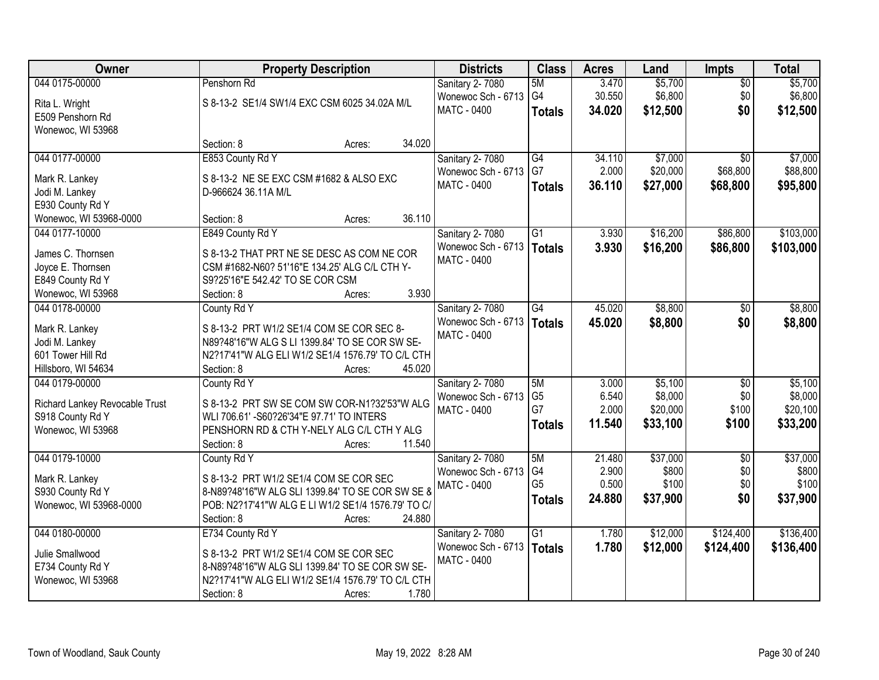| Owner | Property Description | Districts | Class | Acres | Land | Impts | Total |
|---|---|---|---|---|---|---|---|
| 044 0175-00000<br><br>Rita L. Wright<br>E509 Penshorn Rd<br>Wonewoc, WI 53968 | Penshorn Rd<br><br>S 8-13-2 SE1/4 SW1/4 EXC CSM 6025 34.02A M/L<br><br>Section: 8 Acres: 34.020 | Sanitary 2- 7080<br>Wonewoc Sch - 6713<br>MATC - 0400 | 5M<br>G4<br>**Totals** | 3.470<br>30.550<br>**34.020** | $5,700<br>$6,800<br>**$12,500** | $0<br>$0<br>**$0** | $5,700<br>$6,800<br>**$12,500** |
| 044 0177-00000<br><br>Mark R. Lankey<br>Jodi M. Lankey<br>E930 County Rd Y<br>Wonewoc, WI 53968-0000 | E853 County Rd Y<br><br>S 8-13-2 NE SE EXC CSM #1682 & ALSO EXC D-966624 36.11A M/L<br><br>Section: 8 Acres: 36.110 | Sanitary 2- 7080<br>Wonewoc Sch - 6713<br>MATC - 0400 | G4<br>G7<br>**Totals** | 34.110<br>2.000<br>**36.110** | $7,000<br>$20,000<br>**$27,000** | $0<br>$68,800<br>**$68,800** | $7,000<br>$88,800<br>**$95,800** |
| 044 0177-10000<br><br>James C. Thornsen<br>Joyce E. Thornsen<br>E849 County Rd Y<br>Wonewoc, WI 53968 | E849 County Rd Y<br><br>S 8-13-2 THAT PRT NE SE DESC AS COM NE COR CSM #1682-N60? 51'16"E 134.25' ALG C/L CTH Y-S9?25'16"E 542.42' TO SE COR CSM<br>Section: 8 Acres: 3.930 | Sanitary 2- 7080<br>Wonewoc Sch - 6713<br>MATC - 0400 | G1<br>**Totals** | 3.930<br>**3.930** | $16,200<br>**$16,200** | $86,800<br>**$86,800** | $103,000<br>**$103,000** |
| 044 0178-00000<br><br>Mark R. Lankey<br>Jodi M. Lankey<br>601 Tower Hill Rd<br>Hillsboro, WI 54634 | County Rd Y<br><br>S 8-13-2 PRT W1/2 SE1/4 COM SE COR SEC 8-N89?48'16"W ALG S LI 1399.84' TO SE COR SW SE-N2?17'41"W ALG ELI W1/2 SE1/4 1576.79' TO C/L CTH<br>Section: 8 Acres: 45.020 | Sanitary 2- 7080<br>Wonewoc Sch - 6713<br>MATC - 0400 | G4<br>**Totals** | 45.020<br>**45.020** | $8,800<br>**$8,800** | $0<br>**$0** | $8,800<br>**$8,800** |
| 044 0179-00000<br><br>Richard Lankey Revocable Trust<br>S918 County Rd Y<br>Wonewoc, WI 53968 | County Rd Y<br><br>S 8-13-2 PRT SW SE COM SW COR-N1?32'53"W ALG WLI 706.61' -S60?26'34"E 97.71' TO INTERS PENSHORN RD & CTH Y-NELY ALG C/L CTH Y ALG<br>Section: 8 Acres: 11.540 | Sanitary 2- 7080<br>Wonewoc Sch - 6713<br>MATC - 0400 | 5M<br>G5<br>G7<br>**Totals** | 3.000<br>6.540<br>2.000<br>**11.540** | $5,100<br>$8,000<br>$20,000<br>**$33,100** | $0<br>$0<br>$100<br>**$100** | $5,100<br>$8,000<br>$20,100<br>**$33,200** |
| 044 0179-10000<br><br>Mark R. Lankey<br>S930 County Rd Y<br>Wonewoc, WI 53968-0000 | County Rd Y<br><br>S 8-13-2 PRT W1/2 SE1/4 COM SE COR SEC 8-N89?48'16"W ALG SLI 1399.84' TO SE COR SW SE & POB: N2?17'41"W ALG E LI W1/2 SE1/4 1576.79' TO C/<br>Section: 8 Acres: 24.880 | Sanitary 2- 7080<br>Wonewoc Sch - 6713<br>MATC - 0400 | 5M<br>G4<br>G5<br>**Totals** | 21.480<br>2.900<br>0.500<br>**24.880** | $37,000<br>$800<br>$100<br>**$37,900** | $0<br>$0<br>$0<br>**$0** | $37,000<br>$800<br>$100<br>**$37,900** |
| 044 0180-00000<br><br>Julie Smallwood<br>E734 County Rd Y<br>Wonewoc, WI 53968 | E734 County Rd Y<br><br>S 8-13-2 PRT W1/2 SE1/4 COM SE COR SEC 8-N89?48'16"W ALG SLI 1399.84' TO SE COR SW SE-N2?17'41"W ALG ELI W1/2 SE1/4 1576.79' TO C/L CTH<br>Section: 8 Acres: 1.780 | Sanitary 2- 7080<br>Wonewoc Sch - 6713<br>MATC - 0400 | G1<br>**Totals** | 1.780<br>**1.780** | $12,000<br>**$12,000** | $124,400<br>**$124,400** | $136,400<br>**$136,400** |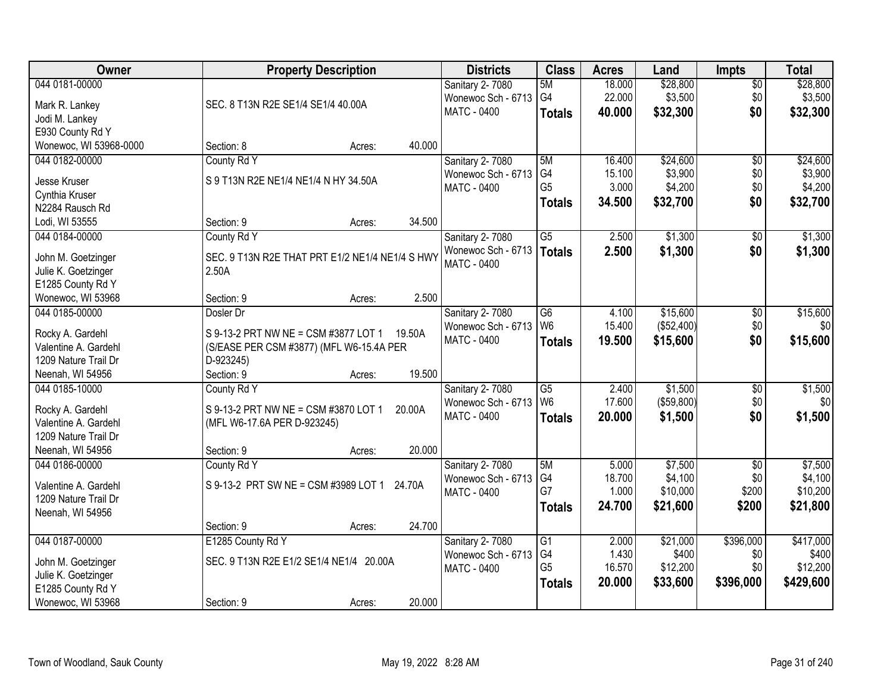| Owner | Property Description | Districts | Class | Acres | Land | Impts | Total |
|---|---|---|---|---|---|---|---|
| 044 0181-00000<br>Mark R. Lankey<br>Jodi M. Lankey<br>E930 County Rd Y<br>Wonewoc, WI 53968-0000 | SEC. 8 T13N R2E SE1/4 SE1/4 40.00A<br>Section: 8 Acres: 40.000 | Sanitary 2- 7080<br>Wonewoc Sch - 6713<br>MATC - 0400 | 5M<br>G4<br>**Totals** | 18.000<br>22.000<br>**40.000** | $28,800<br>$3,500<br>**$32,300** | $0<br>$0<br>**$0** | $28,800<br>$3,500<br>**$32,300** |
| 044 0182-00000<br>Jesse Kruser<br>Cynthia Kruser<br>N2284 Rausch Rd<br>Lodi, WI 53555 | County Rd Y<br>S 9 T13N R2E NE1/4 NE1/4 N HY 34.50A<br>Section: 9 Acres: 34.500 | Sanitary 2- 7080<br>Wonewoc Sch - 6713<br>MATC - 0400 | 5M<br>G4<br>G5<br>**Totals** | 16.400<br>15.100<br>3.000<br>**34.500** | $24,600<br>$3,900<br>$4,200<br>**$32,700** | $0<br>$0<br>$0<br>**$0** | $24,600<br>$3,900<br>$4,200<br>**$32,700** |
| 044 0184-00000<br>John M. Goetzinger<br>Julie K. Goetzinger<br>E1285 County Rd Y<br>Wonewoc, WI 53968 | County Rd Y<br>SEC. 9 T13N R2E THAT PRT E1/2 NE1/4 NE1/4 S HWY 2.50A<br>Section: 9 Acres: 2.500 | Sanitary 2- 7080<br>Wonewoc Sch - 6713<br>MATC - 0400 | G5<br>**Totals** | 2.500<br>**2.500** | $1,300<br>**$1,300** | $0<br>**$0** | $1,300<br>**$1,300** |
| 044 0185-00000<br>Rocky A. Gardehl<br>Valentine A. Gardehl<br>1209 Nature Trail Dr<br>Neenah, WI 54956 | Dosler Dr<br>S 9-13-2 PRT NW NE = CSM #3877 LOT 1 19.50A (S/EASE PER CSM #3877) (MFL W6-15.4A PER D-923245)<br>Section: 9 Acres: 19.500 | Sanitary 2- 7080<br>Wonewoc Sch - 6713<br>MATC - 0400 | G6<br>W6<br>**Totals** | 4.100<br>15.400<br>**19.500** | $15,600<br>($52,400)<br>**$15,600** | $0<br>$0<br>**$0** | $15,600<br>$0<br>**$15,600** |
| 044 0185-10000<br>Rocky A. Gardehl<br>Valentine A. Gardehl<br>1209 Nature Trail Dr<br>Neenah, WI 54956 | County Rd Y<br>S 9-13-2 PRT NW NE = CSM #3870 LOT 1 20.00A (MFL W6-17.6A PER D-923245)<br>Section: 9 Acres: 20.000 | Sanitary 2- 7080<br>Wonewoc Sch - 6713<br>MATC - 0400 | G5<br>W6<br>**Totals** | 2.400<br>17.600<br>**20.000** | $1,500<br>($59,800)<br>**$1,500** | $0<br>$0<br>**$0** | $1,500<br>$0<br>**$1,500** |
| 044 0186-00000<br>Valentine A. Gardehl<br>1209 Nature Trail Dr<br>Neenah, WI 54956 | County Rd Y<br>S 9-13-2 PRT SW NE = CSM #3989 LOT 1 24.70A<br>Section: 9 Acres: 24.700 | Sanitary 2- 7080<br>Wonewoc Sch - 6713<br>MATC - 0400 | 5M<br>G4<br>G7<br>**Totals** | 5.000<br>18.700<br>1.000<br>**24.700** | $7,500<br>$4,100<br>$10,000<br>**$21,600** | $0<br>$0<br>$200<br>**$200** | $7,500<br>$4,100<br>$10,200<br>**$21,800** |
| 044 0187-00000<br>John M. Goetzinger<br>Julie K. Goetzinger<br>E1285 County Rd Y<br>Wonewoc, WI 53968 | E1285 County Rd Y<br>SEC. 9 T13N R2E E1/2 SE1/4 NE1/4 20.00A<br>Section: 9 Acres: 20.000 | Sanitary 2- 7080<br>Wonewoc Sch - 6713<br>MATC - 0400 | G1<br>G4<br>G5<br>**Totals** | 2.000<br>1.430<br>16.570<br>**20.000** | $21,000<br>$400<br>$12,200<br>**$33,600** | $396,000<br>$0<br>$0<br>**$396,000** | $417,000<br>$400<br>$12,200<br>**$429,600** |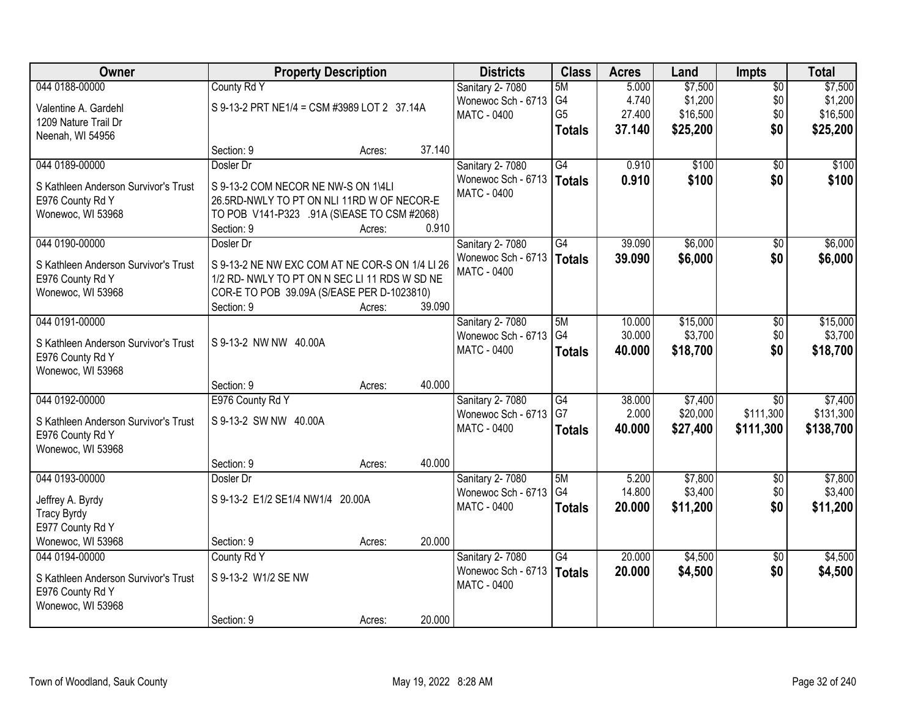| Owner | Property Description | Districts | Class | Acres | Land | Impts | Total |
|---|---|---|---|---|---|---|---|
| 044 0188-00000<br>Valentine A. Gardehl<br>1209 Nature Trail Dr<br>Neenah, WI 54956 | County Rd Y<br>S 9-13-2 PRT NE1/4 = CSM #3989 LOT 2 37.14A<br>Section: 9 Acres: 37.140 | Sanitary 2- 7080<br>Wonewoc Sch - 6713<br>MATC - 0400 | 5M<br>G4<br>G5<br>**Totals** | 5.000<br>4.740<br>27.400<br>**37.140** | $7,500<br>$1,200<br>$16,500<br>**$25,200** | $0<br>$0<br>$0<br>**$0** | $7,500<br>$1,200<br>$16,500<br>**$25,200** |
| 044 0189-00000<br>S Kathleen Anderson Survivor's Trust<br>E976 County Rd Y<br>Wonewoc, WI 53968 | Dosler Dr<br>S 9-13-2 COM NECOR NE NW-S ON 1\4LI 26.5RD-NWLY TO PT ON NLI 11RD W OF NECOR-E TO POB V141-P323 .91A (S\EASE TO CSM #2068)<br>Section: 9 Acres: 0.910 | Sanitary 2- 7080<br>Wonewoc Sch - 6713<br>MATC - 0400 | G4<br>**Totals** | 0.910<br>**0.910** | $100<br>**$100** | $0<br>**$0** | $100<br>**$100** |
| 044 0190-00000<br>S Kathleen Anderson Survivor's Trust<br>E976 County Rd Y<br>Wonewoc, WI 53968 | Dosler Dr<br>S 9-13-2 NE NW EXC COM AT NE COR-S ON 1/4 LI 26 1/2 RD- NWLY TO PT ON N SEC LI 11 RDS W SD NE COR-E TO POB 39.09A (S/EASE PER D-1023810)<br>Section: 9 Acres: 39.090 | Sanitary 2- 7080<br>Wonewoc Sch - 6713<br>MATC - 0400 | G4<br>**Totals** | 39.090<br>**39.090** | $6,000<br>**$6,000** | $0<br>**$0** | $6,000<br>**$6,000** |
| 044 0191-00000<br>S Kathleen Anderson Survivor's Trust<br>E976 County Rd Y<br>Wonewoc, WI 53968 | S 9-13-2 NW NW 40.00A<br>Section: 9 Acres: 40.000 | Sanitary 2- 7080<br>Wonewoc Sch - 6713<br>MATC - 0400 | 5M<br>G4<br>**Totals** | 10.000<br>30.000<br>**40.000** | $15,000<br>$3,700<br>**$18,700** | $0<br>$0<br>**$0** | $15,000<br>$3,700<br>**$18,700** |
| 044 0192-00000<br>S Kathleen Anderson Survivor's Trust<br>E976 County Rd Y<br>Wonewoc, WI 53968 | E976 County Rd Y<br>S 9-13-2 SW NW 40.00A<br>Section: 9 Acres: 40.000 | Sanitary 2- 7080<br>Wonewoc Sch - 6713<br>MATC - 0400 | G4<br>G7<br>**Totals** | 38.000<br>2.000<br>**40.000** | $7,400<br>$20,000<br>**$27,400** | $0<br>$111,300<br>**$111,300** | $7,400<br>$131,300<br>**$138,700** |
| 044 0193-00000<br>Jeffrey A. Byrdy<br>Tracy Byrdy<br>E977 County Rd Y<br>Wonewoc, WI 53968 | Dosler Dr<br>S 9-13-2 E1/2 SE1/4 NW1/4 20.00A<br>Section: 9 Acres: 20.000 | Sanitary 2- 7080<br>Wonewoc Sch - 6713<br>MATC - 0400 | 5M<br>G4<br>**Totals** | 5.200<br>14.800<br>**20.000** | $7,800<br>$3,400<br>**$11,200** | $0<br>$0<br>**$0** | $7,800<br>$3,400<br>**$11,200** |
| 044 0194-00000<br>S Kathleen Anderson Survivor's Trust<br>E976 County Rd Y<br>Wonewoc, WI 53968 | County Rd Y<br>S 9-13-2 W1/2 SE NW<br>Section: 9 Acres: 20.000 | Sanitary 2- 7080<br>Wonewoc Sch - 6713<br>MATC - 0400 | G4<br>**Totals** | 20.000<br>**20.000** | $4,500<br>**$4,500** | $0<br>**$0** | $4,500<br>**$4,500** |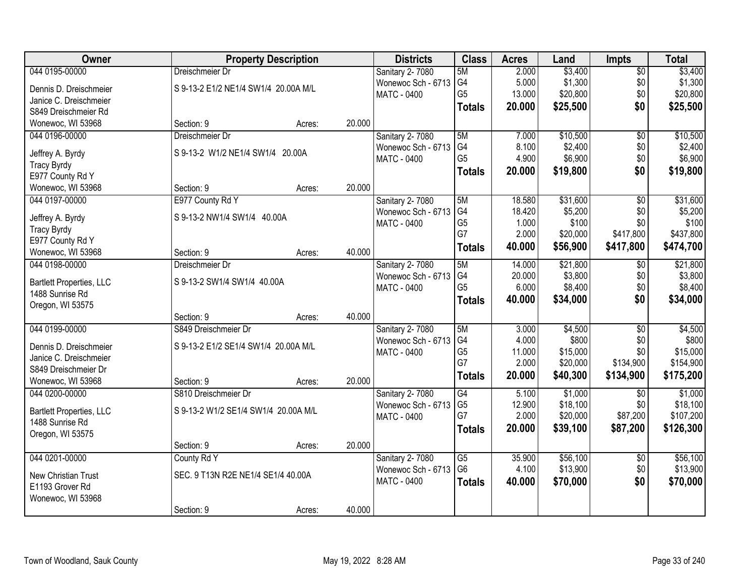| Owner | Property Description | | | Districts | Class | Acres | Land | Impts | Total |
|---|---|---|---|---|---|---|---|---|---|
| 044 0195-00000 | Dreischmeier Dr | | | Sanitary 2- 7080 | 5M | 2.000 | $3,400 | $0 | $3,400 |
| Dennis D. Dreischmeier | S 9-13-2 E1/2 NE1/4 SW1/4 20.00A M/L | | | Wonewoc Sch - 6713 | G4 | 5.000 | $1,300 | $0 | $1,300 |
| Janice C. Dreischmeier | | | | MATC - 0400 | G5 | 13.000 | $20,800 | $0 | $20,800 |
| S849 Dreischmeier Rd | | | | | **Totals** | **20.000** | **$25,500** | **$0** | **$25,500** |
| Wonewoc, WI 53968 | Section: 9 | Acres: | 20.000 | | | | | | |
| 044 0196-00000 | Dreischmeier Dr | | | Sanitary 2- 7080 | 5M | 7.000 | $10,500 | $0 | $10,500 |
| Jeffrey A. Byrdy | S 9-13-2 W1/2 NE1/4 SW1/4 20.00A | | | Wonewoc Sch - 6713 | G4 | 8.100 | $2,400 | $0 | $2,400 |
| Tracy Byrdy | | | | MATC - 0400 | G5 | 4.900 | $6,900 | $0 | $6,900 |
| E977 County Rd Y | | | | | **Totals** | **20.000** | **$19,800** | **$0** | **$19,800** |
| Wonewoc, WI 53968 | Section: 9 | Acres: | 20.000 | | | | | | |
| 044 0197-00000 | E977 County Rd Y | | | Sanitary 2- 7080 | 5M | 18.580 | $31,600 | $0 | $31,600 |
| Jeffrey A. Byrdy | S 9-13-2 NW1/4 SW1/4 40.00A | | | Wonewoc Sch - 6713 | G4 | 18.420 | $5,200 | $0 | $5,200 |
| Tracy Byrdy | | | | MATC - 0400 | G5 | 1.000 | $100 | $0 | $100 |
| E977 County Rd Y | | | | | G7 | 2.000 | $20,000 | $417,800 | $437,800 |
| Wonewoc, WI 53968 | Section: 9 | Acres: | 40.000 | | **Totals** | **40.000** | **$56,900** | **$417,800** | **$474,700** |
| 044 0198-00000 | Dreischmeier Dr | | | Sanitary 2- 7080 | 5M | 14.000 | $21,800 | $0 | $21,800 |
| Bartlett Properties, LLC | S 9-13-2 SW1/4 SW1/4 40.00A | | | Wonewoc Sch - 6713 | G4 | 20.000 | $3,800 | $0 | $3,800 |
| 1488 Sunrise Rd | | | | MATC - 0400 | G5 | 6.000 | $8,400 | $0 | $8,400 |
| Oregon, WI 53575 | | | | | **Totals** | **40.000** | **$34,000** | **$0** | **$34,000** |
| | Section: 9 | Acres: | 40.000 | | | | | | |
| 044 0199-00000 | S849 Dreischmeier Dr | | | Sanitary 2- 7080 | 5M | 3.000 | $4,500 | $0 | $4,500 |
| Dennis D. Dreischmeier | S 9-13-2 E1/2 SE1/4 SW1/4 20.00A M/L | | | Wonewoc Sch - 6713 | G4 | 4.000 | $800 | $0 | $800 |
| Janice C. Dreischmeier | | | | MATC - 0400 | G5 | 11.000 | $15,000 | $0 | $15,000 |
| S849 Dreischmeier Dr | | | | | G7 | 2.000 | $20,000 | $134,900 | $154,900 |
| Wonewoc, WI 53968 | Section: 9 | Acres: | 20.000 | | **Totals** | **20.000** | **$40,300** | **$134,900** | **$175,200** |
| 044 0200-00000 | S810 Dreischmeier Dr | | | Sanitary 2- 7080 | G4 | 5.100 | $1,000 | $0 | $1,000 |
| Bartlett Properties, LLC | S 9-13-2 W1/2 SE1/4 SW1/4 20.00A M/L | | | Wonewoc Sch - 6713 | G5 | 12.900 | $18,100 | $0 | $18,100 |
| 1488 Sunrise Rd | | | | MATC - 0400 | G7 | 2.000 | $20,000 | $87,200 | $107,200 |
| Oregon, WI 53575 | | | | | **Totals** | **20.000** | **$39,100** | **$87,200** | **$126,300** |
| | Section: 9 | Acres: | 20.000 | | | | | | |
| 044 0201-00000 | County Rd Y | | | Sanitary 2- 7080 | G5 | 35.900 | $56,100 | $0 | $56,100 |
| New Christian Trust | SEC. 9 T13N R2E NE1/4 SE1/4 40.00A | | | Wonewoc Sch - 6713 | G6 | 4.100 | $13,900 | $0 | $13,900 |
| E1193 Grover Rd | | | | MATC - 0400 | **Totals** | **40.000** | **$70,000** | **$0** | **$70,000** |
| Wonewoc, WI 53968 | | | | | | | | | |
| | Section: 9 | Acres: | 40.000 | | | | | | |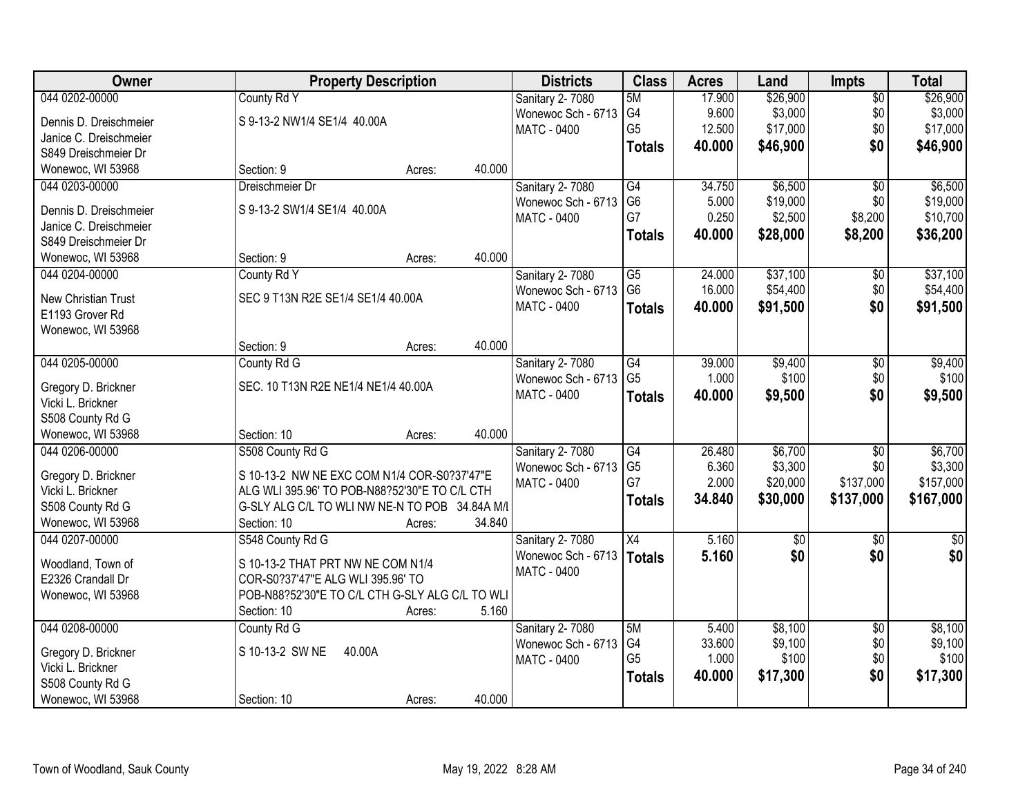| Owner | Property Description | Districts | Class | Acres | Land | Impts | Total |
|---|---|---|---|---|---|---|---|
| 044 0202-00000<br>Dennis D. Dreischmeier<br>Janice C. Dreischmeier<br>S849 Dreischmeier Dr<br>Wonewoc, WI 53968 | County Rd Y<br>S 9-13-2 NW1/4 SE1/4 40.00A<br>Section: 9 Acres: 40.000 | Sanitary 2- 7080<br>Wonewoc Sch - 6713<br>MATC - 0400 | 5M<br>G4<br>G5<br>**Totals** | 17.900<br>9.600<br>12.500<br>**40.000** | $26,900<br>$3,000<br>$17,000<br>**$46,900** | $0<br>$0<br>$0<br>**$0** | $26,900<br>$3,000<br>$17,000<br>**$46,900** |
| 044 0203-00000<br>Dennis D. Dreischmeier<br>Janice C. Dreischmeier<br>S849 Dreischmeier Dr<br>Wonewoc, WI 53968 | Dreischmeier Dr<br>S 9-13-2 SW1/4 SE1/4 40.00A<br>Section: 9 Acres: 40.000 | Sanitary 2- 7080<br>Wonewoc Sch - 6713<br>MATC - 0400 | G4<br>G6<br>G7<br>**Totals** | 34.750<br>5.000<br>0.250<br>**40.000** | $6,500<br>$19,000<br>$2,500<br>**$28,000** | $0<br>$0<br>$8,200<br>**$8,200** | $6,500<br>$19,000<br>$10,700<br>**$36,200** |
| 044 0204-00000<br>New Christian Trust<br>E1193 Grover Rd<br>Wonewoc, WI 53968 | County Rd Y<br>SEC 9 T13N R2E SE1/4 SE1/4 40.00A<br>Section: 9 Acres: 40.000 | Sanitary 2- 7080<br>Wonewoc Sch - 6713<br>MATC - 0400 | G5<br>G6<br>**Totals** | 24.000<br>16.000<br>**40.000** | $37,100<br>$54,400<br>**$91,500** | $0<br>$0<br>**$0** | $37,100<br>$54,400<br>**$91,500** |
| 044 0205-00000<br>Gregory D. Brickner<br>Vicki L. Brickner<br>S508 County Rd G<br>Wonewoc, WI 53968 | County Rd G<br>SEC. 10 T13N R2E NE1/4 NE1/4 40.00A<br>Section: 10 Acres: 40.000 | Sanitary 2- 7080<br>Wonewoc Sch - 6713<br>MATC - 0400 | G4<br>G5<br>**Totals** | 39.000<br>1.000<br>**40.000** | $9,400<br>$100<br>**$9,500** | $0<br>$0<br>**$0** | $9,400<br>$100<br>**$9,500** |
| 044 0206-00000<br>Gregory D. Brickner<br>Vicki L. Brickner<br>S508 County Rd G<br>Wonewoc, WI 53968 | S508 County Rd G<br>S 10-13-2 NW NE EXC COM N1/4 COR-S0?37'47"E ALG WLI 395.96' TO POB-N88?52'30"E TO C/L CTH G-SLY ALG C/L TO WLI NW NE-N TO POB 34.84A M/L<br>Section: 10 Acres: 34.840 | Sanitary 2- 7080<br>Wonewoc Sch - 6713<br>MATC - 0400 | G4<br>G5<br>G7<br>**Totals** | 26.480<br>6.360<br>2.000<br>**34.840** | $6,700<br>$3,300<br>$20,000<br>**$30,000** | $0<br>$0<br>$137,000<br>**$137,000** | $6,700<br>$3,300<br>$157,000<br>**$167,000** |
| 044 0207-00000<br>Woodland, Town of<br>E2326 Crandall Dr<br>Wonewoc, WI 53968 | S548 County Rd G<br>S 10-13-2 THAT PRT NW NE COM N1/4 COR-S0?37'47"E ALG WLI 395.96' TO POB-N88?52'30"E TO C/L CTH G-SLY ALG C/L TO WLI<br>Section: 10 Acres: 5.160 | Sanitary 2- 7080<br>Wonewoc Sch - 6713<br>MATC - 0400 | X4<br>**Totals** | 5.160<br>**5.160** | $0<br>**$0** | $0<br>**$0** | $0<br>**$0** |
| 044 0208-00000<br>Gregory D. Brickner<br>Vicki L. Brickner<br>S508 County Rd G<br>Wonewoc, WI 53968 | County Rd G<br>S 10-13-2 SW NE 40.00A<br>Section: 10 Acres: 40.000 | Sanitary 2- 7080<br>Wonewoc Sch - 6713<br>MATC - 0400 | 5M<br>G4<br>G5<br>**Totals** | 5.400<br>33.600<br>1.000<br>**40.000** | $8,100<br>$9,100<br>$100<br>**$17,300** | $0<br>$0<br>$0<br>**$0** | $8,100<br>$9,100<br>$100<br>**$17,300** |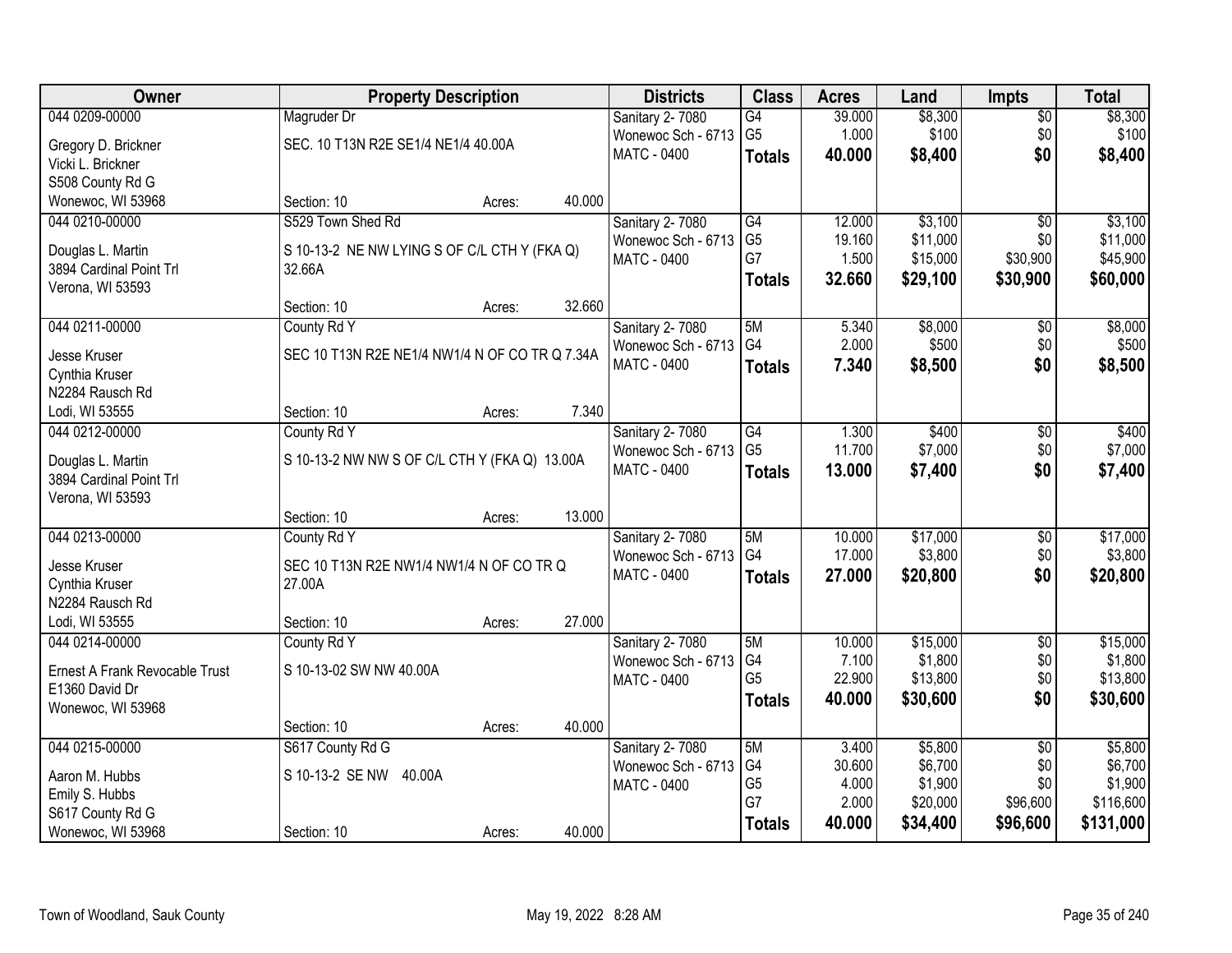| Owner | Property Description | Districts | Class | Acres | Land | Impts | Total |
|---|---|---|---|---|---|---|---|
| 044 0209-00000<br>Gregory D. Brickner<br>Vicki L. Brickner<br>S508 County Rd G<br>Wonewoc, WI 53968 | Magruder Dr<br>SEC. 10 T13N R2E SE1/4 NE1/4 40.00A<br>Section: 10 Acres: 40.000 | Sanitary 2- 7080<br>Wonewoc Sch - 6713<br>MATC - 0400 | G4<br>G5<br>**Totals** | 39.000<br>1.000<br>**40.000** | $8,300<br>$100<br>**$8,400** | $0<br>$0<br>**$0** | $8,300<br>$100<br>**$8,400** |
| 044 0210-00000<br>Douglas L. Martin<br>3894 Cardinal Point Trl<br>Verona, WI 53593 | S529 Town Shed Rd<br>S 10-13-2 NE NW LYING S OF C/L CTH Y (FKA Q) 32.66A<br>Section: 10 Acres: 32.660 | Sanitary 2- 7080<br>Wonewoc Sch - 6713<br>MATC - 0400 | G4<br>G5<br>G7<br>**Totals** | 12.000<br>19.160<br>1.500<br>**32.660** | $3,100<br>$11,000<br>$15,000<br>**$29,100** | $0<br>$0<br>$30,900<br>**$30,900** | $3,100<br>$11,000<br>$45,900<br>**$60,000** |
| 044 0211-00000<br>Jesse Kruser<br>Cynthia Kruser<br>N2284 Rausch Rd<br>Lodi, WI 53555 | County Rd Y<br>SEC 10 T13N R2E NE1/4 NW1/4 N OF CO TR Q 7.34A<br>Section: 10 Acres: 7.340 | Sanitary 2- 7080<br>Wonewoc Sch - 6713<br>MATC - 0400 | 5M<br>G4<br>**Totals** | 5.340<br>2.000<br>**7.340** | $8,000<br>$500<br>**$8,500** | $0<br>$0<br>**$0** | $8,000<br>$500<br>**$8,500** |
| 044 0212-00000<br>Douglas L. Martin<br>3894 Cardinal Point Trl<br>Verona, WI 53593 | County Rd Y<br>S 10-13-2 NW NW S OF C/L CTH Y (FKA Q) 13.00A<br>Section: 10 Acres: 13.000 | Sanitary 2- 7080<br>Wonewoc Sch - 6713<br>MATC - 0400 | G4<br>G5<br>**Totals** | 1.300<br>11.700<br>**13.000** | $400<br>$7,000<br>**$7,400** | $0<br>$0<br>**$0** | $400<br>$7,000<br>**$7,400** |
| 044 0213-00000<br>Jesse Kruser<br>Cynthia Kruser<br>N2284 Rausch Rd<br>Lodi, WI 53555 | County Rd Y<br>SEC 10 T13N R2E NW1/4 NW1/4 N OF CO TR Q 27.00A<br>Section: 10 Acres: 27.000 | Sanitary 2- 7080<br>Wonewoc Sch - 6713<br>MATC - 0400 | 5M<br>G4<br>**Totals** | 10.000<br>17.000<br>**27.000** | $17,000<br>$3,800<br>**$20,800** | $0<br>$0<br>**$0** | $17,000<br>$3,800<br>**$20,800** |
| 044 0214-00000<br>Ernest A Frank Revocable Trust<br>E1360 David Dr<br>Wonewoc, WI 53968 | County Rd Y<br>S 10-13-02 SW NW 40.00A<br>Section: 10 Acres: 40.000 | Sanitary 2- 7080<br>Wonewoc Sch - 6713<br>MATC - 0400 | 5M<br>G4<br>G5<br>**Totals** | 10.000<br>7.100<br>22.900<br>**40.000** | $15,000<br>$1,800<br>$13,800<br>**$30,600** | $0<br>$0<br>$0<br>**$0** | $15,000<br>$1,800<br>$13,800<br>**$30,600** |
| 044 0215-00000<br>Aaron M. Hubbs<br>Emily S. Hubbs<br>S617 County Rd G<br>Wonewoc, WI 53968 | S617 County Rd G<br>S 10-13-2 SE NW 40.00A<br>Section: 10 Acres: 40.000 | Sanitary 2- 7080<br>Wonewoc Sch - 6713<br>MATC - 0400 | 5M<br>G4<br>G5<br>G7<br>**Totals** | 3.400<br>30.600<br>4.000<br>2.000<br>**40.000** | $5,800<br>$6,700<br>$1,900<br>$20,000<br>**$34,400** | $0<br>$0<br>$0<br>$96,600<br>**$96,600** | $5,800<br>$6,700<br>$1,900<br>$116,600<br>**$131,000** |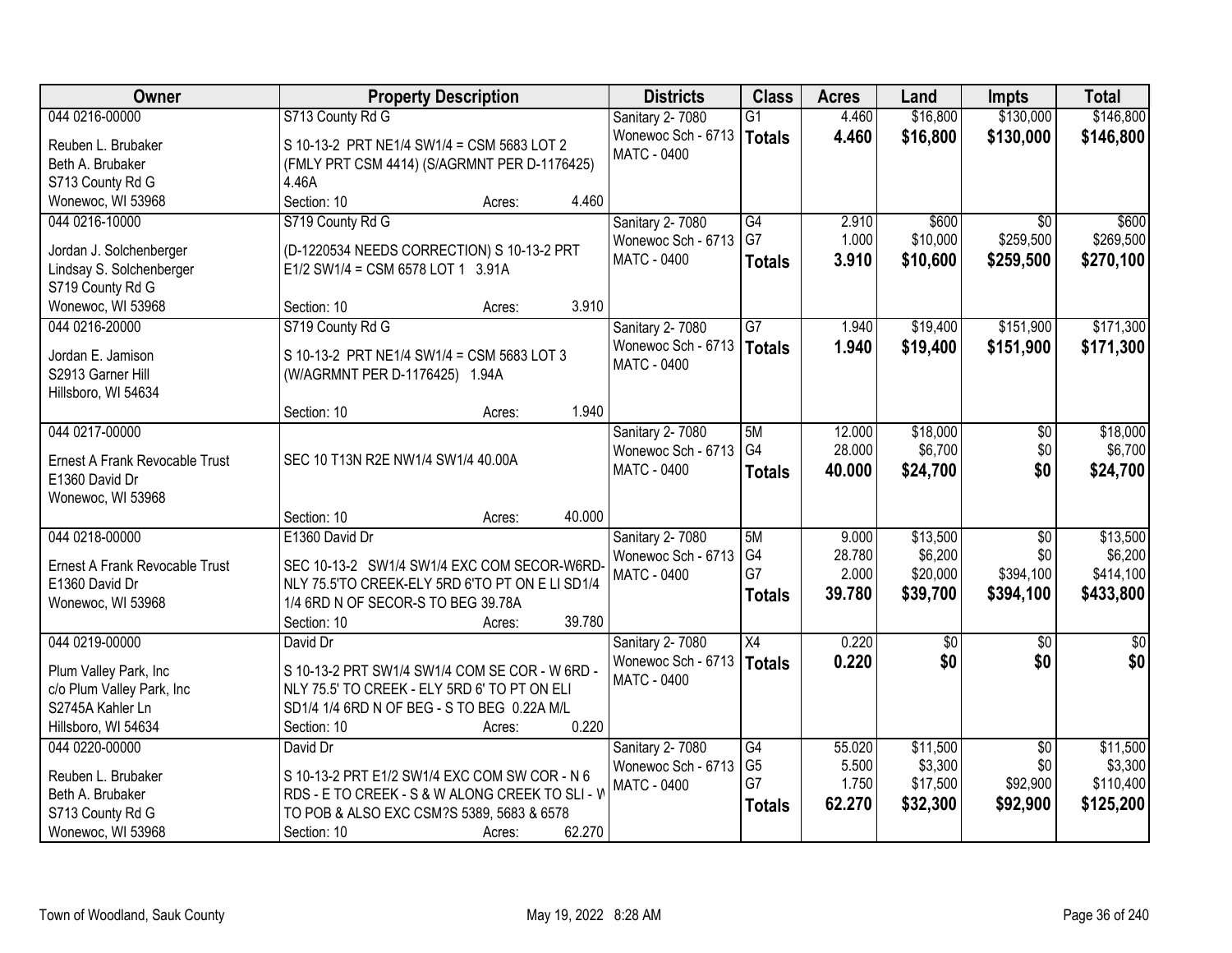| Owner | Property Description | Districts | Class | Acres | Land | Impts | Total |
|---|---|---|---|---|---|---|---|
| 044 0216-00000<br>Reuben L. Brubaker<br>Beth A. Brubaker<br>S713 County Rd G<br>Wonewoc, WI 53968 | S713 County Rd G<br>S 10-13-2 PRT NE1/4 SW1/4 = CSM 5683 LOT 2 (FMLY PRT CSM 4414) (S/AGRMNT PER D-1176425) 4.46A<br>Section: 10 Acres: 4.460 | Sanitary 2- 7080<br>Wonewoc Sch - 6713<br>MATC - 0400 | G1<br>**Totals** | 4.460<br>**4.460** | $16,800<br>**$16,800** | $130,000<br>**$130,000** | $146,800<br>**$146,800** |
| 044 0216-10000<br>Jordan J. Solchenberger<br>Lindsay S. Solchenberger<br>S719 County Rd G<br>Wonewoc, WI 53968 | S719 County Rd G<br>(D-1220534 NEEDS CORRECTION) S 10-13-2 PRT E1/2 SW1/4 = CSM 6578 LOT 1 3.91A<br>Section: 10 Acres: 3.910 | Sanitary 2- 7080<br>Wonewoc Sch - 6713<br>MATC - 0400 | G4<br>G7<br>**Totals** | 2.910<br>1.000<br>**3.910** | $600<br>$10,000<br>**$10,600** | $0<br>$259,500<br>**$259,500** | $600<br>$269,500<br>**$270,100** |
| 044 0216-20000<br>Jordan E. Jamison<br>S2913 Garner Hill<br>Hillsboro, WI 54634 | S719 County Rd G<br>S 10-13-2 PRT NE1/4 SW1/4 = CSM 5683 LOT 3 (W/AGRMNT PER D-1176425) 1.94A<br>Section: 10 Acres: 1.940 | Sanitary 2- 7080<br>Wonewoc Sch - 6713<br>MATC - 0400 | G7<br>**Totals** | 1.940<br>**1.940** | $19,400<br>**$19,400** | $151,900<br>**$151,900** | $171,300<br>**$171,300** |
| 044 0217-00000<br>Ernest A Frank Revocable Trust<br>E1360 David Dr<br>Wonewoc, WI 53968 | SEC 10 T13N R2E NW1/4 SW1/4 40.00A<br>Section: 10 Acres: 40.000 | Sanitary 2- 7080<br>Wonewoc Sch - 6713<br>MATC - 0400 | 5M<br>G4<br>**Totals** | 12.000<br>28.000<br>**40.000** | $18,000<br>$6,700<br>**$24,700** | $0<br>$0<br>**$0** | $18,000<br>$6,700<br>**$24,700** |
| 044 0218-00000<br>Ernest A Frank Revocable Trust<br>E1360 David Dr<br>Wonewoc, WI 53968 | E1360 David Dr<br>SEC 10-13-2 SW1/4 SW1/4 EXC COM SECOR-W6RD-NLY 75.5'TO CREEK-ELY 5RD 6'TO PT ON E LI SD1/4 1/4 6RD N OF SECOR-S TO BEG 39.78A<br>Section: 10 Acres: 39.780 | Sanitary 2- 7080<br>Wonewoc Sch - 6713<br>MATC - 0400 | 5M<br>G4<br>G7<br>**Totals** | 9.000<br>28.780<br>2.000<br>**39.780** | $13,500<br>$6,200<br>$20,000<br>**$39,700** | $0<br>$0<br>$394,100<br>**$394,100** | $13,500<br>$6,200<br>$414,100<br>**$433,800** |
| 044 0219-00000<br>Plum Valley Park, Inc<br>c/o Plum Valley Park, Inc<br>S2745A Kahler Ln<br>Hillsboro, WI 54634 | David Dr<br>S 10-13-2 PRT SW1/4 SW1/4 COM SE COR - W 6RD - NLY 75.5' TO CREEK - ELY 5RD 6' TO PT ON ELI SD1/4 1/4 6RD N OF BEG - S TO BEG 0.22A M/L<br>Section: 10 Acres: 0.220 | Sanitary 2- 7080<br>Wonewoc Sch - 6713<br>MATC - 0400 | X4<br>**Totals** | 0.220<br>**0.220** | $0<br>**$0** | $0<br>**$0** | $0<br>**$0** |
| 044 0220-00000<br>Reuben L. Brubaker<br>Beth A. Brubaker<br>S713 County Rd G<br>Wonewoc, WI 53968 | David Dr<br>S 10-13-2 PRT E1/2 SW1/4 EXC COM SW COR - N 6 RDS - E TO CREEK - S & W ALONG CREEK TO SLI - W TO POB & ALSO EXC CSM?S 5389, 5683 & 6578<br>Section: 10 Acres: 62.270 | Sanitary 2- 7080<br>Wonewoc Sch - 6713<br>MATC - 0400 | G4<br>G5<br>G7<br>**Totals** | 55.020<br>5.500<br>1.750<br>**62.270** | $11,500<br>$3,300<br>$17,500<br>**$32,300** | $0<br>$0<br>$92,900<br>**$92,900** | $11,500<br>$3,300<br>$110,400<br>**$125,200** |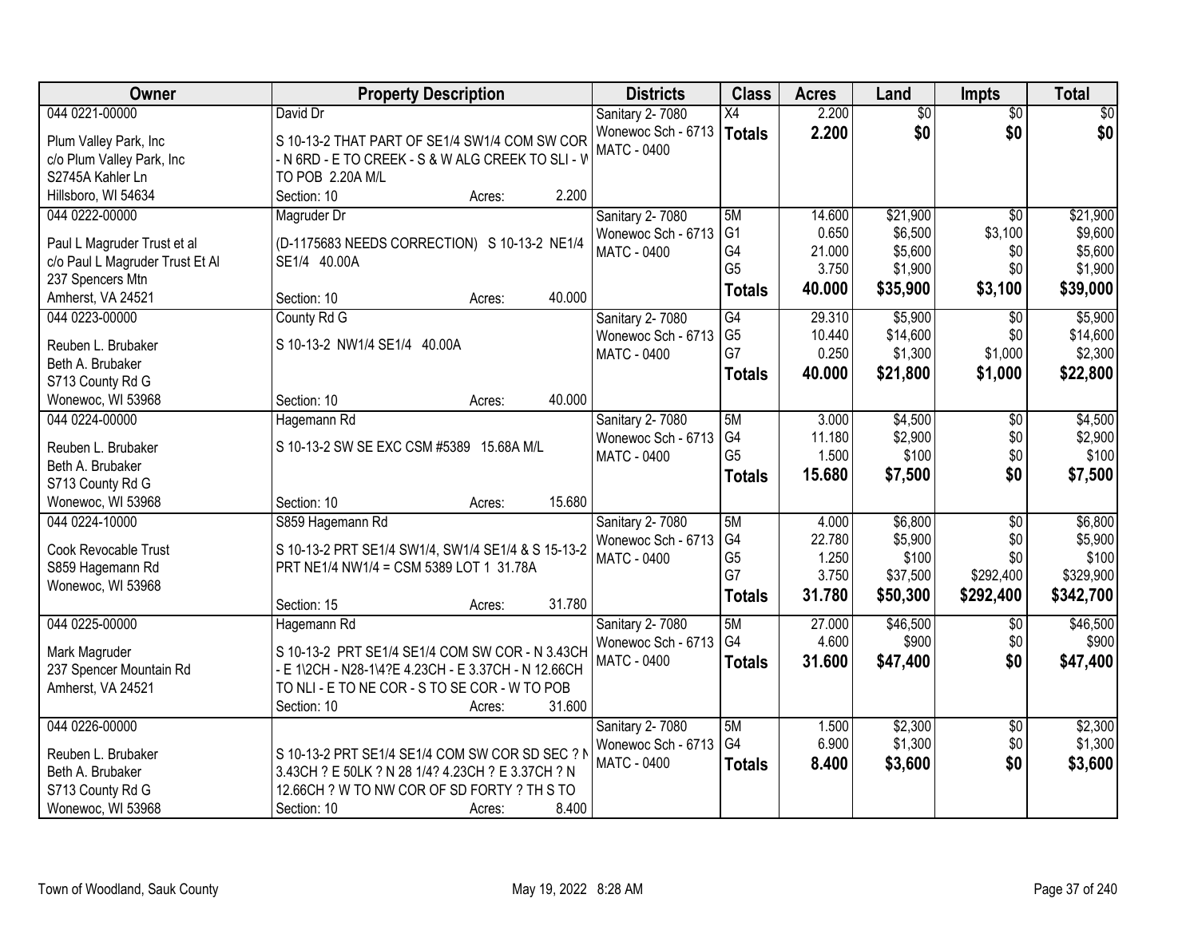| Owner | Property Description | Districts | Class | Acres | Land | Impts | Total |
|---|---|---|---|---|---|---|---|
| 044 0221-00000<br>Plum Valley Park, Inc<br>c/o Plum Valley Park, Inc<br>S2745A Kahler Ln<br>Hillsboro, WI 54634 | David Dr<br>S 10-13-2 THAT PART OF SE1/4 SW1/4 COM SW COR - N 6RD - E TO CREEK - S & W ALG CREEK TO SLI - W TO POB 2.20A M/L<br>Section: 10 Acres: 2.200 | Sanitary 2- 7080<br>Wonewoc Sch - 6713<br>MATC - 0400 | X4<br>**Totals** | 2.200<br>**2.200** | $0<br>**$0** | $0<br>**$0** | $0<br>**$0** |
| 044 0222-00000<br>Paul L Magruder Trust et al<br>c/o Paul L Magruder Trust Et Al<br>237 Spencers Mtn<br>Amherst, VA 24521 | Magruder Dr<br>(D-1175683 NEEDS CORRECTION) S 10-13-2 NE1/4 SE1/4 40.00A<br>Section: 10 Acres: 40.000 | Sanitary 2- 7080<br>Wonewoc Sch - 6713<br>MATC - 0400 | 5M<br>G1<br>G4<br>G5<br>**Totals** | 14.600<br>0.650<br>21.000<br>3.750<br>**40.000** | $21,900<br>$6,500<br>$5,600<br>$1,900<br>**$35,900** | $0<br>$3,100<br>$0<br>$0<br>**$3,100** | $21,900<br>$9,600<br>$5,600<br>$1,900<br>**$39,000** |
| 044 0223-00000<br>Reuben L. Brubaker<br>Beth A. Brubaker<br>S713 County Rd G<br>Wonewoc, WI 53968 | County Rd G<br>S 10-13-2 NW1/4 SE1/4 40.00A<br>Section: 10 Acres: 40.000 | Sanitary 2- 7080<br>Wonewoc Sch - 6713<br>MATC - 0400 | G4<br>G5<br>G7<br>**Totals** | 29.310<br>10.440<br>0.250<br>**40.000** | $5,900<br>$14,600<br>$1,300<br>**$21,800** | $0<br>$0<br>$1,000<br>**$1,000** | $5,900<br>$14,600<br>$2,300<br>**$22,800** |
| 044 0224-00000<br>Reuben L. Brubaker<br>Beth A. Brubaker<br>S713 County Rd G<br>Wonewoc, WI 53968 | Hagemann Rd<br>S 10-13-2 SW SE EXC CSM #5389 15.68A M/L<br>Section: 10 Acres: 15.680 | Sanitary 2- 7080<br>Wonewoc Sch - 6713<br>MATC - 0400 | 5M<br>G4<br>G5<br>**Totals** | 3.000<br>11.180<br>1.500<br>**15.680** | $4,500<br>$2,900<br>$100<br>**$7,500** | $0<br>$0<br>$0<br>**$0** | $4,500<br>$2,900<br>$100<br>**$7,500** |
| 044 0224-10000<br>Cook Revocable Trust<br>S859 Hagemann Rd<br>Wonewoc, WI 53968 | S859 Hagemann Rd<br>S 10-13-2 PRT SE1/4 SW1/4, SW1/4 SE1/4 & S 15-13-2 PRT NE1/4 NW1/4 = CSM 5389 LOT 1 31.78A<br>Section: 15 Acres: 31.780 | Sanitary 2- 7080<br>Wonewoc Sch - 6713<br>MATC - 0400 | 5M<br>G4<br>G5<br>G7<br>**Totals** | 4.000<br>22.780<br>1.250<br>3.750<br>**31.780** | $6,800<br>$5,900<br>$100<br>$37,500<br>**$50,300** | $0<br>$0<br>$0<br>$292,400<br>**$292,400** | $6,800<br>$5,900<br>$100<br>$329,900<br>**$342,700** |
| 044 0225-00000<br>Mark Magruder<br>237 Spencer Mountain Rd<br>Amherst, VA 24521 | Hagemann Rd<br>S 10-13-2 PRT SE1/4 SE1/4 COM SW COR - N 3.43CH - E 1\2CH - N28-1\4?E 4.23CH - E 3.37CH - N 12.66CH TO NLI - E TO NE COR - S TO SE COR - W TO POB<br>Section: 10 Acres: 31.600 | Sanitary 2- 7080<br>Wonewoc Sch - 6713<br>MATC - 0400 | 5M<br>G4<br>**Totals** | 27.000<br>4.600<br>**31.600** | $46,500<br>$900<br>**$47,400** | $0<br>$0<br>**$0** | $46,500<br>$900<br>**$47,400** |
| 044 0226-00000<br>Reuben L. Brubaker<br>Beth A. Brubaker<br>S713 County Rd G<br>Wonewoc, WI 53968 | S 10-13-2 PRT SE1/4 SE1/4 COM SW COR SD SEC ? N 3.43CH ? E 50LK ? N 28 1/4? 4.23CH ? E 3.37CH ? N 12.66CH ? W TO NW COR OF SD FORTY ? TH S TO<br>Section: 10 Acres: 8.400 | Sanitary 2- 7080<br>Wonewoc Sch - 6713<br>MATC - 0400 | 5M<br>G4<br>**Totals** | 1.500<br>6.900<br>**8.400** | $2,300<br>$1,300<br>**$3,600** | $0<br>$0<br>**$0** | $2,300<br>$1,300<br>**$3,600** |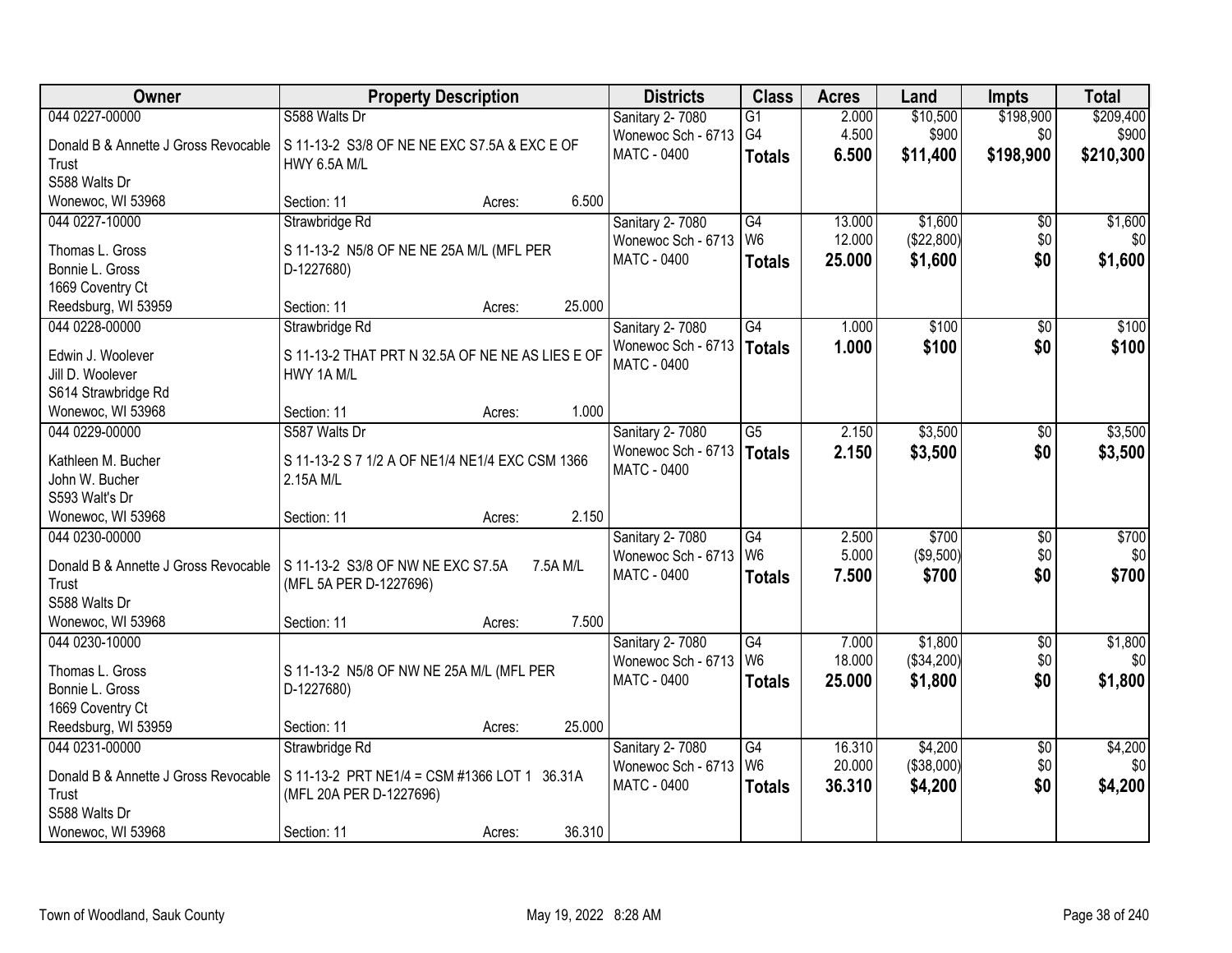| Owner | Property Description | Districts | Class | Acres | Land | Impts | Total |
|---|---|---|---|---|---|---|---|
| 044 0227-00000<br>Donald B & Annette J Gross Revocable Trust<br>S588 Walts Dr<br>Wonewoc, WI 53968 | S588 Walts Dr<br>S 11-13-2 S3/8 OF NE NE EXC S7.5A & EXC E OF HWY 6.5A M/L<br>Section: 11 Acres: 6.500 | Sanitary 2- 7080<br>Wonewoc Sch - 6713<br>MATC - 0400 | G1<br>G4<br>**Totals** | 2.000<br>4.500<br>**6.500** | $10,500<br>$900<br>**$11,400** | $198,900<br>$0<br>**$198,900** | $209,400<br>$900<br>**$210,300** |
| 044 0227-10000<br>Thomas L. Gross<br>Bonnie L. Gross<br>1669 Coventry Ct<br>Reedsburg, WI 53959 | Strawbridge Rd<br>S 11-13-2 N5/8 OF NE NE 25A M/L (MFL PER D-1227680)<br>Section: 11 Acres: 25.000 | Sanitary 2- 7080<br>Wonewoc Sch - 6713<br>MATC - 0400 | G4<br>W6<br>**Totals** | 13.000<br>12.000<br>**25.000** | $1,600<br>($22,800)<br>**$1,600** | $0<br>$0<br>**$0** | $1,600<br>$0<br>**$1,600** |
| 044 0228-00000<br>Edwin J. Woolever<br>Jill D. Woolever<br>S614 Strawbridge Rd<br>Wonewoc, WI 53968 | Strawbridge Rd<br>S 11-13-2 THAT PRT N 32.5A OF NE NE AS LIES E OF HWY 1A M/L<br>Section: 11 Acres: 1.000 | Sanitary 2- 7080<br>Wonewoc Sch - 6713<br>MATC - 0400 | G4<br>**Totals** | 1.000<br>**1.000** | $100<br>**$100** | $0<br>**$0** | $100<br>**$100** |
| 044 0229-00000<br>Kathleen M. Bucher<br>John W. Bucher<br>S593 Walt's Dr<br>Wonewoc, WI 53968 | S587 Walts Dr<br>S 11-13-2 S 7 1/2 A OF NE1/4 NE1/4 EXC CSM 1366 2.15A M/L<br>Section: 11 Acres: 2.150 | Sanitary 2- 7080<br>Wonewoc Sch - 6713<br>MATC - 0400 | G5<br>**Totals** | 2.150<br>**2.150** | $3,500<br>**$3,500** | $0<br>**$0** | $3,500<br>**$3,500** |
| 044 0230-00000<br>Donald B & Annette J Gross Revocable Trust<br>S588 Walts Dr<br>Wonewoc, WI 53968 | S 11-13-2 S3/8 OF NW NE EXC S7.5A 7.5A M/L (MFL 5A PER D-1227696)<br>Section: 11 Acres: 7.500 | Sanitary 2- 7080<br>Wonewoc Sch - 6713<br>MATC - 0400 | G4<br>W6<br>**Totals** | 2.500<br>5.000<br>**7.500** | $700<br>($9,500)<br>**$700** | $0<br>$0<br>**$0** | $700<br>$0<br>**$700** |
| 044 0230-10000<br>Thomas L. Gross<br>Bonnie L. Gross<br>1669 Coventry Ct<br>Reedsburg, WI 53959 | S 11-13-2 N5/8 OF NW NE 25A M/L (MFL PER D-1227680)<br>Section: 11 Acres: 25.000 | Sanitary 2- 7080<br>Wonewoc Sch - 6713<br>MATC - 0400 | G4<br>W6<br>**Totals** | 7.000<br>18.000<br>**25.000** | $1,800<br>($34,200)<br>**$1,800** | $0<br>$0<br>**$0** | $1,800<br>$0<br>**$1,800** |
| 044 0231-00000<br>Donald B & Annette J Gross Revocable Trust<br>S588 Walts Dr<br>Wonewoc, WI 53968 | Strawbridge Rd<br>S 11-13-2 PRT NE1/4 = CSM #1366 LOT 1 36.31A (MFL 20A PER D-1227696)<br>Section: 11 Acres: 36.310 | Sanitary 2- 7080<br>Wonewoc Sch - 6713<br>MATC - 0400 | G4<br>W6<br>**Totals** | 16.310<br>20.000<br>**36.310** | $4,200<br>($38,000)<br>**$4,200** | $0<br>$0<br>**$0** | $4,200<br>$0<br>**$4,200** |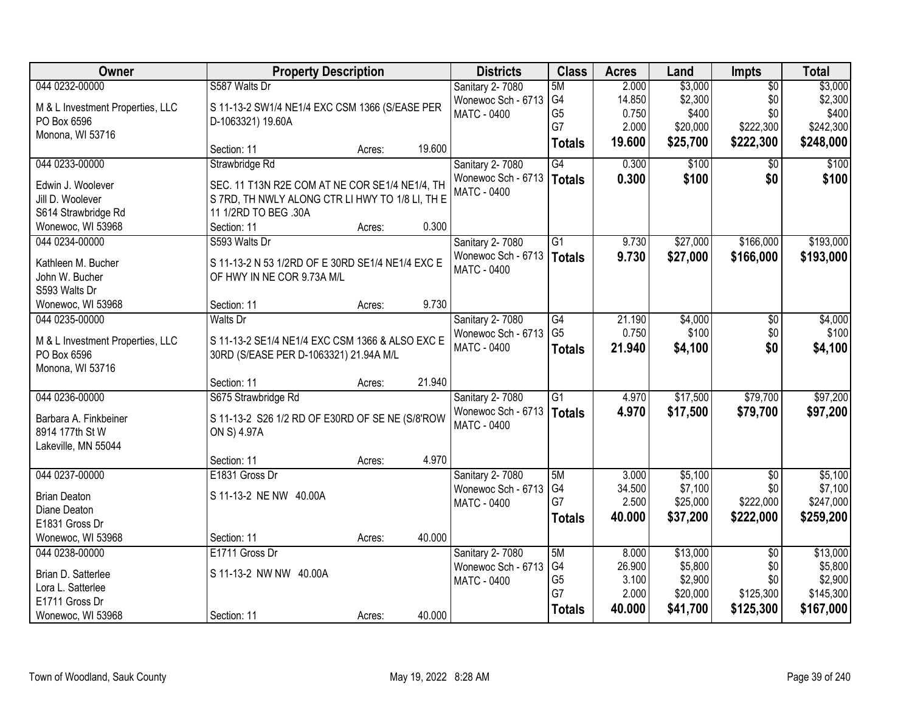| Owner | Property Description | Districts | Class | Acres | Land | Impts | Total |
|---|---|---|---|---|---|---|---|
| 044 0232-00000<br>M & L Investment Properties, LLC<br>PO Box 6596<br>Monona, WI 53716 | S587 Walts Dr<br>S 11-13-2 SW1/4 NE1/4 EXC CSM 1366 (S/EASE PER D-1063321) 19.60A<br>Section: 11 Acres: 19.600 | Sanitary 2- 7080<br>Wonewoc Sch - 6713<br>MATC - 0400 | 5M<br>G4<br>G5<br>G7<br>**Totals** | 2.000<br>14.850<br>0.750<br>2.000<br>**19.600** | \$3,000<br>\$2,300<br>\$400<br>\$20,000<br>**\$25,700** | \$0<br>\$0<br>\$0<br>\$222,300<br>**\$222,300** | \$3,000<br>\$2,300<br>\$400<br>\$242,300<br>**\$248,000** |
| 044 0233-00000<br>Edwin J. Woolever<br>Jill D. Woolever<br>S614 Strawbridge Rd<br>Wonewoc, WI 53968 | Strawbridge Rd<br>SEC. 11 T13N R2E COM AT NE COR SE1/4 NE1/4, TH S 7RD, TH NWLY ALONG CTR LI HWY TO 1/8 LI, TH E 11 1/2RD TO BEG .30A<br>Section: 11 Acres: 0.300 | Sanitary 2- 7080<br>Wonewoc Sch - 6713<br>MATC - 0400 | G4<br>**Totals** | 0.300<br>**0.300** | \$100<br>**\$100** | \$0<br>**\$0** | \$100<br>**\$100** |
| 044 0234-00000<br>Kathleen M. Bucher<br>John W. Bucher<br>S593 Walts Dr<br>Wonewoc, WI 53968 | S593 Walts Dr<br>S 11-13-2 N 53 1/2RD OF E 30RD SE1/4 NE1/4 EXC E OF HWY IN NE COR 9.73A M/L<br>Section: 11 Acres: 9.730 | Sanitary 2- 7080<br>Wonewoc Sch - 6713<br>MATC - 0400 | G1<br>**Totals** | 9.730<br>**9.730** | \$27,000<br>**\$27,000** | \$166,000<br>**\$166,000** | \$193,000<br>**\$193,000** |
| 044 0235-00000<br>M & L Investment Properties, LLC<br>PO Box 6596<br>Monona, WI 53716 | Walts Dr<br>S 11-13-2 SE1/4 NE1/4 EXC CSM 1366 & ALSO EXC E 30RD (S/EASE PER D-1063321) 21.94A M/L<br>Section: 11 Acres: 21.940 | Sanitary 2- 7080<br>Wonewoc Sch - 6713<br>MATC - 0400 | G4<br>G5<br>**Totals** | 21.190<br>0.750<br>**21.940** | \$4,000<br>\$100<br>**\$4,100** | \$0<br>\$0<br>**\$0** | \$4,000<br>\$100<br>**\$4,100** |
| 044 0236-00000<br>Barbara A. Finkbeiner<br>8914 177th St W<br>Lakeville, MN 55044 | S675 Strawbridge Rd<br>S 11-13-2 S26 1/2 RD OF E30RD OF SE NE (S/8'ROW ON S) 4.97A<br>Section: 11 Acres: 4.970 | Sanitary 2- 7080<br>Wonewoc Sch - 6713<br>MATC - 0400 | G1<br>**Totals** | 4.970<br>**4.970** | \$17,500<br>**\$17,500** | \$79,700<br>**\$79,700** | \$97,200<br>**\$97,200** |
| 044 0237-00000<br>Brian Deaton<br>Diane Deaton<br>E1831 Gross Dr<br>Wonewoc, WI 53968 | E1831 Gross Dr<br>S 11-13-2 NE NW 40.00A<br>Section: 11 Acres: 40.000 | Sanitary 2- 7080<br>Wonewoc Sch - 6713<br>MATC - 0400 | 5M<br>G4<br>G7<br>**Totals** | 3.000<br>34.500<br>2.500<br>**40.000** | \$5,100<br>\$7,100<br>\$25,000<br>**\$37,200** | \$0<br>\$0<br>\$222,000<br>**\$222,000** | \$5,100<br>\$7,100<br>\$247,000<br>**\$259,200** |
| 044 0238-00000<br>Brian D. Satterlee<br>Lora L. Satterlee<br>E1711 Gross Dr<br>Wonewoc, WI 53968 | E1711 Gross Dr<br>S 11-13-2 NW NW 40.00A<br>Section: 11 Acres: 40.000 | Sanitary 2- 7080<br>Wonewoc Sch - 6713<br>MATC - 0400 | 5M<br>G4<br>G5<br>G7<br>**Totals** | 8.000<br>26.900<br>3.100<br>2.000<br>**40.000** | \$13,000<br>\$5,800<br>\$2,900<br>\$20,000<br>**\$41,700** | \$0<br>\$0<br>\$0<br>\$125,300<br>**\$125,300** | \$13,000<br>\$5,800<br>\$2,900<br>\$145,300<br>**\$167,000** |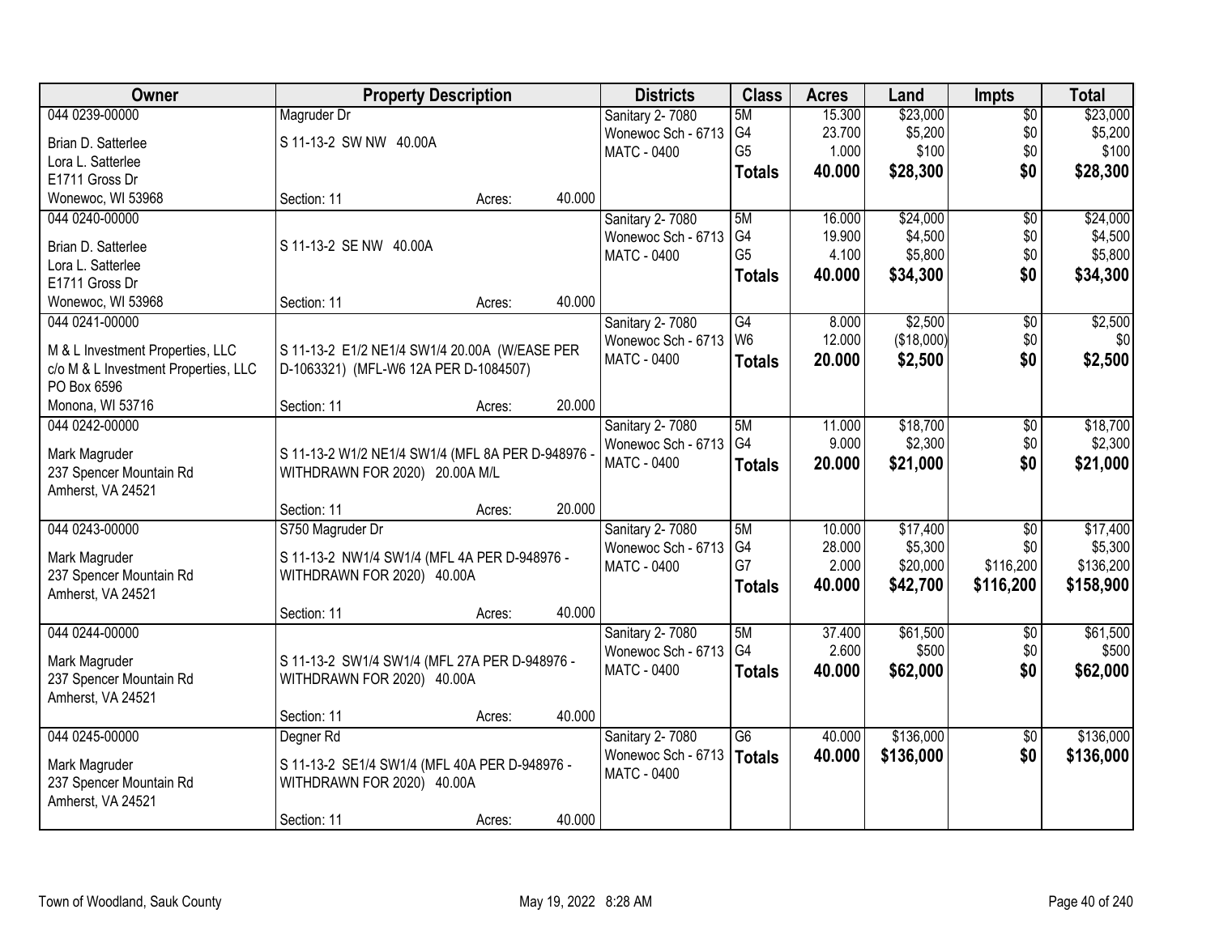| Owner | Property Description | | | Districts | Class | Acres | Land | Impts | Total |
|---|---|---|---|---|---|---|---|---|---|
| 044 0239-00000 | Magruder Dr | | | Sanitary 2- 7080 | 5M | 15.300 | $23,000 | $0 | $23,000 |
| Brian D. Satterlee | S 11-13-2 SW NW 40.00A | | | Wonewoc Sch - 6713 | G4 | 23.700 | $5,200 | $0 | $5,200 |
| Lora L. Satterlee | | | | MATC - 0400 | G5 | 1.000 | $100 | $0 | $100 |
| E1711 Gross Dr | | | | | **Totals** | **40.000** | **$28,300** | **$0** | **$28,300** |
| Wonewoc, WI 53968 | Section: 11 | Acres: | 40.000 | | | | | | |
| 044 0240-00000 | | | | Sanitary 2- 7080 | 5M | 16.000 | $24,000 | $0 | $24,000 |
| Brian D. Satterlee | S 11-13-2 SE NW 40.00A | | | Wonewoc Sch - 6713 | G4 | 19.900 | $4,500 | $0 | $4,500 |
| Lora L. Satterlee | | | | MATC - 0400 | G5 | 4.100 | $5,800 | $0 | $5,800 |
| E1711 Gross Dr | | | | | **Totals** | **40.000** | **$34,300** | **$0** | **$34,300** |
| Wonewoc, WI 53968 | Section: 11 | Acres: | 40.000 | | | | | | |
| 044 0241-00000 | | | | Sanitary 2- 7080 | G4 | 8.000 | $2,500 | $0 | $2,500 |
| M & L Investment Properties, LLC | S 11-13-2 E1/2 NE1/4 SW1/4 20.00A (W/EASE PER | | | Wonewoc Sch - 6713 | W6 | 12.000 | ($18,000) | $0 | $0 |
| c/o M & L Investment Properties, LLC | D-1063321) (MFL-W6 12A PER D-1084507) | | | MATC - 0400 | **Totals** | **20.000** | **$2,500** | **$0** | **$2,500** |
| PO Box 6596 | | | | | | | | | |
| Monona, WI 53716 | Section: 11 | Acres: | 20.000 | | | | | | |
| 044 0242-00000 | | | | Sanitary 2- 7080 | 5M | 11.000 | $18,700 | $0 | $18,700 |
| Mark Magruder | S 11-13-2 W1/2 NE1/4 SW1/4 (MFL 8A PER D-948976 - | | | Wonewoc Sch - 6713 | G4 | 9.000 | $2,300 | $0 | $2,300 |
| 237 Spencer Mountain Rd | WITHDRAWN FOR 2020) 20.00A M/L | | | MATC - 0400 | **Totals** | **20.000** | **$21,000** | **$0** | **$21,000** |
| Amherst, VA 24521 | | | | | | | | | |
| | Section: 11 | Acres: | 20.000 | | | | | | |
| 044 0243-00000 | S750 Magruder Dr | | | Sanitary 2- 7080 | 5M | 10.000 | $17,400 | $0 | $17,400 |
| Mark Magruder | S 11-13-2 NW1/4 SW1/4 (MFL 4A PER D-948976 - | | | Wonewoc Sch - 6713 | G4 | 28.000 | $5,300 | $0 | $5,300 |
| 237 Spencer Mountain Rd | WITHDRAWN FOR 2020) 40.00A | | | MATC - 0400 | G7 | 2.000 | $20,000 | $116,200 | $136,200 |
| Amherst, VA 24521 | | | | | **Totals** | **40.000** | **$42,700** | **$116,200** | **$158,900** |
| | Section: 11 | Acres: | 40.000 | | | | | | |
| 044 0244-00000 | | | | Sanitary 2- 7080 | 5M | 37.400 | $61,500 | $0 | $61,500 |
| Mark Magruder | S 11-13-2 SW1/4 SW1/4 (MFL 27A PER D-948976 - | | | Wonewoc Sch - 6713 | G4 | 2.600 | $500 | $0 | $500 |
| 237 Spencer Mountain Rd | WITHDRAWN FOR 2020) 40.00A | | | MATC - 0400 | **Totals** | **40.000** | **$62,000** | **$0** | **$62,000** |
| Amherst, VA 24521 | | | | | | | | | |
| | Section: 11 | Acres: | 40.000 | | | | | | |
| 044 0245-00000 | Degner Rd | | | Sanitary 2- 7080 | G6 | 40.000 | $136,000 | $0 | $136,000 |
| Mark Magruder | S 11-13-2 SE1/4 SW1/4 (MFL 40A PER D-948976 - | | | Wonewoc Sch - 6713 | **Totals** | **40.000** | **$136,000** | **$0** | **$136,000** |
| 237 Spencer Mountain Rd | WITHDRAWN FOR 2020) 40.00A | | | MATC - 0400 | | | | | |
| Amherst, VA 24521 | | | | | | | | | |
| | Section: 11 | Acres: | 40.000 | | | | | | |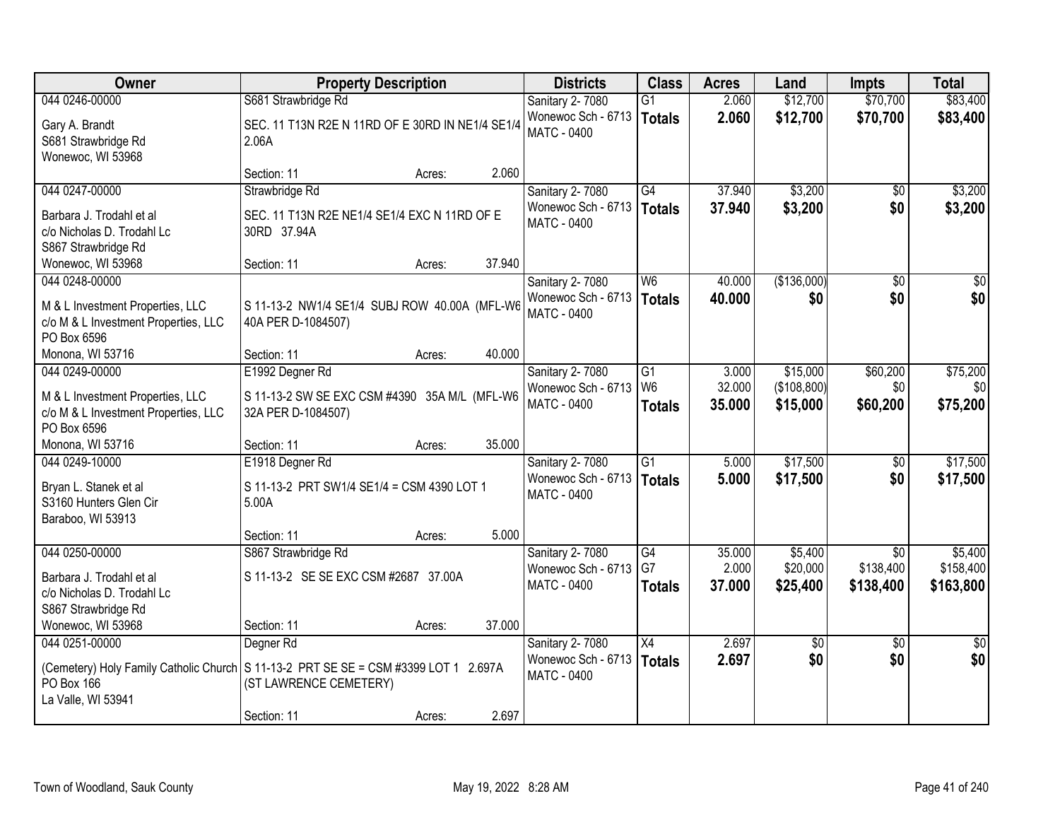| Owner | Property Description | Districts | Class | Acres | Land | Impts | Total |
|---|---|---|---|---|---|---|---|
| 044 0246-00000<br>Gary A. Brandt<br>S681 Strawbridge Rd<br>Wonewoc, WI 53968 | S681 Strawbridge Rd<br>SEC. 11 T13N R2E N 11RD OF E 30RD IN NE1/4 SE1/4 2.06A<br>Section: 11 Acres: 2.060 | Sanitary 2- 7080<br>Wonewoc Sch - 6713<br>MATC - 0400 | G1<br>**Totals** | 2.060<br>**2.060** | $12,700<br>**$12,700** | $70,700<br>**$70,700** | $83,400<br>**$83,400** |
| 044 0247-00000<br>Barbara J. Trodahl et al<br>c/o Nicholas D. Trodahl Lc<br>S867 Strawbridge Rd<br>Wonewoc, WI 53968 | Strawbridge Rd<br>SEC. 11 T13N R2E NE1/4 SE1/4 EXC N 11RD OF E 30RD 37.94A<br>Section: 11 Acres: 37.940 | Sanitary 2- 7080<br>Wonewoc Sch - 6713<br>MATC - 0400 | G4<br>**Totals** | 37.940<br>**37.940** | $3,200<br>**$3,200** | $0<br>**$0** | $3,200<br>**$3,200** |
| 044 0248-00000<br>M & L Investment Properties, LLC<br>c/o M & L Investment Properties, LLC<br>PO Box 6596<br>Monona, WI 53716 | S 11-13-2 NW1/4 SE1/4 SUBJ ROW 40.00A (MFL-W6 40A PER D-1084507)<br>Section: 11 Acres: 40.000 | Sanitary 2- 7080<br>Wonewoc Sch - 6713<br>MATC - 0400 | W6<br>**Totals** | 40.000<br>**40.000** | ($136,000)<br>**$0** | $0<br>**$0** | $0<br>**$0** |
| 044 0249-00000<br>M & L Investment Properties, LLC<br>c/o M & L Investment Properties, LLC<br>PO Box 6596<br>Monona, WI 53716 | E1992 Degner Rd<br>S 11-13-2 SW SE EXC CSM #4390 35A M/L (MFL-W6 32A PER D-1084507)<br>Section: 11 Acres: 35.000 | Sanitary 2- 7080<br>Wonewoc Sch - 6713<br>MATC - 0400 | G1<br>W6<br>**Totals** | 3.000<br>32.000<br>**35.000** | $15,000<br>($108,800)<br>**$15,000** | $60,200<br>$0<br>**$60,200** | $75,200<br>$0<br>**$75,200** |
| 044 0249-10000<br>Bryan L. Stanek et al<br>S3160 Hunters Glen Cir<br>Baraboo, WI 53913 | E1918 Degner Rd<br>S 11-13-2 PRT SW1/4 SE1/4 = CSM 4390 LOT 1 5.00A<br>Section: 11 Acres: 5.000 | Sanitary 2- 7080<br>Wonewoc Sch - 6713<br>MATC - 0400 | G1<br>**Totals** | 5.000<br>**5.000** | $17,500<br>**$17,500** | $0<br>**$0** | $17,500<br>**$17,500** |
| 044 0250-00000<br>Barbara J. Trodahl et al<br>c/o Nicholas D. Trodahl Lc<br>S867 Strawbridge Rd<br>Wonewoc, WI 53968 | S867 Strawbridge Rd<br>S 11-13-2 SE SE EXC CSM #2687 37.00A<br>Section: 11 Acres: 37.000 | Sanitary 2- 7080<br>Wonewoc Sch - 6713<br>MATC - 0400 | G4<br>G7<br>**Totals** | 35.000<br>2.000<br>**37.000** | $5,400<br>$20,000<br>**$25,400** | $0<br>$138,400<br>**$138,400** | $5,400<br>$158,400<br>**$163,800** |
| 044 0251-00000<br>(Cemetery) Holy Family Catholic Church<br>PO Box 166<br>La Valle, WI 53941 | Degner Rd<br>S 11-13-2 PRT SE SE = CSM #3399 LOT 1 2.697A (ST LAWRENCE CEMETERY)<br>Section: 11 Acres: 2.697 | Sanitary 2- 7080<br>Wonewoc Sch - 6713<br>MATC - 0400 | X4<br>**Totals** | 2.697<br>**2.697** | $0<br>**$0** | $0<br>**$0** | $0<br>**$0** |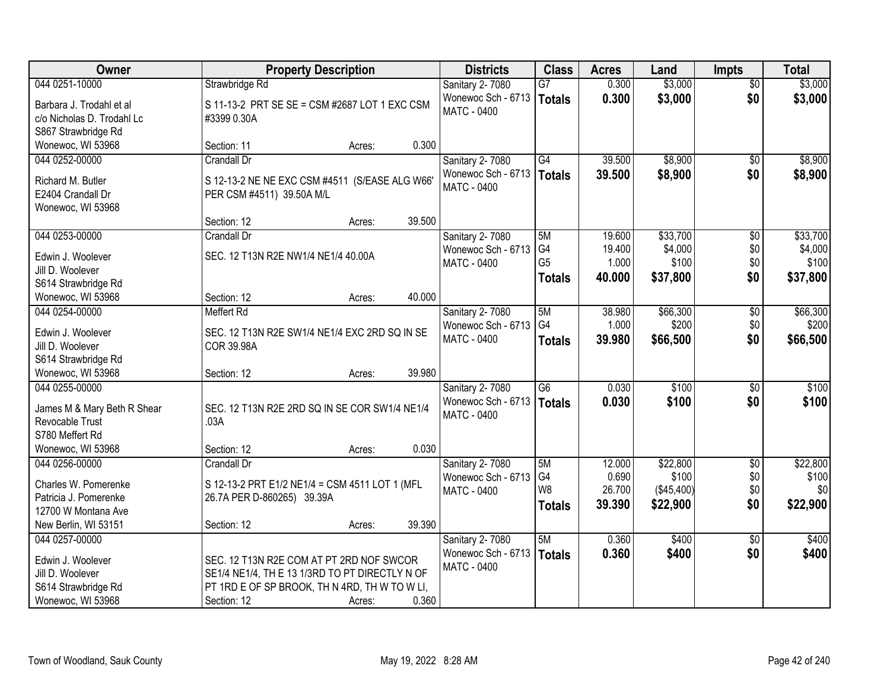| Owner | Property Description | Districts | Class | Acres | Land | Impts | Total |
|---|---|---|---|---|---|---|---|
| 044 0251-10000<br>Barbara J. Trodahl et al<br>c/o Nicholas D. Trodahl Lc<br>S867 Strawbridge Rd<br>Wonewoc, WI 53968 | Strawbridge Rd<br>S 11-13-2 PRT SE SE = CSM #2687 LOT 1 EXC CSM #3399 0.30A<br>Section: 11 Acres: 0.300 | Sanitary 2- 7080<br>Wonewoc Sch - 6713<br>MATC - 0400 | G7<br>**Totals** | 0.300<br>**0.300** | $3,000<br>**$3,000** | $0<br>**$0** | $3,000<br>**$3,000** |
| 044 0252-00000<br>Richard M. Butler<br>E2404 Crandall Dr<br>Wonewoc, WI 53968 | Crandall Dr<br>S 12-13-2 NE NE EXC CSM #4511 (S/EASE ALG W66' PER CSM #4511) 39.50A M/L<br>Section: 12 Acres: 39.500 | Sanitary 2- 7080<br>Wonewoc Sch - 6713<br>MATC - 0400 | G4<br>**Totals** | 39.500<br>**39.500** | $8,900<br>**$8,900** | $0<br>**$0** | $8,900<br>**$8,900** |
| 044 0253-00000<br>Edwin J. Woolever<br>Jill D. Woolever<br>S614 Strawbridge Rd<br>Wonewoc, WI 53968 | Crandall Dr<br>SEC. 12 T13N R2E NW1/4 NE1/4 40.00A<br>Section: 12 Acres: 40.000 | Sanitary 2- 7080<br>Wonewoc Sch - 6713<br>MATC - 0400 | 5M<br>G4<br>G5<br>**Totals** | 19.600<br>19.400<br>1.000<br>**40.000** | $33,700<br>$4,000<br>$100<br>**$37,800** | $0<br>$0<br>$0<br>**$0** | $33,700<br>$4,000<br>$100<br>**$37,800** |
| 044 0254-00000<br>Edwin J. Woolever<br>Jill D. Woolever<br>S614 Strawbridge Rd<br>Wonewoc, WI 53968 | Meffert Rd<br>SEC. 12 T13N R2E SW1/4 NE1/4 EXC 2RD SQ IN SE COR 39.98A<br>Section: 12 Acres: 39.980 | Sanitary 2- 7080<br>Wonewoc Sch - 6713<br>MATC - 0400 | 5M<br>G4<br>**Totals** | 38.980<br>1.000<br>**39.980** | $66,300<br>$200<br>**$66,500** | $0<br>$0<br>**$0** | $66,300<br>$200<br>**$66,500** |
| 044 0255-00000<br>James M & Mary Beth R Shear Revocable Trust<br>S780 Meffert Rd<br>Wonewoc, WI 53968 | SEC. 12 T13N R2E 2RD SQ IN SE COR SW1/4 NE1/4 .03A<br>Section: 12 Acres: 0.030 | Sanitary 2- 7080<br>Wonewoc Sch - 6713<br>MATC - 0400 | G6<br>**Totals** | 0.030<br>**0.030** | $100<br>**$100** | $0<br>**$0** | $100<br>**$100** |
| 044 0256-00000<br>Charles W. Pomerenke<br>Patricia J. Pomerenke<br>12700 W Montana Ave<br>New Berlin, WI 53151 | Crandall Dr<br>S 12-13-2 PRT E1/2 NE1/4 = CSM 4511 LOT 1 (MFL 26.7A PER D-860265) 39.39A<br>Section: 12 Acres: 39.390 | Sanitary 2- 7080<br>Wonewoc Sch - 6713<br>MATC - 0400 | 5M<br>G4<br>W8<br>**Totals** | 12.000<br>0.690<br>26.700<br>**39.390** | $22,800<br>$100<br>($45,400)<br>**$22,900** | $0<br>$0<br>$0<br>**$0** | $22,800<br>$100<br>$0<br>**$22,900** |
| 044 0257-00000<br>Edwin J. Woolever<br>Jill D. Woolever<br>S614 Strawbridge Rd<br>Wonewoc, WI 53968 | SEC. 12 T13N R2E COM AT PT 2RD NOF SWCOR SE1/4 NE1/4, TH E 13 1/3RD TO PT DIRECTLY N OF PT 1RD E OF SP BROOK, TH N 4RD, TH W TO W LI,<br>Section: 12 Acres: 0.360 | Sanitary 2- 7080<br>Wonewoc Sch - 6713<br>MATC - 0400 | 5M<br>**Totals** | 0.360<br>**0.360** | $400<br>**$400** | $0<br>**$0** | $400<br>**$400** |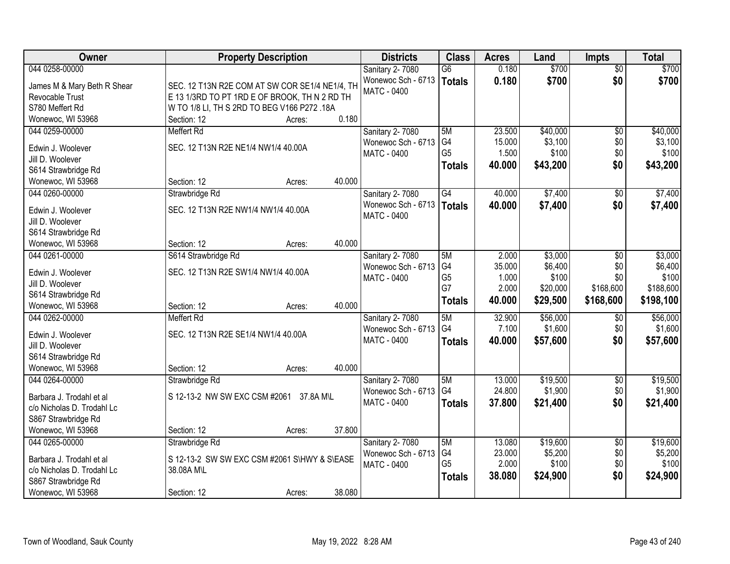| Owner | Property Description | Districts | Class | Acres | Land | Impts | Total |
|---|---|---|---|---|---|---|---|
| 044 0258-00000<br>James M & Mary Beth R Shear Revocable Trust<br>S780 Meffert Rd<br>Wonewoc, WI 53968 | SEC. 12 T13N R2E COM AT SW COR SE1/4 NE1/4, TH E 13 1/3RD TO PT 1RD E OF BROOK, TH N 2 RD TH W TO 1/8 LI, TH S 2RD TO BEG V166 P272 .18A<br>Section: 12 Acres: 0.180 | Sanitary 2- 7080<br>Wonewoc Sch - 6713<br>MATC - 0400 | G6<br>**Totals** | 0.180<br>**0.180** | $700<br>**$700** | $0<br>**$0** | $700<br>**$700** |
| 044 0259-00000<br>Edwin J. Woolever<br>Jill D. Woolever<br>S614 Strawbridge Rd<br>Wonewoc, WI 53968 | Meffert Rd<br>SEC. 12 T13N R2E NE1/4 NW1/4 40.00A<br>Section: 12 Acres: 40.000 | Sanitary 2- 7080<br>Wonewoc Sch - 6713<br>MATC - 0400 | 5M<br>G4<br>G5<br>**Totals** | 23.500<br>15.000<br>1.500<br>**40.000** | $40,000<br>$3,100<br>$100<br>**$43,200** | $0<br>$0<br>$0<br>**$0** | $40,000<br>$3,100<br>$100<br>**$43,200** |
| 044 0260-00000<br>Edwin J. Woolever<br>Jill D. Woolever<br>S614 Strawbridge Rd<br>Wonewoc, WI 53968 | Strawbridge Rd<br>SEC. 12 T13N R2E NW1/4 NW1/4 40.00A<br>Section: 12 Acres: 40.000 | Sanitary 2- 7080<br>Wonewoc Sch - 6713<br>MATC - 0400 | G4<br>**Totals** | 40.000<br>**40.000** | $7,400<br>**$7,400** | $0<br>**$0** | $7,400<br>**$7,400** |
| 044 0261-00000<br>Edwin J. Woolever<br>Jill D. Woolever<br>S614 Strawbridge Rd<br>Wonewoc, WI 53968 | S614 Strawbridge Rd<br>SEC. 12 T13N R2E SW1/4 NW1/4 40.00A<br>Section: 12 Acres: 40.000 | Sanitary 2- 7080<br>Wonewoc Sch - 6713<br>MATC - 0400 | 5M<br>G4<br>G5<br>G7<br>**Totals** | 2.000<br>35.000<br>1.000<br>2.000<br>**40.000** | $3,000<br>$6,400<br>$100<br>$20,000<br>**$29,500** | $0<br>$0<br>$0<br>$168,600<br>**$168,600** | $3,000<br>$6,400<br>$100<br>$188,600<br>**$198,100** |
| 044 0262-00000<br>Edwin J. Woolever<br>Jill D. Woolever<br>S614 Strawbridge Rd<br>Wonewoc, WI 53968 | Meffert Rd<br>SEC. 12 T13N R2E SE1/4 NW1/4 40.00A<br>Section: 12 Acres: 40.000 | Sanitary 2- 7080<br>Wonewoc Sch - 6713<br>MATC - 0400 | 5M<br>G4<br>**Totals** | 32.900<br>7.100<br>**40.000** | $56,000<br>$1,600<br>**$57,600** | $0<br>$0<br>**$0** | $56,000<br>$1,600<br>**$57,600** |
| 044 0264-00000<br>Barbara J. Trodahl et al<br>c/o Nicholas D. Trodahl Lc<br>S867 Strawbridge Rd<br>Wonewoc, WI 53968 | Strawbridge Rd<br>S 12-13-2 NW SW EXC CSM #2061 37.8A M\L<br>Section: 12 Acres: 37.800 | Sanitary 2- 7080<br>Wonewoc Sch - 6713<br>MATC - 0400 | 5M<br>G4<br>**Totals** | 13.000<br>24.800<br>**37.800** | $19,500<br>$1,900<br>**$21,400** | $0<br>$0<br>**$0** | $19,500<br>$1,900<br>**$21,400** |
| 044 0265-00000<br>Barbara J. Trodahl et al<br>c/o Nicholas D. Trodahl Lc<br>S867 Strawbridge Rd<br>Wonewoc, WI 53968 | Strawbridge Rd<br>S 12-13-2 SW SW EXC CSM #2061 S\HWY & S\EASE 38.08A M\L<br>Section: 12 Acres: 38.080 | Sanitary 2- 7080<br>Wonewoc Sch - 6713<br>MATC - 0400 | 5M<br>G4<br>G5<br>**Totals** | 13.080<br>23.000<br>2.000<br>**38.080** | $19,600<br>$5,200<br>$100<br>**$24,900** | $0<br>$0<br>$0<br>**$0** | $19,600<br>$5,200<br>$100<br>**$24,900** |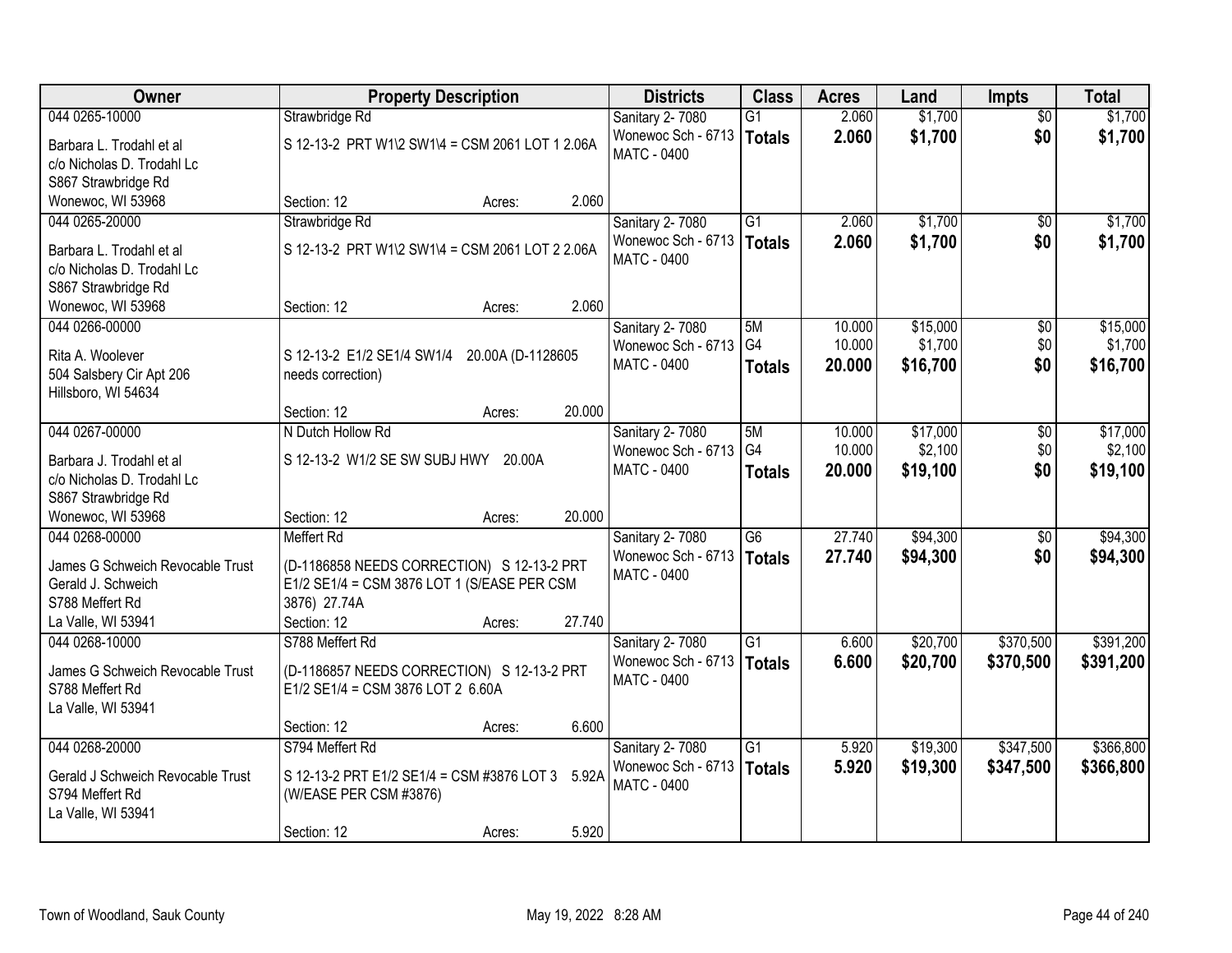| Owner | Property Description | Districts | Class | Acres | Land | Impts | Total |
|---|---|---|---|---|---|---|---|
| 044 0265-10000<br><br>Barbara L. Trodahl et al<br>c/o Nicholas D. Trodahl Lc<br>S867 Strawbridge Rd<br>Wonewoc, WI 53968 | Strawbridge Rd<br><br>S 12-13-2 PRT W1\2 SW1\4 = CSM 2061 LOT 1 2.06A<br><br>Section: 12 Acres: 2.060 | Sanitary 2- 7080<br>Wonewoc Sch - 6713<br>MATC - 0400 | G1<br>**Totals** | 2.060<br>**2.060** | $1,700<br>**$1,700** | $0<br>**$0** | $1,700<br>**$1,700** |
| 044 0265-20000<br><br>Barbara L. Trodahl et al<br>c/o Nicholas D. Trodahl Lc<br>S867 Strawbridge Rd<br>Wonewoc, WI 53968 | Strawbridge Rd<br><br>S 12-13-2 PRT W1\2 SW1\4 = CSM 2061 LOT 2 2.06A<br><br>Section: 12 Acres: 2.060 | Sanitary 2- 7080<br>Wonewoc Sch - 6713<br>MATC - 0400 | G1<br>**Totals** | 2.060<br>**2.060** | $1,700<br>**$1,700** | $0<br>**$0** | $1,700<br>**$1,700** |
| 044 0266-00000<br><br>Rita A. Woolever<br>504 Salsbery Cir Apt 206<br>Hillsboro, WI 54634 | S 12-13-2 E1/2 SE1/4 SW1/4 20.00A (D-1128605 needs correction)<br><br>Section: 12 Acres: 20.000 | Sanitary 2- 7080<br>Wonewoc Sch - 6713<br>MATC - 0400 | 5M<br>G4<br>**Totals** | 10.000<br>10.000<br>**20.000** | $15,000<br>$1,700<br>**$16,700** | $0<br>$0<br>**$0** | $15,000<br>$1,700<br>**$16,700** |
| 044 0267-00000<br><br>Barbara J. Trodahl et al<br>c/o Nicholas D. Trodahl Lc<br>S867 Strawbridge Rd<br>Wonewoc, WI 53968 | N Dutch Hollow Rd<br><br>S 12-13-2 W1/2 SE SW SUBJ HWY 20.00A<br><br>Section: 12 Acres: 20.000 | Sanitary 2- 7080<br>Wonewoc Sch - 6713<br>MATC - 0400 | 5M<br>G4<br>**Totals** | 10.000<br>10.000<br>**20.000** | $17,000<br>$2,100<br>**$19,100** | $0<br>$0<br>**$0** | $17,000<br>$2,100<br>**$19,100** |
| 044 0268-00000<br><br>James G Schweich Revocable Trust<br>Gerald J. Schweich<br>S788 Meffert Rd<br>La Valle, WI 53941 | Meffert Rd<br><br>(D-1186858 NEEDS CORRECTION) S 12-13-2 PRT E1/2 SE1/4 = CSM 3876 LOT 1 (S/EASE PER CSM 3876) 27.74A<br>Section: 12 Acres: 27.740 | Sanitary 2- 7080<br>Wonewoc Sch - 6713<br>MATC - 0400 | G6<br>**Totals** | 27.740<br>**27.740** | $94,300<br>**$94,300** | $0<br>**$0** | $94,300<br>**$94,300** |
| 044 0268-10000<br><br>James G Schweich Revocable Trust<br>S788 Meffert Rd<br>La Valle, WI 53941 | S788 Meffert Rd<br><br>(D-1186857 NEEDS CORRECTION) S 12-13-2 PRT E1/2 SE1/4 = CSM 3876 LOT 2 6.60A<br><br>Section: 12 Acres: 6.600 | Sanitary 2- 7080<br>Wonewoc Sch - 6713<br>MATC - 0400 | G1<br>**Totals** | 6.600<br>**6.600** | $20,700<br>**$20,700** | $370,500<br>**$370,500** | $391,200<br>**$391,200** |
| 044 0268-20000<br><br>Gerald J Schweich Revocable Trust<br>S794 Meffert Rd<br>La Valle, WI 53941 | S794 Meffert Rd<br><br>S 12-13-2 PRT E1/2 SE1/4 = CSM #3876 LOT 3 5.92A (W/EASE PER CSM #3876)<br><br>Section: 12 Acres: 5.920 | Sanitary 2- 7080<br>Wonewoc Sch - 6713<br>MATC - 0400 | G1<br>**Totals** | 5.920<br>**5.920** | $19,300<br>**$19,300** | $347,500<br>**$347,500** | $366,800<br>**$366,800** |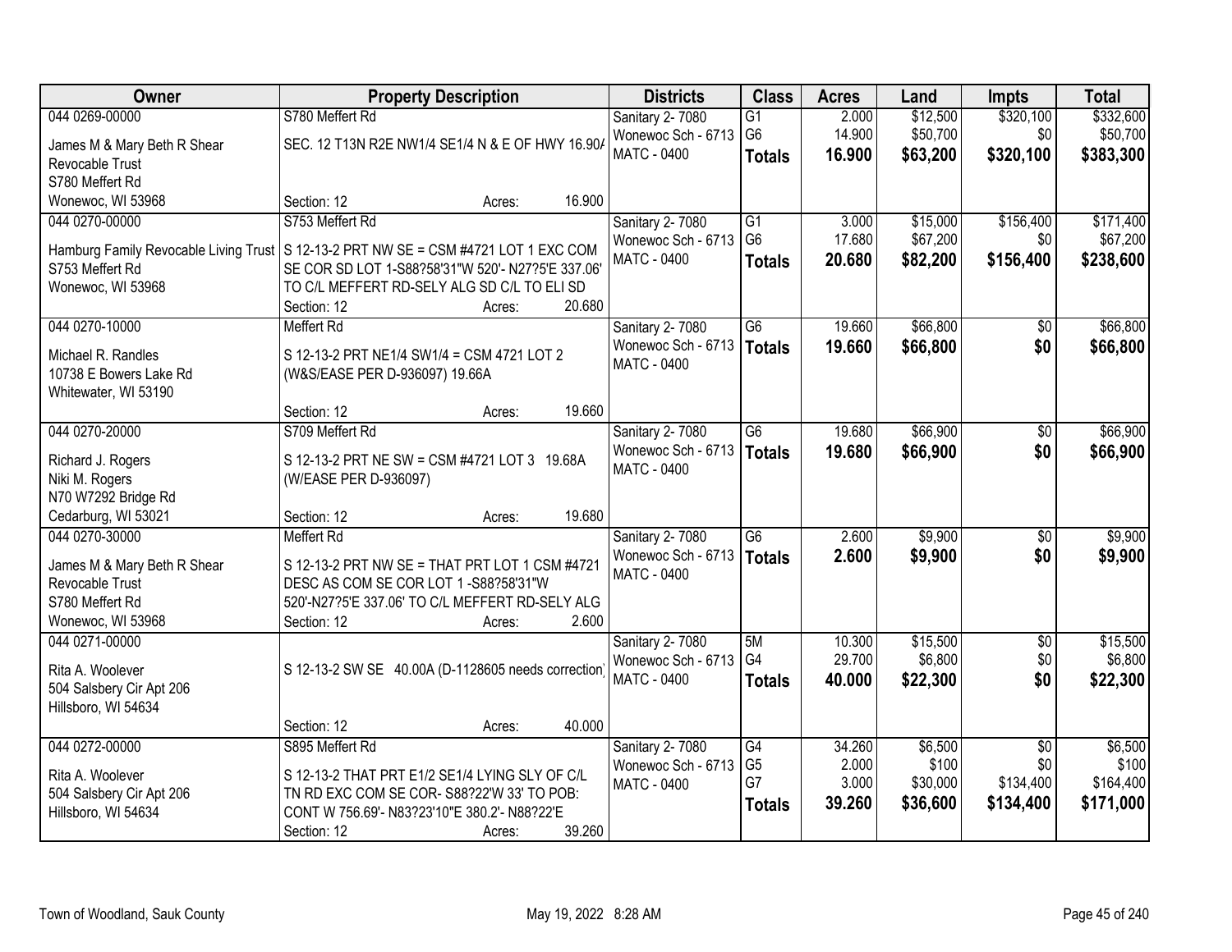| Owner | Property Description | Districts | Class | Acres | Land | Impts | Total |
|---|---|---|---|---|---|---|---|
| 044 0269-00000<br>James M & Mary Beth R Shear Revocable Trust<br>S780 Meffert Rd<br>Wonewoc, WI 53968 | S780 Meffert Rd<br>SEC. 12 T13N R2E NW1/4 SE1/4 N & E OF HWY 16.90A<br>Section: 12 Acres: 16.900 | Sanitary 2- 7080<br>Wonewoc Sch - 6713<br>MATC - 0400 | G1<br>G6<br>**Totals** | 2.000<br>14.900<br>**16.900** | $12,500<br>$50,700<br>**$63,200** | $320,100<br>$0<br>**$320,100** | $332,600<br>$50,700<br>**$383,300** |
| 044 0270-00000<br>Hamburg Family Revocable Living Trust<br>S753 Meffert Rd<br>Wonewoc, WI 53968 | S753 Meffert Rd<br>S 12-13-2 PRT NW SE = CSM #4721 LOT 1 EXC COM SE COR SD LOT 1-S88?58'31"W 520'- N27?5'E 337.06' TO C/L MEFFERT RD-SELY ALG SD C/L TO ELI SD<br>Section: 12 Acres: 20.680 | Sanitary 2- 7080<br>Wonewoc Sch - 6713<br>MATC - 0400 | G1<br>G6<br>**Totals** | 3.000<br>17.680<br>**20.680** | $15,000<br>$67,200<br>**$82,200** | $156,400<br>$0<br>**$156,400** | $171,400<br>$67,200<br>**$238,600** |
| 044 0270-10000<br>Michael R. Randles<br>10738 E Bowers Lake Rd<br>Whitewater, WI 53190 | Meffert Rd<br>S 12-13-2 PRT NE1/4 SW1/4 = CSM 4721 LOT 2 (W&S/EASE PER D-936097) 19.66A<br>Section: 12 Acres: 19.660 | Sanitary 2- 7080<br>Wonewoc Sch - 6713<br>MATC - 0400 | G6<br>**Totals** | 19.660<br>**19.660** | $66,800<br>**$66,800** | $0<br>**$0** | $66,800<br>**$66,800** |
| 044 0270-20000<br>Richard J. Rogers<br>Niki M. Rogers<br>N70 W7292 Bridge Rd<br>Cedarburg, WI 53021 | S709 Meffert Rd<br>S 12-13-2 PRT NE SW = CSM #4721 LOT 3 19.68A (W/EASE PER D-936097)<br>Section: 12 Acres: 19.680 | Sanitary 2- 7080<br>Wonewoc Sch - 6713<br>MATC - 0400 | G6<br>**Totals** | 19.680<br>**19.680** | $66,900<br>**$66,900** | $0<br>**$0** | $66,900<br>**$66,900** |
| 044 0270-30000<br>James M & Mary Beth R Shear Revocable Trust<br>S780 Meffert Rd<br>Wonewoc, WI 53968 | Meffert Rd<br>S 12-13-2 PRT NW SE = THAT PRT LOT 1 CSM #4721 DESC AS COM SE COR LOT 1 -S88?58'31"W 520'-N27?5'E 337.06' TO C/L MEFFERT RD-SELY ALG<br>Section: 12 Acres: 2.600 | Sanitary 2- 7080<br>Wonewoc Sch - 6713<br>MATC - 0400 | G6<br>**Totals** | 2.600<br>**2.600** | $9,900<br>**$9,900** | $0<br>**$0** | $9,900<br>**$9,900** |
| 044 0271-00000<br>Rita A. Woolever<br>504 Salsbery Cir Apt 206<br>Hillsboro, WI 54634 | S 12-13-2 SW SE 40.00A (D-1128605 needs correction)<br>Section: 12 Acres: 40.000 | Sanitary 2- 7080<br>Wonewoc Sch - 6713<br>MATC - 0400 | 5M<br>G4<br>**Totals** | 10.300<br>29.700<br>**40.000** | $15,500<br>$6,800<br>**$22,300** | $0<br>$0<br>**$0** | $15,500<br>$6,800<br>**$22,300** |
| 044 0272-00000<br>Rita A. Woolever<br>504 Salsbery Cir Apt 206<br>Hillsboro, WI 54634 | S895 Meffert Rd<br>S 12-13-2 THAT PRT E1/2 SE1/4 LYING SLY OF C/L TN RD EXC COM SE COR- S88?22'W 33' TO POB: CONT W 756.69'- N83?23'10"E 380.2'- N88?22'E<br>Section: 12 Acres: 39.260 | Sanitary 2- 7080<br>Wonewoc Sch - 6713<br>MATC - 0400 | G4<br>G5<br>G7<br>**Totals** | 34.260<br>2.000<br>3.000<br>**39.260** | $6,500<br>$100<br>$30,000<br>**$36,600** | $0<br>$0<br>$134,400<br>**$134,400** | $6,500<br>$100<br>$164,400<br>**$171,000** |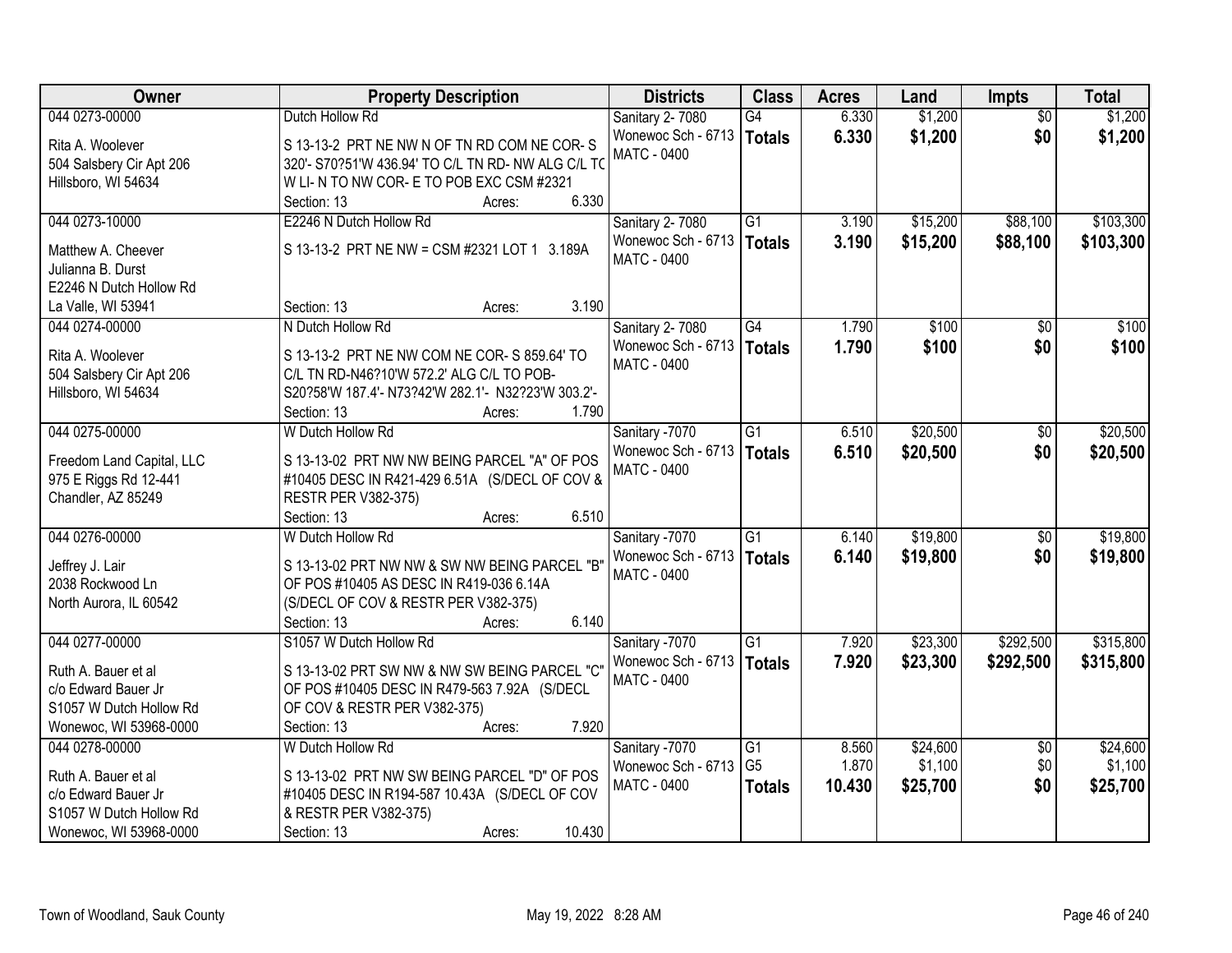| Owner | Property Description | Districts | Class | Acres | Land | Impts | Total |
|---|---|---|---|---|---|---|---|
| 044 0273-00000<br>Rita A. Woolever<br>504 Salsbery Cir Apt 206<br>Hillsboro, WI 54634 | Dutch Hollow Rd<br>S 13-13-2 PRT NE NW N OF TN RD COM NE COR- S 320'- S70?51'W 436.94' TO C/L TN RD- NW ALG C/L TO W LI- N TO NW COR- E TO POB EXC CSM #2321<br>Section: 13 Acres: 6.330 | Sanitary 2- 7080<br>Wonewoc Sch - 6713<br>MATC - 0400 | G4<br>**Totals** | 6.330<br>**6.330** | $1,200<br>**$1,200** | $0<br>**$0** | $1,200<br>**$1,200** |
| 044 0273-10000<br>Matthew A. Cheever<br>Julianna B. Durst<br>E2246 N Dutch Hollow Rd<br>La Valle, WI 53941 | E2246 N Dutch Hollow Rd<br>S 13-13-2 PRT NE NW = CSM #2321 LOT 1 3.189A<br>Section: 13 Acres: 3.190 | Sanitary 2- 7080<br>Wonewoc Sch - 6713<br>MATC - 0400 | G1<br>**Totals** | 3.190<br>**3.190** | $15,200<br>**$15,200** | $88,100<br>**$88,100** | $103,300<br>**$103,300** |
| 044 0274-00000<br>Rita A. Woolever<br>504 Salsbery Cir Apt 206<br>Hillsboro, WI 54634 | N Dutch Hollow Rd<br>S 13-13-2 PRT NE NW COM NE COR- S 859.64' TO C/L TN RD-N46?10'W 572.2' ALG C/L TO POB- S20?58'W 187.4'- N73?42'W 282.1'- N32?23'W 303.2'-<br>Section: 13 Acres: 1.790 | Sanitary 2- 7080<br>Wonewoc Sch - 6713<br>MATC - 0400 | G4<br>**Totals** | 1.790<br>**1.790** | $100<br>**$100** | $0<br>**$0** | $100<br>**$100** |
| 044 0275-00000<br>Freedom Land Capital, LLC<br>975 E Riggs Rd 12-441<br>Chandler, AZ 85249 | W Dutch Hollow Rd<br>S 13-13-02 PRT NW NW BEING PARCEL "A" OF POS #10405 DESC IN R421-429 6.51A (S/DECL OF COV & RESTR PER V382-375)<br>Section: 13 Acres: 6.510 | Sanitary -7070<br>Wonewoc Sch - 6713<br>MATC - 0400 | G1<br>**Totals** | 6.510<br>**6.510** | $20,500<br>**$20,500** | $0<br>**$0** | $20,500<br>**$20,500** |
| 044 0276-00000<br>Jeffrey J. Lair<br>2038 Rockwood Ln<br>North Aurora, IL 60542 | W Dutch Hollow Rd<br>S 13-13-02 PRT NW NW & SW NW BEING PARCEL "B" OF POS #10405 AS DESC IN R419-036 6.14A (S/DECL OF COV & RESTR PER V382-375)<br>Section: 13 Acres: 6.140 | Sanitary -7070<br>Wonewoc Sch - 6713<br>MATC - 0400 | G1<br>**Totals** | 6.140<br>**6.140** | $19,800<br>**$19,800** | $0<br>**$0** | $19,800<br>**$19,800** |
| 044 0277-00000<br>Ruth A. Bauer et al<br>c/o Edward Bauer Jr<br>S1057 W Dutch Hollow Rd<br>Wonewoc, WI 53968-0000 | S1057 W Dutch Hollow Rd<br>S 13-13-02 PRT SW NW & NW SW BEING PARCEL "C" OF POS #10405 DESC IN R479-563 7.92A (S/DECL OF COV & RESTR PER V382-375)<br>Section: 13 Acres: 7.920 | Sanitary -7070<br>Wonewoc Sch - 6713<br>MATC - 0400 | G1<br>**Totals** | 7.920<br>**7.920** | $23,300<br>**$23,300** | $292,500<br>**$292,500** | $315,800<br>**$315,800** |
| 044 0278-00000<br>Ruth A. Bauer et al<br>c/o Edward Bauer Jr<br>S1057 W Dutch Hollow Rd<br>Wonewoc, WI 53968-0000 | W Dutch Hollow Rd<br>S 13-13-02 PRT NW SW BEING PARCEL "D" OF POS #10405 DESC IN R194-587 10.43A (S/DECL OF COV & RESTR PER V382-375)<br>Section: 13 Acres: 10.430 | Sanitary -7070<br>Wonewoc Sch - 6713<br>MATC - 0400 | G1<br>G5<br>**Totals** | 8.560<br>1.870<br>**10.430** | $24,600<br>$1,100<br>**$25,700** | $0<br>$0<br>**$0** | $24,600<br>$1,100<br>**$25,700** |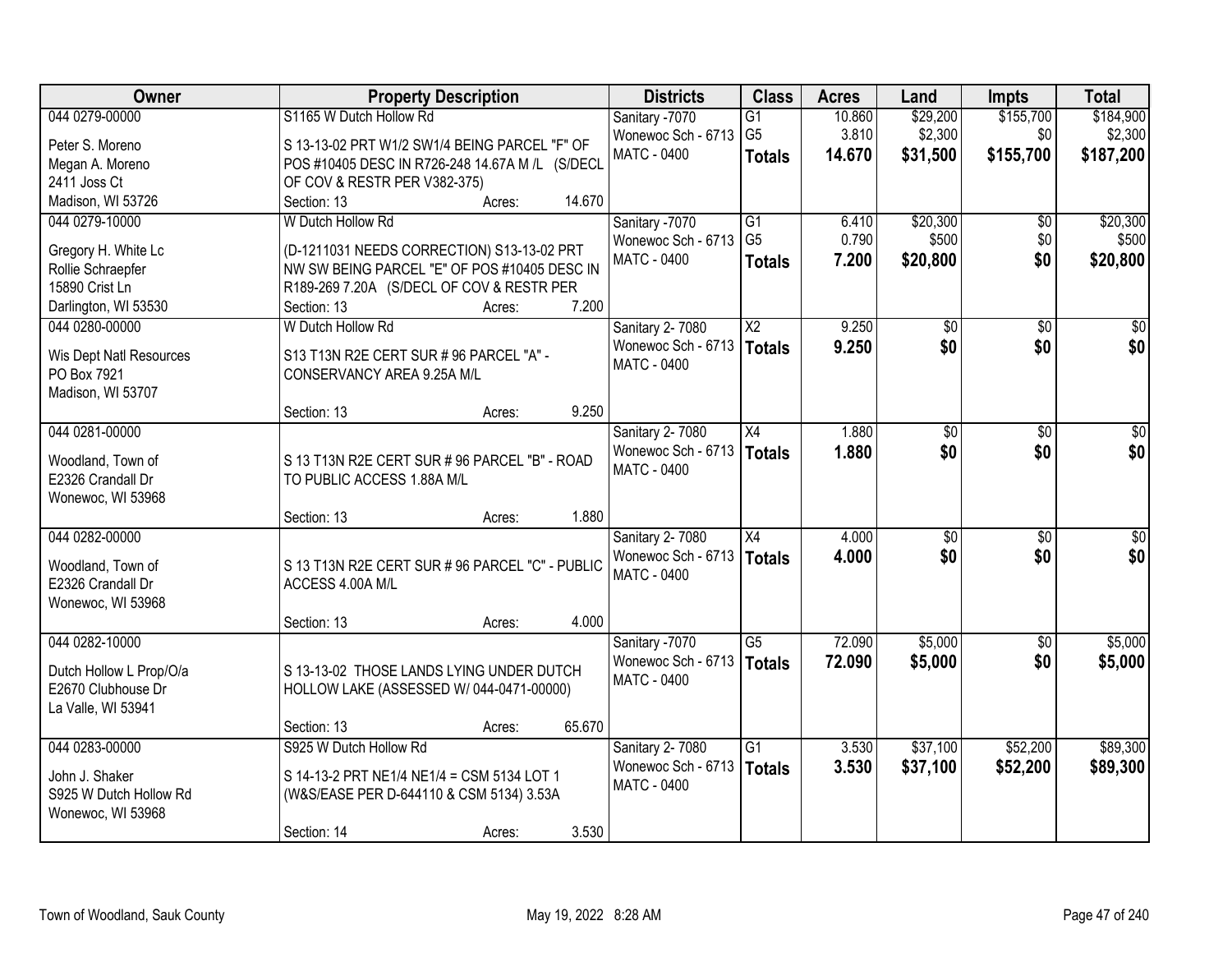| Owner | Property Description | Districts | Class | Acres | Land | Impts | Total |
|---|---|---|---|---|---|---|---|
| 044 0279-00000<br>Peter S. Moreno<br>Megan A. Moreno<br>2411 Joss Ct<br>Madison, WI 53726 | S1165 W Dutch Hollow Rd<br>S 13-13-02 PRT W1/2 SW1/4 BEING PARCEL "F" OF POS #10405 DESC IN R726-248 14.67A M /L (S/DECL OF COV & RESTR PER V382-375)<br>Section: 13 Acres: 14.670 | Sanitary -7070<br>Wonewoc Sch - 6713<br>MATC - 0400 | G1<br>G5<br>**Totals** | 10.860<br>3.810<br>**14.670** | $29,200<br>$2,300<br>**$31,500** | $155,700<br>$0<br>**$155,700** | $184,900<br>$2,300<br>**$187,200** |
| 044 0279-10000<br>Gregory H. White Lc<br>Rollie Schraepfer<br>15890 Crist Ln<br>Darlington, WI 53530 | W Dutch Hollow Rd<br>(D-1211031 NEEDS CORRECTION) S13-13-02 PRT NW SW BEING PARCEL "E" OF POS #10405 DESC IN R189-269 7.20A (S/DECL OF COV & RESTR PER<br>Section: 13 Acres: 7.200 | Sanitary -7070<br>Wonewoc Sch - 6713<br>MATC - 0400 | G1<br>G5<br>**Totals** | 6.410<br>0.790<br>**7.200** | $20,300<br>$500<br>**$20,800** | $0<br>$0<br>**$0** | $20,300<br>$500<br>**$20,800** |
| 044 0280-00000<br>Wis Dept Natl Resources<br>PO Box 7921<br>Madison, WI 53707 | W Dutch Hollow Rd<br>S13 T13N R2E CERT SUR # 96 PARCEL "A" - CONSERVANCY AREA 9.25A M/L<br>Section: 13 Acres: 9.250 | Sanitary 2- 7080<br>Wonewoc Sch - 6713<br>MATC - 0400 | X2<br>**Totals** | 9.250<br>**9.250** | $0<br>**$0** | $0<br>**$0** | $0<br>**$0** |
| 044 0281-00000<br>Woodland, Town of<br>E2326 Crandall Dr<br>Wonewoc, WI 53968 | S 13 T13N R2E CERT SUR # 96 PARCEL "B" - ROAD TO PUBLIC ACCESS 1.88A M/L<br>Section: 13 Acres: 1.880 | Sanitary 2- 7080<br>Wonewoc Sch - 6713<br>MATC - 0400 | X4<br>**Totals** | 1.880<br>**1.880** | $0<br>**$0** | $0<br>**$0** | $0<br>**$0** |
| 044 0282-00000<br>Woodland, Town of<br>E2326 Crandall Dr<br>Wonewoc, WI 53968 | S 13 T13N R2E CERT SUR # 96 PARCEL "C" - PUBLIC ACCESS 4.00A M/L<br>Section: 13 Acres: 4.000 | Sanitary 2- 7080<br>Wonewoc Sch - 6713<br>MATC - 0400 | X4<br>**Totals** | 4.000<br>**4.000** | $0<br>**$0** | $0<br>**$0** | $0<br>**$0** |
| 044 0282-10000<br>Dutch Hollow L Prop/O/a<br>E2670 Clubhouse Dr<br>La Valle, WI 53941 | S 13-13-02 THOSE LANDS LYING UNDER DUTCH HOLLOW LAKE (ASSESSED W/ 044-0471-00000)<br>Section: 13 Acres: 65.670 | Sanitary -7070<br>Wonewoc Sch - 6713<br>MATC - 0400 | G5<br>**Totals** | 72.090<br>**72.090** | $5,000<br>**$5,000** | $0<br>**$0** | $5,000<br>**$5,000** |
| 044 0283-00000<br>John J. Shaker<br>S925 W Dutch Hollow Rd<br>Wonewoc, WI 53968 | S925 W Dutch Hollow Rd<br>S 14-13-2 PRT NE1/4 NE1/4 = CSM 5134 LOT 1 (W&S/EASE PER D-644110 & CSM 5134) 3.53A<br>Section: 14 Acres: 3.530 | Sanitary 2- 7080<br>Wonewoc Sch - 6713<br>MATC - 0400 | G1<br>**Totals** | 3.530<br>**3.530** | $37,100<br>**$37,100** | $52,200<br>**$52,200** | $89,300<br>**$89,300** |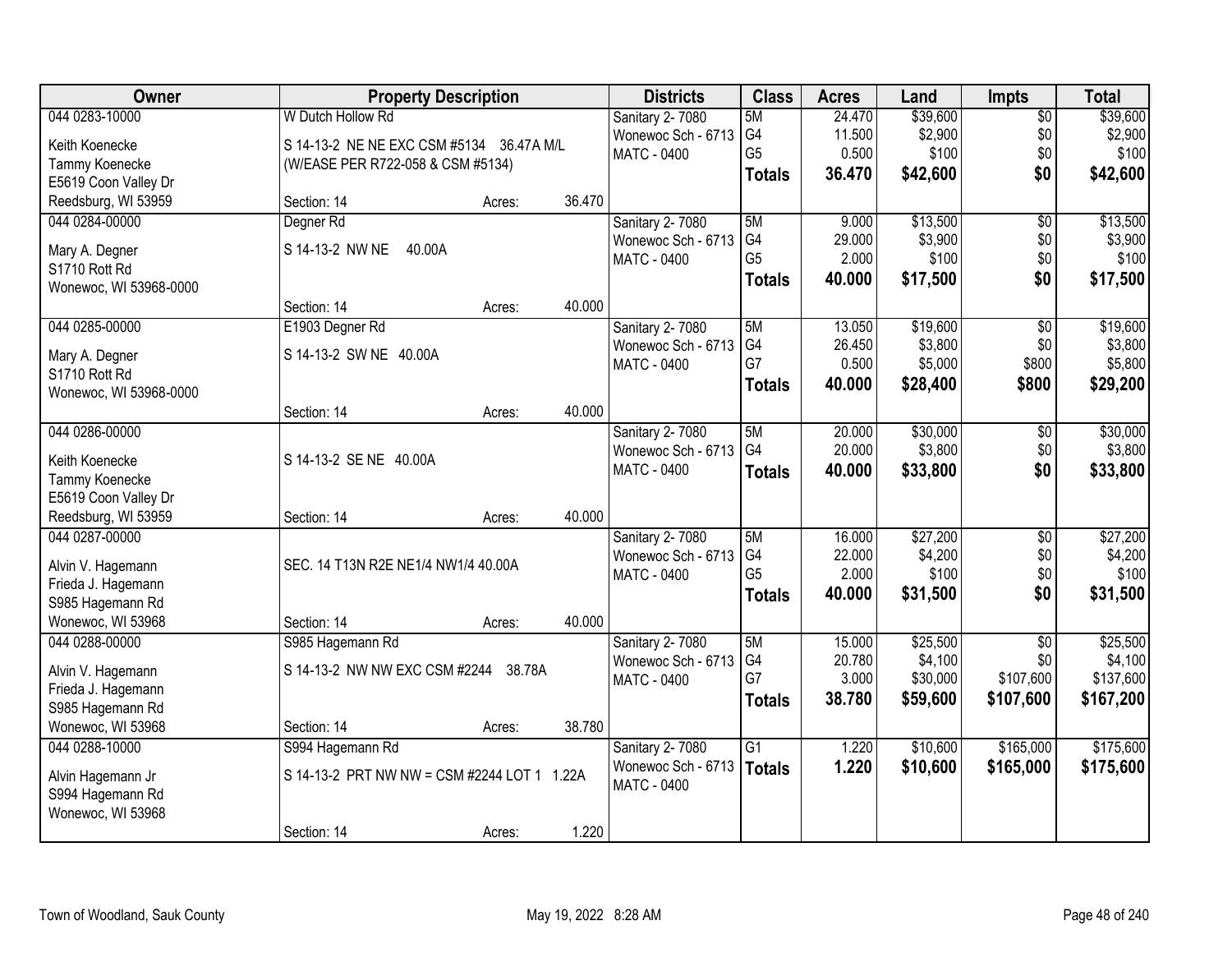| Owner | Property Description | Districts | Class | Acres | Land | Impts | Total |
|---|---|---|---|---|---|---|---|
| 044 0283-10000<br>Keith Koenecke<br>Tammy Koenecke<br>E5619 Coon Valley Dr<br>Reedsburg, WI 53959 | W Dutch Hollow Rd<br>S 14-13-2 NE NE EXC CSM #5134 36.47A M/L (W/EASE PER R722-058 & CSM #5134)<br>Section: 14 Acres: 36.470 | Sanitary 2- 7080<br>Wonewoc Sch - 6713<br>MATC - 0400 | 5M<br>G4<br>G5<br>**Totals** | 24.470<br>11.500<br>0.500<br>**36.470** | \$39,600<br>\$2,900<br>\$100<br>**\$42,600** | \$0<br>\$0<br>\$0<br>**\$0** | \$39,600<br>\$2,900<br>\$100<br>**\$42,600** |
| 044 0284-00000<br>Mary A. Degner<br>S1710 Rott Rd<br>Wonewoc, WI 53968-0000 | Degner Rd<br>S 14-13-2 NW NE 40.00A<br>Section: 14 Acres: 40.000 | Sanitary 2- 7080<br>Wonewoc Sch - 6713<br>MATC - 0400 | 5M<br>G4<br>G5<br>**Totals** | 9.000<br>29.000<br>2.000<br>**40.000** | \$13,500<br>\$3,900<br>\$100<br>**\$17,500** | \$0<br>\$0<br>\$0<br>**\$0** | \$13,500<br>\$3,900<br>\$100<br>**\$17,500** |
| 044 0285-00000<br>Mary A. Degner<br>S1710 Rott Rd<br>Wonewoc, WI 53968-0000 | E1903 Degner Rd<br>S 14-13-2 SW NE 40.00A<br>Section: 14 Acres: 40.000 | Sanitary 2- 7080<br>Wonewoc Sch - 6713<br>MATC - 0400 | 5M<br>G4<br>G7<br>**Totals** | 13.050<br>26.450<br>0.500<br>**40.000** | \$19,600<br>\$3,800<br>\$5,000<br>**\$28,400** | \$0<br>\$0<br>\$800<br>**\$800** | \$19,600<br>\$3,800<br>\$5,800<br>**\$29,200** |
| 044 0286-00000<br>Keith Koenecke<br>Tammy Koenecke<br>E5619 Coon Valley Dr<br>Reedsburg, WI 53959 | S 14-13-2 SE NE 40.00A<br>Section: 14 Acres: 40.000 | Sanitary 2- 7080<br>Wonewoc Sch - 6713<br>MATC - 0400 | 5M<br>G4<br>**Totals** | 20.000<br>20.000<br>**40.000** | \$30,000<br>\$3,800<br>**\$33,800** | \$0<br>\$0<br>**\$0** | \$30,000<br>\$3,800<br>**\$33,800** |
| 044 0287-00000<br>Alvin V. Hagemann<br>Frieda J. Hagemann<br>S985 Hagemann Rd<br>Wonewoc, WI 53968 | SEC. 14 T13N R2E NE1/4 NW1/4 40.00A<br>Section: 14 Acres: 40.000 | Sanitary 2- 7080<br>Wonewoc Sch - 6713<br>MATC - 0400 | 5M<br>G4<br>G5<br>**Totals** | 16.000<br>22.000<br>2.000<br>**40.000** | \$27,200<br>\$4,200<br>\$100<br>**\$31,500** | \$0<br>\$0<br>\$0<br>**\$0** | \$27,200<br>\$4,200<br>\$100<br>**\$31,500** |
| 044 0288-00000<br>Alvin V. Hagemann<br>Frieda J. Hagemann<br>S985 Hagemann Rd<br>Wonewoc, WI 53968 | S985 Hagemann Rd<br>S 14-13-2 NW NW EXC CSM #2244 38.78A<br>Section: 14 Acres: 38.780 | Sanitary 2- 7080<br>Wonewoc Sch - 6713<br>MATC - 0400 | 5M<br>G4<br>G7<br>**Totals** | 15.000<br>20.780<br>3.000<br>**38.780** | \$25,500<br>\$4,100<br>\$30,000<br>**\$59,600** | \$0<br>\$0<br>\$107,600<br>**\$107,600** | \$25,500<br>\$4,100<br>\$137,600<br>**\$167,200** |
| 044 0288-10000<br>Alvin Hagemann Jr<br>S994 Hagemann Rd<br>Wonewoc, WI 53968 | S994 Hagemann Rd<br>S 14-13-2 PRT NW NW = CSM #2244 LOT 1 1.22A<br>Section: 14 Acres: 1.220 | Sanitary 2- 7080<br>Wonewoc Sch - 6713<br>MATC - 0400 | G1<br>**Totals** | 1.220<br>**1.220** | \$10,600<br>**\$10,600** | \$165,000<br>**\$165,000** | \$175,600<br>**\$175,600** |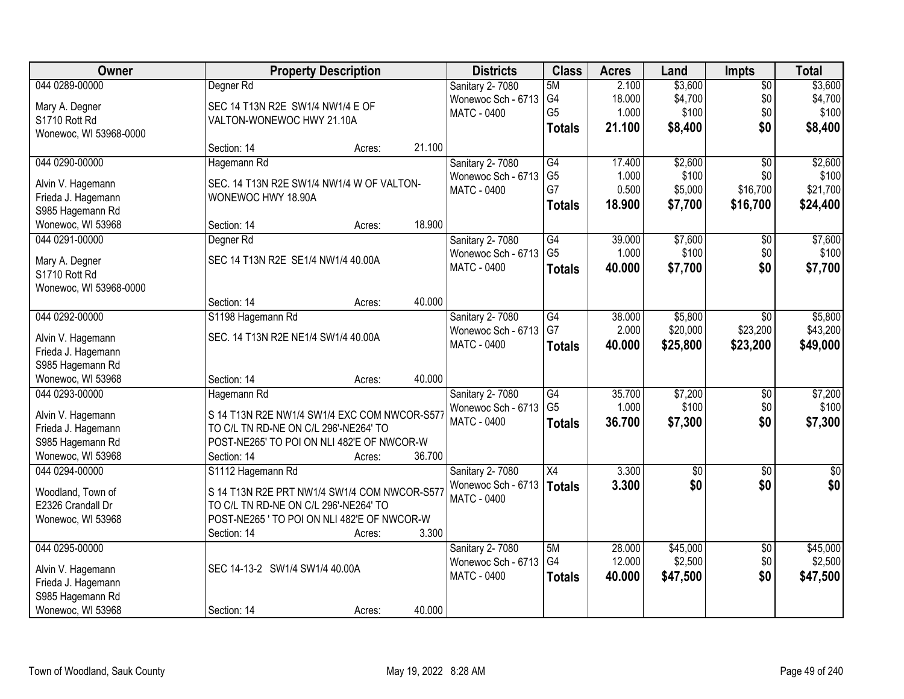| Owner | Property Description | Districts | Class | Acres | Land | Impts | Total |
|---|---|---|---|---|---|---|---|
| 044 0289-00000<br>Mary A. Degner<br>S1710 Rott Rd<br>Wonewoc, WI 53968-0000 | Degner Rd<br>SEC 14 T13N R2E SW1/4 NW1/4 E OF VALTON-WONEWOC HWY 21.10A<br>Section: 14 Acres: 21.100 | Sanitary 2- 7080<br>Wonewoc Sch - 6713<br>MATC - 0400 | 5M<br>G4<br>G5<br>**Totals** | 2.100<br>18.000<br>1.000<br>**21.100** | $3,600<br>$4,700<br>$100<br>**$8,400** | $0<br>$0<br>$0<br>**$0** | $3,600<br>$4,700<br>$100<br>**$8,400** |
| 044 0290-00000<br>Alvin V. Hagemann<br>Frieda J. Hagemann<br>S985 Hagemann Rd<br>Wonewoc, WI 53968 | Hagemann Rd<br>SEC. 14 T13N R2E SW1/4 NW1/4 W OF VALTON-WONEWOC HWY 18.90A<br>Section: 14 Acres: 18.900 | Sanitary 2- 7080<br>Wonewoc Sch - 6713<br>MATC - 0400 | G4<br>G5<br>G7<br>**Totals** | 17.400<br>1.000<br>0.500<br>**18.900** | $2,600<br>$100<br>$5,000<br>**$7,700** | $0<br>$0<br>$16,700<br>**$16,700** | $2,600<br>$100<br>$21,700<br>**$24,400** |
| 044 0291-00000<br>Mary A. Degner<br>S1710 Rott Rd<br>Wonewoc, WI 53968-0000 | Degner Rd<br>SEC 14 T13N R2E SE1/4 NW1/4 40.00A<br>Section: 14 Acres: 40.000 | Sanitary 2- 7080<br>Wonewoc Sch - 6713<br>MATC - 0400 | G4<br>G5<br>**Totals** | 39.000<br>1.000<br>**40.000** | $7,600<br>$100<br>**$7,700** | $0<br>$0<br>**$0** | $7,600<br>$100<br>**$7,700** |
| 044 0292-00000<br>Alvin V. Hagemann<br>Frieda J. Hagemann<br>S985 Hagemann Rd<br>Wonewoc, WI 53968 | S1198 Hagemann Rd<br>SEC. 14 T13N R2E NE1/4 SW1/4 40.00A<br>Section: 14 Acres: 40.000 | Sanitary 2- 7080<br>Wonewoc Sch - 6713<br>MATC - 0400 | G4<br>G7<br>**Totals** | 38.000<br>2.000<br>**40.000** | $5,800<br>$20,000<br>**$25,800** | $0<br>$23,200<br>**$23,200** | $5,800<br>$43,200<br>**$49,000** |
| 044 0293-00000<br>Alvin V. Hagemann<br>Frieda J. Hagemann<br>S985 Hagemann Rd<br>Wonewoc, WI 53968 | Hagemann Rd<br>S 14 T13N R2E NW1/4 SW1/4 EXC COM NWCOR-S577 TO C/L TN RD-NE ON C/L 296'-NE264' TO POST-NE265' TO POI ON NLI 482'E OF NWCOR-W<br>Section: 14 Acres: 36.700 | Sanitary 2- 7080<br>Wonewoc Sch - 6713<br>MATC - 0400 | G4<br>G5<br>**Totals** | 35.700<br>1.000<br>**36.700** | $7,200<br>$100<br>**$7,300** | $0<br>$0<br>**$0** | $7,200<br>$100<br>**$7,300** |
| 044 0294-00000<br>Woodland, Town of<br>E2326 Crandall Dr<br>Wonewoc, WI 53968 | S1112 Hagemann Rd<br>S 14 T13N R2E PRT NW1/4 SW1/4 COM NWCOR-S577 TO C/L TN RD-NE ON C/L 296'-NE264' TO POST-NE265 ' TO POI ON NLI 482'E OF NWCOR-W<br>Section: 14 Acres: 3.300 | Sanitary 2- 7080<br>Wonewoc Sch - 6713<br>MATC - 0400 | X4<br>**Totals** | 3.300<br>**3.300** | $0<br>**$0** | $0<br>**$0** | $0<br>**$0** |
| 044 0295-00000<br>Alvin V. Hagemann<br>Frieda J. Hagemann<br>S985 Hagemann Rd<br>Wonewoc, WI 53968 | SEC 14-13-2 SW1/4 SW1/4 40.00A<br>Section: 14 Acres: 40.000 | Sanitary 2- 7080<br>Wonewoc Sch - 6713<br>MATC - 0400 | 5M<br>G4<br>**Totals** | 28.000<br>12.000<br>**40.000** | $45,000<br>$2,500<br>**$47,500** | $0<br>$0<br>**$0** | $45,000<br>$2,500<br>**$47,500** |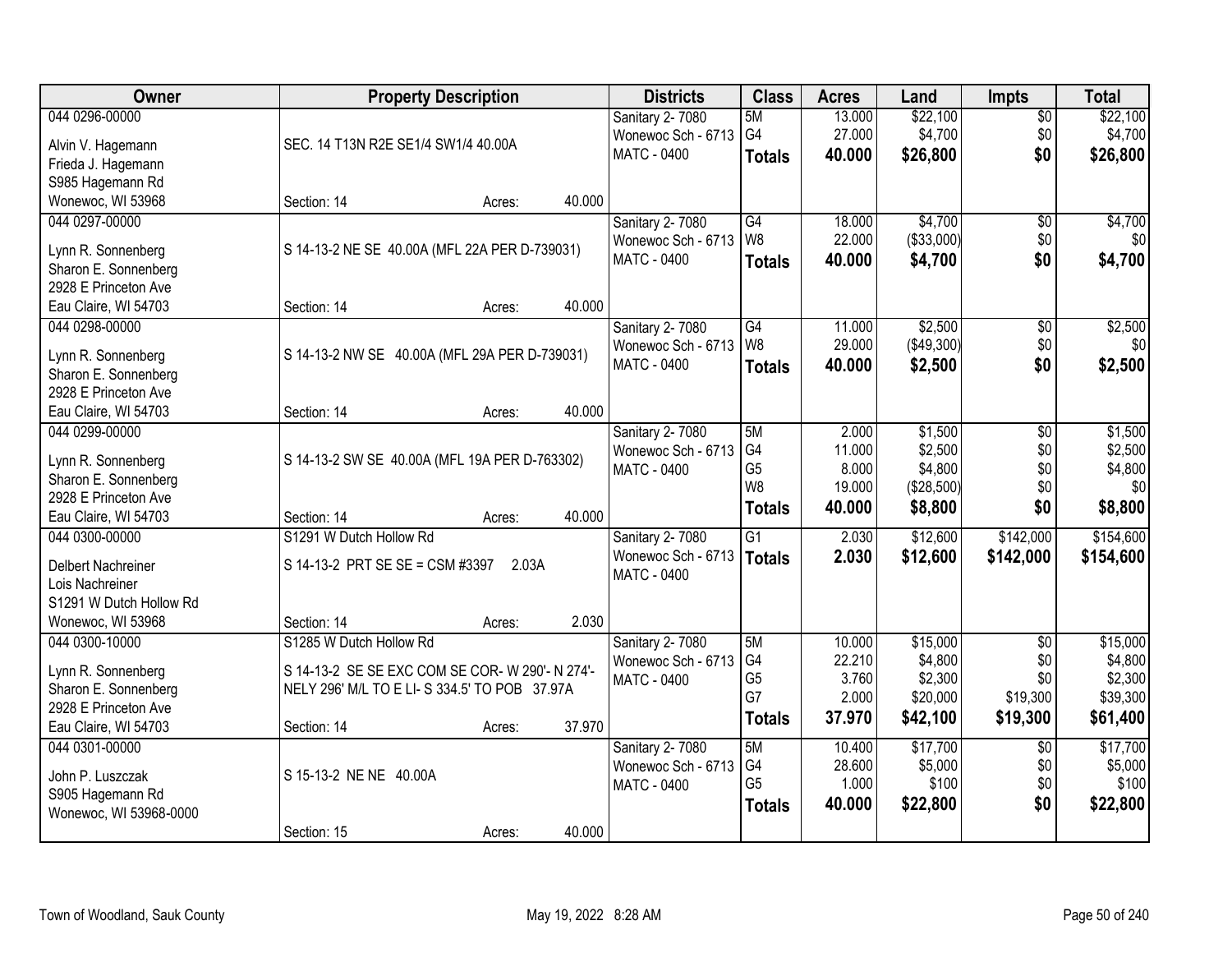| Owner | Property Description | Districts | Class | Acres | Land | Impts | Total |
|---|---|---|---|---|---|---|---|
| 044 0296-00000<br>Alvin V. Hagemann<br>Frieda J. Hagemann<br>S985 Hagemann Rd<br>Wonewoc, WI 53968 | SEC. 14 T13N R2E SE1/4 SW1/4 40.00A<br>Section: 14 Acres: 40.000 | Sanitary 2- 7080<br>Wonewoc Sch - 6713<br>MATC - 0400 | 5M<br>G4<br>**Totals** | 13.000<br>27.000<br>**40.000** | $22,100<br>$4,700<br>**$26,800** | $0<br>$0<br>**$0** | $22,100<br>$4,700<br>**$26,800** |
| 044 0297-00000<br>Lynn R. Sonnenberg<br>Sharon E. Sonnenberg<br>2928 E Princeton Ave<br>Eau Claire, WI 54703 | S 14-13-2 NE SE 40.00A (MFL 22A PER D-739031)<br>Section: 14 Acres: 40.000 | Sanitary 2- 7080<br>Wonewoc Sch - 6713<br>MATC - 0400 | G4<br>W8<br>**Totals** | 18.000<br>22.000<br>**40.000** | $4,700<br>($33,000)<br>**$4,700** | $0<br>$0<br>**$0** | $4,700<br>$0<br>**$4,700** |
| 044 0298-00000<br>Lynn R. Sonnenberg<br>Sharon E. Sonnenberg<br>2928 E Princeton Ave<br>Eau Claire, WI 54703 | S 14-13-2 NW SE 40.00A (MFL 29A PER D-739031)<br>Section: 14 Acres: 40.000 | Sanitary 2- 7080<br>Wonewoc Sch - 6713<br>MATC - 0400 | G4<br>W8<br>**Totals** | 11.000<br>29.000<br>**40.000** | $2,500<br>($49,300)<br>**$2,500** | $0<br>$0<br>**$0** | $2,500<br>$0<br>**$2,500** |
| 044 0299-00000<br>Lynn R. Sonnenberg<br>Sharon E. Sonnenberg<br>2928 E Princeton Ave<br>Eau Claire, WI 54703 | S 14-13-2 SW SE 40.00A (MFL 19A PER D-763302)<br>Section: 14 Acres: 40.000 | Sanitary 2- 7080<br>Wonewoc Sch - 6713<br>MATC - 0400 | 5M<br>G4<br>G5<br>W8<br>**Totals** | 2.000<br>11.000<br>8.000<br>19.000<br>**40.000** | $1,500<br>$2,500<br>$4,800<br>($28,500)<br>**$8,800** | $0<br>$0<br>$0<br>$0<br>**$0** | $1,500<br>$2,500<br>$4,800<br>$0<br>**$8,800** |
| 044 0300-00000<br>Delbert Nachreiner<br>Lois Nachreiner<br>S1291 W Dutch Hollow Rd<br>Wonewoc, WI 53968 | S1291 W Dutch Hollow Rd<br>S 14-13-2 PRT SE SE = CSM #3397 2.03A<br>Section: 14 Acres: 2.030 | Sanitary 2- 7080<br>Wonewoc Sch - 6713<br>MATC - 0400 | G1<br>**Totals** | 2.030<br>**2.030** | $12,600<br>**$12,600** | $142,000<br>**$142,000** | $154,600<br>**$154,600** |
| 044 0300-10000<br>Lynn R. Sonnenberg<br>Sharon E. Sonnenberg<br>2928 E Princeton Ave<br>Eau Claire, WI 54703 | S1285 W Dutch Hollow Rd<br>S 14-13-2 SE SE EXC COM SE COR- W 290'- N 274'- NELY 296' M/L TO E LI- S 334.5' TO POB 37.97A<br>Section: 14 Acres: 37.970 | Sanitary 2- 7080<br>Wonewoc Sch - 6713<br>MATC - 0400 | 5M<br>G4<br>G5<br>G7<br>**Totals** | 10.000<br>22.210<br>3.760<br>2.000<br>**37.970** | $15,000<br>$4,800<br>$2,300<br>$20,000<br>**$42,100** | $0<br>$0<br>$0<br>$19,300<br>**$19,300** | $15,000<br>$4,800<br>$2,300<br>$39,300<br>**$61,400** |
| 044 0301-00000<br>John P. Luszczak<br>S905 Hagemann Rd<br>Wonewoc, WI 53968-0000 | S 15-13-2 NE NE 40.00A<br>Section: 15 Acres: 40.000 | Sanitary 2- 7080<br>Wonewoc Sch - 6713<br>MATC - 0400 | 5M<br>G4<br>G5<br>**Totals** | 10.400<br>28.600<br>1.000<br>**40.000** | $17,700<br>$5,000<br>$100<br>**$22,800** | $0<br>$0<br>$0<br>**$0** | $17,700<br>$5,000<br>$100<br>**$22,800** |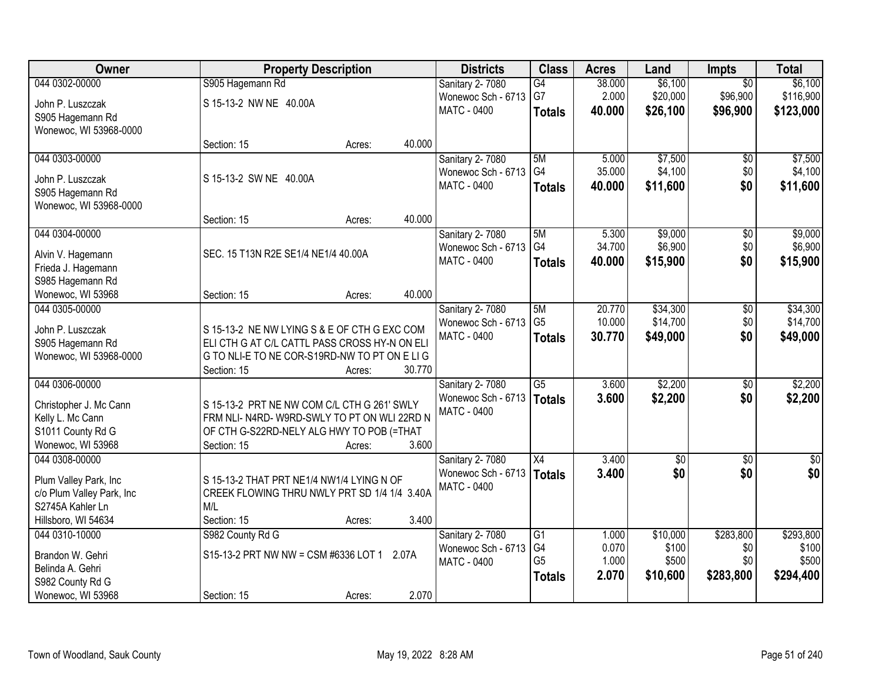| Owner | Property Description | Districts | Class | Acres | Land | Impts | Total |
|---|---|---|---|---|---|---|---|
| 044 0302-00000<br>John P. Luszczak<br>S905 Hagemann Rd<br>Wonewoc, WI 53968-0000 | S905 Hagemann Rd<br>S 15-13-2 NW NE 40.00A<br>Section: 15 Acres: 40.000 | Sanitary 2- 7080<br>Wonewoc Sch - 6713<br>MATC - 0400 | G4<br>G7<br>**Totals** | 38.000<br>2.000<br>**40.000** | $6,100<br>$20,000<br>**$26,100** | $0<br>$96,900<br>**$96,900** | $6,100<br>$116,900<br>**$123,000** |
| 044 0303-00000<br>John P. Luszczak<br>S905 Hagemann Rd<br>Wonewoc, WI 53968-0000 | S 15-13-2 SW NE 40.00A<br>Section: 15 Acres: 40.000 | Sanitary 2- 7080<br>Wonewoc Sch - 6713<br>MATC - 0400 | 5M<br>G4<br>**Totals** | 5.000<br>35.000<br>**40.000** | $7,500<br>$4,100<br>**$11,600** | $0<br>$0<br>**$0** | $7,500<br>$4,100<br>**$11,600** |
| 044 0304-00000<br>Alvin V. Hagemann<br>Frieda J. Hagemann<br>S985 Hagemann Rd<br>Wonewoc, WI 53968 | SEC. 15 T13N R2E SE1/4 NE1/4 40.00A<br>Section: 15 Acres: 40.000 | Sanitary 2- 7080<br>Wonewoc Sch - 6713<br>MATC - 0400 | 5M<br>G4<br>**Totals** | 5.300<br>34.700<br>**40.000** | $9,000<br>$6,900<br>**$15,900** | $0<br>$0<br>**$0** | $9,000<br>$6,900<br>**$15,900** |
| 044 0305-00000<br>John P. Luszczak<br>S905 Hagemann Rd<br>Wonewoc, WI 53968-0000 | S 15-13-2 NE NW LYING S & E OF CTH G EXC COM ELI CTH G AT C/L CATTL PASS CROSS HY-N ON ELI G TO NLI-E TO NE COR-S19RD-NW TO PT ON E LI G<br>Section: 15 Acres: 30.770 | Sanitary 2- 7080<br>Wonewoc Sch - 6713<br>MATC - 0400 | 5M<br>G5<br>**Totals** | 20.770<br>10.000<br>**30.770** | $34,300<br>$14,700<br>**$49,000** | $0<br>$0<br>**$0** | $34,300<br>$14,700<br>**$49,000** |
| 044 0306-00000<br>Christopher J. Mc Cann<br>Kelly L. Mc Cann<br>S1011 County Rd G<br>Wonewoc, WI 53968 | S 15-13-2 PRT NE NW COM C/L CTH G 261' SWLY FRM NLI- N4RD- W9RD-SWLY TO PT ON WLI 22RD N OF CTH G-S22RD-NELY ALG HWY TO POB (=THAT<br>Section: 15 Acres: 3.600 | Sanitary 2- 7080<br>Wonewoc Sch - 6713<br>MATC - 0400 | G5<br>**Totals** | 3.600<br>**3.600** | $2,200<br>**$2,200** | $0<br>**$0** | $2,200<br>**$2,200** |
| 044 0308-00000<br>Plum Valley Park, Inc<br>c/o Plum Valley Park, Inc<br>S2745A Kahler Ln<br>Hillsboro, WI 54634 | S 15-13-2 THAT PRT NE1/4 NW1/4 LYING N OF CREEK FLOWING THRU NWLY PRT SD 1/4 1/4 3.40A M/L<br>Section: 15 Acres: 3.400 | Sanitary 2- 7080<br>Wonewoc Sch - 6713<br>MATC - 0400 | X4<br>**Totals** | 3.400<br>**3.400** | $0<br>**$0** | $0<br>**$0** | $0<br>**$0** |
| 044 0310-10000<br>Brandon W. Gehri<br>Belinda A. Gehri<br>S982 County Rd G<br>Wonewoc, WI 53968 | S982 County Rd G<br>S15-13-2 PRT NW NW = CSM #6336 LOT 1 2.07A<br>Section: 15 Acres: 2.070 | Sanitary 2- 7080<br>Wonewoc Sch - 6713<br>MATC - 0400 | G1<br>G4<br>G5<br>**Totals** | 1.000<br>0.070<br>1.000<br>**2.070** | $10,000<br>$100<br>$500<br>**$10,600** | $283,800<br>$0<br>$0<br>**$283,800** | $293,800<br>$100<br>$500<br>**$294,400** |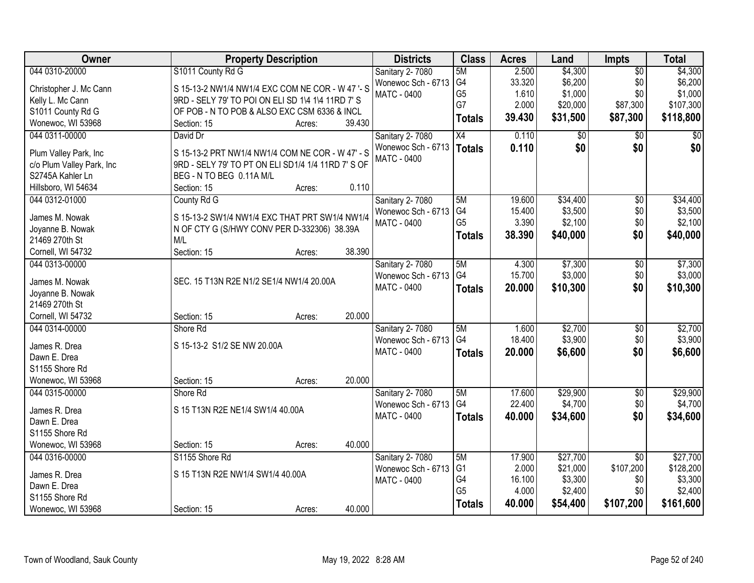| Owner | Property Description | Districts | Class | Acres | Land | Impts | Total |
|---|---|---|---|---|---|---|---|
| 044 0310-20000 | S1011 County Rd G | Sanitary 2- 7080 | 5M | 2.500 | $4,300 | $0 | $4,300 |
| Christopher J. Mc Cann | S 15-13-2 NW1/4 NW1/4 EXC COM NE COR - W 47 '- S | Wonewoc Sch - 6713 | G4 | 33.320 | $6,200 | $0 | $6,200 |
| Kelly L. Mc Cann | 9RD - SELY 79' TO POI ON ELI SD 1\4 1\4 11RD 7' S | MATC - 0400 | G5 | 1.610 | $1,000 | $0 | $1,000 |
| S1011 County Rd G | OF POB - N TO POB & ALSO EXC CSM 6336 & INCL | | G7 | 2.000 | $20,000 | $87,300 | $107,300 |
| Wonewoc, WI 53968 | Section: 15 Acres: 39.430 | | **Totals** | **39.430** | **$31,500** | **$87,300** | **$118,800** |
| 044 0311-00000 | David Dr | Sanitary 2- 7080 | X4 | 0.110 | $0 | $0 | $0 |
| Plum Valley Park, Inc | S 15-13-2 PRT NW1/4 NW1/4 COM NE COR - W 47' - S | Wonewoc Sch - 6713 | **Totals** | **0.110** | **$0** | **$0** | **$0** |
| c/o Plum Valley Park, Inc | 9RD - SELY 79' TO PT ON ELI SD1/4 1/4 11RD 7' S OF | MATC - 0400 | | | | | |
| S2745A Kahler Ln | BEG - N TO BEG 0.11A M/L | | | | | | |
| Hillsboro, WI 54634 | Section: 15 Acres: 0.110 | | | | | | |
| 044 0312-01000 | County Rd G | Sanitary 2- 7080 | 5M | 19.600 | $34,400 | $0 | $34,400 |
| James M. Nowak | S 15-13-2 SW1/4 NW1/4 EXC THAT PRT SW1/4 NW1/4 | Wonewoc Sch - 6713 | G4 | 15.400 | $3,500 | $0 | $3,500 |
| Joyanne B. Nowak | N OF CTY G (S/HWY CONV PER D-332306) 38.39A | MATC - 0400 | G5 | 3.390 | $2,100 | $0 | $2,100 |
| 21469 270th St | M/L | | **Totals** | **38.390** | **$40,000** | **$0** | **$40,000** |
| Cornell, WI 54732 | Section: 15 Acres: 38.390 | | | | | | |
| 044 0313-00000 | | Sanitary 2- 7080 | 5M | 4.300 | $7,300 | $0 | $7,300 |
| James M. Nowak | SEC. 15 T13N R2E N1/2 SE1/4 NW1/4 20.00A | Wonewoc Sch - 6713 | G4 | 15.700 | $3,000 | $0 | $3,000 |
| Joyanne B. Nowak | | MATC - 0400 | **Totals** | **20.000** | **$10,300** | **$0** | **$10,300** |
| 21469 270th St | | | | | | | |
| Cornell, WI 54732 | Section: 15 Acres: 20.000 | | | | | | |
| 044 0314-00000 | Shore Rd | Sanitary 2- 7080 | 5M | 1.600 | $2,700 | $0 | $2,700 |
| James R. Drea | S 15-13-2 S1/2 SE NW 20.00A | Wonewoc Sch - 6713 | G4 | 18.400 | $3,900 | $0 | $3,900 |
| Dawn E. Drea | | MATC - 0400 | **Totals** | **20.000** | **$6,600** | **$0** | **$6,600** |
| S1155 Shore Rd | | | | | | | |
| Wonewoc, WI 53968 | Section: 15 Acres: 20.000 | | | | | | |
| 044 0315-00000 | Shore Rd | Sanitary 2- 7080 | 5M | 17.600 | $29,900 | $0 | $29,900 |
| James R. Drea | S 15 T13N R2E NE1/4 SW1/4 40.00A | Wonewoc Sch - 6713 | G4 | 22.400 | $4,700 | $0 | $4,700 |
| Dawn E. Drea | | MATC - 0400 | **Totals** | **40.000** | **$34,600** | **$0** | **$34,600** |
| S1155 Shore Rd | | | | | | | |
| Wonewoc, WI 53968 | Section: 15 Acres: 40.000 | | | | | | |
| 044 0316-00000 | S1155 Shore Rd | Sanitary 2- 7080 | 5M | 17.900 | $27,700 | $0 | $27,700 |
| James R. Drea | S 15 T13N R2E NW1/4 SW1/4 40.00A | Wonewoc Sch - 6713 | G1 | 2.000 | $21,000 | $107,200 | $128,200 |
| Dawn E. Drea | | MATC - 0400 | G4 | 16.100 | $3,300 | $0 | $3,300 |
| S1155 Shore Rd | | | G5 | 4.000 | $2,400 | $0 | $2,400 |
| Wonewoc, WI 53968 | Section: 15 Acres: 40.000 | | **Totals** | **40.000** | **$54,400** | **$107,200** | **$161,600** |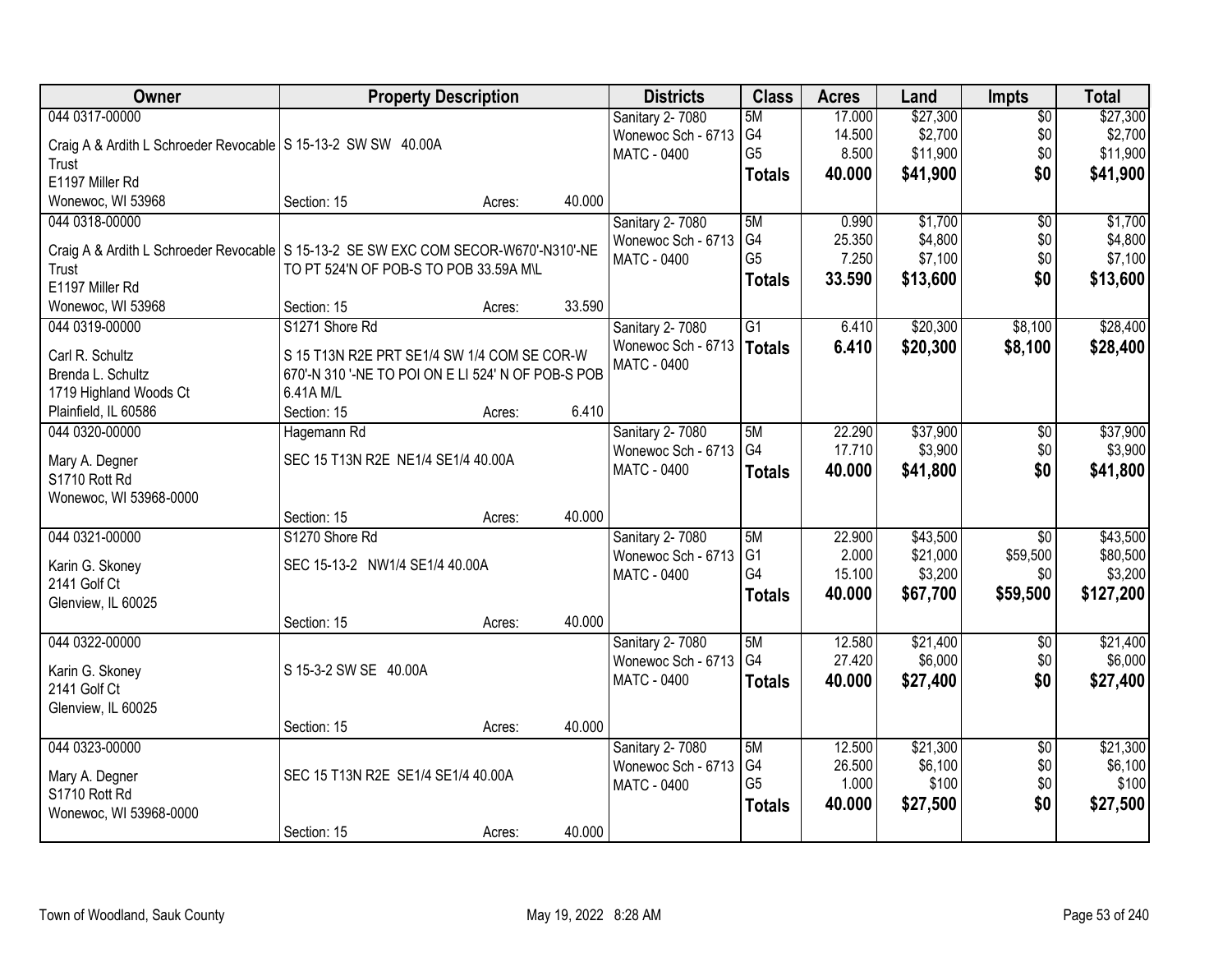| Owner | Property Description | Districts | Class | Acres | Land | Impts | Total |
|---|---|---|---|---|---|---|---|
| 044 0317-00000<br>Craig A & Ardith L Schroeder Revocable Trust<br>E1197 Miller Rd<br>Wonewoc, WI 53968 | S 15-13-2 SW SW 40.00A<br>Section: 15 Acres: 40.000 | Sanitary 2- 7080<br>Wonewoc Sch - 6713<br>MATC - 0400 | 5M<br>G4<br>G5<br>**Totals** | 17.000<br>14.500<br>8.500<br>**40.000** | $27,300<br>$2,700<br>$11,900<br>**$41,900** | $0<br>$0<br>$0<br>**$0** | $27,300<br>$2,700<br>$11,900<br>**$41,900** |
| 044 0318-00000<br>Craig A & Ardith L Schroeder Revocable Trust<br>E1197 Miller Rd<br>Wonewoc, WI 53968 | S 15-13-2 SE SW EXC COM SECOR-W670'-N310'-NE TO PT 524'N OF POB-S TO POB 33.59A M\L<br>Section: 15 Acres: 33.590 | Sanitary 2- 7080<br>Wonewoc Sch - 6713<br>MATC - 0400 | 5M<br>G4<br>G5<br>**Totals** | 0.990<br>25.350<br>7.250<br>**33.590** | $1,700<br>$4,800<br>$7,100<br>**$13,600** | $0<br>$0<br>$0<br>**$0** | $1,700<br>$4,800<br>$7,100<br>**$13,600** |
| 044 0319-00000<br>Carl R. Schultz<br>Brenda L. Schultz<br>1719 Highland Woods Ct<br>Plainfield, IL 60586 | S1271 Shore Rd<br>S 15 T13N R2E PRT SE1/4 SW 1/4 COM SE COR-W 670'-N 310 '-NE TO POI ON E LI 524' N OF POB-S POB 6.41A M/L<br>Section: 15 Acres: 6.410 | Sanitary 2- 7080<br>Wonewoc Sch - 6713<br>MATC - 0400 | G1<br>**Totals** | 6.410<br>**6.410** | $20,300<br>**$20,300** | $8,100<br>**$8,100** | $28,400<br>**$28,400** |
| 044 0320-00000<br>Mary A. Degner<br>S1710 Rott Rd<br>Wonewoc, WI 53968-0000 | Hagemann Rd<br>SEC 15 T13N R2E NE1/4 SE1/4 40.00A<br>Section: 15 Acres: 40.000 | Sanitary 2- 7080<br>Wonewoc Sch - 6713<br>MATC - 0400 | 5M<br>G4<br>**Totals** | 22.290<br>17.710<br>**40.000** | $37,900<br>$3,900<br>**$41,800** | $0<br>$0<br>**$0** | $37,900<br>$3,900<br>**$41,800** |
| 044 0321-00000<br>Karin G. Skoney<br>2141 Golf Ct<br>Glenview, IL 60025 | S1270 Shore Rd<br>SEC 15-13-2 NW1/4 SE1/4 40.00A<br>Section: 15 Acres: 40.000 | Sanitary 2- 7080<br>Wonewoc Sch - 6713<br>MATC - 0400 | 5M<br>G1<br>G4<br>**Totals** | 22.900<br>2.000<br>15.100<br>**40.000** | $43,500<br>$21,000<br>$3,200<br>**$67,700** | $0<br>$59,500<br>$0<br>**$59,500** | $43,500<br>$80,500<br>$3,200<br>**$127,200** |
| 044 0322-00000<br>Karin G. Skoney<br>2141 Golf Ct<br>Glenview, IL 60025 | S 15-3-2 SW SE 40.00A<br>Section: 15 Acres: 40.000 | Sanitary 2- 7080<br>Wonewoc Sch - 6713<br>MATC - 0400 | 5M<br>G4<br>**Totals** | 12.580<br>27.420<br>**40.000** | $21,400<br>$6,000<br>**$27,400** | $0<br>$0<br>**$0** | $21,400<br>$6,000<br>**$27,400** |
| 044 0323-00000<br>Mary A. Degner<br>S1710 Rott Rd<br>Wonewoc, WI 53968-0000 | SEC 15 T13N R2E SE1/4 SE1/4 40.00A<br>Section: 15 Acres: 40.000 | Sanitary 2- 7080<br>Wonewoc Sch - 6713<br>MATC - 0400 | 5M<br>G4<br>G5<br>**Totals** | 12.500<br>26.500<br>1.000<br>**40.000** | $21,300<br>$6,100<br>$100<br>**$27,500** | $0<br>$0<br>$0<br>**$0** | $21,300<br>$6,100<br>$100<br>**$27,500** |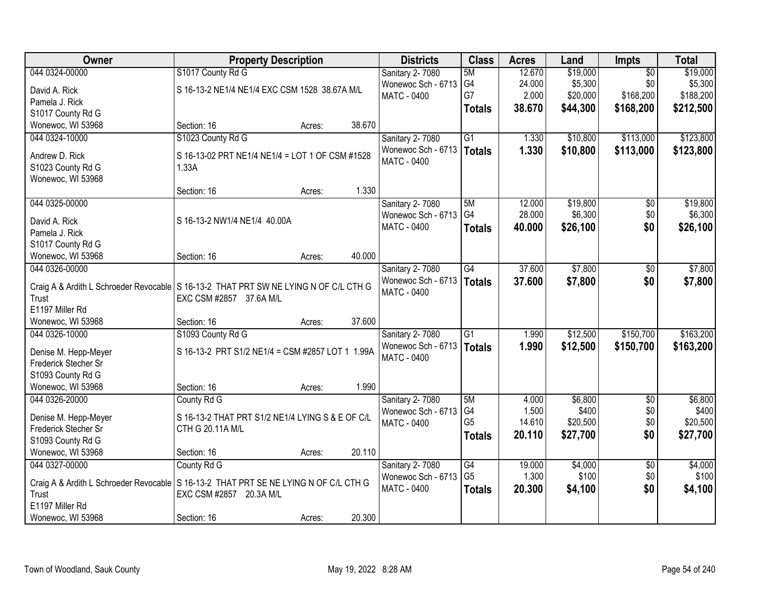| Owner | Property Description | Districts | Class | Acres | Land | Impts | Total |
|---|---|---|---|---|---|---|---|
| 044 0324-00000<br>David A. Rick<br>Pamela J. Rick<br>S1017 County Rd G<br>Wonewoc, WI 53968 | S1017 County Rd G<br>S 16-13-2 NE1/4 NE1/4 EXC CSM 1528 38.67A M/L<br>Section: 16 Acres: 38.670 | Sanitary 2- 7080<br>Wonewoc Sch - 6713<br>MATC - 0400 | 5M<br>G4<br>G7<br>**Totals** | 12.670<br>24.000<br>2.000<br>**38.670** | $19,000<br>$5,300<br>$20,000<br>**$44,300** | $0<br>$0<br>$168,200<br>**$168,200** | $19,000<br>$5,300<br>$188,200<br>**$212,500** |
| 044 0324-10000<br>Andrew D. Rick<br>S1023 County Rd G<br>Wonewoc, WI 53968 | S1023 County Rd G<br>S 16-13-02 PRT NE1/4 NE1/4 = LOT 1 OF CSM #1528 1.33A<br>Section: 16 Acres: 1.330 | Sanitary 2- 7080<br>Wonewoc Sch - 6713<br>MATC - 0400 | G1<br>**Totals** | 1.330<br>**1.330** | $10,800<br>**$10,800** | $113,000<br>**$113,000** | $123,800<br>**$123,800** |
| 044 0325-00000<br>David A. Rick<br>Pamela J. Rick<br>S1017 County Rd G<br>Wonewoc, WI 53968 | S 16-13-2 NW1/4 NE1/4 40.00A<br>Section: 16 Acres: 40.000 | Sanitary 2- 7080<br>Wonewoc Sch - 6713<br>MATC - 0400 | 5M<br>G4<br>**Totals** | 12.000<br>28.000<br>**40.000** | $19,800<br>$6,300<br>**$26,100** | $0<br>$0<br>**$0** | $19,800<br>$6,300<br>**$26,100** |
| 044 0326-00000<br>Craig A & Ardith L Schroeder Revocable Trust<br>E1197 Miller Rd<br>Wonewoc, WI 53968 | S 16-13-2 THAT PRT SW NE LYING N OF C/L CTH G EXC CSM #2857 37.6A M/L<br>Section: 16 Acres: 37.600 | Sanitary 2- 7080<br>Wonewoc Sch - 6713<br>MATC - 0400 | G4<br>**Totals** | 37.600<br>**37.600** | $7,800<br>**$7,800** | $0<br>**$0** | $7,800<br>**$7,800** |
| 044 0326-10000<br>Denise M. Hepp-Meyer<br>Frederick Stecher Sr<br>S1093 County Rd G<br>Wonewoc, WI 53968 | S1093 County Rd G<br>S 16-13-2 PRT S1/2 NE1/4 = CSM #2857 LOT 1 1.99A<br>Section: 16 Acres: 1.990 | Sanitary 2- 7080<br>Wonewoc Sch - 6713<br>MATC - 0400 | G1<br>**Totals** | 1.990<br>**1.990** | $12,500<br>**$12,500** | $150,700<br>**$150,700** | $163,200<br>**$163,200** |
| 044 0326-20000<br>Denise M. Hepp-Meyer<br>Frederick Stecher Sr<br>S1093 County Rd G<br>Wonewoc, WI 53968 | County Rd G<br>S 16-13-2 THAT PRT S1/2 NE1/4 LYING S & E OF C/L CTH G 20.11A M/L<br>Section: 16 Acres: 20.110 | Sanitary 2- 7080<br>Wonewoc Sch - 6713<br>MATC - 0400 | 5M<br>G4<br>G5<br>**Totals** | 4.000<br>1.500<br>14.610<br>**20.110** | $6,800<br>$400<br>$20,500<br>**$27,700** | $0<br>$0<br>$0<br>**$0** | $6,800<br>$400<br>$20,500<br>**$27,700** |
| 044 0327-00000<br>Craig A & Ardith L Schroeder Revocable Trust<br>E1197 Miller Rd<br>Wonewoc, WI 53968 | County Rd G<br>S 16-13-2 THAT PRT SE NE LYING N OF C/L CTH G EXC CSM #2857 20.3A M/L<br>Section: 16 Acres: 20.300 | Sanitary 2- 7080<br>Wonewoc Sch - 6713<br>MATC - 0400 | G4<br>G5<br>**Totals** | 19.000<br>1.300<br>**20.300** | $4,000<br>$100<br>**$4,100** | $0<br>$0<br>**$0** | $4,000<br>$100<br>**$4,100** |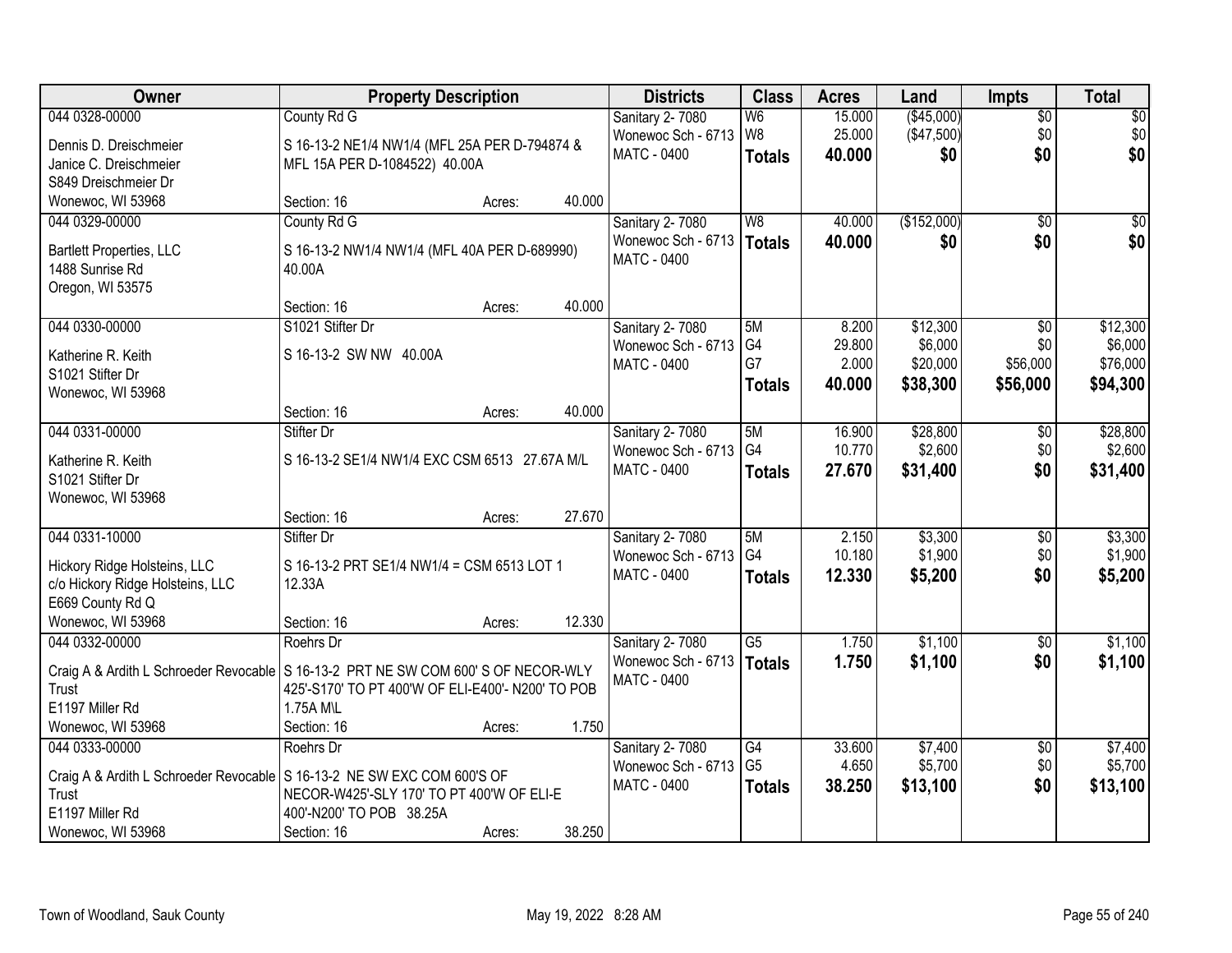| Owner | Property Description | Districts | Class | Acres | Land | Impts | Total |
|---|---|---|---|---|---|---|---|
| 044 0328-00000<br>Dennis D. Dreischmeier<br>Janice C. Dreischmeier<br>S849 Dreischmeier Dr<br>Wonewoc, WI 53968 | County Rd G<br>S 16-13-2 NE1/4 NW1/4 (MFL 25A PER D-794874 & MFL 15A PER D-1084522) 40.00A<br>Section: 16 Acres: 40.000 | Sanitary 2- 7080<br>Wonewoc Sch - 6713<br>MATC - 0400 | W6<br>W8<br>**Totals** | 15.000<br>25.000<br>**40.000** | ($45,000)<br>($47,500)<br>**$0** | $0<br>$0<br>**$0** | $0<br>$0<br>**$0** |
| 044 0329-00000<br>Bartlett Properties, LLC<br>1488 Sunrise Rd<br>Oregon, WI 53575 | County Rd G<br>S 16-13-2 NW1/4 NW1/4 (MFL 40A PER D-689990) 40.00A<br>Section: 16 Acres: 40.000 | Sanitary 2- 7080<br>Wonewoc Sch - 6713<br>MATC - 0400 | W8<br>**Totals** | 40.000<br>**40.000** | ($152,000)<br>**$0** | $0<br>**$0** | $0<br>**$0** |
| 044 0330-00000<br>Katherine R. Keith<br>S1021 Stifter Dr<br>Wonewoc, WI 53968 | S1021 Stifter Dr<br>S 16-13-2 SW NW 40.00A<br>Section: 16 Acres: 40.000 | Sanitary 2- 7080<br>Wonewoc Sch - 6713<br>MATC - 0400 | 5M<br>G4<br>G7<br>**Totals** | 8.200<br>29.800<br>2.000<br>**40.000** | $12,300<br>$6,000<br>$20,000<br>**$38,300** | $0<br>$0<br>$56,000<br>**$56,000** | $12,300<br>$6,000<br>$76,000<br>**$94,300** |
| 044 0331-00000<br>Katherine R. Keith<br>S1021 Stifter Dr<br>Wonewoc, WI 53968 | Stifter Dr<br>S 16-13-2 SE1/4 NW1/4 EXC CSM 6513 27.67A M/L<br>Section: 16 Acres: 27.670 | Sanitary 2- 7080<br>Wonewoc Sch - 6713<br>MATC - 0400 | 5M<br>G4<br>**Totals** | 16.900<br>10.770<br>**27.670** | $28,800<br>$2,600<br>**$31,400** | $0<br>$0<br>**$0** | $28,800<br>$2,600<br>**$31,400** |
| 044 0331-10000<br>Hickory Ridge Holsteins, LLC<br>c/o Hickory Ridge Holsteins, LLC<br>E669 County Rd Q<br>Wonewoc, WI 53968 | Stifter Dr<br>S 16-13-2 PRT SE1/4 NW1/4 = CSM 6513 LOT 1 12.33A<br>Section: 16 Acres: 12.330 | Sanitary 2- 7080<br>Wonewoc Sch - 6713<br>MATC - 0400 | 5M<br>G4<br>**Totals** | 2.150<br>10.180<br>**12.330** | $3,300<br>$1,900<br>**$5,200** | $0<br>$0<br>**$0** | $3,300<br>$1,900<br>**$5,200** |
| 044 0332-00000<br>Craig A & Ardith L Schroeder Revocable Trust<br>E1197 Miller Rd<br>Wonewoc, WI 53968 | Roehrs Dr<br>S 16-13-2 PRT NE SW COM 600' S OF NECOR-WLY 425'-S170' TO PT 400'W OF ELI-E400'- N200' TO POB 1.75A M\L<br>Section: 16 Acres: 1.750 | Sanitary 2- 7080<br>Wonewoc Sch - 6713<br>MATC - 0400 | G5<br>**Totals** | 1.750<br>**1.750** | $1,100<br>**$1,100** | $0<br>**$0** | $1,100<br>**$1,100** |
| 044 0333-00000<br>Craig A & Ardith L Schroeder Revocable Trust<br>E1197 Miller Rd<br>Wonewoc, WI 53968 | Roehrs Dr<br>S 16-13-2 NE SW EXC COM 600'S OF NECOR-W425'-SLY 170' TO PT 400'W OF ELI-E 400'-N200' TO POB 38.25A<br>Section: 16 Acres: 38.250 | Sanitary 2- 7080<br>Wonewoc Sch - 6713<br>MATC - 0400 | G4<br>G5<br>**Totals** | 33.600<br>4.650<br>**38.250** | $7,400<br>$5,700<br>**$13,100** | $0<br>$0<br>**$0** | $7,400<br>$5,700<br>**$13,100** |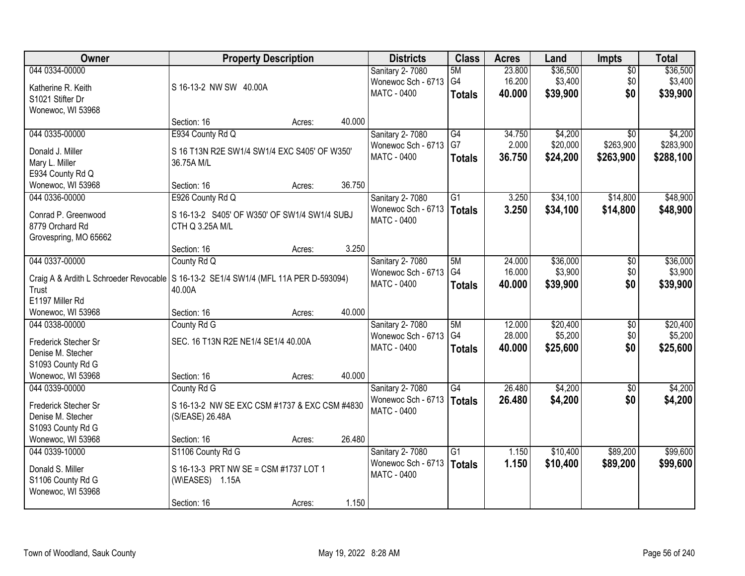| Owner | Property Description | Districts | Class | Acres | Land | Impts | Total |
|---|---|---|---|---|---|---|---|
| 044 0334-00000<br>Katherine R. Keith<br>S1021 Stifter Dr<br>Wonewoc, WI 53968 | S 16-13-2 NW SW 40.00A<br>Section: 16 Acres: 40.000 | Sanitary 2- 7080<br>Wonewoc Sch - 6713<br>MATC - 0400 | 5M<br>G4<br>**Totals** | 23.800<br>16.200<br>**40.000** | $36,500<br>$3,400<br>**$39,900** | $0<br>$0<br>**$0** | $36,500<br>$3,400<br>**$39,900** |
| 044 0335-00000<br>Donald J. Miller<br>Mary L. Miller<br>E934 County Rd Q<br>Wonewoc, WI 53968 | E934 County Rd Q<br>S 16 T13N R2E SW1/4 SW1/4 EXC S405' OF W350' 36.75A M/L<br>Section: 16 Acres: 36.750 | Sanitary 2- 7080<br>Wonewoc Sch - 6713<br>MATC - 0400 | G4<br>G7<br>**Totals** | 34.750<br>2.000<br>**36.750** | $4,200<br>$20,000<br>**$24,200** | $0<br>$263,900<br>**$263,900** | $4,200<br>$283,900<br>**$288,100** |
| 044 0336-00000<br>Conrad P. Greenwood<br>8779 Orchard Rd<br>Grovespring, MO 65662 | E926 County Rd Q<br>S 16-13-2 S405' OF W350' OF SW1/4 SW1/4 SUBJ CTH Q 3.25A M/L<br>Section: 16 Acres: 3.250 | Sanitary 2- 7080<br>Wonewoc Sch - 6713<br>MATC - 0400 | G1<br>**Totals** | 3.250<br>**3.250** | $34,100<br>**$34,100** | $14,800<br>**$14,800** | $48,900<br>**$48,900** |
| 044 0337-00000<br>Craig A & Ardith L Schroeder Revocable Trust<br>E1197 Miller Rd<br>Wonewoc, WI 53968 | County Rd Q<br>S 16-13-2 SE1/4 SW1/4 (MFL 11A PER D-593094) 40.00A<br>Section: 16 Acres: 40.000 | Sanitary 2- 7080<br>Wonewoc Sch - 6713<br>MATC - 0400 | 5M<br>G4<br>**Totals** | 24.000<br>16.000<br>**40.000** | $36,000<br>$3,900<br>**$39,900** | $0<br>$0<br>**$0** | $36,000<br>$3,900<br>**$39,900** |
| 044 0338-00000<br>Frederick Stecher Sr<br>Denise M. Stecher<br>S1093 County Rd G<br>Wonewoc, WI 53968 | County Rd G<br>SEC. 16 T13N R2E NE1/4 SE1/4 40.00A<br>Section: 16 Acres: 40.000 | Sanitary 2- 7080<br>Wonewoc Sch - 6713<br>MATC - 0400 | 5M<br>G4<br>**Totals** | 12.000<br>28.000<br>**40.000** | $20,400<br>$5,200<br>**$25,600** | $0<br>$0<br>**$0** | $20,400<br>$5,200<br>**$25,600** |
| 044 0339-00000<br>Frederick Stecher Sr<br>Denise M. Stecher<br>S1093 County Rd G<br>Wonewoc, WI 53968 | County Rd G<br>S 16-13-2 NW SE EXC CSM #1737 & EXC CSM #4830 (S/EASE) 26.48A<br>Section: 16 Acres: 26.480 | Sanitary 2- 7080<br>Wonewoc Sch - 6713<br>MATC - 0400 | G4<br>**Totals** | 26.480<br>**26.480** | $4,200<br>**$4,200** | $0<br>**$0** | $4,200<br>**$4,200** |
| 044 0339-10000<br>Donald S. Miller<br>S1106 County Rd G<br>Wonewoc, WI 53968 | S1106 County Rd G<br>S 16-13-3 PRT NW SE = CSM #1737 LOT 1 (W\EASES) 1.15A<br>Section: 16 Acres: 1.150 | Sanitary 2- 7080<br>Wonewoc Sch - 6713<br>MATC - 0400 | G1<br>**Totals** | 1.150<br>**1.150** | $10,400<br>**$10,400** | $89,200<br>**$89,200** | $99,600<br>**$99,600** |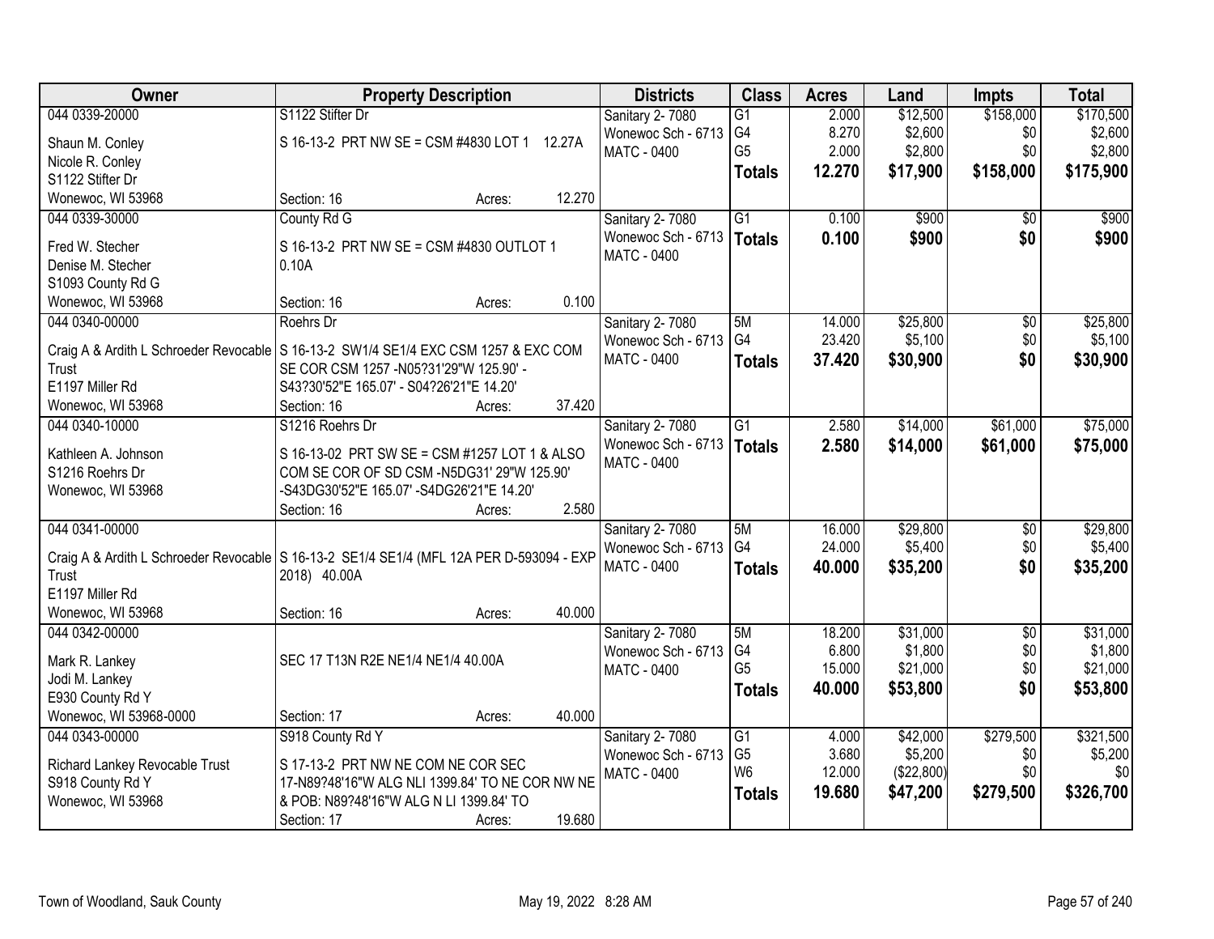| Owner | Property Description | Districts | Class | Acres | Land | Impts | Total |
|---|---|---|---|---|---|---|---|
| 044 0339-20000<br>Shaun M. Conley<br>Nicole R. Conley<br>S1122 Stifter Dr<br>Wonewoc, WI 53968 | S1122 Stifter Dr<br>S 16-13-2 PRT NW SE = CSM #4830 LOT 1 12.27A<br>Section: 16 Acres: 12.270 | Sanitary 2- 7080<br>Wonewoc Sch - 6713<br>MATC - 0400 | G1<br>G4<br>G5<br>**Totals** | 2.000<br>8.270<br>2.000<br>**12.270** | $12,500<br>$2,600<br>$2,800<br>**$17,900** | $158,000<br>$0<br>$0<br>**$158,000** | $170,500<br>$2,600<br>$2,800<br>**$175,900** |
| 044 0339-30000<br>Fred W. Stecher<br>Denise M. Stecher<br>S1093 County Rd G<br>Wonewoc, WI 53968 | County Rd G<br>S 16-13-2 PRT NW SE = CSM #4830 OUTLOT 1 0.10A<br>Section: 16 Acres: 0.100 | Sanitary 2- 7080<br>Wonewoc Sch - 6713<br>MATC - 0400 | G1<br>**Totals** | 0.100<br>**0.100** | $900<br>**$900** | $0<br>**$0** | $900<br>**$900** |
| 044 0340-00000<br>Craig A & Ardith L Schroeder Revocable Trust<br>E1197 Miller Rd<br>Wonewoc, WI 53968 | Roehrs Dr<br>S 16-13-2 SW1/4 SE1/4 EXC CSM 1257 & EXC COM SE COR CSM 1257 -N05?31'29"W 125.90' - S43?30'52"E 165.07' - S04?26'21"E 14.20'<br>Section: 16 Acres: 37.420 | Sanitary 2- 7080<br>Wonewoc Sch - 6713<br>MATC - 0400 | 5M<br>G4<br>**Totals** | 14.000<br>23.420<br>**37.420** | $25,800<br>$5,100<br>**$30,900** | $0<br>$0<br>**$0** | $25,800<br>$5,100<br>**$30,900** |
| 044 0340-10000<br>Kathleen A. Johnson<br>S1216 Roehrs Dr<br>Wonewoc, WI 53968 | S1216 Roehrs Dr<br>S 16-13-02 PRT SW SE = CSM #1257 LOT 1 & ALSO COM SE COR OF SD CSM -N5DG31' 29"W 125.90' -S43DG30'52"E 165.07' -S4DG26'21"E 14.20'<br>Section: 16 Acres: 2.580 | Sanitary 2- 7080<br>Wonewoc Sch - 6713<br>MATC - 0400 | G1<br>**Totals** | 2.580<br>**2.580** | $14,000<br>**$14,000** | $61,000<br>**$61,000** | $75,000<br>**$75,000** |
| 044 0341-00000<br>Craig A & Ardith L Schroeder Revocable Trust<br>E1197 Miller Rd<br>Wonewoc, WI 53968 | S 16-13-2 SE1/4 SE1/4 (MFL 12A PER D-593094 - EXP 2018) 40.00A<br>Section: 16 Acres: 40.000 | Sanitary 2- 7080<br>Wonewoc Sch - 6713<br>MATC - 0400 | 5M<br>G4<br>**Totals** | 16.000<br>24.000<br>**40.000** | $29,800<br>$5,400<br>**$35,200** | $0<br>$0<br>**$0** | $29,800<br>$5,400<br>**$35,200** |
| 044 0342-00000<br>Mark R. Lankey<br>Jodi M. Lankey<br>E930 County Rd Y<br>Wonewoc, WI 53968-0000 | SEC 17 T13N R2E NE1/4 NE1/4 40.00A<br>Section: 17 Acres: 40.000 | Sanitary 2- 7080<br>Wonewoc Sch - 6713<br>MATC - 0400 | 5M<br>G4<br>G5<br>**Totals** | 18.200<br>6.800<br>15.000<br>**40.000** | $31,000<br>$1,800<br>$21,000<br>**$53,800** | $0<br>$0<br>$0<br>**$0** | $31,000<br>$1,800<br>$21,000<br>**$53,800** |
| 044 0343-00000<br>Richard Lankey Revocable Trust<br>S918 County Rd Y<br>Wonewoc, WI 53968 | S918 County Rd Y<br>S 17-13-2 PRT NW NE COM NE COR SEC 17-N89?48'16"W ALG NLI 1399.84' TO NE COR NW NE & POB: N89?48'16"W ALG N LI 1399.84' TO<br>Section: 17 Acres: 19.680 | Sanitary 2- 7080<br>Wonewoc Sch - 6713<br>MATC - 0400 | G1<br>G5<br>W6<br>**Totals** | 4.000<br>3.680<br>12.000<br>**19.680** | $42,000<br>$5,200<br>($22,800)<br>**$47,200** | $279,500<br>$0<br>$0<br>**$279,500** | $321,500<br>$5,200<br>$0<br>**$326,700** |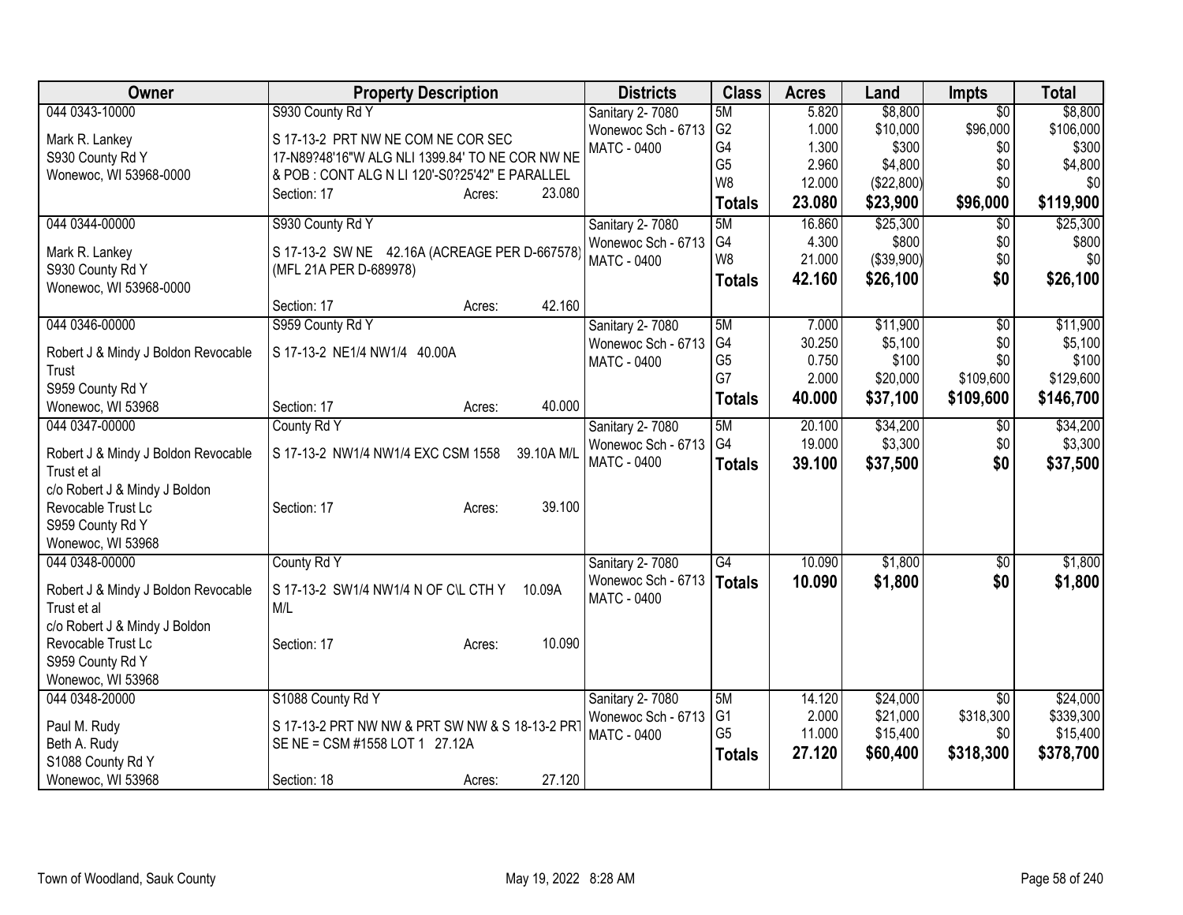| Owner | Property Description | Districts | Class | Acres | Land | Impts | Total |
|---|---|---|---|---|---|---|---|
| 044 0343-10000<br>Mark R. Lankey<br>S930 County Rd Y<br>Wonewoc, WI 53968-0000 | S930 County Rd Y<br>S 17-13-2 PRT NW NE COM NE COR SEC 17-N89?48'16"W ALG NLI 1399.84' TO NE COR NW NE & POB : CONT ALG N LI 120'-S0?25'42" E PARALLEL<br>Section: 17 Acres: 23.080 | Sanitary 2- 7080<br>Wonewoc Sch - 6713<br>MATC - 0400 | 5M<br>G2<br>G4<br>G5<br>W8<br>**Totals** | 5.820<br>1.000<br>1.300<br>2.960<br>12.000<br>**23.080** | $8,800<br>$10,000<br>$300<br>$4,800<br>($22,800)<br>**$23,900** | $0<br>$96,000<br>$0<br>$0<br>$0<br>**$96,000** | $8,800<br>$106,000<br>$300<br>$4,800<br>$0<br>**$119,900** |
| 044 0344-00000<br>Mark R. Lankey<br>S930 County Rd Y<br>Wonewoc, WI 53968-0000 | S930 County Rd Y<br>S 17-13-2 SW NE 42.16A (ACREAGE PER D-667578) (MFL 21A PER D-689978)<br>Section: 17 Acres: 42.160 | Sanitary 2- 7080<br>Wonewoc Sch - 6713<br>MATC - 0400 | 5M<br>G4<br>W8<br>**Totals** | 16.860<br>4.300<br>21.000<br>**42.160** | $25,300<br>$800<br>($39,900)<br>**$26,100** | $0<br>$0<br>$0<br>**$0** | $25,300<br>$800<br>$0<br>**$26,100** |
| 044 0346-00000<br>Robert J & Mindy J Boldon Revocable Trust<br>S959 County Rd Y<br>Wonewoc, WI 53968 | S959 County Rd Y<br>S 17-13-2 NE1/4 NW1/4 40.00A<br>Section: 17 Acres: 40.000 | Sanitary 2- 7080<br>Wonewoc Sch - 6713<br>MATC - 0400 | 5M<br>G4<br>G5<br>G7<br>**Totals** | 7.000<br>30.250<br>0.750<br>2.000<br>**40.000** | $11,900<br>$5,100<br>$100<br>$20,000<br>**$37,100** | $0<br>$0<br>$0<br>$109,600<br>**$109,600** | $11,900<br>$5,100<br>$100<br>$129,600<br>**$146,700** |
| 044 0347-00000<br>Robert J & Mindy J Boldon Revocable Trust et al<br>c/o Robert J & Mindy J Boldon Revocable Trust Lc<br>S959 County Rd Y<br>Wonewoc, WI 53968 | County Rd Y<br>S 17-13-2 NW1/4 NW1/4 EXC CSM 1558 39.10A M/L<br>Section: 17 Acres: 39.100 | Sanitary 2- 7080<br>Wonewoc Sch - 6713<br>MATC - 0400 | 5M<br>G4<br>**Totals** | 20.100<br>19.000<br>**39.100** | $34,200<br>$3,300<br>**$37,500** | $0<br>$0<br>**$0** | $34,200<br>$3,300<br>**$37,500** |
| 044 0348-00000<br>Robert J & Mindy J Boldon Revocable Trust et al<br>c/o Robert J & Mindy J Boldon Revocable Trust Lc<br>S959 County Rd Y<br>Wonewoc, WI 53968 | County Rd Y<br>S 17-13-2 SW1/4 NW1/4 N OF C\L CTH Y 10.09A M/L<br>Section: 17 Acres: 10.090 | Sanitary 2- 7080<br>Wonewoc Sch - 6713<br>MATC - 0400 | G4<br>**Totals** | 10.090<br>**10.090** | $1,800<br>**$1,800** | $0<br>**$0** | $1,800<br>**$1,800** |
| 044 0348-20000<br>Paul M. Rudy<br>Beth A. Rudy<br>S1088 County Rd Y<br>Wonewoc, WI 53968 | S1088 County Rd Y<br>S 17-13-2 PRT NW NW & PRT SW NW & S 18-13-2 PRT SE NE = CSM #1558 LOT 1 27.12A<br>Section: 18 Acres: 27.120 | Sanitary 2- 7080<br>Wonewoc Sch - 6713<br>MATC - 0400 | 5M<br>G1<br>G5<br>**Totals** | 14.120<br>2.000<br>11.000<br>**27.120** | $24,000<br>$21,000<br>$15,400<br>**$60,400** | $0<br>$318,300<br>$0<br>**$318,300** | $24,000<br>$339,300<br>$15,400<br>**$378,700** |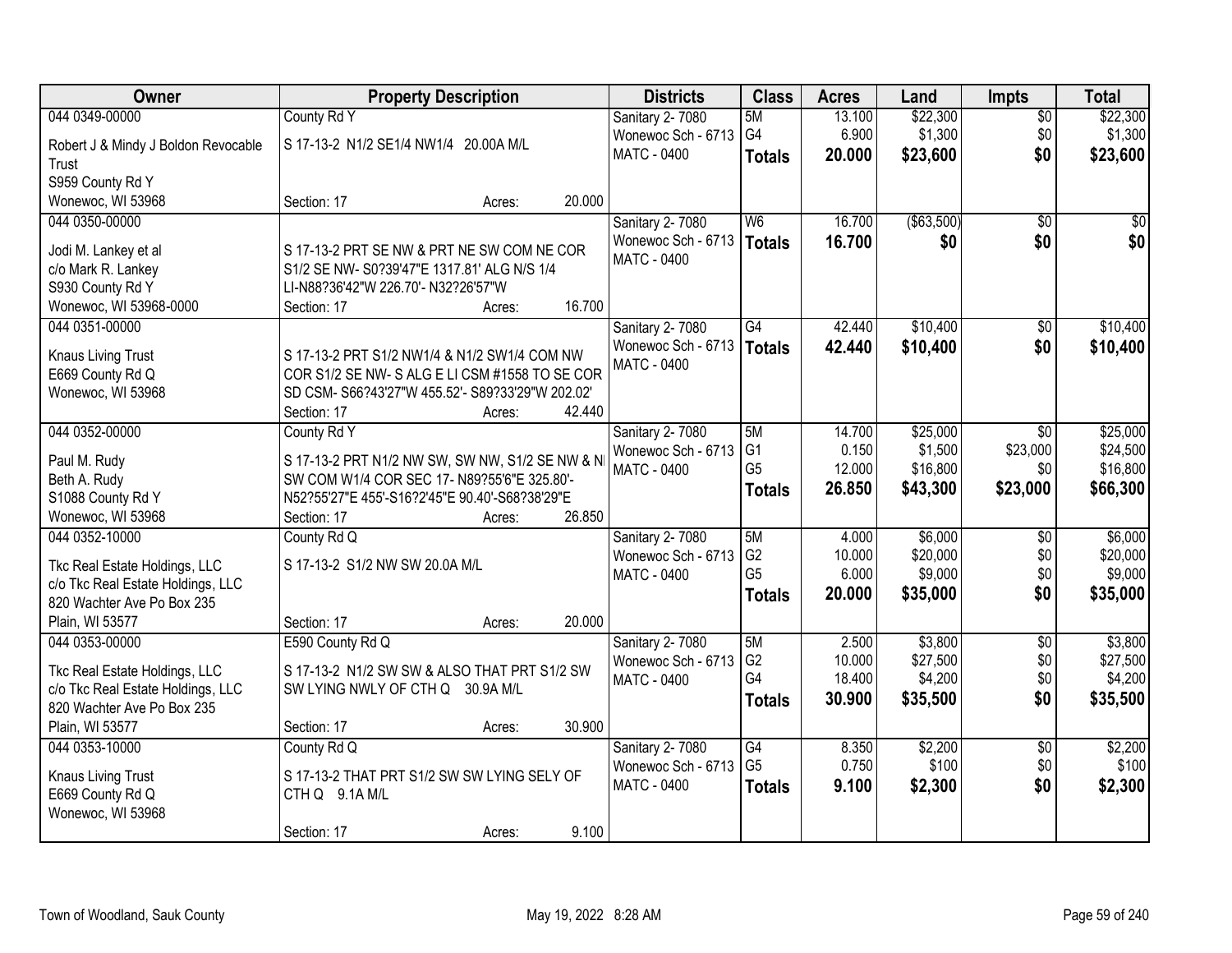| Owner | Property Description | Districts | Class | Acres | Land | Impts | Total |
|---|---|---|---|---|---|---|---|
| 044 0349-00000<br>Robert J & Mindy J Boldon Revocable Trust<br>S959 County Rd Y<br>Wonewoc, WI 53968 | County Rd Y<br>S 17-13-2 N1/2 SE1/4 NW1/4 20.00A M/L<br>Section: 17 Acres: 20.000 | Sanitary 2- 7080<br>Wonewoc Sch - 6713<br>MATC - 0400 | 5M<br>G4<br>**Totals** | 13.100<br>6.900<br>**20.000** | $22,300<br>$1,300<br>**$23,600** | $0<br>$0<br>**$0** | $22,300<br>$1,300<br>**$23,600** |
| 044 0350-00000<br>Jodi M. Lankey et al<br>c/o Mark R. Lankey<br>S930 County Rd Y<br>Wonewoc, WI 53968-0000 | S 17-13-2 PRT SE NW & PRT NE SW COM NE COR S1/2 SE NW- S0?39'47"E 1317.81' ALG N/S 1/4 LI-N88?36'42"W 226.70'- N32?26'57"W<br>Section: 17 Acres: 16.700 | Sanitary 2- 7080<br>Wonewoc Sch - 6713<br>MATC - 0400 | W6<br>**Totals** | 16.700<br>**16.700** | ($63,500)<br>**$0** | $0<br>**$0** | $0<br>**$0** |
| 044 0351-00000<br>Knaus Living Trust<br>E669 County Rd Q<br>Wonewoc, WI 53968 | S 17-13-2 PRT S1/2 NW1/4 & N1/2 SW1/4 COM NW COR S1/2 SE NW- S ALG E LI CSM #1558 TO SE COR SD CSM- S66?43'27"W 455.52'- S89?33'29"W 202.02'<br>Section: 17 Acres: 42.440 | Sanitary 2- 7080<br>Wonewoc Sch - 6713<br>MATC - 0400 | G4<br>**Totals** | 42.440<br>**42.440** | $10,400<br>**$10,400** | $0<br>**$0** | $10,400<br>**$10,400** |
| 044 0352-00000<br>Paul M. Rudy<br>Beth A. Rudy<br>S1088 County Rd Y<br>Wonewoc, WI 53968 | County Rd Y<br>S 17-13-2 PRT N1/2 NW SW, SW NW, S1/2 SE NW & NE SW COM W1/4 COR SEC 17- N89?55'6"E 325.80'- N52?55'27"E 455'-S16?2'45"E 90.40'-S68?38'29"E<br>Section: 17 Acres: 26.850 | Sanitary 2- 7080<br>Wonewoc Sch - 6713<br>MATC - 0400 | 5M<br>G1<br>G5<br>**Totals** | 14.700<br>0.150<br>12.000<br>**26.850** | $25,000<br>$1,500<br>$16,800<br>**$43,300** | $0<br>$23,000<br>$0<br>**$23,000** | $25,000<br>$24,500<br>$16,800<br>**$66,300** |
| 044 0352-10000<br>Tkc Real Estate Holdings, LLC<br>c/o Tkc Real Estate Holdings, LLC<br>820 Wachter Ave Po Box 235<br>Plain, WI 53577 | County Rd Q<br>S 17-13-2 S1/2 NW SW 20.0A M/L<br>Section: 17 Acres: 20.000 | Sanitary 2- 7080<br>Wonewoc Sch - 6713<br>MATC - 0400 | 5M<br>G2<br>G5<br>**Totals** | 4.000<br>10.000<br>6.000<br>**20.000** | $6,000<br>$20,000<br>$9,000<br>**$35,000** | $0<br>$0<br>$0<br>**$0** | $6,000<br>$20,000<br>$9,000<br>**$35,000** |
| 044 0353-00000<br>Tkc Real Estate Holdings, LLC<br>c/o Tkc Real Estate Holdings, LLC<br>820 Wachter Ave Po Box 235<br>Plain, WI 53577 | E590 County Rd Q<br>S 17-13-2 N1/2 SW SW & ALSO THAT PRT S1/2 SW SW LYING NWLY OF CTH Q 30.9A M/L<br>Section: 17 Acres: 30.900 | Sanitary 2- 7080<br>Wonewoc Sch - 6713<br>MATC - 0400 | 5M<br>G2<br>G4<br>**Totals** | 2.500<br>10.000<br>18.400<br>**30.900** | $3,800<br>$27,500<br>$4,200<br>**$35,500** | $0<br>$0<br>$0<br>**$0** | $3,800<br>$27,500<br>$4,200<br>**$35,500** |
| 044 0353-10000<br>Knaus Living Trust<br>E669 County Rd Q<br>Wonewoc, WI 53968 | County Rd Q<br>S 17-13-2 THAT PRT S1/2 SW SW LYING SELY OF CTH Q 9.1A M/L<br>Section: 17 Acres: 9.100 | Sanitary 2- 7080<br>Wonewoc Sch - 6713<br>MATC - 0400 | G4<br>G5<br>**Totals** | 8.350<br>0.750<br>**9.100** | $2,200<br>$100<br>**$2,300** | $0<br>$0<br>**$0** | $2,200<br>$100<br>**$2,300** |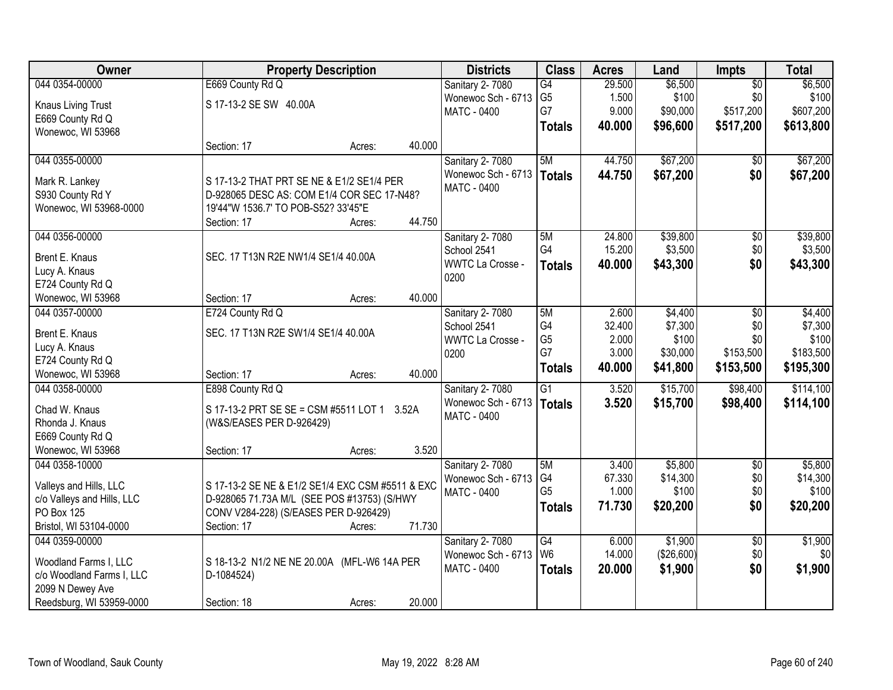| Owner | Property Description | Districts | Class | Acres | Land | Impts | Total |
|---|---|---|---|---|---|---|---|
| 044 0354-00000<br>Knaus Living Trust<br>E669 County Rd Q<br>Wonewoc, WI 53968 | E669 County Rd Q<br>S 17-13-2 SE SW 40.00A<br>Section: 17 Acres: 40.000 | Sanitary 2- 7080<br>Wonewoc Sch - 6713<br>MATC - 0400 | G4<br>G5<br>G7<br>**Totals** | 29.500<br>1.500<br>9.000<br>**40.000** | $6,500<br>$100<br>$90,000<br>**$96,600** | $0<br>$0<br>$517,200<br>**$517,200** | $6,500<br>$100<br>$607,200<br>**$613,800** |
| 044 0355-00000<br>Mark R. Lankey<br>S930 County Rd Y<br>Wonewoc, WI 53968-0000 | S 17-13-2 THAT PRT SE NE & E1/2 SE1/4 PER D-928065 DESC AS: COM E1/4 COR SEC 17-N48? 19'44"W 1536.7' TO POB-S52? 33'45"E<br>Section: 17 Acres: 44.750 | Sanitary 2- 7080<br>Wonewoc Sch - 6713<br>MATC - 0400 | 5M<br>**Totals** | 44.750<br>**44.750** | $67,200<br>**$67,200** | $0<br>**$0** | $67,200<br>**$67,200** |
| 044 0356-00000<br>Brent E. Knaus<br>Lucy A. Knaus<br>E724 County Rd Q<br>Wonewoc, WI 53968 | SEC. 17 T13N R2E NW1/4 SE1/4 40.00A<br>Section: 17 Acres: 40.000 | Sanitary 2- 7080<br>School 2541<br>WWTC La Crosse - 0200 | 5M<br>G4<br>**Totals** | 24.800<br>15.200<br>**40.000** | $39,800<br>$3,500<br>**$43,300** | $0<br>$0<br>**$0** | $39,800<br>$3,500<br>**$43,300** |
| 044 0357-00000<br>Brent E. Knaus<br>Lucy A. Knaus<br>E724 County Rd Q<br>Wonewoc, WI 53968 | E724 County Rd Q<br>SEC. 17 T13N R2E SW1/4 SE1/4 40.00A<br>Section: 17 Acres: 40.000 | Sanitary 2- 7080<br>School 2541<br>WWTC La Crosse - 0200 | 5M<br>G4<br>G5<br>G7<br>**Totals** | 2.600<br>32.400<br>2.000<br>3.000<br>**40.000** | $4,400<br>$7,300<br>$100<br>$30,000<br>**$41,800** | $0<br>$0<br>$0<br>$153,500<br>**$153,500** | $4,400<br>$7,300<br>$100<br>$183,500<br>**$195,300** |
| 044 0358-00000<br>Chad W. Knaus<br>Rhonda J. Knaus<br>E669 County Rd Q<br>Wonewoc, WI 53968 | E898 County Rd Q<br>S 17-13-2 PRT SE SE = CSM #5511 LOT 1 3.52A (W&S/EASES PER D-926429)<br>Section: 17 Acres: 3.520 | Sanitary 2- 7080<br>Wonewoc Sch - 6713<br>MATC - 0400 | G1<br>**Totals** | 3.520<br>**3.520** | $15,700<br>**$15,700** | $98,400<br>**$98,400** | $114,100<br>**$114,100** |
| 044 0358-10000<br>Valleys and Hills, LLC<br>c/o Valleys and Hills, LLC<br>PO Box 125<br>Bristol, WI 53104-0000 | S 17-13-2 SE NE & E1/2 SE1/4 EXC CSM #5511 & EXC D-928065 71.73A M/L (SEE POS #13753) (S/HWY CONV V284-228) (S/EASES PER D-926429)<br>Section: 17 Acres: 71.730 | Sanitary 2- 7080<br>Wonewoc Sch - 6713<br>MATC - 0400 | 5M<br>G4<br>G5<br>**Totals** | 3.400<br>67.330<br>1.000<br>**71.730** | $5,800<br>$14,300<br>$100<br>**$20,200** | $0<br>$0<br>$0<br>**$0** | $5,800<br>$14,300<br>$100<br>**$20,200** |
| 044 0359-00000<br>Woodland Farms I, LLC<br>c/o Woodland Farms I, LLC<br>2099 N Dewey Ave<br>Reedsburg, WI 53959-0000 | S 18-13-2 N1/2 NE NE 20.00A (MFL-W6 14A PER D-1084524)<br>Section: 18 Acres: 20.000 | Sanitary 2- 7080<br>Wonewoc Sch - 6713<br>MATC - 0400 | G4<br>W6<br>**Totals** | 6.000<br>14.000<br>**20.000** | $1,900<br>($26,600)<br>**$1,900** | $0<br>$0<br>**$0** | $1,900<br>$0<br>**$1,900** |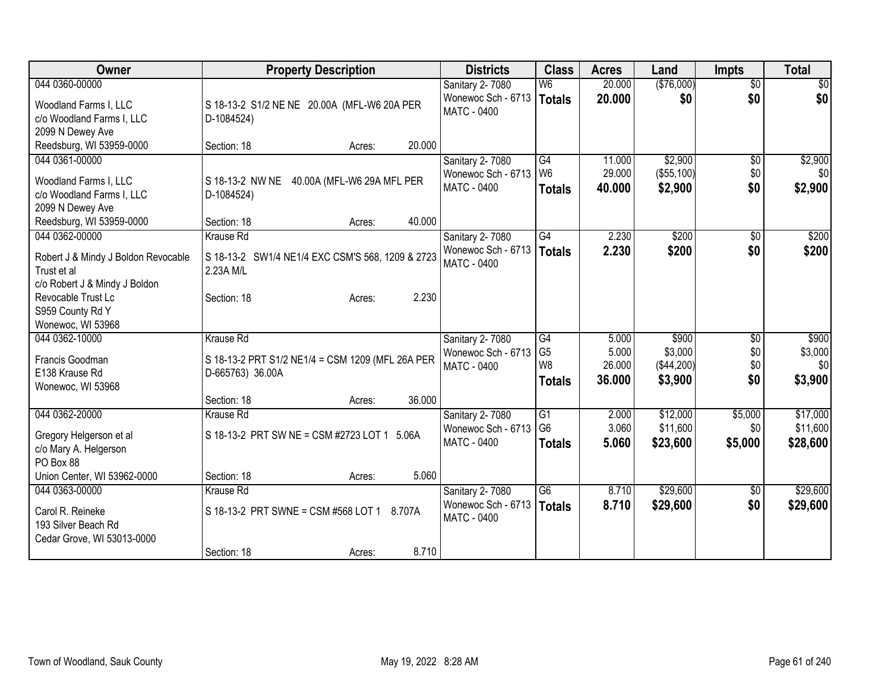| Owner | Property Description | Districts | Class | Acres | Land | Impts | Total |
|---|---|---|---|---|---|---|---|
| 044 0360-00000<br><br>Woodland Farms I, LLC<br>c/o Woodland Farms I, LLC<br>2099 N Dewey Ave<br>Reedsburg, WI 53959-0000 | S 18-13-2 S1/2 NE NE 20.00A (MFL-W6 20A PER D-1084524)<br><br>Section: 18 Acres: 20.000 | Sanitary 2- 7080<br>Wonewoc Sch - 6713<br>MATC - 0400 | W6<br>**Totals** | 20.000<br>**20.000** | ($76,000)<br>**$0** | $0<br>**$0** | $0<br>**$0** |
| 044 0361-00000<br><br>Woodland Farms I, LLC<br>c/o Woodland Farms I, LLC<br>2099 N Dewey Ave<br>Reedsburg, WI 53959-0000 | S 18-13-2 NW NE 40.00A (MFL-W6 29A MFL PER D-1084524)<br><br>Section: 18 Acres: 40.000 | Sanitary 2- 7080<br>Wonewoc Sch - 6713<br>MATC - 0400 | G4<br>W6<br>**Totals** | 11.000<br>29.000<br>**40.000** | $2,900<br>($55,100)<br>**$2,900** | $0<br>$0<br>**$0** | $2,900<br>$0<br>**$2,900** |
| 044 0362-00000<br><br>Robert J & Mindy J Boldon Revocable Trust et al<br>c/o Robert J & Mindy J Boldon Revocable Trust Lc<br>S959 County Rd Y<br>Wonewoc, WI 53968 | Krause Rd<br>S 18-13-2 SW1/4 NE1/4 EXC CSM'S 568, 1209 & 2723 2.23A M/L<br><br>Section: 18 Acres: 2.230 | Sanitary 2- 7080<br>Wonewoc Sch - 6713<br>MATC - 0400 | G4<br>**Totals** | 2.230<br>**2.230** | $200<br>**$200** | $0<br>**$0** | $200<br>**$200** |
| 044 0362-10000<br><br>Francis Goodman<br>E138 Krause Rd<br>Wonewoc, WI 53968 | Krause Rd<br>S 18-13-2 PRT S1/2 NE1/4 = CSM 1209 (MFL 26A PER D-665763) 36.00A<br><br>Section: 18 Acres: 36.000 | Sanitary 2- 7080<br>Wonewoc Sch - 6713<br>MATC - 0400 | G4<br>G5<br>W8<br>**Totals** | 5.000<br>5.000<br>26.000<br>**36.000** | $900<br>$3,000<br>($44,200)<br>**$3,900** | $0<br>$0<br>$0<br>**$0** | $900<br>$3,000<br>$0<br>**$3,900** |
| 044 0362-20000<br><br>Gregory Helgerson et al<br>c/o Mary A. Helgerson<br>PO Box 88<br>Union Center, WI 53962-0000 | Krause Rd<br>S 18-13-2 PRT SW NE = CSM #2723 LOT 1 5.06A<br><br>Section: 18 Acres: 5.060 | Sanitary 2- 7080<br>Wonewoc Sch - 6713<br>MATC - 0400 | G1<br>G6<br>**Totals** | 2.000<br>3.060<br>**5.060** | $12,000<br>$11,600<br>**$23,600** | $5,000<br>$0<br>**$5,000** | $17,000<br>$11,600<br>**$28,600** |
| 044 0363-00000<br><br>Carol R. Reineke<br>193 Silver Beach Rd<br>Cedar Grove, WI 53013-0000 | Krause Rd<br>S 18-13-2 PRT SWNE = CSM #568 LOT 1 8.707A<br><br>Section: 18 Acres: 8.710 | Sanitary 2- 7080<br>Wonewoc Sch - 6713<br>MATC - 0400 | G6<br>**Totals** | 8.710<br>**8.710** | $29,600<br>**$29,600** | $0<br>**$0** | $29,600<br>**$29,600** |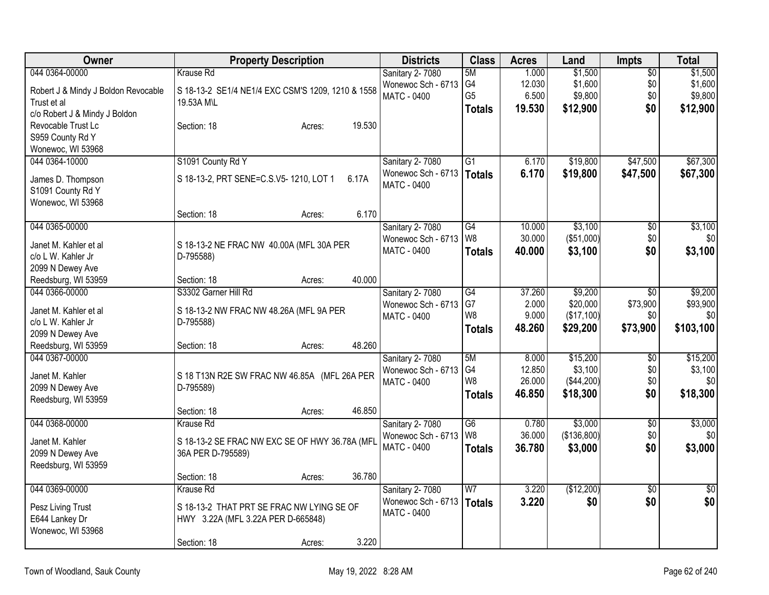| Owner | Property Description | Districts | Class | Acres | Land | Impts | Total |
|---|---|---|---|---|---|---|---|
| 044 0364-00000<br>Robert J & Mindy J Boldon Revocable Trust et al<br>c/o Robert J & Mindy J Boldon Revocable Trust Lc<br>S959 County Rd Y<br>Wonewoc, WI 53968 | Krause Rd<br>S 18-13-2 SE1/4 NE1/4 EXC CSM'S 1209, 1210 & 1558 19.53A M\L<br>Section: 18 Acres: 19.530 | Sanitary 2- 7080<br>Wonewoc Sch - 6713<br>MATC - 0400 | 5M<br>G4<br>G5<br>**Totals** | 1.000<br>12.030<br>6.500<br>**19.530** | $1,500<br>$1,600<br>$9,800<br>**$12,900** | $0<br>$0<br>$0<br>**$0** | $1,500<br>$1,600<br>$9,800<br>**$12,900** |
| 044 0364-10000<br>James D. Thompson<br>S1091 County Rd Y<br>Wonewoc, WI 53968 | S1091 County Rd Y<br>S 18-13-2, PRT SENE=C.S.V5- 1210, LOT 1 6.17A<br>Section: 18 Acres: 6.170 | Sanitary 2- 7080<br>Wonewoc Sch - 6713<br>MATC - 0400 | G1<br>**Totals** | 6.170<br>**6.170** | $19,800<br>**$19,800** | $47,500<br>**$47,500** | $67,300<br>**$67,300** |
| 044 0365-00000<br>Janet M. Kahler et al<br>c/o L W. Kahler Jr<br>2099 N Dewey Ave<br>Reedsburg, WI 53959 | S 18-13-2 NE FRAC NW 40.00A (MFL 30A PER D-795588)<br>Section: 18 Acres: 40.000 | Sanitary 2- 7080<br>Wonewoc Sch - 6713<br>MATC - 0400 | G4<br>W8<br>**Totals** | 10.000<br>30.000<br>**40.000** | $3,100<br>($51,000)<br>**$3,100** | $0<br>$0<br>**$0** | $3,100<br>$0<br>**$3,100** |
| 044 0366-00000<br>Janet M. Kahler et al<br>c/o L W. Kahler Jr<br>2099 N Dewey Ave<br>Reedsburg, WI 53959 | S3302 Garner Hill Rd<br>S 18-13-2 NW FRAC NW 48.26A (MFL 9A PER D-795588)<br>Section: 18 Acres: 48.260 | Sanitary 2- 7080<br>Wonewoc Sch - 6713<br>MATC - 0400 | G4<br>G7<br>W8<br>**Totals** | 37.260<br>2.000<br>9.000<br>**48.260** | $9,200<br>$20,000<br>($17,100)<br>**$29,200** | $0<br>$73,900<br>$0<br>**$73,900** | $9,200<br>$93,900<br>$0<br>**$103,100** |
| 044 0367-00000<br>Janet M. Kahler<br>2099 N Dewey Ave<br>Reedsburg, WI 53959 | S 18 T13N R2E SW FRAC NW 46.85A (MFL 26A PER D-795589)<br>Section: 18 Acres: 46.850 | Sanitary 2- 7080<br>Wonewoc Sch - 6713<br>MATC - 0400 | 5M<br>G4<br>W8<br>**Totals** | 8.000<br>12.850<br>26.000<br>**46.850** | $15,200<br>$3,100<br>($44,200)<br>**$18,300** | $0<br>$0<br>$0<br>**$0** | $15,200<br>$3,100<br>$0<br>**$18,300** |
| 044 0368-00000<br>Janet M. Kahler<br>2099 N Dewey Ave<br>Reedsburg, WI 53959 | Krause Rd<br>S 18-13-2 SE FRAC NW EXC SE OF HWY 36.78A (MFL 36A PER D-795589)<br>Section: 18 Acres: 36.780 | Sanitary 2- 7080<br>Wonewoc Sch - 6713<br>MATC - 0400 | G6<br>W8<br>**Totals** | 0.780<br>36.000<br>**36.780** | $3,000<br>($136,800)<br>**$3,000** | $0<br>$0<br>**$0** | $3,000<br>$0<br>**$3,000** |
| 044 0369-00000<br>Pesz Living Trust<br>E644 Lankey Dr<br>Wonewoc, WI 53968 | Krause Rd<br>S 18-13-2 THAT PRT SE FRAC NW LYING SE OF HWY 3.22A (MFL 3.22A PER D-665848)<br>Section: 18 Acres: 3.220 | Sanitary 2- 7080<br>Wonewoc Sch - 6713<br>MATC - 0400 | W7<br>**Totals** | 3.220<br>**3.220** | ($12,200)<br>**$0** | $0<br>**$0** | $0<br>**$0** |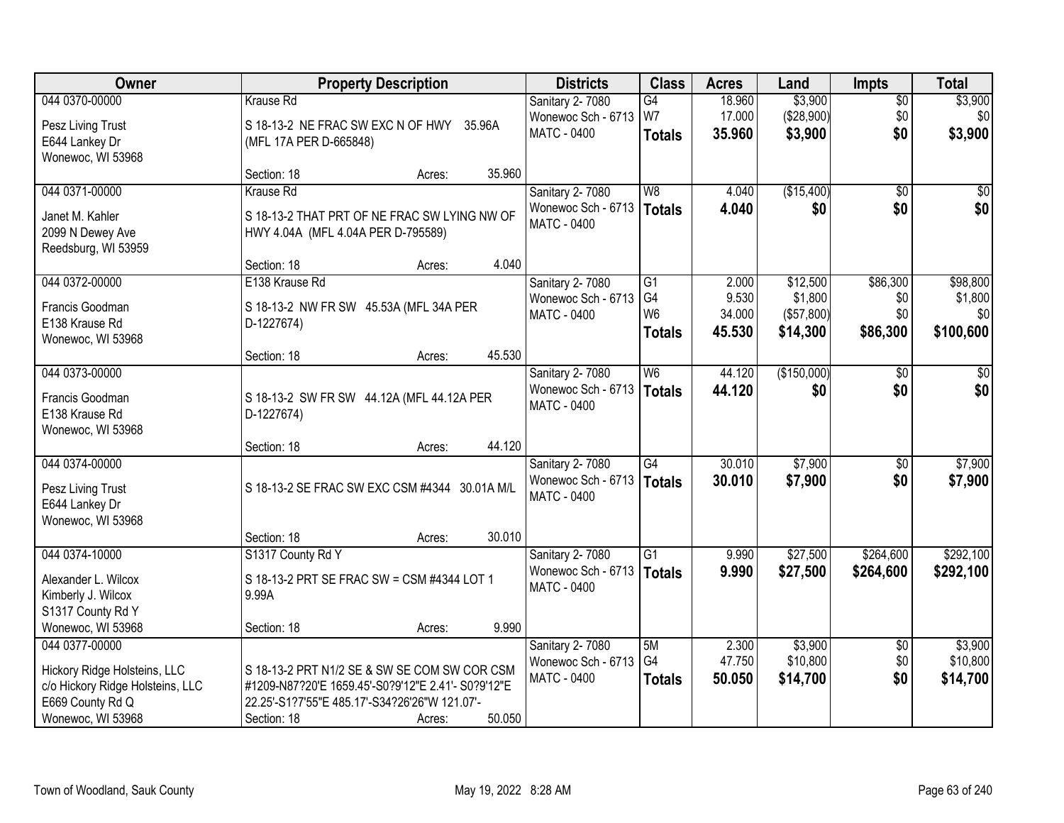| Owner | Property Description | Districts | Class | Acres | Land | Impts | Total |
|---|---|---|---|---|---|---|---|
| 044 0370-00000<br>Pesz Living Trust<br>E644 Lankey Dr<br>Wonewoc, WI 53968 | Krause Rd<br>S 18-13-2 NE FRAC SW EXC N OF HWY 35.96A (MFL 17A PER D-665848)<br>Section: 18 Acres: 35.960 | Sanitary 2- 7080<br>Wonewoc Sch - 6713<br>MATC - 0400 | G4<br>W7<br>**Totals** | 18.960<br>17.000<br>**35.960** | $3,900<br>($28,900)<br>**$3,900** | $0<br>$0<br>**$0** | $3,900<br>$0<br>**$3,900** |
| 044 0371-00000<br>Janet M. Kahler<br>2099 N Dewey Ave<br>Reedsburg, WI 53959 | Krause Rd<br>S 18-13-2 THAT PRT OF NE FRAC SW LYING NW OF HWY 4.04A (MFL 4.04A PER D-795589)<br>Section: 18 Acres: 4.040 | Sanitary 2- 7080<br>Wonewoc Sch - 6713<br>MATC - 0400 | W8<br>**Totals** | 4.040<br>**4.040** | ($15,400)<br>**$0** | $0<br>**$0** | $0<br>**$0** |
| 044 0372-00000<br>Francis Goodman<br>E138 Krause Rd<br>Wonewoc, WI 53968 | E138 Krause Rd<br>S 18-13-2 NW FR SW 45.53A (MFL 34A PER D-1227674)<br>Section: 18 Acres: 45.530 | Sanitary 2- 7080<br>Wonewoc Sch - 6713<br>MATC - 0400 | G1<br>G4<br>W6<br>**Totals** | 2.000<br>9.530<br>34.000<br>**45.530** | $12,500<br>$1,800<br>($57,800)<br>**$14,300** | $86,300<br>$0<br>$0<br>**$86,300** | $98,800<br>$1,800<br>$0<br>**$100,600** |
| 044 0373-00000<br>Francis Goodman<br>E138 Krause Rd<br>Wonewoc, WI 53968 | S 18-13-2 SW FR SW 44.12A (MFL 44.12A PER D-1227674)<br>Section: 18 Acres: 44.120 | Sanitary 2- 7080<br>Wonewoc Sch - 6713<br>MATC - 0400 | W6<br>**Totals** | 44.120<br>**44.120** | ($150,000)<br>**$0** | $0<br>**$0** | $0<br>**$0** |
| 044 0374-00000<br>Pesz Living Trust<br>E644 Lankey Dr<br>Wonewoc, WI 53968 | S 18-13-2 SE FRAC SW EXC CSM #4344 30.01A M/L<br>Section: 18 Acres: 30.010 | Sanitary 2- 7080<br>Wonewoc Sch - 6713<br>MATC - 0400 | G4<br>**Totals** | 30.010<br>**30.010** | $7,900<br>**$7,900** | $0<br>**$0** | $7,900<br>**$7,900** |
| 044 0374-10000<br>Alexander L. Wilcox<br>Kimberly J. Wilcox<br>S1317 County Rd Y<br>Wonewoc, WI 53968 | S1317 County Rd Y<br>S 18-13-2 PRT SE FRAC SW = CSM #4344 LOT 1 9.99A<br>Section: 18 Acres: 9.990 | Sanitary 2- 7080<br>Wonewoc Sch - 6713<br>MATC - 0400 | G1<br>**Totals** | 9.990<br>**9.990** | $27,500<br>**$27,500** | $264,600<br>**$264,600** | $292,100<br>**$292,100** |
| 044 0377-00000<br>Hickory Ridge Holsteins, LLC<br>c/o Hickory Ridge Holsteins, LLC<br>E669 County Rd Q<br>Wonewoc, WI 53968 | S 18-13-2 PRT N1/2 SE & SW SE COM SW COR CSM #1209-N87?20'E 1659.45'-S0?9'12"E 2.41'- S0?9'12"E 22.25'-S1?7'55"E 485.17'-S34?26'26"W 121.07'-<br>Section: 18 Acres: 50.050 | Sanitary 2- 7080<br>Wonewoc Sch - 6713<br>MATC - 0400 | 5M<br>G4<br>**Totals** | 2.300<br>47.750<br>**50.050** | $3,900<br>$10,800<br>**$14,700** | $0<br>$0<br>**$0** | $3,900<br>$10,800<br>**$14,700** |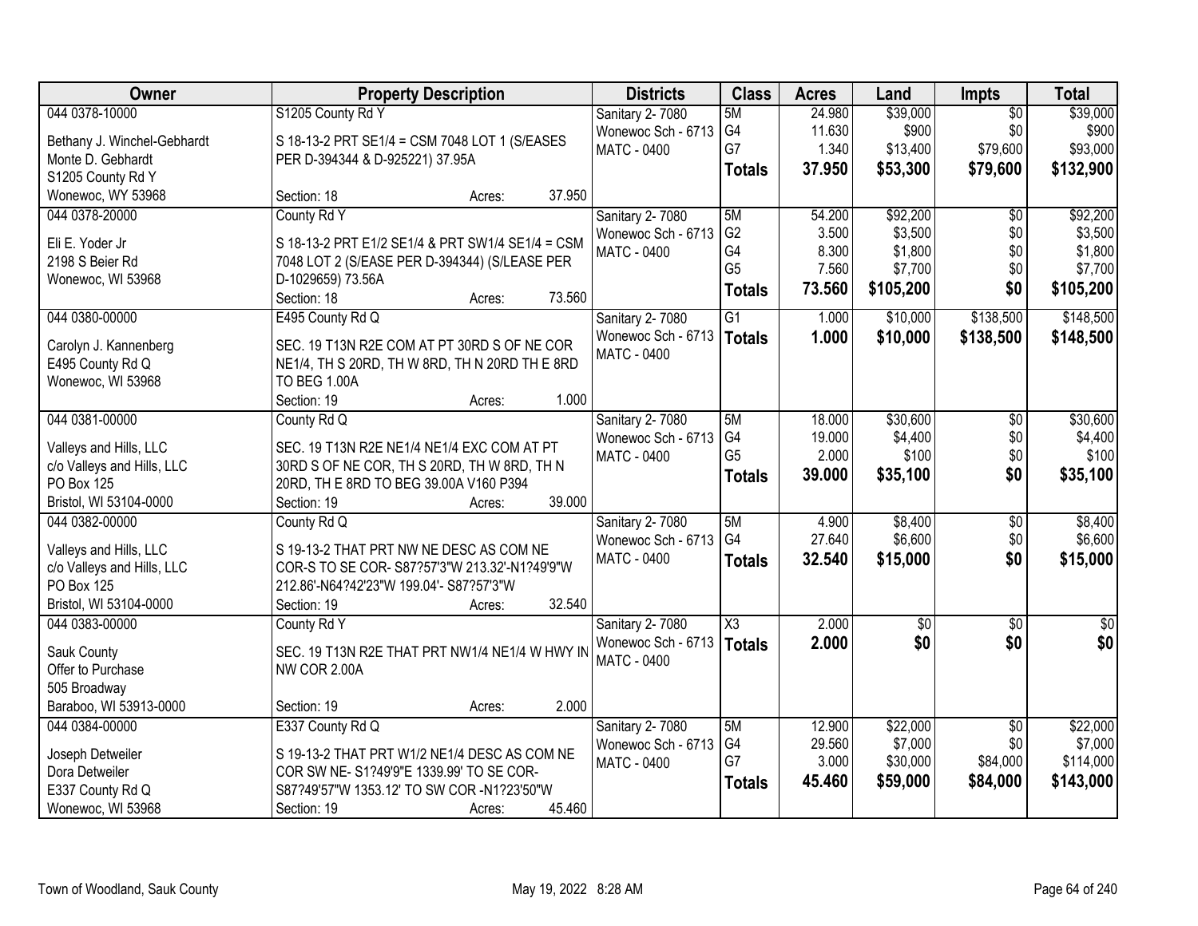| Owner | Property Description | Districts | Class | Acres | Land | Impts | Total |
|---|---|---|---|---|---|---|---|
| 044 0378-10000<br><br>Bethany J. Winchel-Gebhardt<br>Monte D. Gebhardt<br>S1205 County Rd Y<br>Wonewoc, WY 53968 | S1205 County Rd Y<br><br>S 18-13-2 PRT SE1/4 = CSM 7048 LOT 1 (S/EASES PER D-394344 & D-925221) 37.95A<br><br>Section: 18 Acres: 37.950 | Sanitary 2- 7080<br>Wonewoc Sch - 6713<br>MATC - 0400 | 5M<br>G4<br>G7<br>**Totals** | 24.980<br>11.630<br>1.340<br>**37.950** | $39,000<br>$900<br>$13,400<br>**$53,300** | $0<br>$0<br>$79,600<br>**$79,600** | $39,000<br>$900<br>$93,000<br>**$132,900** |
| 044 0378-20000<br><br>Eli E. Yoder Jr<br>2198 S Beier Rd<br>Wonewoc, WI 53968 | County Rd Y<br><br>S 18-13-2 PRT E1/2 SE1/4 & PRT SW1/4 SE1/4 = CSM 7048 LOT 2 (S/EASE PER D-394344) (S/LEASE PER D-1029659) 73.56A<br>Section: 18 Acres: 73.560 | Sanitary 2- 7080<br>Wonewoc Sch - 6713<br>MATC - 0400 | 5M<br>G2<br>G4<br>G5<br>**Totals** | 54.200<br>3.500<br>8.300<br>7.560<br>**73.560** | $92,200<br>$3,500<br>$1,800<br>$7,700<br>**$105,200** | $0<br>$0<br>$0<br>$0<br>**$0** | $92,200<br>$3,500<br>$1,800<br>$7,700<br>**$105,200** |
| 044 0380-00000<br><br>Carolyn J. Kannenberg<br>E495 County Rd Q<br>Wonewoc, WI 53968 | E495 County Rd Q<br><br>SEC. 19 T13N R2E COM AT PT 30RD S OF NE COR NE1/4, TH S 20RD, TH W 8RD, TH N 20RD TH E 8RD TO BEG 1.00A<br>Section: 19 Acres: 1.000 | Sanitary 2- 7080<br>Wonewoc Sch - 6713<br>MATC - 0400 | G1<br>**Totals** | 1.000<br>**1.000** | $10,000<br>**$10,000** | $138,500<br>**$138,500** | $148,500<br>**$148,500** |
| 044 0381-00000<br><br>Valleys and Hills, LLC<br>c/o Valleys and Hills, LLC<br>PO Box 125<br>Bristol, WI 53104-0000 | County Rd Q<br><br>SEC. 19 T13N R2E NE1/4 NE1/4 EXC COM AT PT 30RD S OF NE COR, TH S 20RD, TH W 8RD, TH N 20RD, TH E 8RD TO BEG 39.00A V160 P394<br>Section: 19 Acres: 39.000 | Sanitary 2- 7080<br>Wonewoc Sch - 6713<br>MATC - 0400 | 5M<br>G4<br>G5<br>**Totals** | 18.000<br>19.000<br>2.000<br>**39.000** | $30,600<br>$4,400<br>$100<br>**$35,100** | $0<br>$0<br>$0<br>**$0** | $30,600<br>$4,400<br>$100<br>**$35,100** |
| 044 0382-00000<br><br>Valleys and Hills, LLC<br>c/o Valleys and Hills, LLC<br>PO Box 125<br>Bristol, WI 53104-0000 | County Rd Q<br><br>S 19-13-2 THAT PRT NW NE DESC AS COM NE COR-S TO SE COR- S87?57'3"W 213.32'-N1?49'9"W 212.86'-N64?42'23"W 199.04'- S87?57'3"W<br>Section: 19 Acres: 32.540 | Sanitary 2- 7080<br>Wonewoc Sch - 6713<br>MATC - 0400 | 5M<br>G4<br>**Totals** | 4.900<br>27.640<br>**32.540** | $8,400<br>$6,600<br>**$15,000** | $0<br>$0<br>**$0** | $8,400<br>$6,600<br>**$15,000** |
| 044 0383-00000<br><br>Sauk County<br>Offer to Purchase<br>505 Broadway<br>Baraboo, WI 53913-0000 | County Rd Y<br><br>SEC. 19 T13N R2E THAT PRT NW1/4 NE1/4 W HWY IN NW COR 2.00A<br><br>Section: 19 Acres: 2.000 | Sanitary 2- 7080<br>Wonewoc Sch - 6713<br>MATC - 0400 | X3<br>**Totals** | 2.000<br>**2.000** | $0<br>**$0** | $0<br>**$0** | $0<br>**$0** |
| 044 0384-00000<br><br>Joseph Detweiler<br>Dora Detweiler<br>E337 County Rd Q<br>Wonewoc, WI 53968 | E337 County Rd Q<br><br>S 19-13-2 THAT PRT W1/2 NE1/4 DESC AS COM NE COR SW NE- S1?49'9"E 1339.99' TO SE COR- S87?49'57"W 1353.12' TO SW COR -N1?23'50"W<br>Section: 19 Acres: 45.460 | Sanitary 2- 7080<br>Wonewoc Sch - 6713<br>MATC - 0400 | 5M<br>G4<br>G7<br>**Totals** | 12.900<br>29.560<br>3.000<br>**45.460** | $22,000<br>$7,000<br>$30,000<br>**$59,000** | $0<br>$0<br>$84,000<br>**$84,000** | $22,000<br>$7,000<br>$114,000<br>**$143,000** |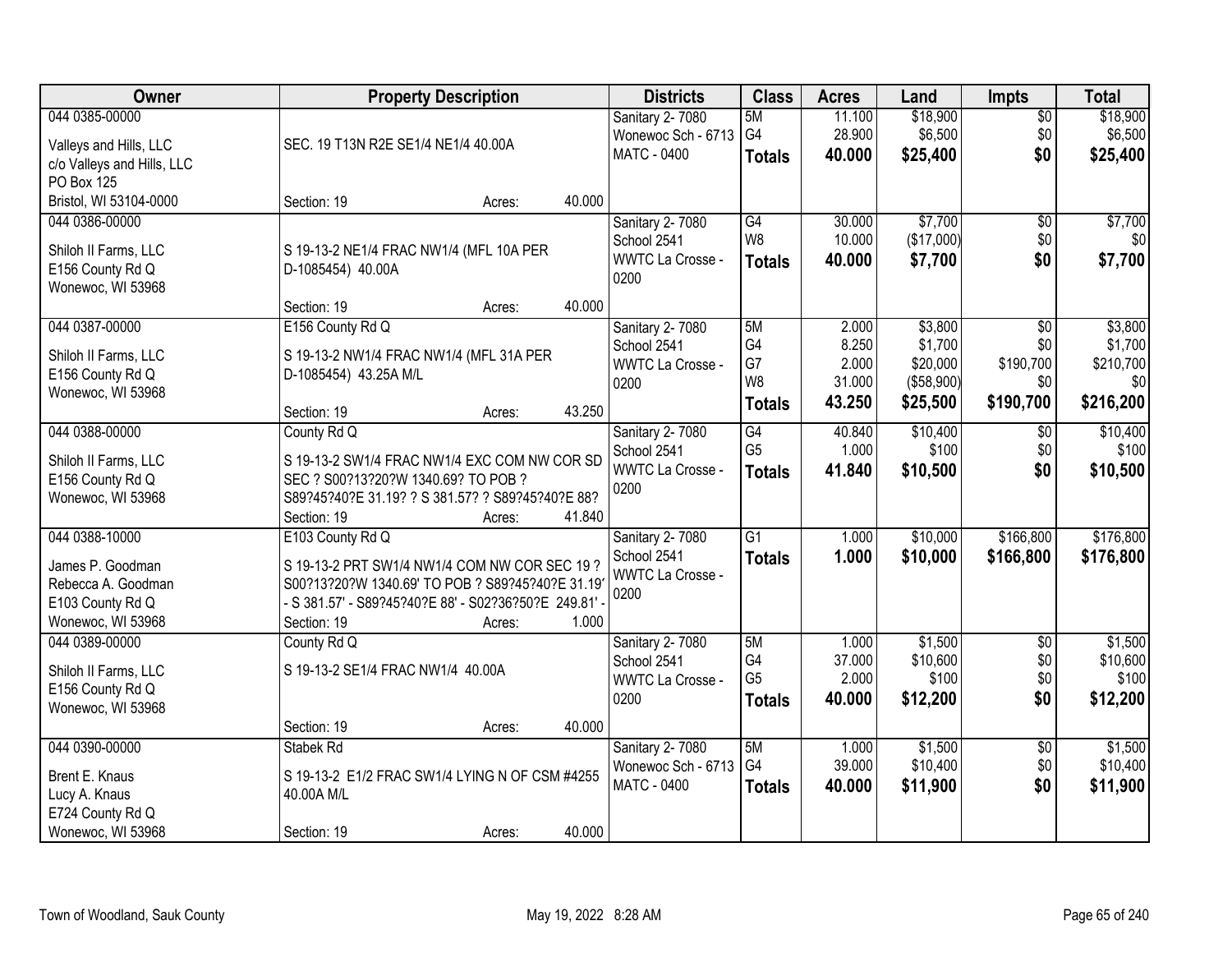| Owner | Property Description | Districts | Class | Acres | Land | Impts | Total |
|---|---|---|---|---|---|---|---|
| 044 0385-00000<br>Valleys and Hills, LLC<br>c/o Valleys and Hills, LLC<br>PO Box 125<br>Bristol, WI 53104-0000 | SEC. 19 T13N R2E SE1/4 NE1/4 40.00A<br>Section: 19 Acres: 40.000 | Sanitary 2- 7080<br>Wonewoc Sch - 6713<br>MATC - 0400 | 5M<br>G4<br>**Totals** | 11.100<br>28.900<br>**40.000** | $18,900<br>$6,500<br>**$25,400** | $0<br>$0<br>**$0** | $18,900<br>$6,500<br>**$25,400** |
| 044 0386-00000<br>Shiloh II Farms, LLC<br>E156 County Rd Q<br>Wonewoc, WI 53968 | S 19-13-2 NE1/4 FRAC NW1/4 (MFL 10A PER D-1085454) 40.00A<br>Section: 19 Acres: 40.000 | Sanitary 2- 7080<br>School 2541<br>WWTC La Crosse - 0200 | G4<br>W8<br>**Totals** | 30.000<br>10.000<br>**40.000** | $7,700<br>($17,000)<br>**$7,700** | $0<br>$0<br>**$0** | $7,700<br>$0<br>**$7,700** |
| 044 0387-00000<br>Shiloh II Farms, LLC<br>E156 County Rd Q<br>Wonewoc, WI 53968 | E156 County Rd Q<br>S 19-13-2 NW1/4 FRAC NW1/4 (MFL 31A PER D-1085454) 43.25A M/L<br>Section: 19 Acres: 43.250 | Sanitary 2- 7080<br>School 2541<br>WWTC La Crosse - 0200 | 5M<br>G4<br>G7<br>W8<br>**Totals** | 2.000<br>8.250<br>2.000<br>31.000<br>**43.250** | $3,800<br>$1,700<br>$20,000<br>($58,900)<br>**$25,500** | $0<br>$0<br>$190,700<br>$0<br>**$190,700** | $3,800<br>$1,700<br>$210,700<br>$0<br>**$216,200** |
| 044 0388-00000<br>Shiloh II Farms, LLC<br>E156 County Rd Q<br>Wonewoc, WI 53968 | County Rd Q<br>S 19-13-2 SW1/4 FRAC NW1/4 EXC COM NW COR SD SEC ? S00?13?20?W 1340.69? TO POB ? S89?45?40?E 31.19? ? S 381.57? ? S89?45?40?E 88?<br>Section: 19 Acres: 41.840 | Sanitary 2- 7080<br>School 2541<br>WWTC La Crosse - 0200 | G4<br>G5<br>**Totals** | 40.840<br>1.000<br>**41.840** | $10,400<br>$100<br>**$10,500** | $0<br>$0<br>**$0** | $10,400<br>$100<br>**$10,500** |
| 044 0388-10000<br>James P. Goodman<br>Rebecca A. Goodman<br>E103 County Rd Q<br>Wonewoc, WI 53968 | E103 County Rd Q<br>S 19-13-2 PRT SW1/4 NW1/4 COM NW COR SEC 19 ? S00?13?20?W 1340.69' TO POB ? S89?45?40?E 31.19' - S 381.57' - S89?45?40?E 88' - S02?36?50?E 249.81' -<br>Section: 19 Acres: 1.000 | Sanitary 2- 7080<br>School 2541<br>WWTC La Crosse - 0200 | G1<br>**Totals** | 1.000<br>**1.000** | $10,000<br>**$10,000** | $166,800<br>**$166,800** | $176,800<br>**$176,800** |
| 044 0389-00000<br>Shiloh II Farms, LLC<br>E156 County Rd Q<br>Wonewoc, WI 53968 | County Rd Q<br>S 19-13-2 SE1/4 FRAC NW1/4 40.00A<br>Section: 19 Acres: 40.000 | Sanitary 2- 7080<br>School 2541<br>WWTC La Crosse - 0200 | 5M<br>G4<br>G5<br>**Totals** | 1.000<br>37.000<br>2.000<br>**40.000** | $1,500<br>$10,600<br>$100<br>**$12,200** | $0<br>$0<br>$0<br>**$0** | $1,500<br>$10,600<br>$100<br>**$12,200** |
| 044 0390-00000<br>Brent E. Knaus<br>Lucy A. Knaus<br>E724 County Rd Q<br>Wonewoc, WI 53968 | Stabek Rd<br>S 19-13-2 E1/2 FRAC SW1/4 LYING N OF CSM #4255 40.00A M/L<br>Section: 19 Acres: 40.000 | Sanitary 2- 7080<br>Wonewoc Sch - 6713<br>MATC - 0400 | 5M<br>G4<br>**Totals** | 1.000<br>39.000<br>**40.000** | $1,500<br>$10,400<br>**$11,900** | $0<br>$0<br>**$0** | $1,500<br>$10,400<br>**$11,900** |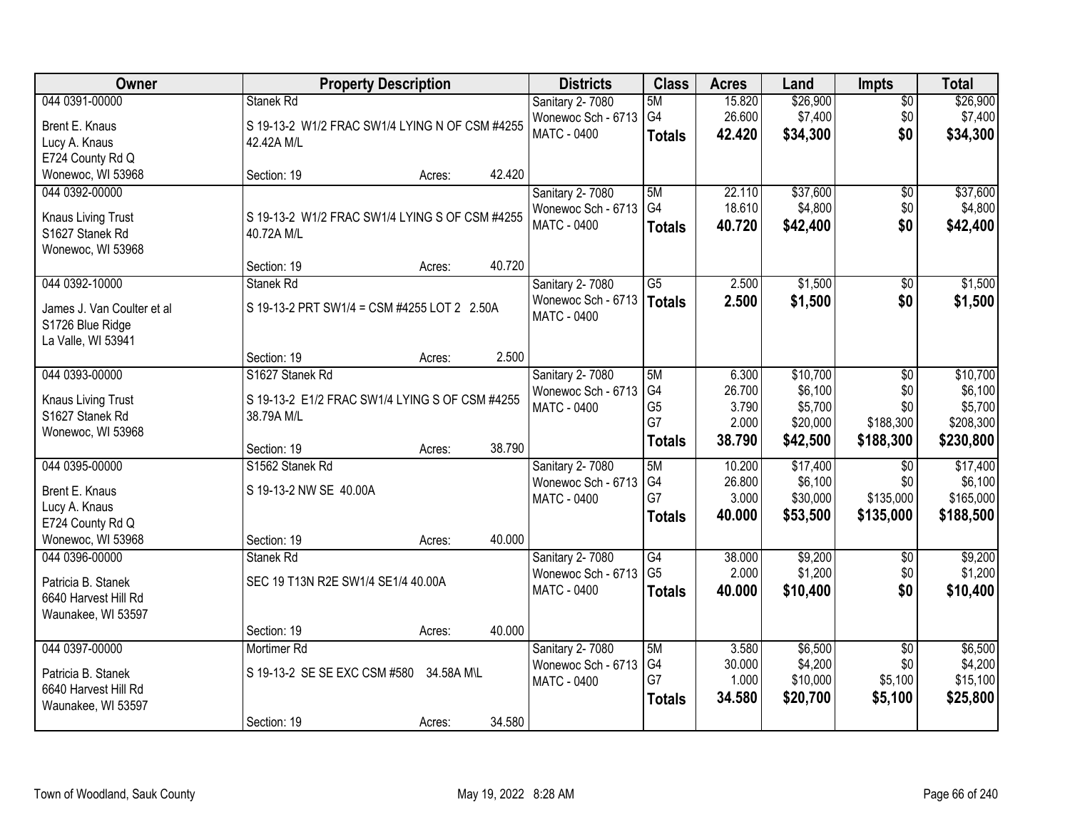| Owner | Property Description | Districts | Class | Acres | Land | Impts | Total |
|---|---|---|---|---|---|---|---|
| 044 0391-00000<br>Brent E. Knaus<br>Lucy A. Knaus<br>E724 County Rd Q<br>Wonewoc, WI 53968 | Stanek Rd<br>S 19-13-2 W1/2 FRAC SW1/4 LYING N OF CSM #4255 42.42A M/L<br>Section: 19 Acres: 42.420 | Sanitary 2- 7080<br>Wonewoc Sch - 6713<br>MATC - 0400 | 5M<br>G4<br>**Totals** | 15.820<br>26.600<br>**42.420** | $26,900<br>$7,400<br>**$34,300** | $0<br>$0<br>**$0** | $26,900<br>$7,400<br>**$34,300** |
| 044 0392-00000<br>Knaus Living Trust<br>S1627 Stanek Rd<br>Wonewoc, WI 53968 | S 19-13-2 W1/2 FRAC SW1/4 LYING S OF CSM #4255 40.72A M/L<br>Section: 19 Acres: 40.720 | Sanitary 2- 7080<br>Wonewoc Sch - 6713<br>MATC - 0400 | 5M<br>G4<br>**Totals** | 22.110<br>18.610<br>**40.720** | $37,600<br>$4,800<br>**$42,400** | $0<br>$0<br>**$0** | $37,600<br>$4,800<br>**$42,400** |
| 044 0392-10000<br>James J. Van Coulter et al<br>S1726 Blue Ridge<br>La Valle, WI 53941 | Stanek Rd<br>S 19-13-2 PRT SW1/4 = CSM #4255 LOT 2 2.50A<br>Section: 19 Acres: 2.500 | Sanitary 2- 7080<br>Wonewoc Sch - 6713<br>MATC - 0400 | G5<br>**Totals** | 2.500<br>**2.500** | $1,500<br>**$1,500** | $0<br>**$0** | $1,500<br>**$1,500** |
| 044 0393-00000<br>Knaus Living Trust<br>S1627 Stanek Rd<br>Wonewoc, WI 53968 | S1627 Stanek Rd<br>S 19-13-2 E1/2 FRAC SW1/4 LYING S OF CSM #4255 38.79A M/L<br>Section: 19 Acres: 38.790 | Sanitary 2- 7080<br>Wonewoc Sch - 6713<br>MATC - 0400 | 5M<br>G4<br>G5<br>G7<br>**Totals** | 6.300<br>26.700<br>3.790<br>2.000<br>**38.790** | $10,700<br>$6,100<br>$5,700<br>$20,000<br>**$42,500** | $0<br>$0<br>$0<br>$188,300<br>**$188,300** | $10,700<br>$6,100<br>$5,700<br>$208,300<br>**$230,800** |
| 044 0395-00000<br>Brent E. Knaus<br>Lucy A. Knaus<br>E724 County Rd Q<br>Wonewoc, WI 53968 | S1562 Stanek Rd<br>S 19-13-2 NW SE 40.00A<br>Section: 19 Acres: 40.000 | Sanitary 2- 7080<br>Wonewoc Sch - 6713<br>MATC - 0400 | 5M<br>G4<br>G7<br>**Totals** | 10.200<br>26.800<br>3.000<br>**40.000** | $17,400<br>$6,100<br>$30,000<br>**$53,500** | $0<br>$0<br>$135,000<br>**$135,000** | $17,400<br>$6,100<br>$165,000<br>**$188,500** |
| 044 0396-00000<br>Patricia B. Stanek<br>6640 Harvest Hill Rd<br>Waunakee, WI 53597 | Stanek Rd<br>SEC 19 T13N R2E SW1/4 SE1/4 40.00A<br>Section: 19 Acres: 40.000 | Sanitary 2- 7080<br>Wonewoc Sch - 6713<br>MATC - 0400 | G4<br>G5<br>**Totals** | 38.000<br>2.000<br>**40.000** | $9,200<br>$1,200<br>**$10,400** | $0<br>$0<br>**$0** | $9,200<br>$1,200<br>**$10,400** |
| 044 0397-00000<br>Patricia B. Stanek<br>6640 Harvest Hill Rd<br>Waunakee, WI 53597 | Mortimer Rd<br>S 19-13-2 SE SE EXC CSM #580 34.58A M\L<br>Section: 19 Acres: 34.580 | Sanitary 2- 7080<br>Wonewoc Sch - 6713<br>MATC - 0400 | 5M<br>G4<br>G7<br>**Totals** | 3.580<br>30.000<br>1.000<br>**34.580** | $6,500<br>$4,200<br>$10,000<br>**$20,700** | $0<br>$0<br>$5,100<br>**$5,100** | $6,500<br>$4,200<br>$15,100<br>**$25,800** |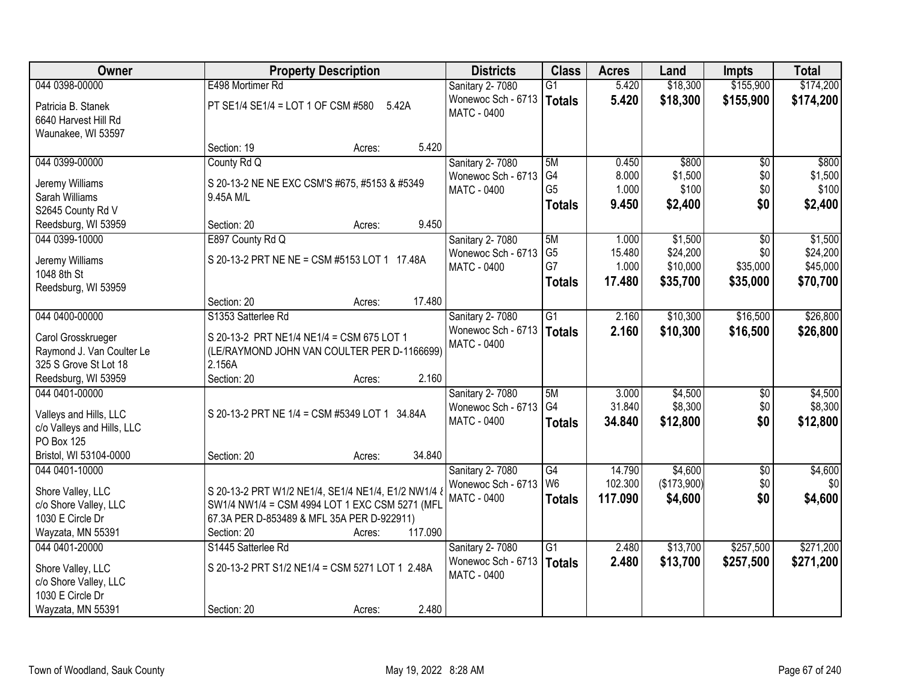| Owner | Property Description | Districts | Class | Acres | Land | Impts | Total |
|---|---|---|---|---|---|---|---|
| 044 0398-00000<br>Patricia B. Stanek<br>6640 Harvest Hill Rd<br>Waunakee, WI 53597 | E498 Mortimer Rd<br>PT SE1/4 SE1/4 = LOT 1 OF CSM #580 5.42A<br>Section: 19 Acres: 5.420 | Sanitary 2- 7080<br>Wonewoc Sch - 6713<br>MATC - 0400 | G1<br>**Totals** | 5.420<br>**5.420** | $18,300<br>**$18,300** | $155,900<br>**$155,900** | $174,200<br>**$174,200** |
| 044 0399-00000<br>Jeremy Williams<br>Sarah Williams<br>S2645 County Rd V<br>Reedsburg, WI 53959 | County Rd Q<br>S 20-13-2 NE NE EXC CSM'S #675, #5153 & #5349 9.45A M/L<br>Section: 20 Acres: 9.450 | Sanitary 2- 7080<br>Wonewoc Sch - 6713<br>MATC - 0400 | 5M<br>G4<br>G5<br>**Totals** | 0.450<br>8.000<br>1.000<br>**9.450** | $800<br>$1,500<br>$100<br>**$2,400** | $0<br>$0<br>$0<br>**$0** | $800<br>$1,500<br>$100<br>**$2,400** |
| 044 0399-10000<br>Jeremy Williams<br>1048 8th St<br>Reedsburg, WI 53959 | E897 County Rd Q<br>S 20-13-2 PRT NE NE = CSM #5153 LOT 1 17.48A<br>Section: 20 Acres: 17.480 | Sanitary 2- 7080<br>Wonewoc Sch - 6713<br>MATC - 0400 | 5M<br>G5<br>G7<br>**Totals** | 1.000<br>15.480<br>1.000<br>**17.480** | $1,500<br>$24,200<br>$10,000<br>**$35,700** | $0<br>$0<br>$35,000<br>**$35,000** | $1,500<br>$24,200<br>$45,000<br>**$70,700** |
| 044 0400-00000<br>Carol Grosskrueger<br>Raymond J. Van Coulter Le<br>325 S Grove St Lot 18<br>Reedsburg, WI 53959 | S1353 Satterlee Rd<br>S 20-13-2 PRT NE1/4 NE1/4 = CSM 675 LOT 1 (LE/RAYMOND JOHN VAN COULTER PER D-1166699) 2.156A<br>Section: 20 Acres: 2.160 | Sanitary 2- 7080<br>Wonewoc Sch - 6713<br>MATC - 0400 | G1<br>**Totals** | 2.160<br>**2.160** | $10,300<br>**$10,300** | $16,500<br>**$16,500** | $26,800<br>**$26,800** |
| 044 0401-00000<br>Valleys and Hills, LLC<br>c/o Valleys and Hills, LLC<br>PO Box 125<br>Bristol, WI 53104-0000 | S 20-13-2 PRT NE 1/4 = CSM #5349 LOT 1 34.84A<br>Section: 20 Acres: 34.840 | Sanitary 2- 7080<br>Wonewoc Sch - 6713<br>MATC - 0400 | 5M<br>G4<br>**Totals** | 3.000<br>31.840<br>**34.840** | $4,500<br>$8,300<br>**$12,800** | $0<br>$0<br>**$0** | $4,500<br>$8,300<br>**$12,800** |
| 044 0401-10000<br>Shore Valley, LLC<br>c/o Shore Valley, LLC<br>1030 E Circle Dr<br>Wayzata, MN 55391 | S 20-13-2 PRT W1/2 NE1/4, SE1/4 NE1/4, E1/2 NW1/4 & SW1/4 NW1/4 = CSM 4994 LOT 1 EXC CSM 5271 (MFL 67.3A PER D-853489 & MFL 35A PER D-922911)<br>Section: 20 Acres: 117.090 | Sanitary 2- 7080<br>Wonewoc Sch - 6713<br>MATC - 0400 | G4<br>W6<br>**Totals** | 14.790<br>102.300<br>**117.090** | $4,600<br>($173,900)<br>**$4,600** | $0<br>$0<br>**$0** | $4,600<br>$0<br>**$4,600** |
| 044 0401-20000<br>Shore Valley, LLC<br>c/o Shore Valley, LLC<br>1030 E Circle Dr<br>Wayzata, MN 55391 | S1445 Satterlee Rd<br>S 20-13-2 PRT S1/2 NE1/4 = CSM 5271 LOT 1 2.48A<br>Section: 20 Acres: 2.480 | Sanitary 2- 7080<br>Wonewoc Sch - 6713<br>MATC - 0400 | G1<br>**Totals** | 2.480<br>**2.480** | $13,700<br>**$13,700** | $257,500<br>**$257,500** | $271,200<br>**$271,200** |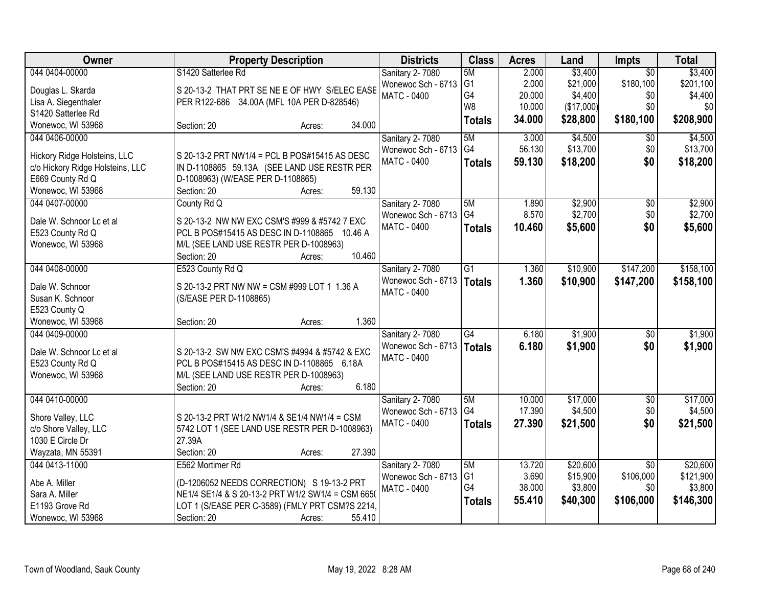| Owner | Property Description | Districts | Class | Acres | Land | Impts | Total |
|---|---|---|---|---|---|---|---|
| 044 0404-00000<br><br>Douglas L. Skarda<br>Lisa A. Siegenthaler<br>S1420 Satterlee Rd<br>Wonewoc, WI 53968 | S1420 Satterlee Rd<br><br>S 20-13-2 THAT PRT SE NE E OF HWY S/ELEC EASE PER R122-686 34.00A (MFL 10A PER D-828546)<br><br>Section: 20 Acres: 34.000 | Sanitary 2- 7080<br>Wonewoc Sch - 6713<br>MATC - 0400 | 5M<br>G1<br>G4<br>W8<br>**Totals** | 2.000<br>2.000<br>20.000<br>10.000<br>**34.000** | $3,400<br>$21,000<br>$4,400<br>($17,000)<br>**$28,800** | $0<br>$180,100<br>$0<br>$0<br>**$180,100** | $3,400<br>$201,100<br>$4,400<br>$0<br>**$208,900** |
| 044 0406-00000<br><br>Hickory Ridge Holsteins, LLC<br>c/o Hickory Ridge Holsteins, LLC<br>E669 County Rd Q<br>Wonewoc, WI 53968 | S 20-13-2 PRT NW1/4 = PCL B POS#15415 AS DESC IN D-1108865 59.13A (SEE LAND USE RESTR PER D-1008963) (W/EASE PER D-1108865)<br><br>Section: 20 Acres: 59.130 | Sanitary 2- 7080<br>Wonewoc Sch - 6713<br>MATC - 0400 | 5M<br>G4<br>**Totals** | 3.000<br>56.130<br>**59.130** | $4,500<br>$13,700<br>**$18,200** | $0<br>$0<br>**$0** | $4,500<br>$13,700<br>**$18,200** |
| 044 0407-00000<br><br>Dale W. Schnoor Lc et al<br>E523 County Rd Q<br>Wonewoc, WI 53968 | County Rd Q<br><br>S 20-13-2 NW NW EXC CSM'S #999 & #5742 7 EXC PCL B POS#15415 AS DESC IN D-1108865 10.46 A M/L (SEE LAND USE RESTR PER D-1008963)<br><br>Section: 20 Acres: 10.460 | Sanitary 2- 7080<br>Wonewoc Sch - 6713<br>MATC - 0400 | 5M<br>G4<br>**Totals** | 1.890<br>8.570<br>**10.460** | $2,900<br>$2,700<br>**$5,600** | $0<br>$0<br>**$0** | $2,900<br>$2,700<br>**$5,600** |
| 044 0408-00000<br><br>Dale W. Schnoor<br>Susan K. Schnoor<br>E523 County Q<br>Wonewoc, WI 53968 | E523 County Rd Q<br><br>S 20-13-2 PRT NW NW = CSM #999 LOT 1 1.36 A (S/EASE PER D-1108865)<br><br>Section: 20 Acres: 1.360 | Sanitary 2- 7080<br>Wonewoc Sch - 6713<br>MATC - 0400 | G1<br>**Totals** | 1.360<br>**1.360** | $10,900<br>**$10,900** | $147,200<br>**$147,200** | $158,100<br>**$158,100** |
| 044 0409-00000<br><br>Dale W. Schnoor Lc et al<br>E523 County Rd Q<br>Wonewoc, WI 53968 | S 20-13-2 SW NW EXC CSM'S #4994 & #5742 & EXC PCL B POS#15415 AS DESC IN D-1108865 6.18A M/L (SEE LAND USE RESTR PER D-1008963)<br><br>Section: 20 Acres: 6.180 | Sanitary 2- 7080<br>Wonewoc Sch - 6713<br>MATC - 0400 | G4<br>**Totals** | 6.180<br>**6.180** | $1,900<br>**$1,900** | $0<br>**$0** | $1,900<br>**$1,900** |
| 044 0410-00000<br><br>Shore Valley, LLC<br>c/o Shore Valley, LLC<br>1030 E Circle Dr<br>Wayzata, MN 55391 | S 20-13-2 PRT W1/2 NW1/4 & SE1/4 NW1/4 = CSM 5742 LOT 1 (SEE LAND USE RESTR PER D-1008963) 27.39A<br><br>Section: 20 Acres: 27.390 | Sanitary 2- 7080<br>Wonewoc Sch - 6713<br>MATC - 0400 | 5M<br>G4<br>**Totals** | 10.000<br>17.390<br>**27.390** | $17,000<br>$4,500<br>**$21,500** | $0<br>$0<br>**$0** | $17,000<br>$4,500<br>**$21,500** |
| 044 0413-11000<br><br>Abe A. Miller<br>Sara A. Miller<br>E1193 Grove Rd<br>Wonewoc, WI 53968 | E562 Mortimer Rd<br><br>(D-1206052 NEEDS CORRECTION) S 19-13-2 PRT NE1/4 SE1/4 & S 20-13-2 PRT W1/2 SW1/4 = CSM 6650 LOT 1 (S/EASE PER C-3589) (FMLY PRT CSM?S 2214,<br><br>Section: 20 Acres: 55.410 | Sanitary 2- 7080<br>Wonewoc Sch - 6713<br>MATC - 0400 | 5M<br>G1<br>G4<br>**Totals** | 13.720<br>3.690<br>38.000<br>**55.410** | $20,600<br>$15,900<br>$3,800<br>**$40,300** | $0<br>$106,000<br>$0<br>**$106,000** | $20,600<br>$121,900<br>$3,800<br>**$146,300** |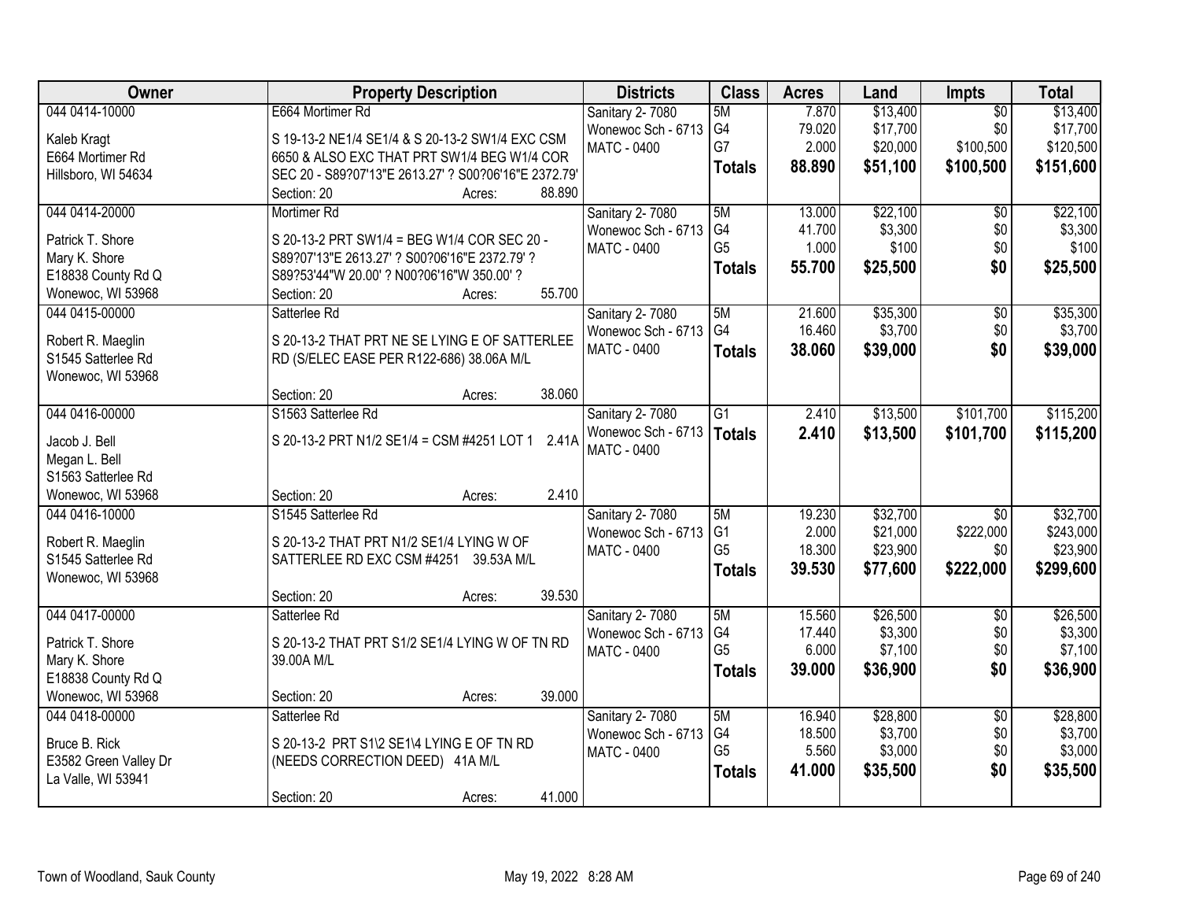| Owner | Property Description | Districts | Class | Acres | Land | Impts | Total |
|---|---|---|---|---|---|---|---|
| 044 0414-10000<br><br>Kaleb Kragt<br>E664 Mortimer Rd<br>Hillsboro, WI 54634 | E664 Mortimer Rd<br><br>S 19-13-2 NE1/4 SE1/4 & S 20-13-2 SW1/4 EXC CSM 6650 & ALSO EXC THAT PRT SW1/4 BEG W1/4 COR SEC 20 - S89?07'13"E 2613.27' ? S00?06'16"E 2372.79'<br>Section: 20 Acres: 88.890 | Sanitary 2- 7080<br>Wonewoc Sch - 6713<br>MATC - 0400 | 5M<br>G4<br>G7<br>**Totals** | 7.870<br>79.020<br>2.000<br>**88.890** | $13,400<br>$17,700<br>$20,000<br>**$51,100** | $0<br>$0<br>$100,500<br>**$100,500** | $13,400<br>$17,700<br>$120,500<br>**$151,600** |
| 044 0414-20000<br><br>Patrick T. Shore<br>Mary K. Shore<br>E18838 County Rd Q<br>Wonewoc, WI 53968 | Mortimer Rd<br><br>S 20-13-2 PRT SW1/4 = BEG W1/4 COR SEC 20 - S89?07'13"E 2613.27' ? S00?06'16"E 2372.79' ? S89?53'44"W 20.00' ? N00?06'16"W 350.00' ?<br>Section: 20 Acres: 55.700 | Sanitary 2- 7080<br>Wonewoc Sch - 6713<br>MATC - 0400 | 5M<br>G4<br>G5<br>**Totals** | 13.000<br>41.700<br>1.000<br>**55.700** | $22,100<br>$3,300<br>$100<br>**$25,500** | $0<br>$0<br>$0<br>**$0** | $22,100<br>$3,300<br>$100<br>**$25,500** |
| 044 0415-00000<br><br>Robert R. Maeglin<br>S1545 Satterlee Rd<br>Wonewoc, WI 53968 | Satterlee Rd<br><br>S 20-13-2 THAT PRT NE SE LYING E OF SATTERLEE RD (S/ELEC EASE PER R122-686) 38.06A M/L<br><br>Section: 20 Acres: 38.060 | Sanitary 2- 7080<br>Wonewoc Sch - 6713<br>MATC - 0400 | 5M<br>G4<br>**Totals** | 21.600<br>16.460<br>**38.060** | $35,300<br>$3,700<br>**$39,000** | $0<br>$0<br>**$0** | $35,300<br>$3,700<br>**$39,000** |
| 044 0416-00000<br><br>Jacob J. Bell<br>Megan L. Bell<br>S1563 Satterlee Rd<br>Wonewoc, WI 53968 | S1563 Satterlee Rd<br><br>S 20-13-2 PRT N1/2 SE1/4 = CSM #4251 LOT 1 2.41A<br><br>Section: 20 Acres: 2.410 | Sanitary 2- 7080<br>Wonewoc Sch - 6713<br>MATC - 0400 | G1<br>**Totals** | 2.410<br>**2.410** | $13,500<br>**$13,500** | $101,700<br>**$101,700** | $115,200<br>**$115,200** |
| 044 0416-10000<br><br>Robert R. Maeglin<br>S1545 Satterlee Rd<br>Wonewoc, WI 53968 | S1545 Satterlee Rd<br><br>S 20-13-2 THAT PRT N1/2 SE1/4 LYING W OF SATTERLEE RD EXC CSM #4251 39.53A M/L<br><br>Section: 20 Acres: 39.530 | Sanitary 2- 7080<br>Wonewoc Sch - 6713<br>MATC - 0400 | 5M<br>G1<br>G5<br>**Totals** | 19.230<br>2.000<br>18.300<br>**39.530** | $32,700<br>$21,000<br>$23,900<br>**$77,600** | $0<br>$222,000<br>$0<br>**$222,000** | $32,700<br>$243,000<br>$23,900<br>**$299,600** |
| 044 0417-00000<br><br>Patrick T. Shore<br>Mary K. Shore<br>E18838 County Rd Q<br>Wonewoc, WI 53968 | Satterlee Rd<br><br>S 20-13-2 THAT PRT S1/2 SE1/4 LYING W OF TN RD 39.00A M/L<br><br>Section: 20 Acres: 39.000 | Sanitary 2- 7080<br>Wonewoc Sch - 6713<br>MATC - 0400 | 5M<br>G4<br>G5<br>**Totals** | 15.560<br>17.440<br>6.000<br>**39.000** | $26,500<br>$3,300<br>$7,100<br>**$36,900** | $0<br>$0<br>$0<br>**$0** | $26,500<br>$3,300<br>$7,100<br>**$36,900** |
| 044 0418-00000<br><br>Bruce B. Rick<br>E3582 Green Valley Dr<br>La Valle, WI 53941 | Satterlee Rd<br><br>S 20-13-2 PRT S1\2 SE1\4 LYING E OF TN RD (NEEDS CORRECTION DEED) 41A M/L<br><br>Section: 20 Acres: 41.000 | Sanitary 2- 7080<br>Wonewoc Sch - 6713<br>MATC - 0400 | 5M<br>G4<br>G5<br>**Totals** | 16.940<br>18.500<br>5.560<br>**41.000** | $28,800<br>$3,700<br>$3,000<br>**$35,500** | $0<br>$0<br>$0<br>**$0** | $28,800<br>$3,700<br>$3,000<br>**$35,500** |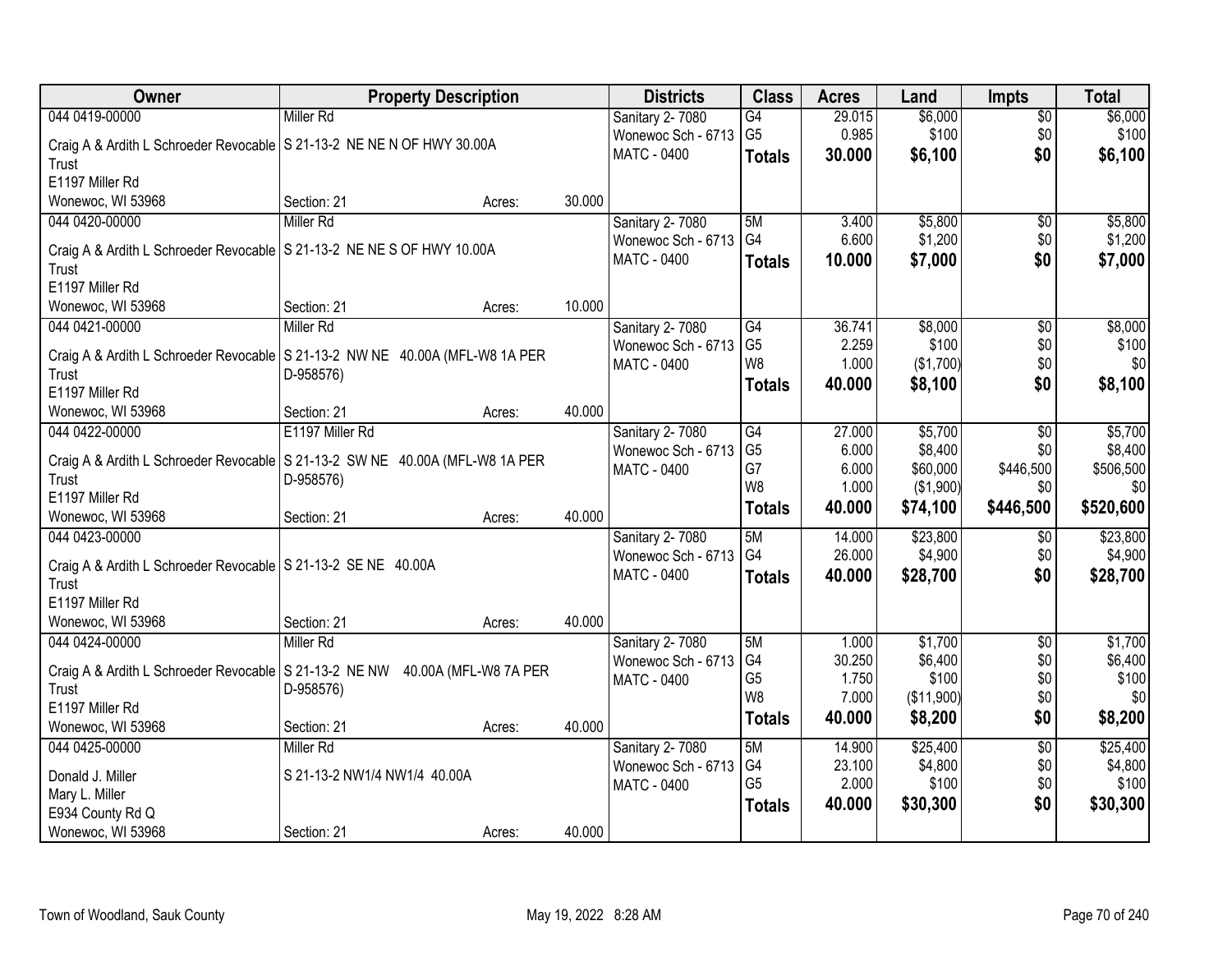| Owner | Property Description | | | Districts | Class | Acres | Land | Impts | Total |
|---|---|---|---|---|---|---|---|---|---|
| 044 0419-00000 | Miller Rd | | | Sanitary 2- 7080 | G4 | 29.015 | $6,000 | $0 | $6,000 |
| Craig A & Ardith L Schroeder Revocable Trust | S 21-13-2 NE NE N OF HWY 30.00A | | | Wonewoc Sch - 6713 | G5 | 0.985 | $100 | $0 | $100 |
| E1197 Miller Rd | | | | MATC - 0400 | **Totals** | **30.000** | **$6,100** | **$0** | **$6,100** |
| Wonewoc, WI 53968 | Section: 21 | Acres: | 30.000 | | | | | | |
| 044 0420-00000 | Miller Rd | | | Sanitary 2- 7080 | 5M | 3.400 | $5,800 | $0 | $5,800 |
| Craig A & Ardith L Schroeder Revocable Trust | S 21-13-2 NE NE S OF HWY 10.00A | | | Wonewoc Sch - 6713 | G4 | 6.600 | $1,200 | $0 | $1,200 |
| E1197 Miller Rd | | | | MATC - 0400 | **Totals** | **10.000** | **$7,000** | **$0** | **$7,000** |
| Wonewoc, WI 53968 | Section: 21 | Acres: | 10.000 | | | | | | |
| 044 0421-00000 | Miller Rd | | | Sanitary 2- 7080 | G4 | 36.741 | $8,000 | $0 | $8,000 |
| Craig A & Ardith L Schroeder Revocable Trust | S 21-13-2 NW NE 40.00A (MFL-W8 1A PER D-958576) | | | Wonewoc Sch - 6713 | G5 | 2.259 | $100 | $0 | $100 |
| E1197 Miller Rd | | | | MATC - 0400 | W8 | 1.000 | ($1,700) | $0 | $0 |
| | | | | | **Totals** | **40.000** | **$8,100** | **$0** | **$8,100** |
| Wonewoc, WI 53968 | Section: 21 | Acres: | 40.000 | | | | | | |
| 044 0422-00000 | E1197 Miller Rd | | | Sanitary 2- 7080 | G4 | 27.000 | $5,700 | $0 | $5,700 |
| Craig A & Ardith L Schroeder Revocable Trust | S 21-13-2 SW NE 40.00A (MFL-W8 1A PER D-958576) | | | Wonewoc Sch - 6713 | G5 | 6.000 | $8,400 | $0 | $8,400 |
| E1197 Miller Rd | | | | MATC - 0400 | G7 | 6.000 | $60,000 | $446,500 | $506,500 |
| | | | | | W8 | 1.000 | ($1,900) | $0 | $0 |
| Wonewoc, WI 53968 | Section: 21 | Acres: | 40.000 | | **Totals** | **40.000** | **$74,100** | **$446,500** | **$520,600** |
| 044 0423-00000 | | | | Sanitary 2- 7080 | 5M | 14.000 | $23,800 | $0 | $23,800 |
| Craig A & Ardith L Schroeder Revocable Trust | S 21-13-2 SE NE 40.00A | | | Wonewoc Sch - 6713 | G4 | 26.000 | $4,900 | $0 | $4,900 |
| E1197 Miller Rd | | | | MATC - 0400 | **Totals** | **40.000** | **$28,700** | **$0** | **$28,700** |
| Wonewoc, WI 53968 | Section: 21 | Acres: | 40.000 | | | | | | |
| 044 0424-00000 | Miller Rd | | | Sanitary 2- 7080 | 5M | 1.000 | $1,700 | $0 | $1,700 |
| Craig A & Ardith L Schroeder Revocable Trust | S 21-13-2 NE NW 40.00A (MFL-W8 7A PER D-958576) | | | Wonewoc Sch - 6713 | G4 | 30.250 | $6,400 | $0 | $6,400 |
| E1197 Miller Rd | | | | MATC - 0400 | G5 | 1.750 | $100 | $0 | $100 |
| | | | | | W8 | 7.000 | ($11,900) | $0 | $0 |
| Wonewoc, WI 53968 | Section: 21 | Acres: | 40.000 | | **Totals** | **40.000** | **$8,200** | **$0** | **$8,200** |
| 044 0425-00000 | Miller Rd | | | Sanitary 2- 7080 | 5M | 14.900 | $25,400 | $0 | $25,400 |
| Donald J. Miller | S 21-13-2 NW1/4 NW1/4 40.00A | | | Wonewoc Sch - 6713 | G4 | 23.100 | $4,800 | $0 | $4,800 |
| Mary L. Miller | | | | MATC - 0400 | G5 | 2.000 | $100 | $0 | $100 |
| E934 County Rd Q | | | | | **Totals** | **40.000** | **$30,300** | **$0** | **$30,300** |
| Wonewoc, WI 53968 | Section: 21 | Acres: | 40.000 | | | | | | |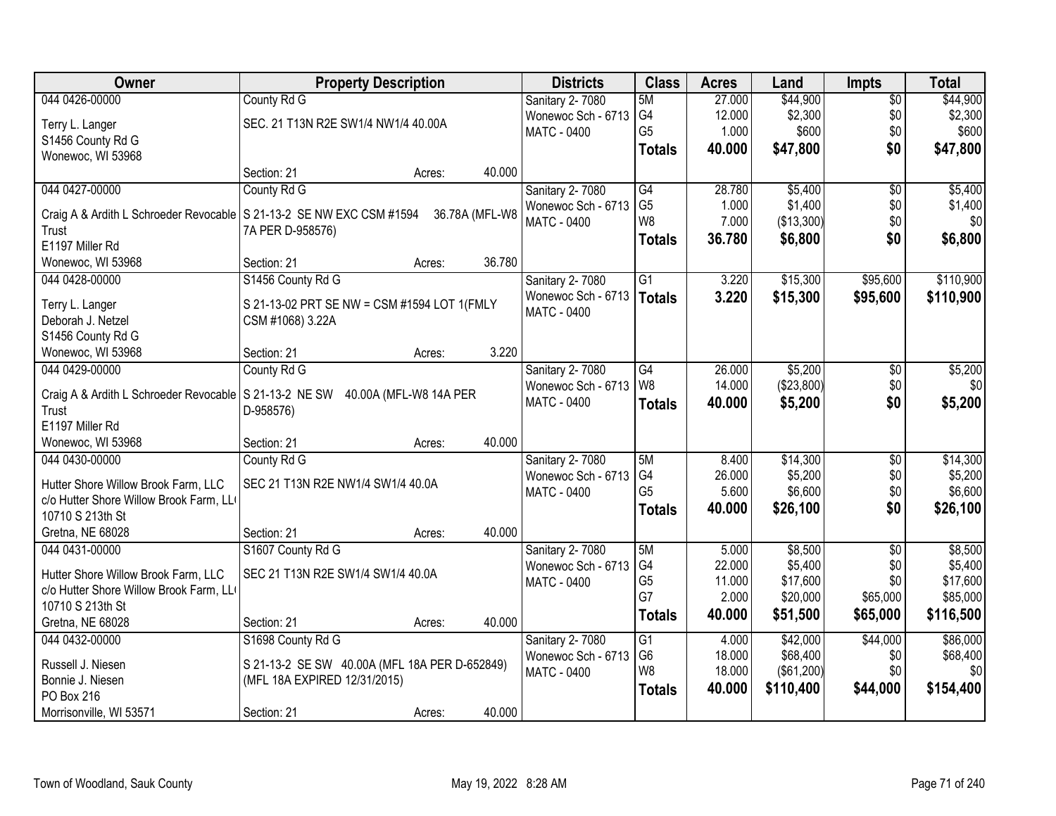| Owner | Property Description | Districts | Class | Acres | Land | Impts | Total |
|---|---|---|---|---|---|---|---|
| 044 0426-00000<br>Terry L. Langer<br>S1456 County Rd G<br>Wonewoc, WI 53968 | County Rd G<br>SEC. 21 T13N R2E SW1/4 NW1/4 40.00A<br>Section: 21 Acres: 40.000 | Sanitary 2- 7080<br>Wonewoc Sch - 6713<br>MATC - 0400 | 5M<br>G4<br>G5<br>**Totals** | 27.000<br>12.000<br>1.000<br>**40.000** | $44,900<br>$2,300<br>$600<br>**$47,800** | $0<br>$0<br>$0<br>**$0** | $44,900<br>$2,300<br>$600<br>**$47,800** |
| 044 0427-00000<br>Craig A & Ardith L Schroeder Revocable Trust<br>E1197 Miller Rd<br>Wonewoc, WI 53968 | County Rd G<br>S 21-13-2 SE NW EXC CSM #1594 36.78A (MFL-W8 7A PER D-958576)<br>Section: 21 Acres: 36.780 | Sanitary 2- 7080<br>Wonewoc Sch - 6713<br>MATC - 0400 | G4<br>G5<br>W8<br>**Totals** | 28.780<br>1.000<br>7.000<br>**36.780** | $5,400<br>$1,400<br>($13,300)<br>**$6,800** | $0<br>$0<br>$0<br>**$0** | $5,400<br>$1,400<br>$0<br>**$6,800** |
| 044 0428-00000<br>Terry L. Langer<br>Deborah J. Netzel<br>S1456 County Rd G<br>Wonewoc, WI 53968 | S1456 County Rd G<br>S 21-13-02 PRT SE NW = CSM #1594 LOT 1(FMLY CSM #1068) 3.22A<br>Section: 21 Acres: 3.220 | Sanitary 2- 7080<br>Wonewoc Sch - 6713<br>MATC - 0400 | G1<br>**Totals** | 3.220<br>**3.220** | $15,300<br>**$15,300** | $95,600<br>**$95,600** | $110,900<br>**$110,900** |
| 044 0429-00000<br>Craig A & Ardith L Schroeder Revocable Trust<br>E1197 Miller Rd<br>Wonewoc, WI 53968 | County Rd G<br>S 21-13-2 NE SW 40.00A (MFL-W8 14A PER D-958576)<br>Section: 21 Acres: 40.000 | Sanitary 2- 7080<br>Wonewoc Sch - 6713<br>MATC - 0400 | G4<br>W8<br>**Totals** | 26.000<br>14.000<br>**40.000** | $5,200<br>($23,800)<br>**$5,200** | $0<br>$0<br>**$0** | $5,200<br>$0<br>**$5,200** |
| 044 0430-00000<br>Hutter Shore Willow Brook Farm, LLC<br>c/o Hutter Shore Willow Brook Farm, LL(<br>10710 S 213th St<br>Gretna, NE 68028 | County Rd G<br>SEC 21 T13N R2E NW1/4 SW1/4 40.0A<br>Section: 21 Acres: 40.000 | Sanitary 2- 7080<br>Wonewoc Sch - 6713<br>MATC - 0400 | 5M<br>G4<br>G5<br>**Totals** | 8.400<br>26.000<br>5.600<br>**40.000** | $14,300<br>$5,200<br>$6,600<br>**$26,100** | $0<br>$0<br>$0<br>**$0** | $14,300<br>$5,200<br>$6,600<br>**$26,100** |
| 044 0431-00000<br>Hutter Shore Willow Brook Farm, LLC<br>c/o Hutter Shore Willow Brook Farm, LL(<br>10710 S 213th St<br>Gretna, NE 68028 | S1607 County Rd G<br>SEC 21 T13N R2E SW1/4 SW1/4 40.0A<br>Section: 21 Acres: 40.000 | Sanitary 2- 7080<br>Wonewoc Sch - 6713<br>MATC - 0400 | 5M<br>G4<br>G5<br>G7<br>**Totals** | 5.000<br>22.000<br>11.000<br>2.000<br>**40.000** | $8,500<br>$5,400<br>$17,600<br>$20,000<br>**$51,500** | $0<br>$0<br>$0<br>$65,000<br>**$65,000** | $8,500<br>$5,400<br>$17,600<br>$85,000<br>**$116,500** |
| 044 0432-00000<br>Russell J. Niesen<br>Bonnie J. Niesen<br>PO Box 216<br>Morrisonville, WI 53571 | S1698 County Rd G<br>S 21-13-2 SE SW 40.00A (MFL 18A PER D-652849) (MFL 18A EXPIRED 12/31/2015)<br>Section: 21 Acres: 40.000 | Sanitary 2- 7080<br>Wonewoc Sch - 6713<br>MATC - 0400 | G1<br>G6<br>W8<br>**Totals** | 4.000<br>18.000<br>18.000<br>**40.000** | $42,000<br>$68,400<br>($61,200)<br>**$110,400** | $44,000<br>$0<br>$0<br>**$44,000** | $86,000<br>$68,400<br>$0<br>**$154,400** |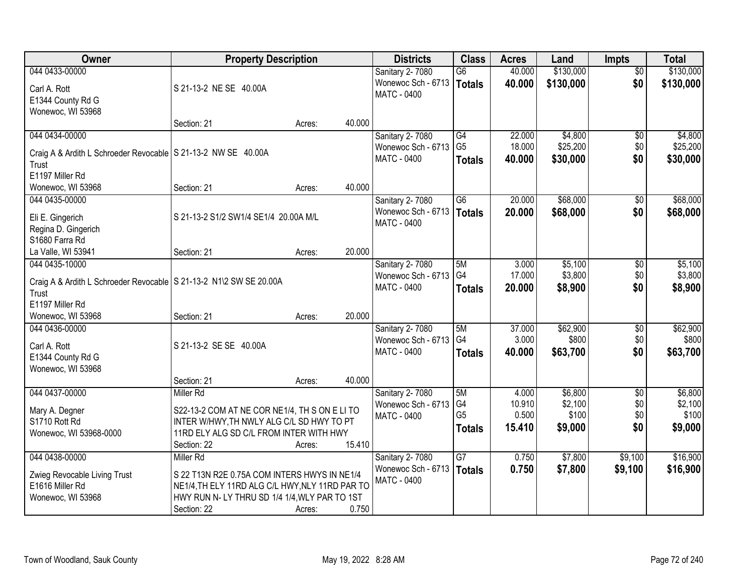| Owner | Property Description | | | Districts | Class | Acres | Land | Impts | Total |
|---|---|---|---|---|---|---|---|---|---|
| 044 0433-00000<br>Carl A. Rott<br>E1344 County Rd G<br>Wonewoc, WI 53968 | S 21-13-2 NE SE 40.00A<br>Section: 21 | Acres: | 40.000 | Sanitary 2- 7080<br>Wonewoc Sch - 6713<br>MATC - 0400 | G6<br>**Totals** | 40.000<br>**40.000** | $130,000<br>**$130,000** | $0<br>**$0** | $130,000<br>**$130,000** |
| 044 0434-00000<br>Craig A & Ardith L Schroeder Revocable Trust<br>E1197 Miller Rd<br>Wonewoc, WI 53968 | S 21-13-2 NW SE 40.00A<br>Section: 21 | Acres: | 40.000 | Sanitary 2- 7080<br>Wonewoc Sch - 6713<br>MATC - 0400 | G4<br>G5<br>**Totals** | 22.000<br>18.000<br>**40.000** | $4,800<br>$25,200<br>**$30,000** | $0<br>$0<br>**$0** | $4,800<br>$25,200<br>**$30,000** |
| 044 0435-00000<br>Eli E. Gingerich<br>Regina D. Gingerich<br>S1680 Farra Rd<br>La Valle, WI 53941 | S 21-13-2 S1/2 SW1/4 SE1/4 20.00A M/L<br>Section: 21 | Acres: | 20.000 | Sanitary 2- 7080<br>Wonewoc Sch - 6713<br>MATC - 0400 | G6<br>**Totals** | 20.000<br>**20.000** | $68,000<br>**$68,000** | $0<br>**$0** | $68,000<br>**$68,000** |
| 044 0435-10000<br>Craig A & Ardith L Schroeder Revocable Trust<br>E1197 Miller Rd<br>Wonewoc, WI 53968 | S 21-13-2 N1\2 SW SE 20.00A<br>Section: 21 | Acres: | 20.000 | Sanitary 2- 7080<br>Wonewoc Sch - 6713<br>MATC - 0400 | 5M<br>G4<br>**Totals** | 3.000<br>17.000<br>**20.000** | $5,100<br>$3,800<br>**$8,900** | $0<br>$0<br>**$0** | $5,100<br>$3,800<br>**$8,900** |
| 044 0436-00000<br>Carl A. Rott<br>E1344 County Rd G<br>Wonewoc, WI 53968 | S 21-13-2 SE SE 40.00A<br>Section: 21 | Acres: | 40.000 | Sanitary 2- 7080<br>Wonewoc Sch - 6713<br>MATC - 0400 | 5M<br>G4<br>**Totals** | 37.000<br>3.000<br>**40.000** | $62,900<br>$800<br>**$63,700** | $0<br>$0<br>**$0** | $62,900<br>$800<br>**$63,700** |
| 044 0437-00000<br>Mary A. Degner<br>S1710 Rott Rd<br>Wonewoc, WI 53968-0000 | Miller Rd<br>S22-13-2 COM AT NE COR NE1/4, TH S ON E LI TO INTER W/HWY,TH NWLY ALG C/L SD HWY TO PT 11RD ELY ALG SD C/L FROM INTER WITH HWY<br>Section: 22 | Acres: | 15.410 | Sanitary 2- 7080<br>Wonewoc Sch - 6713<br>MATC - 0400 | 5M<br>G4<br>G5<br>**Totals** | 4.000<br>10.910<br>0.500<br>**15.410** | $6,800<br>$2,100<br>$100<br>**$9,000** | $0<br>$0<br>$0<br>**$0** | $6,800<br>$2,100<br>$100<br>**$9,000** |
| 044 0438-00000<br>Zwieg Revocable Living Trust<br>E1616 Miller Rd<br>Wonewoc, WI 53968 | Miller Rd<br>S 22 T13N R2E 0.75A COM INTERS HWYS IN NE1/4 NE1/4,TH ELY 11RD ALG C/L HWY,NLY 11RD PAR TO HWY RUN N- LY THRU SD 1/4 1/4,WLY PAR TO 1ST<br>Section: 22 | Acres: | 0.750 | Sanitary 2- 7080<br>Wonewoc Sch - 6713<br>MATC - 0400 | G7<br>**Totals** | 0.750<br>**0.750** | $7,800<br>**$7,800** | $9,100<br>**$9,100** | $16,900<br>**$16,900** |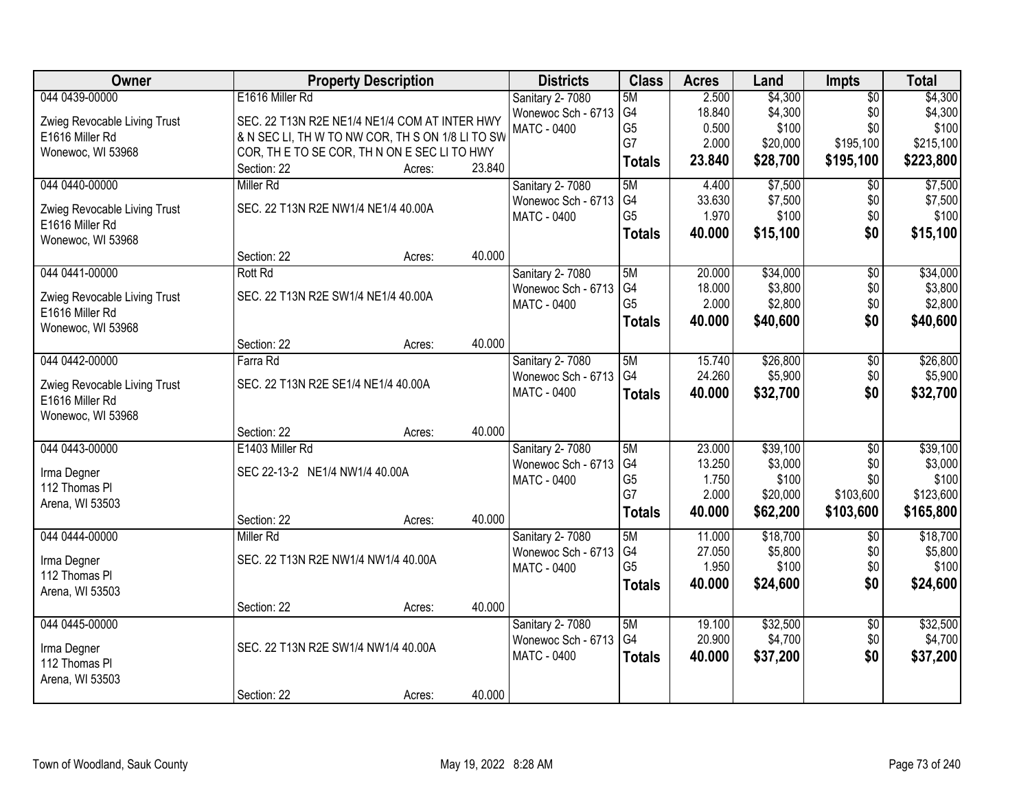| Owner | Property Description | Districts | Class | Acres | Land | Impts | Total |
|---|---|---|---|---|---|---|---|
| 044 0439-00000<br>Zwieg Revocable Living Trust<br>E1616 Miller Rd<br>Wonewoc, WI 53968 | E1616 Miller Rd<br>SEC. 22 T13N R2E NE1/4 NE1/4 COM AT INTER HWY & N SEC LI, TH W TO NW COR, TH S ON 1/8 LI TO SW COR, TH E TO SE COR, TH N ON E SEC LI TO HWY<br>Section: 22 Acres: 23.840 | Sanitary 2- 7080<br>Wonewoc Sch - 6713<br>MATC - 0400 | 5M<br>G4<br>G5<br>G7<br>**Totals** | 2.500<br>18.840<br>0.500<br>2.000<br>**23.840** | $4,300<br>$4,300<br>$100<br>$20,000<br>**$28,700** | $0<br>$0<br>$0<br>$195,100<br>**$195,100** | $4,300<br>$4,300<br>$100<br>$215,100<br>**$223,800** |
| 044 0440-00000<br>Zwieg Revocable Living Trust<br>E1616 Miller Rd<br>Wonewoc, WI 53968 | Miller Rd<br>SEC. 22 T13N R2E NW1/4 NE1/4 40.00A<br>Section: 22 Acres: 40.000 | Sanitary 2- 7080<br>Wonewoc Sch - 6713<br>MATC - 0400 | 5M<br>G4<br>G5<br>**Totals** | 4.400<br>33.630<br>1.970<br>**40.000** | $7,500<br>$7,500<br>$100<br>**$15,100** | $0<br>$0<br>$0<br>**$0** | $7,500<br>$7,500<br>$100<br>**$15,100** |
| 044 0441-00000<br>Zwieg Revocable Living Trust<br>E1616 Miller Rd<br>Wonewoc, WI 53968 | Rott Rd<br>SEC. 22 T13N R2E SW1/4 NE1/4 40.00A<br>Section: 22 Acres: 40.000 | Sanitary 2- 7080<br>Wonewoc Sch - 6713<br>MATC - 0400 | 5M<br>G4<br>G5<br>**Totals** | 20.000<br>18.000<br>2.000<br>**40.000** | $34,000<br>$3,800<br>$2,800<br>**$40,600** | $0<br>$0<br>$0<br>**$0** | $34,000<br>$3,800<br>$2,800<br>**$40,600** |
| 044 0442-00000<br>Zwieg Revocable Living Trust<br>E1616 Miller Rd<br>Wonewoc, WI 53968 | Farra Rd<br>SEC. 22 T13N R2E SE1/4 NE1/4 40.00A<br>Section: 22 Acres: 40.000 | Sanitary 2- 7080<br>Wonewoc Sch - 6713<br>MATC - 0400 | 5M<br>G4<br>**Totals** | 15.740<br>24.260<br>**40.000** | $26,800<br>$5,900<br>**$32,700** | $0<br>$0<br>**$0** | $26,800<br>$5,900<br>**$32,700** |
| 044 0443-00000<br>Irma Degner<br>112 Thomas Pl<br>Arena, WI 53503 | E1403 Miller Rd<br>SEC 22-13-2 NE1/4 NW1/4 40.00A<br>Section: 22 Acres: 40.000 | Sanitary 2- 7080<br>Wonewoc Sch - 6713<br>MATC - 0400 | 5M<br>G4<br>G5<br>G7<br>**Totals** | 23.000<br>13.250<br>1.750<br>2.000<br>**40.000** | $39,100<br>$3,000<br>$100<br>$20,000<br>**$62,200** | $0<br>$0<br>$0<br>$103,600<br>**$103,600** | $39,100<br>$3,000<br>$100<br>$123,600<br>**$165,800** |
| 044 0444-00000<br>Irma Degner<br>112 Thomas Pl<br>Arena, WI 53503 | Miller Rd<br>SEC. 22 T13N R2E NW1/4 NW1/4 40.00A<br>Section: 22 Acres: 40.000 | Sanitary 2- 7080<br>Wonewoc Sch - 6713<br>MATC - 0400 | 5M<br>G4<br>G5<br>**Totals** | 11.000<br>27.050<br>1.950<br>**40.000** | $18,700<br>$5,800<br>$100<br>**$24,600** | $0<br>$0<br>$0<br>**$0** | $18,700<br>$5,800<br>$100<br>**$24,600** |
| 044 0445-00000<br>Irma Degner<br>112 Thomas Pl<br>Arena, WI 53503 | SEC. 22 T13N R2E SW1/4 NW1/4 40.00A<br>Section: 22 Acres: 40.000 | Sanitary 2- 7080<br>Wonewoc Sch - 6713<br>MATC - 0400 | 5M<br>G4<br>**Totals** | 19.100<br>20.900<br>**40.000** | $32,500<br>$4,700<br>**$37,200** | $0<br>$0<br>**$0** | $32,500<br>$4,700<br>**$37,200** |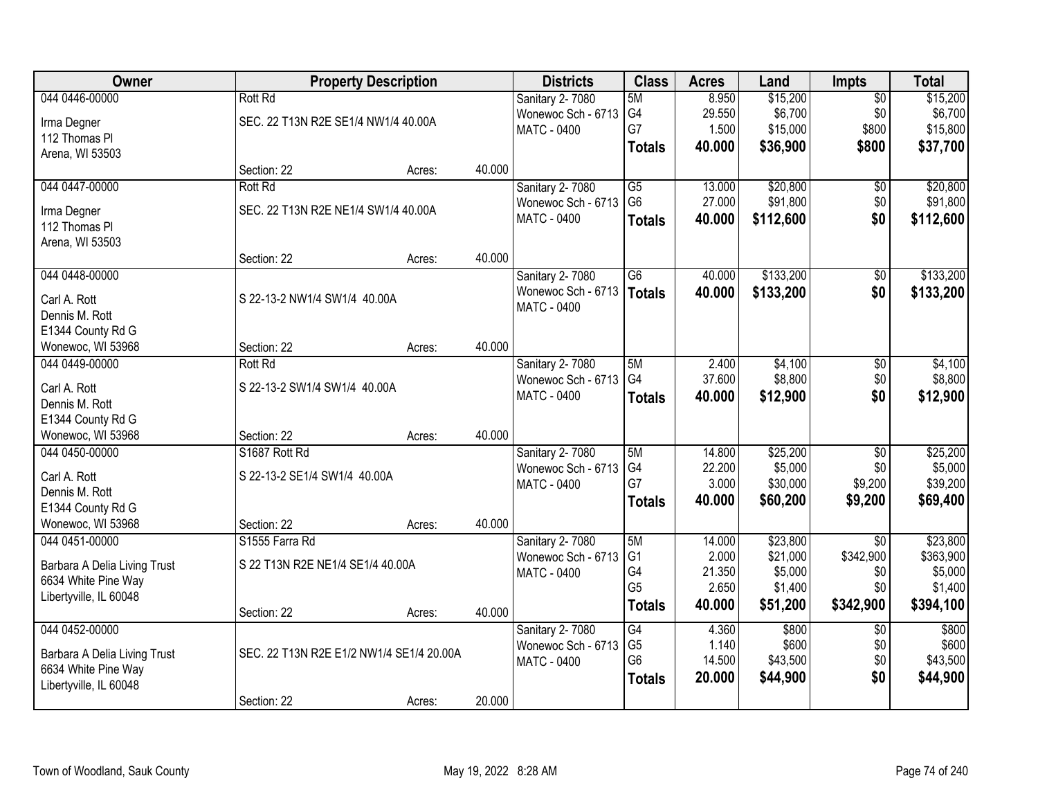| Owner | Property Description | | | Districts | Class | Acres | Land | Impts | Total |
|---|---|---|---|---|---|---|---|---|---|
| 044 0446-00000<br>Irma Degner<br>112 Thomas Pl<br>Arena, WI 53503 | Rott Rd<br>SEC. 22 T13N R2E SE1/4 NW1/4 40.00A | | | Sanitary 2- 7080<br>Wonewoc Sch - 6713<br>MATC - 0400 | 5M<br>G4<br>G7<br>**Totals** | 8.950<br>29.550<br>1.500<br>**40.000** | $15,200<br>$6,700<br>$15,000<br>**$36,900** | $0<br>$0<br>$800<br>**$800** | $15,200<br>$6,700<br>$15,800<br>**$37,700** |
| | Section: 22 | Acres: | 40.000 | | | | | | |
| 044 0447-00000<br>Irma Degner<br>112 Thomas Pl<br>Arena, WI 53503 | Rott Rd<br>SEC. 22 T13N R2E NE1/4 SW1/4 40.00A | | | Sanitary 2- 7080<br>Wonewoc Sch - 6713<br>MATC - 0400 | G5<br>G6<br>**Totals** | 13.000<br>27.000<br>**40.000** | $20,800<br>$91,800<br>**$112,600** | $0<br>$0<br>**$0** | $20,800<br>$91,800<br>**$112,600** |
| | Section: 22 | Acres: | 40.000 | | | | | | |
| 044 0448-00000<br>Carl A. Rott<br>Dennis M. Rott<br>E1344 County Rd G<br>Wonewoc, WI 53968 | S 22-13-2 NW1/4 SW1/4 40.00A | | | Sanitary 2- 7080<br>Wonewoc Sch - 6713<br>MATC - 0400 | G6<br>**Totals** | 40.000<br>**40.000** | $133,200<br>**$133,200** | $0<br>**$0** | $133,200<br>**$133,200** |
| | Section: 22 | Acres: | 40.000 | | | | | | |
| 044 0449-00000<br>Carl A. Rott<br>Dennis M. Rott<br>E1344 County Rd G<br>Wonewoc, WI 53968 | Rott Rd<br>S 22-13-2 SW1/4 SW1/4 40.00A | | | Sanitary 2- 7080<br>Wonewoc Sch - 6713<br>MATC - 0400 | 5M<br>G4<br>**Totals** | 2.400<br>37.600<br>**40.000** | $4,100<br>$8,800<br>**$12,900** | $0<br>$0<br>**$0** | $4,100<br>$8,800<br>**$12,900** |
| | Section: 22 | Acres: | 40.000 | | | | | | |
| 044 0450-00000<br>Carl A. Rott<br>Dennis M. Rott<br>E1344 County Rd G<br>Wonewoc, WI 53968 | S1687 Rott Rd<br>S 22-13-2 SE1/4 SW1/4 40.00A | | | Sanitary 2- 7080<br>Wonewoc Sch - 6713<br>MATC - 0400 | 5M<br>G4<br>G7<br>**Totals** | 14.800<br>22.200<br>3.000<br>**40.000** | $25,200<br>$5,000<br>$30,000<br>**$60,200** | $0<br>$0<br>$9,200<br>**$9,200** | $25,200<br>$5,000<br>$39,200<br>**$69,400** |
| | Section: 22 | Acres: | 40.000 | | | | | | |
| 044 0451-00000<br>Barbara A Delia Living Trust<br>6634 White Pine Way<br>Libertyville, IL 60048 | S1555 Farra Rd<br>S 22 T13N R2E NE1/4 SE1/4 40.00A | | | Sanitary 2- 7080<br>Wonewoc Sch - 6713<br>MATC - 0400 | 5M<br>G1<br>G4<br>G5<br>**Totals** | 14.000<br>2.000<br>21.350<br>2.650<br>**40.000** | $23,800<br>$21,000<br>$5,000<br>$1,400<br>**$51,200** | $0<br>$342,900<br>$0<br>$0<br>**$342,900** | $23,800<br>$363,900<br>$5,000<br>$1,400<br>**$394,100** |
| | Section: 22 | Acres: | 40.000 | | | | | | |
| 044 0452-00000<br>Barbara A Delia Living Trust<br>6634 White Pine Way<br>Libertyville, IL 60048 | SEC. 22 T13N R2E E1/2 NW1/4 SE1/4 20.00A | | | Sanitary 2- 7080<br>Wonewoc Sch - 6713<br>MATC - 0400 | G4<br>G5<br>G6<br>**Totals** | 4.360<br>1.140<br>14.500<br>**20.000** | $800<br>$600<br>$43,500<br>**$44,900** | $0<br>$0<br>$0<br>**$0** | $800<br>$600<br>$43,500<br>**$44,900** |
| | Section: 22 | Acres: | 20.000 | | | | | | |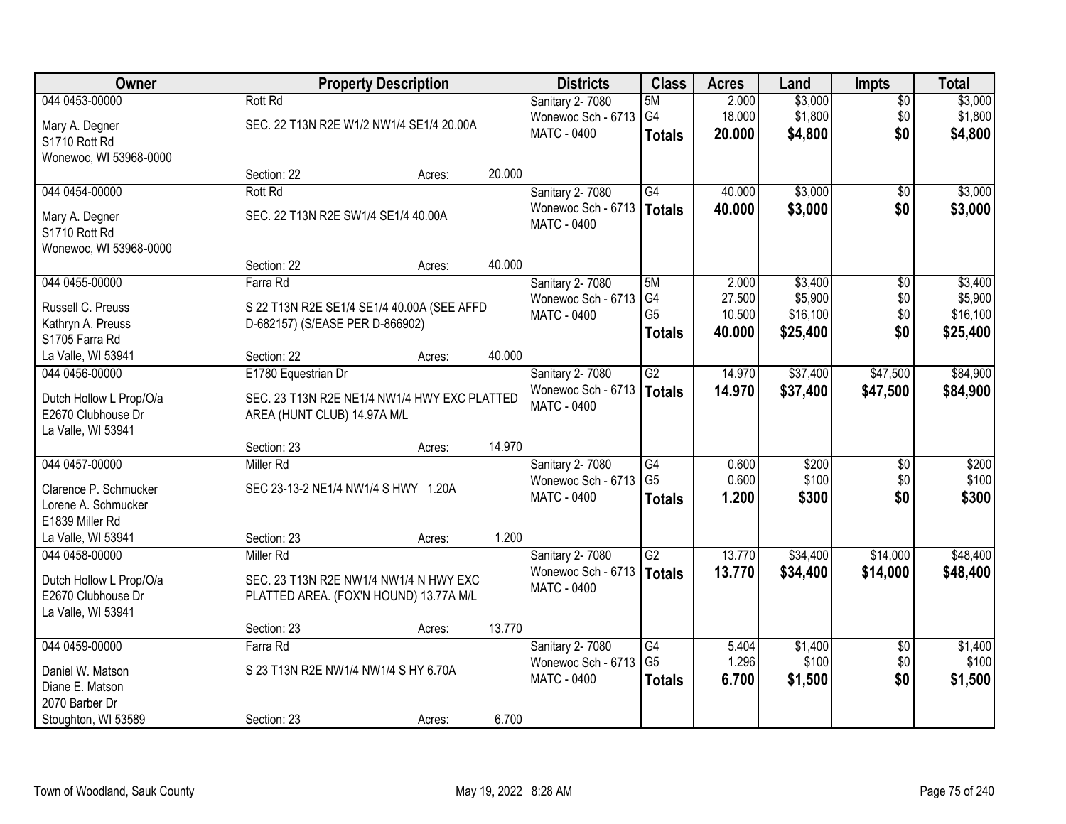| Owner | Property Description | | | Districts | Class | Acres | Land | Impts | Total |
|---|---|---|---|---|---|---|---|---|---|
| 044 0453-00000<br>Mary A. Degner<br>S1710 Rott Rd<br>Wonewoc, WI 53968-0000 | Rott Rd<br>SEC. 22 T13N R2E W1/2 NW1/4 SE1/4 20.00A<br>Section: 22 | Acres: | 20.000 | Sanitary 2- 7080<br>Wonewoc Sch - 6713<br>MATC - 0400 | 5M<br>G4<br>**Totals** | 2.000<br>18.000<br>**20.000** | $3,000<br>$1,800<br>**$4,800** | $0<br>$0<br>**$0** | $3,000<br>$1,800<br>**$4,800** |
| 044 0454-00000<br>Mary A. Degner<br>S1710 Rott Rd<br>Wonewoc, WI 53968-0000 | Rott Rd<br>SEC. 22 T13N R2E SW1/4 SE1/4 40.00A<br>Section: 22 | Acres: | 40.000 | Sanitary 2- 7080<br>Wonewoc Sch - 6713<br>MATC - 0400 | G4<br>**Totals** | 40.000<br>**40.000** | $3,000<br>**$3,000** | $0<br>**$0** | $3,000<br>**$3,000** |
| 044 0455-00000<br>Russell C. Preuss<br>Kathryn A. Preuss<br>S1705 Farra Rd<br>La Valle, WI 53941 | Farra Rd<br>S 22 T13N R2E SE1/4 SE1/4 40.00A (SEE AFFD D-682157) (S/EASE PER D-866902)<br>Section: 22 | Acres: | 40.000 | Sanitary 2- 7080<br>Wonewoc Sch - 6713<br>MATC - 0400 | 5M<br>G4<br>G5<br>**Totals** | 2.000<br>27.500<br>10.500<br>**40.000** | $3,400<br>$5,900<br>$16,100<br>**$25,400** | $0<br>$0<br>$0<br>**$0** | $3,400<br>$5,900<br>$16,100<br>**$25,400** |
| 044 0456-00000<br>Dutch Hollow L Prop/O/a<br>E2670 Clubhouse Dr<br>La Valle, WI 53941 | E1780 Equestrian Dr<br>SEC. 23 T13N R2E NE1/4 NW1/4 HWY EXC PLATTED AREA (HUNT CLUB) 14.97A M/L<br>Section: 23 | Acres: | 14.970 | Sanitary 2- 7080<br>Wonewoc Sch - 6713<br>MATC - 0400 | G2<br>**Totals** | 14.970<br>**14.970** | $37,400<br>**$37,400** | $47,500<br>**$47,500** | $84,900<br>**$84,900** |
| 044 0457-00000<br>Clarence P. Schmucker<br>Lorene A. Schmucker<br>E1839 Miller Rd<br>La Valle, WI 53941 | Miller Rd<br>SEC 23-13-2 NE1/4 NW1/4 S HWY 1.20A<br>Section: 23 | Acres: | 1.200 | Sanitary 2- 7080<br>Wonewoc Sch - 6713<br>MATC - 0400 | G4<br>G5<br>**Totals** | 0.600<br>0.600<br>**1.200** | $200<br>$100<br>**$300** | $0<br>$0<br>**$0** | $200<br>$100<br>**$300** |
| 044 0458-00000<br>Dutch Hollow L Prop/O/a<br>E2670 Clubhouse Dr<br>La Valle, WI 53941 | Miller Rd<br>SEC. 23 T13N R2E NW1/4 NW1/4 N HWY EXC PLATTED AREA. (FOX'N HOUND) 13.77A M/L<br>Section: 23 | Acres: | 13.770 | Sanitary 2- 7080<br>Wonewoc Sch - 6713<br>MATC - 0400 | G2<br>**Totals** | 13.770<br>**13.770** | $34,400<br>**$34,400** | $14,000<br>**$14,000** | $48,400<br>**$48,400** |
| 044 0459-00000<br>Daniel W. Matson<br>Diane E. Matson<br>2070 Barber Dr<br>Stoughton, WI 53589 | Farra Rd<br>S 23 T13N R2E NW1/4 NW1/4 S HY 6.70A<br>Section: 23 | Acres: | 6.700 | Sanitary 2- 7080<br>Wonewoc Sch - 6713<br>MATC - 0400 | G4<br>G5<br>**Totals** | 5.404<br>1.296<br>**6.700** | $1,400<br>$100<br>**$1,500** | $0<br>$0<br>**$0** | $1,400<br>$100<br>**$1,500** |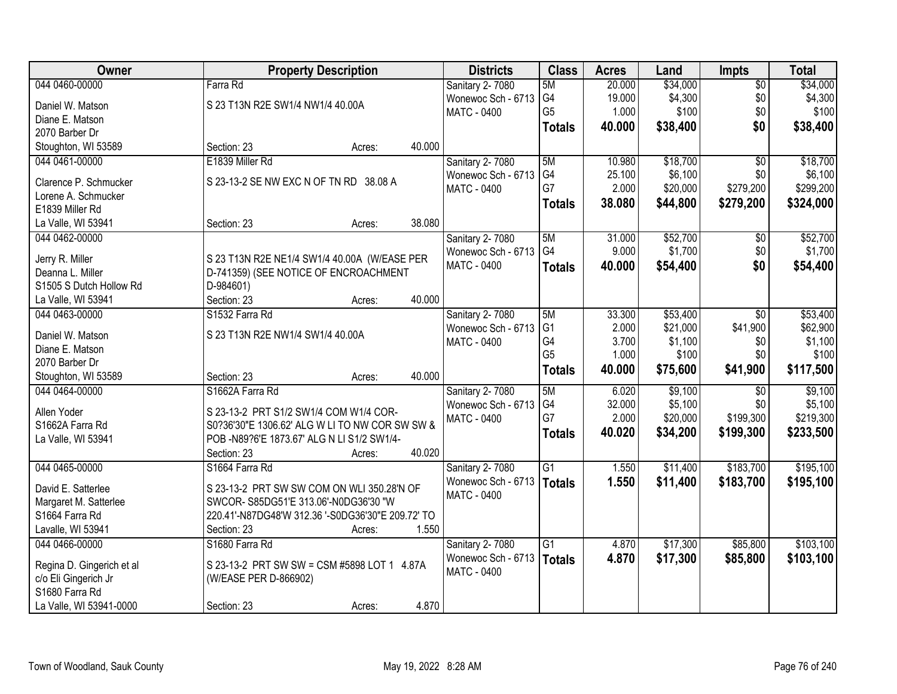| Owner | Property Description | Districts | Class | Acres | Land | Impts | Total |
|---|---|---|---|---|---|---|---|
| 044 0460-00000<br>Daniel W. Matson<br>Diane E. Matson<br>2070 Barber Dr<br>Stoughton, WI 53589 | Farra Rd<br>S 23 T13N R2E SW1/4 NW1/4 40.00A<br>Section: 23 Acres: 40.000 | Sanitary 2- 7080<br>Wonewoc Sch - 6713<br>MATC - 0400 | 5M<br>G4<br>G5<br>**Totals** | 20.000<br>19.000<br>1.000<br>**40.000** | $34,000<br>$4,300<br>$100<br>**$38,400** | $0<br>$0<br>$0<br>**$0** | $34,000<br>$4,300<br>$100<br>**$38,400** |
| 044 0461-00000<br>Clarence P. Schmucker<br>Lorene A. Schmucker<br>E1839 Miller Rd<br>La Valle, WI 53941 | E1839 Miller Rd<br>S 23-13-2 SE NW EXC N OF TN RD 38.08 A<br>Section: 23 Acres: 38.080 | Sanitary 2- 7080<br>Wonewoc Sch - 6713<br>MATC - 0400 | 5M<br>G4<br>G7<br>**Totals** | 10.980<br>25.100<br>2.000<br>**38.080** | $18,700<br>$6,100<br>$20,000<br>**$44,800** | $0<br>$0<br>$279,200<br>**$279,200** | $18,700<br>$6,100<br>$299,200<br>**$324,000** |
| 044 0462-00000<br>Jerry R. Miller<br>Deanna L. Miller<br>S1505 S Dutch Hollow Rd<br>La Valle, WI 53941 | S 23 T13N R2E NE1/4 SW1/4 40.00A (W/EASE PER D-741359) (SEE NOTICE OF ENCROACHMENT D-984601)<br>Section: 23 Acres: 40.000 | Sanitary 2- 7080<br>Wonewoc Sch - 6713<br>MATC - 0400 | 5M<br>G4<br>**Totals** | 31.000<br>9.000<br>**40.000** | $52,700<br>$1,700<br>**$54,400** | $0<br>$0<br>**$0** | $52,700<br>$1,700<br>**$54,400** |
| 044 0463-00000<br>Daniel W. Matson<br>Diane E. Matson<br>2070 Barber Dr<br>Stoughton, WI 53589 | S1532 Farra Rd<br>S 23 T13N R2E NW1/4 SW1/4 40.00A<br>Section: 23 Acres: 40.000 | Sanitary 2- 7080<br>Wonewoc Sch - 6713<br>MATC - 0400 | 5M<br>G1<br>G4<br>G5<br>**Totals** | 33.300<br>2.000<br>3.700<br>1.000<br>**40.000** | $53,400<br>$21,000<br>$1,100<br>$100<br>**$75,600** | $0<br>$41,900<br>$0<br>$0<br>**$41,900** | $53,400<br>$62,900<br>$1,100<br>$100<br>**$117,500** |
| 044 0464-00000<br>Allen Yoder<br>S1662A Farra Rd<br>La Valle, WI 53941 | S1662A Farra Rd<br>S 23-13-2 PRT S1/2 SW1/4 COM W1/4 COR-S0?36'30"E 1306.62' ALG W LI TO NW COR SW SW & POB -N89?6'E 1873.67' ALG N LI S1/2 SW1/4-<br>Section: 23 Acres: 40.020 | Sanitary 2- 7080<br>Wonewoc Sch - 6713<br>MATC - 0400 | 5M<br>G4<br>G7<br>**Totals** | 6.020<br>32.000<br>2.000<br>**40.020** | $9,100<br>$5,100<br>$20,000<br>**$34,200** | $0<br>$0<br>$199,300<br>**$199,300** | $9,100<br>$5,100<br>$219,300<br>**$233,500** |
| 044 0465-00000<br>David E. Satterlee<br>Margaret M. Satterlee<br>S1664 Farra Rd<br>Lavalle, WI 53941 | S1664 Farra Rd<br>S 23-13-2 PRT SW SW COM ON WLI 350.28'N OF SWCOR- S85DG51'E 313.06'-N0DG36'30 "W 220.41'-N87DG48'W 312.36 '-S0DG36'30"E 209.72' TO<br>Section: 23 Acres: 1.550 | Sanitary 2- 7080<br>Wonewoc Sch - 6713<br>MATC - 0400 | G1<br>**Totals** | 1.550<br>**1.550** | $11,400<br>**$11,400** | $183,700<br>**$183,700** | $195,100<br>**$195,100** |
| 044 0466-00000<br>Regina D. Gingerich et al<br>c/o Eli Gingerich Jr<br>S1680 Farra Rd<br>La Valle, WI 53941-0000 | S1680 Farra Rd<br>S 23-13-2 PRT SW SW = CSM #5898 LOT 1 4.87A (W/EASE PER D-866902)<br>Section: 23 Acres: 4.870 | Sanitary 2- 7080<br>Wonewoc Sch - 6713<br>MATC - 0400 | G1<br>**Totals** | 4.870<br>**4.870** | $17,300<br>**$17,300** | $85,800<br>**$85,800** | $103,100<br>**$103,100** |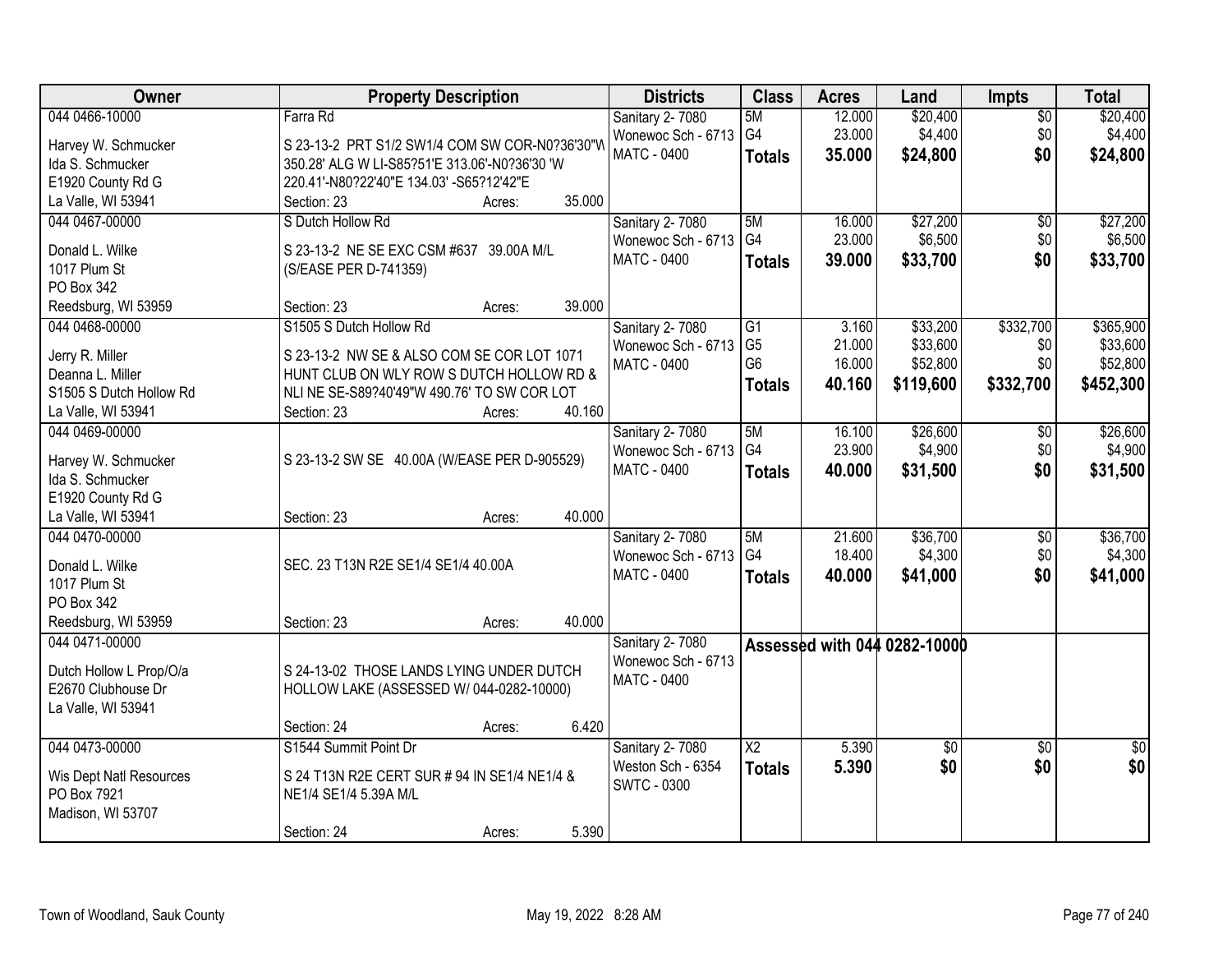| Owner | Property Description | Districts | Class | Acres | Land | Impts | Total |
|---|---|---|---|---|---|---|---|
| 044 0466-10000<br><br>Harvey W. Schmucker<br>Ida S. Schmucker<br>E1920 County Rd G<br>La Valle, WI 53941 | Farra Rd<br><br>S 23-13-2 PRT S1/2 SW1/4 COM SW COR-N0?36'30"W 350.28' ALG W LI-S85?51'E 313.06'-N0?36'30 'W 220.41'-N80?22'40"E 134.03' -S65?12'42"E<br>Section: 23 Acres: 35.000 | Sanitary 2- 7080<br>Wonewoc Sch - 6713<br>MATC - 0400 | 5M<br>G4<br>**Totals** | 12.000<br>23.000<br>**35.000** | $20,400<br>$4,400<br>**$24,800** | $0<br>$0<br>**$0** | $20,400<br>$4,400<br>**$24,800** |
| 044 0467-00000<br><br>Donald L. Wilke<br>1017 Plum St<br>PO Box 342<br>Reedsburg, WI 53959 | S Dutch Hollow Rd<br><br>S 23-13-2 NE SE EXC CSM #637 39.00A M/L (S/EASE PER D-741359)<br>Section: 23 Acres: 39.000 | Sanitary 2- 7080<br>Wonewoc Sch - 6713<br>MATC - 0400 | 5M<br>G4<br>**Totals** | 16.000<br>23.000<br>**39.000** | $27,200<br>$6,500<br>**$33,700** | $0<br>$0<br>**$0** | $27,200<br>$6,500<br>**$33,700** |
| 044 0468-00000<br><br>Jerry R. Miller<br>Deanna L. Miller<br>S1505 S Dutch Hollow Rd<br>La Valle, WI 53941 | S1505 S Dutch Hollow Rd<br><br>S 23-13-2 NW SE & ALSO COM SE COR LOT 1071 HUNT CLUB ON WLY ROW S DUTCH HOLLOW RD & NLI NE SE-S89?40'49"W 490.76' TO SW COR LOT<br>Section: 23 Acres: 40.160 | Sanitary 2- 7080<br>Wonewoc Sch - 6713<br>MATC - 0400 | G1<br>G5<br>G6<br>**Totals** | 3.160<br>21.000<br>16.000<br>**40.160** | $33,200<br>$33,600<br>$52,800<br>**$119,600** | $332,700<br>$0<br>$0<br>**$332,700** | $365,900<br>$33,600<br>$52,800<br>**$452,300** |
| 044 0469-00000<br><br>Harvey W. Schmucker<br>Ida S. Schmucker<br>E1920 County Rd G<br>La Valle, WI 53941 | S 23-13-2 SW SE 40.00A (W/EASE PER D-905529)<br>Section: 23 Acres: 40.000 | Sanitary 2- 7080<br>Wonewoc Sch - 6713<br>MATC - 0400 | 5M<br>G4<br>**Totals** | 16.100<br>23.900<br>**40.000** | $26,600<br>$4,900<br>**$31,500** | $0<br>$0<br>**$0** | $26,600<br>$4,900<br>**$31,500** |
| 044 0470-00000<br><br>Donald L. Wilke<br>1017 Plum St<br>PO Box 342<br>Reedsburg, WI 53959 | SEC. 23 T13N R2E SE1/4 SE1/4 40.00A<br>Section: 23 Acres: 40.000 | Sanitary 2- 7080<br>Wonewoc Sch - 6713<br>MATC - 0400 | 5M<br>G4<br>**Totals** | 21.600<br>18.400<br>**40.000** | $36,700<br>$4,300<br>**$41,000** | $0<br>$0<br>**$0** | $36,700<br>$4,300<br>**$41,000** |
| 044 0471-00000<br><br>Dutch Hollow L Prop/O/a<br>E2670 Clubhouse Dr<br>La Valle, WI 53941 | S 24-13-02 THOSE LANDS LYING UNDER DUTCH HOLLOW LAKE (ASSESSED W/ 044-0282-10000)<br>Section: 24 Acres: 6.420 | Sanitary 2- 7080<br>Wonewoc Sch - 6713<br>MATC - 0400 | **Assessed with 044 0282-10000** | | | | |
| 044 0473-00000<br><br>Wis Dept Natl Resources<br>PO Box 7921<br>Madison, WI 53707 | S1544 Summit Point Dr<br><br>S 24 T13N R2E CERT SUR # 94 IN SE1/4 NE1/4 & NE1/4 SE1/4 5.39A M/L<br>Section: 24 Acres: 5.390 | Sanitary 2- 7080<br>Weston Sch - 6354<br>SWTC - 0300 | X2<br>**Totals** | 5.390<br>**5.390** | $0<br>**$0** | $0<br>**$0** | $0<br>**$0** |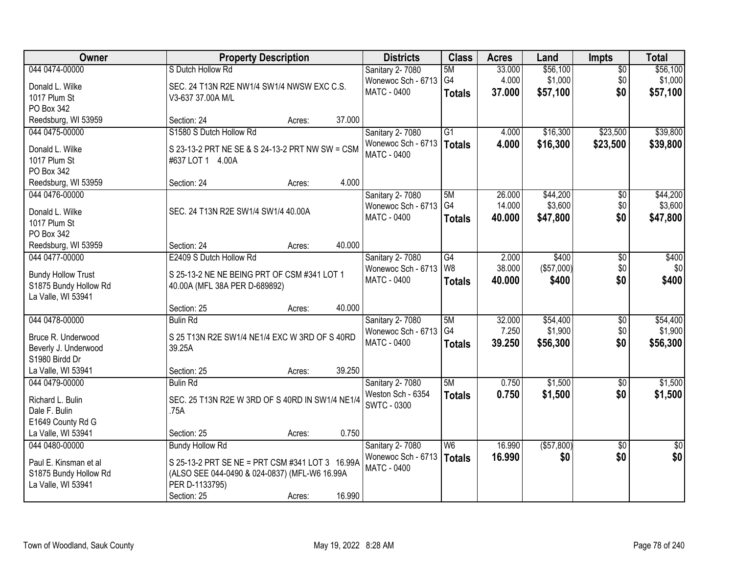| Owner | Property Description | Districts | Class | Acres | Land | Impts | Total |
|---|---|---|---|---|---|---|---|
| 044 0474-00000<br>Donald L. Wilke<br>1017 Plum St<br>PO Box 342<br>Reedsburg, WI 53959 | S Dutch Hollow Rd<br>SEC. 24 T13N R2E NW1/4 SW1/4 NWSW EXC C.S. V3-637 37.00A M/L<br>Section: 24 Acres: 37.000 | Sanitary 2- 7080<br>Wonewoc Sch - 6713<br>MATC - 0400 | 5M<br>G4<br>**Totals** | 33.000<br>4.000<br>**37.000** | $56,100<br>$1,000<br>**$57,100** | $0<br>$0<br>**$0** | $56,100<br>$1,000<br>**$57,100** |
| 044 0475-00000<br>Donald L. Wilke<br>1017 Plum St<br>PO Box 342<br>Reedsburg, WI 53959 | S1580 S Dutch Hollow Rd<br>S 23-13-2 PRT NE SE & S 24-13-2 PRT NW SW = CSM #637 LOT 1 4.00A<br>Section: 24 Acres: 4.000 | Sanitary 2- 7080<br>Wonewoc Sch - 6713<br>MATC - 0400 | G1<br>**Totals** | 4.000<br>**4.000** | $16,300<br>**$16,300** | $23,500<br>**$23,500** | $39,800<br>**$39,800** |
| 044 0476-00000<br>Donald L. Wilke<br>1017 Plum St<br>PO Box 342<br>Reedsburg, WI 53959 | SEC. 24 T13N R2E SW1/4 SW1/4 40.00A<br>Section: 24 Acres: 40.000 | Sanitary 2- 7080<br>Wonewoc Sch - 6713<br>MATC - 0400 | 5M<br>G4<br>**Totals** | 26.000<br>14.000<br>**40.000** | $44,200<br>$3,600<br>**$47,800** | $0<br>$0<br>**$0** | $44,200<br>$3,600<br>**$47,800** |
| 044 0477-00000<br>Bundy Hollow Trust<br>S1875 Bundy Hollow Rd<br>La Valle, WI 53941 | E2409 S Dutch Hollow Rd<br>S 25-13-2 NE NE BEING PRT OF CSM #341 LOT 1 40.00A (MFL 38A PER D-689892)<br>Section: 25 Acres: 40.000 | Sanitary 2- 7080<br>Wonewoc Sch - 6713<br>MATC - 0400 | G4<br>W8<br>**Totals** | 2.000<br>38.000<br>**40.000** | $400<br>($57,000)<br>**$400** | $0<br>$0<br>**$0** | $400<br>$0<br>**$400** |
| 044 0478-00000<br>Bruce R. Underwood<br>Beverly J. Underwood<br>S1980 Birdd Dr<br>La Valle, WI 53941 | Bulin Rd<br>S 25 T13N R2E SW1/4 NE1/4 EXC W 3RD OF S 40RD 39.25A<br>Section: 25 Acres: 39.250 | Sanitary 2- 7080<br>Wonewoc Sch - 6713<br>MATC - 0400 | 5M<br>G4<br>**Totals** | 32.000<br>7.250<br>**39.250** | $54,400<br>$1,900<br>**$56,300** | $0<br>$0<br>**$0** | $54,400<br>$1,900<br>**$56,300** |
| 044 0479-00000<br>Richard L. Bulin<br>Dale F. Bulin<br>E1649 County Rd G<br>La Valle, WI 53941 | Bulin Rd<br>SEC. 25 T13N R2E W 3RD OF S 40RD IN SW1/4 NE1/4 .75A<br>Section: 25 Acres: 0.750 | Sanitary 2- 7080<br>Weston Sch - 6354<br>SWTC - 0300 | 5M<br>**Totals** | 0.750<br>**0.750** | $1,500<br>**$1,500** | $0<br>**$0** | $1,500<br>**$1,500** |
| 044 0480-00000<br>Paul E. Kinsman et al<br>S1875 Bundy Hollow Rd<br>La Valle, WI 53941 | Bundy Hollow Rd<br>S 25-13-2 PRT SE NE = PRT CSM #341 LOT 3 16.99A (ALSO SEE 044-0490 & 024-0837) (MFL-W6 16.99A PER D-1133795)<br>Section: 25 Acres: 16.990 | Sanitary 2- 7080<br>Wonewoc Sch - 6713<br>MATC - 0400 | W6<br>**Totals** | 16.990<br>**16.990** | ($57,800)<br>**$0** | $0<br>**$0** | $0<br>**$0** |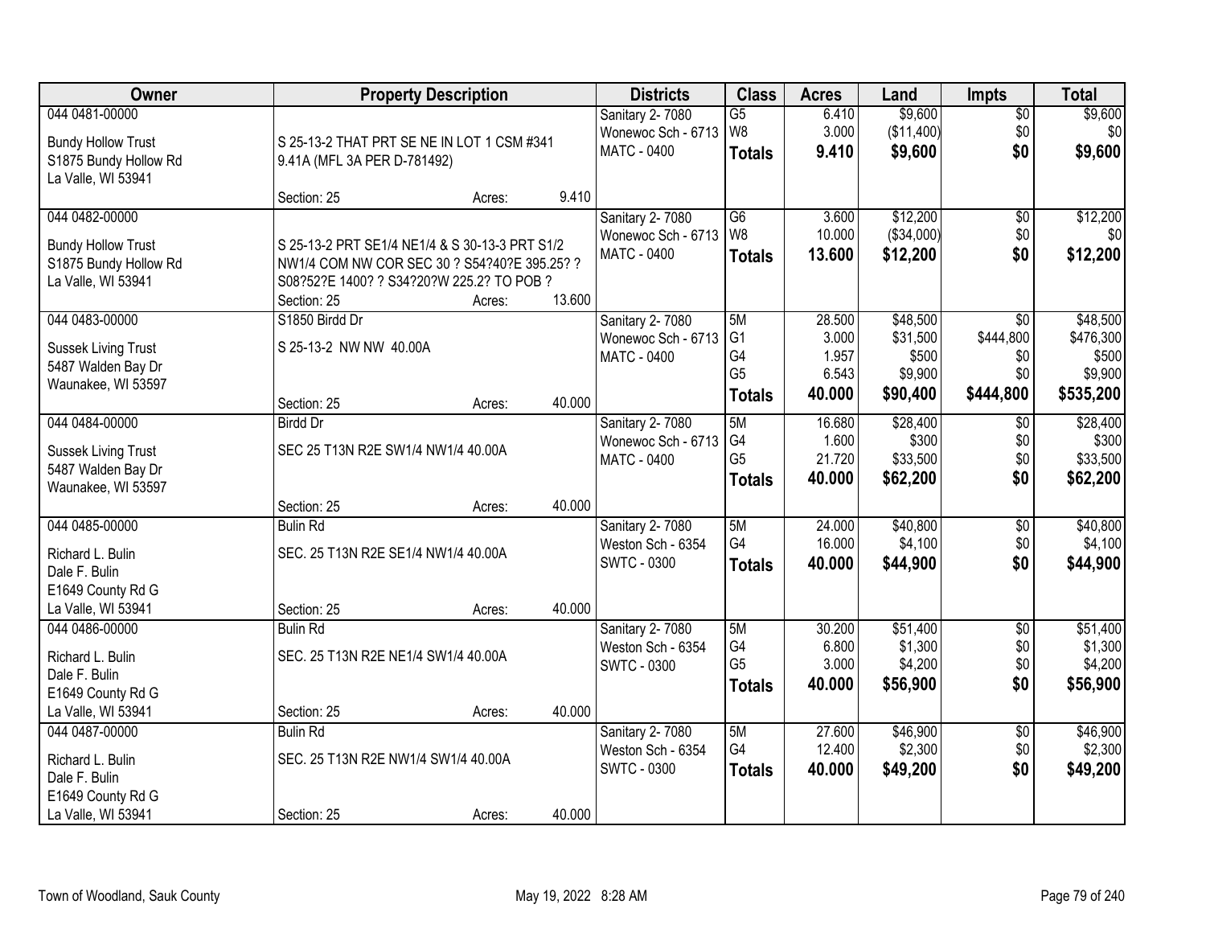| Owner | Property Description | | | Districts | Class | Acres | Land | Impts | Total |
|---|---|---|---|---|---|---|---|---|---|
| 044 0481-00000<br><br>Bundy Hollow Trust<br>S1875 Bundy Hollow Rd<br>La Valle, WI 53941 | S 25-13-2 THAT PRT SE NE IN LOT 1 CSM #341 9.41A (MFL 3A PER D-781492)<br><br>Section: 25 | Acres: | 9.410 | Sanitary 2- 7080<br>Wonewoc Sch - 6713<br>MATC - 0400 | G5<br>W8<br>**Totals** | 6.410<br>3.000<br>**9.410** | \$9,600<br>(\$11,400)<br>**\$9,600** | \$0<br>\$0<br>**\$0** | \$9,600<br>\$0<br>**\$9,600** |
| 044 0482-00000<br><br>Bundy Hollow Trust<br>S1875 Bundy Hollow Rd<br>La Valle, WI 53941 | S 25-13-2 PRT SE1/4 NE1/4 & S 30-13-3 PRT S1/2 NW1/4 COM NW COR SEC 30 ? S54?40?E 395.25? ? S08?52?E 1400? ? S34?20?W 225.2? TO POB ?<br>Section: 25 | Acres: | 13.600 | Sanitary 2- 7080<br>Wonewoc Sch - 6713<br>MATC - 0400 | G6<br>W8<br>**Totals** | 3.600<br>10.000<br>**13.600** | \$12,200<br>(\$34,000)<br>**\$12,200** | \$0<br>\$0<br>**\$0** | \$12,200<br>\$0<br>**\$12,200** |
| 044 0483-00000<br><br>Sussek Living Trust<br>5487 Walden Bay Dr<br>Waunakee, WI 53597 | S1850 Birdd Dr<br>S 25-13-2 NW NW 40.00A<br><br>Section: 25 | Acres: | 40.000 | Sanitary 2- 7080<br>Wonewoc Sch - 6713<br>MATC - 0400 | 5M<br>G1<br>G4<br>G5<br>**Totals** | 28.500<br>3.000<br>1.957<br>6.543<br>**40.000** | \$48,500<br>\$31,500<br>\$500<br>\$9,900<br>**\$90,400** | \$0<br>\$444,800<br>\$0<br>\$0<br>**\$444,800** | \$48,500<br>\$476,300<br>\$500<br>\$9,900<br>**\$535,200** |
| 044 0484-00000<br><br>Sussek Living Trust<br>5487 Walden Bay Dr<br>Waunakee, WI 53597 | Birdd Dr<br>SEC 25 T13N R2E SW1/4 NW1/4 40.00A<br><br>Section: 25 | Acres: | 40.000 | Sanitary 2- 7080<br>Wonewoc Sch - 6713<br>MATC - 0400 | 5M<br>G4<br>G5<br>**Totals** | 16.680<br>1.600<br>21.720<br>**40.000** | \$28,400<br>\$300<br>\$33,500<br>**\$62,200** | \$0<br>\$0<br>\$0<br>**\$0** | \$28,400<br>\$300<br>\$33,500<br>**\$62,200** |
| 044 0485-00000<br><br>Richard L. Bulin<br>Dale F. Bulin<br>E1649 County Rd G<br>La Valle, WI 53941 | Bulin Rd<br>SEC. 25 T13N R2E SE1/4 NW1/4 40.00A<br><br>Section: 25 | Acres: | 40.000 | Sanitary 2- 7080<br>Weston Sch - 6354<br>SWTC - 0300 | 5M<br>G4<br>**Totals** | 24.000<br>16.000<br>**40.000** | \$40,800<br>\$4,100<br>**\$44,900** | \$0<br>\$0<br>**\$0** | \$40,800<br>\$4,100<br>**\$44,900** |
| 044 0486-00000<br><br>Richard L. Bulin<br>Dale F. Bulin<br>E1649 County Rd G<br>La Valle, WI 53941 | Bulin Rd<br>SEC. 25 T13N R2E NE1/4 SW1/4 40.00A<br><br>Section: 25 | Acres: | 40.000 | Sanitary 2- 7080<br>Weston Sch - 6354<br>SWTC - 0300 | 5M<br>G4<br>G5<br>**Totals** | 30.200<br>6.800<br>3.000<br>**40.000** | \$51,400<br>\$1,300<br>\$4,200<br>**\$56,900** | \$0<br>\$0<br>\$0<br>**\$0** | \$51,400<br>\$1,300<br>\$4,200<br>**\$56,900** |
| 044 0487-00000<br><br>Richard L. Bulin<br>Dale F. Bulin<br>E1649 County Rd G<br>La Valle, WI 53941 | Bulin Rd<br>SEC. 25 T13N R2E NW1/4 SW1/4 40.00A<br><br>Section: 25 | Acres: | 40.000 | Sanitary 2- 7080<br>Weston Sch - 6354<br>SWTC - 0300 | 5M<br>G4<br>**Totals** | 27.600<br>12.400<br>**40.000** | \$46,900<br>\$2,300<br>**\$49,200** | \$0<br>\$0<br>**\$0** | \$46,900<br>\$2,300<br>**\$49,200** |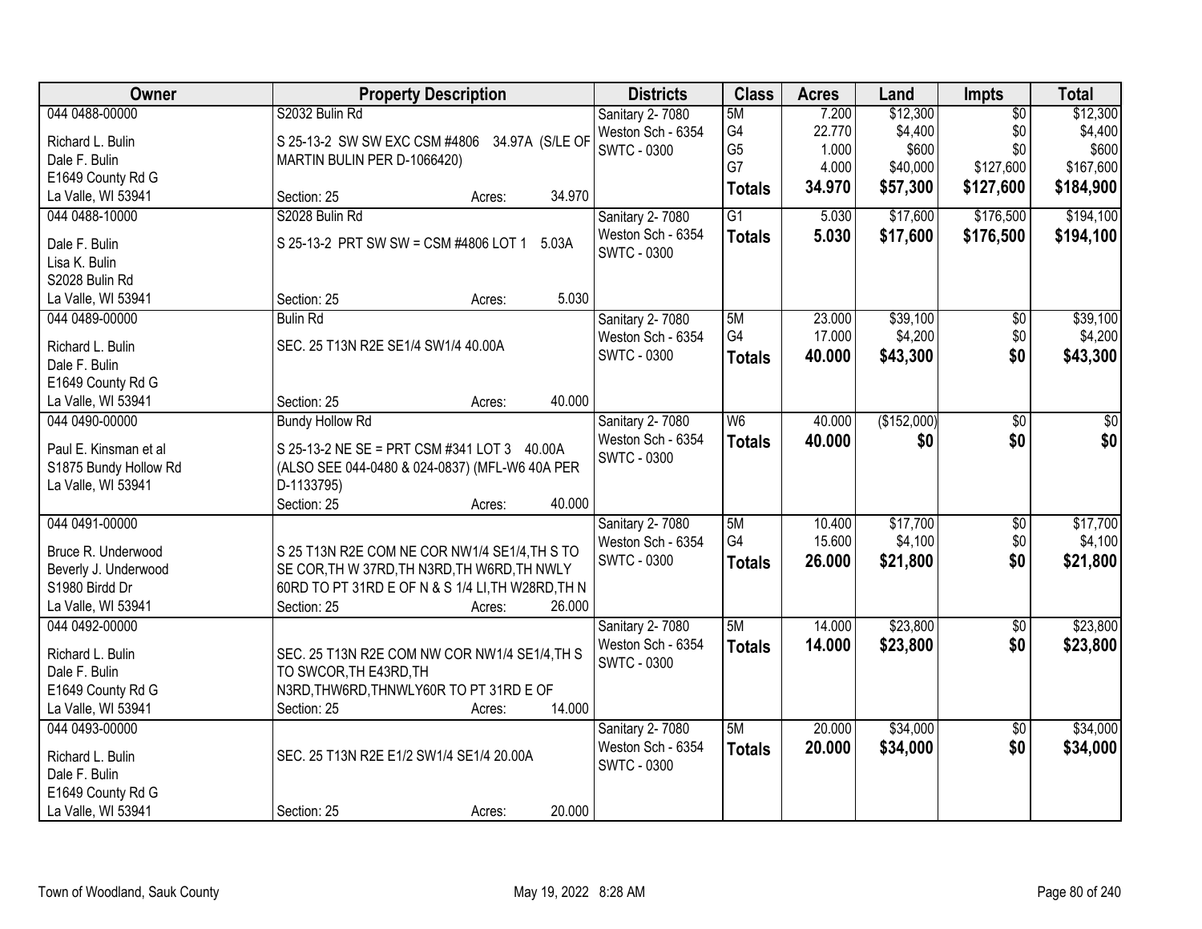| Owner | Property Description | Districts | Class | Acres | Land | Impts | Total |
|---|---|---|---|---|---|---|---|
| 044 0488-00000<br>Richard L. Bulin<br>Dale F. Bulin<br>E1649 County Rd G<br>La Valle, WI 53941 | S2032 Bulin Rd<br>S 25-13-2 SW SW EXC CSM #4806 34.97A (S/LE OF MARTIN BULIN PER D-1066420)<br>Section: 25 Acres: 34.970 | Sanitary 2- 7080<br>Weston Sch - 6354<br>SWTC - 0300 | 5M<br>G4<br>G5<br>G7<br>**Totals** | 7.200<br>22.770<br>1.000<br>4.000<br>**34.970** | $12,300<br>$4,400<br>$600<br>$40,000<br>**$57,300** | $0<br>$0<br>$0<br>$127,600<br>**$127,600** | $12,300<br>$4,400<br>$600<br>$167,600<br>**$184,900** |
| 044 0488-10000<br>Dale F. Bulin<br>Lisa K. Bulin<br>S2028 Bulin Rd<br>La Valle, WI 53941 | S2028 Bulin Rd<br>S 25-13-2 PRT SW SW = CSM #4806 LOT 1 5.03A<br>Section: 25 Acres: 5.030 | Sanitary 2- 7080<br>Weston Sch - 6354<br>SWTC - 0300 | G1<br>**Totals** | 5.030<br>**5.030** | $17,600<br>**$17,600** | $176,500<br>**$176,500** | $194,100<br>**$194,100** |
| 044 0489-00000<br>Richard L. Bulin<br>Dale F. Bulin<br>E1649 County Rd G<br>La Valle, WI 53941 | Bulin Rd<br>SEC. 25 T13N R2E SE1/4 SW1/4 40.00A<br>Section: 25 Acres: 40.000 | Sanitary 2- 7080<br>Weston Sch - 6354<br>SWTC - 0300 | 5M<br>G4<br>**Totals** | 23.000<br>17.000<br>**40.000** | $39,100<br>$4,200<br>**$43,300** | $0<br>$0<br>**$0** | $39,100<br>$4,200<br>**$43,300** |
| 044 0490-00000<br>Paul E. Kinsman et al<br>S1875 Bundy Hollow Rd<br>La Valle, WI 53941 | Bundy Hollow Rd<br>S 25-13-2 NE SE = PRT CSM #341 LOT 3 40.00A (ALSO SEE 044-0480 & 024-0837) (MFL-W6 40A PER D-1133795)<br>Section: 25 Acres: 40.000 | Sanitary 2- 7080<br>Weston Sch - 6354<br>SWTC - 0300 | W6<br>**Totals** | 40.000<br>**40.000** | ($152,000)<br>**$0** | $0<br>**$0** | $0<br>**$0** |
| 044 0491-00000<br>Bruce R. Underwood<br>Beverly J. Underwood<br>S1980 Birdd Dr<br>La Valle, WI 53941 | S 25 T13N R2E COM NE COR NW1/4 SE1/4,TH S TO SE COR,TH W 37RD,TH N3RD,TH W6RD,TH NWLY 60RD TO PT 31RD E OF N & S 1/4 LI,TH W28RD,TH N<br>Section: 25 Acres: 26.000 | Sanitary 2- 7080<br>Weston Sch - 6354<br>SWTC - 0300 | 5M<br>G4<br>**Totals** | 10.400<br>15.600<br>**26.000** | $17,700<br>$4,100<br>**$21,800** | $0<br>$0<br>**$0** | $17,700<br>$4,100<br>**$21,800** |
| 044 0492-00000<br>Richard L. Bulin<br>Dale F. Bulin<br>E1649 County Rd G<br>La Valle, WI 53941 | SEC. 25 T13N R2E COM NW COR NW1/4 SE1/4,TH S TO SWCOR,TH E43RD,TH N3RD,THW6RD,THNWLY60R TO PT 31RD E OF<br>Section: 25 Acres: 14.000 | Sanitary 2- 7080<br>Weston Sch - 6354<br>SWTC - 0300 | 5M<br>**Totals** | 14.000<br>**14.000** | $23,800<br>**$23,800** | $0<br>**$0** | $23,800<br>**$23,800** |
| 044 0493-00000<br>Richard L. Bulin<br>Dale F. Bulin<br>E1649 County Rd G<br>La Valle, WI 53941 | SEC. 25 T13N R2E E1/2 SW1/4 SE1/4 20.00A<br>Section: 25 Acres: 20.000 | Sanitary 2- 7080<br>Weston Sch - 6354<br>SWTC - 0300 | 5M<br>**Totals** | 20.000<br>**20.000** | $34,000<br>**$34,000** | $0<br>**$0** | $34,000<br>**$34,000** |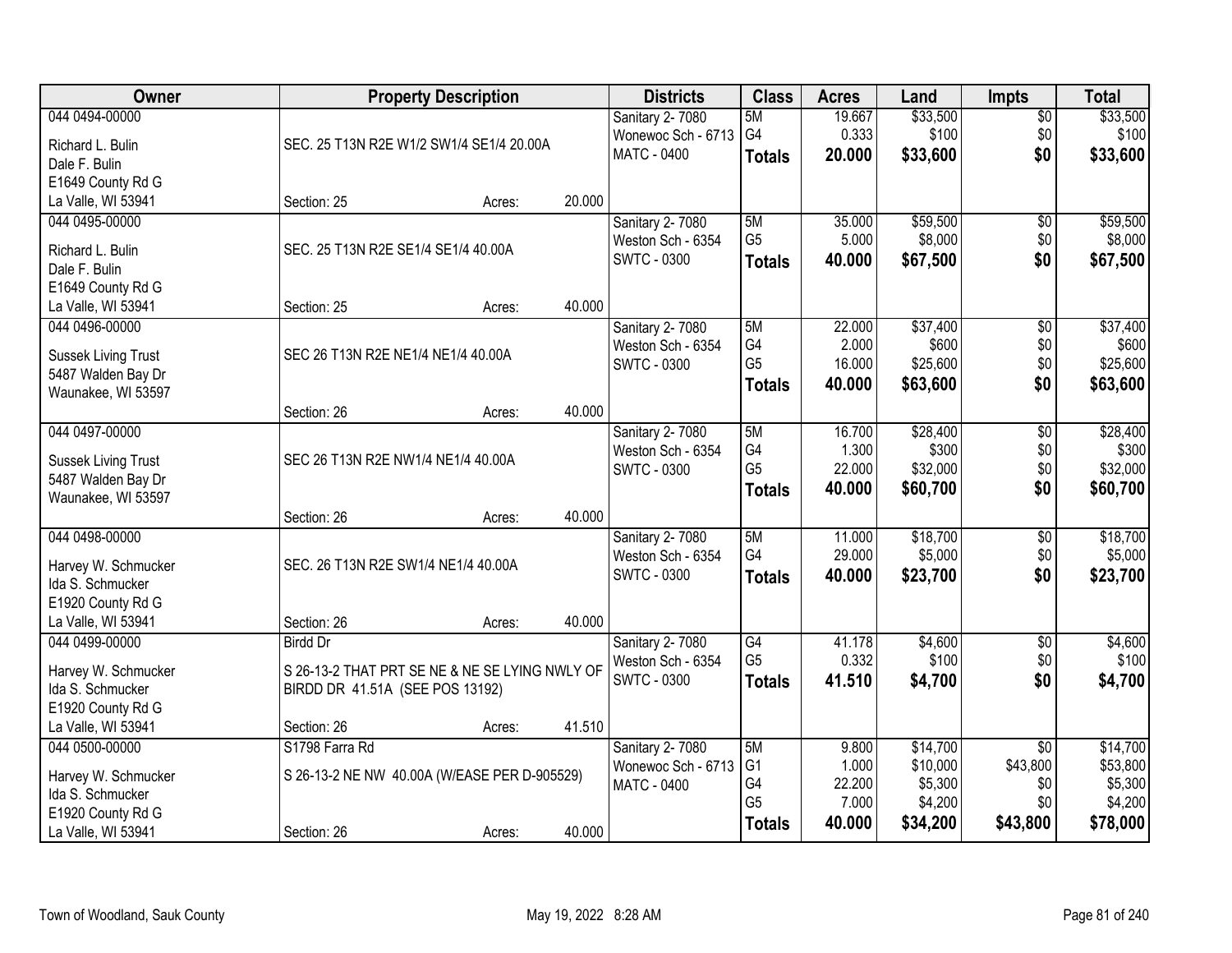| Owner | Property Description | | | Districts | Class | Acres | Land | Impts | Total |
|---|---|---|---|---|---|---|---|---|---|
| 044 0494-00000<br>Richard L. Bulin<br>Dale F. Bulin<br>E1649 County Rd G<br>La Valle, WI 53941 | SEC. 25 T13N R2E W1/2 SW1/4 SE1/4 20.00A<br>Section: 25 | Acres: | 20.000 | Sanitary 2- 7080<br>Wonewoc Sch - 6713<br>MATC - 0400 | 5M<br>G4<br>**Totals** | 19.667<br>0.333<br>**20.000** | $33,500<br>$100<br>**$33,600** | $0<br>$0<br>**$0** | $33,500<br>$100<br>**$33,600** |
| 044 0495-00000<br>Richard L. Bulin<br>Dale F. Bulin<br>E1649 County Rd G<br>La Valle, WI 53941 | SEC. 25 T13N R2E SE1/4 SE1/4 40.00A<br>Section: 25 | Acres: | 40.000 | Sanitary 2- 7080<br>Weston Sch - 6354<br>SWTC - 0300 | 5M<br>G5<br>**Totals** | 35.000<br>5.000<br>**40.000** | $59,500<br>$8,000<br>**$67,500** | $0<br>$0<br>**$0** | $59,500<br>$8,000<br>**$67,500** |
| 044 0496-00000<br>Sussek Living Trust<br>5487 Walden Bay Dr<br>Waunakee, WI 53597 | SEC 26 T13N R2E NE1/4 NE1/4 40.00A<br>Section: 26 | Acres: | 40.000 | Sanitary 2- 7080<br>Weston Sch - 6354<br>SWTC - 0300 | 5M<br>G4<br>G5<br>**Totals** | 22.000<br>2.000<br>16.000<br>**40.000** | $37,400<br>$600<br>$25,600<br>**$63,600** | $0<br>$0<br>$0<br>**$0** | $37,400<br>$600<br>$25,600<br>**$63,600** |
| 044 0497-00000<br>Sussek Living Trust<br>5487 Walden Bay Dr<br>Waunakee, WI 53597 | SEC 26 T13N R2E NW1/4 NE1/4 40.00A<br>Section: 26 | Acres: | 40.000 | Sanitary 2- 7080<br>Weston Sch - 6354<br>SWTC - 0300 | 5M<br>G4<br>G5<br>**Totals** | 16.700<br>1.300<br>22.000<br>**40.000** | $28,400<br>$300<br>$32,000<br>**$60,700** | $0<br>$0<br>$0<br>**$0** | $28,400<br>$300<br>$32,000<br>**$60,700** |
| 044 0498-00000<br>Harvey W. Schmucker<br>Ida S. Schmucker<br>E1920 County Rd G<br>La Valle, WI 53941 | SEC. 26 T13N R2E SW1/4 NE1/4 40.00A<br>Section: 26 | Acres: | 40.000 | Sanitary 2- 7080<br>Weston Sch - 6354<br>SWTC - 0300 | 5M<br>G4<br>**Totals** | 11.000<br>29.000<br>**40.000** | $18,700<br>$5,000<br>**$23,700** | $0<br>$0<br>**$0** | $18,700<br>$5,000<br>**$23,700** |
| 044 0499-00000<br>Harvey W. Schmucker<br>Ida S. Schmucker<br>E1920 County Rd G<br>La Valle, WI 53941 | Birdd Dr<br>S 26-13-2 THAT PRT SE NE & NE SE LYING NWLY OF BIRDD DR 41.51A (SEE POS 13192)<br>Section: 26 | Acres: | 41.510 | Sanitary 2- 7080<br>Weston Sch - 6354<br>SWTC - 0300 | G4<br>G5<br>**Totals** | 41.178<br>0.332<br>**41.510** | $4,600<br>$100<br>**$4,700** | $0<br>$0<br>**$0** | $4,600<br>$100<br>**$4,700** |
| 044 0500-00000<br>Harvey W. Schmucker<br>Ida S. Schmucker<br>E1920 County Rd G<br>La Valle, WI 53941 | S1798 Farra Rd<br>S 26-13-2 NE NW 40.00A (W/EASE PER D-905529)<br>Section: 26 | Acres: | 40.000 | Sanitary 2- 7080<br>Wonewoc Sch - 6713<br>MATC - 0400 | 5M<br>G1<br>G4<br>G5<br>**Totals** | 9.800<br>1.000<br>22.200<br>7.000<br>**40.000** | $14,700<br>$10,000<br>$5,300<br>$4,200<br>**$34,200** | $0<br>$43,800<br>$0<br>$0<br>**$43,800** | $14,700<br>$53,800<br>$5,300<br>$4,200<br>**$78,000** |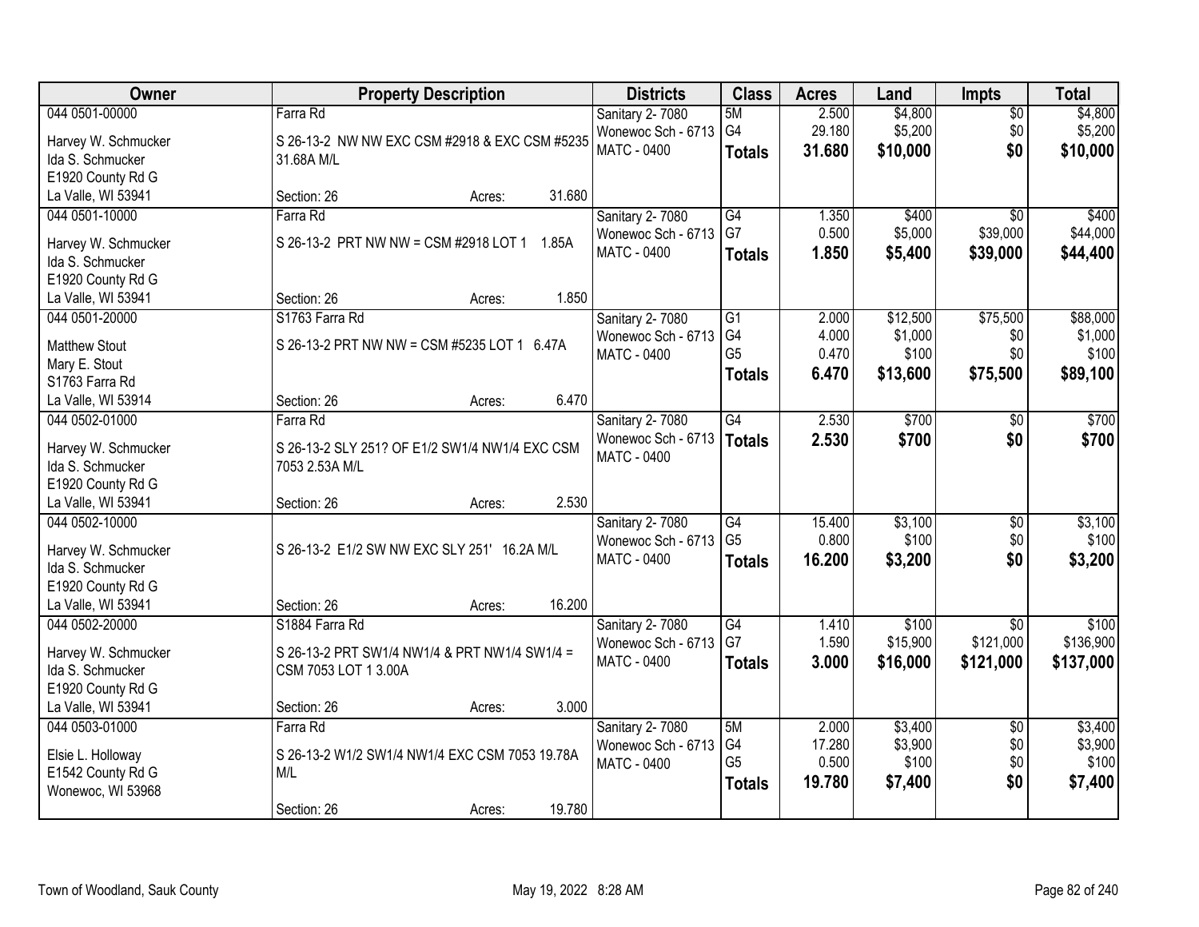| Owner | Property Description | Districts | Class | Acres | Land | Impts | Total |
|---|---|---|---|---|---|---|---|
| 044 0501-00000<br>Harvey W. Schmucker<br>Ida S. Schmucker<br>E1920 County Rd G<br>La Valle, WI 53941 | Farra Rd<br>S 26-13-2 NW NW EXC CSM #2918 & EXC CSM #5235 31.68A M/L<br>Section: 26 Acres: 31.680 | Sanitary 2- 7080<br>Wonewoc Sch - 6713<br>MATC - 0400 | 5M<br>G4<br>**Totals** | 2.500<br>29.180<br>**31.680** | $4,800<br>$5,200<br>**$10,000** | $0<br>$0<br>**$0** | $4,800<br>$5,200<br>**$10,000** |
| 044 0501-10000<br>Harvey W. Schmucker<br>Ida S. Schmucker<br>E1920 County Rd G<br>La Valle, WI 53941 | Farra Rd<br>S 26-13-2 PRT NW NW = CSM #2918 LOT 1 1.85A<br>Section: 26 Acres: 1.850 | Sanitary 2- 7080<br>Wonewoc Sch - 6713<br>MATC - 0400 | G4<br>G7<br>**Totals** | 1.350<br>0.500<br>**1.850** | $400<br>$5,000<br>**$5,400** | $0<br>$39,000<br>**$39,000** | $400<br>$44,000<br>**$44,400** |
| 044 0501-20000<br>Matthew Stout<br>Mary E. Stout<br>S1763 Farra Rd<br>La Valle, WI 53914 | S1763 Farra Rd<br>S 26-13-2 PRT NW NW = CSM #5235 LOT 1 6.47A<br>Section: 26 Acres: 6.470 | Sanitary 2- 7080<br>Wonewoc Sch - 6713<br>MATC - 0400 | G1<br>G4<br>G5<br>**Totals** | 2.000<br>4.000<br>0.470<br>**6.470** | $12,500<br>$1,000<br>$100<br>**$13,600** | $75,500<br>$0<br>$0<br>**$75,500** | $88,000<br>$1,000<br>$100<br>**$89,100** |
| 044 0502-01000<br>Harvey W. Schmucker<br>Ida S. Schmucker<br>E1920 County Rd G<br>La Valle, WI 53941 | Farra Rd<br>S 26-13-2 SLY 251? OF E1/2 SW1/4 NW1/4 EXC CSM 7053 2.53A M/L<br>Section: 26 Acres: 2.530 | Sanitary 2- 7080<br>Wonewoc Sch - 6713<br>MATC - 0400 | G4<br>**Totals** | 2.530<br>**2.530** | $700<br>**$700** | $0<br>**$0** | $700<br>**$700** |
| 044 0502-10000<br>Harvey W. Schmucker<br>Ida S. Schmucker<br>E1920 County Rd G<br>La Valle, WI 53941 | S 26-13-2 E1/2 SW NW EXC SLY 251' 16.2A M/L<br>Section: 26 Acres: 16.200 | Sanitary 2- 7080<br>Wonewoc Sch - 6713<br>MATC - 0400 | G4<br>G5<br>**Totals** | 15.400<br>0.800<br>**16.200** | $3,100<br>$100<br>**$3,200** | $0<br>$0<br>**$0** | $3,100<br>$100<br>**$3,200** |
| 044 0502-20000<br>Harvey W. Schmucker<br>Ida S. Schmucker<br>E1920 County Rd G<br>La Valle, WI 53941 | S1884 Farra Rd<br>S 26-13-2 PRT SW1/4 NW1/4 & PRT NW1/4 SW1/4 = CSM 7053 LOT 1 3.00A<br>Section: 26 Acres: 3.000 | Sanitary 2- 7080<br>Wonewoc Sch - 6713<br>MATC - 0400 | G4<br>G7<br>**Totals** | 1.410<br>1.590<br>**3.000** | $100<br>$15,900<br>**$16,000** | $0<br>$121,000<br>**$121,000** | $100<br>$136,900<br>**$137,000** |
| 044 0503-01000<br>Elsie L. Holloway<br>E1542 County Rd G<br>Wonewoc, WI 53968 | Farra Rd<br>S 26-13-2 W1/2 SW1/4 NW1/4 EXC CSM 7053 19.78A M/L<br>Section: 26 Acres: 19.780 | Sanitary 2- 7080<br>Wonewoc Sch - 6713<br>MATC - 0400 | 5M<br>G4<br>G5<br>**Totals** | 2.000<br>17.280<br>0.500<br>**19.780** | $3,400<br>$3,900<br>$100<br>**$7,400** | $0<br>$0<br>$0<br>**$0** | $3,400<br>$3,900<br>$100<br>**$7,400** |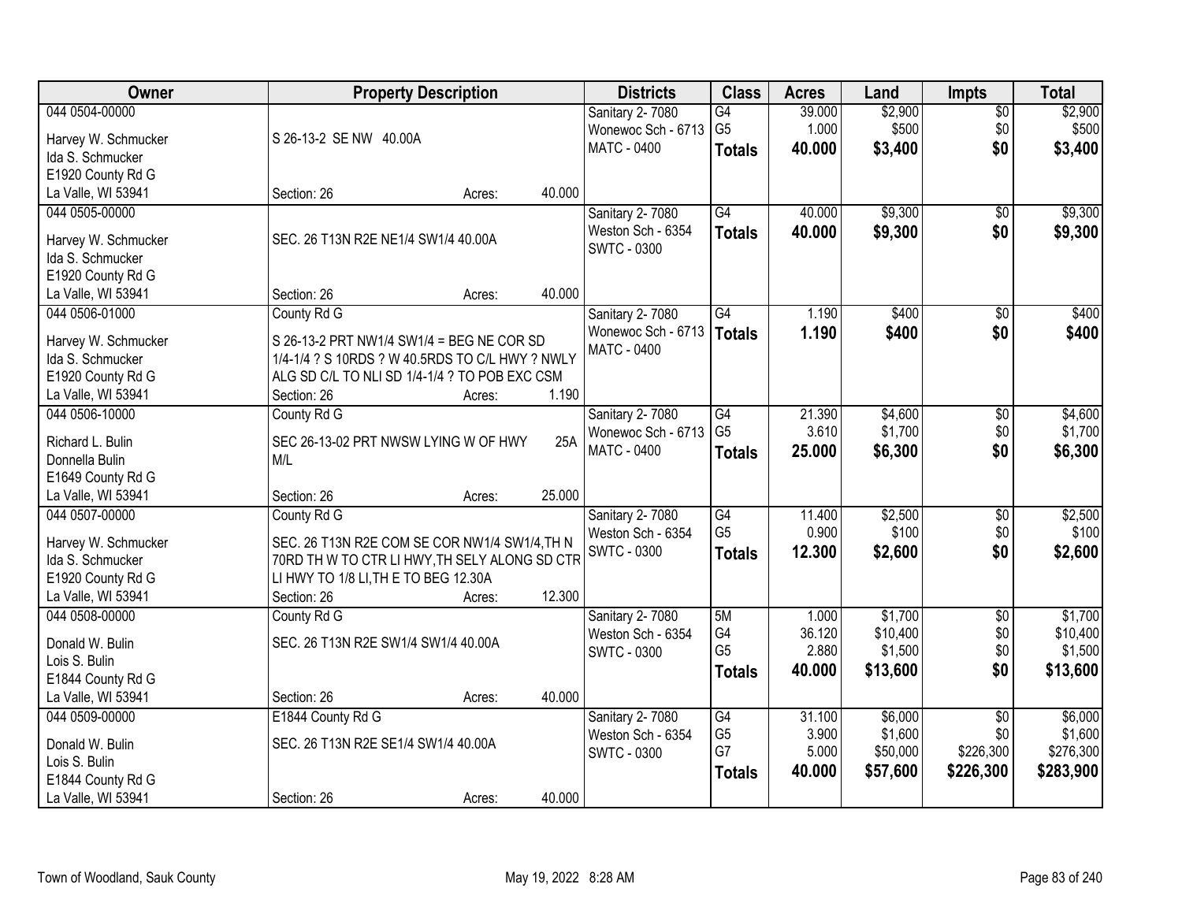| Owner | Property Description | Districts | Class | Acres | Land | Impts | Total |
|---|---|---|---|---|---|---|---|
| 044 0504-00000<br>Harvey W. Schmucker<br>Ida S. Schmucker<br>E1920 County Rd G<br>La Valle, WI 53941 | S 26-13-2 SE NW 40.00A<br>Section: 26 Acres: 40.000 | Sanitary 2- 7080<br>Wonewoc Sch - 6713<br>MATC - 0400 | G4<br>G5<br>**Totals** | 39.000<br>1.000<br>**40.000** | $2,900<br>$500<br>**$3,400** | $0<br>$0<br>**$0** | $2,900<br>$500<br>**$3,400** |
| 044 0505-00000<br>Harvey W. Schmucker<br>Ida S. Schmucker<br>E1920 County Rd G<br>La Valle, WI 53941 | SEC. 26 T13N R2E NE1/4 SW1/4 40.00A<br>Section: 26 Acres: 40.000 | Sanitary 2- 7080<br>Weston Sch - 6354<br>SWTC - 0300 | G4<br>**Totals** | 40.000<br>**40.000** | $9,300<br>**$9,300** | $0<br>**$0** | $9,300<br>**$9,300** |
| 044 0506-01000<br>Harvey W. Schmucker<br>Ida S. Schmucker<br>E1920 County Rd G<br>La Valle, WI 53941 | County Rd G<br>S 26-13-2 PRT NW1/4 SW1/4 = BEG NE COR SD 1/4-1/4 ? S 10RDS ? W 40.5RDS TO C/L HWY ? NWLY ALG SD C/L TO NLI SD 1/4-1/4 ? TO POB EXC CSM<br>Section: 26 Acres: 1.190 | Sanitary 2- 7080<br>Wonewoc Sch - 6713<br>MATC - 0400 | G4<br>**Totals** | 1.190<br>**1.190** | $400<br>**$400** | $0<br>**$0** | $400<br>**$400** |
| 044 0506-10000<br>Richard L. Bulin<br>Donnella Bulin<br>E1649 County Rd G<br>La Valle, WI 53941 | County Rd G<br>SEC 26-13-02 PRT NWSW LYING W OF HWY 25A M/L<br>Section: 26 Acres: 25.000 | Sanitary 2- 7080<br>Wonewoc Sch - 6713<br>MATC - 0400 | G4<br>G5<br>**Totals** | 21.390<br>3.610<br>**25.000** | $4,600<br>$1,700<br>**$6,300** | $0<br>$0<br>**$0** | $4,600<br>$1,700<br>**$6,300** |
| 044 0507-00000<br>Harvey W. Schmucker<br>Ida S. Schmucker<br>E1920 County Rd G<br>La Valle, WI 53941 | County Rd G<br>SEC. 26 T13N R2E COM SE COR NW1/4 SW1/4,TH N 70RD TH W TO CTR LI HWY,TH SELY ALONG SD CTR LI HWY TO 1/8 LI,TH E TO BEG 12.30A<br>Section: 26 Acres: 12.300 | Sanitary 2- 7080<br>Weston Sch - 6354<br>SWTC - 0300 | G4<br>G5<br>**Totals** | 11.400<br>0.900<br>**12.300** | $2,500<br>$100<br>**$2,600** | $0<br>$0<br>**$0** | $2,500<br>$100<br>**$2,600** |
| 044 0508-00000<br>Donald W. Bulin<br>Lois S. Bulin<br>E1844 County Rd G<br>La Valle, WI 53941 | County Rd G<br>SEC. 26 T13N R2E SW1/4 SW1/4 40.00A<br>Section: 26 Acres: 40.000 | Sanitary 2- 7080<br>Weston Sch - 6354<br>SWTC - 0300 | 5M<br>G4<br>G5<br>**Totals** | 1.000<br>36.120<br>2.880<br>**40.000** | $1,700<br>$10,400<br>$1,500<br>**$13,600** | $0<br>$0<br>$0<br>**$0** | $1,700<br>$10,400<br>$1,500<br>**$13,600** |
| 044 0509-00000<br>Donald W. Bulin<br>Lois S. Bulin<br>E1844 County Rd G<br>La Valle, WI 53941 | E1844 County Rd G<br>SEC. 26 T13N R2E SE1/4 SW1/4 40.00A<br>Section: 26 Acres: 40.000 | Sanitary 2- 7080<br>Weston Sch - 6354<br>SWTC - 0300 | G4<br>G5<br>G7<br>**Totals** | 31.100<br>3.900<br>5.000<br>**40.000** | $6,000<br>$1,600<br>$50,000<br>**$57,600** | $0<br>$0<br>$226,300<br>**$226,300** | $6,000<br>$1,600<br>$276,300<br>**$283,900** |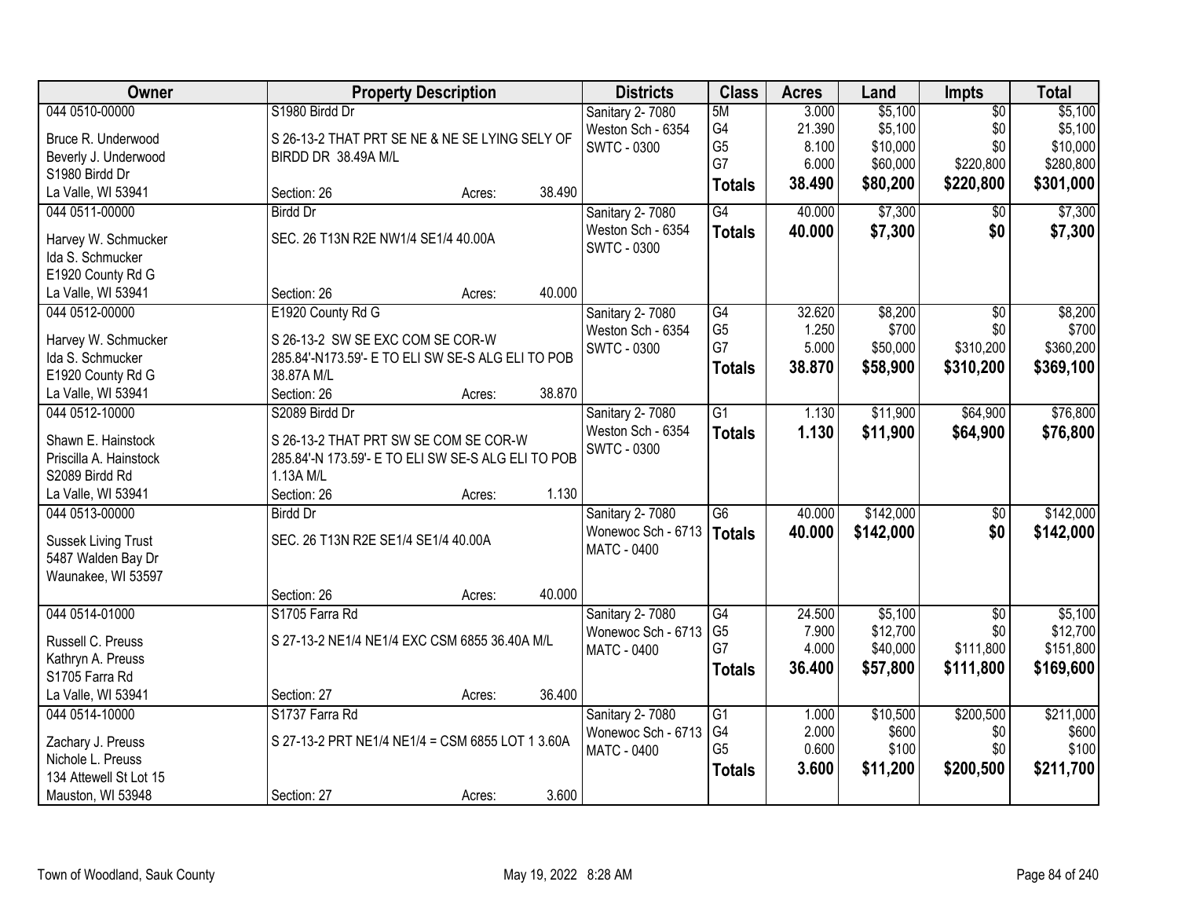| Owner | Property Description | | | Districts | Class | Acres | Land | Impts | Total |
|---|---|---|---|---|---|---|---|---|---|
| 044 0510-00000 | S1980 Birdd Dr | | | Sanitary 2- 7080 | 5M | 3.000 | $5,100 | $0 | $5,100 |
| Bruce R. Underwood | S 26-13-2 THAT PRT SE NE & NE SE LYING SELY OF | | | Weston Sch - 6354 | G4 | 21.390 | $5,100 | $0 | $5,100 |
| Beverly J. Underwood | BIRDD DR 38.49A M/L | | | SWTC - 0300 | G5 | 8.100 | $10,000 | $0 | $10,000 |
| S1980 Birdd Dr | | | | | G7 | 6.000 | $60,000 | $220,800 | $280,800 |
| La Valle, WI 53941 | Section: 26 | Acres: | 38.490 | | **Totals** | **38.490** | **$80,200** | **$220,800** | **$301,000** |
| 044 0511-00000 | Birdd Dr | | | Sanitary 2- 7080 | G4 | 40.000 | $7,300 | $0 | $7,300 |
| Harvey W. Schmucker | SEC. 26 T13N R2E NW1/4 SE1/4 40.00A | | | Weston Sch - 6354 | **Totals** | **40.000** | **$7,300** | **$0** | **$7,300** |
| Ida S. Schmucker | | | | SWTC - 0300 | | | | | |
| E1920 County Rd G | | | | | | | | | |
| La Valle, WI 53941 | Section: 26 | Acres: | 40.000 | | | | | | |
| 044 0512-00000 | E1920 County Rd G | | | Sanitary 2- 7080 | G4 | 32.620 | $8,200 | $0 | $8,200 |
| Harvey W. Schmucker | S 26-13-2 SW SE EXC COM SE COR-W | | | Weston Sch - 6354 | G5 | 1.250 | $700 | $0 | $700 |
| Ida S. Schmucker | 285.84'-N173.59'- E TO ELI SW SE-S ALG ELI TO POB | | | SWTC - 0300 | G7 | 5.000 | $50,000 | $310,200 | $360,200 |
| E1920 County Rd G | 38.87A M/L | | | | **Totals** | **38.870** | **$58,900** | **$310,200** | **$369,100** |
| La Valle, WI 53941 | Section: 26 | Acres: | 38.870 | | | | | | |
| 044 0512-10000 | S2089 Birdd Dr | | | Sanitary 2- 7080 | G1 | 1.130 | $11,900 | $64,900 | $76,800 |
| Shawn E. Hainstock | S 26-13-2 THAT PRT SW SE COM SE COR-W | | | Weston Sch - 6354 | **Totals** | **1.130** | **$11,900** | **$64,900** | **$76,800** |
| Priscilla A. Hainstock | 285.84'-N 173.59'- E TO ELI SW SE-S ALG ELI TO POB | | | SWTC - 0300 | | | | | |
| S2089 Birdd Rd | 1.13A M/L | | | | | | | | |
| La Valle, WI 53941 | Section: 26 | Acres: | 1.130 | | | | | | |
| 044 0513-00000 | Birdd Dr | | | Sanitary 2- 7080 | G6 | 40.000 | $142,000 | $0 | $142,000 |
| Sussek Living Trust | SEC. 26 T13N R2E SE1/4 SE1/4 40.00A | | | Wonewoc Sch - 6713 | **Totals** | **40.000** | **$142,000** | **$0** | **$142,000** |
| 5487 Walden Bay Dr | | | | MATC - 0400 | | | | | |
| Waunakee, WI 53597 | | | | | | | | | |
| | Section: 26 | Acres: | 40.000 | | | | | | |
| 044 0514-01000 | S1705 Farra Rd | | | Sanitary 2- 7080 | G4 | 24.500 | $5,100 | $0 | $5,100 |
| Russell C. Preuss | S 27-13-2 NE1/4 NE1/4 EXC CSM 6855 36.40A M/L | | | Wonewoc Sch - 6713 | G5 | 7.900 | $12,700 | $0 | $12,700 |
| Kathryn A. Preuss | | | | MATC - 0400 | G7 | 4.000 | $40,000 | $111,800 | $151,800 |
| S1705 Farra Rd | | | | | **Totals** | **36.400** | **$57,800** | **$111,800** | **$169,600** |
| La Valle, WI 53941 | Section: 27 | Acres: | 36.400 | | | | | | |
| 044 0514-10000 | S1737 Farra Rd | | | Sanitary 2- 7080 | G1 | 1.000 | $10,500 | $200,500 | $211,000 |
| Zachary J. Preuss | S 27-13-2 PRT NE1/4 NE1/4 = CSM 6855 LOT 1 3.60A | | | Wonewoc Sch - 6713 | G4 | 2.000 | $600 | $0 | $600 |
| Nichole L. Preuss | | | | MATC - 0400 | G5 | 0.600 | $100 | $0 | $100 |
| 134 Attewell St Lot 15 | | | | | **Totals** | **3.600** | **$11,200** | **$200,500** | **$211,700** |
| Mauston, WI 53948 | Section: 27 | Acres: | 3.600 | | | | | | |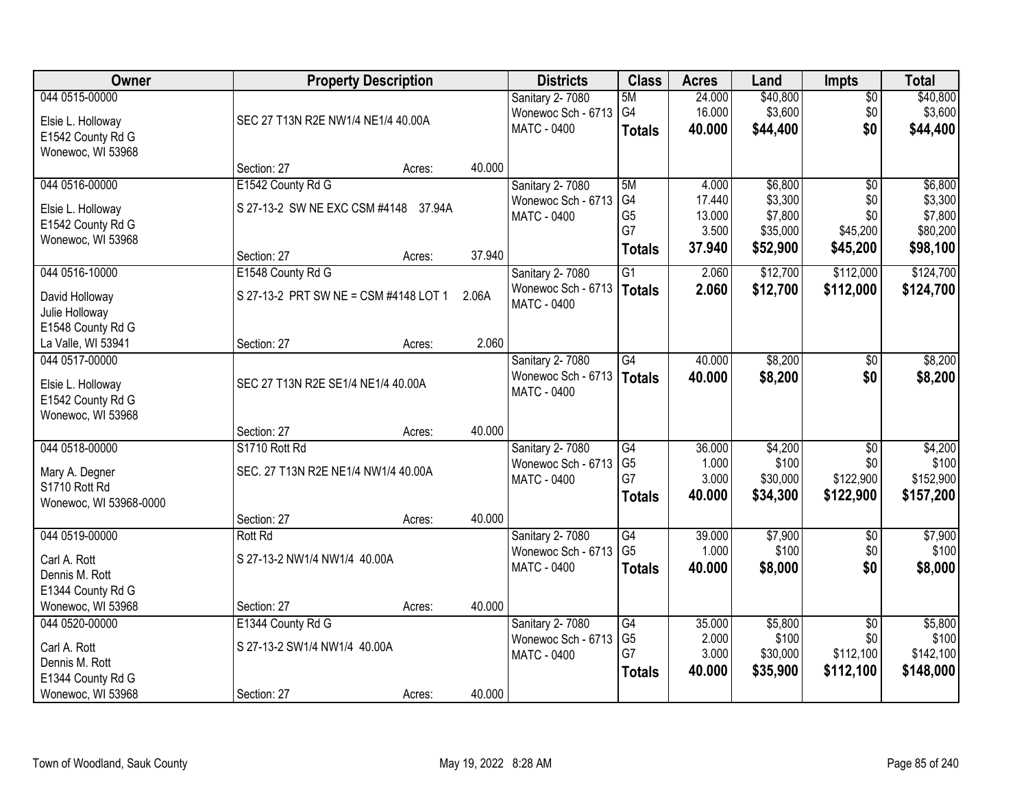| Owner | Property Description | | | Districts | Class | Acres | Land | Impts | Total |
|---|---|---|---|---|---|---|---|---|---|
| 044 0515-00000<br><br>Elsie L. Holloway<br>E1542 County Rd G<br>Wonewoc, WI 53968 | SEC 27 T13N R2E NW1/4 NE1/4 40.00A<br><br>Section: 27 | Acres: | 40.000 | Sanitary 2- 7080<br>Wonewoc Sch - 6713<br>MATC - 0400 | 5M<br>G4<br>**Totals** | 24.000<br>16.000<br>**40.000** | $40,800<br>$3,600<br>**$44,400** | $0<br>$0<br>**$0** | $40,800<br>$3,600<br>**$44,400** |
| 044 0516-00000<br><br>Elsie L. Holloway<br>E1542 County Rd G<br>Wonewoc, WI 53968 | E1542 County Rd G<br>S 27-13-2 SW NE EXC CSM #4148 37.94A<br><br>Section: 27 | Acres: | 37.940 | Sanitary 2- 7080<br>Wonewoc Sch - 6713<br>MATC - 0400 | 5M<br>G4<br>G5<br>G7<br>**Totals** | 4.000<br>17.440<br>13.000<br>3.500<br>**37.940** | $6,800<br>$3,300<br>$7,800<br>$35,000<br>**$52,900** | $0<br>$0<br>$0<br>$45,200<br>**$45,200** | $6,800<br>$3,300<br>$7,800<br>$80,200<br>**$98,100** |
| 044 0516-10000<br><br>David Holloway<br>Julie Holloway<br>E1548 County Rd G<br>La Valle, WI 53941 | E1548 County Rd G<br>S 27-13-2 PRT SW NE = CSM #4148 LOT 1 2.06A<br><br>Section: 27 | Acres: | 2.060 | Sanitary 2- 7080<br>Wonewoc Sch - 6713<br>MATC - 0400 | G1<br>**Totals** | 2.060<br>**2.060** | $12,700<br>**$12,700** | $112,000<br>**$112,000** | $124,700<br>**$124,700** |
| 044 0517-00000<br><br>Elsie L. Holloway<br>E1542 County Rd G<br>Wonewoc, WI 53968 | SEC 27 T13N R2E SE1/4 NE1/4 40.00A<br><br>Section: 27 | Acres: | 40.000 | Sanitary 2- 7080<br>Wonewoc Sch - 6713<br>MATC - 0400 | G4<br>**Totals** | 40.000<br>**40.000** | $8,200<br>**$8,200** | $0<br>**$0** | $8,200<br>**$8,200** |
| 044 0518-00000<br><br>Mary A. Degner<br>S1710 Rott Rd<br>Wonewoc, WI 53968-0000 | S1710 Rott Rd<br>SEC. 27 T13N R2E NE1/4 NW1/4 40.00A<br><br>Section: 27 | Acres: | 40.000 | Sanitary 2- 7080<br>Wonewoc Sch - 6713<br>MATC - 0400 | G4<br>G5<br>G7<br>**Totals** | 36.000<br>1.000<br>3.000<br>**40.000** | $4,200<br>$100<br>$30,000<br>**$34,300** | $0<br>$0<br>$122,900<br>**$122,900** | $4,200<br>$100<br>$152,900<br>**$157,200** |
| 044 0519-00000<br><br>Carl A. Rott<br>Dennis M. Rott<br>E1344 County Rd G<br>Wonewoc, WI 53968 | Rott Rd<br>S 27-13-2 NW1/4 NW1/4 40.00A<br><br>Section: 27 | Acres: | 40.000 | Sanitary 2- 7080<br>Wonewoc Sch - 6713<br>MATC - 0400 | G4<br>G5<br>**Totals** | 39.000<br>1.000<br>**40.000** | $7,900<br>$100<br>**$8,000** | $0<br>$0<br>**$0** | $7,900<br>$100<br>**$8,000** |
| 044 0520-00000<br><br>Carl A. Rott<br>Dennis M. Rott<br>E1344 County Rd G<br>Wonewoc, WI 53968 | E1344 County Rd G<br>S 27-13-2 SW1/4 NW1/4 40.00A<br><br>Section: 27 | Acres: | 40.000 | Sanitary 2- 7080<br>Wonewoc Sch - 6713<br>MATC - 0400 | G4<br>G5<br>G7<br>**Totals** | 35.000<br>2.000<br>3.000<br>**40.000** | $5,800<br>$100<br>$30,000<br>**$35,900** | $0<br>$0<br>$112,100<br>**$112,100** | $5,800<br>$100<br>$142,100<br>**$148,000** |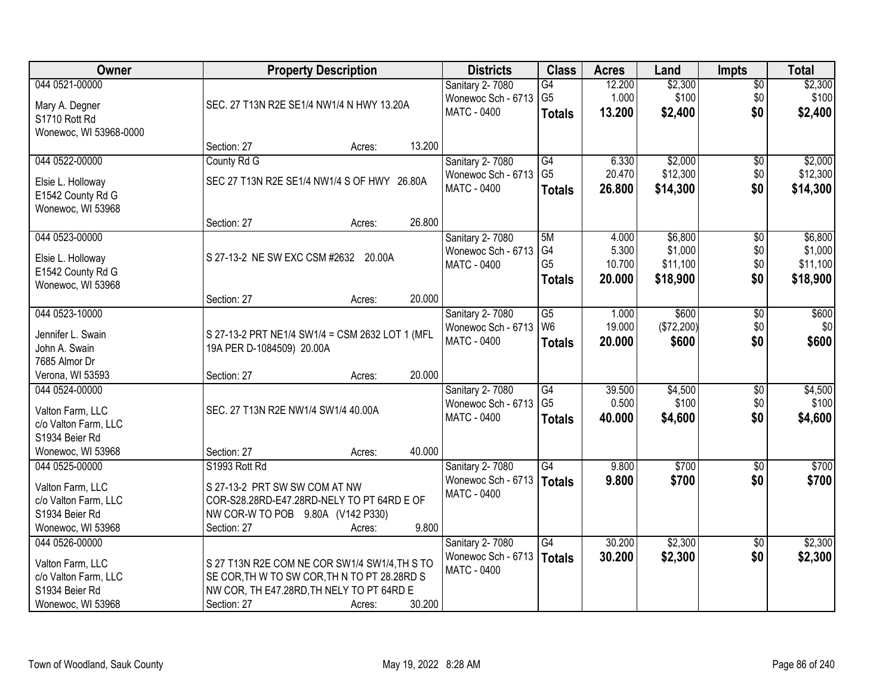| Owner | Property Description | Districts | Class | Acres | Land | Impts | Total |
|---|---|---|---|---|---|---|---|
| 044 0521-00000<br><br>Mary A. Degner<br>S1710 Rott Rd<br>Wonewoc, WI 53968-0000 | SEC. 27 T13N R2E SE1/4 NW1/4 N HWY 13.20A<br><br>Section: 27 Acres: 13.200 | Sanitary 2- 7080<br>Wonewoc Sch - 6713<br>MATC - 0400 | G4<br>G5<br>**Totals** | 12.200<br>1.000<br>**13.200** | $2,300<br>$100<br>**$2,400** | $0<br>$0<br>**$0** | $2,300<br>$100<br>**$2,400** |
| 044 0522-00000<br><br>Elsie L. Holloway<br>E1542 County Rd G<br>Wonewoc, WI 53968 | County Rd G<br><br>SEC 27 T13N R2E SE1/4 NW1/4 S OF HWY 26.80A<br><br>Section: 27 Acres: 26.800 | Sanitary 2- 7080<br>Wonewoc Sch - 6713<br>MATC - 0400 | G4<br>G5<br>**Totals** | 6.330<br>20.470<br>**26.800** | $2,000<br>$12,300<br>**$14,300** | $0<br>$0<br>**$0** | $2,000<br>$12,300<br>**$14,300** |
| 044 0523-00000<br><br>Elsie L. Holloway<br>E1542 County Rd G<br>Wonewoc, WI 53968 | S 27-13-2 NE SW EXC CSM #2632 20.00A<br><br>Section: 27 Acres: 20.000 | Sanitary 2- 7080<br>Wonewoc Sch - 6713<br>MATC - 0400 | 5M<br>G4<br>G5<br>**Totals** | 4.000<br>5.300<br>10.700<br>**20.000** | $6,800<br>$1,000<br>$11,100<br>**$18,900** | $0<br>$0<br>$0<br>**$0** | $6,800<br>$1,000<br>$11,100<br>**$18,900** |
| 044 0523-10000<br><br>Jennifer L. Swain<br>John A. Swain<br>7685 Almor Dr<br>Verona, WI 53593 | S 27-13-2 PRT NE1/4 SW1/4 = CSM 2632 LOT 1 (MFL 19A PER D-1084509) 20.00A<br><br>Section: 27 Acres: 20.000 | Sanitary 2- 7080<br>Wonewoc Sch - 6713<br>MATC - 0400 | G5<br>W6<br>**Totals** | 1.000<br>19.000<br>**20.000** | $600<br>($72,200)<br>**$600** | $0<br>$0<br>**$0** | $600<br>$0<br>**$600** |
| 044 0524-00000<br><br>Valton Farm, LLC<br>c/o Valton Farm, LLC<br>S1934 Beier Rd<br>Wonewoc, WI 53968 | SEC. 27 T13N R2E NW1/4 SW1/4 40.00A<br><br>Section: 27 Acres: 40.000 | Sanitary 2- 7080<br>Wonewoc Sch - 6713<br>MATC - 0400 | G4<br>G5<br>**Totals** | 39.500<br>0.500<br>**40.000** | $4,500<br>$100<br>**$4,600** | $0<br>$0<br>**$0** | $4,500<br>$100<br>**$4,600** |
| 044 0525-00000<br><br>Valton Farm, LLC<br>c/o Valton Farm, LLC<br>S1934 Beier Rd<br>Wonewoc, WI 53968 | S1993 Rott Rd<br><br>S 27-13-2 PRT SW SW COM AT NW COR-S28.28RD-E47.28RD-NELY TO PT 64RD E OF NW COR-W TO POB 9.80A (V142 P330)<br>Section: 27 Acres: 9.800 | Sanitary 2- 7080<br>Wonewoc Sch - 6713<br>MATC - 0400 | G4<br>**Totals** | 9.800<br>**9.800** | $700<br>**$700** | $0<br>**$0** | $700<br>**$700** |
| 044 0526-00000<br><br>Valton Farm, LLC<br>c/o Valton Farm, LLC<br>S1934 Beier Rd<br>Wonewoc, WI 53968 | S 27 T13N R2E COM NE COR SW1/4 SW1/4,TH S TO SE COR,TH W TO SW COR,TH N TO PT 28.28RD S NW COR, TH E47.28RD,TH NELY TO PT 64RD E<br>Section: 27 Acres: 30.200 | Sanitary 2- 7080<br>Wonewoc Sch - 6713<br>MATC - 0400 | G4<br>**Totals** | 30.200<br>**30.200** | $2,300<br>**$2,300** | $0<br>**$0** | $2,300<br>**$2,300** |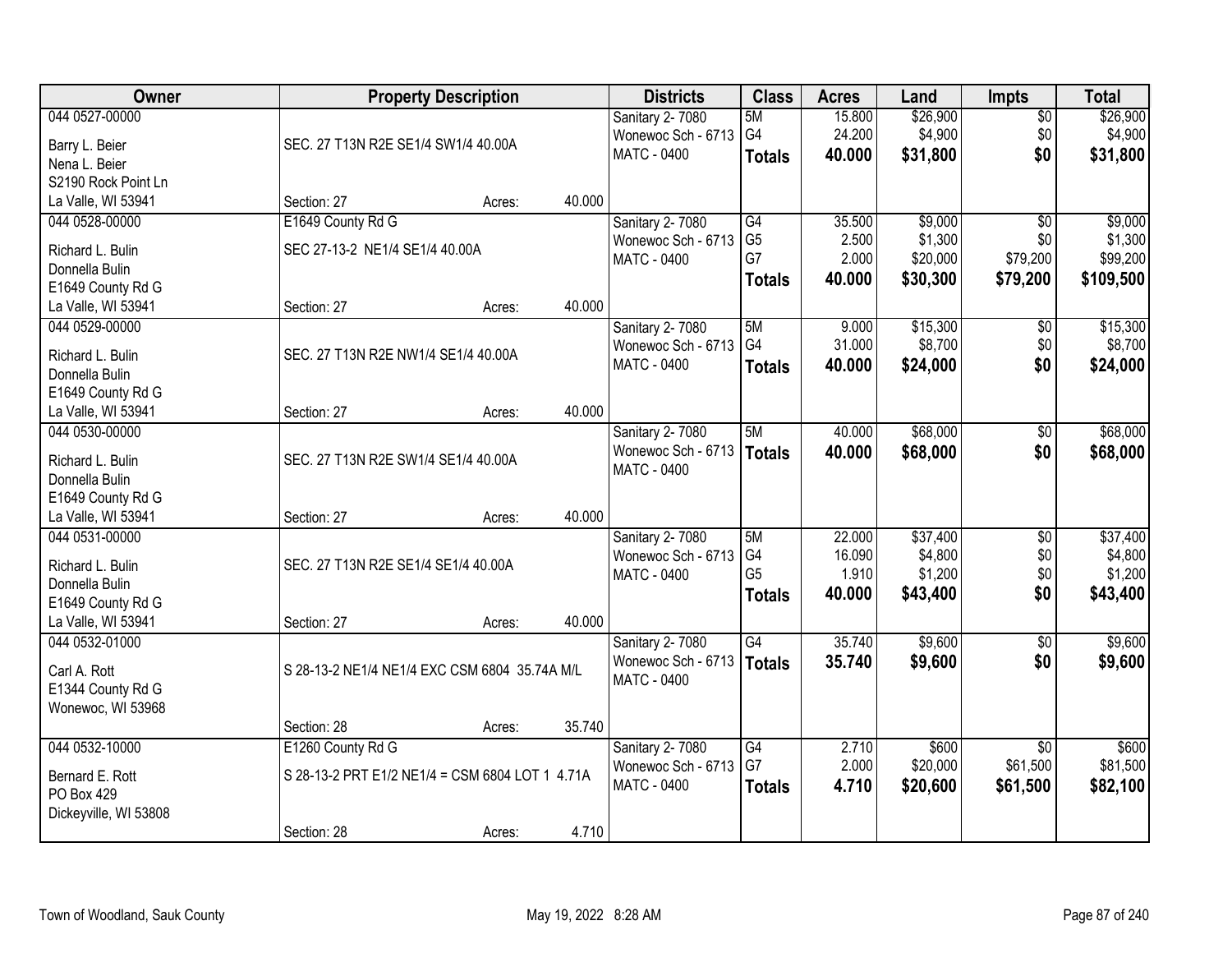| Owner | Property Description | Districts | Class | Acres | Land | Impts | Total |
|---|---|---|---|---|---|---|---|
| 044 0527-00000<br>Barry L. Beier<br>Nena L. Beier<br>S2190 Rock Point Ln<br>La Valle, WI 53941 | SEC. 27 T13N R2E SE1/4 SW1/4 40.00A<br>Section: 27 Acres: 40.000 | Sanitary 2- 7080<br>Wonewoc Sch - 6713<br>MATC - 0400 | 5M<br>G4<br>**Totals** | 15.800<br>24.200<br>**40.000** | $26,900<br>$4,900<br>**$31,800** | $0<br>$0<br>**$0** | $26,900<br>$4,900<br>**$31,800** |
| 044 0528-00000<br>Richard L. Bulin<br>Donnella Bulin<br>E1649 County Rd G<br>La Valle, WI 53941 | E1649 County Rd G<br>SEC 27-13-2 NE1/4 SE1/4 40.00A<br>Section: 27 Acres: 40.000 | Sanitary 2- 7080<br>Wonewoc Sch - 6713<br>MATC - 0400 | G4<br>G5<br>G7<br>**Totals** | 35.500<br>2.500<br>2.000<br>**40.000** | $9,000<br>$1,300<br>$20,000<br>**$30,300** | $0<br>$0<br>$79,200<br>**$79,200** | $9,000<br>$1,300<br>$99,200<br>**$109,500** |
| 044 0529-00000<br>Richard L. Bulin<br>Donnella Bulin<br>E1649 County Rd G<br>La Valle, WI 53941 | SEC. 27 T13N R2E NW1/4 SE1/4 40.00A<br>Section: 27 Acres: 40.000 | Sanitary 2- 7080<br>Wonewoc Sch - 6713<br>MATC - 0400 | 5M<br>G4<br>**Totals** | 9.000<br>31.000<br>**40.000** | $15,300<br>$8,700<br>**$24,000** | $0<br>$0<br>**$0** | $15,300<br>$8,700<br>**$24,000** |
| 044 0530-00000<br>Richard L. Bulin<br>Donnella Bulin<br>E1649 County Rd G<br>La Valle, WI 53941 | SEC. 27 T13N R2E SW1/4 SE1/4 40.00A<br>Section: 27 Acres: 40.000 | Sanitary 2- 7080<br>Wonewoc Sch - 6713<br>MATC - 0400 | 5M<br>**Totals** | 40.000<br>**40.000** | $68,000<br>**$68,000** | $0<br>**$0** | $68,000<br>**$68,000** |
| 044 0531-00000<br>Richard L. Bulin<br>Donnella Bulin<br>E1649 County Rd G<br>La Valle, WI 53941 | SEC. 27 T13N R2E SE1/4 SE1/4 40.00A<br>Section: 27 Acres: 40.000 | Sanitary 2- 7080<br>Wonewoc Sch - 6713<br>MATC - 0400 | 5M<br>G4<br>G5<br>**Totals** | 22.000<br>16.090<br>1.910<br>**40.000** | $37,400<br>$4,800<br>$1,200<br>**$43,400** | $0<br>$0<br>$0<br>**$0** | $37,400<br>$4,800<br>$1,200<br>**$43,400** |
| 044 0532-01000<br>Carl A. Rott<br>E1344 County Rd G<br>Wonewoc, WI 53968 | S 28-13-2 NE1/4 NE1/4 EXC CSM 6804 35.74A M/L<br>Section: 28 Acres: 35.740 | Sanitary 2- 7080<br>Wonewoc Sch - 6713<br>MATC - 0400 | G4<br>**Totals** | 35.740<br>**35.740** | $9,600<br>**$9,600** | $0<br>**$0** | $9,600<br>**$9,600** |
| 044 0532-10000<br>Bernard E. Rott<br>PO Box 429<br>Dickeyville, WI 53808 | E1260 County Rd G<br>S 28-13-2 PRT E1/2 NE1/4 = CSM 6804 LOT 1 4.71A<br>Section: 28 Acres: 4.710 | Sanitary 2- 7080<br>Wonewoc Sch - 6713<br>MATC - 0400 | G4<br>G7<br>**Totals** | 2.710<br>2.000<br>**4.710** | $600<br>$20,000<br>**$20,600** | $0<br>$61,500<br>**$61,500** | $600<br>$81,500<br>**$82,100** |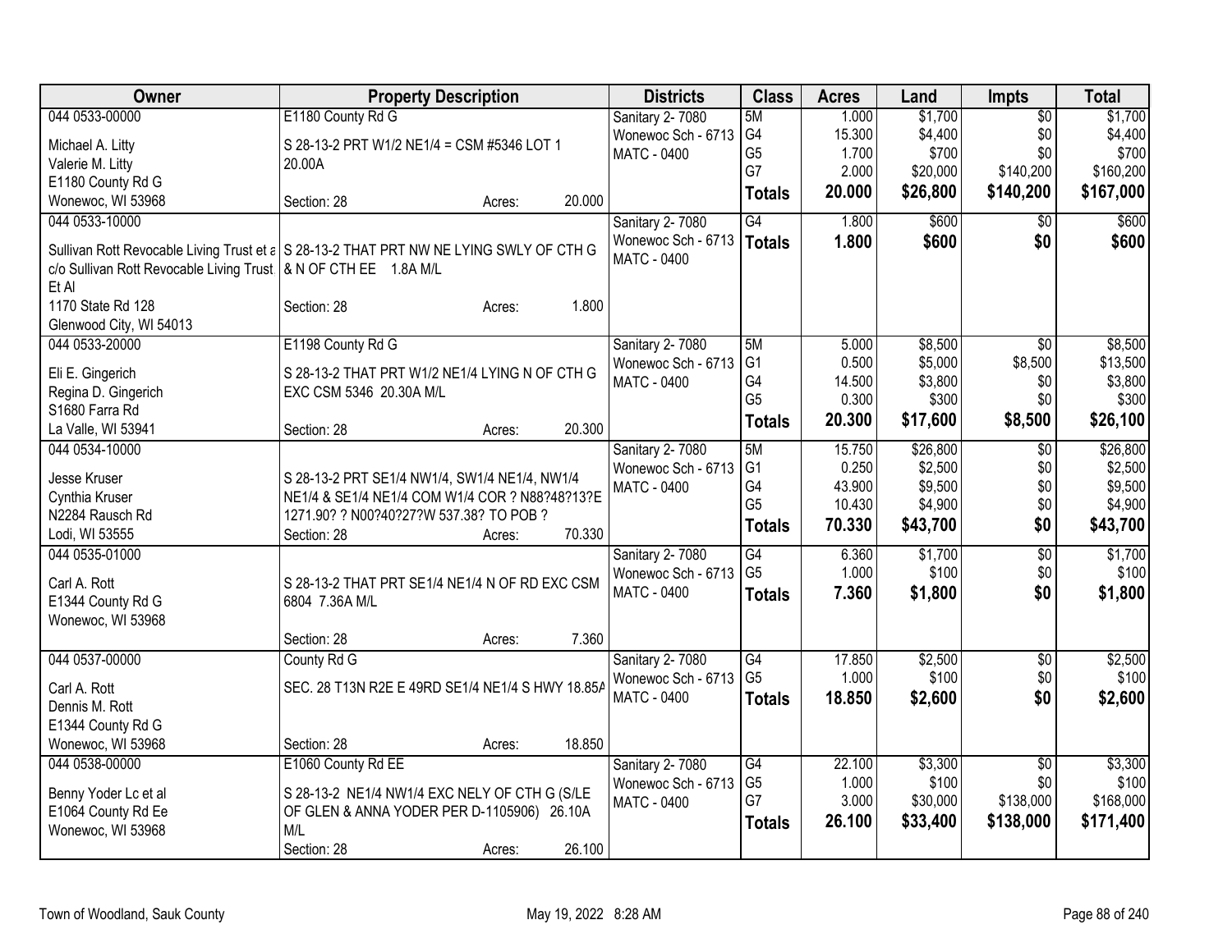| Owner | Property Description | Districts | Class | Acres | Land | Impts | Total |
|---|---|---|---|---|---|---|---|
| 044 0533-00000<br>Michael A. Litty<br>Valerie M. Litty<br>E1180 County Rd G<br>Wonewoc, WI 53968 | E1180 County Rd G<br>S 28-13-2 PRT W1/2 NE1/4 = CSM #5346 LOT 1 20.00A<br>Section: 28 Acres: 20.000 | Sanitary 2- 7080<br>Wonewoc Sch - 6713<br>MATC - 0400 | 5M<br>G4<br>G5<br>G7<br>**Totals** | 1.000<br>15.300<br>1.700<br>2.000<br>**20.000** | $1,700<br>$4,400<br>$700<br>$20,000<br>**$26,800** | $0<br>$0<br>$0<br>$140,200<br>**$140,200** | $1,700<br>$4,400<br>$700<br>$160,200<br>**$167,000** |
| 044 0533-10000<br>Sullivan Rott Revocable Living Trust et a<br>c/o Sullivan Rott Revocable Living Trust<br>Et Al<br>1170 State Rd 128<br>Glenwood City, WI 54013 | S 28-13-2 THAT PRT NW NE LYING SWLY OF CTH G & N OF CTH EE 1.8A M/L<br>Section: 28 Acres: 1.800 | Sanitary 2- 7080<br>Wonewoc Sch - 6713<br>MATC - 0400 | G4<br>**Totals** | 1.800<br>**1.800** | $600<br>**$600** | $0<br>**$0** | $600<br>**$600** |
| 044 0533-20000<br>Eli E. Gingerich<br>Regina D. Gingerich<br>S1680 Farra Rd<br>La Valle, WI 53941 | E1198 County Rd G<br>S 28-13-2 THAT PRT W1/2 NE1/4 LYING N OF CTH G EXC CSM 5346 20.30A M/L<br>Section: 28 Acres: 20.300 | Sanitary 2- 7080<br>Wonewoc Sch - 6713<br>MATC - 0400 | 5M<br>G1<br>G4<br>G5<br>**Totals** | 5.000<br>0.500<br>14.500<br>0.300<br>**20.300** | $8,500<br>$5,000<br>$3,800<br>$300<br>**$17,600** | $0<br>$8,500<br>$0<br>$0<br>**$8,500** | $8,500<br>$13,500<br>$3,800<br>$300<br>**$26,100** |
| 044 0534-10000<br>Jesse Kruser<br>Cynthia Kruser<br>N2284 Rausch Rd<br>Lodi, WI 53555 | S 28-13-2 PRT SE1/4 NW1/4, SW1/4 NE1/4, NW1/4 NE1/4 & SE1/4 NE1/4 COM W1/4 COR ? N88?48?13?E 1271.90? ? N00?40?27?W 537.38? TO POB ?<br>Section: 28 Acres: 70.330 | Sanitary 2- 7080<br>Wonewoc Sch - 6713<br>MATC - 0400 | 5M<br>G1<br>G4<br>G5<br>**Totals** | 15.750<br>0.250<br>43.900<br>10.430<br>**70.330** | $26,800<br>$2,500<br>$9,500<br>$4,900<br>**$43,700** | $0<br>$0<br>$0<br>$0<br>**$0** | $26,800<br>$2,500<br>$9,500<br>$4,900<br>**$43,700** |
| 044 0535-01000<br>Carl A. Rott<br>E1344 County Rd G<br>Wonewoc, WI 53968 | S 28-13-2 THAT PRT SE1/4 NE1/4 N OF RD EXC CSM 6804 7.36A M/L<br>Section: 28 Acres: 7.360 | Sanitary 2- 7080<br>Wonewoc Sch - 6713<br>MATC - 0400 | G4<br>G5<br>**Totals** | 6.360<br>1.000<br>**7.360** | $1,700<br>$100<br>**$1,800** | $0<br>$0<br>**$0** | $1,700<br>$100<br>**$1,800** |
| 044 0537-00000<br>Carl A. Rott<br>Dennis M. Rott<br>E1344 County Rd G<br>Wonewoc, WI 53968 | County Rd G<br>SEC. 28 T13N R2E E 49RD SE1/4 NE1/4 S HWY 18.85A<br>Section: 28 Acres: 18.850 | Sanitary 2- 7080<br>Wonewoc Sch - 6713<br>MATC - 0400 | G4<br>G5<br>**Totals** | 17.850<br>1.000<br>**18.850** | $2,500<br>$100<br>**$2,600** | $0<br>$0<br>**$0** | $2,500<br>$100<br>**$2,600** |
| 044 0538-00000<br>Benny Yoder Lc et al<br>E1064 County Rd Ee<br>Wonewoc, WI 53968 | E1060 County Rd EE<br>S 28-13-2 NE1/4 NW1/4 EXC NELY OF CTH G (S/LE OF GLEN & ANNA YODER PER D-1105906) 26.10A M/L<br>Section: 28 Acres: 26.100 | Sanitary 2- 7080<br>Wonewoc Sch - 6713<br>MATC - 0400 | G4<br>G5<br>G7<br>**Totals** | 22.100<br>1.000<br>3.000<br>**26.100** | $3,300<br>$100<br>$30,000<br>**$33,400** | $0<br>$0<br>$138,000<br>**$138,000** | $3,300<br>$100<br>$168,000<br>**$171,400** |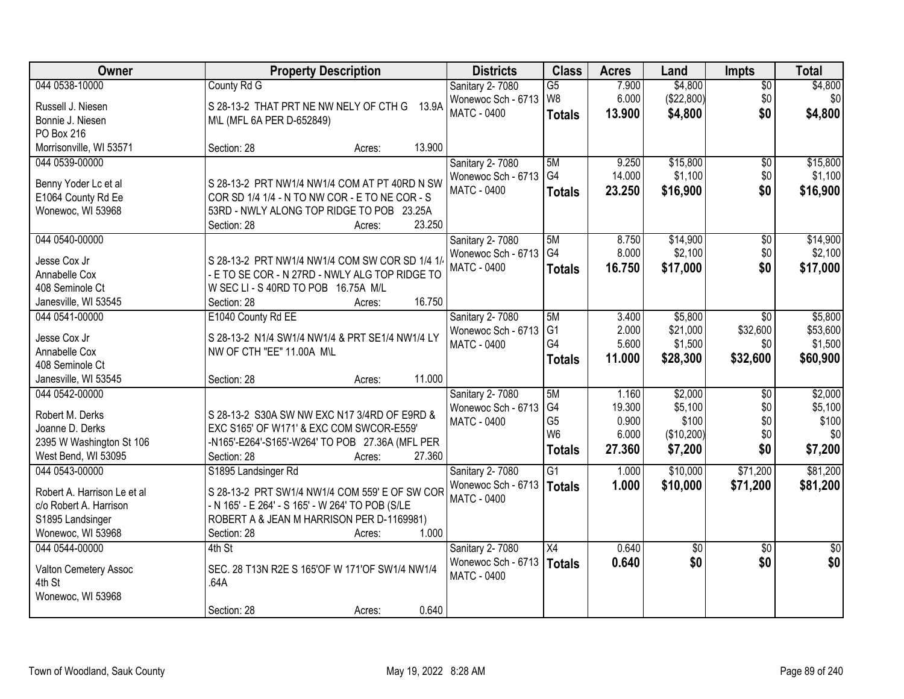| Owner | Property Description | Districts | Class | Acres | Land | Impts | Total |
|---|---|---|---|---|---|---|---|
| 044 0538-10000<br>Russell J. Niesen<br>Bonnie J. Niesen<br>PO Box 216<br>Morrisonville, WI 53571 | County Rd G<br>S 28-13-2 THAT PRT NE NW NELY OF CTH G 13.9A M\L (MFL 6A PER D-652849)<br>Section: 28 Acres: 13.900 | Sanitary 2- 7080<br>Wonewoc Sch - 6713<br>MATC - 0400 | G5<br>W8<br>**Totals** | 7.900<br>6.000<br>**13.900** | $4,800<br>($22,800)<br>**$4,800** | $0<br>$0<br>**$0** | $4,800<br>$0<br>**$4,800** |
| 044 0539-00000<br>Benny Yoder Lc et al<br>E1064 County Rd Ee<br>Wonewoc, WI 53968 | S 28-13-2 PRT NW1/4 NW1/4 COM AT PT 40RD N SW COR SD 1/4 1/4 - N TO NW COR - E TO NE COR - S 53RD - NWLY ALONG TOP RIDGE TO POB 23.25A<br>Section: 28 Acres: 23.250 | Sanitary 2- 7080<br>Wonewoc Sch - 6713<br>MATC - 0400 | 5M<br>G4<br>**Totals** | 9.250<br>14.000<br>**23.250** | $15,800<br>$1,100<br>**$16,900** | $0<br>$0<br>**$0** | $15,800<br>$1,100<br>**$16,900** |
| 044 0540-00000<br>Jesse Cox Jr<br>Annabelle Cox<br>408 Seminole Ct<br>Janesville, WI 53545 | S 28-13-2 PRT NW1/4 NW1/4 COM SW COR SD 1/4 1/4 - E TO SE COR - N 27RD - NWLY ALG TOP RIDGE TO W SEC LI - S 40RD TO POB 16.75A M/L<br>Section: 28 Acres: 16.750 | Sanitary 2- 7080<br>Wonewoc Sch - 6713<br>MATC - 0400 | 5M<br>G4<br>**Totals** | 8.750<br>8.000<br>**16.750** | $14,900<br>$2,100<br>**$17,000** | $0<br>$0<br>**$0** | $14,900<br>$2,100<br>**$17,000** |
| 044 0541-00000<br>Jesse Cox Jr<br>Annabelle Cox<br>408 Seminole Ct<br>Janesville, WI 53545 | E1040 County Rd EE<br>S 28-13-2 N1/4 SW1/4 NW1/4 & PRT SE1/4 NW1/4 LY NW OF CTH "EE" 11.00A M\L<br>Section: 28 Acres: 11.000 | Sanitary 2- 7080<br>Wonewoc Sch - 6713<br>MATC - 0400 | 5M<br>G1<br>G4<br>**Totals** | 3.400<br>2.000<br>5.600<br>**11.000** | $5,800<br>$21,000<br>$1,500<br>**$28,300** | $0<br>$32,600<br>$0<br>**$32,600** | $5,800<br>$53,600<br>$1,500<br>**$60,900** |
| 044 0542-00000<br>Robert M. Derks<br>Joanne D. Derks<br>2395 W Washington St 106<br>West Bend, WI 53095 | S 28-13-2 S30A SW NW EXC N17 3/4RD OF E9RD & EXC S165' OF W171' & EXC COM SWCOR-E559' -N165'-E264'-S165'-W264' TO POB 27.36A (MFL PER<br>Section: 28 Acres: 27.360 | Sanitary 2- 7080<br>Wonewoc Sch - 6713<br>MATC - 0400 | 5M<br>G4<br>G5<br>W6<br>**Totals** | 1.160<br>19.300<br>0.900<br>6.000<br>**27.360** | $2,000<br>$5,100<br>$100<br>($10,200)<br>**$7,200** | $0<br>$0<br>$0<br>$0<br>**$0** | $2,000<br>$5,100<br>$100<br>$0<br>**$7,200** |
| 044 0543-00000<br>Robert A. Harrison Le et al<br>c/o Robert A. Harrison<br>S1895 Landsinger<br>Wonewoc, WI 53968 | S1895 Landsinger Rd<br>S 28-13-2 PRT SW1/4 NW1/4 COM 559' E OF SW COR - N 165' - E 264' - S 165' - W 264' TO POB (S/LE ROBERT A & JEAN M HARRISON PER D-1169981)<br>Section: 28 Acres: 1.000 | Sanitary 2- 7080<br>Wonewoc Sch - 6713<br>MATC - 0400 | G1<br>**Totals** | 1.000<br>**1.000** | $10,000<br>**$10,000** | $71,200<br>**$71,200** | $81,200<br>**$81,200** |
| 044 0544-00000<br>Valton Cemetery Assoc<br>4th St<br>Wonewoc, WI 53968 | 4th St<br>SEC. 28 T13N R2E S 165'OF W 171'OF SW1/4 NW1/4 .64A<br>Section: 28 Acres: 0.640 | Sanitary 2- 7080<br>Wonewoc Sch - 6713<br>MATC - 0400 | X4<br>**Totals** | 0.640<br>**0.640** | $0<br>**$0** | $0<br>**$0** | $0<br>**$0** |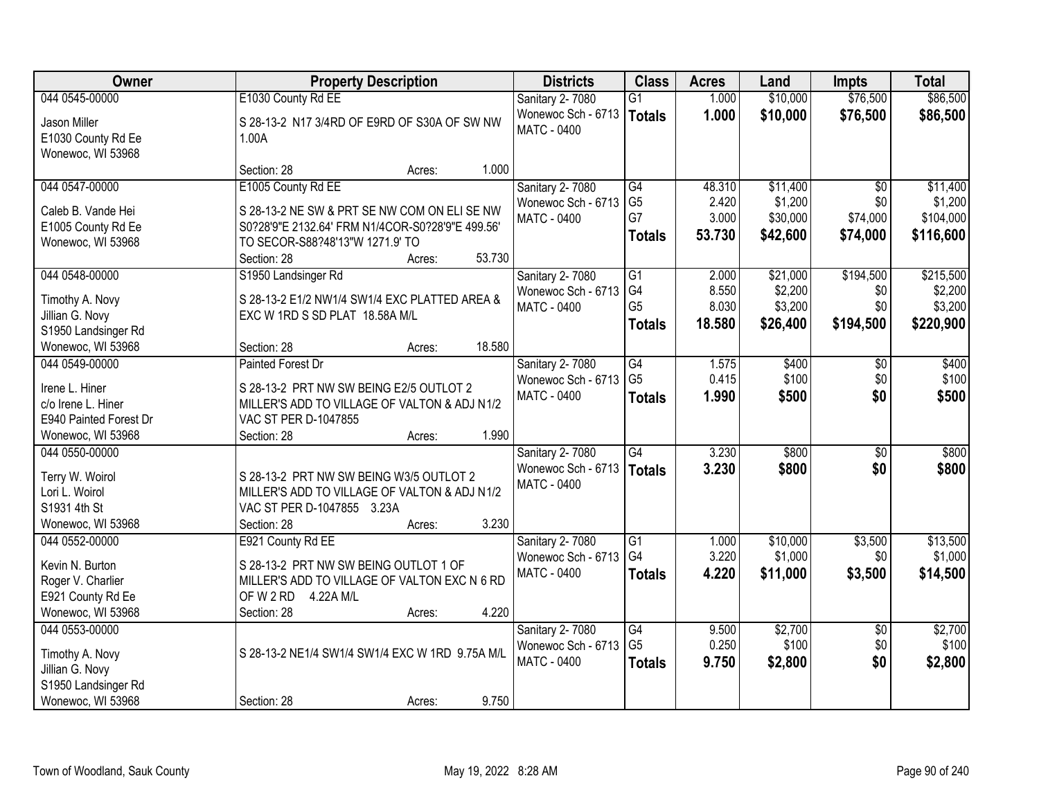| Owner | Property Description | Districts | Class | Acres | Land | Impts | Total |
|---|---|---|---|---|---|---|---|
| 044 0545-00000<br>Jason Miller<br>E1030 County Rd Ee<br>Wonewoc, WI 53968 | E1030 County Rd EE<br>S 28-13-2 N17 3/4RD OF E9RD OF S30A OF SW NW 1.00A<br>Section: 28 Acres: 1.000 | Sanitary 2- 7080<br>Wonewoc Sch - 6713<br>MATC - 0400 | G1<br>**Totals** | 1.000<br>**1.000** | $10,000<br>**$10,000** | $76,500<br>**$76,500** | $86,500<br>**$86,500** |
| 044 0547-00000<br>Caleb B. Vande Hei<br>E1005 County Rd Ee<br>Wonewoc, WI 53968 | E1005 County Rd EE<br>S 28-13-2 NE SW & PRT SE NW COM ON ELI SE NW S0?28'9"E 2132.64' FRM N1/4COR-S0?28'9"E 499.56' TO SECOR-S88?48'13"W 1271.9' TO<br>Section: 28 Acres: 53.730 | Sanitary 2- 7080<br>Wonewoc Sch - 6713<br>MATC - 0400 | G4<br>G5<br>G7<br>**Totals** | 48.310<br>2.420<br>3.000<br>**53.730** | $11,400<br>$1,200<br>$30,000<br>**$42,600** | $0<br>$0<br>$74,000<br>**$74,000** | $11,400<br>$1,200<br>$104,000<br>**$116,600** |
| 044 0548-00000<br>Timothy A. Novy<br>Jillian G. Novy<br>S1950 Landsinger Rd<br>Wonewoc, WI 53968 | S1950 Landsinger Rd<br>S 28-13-2 E1/2 NW1/4 SW1/4 EXC PLATTED AREA & EXC W 1RD S SD PLAT 18.58A M/L<br>Section: 28 Acres: 18.580 | Sanitary 2- 7080<br>Wonewoc Sch - 6713<br>MATC - 0400 | G1<br>G4<br>G5<br>**Totals** | 2.000<br>8.550<br>8.030<br>**18.580** | $21,000<br>$2,200<br>$3,200<br>**$26,400** | $194,500<br>$0<br>$0<br>**$194,500** | $215,500<br>$2,200<br>$3,200<br>**$220,900** |
| 044 0549-00000<br>Irene L. Hiner<br>c/o Irene L. Hiner<br>E940 Painted Forest Dr<br>Wonewoc, WI 53968 | Painted Forest Dr<br>S 28-13-2 PRT NW SW BEING E2/5 OUTLOT 2 MILLER'S ADD TO VILLAGE OF VALTON & ADJ N1/2 VAC ST PER D-1047855<br>Section: 28 Acres: 1.990 | Sanitary 2- 7080<br>Wonewoc Sch - 6713<br>MATC - 0400 | G4<br>G5<br>**Totals** | 1.575<br>0.415<br>**1.990** | $400<br>$100<br>**$500** | $0<br>$0<br>**$0** | $400<br>$100<br>**$500** |
| 044 0550-00000<br>Terry W. Woirol<br>Lori L. Woirol<br>S1931 4th St<br>Wonewoc, WI 53968 | S 28-13-2 PRT NW SW BEING W3/5 OUTLOT 2 MILLER'S ADD TO VILLAGE OF VALTON & ADJ N1/2 VAC ST PER D-1047855 3.23A<br>Section: 28 Acres: 3.230 | Sanitary 2- 7080<br>Wonewoc Sch - 6713<br>MATC - 0400 | G4<br>**Totals** | 3.230<br>**3.230** | $800<br>**$800** | $0<br>**$0** | $800<br>**$800** |
| 044 0552-00000<br>Kevin N. Burton<br>Roger V. Charlier<br>E921 County Rd Ee<br>Wonewoc, WI 53968 | E921 County Rd EE<br>S 28-13-2 PRT NW SW BEING OUTLOT 1 OF MILLER'S ADD TO VILLAGE OF VALTON EXC N 6 RD OF W 2 RD 4.22A M/L<br>Section: 28 Acres: 4.220 | Sanitary 2- 7080<br>Wonewoc Sch - 6713<br>MATC - 0400 | G1<br>G4<br>**Totals** | 1.000<br>3.220<br>**4.220** | $10,000<br>$1,000<br>**$11,000** | $3,500<br>$0<br>**$3,500** | $13,500<br>$1,000<br>**$14,500** |
| 044 0553-00000<br>Timothy A. Novy<br>Jillian G. Novy<br>S1950 Landsinger Rd<br>Wonewoc, WI 53968 | S 28-13-2 NE1/4 SW1/4 SW1/4 EXC W 1RD 9.75A M/L<br>Section: 28 Acres: 9.750 | Sanitary 2- 7080<br>Wonewoc Sch - 6713<br>MATC - 0400 | G4<br>G5<br>**Totals** | 9.500<br>0.250<br>**9.750** | $2,700<br>$100<br>**$2,800** | $0<br>$0<br>**$0** | $2,700<br>$100<br>**$2,800** |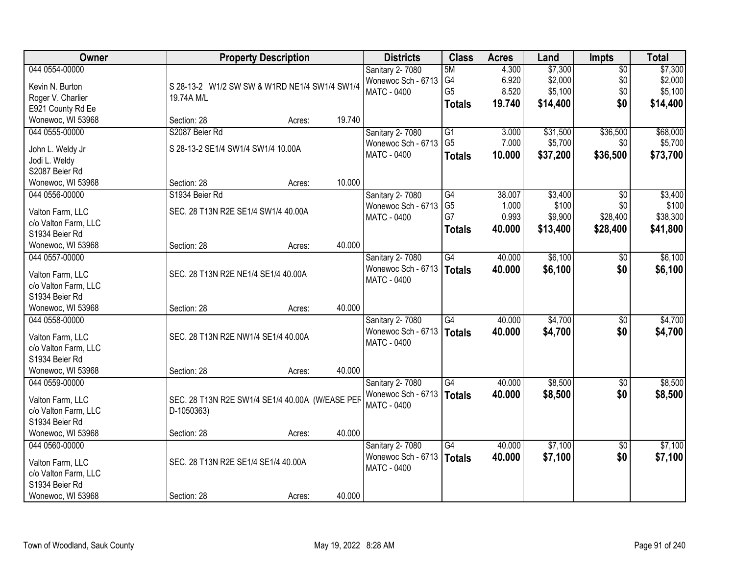| Owner | Property Description | | | Districts | Class | Acres | Land | Impts | Total |
|---|---|---|---|---|---|---|---|---|---|
| 044 0554-00000<br>Kevin N. Burton<br>Roger V. Charlier<br>E921 County Rd Ee<br>Wonewoc, WI 53968 | S 28-13-2 W1/2 SW SW & W1RD NE1/4 SW1/4 SW1/4 19.74A M/L<br>Section: 28 | Acres: | 19.740 | Sanitary 2- 7080<br>Wonewoc Sch - 6713<br>MATC - 0400 | 5M<br>G4<br>G5<br>**Totals** | 4.300<br>6.920<br>8.520<br>**19.740** | $7,300<br>$2,000<br>$5,100<br>**$14,400** | $0<br>$0<br>$0<br>**$0** | $7,300<br>$2,000<br>$5,100<br>**$14,400** |
| 044 0555-00000<br>John L. Weldy Jr<br>Jodi L. Weldy<br>S2087 Beier Rd<br>Wonewoc, WI 53968 | S2087 Beier Rd<br>S 28-13-2 SE1/4 SW1/4 SW1/4 10.00A<br>Section: 28 | Acres: | 10.000 | Sanitary 2- 7080<br>Wonewoc Sch - 6713<br>MATC - 0400 | G1<br>G5<br>**Totals** | 3.000<br>7.000<br>**10.000** | $31,500<br>$5,700<br>**$37,200** | $36,500<br>$0<br>**$36,500** | $68,000<br>$5,700<br>**$73,700** |
| 044 0556-00000<br>Valton Farm, LLC<br>c/o Valton Farm, LLC<br>S1934 Beier Rd<br>Wonewoc, WI 53968 | S1934 Beier Rd<br>SEC. 28 T13N R2E SE1/4 SW1/4 40.00A<br>Section: 28 | Acres: | 40.000 | Sanitary 2- 7080<br>Wonewoc Sch - 6713<br>MATC - 0400 | G4<br>G5<br>G7<br>**Totals** | 38.007<br>1.000<br>0.993<br>**40.000** | $3,400<br>$100<br>$9,900<br>**$13,400** | $0<br>$0<br>$28,400<br>**$28,400** | $3,400<br>$100<br>$38,300<br>**$41,800** |
| 044 0557-00000<br>Valton Farm, LLC<br>c/o Valton Farm, LLC<br>S1934 Beier Rd<br>Wonewoc, WI 53968 | SEC. 28 T13N R2E NE1/4 SE1/4 40.00A<br>Section: 28 | Acres: | 40.000 | Sanitary 2- 7080<br>Wonewoc Sch - 6713<br>MATC - 0400 | G4<br>**Totals** | 40.000<br>**40.000** | $6,100<br>**$6,100** | $0<br>**$0** | $6,100<br>**$6,100** |
| 044 0558-00000<br>Valton Farm, LLC<br>c/o Valton Farm, LLC<br>S1934 Beier Rd<br>Wonewoc, WI 53968 | SEC. 28 T13N R2E NW1/4 SE1/4 40.00A<br>Section: 28 | Acres: | 40.000 | Sanitary 2- 7080<br>Wonewoc Sch - 6713<br>MATC - 0400 | G4<br>**Totals** | 40.000<br>**40.000** | $4,700<br>**$4,700** | $0<br>**$0** | $4,700<br>**$4,700** |
| 044 0559-00000<br>Valton Farm, LLC<br>c/o Valton Farm, LLC<br>S1934 Beier Rd<br>Wonewoc, WI 53968 | SEC. 28 T13N R2E SW1/4 SE1/4 40.00A (W/EASE PER D-1050363)<br>Section: 28 | Acres: | 40.000 | Sanitary 2- 7080<br>Wonewoc Sch - 6713<br>MATC - 0400 | G4<br>**Totals** | 40.000<br>**40.000** | $8,500<br>**$8,500** | $0<br>**$0** | $8,500<br>**$8,500** |
| 044 0560-00000<br>Valton Farm, LLC<br>c/o Valton Farm, LLC<br>S1934 Beier Rd<br>Wonewoc, WI 53968 | SEC. 28 T13N R2E SE1/4 SE1/4 40.00A<br>Section: 28 | Acres: | 40.000 | Sanitary 2- 7080<br>Wonewoc Sch - 6713<br>MATC - 0400 | G4<br>**Totals** | 40.000<br>**40.000** | $7,100<br>**$7,100** | $0<br>**$0** | $7,100<br>**$7,100** |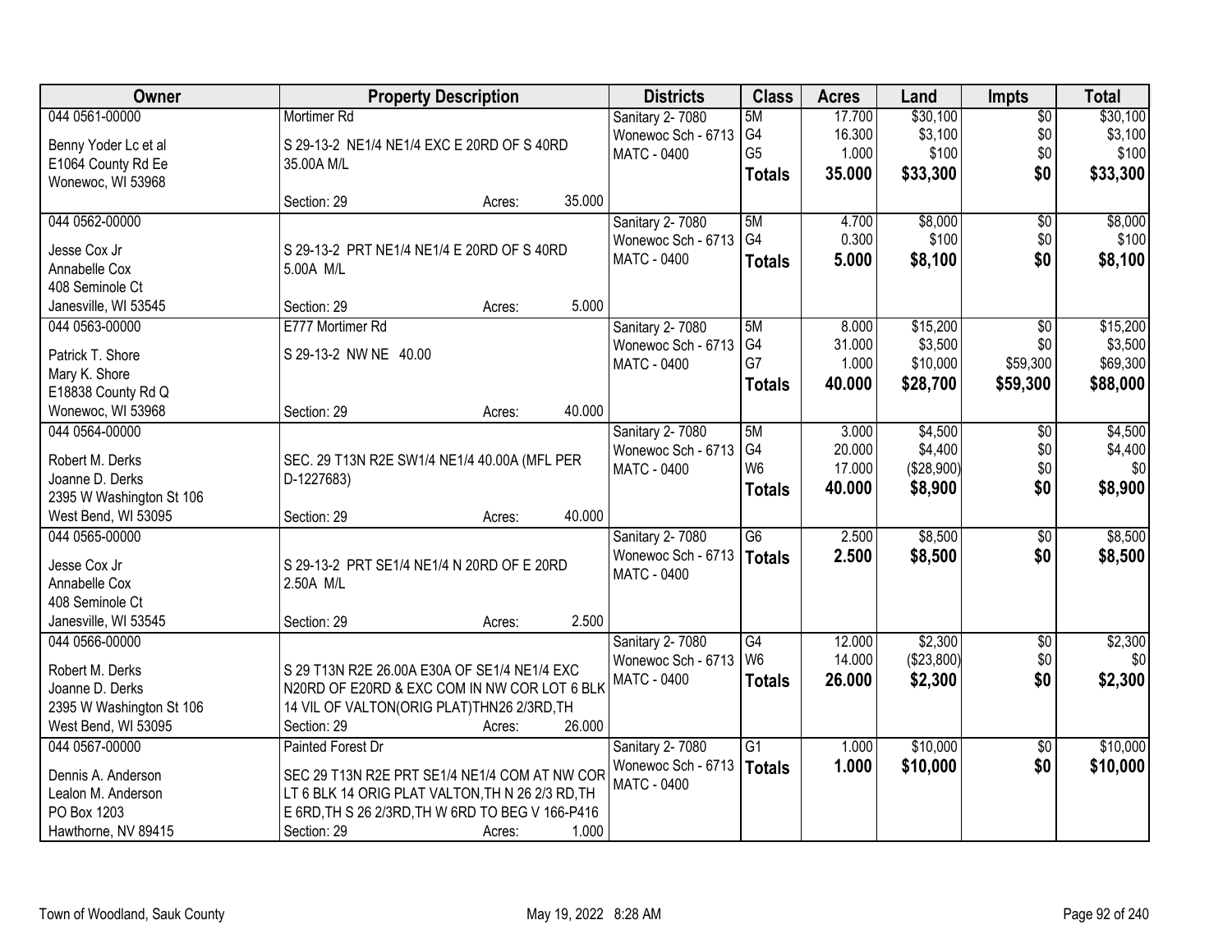| Owner | Property Description | Districts | Class | Acres | Land | Impts | Total |
|---|---|---|---|---|---|---|---|
| 044 0561-00000<br>Benny Yoder Lc et al<br>E1064 County Rd Ee<br>Wonewoc, WI 53968 | Mortimer Rd<br>S 29-13-2 NE1/4 NE1/4 EXC E 20RD OF S 40RD 35.00A M/L<br>Section: 29 Acres: 35.000 | Sanitary 2- 7080<br>Wonewoc Sch - 6713<br>MATC - 0400 | 5M<br>G4<br>G5<br>**Totals** | 17.700<br>16.300<br>1.000<br>**35.000** | $30,100<br>$3,100<br>$100<br>**$33,300** | $0<br>$0<br>$0<br>**$0** | $30,100<br>$3,100<br>$100<br>**$33,300** |
| 044 0562-00000<br>Jesse Cox Jr<br>Annabelle Cox<br>408 Seminole Ct<br>Janesville, WI 53545 | S 29-13-2 PRT NE1/4 NE1/4 E 20RD OF S 40RD 5.00A M/L<br>Section: 29 Acres: 5.000 | Sanitary 2- 7080<br>Wonewoc Sch - 6713<br>MATC - 0400 | 5M<br>G4<br>**Totals** | 4.700<br>0.300<br>**5.000** | $8,000<br>$100<br>**$8,100** | $0<br>$0<br>**$0** | $8,000<br>$100<br>**$8,100** |
| 044 0563-00000<br>Patrick T. Shore<br>Mary K. Shore<br>E18838 County Rd Q<br>Wonewoc, WI 53968 | E777 Mortimer Rd<br>S 29-13-2 NW NE 40.00<br>Section: 29 Acres: 40.000 | Sanitary 2- 7080<br>Wonewoc Sch - 6713<br>MATC - 0400 | 5M<br>G4<br>G7<br>**Totals** | 8.000<br>31.000<br>1.000<br>**40.000** | $15,200<br>$3,500<br>$10,000<br>**$28,700** | $0<br>$0<br>$59,300<br>**$59,300** | $15,200<br>$3,500<br>$69,300<br>**$88,000** |
| 044 0564-00000<br>Robert M. Derks<br>Joanne D. Derks<br>2395 W Washington St 106<br>West Bend, WI 53095 | SEC. 29 T13N R2E SW1/4 NE1/4 40.00A (MFL PER D-1227683)<br>Section: 29 Acres: 40.000 | Sanitary 2- 7080<br>Wonewoc Sch - 6713<br>MATC - 0400 | 5M<br>G4<br>W6<br>**Totals** | 3.000<br>20.000<br>17.000<br>**40.000** | $4,500<br>$4,400<br>($28,900)<br>**$8,900** | $0<br>$0<br>$0<br>**$0** | $4,500<br>$4,400<br>$0<br>**$8,900** |
| 044 0565-00000<br>Jesse Cox Jr<br>Annabelle Cox<br>408 Seminole Ct<br>Janesville, WI 53545 | S 29-13-2 PRT SE1/4 NE1/4 N 20RD OF E 20RD 2.50A M/L<br>Section: 29 Acres: 2.500 | Sanitary 2- 7080<br>Wonewoc Sch - 6713<br>MATC - 0400 | G6<br>**Totals** | 2.500<br>**2.500** | $8,500<br>**$8,500** | $0<br>**$0** | $8,500<br>**$8,500** |
| 044 0566-00000<br>Robert M. Derks<br>Joanne D. Derks<br>2395 W Washington St 106<br>West Bend, WI 53095 | S 29 T13N R2E 26.00A E30A OF SE1/4 NE1/4 EXC N20RD OF E20RD & EXC COM IN NW COR LOT 6 BLK 14 VIL OF VALTON(ORIG PLAT)THN26 2/3RD,TH<br>Section: 29 Acres: 26.000 | Sanitary 2- 7080<br>Wonewoc Sch - 6713<br>MATC - 0400 | G4<br>W6<br>**Totals** | 12.000<br>14.000<br>**26.000** | $2,300<br>($23,800)<br>**$2,300** | $0<br>$0<br>**$0** | $2,300<br>$0<br>**$2,300** |
| 044 0567-00000<br>Dennis A. Anderson<br>Lealon M. Anderson<br>PO Box 1203<br>Hawthorne, NV 89415 | Painted Forest Dr<br>SEC 29 T13N R2E PRT SE1/4 NE1/4 COM AT NW COR LT 6 BLK 14 ORIG PLAT VALTON,TH N 26 2/3 RD,TH E 6RD,TH S 26 2/3RD,TH W 6RD TO BEG V 166-P416<br>Section: 29 Acres: 1.000 | Sanitary 2- 7080<br>Wonewoc Sch - 6713<br>MATC - 0400 | G1<br>**Totals** | 1.000<br>**1.000** | $10,000<br>**$10,000** | $0<br>**$0** | $10,000<br>**$10,000** |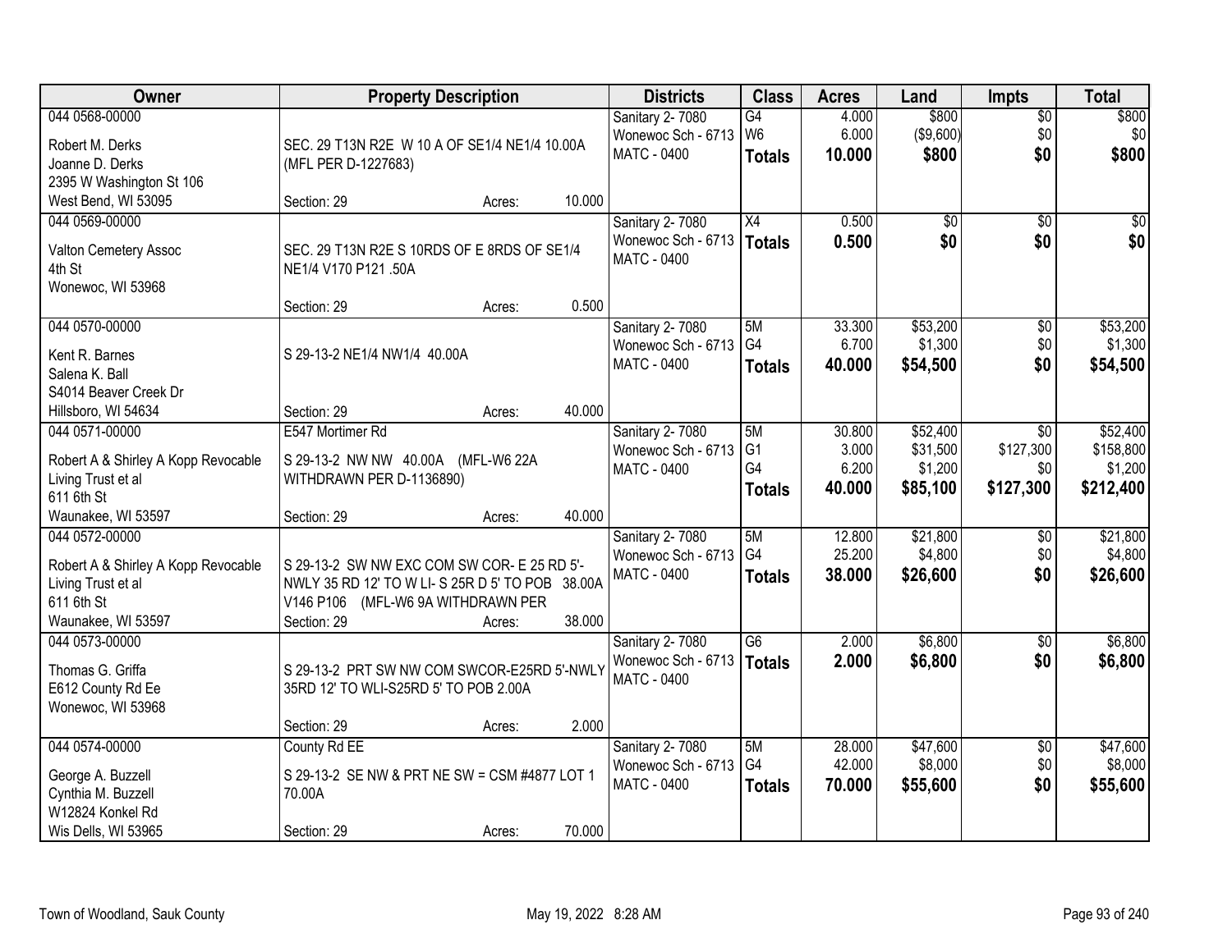| Owner | Property Description | Districts | Class | Acres | Land | Impts | Total |
|---|---|---|---|---|---|---|---|
| 044 0568-00000<br>Robert M. Derks<br>Joanne D. Derks<br>2395 W Washington St 106<br>West Bend, WI 53095 | SEC. 29 T13N R2E W 10 A OF SE1/4 NE1/4 10.00A (MFL PER D-1227683)<br>Section: 29 Acres: 10.000 | Sanitary 2- 7080<br>Wonewoc Sch - 6713<br>MATC - 0400 | G4<br>W6<br>**Totals** | 4.000<br>6.000<br>**10.000** | $800<br>($9,600)<br>**$800** | $0<br>$0<br>**$0** | $800<br>$0<br>**$800** |
| 044 0569-00000<br>Valton Cemetery Assoc<br>4th St<br>Wonewoc, WI 53968 | SEC. 29 T13N R2E S 10RDS OF E 8RDS OF SE1/4 NE1/4 V170 P121 .50A<br>Section: 29 Acres: 0.500 | Sanitary 2- 7080<br>Wonewoc Sch - 6713<br>MATC - 0400 | X4<br>**Totals** | 0.500<br>**0.500** | $0<br>**$0** | $0<br>**$0** | $0<br>**$0** |
| 044 0570-00000<br>Kent R. Barnes<br>Salena K. Ball<br>S4014 Beaver Creek Dr<br>Hillsboro, WI 54634 | S 29-13-2 NE1/4 NW1/4 40.00A<br>Section: 29 Acres: 40.000 | Sanitary 2- 7080<br>Wonewoc Sch - 6713<br>MATC - 0400 | 5M<br>G4<br>**Totals** | 33.300<br>6.700<br>**40.000** | $53,200<br>$1,300<br>**$54,500** | $0<br>$0<br>**$0** | $53,200<br>$1,300<br>**$54,500** |
| 044 0571-00000<br>Robert A & Shirley A Kopp Revocable Living Trust et al<br>611 6th St<br>Waunakee, WI 53597 | E547 Mortimer Rd<br>S 29-13-2 NW NW 40.00A (MFL-W6 22A WITHDRAWN PER D-1136890)<br>Section: 29 Acres: 40.000 | Sanitary 2- 7080<br>Wonewoc Sch - 6713<br>MATC - 0400 | 5M<br>G1<br>G4<br>**Totals** | 30.800<br>3.000<br>6.200<br>**40.000** | $52,400<br>$31,500<br>$1,200<br>**$85,100** | $0<br>$127,300<br>$0<br>**$127,300** | $52,400<br>$158,800<br>$1,200<br>**$212,400** |
| 044 0572-00000<br>Robert A & Shirley A Kopp Revocable Living Trust et al<br>611 6th St<br>Waunakee, WI 53597 | S 29-13-2 SW NW EXC COM SW COR- E 25 RD 5'- NWLY 35 RD 12' TO W LI- S 25R D 5' TO POB 38.00A V146 P106 (MFL-W6 9A WITHDRAWN PER<br>Section: 29 Acres: 38.000 | Sanitary 2- 7080<br>Wonewoc Sch - 6713<br>MATC - 0400 | 5M<br>G4<br>**Totals** | 12.800<br>25.200<br>**38.000** | $21,800<br>$4,800<br>**$26,600** | $0<br>$0<br>**$0** | $21,800<br>$4,800<br>**$26,600** |
| 044 0573-00000<br>Thomas G. Griffa<br>E612 County Rd Ee<br>Wonewoc, WI 53968 | S 29-13-2 PRT SW NW COM SWCOR-E25RD 5'-NWLY 35RD 12' TO WLI-S25RD 5' TO POB 2.00A<br>Section: 29 Acres: 2.000 | Sanitary 2- 7080<br>Wonewoc Sch - 6713<br>MATC - 0400 | G6<br>**Totals** | 2.000<br>**2.000** | $6,800<br>**$6,800** | $0<br>**$0** | $6,800<br>**$6,800** |
| 044 0574-00000<br>George A. Buzzell<br>Cynthia M. Buzzell<br>W12824 Konkel Rd<br>Wis Dells, WI 53965 | County Rd EE<br>S 29-13-2 SE NW & PRT NE SW = CSM #4877 LOT 1 70.00A<br>Section: 29 Acres: 70.000 | Sanitary 2- 7080<br>Wonewoc Sch - 6713<br>MATC - 0400 | 5M<br>G4<br>**Totals** | 28.000<br>42.000<br>**70.000** | $47,600<br>$8,000<br>**$55,600** | $0<br>$0<br>**$0** | $47,600<br>$8,000<br>**$55,600** |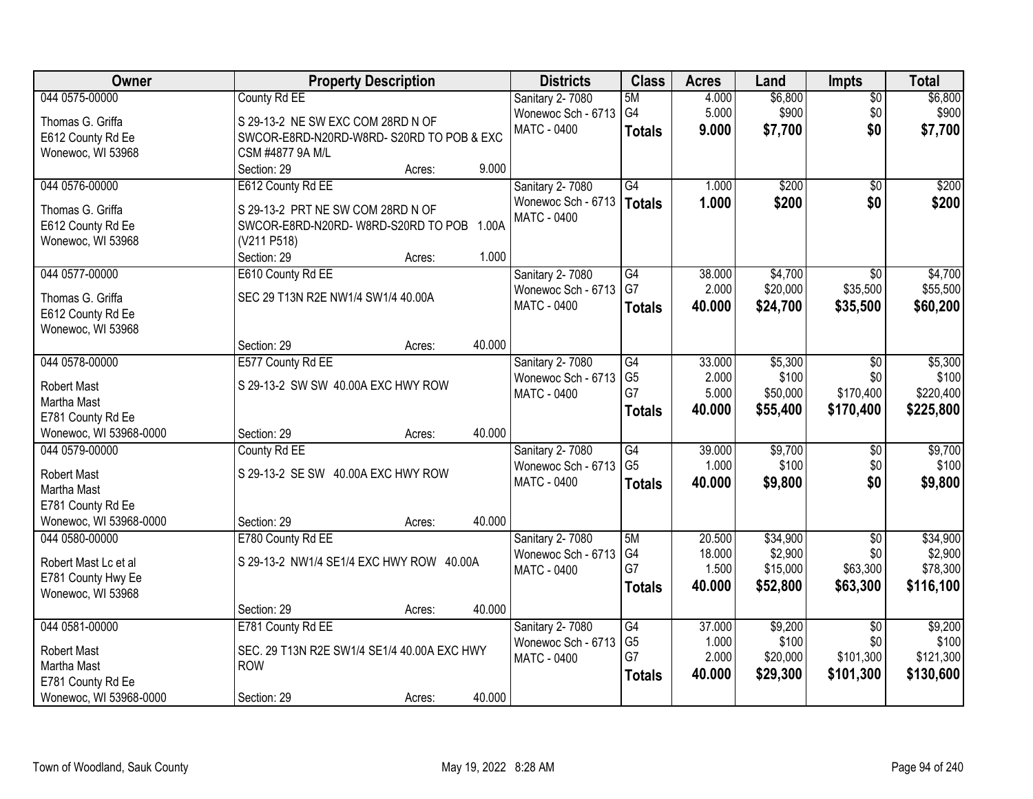| Owner | Property Description | | | Districts | Class | Acres | Land | Impts | Total |
|---|---|---|---|---|---|---|---|---|---|
| 044 0575-00000 | County Rd EE | | | Sanitary 2- 7080 | 5M | 4.000 | $6,800 | $0 | $6,800 |
| Thomas G. Griffa | S 29-13-2 NE SW EXC COM 28RD N OF SWCOR-E8RD-N20RD-W8RD- S20RD TO POB & EXC CSM #4877 9A M/L | | | Wonewoc Sch - 6713 | G4 | 5.000 | $900 | $0 | $900 |
| E612 County Rd Ee | | | | MATC - 0400 | **Totals** | **9.000** | **$7,700** | **$0** | **$7,700** |
| Wonewoc, WI 53968 | Section: 29 | Acres: | 9.000 | | | | | | |
| 044 0576-00000 | E612 County Rd EE | | | Sanitary 2- 7080 | G4 | 1.000 | $200 | $0 | $200 |
| Thomas G. Griffa | S 29-13-2 PRT NE SW COM 28RD N OF SWCOR-E8RD-N20RD- W8RD-S20RD TO POB 1.00A (V211 P518) | | | Wonewoc Sch - 6713 | **Totals** | **1.000** | **$200** | **$0** | **$200** |
| E612 County Rd Ee | | | | MATC - 0400 | | | | | |
| Wonewoc, WI 53968 | Section: 29 | Acres: | 1.000 | | | | | | |
| 044 0577-00000 | E610 County Rd EE | | | Sanitary 2- 7080 | G4 | 38.000 | $4,700 | $0 | $4,700 |
| Thomas G. Griffa | SEC 29 T13N R2E NW1/4 SW1/4 40.00A | | | Wonewoc Sch - 6713 | G7 | 2.000 | $20,000 | $35,500 | $55,500 |
| E612 County Rd Ee | | | | MATC - 0400 | **Totals** | **40.000** | **$24,700** | **$35,500** | **$60,200** |
| Wonewoc, WI 53968 | Section: 29 | Acres: | 40.000 | | | | | | |
| 044 0578-00000 | E577 County Rd EE | | | Sanitary 2- 7080 | G4 | 33.000 | $5,300 | $0 | $5,300 |
| Robert Mast | S 29-13-2 SW SW 40.00A EXC HWY ROW | | | Wonewoc Sch - 6713 | G5 | 2.000 | $100 | $0 | $100 |
| Martha Mast | | | | MATC - 0400 | G7 | 5.000 | $50,000 | $170,400 | $220,400 |
| E781 County Rd Ee | | | | | **Totals** | **40.000** | **$55,400** | **$170,400** | **$225,800** |
| Wonewoc, WI 53968-0000 | Section: 29 | Acres: | 40.000 | | | | | | |
| 044 0579-00000 | County Rd EE | | | Sanitary 2- 7080 | G4 | 39.000 | $9,700 | $0 | $9,700 |
| Robert Mast | S 29-13-2 SE SW 40.00A EXC HWY ROW | | | Wonewoc Sch - 6713 | G5 | 1.000 | $100 | $0 | $100 |
| Martha Mast | | | | MATC - 0400 | **Totals** | **40.000** | **$9,800** | **$0** | **$9,800** |
| E781 County Rd Ee | | | | | | | | | |
| Wonewoc, WI 53968-0000 | Section: 29 | Acres: | 40.000 | | | | | | |
| 044 0580-00000 | E780 County Rd EE | | | Sanitary 2- 7080 | 5M | 20.500 | $34,900 | $0 | $34,900 |
| Robert Mast Lc et al | S 29-13-2 NW1/4 SE1/4 EXC HWY ROW 40.00A | | | Wonewoc Sch - 6713 | G4 | 18.000 | $2,900 | $0 | $2,900 |
| E781 County Hwy Ee | | | | MATC - 0400 | G7 | 1.500 | $15,000 | $63,300 | $78,300 |
| Wonewoc, WI 53968 | | | | | **Totals** | **40.000** | **$52,800** | **$63,300** | **$116,100** |
| | Section: 29 | Acres: | 40.000 | | | | | | |
| 044 0581-00000 | E781 County Rd EE | | | Sanitary 2- 7080 | G4 | 37.000 | $9,200 | $0 | $9,200 |
| Robert Mast | SEC. 29 T13N R2E SW1/4 SE1/4 40.00A EXC HWY ROW | | | Wonewoc Sch - 6713 | G5 | 1.000 | $100 | $0 | $100 |
| Martha Mast | | | | MATC - 0400 | G7 | 2.000 | $20,000 | $101,300 | $121,300 |
| E781 County Rd Ee | | | | | **Totals** | **40.000** | **$29,300** | **$101,300** | **$130,600** |
| Wonewoc, WI 53968-0000 | Section: 29 | Acres: | 40.000 | | | | | | |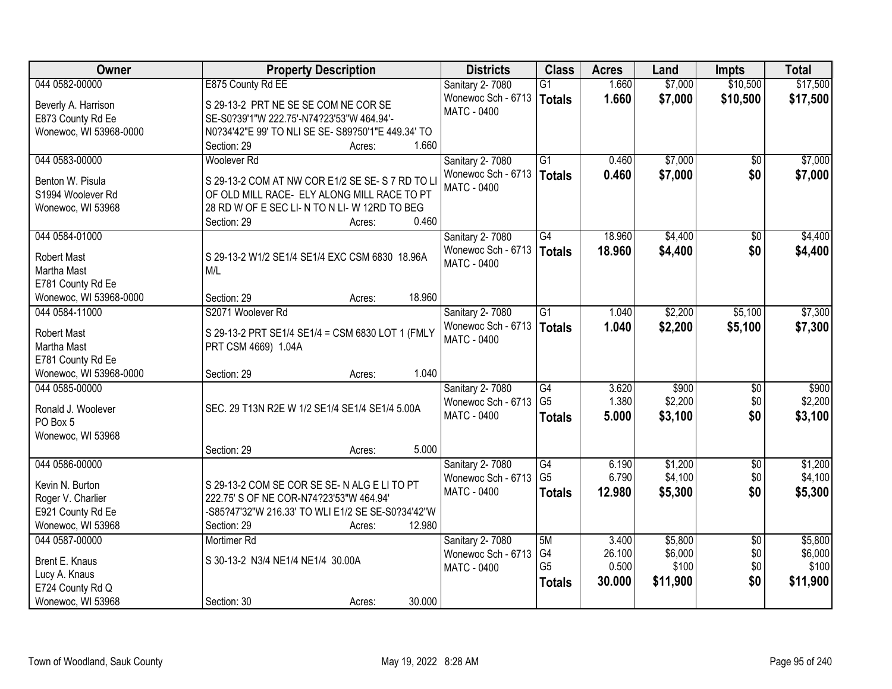| Owner | Property Description | Districts | Class | Acres | Land | Impts | Total |
|---|---|---|---|---|---|---|---|
| 044 0582-00000<br>Beverly A. Harrison<br>E873 County Rd Ee<br>Wonewoc, WI 53968-0000 | E875 County Rd EE<br>S 29-13-2 PRT NE SE SE COM NE COR SE SE-S0?39'1"W 222.75'-N74?23'53"W 464.94'-N0?34'42"E 99' TO NLI SE SE- S89?50'1"E 449.34' TO<br>Section: 29 Acres: 1.660 | Sanitary 2- 7080<br>Wonewoc Sch - 6713<br>MATC - 0400 | G1<br>**Totals** | 1.660<br>**1.660** | $7,000<br>**$7,000** | $10,500<br>**$10,500** | $17,500<br>**$17,500** |
| 044 0583-00000<br>Benton W. Pisula<br>S1994 Woolever Rd<br>Wonewoc, WI 53968 | Woolever Rd<br>S 29-13-2 COM AT NW COR E1/2 SE SE- S 7 RD TO LI OF OLD MILL RACE- ELY ALONG MILL RACE TO PT 28 RD W OF E SEC LI- N TO N LI- W 12RD TO BEG<br>Section: 29 Acres: 0.460 | Sanitary 2- 7080<br>Wonewoc Sch - 6713<br>MATC - 0400 | G1<br>**Totals** | 0.460<br>**0.460** | $7,000<br>**$7,000** | $0<br>**$0** | $7,000<br>**$7,000** |
| 044 0584-01000<br>Robert Mast<br>Martha Mast<br>E781 County Rd Ee<br>Wonewoc, WI 53968-0000 | S 29-13-2 W1/2 SE1/4 SE1/4 EXC CSM 6830 18.96A M/L<br>Section: 29 Acres: 18.960 | Sanitary 2- 7080<br>Wonewoc Sch - 6713<br>MATC - 0400 | G4<br>**Totals** | 18.960<br>**18.960** | $4,400<br>**$4,400** | $0<br>**$0** | $4,400<br>**$4,400** |
| 044 0584-11000<br>Robert Mast<br>Martha Mast<br>E781 County Rd Ee<br>Wonewoc, WI 53968-0000 | S2071 Woolever Rd<br>S 29-13-2 PRT SE1/4 SE1/4 = CSM 6830 LOT 1 (FMLY PRT CSM 4669) 1.04A<br>Section: 29 Acres: 1.040 | Sanitary 2- 7080<br>Wonewoc Sch - 6713<br>MATC - 0400 | G1<br>**Totals** | 1.040<br>**1.040** | $2,200<br>**$2,200** | $5,100<br>**$5,100** | $7,300<br>**$7,300** |
| 044 0585-00000<br>Ronald J. Woolever<br>PO Box 5<br>Wonewoc, WI 53968 | SEC. 29 T13N R2E W 1/2 SE1/4 SE1/4 SE1/4 5.00A<br>Section: 29 Acres: 5.000 | Sanitary 2- 7080<br>Wonewoc Sch - 6713<br>MATC - 0400 | G4<br>G5<br>**Totals** | 3.620<br>1.380<br>**5.000** | $900<br>$2,200<br>**$3,100** | $0<br>$0<br>**$0** | $900<br>$2,200<br>**$3,100** |
| 044 0586-00000<br>Kevin N. Burton<br>Roger V. Charlier<br>E921 County Rd Ee<br>Wonewoc, WI 53968 | S 29-13-2 COM SE COR SE SE- N ALG E LI TO PT 222.75' S OF NE COR-N74?23'53"W 464.94' -S85?47'32"W 216.33' TO WLI E1/2 SE SE-S0?34'42"W<br>Section: 29 Acres: 12.980 | Sanitary 2- 7080<br>Wonewoc Sch - 6713<br>MATC - 0400 | G4<br>G5<br>**Totals** | 6.190<br>6.790<br>**12.980** | $1,200<br>$4,100<br>**$5,300** | $0<br>$0<br>**$0** | $1,200<br>$4,100<br>**$5,300** |
| 044 0587-00000<br>Brent E. Knaus<br>Lucy A. Knaus<br>E724 County Rd Q<br>Wonewoc, WI 53968 | Mortimer Rd<br>S 30-13-2 N3/4 NE1/4 NE1/4 30.00A<br>Section: 30 Acres: 30.000 | Sanitary 2- 7080<br>Wonewoc Sch - 6713<br>MATC - 0400 | 5M<br>G4<br>G5<br>**Totals** | 3.400<br>26.100<br>0.500<br>**30.000** | $5,800<br>$6,000<br>$100<br>**$11,900** | $0<br>$0<br>$0<br>**$0** | $5,800<br>$6,000<br>$100<br>**$11,900** |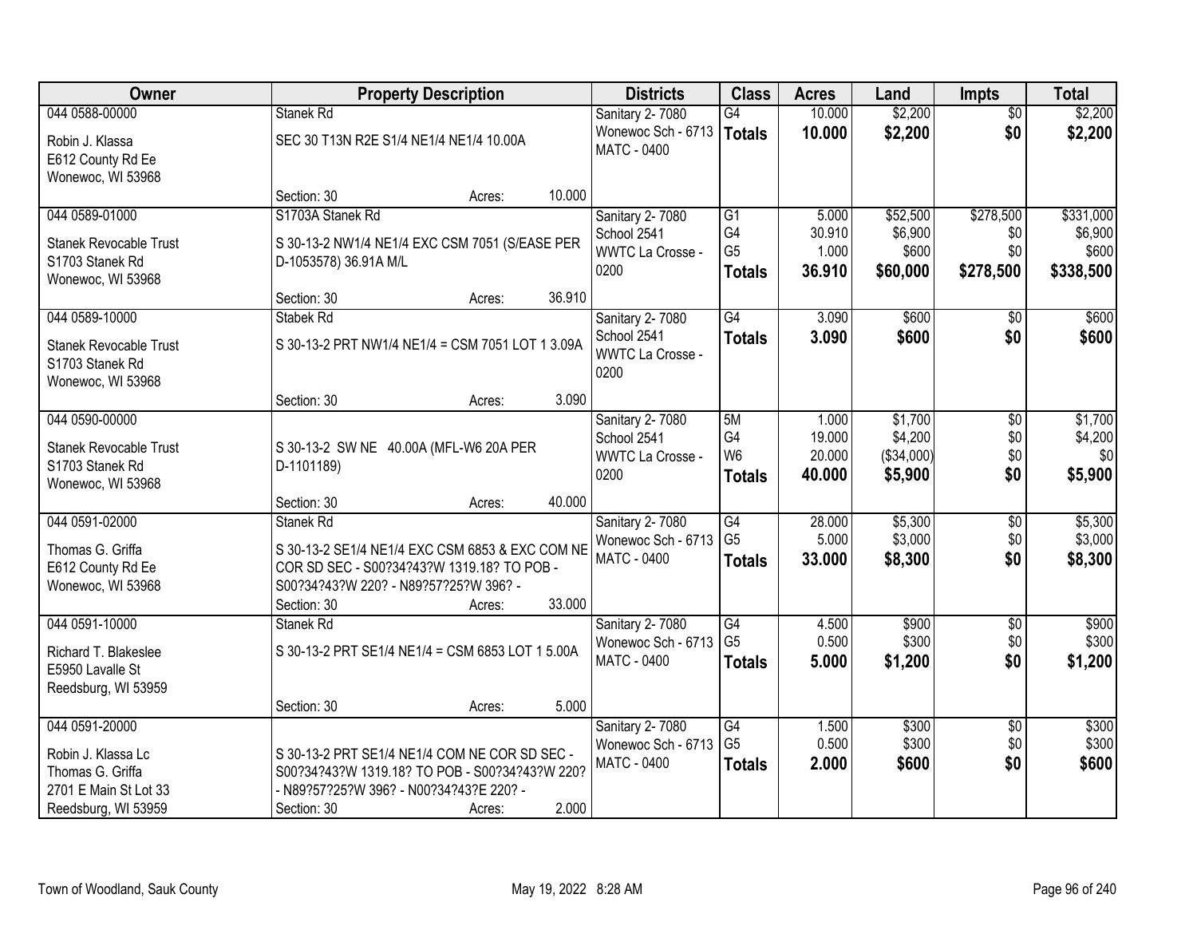| Owner | Property Description | Districts | Class | Acres | Land | Impts | Total |
|---|---|---|---|---|---|---|---|
| 044 0588-00000<br>Robin J. Klassa<br>E612 County Rd Ee<br>Wonewoc, WI 53968 | Stanek Rd<br>SEC 30 T13N R2E S1/4 NE1/4 NE1/4 10.00A<br>Section: 30 Acres: 10.000 | Sanitary 2- 7080<br>Wonewoc Sch - 6713<br>MATC - 0400 | G4<br>**Totals** | 10.000<br>**10.000** | $2,200<br>**$2,200** | $0<br>**$0** | $2,200<br>**$2,200** |
| 044 0589-01000<br>Stanek Revocable Trust<br>S1703 Stanek Rd<br>Wonewoc, WI 53968 | S1703A Stanek Rd<br>S 30-13-2 NW1/4 NE1/4 EXC CSM 7051 (S/EASE PER D-1053578) 36.91A M/L<br>Section: 30 Acres: 36.910 | Sanitary 2- 7080<br>School 2541<br>WWTC La Crosse - 0200 | G1<br>G4<br>G5<br>**Totals** | 5.000<br>30.910<br>1.000<br>**36.910** | $52,500<br>$6,900<br>$600<br>**$60,000** | $278,500<br>$0<br>$0<br>**$278,500** | $331,000<br>$6,900<br>$600<br>**$338,500** |
| 044 0589-10000<br>Stanek Revocable Trust<br>S1703 Stanek Rd<br>Wonewoc, WI 53968 | Stabek Rd<br>S 30-13-2 PRT NW1/4 NE1/4 = CSM 7051 LOT 1 3.09A<br>Section: 30 Acres: 3.090 | Sanitary 2- 7080<br>School 2541<br>WWTC La Crosse - 0200 | G4<br>**Totals** | 3.090<br>**3.090** | $600<br>**$600** | $0<br>**$0** | $600<br>**$600** |
| 044 0590-00000<br>Stanek Revocable Trust<br>S1703 Stanek Rd<br>Wonewoc, WI 53968 | S 30-13-2 SW NE 40.00A (MFL-W6 20A PER D-1101189)<br>Section: 30 Acres: 40.000 | Sanitary 2- 7080<br>School 2541<br>WWTC La Crosse - 0200 | 5M<br>G4<br>W6<br>**Totals** | 1.000<br>19.000<br>20.000<br>**40.000** | $1,700<br>$4,200<br>($34,000)<br>**$5,900** | $0<br>$0<br>$0<br>**$0** | $1,700<br>$4,200<br>$0<br>**$5,900** |
| 044 0591-02000<br>Thomas G. Griffa<br>E612 County Rd Ee<br>Wonewoc, WI 53968 | Stanek Rd<br>S 30-13-2 SE1/4 NE1/4 EXC CSM 6853 & EXC COM NE COR SD SEC - S00?34?43?W 1319.18? TO POB - S00?34?43?W 220? - N89?57?25?W 396? -<br>Section: 30 Acres: 33.000 | Sanitary 2- 7080<br>Wonewoc Sch - 6713<br>MATC - 0400 | G4<br>G5<br>**Totals** | 28.000<br>5.000<br>**33.000** | $5,300<br>$3,000<br>**$8,300** | $0<br>$0<br>**$0** | $5,300<br>$3,000<br>**$8,300** |
| 044 0591-10000<br>Richard T. Blakeslee<br>E5950 Lavalle St<br>Reedsburg, WI 53959 | Stanek Rd<br>S 30-13-2 PRT SE1/4 NE1/4 = CSM 6853 LOT 1 5.00A<br>Section: 30 Acres: 5.000 | Sanitary 2- 7080<br>Wonewoc Sch - 6713<br>MATC - 0400 | G4<br>G5<br>**Totals** | 4.500<br>0.500<br>**5.000** | $900<br>$300<br>**$1,200** | $0<br>$0<br>**$0** | $900<br>$300<br>**$1,200** |
| 044 0591-20000<br>Robin J. Klassa Lc<br>Thomas G. Griffa<br>2701 E Main St Lot 33<br>Reedsburg, WI 53959 | S 30-13-2 PRT SE1/4 NE1/4 COM NE COR SD SEC - S00?34?43?W 1319.18? TO POB - S00?34?43?W 220? - N89?57?25?W 396? - N00?34?43?E 220? -<br>Section: 30 Acres: 2.000 | Sanitary 2- 7080<br>Wonewoc Sch - 6713<br>MATC - 0400 | G4<br>G5<br>**Totals** | 1.500<br>0.500<br>**2.000** | $300<br>$300<br>**$600** | $0<br>$0<br>**$0** | $300<br>$300<br>**$600** |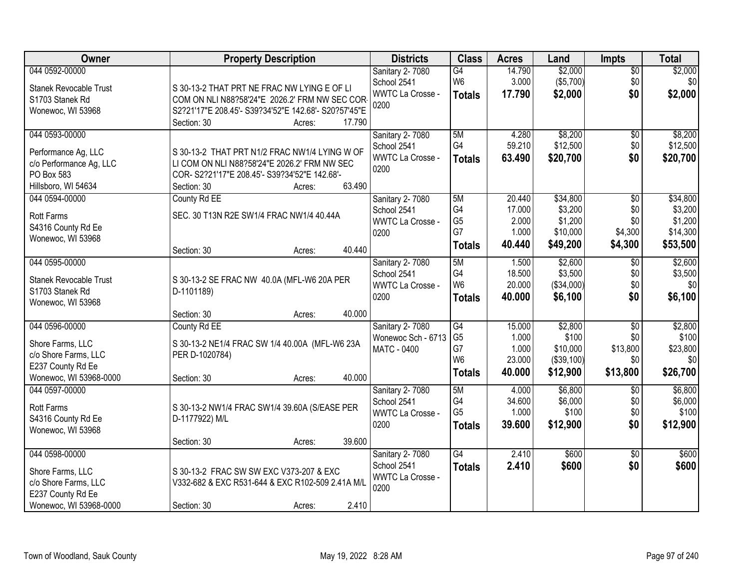| Owner | Property Description | Districts | Class | Acres | Land | Impts | Total |
|---|---|---|---|---|---|---|---|
| 044 0592-00000<br><br>Stanek Revocable Trust<br>S1703 Stanek Rd<br>Wonewoc, WI 53968 | S 30-13-2 THAT PRT NE FRAC NW LYING E OF LI COM ON NLI N88?58'24"E 2026.2' FRM NW SEC COR- S2?21'17"E 208.45'- S39?34'52"E 142.68'- S20?57'45"E<br>Section: 30 Acres: 17.790 | Sanitary 2- 7080<br>School 2541<br>WWTC La Crosse - 0200 | G4<br>W6<br>**Totals** | 14.790<br>3.000<br>**17.790** | $2,000<br>($5,700)<br>**$2,000** | $0<br>$0<br>**$0** | $2,000<br>$0<br>**$2,000** |
| 044 0593-00000<br><br>Performance Ag, LLC<br>c/o Performance Ag, LLC<br>PO Box 583<br>Hillsboro, WI 54634 | S 30-13-2 THAT PRT N1/2 FRAC NW1/4 LYING W OF LI COM ON NLI N88?58'24"E 2026.2' FRM NW SEC COR- S2?21'17"E 208.45'- S39?34'52"E 142.68'-<br>Section: 30 Acres: 63.490 | Sanitary 2- 7080<br>School 2541<br>WWTC La Crosse - 0200 | 5M<br>G4<br>**Totals** | 4.280<br>59.210<br>**63.490** | $8,200<br>$12,500<br>**$20,700** | $0<br>$0<br>**$0** | $8,200<br>$12,500<br>**$20,700** |
| 044 0594-00000<br><br>Rott Farms<br>S4316 County Rd Ee<br>Wonewoc, WI 53968 | County Rd EE<br>SEC. 30 T13N R2E SW1/4 FRAC NW1/4 40.44A<br>Section: 30 Acres: 40.440 | Sanitary 2- 7080<br>School 2541<br>WWTC La Crosse - 0200 | 5M<br>G4<br>G5<br>G7<br>**Totals** | 20.440<br>17.000<br>2.000<br>1.000<br>**40.440** | $34,800<br>$3,200<br>$1,200<br>$10,000<br>**$49,200** | $0<br>$0<br>$0<br>$4,300<br>**$4,300** | $34,800<br>$3,200<br>$1,200<br>$14,300<br>**$53,500** |
| 044 0595-00000<br><br>Stanek Revocable Trust<br>S1703 Stanek Rd<br>Wonewoc, WI 53968 | S 30-13-2 SE FRAC NW 40.0A (MFL-W6 20A PER D-1101189)<br>Section: 30 Acres: 40.000 | Sanitary 2- 7080<br>School 2541<br>WWTC La Crosse - 0200 | 5M<br>G4<br>W6<br>**Totals** | 1.500<br>18.500<br>20.000<br>**40.000** | $2,600<br>$3,500<br>($34,000)<br>**$6,100** | $0<br>$0<br>$0<br>**$0** | $2,600<br>$3,500<br>$0<br>**$6,100** |
| 044 0596-00000<br><br>Shore Farms, LLC<br>c/o Shore Farms, LLC<br>E237 County Rd Ee<br>Wonewoc, WI 53968-0000 | County Rd EE<br>S 30-13-2 NE1/4 FRAC SW 1/4 40.00A (MFL-W6 23A PER D-1020784)<br>Section: 30 Acres: 40.000 | Sanitary 2- 7080<br>Wonewoc Sch - 6713<br>MATC - 0400 | G4<br>G5<br>G7<br>W6<br>**Totals** | 15.000<br>1.000<br>1.000<br>23.000<br>**40.000** | $2,800<br>$100<br>$10,000<br>($39,100)<br>**$12,900** | $0<br>$0<br>$13,800<br>$0<br>**$13,800** | $2,800<br>$100<br>$23,800<br>$0<br>**$26,700** |
| 044 0597-00000<br><br>Rott Farms<br>S4316 County Rd Ee<br>Wonewoc, WI 53968 | S 30-13-2 NW1/4 FRAC SW1/4 39.60A (S/EASE PER D-1177922) M/L<br>Section: 30 Acres: 39.600 | Sanitary 2- 7080<br>School 2541<br>WWTC La Crosse - 0200 | 5M<br>G4<br>G5<br>**Totals** | 4.000<br>34.600<br>1.000<br>**39.600** | $6,800<br>$6,000<br>$100<br>**$12,900** | $0<br>$0<br>$0<br>**$0** | $6,800<br>$6,000<br>$100<br>**$12,900** |
| 044 0598-00000<br><br>Shore Farms, LLC<br>c/o Shore Farms, LLC<br>E237 County Rd Ee<br>Wonewoc, WI 53968-0000 | S 30-13-2 FRAC SW SW EXC V373-207 & EXC V332-682 & EXC R531-644 & EXC R102-509 2.41A M/L<br>Section: 30 Acres: 2.410 | Sanitary 2- 7080<br>School 2541<br>WWTC La Crosse - 0200 | G4<br>**Totals** | 2.410<br>**2.410** | $600<br>**$600** | $0<br>**$0** | $600<br>**$600** |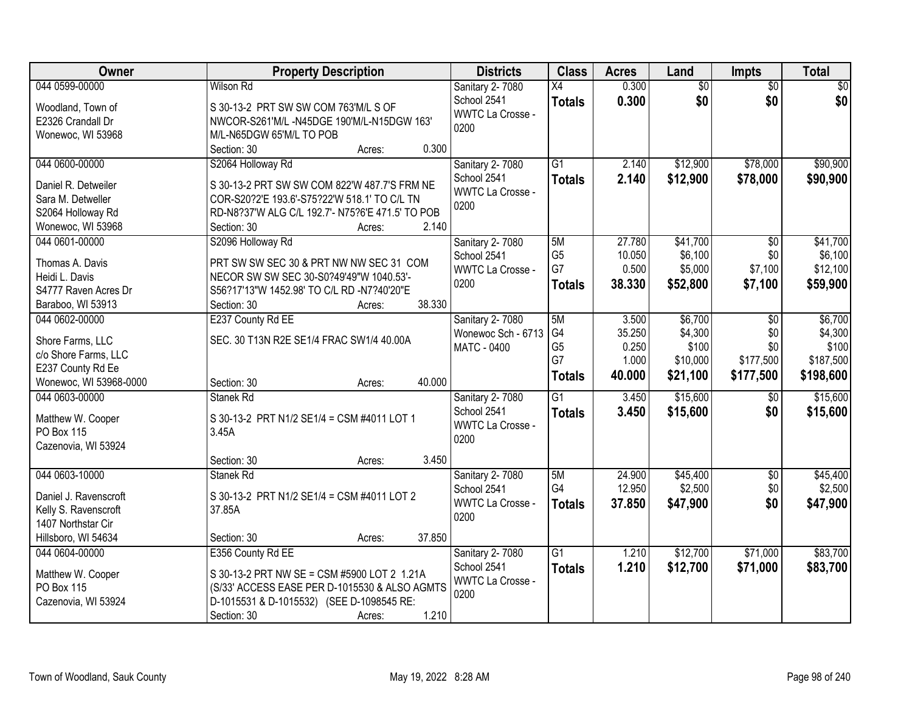| Owner | Property Description | Districts | Class | Acres | Land | Impts | Total |
|---|---|---|---|---|---|---|---|
| 044 0599-00000<br><br>Woodland, Town of<br>E2326 Crandall Dr<br>Wonewoc, WI 53968 | Wilson Rd<br><br>S 30-13-2 PRT SW SW COM 763'M/L S OF NWCOR-S261'M/L -N45DGE 190'M/L-N15DGW 163' M/L-N65DGW 65'M/L TO POB<br>Section: 30 Acres: 0.300 | Sanitary 2- 7080<br>School 2541<br>WWTC La Crosse - 0200 | X4<br>**Totals** | 0.300<br>**0.300** | $0<br>**$0** | $0<br>**$0** | $0<br>**$0** |
| 044 0600-00000<br><br>Daniel R. Detweiler<br>Sara M. Detweller<br>S2064 Holloway Rd<br>Wonewoc, WI 53968 | S2064 Holloway Rd<br><br>S 30-13-2 PRT SW SW COM 822'W 487.7'S FRM NE COR-S20?2'E 193.6'-S75?22'W 518.1' TO C/L TN RD-N8?37'W ALG C/L 192.7'- N75?6'E 471.5' TO POB<br>Section: 30 Acres: 2.140 | Sanitary 2- 7080<br>School 2541<br>WWTC La Crosse - 0200 | G1<br>**Totals** | 2.140<br>**2.140** | $12,900<br>**$12,900** | $78,000<br>**$78,000** | $90,900<br>**$90,900** |
| 044 0601-00000<br><br>Thomas A. Davis<br>Heidi L. Davis<br>S4777 Raven Acres Dr<br>Baraboo, WI 53913 | S2096 Holloway Rd<br><br>PRT SW SW SEC 30 & PRT NW NW SEC 31 COM NECOR SW SW SEC 30-S0?49'49"W 1040.53'- S56?17'13"W 1452.98' TO C/L RD -N7?40'20"E<br>Section: 30 Acres: 38.330 | Sanitary 2- 7080<br>School 2541<br>WWTC La Crosse - 0200 | 5M<br>G5<br>G7<br>**Totals** | 27.780<br>10.050<br>0.500<br>**38.330** | $41,700<br>$6,100<br>$5,000<br>**$52,800** | $0<br>$0<br>$7,100<br>**$7,100** | $41,700<br>$6,100<br>$12,100<br>**$59,900** |
| 044 0602-00000<br><br>Shore Farms, LLC<br>c/o Shore Farms, LLC<br>E237 County Rd Ee<br>Wonewoc, WI 53968-0000 | E237 County Rd EE<br><br>SEC. 30 T13N R2E SE1/4 FRAC SW1/4 40.00A<br><br>Section: 30 Acres: 40.000 | Sanitary 2- 7080<br>Wonewoc Sch - 6713<br>MATC - 0400 | 5M<br>G4<br>G5<br>G7<br>**Totals** | 3.500<br>35.250<br>0.250<br>1.000<br>**40.000** | $6,700<br>$4,300<br>$100<br>$10,000<br>**$21,100** | $0<br>$0<br>$0<br>$177,500<br>**$177,500** | $6,700<br>$4,300<br>$100<br>$187,500<br>**$198,600** |
| 044 0603-00000<br><br>Matthew W. Cooper<br>PO Box 115<br>Cazenovia, WI 53924 | Stanek Rd<br><br>S 30-13-2 PRT N1/2 SE1/4 = CSM #4011 LOT 1 3.45A<br><br>Section: 30 Acres: 3.450 | Sanitary 2- 7080<br>School 2541<br>WWTC La Crosse - 0200 | G1<br>**Totals** | 3.450<br>**3.450** | $15,600<br>**$15,600** | $0<br>**$0** | $15,600<br>**$15,600** |
| 044 0603-10000<br><br>Daniel J. Ravenscroft<br>Kelly S. Ravenscroft<br>1407 Northstar Cir<br>Hillsboro, WI 54634 | Stanek Rd<br><br>S 30-13-2 PRT N1/2 SE1/4 = CSM #4011 LOT 2 37.85A<br><br>Section: 30 Acres: 37.850 | Sanitary 2- 7080<br>School 2541<br>WWTC La Crosse - 0200 | 5M<br>G4<br>**Totals** | 24.900<br>12.950<br>**37.850** | $45,400<br>$2,500<br>**$47,900** | $0<br>$0<br>**$0** | $45,400<br>$2,500<br>**$47,900** |
| 044 0604-00000<br><br>Matthew W. Cooper<br>PO Box 115<br>Cazenovia, WI 53924 | E356 County Rd EE<br><br>S 30-13-2 PRT NW SE = CSM #5900 LOT 2 1.21A (S/33' ACCESS EASE PER D-1015530 & ALSO AGMTS D-1015531 & D-1015532) (SEE D-1098545 RE:<br>Section: 30 Acres: 1.210 | Sanitary 2- 7080<br>School 2541<br>WWTC La Crosse - 0200 | G1<br>**Totals** | 1.210<br>**1.210** | $12,700<br>**$12,700** | $71,000<br>**$71,000** | $83,700<br>**$83,700** |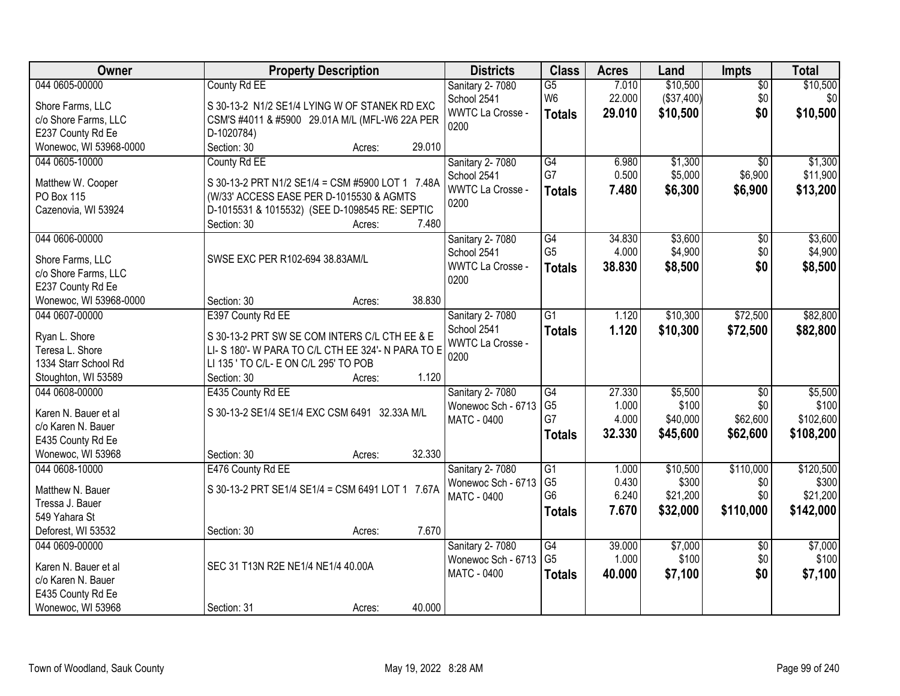| Owner | Property Description | Districts | Class | Acres | Land | Impts | Total |
|---|---|---|---|---|---|---|---|
| 044 0605-00000<br><br>Shore Farms, LLC<br>c/o Shore Farms, LLC<br>E237 County Rd Ee<br>Wonewoc, WI 53968-0000 | County Rd EE<br><br>S 30-13-2 N1/2 SE1/4 LYING W OF STANEK RD EXC CSM'S #4011 & #5900 29.01A M/L (MFL-W6 22A PER D-1020784)<br>Section: 30 Acres: 29.010 | Sanitary 2- 7080<br>School 2541<br>WWTC La Crosse - 0200 | G5<br>W6<br>**Totals** | 7.010<br>22.000<br>**29.010** | $10,500<br>($37,400)<br>**$10,500** | $0<br>$0<br>**$0** | $10,500<br>$0<br>**$10,500** |
| 044 0605-10000<br><br>Matthew W. Cooper<br>PO Box 115<br>Cazenovia, WI 53924 | County Rd EE<br><br>S 30-13-2 PRT N1/2 SE1/4 = CSM #5900 LOT 1 7.48A (W/33' ACCESS EASE PER D-1015530 & AGMTS D-1015531 & 1015532) (SEE D-1098545 RE: SEPTIC<br>Section: 30 Acres: 7.480 | Sanitary 2- 7080<br>School 2541<br>WWTC La Crosse - 0200 | G4<br>G7<br>**Totals** | 6.980<br>0.500<br>**7.480** | $1,300<br>$5,000<br>**$6,300** | $0<br>$6,900<br>**$6,900** | $1,300<br>$11,900<br>**$13,200** |
| 044 0606-00000<br><br>Shore Farms, LLC<br>c/o Shore Farms, LLC<br>E237 County Rd Ee<br>Wonewoc, WI 53968-0000 | SWSE EXC PER R102-694 38.83AM/L<br>Section: 30 Acres: 38.830 | Sanitary 2- 7080<br>School 2541<br>WWTC La Crosse - 0200 | G4<br>G5<br>**Totals** | 34.830<br>4.000<br>**38.830** | $3,600<br>$4,900<br>**$8,500** | $0<br>$0<br>**$0** | $3,600<br>$4,900<br>**$8,500** |
| 044 0607-00000<br><br>Ryan L. Shore<br>Teresa L. Shore<br>1334 Starr School Rd<br>Stoughton, WI 53589 | E397 County Rd EE<br><br>S 30-13-2 PRT SW SE COM INTERS C/L CTH EE & E LI- S 180'- W PARA TO C/L CTH EE 324'- N PARA TO E LI 135 ' TO C/L- E ON C/L 295' TO POB<br>Section: 30 Acres: 1.120 | Sanitary 2- 7080<br>School 2541<br>WWTC La Crosse - 0200 | G1<br>**Totals** | 1.120<br>**1.120** | $10,300<br>**$10,300** | $72,500<br>**$72,500** | $82,800<br>**$82,800** |
| 044 0608-00000<br><br>Karen N. Bauer et al<br>c/o Karen N. Bauer<br>E435 County Rd Ee<br>Wonewoc, WI 53968 | E435 County Rd EE<br><br>S 30-13-2 SE1/4 SE1/4 EXC CSM 6491 32.33A M/L<br>Section: 30 Acres: 32.330 | Sanitary 2- 7080<br>Wonewoc Sch - 6713<br>MATC - 0400 | G4<br>G5<br>G7<br>**Totals** | 27.330<br>1.000<br>4.000<br>**32.330** | $5,500<br>$100<br>$40,000<br>**$45,600** | $0<br>$0<br>$62,600<br>**$62,600** | $5,500<br>$100<br>$102,600<br>**$108,200** |
| 044 0608-10000<br><br>Matthew N. Bauer<br>Tressa J. Bauer<br>549 Yahara St<br>Deforest, WI 53532 | E476 County Rd EE<br><br>S 30-13-2 PRT SE1/4 SE1/4 = CSM 6491 LOT 1 7.67A<br>Section: 30 Acres: 7.670 | Sanitary 2- 7080<br>Wonewoc Sch - 6713<br>MATC - 0400 | G1<br>G5<br>G6<br>**Totals** | 1.000<br>0.430<br>6.240<br>**7.670** | $10,500<br>$300<br>$21,200<br>**$32,000** | $110,000<br>$0<br>$0<br>**$110,000** | $120,500<br>$300<br>$21,200<br>**$142,000** |
| 044 0609-00000<br><br>Karen N. Bauer et al<br>c/o Karen N. Bauer<br>E435 County Rd Ee<br>Wonewoc, WI 53968 | SEC 31 T13N R2E NE1/4 NE1/4 40.00A<br>Section: 31 Acres: 40.000 | Sanitary 2- 7080<br>Wonewoc Sch - 6713<br>MATC - 0400 | G4<br>G5<br>**Totals** | 39.000<br>1.000<br>**40.000** | $7,000<br>$100<br>**$7,100** | $0<br>$0<br>**$0** | $7,000<br>$100<br>**$7,100** |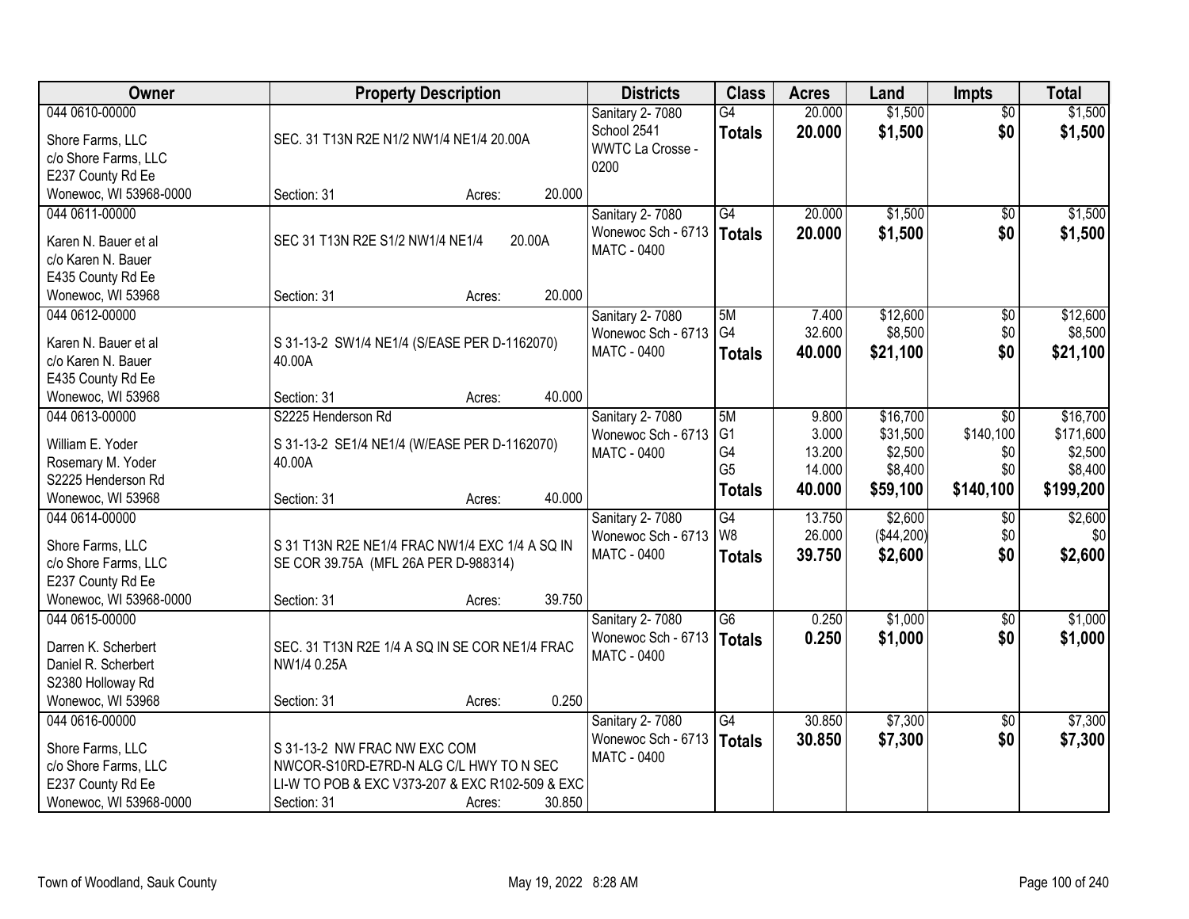| Owner | Property Description | Districts | Class | Acres | Land | Impts | Total |
|---|---|---|---|---|---|---|---|
| 044 0610-00000<br>Shore Farms, LLC<br>c/o Shore Farms, LLC<br>E237 County Rd Ee<br>Wonewoc, WI 53968-0000 | SEC. 31 T13N R2E N1/2 NW1/4 NE1/4 20.00A<br>Section: 31 Acres: 20.000 | Sanitary 2- 7080<br>School 2541<br>WWTC La Crosse - 0200 | G4<br>**Totals** | 20.000<br>**20.000** | $1,500<br>**$1,500** | $0<br>**$0** | $1,500<br>**$1,500** |
| 044 0611-00000<br>Karen N. Bauer et al<br>c/o Karen N. Bauer<br>E435 County Rd Ee<br>Wonewoc, WI 53968 | SEC 31 T13N R2E S1/2 NW1/4 NE1/4 20.00A<br>Section: 31 Acres: 20.000 | Sanitary 2- 7080<br>Wonewoc Sch - 6713<br>MATC - 0400 | G4<br>**Totals** | 20.000<br>**20.000** | $1,500<br>**$1,500** | $0<br>**$0** | $1,500<br>**$1,500** |
| 044 0612-00000<br>Karen N. Bauer et al<br>c/o Karen N. Bauer<br>E435 County Rd Ee<br>Wonewoc, WI 53968 | S 31-13-2 SW1/4 NE1/4 (S/EASE PER D-1162070) 40.00A<br>Section: 31 Acres: 40.000 | Sanitary 2- 7080<br>Wonewoc Sch - 6713<br>MATC - 0400 | 5M<br>G4<br>**Totals** | 7.400<br>32.600<br>**40.000** | $12,600<br>$8,500<br>**$21,100** | $0<br>$0<br>**$0** | $12,600<br>$8,500<br>**$21,100** |
| 044 0613-00000<br>William E. Yoder<br>Rosemary M. Yoder<br>S2225 Henderson Rd<br>Wonewoc, WI 53968 | S2225 Henderson Rd<br>S 31-13-2 SE1/4 NE1/4 (W/EASE PER D-1162070) 40.00A<br>Section: 31 Acres: 40.000 | Sanitary 2- 7080<br>Wonewoc Sch - 6713<br>MATC - 0400 | 5M<br>G1<br>G4<br>G5<br>**Totals** | 9.800<br>3.000<br>13.200<br>14.000<br>**40.000** | $16,700<br>$31,500<br>$2,500<br>$8,400<br>**$59,100** | $0<br>$140,100<br>$0<br>$0<br>**$140,100** | $16,700<br>$171,600<br>$2,500<br>$8,400<br>**$199,200** |
| 044 0614-00000<br>Shore Farms, LLC<br>c/o Shore Farms, LLC<br>E237 County Rd Ee<br>Wonewoc, WI 53968-0000 | S 31 T13N R2E NE1/4 FRAC NW1/4 EXC 1/4 A SQ IN SE COR 39.75A (MFL 26A PER D-988314)<br>Section: 31 Acres: 39.750 | Sanitary 2- 7080<br>Wonewoc Sch - 6713<br>MATC - 0400 | G4<br>W8<br>**Totals** | 13.750<br>26.000<br>**39.750** | $2,600<br>($44,200)<br>**$2,600** | $0<br>$0<br>**$0** | $2,600<br>$0<br>**$2,600** |
| 044 0615-00000<br>Darren K. Scherbert<br>Daniel R. Scherbert<br>S2380 Holloway Rd<br>Wonewoc, WI 53968 | SEC. 31 T13N R2E 1/4 A SQ IN SE COR NE1/4 FRAC NW1/4 0.25A<br>Section: 31 Acres: 0.250 | Sanitary 2- 7080<br>Wonewoc Sch - 6713<br>MATC - 0400 | G6<br>**Totals** | 0.250<br>**0.250** | $1,000<br>**$1,000** | $0<br>**$0** | $1,000<br>**$1,000** |
| 044 0616-00000<br>Shore Farms, LLC<br>c/o Shore Farms, LLC<br>E237 County Rd Ee<br>Wonewoc, WI 53968-0000 | S 31-13-2 NW FRAC NW EXC COM NWCOR-S10RD-E7RD-N ALG C/L HWY TO N SEC LI-W TO POB & EXC V373-207 & EXC R102-509 & EXC<br>Section: 31 Acres: 30.850 | Sanitary 2- 7080<br>Wonewoc Sch - 6713<br>MATC - 0400 | G4<br>**Totals** | 30.850<br>**30.850** | $7,300<br>**$7,300** | $0<br>**$0** | $7,300<br>**$7,300** |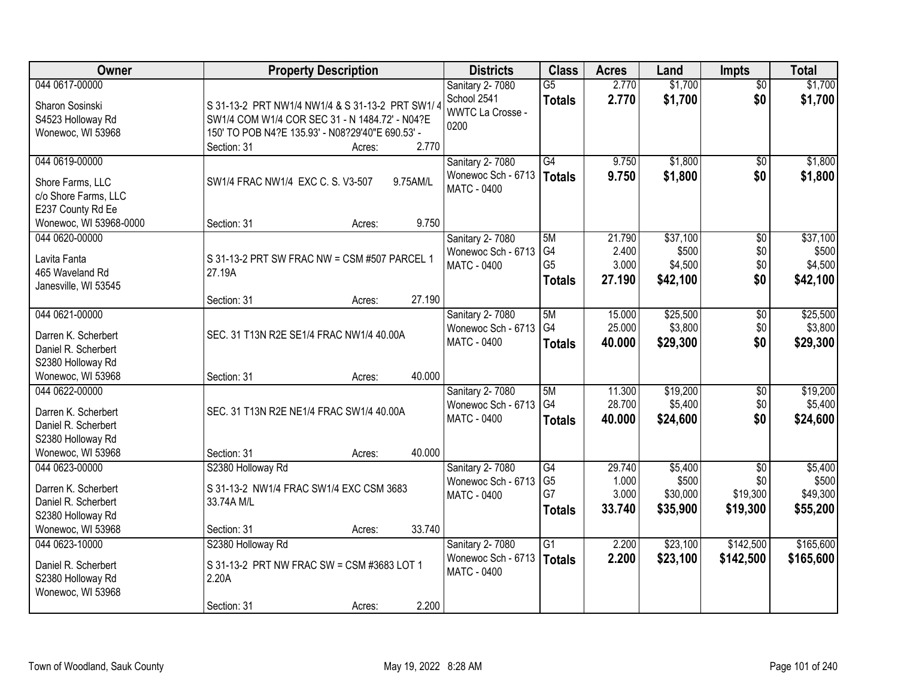| Owner | Property Description | Districts | Class | Acres | Land | Impts | Total |
|---|---|---|---|---|---|---|---|
| 044 0617-00000<br><br>Sharon Sosinski<br>S4523 Holloway Rd<br>Wonewoc, WI 53968 | S 31-13-2 PRT NW1/4 NW1/4 & S 31-13-2 PRT SW1/4 SW1/4 COM W1/4 COR SEC 31 - N 1484.72' - N04?E 150' TO POB N4?E 135.93' - N08?29'40"E 690.53' -<br>Section: 31 Acres: 2.770 | Sanitary 2- 7080<br>School 2541<br>WWTC La Crosse - 0200 | G5<br>**Totals** | 2.770<br>**2.770** | $1,700<br>**$1,700** | $0<br>**$0** | $1,700<br>**$1,700** |
| 044 0619-00000<br><br>Shore Farms, LLC<br>c/o Shore Farms, LLC<br>E237 County Rd Ee<br>Wonewoc, WI 53968-0000 | SW1/4 FRAC NW1/4 EXC C. S. V3-507 9.75AM/L<br>Section: 31 Acres: 9.750 | Sanitary 2- 7080<br>Wonewoc Sch - 6713<br>MATC - 0400 | G4<br>**Totals** | 9.750<br>**9.750** | $1,800<br>**$1,800** | $0<br>**$0** | $1,800<br>**$1,800** |
| 044 0620-00000<br><br>Lavita Fanta<br>465 Waveland Rd<br>Janesville, WI 53545 | S 31-13-2 PRT SW FRAC NW = CSM #507 PARCEL 1 27.19A<br>Section: 31 Acres: 27.190 | Sanitary 2- 7080<br>Wonewoc Sch - 6713<br>MATC - 0400 | 5M<br>G4<br>G5<br>**Totals** | 21.790<br>2.400<br>3.000<br>**27.190** | $37,100<br>$500<br>$4,500<br>**$42,100** | $0<br>$0<br>$0<br>**$0** | $37,100<br>$500<br>$4,500<br>**$42,100** |
| 044 0621-00000<br><br>Darren K. Scherbert<br>Daniel R. Scherbert<br>S2380 Holloway Rd<br>Wonewoc, WI 53968 | SEC. 31 T13N R2E SE1/4 FRAC NW1/4 40.00A<br>Section: 31 Acres: 40.000 | Sanitary 2- 7080<br>Wonewoc Sch - 6713<br>MATC - 0400 | 5M<br>G4<br>**Totals** | 15.000<br>25.000<br>**40.000** | $25,500<br>$3,800<br>**$29,300** | $0<br>$0<br>**$0** | $25,500<br>$3,800<br>**$29,300** |
| 044 0622-00000<br><br>Darren K. Scherbert<br>Daniel R. Scherbert<br>S2380 Holloway Rd<br>Wonewoc, WI 53968 | SEC. 31 T13N R2E NE1/4 FRAC SW1/4 40.00A<br>Section: 31 Acres: 40.000 | Sanitary 2- 7080<br>Wonewoc Sch - 6713<br>MATC - 0400 | 5M<br>G4<br>**Totals** | 11.300<br>28.700<br>**40.000** | $19,200<br>$5,400<br>**$24,600** | $0<br>$0<br>**$0** | $19,200<br>$5,400<br>**$24,600** |
| 044 0623-00000<br><br>Darren K. Scherbert<br>Daniel R. Scherbert<br>S2380 Holloway Rd<br>Wonewoc, WI 53968 | S2380 Holloway Rd<br>S 31-13-2 NW1/4 FRAC SW1/4 EXC CSM 3683 33.74A M/L<br>Section: 31 Acres: 33.740 | Sanitary 2- 7080<br>Wonewoc Sch - 6713<br>MATC - 0400 | G4<br>G5<br>G7<br>**Totals** | 29.740<br>1.000<br>3.000<br>**33.740** | $5,400<br>$500<br>$30,000<br>**$35,900** | $0<br>$0<br>$19,300<br>**$19,300** | $5,400<br>$500<br>$49,300<br>**$55,200** |
| 044 0623-10000<br><br>Daniel R. Scherbert<br>S2380 Holloway Rd<br>Wonewoc, WI 53968 | S2380 Holloway Rd<br>S 31-13-2 PRT NW FRAC SW = CSM #3683 LOT 1 2.20A<br>Section: 31 Acres: 2.200 | Sanitary 2- 7080<br>Wonewoc Sch - 6713<br>MATC - 0400 | G1<br>**Totals** | 2.200<br>**2.200** | $23,100<br>**$23,100** | $142,500<br>**$142,500** | $165,600<br>**$165,600** |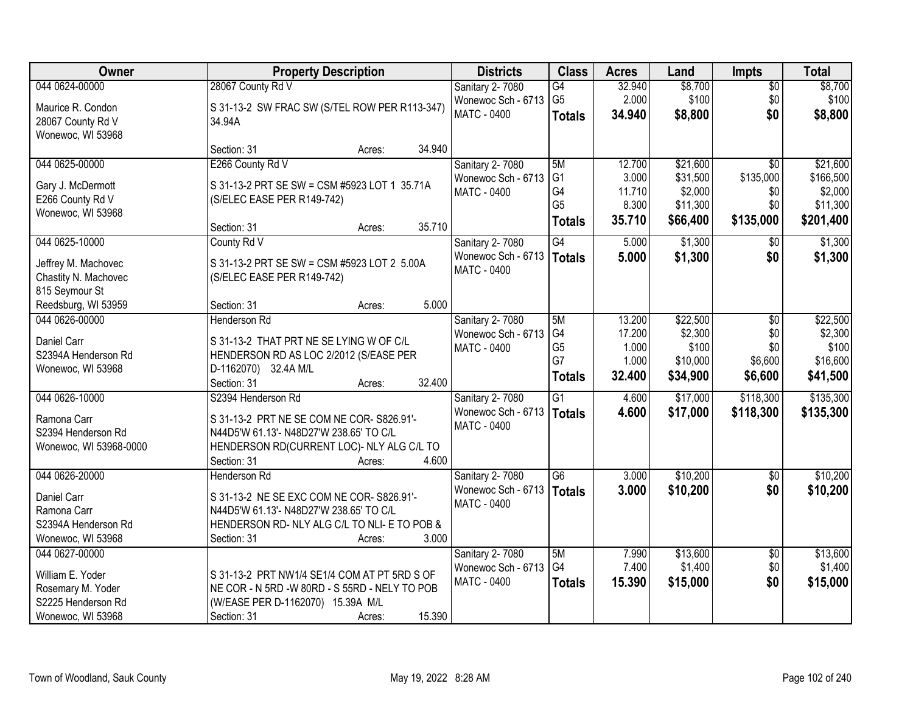| Owner | Property Description | Districts | Class | Acres | Land | Impts | Total |
|---|---|---|---|---|---|---|---|
| 044 0624-00000<br>Maurice R. Condon<br>28067 County Rd V<br>Wonewoc, WI 53968 | 28067 County Rd V<br>S 31-13-2 SW FRAC SW (S/TEL ROW PER R113-347) 34.94A<br>Section: 31 Acres: 34.940 | Sanitary 2- 7080<br>Wonewoc Sch - 6713<br>MATC - 0400 | G4<br>G5<br>**Totals** | 32.940<br>2.000<br>**34.940** | $8,700<br>$100<br>**$8,800** | $0<br>$0<br>**$0** | $8,700<br>$100<br>**$8,800** |
| 044 0625-00000<br>Gary J. McDermott<br>E266 County Rd V<br>Wonewoc, WI 53968 | E266 County Rd V<br>S 31-13-2 PRT SE SW = CSM #5923 LOT 1 35.71A (S/ELEC EASE PER R149-742)<br>Section: 31 Acres: 35.710 | Sanitary 2- 7080<br>Wonewoc Sch - 6713<br>MATC - 0400 | 5M<br>G1<br>G4<br>G5<br>**Totals** | 12.700<br>3.000<br>11.710<br>8.300<br>**35.710** | $21,600<br>$31,500<br>$2,000<br>$11,300<br>**$66,400** | $0<br>$135,000<br>$0<br>$0<br>**$135,000** | $21,600<br>$166,500<br>$2,000<br>$11,300<br>**$201,400** |
| 044 0625-10000<br>Jeffrey M. Machovec<br>Chastity N. Machovec<br>815 Seymour St<br>Reedsburg, WI 53959 | County Rd V<br>S 31-13-2 PRT SE SW = CSM #5923 LOT 2 5.00A (S/ELEC EASE PER R149-742)<br>Section: 31 Acres: 5.000 | Sanitary 2- 7080<br>Wonewoc Sch - 6713<br>MATC - 0400 | G4<br>**Totals** | 5.000<br>**5.000** | $1,300<br>**$1,300** | $0<br>**$0** | $1,300<br>**$1,300** |
| 044 0626-00000<br>Daniel Carr<br>S2394A Henderson Rd<br>Wonewoc, WI 53968 | Henderson Rd<br>S 31-13-2 THAT PRT NE SE LYING W OF C/L HENDERSON RD AS LOC 2/2012 (S/EASE PER D-1162070) 32.4A M/L<br>Section: 31 Acres: 32.400 | Sanitary 2- 7080<br>Wonewoc Sch - 6713<br>MATC - 0400 | 5M<br>G4<br>G5<br>G7<br>**Totals** | 13.200<br>17.200<br>1.000<br>1.000<br>**32.400** | $22,500<br>$2,300<br>$100<br>$10,000<br>**$34,900** | $0<br>$0<br>$0<br>$6,600<br>**$6,600** | $22,500<br>$2,300<br>$100<br>$16,600<br>**$41,500** |
| 044 0626-10000<br>Ramona Carr<br>S2394 Henderson Rd<br>Wonewoc, WI 53968-0000 | S2394 Henderson Rd<br>S 31-13-2 PRT NE SE COM NE COR- S826.91'- N44D5'W 61.13'- N48D27'W 238.65' TO C/L HENDERSON RD(CURRENT LOC)- NLY ALG C/L TO<br>Section: 31 Acres: 4.600 | Sanitary 2- 7080<br>Wonewoc Sch - 6713<br>MATC - 0400 | G1<br>**Totals** | 4.600<br>**4.600** | $17,000<br>**$17,000** | $118,300<br>**$118,300** | $135,300<br>**$135,300** |
| 044 0626-20000<br>Daniel Carr<br>Ramona Carr<br>S2394A Henderson Rd<br>Wonewoc, WI 53968 | Henderson Rd<br>S 31-13-2 NE SE EXC COM NE COR- S826.91'- N44D5'W 61.13'- N48D27'W 238.65' TO C/L HENDERSON RD- NLY ALG C/L TO NLI- E TO POB &<br>Section: 31 Acres: 3.000 | Sanitary 2- 7080<br>Wonewoc Sch - 6713<br>MATC - 0400 | G6<br>**Totals** | 3.000<br>**3.000** | $10,200<br>**$10,200** | $0<br>**$0** | $10,200<br>**$10,200** |
| 044 0627-00000<br>William E. Yoder<br>Rosemary M. Yoder<br>S2225 Henderson Rd<br>Wonewoc, WI 53968 | S 31-13-2 PRT NW1/4 SE1/4 COM AT PT 5RD S OF NE COR - N 5RD -W 80RD - S 55RD - NELY TO POB (W/EASE PER D-1162070) 15.39A M/L<br>Section: 31 Acres: 15.390 | Sanitary 2- 7080<br>Wonewoc Sch - 6713<br>MATC - 0400 | 5M<br>G4<br>**Totals** | 7.990<br>7.400<br>**15.390** | $13,600<br>$1,400<br>**$15,000** | $0<br>$0<br>**$0** | $13,600<br>$1,400<br>**$15,000** |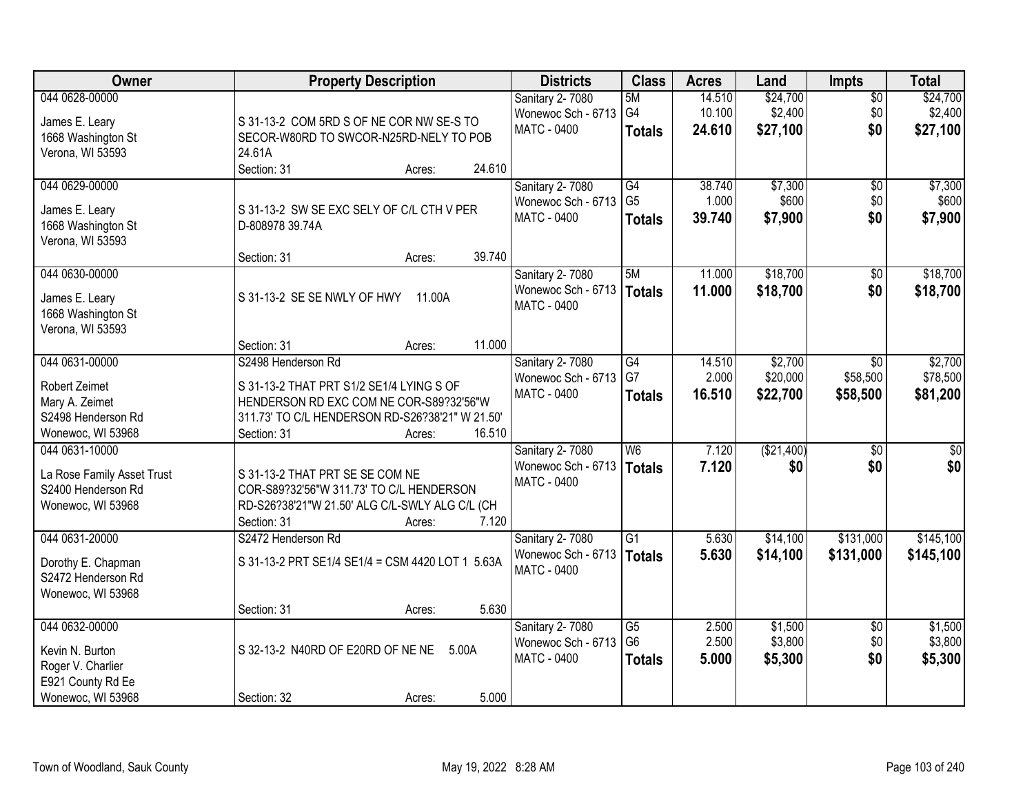| Owner | Property Description | Districts | Class | Acres | Land | Impts | Total |
|---|---|---|---|---|---|---|---|
| 044 0628-00000<br>James E. Leary<br>1668 Washington St<br>Verona, WI 53593 | S 31-13-2 COM 5RD S OF NE COR NW SE-S TO SECOR-W80RD TO SWCOR-N25RD-NELY TO POB 24.61A<br>Section: 31 Acres: 24.610 | Sanitary 2- 7080<br>Wonewoc Sch - 6713<br>MATC - 0400 | 5M<br>G4<br>**Totals** | 14.510<br>10.100<br>**24.610** | $24,700<br>$2,400<br>**$27,100** | $0<br>$0<br>**$0** | $24,700<br>$2,400<br>**$27,100** |
| 044 0629-00000<br>James E. Leary<br>1668 Washington St<br>Verona, WI 53593 | S 31-13-2 SW SE EXC SELY OF C/L CTH V PER D-808978 39.74A<br>Section: 31 Acres: 39.740 | Sanitary 2- 7080<br>Wonewoc Sch - 6713<br>MATC - 0400 | G4<br>G5<br>**Totals** | 38.740<br>1.000<br>**39.740** | $7,300<br>$600<br>**$7,900** | $0<br>$0<br>**$0** | $7,300<br>$600<br>**$7,900** |
| 044 0630-00000<br>James E. Leary<br>1668 Washington St<br>Verona, WI 53593 | S 31-13-2 SE SE NWLY OF HWY 11.00A<br>Section: 31 Acres: 11.000 | Sanitary 2- 7080<br>Wonewoc Sch - 6713<br>MATC - 0400 | 5M<br>**Totals** | 11.000<br>**11.000** | $18,700<br>**$18,700** | $0<br>**$0** | $18,700<br>**$18,700** |
| 044 0631-00000<br>Robert Zeimet<br>Mary A. Zeimet<br>S2498 Henderson Rd<br>Wonewoc, WI 53968 | S2498 Henderson Rd<br>S 31-13-2 THAT PRT S1/2 SE1/4 LYING S OF HENDERSON RD EXC COM NE COR-S89?32'56"W 311.73' TO C/L HENDERSON RD-S26?38'21" W 21.50'<br>Section: 31 Acres: 16.510 | Sanitary 2- 7080<br>Wonewoc Sch - 6713<br>MATC - 0400 | G4<br>G7<br>**Totals** | 14.510<br>2.000<br>**16.510** | $2,700<br>$20,000<br>**$22,700** | $0<br>$58,500<br>**$58,500** | $2,700<br>$78,500<br>**$81,200** |
| 044 0631-10000<br>La Rose Family Asset Trust<br>S2400 Henderson Rd<br>Wonewoc, WI 53968 | S 31-13-2 THAT PRT SE SE COM NE COR-S89?32'56"W 311.73' TO C/L HENDERSON RD-S26?38'21"W 21.50' ALG C/L-SWLY ALG C/L (CH<br>Section: 31 Acres: 7.120 | Sanitary 2- 7080<br>Wonewoc Sch - 6713<br>MATC - 0400 | W6<br>**Totals** | 7.120<br>**7.120** | ($21,400)<br>**$0** | $0<br>**$0** | $0<br>**$0** |
| 044 0631-20000<br>Dorothy E. Chapman<br>S2472 Henderson Rd<br>Wonewoc, WI 53968 | S2472 Henderson Rd<br>S 31-13-2 PRT SE1/4 SE1/4 = CSM 4420 LOT 1 5.63A<br>Section: 31 Acres: 5.630 | Sanitary 2- 7080<br>Wonewoc Sch - 6713<br>MATC - 0400 | G1<br>**Totals** | 5.630<br>**5.630** | $14,100<br>**$14,100** | $131,000<br>**$131,000** | $145,100<br>**$145,100** |
| 044 0632-00000<br>Kevin N. Burton<br>Roger V. Charlier<br>E921 County Rd Ee<br>Wonewoc, WI 53968 | S 32-13-2 N40RD OF E20RD OF NE NE 5.00A<br>Section: 32 Acres: 5.000 | Sanitary 2- 7080<br>Wonewoc Sch - 6713<br>MATC - 0400 | G5<br>G6<br>**Totals** | 2.500<br>2.500<br>**5.000** | $1,500<br>$3,800<br>**$5,300** | $0<br>$0<br>**$0** | $1,500<br>$3,800<br>**$5,300** |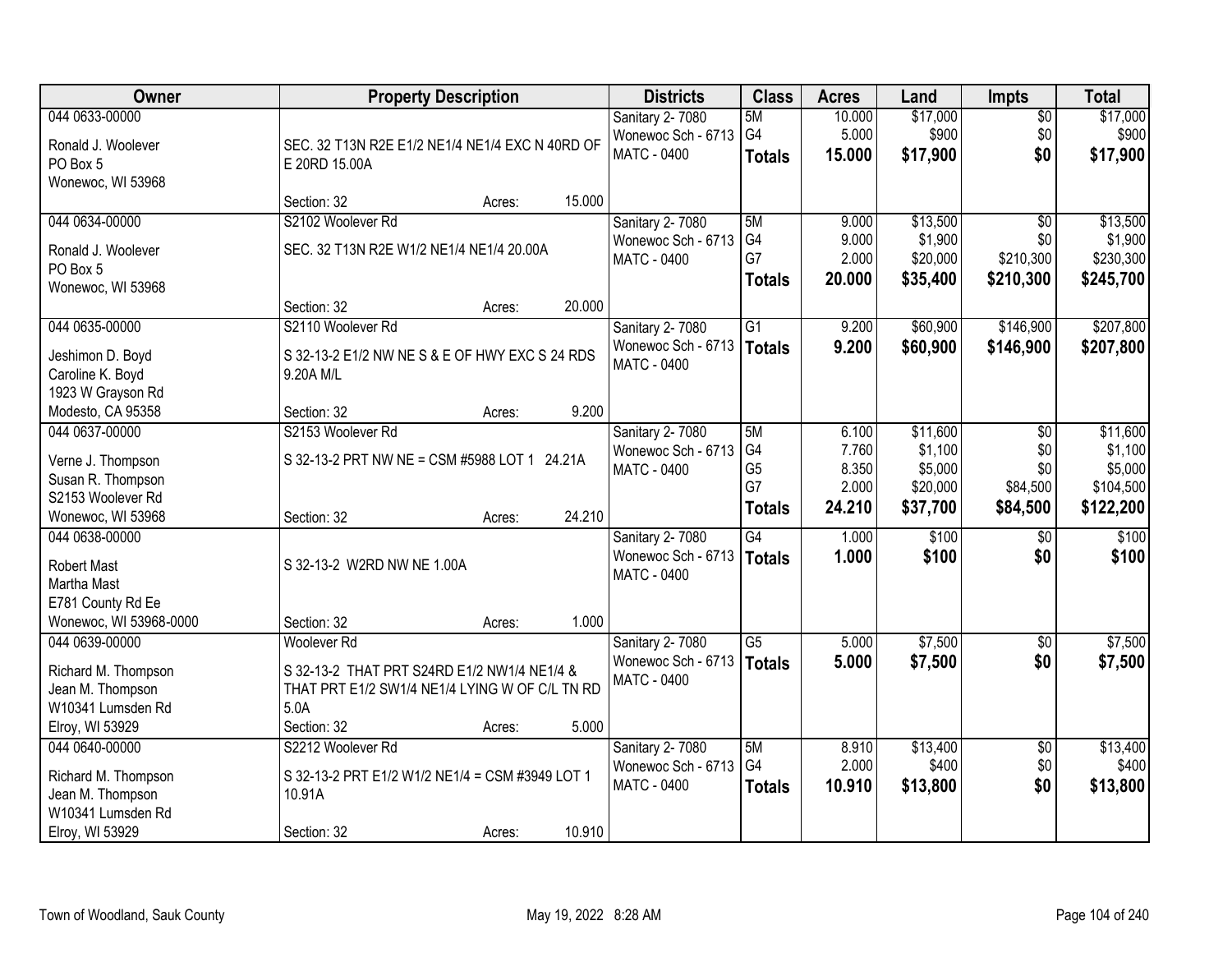| Owner | Property Description | Districts | Class | Acres | Land | Impts | Total |
|---|---|---|---|---|---|---|---|
| 044 0633-00000<br><br>Ronald J. Woolever<br>PO Box 5<br>Wonewoc, WI 53968 | SEC. 32 T13N R2E E1/2 NE1/4 NE1/4 EXC N 40RD OF E 20RD 15.00A<br><br>Section: 32 Acres: 15.000 | Sanitary 2- 7080<br>Wonewoc Sch - 6713<br>MATC - 0400 | 5M<br>G4<br>**Totals** | 10.000<br>5.000<br>**15.000** | $17,000<br>$900<br>**$17,900** | $0<br>$0<br>**$0** | $17,000<br>$900<br>**$17,900** |
| 044 0634-00000<br><br>Ronald J. Woolever<br>PO Box 5<br>Wonewoc, WI 53968 | S2102 Woolever Rd<br><br>SEC. 32 T13N R2E W1/2 NE1/4 NE1/4 20.00A<br><br>Section: 32 Acres: 20.000 | Sanitary 2- 7080<br>Wonewoc Sch - 6713<br>MATC - 0400 | 5M<br>G4<br>G7<br>**Totals** | 9.000<br>9.000<br>2.000<br>**20.000** | $13,500<br>$1,900<br>$20,000<br>**$35,400** | $0<br>$0<br>$210,300<br>**$210,300** | $13,500<br>$1,900<br>$230,300<br>**$245,700** |
| 044 0635-00000<br><br>Jeshimon D. Boyd<br>Caroline K. Boyd<br>1923 W Grayson Rd<br>Modesto, CA 95358 | S2110 Woolever Rd<br><br>S 32-13-2 E1/2 NW NE S & E OF HWY EXC S 24 RDS 9.20A M/L<br><br>Section: 32 Acres: 9.200 | Sanitary 2- 7080<br>Wonewoc Sch - 6713<br>MATC - 0400 | G1<br>**Totals** | 9.200<br>**9.200** | $60,900<br>**$60,900** | $146,900<br>**$146,900** | $207,800<br>**$207,800** |
| 044 0637-00000<br><br>Verne J. Thompson<br>Susan R. Thompson<br>S2153 Woolever Rd<br>Wonewoc, WI 53968 | S2153 Woolever Rd<br><br>S 32-13-2 PRT NW NE = CSM #5988 LOT 1 24.21A<br><br>Section: 32 Acres: 24.210 | Sanitary 2- 7080<br>Wonewoc Sch - 6713<br>MATC - 0400 | 5M<br>G4<br>G5<br>G7<br>**Totals** | 6.100<br>7.760<br>8.350<br>2.000<br>**24.210** | $11,600<br>$1,100<br>$5,000<br>$20,000<br>**$37,700** | $0<br>$0<br>$0<br>$84,500<br>**$84,500** | $11,600<br>$1,100<br>$5,000<br>$104,500<br>**$122,200** |
| 044 0638-00000<br><br>Robert Mast<br>Martha Mast<br>E781 County Rd Ee<br>Wonewoc, WI 53968-0000 | S 32-13-2 W2RD NW NE 1.00A<br><br>Section: 32 Acres: 1.000 | Sanitary 2- 7080<br>Wonewoc Sch - 6713<br>MATC - 0400 | G4<br>**Totals** | 1.000<br>**1.000** | $100<br>**$100** | $0<br>**$0** | $100<br>**$100** |
| 044 0639-00000<br><br>Richard M. Thompson<br>Jean M. Thompson<br>W10341 Lumsden Rd<br>Elroy, WI 53929 | Woolever Rd<br><br>S 32-13-2 THAT PRT S24RD E1/2 NW1/4 NE1/4 & THAT PRT E1/2 SW1/4 NE1/4 LYING W OF C/L TN RD 5.0A<br>Section: 32 Acres: 5.000 | Sanitary 2- 7080<br>Wonewoc Sch - 6713<br>MATC - 0400 | G5<br>**Totals** | 5.000<br>**5.000** | $7,500<br>**$7,500** | $0<br>**$0** | $7,500<br>**$7,500** |
| 044 0640-00000<br><br>Richard M. Thompson<br>Jean M. Thompson<br>W10341 Lumsden Rd<br>Elroy, WI 53929 | S2212 Woolever Rd<br><br>S 32-13-2 PRT E1/2 W1/2 NE1/4 = CSM #3949 LOT 1 10.91A<br><br>Section: 32 Acres: 10.910 | Sanitary 2- 7080<br>Wonewoc Sch - 6713<br>MATC - 0400 | 5M<br>G4<br>**Totals** | 8.910<br>2.000<br>**10.910** | $13,400<br>$400<br>**$13,800** | $0<br>$0<br>**$0** | $13,400<br>$400<br>**$13,800** |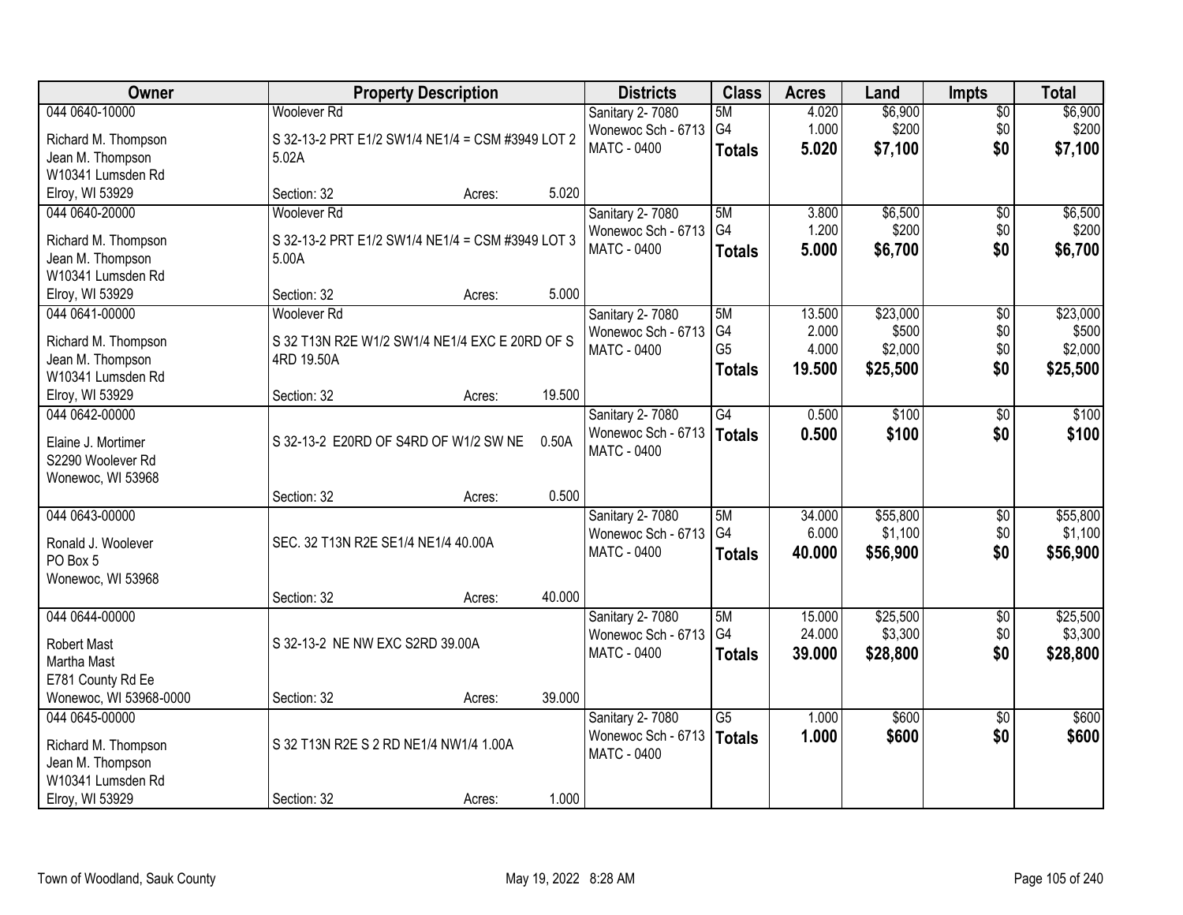| Owner | Property Description | Districts | Class | Acres | Land | Impts | Total |
|---|---|---|---|---|---|---|---|
| 044 0640-10000<br>Richard M. Thompson<br>Jean M. Thompson<br>W10341 Lumsden Rd<br>Elroy, WI 53929 | Woolever Rd<br>S 32-13-2 PRT E1/2 SW1/4 NE1/4 = CSM #3949 LOT 2 5.02A<br>Section: 32 Acres: 5.020 | Sanitary 2- 7080<br>Wonewoc Sch - 6713<br>MATC - 0400 | 5M<br>G4<br>**Totals** | 4.020<br>1.000<br>**5.020** | $6,900<br>$200<br>**$7,100** | $0<br>$0<br>**$0** | $6,900<br>$200<br>**$7,100** |
| 044 0640-20000<br>Richard M. Thompson<br>Jean M. Thompson<br>W10341 Lumsden Rd<br>Elroy, WI 53929 | Woolever Rd<br>S 32-13-2 PRT E1/2 SW1/4 NE1/4 = CSM #3949 LOT 3 5.00A<br>Section: 32 Acres: 5.000 | Sanitary 2- 7080<br>Wonewoc Sch - 6713<br>MATC - 0400 | 5M<br>G4<br>**Totals** | 3.800<br>1.200<br>**5.000** | $6,500<br>$200<br>**$6,700** | $0<br>$0<br>**$0** | $6,500<br>$200<br>**$6,700** |
| 044 0641-00000<br>Richard M. Thompson<br>Jean M. Thompson<br>W10341 Lumsden Rd<br>Elroy, WI 53929 | Woolever Rd<br>S 32 T13N R2E W1/2 SW1/4 NE1/4 EXC E 20RD OF S 4RD 19.50A<br>Section: 32 Acres: 19.500 | Sanitary 2- 7080<br>Wonewoc Sch - 6713<br>MATC - 0400 | 5M<br>G4<br>G5<br>**Totals** | 13.500<br>2.000<br>4.000<br>**19.500** | $23,000<br>$500<br>$2,000<br>**$25,500** | $0<br>$0<br>$0<br>**$0** | $23,000<br>$500<br>$2,000<br>**$25,500** |
| 044 0642-00000<br>Elaine J. Mortimer<br>S2290 Woolever Rd<br>Wonewoc, WI 53968 | S 32-13-2 E20RD OF S4RD OF W1/2 SW NE 0.50A<br>Section: 32 Acres: 0.500 | Sanitary 2- 7080<br>Wonewoc Sch - 6713<br>MATC - 0400 | G4<br>**Totals** | 0.500<br>**0.500** | $100<br>**$100** | $0<br>**$0** | $100<br>**$100** |
| 044 0643-00000<br>Ronald J. Woolever<br>PO Box 5<br>Wonewoc, WI 53968 | SEC. 32 T13N R2E SE1/4 NE1/4 40.00A<br>Section: 32 Acres: 40.000 | Sanitary 2- 7080<br>Wonewoc Sch - 6713<br>MATC - 0400 | 5M<br>G4<br>**Totals** | 34.000<br>6.000<br>**40.000** | $55,800<br>$1,100<br>**$56,900** | $0<br>$0<br>**$0** | $55,800<br>$1,100<br>**$56,900** |
| 044 0644-00000<br>Robert Mast<br>Martha Mast<br>E781 County Rd Ee<br>Wonewoc, WI 53968-0000 | S 32-13-2 NE NW EXC S2RD 39.00A<br>Section: 32 Acres: 39.000 | Sanitary 2- 7080<br>Wonewoc Sch - 6713<br>MATC - 0400 | 5M<br>G4<br>**Totals** | 15.000<br>24.000<br>**39.000** | $25,500<br>$3,300<br>**$28,800** | $0<br>$0<br>**$0** | $25,500<br>$3,300<br>**$28,800** |
| 044 0645-00000<br>Richard M. Thompson<br>Jean M. Thompson<br>W10341 Lumsden Rd<br>Elroy, WI 53929 | S 32 T13N R2E S 2 RD NE1/4 NW1/4 1.00A<br>Section: 32 Acres: 1.000 | Sanitary 2- 7080<br>Wonewoc Sch - 6713<br>MATC - 0400 | G5<br>**Totals** | 1.000<br>**1.000** | $600<br>**$600** | $0<br>**$0** | $600<br>**$600** |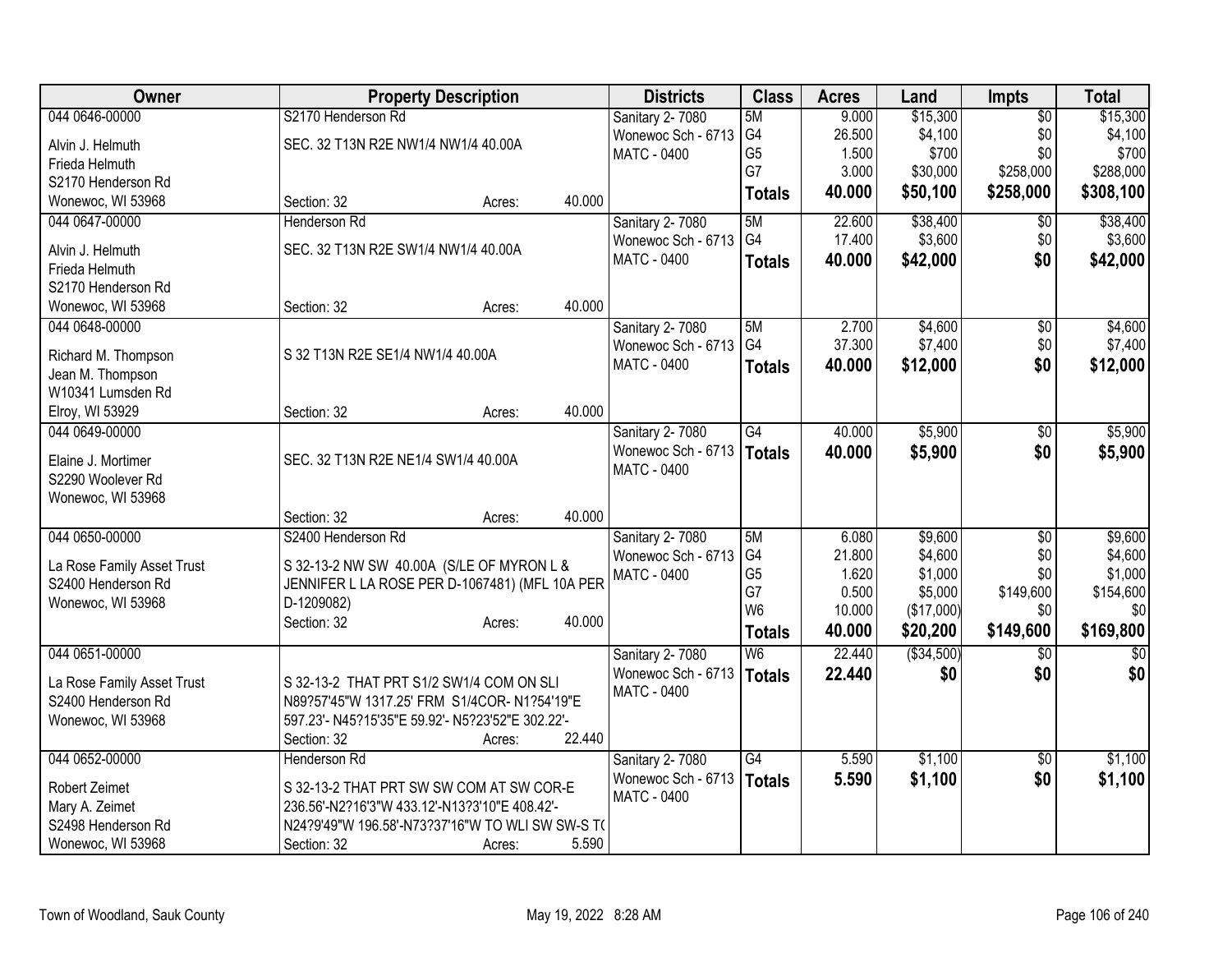| Owner | Property Description | Districts | Class | Acres | Land | Impts | Total |
|---|---|---|---|---|---|---|---|
| 044 0646-00000 | S2170 Henderson Rd | Sanitary 2- 7080 | 5M | 9.000 | $15,300 | $0 | $15,300 |
| Alvin J. Helmuth | SEC. 32 T13N R2E NW1/4 NW1/4 40.00A | Wonewoc Sch - 6713 | G4 | 26.500 | $4,100 | $0 | $4,100 |
| Frieda Helmuth | | MATC - 0400 | G5 | 1.500 | $700 | $0 | $700 |
| S2170 Henderson Rd | | | G7 | 3.000 | $30,000 | $258,000 | $288,000 |
| Wonewoc, WI 53968 | Section: 32 Acres: 40.000 | | **Totals** | **40.000** | **$50,100** | **$258,000** | **$308,100** |
| 044 0647-00000 | Henderson Rd | Sanitary 2- 7080 | 5M | 22.600 | $38,400 | $0 | $38,400 |
| Alvin J. Helmuth | SEC. 32 T13N R2E SW1/4 NW1/4 40.00A | Wonewoc Sch - 6713 | G4 | 17.400 | $3,600 | $0 | $3,600 |
| Frieda Helmuth | | MATC - 0400 | **Totals** | **40.000** | **$42,000** | **$0** | **$42,000** |
| S2170 Henderson Rd | | | | | | | |
| Wonewoc, WI 53968 | Section: 32 Acres: 40.000 | | | | | | |
| 044 0648-00000 | | Sanitary 2- 7080 | 5M | 2.700 | $4,600 | $0 | $4,600 |
| Richard M. Thompson | S 32 T13N R2E SE1/4 NW1/4 40.00A | Wonewoc Sch - 6713 | G4 | 37.300 | $7,400 | $0 | $7,400 |
| Jean M. Thompson | | MATC - 0400 | **Totals** | **40.000** | **$12,000** | **$0** | **$12,000** |
| W10341 Lumsden Rd | | | | | | | |
| Elroy, WI 53929 | Section: 32 Acres: 40.000 | | | | | | |
| 044 0649-00000 | | Sanitary 2- 7080 | G4 | 40.000 | $5,900 | $0 | $5,900 |
| Elaine J. Mortimer | SEC. 32 T13N R2E NE1/4 SW1/4 40.00A | Wonewoc Sch - 6713 | **Totals** | **40.000** | **$5,900** | **$0** | **$5,900** |
| S2290 Woolever Rd | | MATC - 0400 | | | | | |
| Wonewoc, WI 53968 | | | | | | | |
| | Section: 32 Acres: 40.000 | | | | | | |
| 044 0650-00000 | S2400 Henderson Rd | Sanitary 2- 7080 | 5M | 6.080 | $9,600 | $0 | $9,600 |
| La Rose Family Asset Trust | S 32-13-2 NW SW 40.00A (S/LE OF MYRON L & | Wonewoc Sch - 6713 | G4 | 21.800 | $4,600 | $0 | $4,600 |
| S2400 Henderson Rd | JENNIFER L LA ROSE PER D-1067481) (MFL 10A PER | MATC - 0400 | G5 | 1.620 | $1,000 | $0 | $1,000 |
| Wonewoc, WI 53968 | D-1209082) | | G7 | 0.500 | $5,000 | $149,600 | $154,600 |
| | Section: 32 Acres: 40.000 | | W6 | 10.000 | ($17,000) | $0 | $0 |
| | | | **Totals** | **40.000** | **$20,200** | **$149,600** | **$169,800** |
| 044 0651-00000 | | Sanitary 2- 7080 | W6 | 22.440 | ($34,500) | $0 | $0 |
| La Rose Family Asset Trust | S 32-13-2 THAT PRT S1/2 SW1/4 COM ON SLI | Wonewoc Sch - 6713 | **Totals** | **22.440** | **$0** | **$0** | **$0** |
| S2400 Henderson Rd | N89?57'45"W 1317.25' FRM S1/4COR- N1?54'19"E | MATC - 0400 | | | | | |
| Wonewoc, WI 53968 | 597.23'- N45?15'35"E 59.92'- N5?23'52"E 302.22'- | | | | | | |
| | Section: 32 Acres: 22.440 | | | | | | |
| 044 0652-00000 | Henderson Rd | Sanitary 2- 7080 | G4 | 5.590 | $1,100 | $0 | $1,100 |
| Robert Zeimet | S 32-13-2 THAT PRT SW SW COM AT SW COR-E | Wonewoc Sch - 6713 | **Totals** | **5.590** | **$1,100** | **$0** | **$1,100** |
| Mary A. Zeimet | 236.56'-N2?16'3"W 433.12'-N13?3'10"E 408.42'- | MATC - 0400 | | | | | |
| S2498 Henderson Rd | N24?9'49"W 196.58'-N73?37'16"W TO WLI SW SW-S T( | | | | | | |
| Wonewoc, WI 53968 | Section: 32 Acres: 5.590 | | | | | | |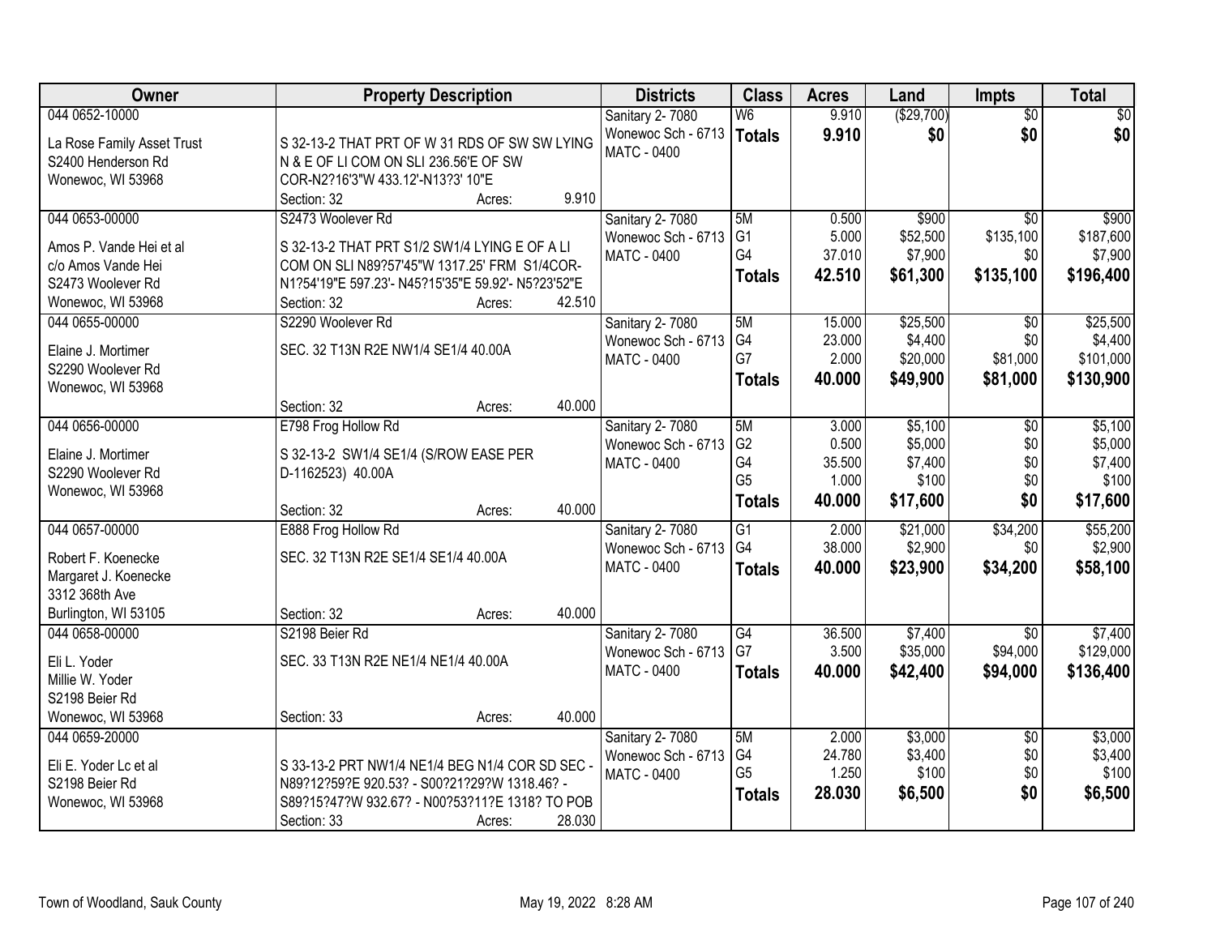| Owner | Property Description | Districts | Class | Acres | Land | Impts | Total |
|---|---|---|---|---|---|---|---|
| 044 0652-10000<br><br>La Rose Family Asset Trust<br>S2400 Henderson Rd<br>Wonewoc, WI 53968 | S 32-13-2 THAT PRT OF W 31 RDS OF SW SW LYING N & E OF LI COM ON SLI 236.56'E OF SW COR-N2?16'3"W 433.12'-N13?3' 10"E<br>Section: 32 Acres: 9.910 | Sanitary 2- 7080<br>Wonewoc Sch - 6713<br>MATC - 0400 | W6<br>**Totals** | 9.910<br>**9.910** | ($29,700)<br>**$0** | $0<br>**$0** | $0<br>**$0** |
| 044 0653-00000<br><br>Amos P. Vande Hei et al<br>c/o Amos Vande Hei<br>S2473 Woolever Rd<br>Wonewoc, WI 53968 | S2473 Woolever Rd<br>S 32-13-2 THAT PRT S1/2 SW1/4 LYING E OF A LI COM ON SLI N89?57'45"W 1317.25' FRM S1/4COR-N1?54'19"E 597.23'- N45?15'35"E 59.92'- N5?23'52"E<br>Section: 32 Acres: 42.510 | Sanitary 2- 7080<br>Wonewoc Sch - 6713<br>MATC - 0400 | 5M<br>G1<br>G4<br>**Totals** | 0.500<br>5.000<br>37.010<br>**42.510** | $900<br>$52,500<br>$7,900<br>**$61,300** | $0<br>$135,100<br>$0<br>**$135,100** | $900<br>$187,600<br>$7,900<br>**$196,400** |
| 044 0655-00000<br><br>Elaine J. Mortimer<br>S2290 Woolever Rd<br>Wonewoc, WI 53968 | S2290 Woolever Rd<br>SEC. 32 T13N R2E NW1/4 SE1/4 40.00A<br>Section: 32 Acres: 40.000 | Sanitary 2- 7080<br>Wonewoc Sch - 6713<br>MATC - 0400 | 5M<br>G4<br>G7<br>**Totals** | 15.000<br>23.000<br>2.000<br>**40.000** | $25,500<br>$4,400<br>$20,000<br>**$49,900** | $0<br>$0<br>$81,000<br>**$81,000** | $25,500<br>$4,400<br>$101,000<br>**$130,900** |
| 044 0656-00000<br><br>Elaine J. Mortimer<br>S2290 Woolever Rd<br>Wonewoc, WI 53968 | E798 Frog Hollow Rd<br>S 32-13-2 SW1/4 SE1/4 (S/ROW EASE PER D-1162523) 40.00A<br>Section: 32 Acres: 40.000 | Sanitary 2- 7080<br>Wonewoc Sch - 6713<br>MATC - 0400 | 5M<br>G2<br>G4<br>G5<br>**Totals** | 3.000<br>0.500<br>35.500<br>1.000<br>**40.000** | $5,100<br>$5,000<br>$7,400<br>$100<br>**$17,600** | $0<br>$0<br>$0<br>$0<br>**$0** | $5,100<br>$5,000<br>$7,400<br>$100<br>**$17,600** |
| 044 0657-00000<br><br>Robert F. Koenecke<br>Margaret J. Koenecke<br>3312 368th Ave<br>Burlington, WI 53105 | E888 Frog Hollow Rd<br>SEC. 32 T13N R2E SE1/4 SE1/4 40.00A<br>Section: 32 Acres: 40.000 | Sanitary 2- 7080<br>Wonewoc Sch - 6713<br>MATC - 0400 | G1<br>G4<br>**Totals** | 2.000<br>38.000<br>**40.000** | $21,000<br>$2,900<br>**$23,900** | $34,200<br>$0<br>**$34,200** | $55,200<br>$2,900<br>**$58,100** |
| 044 0658-00000<br><br>Eli L. Yoder<br>Millie W. Yoder<br>S2198 Beier Rd<br>Wonewoc, WI 53968 | S2198 Beier Rd<br>SEC. 33 T13N R2E NE1/4 NE1/4 40.00A<br>Section: 33 Acres: 40.000 | Sanitary 2- 7080<br>Wonewoc Sch - 6713<br>MATC - 0400 | G4<br>G7<br>**Totals** | 36.500<br>3.500<br>**40.000** | $7,400<br>$35,000<br>**$42,400** | $0<br>$94,000<br>**$94,000** | $7,400<br>$129,000<br>**$136,400** |
| 044 0659-20000<br><br>Eli E. Yoder Lc et al<br>S2198 Beier Rd<br>Wonewoc, WI 53968 | S 33-13-2 PRT NW1/4 NE1/4 BEG N1/4 COR SD SEC - N89?12?59?E 920.53? - S00?21?29?W 1318.46? - S89?15?47?W 932.67? - N00?53?11?E 1318? TO POB<br>Section: 33 Acres: 28.030 | Sanitary 2- 7080<br>Wonewoc Sch - 6713<br>MATC - 0400 | 5M<br>G4<br>G5<br>**Totals** | 2.000<br>24.780<br>1.250<br>**28.030** | $3,000<br>$3,400<br>$100<br>**$6,500** | $0<br>$0<br>$0<br>**$0** | $3,000<br>$3,400<br>$100<br>**$6,500** |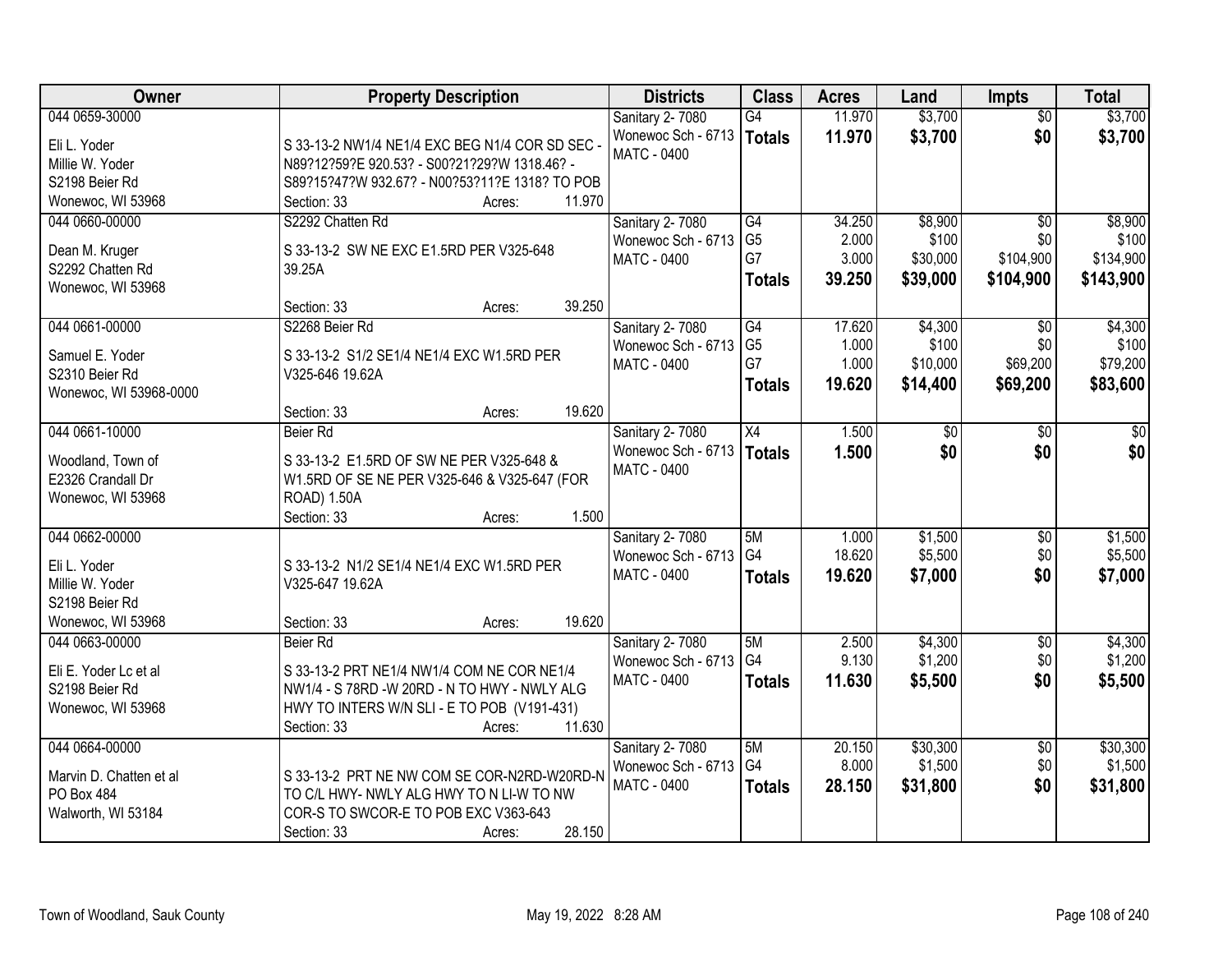| Owner | Property Description | Districts | Class | Acres | Land | Impts | Total |
|---|---|---|---|---|---|---|---|
| 044 0659-30000<br>Eli L. Yoder<br>Millie W. Yoder<br>S2198 Beier Rd<br>Wonewoc, WI 53968 | S 33-13-2 NW1/4 NE1/4 EXC BEG N1/4 COR SD SEC - N89?12?59?E 920.53? - S00?21?29?W 1318.46? - S89?15?47?W 932.67? - N00?53?11?E 1318? TO POB<br>Section: 33 Acres: 11.970 | Sanitary 2- 7080<br>Wonewoc Sch - 6713<br>MATC - 0400 | G4<br>**Totals** | 11.970<br>**11.970** | $3,700<br>**$3,700** | $0<br>**$0** | $3,700<br>**$3,700** |
| 044 0660-00000<br>Dean M. Kruger<br>S2292 Chatten Rd<br>Wonewoc, WI 53968 | S2292 Chatten Rd<br>S 33-13-2 SW NE EXC E1.5RD PER V325-648 39.25A<br>Section: 33 Acres: 39.250 | Sanitary 2- 7080<br>Wonewoc Sch - 6713<br>MATC - 0400 | G4<br>G5<br>G7<br>**Totals** | 34.250<br>2.000<br>3.000<br>**39.250** | $8,900<br>$100<br>$30,000<br>**$39,000** | $0<br>$0<br>$104,900<br>**$104,900** | $8,900<br>$100<br>$134,900<br>**$143,900** |
| 044 0661-00000<br>Samuel E. Yoder<br>S2310 Beier Rd<br>Wonewoc, WI 53968-0000 | S2268 Beier Rd<br>S 33-13-2 S1/2 SE1/4 NE1/4 EXC W1.5RD PER V325-646 19.62A<br>Section: 33 Acres: 19.620 | Sanitary 2- 7080<br>Wonewoc Sch - 6713<br>MATC - 0400 | G4<br>G5<br>G7<br>**Totals** | 17.620<br>1.000<br>1.000<br>**19.620** | $4,300<br>$100<br>$10,000<br>**$14,400** | $0<br>$0<br>$69,200<br>**$69,200** | $4,300<br>$100<br>$79,200<br>**$83,600** |
| 044 0661-10000<br>Woodland, Town of<br>E2326 Crandall Dr<br>Wonewoc, WI 53968 | Beier Rd<br>S 33-13-2 E1.5RD OF SW NE PER V325-648 & W1.5RD OF SE NE PER V325-646 & V325-647 (FOR ROAD) 1.50A<br>Section: 33 Acres: 1.500 | Sanitary 2- 7080<br>Wonewoc Sch - 6713<br>MATC - 0400 | X4<br>**Totals** | 1.500<br>**1.500** | $0<br>**$0** | $0<br>**$0** | $0<br>**$0** |
| 044 0662-00000<br>Eli L. Yoder<br>Millie W. Yoder<br>S2198 Beier Rd<br>Wonewoc, WI 53968 | S 33-13-2 N1/2 SE1/4 NE1/4 EXC W1.5RD PER V325-647 19.62A<br>Section: 33 Acres: 19.620 | Sanitary 2- 7080<br>Wonewoc Sch - 6713<br>MATC - 0400 | 5M<br>G4<br>**Totals** | 1.000<br>18.620<br>**19.620** | $1,500<br>$5,500<br>**$7,000** | $0<br>$0<br>**$0** | $1,500<br>$5,500<br>**$7,000** |
| 044 0663-00000<br>Eli E. Yoder Lc et al<br>S2198 Beier Rd<br>Wonewoc, WI 53968 | Beier Rd<br>S 33-13-2 PRT NE1/4 NW1/4 COM NE COR NE1/4 NW1/4 - S 78RD -W 20RD - N TO HWY - NWLY ALG HWY TO INTERS W/N SLI - E TO POB (V191-431)<br>Section: 33 Acres: 11.630 | Sanitary 2- 7080<br>Wonewoc Sch - 6713<br>MATC - 0400 | 5M<br>G4<br>**Totals** | 2.500<br>9.130<br>**11.630** | $4,300<br>$1,200<br>**$5,500** | $0<br>$0<br>**$0** | $4,300<br>$1,200<br>**$5,500** |
| 044 0664-00000<br>Marvin D. Chatten et al<br>PO Box 484<br>Walworth, WI 53184 | S 33-13-2 PRT NE NW COM SE COR-N2RD-W20RD-N TO C/L HWY- NWLY ALG HWY TO N LI-W TO NW COR-S TO SWCOR-E TO POB EXC V363-643<br>Section: 33 Acres: 28.150 | Sanitary 2- 7080<br>Wonewoc Sch - 6713<br>MATC - 0400 | 5M<br>G4<br>**Totals** | 20.150<br>8.000<br>**28.150** | $30,300<br>$1,500<br>**$31,800** | $0<br>$0<br>**$0** | $30,300<br>$1,500<br>**$31,800** |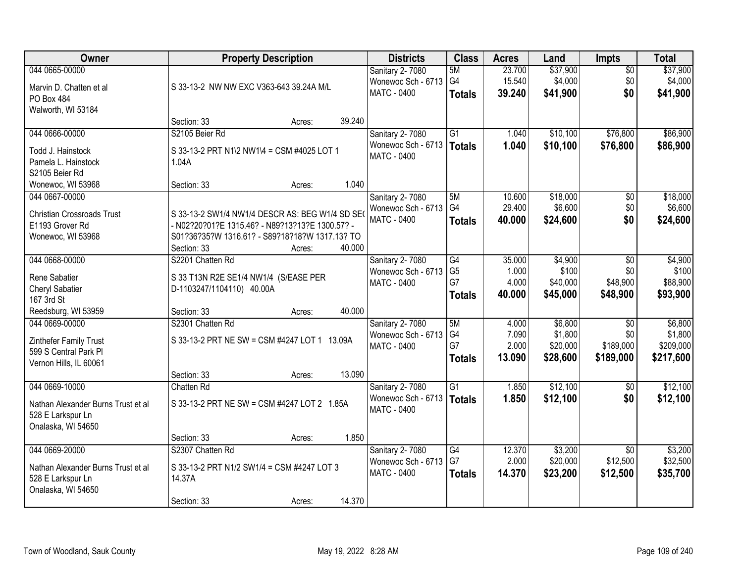| Owner | Property Description | Districts | Class | Acres | Land | Impts | Total |
|---|---|---|---|---|---|---|---|
| 044 0665-00000<br>Marvin D. Chatten et al<br>PO Box 484<br>Walworth, WI 53184 | S 33-13-2 NW NW EXC V363-643 39.24A M/L<br>Section: 33 Acres: 39.240 | Sanitary 2- 7080<br>Wonewoc Sch - 6713<br>MATC - 0400 | 5M<br>G4<br>**Totals** | 23.700<br>15.540<br>**39.240** | $37,900<br>$4,000<br>**$41,900** | $0<br>$0<br>**$0** | $37,900<br>$4,000<br>**$41,900** |
| 044 0666-00000<br>Todd J. Hainstock<br>Pamela L. Hainstock<br>S2105 Beier Rd<br>Wonewoc, WI 53968 | S2105 Beier Rd<br>S 33-13-2 PRT N1\2 NW1\4 = CSM #4025 LOT 1 1.04A<br>Section: 33 Acres: 1.040 | Sanitary 2- 7080<br>Wonewoc Sch - 6713<br>MATC - 0400 | G1<br>**Totals** | 1.040<br>**1.040** | $10,100<br>**$10,100** | $76,800<br>**$76,800** | $86,900<br>**$86,900** |
| 044 0667-00000<br>Christian Crossroads Trust<br>E1193 Grover Rd<br>Wonewoc, WI 53968 | S 33-13-2 SW1/4 NW1/4 DESCR AS: BEG W1/4 SD SE( - N02?20?01?E 1315.46? - N89?13?13?E 1300.57? - S01?36?35?W 1316.61? - S89?18?18?W 1317.13? TO<br>Section: 33 Acres: 40.000 | Sanitary 2- 7080<br>Wonewoc Sch - 6713<br>MATC - 0400 | 5M<br>G4<br>**Totals** | 10.600<br>29.400<br>**40.000** | $18,000<br>$6,600<br>**$24,600** | $0<br>$0<br>**$0** | $18,000<br>$6,600<br>**$24,600** |
| 044 0668-00000<br>Rene Sabatier<br>Cheryl Sabatier<br>167 3rd St<br>Reedsburg, WI 53959 | S2201 Chatten Rd<br>S 33 T13N R2E SE1/4 NW1/4 (S/EASE PER D-1103247/1104110) 40.00A<br>Section: 33 Acres: 40.000 | Sanitary 2- 7080<br>Wonewoc Sch - 6713<br>MATC - 0400 | G4<br>G5<br>G7<br>**Totals** | 35.000<br>1.000<br>4.000<br>**40.000** | $4,900<br>$100<br>$40,000<br>**$45,000** | $0<br>$0<br>$48,900<br>**$48,900** | $4,900<br>$100<br>$88,900<br>**$93,900** |
| 044 0669-00000<br>Zinthefer Family Trust<br>599 S Central Park Pl<br>Vernon Hills, IL 60061 | S2301 Chatten Rd<br>S 33-13-2 PRT NE SW = CSM #4247 LOT 1 13.09A<br>Section: 33 Acres: 13.090 | Sanitary 2- 7080<br>Wonewoc Sch - 6713<br>MATC - 0400 | 5M<br>G4<br>G7<br>**Totals** | 4.000<br>7.090<br>2.000<br>**13.090** | $6,800<br>$1,800<br>$20,000<br>**$28,600** | $0<br>$0<br>$189,000<br>**$189,000** | $6,800<br>$1,800<br>$209,000<br>**$217,600** |
| 044 0669-10000<br>Nathan Alexander Burns Trust et al<br>528 E Larkspur Ln<br>Onalaska, WI 54650 | Chatten Rd<br>S 33-13-2 PRT NE SW = CSM #4247 LOT 2 1.85A<br>Section: 33 Acres: 1.850 | Sanitary 2- 7080<br>Wonewoc Sch - 6713<br>MATC - 0400 | G1<br>**Totals** | 1.850<br>**1.850** | $12,100<br>**$12,100** | $0<br>**$0** | $12,100<br>**$12,100** |
| 044 0669-20000<br>Nathan Alexander Burns Trust et al<br>528 E Larkspur Ln<br>Onalaska, WI 54650 | S2307 Chatten Rd<br>S 33-13-2 PRT N1/2 SW1/4 = CSM #4247 LOT 3 14.37A<br>Section: 33 Acres: 14.370 | Sanitary 2- 7080<br>Wonewoc Sch - 6713<br>MATC - 0400 | G4<br>G7<br>**Totals** | 12.370<br>2.000<br>**14.370** | $3,200<br>$20,000<br>**$23,200** | $0<br>$12,500<br>**$12,500** | $3,200<br>$32,500<br>**$35,700** |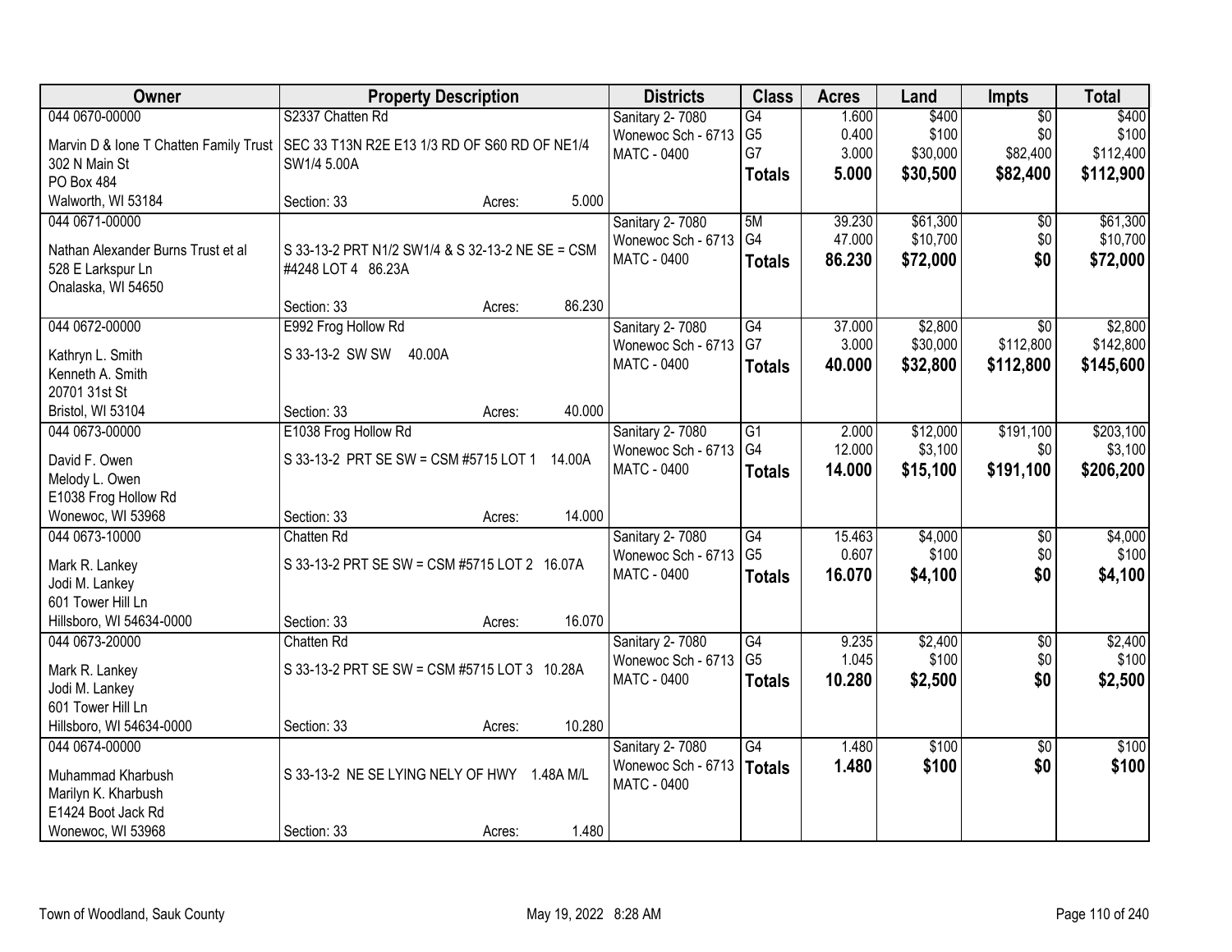| Owner | Property Description | | | Districts | Class | Acres | Land | Impts | Total |
|---|---|---|---|---|---|---|---|---|---|
| 044 0670-00000 | S2337 Chatten Rd | | | Sanitary 2- 7080 | G4 | 1.600 | $400 | $0 | $400 |
| Marvin D & Ione T Chatten Family Trust | SEC 33 T13N R2E E13 1/3 RD OF S60 RD OF NE1/4 SW1/4 5.00A | | | Wonewoc Sch - 6713 | G5 | 0.400 | $100 | $0 | $100 |
| 302 N Main St | | | | MATC - 0400 | G7 | 3.000 | $30,000 | $82,400 | $112,400 |
| PO Box 484 | | | | | **Totals** | **5.000** | **$30,500** | **$82,400** | **$112,900** |
| Walworth, WI 53184 | Section: 33 | Acres: | 5.000 | | | | | | |
| 044 0671-00000 | | | | Sanitary 2- 7080 | 5M | 39.230 | $61,300 | $0 | $61,300 |
| Nathan Alexander Burns Trust et al | S 33-13-2 PRT N1/2 SW1/4 & S 32-13-2 NE SE = CSM #4248 LOT 4 86.23A | | | Wonewoc Sch - 6713 | G4 | 47.000 | $10,700 | $0 | $10,700 |
| 528 E Larkspur Ln | | | | MATC - 0400 | **Totals** | **86.230** | **$72,000** | **$0** | **$72,000** |
| Onalaska, WI 54650 | | | | | | | | | |
| | Section: 33 | Acres: | 86.230 | | | | | | |
| 044 0672-00000 | E992 Frog Hollow Rd | | | Sanitary 2- 7080 | G4 | 37.000 | $2,800 | $0 | $2,800 |
| Kathryn L. Smith | S 33-13-2 SW SW 40.00A | | | Wonewoc Sch - 6713 | G7 | 3.000 | $30,000 | $112,800 | $142,800 |
| Kenneth A. Smith | | | | MATC - 0400 | **Totals** | **40.000** | **$32,800** | **$112,800** | **$145,600** |
| 20701 31st St | | | | | | | | | |
| Bristol, WI 53104 | Section: 33 | Acres: | 40.000 | | | | | | |
| 044 0673-00000 | E1038 Frog Hollow Rd | | | Sanitary 2- 7080 | G1 | 2.000 | $12,000 | $191,100 | $203,100 |
| David F. Owen | S 33-13-2 PRT SE SW = CSM #5715 LOT 1 14.00A | | | Wonewoc Sch - 6713 | G4 | 12.000 | $3,100 | $0 | $3,100 |
| Melody L. Owen | | | | MATC - 0400 | **Totals** | **14.000** | **$15,100** | **$191,100** | **$206,200** |
| E1038 Frog Hollow Rd | | | | | | | | | |
| Wonewoc, WI 53968 | Section: 33 | Acres: | 14.000 | | | | | | |
| 044 0673-10000 | Chatten Rd | | | Sanitary 2- 7080 | G4 | 15.463 | $4,000 | $0 | $4,000 |
| Mark R. Lankey | S 33-13-2 PRT SE SW = CSM #5715 LOT 2 16.07A | | | Wonewoc Sch - 6713 | G5 | 0.607 | $100 | $0 | $100 |
| Jodi M. Lankey | | | | MATC - 0400 | **Totals** | **16.070** | **$4,100** | **$0** | **$4,100** |
| 601 Tower Hill Ln | | | | | | | | | |
| Hillsboro, WI 54634-0000 | Section: 33 | Acres: | 16.070 | | | | | | |
| 044 0673-20000 | Chatten Rd | | | Sanitary 2- 7080 | G4 | 9.235 | $2,400 | $0 | $2,400 |
| Mark R. Lankey | S 33-13-2 PRT SE SW = CSM #5715 LOT 3 10.28A | | | Wonewoc Sch - 6713 | G5 | 1.045 | $100 | $0 | $100 |
| Jodi M. Lankey | | | | MATC - 0400 | **Totals** | **10.280** | **$2,500** | **$0** | **$2,500** |
| 601 Tower Hill Ln | | | | | | | | | |
| Hillsboro, WI 54634-0000 | Section: 33 | Acres: | 10.280 | | | | | | |
| 044 0674-00000 | | | | Sanitary 2- 7080 | G4 | 1.480 | $100 | $0 | $100 |
| Muhammad Kharbush | S 33-13-2 NE SE LYING NELY OF HWY 1.48A M/L | | | Wonewoc Sch - 6713 | **Totals** | **1.480** | **$100** | **$0** | **$100** |
| Marilyn K. Kharbush | | | | MATC - 0400 | | | | | |
| E1424 Boot Jack Rd | | | | | | | | | |
| Wonewoc, WI 53968 | Section: 33 | Acres: | 1.480 | | | | | | |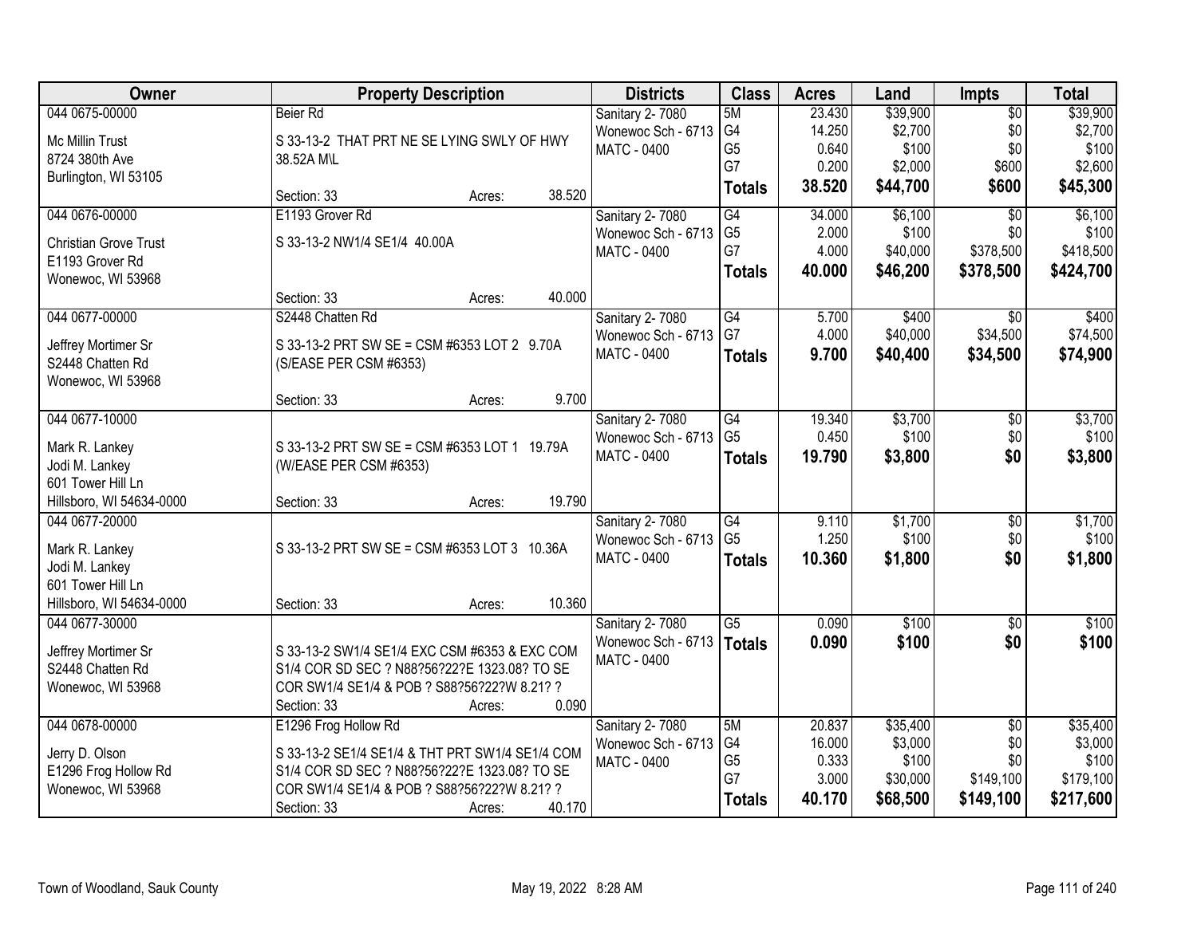| Owner | Property Description | Districts | Class | Acres | Land | Impts | Total |
|---|---|---|---|---|---|---|---|
| 044 0675-00000<br>Mc Millin Trust<br>8724 380th Ave<br>Burlington, WI 53105 | Beier Rd<br>S 33-13-2 THAT PRT NE SE LYING SWLY OF HWY 38.52A M\L<br>Section: 33 Acres: 38.520 | Sanitary 2- 7080<br>Wonewoc Sch - 6713<br>MATC - 0400 | 5M<br>G4<br>G5<br>G7<br>**Totals** | 23.430<br>14.250<br>0.640<br>0.200<br>**38.520** | $39,900<br>$2,700<br>$100<br>$2,000<br>**$44,700** | $0<br>$0<br>$0<br>$600<br>**$600** | $39,900<br>$2,700<br>$100<br>$2,600<br>**$45,300** |
| 044 0676-00000<br>Christian Grove Trust<br>E1193 Grover Rd<br>Wonewoc, WI 53968 | E1193 Grover Rd<br>S 33-13-2 NW1/4 SE1/4 40.00A<br>Section: 33 Acres: 40.000 | Sanitary 2- 7080<br>Wonewoc Sch - 6713<br>MATC - 0400 | G4<br>G5<br>G7<br>**Totals** | 34.000<br>2.000<br>4.000<br>**40.000** | $6,100<br>$100<br>$40,000<br>**$46,200** | $0<br>$0<br>$378,500<br>**$378,500** | $6,100<br>$100<br>$418,500<br>**$424,700** |
| 044 0677-00000<br>Jeffrey Mortimer Sr<br>S2448 Chatten Rd<br>Wonewoc, WI 53968 | S2448 Chatten Rd<br>S 33-13-2 PRT SW SE = CSM #6353 LOT 2 9.70A (S/EASE PER CSM #6353)<br>Section: 33 Acres: 9.700 | Sanitary 2- 7080<br>Wonewoc Sch - 6713<br>MATC - 0400 | G4<br>G7<br>**Totals** | 5.700<br>4.000<br>**9.700** | $400<br>$40,000<br>**$40,400** | $0<br>$34,500<br>**$34,500** | $400<br>$74,500<br>**$74,900** |
| 044 0677-10000<br>Mark R. Lankey<br>Jodi M. Lankey<br>601 Tower Hill Ln<br>Hillsboro, WI 54634-0000 | S 33-13-2 PRT SW SE = CSM #6353 LOT 1 19.79A (W/EASE PER CSM #6353)<br>Section: 33 Acres: 19.790 | Sanitary 2- 7080<br>Wonewoc Sch - 6713<br>MATC - 0400 | G4<br>G5<br>**Totals** | 19.340<br>0.450<br>**19.790** | $3,700<br>$100<br>**$3,800** | $0<br>$0<br>**$0** | $3,700<br>$100<br>**$3,800** |
| 044 0677-20000<br>Mark R. Lankey<br>Jodi M. Lankey<br>601 Tower Hill Ln<br>Hillsboro, WI 54634-0000 | S 33-13-2 PRT SW SE = CSM #6353 LOT 3 10.36A<br>Section: 33 Acres: 10.360 | Sanitary 2- 7080<br>Wonewoc Sch - 6713<br>MATC - 0400 | G4<br>G5<br>**Totals** | 9.110<br>1.250<br>**10.360** | $1,700<br>$100<br>**$1,800** | $0<br>$0<br>**$0** | $1,700<br>$100<br>**$1,800** |
| 044 0677-30000<br>Jeffrey Mortimer Sr<br>S2448 Chatten Rd<br>Wonewoc, WI 53968 | S 33-13-2 SW1/4 SE1/4 EXC CSM #6353 & EXC COM S1/4 COR SD SEC ? N88?56?22?E 1323.08? TO SE COR SW1/4 SE1/4 & POB ? S88?56?22?W 8.21? ?<br>Section: 33 Acres: 0.090 | Sanitary 2- 7080<br>Wonewoc Sch - 6713<br>MATC - 0400 | G5<br>**Totals** | 0.090<br>**0.090** | $100<br>**$100** | $0<br>**$0** | $100<br>**$100** |
| 044 0678-00000<br>Jerry D. Olson<br>E1296 Frog Hollow Rd<br>Wonewoc, WI 53968 | E1296 Frog Hollow Rd<br>S 33-13-2 SE1/4 SE1/4 & THT PRT SW1/4 SE1/4 COM S1/4 COR SD SEC ? N88?56?22?E 1323.08? TO SE COR SW1/4 SE1/4 & POB ? S88?56?22?W 8.21? ?<br>Section: 33 Acres: 40.170 | Sanitary 2- 7080<br>Wonewoc Sch - 6713<br>MATC - 0400 | 5M<br>G4<br>G5<br>G7<br>**Totals** | 20.837<br>16.000<br>0.333<br>3.000<br>**40.170** | $35,400<br>$3,000<br>$100<br>$30,000<br>**$68,500** | $0<br>$0<br>$0<br>$149,100<br>**$149,100** | $35,400<br>$3,000<br>$100<br>$179,100<br>**$217,600** |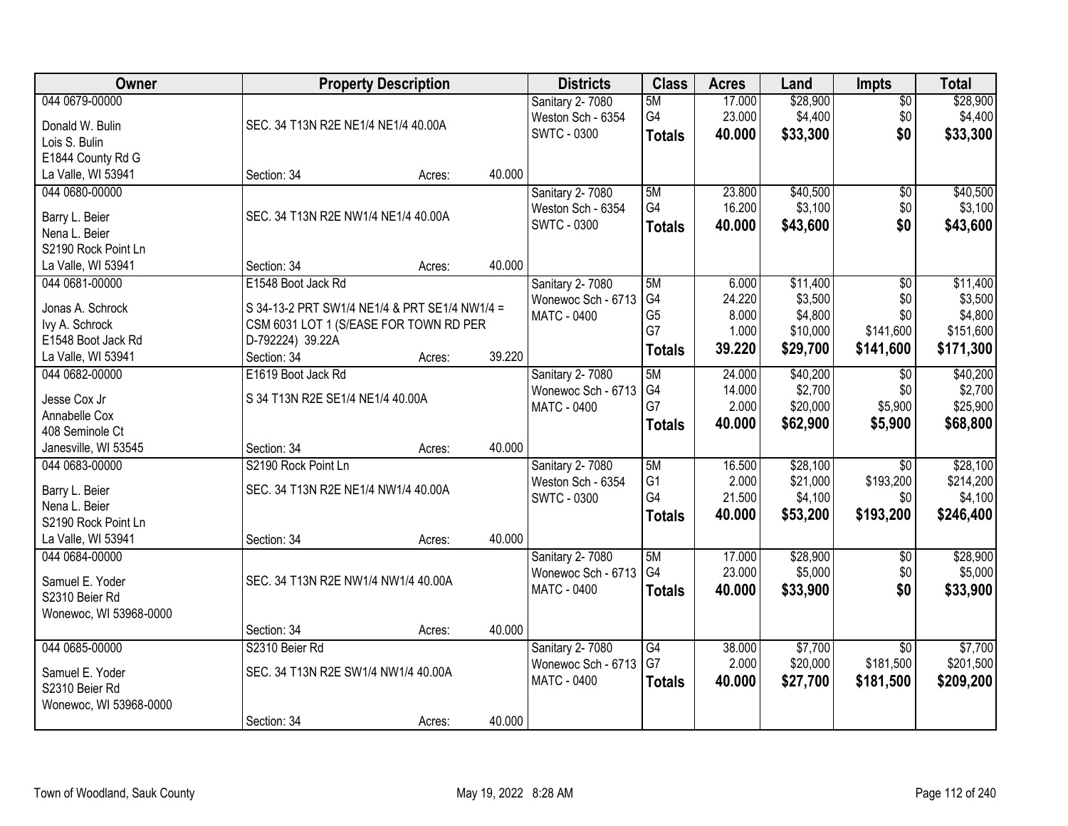| Owner | Property Description | Districts | Class | Acres | Land | Impts | Total |
|---|---|---|---|---|---|---|---|
| 044 0679-00000<br>Donald W. Bulin<br>Lois S. Bulin<br>E1844 County Rd G<br>La Valle, WI 53941 | SEC. 34 T13N R2E NE1/4 NE1/4 40.00A<br>Section: 34 Acres: 40.000 | Sanitary 2- 7080<br>Weston Sch - 6354<br>SWTC - 0300 | 5M<br>G4<br>**Totals** | 17.000<br>23.000<br>**40.000** | $28,900<br>$4,400<br>**$33,300** | $0<br>$0<br>**$0** | $28,900<br>$4,400<br>**$33,300** |
| 044 0680-00000<br>Barry L. Beier<br>Nena L. Beier<br>S2190 Rock Point Ln<br>La Valle, WI 53941 | SEC. 34 T13N R2E NW1/4 NE1/4 40.00A<br>Section: 34 Acres: 40.000 | Sanitary 2- 7080<br>Weston Sch - 6354<br>SWTC - 0300 | 5M<br>G4<br>**Totals** | 23.800<br>16.200<br>**40.000** | $40,500<br>$3,100<br>**$43,600** | $0<br>$0<br>**$0** | $40,500<br>$3,100<br>**$43,600** |
| 044 0681-00000<br>Jonas A. Schrock<br>Ivy A. Schrock<br>E1548 Boot Jack Rd<br>La Valle, WI 53941 | E1548 Boot Jack Rd<br>S 34-13-2 PRT SW1/4 NE1/4 & PRT SE1/4 NW1/4 = CSM 6031 LOT 1 (S/EASE FOR TOWN RD PER D-792224) 39.22A<br>Section: 34 Acres: 39.220 | Sanitary 2- 7080<br>Wonewoc Sch - 6713<br>MATC - 0400 | 5M<br>G4<br>G5<br>G7<br>**Totals** | 6.000<br>24.220<br>8.000<br>1.000<br>**39.220** | $11,400<br>$3,500<br>$4,800<br>$10,000<br>**$29,700** | $0<br>$0<br>$0<br>$141,600<br>**$141,600** | $11,400<br>$3,500<br>$4,800<br>$151,600<br>**$171,300** |
| 044 0682-00000<br>Jesse Cox Jr<br>Annabelle Cox<br>408 Seminole Ct<br>Janesville, WI 53545 | E1619 Boot Jack Rd<br>S 34 T13N R2E SE1/4 NE1/4 40.00A<br>Section: 34 Acres: 40.000 | Sanitary 2- 7080<br>Wonewoc Sch - 6713<br>MATC - 0400 | 5M<br>G4<br>G7<br>**Totals** | 24.000<br>14.000<br>2.000<br>**40.000** | $40,200<br>$2,700<br>$20,000<br>**$62,900** | $0<br>$0<br>$5,900<br>**$5,900** | $40,200<br>$2,700<br>$25,900<br>**$68,800** |
| 044 0683-00000<br>Barry L. Beier<br>Nena L. Beier<br>S2190 Rock Point Ln<br>La Valle, WI 53941 | S2190 Rock Point Ln<br>SEC. 34 T13N R2E NE1/4 NW1/4 40.00A<br>Section: 34 Acres: 40.000 | Sanitary 2- 7080<br>Weston Sch - 6354<br>SWTC - 0300 | 5M<br>G1<br>G4<br>**Totals** | 16.500<br>2.000<br>21.500<br>**40.000** | $28,100<br>$21,000<br>$4,100<br>**$53,200** | $0<br>$193,200<br>$0<br>**$193,200** | $28,100<br>$214,200<br>$4,100<br>**$246,400** |
| 044 0684-00000<br>Samuel E. Yoder<br>S2310 Beier Rd<br>Wonewoc, WI 53968-0000 | SEC. 34 T13N R2E NW1/4 NW1/4 40.00A<br>Section: 34 Acres: 40.000 | Sanitary 2- 7080<br>Wonewoc Sch - 6713<br>MATC - 0400 | 5M<br>G4<br>**Totals** | 17.000<br>23.000<br>**40.000** | $28,900<br>$5,000<br>**$33,900** | $0<br>$0<br>**$0** | $28,900<br>$5,000<br>**$33,900** |
| 044 0685-00000<br>Samuel E. Yoder<br>S2310 Beier Rd<br>Wonewoc, WI 53968-0000 | S2310 Beier Rd<br>SEC. 34 T13N R2E SW1/4 NW1/4 40.00A<br>Section: 34 Acres: 40.000 | Sanitary 2- 7080<br>Wonewoc Sch - 6713<br>MATC - 0400 | G4<br>G7<br>**Totals** | 38.000<br>2.000<br>**40.000** | $7,700<br>$20,000<br>**$27,700** | $0<br>$181,500<br>**$181,500** | $7,700<br>$201,500<br>**$209,200** |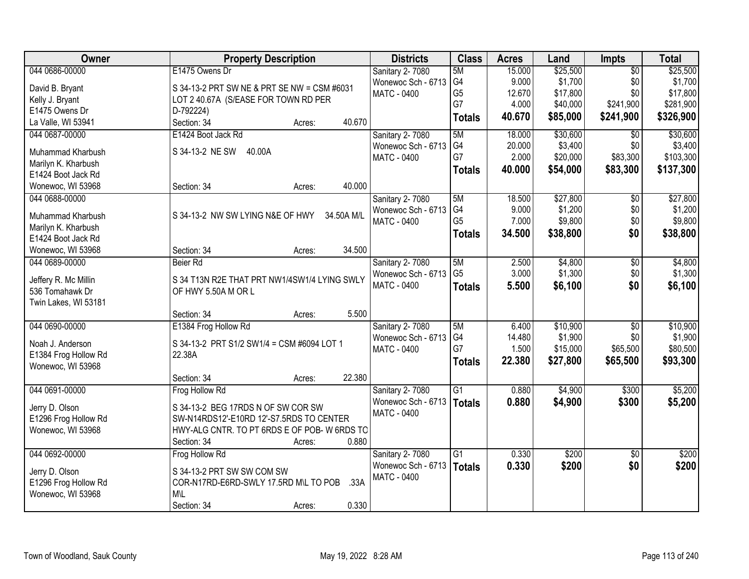| Owner | Property Description | Districts | Class | Acres | Land | Impts | Total |
|---|---|---|---|---|---|---|---|
| 044 0686-00000<br>David B. Bryant<br>Kelly J. Bryant<br>E1475 Owens Dr<br>La Valle, WI 53941 | E1475 Owens Dr<br>S 34-13-2 PRT SW NE & PRT SE NW = CSM #6031 LOT 2 40.67A (S/EASE FOR TOWN RD PER D-792224)<br>Section: 34 Acres: 40.670 | Sanitary 2- 7080<br>Wonewoc Sch - 6713<br>MATC - 0400 | 5M<br>G4<br>G5<br>G7<br>**Totals** | 15.000<br>9.000<br>12.670<br>4.000<br>**40.670** | $25,500<br>$1,700<br>$17,800<br>$40,000<br>**$85,000** | $0<br>$0<br>$0<br>$241,900<br>**$241,900** | $25,500<br>$1,700<br>$17,800<br>$281,900<br>**$326,900** |
| 044 0687-00000<br>Muhammad Kharbush<br>Marilyn K. Kharbush<br>E1424 Boot Jack Rd<br>Wonewoc, WI 53968 | E1424 Boot Jack Rd<br>S 34-13-2 NE SW 40.00A<br>Section: 34 Acres: 40.000 | Sanitary 2- 7080<br>Wonewoc Sch - 6713<br>MATC - 0400 | 5M<br>G4<br>G7<br>**Totals** | 18.000<br>20.000<br>2.000<br>**40.000** | $30,600<br>$3,400<br>$20,000<br>**$54,000** | $0<br>$0<br>$83,300<br>**$83,300** | $30,600<br>$3,400<br>$103,300<br>**$137,300** |
| 044 0688-00000<br>Muhammad Kharbush<br>Marilyn K. Kharbush<br>E1424 Boot Jack Rd<br>Wonewoc, WI 53968 | S 34-13-2 NW SW LYING N&E OF HWY 34.50A M/L<br>Section: 34 Acres: 34.500 | Sanitary 2- 7080<br>Wonewoc Sch - 6713<br>MATC - 0400 | 5M<br>G4<br>G5<br>**Totals** | 18.500<br>9.000<br>7.000<br>**34.500** | $27,800<br>$1,200<br>$9,800<br>**$38,800** | $0<br>$0<br>$0<br>**$0** | $27,800<br>$1,200<br>$9,800<br>**$38,800** |
| 044 0689-00000<br>Jeffery R. Mc Millin<br>536 Tomahawk Dr<br>Twin Lakes, WI 53181 | Beier Rd<br>S 34 T13N R2E THAT PRT NW1/4SW1/4 LYING SWLY OF HWY 5.50A M OR L<br>Section: 34 Acres: 5.500 | Sanitary 2- 7080<br>Wonewoc Sch - 6713<br>MATC - 0400 | 5M<br>G5<br>**Totals** | 2.500<br>3.000<br>**5.500** | $4,800<br>$1,300<br>**$6,100** | $0<br>$0<br>**$0** | $4,800<br>$1,300<br>**$6,100** |
| 044 0690-00000<br>Noah J. Anderson<br>E1384 Frog Hollow Rd<br>Wonewoc, WI 53968 | E1384 Frog Hollow Rd<br>S 34-13-2 PRT S1/2 SW1/4 = CSM #6094 LOT 1 22.38A<br>Section: 34 Acres: 22.380 | Sanitary 2- 7080<br>Wonewoc Sch - 6713<br>MATC - 0400 | 5M<br>G4<br>G7<br>**Totals** | 6.400<br>14.480<br>1.500<br>**22.380** | $10,900<br>$1,900<br>$15,000<br>**$27,800** | $0<br>$0<br>$65,500<br>**$65,500** | $10,900<br>$1,900<br>$80,500<br>**$93,300** |
| 044 0691-00000<br>Jerry D. Olson<br>E1296 Frog Hollow Rd<br>Wonewoc, WI 53968 | Frog Hollow Rd<br>S 34-13-2 BEG 17RDS N OF SW COR SW SW-N14RDS12'-E10RD 12'-S7.5RDS TO CENTER HWY-ALG CNTR. TO PT 6RDS E OF POB- W 6RDS TO<br>Section: 34 Acres: 0.880 | Sanitary 2- 7080<br>Wonewoc Sch - 6713<br>MATC - 0400 | G1<br>**Totals** | 0.880<br>**0.880** | $4,900<br>**$4,900** | $300<br>**$300** | $5,200<br>**$5,200** |
| 044 0692-00000<br>Jerry D. Olson<br>E1296 Frog Hollow Rd<br>Wonewoc, WI 53968 | Frog Hollow Rd<br>S 34-13-2 PRT SW SW COM SW COR-N17RD-E6RD-SWLY 17.5RD M\L TO POB .33A M\L<br>Section: 34 Acres: 0.330 | Sanitary 2- 7080<br>Wonewoc Sch - 6713<br>MATC - 0400 | G1<br>**Totals** | 0.330<br>**0.330** | $200<br>**$200** | $0<br>**$0** | $200<br>**$200** |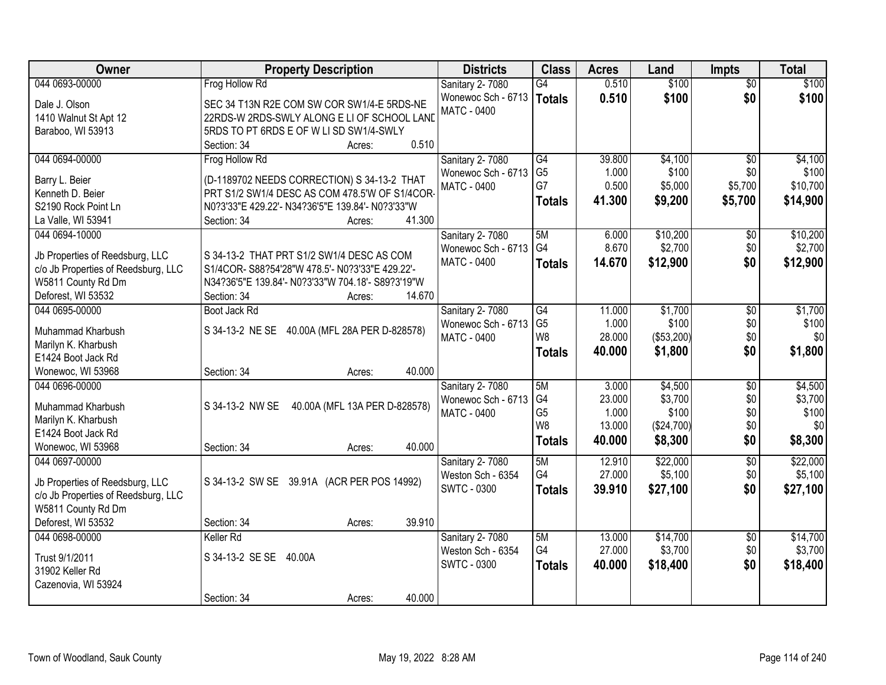| Owner | Property Description | Districts | Class | Acres | Land | Impts | Total |
|---|---|---|---|---|---|---|---|
| 044 0693-00000<br>Dale J. Olson<br>1410 Walnut St Apt 12<br>Baraboo, WI 53913 | Frog Hollow Rd<br>SEC 34 T13N R2E COM SW COR SW1/4-E 5RDS-NE 22RDS-W 2RDS-SWLY ALONG E LI OF SCHOOL LAND 5RDS TO PT 6RDS E OF W LI SD SW1/4-SWLY<br>Section: 34 Acres: 0.510 | Sanitary 2- 7080<br>Wonewoc Sch - 6713<br>MATC - 0400 | G4<br>**Totals** | 0.510<br>**0.510** | $100<br>**$100** | $0<br>**$0** | $100<br>**$100** |
| 044 0694-00000<br>Barry L. Beier<br>Kenneth D. Beier<br>S2190 Rock Point Ln<br>La Valle, WI 53941 | Frog Hollow Rd<br>(D-1189702 NEEDS CORRECTION) S 34-13-2 THAT PRT S1/2 SW1/4 DESC AS COM 478.5'W OF S1/4COR-N0?3'33"E 429.22'- N34?36'5"E 139.84'- N0?3'33"W<br>Section: 34 Acres: 41.300 | Sanitary 2- 7080<br>Wonewoc Sch - 6713<br>MATC - 0400 | G4<br>G5<br>G7<br>**Totals** | 39.800<br>1.000<br>0.500<br>**41.300** | $4,100<br>$100<br>$5,000<br>**$9,200** | $0<br>$0<br>$5,700<br>**$5,700** | $4,100<br>$100<br>$10,700<br>**$14,900** |
| 044 0694-10000<br>Jb Properties of Reedsburg, LLC<br>c/o Jb Properties of Reedsburg, LLC<br>W5811 County Rd Dm<br>Deforest, WI 53532 | S 34-13-2 THAT PRT S1/2 SW1/4 DESC AS COM S1/4COR- S88?54'28"W 478.5'- N0?3'33"E 429.22'-N34?36'5"E 139.84'- N0?3'33"W 704.18'- S89?3'19"W<br>Section: 34 Acres: 14.670 | Sanitary 2- 7080<br>Wonewoc Sch - 6713<br>MATC - 0400 | 5M<br>G4<br>**Totals** | 6.000<br>8.670<br>**14.670** | $10,200<br>$2,700<br>**$12,900** | $0<br>$0<br>**$0** | $10,200<br>$2,700<br>**$12,900** |
| 044 0695-00000<br>Muhammad Kharbush<br>Marilyn K. Kharbush<br>E1424 Boot Jack Rd<br>Wonewoc, WI 53968 | Boot Jack Rd<br>S 34-13-2 NE SE 40.00A (MFL 28A PER D-828578)<br>Section: 34 Acres: 40.000 | Sanitary 2- 7080<br>Wonewoc Sch - 6713<br>MATC - 0400 | G4<br>G5<br>W8<br>**Totals** | 11.000<br>1.000<br>28.000<br>**40.000** | $1,700<br>$100<br>($53,200)<br>**$1,800** | $0<br>$0<br>$0<br>**$0** | $1,700<br>$100<br>$0<br>**$1,800** |
| 044 0696-00000<br>Muhammad Kharbush<br>Marilyn K. Kharbush<br>E1424 Boot Jack Rd<br>Wonewoc, WI 53968 | S 34-13-2 NW SE 40.00A (MFL 13A PER D-828578)<br>Section: 34 Acres: 40.000 | Sanitary 2- 7080<br>Wonewoc Sch - 6713<br>MATC - 0400 | 5M<br>G4<br>G5<br>W8<br>**Totals** | 3.000<br>23.000<br>1.000<br>13.000<br>**40.000** | $4,500<br>$3,700<br>$100<br>($24,700)<br>**$8,300** | $0<br>$0<br>$0<br>$0<br>**$0** | $4,500<br>$3,700<br>$100<br>$0<br>**$8,300** |
| 044 0697-00000<br>Jb Properties of Reedsburg, LLC<br>c/o Jb Properties of Reedsburg, LLC<br>W5811 County Rd Dm<br>Deforest, WI 53532 | S 34-13-2 SW SE 39.91A (ACR PER POS 14992)<br>Section: 34 Acres: 39.910 | Sanitary 2- 7080<br>Weston Sch - 6354<br>SWTC - 0300 | 5M<br>G4<br>**Totals** | 12.910<br>27.000<br>**39.910** | $22,000<br>$5,100<br>**$27,100** | $0<br>$0<br>**$0** | $22,000<br>$5,100<br>**$27,100** |
| 044 0698-00000<br>Trust 9/1/2011<br>31902 Keller Rd<br>Cazenovia, WI 53924 | Keller Rd<br>S 34-13-2 SE SE 40.00A<br>Section: 34 Acres: 40.000 | Sanitary 2- 7080<br>Weston Sch - 6354<br>SWTC - 0300 | 5M<br>G4<br>**Totals** | 13.000<br>27.000<br>**40.000** | $14,700<br>$3,700<br>**$18,400** | $0<br>$0<br>**$0** | $14,700<br>$3,700<br>**$18,400** |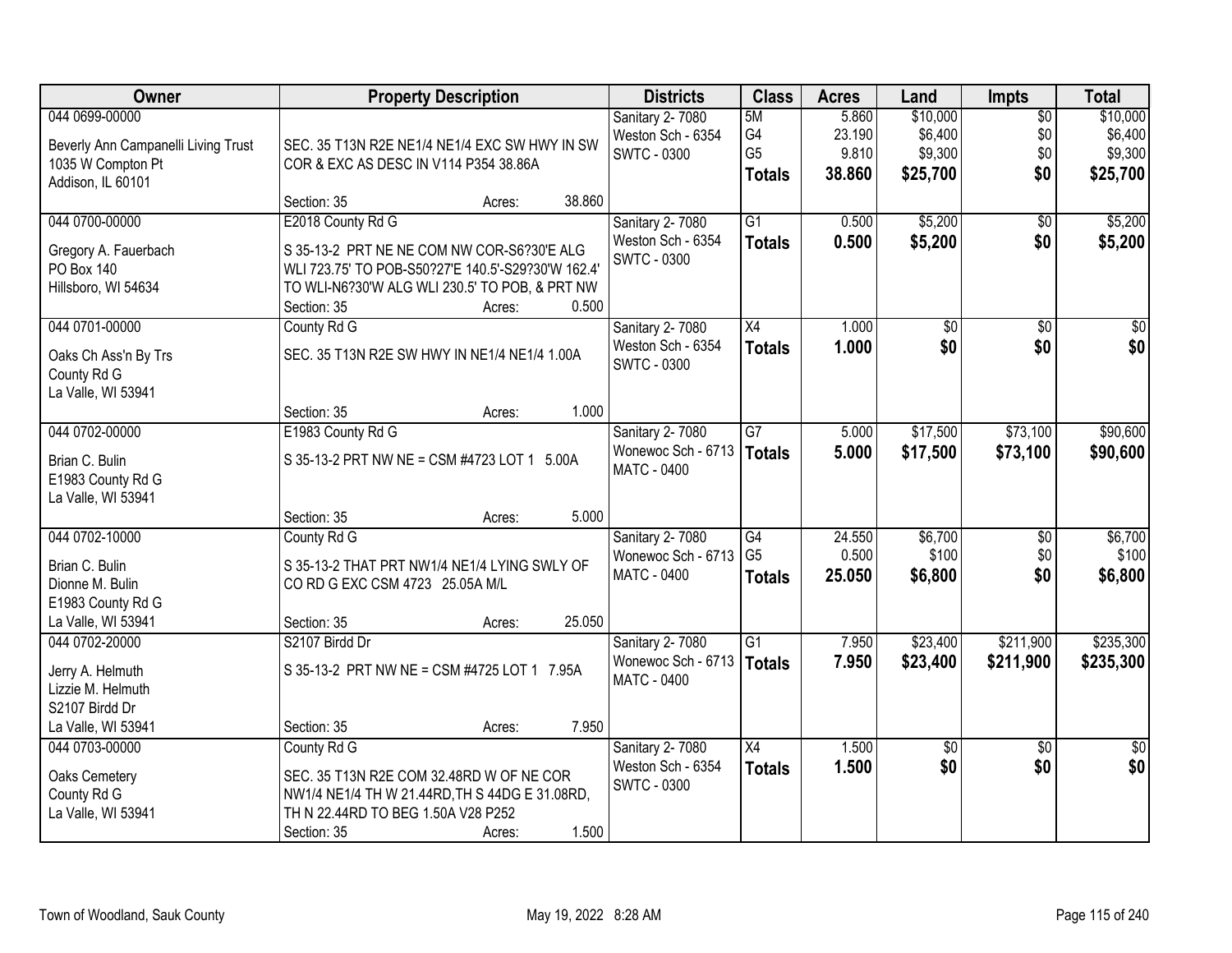| Owner | Property Description | Districts | Class | Acres | Land | Impts | Total |
|---|---|---|---|---|---|---|---|
| 044 0699-00000<br><br>Beverly Ann Campanelli Living Trust<br>1035 W Compton Pt<br>Addison, IL 60101 | SEC. 35 T13N R2E NE1/4 NE1/4 EXC SW HWY IN SW COR & EXC AS DESC IN V114 P354 38.86A<br><br>Section: 35 Acres: 38.860 | Sanitary 2- 7080<br>Weston Sch - 6354<br>SWTC - 0300 | 5M<br>G4<br>G5<br>**Totals** | 5.860<br>23.190<br>9.810<br>**38.860** | $10,000<br>$6,400<br>$9,300<br>**$25,700** | $0<br>$0<br>$0<br>**$0** | $10,000<br>$6,400<br>$9,300<br>**$25,700** |
| 044 0700-00000<br><br>Gregory A. Fauerbach<br>PO Box 140<br>Hillsboro, WI 54634 | E2018 County Rd G<br><br>S 35-13-2 PRT NE NE COM NW COR-S6?30'E ALG WLI 723.75' TO POB-S50?27'E 140.5'-S29?30'W 162.4' TO WLI-N6?30'W ALG WLI 230.5' TO POB, & PRT NW<br>Section: 35 Acres: 0.500 | Sanitary 2- 7080<br>Weston Sch - 6354<br>SWTC - 0300 | G1<br>**Totals** | 0.500<br>**0.500** | $5,200<br>**$5,200** | $0<br>**$0** | $5,200<br>**$5,200** |
| 044 0701-00000<br><br>Oaks Ch Ass'n By Trs<br>County Rd G<br>La Valle, WI 53941 | County Rd G<br><br>SEC. 35 T13N R2E SW HWY IN NE1/4 NE1/4 1.00A<br><br>Section: 35 Acres: 1.000 | Sanitary 2- 7080<br>Weston Sch - 6354<br>SWTC - 0300 | X4<br>**Totals** | 1.000<br>**1.000** | $0<br>**$0** | $0<br>**$0** | $0<br>**$0** |
| 044 0702-00000<br><br>Brian C. Bulin<br>E1983 County Rd G<br>La Valle, WI 53941 | E1983 County Rd G<br><br>S 35-13-2 PRT NW NE = CSM #4723 LOT 1 5.00A<br><br>Section: 35 Acres: 5.000 | Sanitary 2- 7080<br>Wonewoc Sch - 6713<br>MATC - 0400 | G7<br>**Totals** | 5.000<br>**5.000** | $17,500<br>**$17,500** | $73,100<br>**$73,100** | $90,600<br>**$90,600** |
| 044 0702-10000<br><br>Brian C. Bulin<br>Dionne M. Bulin<br>E1983 County Rd G<br>La Valle, WI 53941 | County Rd G<br><br>S 35-13-2 THAT PRT NW1/4 NE1/4 LYING SWLY OF CO RD G EXC CSM 4723 25.05A M/L<br><br>Section: 35 Acres: 25.050 | Sanitary 2- 7080<br>Wonewoc Sch - 6713<br>MATC - 0400 | G4<br>G5<br>**Totals** | 24.550<br>0.500<br>**25.050** | $6,700<br>$100<br>**$6,800** | $0<br>$0<br>**$0** | $6,700<br>$100<br>**$6,800** |
| 044 0702-20000<br><br>Jerry A. Helmuth<br>Lizzie M. Helmuth<br>S2107 Birdd Dr<br>La Valle, WI 53941 | S2107 Birdd Dr<br><br>S 35-13-2 PRT NW NE = CSM #4725 LOT 1 7.95A<br><br>Section: 35 Acres: 7.950 | Sanitary 2- 7080<br>Wonewoc Sch - 6713<br>MATC - 0400 | G1<br>**Totals** | 7.950<br>**7.950** | $23,400<br>**$23,400** | $211,900<br>**$211,900** | $235,300<br>**$235,300** |
| 044 0703-00000<br><br>Oaks Cemetery<br>County Rd G<br>La Valle, WI 53941 | County Rd G<br><br>SEC. 35 T13N R2E COM 32.48RD W OF NE COR NW1/4 NE1/4 TH W 21.44RD,TH S 44DG E 31.08RD, TH N 22.44RD TO BEG 1.50A V28 P252<br>Section: 35 Acres: 1.500 | Sanitary 2- 7080<br>Weston Sch - 6354<br>SWTC - 0300 | X4<br>**Totals** | 1.500<br>**1.500** | $0<br>**$0** | $0<br>**$0** | $0<br>**$0** |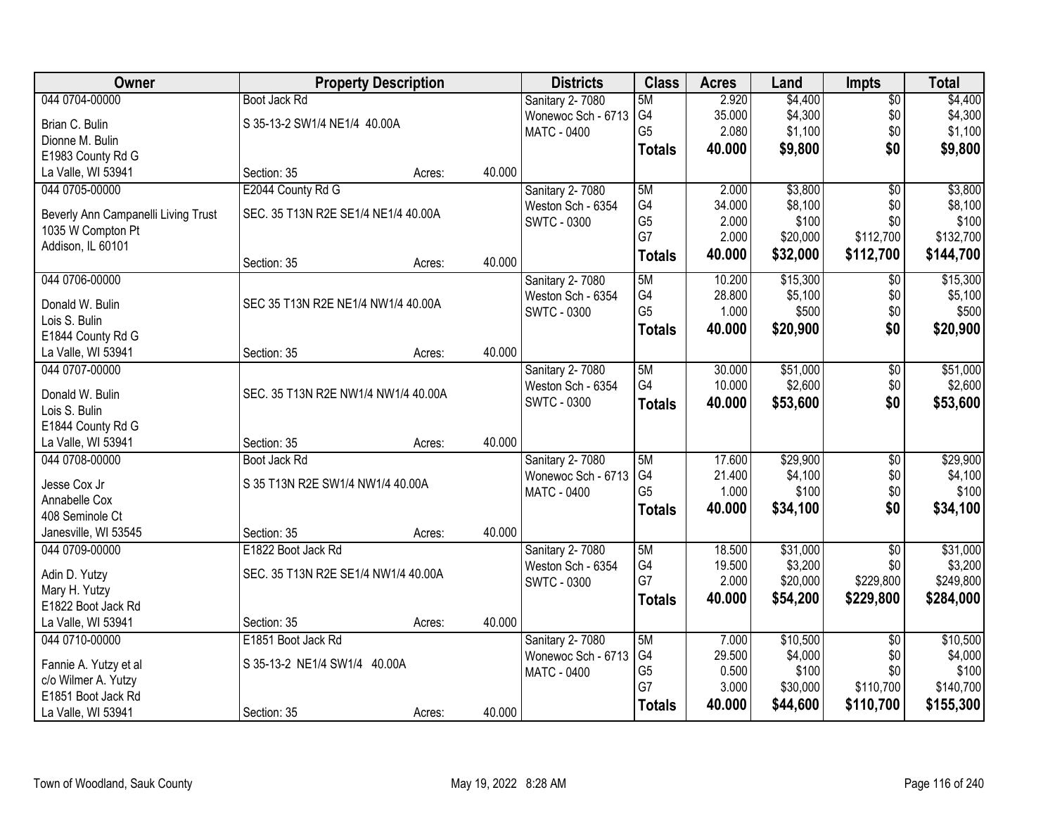| Owner | Property Description | | | Districts | Class | Acres | Land | Impts | Total |
|---|---|---|---|---|---|---|---|---|---|
| 044 0704-00000 | Boot Jack Rd | | | Sanitary 2- 7080 | 5M | 2.920 | $4,400 | $0 | $4,400 |
| Brian C. Bulin | S 35-13-2 SW1/4 NE1/4 40.00A | | | Wonewoc Sch - 6713 | G4 | 35.000 | $4,300 | $0 | $4,300 |
| Dionne M. Bulin | | | | MATC - 0400 | G5 | 2.080 | $1,100 | $0 | $1,100 |
| E1983 County Rd G | | | | | **Totals** | **40.000** | **$9,800** | **$0** | **$9,800** |
| La Valle, WI 53941 | Section: 35 | Acres: | 40.000 | | | | | | |
| 044 0705-00000 | E2044 County Rd G | | | Sanitary 2- 7080 | 5M | 2.000 | $3,800 | $0 | $3,800 |
| Beverly Ann Campanelli Living Trust | SEC. 35 T13N R2E SE1/4 NE1/4 40.00A | | | Weston Sch - 6354 | G4 | 34.000 | $8,100 | $0 | $8,100 |
| 1035 W Compton Pt | | | | SWTC - 0300 | G5 | 2.000 | $100 | $0 | $100 |
| Addison, IL 60101 | | | | | G7 | 2.000 | $20,000 | $112,700 | $132,700 |
| | Section: 35 | Acres: | 40.000 | | **Totals** | **40.000** | **$32,000** | **$112,700** | **$144,700** |
| 044 0706-00000 | | | | Sanitary 2- 7080 | 5M | 10.200 | $15,300 | $0 | $15,300 |
| Donald W. Bulin | SEC 35 T13N R2E NE1/4 NW1/4 40.00A | | | Weston Sch - 6354 | G4 | 28.800 | $5,100 | $0 | $5,100 |
| Lois S. Bulin | | | | SWTC - 0300 | G5 | 1.000 | $500 | $0 | $500 |
| E1844 County Rd G | | | | | **Totals** | **40.000** | **$20,900** | **$0** | **$20,900** |
| La Valle, WI 53941 | Section: 35 | Acres: | 40.000 | | | | | | |
| 044 0707-00000 | | | | Sanitary 2- 7080 | 5M | 30.000 | $51,000 | $0 | $51,000 |
| Donald W. Bulin | SEC. 35 T13N R2E NW1/4 NW1/4 40.00A | | | Weston Sch - 6354 | G4 | 10.000 | $2,600 | $0 | $2,600 |
| Lois S. Bulin | | | | SWTC - 0300 | **Totals** | **40.000** | **$53,600** | **$0** | **$53,600** |
| E1844 County Rd G | | | | | | | | | |
| La Valle, WI 53941 | Section: 35 | Acres: | 40.000 | | | | | | |
| 044 0708-00000 | Boot Jack Rd | | | Sanitary 2- 7080 | 5M | 17.600 | $29,900 | $0 | $29,900 |
| Jesse Cox Jr | S 35 T13N R2E SW1/4 NW1/4 40.00A | | | Wonewoc Sch - 6713 | G4 | 21.400 | $4,100 | $0 | $4,100 |
| Annabelle Cox | | | | MATC - 0400 | G5 | 1.000 | $100 | $0 | $100 |
| 408 Seminole Ct | | | | | **Totals** | **40.000** | **$34,100** | **$0** | **$34,100** |
| Janesville, WI 53545 | Section: 35 | Acres: | 40.000 | | | | | | |
| 044 0709-00000 | E1822 Boot Jack Rd | | | Sanitary 2- 7080 | 5M | 18.500 | $31,000 | $0 | $31,000 |
| Adin D. Yutzy | SEC. 35 T13N R2E SE1/4 NW1/4 40.00A | | | Weston Sch - 6354 | G4 | 19.500 | $3,200 | $0 | $3,200 |
| Mary H. Yutzy | | | | SWTC - 0300 | G7 | 2.000 | $20,000 | $229,800 | $249,800 |
| E1822 Boot Jack Rd | | | | | **Totals** | **40.000** | **$54,200** | **$229,800** | **$284,000** |
| La Valle, WI 53941 | Section: 35 | Acres: | 40.000 | | | | | | |
| 044 0710-00000 | E1851 Boot Jack Rd | | | Sanitary 2- 7080 | 5M | 7.000 | $10,500 | $0 | $10,500 |
| Fannie A. Yutzy et al | S 35-13-2 NE1/4 SW1/4 40.00A | | | Wonewoc Sch - 6713 | G4 | 29.500 | $4,000 | $0 | $4,000 |
| c/o Wilmer A. Yutzy | | | | MATC - 0400 | G5 | 0.500 | $100 | $0 | $100 |
| E1851 Boot Jack Rd | | | | | G7 | 3.000 | $30,000 | $110,700 | $140,700 |
| La Valle, WI 53941 | Section: 35 | Acres: | 40.000 | | **Totals** | **40.000** | **$44,600** | **$110,700** | **$155,300** |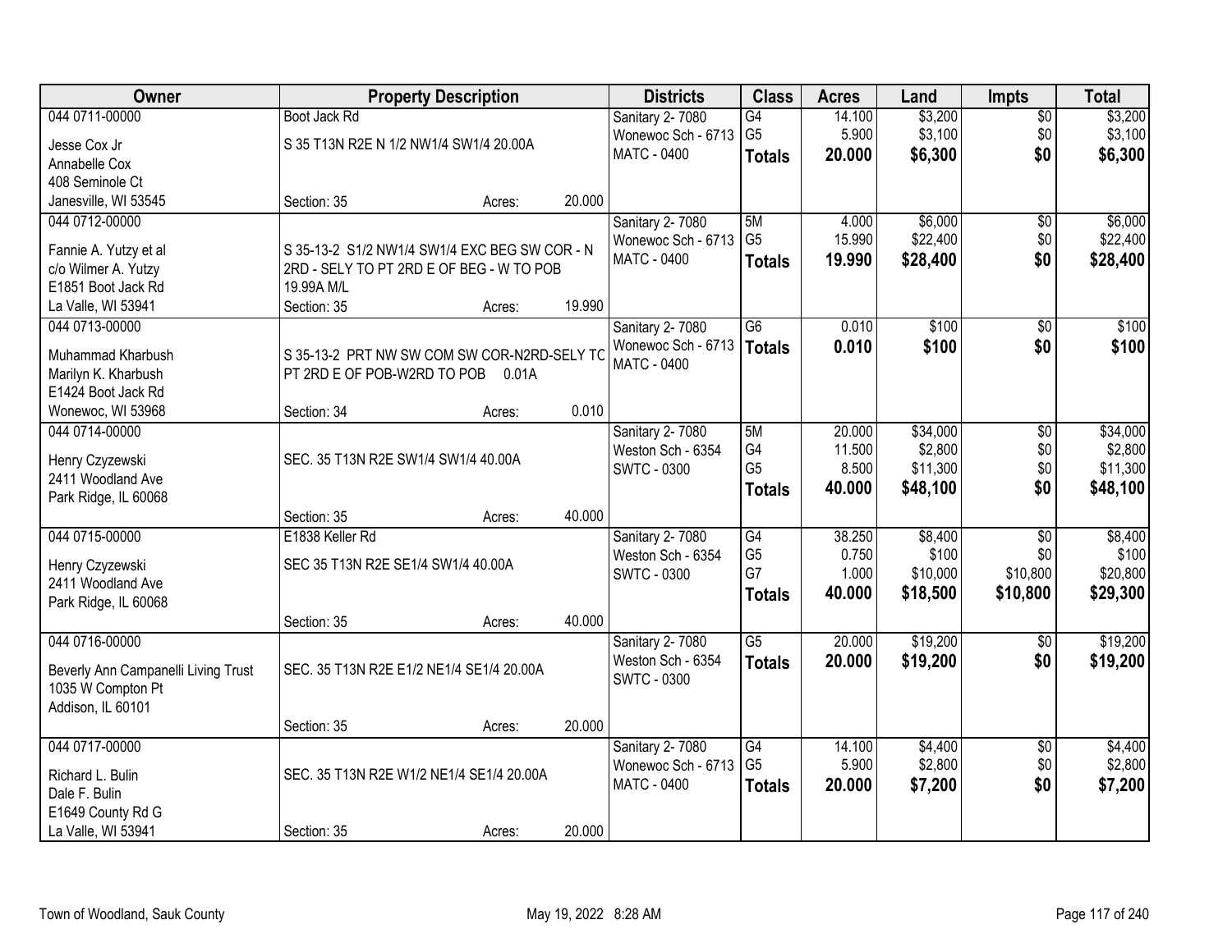| Owner | Property Description | Districts | Class | Acres | Land | Impts | Total |
|---|---|---|---|---|---|---|---|
| 044 0711-00000<br>Jesse Cox Jr<br>Annabelle Cox<br>408 Seminole Ct<br>Janesville, WI 53545 | Boot Jack Rd<br>S 35 T13N R2E N 1/2 NW1/4 SW1/4 20.00A<br>Section: 35 Acres: 20.000 | Sanitary 2- 7080<br>Wonewoc Sch - 6713<br>MATC - 0400 | G4<br>G5<br>**Totals** | 14.100<br>5.900<br>**20.000** | $3,200<br>$3,100<br>**$6,300** | $0<br>$0<br>**$0** | $3,200<br>$3,100<br>**$6,300** |
| 044 0712-00000<br>Fannie A. Yutzy et al<br>c/o Wilmer A. Yutzy<br>E1851 Boot Jack Rd<br>La Valle, WI 53941 | S 35-13-2 S1/2 NW1/4 SW1/4 EXC BEG SW COR - N 2RD - SELY TO PT 2RD E OF BEG - W TO POB 19.99A M/L<br>Section: 35 Acres: 19.990 | Sanitary 2- 7080<br>Wonewoc Sch - 6713<br>MATC - 0400 | 5M<br>G5<br>**Totals** | 4.000<br>15.990<br>**19.990** | $6,000<br>$22,400<br>**$28,400** | $0<br>$0<br>**$0** | $6,000<br>$22,400<br>**$28,400** |
| 044 0713-00000<br>Muhammad Kharbush<br>Marilyn K. Kharbush<br>E1424 Boot Jack Rd<br>Wonewoc, WI 53968 | S 35-13-2 PRT NW SW COM SW COR-N2RD-SELY TO PT 2RD E OF POB-W2RD TO POB 0.01A<br>Section: 34 Acres: 0.010 | Sanitary 2- 7080<br>Wonewoc Sch - 6713<br>MATC - 0400 | G6<br>**Totals** | 0.010<br>**0.010** | $100<br>**$100** | $0<br>**$0** | $100<br>**$100** |
| 044 0714-00000<br>Henry Czyzewski<br>2411 Woodland Ave<br>Park Ridge, IL 60068 | SEC. 35 T13N R2E SW1/4 SW1/4 40.00A<br>Section: 35 Acres: 40.000 | Sanitary 2- 7080<br>Weston Sch - 6354<br>SWTC - 0300 | 5M<br>G4<br>G5<br>**Totals** | 20.000<br>11.500<br>8.500<br>**40.000** | $34,000<br>$2,800<br>$11,300<br>**$48,100** | $0<br>$0<br>$0<br>**$0** | $34,000<br>$2,800<br>$11,300<br>**$48,100** |
| 044 0715-00000<br>Henry Czyzewski<br>2411 Woodland Ave<br>Park Ridge, IL 60068 | E1838 Keller Rd<br>SEC 35 T13N R2E SE1/4 SW1/4 40.00A<br>Section: 35 Acres: 40.000 | Sanitary 2- 7080<br>Weston Sch - 6354<br>SWTC - 0300 | G4<br>G5<br>G7<br>**Totals** | 38.250<br>0.750<br>1.000<br>**40.000** | $8,400<br>$100<br>$10,000<br>**$18,500** | $0<br>$0<br>$10,800<br>**$10,800** | $8,400<br>$100<br>$20,800<br>**$29,300** |
| 044 0716-00000<br>Beverly Ann Campanelli Living Trust<br>1035 W Compton Pt<br>Addison, IL 60101 | SEC. 35 T13N R2E E1/2 NE1/4 SE1/4 20.00A<br>Section: 35 Acres: 20.000 | Sanitary 2- 7080<br>Weston Sch - 6354<br>SWTC - 0300 | G5<br>**Totals** | 20.000<br>**20.000** | $19,200<br>**$19,200** | $0<br>**$0** | $19,200<br>**$19,200** |
| 044 0717-00000<br>Richard L. Bulin<br>Dale F. Bulin<br>E1649 County Rd G<br>La Valle, WI 53941 | SEC. 35 T13N R2E W1/2 NE1/4 SE1/4 20.00A<br>Section: 35 Acres: 20.000 | Sanitary 2- 7080<br>Wonewoc Sch - 6713<br>MATC - 0400 | G4<br>G5<br>**Totals** | 14.100<br>5.900<br>**20.000** | $4,400<br>$2,800<br>**$7,200** | $0<br>$0<br>**$0** | $4,400<br>$2,800<br>**$7,200** |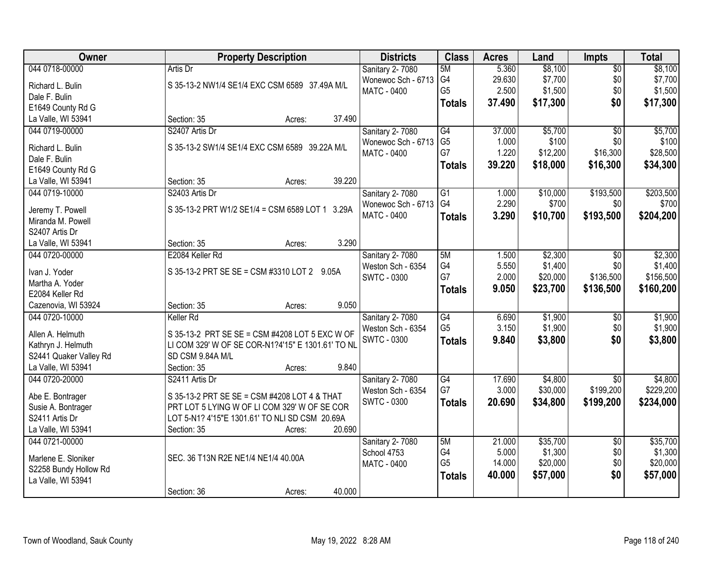| Owner | Property Description | Districts | Class | Acres | Land | Impts | Total |
|---|---|---|---|---|---|---|---|
| 044 0718-00000<br>Richard L. Bulin<br>Dale F. Bulin<br>E1649 County Rd G<br>La Valle, WI 53941 | Artis Dr<br>S 35-13-2 NW1/4 SE1/4 EXC CSM 6589 37.49A M/L<br>Section: 35 Acres: 37.490 | Sanitary 2- 7080<br>Wonewoc Sch - 6713<br>MATC - 0400 | 5M<br>G4<br>G5<br>**Totals** | 5.360<br>29.630<br>2.500<br>**37.490** | $8,100<br>$7,700<br>$1,500<br>**$17,300** | $0<br>$0<br>$0<br>**$0** | $8,100<br>$7,700<br>$1,500<br>**$17,300** |
| 044 0719-00000<br>Richard L. Bulin<br>Dale F. Bulin<br>E1649 County Rd G<br>La Valle, WI 53941 | S2407 Artis Dr<br>S 35-13-2 SW1/4 SE1/4 EXC CSM 6589 39.22A M/L<br>Section: 35 Acres: 39.220 | Sanitary 2- 7080<br>Wonewoc Sch - 6713<br>MATC - 0400 | G4<br>G5<br>G7<br>**Totals** | 37.000<br>1.000<br>1.220<br>**39.220** | $5,700<br>$100<br>$12,200<br>**$18,000** | $0<br>$0<br>$16,300<br>**$16,300** | $5,700<br>$100<br>$28,500<br>**$34,300** |
| 044 0719-10000<br>Jeremy T. Powell<br>Miranda M. Powell<br>S2407 Artis Dr<br>La Valle, WI 53941 | S2403 Artis Dr<br>S 35-13-2 PRT W1/2 SE1/4 = CSM 6589 LOT 1 3.29A<br>Section: 35 Acres: 3.290 | Sanitary 2- 7080<br>Wonewoc Sch - 6713<br>MATC - 0400 | G1<br>G4<br>**Totals** | 1.000<br>2.290<br>**3.290** | $10,000<br>$700<br>**$10,700** | $193,500<br>$0<br>**$193,500** | $203,500<br>$700<br>**$204,200** |
| 044 0720-00000<br>Ivan J. Yoder<br>Martha A. Yoder<br>E2084 Keller Rd<br>Cazenovia, WI 53924 | E2084 Keller Rd<br>S 35-13-2 PRT SE SE = CSM #3310 LOT 2 9.05A<br>Section: 35 Acres: 9.050 | Sanitary 2- 7080<br>Weston Sch - 6354<br>SWTC - 0300 | 5M<br>G4<br>G7<br>**Totals** | 1.500<br>5.550<br>2.000<br>**9.050** | $2,300<br>$1,400<br>$20,000<br>**$23,700** | $0<br>$0<br>$136,500<br>**$136,500** | $2,300<br>$1,400<br>$156,500<br>**$160,200** |
| 044 0720-10000<br>Allen A. Helmuth<br>Kathryn J. Helmuth<br>S2441 Quaker Valley Rd<br>La Valle, WI 53941 | Keller Rd<br>S 35-13-2 PRT SE SE = CSM #4208 LOT 5 EXC W OF LI COM 329' W OF SE COR-N1?4'15" E 1301.61' TO NL SD CSM 9.84A M/L<br>Section: 35 Acres: 9.840 | Sanitary 2- 7080<br>Weston Sch - 6354<br>SWTC - 0300 | G4<br>G5<br>**Totals** | 6.690<br>3.150<br>**9.840** | $1,900<br>$1,900<br>**$3,800** | $0<br>$0<br>**$0** | $1,900<br>$1,900<br>**$3,800** |
| 044 0720-20000<br>Abe E. Bontrager<br>Susie A. Bontrager<br>S2411 Artis Dr<br>La Valle, WI 53941 | S2411 Artis Dr<br>S 35-13-2 PRT SE SE = CSM #4208 LOT 4 & THAT PRT LOT 5 LYING W OF LI COM 329' W OF SE COR LOT 5-N1? 4'15"E 1301.61' TO NLI SD CSM 20.69A<br>Section: 35 Acres: 20.690 | Sanitary 2- 7080<br>Weston Sch - 6354<br>SWTC - 0300 | G4<br>G7<br>**Totals** | 17.690<br>3.000<br>**20.690** | $4,800<br>$30,000<br>**$34,800** | $0<br>$199,200<br>**$199,200** | $4,800<br>$229,200<br>**$234,000** |
| 044 0721-00000<br>Marlene E. Sloniker<br>S2258 Bundy Hollow Rd<br>La Valle, WI 53941 | SEC. 36 T13N R2E NE1/4 NE1/4 40.00A<br>Section: 36 Acres: 40.000 | Sanitary 2- 7080<br>School 4753<br>MATC - 0400 | 5M<br>G4<br>G5<br>**Totals** | 21.000<br>5.000<br>14.000<br>**40.000** | $35,700<br>$1,300<br>$20,000<br>**$57,000** | $0<br>$0<br>$0<br>**$0** | $35,700<br>$1,300<br>$20,000<br>**$57,000** |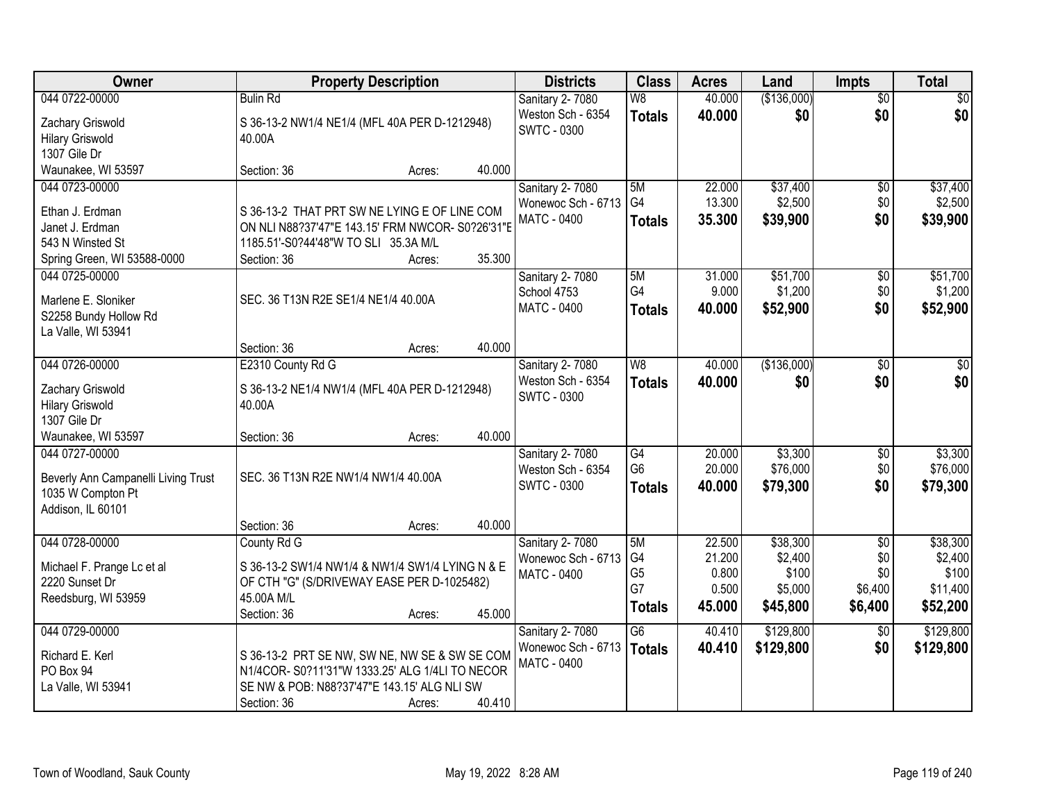| Owner | Property Description | Districts | Class | Acres | Land | Impts | Total |
|---|---|---|---|---|---|---|---|
| 044 0722-00000<br>Zachary Griswold<br>Hilary Griswold<br>1307 Gile Dr<br>Waunakee, WI 53597 | Bulin Rd<br>S 36-13-2 NW1/4 NE1/4 (MFL 40A PER D-1212948) 40.00A<br>Section: 36 Acres: 40.000 | Sanitary 2- 7080<br>Weston Sch - 6354<br>SWTC - 0300 | W8<br>**Totals** | 40.000<br>**40.000** | ($136,000)<br>**$0** | $0<br>**$0** | $0<br>**$0** |
| 044 0723-00000<br>Ethan J. Erdman<br>Janet J. Erdman<br>543 N Winsted St<br>Spring Green, WI 53588-0000 | S 36-13-2 THAT PRT SW NE LYING E OF LINE COM ON NLI N88?37'47"E 143.15' FRM NWCOR- S0?26'31"E 1185.51'-S0?44'48"W TO SLI 35.3A M/L<br>Section: 36 Acres: 35.300 | Sanitary 2- 7080<br>Wonewoc Sch - 6713<br>MATC - 0400 | 5M<br>G4<br>**Totals** | 22.000<br>13.300<br>**35.300** | $37,400<br>$2,500<br>**$39,900** | $0<br>$0<br>**$0** | $37,400<br>$2,500<br>**$39,900** |
| 044 0725-00000<br>Marlene E. Sloniker<br>S2258 Bundy Hollow Rd<br>La Valle, WI 53941 | SEC. 36 T13N R2E SE1/4 NE1/4 40.00A<br>Section: 36 Acres: 40.000 | Sanitary 2- 7080<br>School 4753<br>MATC - 0400 | 5M<br>G4<br>**Totals** | 31.000<br>9.000<br>**40.000** | $51,700<br>$1,200<br>**$52,900** | $0<br>$0<br>**$0** | $51,700<br>$1,200<br>**$52,900** |
| 044 0726-00000<br>Zachary Griswold<br>Hilary Griswold<br>1307 Gile Dr<br>Waunakee, WI 53597 | E2310 County Rd G<br>S 36-13-2 NE1/4 NW1/4 (MFL 40A PER D-1212948) 40.00A<br>Section: 36 Acres: 40.000 | Sanitary 2- 7080<br>Weston Sch - 6354<br>SWTC - 0300 | W8<br>**Totals** | 40.000<br>**40.000** | ($136,000)<br>**$0** | $0<br>**$0** | $0<br>**$0** |
| 044 0727-00000<br>Beverly Ann Campanelli Living Trust<br>1035 W Compton Pt<br>Addison, IL 60101 | SEC. 36 T13N R2E NW1/4 NW1/4 40.00A<br>Section: 36 Acres: 40.000 | Sanitary 2- 7080<br>Weston Sch - 6354<br>SWTC - 0300 | G4<br>G6<br>**Totals** | 20.000<br>20.000<br>**40.000** | $3,300<br>$76,000<br>**$79,300** | $0<br>$0<br>**$0** | $3,300<br>$76,000<br>**$79,300** |
| 044 0728-00000<br>Michael F. Prange Lc et al<br>2220 Sunset Dr<br>Reedsburg, WI 53959 | County Rd G<br>S 36-13-2 SW1/4 NW1/4 & NW1/4 SW1/4 LYING N & E OF CTH "G" (S/DRIVEWAY EASE PER D-1025482) 45.00A M/L<br>Section: 36 Acres: 45.000 | Sanitary 2- 7080<br>Wonewoc Sch - 6713<br>MATC - 0400 | 5M<br>G4<br>G5<br>G7<br>**Totals** | 22.500<br>21.200<br>0.800<br>0.500<br>**45.000** | $38,300<br>$2,400<br>$100<br>$5,000<br>**$45,800** | $0<br>$0<br>$0<br>$6,400<br>**$6,400** | $38,300<br>$2,400<br>$100<br>$11,400<br>**$52,200** |
| 044 0729-00000<br>Richard E. Kerl<br>PO Box 94<br>La Valle, WI 53941 | S 36-13-2 PRT SE NW, SW NE, NW SE & SW SE COM N1/4COR- S0?11'31"W 1333.25' ALG 1/4LI TO NECOR SE NW & POB: N88?37'47"E 143.15' ALG NLI SW<br>Section: 36 Acres: 40.410 | Sanitary 2- 7080<br>Wonewoc Sch - 6713<br>MATC - 0400 | G6<br>**Totals** | 40.410<br>**40.410** | $129,800<br>**$129,800** | $0<br>**$0** | $129,800<br>**$129,800** |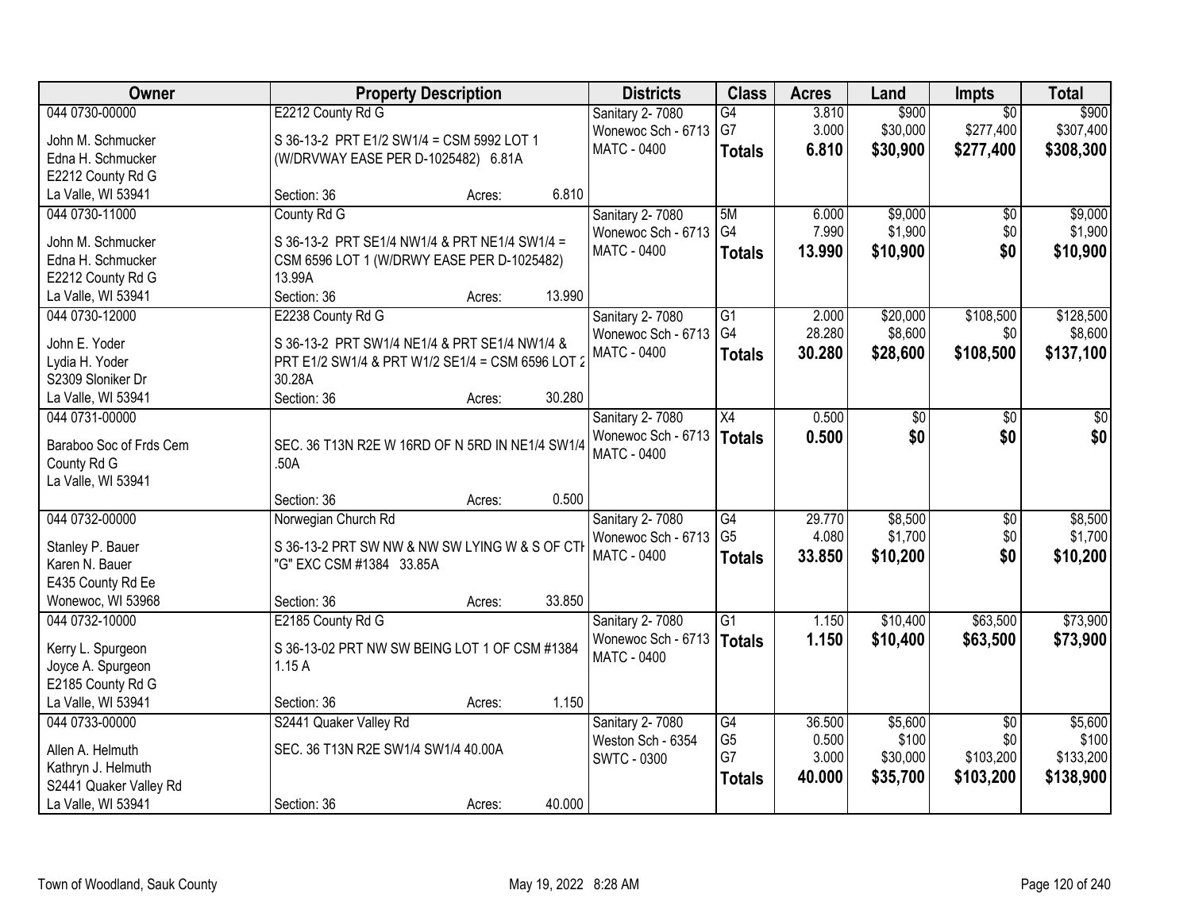| Owner | Property Description | Districts | Class | Acres | Land | Impts | Total |
|---|---|---|---|---|---|---|---|
| 044 0730-00000<br>John M. Schmucker<br>Edna H. Schmucker<br>E2212 County Rd G<br>La Valle, WI 53941 | E2212 County Rd G<br>S 36-13-2 PRT E1/2 SW1/4 = CSM 5992 LOT 1 (W/DRVWAY EASE PER D-1025482) 6.81A<br>Section: 36 Acres: 6.810 | Sanitary 2- 7080<br>Wonewoc Sch - 6713<br>MATC - 0400 | G4<br>G7<br>**Totals** | 3.810<br>3.000<br>**6.810** | $900<br>$30,000<br>**$30,900** | $0<br>$277,400<br>**$277,400** | $900<br>$307,400<br>**$308,300** |
| 044 0730-11000<br>John M. Schmucker<br>Edna H. Schmucker<br>E2212 County Rd G<br>La Valle, WI 53941 | County Rd G<br>S 36-13-2 PRT SE1/4 NW1/4 & PRT NE1/4 SW1/4 = CSM 6596 LOT 1 (W/DRWY EASE PER D-1025482) 13.99A<br>Section: 36 Acres: 13.990 | Sanitary 2- 7080<br>Wonewoc Sch - 6713<br>MATC - 0400 | 5M<br>G4<br>**Totals** | 6.000<br>7.990<br>**13.990** | $9,000<br>$1,900<br>**$10,900** | $0<br>$0<br>**$0** | $9,000<br>$1,900<br>**$10,900** |
| 044 0730-12000<br>John E. Yoder<br>Lydia H. Yoder<br>S2309 Sloniker Dr<br>La Valle, WI 53941 | E2238 County Rd G<br>S 36-13-2 PRT SW1/4 NE1/4 & PRT SE1/4 NW1/4 & PRT E1/2 SW1/4 & PRT W1/2 SE1/4 = CSM 6596 LOT 2 30.28A<br>Section: 36 Acres: 30.280 | Sanitary 2- 7080<br>Wonewoc Sch - 6713<br>MATC - 0400 | G1<br>G4<br>**Totals** | 2.000<br>28.280<br>**30.280** | $20,000<br>$8,600<br>**$28,600** | $108,500<br>$0<br>**$108,500** | $128,500<br>$8,600<br>**$137,100** |
| 044 0731-00000<br>Baraboo Soc of Frds Cem<br>County Rd G<br>La Valle, WI 53941 | SEC. 36 T13N R2E W 16RD OF N 5RD IN NE1/4 SW1/4 .50A<br>Section: 36 Acres: 0.500 | Sanitary 2- 7080<br>Wonewoc Sch - 6713<br>MATC - 0400 | X4<br>**Totals** | 0.500<br>**0.500** | $0<br>**$0** | $0<br>**$0** | $0<br>**$0** |
| 044 0732-00000<br>Stanley P. Bauer<br>Karen N. Bauer<br>E435 County Rd Ee<br>Wonewoc, WI 53968 | Norwegian Church Rd<br>S 36-13-2 PRT SW NW & NW SW LYING W & S OF CTH "G" EXC CSM #1384 33.85A<br>Section: 36 Acres: 33.850 | Sanitary 2- 7080<br>Wonewoc Sch - 6713<br>MATC - 0400 | G4<br>G5<br>**Totals** | 29.770<br>4.080<br>**33.850** | $8,500<br>$1,700<br>**$10,200** | $0<br>$0<br>**$0** | $8,500<br>$1,700<br>**$10,200** |
| 044 0732-10000<br>Kerry L. Spurgeon<br>Joyce A. Spurgeon<br>E2185 County Rd G<br>La Valle, WI 53941 | E2185 County Rd G<br>S 36-13-02 PRT NW SW BEING LOT 1 OF CSM #1384 1.15 A<br>Section: 36 Acres: 1.150 | Sanitary 2- 7080<br>Wonewoc Sch - 6713<br>MATC - 0400 | G1<br>**Totals** | 1.150<br>**1.150** | $10,400<br>**$10,400** | $63,500<br>**$63,500** | $73,900<br>**$73,900** |
| 044 0733-00000<br>Allen A. Helmuth<br>Kathryn J. Helmuth<br>S2441 Quaker Valley Rd<br>La Valle, WI 53941 | S2441 Quaker Valley Rd<br>SEC. 36 T13N R2E SW1/4 SW1/4 40.00A<br>Section: 36 Acres: 40.000 | Sanitary 2- 7080<br>Weston Sch - 6354<br>SWTC - 0300 | G4<br>G5<br>G7<br>**Totals** | 36.500<br>0.500<br>3.000<br>**40.000** | $5,600<br>$100<br>$30,000<br>**$35,700** | $0<br>$0<br>$103,200<br>**$103,200** | $5,600<br>$100<br>$133,200<br>**$138,900** |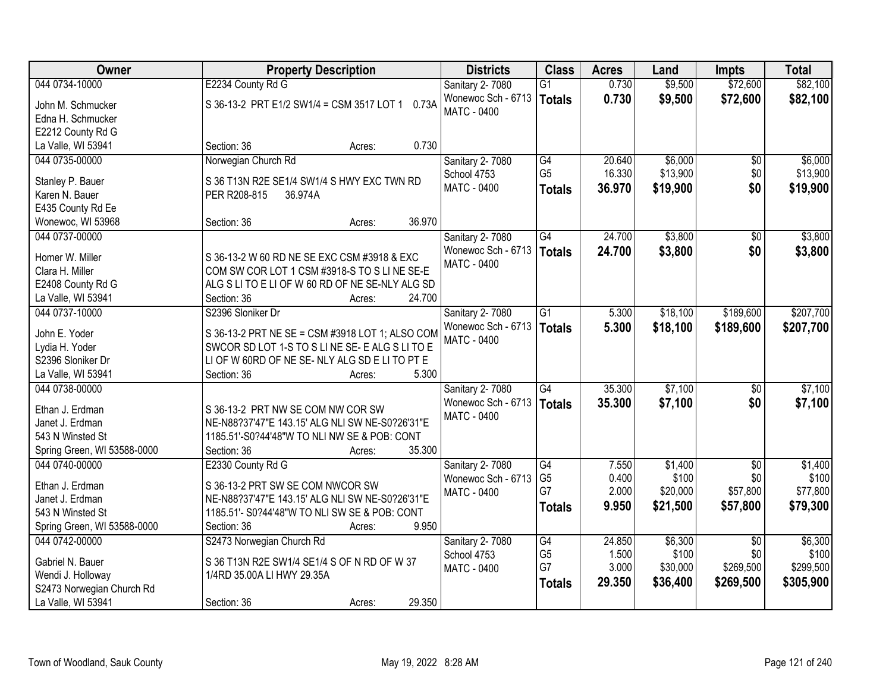| Owner | Property Description | Districts | Class | Acres | Land | Impts | Total |
|---|---|---|---|---|---|---|---|
| 044 0734-10000<br>John M. Schmucker<br>Edna H. Schmucker<br>E2212 County Rd G<br>La Valle, WI 53941 | E2234 County Rd G<br>S 36-13-2 PRT E1/2 SW1/4 = CSM 3517 LOT 1 0.73A<br>Section: 36 Acres: 0.730 | Sanitary 2- 7080<br>Wonewoc Sch - 6713<br>MATC - 0400 | G1<br>**Totals** | 0.730<br>**0.730** | $9,500<br>**$9,500** | $72,600<br>**$72,600** | $82,100<br>**$82,100** |
| 044 0735-00000<br>Stanley P. Bauer<br>Karen N. Bauer<br>E435 County Rd Ee<br>Wonewoc, WI 53968 | Norwegian Church Rd<br>S 36 T13N R2E SE1/4 SW1/4 S HWY EXC TWN RD PER R208-815 36.974A<br>Section: 36 Acres: 36.970 | Sanitary 2- 7080<br>School 4753<br>MATC - 0400 | G4<br>G5<br>**Totals** | 20.640<br>16.330<br>**36.970** | $6,000<br>$13,900<br>**$19,900** | $0<br>$0<br>**$0** | $6,000<br>$13,900<br>**$19,900** |
| 044 0737-00000<br>Homer W. Miller<br>Clara H. Miller<br>E2408 County Rd G<br>La Valle, WI 53941 | S 36-13-2 W 60 RD NE SE EXC CSM #3918 & EXC COM SW COR LOT 1 CSM #3918-S TO S LI NE SE-E ALG S LI TO E LI OF W 60 RD OF NE SE-NLY ALG SD<br>Section: 36 Acres: 24.700 | Sanitary 2- 7080<br>Wonewoc Sch - 6713<br>MATC - 0400 | G4<br>**Totals** | 24.700<br>**24.700** | $3,800<br>**$3,800** | $0<br>**$0** | $3,800<br>**$3,800** |
| 044 0737-10000<br>John E. Yoder<br>Lydia H. Yoder<br>S2396 Sloniker Dr<br>La Valle, WI 53941 | S2396 Sloniker Dr<br>S 36-13-2 PRT NE SE = CSM #3918 LOT 1; ALSO COM SWCOR SD LOT 1-S TO S LI NE SE- E ALG S LI TO E LI OF W 60RD OF NE SE- NLY ALG SD E LI TO PT E<br>Section: 36 Acres: 5.300 | Sanitary 2- 7080<br>Wonewoc Sch - 6713<br>MATC - 0400 | G1<br>**Totals** | 5.300<br>**5.300** | $18,100<br>**$18,100** | $189,600<br>**$189,600** | $207,700<br>**$207,700** |
| 044 0738-00000<br>Ethan J. Erdman<br>Janet J. Erdman<br>543 N Winsted St<br>Spring Green, WI 53588-0000 | S 36-13-2 PRT NW SE COM NW COR SW NE-N88?37'47"E 143.15' ALG NLI SW NE-S0?26'31"E 1185.51'-S0?44'48"W TO NLI NW SE & POB: CONT<br>Section: 36 Acres: 35.300 | Sanitary 2- 7080<br>Wonewoc Sch - 6713<br>MATC - 0400 | G4<br>**Totals** | 35.300<br>**35.300** | $7,100<br>**$7,100** | $0<br>**$0** | $7,100<br>**$7,100** |
| 044 0740-00000<br>Ethan J. Erdman<br>Janet J. Erdman<br>543 N Winsted St<br>Spring Green, WI 53588-0000 | E2330 County Rd G<br>S 36-13-2 PRT SW SE COM NWCOR SW NE-N88?37'47"E 143.15' ALG NLI SW NE-S0?26'31"E 1185.51'- S0?44'48"W TO NLI SW SE & POB: CONT<br>Section: 36 Acres: 9.950 | Sanitary 2- 7080<br>Wonewoc Sch - 6713<br>MATC - 0400 | G4<br>G5<br>G7<br>**Totals** | 7.550<br>0.400<br>2.000<br>**9.950** | $1,400<br>$100<br>$20,000<br>**$21,500** | $0<br>$0<br>$57,800<br>**$57,800** | $1,400<br>$100<br>$77,800<br>**$79,300** |
| 044 0742-00000<br>Gabriel N. Bauer<br>Wendi J. Holloway<br>S2473 Norwegian Church Rd<br>La Valle, WI 53941 | S2473 Norwegian Church Rd<br>S 36 T13N R2E SW1/4 SE1/4 S OF N RD OF W 37 1/4RD 35.00A LI HWY 29.35A<br>Section: 36 Acres: 29.350 | Sanitary 2- 7080<br>School 4753<br>MATC - 0400 | G4<br>G5<br>G7<br>**Totals** | 24.850<br>1.500<br>3.000<br>**29.350** | $6,300<br>$100<br>$30,000<br>**$36,400** | $0<br>$0<br>$269,500<br>**$269,500** | $6,300<br>$100<br>$299,500<br>**$305,900** |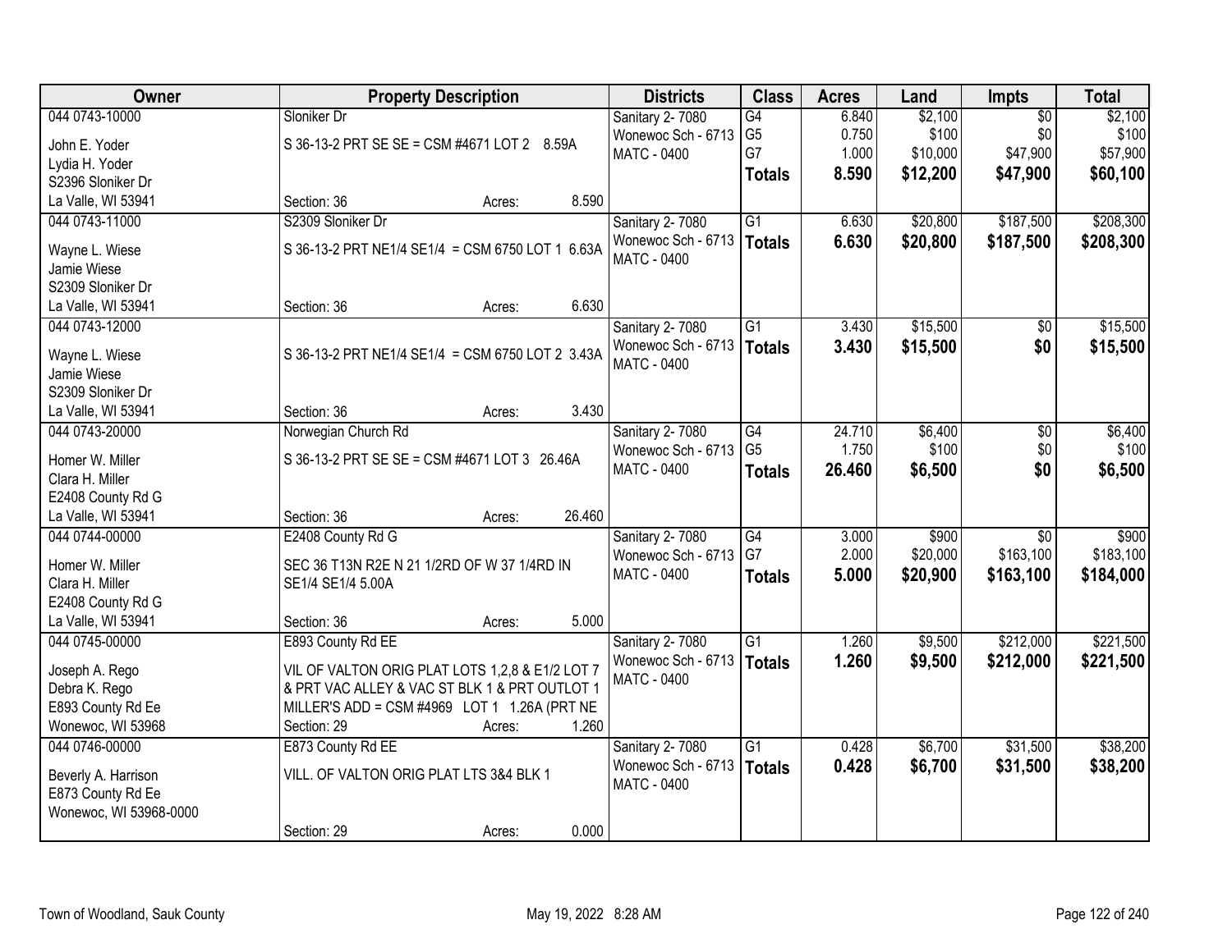| Owner | Property Description | Districts | Class | Acres | Land | Impts | Total |
|---|---|---|---|---|---|---|---|
| 044 0743-10000<br>John E. Yoder<br>Lydia H. Yoder<br>S2396 Sloniker Dr<br>La Valle, WI 53941 | Sloniker Dr<br>S 36-13-2 PRT SE SE = CSM #4671 LOT 2 8.59A<br>Section: 36 Acres: 8.590 | Sanitary 2- 7080<br>Wonewoc Sch - 6713<br>MATC - 0400 | G4<br>G5<br>G7<br>**Totals** | 6.840<br>0.750<br>1.000<br>**8.590** | $2,100<br>$100<br>$10,000<br>**$12,200** | $0<br>$0<br>$47,900<br>**$47,900** | $2,100<br>$100<br>$57,900<br>**$60,100** |
| 044 0743-11000<br>Wayne L. Wiese<br>Jamie Wiese<br>S2309 Sloniker Dr<br>La Valle, WI 53941 | S2309 Sloniker Dr<br>S 36-13-2 PRT NE1/4 SE1/4 = CSM 6750 LOT 1 6.63A<br>Section: 36 Acres: 6.630 | Sanitary 2- 7080<br>Wonewoc Sch - 6713<br>MATC - 0400 | G1<br>**Totals** | 6.630<br>**6.630** | $20,800<br>**$20,800** | $187,500<br>**$187,500** | $208,300<br>**$208,300** |
| 044 0743-12000<br>Wayne L. Wiese<br>Jamie Wiese<br>S2309 Sloniker Dr<br>La Valle, WI 53941 | S 36-13-2 PRT NE1/4 SE1/4 = CSM 6750 LOT 2 3.43A<br>Section: 36 Acres: 3.430 | Sanitary 2- 7080<br>Wonewoc Sch - 6713<br>MATC - 0400 | G1<br>**Totals** | 3.430<br>**3.430** | $15,500<br>**$15,500** | $0<br>**$0** | $15,500<br>**$15,500** |
| 044 0743-20000<br>Homer W. Miller<br>Clara H. Miller<br>E2408 County Rd G<br>La Valle, WI 53941 | Norwegian Church Rd<br>S 36-13-2 PRT SE SE = CSM #4671 LOT 3 26.46A<br>Section: 36 Acres: 26.460 | Sanitary 2- 7080<br>Wonewoc Sch - 6713<br>MATC - 0400 | G4<br>G5<br>**Totals** | 24.710<br>1.750<br>**26.460** | $6,400<br>$100<br>**$6,500** | $0<br>$0<br>**$0** | $6,400<br>$100<br>**$6,500** |
| 044 0744-00000<br>Homer W. Miller<br>Clara H. Miller<br>E2408 County Rd G<br>La Valle, WI 53941 | E2408 County Rd G<br>SEC 36 T13N R2E N 21 1/2RD OF W 37 1/4RD IN SE1/4 SE1/4 5.00A<br>Section: 36 Acres: 5.000 | Sanitary 2- 7080<br>Wonewoc Sch - 6713<br>MATC - 0400 | G4<br>G7<br>**Totals** | 3.000<br>2.000<br>**5.000** | $900<br>$20,000<br>**$20,900** | $0<br>$163,100<br>**$163,100** | $900<br>$183,100<br>**$184,000** |
| 044 0745-00000<br>Joseph A. Rego<br>Debra K. Rego<br>E893 County Rd Ee<br>Wonewoc, WI 53968 | E893 County Rd EE<br>VIL OF VALTON ORIG PLAT LOTS 1,2,8 & E1/2 LOT 7 & PRT VAC ALLEY & VAC ST BLK 1 & PRT OUTLOT 1 MILLER'S ADD = CSM #4969 LOT 1 1.26A (PRT NE<br>Section: 29 Acres: 1.260 | Sanitary 2- 7080<br>Wonewoc Sch - 6713<br>MATC - 0400 | G1<br>**Totals** | 1.260<br>**1.260** | $9,500<br>**$9,500** | $212,000<br>**$212,000** | $221,500<br>**$221,500** |
| 044 0746-00000<br>Beverly A. Harrison<br>E873 County Rd Ee<br>Wonewoc, WI 53968-0000 | E873 County Rd EE<br>VILL. OF VALTON ORIG PLAT LTS 3&4 BLK 1<br>Section: 29 Acres: 0.000 | Sanitary 2- 7080<br>Wonewoc Sch - 6713<br>MATC - 0400 | G1<br>**Totals** | 0.428<br>**0.428** | $6,700<br>**$6,700** | $31,500<br>**$31,500** | $38,200<br>**$38,200** |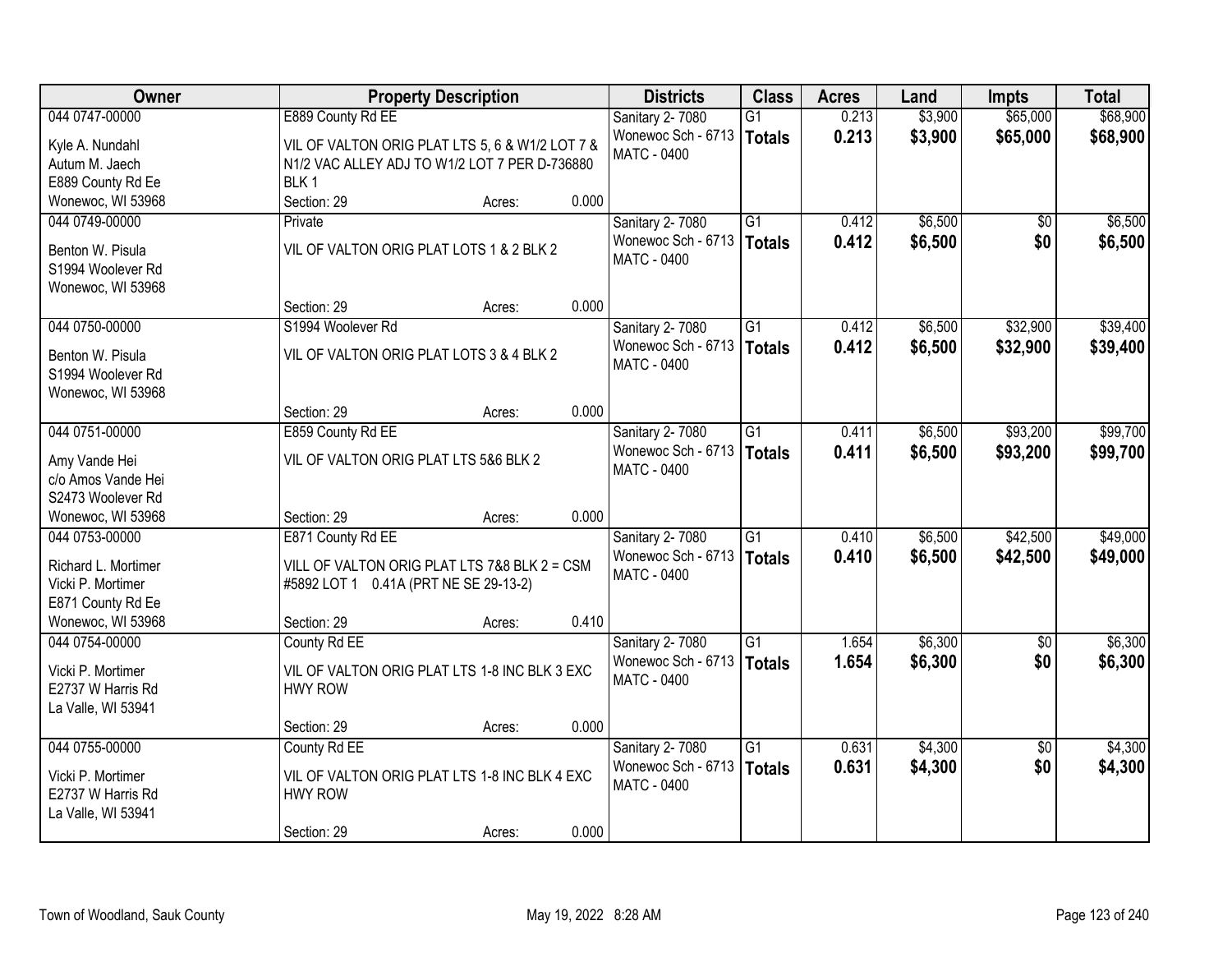| Owner | Property Description | | | Districts | Class | Acres | Land | Impts | Total |
|---|---|---|---|---|---|---|---|---|---|
| 044 0747-00000 | E889 County Rd EE | | | Sanitary 2- 7080 | G1 | 0.213 | $3,900 | $65,000 | $68,900 |
| Kyle A. Nundahl<br>Autum M. Jaech<br>E889 County Rd Ee<br>Wonewoc, WI 53968 | VIL OF VALTON ORIG PLAT LTS 5, 6 & W1/2 LOT 7 & N1/2 VAC ALLEY ADJ TO W1/2 LOT 7 PER D-736880 BLK 1 | | | Wonewoc Sch - 6713<br>MATC - 0400 | **Totals** | **0.213** | **$3,900** | **$65,000** | **$68,900** |
| | Section: 29 | Acres: | 0.000 | | | | | | |
| 044 0749-00000 | Private | | | Sanitary 2- 7080 | G1 | 0.412 | $6,500 | $0 | $6,500 |
| Benton W. Pisula<br>S1994 Woolever Rd<br>Wonewoc, WI 53968 | VIL OF VALTON ORIG PLAT LOTS 1 & 2 BLK 2 | | | Wonewoc Sch - 6713<br>MATC - 0400 | **Totals** | **0.412** | **$6,500** | **$0** | **$6,500** |
| | Section: 29 | Acres: | 0.000 | | | | | | |
| 044 0750-00000 | S1994 Woolever Rd | | | Sanitary 2- 7080 | G1 | 0.412 | $6,500 | $32,900 | $39,400 |
| Benton W. Pisula<br>S1994 Woolever Rd<br>Wonewoc, WI 53968 | VIL OF VALTON ORIG PLAT LOTS 3 & 4 BLK 2 | | | Wonewoc Sch - 6713<br>MATC - 0400 | **Totals** | **0.412** | **$6,500** | **$32,900** | **$39,400** |
| | Section: 29 | Acres: | 0.000 | | | | | | |
| 044 0751-00000 | E859 County Rd EE | | | Sanitary 2- 7080 | G1 | 0.411 | $6,500 | $93,200 | $99,700 |
| Amy Vande Hei<br>c/o Amos Vande Hei<br>S2473 Woolever Rd<br>Wonewoc, WI 53968 | VIL OF VALTON ORIG PLAT LTS 5&6 BLK 2 | | | Wonewoc Sch - 6713<br>MATC - 0400 | **Totals** | **0.411** | **$6,500** | **$93,200** | **$99,700** |
| | Section: 29 | Acres: | 0.000 | | | | | | |
| 044 0753-00000 | E871 County Rd EE | | | Sanitary 2- 7080 | G1 | 0.410 | $6,500 | $42,500 | $49,000 |
| Richard L. Mortimer<br>Vicki P. Mortimer<br>E871 County Rd Ee<br>Wonewoc, WI 53968 | VILL OF VALTON ORIG PLAT LTS 7&8 BLK 2 = CSM #5892 LOT 1 0.41A (PRT NE SE 29-13-2) | | | Wonewoc Sch - 6713<br>MATC - 0400 | **Totals** | **0.410** | **$6,500** | **$42,500** | **$49,000** |
| | Section: 29 | Acres: | 0.410 | | | | | | |
| 044 0754-00000 | County Rd EE | | | Sanitary 2- 7080 | G1 | 1.654 | $6,300 | $0 | $6,300 |
| Vicki P. Mortimer<br>E2737 W Harris Rd<br>La Valle, WI 53941 | VIL OF VALTON ORIG PLAT LTS 1-8 INC BLK 3 EXC HWY ROW | | | Wonewoc Sch - 6713<br>MATC - 0400 | **Totals** | **1.654** | **$6,300** | **$0** | **$6,300** |
| | Section: 29 | Acres: | 0.000 | | | | | | |
| 044 0755-00000 | County Rd EE | | | Sanitary 2- 7080 | G1 | 0.631 | $4,300 | $0 | $4,300 |
| Vicki P. Mortimer<br>E2737 W Harris Rd<br>La Valle, WI 53941 | VIL OF VALTON ORIG PLAT LTS 1-8 INC BLK 4 EXC HWY ROW | | | Wonewoc Sch - 6713<br>MATC - 0400 | **Totals** | **0.631** | **$4,300** | **$0** | **$4,300** |
| | Section: 29 | Acres: | 0.000 | | | | | | |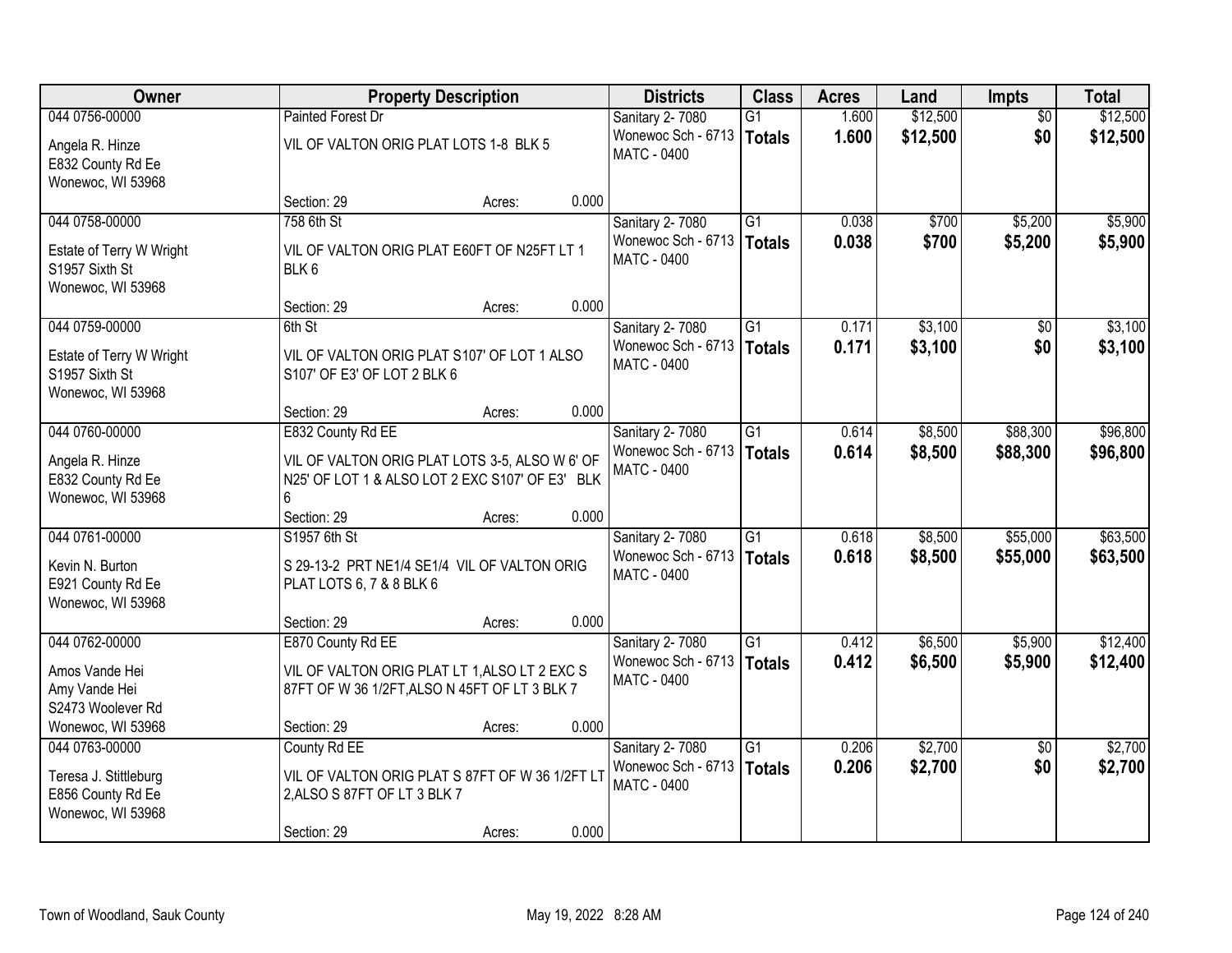| Owner | Property Description | Districts | Class | Acres | Land | Impts | Total |
|---|---|---|---|---|---|---|---|
| 044 0756-00000<br>Angela R. Hinze<br>E832 County Rd Ee<br>Wonewoc, WI 53968 | Painted Forest Dr<br>VIL OF VALTON ORIG PLAT LOTS 1-8 BLK 5<br>Section: 29 Acres: 0.000 | Sanitary 2- 7080<br>Wonewoc Sch - 6713<br>MATC - 0400 | G1<br>**Totals** | 1.600<br>**1.600** | $12,500<br>**$12,500** | $0<br>**$0** | $12,500<br>**$12,500** |
| 044 0758-00000<br>Estate of Terry W Wright<br>S1957 Sixth St<br>Wonewoc, WI 53968 | 758 6th St<br>VIL OF VALTON ORIG PLAT E60FT OF N25FT LT 1 BLK 6<br>Section: 29 Acres: 0.000 | Sanitary 2- 7080<br>Wonewoc Sch - 6713<br>MATC - 0400 | G1<br>**Totals** | 0.038<br>**0.038** | $700<br>**$700** | $5,200<br>**$5,200** | $5,900<br>**$5,900** |
| 044 0759-00000<br>Estate of Terry W Wright<br>S1957 Sixth St<br>Wonewoc, WI 53968 | 6th St<br>VIL OF VALTON ORIG PLAT S107' OF LOT 1 ALSO S107' OF E3' OF LOT 2 BLK 6<br>Section: 29 Acres: 0.000 | Sanitary 2- 7080<br>Wonewoc Sch - 6713<br>MATC - 0400 | G1<br>**Totals** | 0.171<br>**0.171** | $3,100<br>**$3,100** | $0<br>**$0** | $3,100<br>**$3,100** |
| 044 0760-00000<br>Angela R. Hinze<br>E832 County Rd Ee<br>Wonewoc, WI 53968 | E832 County Rd EE<br>VIL OF VALTON ORIG PLAT LOTS 3-5, ALSO W 6' OF N25' OF LOT 1 & ALSO LOT 2 EXC S107' OF E3' BLK 6<br>Section: 29 Acres: 0.000 | Sanitary 2- 7080<br>Wonewoc Sch - 6713<br>MATC - 0400 | G1<br>**Totals** | 0.614<br>**0.614** | $8,500<br>**$8,500** | $88,300<br>**$88,300** | $96,800<br>**$96,800** |
| 044 0761-00000<br>Kevin N. Burton<br>E921 County Rd Ee<br>Wonewoc, WI 53968 | S1957 6th St<br>S 29-13-2 PRT NE1/4 SE1/4 VIL OF VALTON ORIG PLAT LOTS 6, 7 & 8 BLK 6<br>Section: 29 Acres: 0.000 | Sanitary 2- 7080<br>Wonewoc Sch - 6713<br>MATC - 0400 | G1<br>**Totals** | 0.618<br>**0.618** | $8,500<br>**$8,500** | $55,000<br>**$55,000** | $63,500<br>**$63,500** |
| 044 0762-00000<br>Amos Vande Hei<br>Amy Vande Hei<br>S2473 Woolever Rd<br>Wonewoc, WI 53968 | E870 County Rd EE<br>VIL OF VALTON ORIG PLAT LT 1,ALSO LT 2 EXC S 87FT OF W 36 1/2FT,ALSO N 45FT OF LT 3 BLK 7<br>Section: 29 Acres: 0.000 | Sanitary 2- 7080<br>Wonewoc Sch - 6713<br>MATC - 0400 | G1<br>**Totals** | 0.412<br>**0.412** | $6,500<br>**$6,500** | $5,900<br>**$5,900** | $12,400<br>**$12,400** |
| 044 0763-00000<br>Teresa J. Stittleburg<br>E856 County Rd Ee<br>Wonewoc, WI 53968 | County Rd EE<br>VIL OF VALTON ORIG PLAT S 87FT OF W 36 1/2FT LT 2,ALSO S 87FT OF LT 3 BLK 7<br>Section: 29 Acres: 0.000 | Sanitary 2- 7080<br>Wonewoc Sch - 6713<br>MATC - 0400 | G1<br>**Totals** | 0.206<br>**0.206** | $2,700<br>**$2,700** | $0<br>**$0** | $2,700<br>**$2,700** |

Town of Woodland, Sauk County May 19, 2022 8:28 AM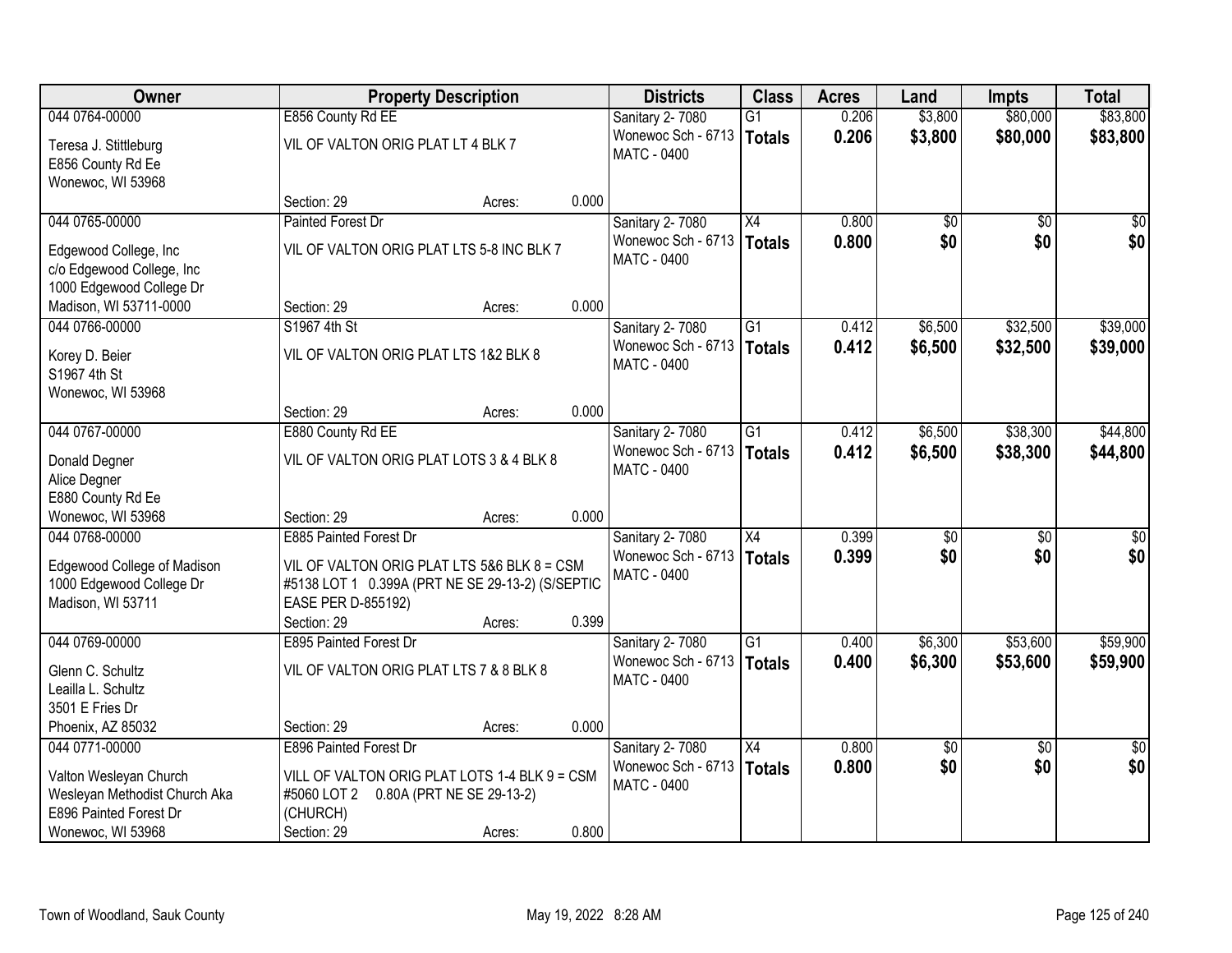| Owner | Property Description | Districts | Class | Acres | Land | Impts | Total |
|---|---|---|---|---|---|---|---|
| 044 0764-00000<br>Teresa J. Stittleburg<br>E856 County Rd Ee<br>Wonewoc, WI 53968 | E856 County Rd EE<br>VIL OF VALTON ORIG PLAT LT 4 BLK 7<br>Section: 29 Acres: 0.000 | Sanitary 2- 7080<br>Wonewoc Sch - 6713<br>MATC - 0400 | G1<br>**Totals** | 0.206<br>**0.206** | $3,800<br>**$3,800** | $80,000<br>**$80,000** | $83,800<br>**$83,800** |
| 044 0765-00000<br>Edgewood College, Inc<br>c/o Edgewood College, Inc<br>1000 Edgewood College Dr<br>Madison, WI 53711-0000 | Painted Forest Dr<br>VIL OF VALTON ORIG PLAT LTS 5-8 INC BLK 7<br>Section: 29 Acres: 0.000 | Sanitary 2- 7080<br>Wonewoc Sch - 6713<br>MATC - 0400 | X4<br>**Totals** | 0.800<br>**0.800** | $0<br>**$0** | $0<br>**$0** | $0<br>**$0** |
| 044 0766-00000<br>Korey D. Beier<br>S1967 4th St<br>Wonewoc, WI 53968 | S1967 4th St<br>VIL OF VALTON ORIG PLAT LTS 1&2 BLK 8<br>Section: 29 Acres: 0.000 | Sanitary 2- 7080<br>Wonewoc Sch - 6713<br>MATC - 0400 | G1<br>**Totals** | 0.412<br>**0.412** | $6,500<br>**$6,500** | $32,500<br>**$32,500** | $39,000<br>**$39,000** |
| 044 0767-00000<br>Donald Degner<br>Alice Degner<br>E880 County Rd Ee<br>Wonewoc, WI 53968 | E880 County Rd EE<br>VIL OF VALTON ORIG PLAT LOTS 3 & 4 BLK 8<br>Section: 29 Acres: 0.000 | Sanitary 2- 7080<br>Wonewoc Sch - 6713<br>MATC - 0400 | G1<br>**Totals** | 0.412<br>**0.412** | $6,500<br>**$6,500** | $38,300<br>**$38,300** | $44,800<br>**$44,800** |
| 044 0768-00000<br>Edgewood College of Madison<br>1000 Edgewood College Dr<br>Madison, WI 53711 | E885 Painted Forest Dr<br>VIL OF VALTON ORIG PLAT LTS 5&6 BLK 8 = CSM #5138 LOT 1 0.399A (PRT NE SE 29-13-2) (S/SEPTIC EASE PER D-855192)<br>Section: 29 Acres: 0.399 | Sanitary 2- 7080<br>Wonewoc Sch - 6713<br>MATC - 0400 | X4<br>**Totals** | 0.399<br>**0.399** | $0<br>**$0** | $0<br>**$0** | $0<br>**$0** |
| 044 0769-00000<br>Glenn C. Schultz<br>Leailla L. Schultz<br>3501 E Fries Dr<br>Phoenix, AZ 85032 | E895 Painted Forest Dr<br>VIL OF VALTON ORIG PLAT LTS 7 & 8 BLK 8<br>Section: 29 Acres: 0.000 | Sanitary 2- 7080<br>Wonewoc Sch - 6713<br>MATC - 0400 | G1<br>**Totals** | 0.400<br>**0.400** | $6,300<br>**$6,300** | $53,600<br>**$53,600** | $59,900<br>**$59,900** |
| 044 0771-00000<br>Valton Wesleyan Church<br>Wesleyan Methodist Church Aka<br>E896 Painted Forest Dr<br>Wonewoc, WI 53968 | E896 Painted Forest Dr<br>VILL OF VALTON ORIG PLAT LOTS 1-4 BLK 9 = CSM #5060 LOT 2 0.80A (PRT NE SE 29-13-2) (CHURCH)<br>Section: 29 Acres: 0.800 | Sanitary 2- 7080<br>Wonewoc Sch - 6713<br>MATC - 0400 | X4<br>**Totals** | 0.800<br>**0.800** | $0<br>**$0** | $0<br>**$0** | $0<br>**$0** |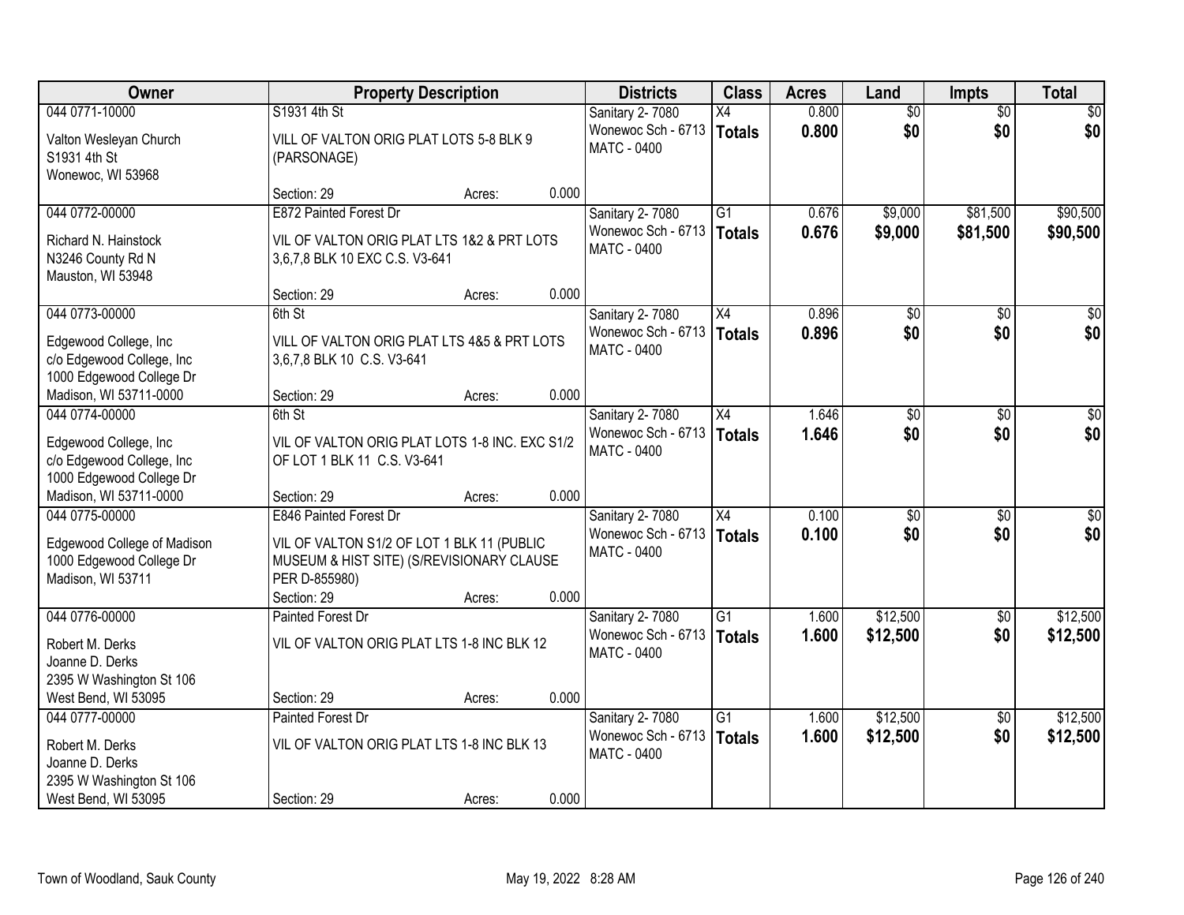| Owner | Property Description | Districts | Class | Acres | Land | Impts | Total |
|---|---|---|---|---|---|---|---|
| 044 0771-10000<br><br>Valton Wesleyan Church<br>S1931 4th St<br>Wonewoc, WI 53968 | S1931 4th St<br><br>VILL OF VALTON ORIG PLAT LOTS 5-8 BLK 9 (PARSONAGE)<br><br>Section: 29 Acres: 0.000 | Sanitary 2- 7080<br>Wonewoc Sch - 6713<br>MATC - 0400 | X4<br>**Totals** | 0.800<br>**0.800** | $0<br>**$0** | $0<br>**$0** | $0<br>**$0** |
| 044 0772-00000<br><br>Richard N. Hainstock<br>N3246 County Rd N<br>Mauston, WI 53948 | E872 Painted Forest Dr<br><br>VIL OF VALTON ORIG PLAT LTS 1&2 & PRT LOTS 3,6,7,8 BLK 10 EXC C.S. V3-641<br><br>Section: 29 Acres: 0.000 | Sanitary 2- 7080<br>Wonewoc Sch - 6713<br>MATC - 0400 | G1<br>**Totals** | 0.676<br>**0.676** | $9,000<br>**$9,000** | $81,500<br>**$81,500** | $90,500<br>**$90,500** |
| 044 0773-00000<br><br>Edgewood College, Inc<br>c/o Edgewood College, Inc<br>1000 Edgewood College Dr<br>Madison, WI 53711-0000 | 6th St<br><br>VILL OF VALTON ORIG PLAT LTS 4&5 & PRT LOTS 3,6,7,8 BLK 10 C.S. V3-641<br><br>Section: 29 Acres: 0.000 | Sanitary 2- 7080<br>Wonewoc Sch - 6713<br>MATC - 0400 | X4<br>**Totals** | 0.896<br>**0.896** | $0<br>**$0** | $0<br>**$0** | $0<br>**$0** |
| 044 0774-00000<br><br>Edgewood College, Inc<br>c/o Edgewood College, Inc<br>1000 Edgewood College Dr<br>Madison, WI 53711-0000 | 6th St<br><br>VIL OF VALTON ORIG PLAT LOTS 1-8 INC. EXC S1/2 OF LOT 1 BLK 11 C.S. V3-641<br><br>Section: 29 Acres: 0.000 | Sanitary 2- 7080<br>Wonewoc Sch - 6713<br>MATC - 0400 | X4<br>**Totals** | 1.646<br>**1.646** | $0<br>**$0** | $0<br>**$0** | $0<br>**$0** |
| 044 0775-00000<br><br>Edgewood College of Madison<br>1000 Edgewood College Dr<br>Madison, WI 53711 | E846 Painted Forest Dr<br><br>VIL OF VALTON S1/2 OF LOT 1 BLK 11 (PUBLIC MUSEUM & HIST SITE) (S/REVISIONARY CLAUSE PER D-855980)<br>Section: 29 Acres: 0.000 | Sanitary 2- 7080<br>Wonewoc Sch - 6713<br>MATC - 0400 | X4<br>**Totals** | 0.100<br>**0.100** | $0<br>**$0** | $0<br>**$0** | $0<br>**$0** |
| 044 0776-00000<br><br>Robert M. Derks<br>Joanne D. Derks<br>2395 W Washington St 106<br>West Bend, WI 53095 | Painted Forest Dr<br><br>VIL OF VALTON ORIG PLAT LTS 1-8 INC BLK 12<br><br>Section: 29 Acres: 0.000 | Sanitary 2- 7080<br>Wonewoc Sch - 6713<br>MATC - 0400 | G1<br>**Totals** | 1.600<br>**1.600** | $12,500<br>**$12,500** | $0<br>**$0** | $12,500<br>**$12,500** |
| 044 0777-00000<br><br>Robert M. Derks<br>Joanne D. Derks<br>2395 W Washington St 106<br>West Bend, WI 53095 | Painted Forest Dr<br><br>VIL OF VALTON ORIG PLAT LTS 1-8 INC BLK 13<br><br>Section: 29 Acres: 0.000 | Sanitary 2- 7080<br>Wonewoc Sch - 6713<br>MATC - 0400 | G1<br>**Totals** | 1.600<br>**1.600** | $12,500<br>**$12,500** | $0<br>**$0** | $12,500<br>**$12,500** |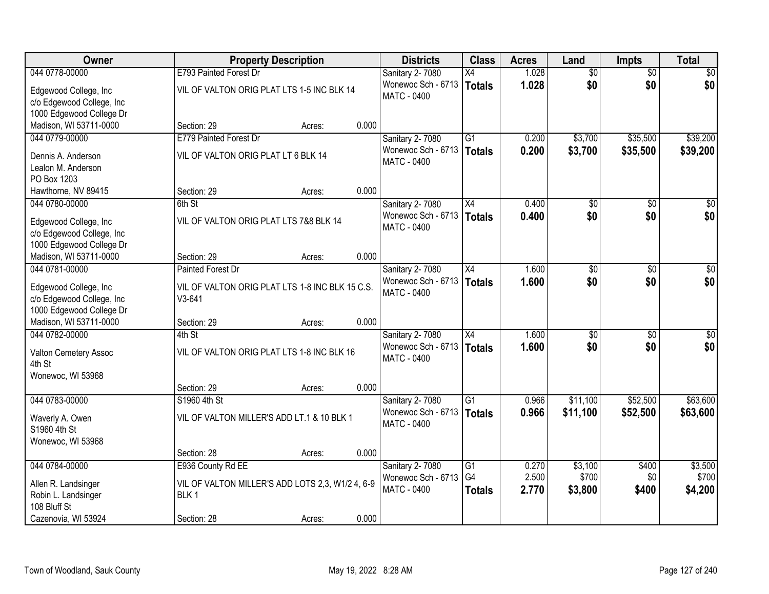| Owner | Property Description | | | Districts | Class | Acres | Land | Impts | Total |
|---|---|---|---|---|---|---|---|---|---|
| 044 0778-00000 | E793 Painted Forest Dr | | | Sanitary 2- 7080 | X4 | 1.028 | $0 | $0 | $0 |
| Edgewood College, Inc<br>c/o Edgewood College, Inc<br>1000 Edgewood College Dr<br>Madison, WI 53711-0000 | VIL OF VALTON ORIG PLAT LTS 1-5 INC BLK 14 | | | Wonewoc Sch - 6713<br>MATC - 0400 | **Totals** | **1.028** | **$0** | **$0** | **$0** |
| | Section: 29 | Acres: | 0.000 | | | | | | |
| 044 0779-00000 | E779 Painted Forest Dr | | | Sanitary 2- 7080 | G1 | 0.200 | $3,700 | $35,500 | $39,200 |
| Dennis A. Anderson<br>Lealon M. Anderson<br>PO Box 1203<br>Hawthorne, NV 89415 | VIL OF VALTON ORIG PLAT LT 6 BLK 14 | | | Wonewoc Sch - 6713<br>MATC - 0400 | **Totals** | **0.200** | **$3,700** | **$35,500** | **$39,200** |
| | Section: 29 | Acres: | 0.000 | | | | | | |
| 044 0780-00000 | 6th St | | | Sanitary 2- 7080 | X4 | 0.400 | $0 | $0 | $0 |
| Edgewood College, Inc<br>c/o Edgewood College, Inc<br>1000 Edgewood College Dr<br>Madison, WI 53711-0000 | VIL OF VALTON ORIG PLAT LTS 7&8 BLK 14 | | | Wonewoc Sch - 6713<br>MATC - 0400 | **Totals** | **0.400** | **$0** | **$0** | **$0** |
| | Section: 29 | Acres: | 0.000 | | | | | | |
| 044 0781-00000 | Painted Forest Dr | | | Sanitary 2- 7080 | X4 | 1.600 | $0 | $0 | $0 |
| Edgewood College, Inc<br>c/o Edgewood College, Inc<br>1000 Edgewood College Dr<br>Madison, WI 53711-0000 | VIL OF VALTON ORIG PLAT LTS 1-8 INC BLK 15 C.S. V3-641 | | | Wonewoc Sch - 6713<br>MATC - 0400 | **Totals** | **1.600** | **$0** | **$0** | **$0** |
| | Section: 29 | Acres: | 0.000 | | | | | | |
| 044 0782-00000 | 4th St | | | Sanitary 2- 7080 | X4 | 1.600 | $0 | $0 | $0 |
| Valton Cemetery Assoc<br>4th St<br>Wonewoc, WI 53968 | VIL OF VALTON ORIG PLAT LTS 1-8 INC BLK 16 | | | Wonewoc Sch - 6713<br>MATC - 0400 | **Totals** | **1.600** | **$0** | **$0** | **$0** |
| | Section: 29 | Acres: | 0.000 | | | | | | |
| 044 0783-00000 | S1960 4th St | | | Sanitary 2- 7080 | G1 | 0.966 | $11,100 | $52,500 | $63,600 |
| Waverly A. Owen<br>S1960 4th St<br>Wonewoc, WI 53968 | VIL OF VALTON MILLER'S ADD LT.1 & 10 BLK 1 | | | Wonewoc Sch - 6713<br>MATC - 0400 | **Totals** | **0.966** | **$11,100** | **$52,500** | **$63,600** |
| | Section: 28 | Acres: | 0.000 | | | | | | |
| 044 0784-00000 | E936 County Rd EE | | | Sanitary 2- 7080 | G1 | 0.270 | $3,100 | $400 | $3,500 |
| Allen R. Landsinger<br>Robin L. Landsinger<br>108 Bluff St<br>Cazenovia, WI 53924 | VIL OF VALTON MILLER'S ADD LOTS 2,3, W1/2 4, 6-9 BLK 1 | | | Wonewoc Sch - 6713<br>MATC - 0400 | G4 | 2.500 | $700 | $0 | $700 |
| | | | | | **Totals** | **2.770** | **$3,800** | **$400** | **$4,200** |
| | Section: 28 | Acres: | 0.000 | | | | | | |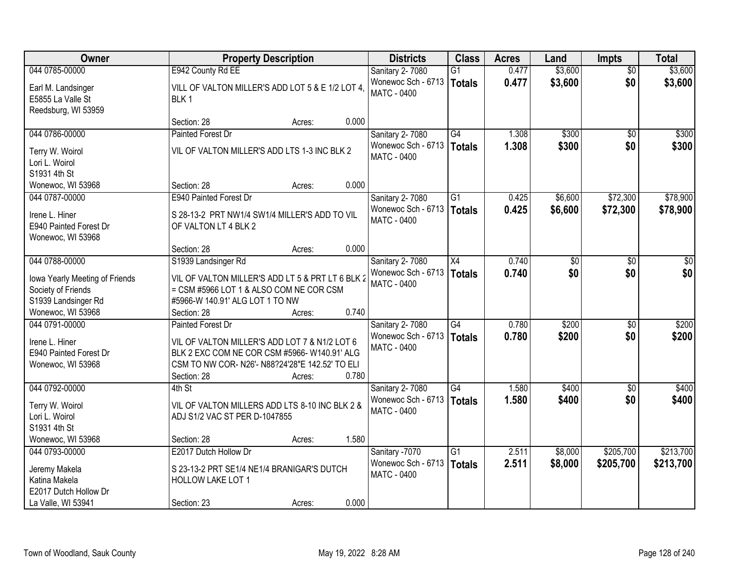| Owner | Property Description | Districts | Class | Acres | Land | Impts | Total |
|---|---|---|---|---|---|---|---|
| 044 0785-00000<br>Earl M. Landsinger<br>E5855 La Valle St<br>Reedsburg, WI 53959 | E942 County Rd EE<br>VILL OF VALTON MILLER'S ADD LOT 5 & E 1/2 LOT 4, BLK 1<br>Section: 28 Acres: 0.000 | Sanitary 2- 7080<br>Wonewoc Sch - 6713<br>MATC - 0400 | G1<br>**Totals** | 0.477<br>**0.477** | $3,600<br>**$3,600** | $0<br>**$0** | $3,600<br>**$3,600** |
| 044 0786-00000<br>Terry W. Woirol<br>Lori L. Woirol<br>S1931 4th St<br>Wonewoc, WI 53968 | Painted Forest Dr<br>VIL OF VALTON MILLER'S ADD LTS 1-3 INC BLK 2<br>Section: 28 Acres: 0.000 | Sanitary 2- 7080<br>Wonewoc Sch - 6713<br>MATC - 0400 | G4<br>**Totals** | 1.308<br>**1.308** | $300<br>**$300** | $0<br>**$0** | $300<br>**$300** |
| 044 0787-00000<br>Irene L. Hiner<br>E940 Painted Forest Dr<br>Wonewoc, WI 53968 | E940 Painted Forest Dr<br>S 28-13-2 PRT NW1/4 SW1/4 MILLER'S ADD TO VIL OF VALTON LT 4 BLK 2<br>Section: 28 Acres: 0.000 | Sanitary 2- 7080<br>Wonewoc Sch - 6713<br>MATC - 0400 | G1<br>**Totals** | 0.425<br>**0.425** | $6,600<br>**$6,600** | $72,300<br>**$72,300** | $78,900<br>**$78,900** |
| 044 0788-00000<br>Iowa Yearly Meeting of Friends<br>Society of Friends<br>S1939 Landsinger Rd<br>Wonewoc, WI 53968 | S1939 Landsinger Rd<br>VIL OF VALTON MILLER'S ADD LT 5 & PRT LT 6 BLK 2 = CSM #5966 LOT 1 & ALSO COM NE COR CSM #5966-W 140.91' ALG LOT 1 TO NW<br>Section: 28 Acres: 0.740 | Sanitary 2- 7080<br>Wonewoc Sch - 6713<br>MATC - 0400 | X4<br>**Totals** | 0.740<br>**0.740** | $0<br>**$0** | $0<br>**$0** | $0<br>**$0** |
| 044 0791-00000<br>Irene L. Hiner<br>E940 Painted Forest Dr<br>Wonewoc, WI 53968 | Painted Forest Dr<br>VIL OF VALTON MILLER'S ADD LOT 7 & N1/2 LOT 6 BLK 2 EXC COM NE COR CSM #5966- W140.91' ALG CSM TO NW COR- N26'- N88?24'28"E 142.52' TO ELI<br>Section: 28 Acres: 0.780 | Sanitary 2- 7080<br>Wonewoc Sch - 6713<br>MATC - 0400 | G4<br>**Totals** | 0.780<br>**0.780** | $200<br>**$200** | $0<br>**$0** | $200<br>**$200** |
| 044 0792-00000<br>Terry W. Woirol<br>Lori L. Woirol<br>S1931 4th St<br>Wonewoc, WI 53968 | 4th St<br>VIL OF VALTON MILLERS ADD LTS 8-10 INC BLK 2 & ADJ S1/2 VAC ST PER D-1047855<br>Section: 28 Acres: 1.580 | Sanitary 2- 7080<br>Wonewoc Sch - 6713<br>MATC - 0400 | G4<br>**Totals** | 1.580<br>**1.580** | $400<br>**$400** | $0<br>**$0** | $400<br>**$400** |
| 044 0793-00000<br>Jeremy Makela<br>Katina Makela<br>E2017 Dutch Hollow Dr<br>La Valle, WI 53941 | E2017 Dutch Hollow Dr<br>S 23-13-2 PRT SE1/4 NE1/4 BRANIGAR'S DUTCH HOLLOW LAKE LOT 1<br>Section: 23 Acres: 0.000 | Sanitary -7070<br>Wonewoc Sch - 6713<br>MATC - 0400 | G1<br>**Totals** | 2.511<br>**2.511** | $8,000<br>**$8,000** | $205,700<br>**$205,700** | $213,700<br>**$213,700** |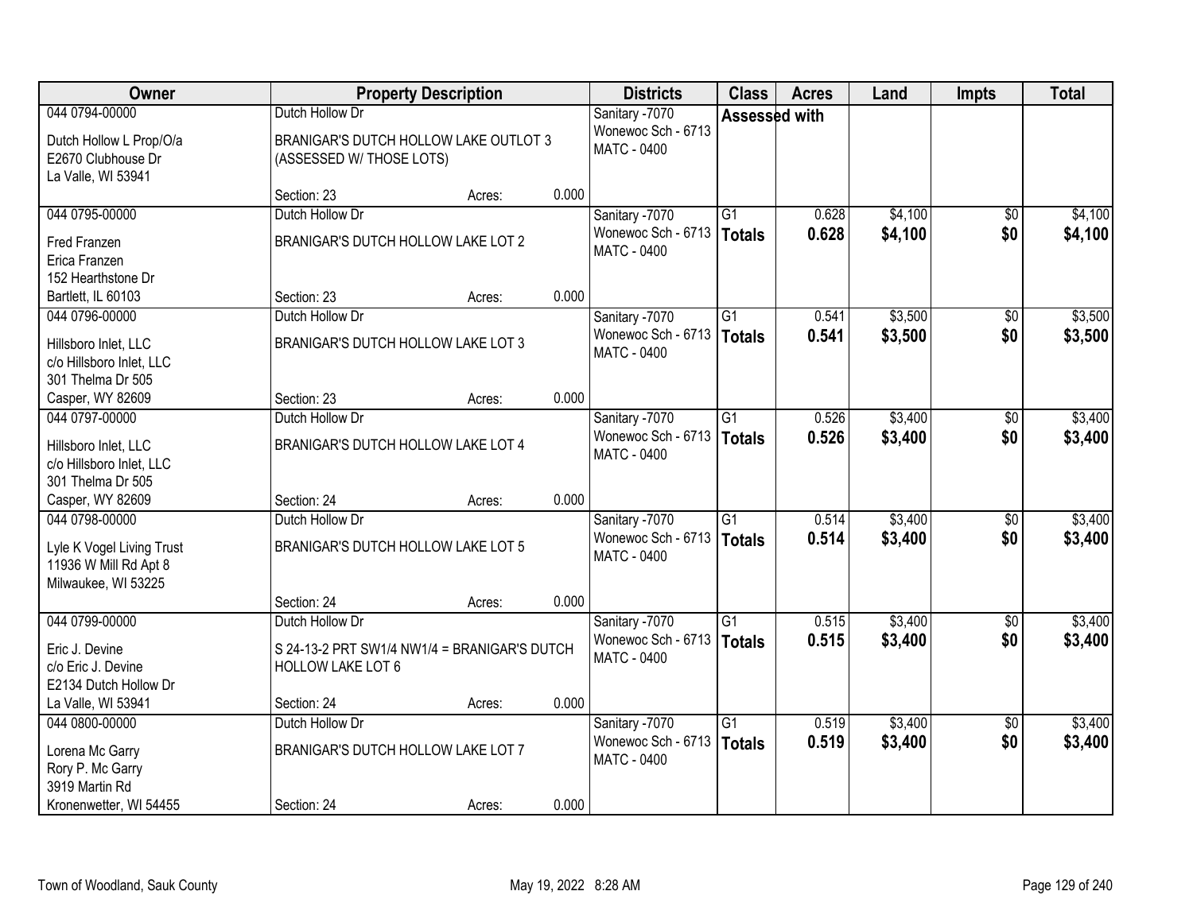| Owner | Property Description | | | Districts | Class | Acres | Land | Impts | Total |
|---|---|---|---|---|---|---|---|---|---|
| 044 0794-00000<br><br>Dutch Hollow L Prop/O/a<br>E2670 Clubhouse Dr<br>La Valle, WI 53941 | Dutch Hollow Dr<br><br>BRANIGAR'S DUTCH HOLLOW LAKE OUTLOT 3 (ASSESSED W/ THOSE LOTS)<br><br>Section: 23 | Acres: | 0.000 | Sanitary -7070<br>Wonewoc Sch - 6713<br>MATC - 0400 | Assessed with | | | | |
| 044 0795-00000<br><br>Fred Franzen<br>Erica Franzen<br>152 Hearthstone Dr<br>Bartlett, IL 60103 | Dutch Hollow Dr<br><br>BRANIGAR'S DUTCH HOLLOW LAKE LOT 2<br><br>Section: 23 | Acres: | 0.000 | Sanitary -7070<br>Wonewoc Sch - 6713<br>MATC - 0400 | G1<br>**Totals** | 0.628<br>**0.628** | $4,100<br>**$4,100** | $0<br>**$0** | $4,100<br>**$4,100** |
| 044 0796-00000<br><br>Hillsboro Inlet, LLC<br>c/o Hillsboro Inlet, LLC<br>301 Thelma Dr 505<br>Casper, WY 82609 | Dutch Hollow Dr<br><br>BRANIGAR'S DUTCH HOLLOW LAKE LOT 3<br><br>Section: 23 | Acres: | 0.000 | Sanitary -7070<br>Wonewoc Sch - 6713<br>MATC - 0400 | G1<br>**Totals** | 0.541<br>**0.541** | $3,500<br>**$3,500** | $0<br>**$0** | $3,500<br>**$3,500** |
| 044 0797-00000<br><br>Hillsboro Inlet, LLC<br>c/o Hillsboro Inlet, LLC<br>301 Thelma Dr 505<br>Casper, WY 82609 | Dutch Hollow Dr<br><br>BRANIGAR'S DUTCH HOLLOW LAKE LOT 4<br><br>Section: 24 | Acres: | 0.000 | Sanitary -7070<br>Wonewoc Sch - 6713<br>MATC - 0400 | G1<br>**Totals** | 0.526<br>**0.526** | $3,400<br>**$3,400** | $0<br>**$0** | $3,400<br>**$3,400** |
| 044 0798-00000<br><br>Lyle K Vogel Living Trust<br>11936 W Mill Rd Apt 8<br>Milwaukee, WI 53225 | Dutch Hollow Dr<br><br>BRANIGAR'S DUTCH HOLLOW LAKE LOT 5<br><br>Section: 24 | Acres: | 0.000 | Sanitary -7070<br>Wonewoc Sch - 6713<br>MATC - 0400 | G1<br>**Totals** | 0.514<br>**0.514** | $3,400<br>**$3,400** | $0<br>**$0** | $3,400<br>**$3,400** |
| 044 0799-00000<br><br>Eric J. Devine<br>c/o Eric J. Devine<br>E2134 Dutch Hollow Dr<br>La Valle, WI 53941 | Dutch Hollow Dr<br><br>S 24-13-2 PRT SW1/4 NW1/4 = BRANIGAR'S DUTCH HOLLOW LAKE LOT 6<br><br>Section: 24 | Acres: | 0.000 | Sanitary -7070<br>Wonewoc Sch - 6713<br>MATC - 0400 | G1<br>**Totals** | 0.515<br>**0.515** | $3,400<br>**$3,400** | $0<br>**$0** | $3,400<br>**$3,400** |
| 044 0800-00000<br><br>Lorena Mc Garry<br>Rory P. Mc Garry<br>3919 Martin Rd<br>Kronenwetter, WI 54455 | Dutch Hollow Dr<br><br>BRANIGAR'S DUTCH HOLLOW LAKE LOT 7<br><br>Section: 24 | Acres: | 0.000 | Sanitary -7070<br>Wonewoc Sch - 6713<br>MATC - 0400 | G1<br>**Totals** | 0.519<br>**0.519** | $3,400<br>**$3,400** | $0<br>**$0** | $3,400<br>**$3,400** |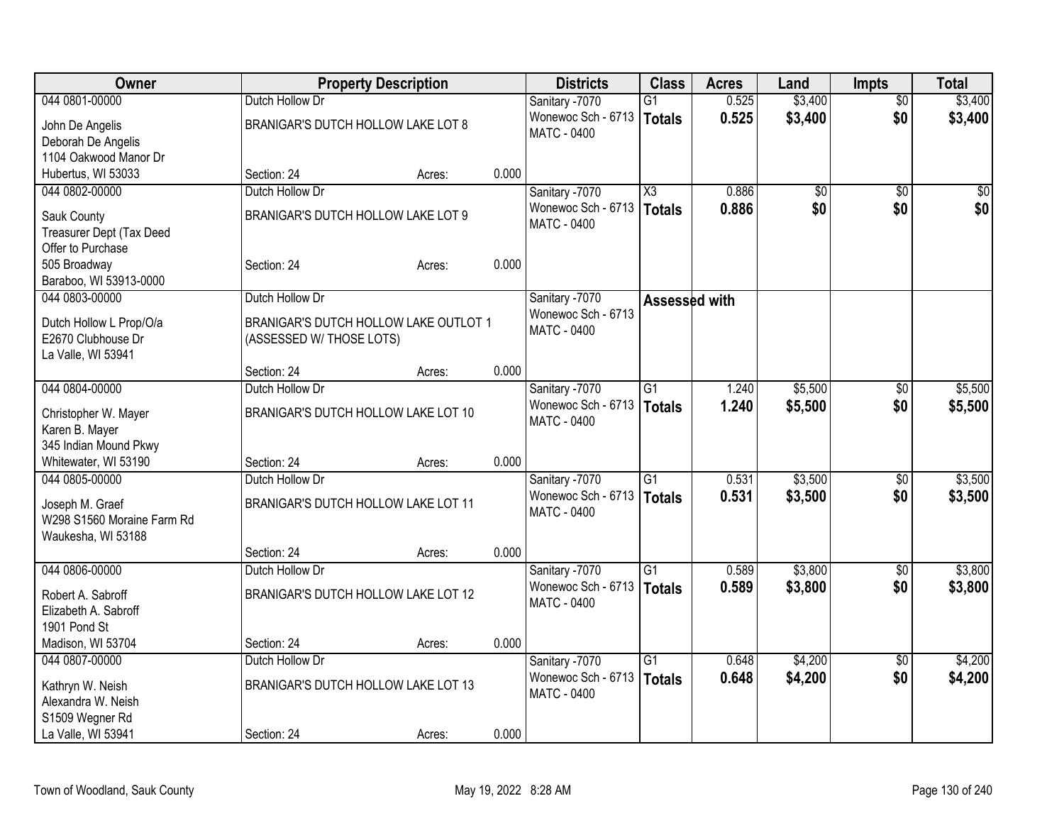| Owner | Property Description | | | Districts | Class | Acres | Land | Impts | Total |
|---|---|---|---|---|---|---|---|---|---|
| 044 0801-00000 | Dutch Hollow Dr | | | Sanitary -7070 | G1 | 0.525 | $3,400 | $0 | $3,400 |
| John De Angelis<br>Deborah De Angelis<br>1104 Oakwood Manor Dr<br>Hubertus, WI 53033 | BRANIGAR'S DUTCH HOLLOW LAKE LOT 8<br>Section: 24 | Acres: | 0.000 | Wonewoc Sch - 6713<br>MATC - 0400 | **Totals** | **0.525** | **$3,400** | **$0** | **$3,400** |
| 044 0802-00000 | Dutch Hollow Dr | | | Sanitary -7070 | X3 | 0.886 | $0 | $0 | $0 |
| Sauk County<br>Treasurer Dept (Tax Deed<br>Offer to Purchase<br>505 Broadway<br>Baraboo, WI 53913-0000 | BRANIGAR'S DUTCH HOLLOW LAKE LOT 9<br>Section: 24 | Acres: | 0.000 | Wonewoc Sch - 6713<br>MATC - 0400 | **Totals** | **0.886** | **$0** | **$0** | **$0** |
| 044 0803-00000 | Dutch Hollow Dr | | | Sanitary -7070 | **Assessed with** | | | | |
| Dutch Hollow L Prop/O/a<br>E2670 Clubhouse Dr<br>La Valle, WI 53941 | BRANIGAR'S DUTCH HOLLOW LAKE OUTLOT 1<br>(ASSESSED W/ THOSE LOTS)<br>Section: 24 | Acres: | 0.000 | Wonewoc Sch - 6713<br>MATC - 0400 | | | | | |
| 044 0804-00000 | Dutch Hollow Dr | | | Sanitary -7070 | G1 | 1.240 | $5,500 | $0 | $5,500 |
| Christopher W. Mayer<br>Karen B. Mayer<br>345 Indian Mound Pkwy<br>Whitewater, WI 53190 | BRANIGAR'S DUTCH HOLLOW LAKE LOT 10<br>Section: 24 | Acres: | 0.000 | Wonewoc Sch - 6713<br>MATC - 0400 | **Totals** | **1.240** | **$5,500** | **$0** | **$5,500** |
| 044 0805-00000 | Dutch Hollow Dr | | | Sanitary -7070 | G1 | 0.531 | $3,500 | $0 | $3,500 |
| Joseph M. Graef<br>W298 S1560 Moraine Farm Rd<br>Waukesha, WI 53188 | BRANIGAR'S DUTCH HOLLOW LAKE LOT 11<br>Section: 24 | Acres: | 0.000 | Wonewoc Sch - 6713<br>MATC - 0400 | **Totals** | **0.531** | **$3,500** | **$0** | **$3,500** |
| 044 0806-00000 | Dutch Hollow Dr | | | Sanitary -7070 | G1 | 0.589 | $3,800 | $0 | $3,800 |
| Robert A. Sabroff<br>Elizabeth A. Sabroff<br>1901 Pond St<br>Madison, WI 53704 | BRANIGAR'S DUTCH HOLLOW LAKE LOT 12<br>Section: 24 | Acres: | 0.000 | Wonewoc Sch - 6713<br>MATC - 0400 | **Totals** | **0.589** | **$3,800** | **$0** | **$3,800** |
| 044 0807-00000 | Dutch Hollow Dr | | | Sanitary -7070 | G1 | 0.648 | $4,200 | $0 | $4,200 |
| Kathryn W. Neish<br>Alexandra W. Neish<br>S1509 Wegner Rd<br>La Valle, WI 53941 | BRANIGAR'S DUTCH HOLLOW LAKE LOT 13<br>Section: 24 | Acres: | 0.000 | Wonewoc Sch - 6713<br>MATC - 0400 | **Totals** | **0.648** | **$4,200** | **$0** | **$4,200** |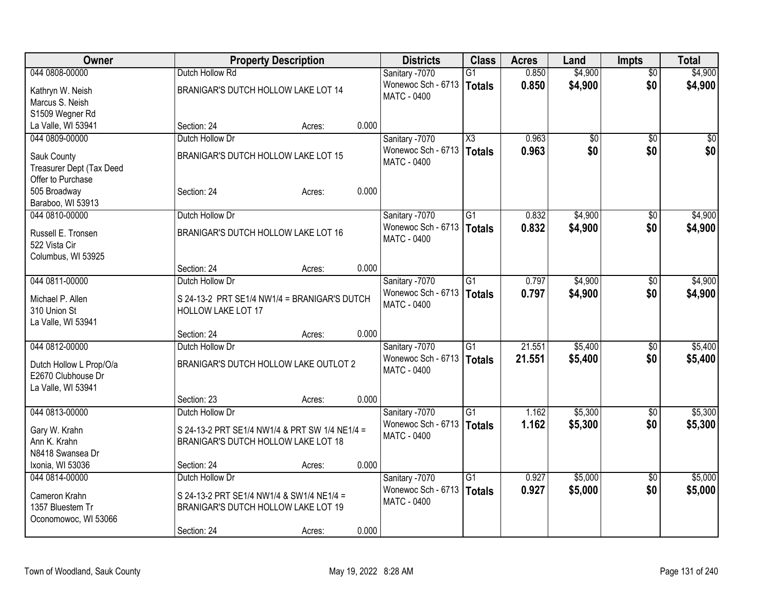| Owner | Property Description | | | Districts | Class | Acres | Land | Impts | Total |
|---|---|---|---|---|---|---|---|---|---|
| 044 0808-00000 | Dutch Hollow Rd | | | Sanitary -7070 | G1 | 0.850 | $4,900 | $0 | $4,900 |
| Kathryn W. Neish<br>Marcus S. Neish<br>S1509 Wegner Rd<br>La Valle, WI 53941 | BRANIGAR'S DUTCH HOLLOW LAKE LOT 14 | | | Wonewoc Sch - 6713<br>MATC - 0400 | **Totals** | **0.850** | **$4,900** | **$0** | **$4,900** |
| | Section: 24 | Acres: | 0.000 | | | | | | |
| 044 0809-00000 | Dutch Hollow Dr | | | Sanitary -7070 | X3 | 0.963 | $0 | $0 | $0 |
| Sauk County<br>Treasurer Dept (Tax Deed<br>Offer to Purchase<br>505 Broadway<br>Baraboo, WI 53913 | BRANIGAR'S DUTCH HOLLOW LAKE LOT 15 | | | Wonewoc Sch - 6713<br>MATC - 0400 | **Totals** | **0.963** | **$0** | **$0** | **$0** |
| | Section: 24 | Acres: | 0.000 | | | | | | |
| 044 0810-00000 | Dutch Hollow Dr | | | Sanitary -7070 | G1 | 0.832 | $4,900 | $0 | $4,900 |
| Russell E. Tronsen<br>522 Vista Cir<br>Columbus, WI 53925 | BRANIGAR'S DUTCH HOLLOW LAKE LOT 16 | | | Wonewoc Sch - 6713<br>MATC - 0400 | **Totals** | **0.832** | **$4,900** | **$0** | **$4,900** |
| | Section: 24 | Acres: | 0.000 | | | | | | |
| 044 0811-00000 | Dutch Hollow Dr | | | Sanitary -7070 | G1 | 0.797 | $4,900 | $0 | $4,900 |
| Michael P. Allen<br>310 Union St<br>La Valle, WI 53941 | S 24-13-2 PRT SE1/4 NW1/4 = BRANIGAR'S DUTCH HOLLOW LAKE LOT 17 | | | Wonewoc Sch - 6713<br>MATC - 0400 | **Totals** | **0.797** | **$4,900** | **$0** | **$4,900** |
| | Section: 24 | Acres: | 0.000 | | | | | | |
| 044 0812-00000 | Dutch Hollow Dr | | | Sanitary -7070 | G1 | 21.551 | $5,400 | $0 | $5,400 |
| Dutch Hollow L Prop/O/a<br>E2670 Clubhouse Dr<br>La Valle, WI 53941 | BRANIGAR'S DUTCH HOLLOW LAKE OUTLOT 2 | | | Wonewoc Sch - 6713<br>MATC - 0400 | **Totals** | **21.551** | **$5,400** | **$0** | **$5,400** |
| | Section: 23 | Acres: | 0.000 | | | | | | |
| 044 0813-00000 | Dutch Hollow Dr | | | Sanitary -7070 | G1 | 1.162 | $5,300 | $0 | $5,300 |
| Gary W. Krahn<br>Ann K. Krahn<br>N8418 Swansea Dr<br>Ixonia, WI 53036 | S 24-13-2 PRT SE1/4 NW1/4 & PRT SW 1/4 NE1/4 = BRANIGAR'S DUTCH HOLLOW LAKE LOT 18 | | | Wonewoc Sch - 6713<br>MATC - 0400 | **Totals** | **1.162** | **$5,300** | **$0** | **$5,300** |
| | Section: 24 | Acres: | 0.000 | | | | | | |
| 044 0814-00000 | Dutch Hollow Dr | | | Sanitary -7070 | G1 | 0.927 | $5,000 | $0 | $5,000 |
| Cameron Krahn<br>1357 Bluestem Tr<br>Oconomowoc, WI 53066 | S 24-13-2 PRT SE1/4 NW1/4 & SW1/4 NE1/4 = BRANIGAR'S DUTCH HOLLOW LAKE LOT 19 | | | Wonewoc Sch - 6713<br>MATC - 0400 | **Totals** | **0.927** | **$5,000** | **$0** | **$5,000** |
| | Section: 24 | Acres: | 0.000 | | | | | | |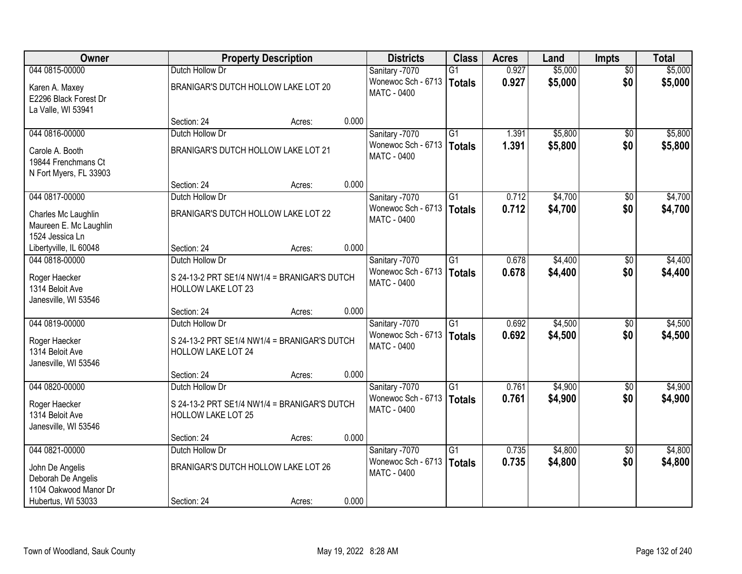| Owner | Property Description | | | Districts | Class | Acres | Land | Impts | Total |
|---|---|---|---|---|---|---|---|---|---|
| 044 0815-00000<br>Karen A. Maxey<br>E2296 Black Forest Dr<br>La Valle, WI 53941 | Dutch Hollow Dr<br>BRANIGAR'S DUTCH HOLLOW LAKE LOT 20<br>Section: 24 | Acres: | 0.000 | Sanitary -7070<br>Wonewoc Sch - 6713<br>MATC - 0400 | G1<br>**Totals** | 0.927<br>**0.927** | $5,000<br>**$5,000** | $0<br>**$0** | $5,000<br>**$5,000** |
| 044 0816-00000<br>Carole A. Booth<br>19844 Frenchmans Ct<br>N Fort Myers, FL 33903 | Dutch Hollow Dr<br>BRANIGAR'S DUTCH HOLLOW LAKE LOT 21<br>Section: 24 | Acres: | 0.000 | Sanitary -7070<br>Wonewoc Sch - 6713<br>MATC - 0400 | G1<br>**Totals** | 1.391<br>**1.391** | $5,800<br>**$5,800** | $0<br>**$0** | $5,800<br>**$5,800** |
| 044 0817-00000<br>Charles Mc Laughlin<br>Maureen E. Mc Laughlin<br>1524 Jessica Ln<br>Libertyville, IL 60048 | Dutch Hollow Dr<br>BRANIGAR'S DUTCH HOLLOW LAKE LOT 22<br>Section: 24 | Acres: | 0.000 | Sanitary -7070<br>Wonewoc Sch - 6713<br>MATC - 0400 | G1<br>**Totals** | 0.712<br>**0.712** | $4,700<br>**$4,700** | $0<br>**$0** | $4,700<br>**$4,700** |
| 044 0818-00000<br>Roger Haecker<br>1314 Beloit Ave<br>Janesville, WI 53546 | Dutch Hollow Dr<br>S 24-13-2 PRT SE1/4 NW1/4 = BRANIGAR'S DUTCH HOLLOW LAKE LOT 23<br>Section: 24 | Acres: | 0.000 | Sanitary -7070<br>Wonewoc Sch - 6713<br>MATC - 0400 | G1<br>**Totals** | 0.678<br>**0.678** | $4,400<br>**$4,400** | $0<br>**$0** | $4,400<br>**$4,400** |
| 044 0819-00000<br>Roger Haecker<br>1314 Beloit Ave<br>Janesville, WI 53546 | Dutch Hollow Dr<br>S 24-13-2 PRT SE1/4 NW1/4 = BRANIGAR'S DUTCH HOLLOW LAKE LOT 24<br>Section: 24 | Acres: | 0.000 | Sanitary -7070<br>Wonewoc Sch - 6713<br>MATC - 0400 | G1<br>**Totals** | 0.692<br>**0.692** | $4,500<br>**$4,500** | $0<br>**$0** | $4,500<br>**$4,500** |
| 044 0820-00000<br>Roger Haecker<br>1314 Beloit Ave<br>Janesville, WI 53546 | Dutch Hollow Dr<br>S 24-13-2 PRT SE1/4 NW1/4 = BRANIGAR'S DUTCH HOLLOW LAKE LOT 25<br>Section: 24 | Acres: | 0.000 | Sanitary -7070<br>Wonewoc Sch - 6713<br>MATC - 0400 | G1<br>**Totals** | 0.761<br>**0.761** | $4,900<br>**$4,900** | $0<br>**$0** | $4,900<br>**$4,900** |
| 044 0821-00000<br>John De Angelis<br>Deborah De Angelis<br>1104 Oakwood Manor Dr<br>Hubertus, WI 53033 | Dutch Hollow Dr<br>BRANIGAR'S DUTCH HOLLOW LAKE LOT 26<br>Section: 24 | Acres: | 0.000 | Sanitary -7070<br>Wonewoc Sch - 6713<br>MATC - 0400 | G1<br>**Totals** | 0.735<br>**0.735** | $4,800<br>**$4,800** | $0<br>**$0** | $4,800<br>**$4,800** |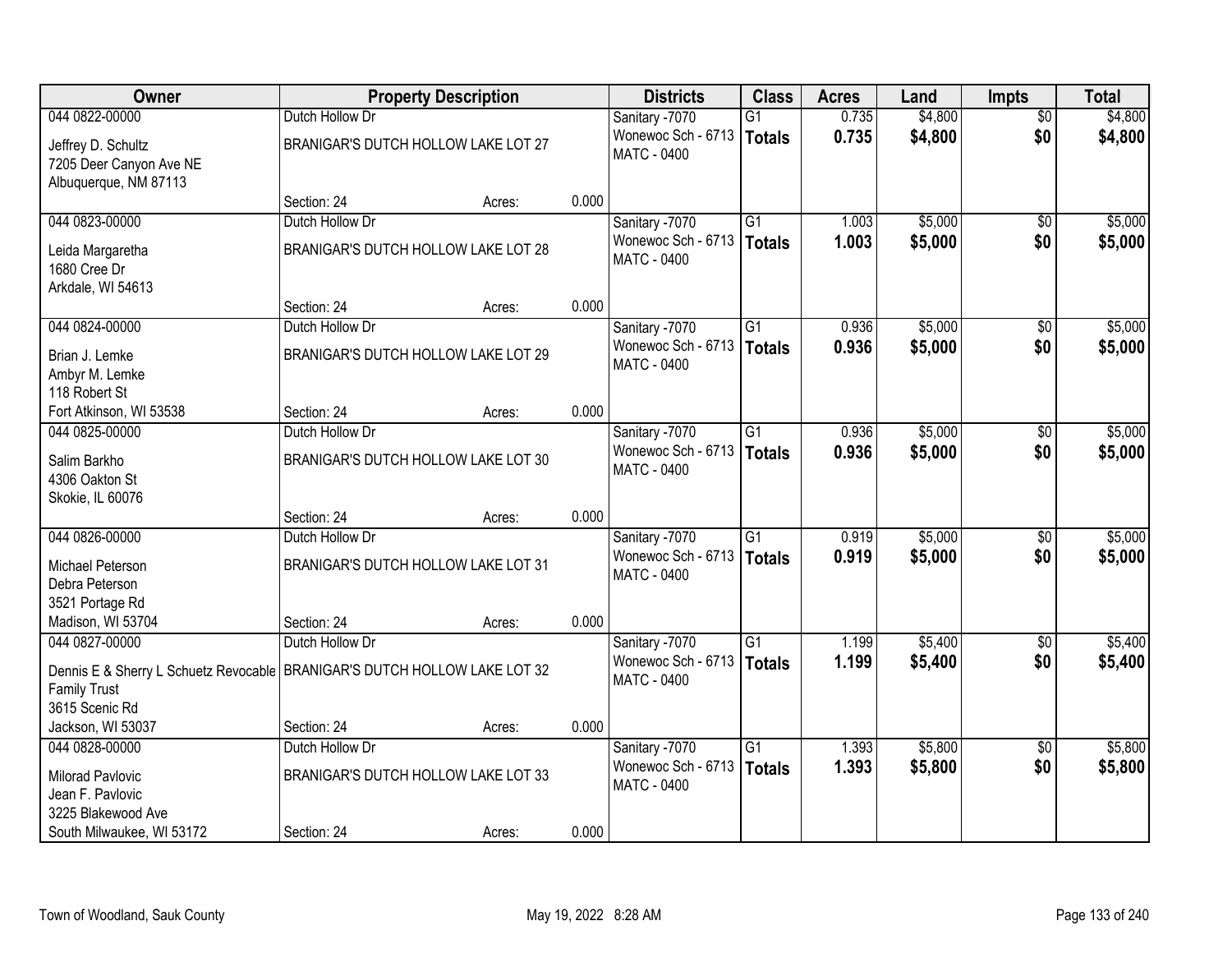| Owner | Property Description | | | Districts | Class | Acres | Land | Impts | Total |
|---|---|---|---|---|---|---|---|---|---|
| 044 0822-00000 | Dutch Hollow Dr | | | Sanitary -7070 | G1 | 0.735 | $4,800 | $0 | $4,800 |
| Jeffrey D. Schultz<br>7205 Deer Canyon Ave NE<br>Albuquerque, NM 87113 | BRANIGAR'S DUTCH HOLLOW LAKE LOT 27 | | | Wonewoc Sch - 6713<br>MATC - 0400 | **Totals** | **0.735** | **$4,800** | **$0** | **$4,800** |
| | Section: 24 | Acres: | 0.000 | | | | | | |
| 044 0823-00000 | Dutch Hollow Dr | | | Sanitary -7070 | G1 | 1.003 | $5,000 | $0 | $5,000 |
| Leida Margaretha<br>1680 Cree Dr<br>Arkdale, WI 54613 | BRANIGAR'S DUTCH HOLLOW LAKE LOT 28 | | | Wonewoc Sch - 6713<br>MATC - 0400 | **Totals** | **1.003** | **$5,000** | **$0** | **$5,000** |
| | Section: 24 | Acres: | 0.000 | | | | | | |
| 044 0824-00000 | Dutch Hollow Dr | | | Sanitary -7070 | G1 | 0.936 | $5,000 | $0 | $5,000 |
| Brian J. Lemke<br>Ambyr M. Lemke<br>118 Robert St<br>Fort Atkinson, WI 53538 | BRANIGAR'S DUTCH HOLLOW LAKE LOT 29 | | | Wonewoc Sch - 6713<br>MATC - 0400 | **Totals** | **0.936** | **$5,000** | **$0** | **$5,000** |
| | Section: 24 | Acres: | 0.000 | | | | | | |
| 044 0825-00000 | Dutch Hollow Dr | | | Sanitary -7070 | G1 | 0.936 | $5,000 | $0 | $5,000 |
| Salim Barkho<br>4306 Oakton St<br>Skokie, IL 60076 | BRANIGAR'S DUTCH HOLLOW LAKE LOT 30 | | | Wonewoc Sch - 6713<br>MATC - 0400 | **Totals** | **0.936** | **$5,000** | **$0** | **$5,000** |
| | Section: 24 | Acres: | 0.000 | | | | | | |
| 044 0826-00000 | Dutch Hollow Dr | | | Sanitary -7070 | G1 | 0.919 | $5,000 | $0 | $5,000 |
| Michael Peterson<br>Debra Peterson<br>3521 Portage Rd<br>Madison, WI 53704 | BRANIGAR'S DUTCH HOLLOW LAKE LOT 31 | | | Wonewoc Sch - 6713<br>MATC - 0400 | **Totals** | **0.919** | **$5,000** | **$0** | **$5,000** |
| | Section: 24 | Acres: | 0.000 | | | | | | |
| 044 0827-00000 | Dutch Hollow Dr | | | Sanitary -7070 | G1 | 1.199 | $5,400 | $0 | $5,400 |
| Dennis E & Sherry L Schuetz Revocable Family Trust<br>3615 Scenic Rd<br>Jackson, WI 53037 | BRANIGAR'S DUTCH HOLLOW LAKE LOT 32 | | | Wonewoc Sch - 6713<br>MATC - 0400 | **Totals** | **1.199** | **$5,400** | **$0** | **$5,400** |
| | Section: 24 | Acres: | 0.000 | | | | | | |
| 044 0828-00000 | Dutch Hollow Dr | | | Sanitary -7070 | G1 | 1.393 | $5,800 | $0 | $5,800 |
| Milorad Pavlovic<br>Jean F. Pavlovic<br>3225 Blakewood Ave<br>South Milwaukee, WI 53172 | BRANIGAR'S DUTCH HOLLOW LAKE LOT 33 | | | Wonewoc Sch - 6713<br>MATC - 0400 | **Totals** | **1.393** | **$5,800** | **$0** | **$5,800** |
| | Section: 24 | Acres: | 0.000 | | | | | | |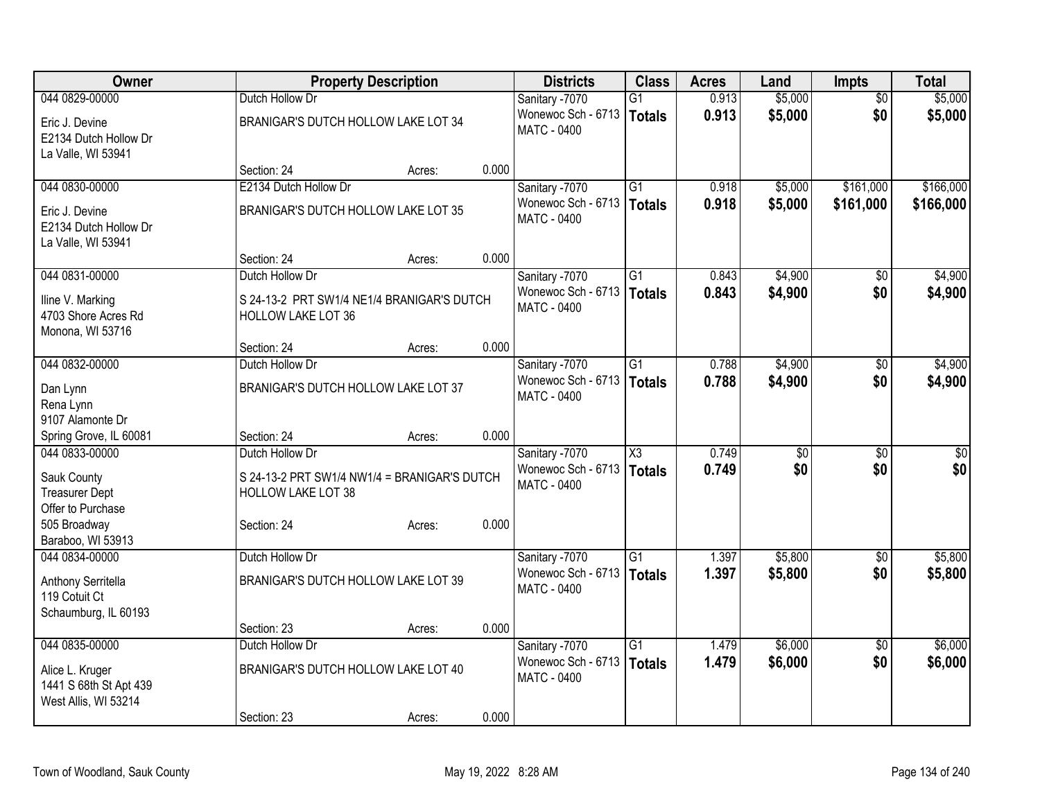| Owner | Property Description | | | Districts | Class | Acres | Land | Impts | Total |
|---|---|---|---|---|---|---|---|---|---|
| 044 0829-00000<br>Eric J. Devine<br>E2134 Dutch Hollow Dr<br>La Valle, WI 53941 | Dutch Hollow Dr<br>BRANIGAR'S DUTCH HOLLOW LAKE LOT 34<br>Section: 24 | Acres: | 0.000 | Sanitary -7070<br>Wonewoc Sch - 6713<br>MATC - 0400 | G1<br>**Totals** | 0.913<br>**0.913** | $5,000<br>**$5,000** | $0<br>**$0** | $5,000<br>**$5,000** |
| 044 0830-00000<br>Eric J. Devine<br>E2134 Dutch Hollow Dr<br>La Valle, WI 53941 | E2134 Dutch Hollow Dr<br>BRANIGAR'S DUTCH HOLLOW LAKE LOT 35<br>Section: 24 | Acres: | 0.000 | Sanitary -7070<br>Wonewoc Sch - 6713<br>MATC - 0400 | G1<br>**Totals** | 0.918<br>**0.918** | $5,000<br>**$5,000** | $161,000<br>**$161,000** | $166,000<br>**$166,000** |
| 044 0831-00000<br>Iline V. Marking<br>4703 Shore Acres Rd<br>Monona, WI 53716 | Dutch Hollow Dr<br>S 24-13-2 PRT SW1/4 NE1/4 BRANIGAR'S DUTCH HOLLOW LAKE LOT 36<br>Section: 24 | Acres: | 0.000 | Sanitary -7070<br>Wonewoc Sch - 6713<br>MATC - 0400 | G1<br>**Totals** | 0.843<br>**0.843** | $4,900<br>**$4,900** | $0<br>**$0** | $4,900<br>**$4,900** |
| 044 0832-00000<br>Dan Lynn<br>Rena Lynn<br>9107 Alamonte Dr<br>Spring Grove, IL 60081 | Dutch Hollow Dr<br>BRANIGAR'S DUTCH HOLLOW LAKE LOT 37<br>Section: 24 | Acres: | 0.000 | Sanitary -7070<br>Wonewoc Sch - 6713<br>MATC - 0400 | G1<br>**Totals** | 0.788<br>**0.788** | $4,900<br>**$4,900** | $0<br>**$0** | $4,900<br>**$4,900** |
| 044 0833-00000<br>Sauk County<br>Treasurer Dept<br>Offer to Purchase<br>505 Broadway<br>Baraboo, WI 53913 | Dutch Hollow Dr<br>S 24-13-2 PRT SW1/4 NW1/4 = BRANIGAR'S DUTCH HOLLOW LAKE LOT 38<br>Section: 24 | Acres: | 0.000 | Sanitary -7070<br>Wonewoc Sch - 6713<br>MATC - 0400 | X3<br>**Totals** | 0.749<br>**0.749** | $0<br>**$0** | $0<br>**$0** | $0<br>**$0** |
| 044 0834-00000<br>Anthony Serritella<br>119 Cotuit Ct<br>Schaumburg, IL 60193 | Dutch Hollow Dr<br>BRANIGAR'S DUTCH HOLLOW LAKE LOT 39<br>Section: 23 | Acres: | 0.000 | Sanitary -7070<br>Wonewoc Sch - 6713<br>MATC - 0400 | G1<br>**Totals** | 1.397<br>**1.397** | $5,800<br>**$5,800** | $0<br>**$0** | $5,800<br>**$5,800** |
| 044 0835-00000<br>Alice L. Kruger<br>1441 S 68th St Apt 439<br>West Allis, WI 53214 | Dutch Hollow Dr<br>BRANIGAR'S DUTCH HOLLOW LAKE LOT 40<br>Section: 23 | Acres: | 0.000 | Sanitary -7070<br>Wonewoc Sch - 6713<br>MATC - 0400 | G1<br>**Totals** | 1.479<br>**1.479** | $6,000<br>**$6,000** | $0<br>**$0** | $6,000<br>**$6,000** |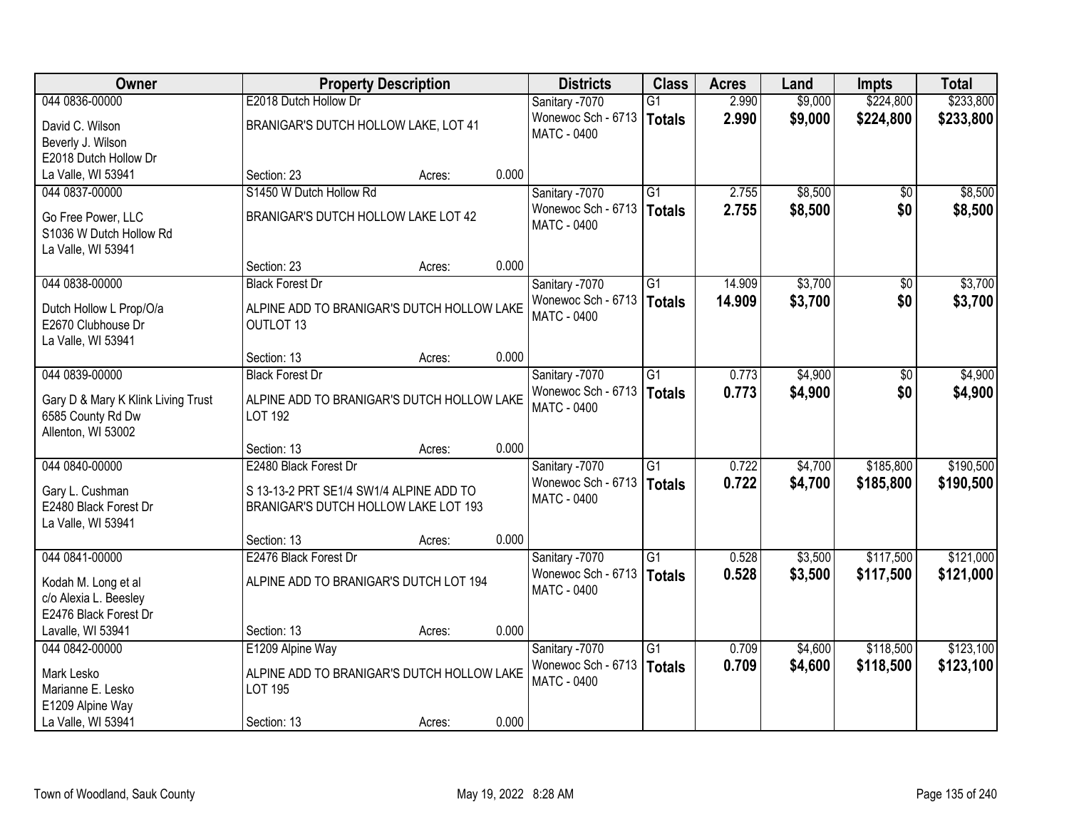| Owner | Property Description | Districts | Class | Acres | Land | Impts | Total |
|---|---|---|---|---|---|---|---|
| 044 0836-00000<br>David C. Wilson<br>Beverly J. Wilson<br>E2018 Dutch Hollow Dr<br>La Valle, WI 53941 | E2018 Dutch Hollow Dr<br>BRANIGAR'S DUTCH HOLLOW LAKE, LOT 41<br>Section: 23 Acres: 0.000 | Sanitary -7070<br>Wonewoc Sch - 6713<br>MATC - 0400 | G1<br>**Totals** | 2.990<br>**2.990** | $9,000<br>**$9,000** | $224,800<br>**$224,800** | $233,800<br>**$233,800** |
| 044 0837-00000<br>Go Free Power, LLC<br>S1036 W Dutch Hollow Rd<br>La Valle, WI 53941 | S1450 W Dutch Hollow Rd<br>BRANIGAR'S DUTCH HOLLOW LAKE LOT 42<br>Section: 23 Acres: 0.000 | Sanitary -7070<br>Wonewoc Sch - 6713<br>MATC - 0400 | G1<br>**Totals** | 2.755<br>**2.755** | $8,500<br>**$8,500** | $0<br>**$0** | $8,500<br>**$8,500** |
| 044 0838-00000<br>Dutch Hollow L Prop/O/a<br>E2670 Clubhouse Dr<br>La Valle, WI 53941 | Black Forest Dr<br>ALPINE ADD TO BRANIGAR'S DUTCH HOLLOW LAKE OUTLOT 13<br>Section: 13 Acres: 0.000 | Sanitary -7070<br>Wonewoc Sch - 6713<br>MATC - 0400 | G1<br>**Totals** | 14.909<br>**14.909** | $3,700<br>**$3,700** | $0<br>**$0** | $3,700<br>**$3,700** |
| 044 0839-00000<br>Gary D & Mary K Klink Living Trust<br>6585 County Rd Dw<br>Allenton, WI 53002 | Black Forest Dr<br>ALPINE ADD TO BRANIGAR'S DUTCH HOLLOW LAKE LOT 192<br>Section: 13 Acres: 0.000 | Sanitary -7070<br>Wonewoc Sch - 6713<br>MATC - 0400 | G1<br>**Totals** | 0.773<br>**0.773** | $4,900<br>**$4,900** | $0<br>**$0** | $4,900<br>**$4,900** |
| 044 0840-00000<br>Gary L. Cushman<br>E2480 Black Forest Dr<br>La Valle, WI 53941 | E2480 Black Forest Dr<br>S 13-13-2 PRT SE1/4 SW1/4 ALPINE ADD TO BRANIGAR'S DUTCH HOLLOW LAKE LOT 193<br>Section: 13 Acres: 0.000 | Sanitary -7070<br>Wonewoc Sch - 6713<br>MATC - 0400 | G1<br>**Totals** | 0.722<br>**0.722** | $4,700<br>**$4,700** | $185,800<br>**$185,800** | $190,500<br>**$190,500** |
| 044 0841-00000<br>Kodah M. Long et al<br>c/o Alexia L. Beesley<br>E2476 Black Forest Dr<br>Lavalle, WI 53941 | E2476 Black Forest Dr<br>ALPINE ADD TO BRANIGAR'S DUTCH LOT 194<br>Section: 13 Acres: 0.000 | Sanitary -7070<br>Wonewoc Sch - 6713<br>MATC - 0400 | G1<br>**Totals** | 0.528<br>**0.528** | $3,500<br>**$3,500** | $117,500<br>**$117,500** | $121,000<br>**$121,000** |
| 044 0842-00000<br>Mark Lesko<br>Marianne E. Lesko<br>E1209 Alpine Way<br>La Valle, WI 53941 | E1209 Alpine Way<br>ALPINE ADD TO BRANIGAR'S DUTCH HOLLOW LAKE LOT 195<br>Section: 13 Acres: 0.000 | Sanitary -7070<br>Wonewoc Sch - 6713<br>MATC - 0400 | G1<br>**Totals** | 0.709<br>**0.709** | $4,600<br>**$4,600** | $118,500<br>**$118,500** | $123,100<br>**$123,100** |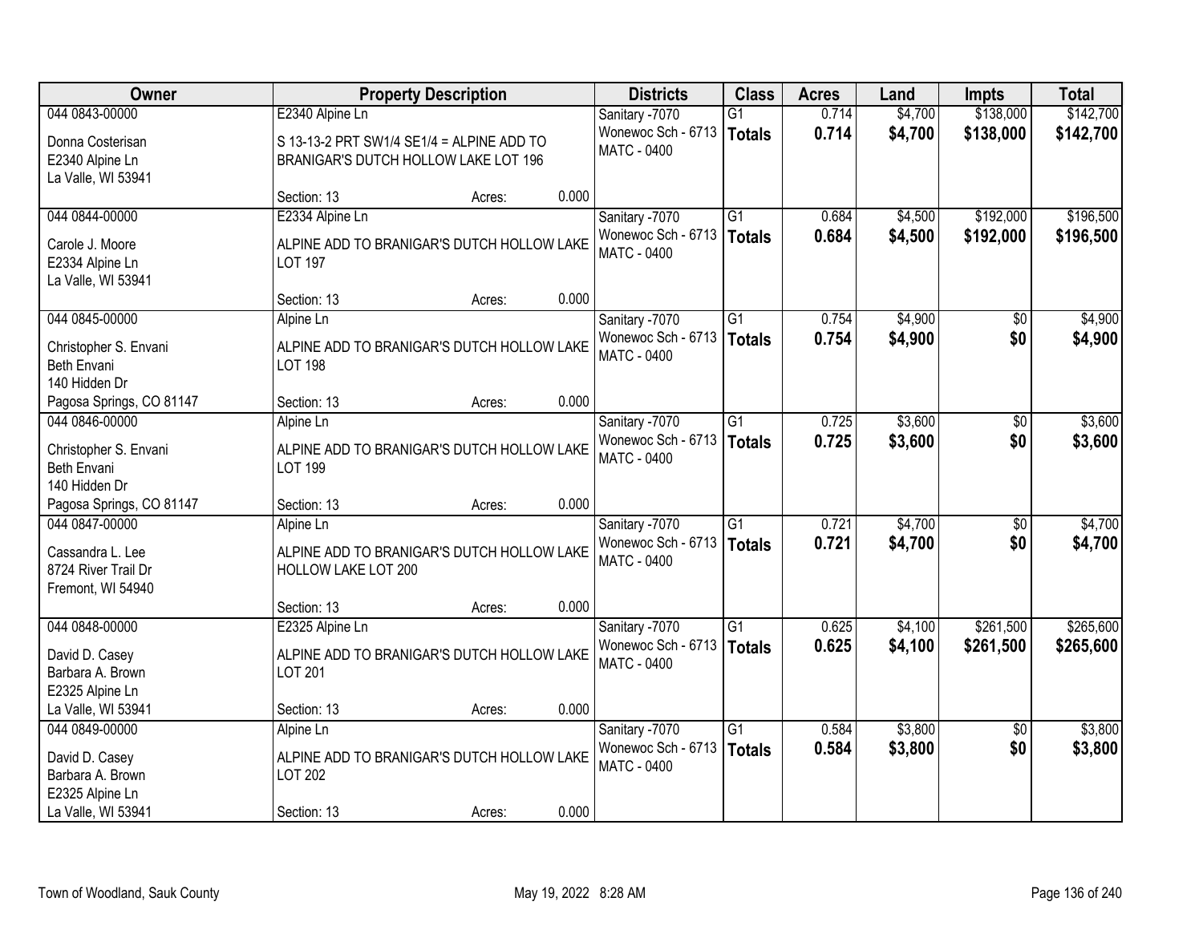| Owner | Property Description | Districts | Class | Acres | Land | Impts | Total |
|---|---|---|---|---|---|---|---|
| 044 0843-00000<br>Donna Costerisan<br>E2340 Alpine Ln<br>La Valle, WI 53941 | E2340 Alpine Ln<br>S 13-13-2 PRT SW1/4 SE1/4 = ALPINE ADD TO BRANIGAR'S DUTCH HOLLOW LAKE LOT 196<br>Section: 13 Acres: 0.000 | Sanitary -7070<br>Wonewoc Sch - 6713<br>MATC - 0400 | G1<br>**Totals** | 0.714<br>**0.714** | $4,700<br>**$4,700** | $138,000<br>**$138,000** | $142,700<br>**$142,700** |
| 044 0844-00000<br>Carole J. Moore<br>E2334 Alpine Ln<br>La Valle, WI 53941 | E2334 Alpine Ln<br>ALPINE ADD TO BRANIGAR'S DUTCH HOLLOW LAKE LOT 197<br>Section: 13 Acres: 0.000 | Sanitary -7070<br>Wonewoc Sch - 6713<br>MATC - 0400 | G1<br>**Totals** | 0.684<br>**0.684** | $4,500<br>**$4,500** | $192,000<br>**$192,000** | $196,500<br>**$196,500** |
| 044 0845-00000<br>Christopher S. Envani<br>Beth Envani<br>140 Hidden Dr<br>Pagosa Springs, CO 81147 | Alpine Ln<br>ALPINE ADD TO BRANIGAR'S DUTCH HOLLOW LAKE LOT 198<br>Section: 13 Acres: 0.000 | Sanitary -7070<br>Wonewoc Sch - 6713<br>MATC - 0400 | G1<br>**Totals** | 0.754<br>**0.754** | $4,900<br>**$4,900** | $0<br>**$0** | $4,900<br>**$4,900** |
| 044 0846-00000<br>Christopher S. Envani<br>Beth Envani<br>140 Hidden Dr<br>Pagosa Springs, CO 81147 | Alpine Ln<br>ALPINE ADD TO BRANIGAR'S DUTCH HOLLOW LAKE LOT 199<br>Section: 13 Acres: 0.000 | Sanitary -7070<br>Wonewoc Sch - 6713<br>MATC - 0400 | G1<br>**Totals** | 0.725<br>**0.725** | $3,600<br>**$3,600** | $0<br>**$0** | $3,600<br>**$3,600** |
| 044 0847-00000<br>Cassandra L. Lee<br>8724 River Trail Dr<br>Fremont, WI 54940 | Alpine Ln<br>ALPINE ADD TO BRANIGAR'S DUTCH HOLLOW LAKE HOLLOW LAKE LOT 200<br>Section: 13 Acres: 0.000 | Sanitary -7070<br>Wonewoc Sch - 6713<br>MATC - 0400 | G1<br>**Totals** | 0.721<br>**0.721** | $4,700<br>**$4,700** | $0<br>**$0** | $4,700<br>**$4,700** |
| 044 0848-00000<br>David D. Casey<br>Barbara A. Brown<br>E2325 Alpine Ln<br>La Valle, WI 53941 | E2325 Alpine Ln<br>ALPINE ADD TO BRANIGAR'S DUTCH HOLLOW LAKE LOT 201<br>Section: 13 Acres: 0.000 | Sanitary -7070<br>Wonewoc Sch - 6713<br>MATC - 0400 | G1<br>**Totals** | 0.625<br>**0.625** | $4,100<br>**$4,100** | $261,500<br>**$261,500** | $265,600<br>**$265,600** |
| 044 0849-00000<br>David D. Casey<br>Barbara A. Brown<br>E2325 Alpine Ln<br>La Valle, WI 53941 | Alpine Ln<br>ALPINE ADD TO BRANIGAR'S DUTCH HOLLOW LAKE LOT 202<br>Section: 13 Acres: 0.000 | Sanitary -7070<br>Wonewoc Sch - 6713<br>MATC - 0400 | G1<br>**Totals** | 0.584<br>**0.584** | $3,800<br>**$3,800** | $0<br>**$0** | $3,800<br>**$3,800** |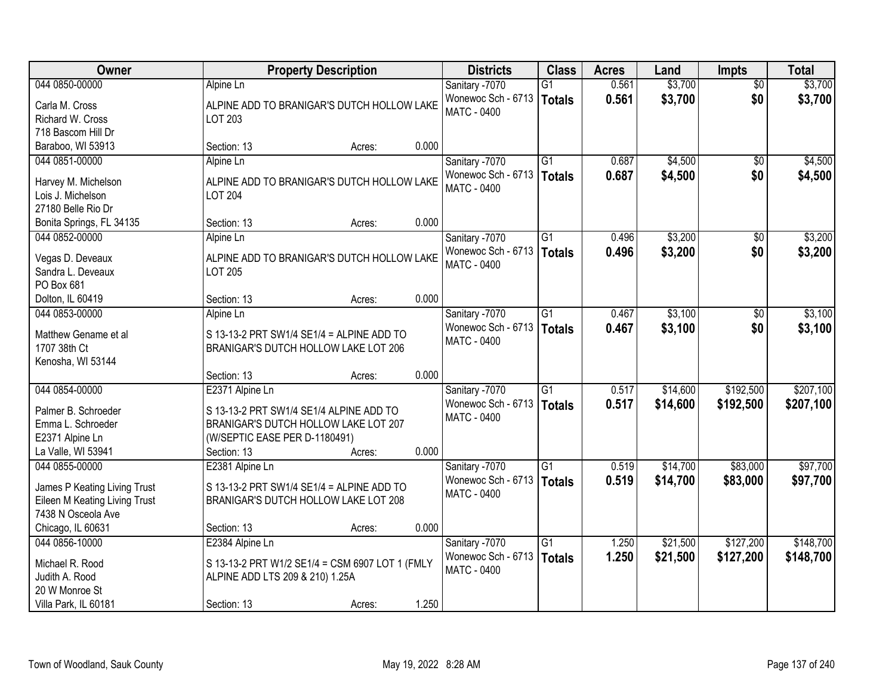| Owner | Property Description | | | Districts | Class | Acres | Land | Impts | Total |
|---|---|---|---|---|---|---|---|---|---|
| 044 0850-00000<br>Carla M. Cross<br>Richard W. Cross<br>718 Bascom Hill Dr<br>Baraboo, WI 53913 | Alpine Ln<br>ALPINE ADD TO BRANIGAR'S DUTCH HOLLOW LAKE LOT 203<br>Section: 13 | Acres: | 0.000 | Sanitary -7070<br>Wonewoc Sch - 6713<br>MATC - 0400 | G1<br>**Totals** | 0.561<br>**0.561** | $3,700<br>**$3,700** | $0<br>**$0** | $3,700<br>**$3,700** |
| 044 0851-00000<br>Harvey M. Michelson<br>Lois J. Michelson<br>27180 Belle Rio Dr<br>Bonita Springs, FL 34135 | Alpine Ln<br>ALPINE ADD TO BRANIGAR'S DUTCH HOLLOW LAKE LOT 204<br>Section: 13 | Acres: | 0.000 | Sanitary -7070<br>Wonewoc Sch - 6713<br>MATC - 0400 | G1<br>**Totals** | 0.687<br>**0.687** | $4,500<br>**$4,500** | $0<br>**$0** | $4,500<br>**$4,500** |
| 044 0852-00000<br>Vegas D. Deveaux<br>Sandra L. Deveaux<br>PO Box 681<br>Dolton, IL 60419 | Alpine Ln<br>ALPINE ADD TO BRANIGAR'S DUTCH HOLLOW LAKE LOT 205<br>Section: 13 | Acres: | 0.000 | Sanitary -7070<br>Wonewoc Sch - 6713<br>MATC - 0400 | G1<br>**Totals** | 0.496<br>**0.496** | $3,200<br>**$3,200** | $0<br>**$0** | $3,200<br>**$3,200** |
| 044 0853-00000<br>Matthew Gename et al<br>1707 38th Ct<br>Kenosha, WI 53144 | Alpine Ln<br>S 13-13-2 PRT SW1/4 SE1/4 = ALPINE ADD TO BRANIGAR'S DUTCH HOLLOW LAKE LOT 206<br>Section: 13 | Acres: | 0.000 | Sanitary -7070<br>Wonewoc Sch - 6713<br>MATC - 0400 | G1<br>**Totals** | 0.467<br>**0.467** | $3,100<br>**$3,100** | $0<br>**$0** | $3,100<br>**$3,100** |
| 044 0854-00000<br>Palmer B. Schroeder<br>Emma L. Schroeder<br>E2371 Alpine Ln<br>La Valle, WI 53941 | E2371 Alpine Ln<br>S 13-13-2 PRT SW1/4 SE1/4 ALPINE ADD TO BRANIGAR'S DUTCH HOLLOW LAKE LOT 207 (W/SEPTIC EASE PER D-1180491)<br>Section: 13 | Acres: | 0.000 | Sanitary -7070<br>Wonewoc Sch - 6713<br>MATC - 0400 | G1<br>**Totals** | 0.517<br>**0.517** | $14,600<br>**$14,600** | $192,500<br>**$192,500** | $207,100<br>**$207,100** |
| 044 0855-00000<br>James P Keating Living Trust<br>Eileen M Keating Living Trust<br>7438 N Osceola Ave<br>Chicago, IL 60631 | E2381 Alpine Ln<br>S 13-13-2 PRT SW1/4 SE1/4 = ALPINE ADD TO BRANIGAR'S DUTCH HOLLOW LAKE LOT 208<br>Section: 13 | Acres: | 0.000 | Sanitary -7070<br>Wonewoc Sch - 6713<br>MATC - 0400 | G1<br>**Totals** | 0.519<br>**0.519** | $14,700<br>**$14,700** | $83,000<br>**$83,000** | $97,700<br>**$97,700** |
| 044 0856-10000<br>Michael R. Rood<br>Judith A. Rood<br>20 W Monroe St<br>Villa Park, IL 60181 | E2384 Alpine Ln<br>S 13-13-2 PRT W1/2 SE1/4 = CSM 6907 LOT 1 (FMLY ALPINE ADD LTS 209 & 210) 1.25A<br>Section: 13 | Acres: | 1.250 | Sanitary -7070<br>Wonewoc Sch - 6713<br>MATC - 0400 | G1<br>**Totals** | 1.250<br>**1.250** | $21,500<br>**$21,500** | $127,200<br>**$127,200** | $148,700<br>**$148,700** |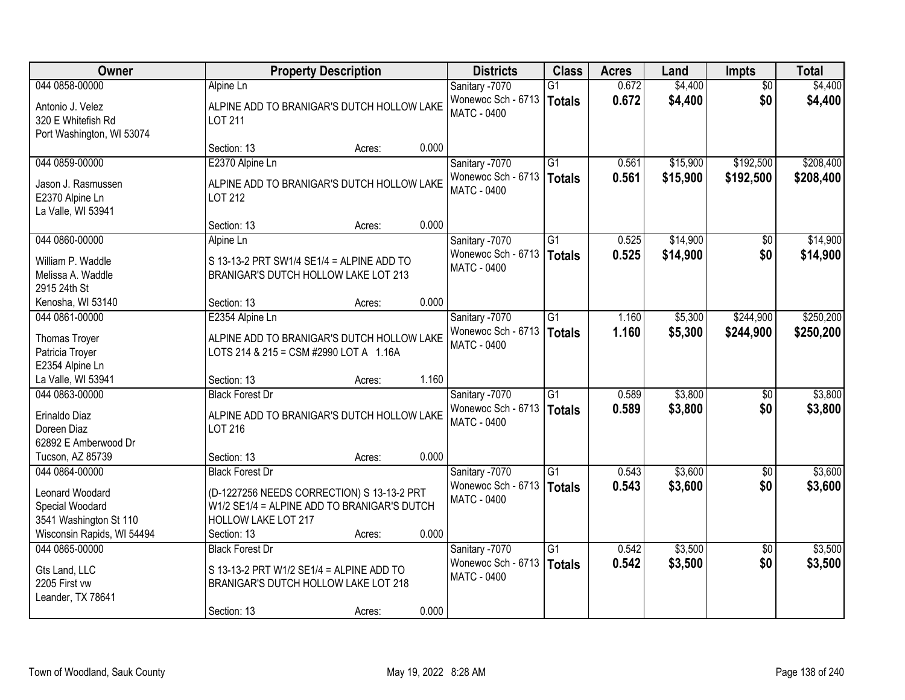| Owner | Property Description | | | Districts | Class | Acres | Land | Impts | Total |
|---|---|---|---|---|---|---|---|---|---|
| 044 0858-00000<br>Antonio J. Velez<br>320 E Whitefish Rd<br>Port Washington, WI 53074 | Alpine Ln<br>ALPINE ADD TO BRANIGAR'S DUTCH HOLLOW LAKE LOT 211<br>Section: 13 | Acres: | 0.000 | Sanitary -7070<br>Wonewoc Sch - 6713<br>MATC - 0400 | G1<br>**Totals** | 0.672<br>**0.672** | $4,400<br>**$4,400** | $0<br>**$0** | $4,400<br>**$4,400** |
| 044 0859-00000<br>Jason J. Rasmussen<br>E2370 Alpine Ln<br>La Valle, WI 53941 | E2370 Alpine Ln<br>ALPINE ADD TO BRANIGAR'S DUTCH HOLLOW LAKE LOT 212<br>Section: 13 | Acres: | 0.000 | Sanitary -7070<br>Wonewoc Sch - 6713<br>MATC - 0400 | G1<br>**Totals** | 0.561<br>**0.561** | $15,900<br>**$15,900** | $192,500<br>**$192,500** | $208,400<br>**$208,400** |
| 044 0860-00000<br>William P. Waddle<br>Melissa A. Waddle<br>2915 24th St<br>Kenosha, WI 53140 | Alpine Ln<br>S 13-13-2 PRT SW1/4 SE1/4 = ALPINE ADD TO BRANIGAR'S DUTCH HOLLOW LAKE LOT 213<br>Section: 13 | Acres: | 0.000 | Sanitary -7070<br>Wonewoc Sch - 6713<br>MATC - 0400 | G1<br>**Totals** | 0.525<br>**0.525** | $14,900<br>**$14,900** | $0<br>**$0** | $14,900<br>**$14,900** |
| 044 0861-00000<br>Thomas Troyer<br>Patricia Troyer<br>E2354 Alpine Ln<br>La Valle, WI 53941 | E2354 Alpine Ln<br>ALPINE ADD TO BRANIGAR'S DUTCH HOLLOW LAKE LOTS 214 & 215 = CSM #2990 LOT A 1.16A<br>Section: 13 | Acres: | 1.160 | Sanitary -7070<br>Wonewoc Sch - 6713<br>MATC - 0400 | G1<br>**Totals** | 1.160<br>**1.160** | $5,300<br>**$5,300** | $244,900<br>**$244,900** | $250,200<br>**$250,200** |
| 044 0863-00000<br>Erinaldo Diaz<br>Doreen Diaz<br>62892 E Amberwood Dr<br>Tucson, AZ 85739 | Black Forest Dr<br>ALPINE ADD TO BRANIGAR'S DUTCH HOLLOW LAKE LOT 216<br>Section: 13 | Acres: | 0.000 | Sanitary -7070<br>Wonewoc Sch - 6713<br>MATC - 0400 | G1<br>**Totals** | 0.589<br>**0.589** | $3,800<br>**$3,800** | $0<br>**$0** | $3,800<br>**$3,800** |
| 044 0864-00000<br>Leonard Woodard<br>Special Woodard<br>3541 Washington St 110<br>Wisconsin Rapids, WI 54494 | Black Forest Dr<br>(D-1227256 NEEDS CORRECTION) S 13-13-2 PRT W1/2 SE1/4 = ALPINE ADD TO BRANIGAR'S DUTCH HOLLOW LAKE LOT 217<br>Section: 13 | Acres: | 0.000 | Sanitary -7070<br>Wonewoc Sch - 6713<br>MATC - 0400 | G1<br>**Totals** | 0.543<br>**0.543** | $3,600<br>**$3,600** | $0<br>**$0** | $3,600<br>**$3,600** |
| 044 0865-00000<br>Gts Land, LLC<br>2205 First vw<br>Leander, TX 78641 | Black Forest Dr<br>S 13-13-2 PRT W1/2 SE1/4 = ALPINE ADD TO BRANIGAR'S DUTCH HOLLOW LAKE LOT 218<br>Section: 13 | Acres: | 0.000 | Sanitary -7070<br>Wonewoc Sch - 6713<br>MATC - 0400 | G1<br>**Totals** | 0.542<br>**0.542** | $3,500<br>**$3,500** | $0<br>**$0** | $3,500<br>**$3,500** |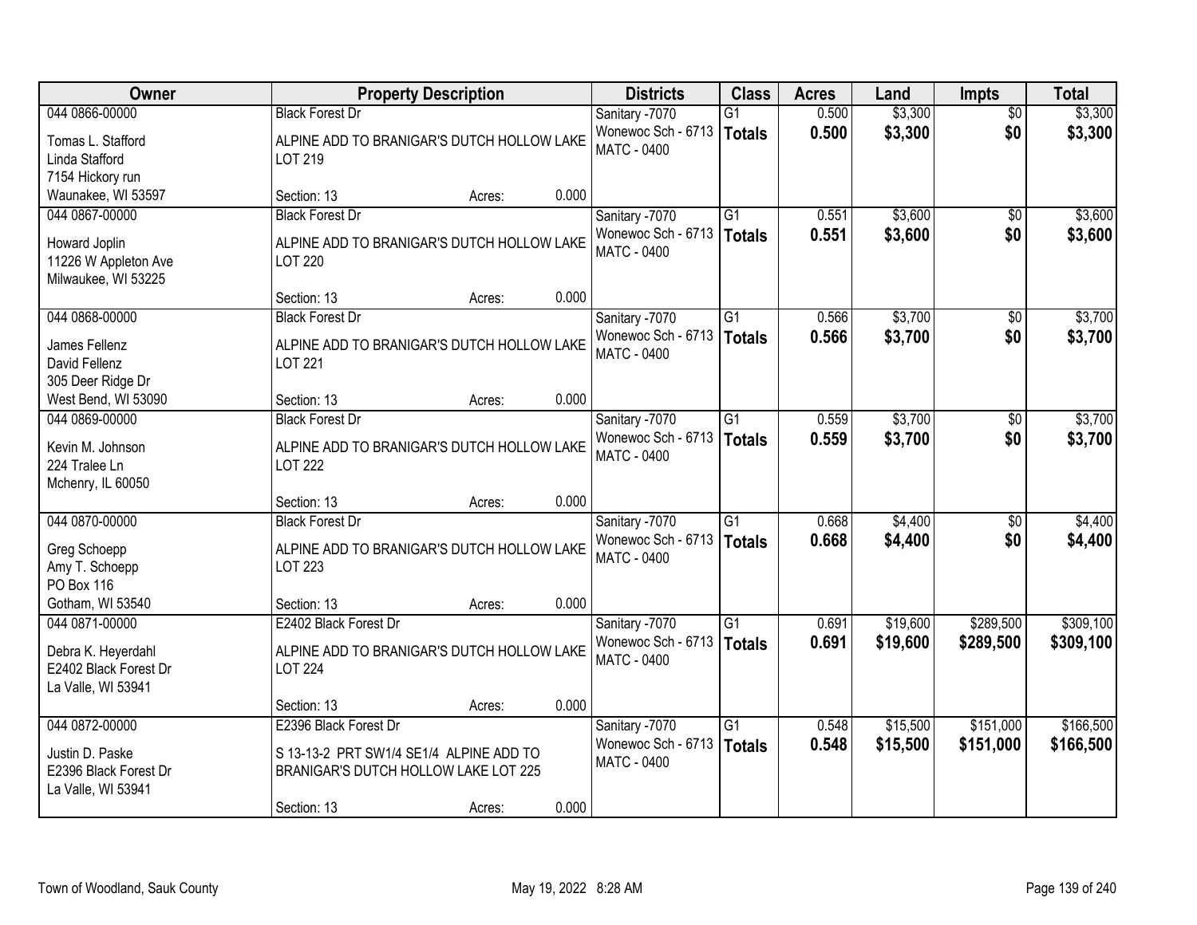| Owner | Property Description | Districts | Class | Acres | Land | Impts | Total |
|---|---|---|---|---|---|---|---|
| 044 0866-00000<br>Tomas L. Stafford<br>Linda Stafford<br>7154 Hickory run<br>Waunakee, WI 53597 | Black Forest Dr<br>ALPINE ADD TO BRANIGAR'S DUTCH HOLLOW LAKE LOT 219<br>Section: 13 Acres: 0.000 | Sanitary -7070<br>Wonewoc Sch - 6713<br>MATC - 0400 | G1<br>**Totals** | 0.500<br>**0.500** | $3,300<br>**$3,300** | $0<br>**$0** | $3,300<br>**$3,300** |
| 044 0867-00000<br>Howard Joplin<br>11226 W Appleton Ave<br>Milwaukee, WI 53225 | Black Forest Dr<br>ALPINE ADD TO BRANIGAR'S DUTCH HOLLOW LAKE LOT 220<br>Section: 13 Acres: 0.000 | Sanitary -7070<br>Wonewoc Sch - 6713<br>MATC - 0400 | G1<br>**Totals** | 0.551<br>**0.551** | $3,600<br>**$3,600** | $0<br>**$0** | $3,600<br>**$3,600** |
| 044 0868-00000<br>James Fellenz<br>David Fellenz<br>305 Deer Ridge Dr<br>West Bend, WI 53090 | Black Forest Dr<br>ALPINE ADD TO BRANIGAR'S DUTCH HOLLOW LAKE LOT 221<br>Section: 13 Acres: 0.000 | Sanitary -7070<br>Wonewoc Sch - 6713<br>MATC - 0400 | G1<br>**Totals** | 0.566<br>**0.566** | $3,700<br>**$3,700** | $0<br>**$0** | $3,700<br>**$3,700** |
| 044 0869-00000<br>Kevin M. Johnson<br>224 Tralee Ln<br>Mchenry, IL 60050 | Black Forest Dr<br>ALPINE ADD TO BRANIGAR'S DUTCH HOLLOW LAKE LOT 222<br>Section: 13 Acres: 0.000 | Sanitary -7070<br>Wonewoc Sch - 6713<br>MATC - 0400 | G1<br>**Totals** | 0.559<br>**0.559** | $3,700<br>**$3,700** | $0<br>**$0** | $3,700<br>**$3,700** |
| 044 0870-00000<br>Greg Schoepp<br>Amy T. Schoepp<br>PO Box 116<br>Gotham, WI 53540 | Black Forest Dr<br>ALPINE ADD TO BRANIGAR'S DUTCH HOLLOW LAKE LOT 223<br>Section: 13 Acres: 0.000 | Sanitary -7070<br>Wonewoc Sch - 6713<br>MATC - 0400 | G1<br>**Totals** | 0.668<br>**0.668** | $4,400<br>**$4,400** | $0<br>**$0** | $4,400<br>**$4,400** |
| 044 0871-00000<br>Debra K. Heyerdahl<br>E2402 Black Forest Dr<br>La Valle, WI 53941 | E2402 Black Forest Dr<br>ALPINE ADD TO BRANIGAR'S DUTCH HOLLOW LAKE LOT 224<br>Section: 13 Acres: 0.000 | Sanitary -7070<br>Wonewoc Sch - 6713<br>MATC - 0400 | G1<br>**Totals** | 0.691<br>**0.691** | $19,600<br>**$19,600** | $289,500<br>**$289,500** | $309,100<br>**$309,100** |
| 044 0872-00000<br>Justin D. Paske<br>E2396 Black Forest Dr<br>La Valle, WI 53941 | E2396 Black Forest Dr<br>S 13-13-2 PRT SW1/4 SE1/4 ALPINE ADD TO BRANIGAR'S DUTCH HOLLOW LAKE LOT 225<br>Section: 13 Acres: 0.000 | Sanitary -7070<br>Wonewoc Sch - 6713<br>MATC - 0400 | G1<br>**Totals** | 0.548<br>**0.548** | $15,500<br>**$15,500** | $151,000<br>**$151,000** | $166,500<br>**$166,500** |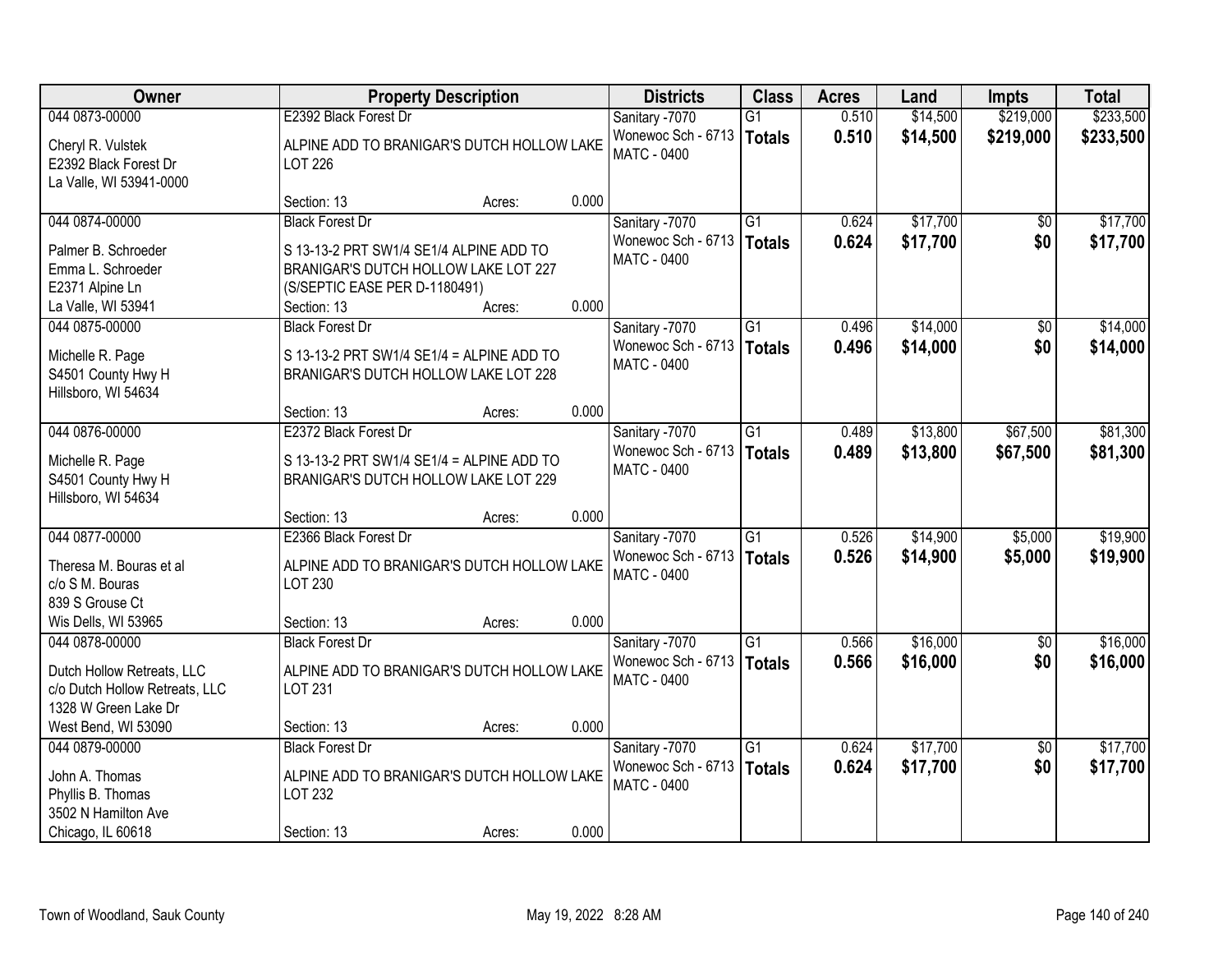| Owner | Property Description | Districts | Class | Acres | Land | Impts | Total |
|---|---|---|---|---|---|---|---|
| 044 0873-00000<br><br>Cheryl R. Vulstek<br>E2392 Black Forest Dr<br>La Valle, WI 53941-0000 | E2392 Black Forest Dr<br><br>ALPINE ADD TO BRANIGAR'S DUTCH HOLLOW LAKE LOT 226<br><br>Section: 13 Acres: 0.000 | Sanitary -7070<br>Wonewoc Sch - 6713<br>MATC - 0400 | G1<br>**Totals** | 0.510<br>**0.510** | $14,500<br>**$14,500** | $219,000<br>**$219,000** | $233,500<br>**$233,500** |
| 044 0874-00000<br><br>Palmer B. Schroeder<br>Emma L. Schroeder<br>E2371 Alpine Ln<br>La Valle, WI 53941 | Black Forest Dr<br><br>S 13-13-2 PRT SW1/4 SE1/4 ALPINE ADD TO BRANIGAR'S DUTCH HOLLOW LAKE LOT 227 (S/SEPTIC EASE PER D-1180491)<br>Section: 13 Acres: 0.000 | Sanitary -7070<br>Wonewoc Sch - 6713<br>MATC - 0400 | G1<br>**Totals** | 0.624<br>**0.624** | $17,700<br>**$17,700** | $0<br>**$0** | $17,700<br>**$17,700** |
| 044 0875-00000<br><br>Michelle R. Page<br>S4501 County Hwy H<br>Hillsboro, WI 54634 | Black Forest Dr<br><br>S 13-13-2 PRT SW1/4 SE1/4 = ALPINE ADD TO BRANIGAR'S DUTCH HOLLOW LAKE LOT 228<br><br>Section: 13 Acres: 0.000 | Sanitary -7070<br>Wonewoc Sch - 6713<br>MATC - 0400 | G1<br>**Totals** | 0.496<br>**0.496** | $14,000<br>**$14,000** | $0<br>**$0** | $14,000<br>**$14,000** |
| 044 0876-00000<br><br>Michelle R. Page<br>S4501 County Hwy H<br>Hillsboro, WI 54634 | E2372 Black Forest Dr<br><br>S 13-13-2 PRT SW1/4 SE1/4 = ALPINE ADD TO BRANIGAR'S DUTCH HOLLOW LAKE LOT 229<br><br>Section: 13 Acres: 0.000 | Sanitary -7070<br>Wonewoc Sch - 6713<br>MATC - 0400 | G1<br>**Totals** | 0.489<br>**0.489** | $13,800<br>**$13,800** | $67,500<br>**$67,500** | $81,300<br>**$81,300** |
| 044 0877-00000<br><br>Theresa M. Bouras et al<br>c/o S M. Bouras<br>839 S Grouse Ct<br>Wis Dells, WI 53965 | E2366 Black Forest Dr<br><br>ALPINE ADD TO BRANIGAR'S DUTCH HOLLOW LAKE LOT 230<br><br>Section: 13 Acres: 0.000 | Sanitary -7070<br>Wonewoc Sch - 6713<br>MATC - 0400 | G1<br>**Totals** | 0.526<br>**0.526** | $14,900<br>**$14,900** | $5,000<br>**$5,000** | $19,900<br>**$19,900** |
| 044 0878-00000<br><br>Dutch Hollow Retreats, LLC<br>c/o Dutch Hollow Retreats, LLC<br>1328 W Green Lake Dr<br>West Bend, WI 53090 | Black Forest Dr<br><br>ALPINE ADD TO BRANIGAR'S DUTCH HOLLOW LAKE LOT 231<br><br>Section: 13 Acres: 0.000 | Sanitary -7070<br>Wonewoc Sch - 6713<br>MATC - 0400 | G1<br>**Totals** | 0.566<br>**0.566** | $16,000<br>**$16,000** | $0<br>**$0** | $16,000<br>**$16,000** |
| 044 0879-00000<br><br>John A. Thomas<br>Phyllis B. Thomas<br>3502 N Hamilton Ave<br>Chicago, IL 60618 | Black Forest Dr<br><br>ALPINE ADD TO BRANIGAR'S DUTCH HOLLOW LAKE LOT 232<br><br>Section: 13 Acres: 0.000 | Sanitary -7070<br>Wonewoc Sch - 6713<br>MATC - 0400 | G1<br>**Totals** | 0.624<br>**0.624** | $17,700<br>**$17,700** | $0<br>**$0** | $17,700<br>**$17,700** |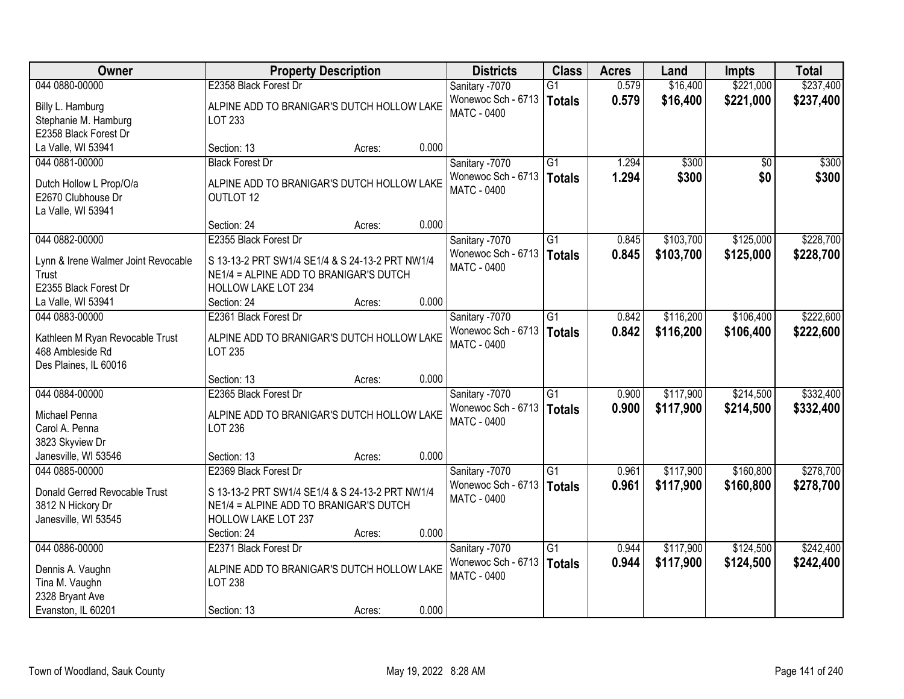| Owner | Property Description | Districts | Class | Acres | Land | Impts | Total |
|---|---|---|---|---|---|---|---|
| 044 0880-00000<br>Billy L. Hamburg<br>Stephanie M. Hamburg<br>E2358 Black Forest Dr<br>La Valle, WI 53941 | E2358 Black Forest Dr<br>ALPINE ADD TO BRANIGAR'S DUTCH HOLLOW LAKE LOT 233<br>Section: 13 Acres: 0.000 | Sanitary -7070<br>Wonewoc Sch - 6713<br>MATC - 0400 | G1<br>**Totals** | 0.579<br>**0.579** | $16,400<br>**$16,400** | $221,000<br>**$221,000** | $237,400<br>**$237,400** |
| 044 0881-00000<br>Dutch Hollow L Prop/O/a<br>E2670 Clubhouse Dr<br>La Valle, WI 53941 | Black Forest Dr<br>ALPINE ADD TO BRANIGAR'S DUTCH HOLLOW LAKE OUTLOT 12<br>Section: 24 Acres: 0.000 | Sanitary -7070<br>Wonewoc Sch - 6713<br>MATC - 0400 | G1<br>**Totals** | 1.294<br>**1.294** | $300<br>**$300** | $0<br>**$0** | $300<br>**$300** |
| 044 0882-00000<br>Lynn & Irene Walmer Joint Revocable Trust<br>E2355 Black Forest Dr<br>La Valle, WI 53941 | E2355 Black Forest Dr<br>S 13-13-2 PRT SW1/4 SE1/4 & S 24-13-2 PRT NW1/4 NE1/4 = ALPINE ADD TO BRANIGAR'S DUTCH HOLLOW LAKE LOT 234<br>Section: 24 Acres: 0.000 | Sanitary -7070<br>Wonewoc Sch - 6713<br>MATC - 0400 | G1<br>**Totals** | 0.845<br>**0.845** | $103,700<br>**$103,700** | $125,000<br>**$125,000** | $228,700<br>**$228,700** |
| 044 0883-00000<br>Kathleen M Ryan Revocable Trust<br>468 Ambleside Rd<br>Des Plaines, IL 60016 | E2361 Black Forest Dr<br>ALPINE ADD TO BRANIGAR'S DUTCH HOLLOW LAKE LOT 235<br>Section: 13 Acres: 0.000 | Sanitary -7070<br>Wonewoc Sch - 6713<br>MATC - 0400 | G1<br>**Totals** | 0.842<br>**0.842** | $116,200<br>**$116,200** | $106,400<br>**$106,400** | $222,600<br>**$222,600** |
| 044 0884-00000<br>Michael Penna<br>Carol A. Penna<br>3823 Skyview Dr<br>Janesville, WI 53546 | E2365 Black Forest Dr<br>ALPINE ADD TO BRANIGAR'S DUTCH HOLLOW LAKE LOT 236<br>Section: 13 Acres: 0.000 | Sanitary -7070<br>Wonewoc Sch - 6713<br>MATC - 0400 | G1<br>**Totals** | 0.900<br>**0.900** | $117,900<br>**$117,900** | $214,500<br>**$214,500** | $332,400<br>**$332,400** |
| 044 0885-00000<br>Donald Gerred Revocable Trust<br>3812 N Hickory Dr<br>Janesville, WI 53545 | E2369 Black Forest Dr<br>S 13-13-2 PRT SW1/4 SE1/4 & S 24-13-2 PRT NW1/4 NE1/4 = ALPINE ADD TO BRANIGAR'S DUTCH HOLLOW LAKE LOT 237<br>Section: 24 Acres: 0.000 | Sanitary -7070<br>Wonewoc Sch - 6713<br>MATC - 0400 | G1<br>**Totals** | 0.961<br>**0.961** | $117,900<br>**$117,900** | $160,800<br>**$160,800** | $278,700<br>**$278,700** |
| 044 0886-00000<br>Dennis A. Vaughn<br>Tina M. Vaughn<br>2328 Bryant Ave<br>Evanston, IL 60201 | E2371 Black Forest Dr<br>ALPINE ADD TO BRANIGAR'S DUTCH HOLLOW LAKE LOT 238<br>Section: 13 Acres: 0.000 | Sanitary -7070<br>Wonewoc Sch - 6713<br>MATC - 0400 | G1<br>**Totals** | 0.944<br>**0.944** | $117,900<br>**$117,900** | $124,500<br>**$124,500** | $242,400<br>**$242,400** |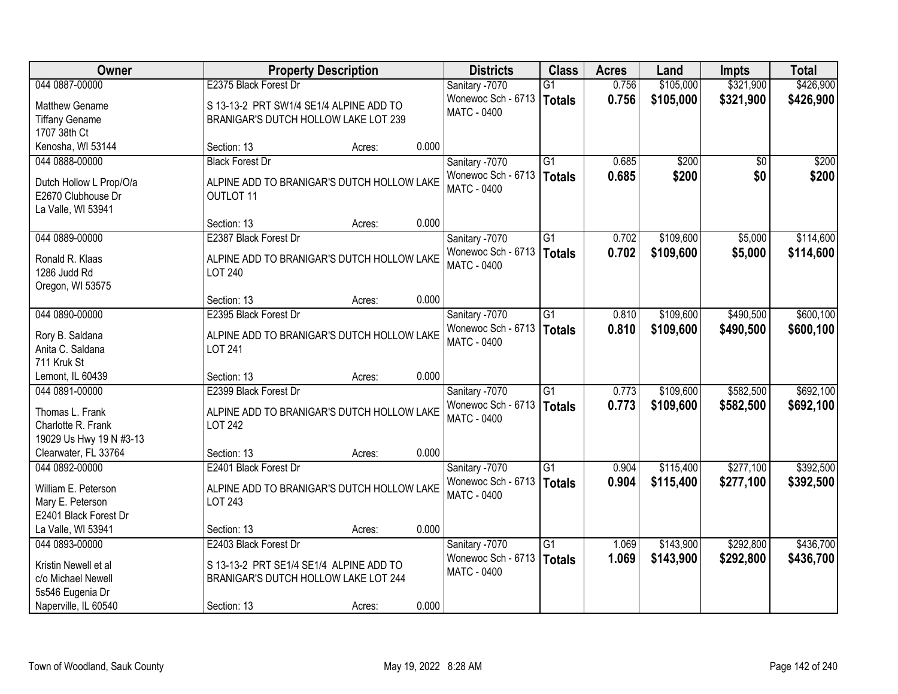| Owner | Property Description | Districts | Class | Acres | Land | Impts | Total |
|---|---|---|---|---|---|---|---|
| 044 0887-00000<br>Matthew Gename<br>Tiffany Gename<br>1707 38th Ct<br>Kenosha, WI 53144 | E2375 Black Forest Dr<br>S 13-13-2 PRT SW1/4 SE1/4 ALPINE ADD TO BRANIGAR'S DUTCH HOLLOW LAKE LOT 239<br>Section: 13 Acres: 0.000 | Sanitary -7070<br>Wonewoc Sch - 6713<br>MATC - 0400 | G1<br>**Totals** | 0.756<br>**0.756** | $105,000<br>**$105,000** | $321,900<br>**$321,900** | $426,900<br>**$426,900** |
| 044 0888-00000<br>Dutch Hollow L Prop/O/a<br>E2670 Clubhouse Dr<br>La Valle, WI 53941 | Black Forest Dr<br>ALPINE ADD TO BRANIGAR'S DUTCH HOLLOW LAKE OUTLOT 11<br>Section: 13 Acres: 0.000 | Sanitary -7070<br>Wonewoc Sch - 6713<br>MATC - 0400 | G1<br>**Totals** | 0.685<br>**0.685** | $200<br>**$200** | $0<br>**$0** | $200<br>**$200** |
| 044 0889-00000<br>Ronald R. Klaas<br>1286 Judd Rd<br>Oregon, WI 53575 | E2387 Black Forest Dr<br>ALPINE ADD TO BRANIGAR'S DUTCH HOLLOW LAKE LOT 240<br>Section: 13 Acres: 0.000 | Sanitary -7070<br>Wonewoc Sch - 6713<br>MATC - 0400 | G1<br>**Totals** | 0.702<br>**0.702** | $109,600<br>**$109,600** | $5,000<br>**$5,000** | $114,600<br>**$114,600** |
| 044 0890-00000<br>Rory B. Saldana<br>Anita C. Saldana<br>711 Kruk St<br>Lemont, IL 60439 | E2395 Black Forest Dr<br>ALPINE ADD TO BRANIGAR'S DUTCH HOLLOW LAKE LOT 241<br>Section: 13 Acres: 0.000 | Sanitary -7070<br>Wonewoc Sch - 6713<br>MATC - 0400 | G1<br>**Totals** | 0.810<br>**0.810** | $109,600<br>**$109,600** | $490,500<br>**$490,500** | $600,100<br>**$600,100** |
| 044 0891-00000<br>Thomas L. Frank<br>Charlotte R. Frank<br>19029 Us Hwy 19 N #3-13<br>Clearwater, FL 33764 | E2399 Black Forest Dr<br>ALPINE ADD TO BRANIGAR'S DUTCH HOLLOW LAKE LOT 242<br>Section: 13 Acres: 0.000 | Sanitary -7070<br>Wonewoc Sch - 6713<br>MATC - 0400 | G1<br>**Totals** | 0.773<br>**0.773** | $109,600<br>**$109,600** | $582,500<br>**$582,500** | $692,100<br>**$692,100** |
| 044 0892-00000<br>William E. Peterson<br>Mary E. Peterson<br>E2401 Black Forest Dr<br>La Valle, WI 53941 | E2401 Black Forest Dr<br>ALPINE ADD TO BRANIGAR'S DUTCH HOLLOW LAKE LOT 243<br>Section: 13 Acres: 0.000 | Sanitary -7070<br>Wonewoc Sch - 6713<br>MATC - 0400 | G1<br>**Totals** | 0.904<br>**0.904** | $115,400<br>**$115,400** | $277,100<br>**$277,100** | $392,500<br>**$392,500** |
| 044 0893-00000<br>Kristin Newell et al<br>c/o Michael Newell<br>5s546 Eugenia Dr<br>Naperville, IL 60540 | E2403 Black Forest Dr<br>S 13-13-2 PRT SE1/4 SE1/4 ALPINE ADD TO BRANIGAR'S DUTCH HOLLOW LAKE LOT 244<br>Section: 13 Acres: 0.000 | Sanitary -7070<br>Wonewoc Sch - 6713<br>MATC - 0400 | G1<br>**Totals** | 1.069<br>**1.069** | $143,900<br>**$143,900** | $292,800<br>**$292,800** | $436,700<br>**$436,700** |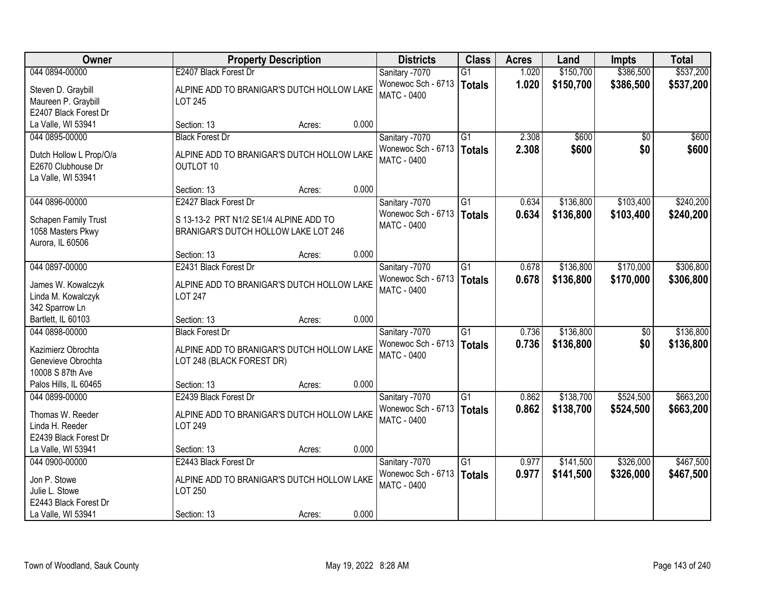| Owner | Property Description | Districts | Class | Acres | Land | Impts | Total |
|---|---|---|---|---|---|---|---|
| 044 0894-00000<br><br>Steven D. Graybill<br>Maureen P. Graybill<br>E2407 Black Forest Dr<br>La Valle, WI 53941 | E2407 Black Forest Dr<br><br>ALPINE ADD TO BRANIGAR'S DUTCH HOLLOW LAKE LOT 245<br><br>Section: 13 Acres: 0.000 | Sanitary -7070<br>Wonewoc Sch - 6713<br>MATC - 0400 | G1<br>**Totals** | 1.020<br>**1.020** | $150,700<br>**$150,700** | $386,500<br>**$386,500** | $537,200<br>**$537,200** |
| 044 0895-00000<br><br>Dutch Hollow L Prop/O/a<br>E2670 Clubhouse Dr<br>La Valle, WI 53941 | Black Forest Dr<br><br>ALPINE ADD TO BRANIGAR'S DUTCH HOLLOW LAKE OUTLOT 10<br><br>Section: 13 Acres: 0.000 | Sanitary -7070<br>Wonewoc Sch - 6713<br>MATC - 0400 | G1<br>**Totals** | 2.308<br>**2.308** | $600<br>**$600** | $0<br>**$0** | $600<br>**$600** |
| 044 0896-00000<br><br>Schapen Family Trust<br>1058 Masters Pkwy<br>Aurora, IL 60506 | E2427 Black Forest Dr<br><br>S 13-13-2 PRT N1/2 SE1/4 ALPINE ADD TO BRANIGAR'S DUTCH HOLLOW LAKE LOT 246<br><br>Section: 13 Acres: 0.000 | Sanitary -7070<br>Wonewoc Sch - 6713<br>MATC - 0400 | G1<br>**Totals** | 0.634<br>**0.634** | $136,800<br>**$136,800** | $103,400<br>**$103,400** | $240,200<br>**$240,200** |
| 044 0897-00000<br><br>James W. Kowalczyk<br>Linda M. Kowalczyk<br>342 Sparrow Ln<br>Bartlett, IL 60103 | E2431 Black Forest Dr<br><br>ALPINE ADD TO BRANIGAR'S DUTCH HOLLOW LAKE LOT 247<br><br>Section: 13 Acres: 0.000 | Sanitary -7070<br>Wonewoc Sch - 6713<br>MATC - 0400 | G1<br>**Totals** | 0.678<br>**0.678** | $136,800<br>**$136,800** | $170,000<br>**$170,000** | $306,800<br>**$306,800** |
| 044 0898-00000<br><br>Kazimierz Obrochta<br>Genevieve Obrochta<br>10008 S 87th Ave<br>Palos Hills, IL 60465 | Black Forest Dr<br><br>ALPINE ADD TO BRANIGAR'S DUTCH HOLLOW LAKE LOT 248 (BLACK FOREST DR)<br><br>Section: 13 Acres: 0.000 | Sanitary -7070<br>Wonewoc Sch - 6713<br>MATC - 0400 | G1<br>**Totals** | 0.736<br>**0.736** | $136,800<br>**$136,800** | $0<br>**$0** | $136,800<br>**$136,800** |
| 044 0899-00000<br><br>Thomas W. Reeder<br>Linda H. Reeder<br>E2439 Black Forest Dr<br>La Valle, WI 53941 | E2439 Black Forest Dr<br><br>ALPINE ADD TO BRANIGAR'S DUTCH HOLLOW LAKE LOT 249<br><br>Section: 13 Acres: 0.000 | Sanitary -7070<br>Wonewoc Sch - 6713<br>MATC - 0400 | G1<br>**Totals** | 0.862<br>**0.862** | $138,700<br>**$138,700** | $524,500<br>**$524,500** | $663,200<br>**$663,200** |
| 044 0900-00000<br><br>Jon P. Stowe<br>Julie L. Stowe<br>E2443 Black Forest Dr<br>La Valle, WI 53941 | E2443 Black Forest Dr<br><br>ALPINE ADD TO BRANIGAR'S DUTCH HOLLOW LAKE LOT 250<br><br>Section: 13 Acres: 0.000 | Sanitary -7070<br>Wonewoc Sch - 6713<br>MATC - 0400 | G1<br>**Totals** | 0.977<br>**0.977** | $141,500<br>**$141,500** | $326,000<br>**$326,000** | $467,500<br>**$467,500** |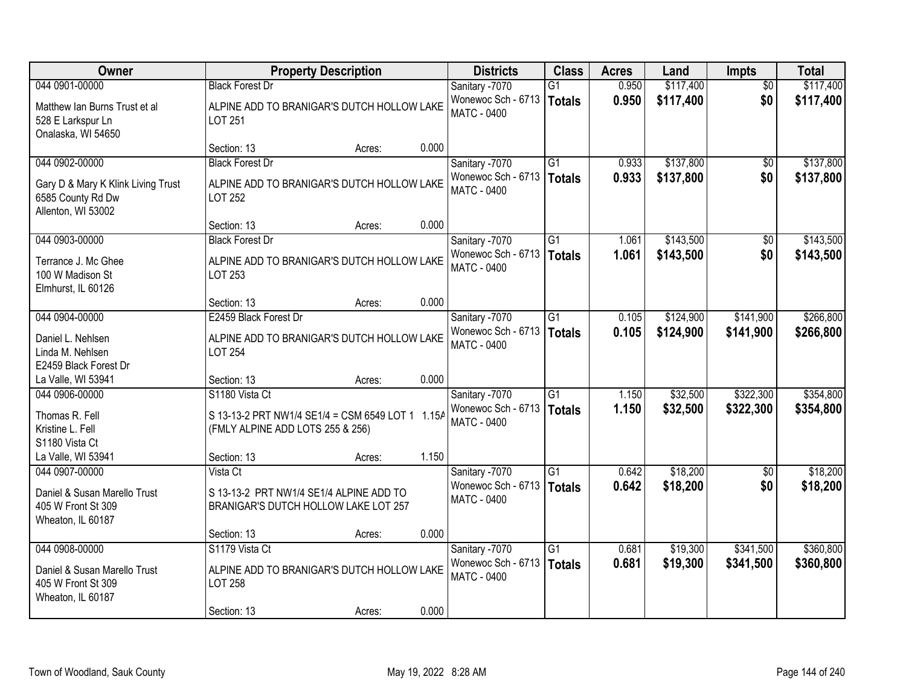| Owner | Property Description | Districts | Class | Acres | Land | Impts | Total |
|---|---|---|---|---|---|---|---|
| 044 0901-00000<br>Matthew Ian Burns Trust et al<br>528 E Larkspur Ln<br>Onalaska, WI 54650 | Black Forest Dr<br>ALPINE ADD TO BRANIGAR'S DUTCH HOLLOW LAKE LOT 251<br>Section: 13 Acres: 0.000 | Sanitary -7070<br>Wonewoc Sch - 6713<br>MATC - 0400 | G1<br>**Totals** | 0.950<br>**0.950** | \$117,400<br>**\$117,400** | \$0<br>**\$0** | \$117,400<br>**\$117,400** |
| 044 0902-00000<br>Gary D & Mary K Klink Living Trust<br>6585 County Rd Dw<br>Allenton, WI 53002 | Black Forest Dr<br>ALPINE ADD TO BRANIGAR'S DUTCH HOLLOW LAKE LOT 252<br>Section: 13 Acres: 0.000 | Sanitary -7070<br>Wonewoc Sch - 6713<br>MATC - 0400 | G1<br>**Totals** | 0.933<br>**0.933** | \$137,800<br>**\$137,800** | \$0<br>**\$0** | \$137,800<br>**\$137,800** |
| 044 0903-00000<br>Terrance J. Mc Ghee<br>100 W Madison St<br>Elmhurst, IL 60126 | Black Forest Dr<br>ALPINE ADD TO BRANIGAR'S DUTCH HOLLOW LAKE LOT 253<br>Section: 13 Acres: 0.000 | Sanitary -7070<br>Wonewoc Sch - 6713<br>MATC - 0400 | G1<br>**Totals** | 1.061<br>**1.061** | \$143,500<br>**\$143,500** | \$0<br>**\$0** | \$143,500<br>**\$143,500** |
| 044 0904-00000<br>Daniel L. Nehlsen<br>Linda M. Nehlsen<br>E2459 Black Forest Dr<br>La Valle, WI 53941 | E2459 Black Forest Dr<br>ALPINE ADD TO BRANIGAR'S DUTCH HOLLOW LAKE LOT 254<br>Section: 13 Acres: 0.000 | Sanitary -7070<br>Wonewoc Sch - 6713<br>MATC - 0400 | G1<br>**Totals** | 0.105<br>**0.105** | \$124,900<br>**\$124,900** | \$141,900<br>**\$141,900** | \$266,800<br>**\$266,800** |
| 044 0906-00000<br>Thomas R. Fell<br>Kristine L. Fell<br>S1180 Vista Ct<br>La Valle, WI 53941 | S1180 Vista Ct<br>S 13-13-2 PRT NW1/4 SE1/4 = CSM 6549 LOT 1 1.15A (FMLY ALPINE ADD LOTS 255 & 256)<br>Section: 13 Acres: 1.150 | Sanitary -7070<br>Wonewoc Sch - 6713<br>MATC - 0400 | G1<br>**Totals** | 1.150<br>**1.150** | \$32,500<br>**\$32,500** | \$322,300<br>**\$322,300** | \$354,800<br>**\$354,800** |
| 044 0907-00000<br>Daniel & Susan Marello Trust<br>405 W Front St 309<br>Wheaton, IL 60187 | Vista Ct<br>S 13-13-2 PRT NW1/4 SE1/4 ALPINE ADD TO BRANIGAR'S DUTCH HOLLOW LAKE LOT 257<br>Section: 13 Acres: 0.000 | Sanitary -7070<br>Wonewoc Sch - 6713<br>MATC - 0400 | G1<br>**Totals** | 0.642<br>**0.642** | \$18,200<br>**\$18,200** | \$0<br>**\$0** | \$18,200<br>**\$18,200** |
| 044 0908-00000<br>Daniel & Susan Marello Trust<br>405 W Front St 309<br>Wheaton, IL 60187 | S1179 Vista Ct<br>ALPINE ADD TO BRANIGAR'S DUTCH HOLLOW LAKE LOT 258<br>Section: 13 Acres: 0.000 | Sanitary -7070<br>Wonewoc Sch - 6713<br>MATC - 0400 | G1<br>**Totals** | 0.681<br>**0.681** | \$19,300<br>**\$19,300** | \$341,500<br>**\$341,500** | \$360,800<br>**\$360,800** |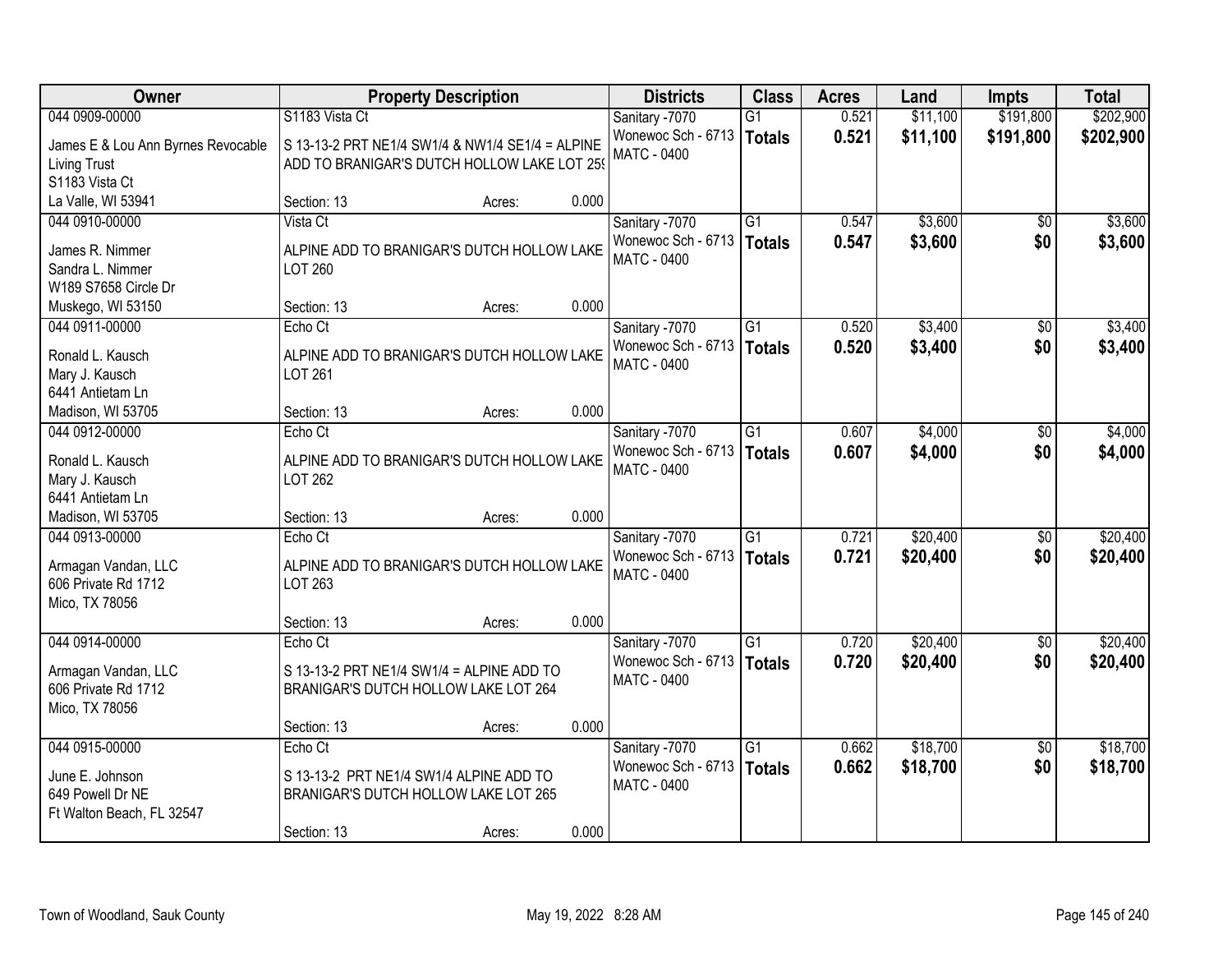| Owner | Property Description | Districts | Class | Acres | Land | Impts | Total |
|---|---|---|---|---|---|---|---|
| 044 0909-00000<br>James E & Lou Ann Byrnes Revocable Living Trust<br>S1183 Vista Ct<br>La Valle, WI 53941 | S1183 Vista Ct<br>S 13-13-2 PRT NE1/4 SW1/4 & NW1/4 SE1/4 = ALPINE ADD TO BRANIGAR'S DUTCH HOLLOW LAKE LOT 259<br>Section: 13 Acres: 0.000 | Sanitary -7070<br>Wonewoc Sch - 6713<br>MATC - 0400 | G1<br>**Totals** | 0.521<br>**0.521** | $11,100<br>**$11,100** | $191,800<br>**$191,800** | $202,900<br>**$202,900** |
| 044 0910-00000<br>James R. Nimmer<br>Sandra L. Nimmer<br>W189 S7658 Circle Dr<br>Muskego, WI 53150 | Vista Ct<br>ALPINE ADD TO BRANIGAR'S DUTCH HOLLOW LAKE LOT 260<br>Section: 13 Acres: 0.000 | Sanitary -7070<br>Wonewoc Sch - 6713<br>MATC - 0400 | G1<br>**Totals** | 0.547<br>**0.547** | $3,600<br>**$3,600** | $0<br>**$0** | $3,600<br>**$3,600** |
| 044 0911-00000<br>Ronald L. Kausch<br>Mary J. Kausch<br>6441 Antietam Ln<br>Madison, WI 53705 | Echo Ct<br>ALPINE ADD TO BRANIGAR'S DUTCH HOLLOW LAKE LOT 261<br>Section: 13 Acres: 0.000 | Sanitary -7070<br>Wonewoc Sch - 6713<br>MATC - 0400 | G1<br>**Totals** | 0.520<br>**0.520** | $3,400<br>**$3,400** | $0<br>**$0** | $3,400<br>**$3,400** |
| 044 0912-00000<br>Ronald L. Kausch<br>Mary J. Kausch<br>6441 Antietam Ln<br>Madison, WI 53705 | Echo Ct<br>ALPINE ADD TO BRANIGAR'S DUTCH HOLLOW LAKE LOT 262<br>Section: 13 Acres: 0.000 | Sanitary -7070<br>Wonewoc Sch - 6713<br>MATC - 0400 | G1<br>**Totals** | 0.607<br>**0.607** | $4,000<br>**$4,000** | $0<br>**$0** | $4,000<br>**$4,000** |
| 044 0913-00000<br>Armagan Vandan, LLC<br>606 Private Rd 1712<br>Mico, TX 78056 | Echo Ct<br>ALPINE ADD TO BRANIGAR'S DUTCH HOLLOW LAKE LOT 263<br>Section: 13 Acres: 0.000 | Sanitary -7070<br>Wonewoc Sch - 6713<br>MATC - 0400 | G1<br>**Totals** | 0.721<br>**0.721** | $20,400<br>**$20,400** | $0<br>**$0** | $20,400<br>**$20,400** |
| 044 0914-00000<br>Armagan Vandan, LLC<br>606 Private Rd 1712<br>Mico, TX 78056 | Echo Ct<br>S 13-13-2 PRT NE1/4 SW1/4 = ALPINE ADD TO BRANIGAR'S DUTCH HOLLOW LAKE LOT 264<br>Section: 13 Acres: 0.000 | Sanitary -7070<br>Wonewoc Sch - 6713<br>MATC - 0400 | G1<br>**Totals** | 0.720<br>**0.720** | $20,400<br>**$20,400** | $0<br>**$0** | $20,400<br>**$20,400** |
| 044 0915-00000<br>June E. Johnson<br>649 Powell Dr NE<br>Ft Walton Beach, FL 32547 | Echo Ct<br>S 13-13-2 PRT NE1/4 SW1/4 ALPINE ADD TO BRANIGAR'S DUTCH HOLLOW LAKE LOT 265<br>Section: 13 Acres: 0.000 | Sanitary -7070<br>Wonewoc Sch - 6713<br>MATC - 0400 | G1<br>**Totals** | 0.662<br>**0.662** | $18,700<br>**$18,700** | $0<br>**$0** | $18,700<br>**$18,700** |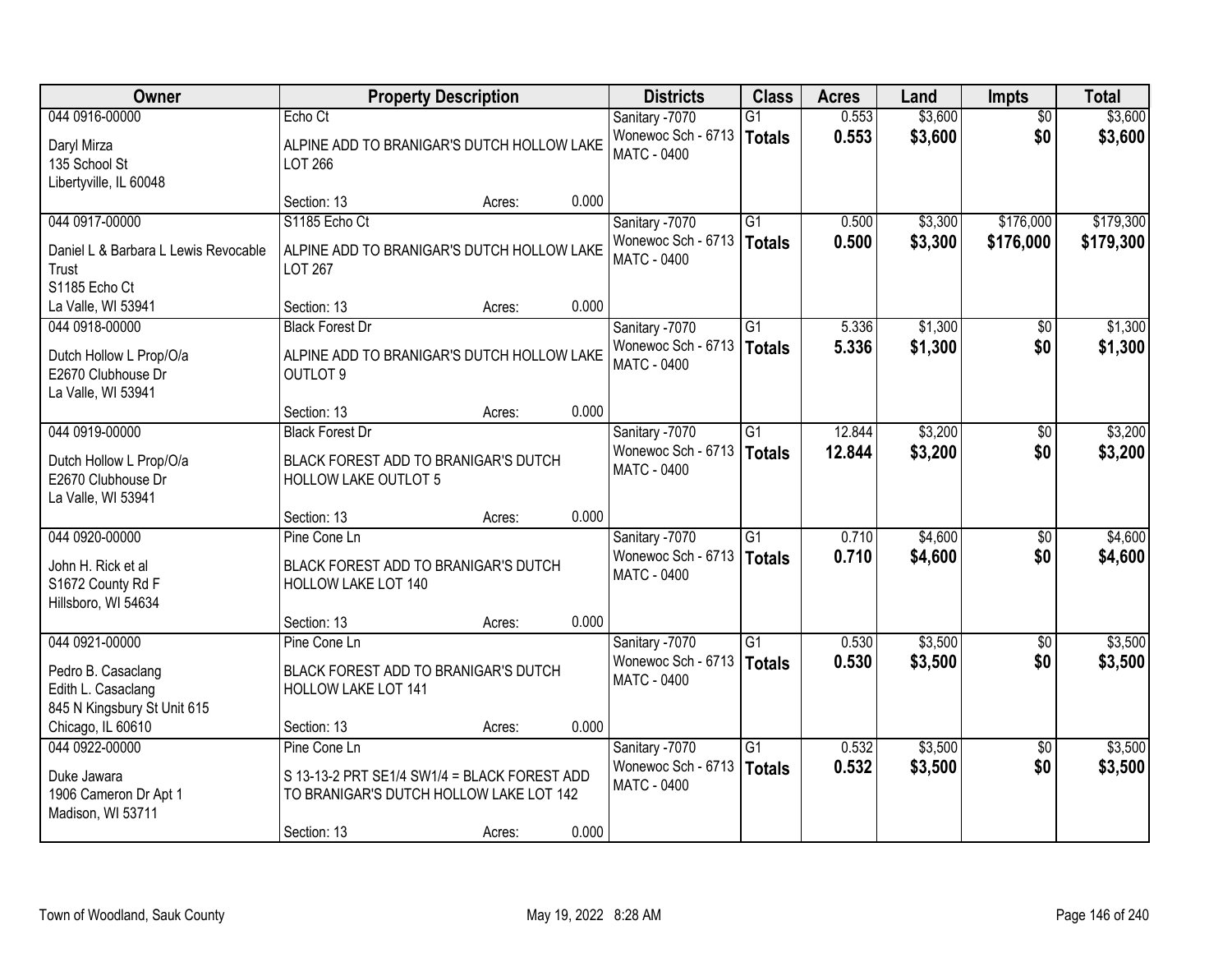| Owner | Property Description | Districts | Class | Acres | Land | Impts | Total |
|---|---|---|---|---|---|---|---|
| 044 0916-00000<br>Daryl Mirza<br>135 School St<br>Libertyville, IL 60048 | Echo Ct<br>ALPINE ADD TO BRANIGAR'S DUTCH HOLLOW LAKE LOT 266<br>Section: 13 Acres: 0.000 | Sanitary -7070<br>Wonewoc Sch - 6713<br>MATC - 0400 | G1<br>**Totals** | 0.553<br>**0.553** | $3,600<br>**$3,600** | $0<br>**$0** | $3,600<br>**$3,600** |
| 044 0917-00000<br>Daniel L & Barbara L Lewis Revocable Trust<br>S1185 Echo Ct<br>La Valle, WI 53941 | S1185 Echo Ct<br>ALPINE ADD TO BRANIGAR'S DUTCH HOLLOW LAKE LOT 267<br>Section: 13 Acres: 0.000 | Sanitary -7070<br>Wonewoc Sch - 6713<br>MATC - 0400 | G1<br>**Totals** | 0.500<br>**0.500** | $3,300<br>**$3,300** | $176,000<br>**$176,000** | $179,300<br>**$179,300** |
| 044 0918-00000<br>Dutch Hollow L Prop/O/a<br>E2670 Clubhouse Dr<br>La Valle, WI 53941 | Black Forest Dr<br>ALPINE ADD TO BRANIGAR'S DUTCH HOLLOW LAKE OUTLOT 9<br>Section: 13 Acres: 0.000 | Sanitary -7070<br>Wonewoc Sch - 6713<br>MATC - 0400 | G1<br>**Totals** | 5.336<br>**5.336** | $1,300<br>**$1,300** | $0<br>**$0** | $1,300<br>**$1,300** |
| 044 0919-00000<br>Dutch Hollow L Prop/O/a<br>E2670 Clubhouse Dr<br>La Valle, WI 53941 | Black Forest Dr<br>BLACK FOREST ADD TO BRANIGAR'S DUTCH HOLLOW LAKE OUTLOT 5<br>Section: 13 Acres: 0.000 | Sanitary -7070<br>Wonewoc Sch - 6713<br>MATC - 0400 | G1<br>**Totals** | 12.844<br>**12.844** | $3,200<br>**$3,200** | $0<br>**$0** | $3,200<br>**$3,200** |
| 044 0920-00000<br>John H. Rick et al<br>S1672 County Rd F<br>Hillsboro, WI 54634 | Pine Cone Ln<br>BLACK FOREST ADD TO BRANIGAR'S DUTCH HOLLOW LAKE LOT 140<br>Section: 13 Acres: 0.000 | Sanitary -7070<br>Wonewoc Sch - 6713<br>MATC - 0400 | G1<br>**Totals** | 0.710<br>**0.710** | $4,600<br>**$4,600** | $0<br>**$0** | $4,600<br>**$4,600** |
| 044 0921-00000<br>Pedro B. Casaclang<br>Edith L. Casaclang<br>845 N Kingsbury St Unit 615<br>Chicago, IL 60610 | Pine Cone Ln<br>BLACK FOREST ADD TO BRANIGAR'S DUTCH HOLLOW LAKE LOT 141<br>Section: 13 Acres: 0.000 | Sanitary -7070<br>Wonewoc Sch - 6713<br>MATC - 0400 | G1<br>**Totals** | 0.530<br>**0.530** | $3,500<br>**$3,500** | $0<br>**$0** | $3,500<br>**$3,500** |
| 044 0922-00000<br>Duke Jawara<br>1906 Cameron Dr Apt 1<br>Madison, WI 53711 | Pine Cone Ln<br>S 13-13-2 PRT SE1/4 SW1/4 = BLACK FOREST ADD TO BRANIGAR'S DUTCH HOLLOW LAKE LOT 142<br>Section: 13 Acres: 0.000 | Sanitary -7070<br>Wonewoc Sch - 6713<br>MATC - 0400 | G1<br>**Totals** | 0.532<br>**0.532** | $3,500<br>**$3,500** | $0<br>**$0** | $3,500<br>**$3,500** |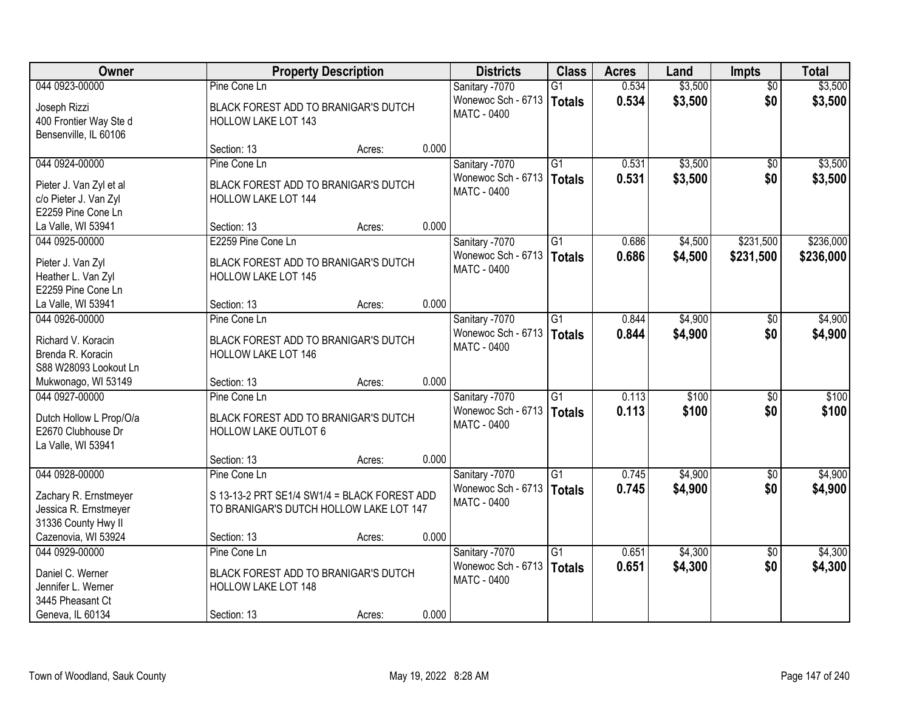| Owner | Property Description | | | Districts | Class | Acres | Land | Impts | Total |
|---|---|---|---|---|---|---|---|---|---|
| 044 0923-00000<br>Joseph Rizzi<br>400 Frontier Way Ste d<br>Bensenville, IL 60106 | Pine Cone Ln<br>BLACK FOREST ADD TO BRANIGAR'S DUTCH HOLLOW LAKE LOT 143<br>Section: 13 | Acres: | 0.000 | Sanitary -7070<br>Wonewoc Sch - 6713<br>MATC - 0400 | G1<br>**Totals** | 0.534<br>**0.534** | $3,500<br>**$3,500** | $0<br>**$0** | $3,500<br>**$3,500** |
| 044 0924-00000<br>Pieter J. Van Zyl et al<br>c/o Pieter J. Van Zyl<br>E2259 Pine Cone Ln<br>La Valle, WI 53941 | Pine Cone Ln<br>BLACK FOREST ADD TO BRANIGAR'S DUTCH HOLLOW LAKE LOT 144<br>Section: 13 | Acres: | 0.000 | Sanitary -7070<br>Wonewoc Sch - 6713<br>MATC - 0400 | G1<br>**Totals** | 0.531<br>**0.531** | $3,500<br>**$3,500** | $0<br>**$0** | $3,500<br>**$3,500** |
| 044 0925-00000<br>Pieter J. Van Zyl<br>Heather L. Van Zyl<br>E2259 Pine Cone Ln<br>La Valle, WI 53941 | E2259 Pine Cone Ln<br>BLACK FOREST ADD TO BRANIGAR'S DUTCH HOLLOW LAKE LOT 145<br>Section: 13 | Acres: | 0.000 | Sanitary -7070<br>Wonewoc Sch - 6713<br>MATC - 0400 | G1<br>**Totals** | 0.686<br>**0.686** | $4,500<br>**$4,500** | $231,500<br>**$231,500** | $236,000<br>**$236,000** |
| 044 0926-00000<br>Richard V. Koracin<br>Brenda R. Koracin<br>S88 W28093 Lookout Ln<br>Mukwonago, WI 53149 | Pine Cone Ln<br>BLACK FOREST ADD TO BRANIGAR'S DUTCH HOLLOW LAKE LOT 146<br>Section: 13 | Acres: | 0.000 | Sanitary -7070<br>Wonewoc Sch - 6713<br>MATC - 0400 | G1<br>**Totals** | 0.844<br>**0.844** | $4,900<br>**$4,900** | $0<br>**$0** | $4,900<br>**$4,900** |
| 044 0927-00000<br>Dutch Hollow L Prop/O/a<br>E2670 Clubhouse Dr<br>La Valle, WI 53941 | Pine Cone Ln<br>BLACK FOREST ADD TO BRANIGAR'S DUTCH HOLLOW LAKE OUTLOT 6<br>Section: 13 | Acres: | 0.000 | Sanitary -7070<br>Wonewoc Sch - 6713<br>MATC - 0400 | G1<br>**Totals** | 0.113<br>**0.113** | $100<br>**$100** | $0<br>**$0** | $100<br>**$100** |
| 044 0928-00000<br>Zachary R. Ernstmeyer<br>Jessica R. Ernstmeyer<br>31336 County Hwy II<br>Cazenovia, WI 53924 | Pine Cone Ln<br>S 13-13-2 PRT SE1/4 SW1/4 = BLACK FOREST ADD TO BRANIGAR'S DUTCH HOLLOW LAKE LOT 147<br>Section: 13 | Acres: | 0.000 | Sanitary -7070<br>Wonewoc Sch - 6713<br>MATC - 0400 | G1<br>**Totals** | 0.745<br>**0.745** | $4,900<br>**$4,900** | $0<br>**$0** | $4,900<br>**$4,900** |
| 044 0929-00000<br>Daniel C. Werner<br>Jennifer L. Werner<br>3445 Pheasant Ct<br>Geneva, IL 60134 | Pine Cone Ln<br>BLACK FOREST ADD TO BRANIGAR'S DUTCH HOLLOW LAKE LOT 148<br>Section: 13 | Acres: | 0.000 | Sanitary -7070<br>Wonewoc Sch - 6713<br>MATC - 0400 | G1<br>**Totals** | 0.651<br>**0.651** | $4,300<br>**$4,300** | $0<br>**$0** | $4,300<br>**$4,300** |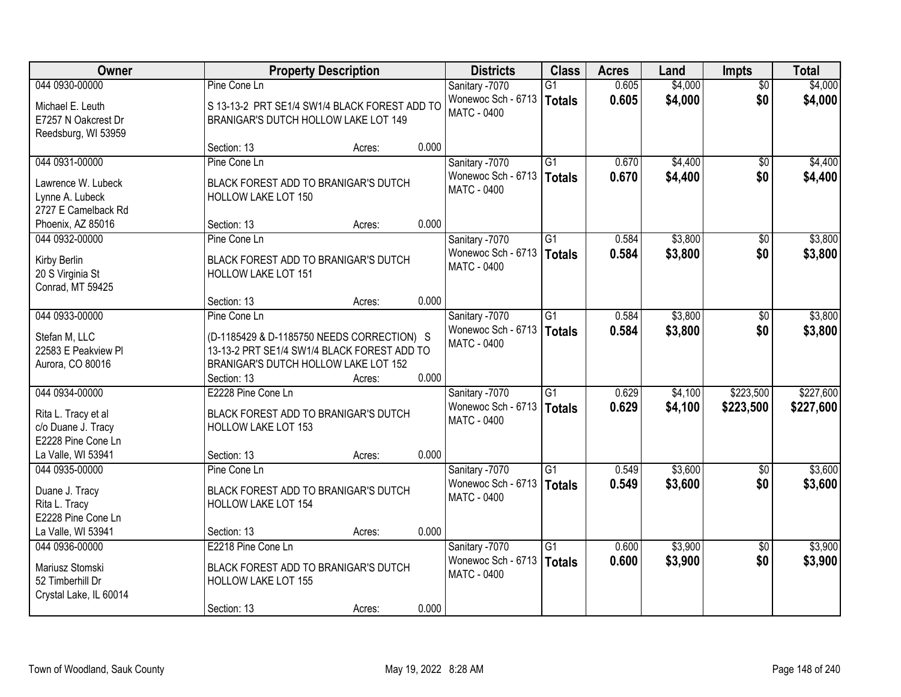| Owner | Property Description | Districts | Class | Acres | Land | Impts | Total |
|---|---|---|---|---|---|---|---|
| 044 0930-00000<br>Michael E. Leuth<br>E7257 N Oakcrest Dr<br>Reedsburg, WI 53959 | Pine Cone Ln<br>S 13-13-2 PRT SE1/4 SW1/4 BLACK FOREST ADD TO BRANIGAR'S DUTCH HOLLOW LAKE LOT 149<br>Section: 13 Acres: 0.000 | Sanitary -7070<br>Wonewoc Sch - 6713<br>MATC - 0400 | G1<br>**Totals** | 0.605<br>**0.605** | $4,000<br>**$4,000** | $0<br>**$0** | $4,000<br>**$4,000** |
| 044 0931-00000<br>Lawrence W. Lubeck<br>Lynne A. Lubeck<br>2727 E Camelback Rd<br>Phoenix, AZ 85016 | Pine Cone Ln<br>BLACK FOREST ADD TO BRANIGAR'S DUTCH HOLLOW LAKE LOT 150<br>Section: 13 Acres: 0.000 | Sanitary -7070<br>Wonewoc Sch - 6713<br>MATC - 0400 | G1<br>**Totals** | 0.670<br>**0.670** | $4,400<br>**$4,400** | $0<br>**$0** | $4,400<br>**$4,400** |
| 044 0932-00000<br>Kirby Berlin<br>20 S Virginia St<br>Conrad, MT 59425 | Pine Cone Ln<br>BLACK FOREST ADD TO BRANIGAR'S DUTCH HOLLOW LAKE LOT 151<br>Section: 13 Acres: 0.000 | Sanitary -7070<br>Wonewoc Sch - 6713<br>MATC - 0400 | G1<br>**Totals** | 0.584<br>**0.584** | $3,800<br>**$3,800** | $0<br>**$0** | $3,800<br>**$3,800** |
| 044 0933-00000<br>Stefan M, LLC<br>22583 E Peakview Pl<br>Aurora, CO 80016 | Pine Cone Ln<br>(D-1185429 & D-1185750 NEEDS CORRECTION) S 13-13-2 PRT SE1/4 SW1/4 BLACK FOREST ADD TO BRANIGAR'S DUTCH HOLLOW LAKE LOT 152<br>Section: 13 Acres: 0.000 | Sanitary -7070<br>Wonewoc Sch - 6713<br>MATC - 0400 | G1<br>**Totals** | 0.584<br>**0.584** | $3,800<br>**$3,800** | $0<br>**$0** | $3,800<br>**$3,800** |
| 044 0934-00000<br>Rita L. Tracy et al<br>c/o Duane J. Tracy<br>E2228 Pine Cone Ln<br>La Valle, WI 53941 | E2228 Pine Cone Ln<br>BLACK FOREST ADD TO BRANIGAR'S DUTCH HOLLOW LAKE LOT 153<br>Section: 13 Acres: 0.000 | Sanitary -7070<br>Wonewoc Sch - 6713<br>MATC - 0400 | G1<br>**Totals** | 0.629<br>**0.629** | $4,100<br>**$4,100** | $223,500<br>**$223,500** | $227,600<br>**$227,600** |
| 044 0935-00000<br>Duane J. Tracy<br>Rita L. Tracy<br>E2228 Pine Cone Ln<br>La Valle, WI 53941 | Pine Cone Ln<br>BLACK FOREST ADD TO BRANIGAR'S DUTCH HOLLOW LAKE LOT 154<br>Section: 13 Acres: 0.000 | Sanitary -7070<br>Wonewoc Sch - 6713<br>MATC - 0400 | G1<br>**Totals** | 0.549<br>**0.549** | $3,600<br>**$3,600** | $0<br>**$0** | $3,600<br>**$3,600** |
| 044 0936-00000<br>Mariusz Stomski<br>52 Timberhill Dr<br>Crystal Lake, IL 60014 | E2218 Pine Cone Ln<br>BLACK FOREST ADD TO BRANIGAR'S DUTCH HOLLOW LAKE LOT 155<br>Section: 13 Acres: 0.000 | Sanitary -7070<br>Wonewoc Sch - 6713<br>MATC - 0400 | G1<br>**Totals** | 0.600<br>**0.600** | $3,900<br>**$3,900** | $0<br>**$0** | $3,900<br>**$3,900** |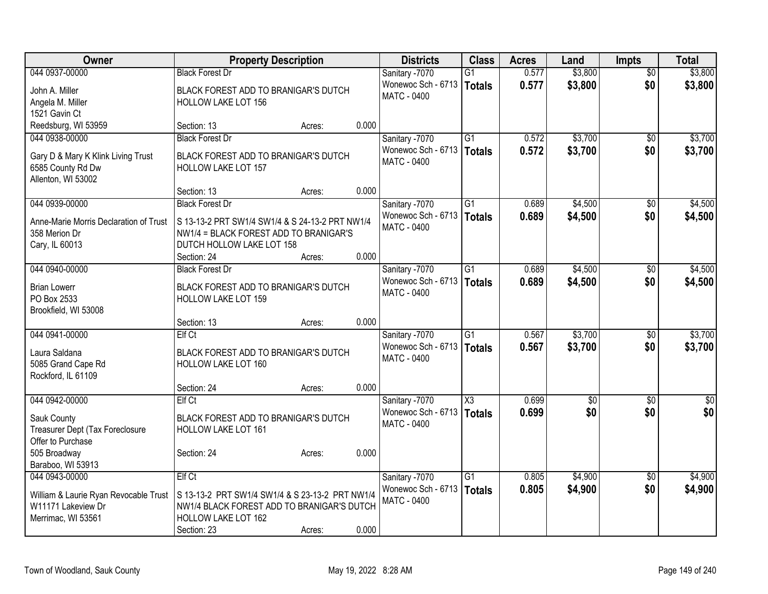| Owner | Property Description | Districts | Class | Acres | Land | Impts | Total |
|---|---|---|---|---|---|---|---|
| 044 0937-00000<br>John A. Miller<br>Angela M. Miller<br>1521 Gavin Ct<br>Reedsburg, WI 53959 | Black Forest Dr<br>BLACK FOREST ADD TO BRANIGAR'S DUTCH HOLLOW LAKE LOT 156<br>Section: 13 Acres: 0.000 | Sanitary -7070<br>Wonewoc Sch - 6713<br>MATC - 0400 | G1<br>**Totals** | 0.577<br>**0.577** | $3,800<br>**$3,800** | $0<br>**$0** | $3,800<br>**$3,800** |
| 044 0938-00000<br>Gary D & Mary K Klink Living Trust<br>6585 County Rd Dw<br>Allenton, WI 53002 | Black Forest Dr<br>BLACK FOREST ADD TO BRANIGAR'S DUTCH HOLLOW LAKE LOT 157<br>Section: 13 Acres: 0.000 | Sanitary -7070<br>Wonewoc Sch - 6713<br>MATC - 0400 | G1<br>**Totals** | 0.572<br>**0.572** | $3,700<br>**$3,700** | $0<br>**$0** | $3,700<br>**$3,700** |
| 044 0939-00000<br>Anne-Marie Morris Declaration of Trust<br>358 Merion Dr<br>Cary, IL 60013 | Black Forest Dr<br>S 13-13-2 PRT SW1/4 SW1/4 & S 24-13-2 PRT NW1/4 NW1/4 = BLACK FOREST ADD TO BRANIGAR'S DUTCH HOLLOW LAKE LOT 158<br>Section: 24 Acres: 0.000 | Sanitary -7070<br>Wonewoc Sch - 6713<br>MATC - 0400 | G1<br>**Totals** | 0.689<br>**0.689** | $4,500<br>**$4,500** | $0<br>**$0** | $4,500<br>**$4,500** |
| 044 0940-00000<br>Brian Lowerr<br>PO Box 2533<br>Brookfield, WI 53008 | Black Forest Dr<br>BLACK FOREST ADD TO BRANIGAR'S DUTCH HOLLOW LAKE LOT 159<br>Section: 13 Acres: 0.000 | Sanitary -7070<br>Wonewoc Sch - 6713<br>MATC - 0400 | G1<br>**Totals** | 0.689<br>**0.689** | $4,500<br>**$4,500** | $0<br>**$0** | $4,500<br>**$4,500** |
| 044 0941-00000<br>Laura Saldana<br>5085 Grand Cape Rd<br>Rockford, IL 61109 | Elf Ct<br>BLACK FOREST ADD TO BRANIGAR'S DUTCH HOLLOW LAKE LOT 160<br>Section: 24 Acres: 0.000 | Sanitary -7070<br>Wonewoc Sch - 6713<br>MATC - 0400 | G1<br>**Totals** | 0.567<br>**0.567** | $3,700<br>**$3,700** | $0<br>**$0** | $3,700<br>**$3,700** |
| 044 0942-00000<br>Sauk County<br>Treasurer Dept (Tax Foreclosure Offer to Purchase<br>505 Broadway<br>Baraboo, WI 53913 | Elf Ct<br>BLACK FOREST ADD TO BRANIGAR'S DUTCH HOLLOW LAKE LOT 161<br>Section: 24 Acres: 0.000 | Sanitary -7070<br>Wonewoc Sch - 6713<br>MATC - 0400 | X3<br>**Totals** | 0.699<br>**0.699** | $0<br>**$0** | $0<br>**$0** | $0<br>**$0** |
| 044 0943-00000<br>William & Laurie Ryan Revocable Trust<br>W11171 Lakeview Dr<br>Merrimac, WI 53561 | Elf Ct<br>S 13-13-2 PRT SW1/4 SW1/4 & S 23-13-2 PRT NW1/4 NW1/4 BLACK FOREST ADD TO BRANIGAR'S DUTCH HOLLOW LAKE LOT 162<br>Section: 23 Acres: 0.000 | Sanitary -7070<br>Wonewoc Sch - 6713<br>MATC - 0400 | G1<br>**Totals** | 0.805<br>**0.805** | $4,900<br>**$4,900** | $0<br>**$0** | $4,900<br>**$4,900** |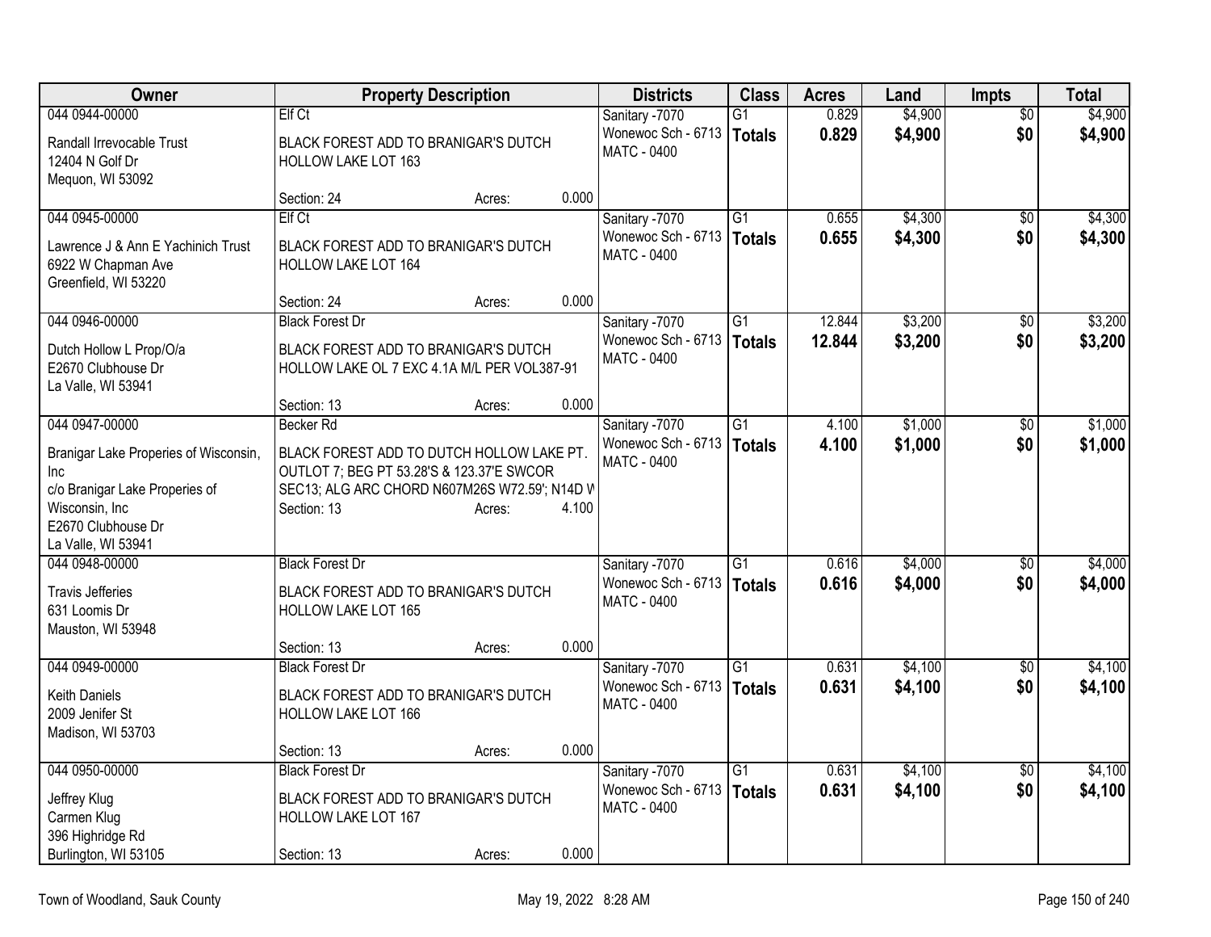| Owner | Property Description | | | Districts | Class | Acres | Land | Impts | Total |
|---|---|---|---|---|---|---|---|---|---|
| 044 0944-00000<br>Randall Irrevocable Trust<br>12404 N Golf Dr<br>Mequon, WI 53092 | Elf Ct<br>BLACK FOREST ADD TO BRANIGAR'S DUTCH HOLLOW LAKE LOT 163<br>Section: 24 | Acres: | 0.000 | Sanitary -7070<br>Wonewoc Sch - 6713<br>MATC - 0400 | G1<br>**Totals** | 0.829<br>**0.829** | $4,900<br>**$4,900** | $0<br>**$0** | $4,900<br>**$4,900** |
| 044 0945-00000<br>Lawrence J & Ann E Yachinich Trust<br>6922 W Chapman Ave<br>Greenfield, WI 53220 | Elf Ct<br>BLACK FOREST ADD TO BRANIGAR'S DUTCH HOLLOW LAKE LOT 164<br>Section: 24 | Acres: | 0.000 | Sanitary -7070<br>Wonewoc Sch - 6713<br>MATC - 0400 | G1<br>**Totals** | 0.655<br>**0.655** | $4,300<br>**$4,300** | $0<br>**$0** | $4,300<br>**$4,300** |
| 044 0946-00000<br>Dutch Hollow L Prop/O/a<br>E2670 Clubhouse Dr<br>La Valle, WI 53941 | Black Forest Dr<br>BLACK FOREST ADD TO BRANIGAR'S DUTCH HOLLOW LAKE OL 7 EXC 4.1A M/L PER VOL387-91<br>Section: 13 | Acres: | 0.000 | Sanitary -7070<br>Wonewoc Sch - 6713<br>MATC - 0400 | G1<br>**Totals** | 12.844<br>**12.844** | $3,200<br>**$3,200** | $0<br>**$0** | $3,200<br>**$3,200** |
| 044 0947-00000<br>Branigar Lake Properies of Wisconsin, Inc<br>c/o Branigar Lake Properies of Wisconsin, Inc<br>E2670 Clubhouse Dr<br>La Valle, WI 53941 | Becker Rd<br>BLACK FOREST ADD TO DUTCH HOLLOW LAKE PT. OUTLOT 7; BEG PT 53.28'S & 123.37'E SWCOR SEC13; ALG ARC CHORD N607M26S W72.59'; N14D W<br>Section: 13 | Acres: | 4.100 | Sanitary -7070<br>Wonewoc Sch - 6713<br>MATC - 0400 | G1<br>**Totals** | 4.100<br>**4.100** | $1,000<br>**$1,000** | $0<br>**$0** | $1,000<br>**$1,000** |
| 044 0948-00000<br>Travis Jefferies<br>631 Loomis Dr<br>Mauston, WI 53948 | Black Forest Dr<br>BLACK FOREST ADD TO BRANIGAR'S DUTCH HOLLOW LAKE LOT 165<br>Section: 13 | Acres: | 0.000 | Sanitary -7070<br>Wonewoc Sch - 6713<br>MATC - 0400 | G1<br>**Totals** | 0.616<br>**0.616** | $4,000<br>**$4,000** | $0<br>**$0** | $4,000<br>**$4,000** |
| 044 0949-00000<br>Keith Daniels<br>2009 Jenifer St<br>Madison, WI 53703 | Black Forest Dr<br>BLACK FOREST ADD TO BRANIGAR'S DUTCH HOLLOW LAKE LOT 166<br>Section: 13 | Acres: | 0.000 | Sanitary -7070<br>Wonewoc Sch - 6713<br>MATC - 0400 | G1<br>**Totals** | 0.631<br>**0.631** | $4,100<br>**$4,100** | $0<br>**$0** | $4,100<br>**$4,100** |
| 044 0950-00000<br>Jeffrey Klug<br>Carmen Klug<br>396 Highridge Rd<br>Burlington, WI 53105 | Black Forest Dr<br>BLACK FOREST ADD TO BRANIGAR'S DUTCH HOLLOW LAKE LOT 167<br>Section: 13 | Acres: | 0.000 | Sanitary -7070<br>Wonewoc Sch - 6713<br>MATC - 0400 | G1<br>**Totals** | 0.631<br>**0.631** | $4,100<br>**$4,100** | $0<br>**$0** | $4,100<br>**$4,100** |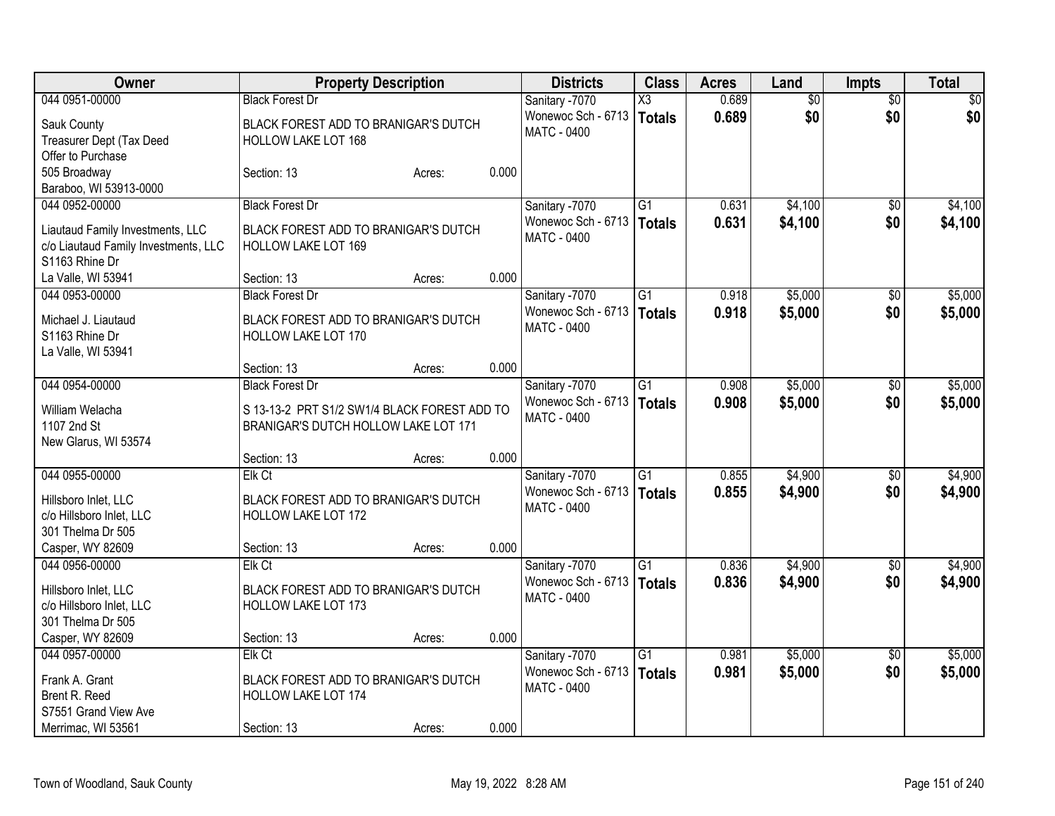| Owner | Property Description | | | Districts | Class | Acres | Land | Impts | Total |
|---|---|---|---|---|---|---|---|---|---|
| 044 0951-00000 | Black Forest Dr | | | Sanitary -7070 | X3 | 0.689 | $0 | $0 | $0 |
| Sauk County<br>Treasurer Dept (Tax Deed<br>Offer to Purchase<br>505 Broadway<br>Baraboo, WI 53913-0000 | BLACK FOREST ADD TO BRANIGAR'S DUTCH HOLLOW LAKE LOT 168<br>Section: 13 | Acres: | 0.000 | Wonewoc Sch - 6713<br>MATC - 0400 | Totals | 0.689 | $0 | $0 | $0 |
| 044 0952-00000 | Black Forest Dr | | | Sanitary -7070 | G1 | 0.631 | $4,100 | $0 | $4,100 |
| Liautaud Family Investments, LLC<br>c/o Liautaud Family Investments, LLC<br>S1163 Rhine Dr<br>La Valle, WI 53941 | BLACK FOREST ADD TO BRANIGAR'S DUTCH HOLLOW LAKE LOT 169<br>Section: 13 | Acres: | 0.000 | Wonewoc Sch - 6713<br>MATC - 0400 | Totals | 0.631 | $4,100 | $0 | $4,100 |
| 044 0953-00000 | Black Forest Dr | | | Sanitary -7070 | G1 | 0.918 | $5,000 | $0 | $5,000 |
| Michael J. Liautaud<br>S1163 Rhine Dr<br>La Valle, WI 53941 | BLACK FOREST ADD TO BRANIGAR'S DUTCH HOLLOW LAKE LOT 170<br>Section: 13 | Acres: | 0.000 | Wonewoc Sch - 6713<br>MATC - 0400 | Totals | 0.918 | $5,000 | $0 | $5,000 |
| 044 0954-00000 | Black Forest Dr | | | Sanitary -7070 | G1 | 0.908 | $5,000 | $0 | $5,000 |
| William Welacha<br>1107 2nd St<br>New Glarus, WI 53574 | S 13-13-2 PRT S1/2 SW1/4 BLACK FOREST ADD TO BRANIGAR'S DUTCH HOLLOW LAKE LOT 171<br>Section: 13 | Acres: | 0.000 | Wonewoc Sch - 6713<br>MATC - 0400 | Totals | 0.908 | $5,000 | $0 | $5,000 |
| 044 0955-00000 | Elk Ct | | | Sanitary -7070 | G1 | 0.855 | $4,900 | $0 | $4,900 |
| Hillsboro Inlet, LLC<br>c/o Hillsboro Inlet, LLC<br>301 Thelma Dr 505<br>Casper, WY 82609 | BLACK FOREST ADD TO BRANIGAR'S DUTCH HOLLOW LAKE LOT 172<br>Section: 13 | Acres: | 0.000 | Wonewoc Sch - 6713<br>MATC - 0400 | Totals | 0.855 | $4,900 | $0 | $4,900 |
| 044 0956-00000 | Elk Ct | | | Sanitary -7070 | G1 | 0.836 | $4,900 | $0 | $4,900 |
| Hillsboro Inlet, LLC<br>c/o Hillsboro Inlet, LLC<br>301 Thelma Dr 505<br>Casper, WY 82609 | BLACK FOREST ADD TO BRANIGAR'S DUTCH HOLLOW LAKE LOT 173<br>Section: 13 | Acres: | 0.000 | Wonewoc Sch - 6713<br>MATC - 0400 | Totals | 0.836 | $4,900 | $0 | $4,900 |
| 044 0957-00000 | Elk Ct | | | Sanitary -7070 | G1 | 0.981 | $5,000 | $0 | $5,000 |
| Frank A. Grant<br>Brent R. Reed<br>S7551 Grand View Ave<br>Merrimac, WI 53561 | BLACK FOREST ADD TO BRANIGAR'S DUTCH HOLLOW LAKE LOT 174<br>Section: 13 | Acres: | 0.000 | Wonewoc Sch - 6713<br>MATC - 0400 | Totals | 0.981 | $5,000 | $0 | $5,000 |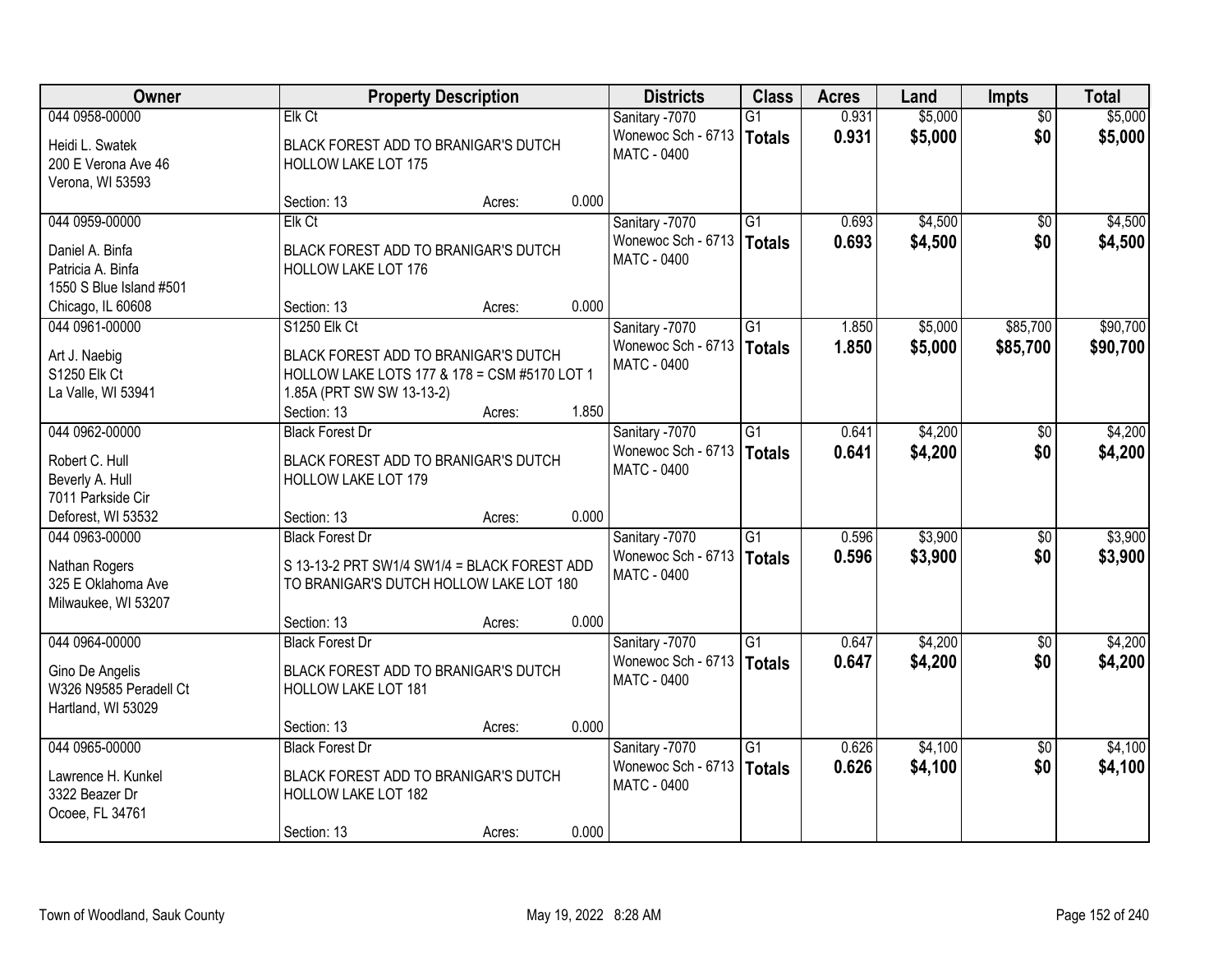| Owner | Property Description | | | Districts | Class | Acres | Land | Impts | Total |
|---|---|---|---|---|---|---|---|---|---|
| 044 0958-00000<br>Heidi L. Swatek<br>200 E Verona Ave 46<br>Verona, WI 53593 | Elk Ct<br>BLACK FOREST ADD TO BRANIGAR'S DUTCH HOLLOW LAKE LOT 175<br>Section: 13 | Acres: | 0.000 | Sanitary -7070<br>Wonewoc Sch - 6713<br>MATC - 0400 | G1<br>**Totals** | 0.931<br>**0.931** | $5,000<br>**$5,000** | $0<br>**$0** | $5,000<br>**$5,000** |
| 044 0959-00000<br>Daniel A. Binfa<br>Patricia A. Binfa<br>1550 S Blue Island #501<br>Chicago, IL 60608 | Elk Ct<br>BLACK FOREST ADD TO BRANIGAR'S DUTCH HOLLOW LAKE LOT 176<br>Section: 13 | Acres: | 0.000 | Sanitary -7070<br>Wonewoc Sch - 6713<br>MATC - 0400 | G1<br>**Totals** | 0.693<br>**0.693** | $4,500<br>**$4,500** | $0<br>**$0** | $4,500<br>**$4,500** |
| 044 0961-00000<br>Art J. Naebig<br>S1250 Elk Ct<br>La Valle, WI 53941 | S1250 Elk Ct<br>BLACK FOREST ADD TO BRANIGAR'S DUTCH HOLLOW LAKE LOTS 177 & 178 = CSM #5170 LOT 1 1.85A (PRT SW SW 13-13-2)<br>Section: 13 | Acres: | 1.850 | Sanitary -7070<br>Wonewoc Sch - 6713<br>MATC - 0400 | G1<br>**Totals** | 1.850<br>**1.850** | $5,000<br>**$5,000** | $85,700<br>**$85,700** | $90,700<br>**$90,700** |
| 044 0962-00000<br>Robert C. Hull<br>Beverly A. Hull<br>7011 Parkside Cir<br>Deforest, WI 53532 | Black Forest Dr<br>BLACK FOREST ADD TO BRANIGAR'S DUTCH HOLLOW LAKE LOT 179<br>Section: 13 | Acres: | 0.000 | Sanitary -7070<br>Wonewoc Sch - 6713<br>MATC - 0400 | G1<br>**Totals** | 0.641<br>**0.641** | $4,200<br>**$4,200** | $0<br>**$0** | $4,200<br>**$4,200** |
| 044 0963-00000<br>Nathan Rogers<br>325 E Oklahoma Ave<br>Milwaukee, WI 53207 | Black Forest Dr<br>S 13-13-2 PRT SW1/4 SW1/4 = BLACK FOREST ADD TO BRANIGAR'S DUTCH HOLLOW LAKE LOT 180<br>Section: 13 | Acres: | 0.000 | Sanitary -7070<br>Wonewoc Sch - 6713<br>MATC - 0400 | G1<br>**Totals** | 0.596<br>**0.596** | $3,900<br>**$3,900** | $0<br>**$0** | $3,900<br>**$3,900** |
| 044 0964-00000<br>Gino De Angelis<br>W326 N9585 Peradell Ct<br>Hartland, WI 53029 | Black Forest Dr<br>BLACK FOREST ADD TO BRANIGAR'S DUTCH HOLLOW LAKE LOT 181<br>Section: 13 | Acres: | 0.000 | Sanitary -7070<br>Wonewoc Sch - 6713<br>MATC - 0400 | G1<br>**Totals** | 0.647<br>**0.647** | $4,200<br>**$4,200** | $0<br>**$0** | $4,200<br>**$4,200** |
| 044 0965-00000<br>Lawrence H. Kunkel<br>3322 Beazer Dr<br>Ocoee, FL 34761 | Black Forest Dr<br>BLACK FOREST ADD TO BRANIGAR'S DUTCH HOLLOW LAKE LOT 182<br>Section: 13 | Acres: | 0.000 | Sanitary -7070<br>Wonewoc Sch - 6713<br>MATC - 0400 | G1<br>**Totals** | 0.626<br>**0.626** | $4,100<br>**$4,100** | $0<br>**$0** | $4,100<br>**$4,100** |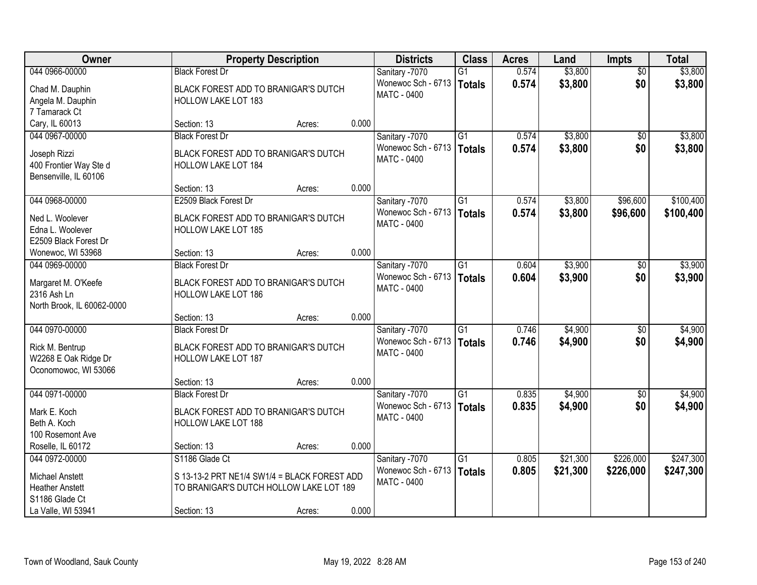| Owner | Property Description | Districts | Class | Acres | Land | Impts | Total |
|---|---|---|---|---|---|---|---|
| 044 0966-00000<br>Chad M. Dauphin<br>Angela M. Dauphin<br>7 Tamarack Ct<br>Cary, IL 60013 | Black Forest Dr<br>BLACK FOREST ADD TO BRANIGAR'S DUTCH HOLLOW LAKE LOT 183<br>Section: 13 Acres: 0.000 | Sanitary -7070<br>Wonewoc Sch - 6713<br>MATC - 0400 | G1<br>**Totals** | 0.574<br>**0.574** | $3,800<br>**$3,800** | $0<br>**$0** | $3,800<br>**$3,800** |
| 044 0967-00000<br>Joseph Rizzi<br>400 Frontier Way Ste d<br>Bensenville, IL 60106 | Black Forest Dr<br>BLACK FOREST ADD TO BRANIGAR'S DUTCH HOLLOW LAKE LOT 184<br>Section: 13 Acres: 0.000 | Sanitary -7070<br>Wonewoc Sch - 6713<br>MATC - 0400 | G1<br>**Totals** | 0.574<br>**0.574** | $3,800<br>**$3,800** | $0<br>**$0** | $3,800<br>**$3,800** |
| 044 0968-00000<br>Ned L. Woolever<br>Edna L. Woolever<br>E2509 Black Forest Dr<br>Wonewoc, WI 53968 | E2509 Black Forest Dr<br>BLACK FOREST ADD TO BRANIGAR'S DUTCH HOLLOW LAKE LOT 185<br>Section: 13 Acres: 0.000 | Sanitary -7070<br>Wonewoc Sch - 6713<br>MATC - 0400 | G1<br>**Totals** | 0.574<br>**0.574** | $3,800<br>**$3,800** | $96,600<br>**$96,600** | $100,400<br>**$100,400** |
| 044 0969-00000<br>Margaret M. O'Keefe<br>2316 Ash Ln<br>North Brook, IL 60062-0000 | Black Forest Dr<br>BLACK FOREST ADD TO BRANIGAR'S DUTCH HOLLOW LAKE LOT 186<br>Section: 13 Acres: 0.000 | Sanitary -7070<br>Wonewoc Sch - 6713<br>MATC - 0400 | G1<br>**Totals** | 0.604<br>**0.604** | $3,900<br>**$3,900** | $0<br>**$0** | $3,900<br>**$3,900** |
| 044 0970-00000<br>Rick M. Bentrup<br>W2268 E Oak Ridge Dr<br>Oconomowoc, WI 53066 | Black Forest Dr<br>BLACK FOREST ADD TO BRANIGAR'S DUTCH HOLLOW LAKE LOT 187<br>Section: 13 Acres: 0.000 | Sanitary -7070<br>Wonewoc Sch - 6713<br>MATC - 0400 | G1<br>**Totals** | 0.746<br>**0.746** | $4,900<br>**$4,900** | $0<br>**$0** | $4,900<br>**$4,900** |
| 044 0971-00000<br>Mark E. Koch<br>Beth A. Koch<br>100 Rosemont Ave<br>Roselle, IL 60172 | Black Forest Dr<br>BLACK FOREST ADD TO BRANIGAR'S DUTCH HOLLOW LAKE LOT 188<br>Section: 13 Acres: 0.000 | Sanitary -7070<br>Wonewoc Sch - 6713<br>MATC - 0400 | G1<br>**Totals** | 0.835<br>**0.835** | $4,900<br>**$4,900** | $0<br>**$0** | $4,900<br>**$4,900** |
| 044 0972-00000<br>Michael Anstett<br>Heather Anstett<br>S1186 Glade Ct<br>La Valle, WI 53941 | S1186 Glade Ct<br>S 13-13-2 PRT NE1/4 SW1/4 = BLACK FOREST ADD TO BRANIGAR'S DUTCH HOLLOW LAKE LOT 189<br>Section: 13 Acres: 0.000 | Sanitary -7070<br>Wonewoc Sch - 6713<br>MATC - 0400 | G1<br>**Totals** | 0.805<br>**0.805** | $21,300<br>**$21,300** | $226,000<br>**$226,000** | $247,300<br>**$247,300** |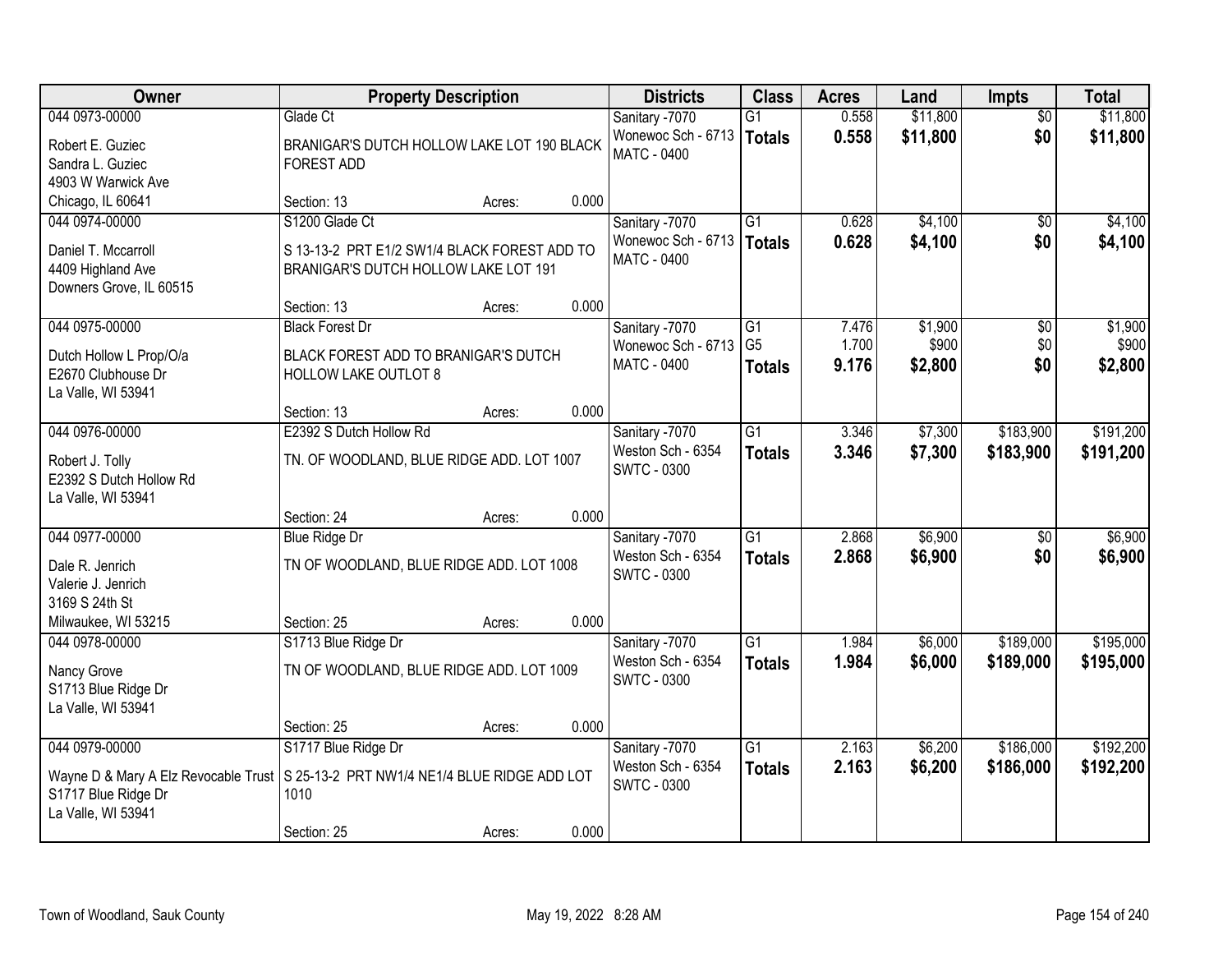| Owner | Property Description | Districts | Class | Acres | Land | Impts | Total |
|---|---|---|---|---|---|---|---|
| 044 0973-00000<br>Robert E. Guziec<br>Sandra L. Guziec<br>4903 W Warwick Ave<br>Chicago, IL 60641 | Glade Ct<br>BRANIGAR'S DUTCH HOLLOW LAKE LOT 190 BLACK FOREST ADD<br>Section: 13 Acres: 0.000 | Sanitary -7070<br>Wonewoc Sch - 6713<br>MATC - 0400 | G1<br>**Totals** | 0.558<br>**0.558** | $11,800<br>**$11,800** | $0<br>**$0** | $11,800<br>**$11,800** |
| 044 0974-00000<br>Daniel T. Mccarroll<br>4409 Highland Ave<br>Downers Grove, IL 60515 | S1200 Glade Ct<br>S 13-13-2 PRT E1/2 SW1/4 BLACK FOREST ADD TO BRANIGAR'S DUTCH HOLLOW LAKE LOT 191<br>Section: 13 Acres: 0.000 | Sanitary -7070<br>Wonewoc Sch - 6713<br>MATC - 0400 | G1<br>**Totals** | 0.628<br>**0.628** | $4,100<br>**$4,100** | $0<br>**$0** | $4,100<br>**$4,100** |
| 044 0975-00000<br>Dutch Hollow L Prop/O/a<br>E2670 Clubhouse Dr<br>La Valle, WI 53941 | Black Forest Dr<br>BLACK FOREST ADD TO BRANIGAR'S DUTCH HOLLOW LAKE OUTLOT 8<br>Section: 13 Acres: 0.000 | Sanitary -7070<br>Wonewoc Sch - 6713<br>MATC - 0400 | G1<br>G5<br>**Totals** | 7.476<br>1.700<br>**9.176** | $1,900<br>$900<br>**$2,800** | $0<br>$0<br>**$0** | $1,900<br>$900<br>**$2,800** |
| 044 0976-00000<br>Robert J. Tolly<br>E2392 S Dutch Hollow Rd<br>La Valle, WI 53941 | E2392 S Dutch Hollow Rd<br>TN. OF WOODLAND, BLUE RIDGE ADD. LOT 1007<br>Section: 24 Acres: 0.000 | Sanitary -7070<br>Weston Sch - 6354<br>SWTC - 0300 | G1<br>**Totals** | 3.346<br>**3.346** | $7,300<br>**$7,300** | $183,900<br>**$183,900** | $191,200<br>**$191,200** |
| 044 0977-00000<br>Dale R. Jenrich<br>Valerie J. Jenrich<br>3169 S 24th St<br>Milwaukee, WI 53215 | Blue Ridge Dr<br>TN OF WOODLAND, BLUE RIDGE ADD. LOT 1008<br>Section: 25 Acres: 0.000 | Sanitary -7070<br>Weston Sch - 6354<br>SWTC - 0300 | G1<br>**Totals** | 2.868<br>**2.868** | $6,900<br>**$6,900** | $0<br>**$0** | $6,900<br>**$6,900** |
| 044 0978-00000<br>Nancy Grove<br>S1713 Blue Ridge Dr<br>La Valle, WI 53941 | S1713 Blue Ridge Dr<br>TN OF WOODLAND, BLUE RIDGE ADD. LOT 1009<br>Section: 25 Acres: 0.000 | Sanitary -7070<br>Weston Sch - 6354<br>SWTC - 0300 | G1<br>**Totals** | 1.984<br>**1.984** | $6,000<br>**$6,000** | $189,000<br>**$189,000** | $195,000<br>**$195,000** |
| 044 0979-00000<br>Wayne D & Mary A Elz Revocable Trust<br>S1717 Blue Ridge Dr<br>La Valle, WI 53941 | S1717 Blue Ridge Dr<br>S 25-13-2 PRT NW1/4 NE1/4 BLUE RIDGE ADD LOT 1010<br>Section: 25 Acres: 0.000 | Sanitary -7070<br>Weston Sch - 6354<br>SWTC - 0300 | G1<br>**Totals** | 2.163<br>**2.163** | $6,200<br>**$6,200** | $186,000<br>**$186,000** | $192,200<br>**$192,200** |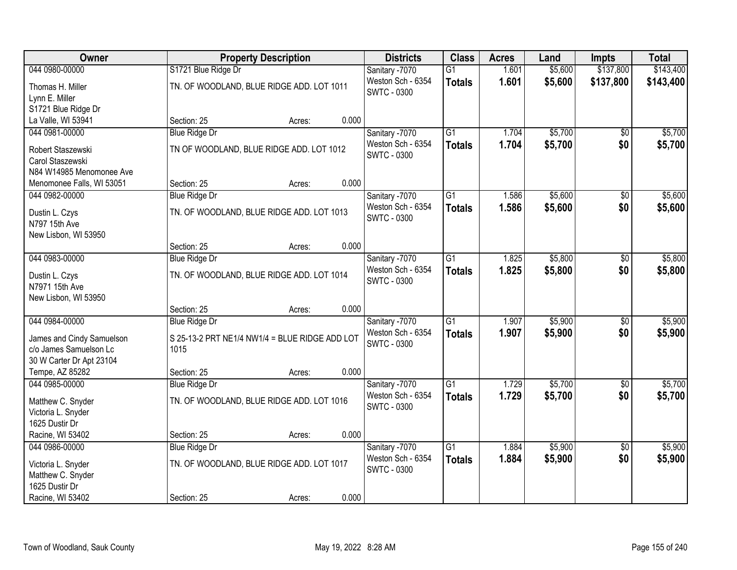| Owner | Property Description | Districts | Class | Acres | Land | Impts | Total |
|---|---|---|---|---|---|---|---|
| 044 0980-00000<br>Thomas H. Miller<br>Lynn E. Miller<br>S1721 Blue Ridge Dr<br>La Valle, WI 53941 | S1721 Blue Ridge Dr<br>TN. OF WOODLAND, BLUE RIDGE ADD. LOT 1011<br>Section: 25 Acres: 0.000 | Sanitary -7070<br>Weston Sch - 6354<br>SWTC - 0300 | G1<br>**Totals** | 1.601<br>**1.601** | $5,600<br>**$5,600** | $137,800<br>**$137,800** | $143,400<br>**$143,400** |
| 044 0981-00000<br>Robert Staszewski<br>Carol Staszewski<br>N84 W14985 Menomonee Ave<br>Menomonee Falls, WI 53051 | Blue Ridge Dr<br>TN OF WOODLAND, BLUE RIDGE ADD. LOT 1012<br>Section: 25 Acres: 0.000 | Sanitary -7070<br>Weston Sch - 6354<br>SWTC - 0300 | G1<br>**Totals** | 1.704<br>**1.704** | $5,700<br>**$5,700** | $0<br>**$0** | $5,700<br>**$5,700** |
| 044 0982-00000<br>Dustin L. Czys<br>N797 15th Ave<br>New Lisbon, WI 53950 | Blue Ridge Dr<br>TN. OF WOODLAND, BLUE RIDGE ADD. LOT 1013<br>Section: 25 Acres: 0.000 | Sanitary -7070<br>Weston Sch - 6354<br>SWTC - 0300 | G1<br>**Totals** | 1.586<br>**1.586** | $5,600<br>**$5,600** | $0<br>**$0** | $5,600<br>**$5,600** |
| 044 0983-00000<br>Dustin L. Czys<br>N7971 15th Ave<br>New Lisbon, WI 53950 | Blue Ridge Dr<br>TN. OF WOODLAND, BLUE RIDGE ADD. LOT 1014<br>Section: 25 Acres: 0.000 | Sanitary -7070<br>Weston Sch - 6354<br>SWTC - 0300 | G1<br>**Totals** | 1.825<br>**1.825** | $5,800<br>**$5,800** | $0<br>**$0** | $5,800<br>**$5,800** |
| 044 0984-00000<br>James and Cindy Samuelson<br>c/o James Samuelson Lc<br>30 W Carter Dr Apt 23104<br>Tempe, AZ 85282 | Blue Ridge Dr<br>S 25-13-2 PRT NE1/4 NW1/4 = BLUE RIDGE ADD LOT 1015<br>Section: 25 Acres: 0.000 | Sanitary -7070<br>Weston Sch - 6354<br>SWTC - 0300 | G1<br>**Totals** | 1.907<br>**1.907** | $5,900<br>**$5,900** | $0<br>**$0** | $5,900<br>**$5,900** |
| 044 0985-00000<br>Matthew C. Snyder<br>Victoria L. Snyder<br>1625 Dustir Dr<br>Racine, WI 53402 | Blue Ridge Dr<br>TN. OF WOODLAND, BLUE RIDGE ADD. LOT 1016<br>Section: 25 Acres: 0.000 | Sanitary -7070<br>Weston Sch - 6354<br>SWTC - 0300 | G1<br>**Totals** | 1.729<br>**1.729** | $5,700<br>**$5,700** | $0<br>**$0** | $5,700<br>**$5,700** |
| 044 0986-00000<br>Victoria L. Snyder<br>Matthew C. Snyder<br>1625 Dustir Dr<br>Racine, WI 53402 | Blue Ridge Dr<br>TN. OF WOODLAND, BLUE RIDGE ADD. LOT 1017<br>Section: 25 Acres: 0.000 | Sanitary -7070<br>Weston Sch - 6354<br>SWTC - 0300 | G1<br>**Totals** | 1.884<br>**1.884** | $5,900<br>**$5,900** | $0<br>**$0** | $5,900<br>**$5,900** |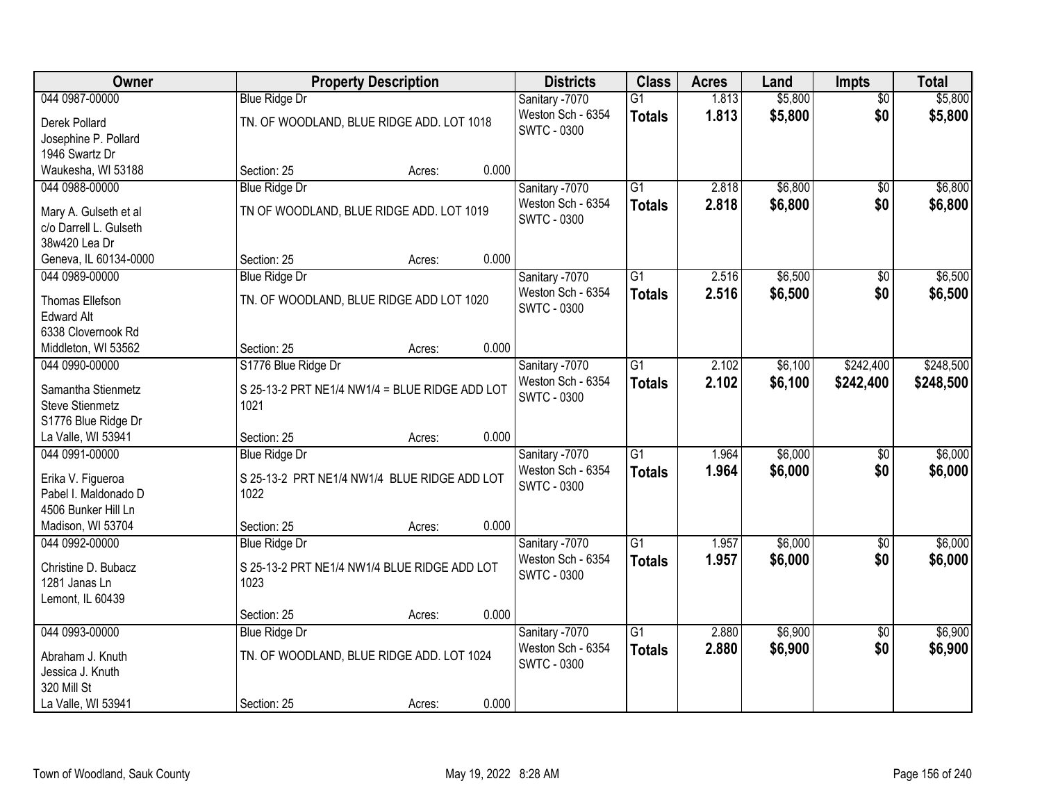| Owner | Property Description | | | Districts | Class | Acres | Land | Impts | Total |
|---|---|---|---|---|---|---|---|---|---|
| 044 0987-00000 | Blue Ridge Dr | | | Sanitary -7070 | G1 | 1.813 | $5,800 | $0 | $5,800 |
| Derek Pollard<br>Josephine P. Pollard<br>1946 Swartz Dr<br>Waukesha, WI 53188 | TN. OF WOODLAND, BLUE RIDGE ADD. LOT 1018 | | | Weston Sch - 6354<br>SWTC - 0300 | **Totals** | **1.813** | **$5,800** | **$0** | **$5,800** |
| | Section: 25 | Acres: | 0.000 | | | | | | |
| 044 0988-00000 | Blue Ridge Dr | | | Sanitary -7070 | G1 | 2.818 | $6,800 | $0 | $6,800 |
| Mary A. Gulseth et al<br>c/o Darrell L. Gulseth<br>38w420 Lea Dr<br>Geneva, IL 60134-0000 | TN OF WOODLAND, BLUE RIDGE ADD. LOT 1019 | | | Weston Sch - 6354<br>SWTC - 0300 | **Totals** | **2.818** | **$6,800** | **$0** | **$6,800** |
| | Section: 25 | Acres: | 0.000 | | | | | | |
| 044 0989-00000 | Blue Ridge Dr | | | Sanitary -7070 | G1 | 2.516 | $6,500 | $0 | $6,500 |
| Thomas Ellefson<br>Edward Alt<br>6338 Clovernook Rd<br>Middleton, WI 53562 | TN. OF WOODLAND, BLUE RIDGE ADD LOT 1020 | | | Weston Sch - 6354<br>SWTC - 0300 | **Totals** | **2.516** | **$6,500** | **$0** | **$6,500** |
| | Section: 25 | Acres: | 0.000 | | | | | | |
| 044 0990-00000 | S1776 Blue Ridge Dr | | | Sanitary -7070 | G1 | 2.102 | $6,100 | $242,400 | $248,500 |
| Samantha Stienmetz<br>Steve Stienmetz<br>S1776 Blue Ridge Dr<br>La Valle, WI 53941 | S 25-13-2 PRT NE1/4 NW1/4 = BLUE RIDGE ADD LOT 1021 | | | Weston Sch - 6354<br>SWTC - 0300 | **Totals** | **2.102** | **$6,100** | **$242,400** | **$248,500** |
| | Section: 25 | Acres: | 0.000 | | | | | | |
| 044 0991-00000 | Blue Ridge Dr | | | Sanitary -7070 | G1 | 1.964 | $6,000 | $0 | $6,000 |
| Erika V. Figueroa<br>Pabel I. Maldonado D<br>4506 Bunker Hill Ln<br>Madison, WI 53704 | S 25-13-2 PRT NE1/4 NW1/4 BLUE RIDGE ADD LOT 1022 | | | Weston Sch - 6354<br>SWTC - 0300 | **Totals** | **1.964** | **$6,000** | **$0** | **$6,000** |
| | Section: 25 | Acres: | 0.000 | | | | | | |
| 044 0992-00000 | Blue Ridge Dr | | | Sanitary -7070 | G1 | 1.957 | $6,000 | $0 | $6,000 |
| Christine D. Bubacz<br>1281 Janas Ln<br>Lemont, IL 60439 | S 25-13-2 PRT NE1/4 NW1/4 BLUE RIDGE ADD LOT 1023 | | | Weston Sch - 6354<br>SWTC - 0300 | **Totals** | **1.957** | **$6,000** | **$0** | **$6,000** |
| | Section: 25 | Acres: | 0.000 | | | | | | |
| 044 0993-00000 | Blue Ridge Dr | | | Sanitary -7070 | G1 | 2.880 | $6,900 | $0 | $6,900 |
| Abraham J. Knuth<br>Jessica J. Knuth<br>320 Mill St<br>La Valle, WI 53941 | TN. OF WOODLAND, BLUE RIDGE ADD. LOT 1024 | | | Weston Sch - 6354<br>SWTC - 0300 | **Totals** | **2.880** | **$6,900** | **$0** | **$6,900** |
| | Section: 25 | Acres: | 0.000 | | | | | | |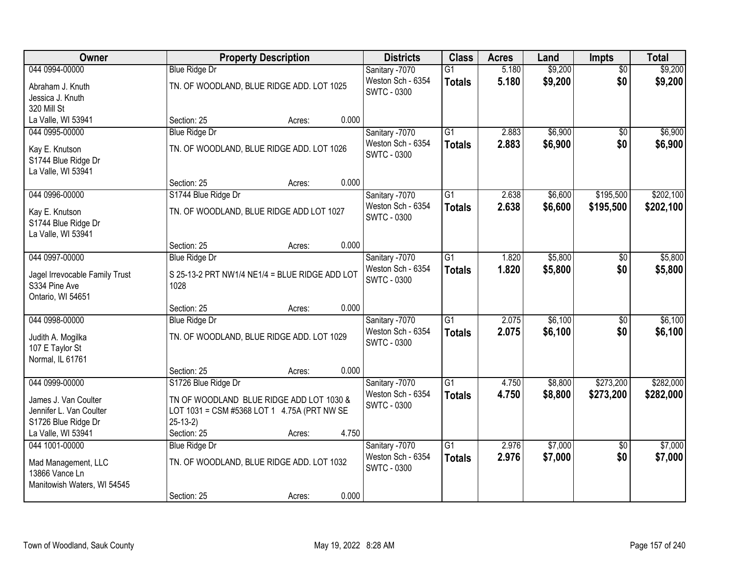| Owner | Property Description | | | Districts | Class | Acres | Land | Impts | Total |
|---|---|---|---|---|---|---|---|---|---|
| 044 0994-00000 | Blue Ridge Dr | | | Sanitary -7070 | G1 | 5.180 | $9,200 | $0 | $9,200 |
| Abraham J. Knuth<br>Jessica J. Knuth<br>320 Mill St<br>La Valle, WI 53941 | TN. OF WOODLAND, BLUE RIDGE ADD. LOT 1025 | | | Weston Sch - 6354<br>SWTC - 0300 | **Totals** | **5.180** | **$9,200** | **$0** | **$9,200** |
| | Section: 25 | Acres: | 0.000 | | | | | | |
| 044 0995-00000 | Blue Ridge Dr | | | Sanitary -7070 | G1 | 2.883 | $6,900 | $0 | $6,900 |
| Kay E. Knutson<br>S1744 Blue Ridge Dr<br>La Valle, WI 53941 | TN. OF WOODLAND, BLUE RIDGE ADD. LOT 1026 | | | Weston Sch - 6354<br>SWTC - 0300 | **Totals** | **2.883** | **$6,900** | **$0** | **$6,900** |
| | Section: 25 | Acres: | 0.000 | | | | | | |
| 044 0996-00000 | S1744 Blue Ridge Dr | | | Sanitary -7070 | G1 | 2.638 | $6,600 | $195,500 | $202,100 |
| Kay E. Knutson<br>S1744 Blue Ridge Dr<br>La Valle, WI 53941 | TN. OF WOODLAND, BLUE RIDGE ADD LOT 1027 | | | Weston Sch - 6354<br>SWTC - 0300 | **Totals** | **2.638** | **$6,600** | **$195,500** | **$202,100** |
| | Section: 25 | Acres: | 0.000 | | | | | | |
| 044 0997-00000 | Blue Ridge Dr | | | Sanitary -7070 | G1 | 1.820 | $5,800 | $0 | $5,800 |
| Jagel Irrevocable Family Trust<br>S334 Pine Ave<br>Ontario, WI 54651 | S 25-13-2 PRT NW1/4 NE1/4 = BLUE RIDGE ADD LOT 1028 | | | Weston Sch - 6354<br>SWTC - 0300 | **Totals** | **1.820** | **$5,800** | **$0** | **$5,800** |
| | Section: 25 | Acres: | 0.000 | | | | | | |
| 044 0998-00000 | Blue Ridge Dr | | | Sanitary -7070 | G1 | 2.075 | $6,100 | $0 | $6,100 |
| Judith A. Mogilka<br>107 E Taylor St<br>Normal, IL 61761 | TN. OF WOODLAND, BLUE RIDGE ADD. LOT 1029 | | | Weston Sch - 6354<br>SWTC - 0300 | **Totals** | **2.075** | **$6,100** | **$0** | **$6,100** |
| | Section: 25 | Acres: | 0.000 | | | | | | |
| 044 0999-00000 | S1726 Blue Ridge Dr | | | Sanitary -7070 | G1 | 4.750 | $8,800 | $273,200 | $282,000 |
| James J. Van Coulter<br>Jennifer L. Van Coulter<br>S1726 Blue Ridge Dr<br>La Valle, WI 53941 | TN OF WOODLAND BLUE RIDGE ADD LOT 1030 & LOT 1031 = CSM #5368 LOT 1 4.75A (PRT NW SE 25-13-2) | | | Weston Sch - 6354<br>SWTC - 0300 | **Totals** | **4.750** | **$8,800** | **$273,200** | **$282,000** |
| | Section: 25 | Acres: | 4.750 | | | | | | |
| 044 1001-00000 | Blue Ridge Dr | | | Sanitary -7070 | G1 | 2.976 | $7,000 | $0 | $7,000 |
| Mad Management, LLC<br>13866 Vance Ln<br>Manitowish Waters, WI 54545 | TN. OF WOODLAND, BLUE RIDGE ADD. LOT 1032 | | | Weston Sch - 6354<br>SWTC - 0300 | **Totals** | **2.976** | **$7,000** | **$0** | **$7,000** |
| | Section: 25 | Acres: | 0.000 | | | | | | |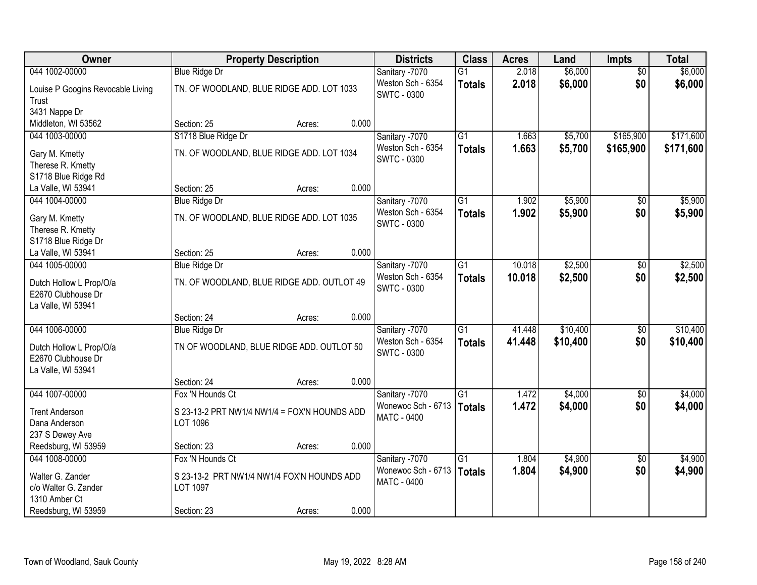| Owner | Property Description | Districts | Class | Acres | Land | Impts | Total |
|---|---|---|---|---|---|---|---|
| 044 1002-00000<br>Louise P Googins Revocable Living Trust<br>3431 Nappe Dr<br>Middleton, WI 53562 | Blue Ridge Dr<br>TN. OF WOODLAND, BLUE RIDGE ADD. LOT 1033<br>Section: 25 Acres: 0.000 | Sanitary -7070<br>Weston Sch - 6354<br>SWTC - 0300 | G1<br>**Totals** | 2.018<br>**2.018** | $6,000<br>**$6,000** | $0<br>**$0** | $6,000<br>**$6,000** |
| 044 1003-00000<br>Gary M. Kmetty<br>Therese R. Kmetty<br>S1718 Blue Ridge Rd<br>La Valle, WI 53941 | S1718 Blue Ridge Dr<br>TN. OF WOODLAND, BLUE RIDGE ADD. LOT 1034<br>Section: 25 Acres: 0.000 | Sanitary -7070<br>Weston Sch - 6354<br>SWTC - 0300 | G1<br>**Totals** | 1.663<br>**1.663** | $5,700<br>**$5,700** | $165,900<br>**$165,900** | $171,600<br>**$171,600** |
| 044 1004-00000<br>Gary M. Kmetty<br>Therese R. Kmetty<br>S1718 Blue Ridge Dr<br>La Valle, WI 53941 | Blue Ridge Dr<br>TN. OF WOODLAND, BLUE RIDGE ADD. LOT 1035<br>Section: 25 Acres: 0.000 | Sanitary -7070<br>Weston Sch - 6354<br>SWTC - 0300 | G1<br>**Totals** | 1.902<br>**1.902** | $5,900<br>**$5,900** | $0<br>**$0** | $5,900<br>**$5,900** |
| 044 1005-00000<br>Dutch Hollow L Prop/O/a<br>E2670 Clubhouse Dr<br>La Valle, WI 53941 | Blue Ridge Dr<br>TN. OF WOODLAND, BLUE RIDGE ADD. OUTLOT 49<br>Section: 24 Acres: 0.000 | Sanitary -7070<br>Weston Sch - 6354<br>SWTC - 0300 | G1<br>**Totals** | 10.018<br>**10.018** | $2,500<br>**$2,500** | $0<br>**$0** | $2,500<br>**$2,500** |
| 044 1006-00000<br>Dutch Hollow L Prop/O/a<br>E2670 Clubhouse Dr<br>La Valle, WI 53941 | Blue Ridge Dr<br>TN OF WOODLAND, BLUE RIDGE ADD. OUTLOT 50<br>Section: 24 Acres: 0.000 | Sanitary -7070<br>Weston Sch - 6354<br>SWTC - 0300 | G1<br>**Totals** | 41.448<br>**41.448** | $10,400<br>**$10,400** | $0<br>**$0** | $10,400<br>**$10,400** |
| 044 1007-00000<br>Trent Anderson<br>Dana Anderson<br>237 S Dewey Ave<br>Reedsburg, WI 53959 | Fox 'N Hounds Ct<br>S 23-13-2 PRT NW1/4 NW1/4 = FOX'N HOUNDS ADD LOT 1096<br>Section: 23 Acres: 0.000 | Sanitary -7070<br>Wonewoc Sch - 6713<br>MATC - 0400 | G1<br>**Totals** | 1.472<br>**1.472** | $4,000<br>**$4,000** | $0<br>**$0** | $4,000<br>**$4,000** |
| 044 1008-00000<br>Walter G. Zander<br>c/o Walter G. Zander<br>1310 Amber Ct<br>Reedsburg, WI 53959 | Fox 'N Hounds Ct<br>S 23-13-2 PRT NW1/4 NW1/4 FOX'N HOUNDS ADD LOT 1097<br>Section: 23 Acres: 0.000 | Sanitary -7070<br>Wonewoc Sch - 6713<br>MATC - 0400 | G1<br>**Totals** | 1.804<br>**1.804** | $4,900<br>**$4,900** | $0<br>**$0** | $4,900<br>**$4,900** |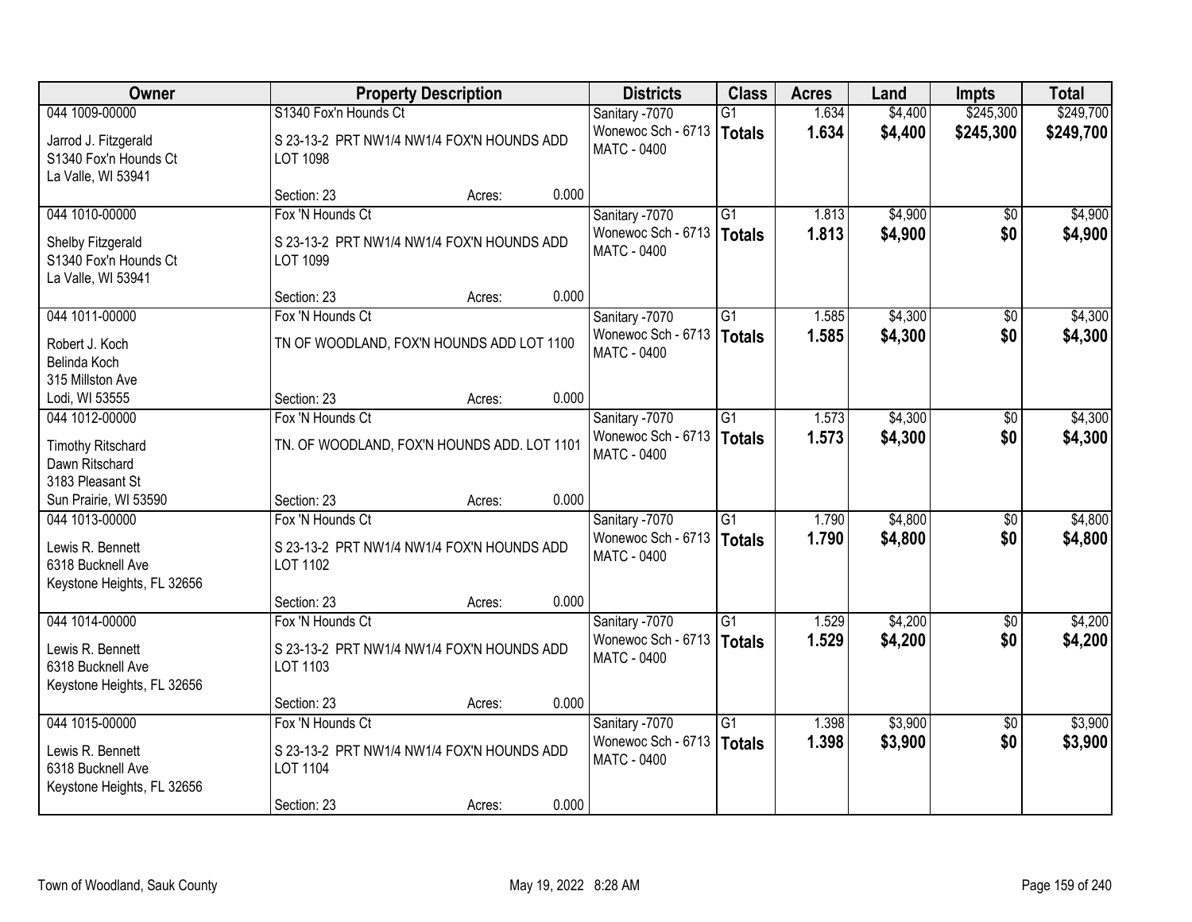| Owner | Property Description | Districts | Class | Acres | Land | Impts | Total |
|---|---|---|---|---|---|---|---|
| 044 1009-00000<br>Jarrod J. Fitzgerald<br>S1340 Fox'n Hounds Ct<br>La Valle, WI 53941 | S1340 Fox'n Hounds Ct<br>S 23-13-2 PRT NW1/4 NW1/4 FOX'N HOUNDS ADD LOT 1098<br>Section: 23 Acres: 0.000 | Sanitary -7070<br>Wonewoc Sch - 6713<br>MATC - 0400 | G1<br>**Totals** | 1.634<br>**1.634** | $4,400<br>**$4,400** | $245,300<br>**$245,300** | $249,700<br>**$249,700** |
| 044 1010-00000<br>Shelby Fitzgerald<br>S1340 Fox'n Hounds Ct<br>La Valle, WI 53941 | Fox 'N Hounds Ct<br>S 23-13-2 PRT NW1/4 NW1/4 FOX'N HOUNDS ADD LOT 1099<br>Section: 23 Acres: 0.000 | Sanitary -7070<br>Wonewoc Sch - 6713<br>MATC - 0400 | G1<br>**Totals** | 1.813<br>**1.813** | $4,900<br>**$4,900** | $0<br>**$0** | $4,900<br>**$4,900** |
| 044 1011-00000<br>Robert J. Koch<br>Belinda Koch<br>315 Millston Ave<br>Lodi, WI 53555 | Fox 'N Hounds Ct<br>TN OF WOODLAND, FOX'N HOUNDS ADD LOT 1100<br>Section: 23 Acres: 0.000 | Sanitary -7070<br>Wonewoc Sch - 6713<br>MATC - 0400 | G1<br>**Totals** | 1.585<br>**1.585** | $4,300<br>**$4,300** | $0<br>**$0** | $4,300<br>**$4,300** |
| 044 1012-00000<br>Timothy Ritschard<br>Dawn Ritschard<br>3183 Pleasant St<br>Sun Prairie, WI 53590 | Fox 'N Hounds Ct<br>TN. OF WOODLAND, FOX'N HOUNDS ADD. LOT 1101<br>Section: 23 Acres: 0.000 | Sanitary -7070<br>Wonewoc Sch - 6713<br>MATC - 0400 | G1<br>**Totals** | 1.573<br>**1.573** | $4,300<br>**$4,300** | $0<br>**$0** | $4,300<br>**$4,300** |
| 044 1013-00000<br>Lewis R. Bennett<br>6318 Bucknell Ave<br>Keystone Heights, FL 32656 | Fox 'N Hounds Ct<br>S 23-13-2 PRT NW1/4 NW1/4 FOX'N HOUNDS ADD LOT 1102<br>Section: 23 Acres: 0.000 | Sanitary -7070<br>Wonewoc Sch - 6713<br>MATC - 0400 | G1<br>**Totals** | 1.790<br>**1.790** | $4,800<br>**$4,800** | $0<br>**$0** | $4,800<br>**$4,800** |
| 044 1014-00000<br>Lewis R. Bennett<br>6318 Bucknell Ave<br>Keystone Heights, FL 32656 | Fox 'N Hounds Ct<br>S 23-13-2 PRT NW1/4 NW1/4 FOX'N HOUNDS ADD LOT 1103<br>Section: 23 Acres: 0.000 | Sanitary -7070<br>Wonewoc Sch - 6713<br>MATC - 0400 | G1<br>**Totals** | 1.529<br>**1.529** | $4,200<br>**$4,200** | $0<br>**$0** | $4,200<br>**$4,200** |
| 044 1015-00000<br>Lewis R. Bennett<br>6318 Bucknell Ave<br>Keystone Heights, FL 32656 | Fox 'N Hounds Ct<br>S 23-13-2 PRT NW1/4 NW1/4 FOX'N HOUNDS ADD LOT 1104<br>Section: 23 Acres: 0.000 | Sanitary -7070<br>Wonewoc Sch - 6713<br>MATC - 0400 | G1<br>**Totals** | 1.398<br>**1.398** | $3,900<br>**$3,900** | $0<br>**$0** | $3,900<br>**$3,900** |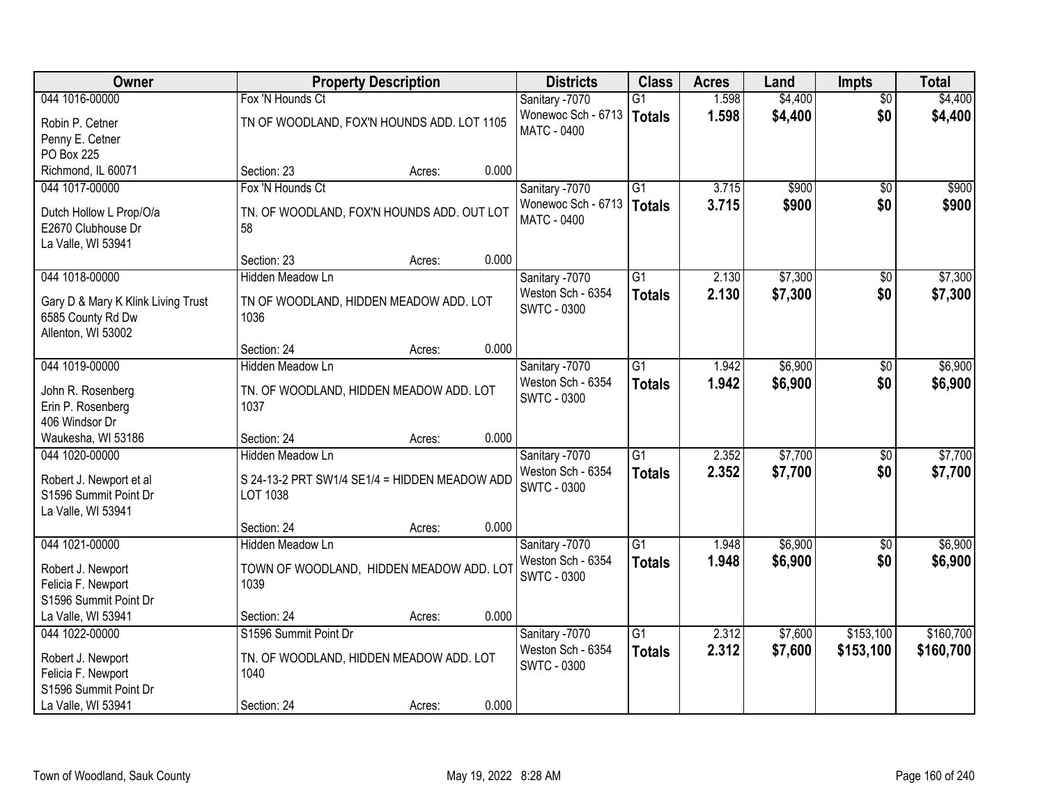| Owner | Property Description | | | Districts | Class | Acres | Land | Impts | Total |
|---|---|---|---|---|---|---|---|---|---|
| 044 1016-00000<br>Robin P. Cetner<br>Penny E. Cetner<br>PO Box 225<br>Richmond, IL 60071 | Fox 'N Hounds Ct<br>TN OF WOODLAND, FOX'N HOUNDS ADD. LOT 1105<br>Section: 23 | Acres: | 0.000 | Sanitary -7070<br>Wonewoc Sch - 6713<br>MATC - 0400 | G1<br>**Totals** | 1.598<br>**1.598** | $4,400<br>**$4,400** | $0<br>**$0** | $4,400<br>**$4,400** |
| 044 1017-00000<br>Dutch Hollow L Prop/O/a<br>E2670 Clubhouse Dr<br>La Valle, WI 53941 | Fox 'N Hounds Ct<br>TN. OF WOODLAND, FOX'N HOUNDS ADD. OUT LOT 58<br>Section: 23 | Acres: | 0.000 | Sanitary -7070<br>Wonewoc Sch - 6713<br>MATC - 0400 | G1<br>**Totals** | 3.715<br>**3.715** | $900<br>**$900** | $0<br>**$0** | $900<br>**$900** |
| 044 1018-00000<br>Gary D & Mary K Klink Living Trust<br>6585 County Rd Dw<br>Allenton, WI 53002 | Hidden Meadow Ln<br>TN OF WOODLAND, HIDDEN MEADOW ADD. LOT 1036<br>Section: 24 | Acres: | 0.000 | Sanitary -7070<br>Weston Sch - 6354<br>SWTC - 0300 | G1<br>**Totals** | 2.130<br>**2.130** | $7,300<br>**$7,300** | $0<br>**$0** | $7,300<br>**$7,300** |
| 044 1019-00000<br>John R. Rosenberg<br>Erin P. Rosenberg<br>406 Windsor Dr<br>Waukesha, WI 53186 | Hidden Meadow Ln<br>TN. OF WOODLAND, HIDDEN MEADOW ADD. LOT 1037<br>Section: 24 | Acres: | 0.000 | Sanitary -7070<br>Weston Sch - 6354<br>SWTC - 0300 | G1<br>**Totals** | 1.942<br>**1.942** | $6,900<br>**$6,900** | $0<br>**$0** | $6,900<br>**$6,900** |
| 044 1020-00000<br>Robert J. Newport et al<br>S1596 Summit Point Dr<br>La Valle, WI 53941 | Hidden Meadow Ln<br>S 24-13-2 PRT SW1/4 SE1/4 = HIDDEN MEADOW ADD LOT 1038<br>Section: 24 | Acres: | 0.000 | Sanitary -7070<br>Weston Sch - 6354<br>SWTC - 0300 | G1<br>**Totals** | 2.352<br>**2.352** | $7,700<br>**$7,700** | $0<br>**$0** | $7,700<br>**$7,700** |
| 044 1021-00000<br>Robert J. Newport<br>Felicia F. Newport<br>S1596 Summit Point Dr<br>La Valle, WI 53941 | Hidden Meadow Ln<br>TOWN OF WOODLAND, HIDDEN MEADOW ADD. LOT 1039<br>Section: 24 | Acres: | 0.000 | Sanitary -7070<br>Weston Sch - 6354<br>SWTC - 0300 | G1<br>**Totals** | 1.948<br>**1.948** | $6,900<br>**$6,900** | $0<br>**$0** | $6,900<br>**$6,900** |
| 044 1022-00000<br>Robert J. Newport<br>Felicia F. Newport<br>S1596 Summit Point Dr<br>La Valle, WI 53941 | S1596 Summit Point Dr<br>TN. OF WOODLAND, HIDDEN MEADOW ADD. LOT 1040<br>Section: 24 | Acres: | 0.000 | Sanitary -7070<br>Weston Sch - 6354<br>SWTC - 0300 | G1<br>**Totals** | 2.312<br>**2.312** | $7,600<br>**$7,600** | $153,100<br>**$153,100** | $160,700<br>**$160,700** |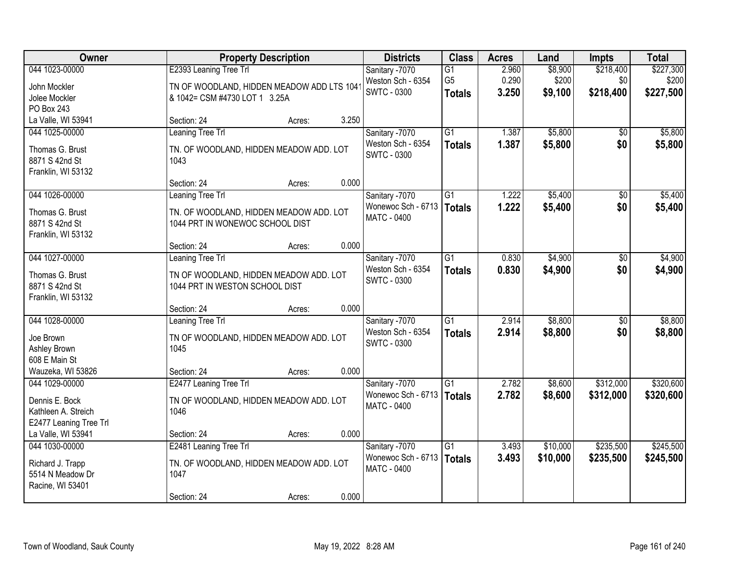| Owner | Property Description | Districts | Class | Acres | Land | Impts | Total |
|---|---|---|---|---|---|---|---|
| 044 1023-00000<br>John Mockler<br>Jolee Mockler<br>PO Box 243<br>La Valle, WI 53941 | E2393 Leaning Tree Trl<br>TN OF WOODLAND, HIDDEN MEADOW ADD LTS 1041 & 1042= CSM #4730 LOT 1 3.25A<br>Section: 24 Acres: 3.250 | Sanitary -7070<br>Weston Sch - 6354<br>SWTC - 0300 | G1<br>G5<br>**Totals** | 2.960<br>0.290<br>**3.250** | $8,900<br>$200<br>**$9,100** | $218,400<br>$0<br>**$218,400** | $227,300<br>$200<br>**$227,500** |
| 044 1025-00000<br>Thomas G. Brust<br>8871 S 42nd St<br>Franklin, WI 53132 | Leaning Tree Trl<br>TN. OF WOODLAND, HIDDEN MEADOW ADD. LOT 1043<br>Section: 24 Acres: 0.000 | Sanitary -7070<br>Weston Sch - 6354<br>SWTC - 0300 | G1<br>**Totals** | 1.387<br>**1.387** | $5,800<br>**$5,800** | $0<br>**$0** | $5,800<br>**$5,800** |
| 044 1026-00000<br>Thomas G. Brust<br>8871 S 42nd St<br>Franklin, WI 53132 | Leaning Tree Trl<br>TN. OF WOODLAND, HIDDEN MEADOW ADD. LOT 1044 PRT IN WONEWOC SCHOOL DIST<br>Section: 24 Acres: 0.000 | Sanitary -7070<br>Wonewoc Sch - 6713<br>MATC - 0400 | G1<br>**Totals** | 1.222<br>**1.222** | $5,400<br>**$5,400** | $0<br>**$0** | $5,400<br>**$5,400** |
| 044 1027-00000<br>Thomas G. Brust<br>8871 S 42nd St<br>Franklin, WI 53132 | Leaning Tree Trl<br>TN OF WOODLAND, HIDDEN MEADOW ADD. LOT 1044 PRT IN WESTON SCHOOL DIST<br>Section: 24 Acres: 0.000 | Sanitary -7070<br>Weston Sch - 6354<br>SWTC - 0300 | G1<br>**Totals** | 0.830<br>**0.830** | $4,900<br>**$4,900** | $0<br>**$0** | $4,900<br>**$4,900** |
| 044 1028-00000<br>Joe Brown<br>Ashley Brown<br>608 E Main St<br>Wauzeka, WI 53826 | Leaning Tree Trl<br>TN OF WOODLAND, HIDDEN MEADOW ADD. LOT 1045<br>Section: 24 Acres: 0.000 | Sanitary -7070<br>Weston Sch - 6354<br>SWTC - 0300 | G1<br>**Totals** | 2.914<br>**2.914** | $8,800<br>**$8,800** | $0<br>**$0** | $8,800<br>**$8,800** |
| 044 1029-00000<br>Dennis E. Bock<br>Kathleen A. Streich<br>E2477 Leaning Tree Trl<br>La Valle, WI 53941 | E2477 Leaning Tree Trl<br>TN OF WOODLAND, HIDDEN MEADOW ADD. LOT 1046<br>Section: 24 Acres: 0.000 | Sanitary -7070<br>Wonewoc Sch - 6713<br>MATC - 0400 | G1<br>**Totals** | 2.782<br>**2.782** | $8,600<br>**$8,600** | $312,000<br>**$312,000** | $320,600<br>**$320,600** |
| 044 1030-00000<br>Richard J. Trapp<br>5514 N Meadow Dr<br>Racine, WI 53401 | E2481 Leaning Tree Trl<br>TN. OF WOODLAND, HIDDEN MEADOW ADD. LOT 1047<br>Section: 24 Acres: 0.000 | Sanitary -7070<br>Wonewoc Sch - 6713<br>MATC - 0400 | G1<br>**Totals** | 3.493<br>**3.493** | $10,000<br>**$10,000** | $235,500<br>**$235,500** | $245,500<br>**$245,500** |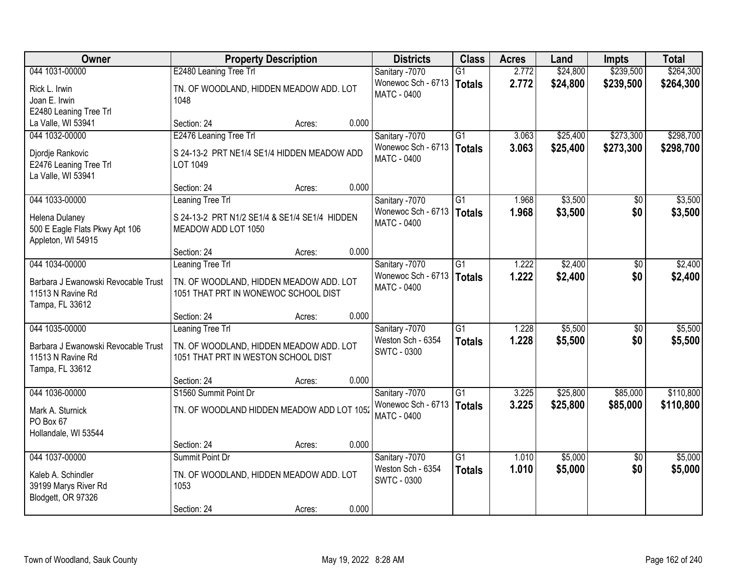| Owner | Property Description | Districts | Class | Acres | Land | Impts | Total |
|---|---|---|---|---|---|---|---|
| 044 1031-00000<br>Rick L. Irwin<br>Joan E. Irwin<br>E2480 Leaning Tree Trl<br>La Valle, WI 53941 | E2480 Leaning Tree Trl<br>TN. OF WOODLAND, HIDDEN MEADOW ADD. LOT 1048<br>Section: 24 Acres: 0.000 | Sanitary -7070<br>Wonewoc Sch - 6713<br>MATC - 0400 | G1<br>**Totals** | 2.772<br>**2.772** | $24,800<br>**$24,800** | $239,500<br>**$239,500** | $264,300<br>**$264,300** |
| 044 1032-00000<br>Djordje Rankovic<br>E2476 Leaning Tree Trl<br>La Valle, WI 53941 | E2476 Leaning Tree Trl<br>S 24-13-2 PRT NE1/4 SE1/4 HIDDEN MEADOW ADD LOT 1049<br>Section: 24 Acres: 0.000 | Sanitary -7070<br>Wonewoc Sch - 6713<br>MATC - 0400 | G1<br>**Totals** | 3.063<br>**3.063** | $25,400<br>**$25,400** | $273,300<br>**$273,300** | $298,700<br>**$298,700** |
| 044 1033-00000<br>Helena Dulaney<br>500 E Eagle Flats Pkwy Apt 106<br>Appleton, WI 54915 | Leaning Tree Trl<br>S 24-13-2 PRT N1/2 SE1/4 & SE1/4 SE1/4 HIDDEN MEADOW ADD LOT 1050<br>Section: 24 Acres: 0.000 | Sanitary -7070<br>Wonewoc Sch - 6713<br>MATC - 0400 | G1<br>**Totals** | 1.968<br>**1.968** | $3,500<br>**$3,500** | $0<br>**$0** | $3,500<br>**$3,500** |
| 044 1034-00000<br>Barbara J Ewanowski Revocable Trust<br>11513 N Ravine Rd<br>Tampa, FL 33612 | Leaning Tree Trl<br>TN. OF WOODLAND, HIDDEN MEADOW ADD. LOT 1051 THAT PRT IN WONEWOC SCHOOL DIST<br>Section: 24 Acres: 0.000 | Sanitary -7070<br>Wonewoc Sch - 6713<br>MATC - 0400 | G1<br>**Totals** | 1.222<br>**1.222** | $2,400<br>**$2,400** | $0<br>**$0** | $2,400<br>**$2,400** |
| 044 1035-00000<br>Barbara J Ewanowski Revocable Trust<br>11513 N Ravine Rd<br>Tampa, FL 33612 | Leaning Tree Trl<br>TN. OF WOODLAND, HIDDEN MEADOW ADD. LOT 1051 THAT PRT IN WESTON SCHOOL DIST<br>Section: 24 Acres: 0.000 | Sanitary -7070<br>Weston Sch - 6354<br>SWTC - 0300 | G1<br>**Totals** | 1.228<br>**1.228** | $5,500<br>**$5,500** | $0<br>**$0** | $5,500<br>**$5,500** |
| 044 1036-00000<br>Mark A. Sturnick<br>PO Box 67<br>Hollandale, WI 53544 | S1560 Summit Point Dr<br>TN. OF WOODLAND HIDDEN MEADOW ADD LOT 1052<br>Section: 24 Acres: 0.000 | Sanitary -7070<br>Wonewoc Sch - 6713<br>MATC - 0400 | G1<br>**Totals** | 3.225<br>**3.225** | $25,800<br>**$25,800** | $85,000<br>**$85,000** | $110,800<br>**$110,800** |
| 044 1037-00000<br>Kaleb A. Schindler<br>39199 Marys River Rd<br>Blodgett, OR 97326 | Summit Point Dr<br>TN. OF WOODLAND, HIDDEN MEADOW ADD. LOT 1053<br>Section: 24 Acres: 0.000 | Sanitary -7070<br>Weston Sch - 6354<br>SWTC - 0300 | G1<br>**Totals** | 1.010<br>**1.010** | $5,000<br>**$5,000** | $0<br>**$0** | $5,000<br>**$5,000** |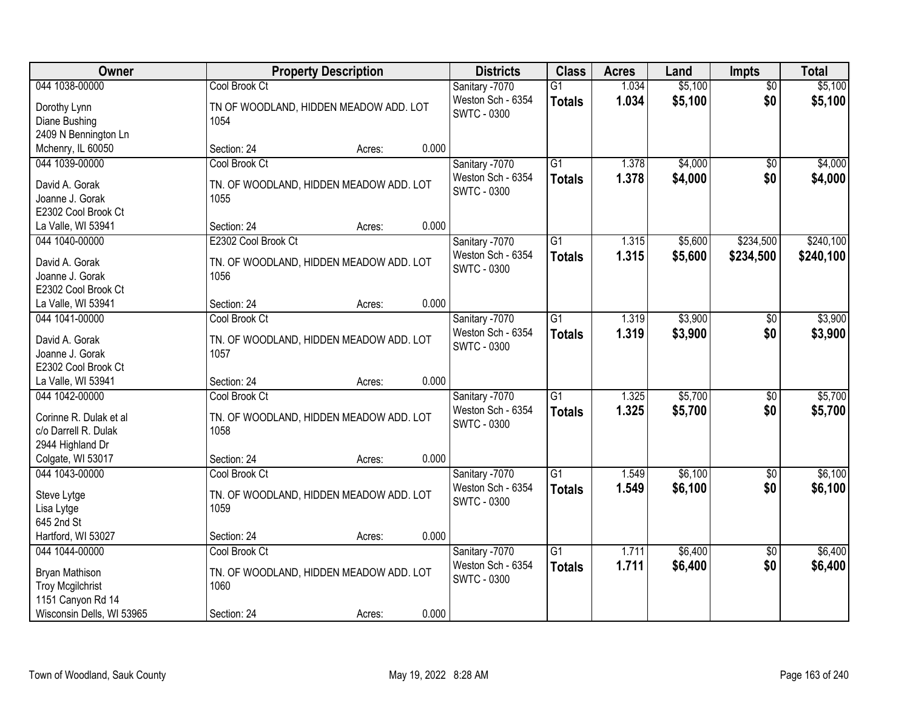| Owner | Property Description | | | Districts | Class | Acres | Land | Impts | Total |
|---|---|---|---|---|---|---|---|---|---|
| 044 1038-00000<br>Dorothy Lynn<br>Diane Bushing<br>2409 N Bennington Ln<br>Mchenry, IL 60050 | Cool Brook Ct<br>TN OF WOODLAND, HIDDEN MEADOW ADD. LOT 1054<br>Section: 24 | Acres: | 0.000 | Sanitary -7070<br>Weston Sch - 6354<br>SWTC - 0300 | G1<br>**Totals** | 1.034<br>**1.034** | $5,100<br>**$5,100** | $0<br>**$0** | $5,100<br>**$5,100** |
| 044 1039-00000<br>David A. Gorak<br>Joanne J. Gorak<br>E2302 Cool Brook Ct<br>La Valle, WI 53941 | Cool Brook Ct<br>TN. OF WOODLAND, HIDDEN MEADOW ADD. LOT 1055<br>Section: 24 | Acres: | 0.000 | Sanitary -7070<br>Weston Sch - 6354<br>SWTC - 0300 | G1<br>**Totals** | 1.378<br>**1.378** | $4,000<br>**$4,000** | $0<br>**$0** | $4,000<br>**$4,000** |
| 044 1040-00000<br>David A. Gorak<br>Joanne J. Gorak<br>E2302 Cool Brook Ct<br>La Valle, WI 53941 | E2302 Cool Brook Ct<br>TN. OF WOODLAND, HIDDEN MEADOW ADD. LOT 1056<br>Section: 24 | Acres: | 0.000 | Sanitary -7070<br>Weston Sch - 6354<br>SWTC - 0300 | G1<br>**Totals** | 1.315<br>**1.315** | $5,600<br>**$5,600** | $234,500<br>**$234,500** | $240,100<br>**$240,100** |
| 044 1041-00000<br>David A. Gorak<br>Joanne J. Gorak<br>E2302 Cool Brook Ct<br>La Valle, WI 53941 | Cool Brook Ct<br>TN. OF WOODLAND, HIDDEN MEADOW ADD. LOT 1057<br>Section: 24 | Acres: | 0.000 | Sanitary -7070<br>Weston Sch - 6354<br>SWTC - 0300 | G1<br>**Totals** | 1.319<br>**1.319** | $3,900<br>**$3,900** | $0<br>**$0** | $3,900<br>**$3,900** |
| 044 1042-00000<br>Corinne R. Dulak et al<br>c/o Darrell R. Dulak<br>2944 Highland Dr<br>Colgate, WI 53017 | Cool Brook Ct<br>TN. OF WOODLAND, HIDDEN MEADOW ADD. LOT 1058<br>Section: 24 | Acres: | 0.000 | Sanitary -7070<br>Weston Sch - 6354<br>SWTC - 0300 | G1<br>**Totals** | 1.325<br>**1.325** | $5,700<br>**$5,700** | $0<br>**$0** | $5,700<br>**$5,700** |
| 044 1043-00000<br>Steve Lytge<br>Lisa Lytge<br>645 2nd St<br>Hartford, WI 53027 | Cool Brook Ct<br>TN. OF WOODLAND, HIDDEN MEADOW ADD. LOT 1059<br>Section: 24 | Acres: | 0.000 | Sanitary -7070<br>Weston Sch - 6354<br>SWTC - 0300 | G1<br>**Totals** | 1.549<br>**1.549** | $6,100<br>**$6,100** | $0<br>**$0** | $6,100<br>**$6,100** |
| 044 1044-00000<br>Bryan Mathison<br>Troy Mcgilchrist<br>1151 Canyon Rd 14<br>Wisconsin Dells, WI 53965 | Cool Brook Ct<br>TN. OF WOODLAND, HIDDEN MEADOW ADD. LOT 1060<br>Section: 24 | Acres: | 0.000 | Sanitary -7070<br>Weston Sch - 6354<br>SWTC - 0300 | G1<br>**Totals** | 1.711<br>**1.711** | $6,400<br>**$6,400** | $0<br>**$0** | $6,400<br>**$6,400** |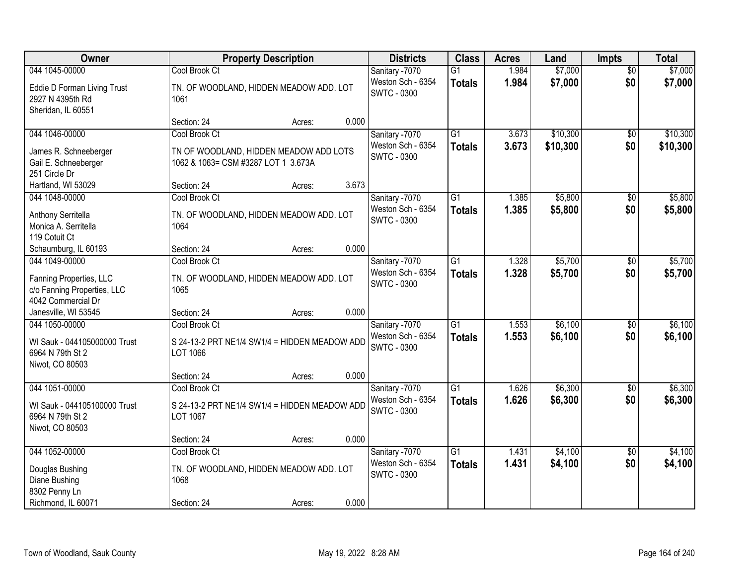| Owner | Property Description | | | Districts | Class | Acres | Land | Impts | Total |
|---|---|---|---|---|---|---|---|---|---|
| 044 1045-00000 | Cool Brook Ct | | | Sanitary -7070 | G1 | 1.984 | $7,000 | $0 | $7,000 |
| Eddie D Forman Living Trust<br>2927 N 4395th Rd<br>Sheridan, IL 60551 | TN. OF WOODLAND, HIDDEN MEADOW ADD. LOT 1061 | | | Weston Sch - 6354<br>SWTC - 0300 | **Totals** | **1.984** | **$7,000** | **$0** | **$7,000** |
| | Section: 24 | Acres: | 0.000 | | | | | | |
| 044 1046-00000 | Cool Brook Ct | | | Sanitary -7070 | G1 | 3.673 | $10,300 | $0 | $10,300 |
| James R. Schneeberger<br>Gail E. Schneeberger<br>251 Circle Dr<br>Hartland, WI 53029 | TN OF WOODLAND, HIDDEN MEADOW ADD LOTS 1062 & 1063= CSM #3287 LOT 1 3.673A | | | Weston Sch - 6354<br>SWTC - 0300 | **Totals** | **3.673** | **$10,300** | **$0** | **$10,300** |
| | Section: 24 | Acres: | 3.673 | | | | | | |
| 044 1048-00000 | Cool Brook Ct | | | Sanitary -7070 | G1 | 1.385 | $5,800 | $0 | $5,800 |
| Anthony Serritella<br>Monica A. Serritella<br>119 Cotuit Ct<br>Schaumburg, IL 60193 | TN. OF WOODLAND, HIDDEN MEADOW ADD. LOT 1064 | | | Weston Sch - 6354<br>SWTC - 0300 | **Totals** | **1.385** | **$5,800** | **$0** | **$5,800** |
| | Section: 24 | Acres: | 0.000 | | | | | | |
| 044 1049-00000 | Cool Brook Ct | | | Sanitary -7070 | G1 | 1.328 | $5,700 | $0 | $5,700 |
| Fanning Properties, LLC<br>c/o Fanning Properties, LLC<br>4042 Commercial Dr<br>Janesville, WI 53545 | TN. OF WOODLAND, HIDDEN MEADOW ADD. LOT 1065 | | | Weston Sch - 6354<br>SWTC - 0300 | **Totals** | **1.328** | **$5,700** | **$0** | **$5,700** |
| | Section: 24 | Acres: | 0.000 | | | | | | |
| 044 1050-00000 | Cool Brook Ct | | | Sanitary -7070 | G1 | 1.553 | $6,100 | $0 | $6,100 |
| WI Sauk - 044105000000 Trust<br>6964 N 79th St 2<br>Niwot, CO 80503 | S 24-13-2 PRT NE1/4 SW1/4 = HIDDEN MEADOW ADD LOT 1066 | | | Weston Sch - 6354<br>SWTC - 0300 | **Totals** | **1.553** | **$6,100** | **$0** | **$6,100** |
| | Section: 24 | Acres: | 0.000 | | | | | | |
| 044 1051-00000 | Cool Brook Ct | | | Sanitary -7070 | G1 | 1.626 | $6,300 | $0 | $6,300 |
| WI Sauk - 044105100000 Trust<br>6964 N 79th St 2<br>Niwot, CO 80503 | S 24-13-2 PRT NE1/4 SW1/4 = HIDDEN MEADOW ADD LOT 1067 | | | Weston Sch - 6354<br>SWTC - 0300 | **Totals** | **1.626** | **$6,300** | **$0** | **$6,300** |
| | Section: 24 | Acres: | 0.000 | | | | | | |
| 044 1052-00000 | Cool Brook Ct | | | Sanitary -7070 | G1 | 1.431 | $4,100 | $0 | $4,100 |
| Douglas Bushing<br>Diane Bushing<br>8302 Penny Ln<br>Richmond, IL 60071 | TN. OF WOODLAND, HIDDEN MEADOW ADD. LOT 1068 | | | Weston Sch - 6354<br>SWTC - 0300 | **Totals** | **1.431** | **$4,100** | **$0** | **$4,100** |
| | Section: 24 | Acres: | 0.000 | | | | | | |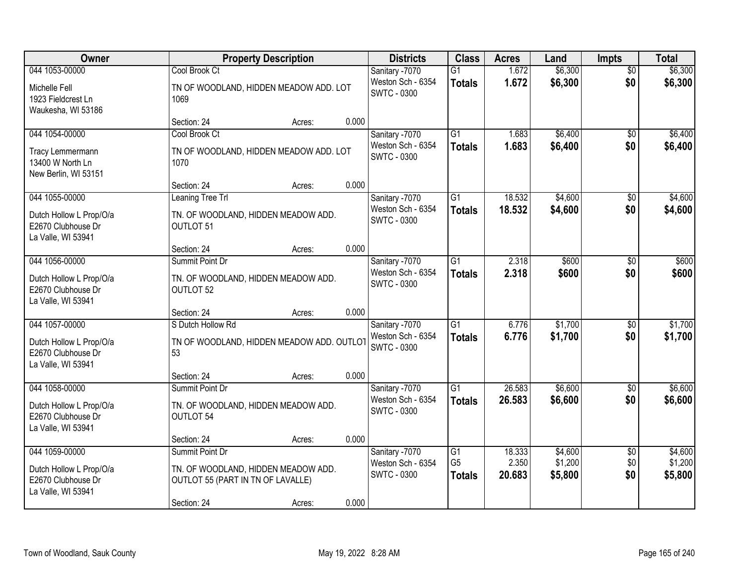| Owner | Property Description | Districts | Class | Acres | Land | Impts | Total |
|---|---|---|---|---|---|---|---|
| 044 1053-00000<br>Michelle Fell<br>1923 Fieldcrest Ln<br>Waukesha, WI 53186 | Cool Brook Ct<br>TN OF WOODLAND, HIDDEN MEADOW ADD. LOT 1069<br>Section: 24 Acres: 0.000 | Sanitary -7070<br>Weston Sch - 6354<br>SWTC - 0300 | G1<br>**Totals** | 1.672<br>**1.672** | $6,300<br>**$6,300** | $0<br>**$0** | $6,300<br>**$6,300** |
| 044 1054-00000<br>Tracy Lemmermann<br>13400 W North Ln<br>New Berlin, WI 53151 | Cool Brook Ct<br>TN OF WOODLAND, HIDDEN MEADOW ADD. LOT 1070<br>Section: 24 Acres: 0.000 | Sanitary -7070<br>Weston Sch - 6354<br>SWTC - 0300 | G1<br>**Totals** | 1.683<br>**1.683** | $6,400<br>**$6,400** | $0<br>**$0** | $6,400<br>**$6,400** |
| 044 1055-00000<br>Dutch Hollow L Prop/O/a<br>E2670 Clubhouse Dr<br>La Valle, WI 53941 | Leaning Tree Trl<br>TN. OF WOODLAND, HIDDEN MEADOW ADD. OUTLOT 51<br>Section: 24 Acres: 0.000 | Sanitary -7070<br>Weston Sch - 6354<br>SWTC - 0300 | G1<br>**Totals** | 18.532<br>**18.532** | $4,600<br>**$4,600** | $0<br>**$0** | $4,600<br>**$4,600** |
| 044 1056-00000<br>Dutch Hollow L Prop/O/a<br>E2670 Clubhouse Dr<br>La Valle, WI 53941 | Summit Point Dr<br>TN. OF WOODLAND, HIDDEN MEADOW ADD. OUTLOT 52<br>Section: 24 Acres: 0.000 | Sanitary -7070<br>Weston Sch - 6354<br>SWTC - 0300 | G1<br>**Totals** | 2.318<br>**2.318** | $600<br>**$600** | $0<br>**$0** | $600<br>**$600** |
| 044 1057-00000<br>Dutch Hollow L Prop/O/a<br>E2670 Clubhouse Dr<br>La Valle, WI 53941 | S Dutch Hollow Rd<br>TN OF WOODLAND, HIDDEN MEADOW ADD. OUTLOT 53<br>Section: 24 Acres: 0.000 | Sanitary -7070<br>Weston Sch - 6354<br>SWTC - 0300 | G1<br>**Totals** | 6.776<br>**6.776** | $1,700<br>**$1,700** | $0<br>**$0** | $1,700<br>**$1,700** |
| 044 1058-00000<br>Dutch Hollow L Prop/O/a<br>E2670 Clubhouse Dr<br>La Valle, WI 53941 | Summit Point Dr<br>TN. OF WOODLAND, HIDDEN MEADOW ADD. OUTLOT 54<br>Section: 24 Acres: 0.000 | Sanitary -7070<br>Weston Sch - 6354<br>SWTC - 0300 | G1<br>**Totals** | 26.583<br>**26.583** | $6,600<br>**$6,600** | $0<br>**$0** | $6,600<br>**$6,600** |
| 044 1059-00000<br>Dutch Hollow L Prop/O/a<br>E2670 Clubhouse Dr<br>La Valle, WI 53941 | Summit Point Dr<br>TN. OF WOODLAND, HIDDEN MEADOW ADD. OUTLOT 55 (PART IN TN OF LAVALLE)<br>Section: 24 Acres: 0.000 | Sanitary -7070<br>Weston Sch - 6354<br>SWTC - 0300 | G1<br>G5<br>**Totals** | 18.333<br>2.350<br>**20.683** | $4,600<br>$1,200<br>**$5,800** | $0<br>$0<br>**$0** | $4,600<br>$1,200<br>**$5,800** |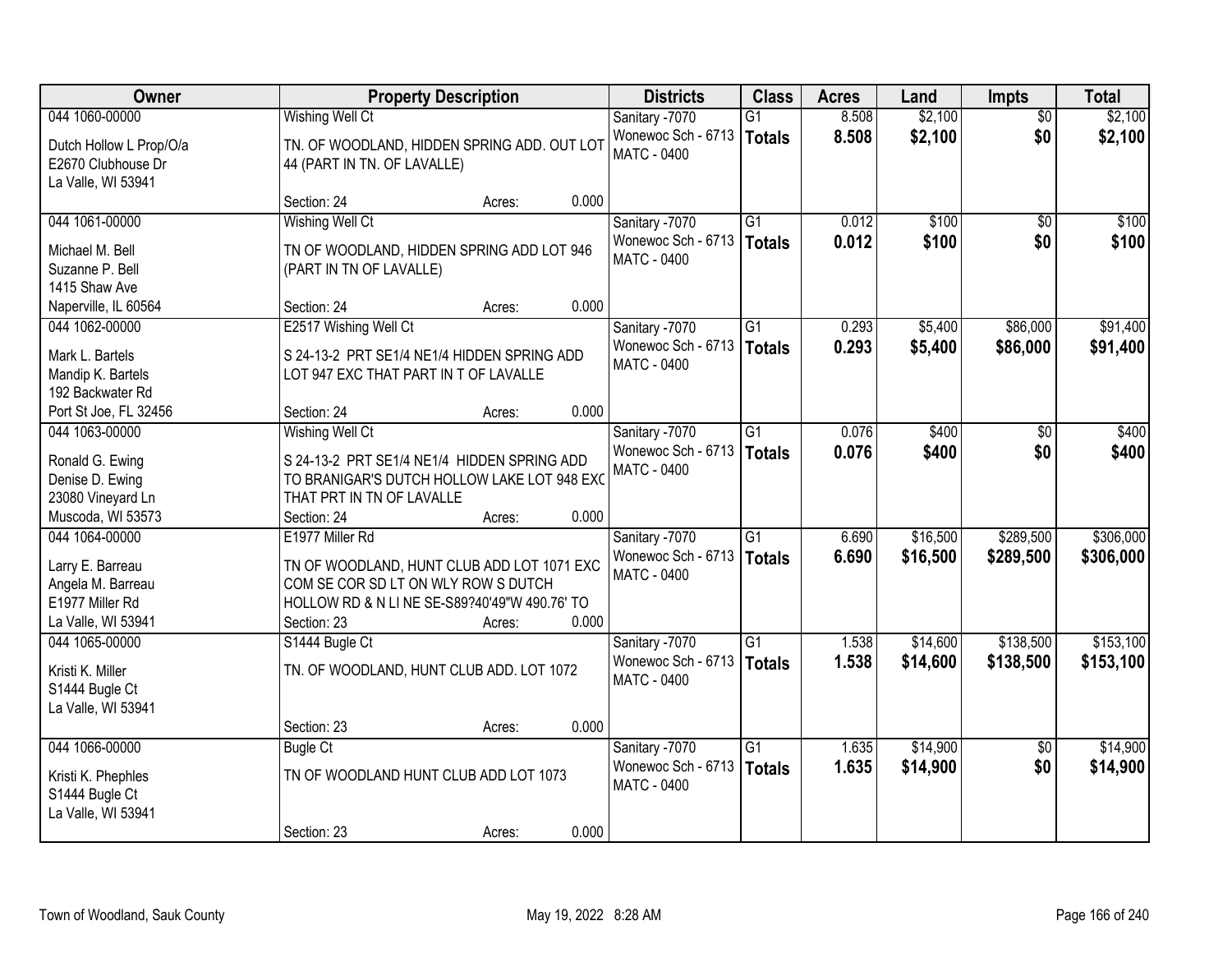| Owner | Property Description | Districts | Class | Acres | Land | Impts | Total |
|---|---|---|---|---|---|---|---|
| 044 1060-00000<br>Dutch Hollow L Prop/O/a<br>E2670 Clubhouse Dr<br>La Valle, WI 53941 | Wishing Well Ct<br>TN. OF WOODLAND, HIDDEN SPRING ADD. OUT LOT 44 (PART IN TN. OF LAVALLE)<br>Section: 24 Acres: 0.000 | Sanitary -7070<br>Wonewoc Sch - 6713<br>MATC - 0400 | G1<br>**Totals** | 8.508<br>**8.508** | $2,100<br>**$2,100** | $0<br>**$0** | $2,100<br>**$2,100** |
| 044 1061-00000<br>Michael M. Bell<br>Suzanne P. Bell<br>1415 Shaw Ave<br>Naperville, IL 60564 | Wishing Well Ct<br>TN OF WOODLAND, HIDDEN SPRING ADD LOT 946 (PART IN TN OF LAVALLE)<br>Section: 24 Acres: 0.000 | Sanitary -7070<br>Wonewoc Sch - 6713<br>MATC - 0400 | G1<br>**Totals** | 0.012<br>**0.012** | $100<br>**$100** | $0<br>**$0** | $100<br>**$100** |
| 044 1062-00000<br>Mark L. Bartels<br>Mandip K. Bartels<br>192 Backwater Rd<br>Port St Joe, FL 32456 | E2517 Wishing Well Ct<br>S 24-13-2 PRT SE1/4 NE1/4 HIDDEN SPRING ADD LOT 947 EXC THAT PART IN T OF LAVALLE<br>Section: 24 Acres: 0.000 | Sanitary -7070<br>Wonewoc Sch - 6713<br>MATC - 0400 | G1<br>**Totals** | 0.293<br>**0.293** | $5,400<br>**$5,400** | $86,000<br>**$86,000** | $91,400<br>**$91,400** |
| 044 1063-00000<br>Ronald G. Ewing<br>Denise D. Ewing<br>23080 Vineyard Ln<br>Muscoda, WI 53573 | Wishing Well Ct<br>S 24-13-2 PRT SE1/4 NE1/4 HIDDEN SPRING ADD TO BRANIGAR'S DUTCH HOLLOW LAKE LOT 948 EXC THAT PRT IN TN OF LAVALLE<br>Section: 24 Acres: 0.000 | Sanitary -7070<br>Wonewoc Sch - 6713<br>MATC - 0400 | G1<br>**Totals** | 0.076<br>**0.076** | $400<br>**$400** | $0<br>**$0** | $400<br>**$400** |
| 044 1064-00000<br>Larry E. Barreau<br>Angela M. Barreau<br>E1977 Miller Rd<br>La Valle, WI 53941 | E1977 Miller Rd<br>TN OF WOODLAND, HUNT CLUB ADD LOT 1071 EXC COM SE COR SD LT ON WLY ROW S DUTCH HOLLOW RD & N LI NE SE-S89?40'49"W 490.76' TO<br>Section: 23 Acres: 0.000 | Sanitary -7070<br>Wonewoc Sch - 6713<br>MATC - 0400 | G1<br>**Totals** | 6.690<br>**6.690** | $16,500<br>**$16,500** | $289,500<br>**$289,500** | $306,000<br>**$306,000** |
| 044 1065-00000<br>Kristi K. Miller<br>S1444 Bugle Ct<br>La Valle, WI 53941 | S1444 Bugle Ct<br>TN. OF WOODLAND, HUNT CLUB ADD. LOT 1072<br>Section: 23 Acres: 0.000 | Sanitary -7070<br>Wonewoc Sch - 6713<br>MATC - 0400 | G1<br>**Totals** | 1.538<br>**1.538** | $14,600<br>**$14,600** | $138,500<br>**$138,500** | $153,100<br>**$153,100** |
| 044 1066-00000<br>Kristi K. Phephles<br>S1444 Bugle Ct<br>La Valle, WI 53941 | Bugle Ct<br>TN OF WOODLAND HUNT CLUB ADD LOT 1073<br>Section: 23 Acres: 0.000 | Sanitary -7070<br>Wonewoc Sch - 6713<br>MATC - 0400 | G1<br>**Totals** | 1.635<br>**1.635** | $14,900<br>**$14,900** | $0<br>**$0** | $14,900<br>**$14,900** |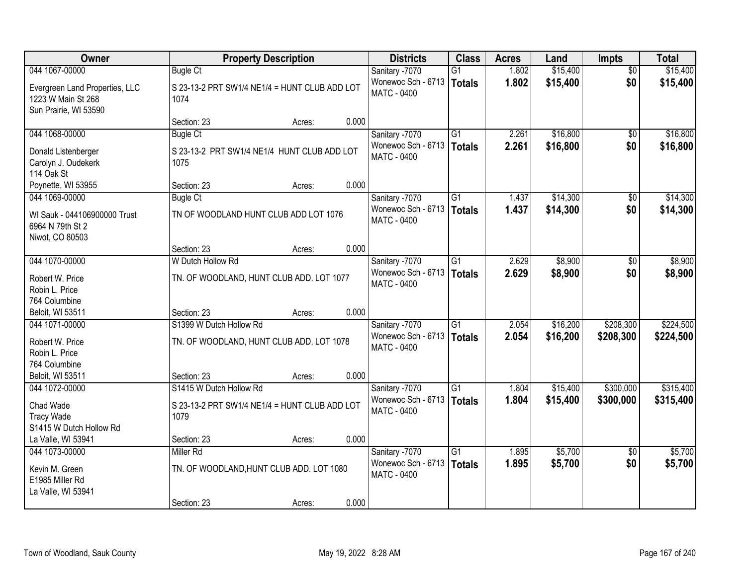| Owner | Property Description | | | Districts | Class | Acres | Land | Impts | Total |
|---|---|---|---|---|---|---|---|---|---|
| 044 1067-00000 | Bugle Ct | | | Sanitary -7070 | G1 | 1.802 | $15,400 | $0 | $15,400 |
| Evergreen Land Properties, LLC<br>1223 W Main St 268<br>Sun Prairie, WI 53590 | S 23-13-2 PRT SW1/4 NE1/4 = HUNT CLUB ADD LOT 1074 | | | Wonewoc Sch - 6713<br>MATC - 0400 | **Totals** | **1.802** | **$15,400** | **$0** | **$15,400** |
| | Section: 23 | Acres: | 0.000 | | | | | | |
| 044 1068-00000 | Bugle Ct | | | Sanitary -7070 | G1 | 2.261 | $16,800 | $0 | $16,800 |
| Donald Listenberger<br>Carolyn J. Oudekerk<br>114 Oak St<br>Poynette, WI 53955 | S 23-13-2 PRT SW1/4 NE1/4 HUNT CLUB ADD LOT 1075 | | | Wonewoc Sch - 6713<br>MATC - 0400 | **Totals** | **2.261** | **$16,800** | **$0** | **$16,800** |
| | Section: 23 | Acres: | 0.000 | | | | | | |
| 044 1069-00000 | Bugle Ct | | | Sanitary -7070 | G1 | 1.437 | $14,300 | $0 | $14,300 |
| WI Sauk - 044106900000 Trust<br>6964 N 79th St 2<br>Niwot, CO 80503 | TN OF WOODLAND HUNT CLUB ADD LOT 1076 | | | Wonewoc Sch - 6713<br>MATC - 0400 | **Totals** | **1.437** | **$14,300** | **$0** | **$14,300** |
| | Section: 23 | Acres: | 0.000 | | | | | | |
| 044 1070-00000 | W Dutch Hollow Rd | | | Sanitary -7070 | G1 | 2.629 | $8,900 | $0 | $8,900 |
| Robert W. Price<br>Robin L. Price<br>764 Columbine<br>Beloit, WI 53511 | TN. OF WOODLAND, HUNT CLUB ADD. LOT 1077 | | | Wonewoc Sch - 6713<br>MATC - 0400 | **Totals** | **2.629** | **$8,900** | **$0** | **$8,900** |
| | Section: 23 | Acres: | 0.000 | | | | | | |
| 044 1071-00000 | S1399 W Dutch Hollow Rd | | | Sanitary -7070 | G1 | 2.054 | $16,200 | $208,300 | $224,500 |
| Robert W. Price<br>Robin L. Price<br>764 Columbine<br>Beloit, WI 53511 | TN. OF WOODLAND, HUNT CLUB ADD. LOT 1078 | | | Wonewoc Sch - 6713<br>MATC - 0400 | **Totals** | **2.054** | **$16,200** | **$208,300** | **$224,500** |
| | Section: 23 | Acres: | 0.000 | | | | | | |
| 044 1072-00000 | S1415 W Dutch Hollow Rd | | | Sanitary -7070 | G1 | 1.804 | $15,400 | $300,000 | $315,400 |
| Chad Wade<br>Tracy Wade<br>S1415 W Dutch Hollow Rd<br>La Valle, WI 53941 | S 23-13-2 PRT SW1/4 NE1/4 = HUNT CLUB ADD LOT 1079 | | | Wonewoc Sch - 6713<br>MATC - 0400 | **Totals** | **1.804** | **$15,400** | **$300,000** | **$315,400** |
| | Section: 23 | Acres: | 0.000 | | | | | | |
| 044 1073-00000 | Miller Rd | | | Sanitary -7070 | G1 | 1.895 | $5,700 | $0 | $5,700 |
| Kevin M. Green<br>E1985 Miller Rd<br>La Valle, WI 53941 | TN. OF WOODLAND,HUNT CLUB ADD. LOT 1080 | | | Wonewoc Sch - 6713<br>MATC - 0400 | **Totals** | **1.895** | **$5,700** | **$0** | **$5,700** |
| | Section: 23 | Acres: | 0.000 | | | | | | |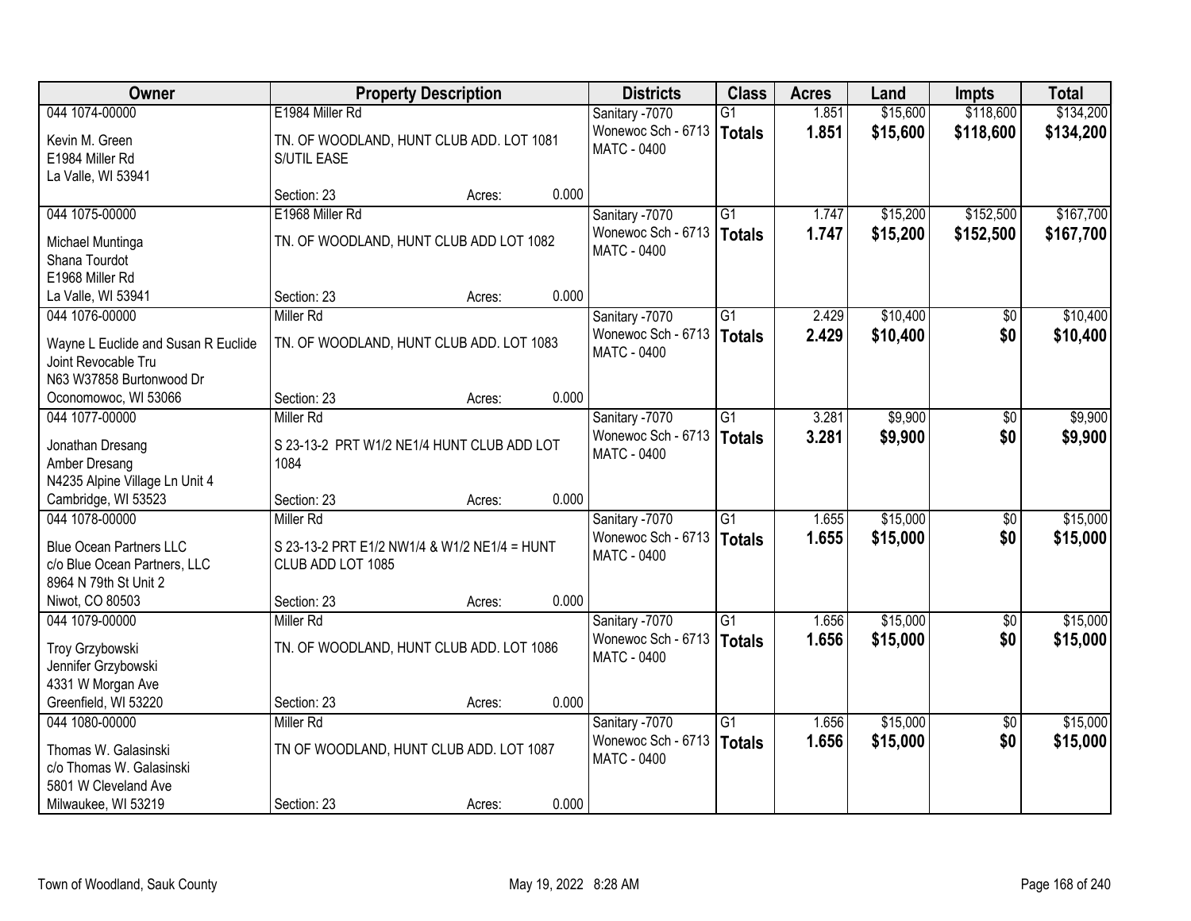| Owner | Property Description | Districts | Class | Acres | Land | Impts | Total |
|---|---|---|---|---|---|---|---|
| 044 1074-00000<br>Kevin M. Green<br>E1984 Miller Rd<br>La Valle, WI 53941 | E1984 Miller Rd<br>TN. OF WOODLAND, HUNT CLUB ADD. LOT 1081 S/UTIL EASE<br>Section: 23 Acres: 0.000 | Sanitary -7070<br>Wonewoc Sch - 6713<br>MATC - 0400 | G1<br>**Totals** | 1.851<br>**1.851** | $15,600<br>**$15,600** | $118,600<br>**$118,600** | $134,200<br>**$134,200** |
| 044 1075-00000<br>Michael Muntinga<br>Shana Tourdot<br>E1968 Miller Rd<br>La Valle, WI 53941 | E1968 Miller Rd<br>TN. OF WOODLAND, HUNT CLUB ADD LOT 1082<br>Section: 23 Acres: 0.000 | Sanitary -7070<br>Wonewoc Sch - 6713<br>MATC - 0400 | G1<br>**Totals** | 1.747<br>**1.747** | $15,200<br>**$15,200** | $152,500<br>**$152,500** | $167,700<br>**$167,700** |
| 044 1076-00000<br>Wayne L Euclide and Susan R Euclide Joint Revocable Tru<br>N63 W37858 Burtonwood Dr<br>Oconomowoc, WI 53066 | Miller Rd<br>TN. OF WOODLAND, HUNT CLUB ADD. LOT 1083<br>Section: 23 Acres: 0.000 | Sanitary -7070<br>Wonewoc Sch - 6713<br>MATC - 0400 | G1<br>**Totals** | 2.429<br>**2.429** | $10,400<br>**$10,400** | $0<br>**$0** | $10,400<br>**$10,400** |
| 044 1077-00000<br>Jonathan Dresang<br>Amber Dresang<br>N4235 Alpine Village Ln Unit 4<br>Cambridge, WI 53523 | Miller Rd<br>S 23-13-2 PRT W1/2 NE1/4 HUNT CLUB ADD LOT 1084<br>Section: 23 Acres: 0.000 | Sanitary -7070<br>Wonewoc Sch - 6713<br>MATC - 0400 | G1<br>**Totals** | 3.281<br>**3.281** | $9,900<br>**$9,900** | $0<br>**$0** | $9,900<br>**$9,900** |
| 044 1078-00000<br>Blue Ocean Partners LLC<br>c/o Blue Ocean Partners, LLC<br>8964 N 79th St Unit 2<br>Niwot, CO 80503 | Miller Rd<br>S 23-13-2 PRT E1/2 NW1/4 & W1/2 NE1/4 = HUNT CLUB ADD LOT 1085<br>Section: 23 Acres: 0.000 | Sanitary -7070<br>Wonewoc Sch - 6713<br>MATC - 0400 | G1<br>**Totals** | 1.655<br>**1.655** | $15,000<br>**$15,000** | $0<br>**$0** | $15,000<br>**$15,000** |
| 044 1079-00000<br>Troy Grzybowski<br>Jennifer Grzybowski<br>4331 W Morgan Ave<br>Greenfield, WI 53220 | Miller Rd<br>TN. OF WOODLAND, HUNT CLUB ADD. LOT 1086<br>Section: 23 Acres: 0.000 | Sanitary -7070<br>Wonewoc Sch - 6713<br>MATC - 0400 | G1<br>**Totals** | 1.656<br>**1.656** | $15,000<br>**$15,000** | $0<br>**$0** | $15,000<br>**$15,000** |
| 044 1080-00000<br>Thomas W. Galasinski<br>c/o Thomas W. Galasinski<br>5801 W Cleveland Ave<br>Milwaukee, WI 53219 | Miller Rd<br>TN OF WOODLAND, HUNT CLUB ADD. LOT 1087<br>Section: 23 Acres: 0.000 | Sanitary -7070<br>Wonewoc Sch - 6713<br>MATC - 0400 | G1<br>**Totals** | 1.656<br>**1.656** | $15,000<br>**$15,000** | $0<br>**$0** | $15,000<br>**$15,000** |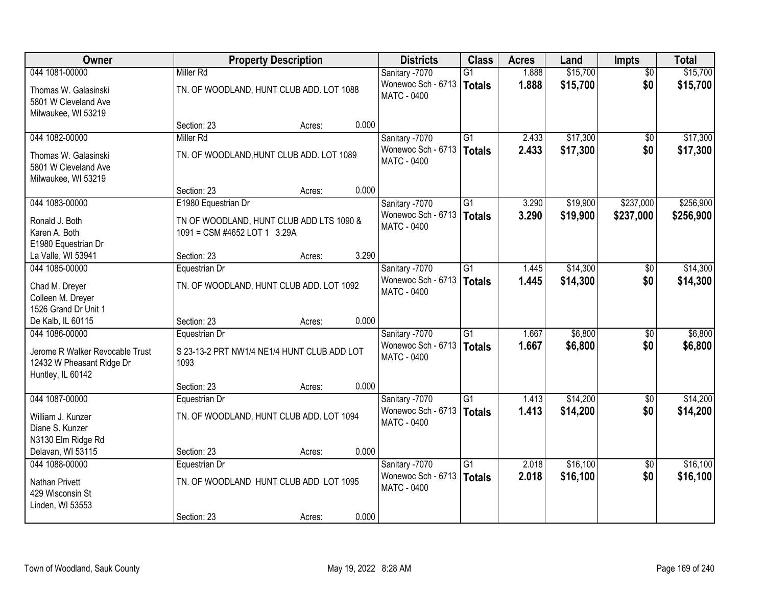| Owner | Property Description | Districts | Class | Acres | Land | Impts | Total |
|---|---|---|---|---|---|---|---|
| 044 1081-00000<br>Thomas W. Galasinski<br>5801 W Cleveland Ave<br>Milwaukee, WI 53219 | Miller Rd<br>TN. OF WOODLAND, HUNT CLUB ADD. LOT 1088<br>Section: 23 Acres: 0.000 | Sanitary -7070<br>Wonewoc Sch - 6713<br>MATC - 0400 | G1<br>**Totals** | 1.888<br>**1.888** | $15,700<br>**$15,700** | $0<br>**$0** | $15,700<br>**$15,700** |
| 044 1082-00000<br>Thomas W. Galasinski<br>5801 W Cleveland Ave<br>Milwaukee, WI 53219 | Miller Rd<br>TN. OF WOODLAND,HUNT CLUB ADD. LOT 1089<br>Section: 23 Acres: 0.000 | Sanitary -7070<br>Wonewoc Sch - 6713<br>MATC - 0400 | G1<br>**Totals** | 2.433<br>**2.433** | $17,300<br>**$17,300** | $0<br>**$0** | $17,300<br>**$17,300** |
| 044 1083-00000<br>Ronald J. Both<br>Karen A. Both<br>E1980 Equestrian Dr<br>La Valle, WI 53941 | E1980 Equestrian Dr<br>TN OF WOODLAND, HUNT CLUB ADD LTS 1090 & 1091 = CSM #4652 LOT 1 3.29A<br>Section: 23 Acres: 3.290 | Sanitary -7070<br>Wonewoc Sch - 6713<br>MATC - 0400 | G1<br>**Totals** | 3.290<br>**3.290** | $19,900<br>**$19,900** | $237,000<br>**$237,000** | $256,900<br>**$256,900** |
| 044 1085-00000<br>Chad M. Dreyer<br>Colleen M. Dreyer<br>1526 Grand Dr Unit 1<br>De Kalb, IL 60115 | Equestrian Dr<br>TN. OF WOODLAND, HUNT CLUB ADD. LOT 1092<br>Section: 23 Acres: 0.000 | Sanitary -7070<br>Wonewoc Sch - 6713<br>MATC - 0400 | G1<br>**Totals** | 1.445<br>**1.445** | $14,300<br>**$14,300** | $0<br>**$0** | $14,300<br>**$14,300** |
| 044 1086-00000<br>Jerome R Walker Revocable Trust<br>12432 W Pheasant Ridge Dr<br>Huntley, IL 60142 | Equestrian Dr<br>S 23-13-2 PRT NW1/4 NE1/4 HUNT CLUB ADD LOT 1093<br>Section: 23 Acres: 0.000 | Sanitary -7070<br>Wonewoc Sch - 6713<br>MATC - 0400 | G1<br>**Totals** | 1.667<br>**1.667** | $6,800<br>**$6,800** | $0<br>**$0** | $6,800<br>**$6,800** |
| 044 1087-00000<br>William J. Kunzer<br>Diane S. Kunzer<br>N3130 Elm Ridge Rd<br>Delavan, WI 53115 | Equestrian Dr<br>TN. OF WOODLAND, HUNT CLUB ADD. LOT 1094<br>Section: 23 Acres: 0.000 | Sanitary -7070<br>Wonewoc Sch - 6713<br>MATC - 0400 | G1<br>**Totals** | 1.413<br>**1.413** | $14,200<br>**$14,200** | $0<br>**$0** | $14,200<br>**$14,200** |
| 044 1088-00000<br>Nathan Privett<br>429 Wisconsin St<br>Linden, WI 53553 | Equestrian Dr<br>TN. OF WOODLAND HUNT CLUB ADD LOT 1095<br>Section: 23 Acres: 0.000 | Sanitary -7070<br>Wonewoc Sch - 6713<br>MATC - 0400 | G1<br>**Totals** | 2.018<br>**2.018** | $16,100<br>**$16,100** | $0<br>**$0** | $16,100<br>**$16,100** |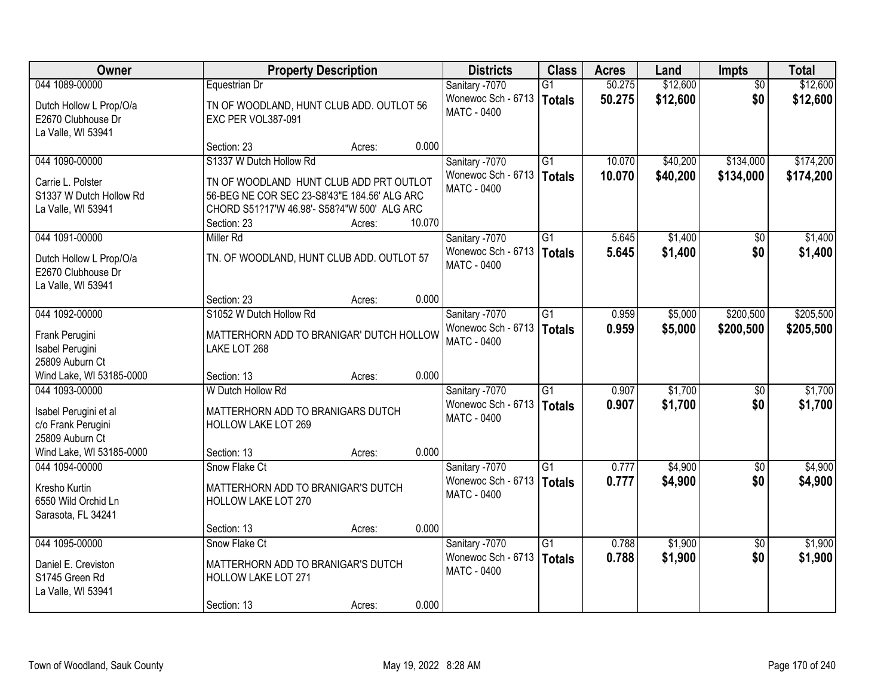| Owner | Property Description | Districts | Class | Acres | Land | Impts | Total |
|---|---|---|---|---|---|---|---|
| 044 1089-00000<br>Dutch Hollow L Prop/O/a<br>E2670 Clubhouse Dr<br>La Valle, WI 53941 | Equestrian Dr<br>TN OF WOODLAND, HUNT CLUB ADD. OUTLOT 56 EXC PER VOL387-091<br>Section: 23 Acres: 0.000 | Sanitary -7070<br>Wonewoc Sch - 6713<br>MATC - 0400 | G1<br>**Totals** | 50.275<br>**50.275** | $12,600<br>**$12,600** | $0<br>**$0** | $12,600<br>**$12,600** |
| 044 1090-00000<br>Carrie L. Polster<br>S1337 W Dutch Hollow Rd<br>La Valle, WI 53941 | S1337 W Dutch Hollow Rd<br>TN OF WOODLAND HUNT CLUB ADD PRT OUTLOT 56-BEG NE COR SEC 23-S8'43"E 184.56' ALG ARC CHORD S51?17'W 46.98'- S58?4"W 500' ALG ARC<br>Section: 23 Acres: 10.070 | Sanitary -7070<br>Wonewoc Sch - 6713<br>MATC - 0400 | G1<br>**Totals** | 10.070<br>**10.070** | $40,200<br>**$40,200** | $134,000<br>**$134,000** | $174,200<br>**$174,200** |
| 044 1091-00000<br>Dutch Hollow L Prop/O/a<br>E2670 Clubhouse Dr<br>La Valle, WI 53941 | Miller Rd<br>TN. OF WOODLAND, HUNT CLUB ADD. OUTLOT 57<br>Section: 23 Acres: 0.000 | Sanitary -7070<br>Wonewoc Sch - 6713<br>MATC - 0400 | G1<br>**Totals** | 5.645<br>**5.645** | $1,400<br>**$1,400** | $0<br>**$0** | $1,400<br>**$1,400** |
| 044 1092-00000<br>Frank Perugini<br>Isabel Perugini<br>25809 Auburn Ct<br>Wind Lake, WI 53185-0000 | S1052 W Dutch Hollow Rd<br>MATTERHORN ADD TO BRANIGAR' DUTCH HOLLOW LAKE LOT 268<br>Section: 13 Acres: 0.000 | Sanitary -7070<br>Wonewoc Sch - 6713<br>MATC - 0400 | G1<br>**Totals** | 0.959<br>**0.959** | $5,000<br>**$5,000** | $200,500<br>**$200,500** | $205,500<br>**$205,500** |
| 044 1093-00000<br>Isabel Perugini et al<br>c/o Frank Perugini<br>25809 Auburn Ct<br>Wind Lake, WI 53185-0000 | W Dutch Hollow Rd<br>MATTERHORN ADD TO BRANIGARS DUTCH HOLLOW LAKE LOT 269<br>Section: 13 Acres: 0.000 | Sanitary -7070<br>Wonewoc Sch - 6713<br>MATC - 0400 | G1<br>**Totals** | 0.907<br>**0.907** | $1,700<br>**$1,700** | $0<br>**$0** | $1,700<br>**$1,700** |
| 044 1094-00000<br>Kresho Kurtin<br>6550 Wild Orchid Ln<br>Sarasota, FL 34241 | Snow Flake Ct<br>MATTERHORN ADD TO BRANIGAR'S DUTCH HOLLOW LAKE LOT 270<br>Section: 13 Acres: 0.000 | Sanitary -7070<br>Wonewoc Sch - 6713<br>MATC - 0400 | G1<br>**Totals** | 0.777<br>**0.777** | $4,900<br>**$4,900** | $0<br>**$0** | $4,900<br>**$4,900** |
| 044 1095-00000<br>Daniel E. Creviston<br>S1745 Green Rd<br>La Valle, WI 53941 | Snow Flake Ct<br>MATTERHORN ADD TO BRANIGAR'S DUTCH HOLLOW LAKE LOT 271<br>Section: 13 Acres: 0.000 | Sanitary -7070<br>Wonewoc Sch - 6713<br>MATC - 0400 | G1<br>**Totals** | 0.788<br>**0.788** | $1,900<br>**$1,900** | $0<br>**$0** | $1,900<br>**$1,900** |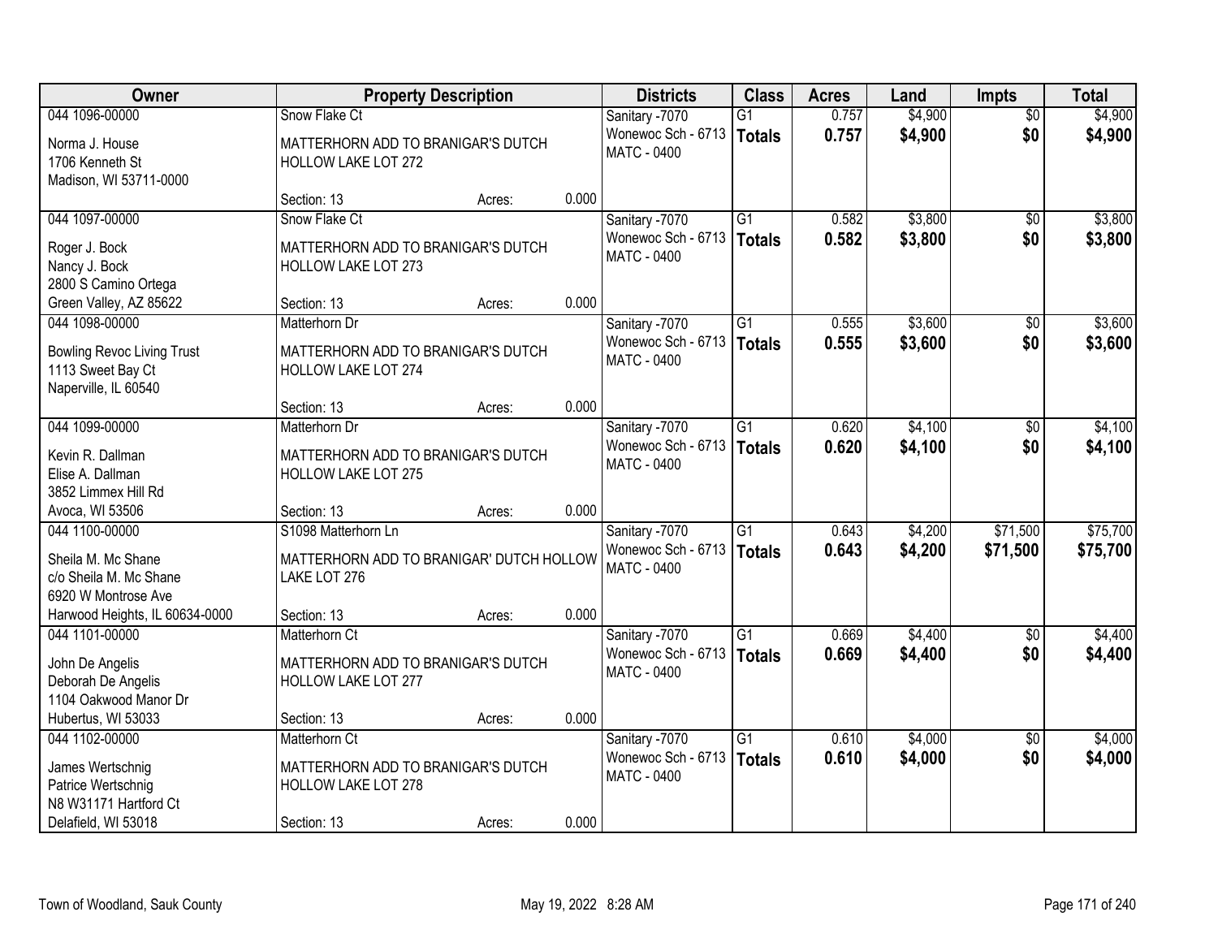| Owner | Property Description | | | Districts | Class | Acres | Land | Impts | Total |
|---|---|---|---|---|---|---|---|---|---|
| 044 1096-00000<br>Norma J. House<br>1706 Kenneth St<br>Madison, WI 53711-0000 | Snow Flake Ct<br>MATTERHORN ADD TO BRANIGAR'S DUTCH HOLLOW LAKE LOT 272<br>Section: 13 | Acres: | 0.000 | Sanitary -7070<br>Wonewoc Sch - 6713<br>MATC - 0400 | G1<br>**Totals** | 0.757<br>**0.757** | $4,900<br>**$4,900** | $0<br>**$0** | $4,900<br>**$4,900** |
| 044 1097-00000<br>Roger J. Bock<br>Nancy J. Bock<br>2800 S Camino Ortega<br>Green Valley, AZ 85622 | Snow Flake Ct<br>MATTERHORN ADD TO BRANIGAR'S DUTCH HOLLOW LAKE LOT 273<br>Section: 13 | Acres: | 0.000 | Sanitary -7070<br>Wonewoc Sch - 6713<br>MATC - 0400 | G1<br>**Totals** | 0.582<br>**0.582** | $3,800<br>**$3,800** | $0<br>**$0** | $3,800<br>**$3,800** |
| 044 1098-00000<br>Bowling Revoc Living Trust<br>1113 Sweet Bay Ct<br>Naperville, IL 60540 | Matterhorn Dr<br>MATTERHORN ADD TO BRANIGAR'S DUTCH HOLLOW LAKE LOT 274<br>Section: 13 | Acres: | 0.000 | Sanitary -7070<br>Wonewoc Sch - 6713<br>MATC - 0400 | G1<br>**Totals** | 0.555<br>**0.555** | $3,600<br>**$3,600** | $0<br>**$0** | $3,600<br>**$3,600** |
| 044 1099-00000<br>Kevin R. Dallman<br>Elise A. Dallman<br>3852 Limmex Hill Rd<br>Avoca, WI 53506 | Matterhorn Dr<br>MATTERHORN ADD TO BRANIGAR'S DUTCH HOLLOW LAKE LOT 275<br>Section: 13 | Acres: | 0.000 | Sanitary -7070<br>Wonewoc Sch - 6713<br>MATC - 0400 | G1<br>**Totals** | 0.620<br>**0.620** | $4,100<br>**$4,100** | $0<br>**$0** | $4,100<br>**$4,100** |
| 044 1100-00000<br>Sheila M. Mc Shane<br>c/o Sheila M. Mc Shane<br>6920 W Montrose Ave<br>Harwood Heights, IL 60634-0000 | S1098 Matterhorn Ln<br>MATTERHORN ADD TO BRANIGAR' DUTCH HOLLOW LAKE LOT 276<br>Section: 13 | Acres: | 0.000 | Sanitary -7070<br>Wonewoc Sch - 6713<br>MATC - 0400 | G1<br>**Totals** | 0.643<br>**0.643** | $4,200<br>**$4,200** | $71,500<br>**$71,500** | $75,700<br>**$75,700** |
| 044 1101-00000<br>John De Angelis<br>Deborah De Angelis<br>1104 Oakwood Manor Dr<br>Hubertus, WI 53033 | Matterhorn Ct<br>MATTERHORN ADD TO BRANIGAR'S DUTCH HOLLOW LAKE LOT 277<br>Section: 13 | Acres: | 0.000 | Sanitary -7070<br>Wonewoc Sch - 6713<br>MATC - 0400 | G1<br>**Totals** | 0.669<br>**0.669** | $4,400<br>**$4,400** | $0<br>**$0** | $4,400<br>**$4,400** |
| 044 1102-00000<br>James Wertschnig<br>Patrice Wertschnig<br>N8 W31171 Hartford Ct<br>Delafield, WI 53018 | Matterhorn Ct<br>MATTERHORN ADD TO BRANIGAR'S DUTCH HOLLOW LAKE LOT 278<br>Section: 13 | Acres: | 0.000 | Sanitary -7070<br>Wonewoc Sch - 6713<br>MATC - 0400 | G1<br>**Totals** | 0.610<br>**0.610** | $4,000<br>**$4,000** | $0<br>**$0** | $4,000<br>**$4,000** |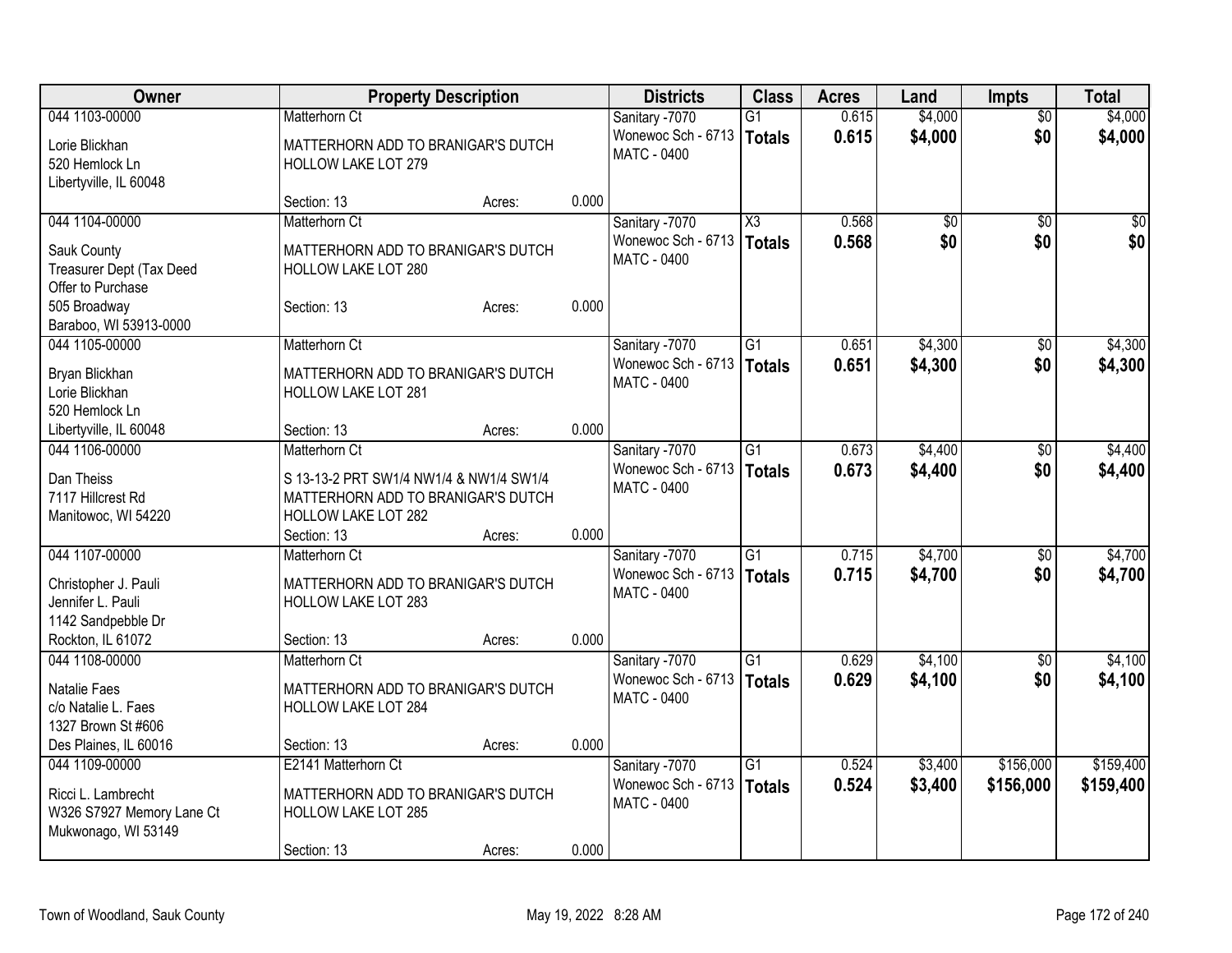| Owner | Property Description | | | Districts | Class | Acres | Land | Impts | Total |
|---|---|---|---|---|---|---|---|---|---|
| 044 1103-00000<br><br>Lorie Blickhan<br>520 Hemlock Ln<br>Libertyville, IL 60048 | Matterhorn Ct<br><br>MATTERHORN ADD TO BRANIGAR'S DUTCH HOLLOW LAKE LOT 279<br><br>Section: 13 | Acres: | 0.000 | Sanitary -7070<br>Wonewoc Sch - 6713<br>MATC - 0400 | G1<br>**Totals** | 0.615<br>**0.615** | $4,000<br>**$4,000** | $0<br>**$0** | $4,000<br>**$4,000** |
| 044 1104-00000<br><br>Sauk County<br>Treasurer Dept (Tax Deed<br>Offer to Purchase<br>505 Broadway<br>Baraboo, WI 53913-0000 | Matterhorn Ct<br><br>MATTERHORN ADD TO BRANIGAR'S DUTCH HOLLOW LAKE LOT 280<br><br>Section: 13 | Acres: | 0.000 | Sanitary -7070<br>Wonewoc Sch - 6713<br>MATC - 0400 | X3<br>**Totals** | 0.568<br>**0.568** | $0<br>**$0** | $0<br>**$0** | $0<br>**$0** |
| 044 1105-00000<br><br>Bryan Blickhan<br>Lorie Blickhan<br>520 Hemlock Ln<br>Libertyville, IL 60048 | Matterhorn Ct<br><br>MATTERHORN ADD TO BRANIGAR'S DUTCH HOLLOW LAKE LOT 281<br><br>Section: 13 | Acres: | 0.000 | Sanitary -7070<br>Wonewoc Sch - 6713<br>MATC - 0400 | G1<br>**Totals** | 0.651<br>**0.651** | $4,300<br>**$4,300** | $0<br>**$0** | $4,300<br>**$4,300** |
| 044 1106-00000<br><br>Dan Theiss<br>7117 Hillcrest Rd<br>Manitowoc, WI 54220 | Matterhorn Ct<br><br>S 13-13-2 PRT SW1/4 NW1/4 & NW1/4 SW1/4 MATTERHORN ADD TO BRANIGAR'S DUTCH HOLLOW LAKE LOT 282<br>Section: 13 | Acres: | 0.000 | Sanitary -7070<br>Wonewoc Sch - 6713<br>MATC - 0400 | G1<br>**Totals** | 0.673<br>**0.673** | $4,400<br>**$4,400** | $0<br>**$0** | $4,400<br>**$4,400** |
| 044 1107-00000<br><br>Christopher J. Pauli<br>Jennifer L. Pauli<br>1142 Sandpebble Dr<br>Rockton, IL 61072 | Matterhorn Ct<br><br>MATTERHORN ADD TO BRANIGAR'S DUTCH HOLLOW LAKE LOT 283<br><br>Section: 13 | Acres: | 0.000 | Sanitary -7070<br>Wonewoc Sch - 6713<br>MATC - 0400 | G1<br>**Totals** | 0.715<br>**0.715** | $4,700<br>**$4,700** | $0<br>**$0** | $4,700<br>**$4,700** |
| 044 1108-00000<br><br>Natalie Faes<br>c/o Natalie L. Faes<br>1327 Brown St #606<br>Des Plaines, IL 60016 | Matterhorn Ct<br><br>MATTERHORN ADD TO BRANIGAR'S DUTCH HOLLOW LAKE LOT 284<br><br>Section: 13 | Acres: | 0.000 | Sanitary -7070<br>Wonewoc Sch - 6713<br>MATC - 0400 | G1<br>**Totals** | 0.629<br>**0.629** | $4,100<br>**$4,100** | $0<br>**$0** | $4,100<br>**$4,100** |
| 044 1109-00000<br><br>Ricci L. Lambrecht<br>W326 S7927 Memory Lane Ct<br>Mukwonago, WI 53149 | E2141 Matterhorn Ct<br><br>MATTERHORN ADD TO BRANIGAR'S DUTCH HOLLOW LAKE LOT 285<br><br>Section: 13 | Acres: | 0.000 | Sanitary -7070<br>Wonewoc Sch - 6713<br>MATC - 0400 | G1<br>**Totals** | 0.524<br>**0.524** | $3,400<br>**$3,400** | $156,000<br>**$156,000** | $159,400<br>**$159,400** |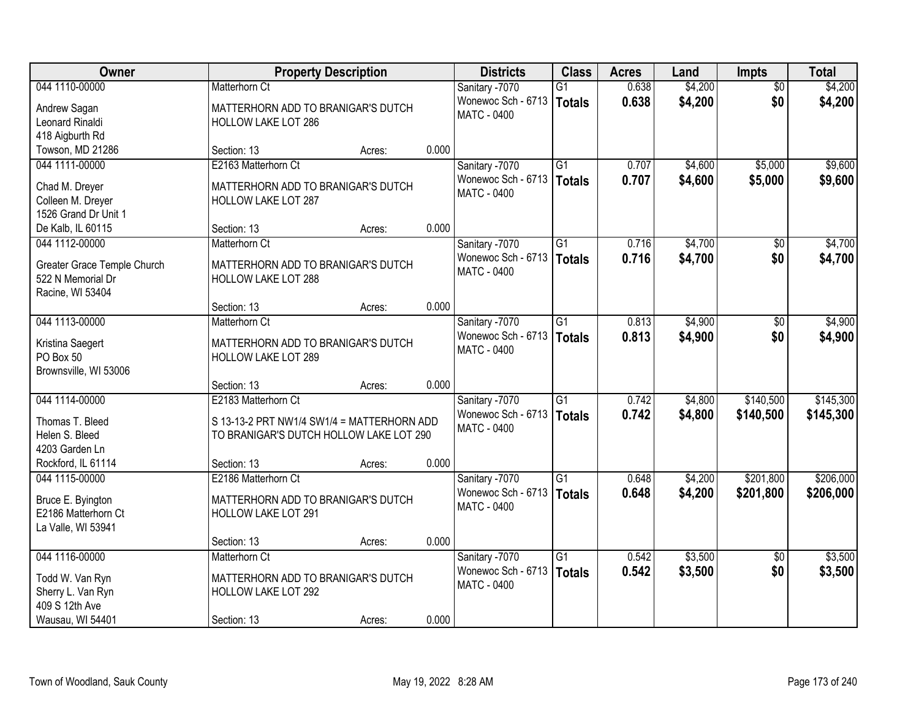| Owner | Property Description | | | Districts | Class | Acres | Land | Impts | Total |
|---|---|---|---|---|---|---|---|---|---|
| 044 1110-00000 | Matterhorn Ct | | | Sanitary -7070 | G1 | 0.638 | $4,200 | $0 | $4,200 |
| Andrew Sagan<br>Leonard Rinaldi<br>418 Aigburth Rd<br>Towson, MD 21286 | MATTERHORN ADD TO BRANIGAR'S DUTCH HOLLOW LAKE LOT 286 | | | Wonewoc Sch - 6713<br>MATC - 0400 | **Totals** | **0.638** | **$4,200** | **$0** | **$4,200** |
| | Section: 13 | Acres: | 0.000 | | | | | | |
| 044 1111-00000 | E2163 Matterhorn Ct | | | Sanitary -7070 | G1 | 0.707 | $4,600 | $5,000 | $9,600 |
| Chad M. Dreyer<br>Colleen M. Dreyer<br>1526 Grand Dr Unit 1<br>De Kalb, IL 60115 | MATTERHORN ADD TO BRANIGAR'S DUTCH HOLLOW LAKE LOT 287 | | | Wonewoc Sch - 6713<br>MATC - 0400 | **Totals** | **0.707** | **$4,600** | **$5,000** | **$9,600** |
| | Section: 13 | Acres: | 0.000 | | | | | | |
| 044 1112-00000 | Matterhorn Ct | | | Sanitary -7070 | G1 | 0.716 | $4,700 | $0 | $4,700 |
| Greater Grace Temple Church<br>522 N Memorial Dr<br>Racine, WI 53404 | MATTERHORN ADD TO BRANIGAR'S DUTCH HOLLOW LAKE LOT 288 | | | Wonewoc Sch - 6713<br>MATC - 0400 | **Totals** | **0.716** | **$4,700** | **$0** | **$4,700** |
| | Section: 13 | Acres: | 0.000 | | | | | | |
| 044 1113-00000 | Matterhorn Ct | | | Sanitary -7070 | G1 | 0.813 | $4,900 | $0 | $4,900 |
| Kristina Saegert<br>PO Box 50<br>Brownsville, WI 53006 | MATTERHORN ADD TO BRANIGAR'S DUTCH HOLLOW LAKE LOT 289 | | | Wonewoc Sch - 6713<br>MATC - 0400 | **Totals** | **0.813** | **$4,900** | **$0** | **$4,900** |
| | Section: 13 | Acres: | 0.000 | | | | | | |
| 044 1114-00000 | E2183 Matterhorn Ct | | | Sanitary -7070 | G1 | 0.742 | $4,800 | $140,500 | $145,300 |
| Thomas T. Bleed<br>Helen S. Bleed<br>4203 Garden Ln<br>Rockford, IL 61114 | S 13-13-2 PRT NW1/4 SW1/4 = MATTERHORN ADD TO BRANIGAR'S DUTCH HOLLOW LAKE LOT 290 | | | Wonewoc Sch - 6713<br>MATC - 0400 | **Totals** | **0.742** | **$4,800** | **$140,500** | **$145,300** |
| | Section: 13 | Acres: | 0.000 | | | | | | |
| 044 1115-00000 | E2186 Matterhorn Ct | | | Sanitary -7070 | G1 | 0.648 | $4,200 | $201,800 | $206,000 |
| Bruce E. Byington<br>E2186 Matterhorn Ct<br>La Valle, WI 53941 | MATTERHORN ADD TO BRANIGAR'S DUTCH HOLLOW LAKE LOT 291 | | | Wonewoc Sch - 6713<br>MATC - 0400 | **Totals** | **0.648** | **$4,200** | **$201,800** | **$206,000** |
| | Section: 13 | Acres: | 0.000 | | | | | | |
| 044 1116-00000 | Matterhorn Ct | | | Sanitary -7070 | G1 | 0.542 | $3,500 | $0 | $3,500 |
| Todd W. Van Ryn<br>Sherry L. Van Ryn<br>409 S 12th Ave<br>Wausau, WI 54401 | MATTERHORN ADD TO BRANIGAR'S DUTCH HOLLOW LAKE LOT 292 | | | Wonewoc Sch - 6713<br>MATC - 0400 | **Totals** | **0.542** | **$3,500** | **$0** | **$3,500** |
| | Section: 13 | Acres: | 0.000 | | | | | | |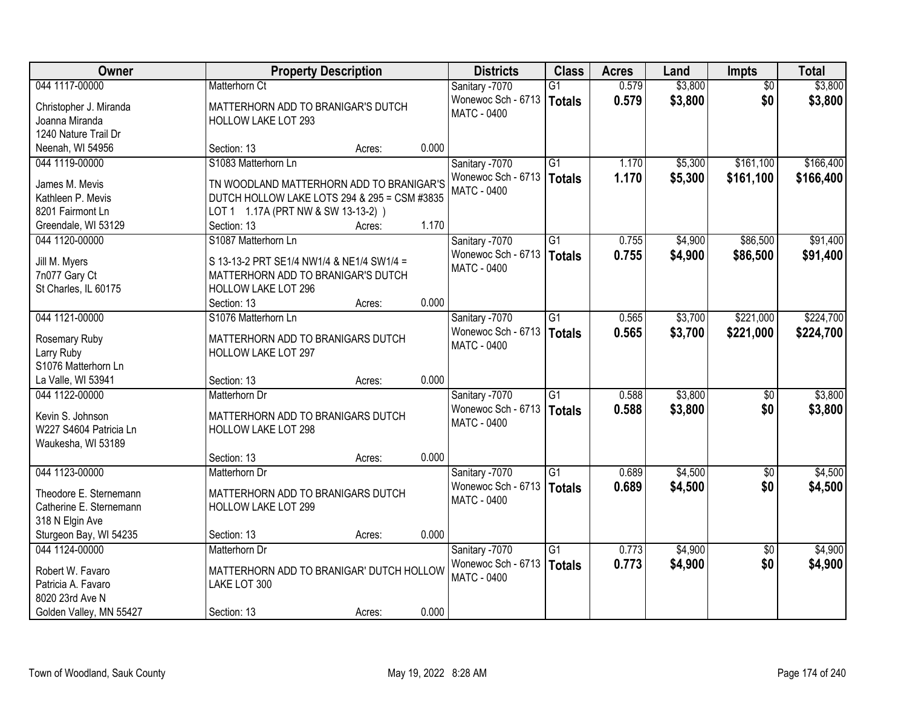| Owner | Property Description | Districts | Class | Acres | Land | Impts | Total |
|---|---|---|---|---|---|---|---|
| 044 1117-00000<br><br>Christopher J. Miranda<br>Joanna Miranda<br>1240 Nature Trail Dr<br>Neenah, WI 54956 | Matterhorn Ct<br><br>MATTERHORN ADD TO BRANIGAR'S DUTCH HOLLOW LAKE LOT 293<br><br>Section: 13 Acres: 0.000 | Sanitary -7070<br>Wonewoc Sch - 6713<br>MATC - 0400 | G1<br>**Totals** | 0.579<br>**0.579** | $3,800<br>**$3,800** | $0<br>**$0** | $3,800<br>**$3,800** |
| 044 1119-00000<br><br>James M. Mevis<br>Kathleen P. Mevis<br>8201 Fairmont Ln<br>Greendale, WI 53129 | S1083 Matterhorn Ln<br><br>TN WOODLAND MATTERHORN ADD TO BRANIGAR'S DUTCH HOLLOW LAKE LOTS 294 & 295 = CSM #3835 LOT 1 1.17A (PRT NW & SW 13-13-2) )<br>Section: 13 Acres: 1.170 | Sanitary -7070<br>Wonewoc Sch - 6713<br>MATC - 0400 | G1<br>**Totals** | 1.170<br>**1.170** | $5,300<br>**$5,300** | $161,100<br>**$161,100** | $166,400<br>**$166,400** |
| 044 1120-00000<br><br>Jill M. Myers<br>7n077 Gary Ct<br>St Charles, IL 60175 | S1087 Matterhorn Ln<br><br>S 13-13-2 PRT SE1/4 NW1/4 & NE1/4 SW1/4 = MATTERHORN ADD TO BRANIGAR'S DUTCH HOLLOW LAKE LOT 296<br>Section: 13 Acres: 0.000 | Sanitary -7070<br>Wonewoc Sch - 6713<br>MATC - 0400 | G1<br>**Totals** | 0.755<br>**0.755** | $4,900<br>**$4,900** | $86,500<br>**$86,500** | $91,400<br>**$91,400** |
| 044 1121-00000<br><br>Rosemary Ruby<br>Larry Ruby<br>S1076 Matterhorn Ln<br>La Valle, WI 53941 | S1076 Matterhorn Ln<br><br>MATTERHORN ADD TO BRANIGARS DUTCH HOLLOW LAKE LOT 297<br><br>Section: 13 Acres: 0.000 | Sanitary -7070<br>Wonewoc Sch - 6713<br>MATC - 0400 | G1<br>**Totals** | 0.565<br>**0.565** | $3,700<br>**$3,700** | $221,000<br>**$221,000** | $224,700<br>**$224,700** |
| 044 1122-00000<br><br>Kevin S. Johnson<br>W227 S4604 Patricia Ln<br>Waukesha, WI 53189 | Matterhorn Dr<br><br>MATTERHORN ADD TO BRANIGARS DUTCH HOLLOW LAKE LOT 298<br><br>Section: 13 Acres: 0.000 | Sanitary -7070<br>Wonewoc Sch - 6713<br>MATC - 0400 | G1<br>**Totals** | 0.588<br>**0.588** | $3,800<br>**$3,800** | $0<br>**$0** | $3,800<br>**$3,800** |
| 044 1123-00000<br><br>Theodore E. Sternemann<br>Catherine E. Sternemann<br>318 N Elgin Ave<br>Sturgeon Bay, WI 54235 | Matterhorn Dr<br><br>MATTERHORN ADD TO BRANIGARS DUTCH HOLLOW LAKE LOT 299<br><br>Section: 13 Acres: 0.000 | Sanitary -7070<br>Wonewoc Sch - 6713<br>MATC - 0400 | G1<br>**Totals** | 0.689<br>**0.689** | $4,500<br>**$4,500** | $0<br>**$0** | $4,500<br>**$4,500** |
| 044 1124-00000<br><br>Robert W. Favaro<br>Patricia A. Favaro<br>8020 23rd Ave N<br>Golden Valley, MN 55427 | Matterhorn Dr<br><br>MATTERHORN ADD TO BRANIGAR' DUTCH HOLLOW LAKE LOT 300<br><br>Section: 13 Acres: 0.000 | Sanitary -7070<br>Wonewoc Sch - 6713<br>MATC - 0400 | G1<br>**Totals** | 0.773<br>**0.773** | $4,900<br>**$4,900** | $0<br>**$0** | $4,900<br>**$4,900** |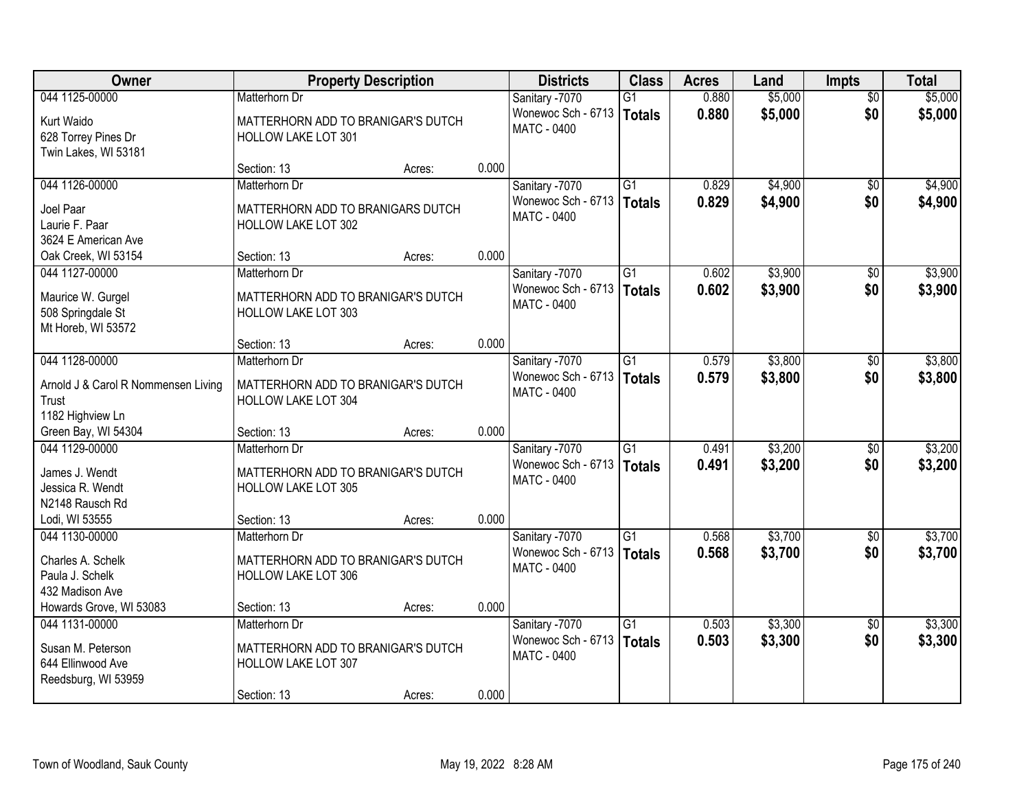| Owner | Property Description | | | Districts | Class | Acres | Land | Impts | Total |
|---|---|---|---|---|---|---|---|---|---|
| 044 1125-00000 | Matterhorn Dr | | | Sanitary -7070 | G1 | 0.880 | $5,000 | $0 | $5,000 |
| Kurt Waido<br>628 Torrey Pines Dr<br>Twin Lakes, WI 53181 | MATTERHORN ADD TO BRANIGAR'S DUTCH HOLLOW LAKE LOT 301 | | | Wonewoc Sch - 6713<br>MATC - 0400 | **Totals** | **0.880** | **$5,000** | **$0** | **$5,000** |
| | Section: 13 | Acres: | 0.000 | | | | | | |
| 044 1126-00000 | Matterhorn Dr | | | Sanitary -7070 | G1 | 0.829 | $4,900 | $0 | $4,900 |
| Joel Paar<br>Laurie F. Paar<br>3624 E American Ave<br>Oak Creek, WI 53154 | MATTERHORN ADD TO BRANIGARS DUTCH HOLLOW LAKE LOT 302 | | | Wonewoc Sch - 6713<br>MATC - 0400 | **Totals** | **0.829** | **$4,900** | **$0** | **$4,900** |
| | Section: 13 | Acres: | 0.000 | | | | | | |
| 044 1127-00000 | Matterhorn Dr | | | Sanitary -7070 | G1 | 0.602 | $3,900 | $0 | $3,900 |
| Maurice W. Gurgel<br>508 Springdale St<br>Mt Horeb, WI 53572 | MATTERHORN ADD TO BRANIGAR'S DUTCH HOLLOW LAKE LOT 303 | | | Wonewoc Sch - 6713<br>MATC - 0400 | **Totals** | **0.602** | **$3,900** | **$0** | **$3,900** |
| | Section: 13 | Acres: | 0.000 | | | | | | |
| 044 1128-00000 | Matterhorn Dr | | | Sanitary -7070 | G1 | 0.579 | $3,800 | $0 | $3,800 |
| Arnold J & Carol R Nommensen Living Trust<br>1182 Highview Ln<br>Green Bay, WI 54304 | MATTERHORN ADD TO BRANIGAR'S DUTCH HOLLOW LAKE LOT 304 | | | Wonewoc Sch - 6713<br>MATC - 0400 | **Totals** | **0.579** | **$3,800** | **$0** | **$3,800** |
| | Section: 13 | Acres: | 0.000 | | | | | | |
| 044 1129-00000 | Matterhorn Dr | | | Sanitary -7070 | G1 | 0.491 | $3,200 | $0 | $3,200 |
| James J. Wendt<br>Jessica R. Wendt<br>N2148 Rausch Rd<br>Lodi, WI 53555 | MATTERHORN ADD TO BRANIGAR'S DUTCH HOLLOW LAKE LOT 305 | | | Wonewoc Sch - 6713<br>MATC - 0400 | **Totals** | **0.491** | **$3,200** | **$0** | **$3,200** |
| | Section: 13 | Acres: | 0.000 | | | | | | |
| 044 1130-00000 | Matterhorn Dr | | | Sanitary -7070 | G1 | 0.568 | $3,700 | $0 | $3,700 |
| Charles A. Schelk<br>Paula J. Schelk<br>432 Madison Ave<br>Howards Grove, WI 53083 | MATTERHORN ADD TO BRANIGAR'S DUTCH HOLLOW LAKE LOT 306 | | | Wonewoc Sch - 6713<br>MATC - 0400 | **Totals** | **0.568** | **$3,700** | **$0** | **$3,700** |
| | Section: 13 | Acres: | 0.000 | | | | | | |
| 044 1131-00000 | Matterhorn Dr | | | Sanitary -7070 | G1 | 0.503 | $3,300 | $0 | $3,300 |
| Susan M. Peterson<br>644 Ellinwood Ave<br>Reedsburg, WI 53959 | MATTERHORN ADD TO BRANIGAR'S DUTCH HOLLOW LAKE LOT 307 | | | Wonewoc Sch - 6713<br>MATC - 0400 | **Totals** | **0.503** | **$3,300** | **$0** | **$3,300** |
| | Section: 13 | Acres: | 0.000 | | | | | | |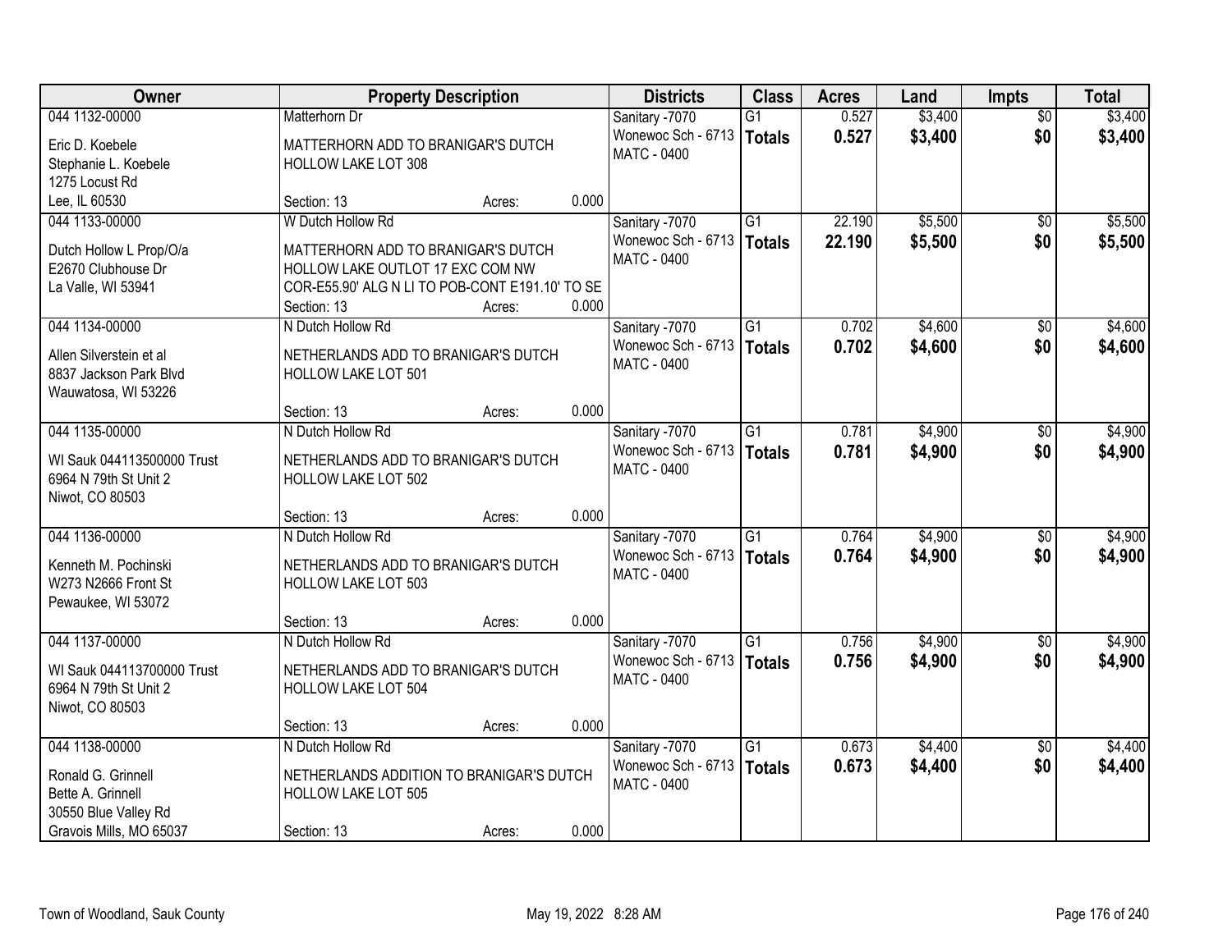| Owner | Property Description | Districts | Class | Acres | Land | Impts | Total |
|---|---|---|---|---|---|---|---|
| 044 1132-00000<br>Eric D. Koebele<br>Stephanie L. Koebele<br>1275 Locust Rd<br>Lee, IL 60530 | Matterhorn Dr<br>MATTERHORN ADD TO BRANIGAR'S DUTCH HOLLOW LAKE LOT 308<br>Section: 13 Acres: 0.000 | Sanitary -7070<br>Wonewoc Sch - 6713<br>MATC - 0400 | G1<br>**Totals** | 0.527<br>**0.527** | $3,400<br>**$3,400** | $0<br>**$0** | $3,400<br>**$3,400** |
| 044 1133-00000<br>Dutch Hollow L Prop/O/a<br>E2670 Clubhouse Dr<br>La Valle, WI 53941 | W Dutch Hollow Rd<br>MATTERHORN ADD TO BRANIGAR'S DUTCH HOLLOW LAKE OUTLOT 17 EXC COM NW COR-E55.90' ALG N LI TO POB-CONT E191.10' TO SE<br>Section: 13 Acres: 0.000 | Sanitary -7070<br>Wonewoc Sch - 6713<br>MATC - 0400 | G1<br>**Totals** | 22.190<br>**22.190** | $5,500<br>**$5,500** | $0<br>**$0** | $5,500<br>**$5,500** |
| 044 1134-00000<br>Allen Silverstein et al<br>8837 Jackson Park Blvd<br>Wauwatosa, WI 53226 | N Dutch Hollow Rd<br>NETHERLANDS ADD TO BRANIGAR'S DUTCH HOLLOW LAKE LOT 501<br>Section: 13 Acres: 0.000 | Sanitary -7070<br>Wonewoc Sch - 6713<br>MATC - 0400 | G1<br>**Totals** | 0.702<br>**0.702** | $4,600<br>**$4,600** | $0<br>**$0** | $4,600<br>**$4,600** |
| 044 1135-00000<br>WI Sauk 044113500000 Trust<br>6964 N 79th St Unit 2<br>Niwot, CO 80503 | N Dutch Hollow Rd<br>NETHERLANDS ADD TO BRANIGAR'S DUTCH HOLLOW LAKE LOT 502<br>Section: 13 Acres: 0.000 | Sanitary -7070<br>Wonewoc Sch - 6713<br>MATC - 0400 | G1<br>**Totals** | 0.781<br>**0.781** | $4,900<br>**$4,900** | $0<br>**$0** | $4,900<br>**$4,900** |
| 044 1136-00000<br>Kenneth M. Pochinski<br>W273 N2666 Front St<br>Pewaukee, WI 53072 | N Dutch Hollow Rd<br>NETHERLANDS ADD TO BRANIGAR'S DUTCH HOLLOW LAKE LOT 503<br>Section: 13 Acres: 0.000 | Sanitary -7070<br>Wonewoc Sch - 6713<br>MATC - 0400 | G1<br>**Totals** | 0.764<br>**0.764** | $4,900<br>**$4,900** | $0<br>**$0** | $4,900<br>**$4,900** |
| 044 1137-00000<br>WI Sauk 044113700000 Trust<br>6964 N 79th St Unit 2<br>Niwot, CO 80503 | N Dutch Hollow Rd<br>NETHERLANDS ADD TO BRANIGAR'S DUTCH HOLLOW LAKE LOT 504<br>Section: 13 Acres: 0.000 | Sanitary -7070<br>Wonewoc Sch - 6713<br>MATC - 0400 | G1<br>**Totals** | 0.756<br>**0.756** | $4,900<br>**$4,900** | $0<br>**$0** | $4,900<br>**$4,900** |
| 044 1138-00000<br>Ronald G. Grinnell<br>Bette A. Grinnell<br>30550 Blue Valley Rd<br>Gravois Mills, MO 65037 | N Dutch Hollow Rd<br>NETHERLANDS ADDITION TO BRANIGAR'S DUTCH HOLLOW LAKE LOT 505<br>Section: 13 Acres: 0.000 | Sanitary -7070<br>Wonewoc Sch - 6713<br>MATC - 0400 | G1<br>**Totals** | 0.673<br>**0.673** | $4,400<br>**$4,400** | $0<br>**$0** | $4,400<br>**$4,400** |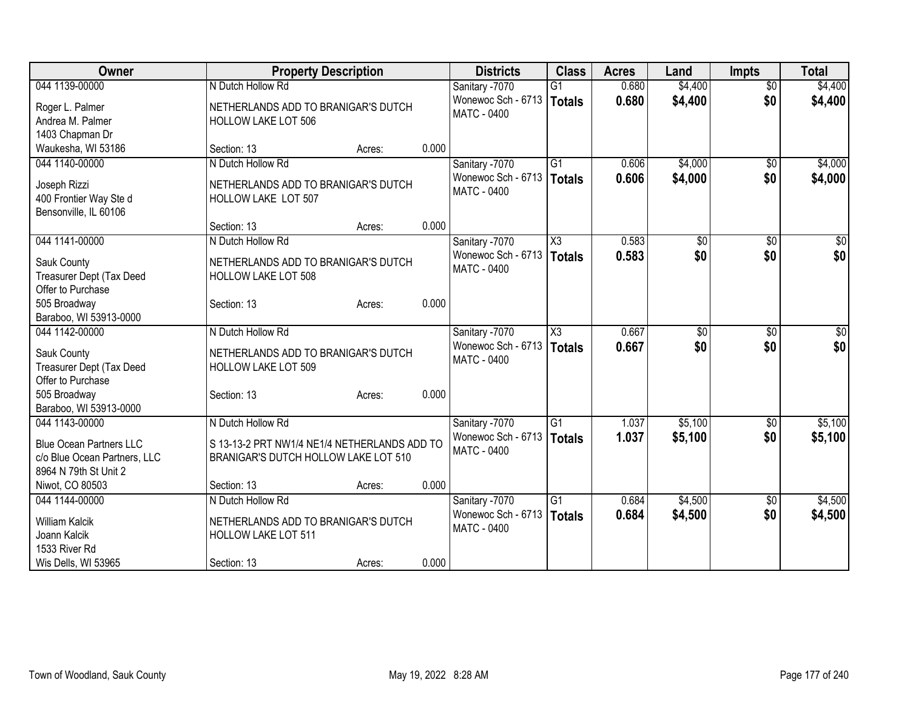| Owner | Property Description | | | Districts | Class | Acres | Land | Impts | Total |
|---|---|---|---|---|---|---|---|---|---|
| 044 1139-00000 | N Dutch Hollow Rd | | | Sanitary -7070 | G1 | 0.680 | $4,400 | $0 | $4,400 |
| Roger L. Palmer<br>Andrea M. Palmer<br>1403 Chapman Dr<br>Waukesha, WI 53186 | NETHERLANDS ADD TO BRANIGAR'S DUTCH HOLLOW LAKE LOT 506 | | | Wonewoc Sch - 6713<br>MATC - 0400 | **Totals** | **0.680** | **$4,400** | **$0** | **$4,400** |
| | Section: 13 | Acres: | 0.000 | | | | | | |
| 044 1140-00000 | N Dutch Hollow Rd | | | Sanitary -7070 | G1 | 0.606 | $4,000 | $0 | $4,000 |
| Joseph Rizzi<br>400 Frontier Way Ste d<br>Bensonville, IL 60106 | NETHERLANDS ADD TO BRANIGAR'S DUTCH HOLLOW LAKE LOT 507 | | | Wonewoc Sch - 6713<br>MATC - 0400 | **Totals** | **0.606** | **$4,000** | **$0** | **$4,000** |
| | Section: 13 | Acres: | 0.000 | | | | | | |
| 044 1141-00000 | N Dutch Hollow Rd | | | Sanitary -7070 | X3 | 0.583 | $0 | $0 | $0 |
| Sauk County<br>Treasurer Dept (Tax Deed<br>Offer to Purchase<br>505 Broadway<br>Baraboo, WI 53913-0000 | NETHERLANDS ADD TO BRANIGAR'S DUTCH HOLLOW LAKE LOT 508 | | | Wonewoc Sch - 6713<br>MATC - 0400 | **Totals** | **0.583** | **$0** | **$0** | **$0** |
| | Section: 13 | Acres: | 0.000 | | | | | | |
| 044 1142-00000 | N Dutch Hollow Rd | | | Sanitary -7070 | X3 | 0.667 | $0 | $0 | $0 |
| Sauk County<br>Treasurer Dept (Tax Deed<br>Offer to Purchase<br>505 Broadway<br>Baraboo, WI 53913-0000 | NETHERLANDS ADD TO BRANIGAR'S DUTCH HOLLOW LAKE LOT 509 | | | Wonewoc Sch - 6713<br>MATC - 0400 | **Totals** | **0.667** | **$0** | **$0** | **$0** |
| | Section: 13 | Acres: | 0.000 | | | | | | |
| 044 1143-00000 | N Dutch Hollow Rd | | | Sanitary -7070 | G1 | 1.037 | $5,100 | $0 | $5,100 |
| Blue Ocean Partners LLC<br>c/o Blue Ocean Partners, LLC<br>8964 N 79th St Unit 2<br>Niwot, CO 80503 | S 13-13-2 PRT NW1/4 NE1/4 NETHERLANDS ADD TO BRANIGAR'S DUTCH HOLLOW LAKE LOT 510 | | | Wonewoc Sch - 6713<br>MATC - 0400 | **Totals** | **1.037** | **$5,100** | **$0** | **$5,100** |
| | Section: 13 | Acres: | 0.000 | | | | | | |
| 044 1144-00000 | N Dutch Hollow Rd | | | Sanitary -7070 | G1 | 0.684 | $4,500 | $0 | $4,500 |
| William Kalcik<br>Joann Kalcik<br>1533 River Rd<br>Wis Dells, WI 53965 | NETHERLANDS ADD TO BRANIGAR'S DUTCH HOLLOW LAKE LOT 511 | | | Wonewoc Sch - 6713<br>MATC - 0400 | **Totals** | **0.684** | **$4,500** | **$0** | **$4,500** |
| | Section: 13 | Acres: | 0.000 | | | | | | |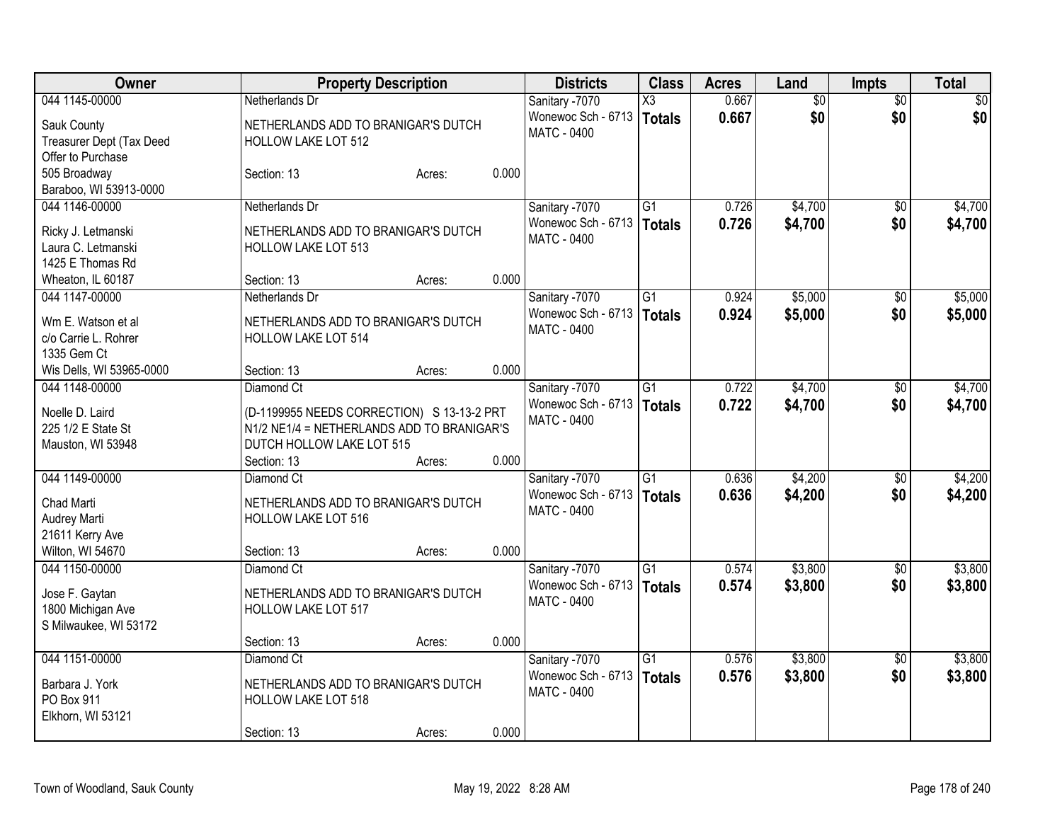| Owner | Property Description | Districts | Class | Acres | Land | Impts | Total |
|---|---|---|---|---|---|---|---|
| 044 1145-00000<br>Sauk County<br>Treasurer Dept (Tax Deed<br>Offer to Purchase<br>505 Broadway<br>Baraboo, WI 53913-0000 | Netherlands Dr<br>NETHERLANDS ADD TO BRANIGAR'S DUTCH HOLLOW LAKE LOT 512<br>Section: 13 Acres: 0.000 | Sanitary -7070<br>Wonewoc Sch - 6713<br>MATC - 0400 | X3<br>**Totals** | 0.667<br>**0.667** | $0<br>**$0** | $0<br>**$0** | $0<br>**$0** |
| 044 1146-00000<br>Ricky J. Letmanski<br>Laura C. Letmanski<br>1425 E Thomas Rd<br>Wheaton, IL 60187 | Netherlands Dr<br>NETHERLANDS ADD TO BRANIGAR'S DUTCH HOLLOW LAKE LOT 513<br>Section: 13 Acres: 0.000 | Sanitary -7070<br>Wonewoc Sch - 6713<br>MATC - 0400 | G1<br>**Totals** | 0.726<br>**0.726** | $4,700<br>**$4,700** | $0<br>**$0** | $4,700<br>**$4,700** |
| 044 1147-00000<br>Wm E. Watson et al<br>c/o Carrie L. Rohrer<br>1335 Gem Ct<br>Wis Dells, WI 53965-0000 | Netherlands Dr<br>NETHERLANDS ADD TO BRANIGAR'S DUTCH HOLLOW LAKE LOT 514<br>Section: 13 Acres: 0.000 | Sanitary -7070<br>Wonewoc Sch - 6713<br>MATC - 0400 | G1<br>**Totals** | 0.924<br>**0.924** | $5,000<br>**$5,000** | $0<br>**$0** | $5,000<br>**$5,000** |
| 044 1148-00000<br>Noelle D. Laird<br>225 1/2 E State St<br>Mauston, WI 53948 | Diamond Ct<br>(D-1199955 NEEDS CORRECTION) S 13-13-2 PRT N1/2 NE1/4 = NETHERLANDS ADD TO BRANIGAR'S DUTCH HOLLOW LAKE LOT 515<br>Section: 13 Acres: 0.000 | Sanitary -7070<br>Wonewoc Sch - 6713<br>MATC - 0400 | G1<br>**Totals** | 0.722<br>**0.722** | $4,700<br>**$4,700** | $0<br>**$0** | $4,700<br>**$4,700** |
| 044 1149-00000<br>Chad Marti<br>Audrey Marti<br>21611 Kerry Ave<br>Wilton, WI 54670 | Diamond Ct<br>NETHERLANDS ADD TO BRANIGAR'S DUTCH HOLLOW LAKE LOT 516<br>Section: 13 Acres: 0.000 | Sanitary -7070<br>Wonewoc Sch - 6713<br>MATC - 0400 | G1<br>**Totals** | 0.636<br>**0.636** | $4,200<br>**$4,200** | $0<br>**$0** | $4,200<br>**$4,200** |
| 044 1150-00000<br>Jose F. Gaytan<br>1800 Michigan Ave<br>S Milwaukee, WI 53172 | Diamond Ct<br>NETHERLANDS ADD TO BRANIGAR'S DUTCH HOLLOW LAKE LOT 517<br>Section: 13 Acres: 0.000 | Sanitary -7070<br>Wonewoc Sch - 6713<br>MATC - 0400 | G1<br>**Totals** | 0.574<br>**0.574** | $3,800<br>**$3,800** | $0<br>**$0** | $3,800<br>**$3,800** |
| 044 1151-00000<br>Barbara J. York<br>PO Box 911<br>Elkhorn, WI 53121 | Diamond Ct<br>NETHERLANDS ADD TO BRANIGAR'S DUTCH HOLLOW LAKE LOT 518<br>Section: 13 Acres: 0.000 | Sanitary -7070<br>Wonewoc Sch - 6713<br>MATC - 0400 | G1<br>**Totals** | 0.576<br>**0.576** | $3,800<br>**$3,800** | $0<br>**$0** | $3,800<br>**$3,800** |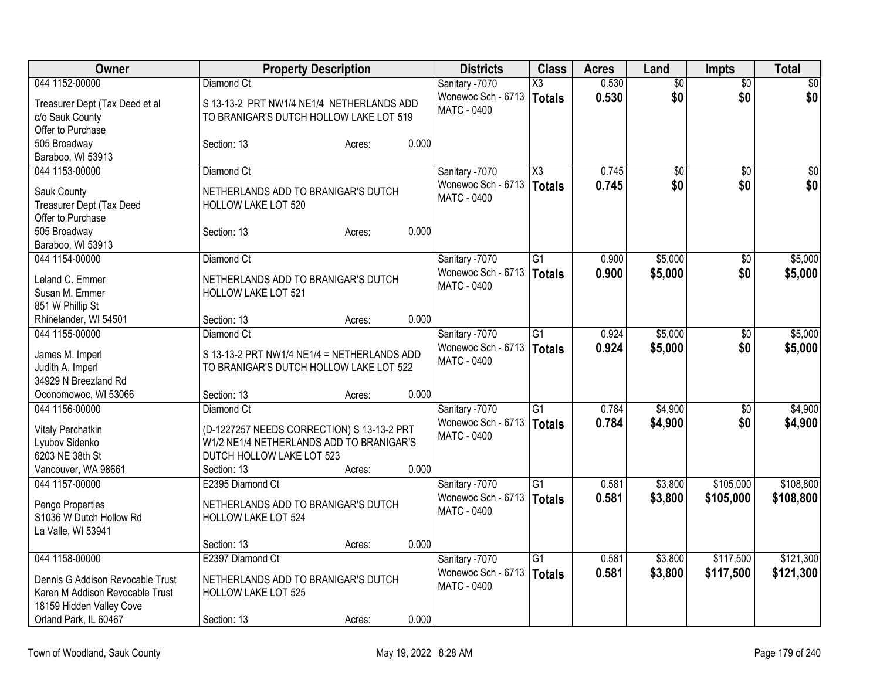| Owner | Property Description | Districts | Class | Acres | Land | Impts | Total |
|---|---|---|---|---|---|---|---|
| 044 1152-00000<br>Treasurer Dept (Tax Deed et al<br>c/o Sauk County<br>Offer to Purchase<br>505 Broadway<br>Baraboo, WI 53913 | Diamond Ct<br>S 13-13-2 PRT NW1/4 NE1/4 NETHERLANDS ADD TO BRANIGAR'S DUTCH HOLLOW LAKE LOT 519<br>Section: 13 Acres: 0.000 | Sanitary -7070<br>Wonewoc Sch - 6713<br>MATC - 0400 | X3<br>**Totals** | 0.530<br>**0.530** | $0<br>**$0** | $0<br>**$0** | $0<br>**$0** |
| 044 1153-00000<br>Sauk County<br>Treasurer Dept (Tax Deed<br>Offer to Purchase<br>505 Broadway<br>Baraboo, WI 53913 | Diamond Ct<br>NETHERLANDS ADD TO BRANIGAR'S DUTCH HOLLOW LAKE LOT 520<br>Section: 13 Acres: 0.000 | Sanitary -7070<br>Wonewoc Sch - 6713<br>MATC - 0400 | X3<br>**Totals** | 0.745<br>**0.745** | $0<br>**$0** | $0<br>**$0** | $0<br>**$0** |
| 044 1154-00000<br>Leland C. Emmer<br>Susan M. Emmer<br>851 W Phillip St<br>Rhinelander, WI 54501 | Diamond Ct<br>NETHERLANDS ADD TO BRANIGAR'S DUTCH HOLLOW LAKE LOT 521<br>Section: 13 Acres: 0.000 | Sanitary -7070<br>Wonewoc Sch - 6713<br>MATC - 0400 | G1<br>**Totals** | 0.900<br>**0.900** | $5,000<br>**$5,000** | $0<br>**$0** | $5,000<br>**$5,000** |
| 044 1155-00000<br>James M. Imperl<br>Judith A. Imperl<br>34929 N Breezland Rd<br>Oconomowoc, WI 53066 | Diamond Ct<br>S 13-13-2 PRT NW1/4 NE1/4 = NETHERLANDS ADD TO BRANIGAR'S DUTCH HOLLOW LAKE LOT 522<br>Section: 13 Acres: 0.000 | Sanitary -7070<br>Wonewoc Sch - 6713<br>MATC - 0400 | G1<br>**Totals** | 0.924<br>**0.924** | $5,000<br>**$5,000** | $0<br>**$0** | $5,000<br>**$5,000** |
| 044 1156-00000<br>Vitaly Perchatkin<br>Lyubov Sidenko<br>6203 NE 38th St<br>Vancouver, WA 98661 | Diamond Ct<br>(D-1227257 NEEDS CORRECTION) S 13-13-2 PRT W1/2 NE1/4 NETHERLANDS ADD TO BRANIGAR'S DUTCH HOLLOW LAKE LOT 523<br>Section: 13 Acres: 0.000 | Sanitary -7070<br>Wonewoc Sch - 6713<br>MATC - 0400 | G1<br>**Totals** | 0.784<br>**0.784** | $4,900<br>**$4,900** | $0<br>**$0** | $4,900<br>**$4,900** |
| 044 1157-00000<br>Pengo Properties<br>S1036 W Dutch Hollow Rd<br>La Valle, WI 53941 | E2395 Diamond Ct<br>NETHERLANDS ADD TO BRANIGAR'S DUTCH HOLLOW LAKE LOT 524<br>Section: 13 Acres: 0.000 | Sanitary -7070<br>Wonewoc Sch - 6713<br>MATC - 0400 | G1<br>**Totals** | 0.581<br>**0.581** | $3,800<br>**$3,800** | $105,000<br>**$105,000** | $108,800<br>**$108,800** |
| 044 1158-00000<br>Dennis G Addison Revocable Trust<br>Karen M Addison Revocable Trust<br>18159 Hidden Valley Cove<br>Orland Park, IL 60467 | E2397 Diamond Ct<br>NETHERLANDS ADD TO BRANIGAR'S DUTCH HOLLOW LAKE LOT 525<br>Section: 13 Acres: 0.000 | Sanitary -7070<br>Wonewoc Sch - 6713<br>MATC - 0400 | G1<br>**Totals** | 0.581<br>**0.581** | $3,800<br>**$3,800** | $117,500<br>**$117,500** | $121,300<br>**$121,300** |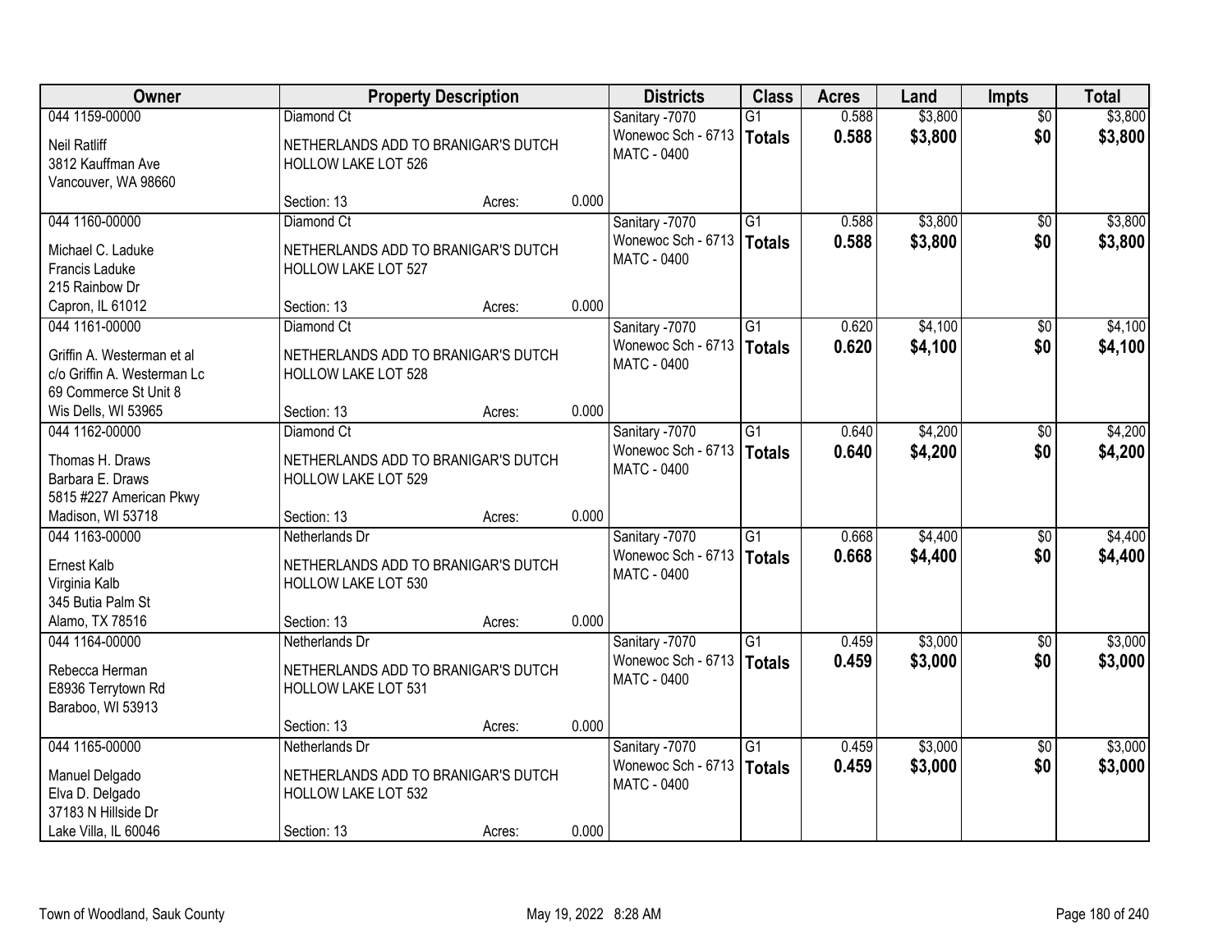| Owner | Property Description | | | Districts | Class | Acres | Land | Impts | Total |
|---|---|---|---|---|---|---|---|---|---|
| 044 1159-00000 | Diamond Ct | | | Sanitary -7070 | G1 | 0.588 | $3,800 | $0 | $3,800 |
| Neil Ratliff<br>3812 Kauffman Ave<br>Vancouver, WA 98660 | NETHERLANDS ADD TO BRANIGAR'S DUTCH HOLLOW LAKE LOT 526 | | | Wonewoc Sch - 6713<br>MATC - 0400 | **Totals** | **0.588** | **$3,800** | **$0** | **$3,800** |
| | Section: 13 | Acres: | 0.000 | | | | | | |
| 044 1160-00000 | Diamond Ct | | | Sanitary -7070 | G1 | 0.588 | $3,800 | $0 | $3,800 |
| Michael C. Laduke<br>Francis Laduke<br>215 Rainbow Dr<br>Capron, IL 61012 | NETHERLANDS ADD TO BRANIGAR'S DUTCH HOLLOW LAKE LOT 527 | | | Wonewoc Sch - 6713<br>MATC - 0400 | **Totals** | **0.588** | **$3,800** | **$0** | **$3,800** |
| | Section: 13 | Acres: | 0.000 | | | | | | |
| 044 1161-00000 | Diamond Ct | | | Sanitary -7070 | G1 | 0.620 | $4,100 | $0 | $4,100 |
| Griffin A. Westerman et al<br>c/o Griffin A. Westerman Lc<br>69 Commerce St Unit 8<br>Wis Dells, WI 53965 | NETHERLANDS ADD TO BRANIGAR'S DUTCH HOLLOW LAKE LOT 528 | | | Wonewoc Sch - 6713<br>MATC - 0400 | **Totals** | **0.620** | **$4,100** | **$0** | **$4,100** |
| | Section: 13 | Acres: | 0.000 | | | | | | |
| 044 1162-00000 | Diamond Ct | | | Sanitary -7070 | G1 | 0.640 | $4,200 | $0 | $4,200 |
| Thomas H. Draws<br>Barbara E. Draws<br>5815 #227 American Pkwy<br>Madison, WI 53718 | NETHERLANDS ADD TO BRANIGAR'S DUTCH HOLLOW LAKE LOT 529 | | | Wonewoc Sch - 6713<br>MATC - 0400 | **Totals** | **0.640** | **$4,200** | **$0** | **$4,200** |
| | Section: 13 | Acres: | 0.000 | | | | | | |
| 044 1163-00000 | Netherlands Dr | | | Sanitary -7070 | G1 | 0.668 | $4,400 | $0 | $4,400 |
| Ernest Kalb<br>Virginia Kalb<br>345 Butia Palm St<br>Alamo, TX 78516 | NETHERLANDS ADD TO BRANIGAR'S DUTCH HOLLOW LAKE LOT 530 | | | Wonewoc Sch - 6713<br>MATC - 0400 | **Totals** | **0.668** | **$4,400** | **$0** | **$4,400** |
| | Section: 13 | Acres: | 0.000 | | | | | | |
| 044 1164-00000 | Netherlands Dr | | | Sanitary -7070 | G1 | 0.459 | $3,000 | $0 | $3,000 |
| Rebecca Herman<br>E8936 Terrytown Rd<br>Baraboo, WI 53913 | NETHERLANDS ADD TO BRANIGAR'S DUTCH HOLLOW LAKE LOT 531 | | | Wonewoc Sch - 6713<br>MATC - 0400 | **Totals** | **0.459** | **$3,000** | **$0** | **$3,000** |
| | Section: 13 | Acres: | 0.000 | | | | | | |
| 044 1165-00000 | Netherlands Dr | | | Sanitary -7070 | G1 | 0.459 | $3,000 | $0 | $3,000 |
| Manuel Delgado<br>Elva D. Delgado<br>37183 N Hillside Dr<br>Lake Villa, IL 60046 | NETHERLANDS ADD TO BRANIGAR'S DUTCH HOLLOW LAKE LOT 532 | | | Wonewoc Sch - 6713<br>MATC - 0400 | **Totals** | **0.459** | **$3,000** | **$0** | **$3,000** |
| | Section: 13 | Acres: | 0.000 | | | | | | |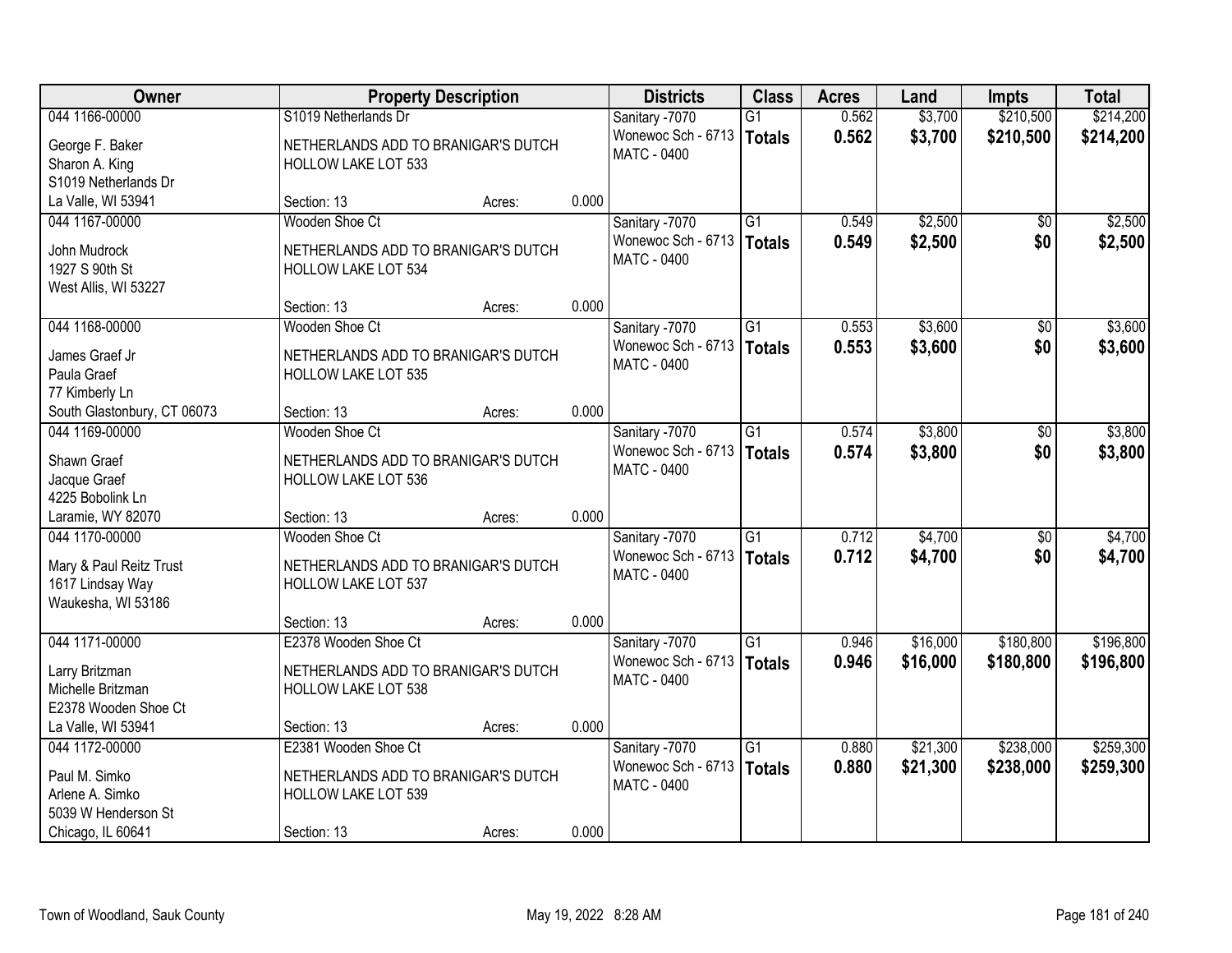| Owner | Property Description | | | Districts | Class | Acres | Land | Impts | Total |
|---|---|---|---|---|---|---|---|---|---|
| 044 1166-00000<br>George F. Baker<br>Sharon A. King<br>S1019 Netherlands Dr<br>La Valle, WI 53941 | S1019 Netherlands Dr<br>NETHERLANDS ADD TO BRANIGAR'S DUTCH HOLLOW LAKE LOT 533<br>Section: 13 | Acres: | 0.000 | Sanitary -7070<br>Wonewoc Sch - 6713<br>MATC - 0400 | G1<br>**Totals** | 0.562<br>**0.562** | $3,700<br>**$3,700** | $210,500<br>**$210,500** | $214,200<br>**$214,200** |
| 044 1167-00000<br>John Mudrock<br>1927 S 90th St<br>West Allis, WI 53227 | Wooden Shoe Ct<br>NETHERLANDS ADD TO BRANIGAR'S DUTCH HOLLOW LAKE LOT 534<br>Section: 13 | Acres: | 0.000 | Sanitary -7070<br>Wonewoc Sch - 6713<br>MATC - 0400 | G1<br>**Totals** | 0.549<br>**0.549** | $2,500<br>**$2,500** | $0<br>**$0** | $2,500<br>**$2,500** |
| 044 1168-00000<br>James Graef Jr<br>Paula Graef<br>77 Kimberly Ln<br>South Glastonbury, CT 06073 | Wooden Shoe Ct<br>NETHERLANDS ADD TO BRANIGAR'S DUTCH HOLLOW LAKE LOT 535<br>Section: 13 | Acres: | 0.000 | Sanitary -7070<br>Wonewoc Sch - 6713<br>MATC - 0400 | G1<br>**Totals** | 0.553<br>**0.553** | $3,600<br>**$3,600** | $0<br>**$0** | $3,600<br>**$3,600** |
| 044 1169-00000<br>Shawn Graef<br>Jacque Graef<br>4225 Bobolink Ln<br>Laramie, WY 82070 | Wooden Shoe Ct<br>NETHERLANDS ADD TO BRANIGAR'S DUTCH HOLLOW LAKE LOT 536<br>Section: 13 | Acres: | 0.000 | Sanitary -7070<br>Wonewoc Sch - 6713<br>MATC - 0400 | G1<br>**Totals** | 0.574<br>**0.574** | $3,800<br>**$3,800** | $0<br>**$0** | $3,800<br>**$3,800** |
| 044 1170-00000<br>Mary & Paul Reitz Trust<br>1617 Lindsay Way<br>Waukesha, WI 53186 | Wooden Shoe Ct<br>NETHERLANDS ADD TO BRANIGAR'S DUTCH HOLLOW LAKE LOT 537<br>Section: 13 | Acres: | 0.000 | Sanitary -7070<br>Wonewoc Sch - 6713<br>MATC - 0400 | G1<br>**Totals** | 0.712<br>**0.712** | $4,700<br>**$4,700** | $0<br>**$0** | $4,700<br>**$4,700** |
| 044 1171-00000<br>Larry Britzman<br>Michelle Britzman<br>E2378 Wooden Shoe Ct<br>La Valle, WI 53941 | E2378 Wooden Shoe Ct<br>NETHERLANDS ADD TO BRANIGAR'S DUTCH HOLLOW LAKE LOT 538<br>Section: 13 | Acres: | 0.000 | Sanitary -7070<br>Wonewoc Sch - 6713<br>MATC - 0400 | G1<br>**Totals** | 0.946<br>**0.946** | $16,000<br>**$16,000** | $180,800<br>**$180,800** | $196,800<br>**$196,800** |
| 044 1172-00000<br>Paul M. Simko<br>Arlene A. Simko<br>5039 W Henderson St<br>Chicago, IL 60641 | E2381 Wooden Shoe Ct<br>NETHERLANDS ADD TO BRANIGAR'S DUTCH HOLLOW LAKE LOT 539<br>Section: 13 | Acres: | 0.000 | Sanitary -7070<br>Wonewoc Sch - 6713<br>MATC - 0400 | G1<br>**Totals** | 0.880<br>**0.880** | $21,300<br>**$21,300** | $238,000<br>**$238,000** | $259,300<br>**$259,300** |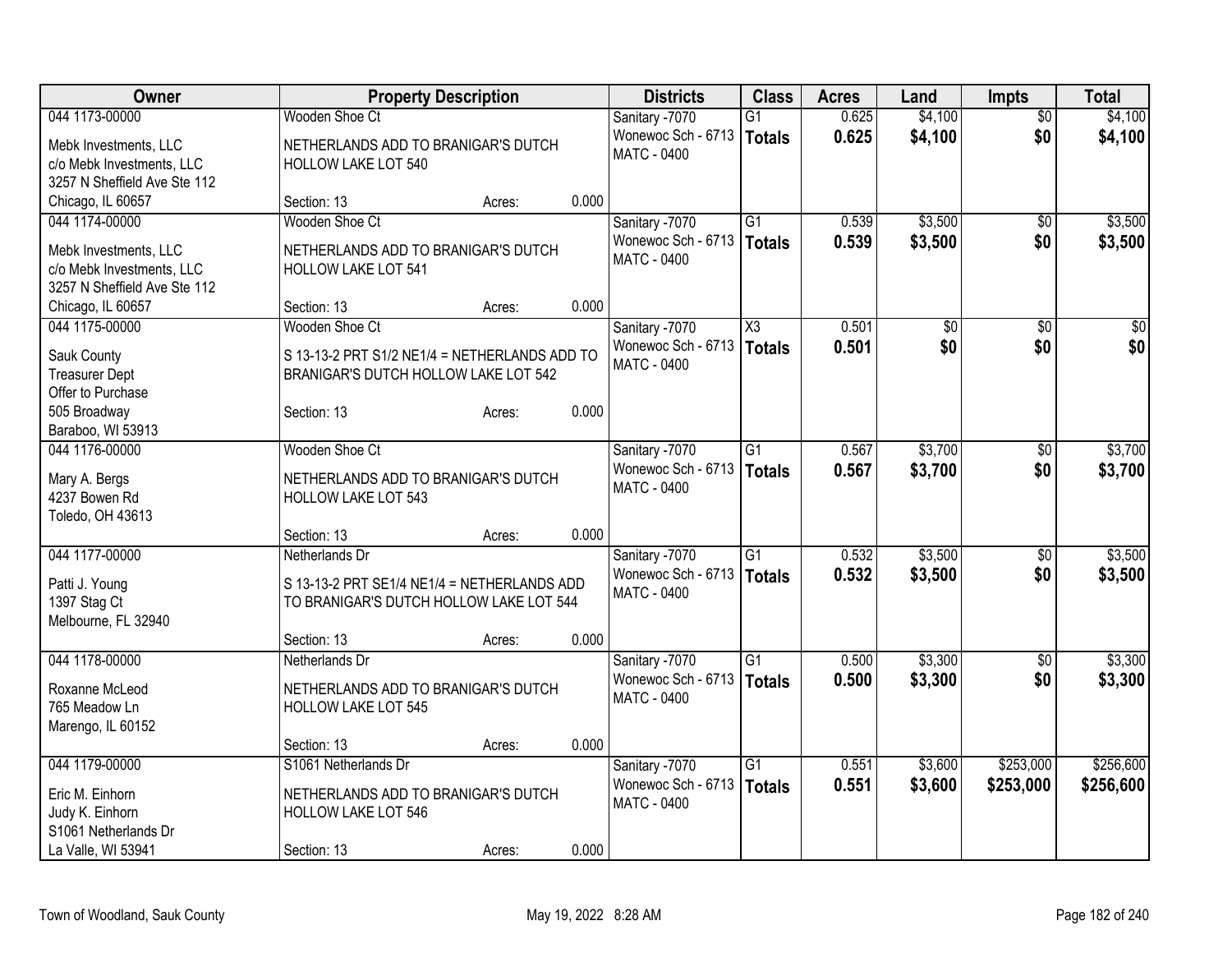| Owner | Property Description | Districts | Class | Acres | Land | Impts | Total |
|---|---|---|---|---|---|---|---|
| 044 1173-00000<br>Mebk Investments, LLC<br>c/o Mebk Investments, LLC<br>3257 N Sheffield Ave Ste 112<br>Chicago, IL 60657 | Wooden Shoe Ct<br>NETHERLANDS ADD TO BRANIGAR'S DUTCH HOLLOW LAKE LOT 540<br>Section: 13 Acres: 0.000 | Sanitary -7070<br>Wonewoc Sch - 6713<br>MATC - 0400 | G1<br>**Totals** | 0.625<br>**0.625** | $4,100<br>**$4,100** | $0<br>**$0** | $4,100<br>**$4,100** |
| 044 1174-00000<br>Mebk Investments, LLC<br>c/o Mebk Investments, LLC<br>3257 N Sheffield Ave Ste 112<br>Chicago, IL 60657 | Wooden Shoe Ct<br>NETHERLANDS ADD TO BRANIGAR'S DUTCH HOLLOW LAKE LOT 541<br>Section: 13 Acres: 0.000 | Sanitary -7070<br>Wonewoc Sch - 6713<br>MATC - 0400 | G1<br>**Totals** | 0.539<br>**0.539** | $3,500<br>**$3,500** | $0<br>**$0** | $3,500<br>**$3,500** |
| 044 1175-00000<br>Sauk County<br>Treasurer Dept<br>Offer to Purchase<br>505 Broadway<br>Baraboo, WI 53913 | Wooden Shoe Ct<br>S 13-13-2 PRT S1/2 NE1/4 = NETHERLANDS ADD TO BRANIGAR'S DUTCH HOLLOW LAKE LOT 542<br>Section: 13 Acres: 0.000 | Sanitary -7070<br>Wonewoc Sch - 6713<br>MATC - 0400 | X3<br>**Totals** | 0.501<br>**0.501** | $0<br>**$0** | $0<br>**$0** | $0<br>**$0** |
| 044 1176-00000<br>Mary A. Bergs<br>4237 Bowen Rd<br>Toledo, OH 43613 | Wooden Shoe Ct<br>NETHERLANDS ADD TO BRANIGAR'S DUTCH HOLLOW LAKE LOT 543<br>Section: 13 Acres: 0.000 | Sanitary -7070<br>Wonewoc Sch - 6713<br>MATC - 0400 | G1<br>**Totals** | 0.567<br>**0.567** | $3,700<br>**$3,700** | $0<br>**$0** | $3,700<br>**$3,700** |
| 044 1177-00000<br>Patti J. Young<br>1397 Stag Ct<br>Melbourne, FL 32940 | Netherlands Dr<br>S 13-13-2 PRT SE1/4 NE1/4 = NETHERLANDS ADD TO BRANIGAR'S DUTCH HOLLOW LAKE LOT 544<br>Section: 13 Acres: 0.000 | Sanitary -7070<br>Wonewoc Sch - 6713<br>MATC - 0400 | G1<br>**Totals** | 0.532<br>**0.532** | $3,500<br>**$3,500** | $0<br>**$0** | $3,500<br>**$3,500** |
| 044 1178-00000<br>Roxanne McLeod<br>765 Meadow Ln<br>Marengo, IL 60152 | Netherlands Dr<br>NETHERLANDS ADD TO BRANIGAR'S DUTCH HOLLOW LAKE LOT 545<br>Section: 13 Acres: 0.000 | Sanitary -7070<br>Wonewoc Sch - 6713<br>MATC - 0400 | G1<br>**Totals** | 0.500<br>**0.500** | $3,300<br>**$3,300** | $0<br>**$0** | $3,300<br>**$3,300** |
| 044 1179-00000<br>Eric M. Einhorn<br>Judy K. Einhorn<br>S1061 Netherlands Dr<br>La Valle, WI 53941 | S1061 Netherlands Dr<br>NETHERLANDS ADD TO BRANIGAR'S DUTCH HOLLOW LAKE LOT 546<br>Section: 13 Acres: 0.000 | Sanitary -7070<br>Wonewoc Sch - 6713<br>MATC - 0400 | G1<br>**Totals** | 0.551<br>**0.551** | $3,600<br>**$3,600** | $253,000<br>**$253,000** | $256,600<br>**$256,600** |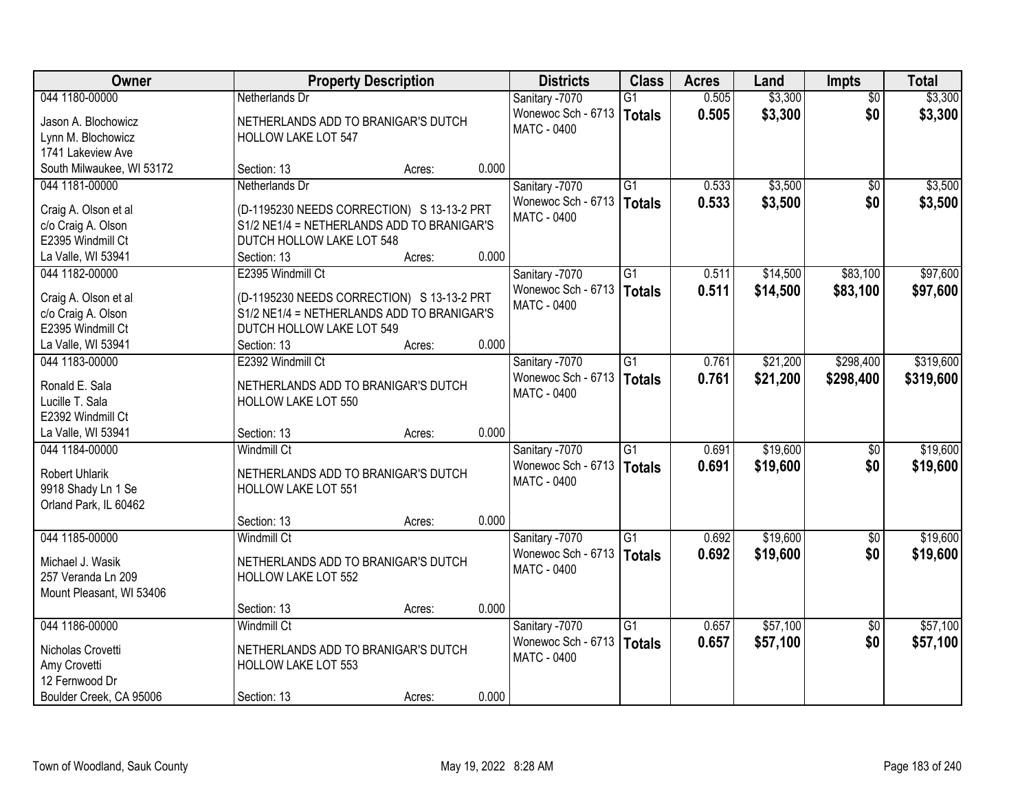| Owner | Property Description | Districts | Class | Acres | Land | Impts | Total |
|---|---|---|---|---|---|---|---|
| 044 1180-00000<br>Jason A. Blochowicz<br>Lynn M. Blochowicz<br>1741 Lakeview Ave<br>South Milwaukee, WI 53172 | Netherlands Dr<br>NETHERLANDS ADD TO BRANIGAR'S DUTCH HOLLOW LAKE LOT 547<br>Section: 13 Acres: 0.000 | Sanitary -7070<br>Wonewoc Sch - 6713<br>MATC - 0400 | G1<br>**Totals** | 0.505<br>**0.505** | $3,300<br>**$3,300** | $0<br>**$0** | $3,300<br>**$3,300** |
| 044 1181-00000<br>Craig A. Olson et al<br>c/o Craig A. Olson<br>E2395 Windmill Ct<br>La Valle, WI 53941 | Netherlands Dr<br>(D-1195230 NEEDS CORRECTION) S 13-13-2 PRT S1/2 NE1/4 = NETHERLANDS ADD TO BRANIGAR'S DUTCH HOLLOW LAKE LOT 548<br>Section: 13 Acres: 0.000 | Sanitary -7070<br>Wonewoc Sch - 6713<br>MATC - 0400 | G1<br>**Totals** | 0.533<br>**0.533** | $3,500<br>**$3,500** | $0<br>**$0** | $3,500<br>**$3,500** |
| 044 1182-00000<br>Craig A. Olson et al<br>c/o Craig A. Olson<br>E2395 Windmill Ct<br>La Valle, WI 53941 | E2395 Windmill Ct<br>(D-1195230 NEEDS CORRECTION) S 13-13-2 PRT S1/2 NE1/4 = NETHERLANDS ADD TO BRANIGAR'S DUTCH HOLLOW LAKE LOT 549<br>Section: 13 Acres: 0.000 | Sanitary -7070<br>Wonewoc Sch - 6713<br>MATC - 0400 | G1<br>**Totals** | 0.511<br>**0.511** | $14,500<br>**$14,500** | $83,100<br>**$83,100** | $97,600<br>**$97,600** |
| 044 1183-00000<br>Ronald E. Sala<br>Lucille T. Sala<br>E2392 Windmill Ct<br>La Valle, WI 53941 | E2392 Windmill Ct<br>NETHERLANDS ADD TO BRANIGAR'S DUTCH HOLLOW LAKE LOT 550<br>Section: 13 Acres: 0.000 | Sanitary -7070<br>Wonewoc Sch - 6713<br>MATC - 0400 | G1<br>**Totals** | 0.761<br>**0.761** | $21,200<br>**$21,200** | $298,400<br>**$298,400** | $319,600<br>**$319,600** |
| 044 1184-00000<br>Robert Uhlarik<br>9918 Shady Ln 1 Se<br>Orland Park, IL 60462 | Windmill Ct<br>NETHERLANDS ADD TO BRANIGAR'S DUTCH HOLLOW LAKE LOT 551<br>Section: 13 Acres: 0.000 | Sanitary -7070<br>Wonewoc Sch - 6713<br>MATC - 0400 | G1<br>**Totals** | 0.691<br>**0.691** | $19,600<br>**$19,600** | $0<br>**$0** | $19,600<br>**$19,600** |
| 044 1185-00000<br>Michael J. Wasik<br>257 Veranda Ln 209<br>Mount Pleasant, WI 53406 | Windmill Ct<br>NETHERLANDS ADD TO BRANIGAR'S DUTCH HOLLOW LAKE LOT 552<br>Section: 13 Acres: 0.000 | Sanitary -7070<br>Wonewoc Sch - 6713<br>MATC - 0400 | G1<br>**Totals** | 0.692<br>**0.692** | $19,600<br>**$19,600** | $0<br>**$0** | $19,600<br>**$19,600** |
| 044 1186-00000<br>Nicholas Crovetti<br>Amy Crovetti<br>12 Fernwood Dr<br>Boulder Creek, CA 95006 | Windmill Ct<br>NETHERLANDS ADD TO BRANIGAR'S DUTCH HOLLOW LAKE LOT 553<br>Section: 13 Acres: 0.000 | Sanitary -7070<br>Wonewoc Sch - 6713<br>MATC - 0400 | G1<br>**Totals** | 0.657<br>**0.657** | $57,100<br>**$57,100** | $0<br>**$0** | $57,100<br>**$57,100** |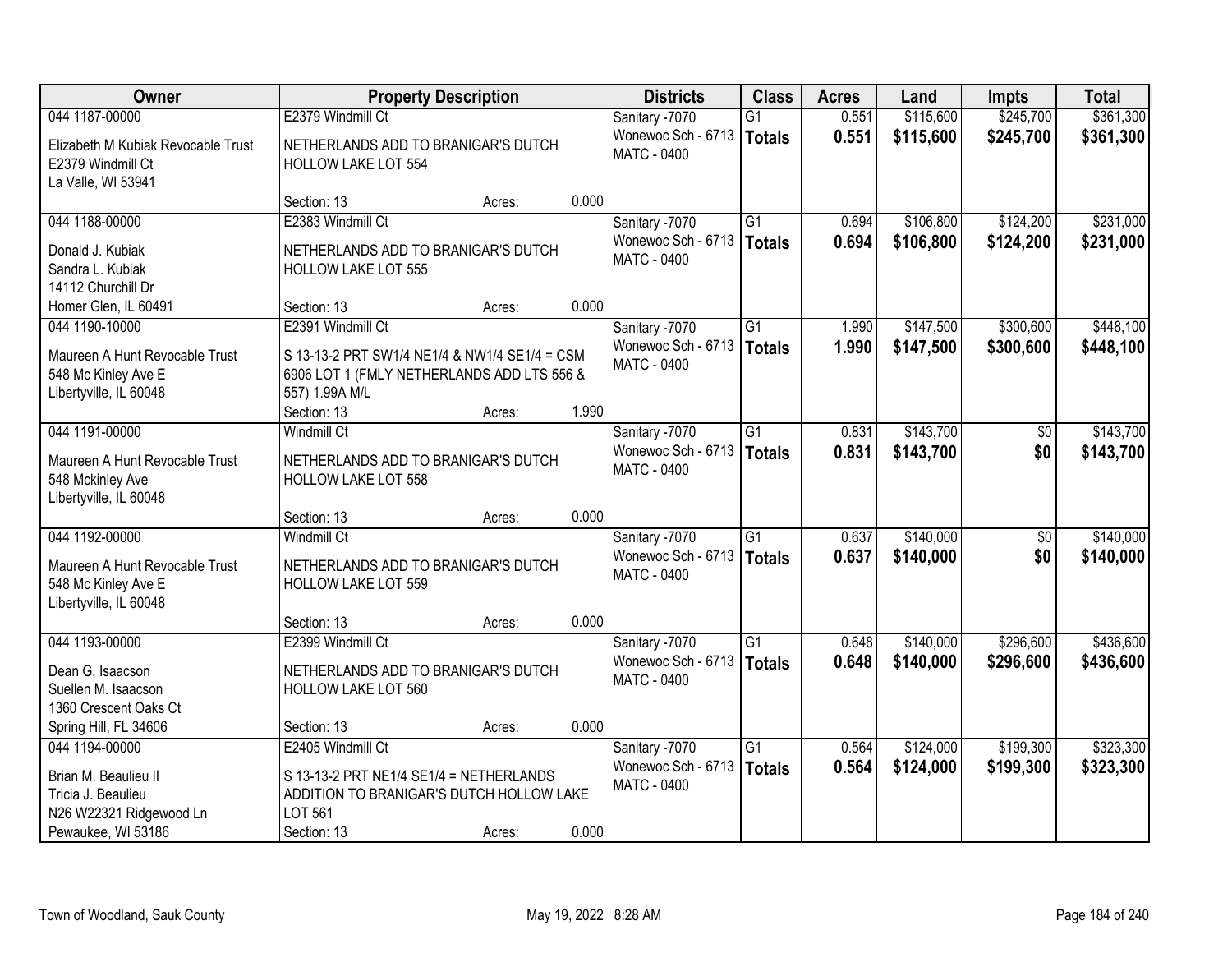| Owner | Property Description | Districts | Class | Acres | Land | Impts | Total |
|---|---|---|---|---|---|---|---|
| 044 1187-00000<br>Elizabeth M Kubiak Revocable Trust<br>E2379 Windmill Ct<br>La Valle, WI 53941 | E2379 Windmill Ct<br>NETHERLANDS ADD TO BRANIGAR'S DUTCH HOLLOW LAKE LOT 554<br>Section: 13 Acres: 0.000 | Sanitary -7070<br>Wonewoc Sch - 6713<br>MATC - 0400 | G1<br>**Totals** | 0.551<br>**0.551** | $115,600<br>**$115,600** | $245,700<br>**$245,700** | $361,300<br>**$361,300** |
| 044 1188-00000<br>Donald J. Kubiak<br>Sandra L. Kubiak<br>14112 Churchill Dr<br>Homer Glen, IL 60491 | E2383 Windmill Ct<br>NETHERLANDS ADD TO BRANIGAR'S DUTCH HOLLOW LAKE LOT 555<br>Section: 13 Acres: 0.000 | Sanitary -7070<br>Wonewoc Sch - 6713<br>MATC - 0400 | G1<br>**Totals** | 0.694<br>**0.694** | $106,800<br>**$106,800** | $124,200<br>**$124,200** | $231,000<br>**$231,000** |
| 044 1190-10000<br>Maureen A Hunt Revocable Trust<br>548 Mc Kinley Ave E<br>Libertyville, IL 60048 | E2391 Windmill Ct<br>S 13-13-2 PRT SW1/4 NE1/4 & NW1/4 SE1/4 = CSM 6906 LOT 1 (FMLY NETHERLANDS ADD LTS 556 & 557) 1.99A M/L<br>Section: 13 Acres: 1.990 | Sanitary -7070<br>Wonewoc Sch - 6713<br>MATC - 0400 | G1<br>**Totals** | 1.990<br>**1.990** | $147,500<br>**$147,500** | $300,600<br>**$300,600** | $448,100<br>**$448,100** |
| 044 1191-00000<br>Maureen A Hunt Revocable Trust<br>548 Mckinley Ave<br>Libertyville, IL 60048 | Windmill Ct<br>NETHERLANDS ADD TO BRANIGAR'S DUTCH HOLLOW LAKE LOT 558<br>Section: 13 Acres: 0.000 | Sanitary -7070<br>Wonewoc Sch - 6713<br>MATC - 0400 | G1<br>**Totals** | 0.831<br>**0.831** | $143,700<br>**$143,700** | $0<br>**$0** | $143,700<br>**$143,700** |
| 044 1192-00000<br>Maureen A Hunt Revocable Trust<br>548 Mc Kinley Ave E<br>Libertyville, IL 60048 | Windmill Ct<br>NETHERLANDS ADD TO BRANIGAR'S DUTCH HOLLOW LAKE LOT 559<br>Section: 13 Acres: 0.000 | Sanitary -7070<br>Wonewoc Sch - 6713<br>MATC - 0400 | G1<br>**Totals** | 0.637<br>**0.637** | $140,000<br>**$140,000** | $0<br>**$0** | $140,000<br>**$140,000** |
| 044 1193-00000<br>Dean G. Isaacson<br>Suellen M. Isaacson<br>1360 Crescent Oaks Ct<br>Spring Hill, FL 34606 | E2399 Windmill Ct<br>NETHERLANDS ADD TO BRANIGAR'S DUTCH HOLLOW LAKE LOT 560<br>Section: 13 Acres: 0.000 | Sanitary -7070<br>Wonewoc Sch - 6713<br>MATC - 0400 | G1<br>**Totals** | 0.648<br>**0.648** | $140,000<br>**$140,000** | $296,600<br>**$296,600** | $436,600<br>**$436,600** |
| 044 1194-00000<br>Brian M. Beaulieu II<br>Tricia J. Beaulieu<br>N26 W22321 Ridgewood Ln<br>Pewaukee, WI 53186 | E2405 Windmill Ct<br>S 13-13-2 PRT NE1/4 SE1/4 = NETHERLANDS ADDITION TO BRANIGAR'S DUTCH HOLLOW LAKE LOT 561<br>Section: 13 Acres: 0.000 | Sanitary -7070<br>Wonewoc Sch - 6713<br>MATC - 0400 | G1<br>**Totals** | 0.564<br>**0.564** | $124,000<br>**$124,000** | $199,300<br>**$199,300** | $323,300<br>**$323,300** |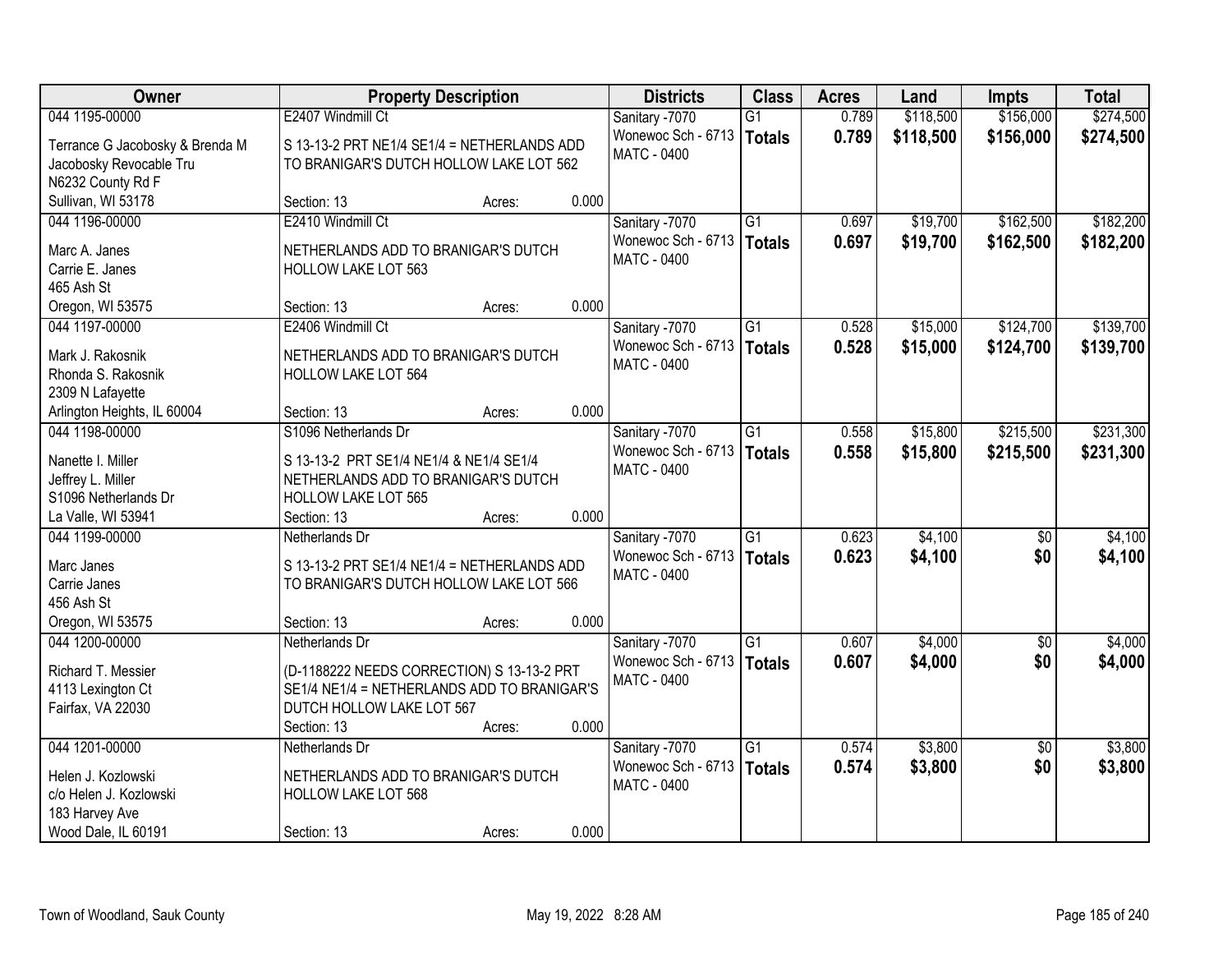| Owner | Property Description | | | Districts | Class | Acres | Land | Impts | Total |
|---|---|---|---|---|---|---|---|---|---|
| 044 1195-00000 | E2407 Windmill Ct | | | Sanitary -7070 | G1 | 0.789 | $118,500 | $156,000 | $274,500 |
| Terrance G Jacobosky & Brenda M Jacobosky Revocable Tru N6232 County Rd F Sullivan, WI 53178 | S 13-13-2 PRT NE1/4 SE1/4 = NETHERLANDS ADD TO BRANIGAR'S DUTCH HOLLOW LAKE LOT 562 | | | Wonewoc Sch - 6713 MATC - 0400 | **Totals** | **0.789** | **$118,500** | **$156,000** | **$274,500** |
| | Section: 13 | Acres: | 0.000 | | | | | | |
| 044 1196-00000 | E2410 Windmill Ct | | | Sanitary -7070 | G1 | 0.697 | $19,700 | $162,500 | $182,200 |
| Marc A. Janes Carrie E. Janes 465 Ash St Oregon, WI 53575 | NETHERLANDS ADD TO BRANIGAR'S DUTCH HOLLOW LAKE LOT 563 | | | Wonewoc Sch - 6713 MATC - 0400 | **Totals** | **0.697** | **$19,700** | **$162,500** | **$182,200** |
| | Section: 13 | Acres: | 0.000 | | | | | | |
| 044 1197-00000 | E2406 Windmill Ct | | | Sanitary -7070 | G1 | 0.528 | $15,000 | $124,700 | $139,700 |
| Mark J. Rakosnik Rhonda S. Rakosnik 2309 N Lafayette Arlington Heights, IL 60004 | NETHERLANDS ADD TO BRANIGAR'S DUTCH HOLLOW LAKE LOT 564 | | | Wonewoc Sch - 6713 MATC - 0400 | **Totals** | **0.528** | **$15,000** | **$124,700** | **$139,700** |
| | Section: 13 | Acres: | 0.000 | | | | | | |
| 044 1198-00000 | S1096 Netherlands Dr | | | Sanitary -7070 | G1 | 0.558 | $15,800 | $215,500 | $231,300 |
| Nanette I. Miller Jeffrey L. Miller S1096 Netherlands Dr La Valle, WI 53941 | S 13-13-2 PRT SE1/4 NE1/4 & NE1/4 SE1/4 NETHERLANDS ADD TO BRANIGAR'S DUTCH HOLLOW LAKE LOT 565 | | | Wonewoc Sch - 6713 MATC - 0400 | **Totals** | **0.558** | **$15,800** | **$215,500** | **$231,300** |
| | Section: 13 | Acres: | 0.000 | | | | | | |
| 044 1199-00000 | Netherlands Dr | | | Sanitary -7070 | G1 | 0.623 | $4,100 | $0 | $4,100 |
| Marc Janes Carrie Janes 456 Ash St Oregon, WI 53575 | S 13-13-2 PRT SE1/4 NE1/4 = NETHERLANDS ADD TO BRANIGAR'S DUTCH HOLLOW LAKE LOT 566 | | | Wonewoc Sch - 6713 MATC - 0400 | **Totals** | **0.623** | **$4,100** | **$0** | **$4,100** |
| | Section: 13 | Acres: | 0.000 | | | | | | |
| 044 1200-00000 | Netherlands Dr | | | Sanitary -7070 | G1 | 0.607 | $4,000 | $0 | $4,000 |
| Richard T. Messier 4113 Lexington Ct Fairfax, VA 22030 | (D-1188222 NEEDS CORRECTION) S 13-13-2 PRT SE1/4 NE1/4 = NETHERLANDS ADD TO BRANIGAR'S DUTCH HOLLOW LAKE LOT 567 | | | Wonewoc Sch - 6713 MATC - 0400 | **Totals** | **0.607** | **$4,000** | **$0** | **$4,000** |
| | Section: 13 | Acres: | 0.000 | | | | | | |
| 044 1201-00000 | Netherlands Dr | | | Sanitary -7070 | G1 | 0.574 | $3,800 | $0 | $3,800 |
| Helen J. Kozlowski c/o Helen J. Kozlowski 183 Harvey Ave Wood Dale, IL 60191 | NETHERLANDS ADD TO BRANIGAR'S DUTCH HOLLOW LAKE LOT 568 | | | Wonewoc Sch - 6713 MATC - 0400 | **Totals** | **0.574** | **$3,800** | **$0** | **$3,800** |
| | Section: 13 | Acres: | 0.000 | | | | | | |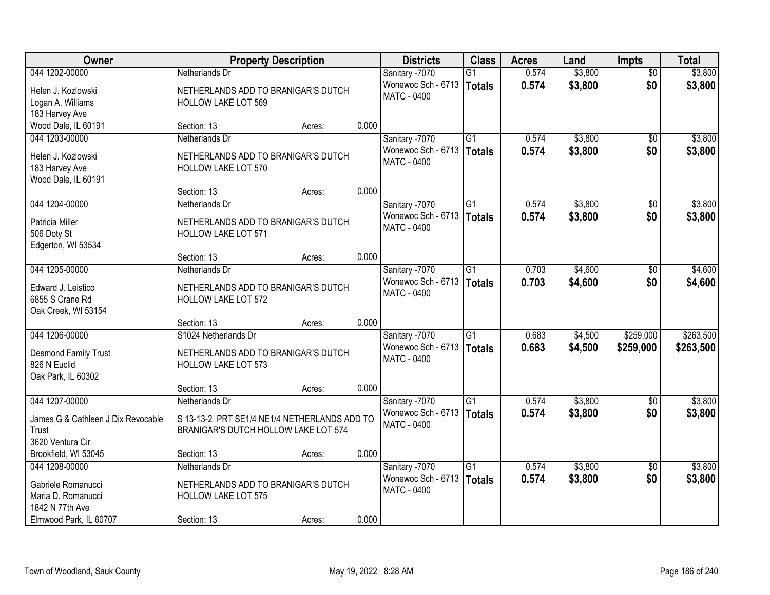| Owner | Property Description | | | Districts | Class | Acres | Land | Impts | Total |
|---|---|---|---|---|---|---|---|---|---|
| 044 1202-00000<br>Helen J. Kozlowski<br>Logan A. Williams<br>183 Harvey Ave<br>Wood Dale, IL 60191 | Netherlands Dr<br>NETHERLANDS ADD TO BRANIGAR'S DUTCH HOLLOW LAKE LOT 569<br>Section: 13 | Acres: | 0.000 | Sanitary -7070<br>Wonewoc Sch - 6713<br>MATC - 0400 | G1<br>**Totals** | 0.574<br>**0.574** | $3,800<br>**$3,800** | $0<br>**$0** | $3,800<br>**$3,800** |
| 044 1203-00000<br>Helen J. Kozlowski<br>183 Harvey Ave<br>Wood Dale, IL 60191 | Netherlands Dr<br>NETHERLANDS ADD TO BRANIGAR'S DUTCH HOLLOW LAKE LOT 570<br>Section: 13 | Acres: | 0.000 | Sanitary -7070<br>Wonewoc Sch - 6713<br>MATC - 0400 | G1<br>**Totals** | 0.574<br>**0.574** | $3,800<br>**$3,800** | $0<br>**$0** | $3,800<br>**$3,800** |
| 044 1204-00000<br>Patricia Miller<br>506 Doty St<br>Edgerton, WI 53534 | Netherlands Dr<br>NETHERLANDS ADD TO BRANIGAR'S DUTCH HOLLOW LAKE LOT 571<br>Section: 13 | Acres: | 0.000 | Sanitary -7070<br>Wonewoc Sch - 6713<br>MATC - 0400 | G1<br>**Totals** | 0.574<br>**0.574** | $3,800<br>**$3,800** | $0<br>**$0** | $3,800<br>**$3,800** |
| 044 1205-00000<br>Edward J. Leistico<br>6855 S Crane Rd<br>Oak Creek, WI 53154 | Netherlands Dr<br>NETHERLANDS ADD TO BRANIGAR'S DUTCH HOLLOW LAKE LOT 572<br>Section: 13 | Acres: | 0.000 | Sanitary -7070<br>Wonewoc Sch - 6713<br>MATC - 0400 | G1<br>**Totals** | 0.703<br>**0.703** | $4,600<br>**$4,600** | $0<br>**$0** | $4,600<br>**$4,600** |
| 044 1206-00000<br>Desmond Family Trust<br>826 N Euclid<br>Oak Park, IL 60302 | S1024 Netherlands Dr<br>NETHERLANDS ADD TO BRANIGAR'S DUTCH HOLLOW LAKE LOT 573<br>Section: 13 | Acres: | 0.000 | Sanitary -7070<br>Wonewoc Sch - 6713<br>MATC - 0400 | G1<br>**Totals** | 0.683<br>**0.683** | $4,500<br>**$4,500** | $259,000<br>**$259,000** | $263,500<br>**$263,500** |
| 044 1207-00000<br>James G & Cathleen J Dix Revocable Trust<br>3620 Ventura Cir<br>Brookfield, WI 53045 | Netherlands Dr<br>S 13-13-2 PRT SE1/4 NE1/4 NETHERLANDS ADD TO BRANIGAR'S DUTCH HOLLOW LAKE LOT 574<br>Section: 13 | Acres: | 0.000 | Sanitary -7070<br>Wonewoc Sch - 6713<br>MATC - 0400 | G1<br>**Totals** | 0.574<br>**0.574** | $3,800<br>**$3,800** | $0<br>**$0** | $3,800<br>**$3,800** |
| 044 1208-00000<br>Gabriele Romanucci<br>Maria D. Romanucci<br>1842 N 77th Ave<br>Elmwood Park, IL 60707 | Netherlands Dr<br>NETHERLANDS ADD TO BRANIGAR'S DUTCH HOLLOW LAKE LOT 575<br>Section: 13 | Acres: | 0.000 | Sanitary -7070<br>Wonewoc Sch - 6713<br>MATC - 0400 | G1<br>**Totals** | 0.574<br>**0.574** | $3,800<br>**$3,800** | $0<br>**$0** | $3,800<br>**$3,800** |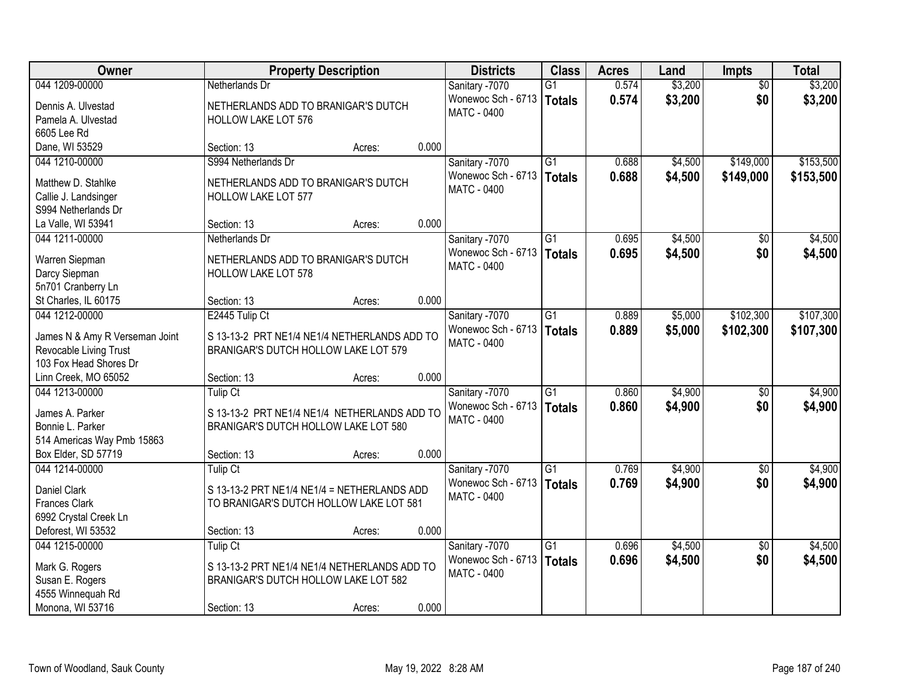| Owner | Property Description | | | Districts | Class | Acres | Land | Impts | Total |
|---|---|---|---|---|---|---|---|---|---|
| 044 1209-00000 | Netherlands Dr | | | Sanitary -7070 | G1 | 0.574 | $3,200 | $0 | $3,200 |
| Dennis A. Ulvestad<br>Pamela A. Ulvestad<br>6605 Lee Rd<br>Dane, WI 53529 | NETHERLANDS ADD TO BRANIGAR'S DUTCH HOLLOW LAKE LOT 576 | | | Wonewoc Sch - 6713<br>MATC - 0400 | **Totals** | **0.574** | **$3,200** | **$0** | **$3,200** |
| | Section: 13 | Acres: | 0.000 | | | | | | |
| 044 1210-00000 | S994 Netherlands Dr | | | Sanitary -7070 | G1 | 0.688 | $4,500 | $149,000 | $153,500 |
| Matthew D. Stahlke<br>Callie J. Landsinger<br>S994 Netherlands Dr<br>La Valle, WI 53941 | NETHERLANDS ADD TO BRANIGAR'S DUTCH HOLLOW LAKE LOT 577 | | | Wonewoc Sch - 6713<br>MATC - 0400 | **Totals** | **0.688** | **$4,500** | **$149,000** | **$153,500** |
| | Section: 13 | Acres: | 0.000 | | | | | | |
| 044 1211-00000 | Netherlands Dr | | | Sanitary -7070 | G1 | 0.695 | $4,500 | $0 | $4,500 |
| Warren Siepman<br>Darcy Siepman<br>5n701 Cranberry Ln<br>St Charles, IL 60175 | NETHERLANDS ADD TO BRANIGAR'S DUTCH HOLLOW LAKE LOT 578 | | | Wonewoc Sch - 6713<br>MATC - 0400 | **Totals** | **0.695** | **$4,500** | **$0** | **$4,500** |
| | Section: 13 | Acres: | 0.000 | | | | | | |
| 044 1212-00000 | E2445 Tulip Ct | | | Sanitary -7070 | G1 | 0.889 | $5,000 | $102,300 | $107,300 |
| James N & Amy R Verseman Joint Revocable Living Trust<br>103 Fox Head Shores Dr<br>Linn Creek, MO 65052 | S 13-13-2 PRT NE1/4 NE1/4 NETHERLANDS ADD TO BRANIGAR'S DUTCH HOLLOW LAKE LOT 579 | | | Wonewoc Sch - 6713<br>MATC - 0400 | **Totals** | **0.889** | **$5,000** | **$102,300** | **$107,300** |
| | Section: 13 | Acres: | 0.000 | | | | | | |
| 044 1213-00000 | Tulip Ct | | | Sanitary -7070 | G1 | 0.860 | $4,900 | $0 | $4,900 |
| James A. Parker<br>Bonnie L. Parker<br>514 Americas Way Pmb 15863<br>Box Elder, SD 57719 | S 13-13-2 PRT NE1/4 NE1/4 NETHERLANDS ADD TO BRANIGAR'S DUTCH HOLLOW LAKE LOT 580 | | | Wonewoc Sch - 6713<br>MATC - 0400 | **Totals** | **0.860** | **$4,900** | **$0** | **$4,900** |
| | Section: 13 | Acres: | 0.000 | | | | | | |
| 044 1214-00000 | Tulip Ct | | | Sanitary -7070 | G1 | 0.769 | $4,900 | $0 | $4,900 |
| Daniel Clark<br>Frances Clark<br>6992 Crystal Creek Ln<br>Deforest, WI 53532 | S 13-13-2 PRT NE1/4 NE1/4 = NETHERLANDS ADD TO BRANIGAR'S DUTCH HOLLOW LAKE LOT 581 | | | Wonewoc Sch - 6713<br>MATC - 0400 | **Totals** | **0.769** | **$4,900** | **$0** | **$4,900** |
| | Section: 13 | Acres: | 0.000 | | | | | | |
| 044 1215-00000 | Tulip Ct | | | Sanitary -7070 | G1 | 0.696 | $4,500 | $0 | $4,500 |
| Mark G. Rogers<br>Susan E. Rogers<br>4555 Winnequah Rd<br>Monona, WI 53716 | S 13-13-2 PRT NE1/4 NE1/4 NETHERLANDS ADD TO BRANIGAR'S DUTCH HOLLOW LAKE LOT 582 | | | Wonewoc Sch - 6713<br>MATC - 0400 | **Totals** | **0.696** | **$4,500** | **$0** | **$4,500** |
| | Section: 13 | Acres: | 0.000 | | | | | | |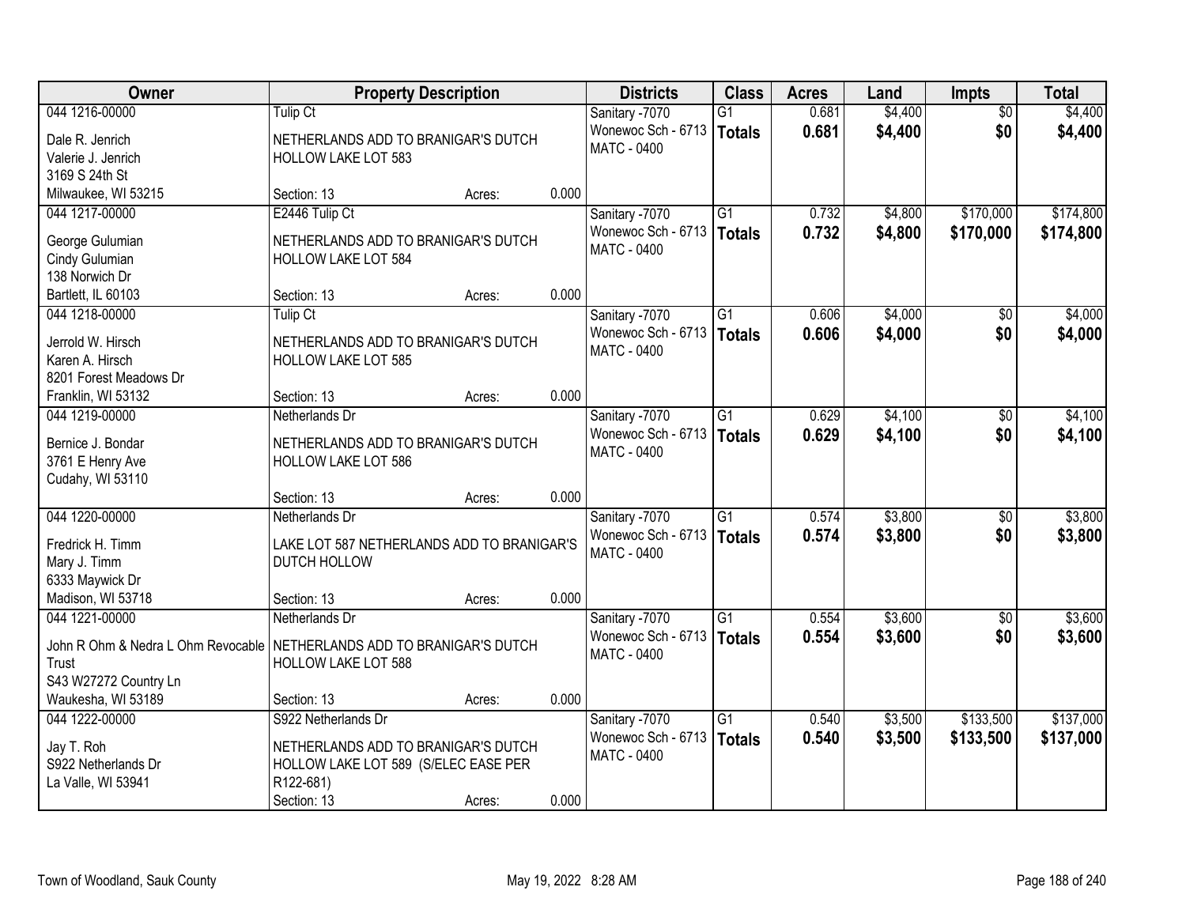| Owner | Property Description | | | Districts | Class | Acres | Land | Impts | Total |
|---|---|---|---|---|---|---|---|---|---|
| 044 1216-00000<br>Dale R. Jenrich<br>Valerie J. Jenrich<br>3169 S 24th St<br>Milwaukee, WI 53215 | Tulip Ct<br>NETHERLANDS ADD TO BRANIGAR'S DUTCH HOLLOW LAKE LOT 583<br>Section: 13 | Acres: | 0.000 | Sanitary -7070<br>Wonewoc Sch - 6713<br>MATC - 0400 | G1<br>**Totals** | 0.681<br>**0.681** | $4,400<br>**$4,400** | $0<br>**$0** | $4,400<br>**$4,400** |
| 044 1217-00000<br>George Gulumian<br>Cindy Gulumian<br>138 Norwich Dr<br>Bartlett, IL 60103 | E2446 Tulip Ct<br>NETHERLANDS ADD TO BRANIGAR'S DUTCH HOLLOW LAKE LOT 584<br>Section: 13 | Acres: | 0.000 | Sanitary -7070<br>Wonewoc Sch - 6713<br>MATC - 0400 | G1<br>**Totals** | 0.732<br>**0.732** | $4,800<br>**$4,800** | $170,000<br>**$170,000** | $174,800<br>**$174,800** |
| 044 1218-00000<br>Jerrold W. Hirsch<br>Karen A. Hirsch<br>8201 Forest Meadows Dr<br>Franklin, WI 53132 | Tulip Ct<br>NETHERLANDS ADD TO BRANIGAR'S DUTCH HOLLOW LAKE LOT 585<br>Section: 13 | Acres: | 0.000 | Sanitary -7070<br>Wonewoc Sch - 6713<br>MATC - 0400 | G1<br>**Totals** | 0.606<br>**0.606** | $4,000<br>**$4,000** | $0<br>**$0** | $4,000<br>**$4,000** |
| 044 1219-00000<br>Bernice J. Bondar<br>3761 E Henry Ave<br>Cudahy, WI 53110 | Netherlands Dr<br>NETHERLANDS ADD TO BRANIGAR'S DUTCH HOLLOW LAKE LOT 586<br>Section: 13 | Acres: | 0.000 | Sanitary -7070<br>Wonewoc Sch - 6713<br>MATC - 0400 | G1<br>**Totals** | 0.629<br>**0.629** | $4,100<br>**$4,100** | $0<br>**$0** | $4,100<br>**$4,100** |
| 044 1220-00000<br>Fredrick H. Timm<br>Mary J. Timm<br>6333 Maywick Dr<br>Madison, WI 53718 | Netherlands Dr<br>LAKE LOT 587 NETHERLANDS ADD TO BRANIGAR'S DUTCH HOLLOW<br>Section: 13 | Acres: | 0.000 | Sanitary -7070<br>Wonewoc Sch - 6713<br>MATC - 0400 | G1<br>**Totals** | 0.574<br>**0.574** | $3,800<br>**$3,800** | $0<br>**$0** | $3,800<br>**$3,800** |
| 044 1221-00000<br>John R Ohm & Nedra L Ohm Revocable Trust<br>S43 W27272 Country Ln<br>Waukesha, WI 53189 | Netherlands Dr<br>NETHERLANDS ADD TO BRANIGAR'S DUTCH HOLLOW LAKE LOT 588<br>Section: 13 | Acres: | 0.000 | Sanitary -7070<br>Wonewoc Sch - 6713<br>MATC - 0400 | G1<br>**Totals** | 0.554<br>**0.554** | $3,600<br>**$3,600** | $0<br>**$0** | $3,600<br>**$3,600** |
| 044 1222-00000<br>Jay T. Roh<br>S922 Netherlands Dr<br>La Valle, WI 53941 | S922 Netherlands Dr<br>NETHERLANDS ADD TO BRANIGAR'S DUTCH HOLLOW LAKE LOT 589 (S/ELEC EASE PER R122-681)<br>Section: 13 | Acres: | 0.000 | Sanitary -7070<br>Wonewoc Sch - 6713<br>MATC - 0400 | G1<br>**Totals** | 0.540<br>**0.540** | $3,500<br>**$3,500** | $133,500<br>**$133,500** | $137,000<br>**$137,000** |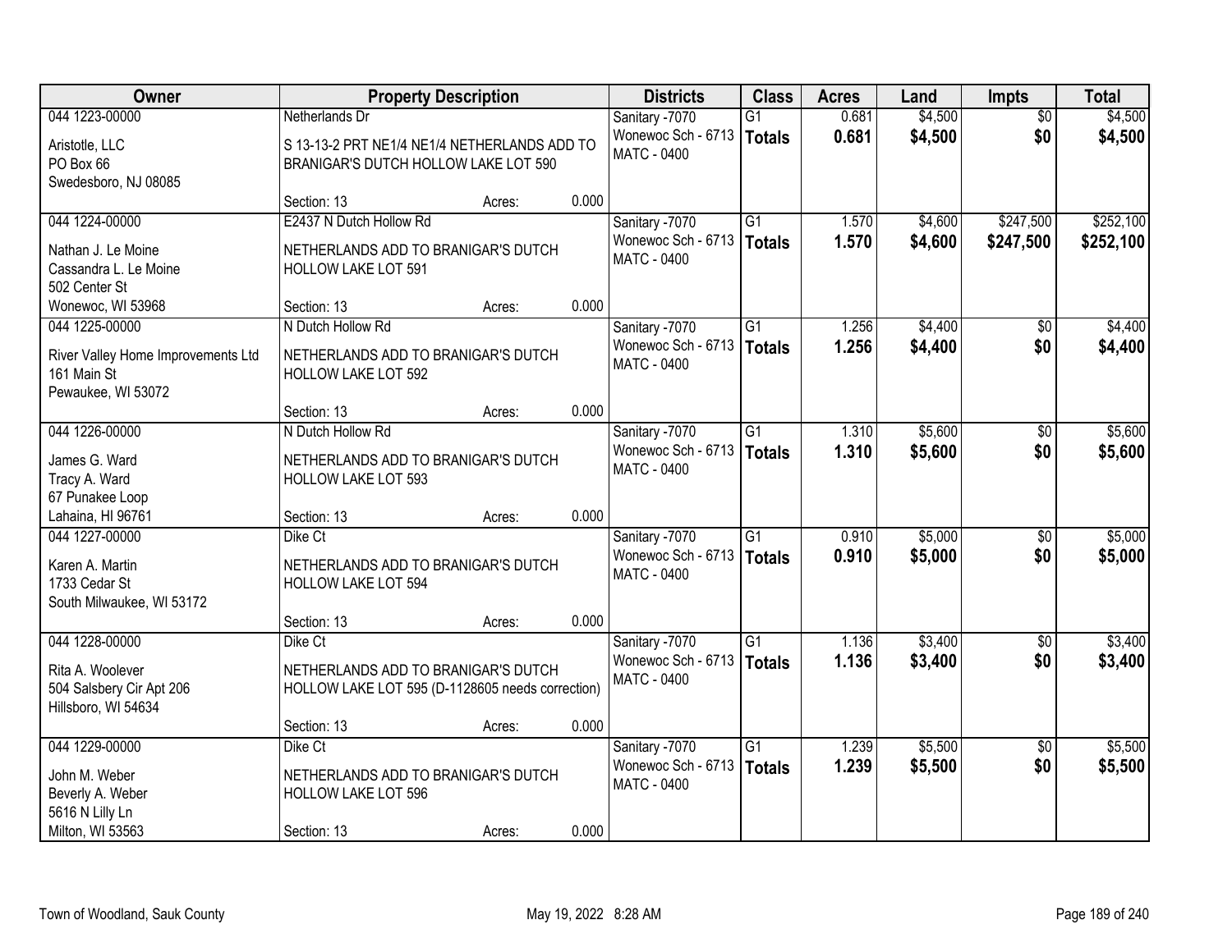| Owner | Property Description | | | Districts | Class | Acres | Land | Impts | Total |
|---|---|---|---|---|---|---|---|---|---|
| 044 1223-00000<br><br>Aristotle, LLC<br>PO Box 66<br>Swedesboro, NJ 08085 | Netherlands Dr<br><br>S 13-13-2 PRT NE1/4 NE1/4 NETHERLANDS ADD TO BRANIGAR'S DUTCH HOLLOW LAKE LOT 590<br><br>Section: 13 | Acres: | 0.000 | Sanitary -7070<br>Wonewoc Sch - 6713<br>MATC - 0400 | G1<br>**Totals** | 0.681<br>**0.681** | $4,500<br>**$4,500** | $0<br>**$0** | $4,500<br>**$4,500** |
| 044 1224-00000<br><br>Nathan J. Le Moine<br>Cassandra L. Le Moine<br>502 Center St<br>Wonewoc, WI 53968 | E2437 N Dutch Hollow Rd<br><br>NETHERLANDS ADD TO BRANIGAR'S DUTCH HOLLOW LAKE LOT 591<br><br>Section: 13 | Acres: | 0.000 | Sanitary -7070<br>Wonewoc Sch - 6713<br>MATC - 0400 | G1<br>**Totals** | 1.570<br>**1.570** | $4,600<br>**$4,600** | $247,500<br>**$247,500** | $252,100<br>**$252,100** |
| 044 1225-00000<br><br>River Valley Home Improvements Ltd<br>161 Main St<br>Pewaukee, WI 53072 | N Dutch Hollow Rd<br><br>NETHERLANDS ADD TO BRANIGAR'S DUTCH HOLLOW LAKE LOT 592<br><br>Section: 13 | Acres: | 0.000 | Sanitary -7070<br>Wonewoc Sch - 6713<br>MATC - 0400 | G1<br>**Totals** | 1.256<br>**1.256** | $4,400<br>**$4,400** | $0<br>**$0** | $4,400<br>**$4,400** |
| 044 1226-00000<br><br>James G. Ward<br>Tracy A. Ward<br>67 Punakee Loop<br>Lahaina, HI 96761 | N Dutch Hollow Rd<br><br>NETHERLANDS ADD TO BRANIGAR'S DUTCH HOLLOW LAKE LOT 593<br><br>Section: 13 | Acres: | 0.000 | Sanitary -7070<br>Wonewoc Sch - 6713<br>MATC - 0400 | G1<br>**Totals** | 1.310<br>**1.310** | $5,600<br>**$5,600** | $0<br>**$0** | $5,600<br>**$5,600** |
| 044 1227-00000<br><br>Karen A. Martin<br>1733 Cedar St<br>South Milwaukee, WI 53172 | Dike Ct<br><br>NETHERLANDS ADD TO BRANIGAR'S DUTCH HOLLOW LAKE LOT 594<br><br>Section: 13 | Acres: | 0.000 | Sanitary -7070<br>Wonewoc Sch - 6713<br>MATC - 0400 | G1<br>**Totals** | 0.910<br>**0.910** | $5,000<br>**$5,000** | $0<br>**$0** | $5,000<br>**$5,000** |
| 044 1228-00000<br><br>Rita A. Woolever<br>504 Salsbery Cir Apt 206<br>Hillsboro, WI 54634 | Dike Ct<br><br>NETHERLANDS ADD TO BRANIGAR'S DUTCH HOLLOW LAKE LOT 595 (D-1128605 needs correction)<br><br>Section: 13 | Acres: | 0.000 | Sanitary -7070<br>Wonewoc Sch - 6713<br>MATC - 0400 | G1<br>**Totals** | 1.136<br>**1.136** | $3,400<br>**$3,400** | $0<br>**$0** | $3,400<br>**$3,400** |
| 044 1229-00000<br><br>John M. Weber<br>Beverly A. Weber<br>5616 N Lilly Ln<br>Milton, WI 53563 | Dike Ct<br><br>NETHERLANDS ADD TO BRANIGAR'S DUTCH HOLLOW LAKE LOT 596<br><br>Section: 13 | Acres: | 0.000 | Sanitary -7070<br>Wonewoc Sch - 6713<br>MATC - 0400 | G1<br>**Totals** | 1.239<br>**1.239** | $5,500<br>**$5,500** | $0<br>**$0** | $5,500<br>**$5,500** |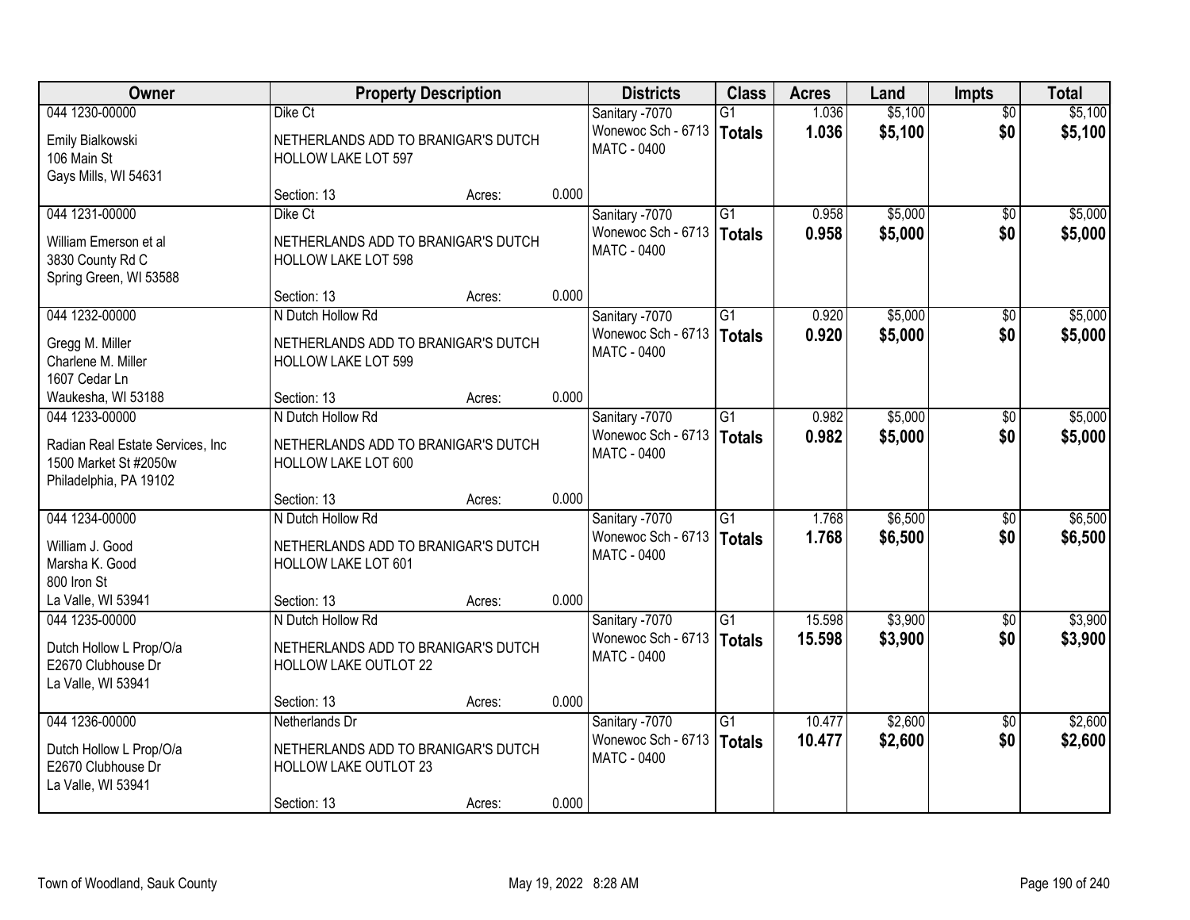| Owner | Property Description | | | Districts | Class | Acres | Land | Impts | Total |
|---|---|---|---|---|---|---|---|---|---|
| 044 1230-00000<br>Emily Bialkowski<br>106 Main St<br>Gays Mills, WI 54631 | Dike Ct<br>NETHERLANDS ADD TO BRANIGAR'S DUTCH HOLLOW LAKE LOT 597<br>Section: 13 | Acres: | 0.000 | Sanitary -7070<br>Wonewoc Sch - 6713<br>MATC - 0400 | G1<br>**Totals** | 1.036<br>**1.036** | $5,100<br>**$5,100** | $0<br>**$0** | $5,100<br>**$5,100** |
| 044 1231-00000<br>William Emerson et al<br>3830 County Rd C<br>Spring Green, WI 53588 | Dike Ct<br>NETHERLANDS ADD TO BRANIGAR'S DUTCH HOLLOW LAKE LOT 598<br>Section: 13 | Acres: | 0.000 | Sanitary -7070<br>Wonewoc Sch - 6713<br>MATC - 0400 | G1<br>**Totals** | 0.958<br>**0.958** | $5,000<br>**$5,000** | $0<br>**$0** | $5,000<br>**$5,000** |
| 044 1232-00000<br>Gregg M. Miller<br>Charlene M. Miller<br>1607 Cedar Ln<br>Waukesha, WI 53188 | N Dutch Hollow Rd<br>NETHERLANDS ADD TO BRANIGAR'S DUTCH HOLLOW LAKE LOT 599<br>Section: 13 | Acres: | 0.000 | Sanitary -7070<br>Wonewoc Sch - 6713<br>MATC - 0400 | G1<br>**Totals** | 0.920<br>**0.920** | $5,000<br>**$5,000** | $0<br>**$0** | $5,000<br>**$5,000** |
| 044 1233-00000<br>Radian Real Estate Services, Inc<br>1500 Market St #2050w<br>Philadelphia, PA 19102 | N Dutch Hollow Rd<br>NETHERLANDS ADD TO BRANIGAR'S DUTCH HOLLOW LAKE LOT 600<br>Section: 13 | Acres: | 0.000 | Sanitary -7070<br>Wonewoc Sch - 6713<br>MATC - 0400 | G1<br>**Totals** | 0.982<br>**0.982** | $5,000<br>**$5,000** | $0<br>**$0** | $5,000<br>**$5,000** |
| 044 1234-00000<br>William J. Good<br>Marsha K. Good<br>800 Iron St<br>La Valle, WI 53941 | N Dutch Hollow Rd<br>NETHERLANDS ADD TO BRANIGAR'S DUTCH HOLLOW LAKE LOT 601<br>Section: 13 | Acres: | 0.000 | Sanitary -7070<br>Wonewoc Sch - 6713<br>MATC - 0400 | G1<br>**Totals** | 1.768<br>**1.768** | $6,500<br>**$6,500** | $0<br>**$0** | $6,500<br>**$6,500** |
| 044 1235-00000<br>Dutch Hollow L Prop/O/a<br>E2670 Clubhouse Dr<br>La Valle, WI 53941 | N Dutch Hollow Rd<br>NETHERLANDS ADD TO BRANIGAR'S DUTCH HOLLOW LAKE OUTLOT 22<br>Section: 13 | Acres: | 0.000 | Sanitary -7070<br>Wonewoc Sch - 6713<br>MATC - 0400 | G1<br>**Totals** | 15.598<br>**15.598** | $3,900<br>**$3,900** | $0<br>**$0** | $3,900<br>**$3,900** |
| 044 1236-00000<br>Dutch Hollow L Prop/O/a<br>E2670 Clubhouse Dr<br>La Valle, WI 53941 | Netherlands Dr<br>NETHERLANDS ADD TO BRANIGAR'S DUTCH HOLLOW LAKE OUTLOT 23<br>Section: 13 | Acres: | 0.000 | Sanitary -7070<br>Wonewoc Sch - 6713<br>MATC - 0400 | G1<br>**Totals** | 10.477<br>**10.477** | $2,600<br>**$2,600** | $0<br>**$0** | $2,600<br>**$2,600** |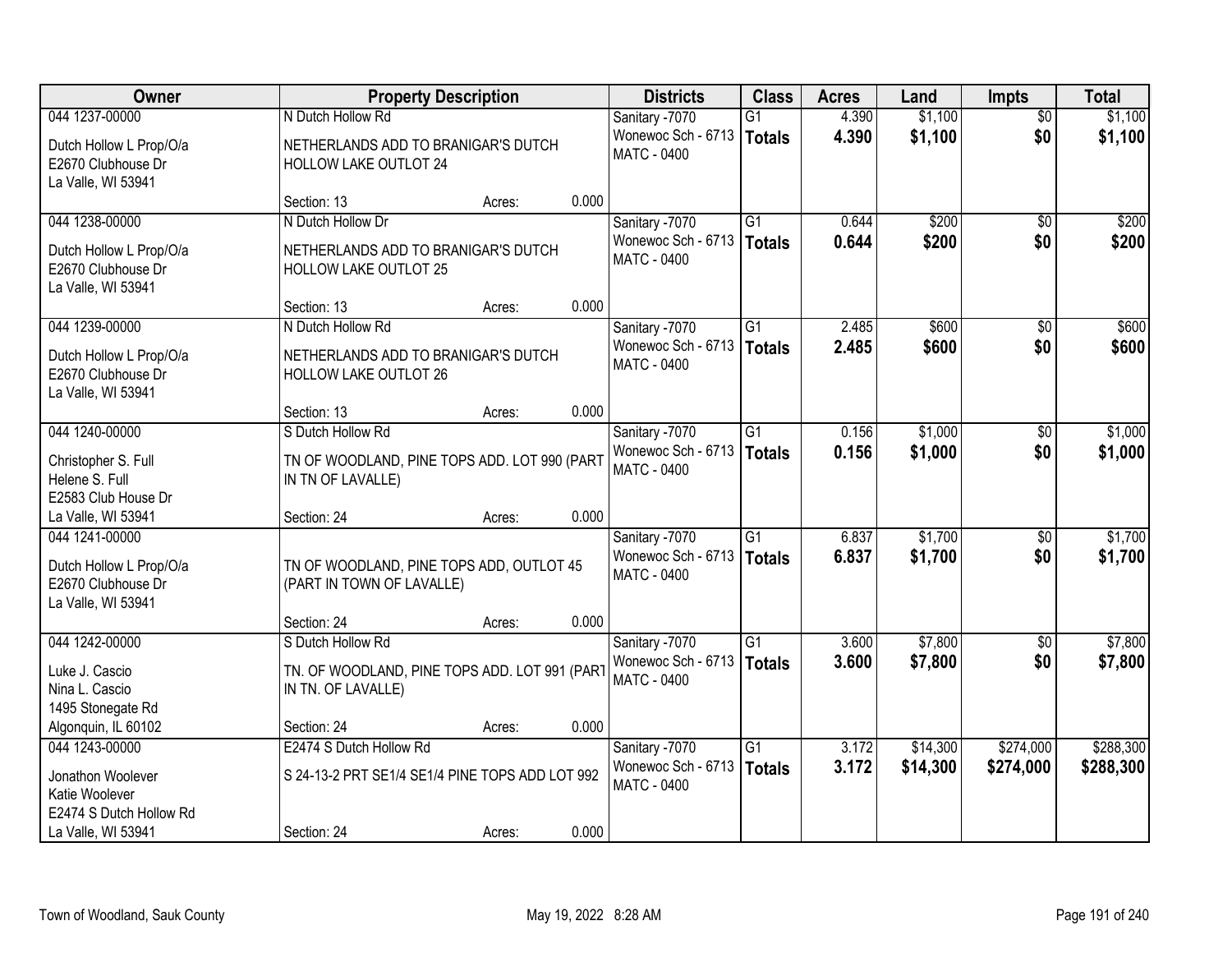| Owner | Property Description | | | Districts | Class | Acres | Land | Impts | Total |
|---|---|---|---|---|---|---|---|---|---|
| 044 1237-00000 | N Dutch Hollow Rd | | | Sanitary -7070 | G1 | 4.390 | $1,100 | $0 | $1,100 |
| Dutch Hollow L Prop/O/a<br>E2670 Clubhouse Dr<br>La Valle, WI 53941 | NETHERLANDS ADD TO BRANIGAR'S DUTCH HOLLOW LAKE OUTLOT 24 | | | Wonewoc Sch - 6713<br>MATC - 0400 | **Totals** | **4.390** | **$1,100** | **$0** | **$1,100** |
| | Section: 13 | Acres: | 0.000 | | | | | | |
| 044 1238-00000 | N Dutch Hollow Dr | | | Sanitary -7070 | G1 | 0.644 | $200 | $0 | $200 |
| Dutch Hollow L Prop/O/a<br>E2670 Clubhouse Dr<br>La Valle, WI 53941 | NETHERLANDS ADD TO BRANIGAR'S DUTCH HOLLOW LAKE OUTLOT 25 | | | Wonewoc Sch - 6713<br>MATC - 0400 | **Totals** | **0.644** | **$200** | **$0** | **$200** |
| | Section: 13 | Acres: | 0.000 | | | | | | |
| 044 1239-00000 | N Dutch Hollow Rd | | | Sanitary -7070 | G1 | 2.485 | $600 | $0 | $600 |
| Dutch Hollow L Prop/O/a<br>E2670 Clubhouse Dr<br>La Valle, WI 53941 | NETHERLANDS ADD TO BRANIGAR'S DUTCH HOLLOW LAKE OUTLOT 26 | | | Wonewoc Sch - 6713<br>MATC - 0400 | **Totals** | **2.485** | **$600** | **$0** | **$600** |
| | Section: 13 | Acres: | 0.000 | | | | | | |
| 044 1240-00000 | S Dutch Hollow Rd | | | Sanitary -7070 | G1 | 0.156 | $1,000 | $0 | $1,000 |
| Christopher S. Full<br>Helene S. Full<br>E2583 Club House Dr<br>La Valle, WI 53941 | TN OF WOODLAND, PINE TOPS ADD. LOT 990 (PART IN TN OF LAVALLE) | | | Wonewoc Sch - 6713<br>MATC - 0400 | **Totals** | **0.156** | **$1,000** | **$0** | **$1,000** |
| | Section: 24 | Acres: | 0.000 | | | | | | |
| 044 1241-00000 | | | | Sanitary -7070 | G1 | 6.837 | $1,700 | $0 | $1,700 |
| Dutch Hollow L Prop/O/a<br>E2670 Clubhouse Dr<br>La Valle, WI 53941 | TN OF WOODLAND, PINE TOPS ADD, OUTLOT 45 (PART IN TOWN OF LAVALLE) | | | Wonewoc Sch - 6713<br>MATC - 0400 | **Totals** | **6.837** | **$1,700** | **$0** | **$1,700** |
| | Section: 24 | Acres: | 0.000 | | | | | | |
| 044 1242-00000 | S Dutch Hollow Rd | | | Sanitary -7070 | G1 | 3.600 | $7,800 | $0 | $7,800 |
| Luke J. Cascio<br>Nina L. Cascio<br>1495 Stonegate Rd<br>Algonquin, IL 60102 | TN. OF WOODLAND, PINE TOPS ADD. LOT 991 (PART IN TN. OF LAVALLE) | | | Wonewoc Sch - 6713<br>MATC - 0400 | **Totals** | **3.600** | **$7,800** | **$0** | **$7,800** |
| | Section: 24 | Acres: | 0.000 | | | | | | |
| 044 1243-00000 | E2474 S Dutch Hollow Rd | | | Sanitary -7070 | G1 | 3.172 | $14,300 | $274,000 | $288,300 |
| Jonathon Woolever<br>Katie Woolever<br>E2474 S Dutch Hollow Rd<br>La Valle, WI 53941 | S 24-13-2 PRT SE1/4 SE1/4 PINE TOPS ADD LOT 992 | | | Wonewoc Sch - 6713<br>MATC - 0400 | **Totals** | **3.172** | **$14,300** | **$274,000** | **$288,300** |
| | Section: 24 | Acres: | 0.000 | | | | | | |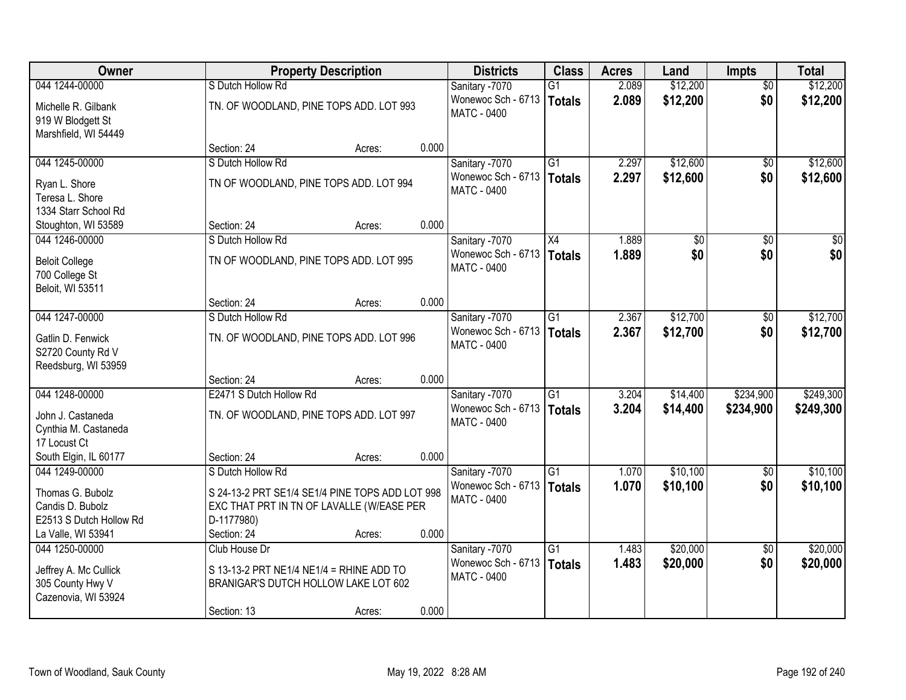| Owner | Property Description | | | Districts | Class | Acres | Land | Impts | Total |
|---|---|---|---|---|---|---|---|---|---|
| 044 1244-00000<br>Michelle R. Gilbank<br>919 W Blodgett St<br>Marshfield, WI 54449 | S Dutch Hollow Rd<br>TN. OF WOODLAND, PINE TOPS ADD. LOT 993<br>Section: 24 | Acres: | 0.000 | Sanitary -7070<br>Wonewoc Sch - 6713<br>MATC - 0400 | G1<br>**Totals** | 2.089<br>**2.089** | $12,200<br>**$12,200** | $0<br>**$0** | $12,200<br>**$12,200** |
| 044 1245-00000<br>Ryan L. Shore<br>Teresa L. Shore<br>1334 Starr School Rd<br>Stoughton, WI 53589 | S Dutch Hollow Rd<br>TN OF WOODLAND, PINE TOPS ADD. LOT 994<br>Section: 24 | Acres: | 0.000 | Sanitary -7070<br>Wonewoc Sch - 6713<br>MATC - 0400 | G1<br>**Totals** | 2.297<br>**2.297** | $12,600<br>**$12,600** | $0<br>**$0** | $12,600<br>**$12,600** |
| 044 1246-00000<br>Beloit College<br>700 College St<br>Beloit, WI 53511 | S Dutch Hollow Rd<br>TN OF WOODLAND, PINE TOPS ADD. LOT 995<br>Section: 24 | Acres: | 0.000 | Sanitary -7070<br>Wonewoc Sch - 6713<br>MATC - 0400 | X4<br>**Totals** | 1.889<br>**1.889** | $0<br>**$0** | $0<br>**$0** | $0<br>**$0** |
| 044 1247-00000<br>Gatlin D. Fenwick<br>S2720 County Rd V<br>Reedsburg, WI 53959 | S Dutch Hollow Rd<br>TN. OF WOODLAND, PINE TOPS ADD. LOT 996<br>Section: 24 | Acres: | 0.000 | Sanitary -7070<br>Wonewoc Sch - 6713<br>MATC - 0400 | G1<br>**Totals** | 2.367<br>**2.367** | $12,700<br>**$12,700** | $0<br>**$0** | $12,700<br>**$12,700** |
| 044 1248-00000<br>John J. Castaneda<br>Cynthia M. Castaneda<br>17 Locust Ct<br>South Elgin, IL 60177 | E2471 S Dutch Hollow Rd<br>TN. OF WOODLAND, PINE TOPS ADD. LOT 997<br>Section: 24 | Acres: | 0.000 | Sanitary -7070<br>Wonewoc Sch - 6713<br>MATC - 0400 | G1<br>**Totals** | 3.204<br>**3.204** | $14,400<br>**$14,400** | $234,900<br>**$234,900** | $249,300<br>**$249,300** |
| 044 1249-00000<br>Thomas G. Bubolz<br>Candis D. Bubolz<br>E2513 S Dutch Hollow Rd<br>La Valle, WI 53941 | S Dutch Hollow Rd<br>S 24-13-2 PRT SE1/4 SE1/4 PINE TOPS ADD LOT 998 EXC THAT PRT IN TN OF LAVALLE (W/EASE PER D-1177980)<br>Section: 24 | Acres: | 0.000 | Sanitary -7070<br>Wonewoc Sch - 6713<br>MATC - 0400 | G1<br>**Totals** | 1.070<br>**1.070** | $10,100<br>**$10,100** | $0<br>**$0** | $10,100<br>**$10,100** |
| 044 1250-00000<br>Jeffrey A. Mc Cullick<br>305 County Hwy V<br>Cazenovia, WI 53924 | Club House Dr<br>S 13-13-2 PRT NE1/4 NE1/4 = RHINE ADD TO BRANIGAR'S DUTCH HOLLOW LAKE LOT 602<br>Section: 13 | Acres: | 0.000 | Sanitary -7070<br>Wonewoc Sch - 6713<br>MATC - 0400 | G1<br>**Totals** | 1.483<br>**1.483** | $20,000<br>**$20,000** | $0<br>**$0** | $20,000<br>**$20,000** |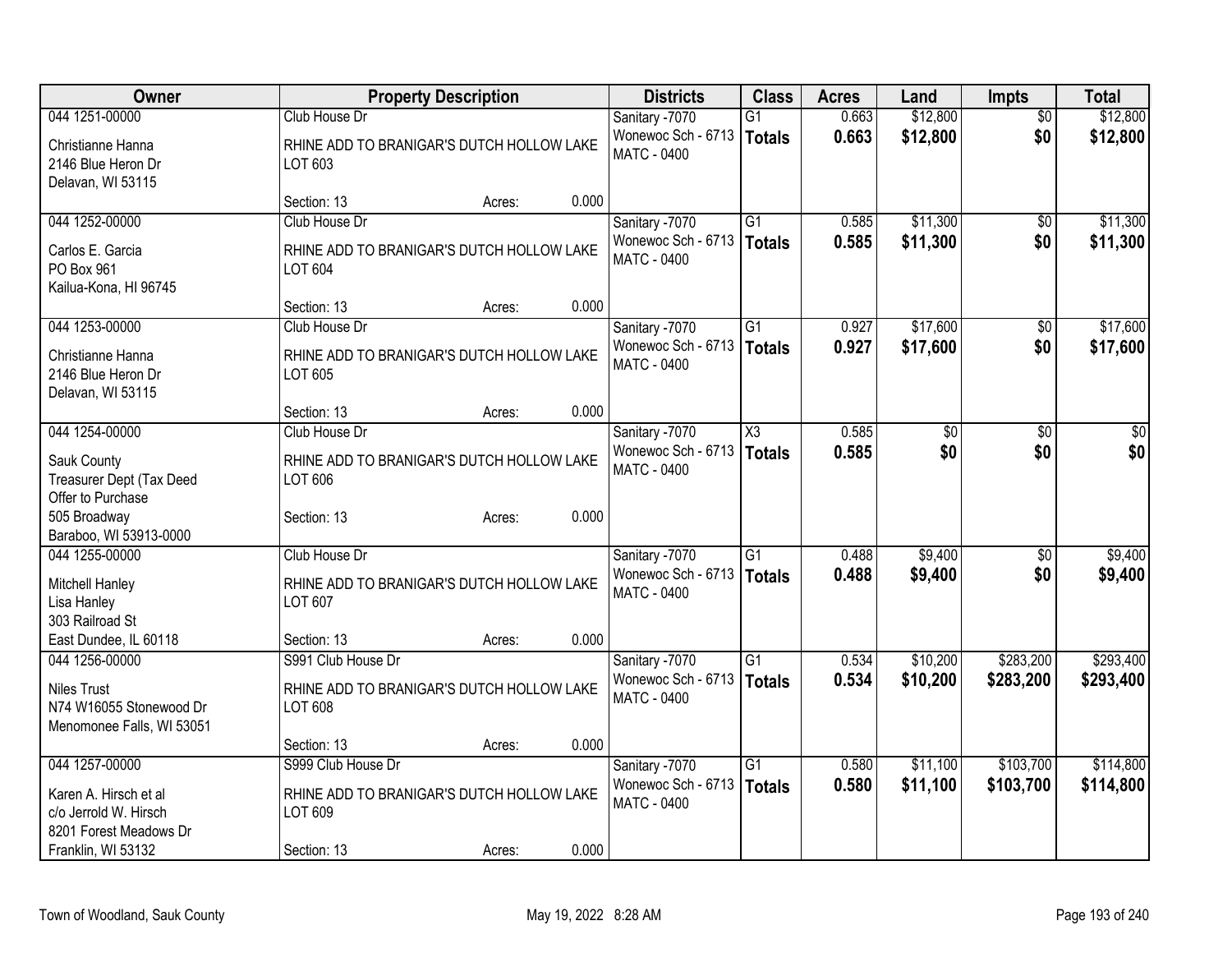| Owner | Property Description | Districts | Class | Acres | Land | Impts | Total |
|---|---|---|---|---|---|---|---|
| 044 1251-00000<br>Christianne Hanna<br>2146 Blue Heron Dr<br>Delavan, WI 53115 | Club House Dr<br>RHINE ADD TO BRANIGAR'S DUTCH HOLLOW LAKE LOT 603<br>Section: 13 Acres: 0.000 | Sanitary -7070<br>Wonewoc Sch - 6713<br>MATC - 0400 | G1<br>**Totals** | 0.663<br>**0.663** | $12,800<br>**$12,800** | $0<br>**$0** | $12,800<br>**$12,800** |
| 044 1252-00000<br>Carlos E. Garcia<br>PO Box 961<br>Kailua-Kona, HI 96745 | Club House Dr<br>RHINE ADD TO BRANIGAR'S DUTCH HOLLOW LAKE LOT 604<br>Section: 13 Acres: 0.000 | Sanitary -7070<br>Wonewoc Sch - 6713<br>MATC - 0400 | G1<br>**Totals** | 0.585<br>**0.585** | $11,300<br>**$11,300** | $0<br>**$0** | $11,300<br>**$11,300** |
| 044 1253-00000<br>Christianne Hanna<br>2146 Blue Heron Dr<br>Delavan, WI 53115 | Club House Dr<br>RHINE ADD TO BRANIGAR'S DUTCH HOLLOW LAKE LOT 605<br>Section: 13 Acres: 0.000 | Sanitary -7070<br>Wonewoc Sch - 6713<br>MATC - 0400 | G1<br>**Totals** | 0.927<br>**0.927** | $17,600<br>**$17,600** | $0<br>**$0** | $17,600<br>**$17,600** |
| 044 1254-00000<br>Sauk County<br>Treasurer Dept (Tax Deed<br>Offer to Purchase<br>505 Broadway<br>Baraboo, WI 53913-0000 | Club House Dr<br>RHINE ADD TO BRANIGAR'S DUTCH HOLLOW LAKE LOT 606<br>Section: 13 Acres: 0.000 | Sanitary -7070<br>Wonewoc Sch - 6713<br>MATC - 0400 | X3<br>**Totals** | 0.585<br>**0.585** | $0<br>**$0** | $0<br>**$0** | $0<br>**$0** |
| 044 1255-00000<br>Mitchell Hanley<br>Lisa Hanley<br>303 Railroad St<br>East Dundee, IL 60118 | Club House Dr<br>RHINE ADD TO BRANIGAR'S DUTCH HOLLOW LAKE LOT 607<br>Section: 13 Acres: 0.000 | Sanitary -7070<br>Wonewoc Sch - 6713<br>MATC - 0400 | G1<br>**Totals** | 0.488<br>**0.488** | $9,400<br>**$9,400** | $0<br>**$0** | $9,400<br>**$9,400** |
| 044 1256-00000<br>Niles Trust<br>N74 W16055 Stonewood Dr<br>Menomonee Falls, WI 53051 | S991 Club House Dr<br>RHINE ADD TO BRANIGAR'S DUTCH HOLLOW LAKE LOT 608<br>Section: 13 Acres: 0.000 | Sanitary -7070<br>Wonewoc Sch - 6713<br>MATC - 0400 | G1<br>**Totals** | 0.534<br>**0.534** | $10,200<br>**$10,200** | $283,200<br>**$283,200** | $293,400<br>**$293,400** |
| 044 1257-00000<br>Karen A. Hirsch et al<br>c/o Jerrold W. Hirsch<br>8201 Forest Meadows Dr<br>Franklin, WI 53132 | S999 Club House Dr<br>RHINE ADD TO BRANIGAR'S DUTCH HOLLOW LAKE LOT 609<br>Section: 13 Acres: 0.000 | Sanitary -7070<br>Wonewoc Sch - 6713<br>MATC - 0400 | G1<br>**Totals** | 0.580<br>**0.580** | $11,100<br>**$11,100** | $103,700<br>**$103,700** | $114,800<br>**$114,800** |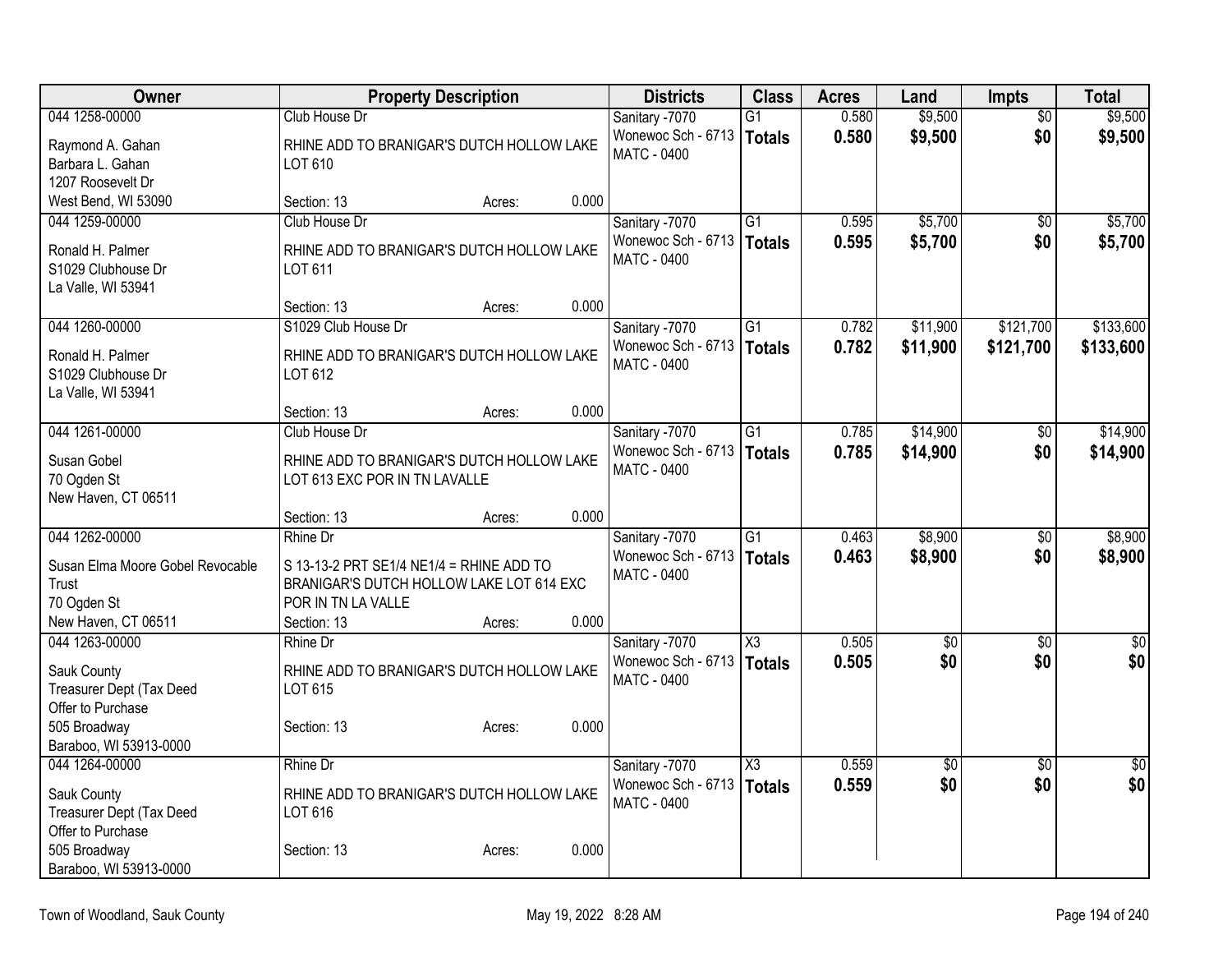| Owner | Property Description | Districts | Class | Acres | Land | Impts | Total |
|---|---|---|---|---|---|---|---|
| 044 1258-00000<br>Raymond A. Gahan<br>Barbara L. Gahan<br>1207 Roosevelt Dr<br>West Bend, WI 53090 | Club House Dr<br>RHINE ADD TO BRANIGAR'S DUTCH HOLLOW LAKE LOT 610<br>Section: 13 Acres: 0.000 | Sanitary -7070<br>Wonewoc Sch - 6713<br>MATC - 0400 | G1<br>**Totals** | 0.580<br>**0.580** | $9,500<br>**$9,500** | $0<br>**$0** | $9,500<br>**$9,500** |
| 044 1259-00000<br>Ronald H. Palmer<br>S1029 Clubhouse Dr<br>La Valle, WI 53941 | Club House Dr<br>RHINE ADD TO BRANIGAR'S DUTCH HOLLOW LAKE LOT 611<br>Section: 13 Acres: 0.000 | Sanitary -7070<br>Wonewoc Sch - 6713<br>MATC - 0400 | G1<br>**Totals** | 0.595<br>**0.595** | $5,700<br>**$5,700** | $0<br>**$0** | $5,700<br>**$5,700** |
| 044 1260-00000<br>Ronald H. Palmer<br>S1029 Clubhouse Dr<br>La Valle, WI 53941 | S1029 Club House Dr<br>RHINE ADD TO BRANIGAR'S DUTCH HOLLOW LAKE LOT 612<br>Section: 13 Acres: 0.000 | Sanitary -7070<br>Wonewoc Sch - 6713<br>MATC - 0400 | G1<br>**Totals** | 0.782<br>**0.782** | $11,900<br>**$11,900** | $121,700<br>**$121,700** | $133,600<br>**$133,600** |
| 044 1261-00000<br>Susan Gobel<br>70 Ogden St<br>New Haven, CT 06511 | Club House Dr<br>RHINE ADD TO BRANIGAR'S DUTCH HOLLOW LAKE LOT 613 EXC POR IN TN LAVALLE<br>Section: 13 Acres: 0.000 | Sanitary -7070<br>Wonewoc Sch - 6713<br>MATC - 0400 | G1<br>**Totals** | 0.785<br>**0.785** | $14,900<br>**$14,900** | $0<br>**$0** | $14,900<br>**$14,900** |
| 044 1262-00000<br>Susan Elma Moore Gobel Revocable Trust<br>70 Ogden St<br>New Haven, CT 06511 | Rhine Dr<br>S 13-13-2 PRT SE1/4 NE1/4 = RHINE ADD TO BRANIGAR'S DUTCH HOLLOW LAKE LOT 614 EXC POR IN TN LA VALLE<br>Section: 13 Acres: 0.000 | Sanitary -7070<br>Wonewoc Sch - 6713<br>MATC - 0400 | G1<br>**Totals** | 0.463<br>**0.463** | $8,900<br>**$8,900** | $0<br>**$0** | $8,900<br>**$8,900** |
| 044 1263-00000<br>Sauk County<br>Treasurer Dept (Tax Deed<br>Offer to Purchase<br>505 Broadway<br>Baraboo, WI 53913-0000 | Rhine Dr<br>RHINE ADD TO BRANIGAR'S DUTCH HOLLOW LAKE LOT 615<br>Section: 13 Acres: 0.000 | Sanitary -7070<br>Wonewoc Sch - 6713<br>MATC - 0400 | X3<br>**Totals** | 0.505<br>**0.505** | $0<br>**$0** | $0<br>**$0** | $0<br>**$0** |
| 044 1264-00000<br>Sauk County<br>Treasurer Dept (Tax Deed<br>Offer to Purchase<br>505 Broadway<br>Baraboo, WI 53913-0000 | Rhine Dr<br>RHINE ADD TO BRANIGAR'S DUTCH HOLLOW LAKE LOT 616<br>Section: 13 Acres: 0.000 | Sanitary -7070<br>Wonewoc Sch - 6713<br>MATC - 0400 | X3<br>**Totals** | 0.559<br>**0.559** | $0<br>**$0** | $0<br>**$0** | $0<br>**$0** |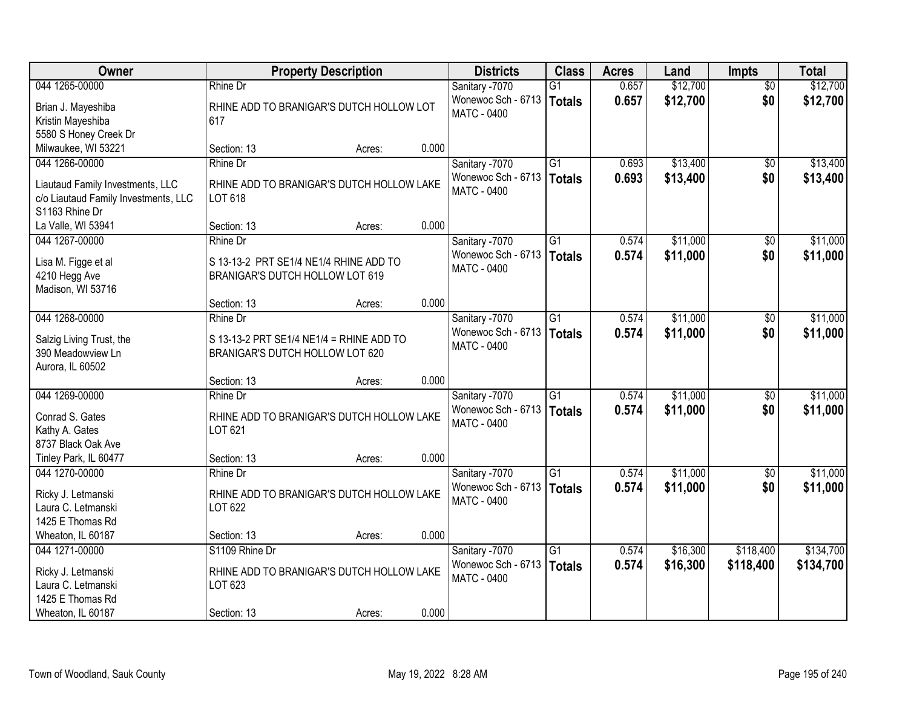| Owner | Property Description | Districts | Class | Acres | Land | Impts | Total |
|---|---|---|---|---|---|---|---|
| 044 1265-00000<br>Brian J. Mayeshiba<br>Kristin Mayeshiba<br>5580 S Honey Creek Dr<br>Milwaukee, WI 53221 | Rhine Dr<br>RHINE ADD TO BRANIGAR'S DUTCH HOLLOW LOT 617<br>Section: 13 Acres: 0.000 | Sanitary -7070<br>Wonewoc Sch - 6713<br>MATC - 0400 | G1<br>**Totals** | 0.657<br>**0.657** | $12,700<br>**$12,700** | $0<br>**$0** | $12,700<br>**$12,700** |
| 044 1266-00000<br>Liautaud Family Investments, LLC<br>c/o Liautaud Family Investments, LLC<br>S1163 Rhine Dr<br>La Valle, WI 53941 | Rhine Dr<br>RHINE ADD TO BRANIGAR'S DUTCH HOLLOW LAKE LOT 618<br>Section: 13 Acres: 0.000 | Sanitary -7070<br>Wonewoc Sch - 6713<br>MATC - 0400 | G1<br>**Totals** | 0.693<br>**0.693** | $13,400<br>**$13,400** | $0<br>**$0** | $13,400<br>**$13,400** |
| 044 1267-00000<br>Lisa M. Figge et al<br>4210 Hegg Ave<br>Madison, WI 53716 | Rhine Dr<br>S 13-13-2 PRT SE1/4 NE1/4 RHINE ADD TO BRANIGAR'S DUTCH HOLLOW LOT 619<br>Section: 13 Acres: 0.000 | Sanitary -7070<br>Wonewoc Sch - 6713<br>MATC - 0400 | G1<br>**Totals** | 0.574<br>**0.574** | $11,000<br>**$11,000** | $0<br>**$0** | $11,000<br>**$11,000** |
| 044 1268-00000<br>Salzig Living Trust, the<br>390 Meadowview Ln<br>Aurora, IL 60502 | Rhine Dr<br>S 13-13-2 PRT SE1/4 NE1/4 = RHINE ADD TO BRANIGAR'S DUTCH HOLLOW LOT 620<br>Section: 13 Acres: 0.000 | Sanitary -7070<br>Wonewoc Sch - 6713<br>MATC - 0400 | G1<br>**Totals** | 0.574<br>**0.574** | $11,000<br>**$11,000** | $0<br>**$0** | $11,000<br>**$11,000** |
| 044 1269-00000<br>Conrad S. Gates<br>Kathy A. Gates<br>8737 Black Oak Ave<br>Tinley Park, IL 60477 | Rhine Dr<br>RHINE ADD TO BRANIGAR'S DUTCH HOLLOW LAKE LOT 621<br>Section: 13 Acres: 0.000 | Sanitary -7070<br>Wonewoc Sch - 6713<br>MATC - 0400 | G1<br>**Totals** | 0.574<br>**0.574** | $11,000<br>**$11,000** | $0<br>**$0** | $11,000<br>**$11,000** |
| 044 1270-00000<br>Ricky J. Letmanski<br>Laura C. Letmanski<br>1425 E Thomas Rd<br>Wheaton, IL 60187 | Rhine Dr<br>RHINE ADD TO BRANIGAR'S DUTCH HOLLOW LAKE LOT 622<br>Section: 13 Acres: 0.000 | Sanitary -7070<br>Wonewoc Sch - 6713<br>MATC - 0400 | G1<br>**Totals** | 0.574<br>**0.574** | $11,000<br>**$11,000** | $0<br>**$0** | $11,000<br>**$11,000** |
| 044 1271-00000<br>Ricky J. Letmanski<br>Laura C. Letmanski<br>1425 E Thomas Rd<br>Wheaton, IL 60187 | S1109 Rhine Dr<br>RHINE ADD TO BRANIGAR'S DUTCH HOLLOW LAKE LOT 623<br>Section: 13 Acres: 0.000 | Sanitary -7070<br>Wonewoc Sch - 6713<br>MATC - 0400 | G1<br>**Totals** | 0.574<br>**0.574** | $16,300<br>**$16,300** | $118,400<br>**$118,400** | $134,700<br>**$134,700** |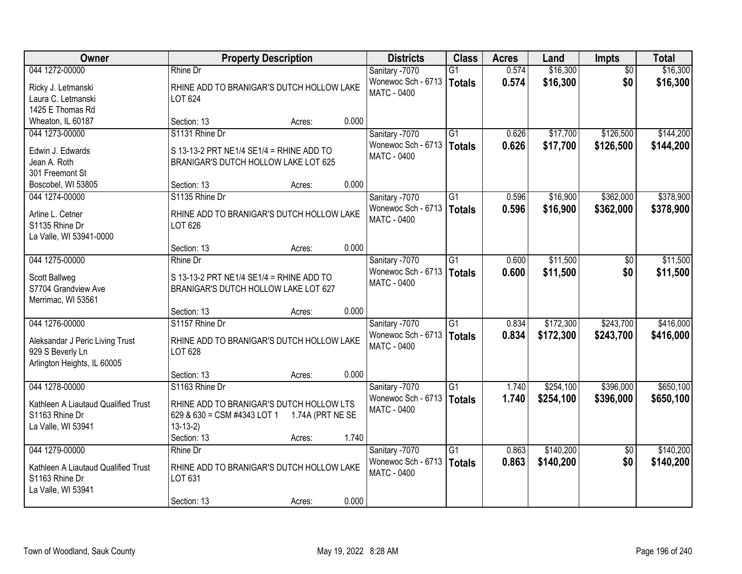| Owner | Property Description | | | Districts | Class | Acres | Land | Impts | Total |
|---|---|---|---|---|---|---|---|---|---|
| 044 1272-00000<br>Ricky J. Letmanski<br>Laura C. Letmanski<br>1425 E Thomas Rd<br>Wheaton, IL 60187 | Rhine Dr<br>RHINE ADD TO BRANIGAR'S DUTCH HOLLOW LAKE LOT 624<br>Section: 13 | Acres: | 0.000 | Sanitary -7070<br>Wonewoc Sch - 6713<br>MATC - 0400 | G1<br>**Totals** | 0.574<br>**0.574** | $16,300<br>**$16,300** | $0<br>**$0** | $16,300<br>**$16,300** |
| 044 1273-00000<br>Edwin J. Edwards<br>Jean A. Roth<br>301 Freemont St<br>Boscobel, WI 53805 | S1131 Rhine Dr<br>S 13-13-2 PRT NE1/4 SE1/4 = RHINE ADD TO BRANIGAR'S DUTCH HOLLOW LAKE LOT 625<br>Section: 13 | Acres: | 0.000 | Sanitary -7070<br>Wonewoc Sch - 6713<br>MATC - 0400 | G1<br>**Totals** | 0.626<br>**0.626** | $17,700<br>**$17,700** | $126,500<br>**$126,500** | $144,200<br>**$144,200** |
| 044 1274-00000<br>Arline L. Cetner<br>S1135 Rhine Dr<br>La Valle, WI 53941-0000 | S1135 Rhine Dr<br>RHINE ADD TO BRANIGAR'S DUTCH HOLLOW LAKE LOT 626<br>Section: 13 | Acres: | 0.000 | Sanitary -7070<br>Wonewoc Sch - 6713<br>MATC - 0400 | G1<br>**Totals** | 0.596<br>**0.596** | $16,900<br>**$16,900** | $362,000<br>**$362,000** | $378,900<br>**$378,900** |
| 044 1275-00000<br>Scott Ballweg<br>S7704 Grandview Ave<br>Merrimac, WI 53561 | Rhine Dr<br>S 13-13-2 PRT NE1/4 SE1/4 = RHINE ADD TO BRANIGAR'S DUTCH HOLLOW LAKE LOT 627<br>Section: 13 | Acres: | 0.000 | Sanitary -7070<br>Wonewoc Sch - 6713<br>MATC - 0400 | G1<br>**Totals** | 0.600<br>**0.600** | $11,500<br>**$11,500** | $0<br>**$0** | $11,500<br>**$11,500** |
| 044 1276-00000<br>Aleksandar J Peric Living Trust<br>929 S Beverly Ln<br>Arlington Heights, IL 60005 | S1157 Rhine Dr<br>RHINE ADD TO BRANIGAR'S DUTCH HOLLOW LAKE LOT 628<br>Section: 13 | Acres: | 0.000 | Sanitary -7070<br>Wonewoc Sch - 6713<br>MATC - 0400 | G1<br>**Totals** | 0.834<br>**0.834** | $172,300<br>**$172,300** | $243,700<br>**$243,700** | $416,000<br>**$416,000** |
| 044 1278-00000<br>Kathleen A Liautaud Qualified Trust<br>S1163 Rhine Dr<br>La Valle, WI 53941 | S1163 Rhine Dr<br>RHINE ADD TO BRANIGAR'S DUTCH HOLLOW LTS 629 & 630 = CSM #4343 LOT 1 1.74A (PRT NE SE 13-13-2)<br>Section: 13 | Acres: | 1.740 | Sanitary -7070<br>Wonewoc Sch - 6713<br>MATC - 0400 | G1<br>**Totals** | 1.740<br>**1.740** | $254,100<br>**$254,100** | $396,000<br>**$396,000** | $650,100<br>**$650,100** |
| 044 1279-00000<br>Kathleen A Liautaud Qualified Trust<br>S1163 Rhine Dr<br>La Valle, WI 53941 | Rhine Dr<br>RHINE ADD TO BRANIGAR'S DUTCH HOLLOW LAKE LOT 631<br>Section: 13 | Acres: | 0.000 | Sanitary -7070<br>Wonewoc Sch - 6713<br>MATC - 0400 | G1<br>**Totals** | 0.863<br>**0.863** | $140,200<br>**$140,200** | $0<br>**$0** | $140,200<br>**$140,200** |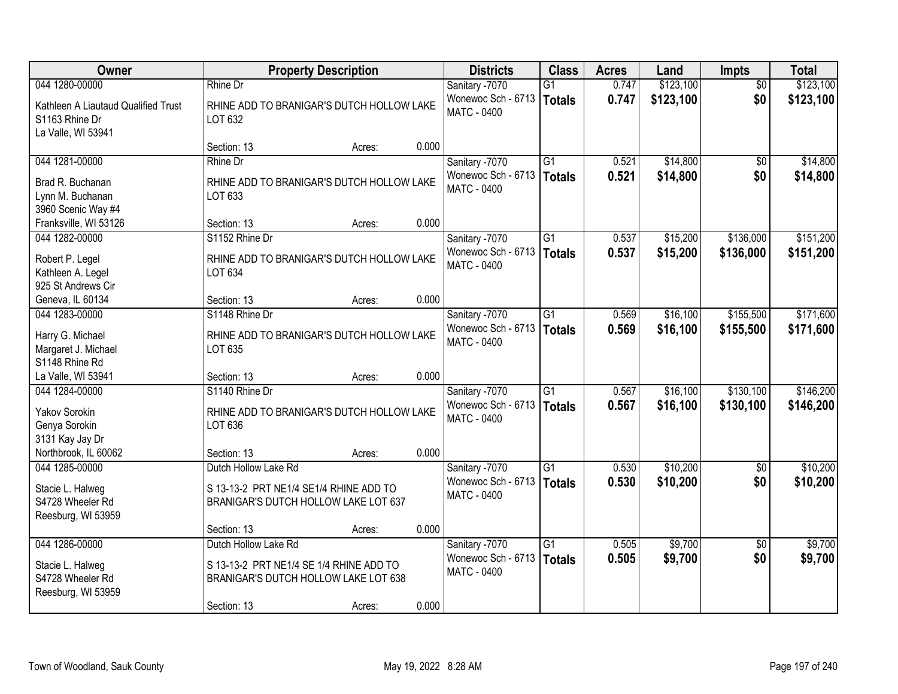| Owner | Property Description | | | Districts | Class | Acres | Land | Impts | Total |
|---|---|---|---|---|---|---|---|---|---|
| 044 1280-00000 | Rhine Dr | | | Sanitary -7070 | G1 | 0.747 | $123,100 | $0 | $123,100 |
| Kathleen A Liautaud Qualified Trust<br>S1163 Rhine Dr<br>La Valle, WI 53941 | RHINE ADD TO BRANIGAR'S DUTCH HOLLOW LAKE LOT 632 | | | Wonewoc Sch - 6713<br>MATC - 0400 | **Totals** | **0.747** | **$123,100** | **$0** | **$123,100** |
| | Section: 13 | Acres: | 0.000 | | | | | | |
| 044 1281-00000 | Rhine Dr | | | Sanitary -7070 | G1 | 0.521 | $14,800 | $0 | $14,800 |
| Brad R. Buchanan<br>Lynn M. Buchanan<br>3960 Scenic Way #4<br>Franksville, WI 53126 | RHINE ADD TO BRANIGAR'S DUTCH HOLLOW LAKE LOT 633 | | | Wonewoc Sch - 6713<br>MATC - 0400 | **Totals** | **0.521** | **$14,800** | **$0** | **$14,800** |
| | Section: 13 | Acres: | 0.000 | | | | | | |
| 044 1282-00000 | S1152 Rhine Dr | | | Sanitary -7070 | G1 | 0.537 | $15,200 | $136,000 | $151,200 |
| Robert P. Legel<br>Kathleen A. Legel<br>925 St Andrews Cir<br>Geneva, IL 60134 | RHINE ADD TO BRANIGAR'S DUTCH HOLLOW LAKE LOT 634 | | | Wonewoc Sch - 6713<br>MATC - 0400 | **Totals** | **0.537** | **$15,200** | **$136,000** | **$151,200** |
| | Section: 13 | Acres: | 0.000 | | | | | | |
| 044 1283-00000 | S1148 Rhine Dr | | | Sanitary -7070 | G1 | 0.569 | $16,100 | $155,500 | $171,600 |
| Harry G. Michael<br>Margaret J. Michael<br>S1148 Rhine Rd<br>La Valle, WI 53941 | RHINE ADD TO BRANIGAR'S DUTCH HOLLOW LAKE LOT 635 | | | Wonewoc Sch - 6713<br>MATC - 0400 | **Totals** | **0.569** | **$16,100** | **$155,500** | **$171,600** |
| | Section: 13 | Acres: | 0.000 | | | | | | |
| 044 1284-00000 | S1140 Rhine Dr | | | Sanitary -7070 | G1 | 0.567 | $16,100 | $130,100 | $146,200 |
| Yakov Sorokin<br>Genya Sorokin<br>3131 Kay Jay Dr<br>Northbrook, IL 60062 | RHINE ADD TO BRANIGAR'S DUTCH HOLLOW LAKE LOT 636 | | | Wonewoc Sch - 6713<br>MATC - 0400 | **Totals** | **0.567** | **$16,100** | **$130,100** | **$146,200** |
| | Section: 13 | Acres: | 0.000 | | | | | | |
| 044 1285-00000 | Dutch Hollow Lake Rd | | | Sanitary -7070 | G1 | 0.530 | $10,200 | $0 | $10,200 |
| Stacie L. Halweg<br>S4728 Wheeler Rd<br>Reesburg, WI 53959 | S 13-13-2 PRT NE1/4 SE1/4 RHINE ADD TO BRANIGAR'S DUTCH HOLLOW LAKE LOT 637 | | | Wonewoc Sch - 6713<br>MATC - 0400 | **Totals** | **0.530** | **$10,200** | **$0** | **$10,200** |
| | Section: 13 | Acres: | 0.000 | | | | | | |
| 044 1286-00000 | Dutch Hollow Lake Rd | | | Sanitary -7070 | G1 | 0.505 | $9,700 | $0 | $9,700 |
| Stacie L. Halweg<br>S4728 Wheeler Rd<br>Reesburg, WI 53959 | S 13-13-2 PRT NE1/4 SE 1/4 RHINE ADD TO BRANIGAR'S DUTCH HOLLOW LAKE LOT 638 | | | Wonewoc Sch - 6713<br>MATC - 0400 | **Totals** | **0.505** | **$9,700** | **$0** | **$9,700** |
| | Section: 13 | Acres: | 0.000 | | | | | | |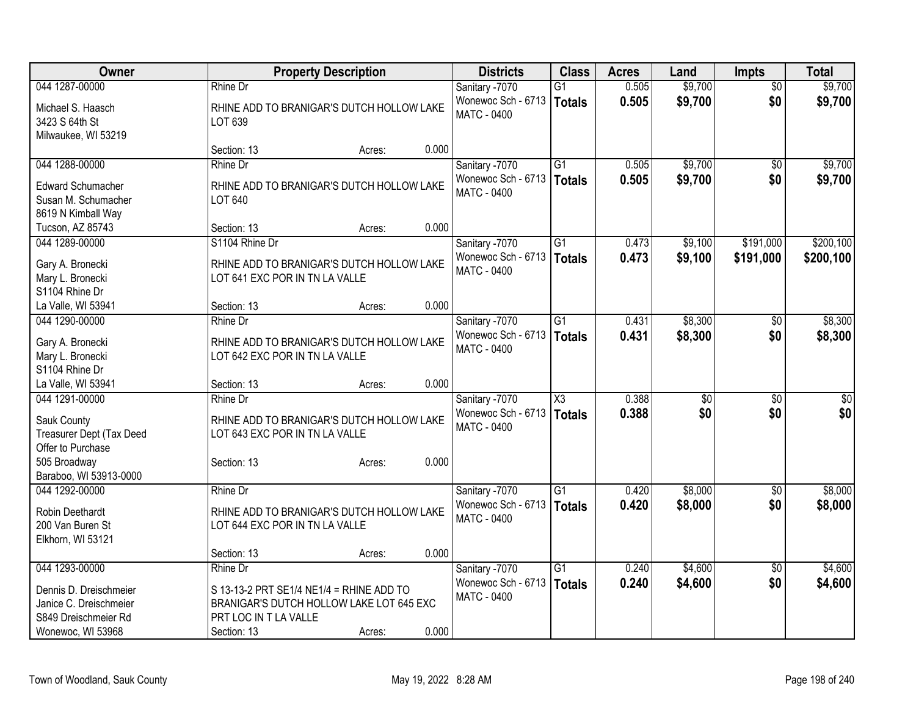| Owner | Property Description | Districts | Class | Acres | Land | Impts | Total |
|---|---|---|---|---|---|---|---|
| 044 1287-00000<br>Michael S. Haasch<br>3423 S 64th St<br>Milwaukee, WI 53219 | Rhine Dr<br>RHINE ADD TO BRANIGAR'S DUTCH HOLLOW LAKE LOT 639<br>Section: 13 Acres: 0.000 | Sanitary -7070<br>Wonewoc Sch - 6713<br>MATC - 0400 | G1<br>**Totals** | 0.505<br>**0.505** | $9,700<br>**$9,700** | $0<br>**$0** | $9,700<br>**$9,700** |
| 044 1288-00000<br>Edward Schumacher<br>Susan M. Schumacher<br>8619 N Kimball Way<br>Tucson, AZ 85743 | Rhine Dr<br>RHINE ADD TO BRANIGAR'S DUTCH HOLLOW LAKE LOT 640<br>Section: 13 Acres: 0.000 | Sanitary -7070<br>Wonewoc Sch - 6713<br>MATC - 0400 | G1<br>**Totals** | 0.505<br>**0.505** | $9,700<br>**$9,700** | $0<br>**$0** | $9,700<br>**$9,700** |
| 044 1289-00000<br>Gary A. Bronecki<br>Mary L. Bronecki<br>S1104 Rhine Dr<br>La Valle, WI 53941 | S1104 Rhine Dr<br>RHINE ADD TO BRANIGAR'S DUTCH HOLLOW LAKE LOT 641 EXC POR IN TN LA VALLE<br>Section: 13 Acres: 0.000 | Sanitary -7070<br>Wonewoc Sch - 6713<br>MATC - 0400 | G1<br>**Totals** | 0.473<br>**0.473** | $9,100<br>**$9,100** | $191,000<br>**$191,000** | $200,100<br>**$200,100** |
| 044 1290-00000<br>Gary A. Bronecki<br>Mary L. Bronecki<br>S1104 Rhine Dr<br>La Valle, WI 53941 | Rhine Dr<br>RHINE ADD TO BRANIGAR'S DUTCH HOLLOW LAKE LOT 642 EXC POR IN TN LA VALLE<br>Section: 13 Acres: 0.000 | Sanitary -7070<br>Wonewoc Sch - 6713<br>MATC - 0400 | G1<br>**Totals** | 0.431<br>**0.431** | $8,300<br>**$8,300** | $0<br>**$0** | $8,300<br>**$8,300** |
| 044 1291-00000<br>Sauk County<br>Treasurer Dept (Tax Deed<br>Offer to Purchase<br>505 Broadway<br>Baraboo, WI 53913-0000 | Rhine Dr<br>RHINE ADD TO BRANIGAR'S DUTCH HOLLOW LAKE LOT 643 EXC POR IN TN LA VALLE<br>Section: 13 Acres: 0.000 | Sanitary -7070<br>Wonewoc Sch - 6713<br>MATC - 0400 | X3<br>**Totals** | 0.388<br>**0.388** | $0<br>**$0** | $0<br>**$0** | $0<br>**$0** |
| 044 1292-00000<br>Robin Deethardt<br>200 Van Buren St<br>Elkhorn, WI 53121 | Rhine Dr<br>RHINE ADD TO BRANIGAR'S DUTCH HOLLOW LAKE LOT 644 EXC POR IN TN LA VALLE<br>Section: 13 Acres: 0.000 | Sanitary -7070<br>Wonewoc Sch - 6713<br>MATC - 0400 | G1<br>**Totals** | 0.420<br>**0.420** | $8,000<br>**$8,000** | $0<br>**$0** | $8,000<br>**$8,000** |
| 044 1293-00000<br>Dennis D. Dreischmeier<br>Janice C. Dreischmeier<br>S849 Dreischmeier Rd<br>Wonewoc, WI 53968 | Rhine Dr<br>S 13-13-2 PRT SE1/4 NE1/4 = RHINE ADD TO BRANIGAR'S DUTCH HOLLOW LAKE LOT 645 EXC PRT LOC IN T LA VALLE<br>Section: 13 Acres: 0.000 | Sanitary -7070<br>Wonewoc Sch - 6713<br>MATC - 0400 | G1<br>**Totals** | 0.240<br>**0.240** | $4,600<br>**$4,600** | $0<br>**$0** | $4,600<br>**$4,600** |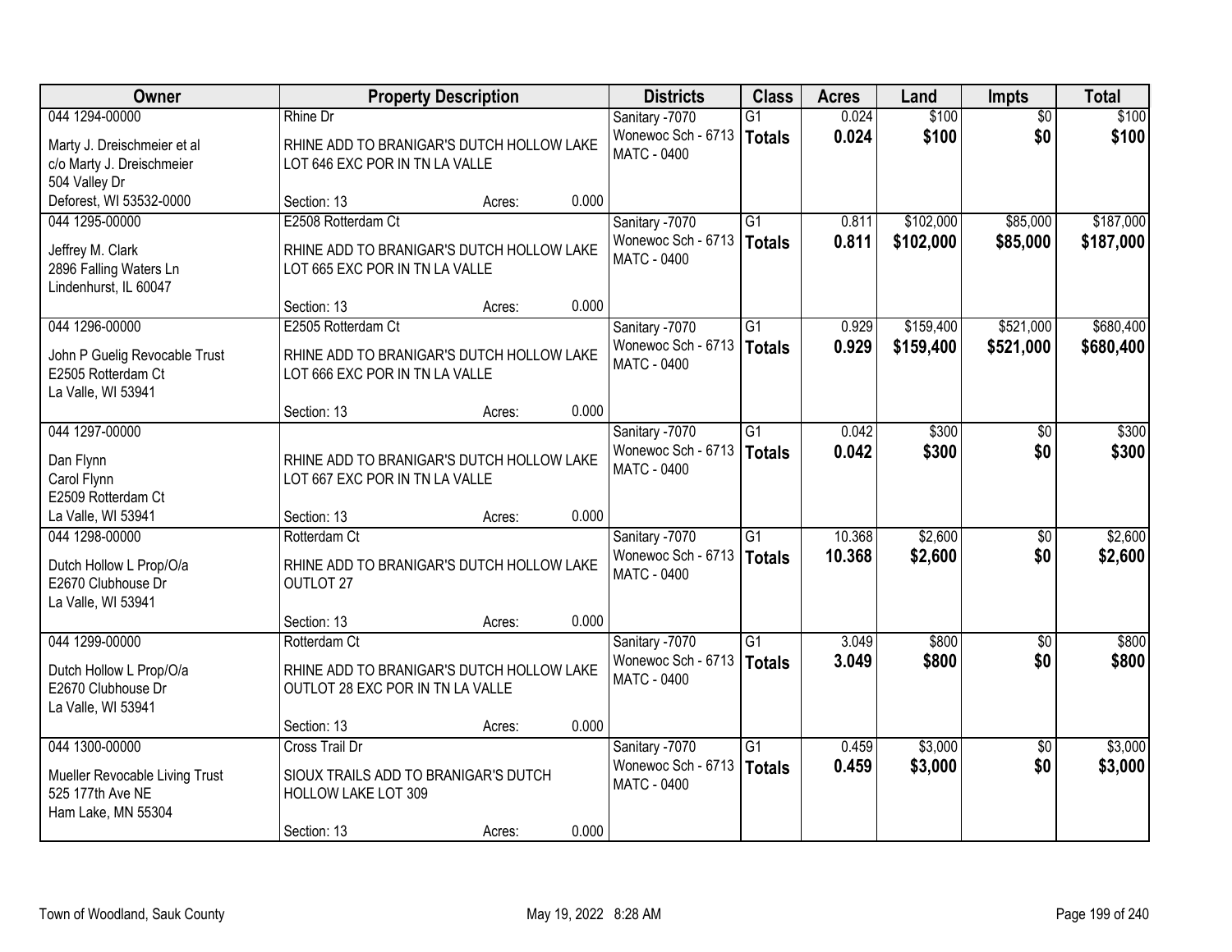| Owner | Property Description | Districts | Class | Acres | Land | Impts | Total |
|---|---|---|---|---|---|---|---|
| 044 1294-00000<br><br>Marty J. Dreischmeier et al<br>c/o Marty J. Dreischmeier<br>504 Valley Dr<br>Deforest, WI 53532-0000 | Rhine Dr<br><br>RHINE ADD TO BRANIGAR'S DUTCH HOLLOW LAKE LOT 646 EXC POR IN TN LA VALLE<br><br>Section: 13 Acres: 0.000 | Sanitary -7070<br>Wonewoc Sch - 6713<br>MATC - 0400 | G1<br>**Totals** | 0.024<br>**0.024** | $100<br>**$100** | $0<br>**$0** | $100<br>**$100** |
| 044 1295-00000<br><br>Jeffrey M. Clark<br>2896 Falling Waters Ln<br>Lindenhurst, IL 60047 | E2508 Rotterdam Ct<br><br>RHINE ADD TO BRANIGAR'S DUTCH HOLLOW LAKE LOT 665 EXC POR IN TN LA VALLE<br><br>Section: 13 Acres: 0.000 | Sanitary -7070<br>Wonewoc Sch - 6713<br>MATC - 0400 | G1<br>**Totals** | 0.811<br>**0.811** | $102,000<br>**$102,000** | $85,000<br>**$85,000** | $187,000<br>**$187,000** |
| 044 1296-00000<br><br>John P Guelig Revocable Trust<br>E2505 Rotterdam Ct<br>La Valle, WI 53941 | E2505 Rotterdam Ct<br><br>RHINE ADD TO BRANIGAR'S DUTCH HOLLOW LAKE LOT 666 EXC POR IN TN LA VALLE<br><br>Section: 13 Acres: 0.000 | Sanitary -7070<br>Wonewoc Sch - 6713<br>MATC - 0400 | G1<br>**Totals** | 0.929<br>**0.929** | $159,400<br>**$159,400** | $521,000<br>**$521,000** | $680,400<br>**$680,400** |
| 044 1297-00000<br><br>Dan Flynn<br>Carol Flynn<br>E2509 Rotterdam Ct<br>La Valle, WI 53941 | RHINE ADD TO BRANIGAR'S DUTCH HOLLOW LAKE LOT 667 EXC POR IN TN LA VALLE<br><br>Section: 13 Acres: 0.000 | Sanitary -7070<br>Wonewoc Sch - 6713<br>MATC - 0400 | G1<br>**Totals** | 0.042<br>**0.042** | $300<br>**$300** | $0<br>**$0** | $300<br>**$300** |
| 044 1298-00000<br><br>Dutch Hollow L Prop/O/a<br>E2670 Clubhouse Dr<br>La Valle, WI 53941 | Rotterdam Ct<br><br>RHINE ADD TO BRANIGAR'S DUTCH HOLLOW LAKE OUTLOT 27<br><br>Section: 13 Acres: 0.000 | Sanitary -7070<br>Wonewoc Sch - 6713<br>MATC - 0400 | G1<br>**Totals** | 10.368<br>**10.368** | $2,600<br>**$2,600** | $0<br>**$0** | $2,600<br>**$2,600** |
| 044 1299-00000<br><br>Dutch Hollow L Prop/O/a<br>E2670 Clubhouse Dr<br>La Valle, WI 53941 | Rotterdam Ct<br><br>RHINE ADD TO BRANIGAR'S DUTCH HOLLOW LAKE OUTLOT 28 EXC POR IN TN LA VALLE<br><br>Section: 13 Acres: 0.000 | Sanitary -7070<br>Wonewoc Sch - 6713<br>MATC - 0400 | G1<br>**Totals** | 3.049<br>**3.049** | $800<br>**$800** | $0<br>**$0** | $800<br>**$800** |
| 044 1300-00000<br><br>Mueller Revocable Living Trust<br>525 177th Ave NE<br>Ham Lake, MN 55304 | Cross Trail Dr<br><br>SIOUX TRAILS ADD TO BRANIGAR'S DUTCH HOLLOW LAKE LOT 309<br><br>Section: 13 Acres: 0.000 | Sanitary -7070<br>Wonewoc Sch - 6713<br>MATC - 0400 | G1<br>**Totals** | 0.459<br>**0.459** | $3,000<br>**$3,000** | $0<br>**$0** | $3,000<br>**$3,000** |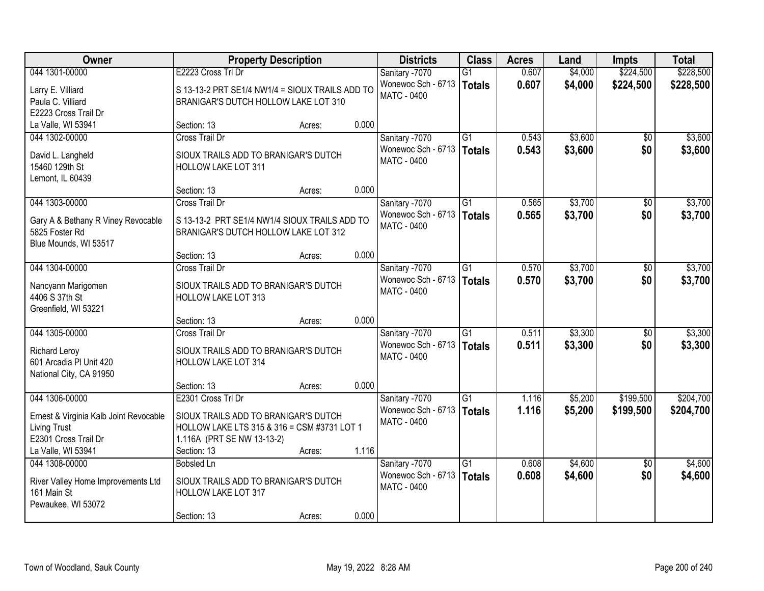| Owner | Property Description | | | Districts | Class | Acres | Land | Impts | Total |
|---|---|---|---|---|---|---|---|---|---|
| 044 1301-00000<br>Larry E. Villiard<br>Paula C. Villiard<br>E2223 Cross Trail Dr<br>La Valle, WI 53941 | E2223 Cross Trl Dr<br>S 13-13-2 PRT SE1/4 NW1/4 = SIOUX TRAILS ADD TO BRANIGAR'S DUTCH HOLLOW LAKE LOT 310<br>Section: 13 | Acres: | 0.000 | Sanitary -7070<br>Wonewoc Sch - 6713<br>MATC - 0400 | G1<br>**Totals** | 0.607<br>**0.607** | $4,000<br>**$4,000** | $224,500<br>**$224,500** | $228,500<br>**$228,500** |
| 044 1302-00000<br>David L. Langheld<br>15460 129th St<br>Lemont, IL 60439 | Cross Trail Dr<br>SIOUX TRAILS ADD TO BRANIGAR'S DUTCH HOLLOW LAKE LOT 311<br>Section: 13 | Acres: | 0.000 | Sanitary -7070<br>Wonewoc Sch - 6713<br>MATC - 0400 | G1<br>**Totals** | 0.543<br>**0.543** | $3,600<br>**$3,600** | $0<br>**$0** | $3,600<br>**$3,600** |
| 044 1303-00000<br>Gary A & Bethany R Viney Revocable<br>5825 Foster Rd<br>Blue Mounds, WI 53517 | Cross Trail Dr<br>S 13-13-2 PRT SE1/4 NW1/4 SIOUX TRAILS ADD TO BRANIGAR'S DUTCH HOLLOW LAKE LOT 312<br>Section: 13 | Acres: | 0.000 | Sanitary -7070<br>Wonewoc Sch - 6713<br>MATC - 0400 | G1<br>**Totals** | 0.565<br>**0.565** | $3,700<br>**$3,700** | $0<br>**$0** | $3,700<br>**$3,700** |
| 044 1304-00000<br>Nancyann Marigomen<br>4406 S 37th St<br>Greenfield, WI 53221 | Cross Trail Dr<br>SIOUX TRAILS ADD TO BRANIGAR'S DUTCH HOLLOW LAKE LOT 313<br>Section: 13 | Acres: | 0.000 | Sanitary -7070<br>Wonewoc Sch - 6713<br>MATC - 0400 | G1<br>**Totals** | 0.570<br>**0.570** | $3,700<br>**$3,700** | $0<br>**$0** | $3,700<br>**$3,700** |
| 044 1305-00000<br>Richard Leroy<br>601 Arcadia Pl Unit 420<br>National City, CA 91950 | Cross Trail Dr<br>SIOUX TRAILS ADD TO BRANIGAR'S DUTCH HOLLOW LAKE LOT 314<br>Section: 13 | Acres: | 0.000 | Sanitary -7070<br>Wonewoc Sch - 6713<br>MATC - 0400 | G1<br>**Totals** | 0.511<br>**0.511** | $3,300<br>**$3,300** | $0<br>**$0** | $3,300<br>**$3,300** |
| 044 1306-00000<br>Ernest & Virginia Kalb Joint Revocable Living Trust<br>E2301 Cross Trail Dr<br>La Valle, WI 53941 | E2301 Cross Trl Dr<br>SIOUX TRAILS ADD TO BRANIGAR'S DUTCH HOLLOW LAKE LTS 315 & 316 = CSM #3731 LOT 1 1.116A (PRT SE NW 13-13-2)<br>Section: 13 | Acres: | 1.116 | Sanitary -7070<br>Wonewoc Sch - 6713<br>MATC - 0400 | G1<br>**Totals** | 1.116<br>**1.116** | $5,200<br>**$5,200** | $199,500<br>**$199,500** | $204,700<br>**$204,700** |
| 044 1308-00000<br>River Valley Home Improvements Ltd<br>161 Main St<br>Pewaukee, WI 53072 | Bobsled Ln<br>SIOUX TRAILS ADD TO BRANIGAR'S DUTCH HOLLOW LAKE LOT 317<br>Section: 13 | Acres: | 0.000 | Sanitary -7070<br>Wonewoc Sch - 6713<br>MATC - 0400 | G1<br>**Totals** | 0.608<br>**0.608** | $4,600<br>**$4,600** | $0<br>**$0** | $4,600<br>**$4,600** |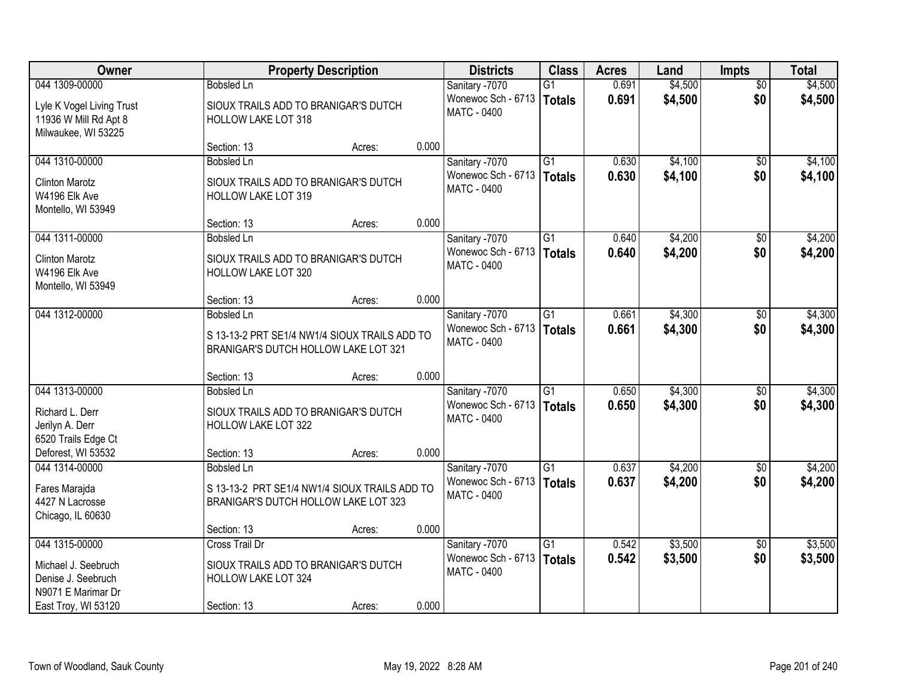| Owner | Property Description | Districts | Class | Acres | Land | Impts | Total |
|---|---|---|---|---|---|---|---|
| 044 1309-00000<br><br>Lyle K Vogel Living Trust<br>11936 W Mill Rd Apt 8<br>Milwaukee, WI 53225 | Bobsled Ln<br><br>SIOUX TRAILS ADD TO BRANIGAR'S DUTCH HOLLOW LAKE LOT 318<br><br>Section: 13 Acres: 0.000 | Sanitary -7070<br>Wonewoc Sch - 6713<br>MATC - 0400 | G1<br>**Totals** | 0.691<br>**0.691** | $4,500<br>**$4,500** | $0<br>**$0** | $4,500<br>**$4,500** |
| 044 1310-00000<br><br>Clinton Marotz<br>W4196 Elk Ave<br>Montello, WI 53949 | Bobsled Ln<br><br>SIOUX TRAILS ADD TO BRANIGAR'S DUTCH HOLLOW LAKE LOT 319<br><br>Section: 13 Acres: 0.000 | Sanitary -7070<br>Wonewoc Sch - 6713<br>MATC - 0400 | G1<br>**Totals** | 0.630<br>**0.630** | $4,100<br>**$4,100** | $0<br>**$0** | $4,100<br>**$4,100** |
| 044 1311-00000<br><br>Clinton Marotz<br>W4196 Elk Ave<br>Montello, WI 53949 | Bobsled Ln<br><br>SIOUX TRAILS ADD TO BRANIGAR'S DUTCH HOLLOW LAKE LOT 320<br><br>Section: 13 Acres: 0.000 | Sanitary -7070<br>Wonewoc Sch - 6713<br>MATC - 0400 | G1<br>**Totals** | 0.640<br>**0.640** | $4,200<br>**$4,200** | $0<br>**$0** | $4,200<br>**$4,200** |
| 044 1312-00000 | Bobsled Ln<br><br>S 13-13-2 PRT SE1/4 NW1/4 SIOUX TRAILS ADD TO BRANIGAR'S DUTCH HOLLOW LAKE LOT 321<br><br>Section: 13 Acres: 0.000 | Sanitary -7070<br>Wonewoc Sch - 6713<br>MATC - 0400 | G1<br>**Totals** | 0.661<br>**0.661** | $4,300<br>**$4,300** | $0<br>**$0** | $4,300<br>**$4,300** |
| 044 1313-00000<br><br>Richard L. Derr<br>Jerilyn A. Derr<br>6520 Trails Edge Ct<br>Deforest, WI 53532 | Bobsled Ln<br><br>SIOUX TRAILS ADD TO BRANIGAR'S DUTCH HOLLOW LAKE LOT 322<br><br>Section: 13 Acres: 0.000 | Sanitary -7070<br>Wonewoc Sch - 6713<br>MATC - 0400 | G1<br>**Totals** | 0.650<br>**0.650** | $4,300<br>**$4,300** | $0<br>**$0** | $4,300<br>**$4,300** |
| 044 1314-00000<br><br>Fares Marajda<br>4427 N Lacrosse<br>Chicago, IL 60630 | Bobsled Ln<br><br>S 13-13-2 PRT SE1/4 NW1/4 SIOUX TRAILS ADD TO BRANIGAR'S DUTCH HOLLOW LAKE LOT 323<br><br>Section: 13 Acres: 0.000 | Sanitary -7070<br>Wonewoc Sch - 6713<br>MATC - 0400 | G1<br>**Totals** | 0.637<br>**0.637** | $4,200<br>**$4,200** | $0<br>**$0** | $4,200<br>**$4,200** |
| 044 1315-00000<br><br>Michael J. Seebruch<br>Denise J. Seebruch<br>N9071 E Marimar Dr<br>East Troy, WI 53120 | Cross Trail Dr<br><br>SIOUX TRAILS ADD TO BRANIGAR'S DUTCH HOLLOW LAKE LOT 324<br><br>Section: 13 Acres: 0.000 | Sanitary -7070<br>Wonewoc Sch - 6713<br>MATC - 0400 | G1<br>**Totals** | 0.542<br>**0.542** | $3,500<br>**$3,500** | $0<br>**$0** | $3,500<br>**$3,500** |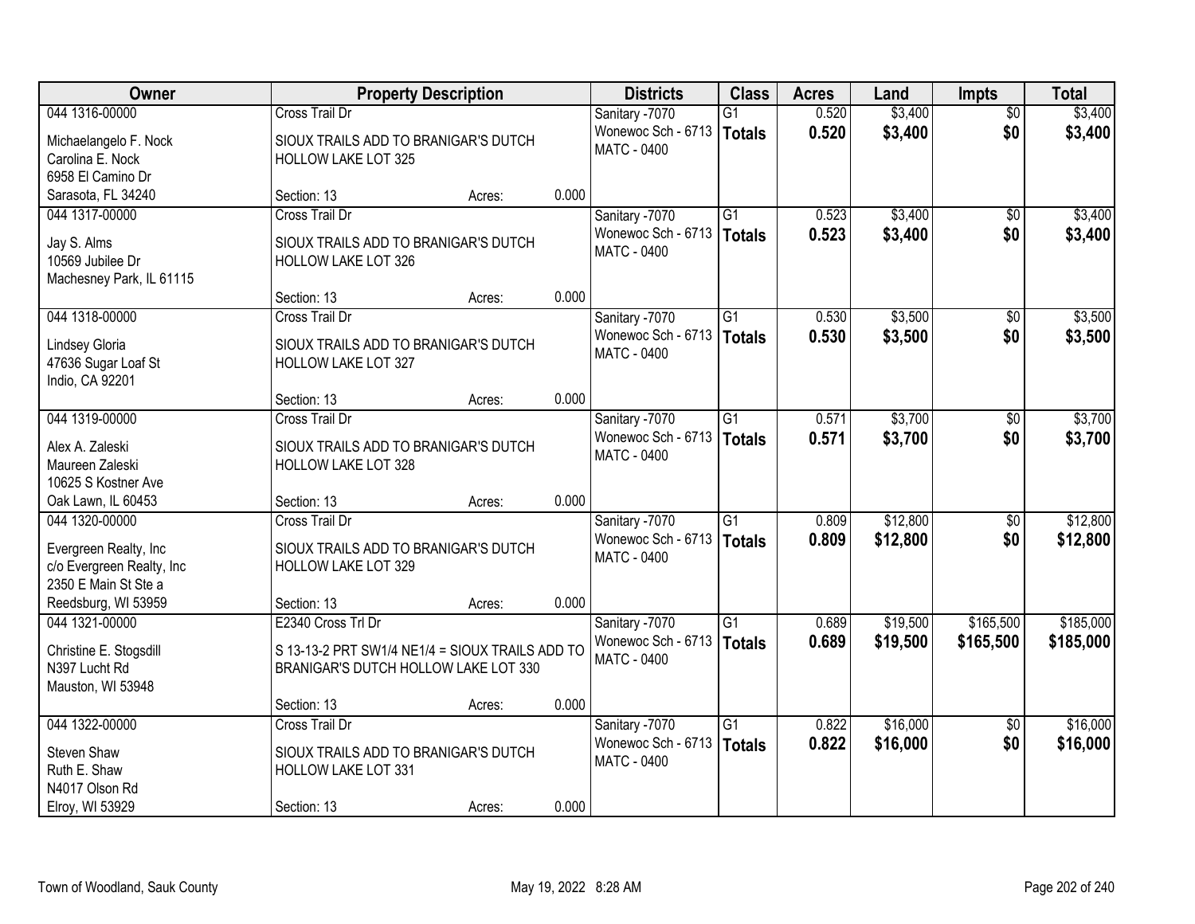| Owner | Property Description | | | Districts | Class | Acres | Land | Impts | Total |
|---|---|---|---|---|---|---|---|---|---|
| 044 1316-00000<br>Michaelangelo F. Nock<br>Carolina E. Nock<br>6958 El Camino Dr<br>Sarasota, FL 34240 | Cross Trail Dr<br>SIOUX TRAILS ADD TO BRANIGAR'S DUTCH HOLLOW LAKE LOT 325<br>Section: 13 | Acres: | 0.000 | Sanitary -7070<br>Wonewoc Sch - 6713<br>MATC - 0400 | G1<br>**Totals** | 0.520<br>**0.520** | $3,400<br>**$3,400** | $0<br>**$0** | $3,400<br>**$3,400** |
| 044 1317-00000<br>Jay S. Alms<br>10569 Jubilee Dr<br>Machesney Park, IL 61115 | Cross Trail Dr<br>SIOUX TRAILS ADD TO BRANIGAR'S DUTCH HOLLOW LAKE LOT 326<br>Section: 13 | Acres: | 0.000 | Sanitary -7070<br>Wonewoc Sch - 6713<br>MATC - 0400 | G1<br>**Totals** | 0.523<br>**0.523** | $3,400<br>**$3,400** | $0<br>**$0** | $3,400<br>**$3,400** |
| 044 1318-00000<br>Lindsey Gloria<br>47636 Sugar Loaf St<br>Indio, CA 92201 | Cross Trail Dr<br>SIOUX TRAILS ADD TO BRANIGAR'S DUTCH HOLLOW LAKE LOT 327<br>Section: 13 | Acres: | 0.000 | Sanitary -7070<br>Wonewoc Sch - 6713<br>MATC - 0400 | G1<br>**Totals** | 0.530<br>**0.530** | $3,500<br>**$3,500** | $0<br>**$0** | $3,500<br>**$3,500** |
| 044 1319-00000<br>Alex A. Zaleski<br>Maureen Zaleski<br>10625 S Kostner Ave<br>Oak Lawn, IL 60453 | Cross Trail Dr<br>SIOUX TRAILS ADD TO BRANIGAR'S DUTCH HOLLOW LAKE LOT 328<br>Section: 13 | Acres: | 0.000 | Sanitary -7070<br>Wonewoc Sch - 6713<br>MATC - 0400 | G1<br>**Totals** | 0.571<br>**0.571** | $3,700<br>**$3,700** | $0<br>**$0** | $3,700<br>**$3,700** |
| 044 1320-00000<br>Evergreen Realty, Inc<br>c/o Evergreen Realty, Inc<br>2350 E Main St Ste a<br>Reedsburg, WI 53959 | Cross Trail Dr<br>SIOUX TRAILS ADD TO BRANIGAR'S DUTCH HOLLOW LAKE LOT 329<br>Section: 13 | Acres: | 0.000 | Sanitary -7070<br>Wonewoc Sch - 6713<br>MATC - 0400 | G1<br>**Totals** | 0.809<br>**0.809** | $12,800<br>**$12,800** | $0<br>**$0** | $12,800<br>**$12,800** |
| 044 1321-00000<br>Christine E. Stogsdill<br>N397 Lucht Rd<br>Mauston, WI 53948 | E2340 Cross Trl Dr<br>S 13-13-2 PRT SW1/4 NE1/4 = SIOUX TRAILS ADD TO BRANIGAR'S DUTCH HOLLOW LAKE LOT 330<br>Section: 13 | Acres: | 0.000 | Sanitary -7070<br>Wonewoc Sch - 6713<br>MATC - 0400 | G1<br>**Totals** | 0.689<br>**0.689** | $19,500<br>**$19,500** | $165,500<br>**$165,500** | $185,000<br>**$185,000** |
| 044 1322-00000<br>Steven Shaw<br>Ruth E. Shaw<br>N4017 Olson Rd<br>Elroy, WI 53929 | Cross Trail Dr<br>SIOUX TRAILS ADD TO BRANIGAR'S DUTCH HOLLOW LAKE LOT 331<br>Section: 13 | Acres: | 0.000 | Sanitary -7070<br>Wonewoc Sch - 6713<br>MATC - 0400 | G1<br>**Totals** | 0.822<br>**0.822** | $16,000<br>**$16,000** | $0<br>**$0** | $16,000<br>**$16,000** |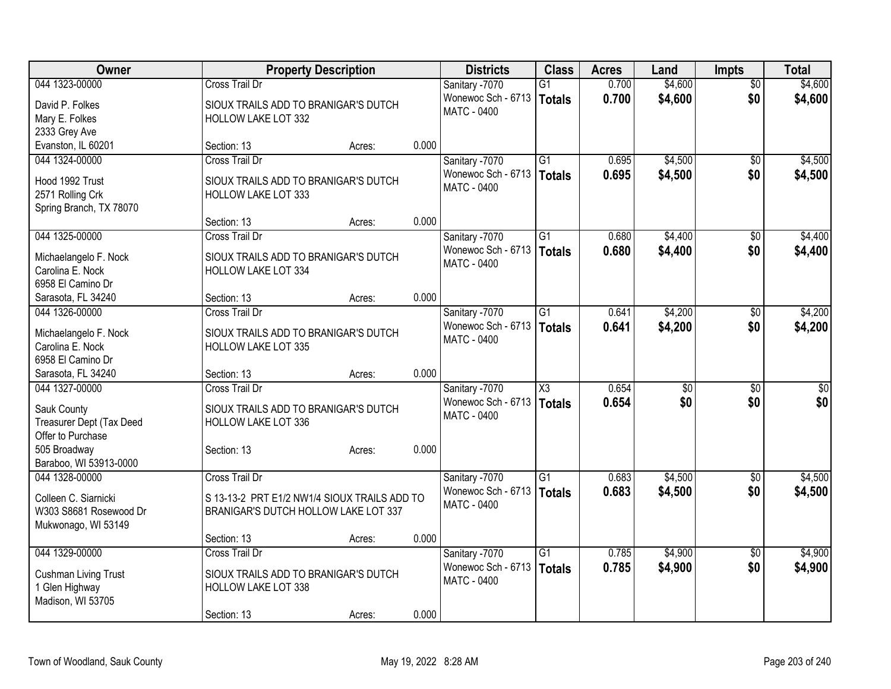| Owner | Property Description | | | Districts | Class | Acres | Land | Impts | Total |
|---|---|---|---|---|---|---|---|---|---|
| 044 1323-00000<br>David P. Folkes<br>Mary E. Folkes<br>2333 Grey Ave<br>Evanston, IL 60201 | Cross Trail Dr<br>SIOUX TRAILS ADD TO BRANIGAR'S DUTCH HOLLOW LAKE LOT 332<br>Section: 13 | Acres: | 0.000 | Sanitary -7070<br>Wonewoc Sch - 6713<br>MATC - 0400 | G1<br>**Totals** | 0.700<br>**0.700** | $4,600<br>**$4,600** | $0<br>**$0** | $4,600<br>**$4,600** |
| 044 1324-00000<br>Hood 1992 Trust<br>2571 Rolling Crk<br>Spring Branch, TX 78070 | Cross Trail Dr<br>SIOUX TRAILS ADD TO BRANIGAR'S DUTCH HOLLOW LAKE LOT 333<br>Section: 13 | Acres: | 0.000 | Sanitary -7070<br>Wonewoc Sch - 6713<br>MATC - 0400 | G1<br>**Totals** | 0.695<br>**0.695** | $4,500<br>**$4,500** | $0<br>**$0** | $4,500<br>**$4,500** |
| 044 1325-00000<br>Michaelangelo F. Nock<br>Carolina E. Nock<br>6958 El Camino Dr<br>Sarasota, FL 34240 | Cross Trail Dr<br>SIOUX TRAILS ADD TO BRANIGAR'S DUTCH HOLLOW LAKE LOT 334<br>Section: 13 | Acres: | 0.000 | Sanitary -7070<br>Wonewoc Sch - 6713<br>MATC - 0400 | G1<br>**Totals** | 0.680<br>**0.680** | $4,400<br>**$4,400** | $0<br>**$0** | $4,400<br>**$4,400** |
| 044 1326-00000<br>Michaelangelo F. Nock<br>Carolina E. Nock<br>6958 El Camino Dr<br>Sarasota, FL 34240 | Cross Trail Dr<br>SIOUX TRAILS ADD TO BRANIGAR'S DUTCH HOLLOW LAKE LOT 335<br>Section: 13 | Acres: | 0.000 | Sanitary -7070<br>Wonewoc Sch - 6713<br>MATC - 0400 | G1<br>**Totals** | 0.641<br>**0.641** | $4,200<br>**$4,200** | $0<br>**$0** | $4,200<br>**$4,200** |
| 044 1327-00000<br>Sauk County<br>Treasurer Dept (Tax Deed<br>Offer to Purchase<br>505 Broadway<br>Baraboo, WI 53913-0000 | Cross Trail Dr<br>SIOUX TRAILS ADD TO BRANIGAR'S DUTCH HOLLOW LAKE LOT 336<br>Section: 13 | Acres: | 0.000 | Sanitary -7070<br>Wonewoc Sch - 6713<br>MATC - 0400 | X3<br>**Totals** | 0.654<br>**0.654** | $0<br>**$0** | $0<br>**$0** | $0<br>**$0** |
| 044 1328-00000<br>Colleen C. Siarnicki<br>W303 S8681 Rosewood Dr<br>Mukwonago, WI 53149 | Cross Trail Dr<br>S 13-13-2 PRT E1/2 NW1/4 SIOUX TRAILS ADD TO BRANIGAR'S DUTCH HOLLOW LAKE LOT 337<br>Section: 13 | Acres: | 0.000 | Sanitary -7070<br>Wonewoc Sch - 6713<br>MATC - 0400 | G1<br>**Totals** | 0.683<br>**0.683** | $4,500<br>**$4,500** | $0<br>**$0** | $4,500<br>**$4,500** |
| 044 1329-00000<br>Cushman Living Trust<br>1 Glen Highway<br>Madison, WI 53705 | Cross Trail Dr<br>SIOUX TRAILS ADD TO BRANIGAR'S DUTCH HOLLOW LAKE LOT 338<br>Section: 13 | Acres: | 0.000 | Sanitary -7070<br>Wonewoc Sch - 6713<br>MATC - 0400 | G1<br>**Totals** | 0.785<br>**0.785** | $4,900<br>**$4,900** | $0<br>**$0** | $4,900<br>**$4,900** |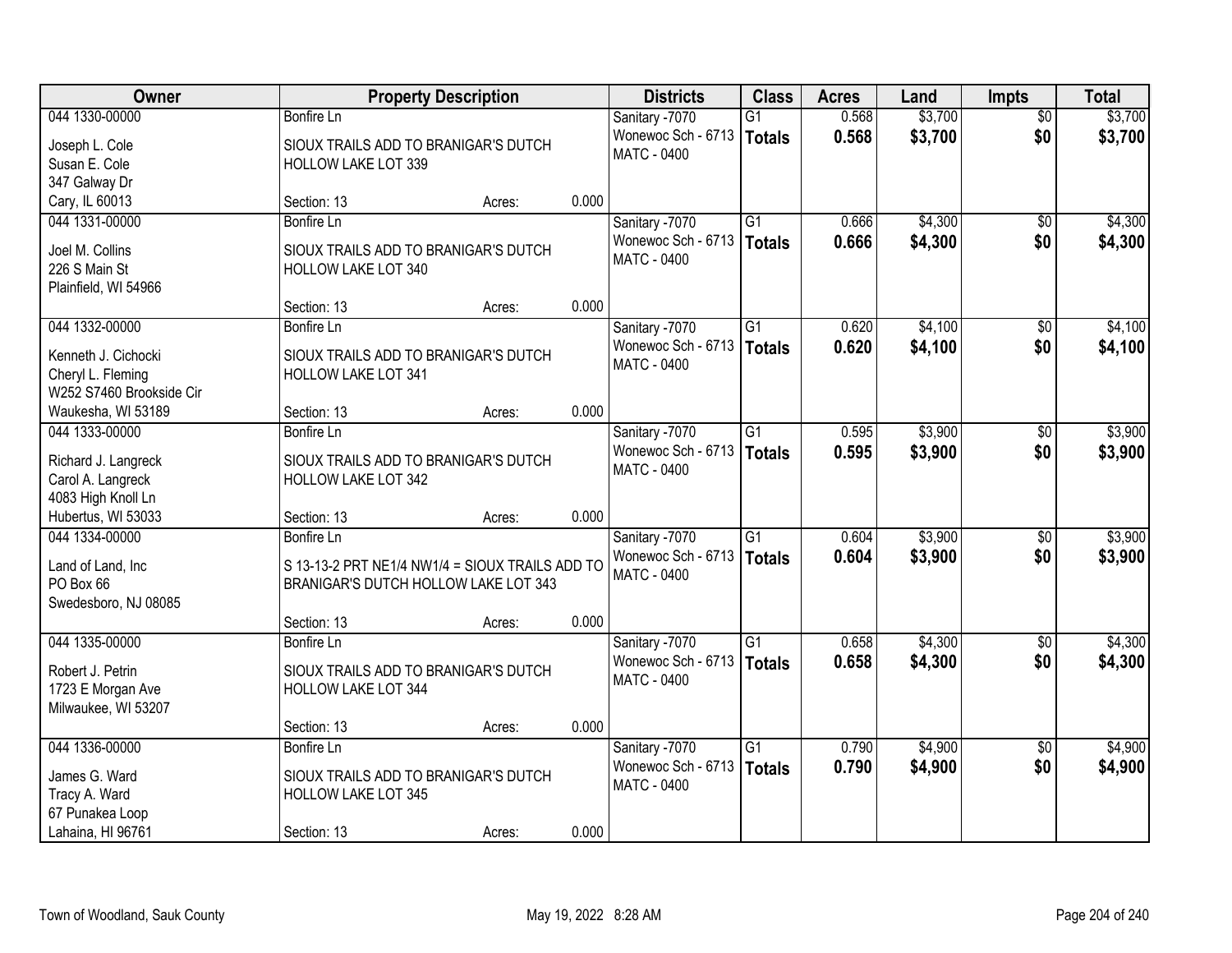| Owner | Property Description | Districts | Class | Acres | Land | Impts | Total |
|---|---|---|---|---|---|---|---|
| 044 1330-00000<br>Joseph L. Cole<br>Susan E. Cole<br>347 Galway Dr<br>Cary, IL 60013 | Bonfire Ln<br>SIOUX TRAILS ADD TO BRANIGAR'S DUTCH HOLLOW LAKE LOT 339<br>Section: 13 Acres: 0.000 | Sanitary -7070<br>Wonewoc Sch - 6713<br>MATC - 0400 | G1<br>**Totals** | 0.568<br>**0.568** | $3,700<br>**$3,700** | $0<br>**$0** | $3,700<br>**$3,700** |
| 044 1331-00000<br>Joel M. Collins<br>226 S Main St<br>Plainfield, WI 54966 | Bonfire Ln<br>SIOUX TRAILS ADD TO BRANIGAR'S DUTCH HOLLOW LAKE LOT 340<br>Section: 13 Acres: 0.000 | Sanitary -7070<br>Wonewoc Sch - 6713<br>MATC - 0400 | G1<br>**Totals** | 0.666<br>**0.666** | $4,300<br>**$4,300** | $0<br>**$0** | $4,300<br>**$4,300** |
| 044 1332-00000<br>Kenneth J. Cichocki<br>Cheryl L. Fleming<br>W252 S7460 Brookside Cir<br>Waukesha, WI 53189 | Bonfire Ln<br>SIOUX TRAILS ADD TO BRANIGAR'S DUTCH HOLLOW LAKE LOT 341<br>Section: 13 Acres: 0.000 | Sanitary -7070<br>Wonewoc Sch - 6713<br>MATC - 0400 | G1<br>**Totals** | 0.620<br>**0.620** | $4,100<br>**$4,100** | $0<br>**$0** | $4,100<br>**$4,100** |
| 044 1333-00000<br>Richard J. Langreck<br>Carol A. Langreck<br>4083 High Knoll Ln<br>Hubertus, WI 53033 | Bonfire Ln<br>SIOUX TRAILS ADD TO BRANIGAR'S DUTCH HOLLOW LAKE LOT 342<br>Section: 13 Acres: 0.000 | Sanitary -7070<br>Wonewoc Sch - 6713<br>MATC - 0400 | G1<br>**Totals** | 0.595<br>**0.595** | $3,900<br>**$3,900** | $0<br>**$0** | $3,900<br>**$3,900** |
| 044 1334-00000<br>Land of Land, Inc<br>PO Box 66<br>Swedesboro, NJ 08085 | Bonfire Ln<br>S 13-13-2 PRT NE1/4 NW1/4 = SIOUX TRAILS ADD TO BRANIGAR'S DUTCH HOLLOW LAKE LOT 343<br>Section: 13 Acres: 0.000 | Sanitary -7070<br>Wonewoc Sch - 6713<br>MATC - 0400 | G1<br>**Totals** | 0.604<br>**0.604** | $3,900<br>**$3,900** | $0<br>**$0** | $3,900<br>**$3,900** |
| 044 1335-00000<br>Robert J. Petrin<br>1723 E Morgan Ave<br>Milwaukee, WI 53207 | Bonfire Ln<br>SIOUX TRAILS ADD TO BRANIGAR'S DUTCH HOLLOW LAKE LOT 344<br>Section: 13 Acres: 0.000 | Sanitary -7070<br>Wonewoc Sch - 6713<br>MATC - 0400 | G1<br>**Totals** | 0.658<br>**0.658** | $4,300<br>**$4,300** | $0<br>**$0** | $4,300<br>**$4,300** |
| 044 1336-00000<br>James G. Ward<br>Tracy A. Ward<br>67 Punakea Loop<br>Lahaina, HI 96761 | Bonfire Ln<br>SIOUX TRAILS ADD TO BRANIGAR'S DUTCH HOLLOW LAKE LOT 345<br>Section: 13 Acres: 0.000 | Sanitary -7070<br>Wonewoc Sch - 6713<br>MATC - 0400 | G1<br>**Totals** | 0.790<br>**0.790** | $4,900<br>**$4,900** | $0<br>**$0** | $4,900<br>**$4,900** |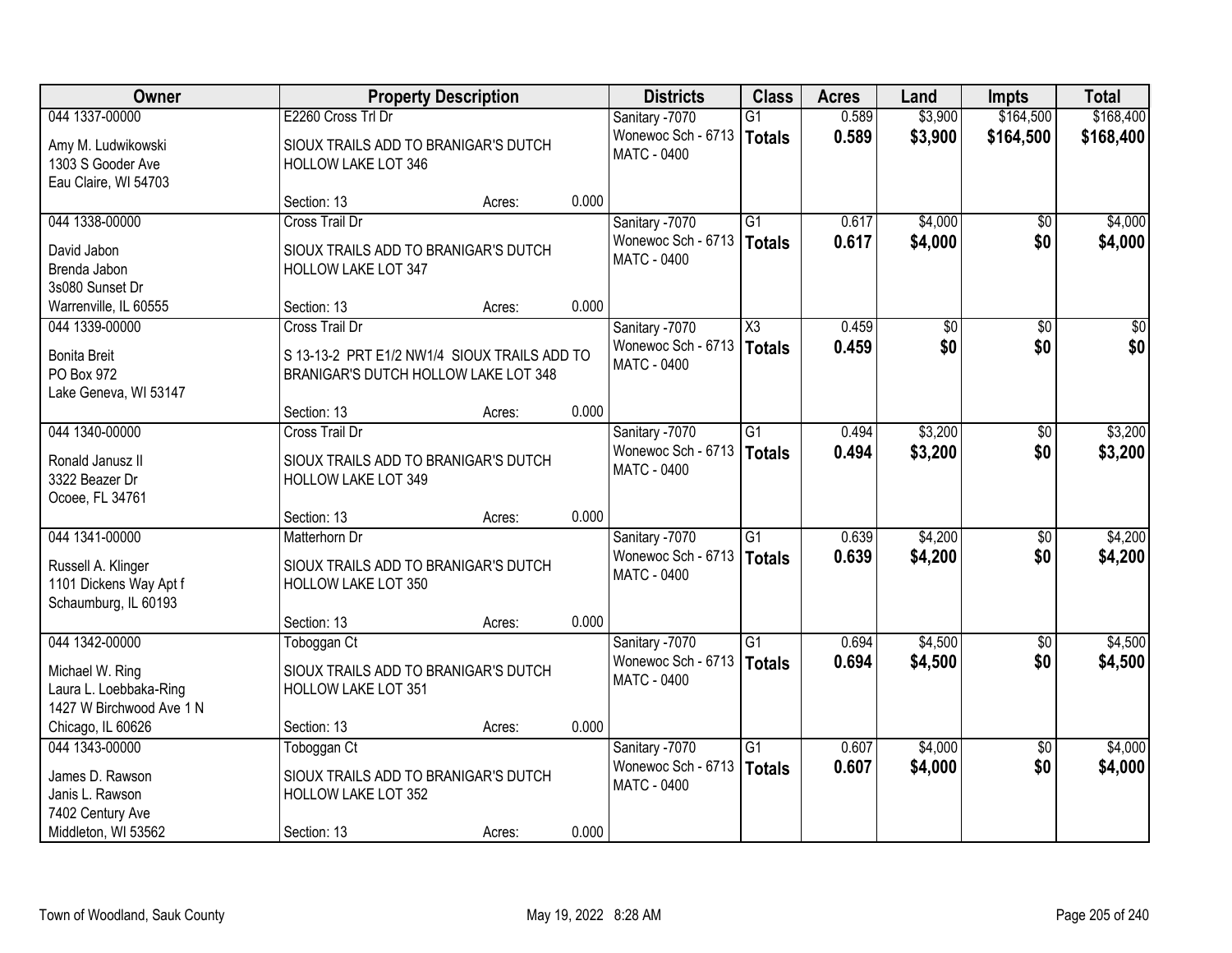| Owner | Property Description | Districts | Class | Acres | Land | Impts | Total |
|---|---|---|---|---|---|---|---|
| 044 1337-00000<br>Amy M. Ludwikowski<br>1303 S Gooder Ave<br>Eau Claire, WI 54703 | E2260 Cross Trl Dr<br>SIOUX TRAILS ADD TO BRANIGAR'S DUTCH HOLLOW LAKE LOT 346<br>Section: 13 Acres: 0.000 | Sanitary -7070<br>Wonewoc Sch - 6713<br>MATC - 0400 | G1<br>**Totals** | 0.589<br>**0.589** | $3,900<br>**$3,900** | $164,500<br>**$164,500** | $168,400<br>**$168,400** |
| 044 1338-00000<br>David Jabon<br>Brenda Jabon<br>3s080 Sunset Dr<br>Warrenville, IL 60555 | Cross Trail Dr<br>SIOUX TRAILS ADD TO BRANIGAR'S DUTCH HOLLOW LAKE LOT 347<br>Section: 13 Acres: 0.000 | Sanitary -7070<br>Wonewoc Sch - 6713<br>MATC - 0400 | G1<br>**Totals** | 0.617<br>**0.617** | $4,000<br>**$4,000** | $0<br>**$0** | $4,000<br>**$4,000** |
| 044 1339-00000<br>Bonita Breit<br>PO Box 972<br>Lake Geneva, WI 53147 | Cross Trail Dr<br>S 13-13-2 PRT E1/2 NW1/4 SIOUX TRAILS ADD TO BRANIGAR'S DUTCH HOLLOW LAKE LOT 348<br>Section: 13 Acres: 0.000 | Sanitary -7070<br>Wonewoc Sch - 6713<br>MATC - 0400 | X3<br>**Totals** | 0.459<br>**0.459** | $0<br>**$0** | $0<br>**$0** | $0<br>**$0** |
| 044 1340-00000<br>Ronald Janusz II<br>3322 Beazer Dr<br>Ocoee, FL 34761 | Cross Trail Dr<br>SIOUX TRAILS ADD TO BRANIGAR'S DUTCH HOLLOW LAKE LOT 349<br>Section: 13 Acres: 0.000 | Sanitary -7070<br>Wonewoc Sch - 6713<br>MATC - 0400 | G1<br>**Totals** | 0.494<br>**0.494** | $3,200<br>**$3,200** | $0<br>**$0** | $3,200<br>**$3,200** |
| 044 1341-00000<br>Russell A. Klinger<br>1101 Dickens Way Apt f<br>Schaumburg, IL 60193 | Matterhorn Dr<br>SIOUX TRAILS ADD TO BRANIGAR'S DUTCH HOLLOW LAKE LOT 350<br>Section: 13 Acres: 0.000 | Sanitary -7070<br>Wonewoc Sch - 6713<br>MATC - 0400 | G1<br>**Totals** | 0.639<br>**0.639** | $4,200<br>**$4,200** | $0<br>**$0** | $4,200<br>**$4,200** |
| 044 1342-00000<br>Michael W. Ring<br>Laura L. Loebbaka-Ring<br>1427 W Birchwood Ave 1 N<br>Chicago, IL 60626 | Toboggan Ct<br>SIOUX TRAILS ADD TO BRANIGAR'S DUTCH HOLLOW LAKE LOT 351<br>Section: 13 Acres: 0.000 | Sanitary -7070<br>Wonewoc Sch - 6713<br>MATC - 0400 | G1<br>**Totals** | 0.694<br>**0.694** | $4,500<br>**$4,500** | $0<br>**$0** | $4,500<br>**$4,500** |
| 044 1343-00000<br>James D. Rawson<br>Janis L. Rawson<br>7402 Century Ave<br>Middleton, WI 53562 | Toboggan Ct<br>SIOUX TRAILS ADD TO BRANIGAR'S DUTCH HOLLOW LAKE LOT 352<br>Section: 13 Acres: 0.000 | Sanitary -7070<br>Wonewoc Sch - 6713<br>MATC - 0400 | G1<br>**Totals** | 0.607<br>**0.607** | $4,000<br>**$4,000** | $0<br>**$0** | $4,000<br>**$4,000** |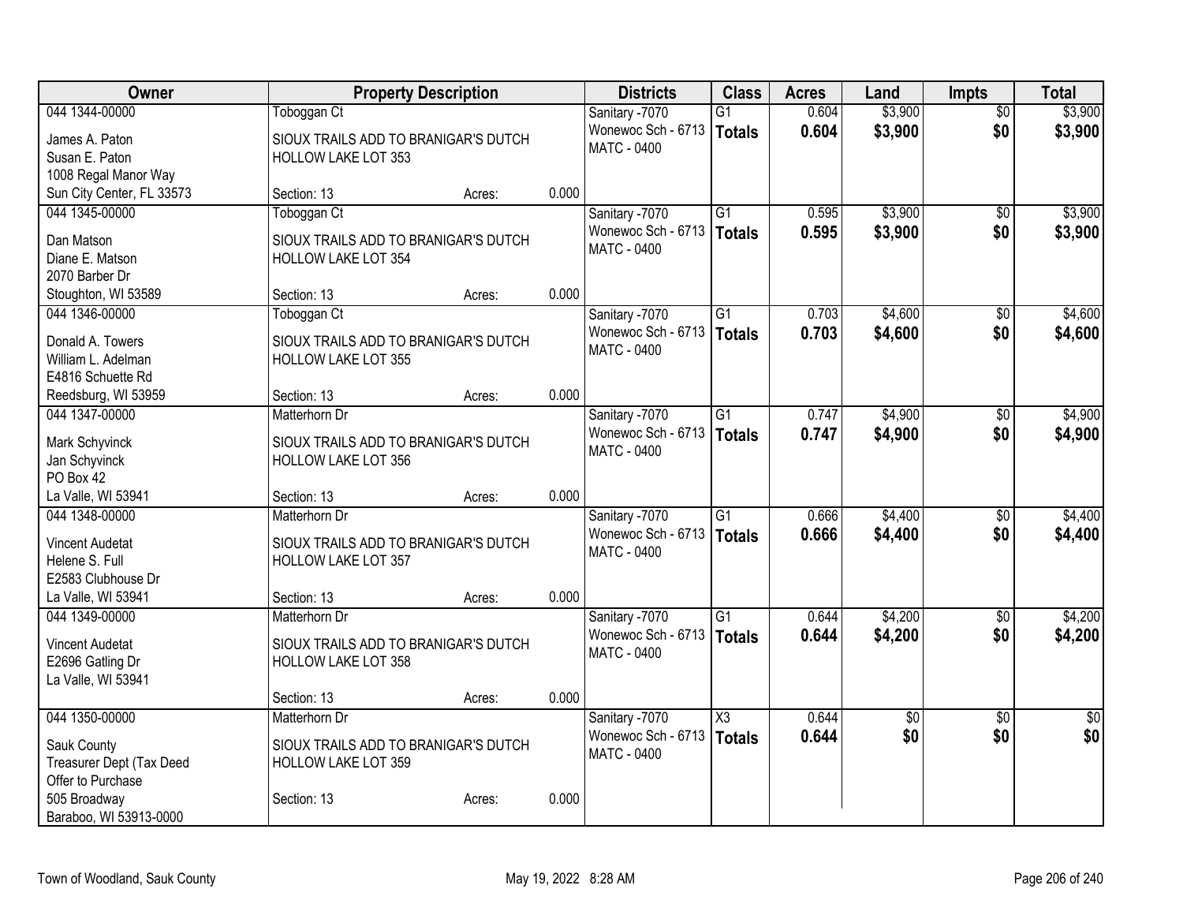| Owner | Property Description | | | Districts | Class | Acres | Land | Impts | Total |
|---|---|---|---|---|---|---|---|---|---|
| 044 1344-00000 | Toboggan Ct | | | Sanitary -7070 | G1 | 0.604 | $3,900 | $0 | $3,900 |
| James A. Paton<br>Susan E. Paton<br>1008 Regal Manor Way<br>Sun City Center, FL 33573 | SIOUX TRAILS ADD TO BRANIGAR'S DUTCH HOLLOW LAKE LOT 353<br>Section: 13 | Acres: | 0.000 | Wonewoc Sch - 6713<br>MATC - 0400 | **Totals** | **0.604** | **$3,900** | **$0** | **$3,900** |
| 044 1345-00000 | Toboggan Ct | | | Sanitary -7070 | G1 | 0.595 | $3,900 | $0 | $3,900 |
| Dan Matson<br>Diane E. Matson<br>2070 Barber Dr<br>Stoughton, WI 53589 | SIOUX TRAILS ADD TO BRANIGAR'S DUTCH HOLLOW LAKE LOT 354<br>Section: 13 | Acres: | 0.000 | Wonewoc Sch - 6713<br>MATC - 0400 | **Totals** | **0.595** | **$3,900** | **$0** | **$3,900** |
| 044 1346-00000 | Toboggan Ct | | | Sanitary -7070 | G1 | 0.703 | $4,600 | $0 | $4,600 |
| Donald A. Towers<br>William L. Adelman<br>E4816 Schuette Rd<br>Reedsburg, WI 53959 | SIOUX TRAILS ADD TO BRANIGAR'S DUTCH HOLLOW LAKE LOT 355<br>Section: 13 | Acres: | 0.000 | Wonewoc Sch - 6713<br>MATC - 0400 | **Totals** | **0.703** | **$4,600** | **$0** | **$4,600** |
| 044 1347-00000 | Matterhorn Dr | | | Sanitary -7070 | G1 | 0.747 | $4,900 | $0 | $4,900 |
| Mark Schyvinck<br>Jan Schyvinck<br>PO Box 42<br>La Valle, WI 53941 | SIOUX TRAILS ADD TO BRANIGAR'S DUTCH HOLLOW LAKE LOT 356<br>Section: 13 | Acres: | 0.000 | Wonewoc Sch - 6713<br>MATC - 0400 | **Totals** | **0.747** | **$4,900** | **$0** | **$4,900** |
| 044 1348-00000 | Matterhorn Dr | | | Sanitary -7070 | G1 | 0.666 | $4,400 | $0 | $4,400 |
| Vincent Audetat<br>Helene S. Full<br>E2583 Clubhouse Dr<br>La Valle, WI 53941 | SIOUX TRAILS ADD TO BRANIGAR'S DUTCH HOLLOW LAKE LOT 357<br>Section: 13 | Acres: | 0.000 | Wonewoc Sch - 6713<br>MATC - 0400 | **Totals** | **0.666** | **$4,400** | **$0** | **$4,400** |
| 044 1349-00000 | Matterhorn Dr | | | Sanitary -7070 | G1 | 0.644 | $4,200 | $0 | $4,200 |
| Vincent Audetat<br>E2696 Gatling Dr<br>La Valle, WI 53941 | SIOUX TRAILS ADD TO BRANIGAR'S DUTCH HOLLOW LAKE LOT 358<br>Section: 13 | Acres: | 0.000 | Wonewoc Sch - 6713<br>MATC - 0400 | **Totals** | **0.644** | **$4,200** | **$0** | **$4,200** |
| 044 1350-00000 | Matterhorn Dr | | | Sanitary -7070 | X3 | 0.644 | $0 | $0 | $0 |
| Sauk County<br>Treasurer Dept (Tax Deed<br>Offer to Purchase<br>505 Broadway<br>Baraboo, WI 53913-0000 | SIOUX TRAILS ADD TO BRANIGAR'S DUTCH HOLLOW LAKE LOT 359<br>Section: 13 | Acres: | 0.000 | Wonewoc Sch - 6713<br>MATC - 0400 | **Totals** | **0.644** | **$0** | **$0** | **$0** |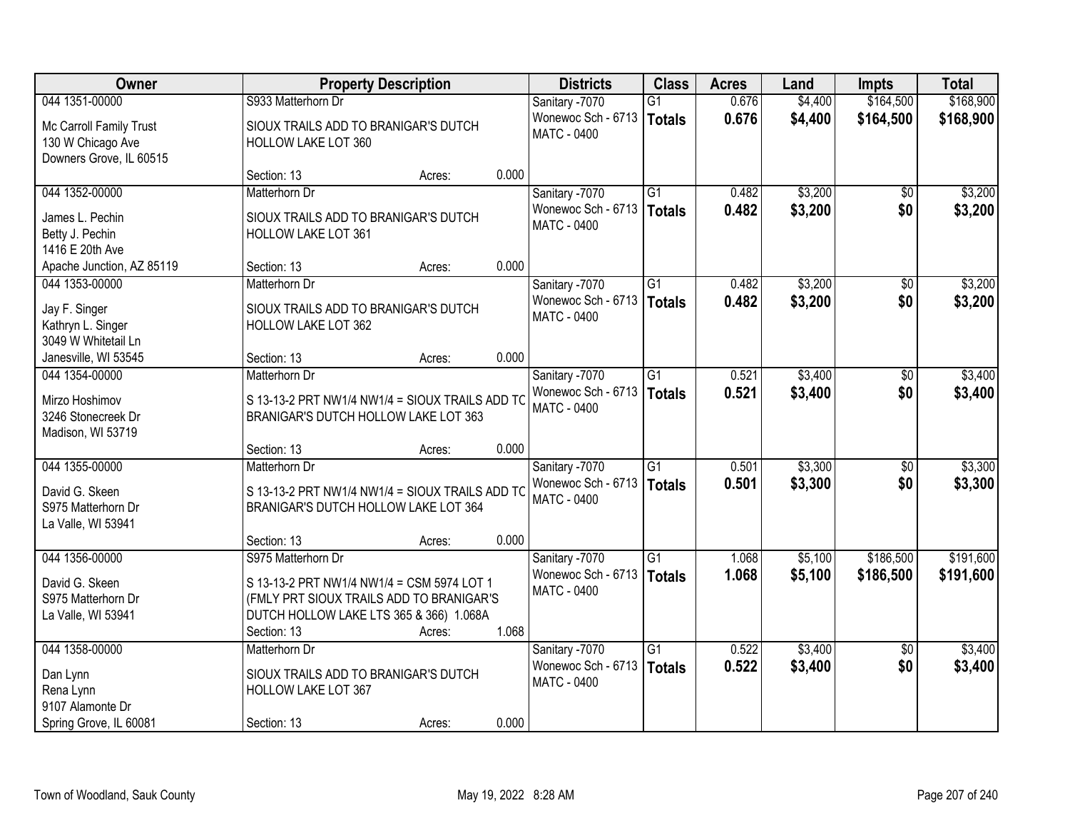| Owner | Property Description | | | Districts | Class | Acres | Land | Impts | Total |
|---|---|---|---|---|---|---|---|---|---|
| 044 1351-00000 | S933 Matterhorn Dr | | | Sanitary -7070 | G1 | 0.676 | $4,400 | $164,500 | $168,900 |
| Mc Carroll Family Trust<br>130 W Chicago Ave<br>Downers Grove, IL 60515 | SIOUX TRAILS ADD TO BRANIGAR'S DUTCH HOLLOW LAKE LOT 360 | | | Wonewoc Sch - 6713<br>MATC - 0400 | **Totals** | **0.676** | **$4,400** | **$164,500** | **$168,900** |
| | Section: 13 | Acres: | 0.000 | | | | | | |
| 044 1352-00000 | Matterhorn Dr | | | Sanitary -7070 | G1 | 0.482 | $3,200 | $0 | $3,200 |
| James L. Pechin<br>Betty J. Pechin<br>1416 E 20th Ave<br>Apache Junction, AZ 85119 | SIOUX TRAILS ADD TO BRANIGAR'S DUTCH HOLLOW LAKE LOT 361 | | | Wonewoc Sch - 6713<br>MATC - 0400 | **Totals** | **0.482** | **$3,200** | **$0** | **$3,200** |
| | Section: 13 | Acres: | 0.000 | | | | | | |
| 044 1353-00000 | Matterhorn Dr | | | Sanitary -7070 | G1 | 0.482 | $3,200 | $0 | $3,200 |
| Jay F. Singer<br>Kathryn L. Singer<br>3049 W Whitetail Ln<br>Janesville, WI 53545 | SIOUX TRAILS ADD TO BRANIGAR'S DUTCH HOLLOW LAKE LOT 362 | | | Wonewoc Sch - 6713<br>MATC - 0400 | **Totals** | **0.482** | **$3,200** | **$0** | **$3,200** |
| | Section: 13 | Acres: | 0.000 | | | | | | |
| 044 1354-00000 | Matterhorn Dr | | | Sanitary -7070 | G1 | 0.521 | $3,400 | $0 | $3,400 |
| Mirzo Hoshimov<br>3246 Stonecreek Dr<br>Madison, WI 53719 | S 13-13-2 PRT NW1/4 NW1/4 = SIOUX TRAILS ADD TO BRANIGAR'S DUTCH HOLLOW LAKE LOT 363 | | | Wonewoc Sch - 6713<br>MATC - 0400 | **Totals** | **0.521** | **$3,400** | **$0** | **$3,400** |
| | Section: 13 | Acres: | 0.000 | | | | | | |
| 044 1355-00000 | Matterhorn Dr | | | Sanitary -7070 | G1 | 0.501 | $3,300 | $0 | $3,300 |
| David G. Skeen<br>S975 Matterhorn Dr<br>La Valle, WI 53941 | S 13-13-2 PRT NW1/4 NW1/4 = SIOUX TRAILS ADD TO BRANIGAR'S DUTCH HOLLOW LAKE LOT 364 | | | Wonewoc Sch - 6713<br>MATC - 0400 | **Totals** | **0.501** | **$3,300** | **$0** | **$3,300** |
| | Section: 13 | Acres: | 0.000 | | | | | | |
| 044 1356-00000 | S975 Matterhorn Dr | | | Sanitary -7070 | G1 | 1.068 | $5,100 | $186,500 | $191,600 |
| David G. Skeen<br>S975 Matterhorn Dr<br>La Valle, WI 53941 | S 13-13-2 PRT NW1/4 NW1/4 = CSM 5974 LOT 1 (FMLY PRT SIOUX TRAILS ADD TO BRANIGAR'S DUTCH HOLLOW LAKE LTS 365 & 366) 1.068A | | | Wonewoc Sch - 6713<br>MATC - 0400 | **Totals** | **1.068** | **$5,100** | **$186,500** | **$191,600** |
| | Section: 13 | Acres: | 1.068 | | | | | | |
| 044 1358-00000 | Matterhorn Dr | | | Sanitary -7070 | G1 | 0.522 | $3,400 | $0 | $3,400 |
| Dan Lynn<br>Rena Lynn<br>9107 Alamonte Dr<br>Spring Grove, IL 60081 | SIOUX TRAILS ADD TO BRANIGAR'S DUTCH HOLLOW LAKE LOT 367 | | | Wonewoc Sch - 6713<br>MATC - 0400 | **Totals** | **0.522** | **$3,400** | **$0** | **$3,400** |
| | Section: 13 | Acres: | 0.000 | | | | | | |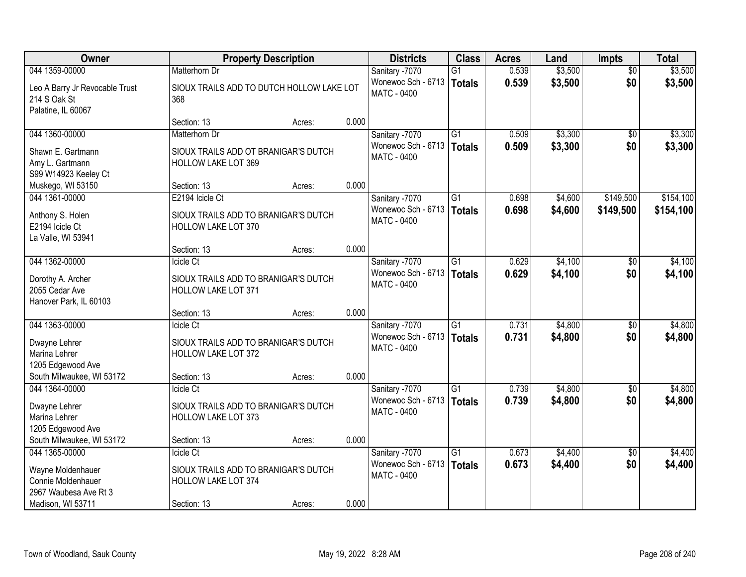| Owner | Property Description | | | Districts | Class | Acres | Land | Impts | Total |
|---|---|---|---|---|---|---|---|---|---|
| 044 1359-00000 | Matterhorn Dr | | | Sanitary -7070 | G1 | 0.539 | $3,500 | $0 | $3,500 |
| Leo A Barry Jr Revocable Trust<br>214 S Oak St<br>Palatine, IL 60067 | SIOUX TRAILS ADD TO DUTCH HOLLOW LAKE LOT 368 | | | Wonewoc Sch - 6713<br>MATC - 0400 | **Totals** | **0.539** | **$3,500** | **$0** | **$3,500** |
| | Section: 13 | Acres: | 0.000 | | | | | | |
| 044 1360-00000 | Matterhorn Dr | | | Sanitary -7070 | G1 | 0.509 | $3,300 | $0 | $3,300 |
| Shawn E. Gartmann<br>Amy L. Gartmann<br>S99 W14923 Keeley Ct<br>Muskego, WI 53150 | SIOUX TRAILS ADD OT BRANIGAR'S DUTCH HOLLOW LAKE LOT 369 | | | Wonewoc Sch - 6713<br>MATC - 0400 | **Totals** | **0.509** | **$3,300** | **$0** | **$3,300** |
| | Section: 13 | Acres: | 0.000 | | | | | | |
| 044 1361-00000 | E2194 Icicle Ct | | | Sanitary -7070 | G1 | 0.698 | $4,600 | $149,500 | $154,100 |
| Anthony S. Holen<br>E2194 Icicle Ct<br>La Valle, WI 53941 | SIOUX TRAILS ADD TO BRANIGAR'S DUTCH HOLLOW LAKE LOT 370 | | | Wonewoc Sch - 6713<br>MATC - 0400 | **Totals** | **0.698** | **$4,600** | **$149,500** | **$154,100** |
| | Section: 13 | Acres: | 0.000 | | | | | | |
| 044 1362-00000 | Icicle Ct | | | Sanitary -7070 | G1 | 0.629 | $4,100 | $0 | $4,100 |
| Dorothy A. Archer<br>2055 Cedar Ave<br>Hanover Park, IL 60103 | SIOUX TRAILS ADD TO BRANIGAR'S DUTCH HOLLOW LAKE LOT 371 | | | Wonewoc Sch - 6713<br>MATC - 0400 | **Totals** | **0.629** | **$4,100** | **$0** | **$4,100** |
| | Section: 13 | Acres: | 0.000 | | | | | | |
| 044 1363-00000 | Icicle Ct | | | Sanitary -7070 | G1 | 0.731 | $4,800 | $0 | $4,800 |
| Dwayne Lehrer<br>Marina Lehrer<br>1205 Edgewood Ave<br>South Milwaukee, WI 53172 | SIOUX TRAILS ADD TO BRANIGAR'S DUTCH HOLLOW LAKE LOT 372 | | | Wonewoc Sch - 6713<br>MATC - 0400 | **Totals** | **0.731** | **$4,800** | **$0** | **$4,800** |
| | Section: 13 | Acres: | 0.000 | | | | | | |
| 044 1364-00000 | Icicle Ct | | | Sanitary -7070 | G1 | 0.739 | $4,800 | $0 | $4,800 |
| Dwayne Lehrer<br>Marina Lehrer<br>1205 Edgewood Ave<br>South Milwaukee, WI 53172 | SIOUX TRAILS ADD TO BRANIGAR'S DUTCH HOLLOW LAKE LOT 373 | | | Wonewoc Sch - 6713<br>MATC - 0400 | **Totals** | **0.739** | **$4,800** | **$0** | **$4,800** |
| | Section: 13 | Acres: | 0.000 | | | | | | |
| 044 1365-00000 | Icicle Ct | | | Sanitary -7070 | G1 | 0.673 | $4,400 | $0 | $4,400 |
| Wayne Moldenhauer<br>Connie Moldenhauer<br>2967 Waubesa Ave Rt 3<br>Madison, WI 53711 | SIOUX TRAILS ADD TO BRANIGAR'S DUTCH HOLLOW LAKE LOT 374 | | | Wonewoc Sch - 6713<br>MATC - 0400 | **Totals** | **0.673** | **$4,400** | **$0** | **$4,400** |
| | Section: 13 | Acres: | 0.000 | | | | | | |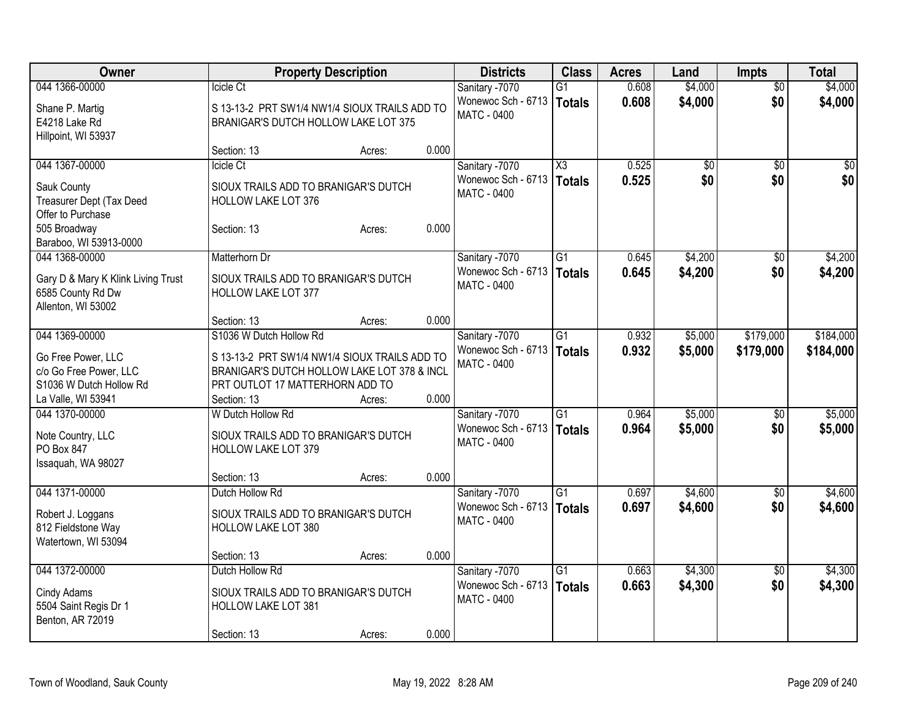| Owner | Property Description | Districts | Class | Acres | Land | Impts | Total |
|---|---|---|---|---|---|---|---|
| 044 1366-00000<br>Shane P. Martig<br>E4218 Lake Rd<br>Hillpoint, WI 53937 | Icicle Ct<br>S 13-13-2 PRT SW1/4 NW1/4 SIOUX TRAILS ADD TO BRANIGAR'S DUTCH HOLLOW LAKE LOT 375<br>Section: 13 Acres: 0.000 | Sanitary -7070<br>Wonewoc Sch - 6713<br>MATC - 0400 | G1<br>**Totals** | 0.608<br>**0.608** | $4,000<br>**$4,000** | $0<br>**$0** | $4,000<br>**$4,000** |
| 044 1367-00000<br>Sauk County<br>Treasurer Dept (Tax Deed<br>Offer to Purchase<br>505 Broadway<br>Baraboo, WI 53913-0000 | Icicle Ct<br>SIOUX TRAILS ADD TO BRANIGAR'S DUTCH HOLLOW LAKE LOT 376<br>Section: 13 Acres: 0.000 | Sanitary -7070<br>Wonewoc Sch - 6713<br>MATC - 0400 | X3<br>**Totals** | 0.525<br>**0.525** | $0<br>**$0** | $0<br>**$0** | $0<br>**$0** |
| 044 1368-00000<br>Gary D & Mary K Klink Living Trust<br>6585 County Rd Dw<br>Allenton, WI 53002 | Matterhorn Dr<br>SIOUX TRAILS ADD TO BRANIGAR'S DUTCH HOLLOW LAKE LOT 377<br>Section: 13 Acres: 0.000 | Sanitary -7070<br>Wonewoc Sch - 6713<br>MATC - 0400 | G1<br>**Totals** | 0.645<br>**0.645** | $4,200<br>**$4,200** | $0<br>**$0** | $4,200<br>**$4,200** |
| 044 1369-00000<br>Go Free Power, LLC<br>c/o Go Free Power, LLC<br>S1036 W Dutch Hollow Rd<br>La Valle, WI 53941 | S1036 W Dutch Hollow Rd<br>S 13-13-2 PRT SW1/4 NW1/4 SIOUX TRAILS ADD TO BRANIGAR'S DUTCH HOLLOW LAKE LOT 378 & INCL PRT OUTLOT 17 MATTERHORN ADD TO<br>Section: 13 Acres: 0.000 | Sanitary -7070<br>Wonewoc Sch - 6713<br>MATC - 0400 | G1<br>**Totals** | 0.932<br>**0.932** | $5,000<br>**$5,000** | $179,000<br>**$179,000** | $184,000<br>**$184,000** |
| 044 1370-00000<br>Note Country, LLC<br>PO Box 847<br>Issaquah, WA 98027 | W Dutch Hollow Rd<br>SIOUX TRAILS ADD TO BRANIGAR'S DUTCH HOLLOW LAKE LOT 379<br>Section: 13 Acres: 0.000 | Sanitary -7070<br>Wonewoc Sch - 6713<br>MATC - 0400 | G1<br>**Totals** | 0.964<br>**0.964** | $5,000<br>**$5,000** | $0<br>**$0** | $5,000<br>**$5,000** |
| 044 1371-00000<br>Robert J. Loggans<br>812 Fieldstone Way<br>Watertown, WI 53094 | Dutch Hollow Rd<br>SIOUX TRAILS ADD TO BRANIGAR'S DUTCH HOLLOW LAKE LOT 380<br>Section: 13 Acres: 0.000 | Sanitary -7070<br>Wonewoc Sch - 6713<br>MATC - 0400 | G1<br>**Totals** | 0.697<br>**0.697** | $4,600<br>**$4,600** | $0<br>**$0** | $4,600<br>**$4,600** |
| 044 1372-00000<br>Cindy Adams<br>5504 Saint Regis Dr 1<br>Benton, AR 72019 | Dutch Hollow Rd<br>SIOUX TRAILS ADD TO BRANIGAR'S DUTCH HOLLOW LAKE LOT 381<br>Section: 13 Acres: 0.000 | Sanitary -7070<br>Wonewoc Sch - 6713<br>MATC - 0400 | G1<br>**Totals** | 0.663<br>**0.663** | $4,300<br>**$4,300** | $0<br>**$0** | $4,300<br>**$4,300** |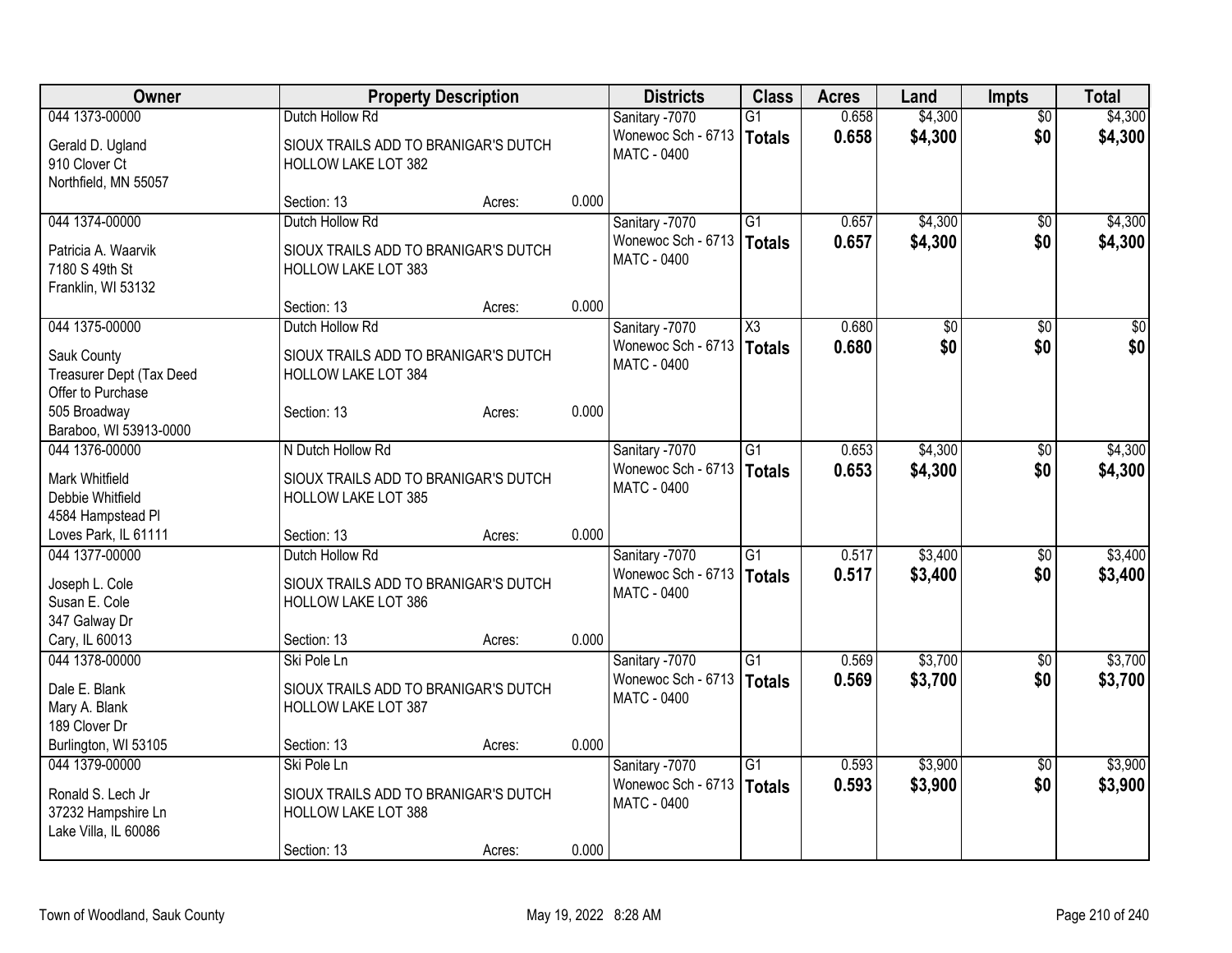| Owner | Property Description | | | Districts | Class | Acres | Land | Impts | Total |
|---|---|---|---|---|---|---|---|---|---|
| 044 1373-00000 | Dutch Hollow Rd | | | Sanitary -7070 | G1 | 0.658 | $4,300 | $0 | $4,300 |
| Gerald D. Ugland<br>910 Clover Ct<br>Northfield, MN 55057 | SIOUX TRAILS ADD TO BRANIGAR'S DUTCH HOLLOW LAKE LOT 382 | | | Wonewoc Sch - 6713<br>MATC - 0400 | **Totals** | **0.658** | **$4,300** | **$0** | **$4,300** |
| | Section: 13 | Acres: | 0.000 | | | | | | |
| 044 1374-00000 | Dutch Hollow Rd | | | Sanitary -7070 | G1 | 0.657 | $4,300 | $0 | $4,300 |
| Patricia A. Waarvik<br>7180 S 49th St<br>Franklin, WI 53132 | SIOUX TRAILS ADD TO BRANIGAR'S DUTCH HOLLOW LAKE LOT 383 | | | Wonewoc Sch - 6713<br>MATC - 0400 | **Totals** | **0.657** | **$4,300** | **$0** | **$4,300** |
| | Section: 13 | Acres: | 0.000 | | | | | | |
| 044 1375-00000 | Dutch Hollow Rd | | | Sanitary -7070 | X3 | 0.680 | $0 | $0 | $0 |
| Sauk County<br>Treasurer Dept (Tax Deed<br>Offer to Purchase | SIOUX TRAILS ADD TO BRANIGAR'S DUTCH HOLLOW LAKE LOT 384 | | | Wonewoc Sch - 6713<br>MATC - 0400 | **Totals** | **0.680** | **$0** | **$0** | **$0** |
| 505 Broadway<br>Baraboo, WI 53913-0000 | Section: 13 | Acres: | 0.000 | | | | | | |
| 044 1376-00000 | N Dutch Hollow Rd | | | Sanitary -7070 | G1 | 0.653 | $4,300 | $0 | $4,300 |
| Mark Whitfield<br>Debbie Whitfield<br>4584 Hampstead Pl | SIOUX TRAILS ADD TO BRANIGAR'S DUTCH HOLLOW LAKE LOT 385 | | | Wonewoc Sch - 6713<br>MATC - 0400 | **Totals** | **0.653** | **$4,300** | **$0** | **$4,300** |
| Loves Park, IL 61111 | Section: 13 | Acres: | 0.000 | | | | | | |
| 044 1377-00000 | Dutch Hollow Rd | | | Sanitary -7070 | G1 | 0.517 | $3,400 | $0 | $3,400 |
| Joseph L. Cole<br>Susan E. Cole<br>347 Galway Dr | SIOUX TRAILS ADD TO BRANIGAR'S DUTCH HOLLOW LAKE LOT 386 | | | Wonewoc Sch - 6713<br>MATC - 0400 | **Totals** | **0.517** | **$3,400** | **$0** | **$3,400** |
| Cary, IL 60013 | Section: 13 | Acres: | 0.000 | | | | | | |
| 044 1378-00000 | Ski Pole Ln | | | Sanitary -7070 | G1 | 0.569 | $3,700 | $0 | $3,700 |
| Dale E. Blank<br>Mary A. Blank<br>189 Clover Dr | SIOUX TRAILS ADD TO BRANIGAR'S DUTCH HOLLOW LAKE LOT 387 | | | Wonewoc Sch - 6713<br>MATC - 0400 | **Totals** | **0.569** | **$3,700** | **$0** | **$3,700** |
| Burlington, WI 53105 | Section: 13 | Acres: | 0.000 | | | | | | |
| 044 1379-00000 | Ski Pole Ln | | | Sanitary -7070 | G1 | 0.593 | $3,900 | $0 | $3,900 |
| Ronald S. Lech Jr<br>37232 Hampshire Ln<br>Lake Villa, IL 60086 | SIOUX TRAILS ADD TO BRANIGAR'S DUTCH HOLLOW LAKE LOT 388 | | | Wonewoc Sch - 6713<br>MATC - 0400 | **Totals** | **0.593** | **$3,900** | **$0** | **$3,900** |
| | Section: 13 | Acres: | 0.000 | | | | | | |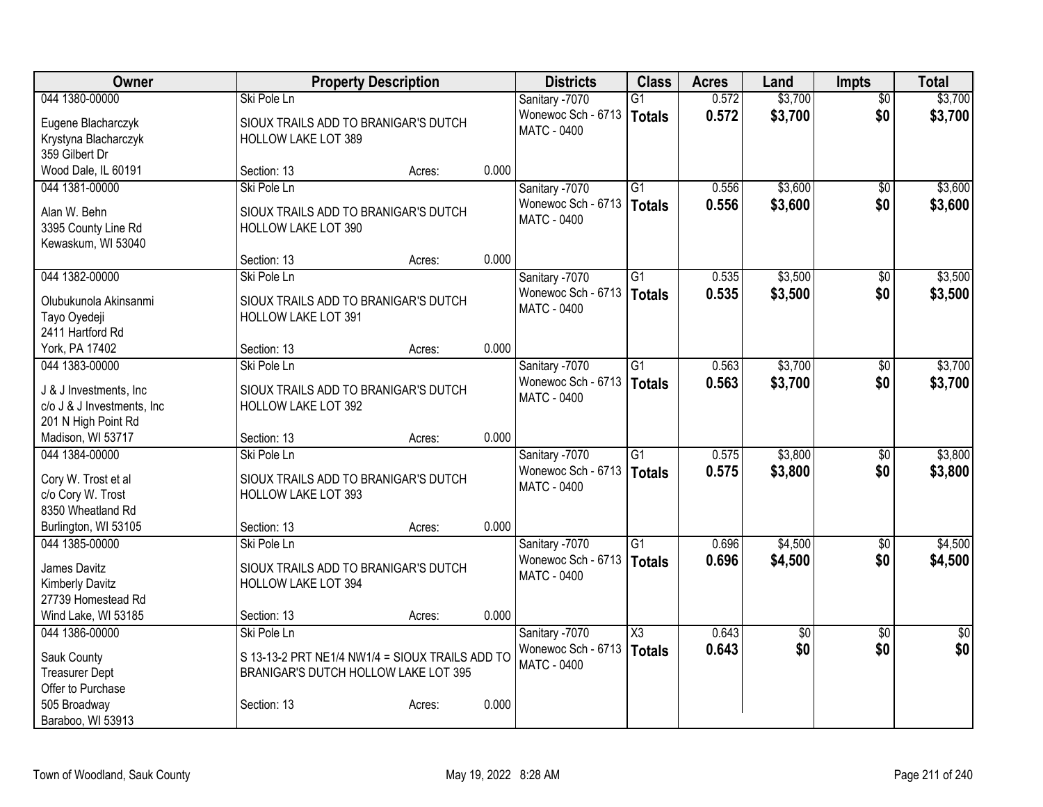| Owner | Property Description | | | Districts | Class | Acres | Land | Impts | Total |
|---|---|---|---|---|---|---|---|---|---|
| 044 1380-00000<br>Eugene Blacharczyk<br>Krystyna Blacharczyk<br>359 Gilbert Dr<br>Wood Dale, IL 60191 | Ski Pole Ln<br>SIOUX TRAILS ADD TO BRANIGAR'S DUTCH HOLLOW LAKE LOT 389<br>Section: 13 | Acres: | 0.000 | Sanitary -7070<br>Wonewoc Sch - 6713<br>MATC - 0400 | G1<br>**Totals** | 0.572<br>**0.572** | $3,700<br>**$3,700** | $0<br>**$0** | $3,700<br>**$3,700** |
| 044 1381-00000<br>Alan W. Behn<br>3395 County Line Rd<br>Kewaskum, WI 53040 | Ski Pole Ln<br>SIOUX TRAILS ADD TO BRANIGAR'S DUTCH HOLLOW LAKE LOT 390<br>Section: 13 | Acres: | 0.000 | Sanitary -7070<br>Wonewoc Sch - 6713<br>MATC - 0400 | G1<br>**Totals** | 0.556<br>**0.556** | $3,600<br>**$3,600** | $0<br>**$0** | $3,600<br>**$3,600** |
| 044 1382-00000<br>Olubukunola Akinsanmi<br>Tayo Oyedeji<br>2411 Hartford Rd<br>York, PA 17402 | Ski Pole Ln<br>SIOUX TRAILS ADD TO BRANIGAR'S DUTCH HOLLOW LAKE LOT 391<br>Section: 13 | Acres: | 0.000 | Sanitary -7070<br>Wonewoc Sch - 6713<br>MATC - 0400 | G1<br>**Totals** | 0.535<br>**0.535** | $3,500<br>**$3,500** | $0<br>**$0** | $3,500<br>**$3,500** |
| 044 1383-00000<br>J & J Investments, Inc<br>c/o J & J Investments, Inc<br>201 N High Point Rd<br>Madison, WI 53717 | Ski Pole Ln<br>SIOUX TRAILS ADD TO BRANIGAR'S DUTCH HOLLOW LAKE LOT 392<br>Section: 13 | Acres: | 0.000 | Sanitary -7070<br>Wonewoc Sch - 6713<br>MATC - 0400 | G1<br>**Totals** | 0.563<br>**0.563** | $3,700<br>**$3,700** | $0<br>**$0** | $3,700<br>**$3,700** |
| 044 1384-00000<br>Cory W. Trost et al<br>c/o Cory W. Trost<br>8350 Wheatland Rd<br>Burlington, WI 53105 | Ski Pole Ln<br>SIOUX TRAILS ADD TO BRANIGAR'S DUTCH HOLLOW LAKE LOT 393<br>Section: 13 | Acres: | 0.000 | Sanitary -7070<br>Wonewoc Sch - 6713<br>MATC - 0400 | G1<br>**Totals** | 0.575<br>**0.575** | $3,800<br>**$3,800** | $0<br>**$0** | $3,800<br>**$3,800** |
| 044 1385-00000<br>James Davitz<br>Kimberly Davitz<br>27739 Homestead Rd<br>Wind Lake, WI 53185 | Ski Pole Ln<br>SIOUX TRAILS ADD TO BRANIGAR'S DUTCH HOLLOW LAKE LOT 394<br>Section: 13 | Acres: | 0.000 | Sanitary -7070<br>Wonewoc Sch - 6713<br>MATC - 0400 | G1<br>**Totals** | 0.696<br>**0.696** | $4,500<br>**$4,500** | $0<br>**$0** | $4,500<br>**$4,500** |
| 044 1386-00000<br>Sauk County<br>Treasurer Dept<br>Offer to Purchase<br>505 Broadway<br>Baraboo, WI 53913 | Ski Pole Ln<br>S 13-13-2 PRT NE1/4 NW1/4 = SIOUX TRAILS ADD TO BRANIGAR'S DUTCH HOLLOW LAKE LOT 395<br>Section: 13 | Acres: | 0.000 | Sanitary -7070<br>Wonewoc Sch - 6713<br>MATC - 0400 | X3<br>**Totals** | 0.643<br>**0.643** | $0<br>**$0** | $0<br>**$0** | $0<br>**$0** |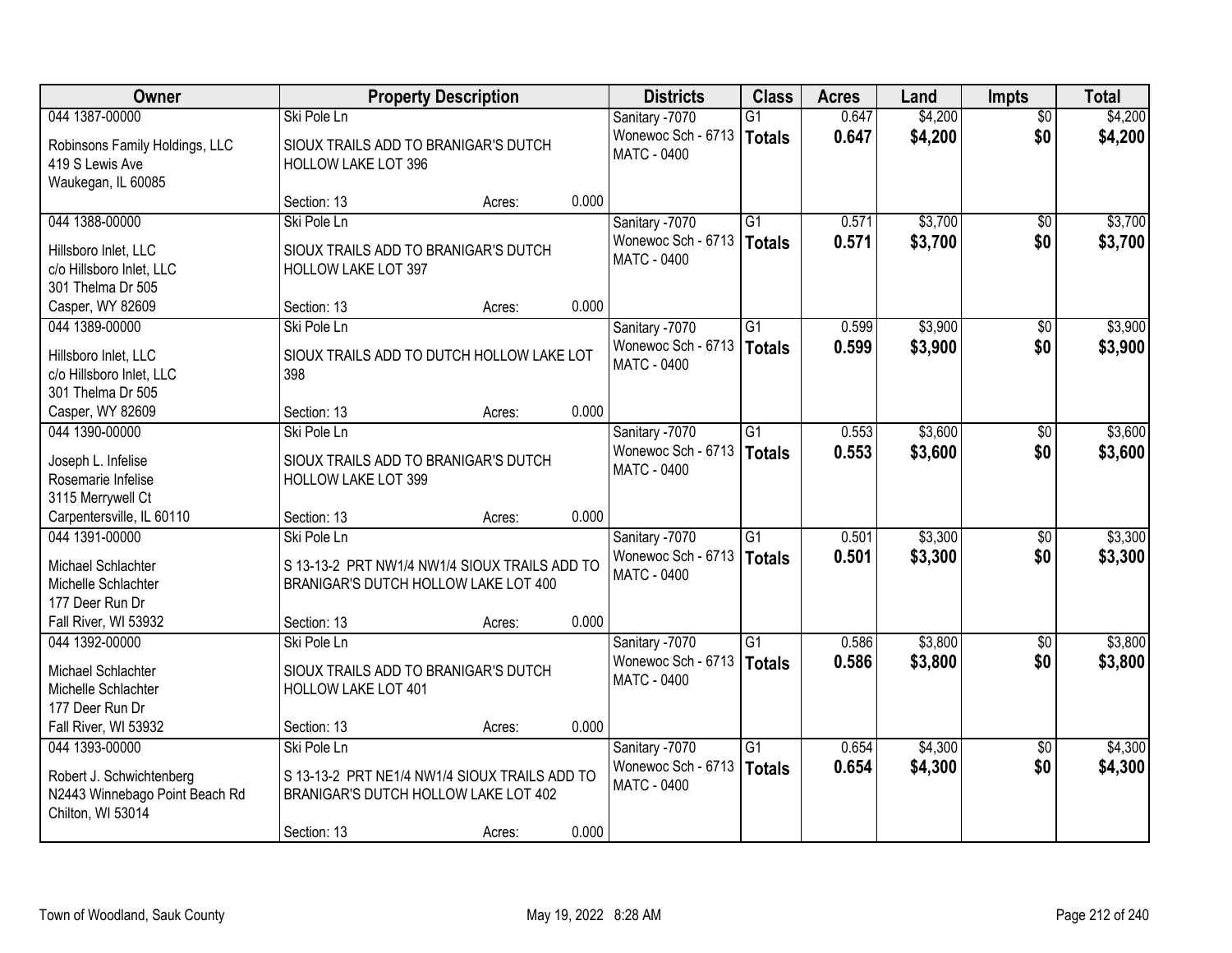| Owner | Property Description | Districts | Class | Acres | Land | Impts | Total |
|---|---|---|---|---|---|---|---|
| 044 1387-00000<br>Robinsons Family Holdings, LLC<br>419 S Lewis Ave<br>Waukegan, IL 60085 | Ski Pole Ln<br>SIOUX TRAILS ADD TO BRANIGAR'S DUTCH HOLLOW LAKE LOT 396<br>Section: 13 Acres: 0.000 | Sanitary -7070<br>Wonewoc Sch - 6713<br>MATC - 0400 | G1<br>**Totals** | 0.647<br>**0.647** | $4,200<br>**$4,200** | $0<br>**$0** | $4,200<br>**$4,200** |
| 044 1388-00000<br>Hillsboro Inlet, LLC<br>c/o Hillsboro Inlet, LLC<br>301 Thelma Dr 505<br>Casper, WY 82609 | Ski Pole Ln<br>SIOUX TRAILS ADD TO BRANIGAR'S DUTCH HOLLOW LAKE LOT 397<br>Section: 13 Acres: 0.000 | Sanitary -7070<br>Wonewoc Sch - 6713<br>MATC - 0400 | G1<br>**Totals** | 0.571<br>**0.571** | $3,700<br>**$3,700** | $0<br>**$0** | $3,700<br>**$3,700** |
| 044 1389-00000<br>Hillsboro Inlet, LLC<br>c/o Hillsboro Inlet, LLC<br>301 Thelma Dr 505<br>Casper, WY 82609 | Ski Pole Ln<br>SIOUX TRAILS ADD TO DUTCH HOLLOW LAKE LOT 398<br>Section: 13 Acres: 0.000 | Sanitary -7070<br>Wonewoc Sch - 6713<br>MATC - 0400 | G1<br>**Totals** | 0.599<br>**0.599** | $3,900<br>**$3,900** | $0<br>**$0** | $3,900<br>**$3,900** |
| 044 1390-00000<br>Joseph L. Infelise<br>Rosemarie Infelise<br>3115 Merrywell Ct<br>Carpentersville, IL 60110 | Ski Pole Ln<br>SIOUX TRAILS ADD TO BRANIGAR'S DUTCH HOLLOW LAKE LOT 399<br>Section: 13 Acres: 0.000 | Sanitary -7070<br>Wonewoc Sch - 6713<br>MATC - 0400 | G1<br>**Totals** | 0.553<br>**0.553** | $3,600<br>**$3,600** | $0<br>**$0** | $3,600<br>**$3,600** |
| 044 1391-00000<br>Michael Schlachter<br>Michelle Schlachter<br>177 Deer Run Dr<br>Fall River, WI 53932 | Ski Pole Ln<br>S 13-13-2 PRT NW1/4 NW1/4 SIOUX TRAILS ADD TO BRANIGAR'S DUTCH HOLLOW LAKE LOT 400<br>Section: 13 Acres: 0.000 | Sanitary -7070<br>Wonewoc Sch - 6713<br>MATC - 0400 | G1<br>**Totals** | 0.501<br>**0.501** | $3,300<br>**$3,300** | $0<br>**$0** | $3,300<br>**$3,300** |
| 044 1392-00000<br>Michael Schlachter<br>Michelle Schlachter<br>177 Deer Run Dr<br>Fall River, WI 53932 | Ski Pole Ln<br>SIOUX TRAILS ADD TO BRANIGAR'S DUTCH HOLLOW LAKE LOT 401<br>Section: 13 Acres: 0.000 | Sanitary -7070<br>Wonewoc Sch - 6713<br>MATC - 0400 | G1<br>**Totals** | 0.586<br>**0.586** | $3,800<br>**$3,800** | $0<br>**$0** | $3,800<br>**$3,800** |
| 044 1393-00000<br>Robert J. Schwichtenberg<br>N2443 Winnebago Point Beach Rd<br>Chilton, WI 53014 | Ski Pole Ln<br>S 13-13-2 PRT NE1/4 NW1/4 SIOUX TRAILS ADD TO BRANIGAR'S DUTCH HOLLOW LAKE LOT 402<br>Section: 13 Acres: 0.000 | Sanitary -7070<br>Wonewoc Sch - 6713<br>MATC - 0400 | G1<br>**Totals** | 0.654<br>**0.654** | $4,300<br>**$4,300** | $0<br>**$0** | $4,300<br>**$4,300** |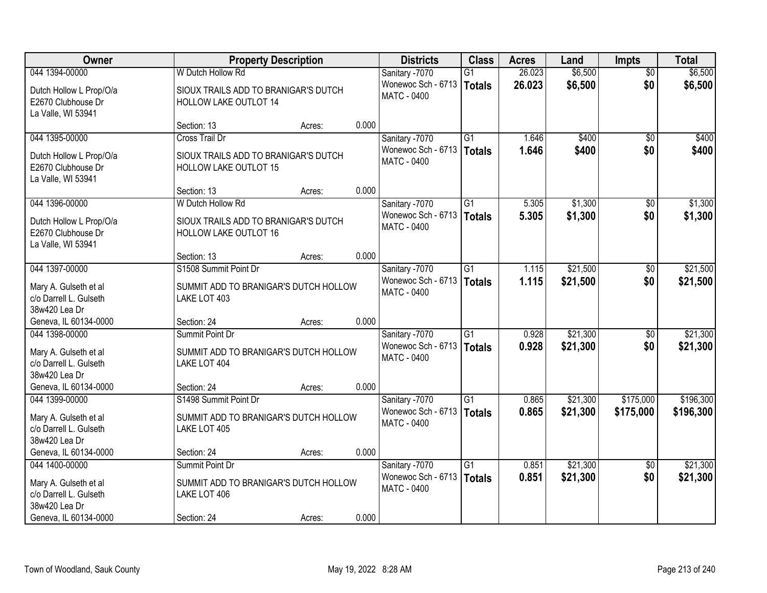| Owner | Property Description | | | Districts | Class | Acres | Land | Impts | Total |
|---|---|---|---|---|---|---|---|---|---|
| 044 1394-00000<br>Dutch Hollow L Prop/O/a<br>E2670 Clubhouse Dr<br>La Valle, WI 53941 | W Dutch Hollow Rd<br>SIOUX TRAILS ADD TO BRANIGAR'S DUTCH HOLLOW LAKE OUTLOT 14<br>Section: 13 | Acres: | 0.000 | Sanitary -7070<br>Wonewoc Sch - 6713<br>MATC - 0400 | G1<br>**Totals** | 26.023<br>**26.023** | $6,500<br>**$6,500** | $0<br>**$0** | $6,500<br>**$6,500** |
| 044 1395-00000<br>Dutch Hollow L Prop/O/a<br>E2670 Clubhouse Dr<br>La Valle, WI 53941 | Cross Trail Dr<br>SIOUX TRAILS ADD TO BRANIGAR'S DUTCH HOLLOW LAKE OUTLOT 15<br>Section: 13 | Acres: | 0.000 | Sanitary -7070<br>Wonewoc Sch - 6713<br>MATC - 0400 | G1<br>**Totals** | 1.646<br>**1.646** | $400<br>**$400** | $0<br>**$0** | $400<br>**$400** |
| 044 1396-00000<br>Dutch Hollow L Prop/O/a<br>E2670 Clubhouse Dr<br>La Valle, WI 53941 | W Dutch Hollow Rd<br>SIOUX TRAILS ADD TO BRANIGAR'S DUTCH HOLLOW LAKE OUTLOT 16<br>Section: 13 | Acres: | 0.000 | Sanitary -7070<br>Wonewoc Sch - 6713<br>MATC - 0400 | G1<br>**Totals** | 5.305<br>**5.305** | $1,300<br>**$1,300** | $0<br>**$0** | $1,300<br>**$1,300** |
| 044 1397-00000<br>Mary A. Gulseth et al<br>c/o Darrell L. Gulseth<br>38w420 Lea Dr<br>Geneva, IL 60134-0000 | S1508 Summit Point Dr<br>SUMMIT ADD TO BRANIGAR'S DUTCH HOLLOW LAKE LOT 403<br>Section: 24 | Acres: | 0.000 | Sanitary -7070<br>Wonewoc Sch - 6713<br>MATC - 0400 | G1<br>**Totals** | 1.115<br>**1.115** | $21,500<br>**$21,500** | $0<br>**$0** | $21,500<br>**$21,500** |
| 044 1398-00000<br>Mary A. Gulseth et al<br>c/o Darrell L. Gulseth<br>38w420 Lea Dr<br>Geneva, IL 60134-0000 | Summit Point Dr<br>SUMMIT ADD TO BRANIGAR'S DUTCH HOLLOW LAKE LOT 404<br>Section: 24 | Acres: | 0.000 | Sanitary -7070<br>Wonewoc Sch - 6713<br>MATC - 0400 | G1<br>**Totals** | 0.928<br>**0.928** | $21,300<br>**$21,300** | $0<br>**$0** | $21,300<br>**$21,300** |
| 044 1399-00000<br>Mary A. Gulseth et al<br>c/o Darrell L. Gulseth<br>38w420 Lea Dr<br>Geneva, IL 60134-0000 | S1498 Summit Point Dr<br>SUMMIT ADD TO BRANIGAR'S DUTCH HOLLOW LAKE LOT 405<br>Section: 24 | Acres: | 0.000 | Sanitary -7070<br>Wonewoc Sch - 6713<br>MATC - 0400 | G1<br>**Totals** | 0.865<br>**0.865** | $21,300<br>**$21,300** | $175,000<br>**$175,000** | $196,300<br>**$196,300** |
| 044 1400-00000<br>Mary A. Gulseth et al<br>c/o Darrell L. Gulseth<br>38w420 Lea Dr<br>Geneva, IL 60134-0000 | Summit Point Dr<br>SUMMIT ADD TO BRANIGAR'S DUTCH HOLLOW LAKE LOT 406<br>Section: 24 | Acres: | 0.000 | Sanitary -7070<br>Wonewoc Sch - 6713<br>MATC - 0400 | G1<br>**Totals** | 0.851<br>**0.851** | $21,300<br>**$21,300** | $0<br>**$0** | $21,300<br>**$21,300** |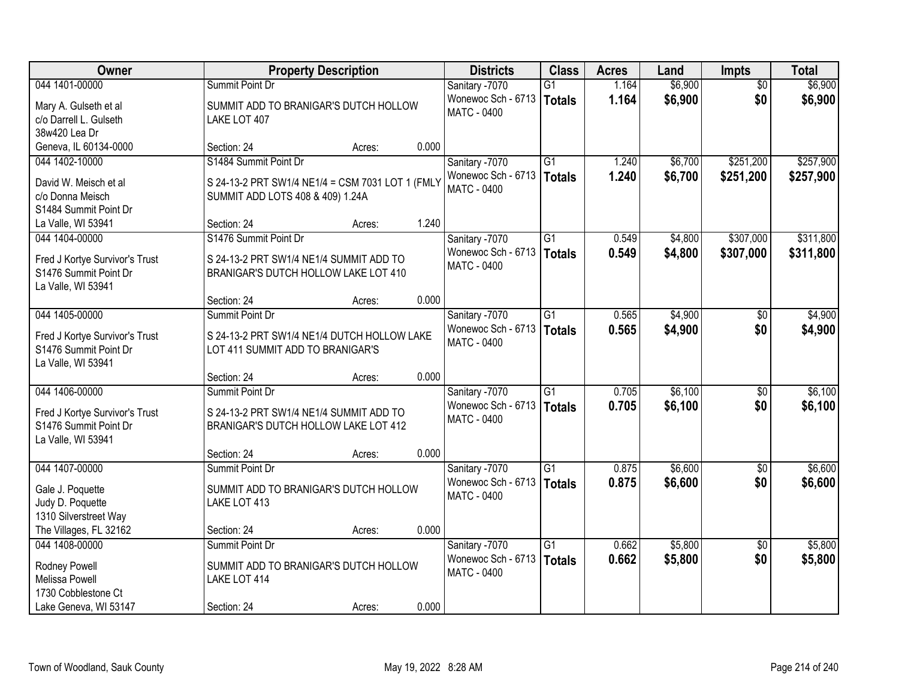| Owner | Property Description | Districts | Class | Acres | Land | Impts | Total |
|---|---|---|---|---|---|---|---|
| 044 1401-00000<br>Mary A. Gulseth et al<br>c/o Darrell L. Gulseth<br>38w420 Lea Dr<br>Geneva, IL 60134-0000 | Summit Point Dr<br>SUMMIT ADD TO BRANIGAR'S DUTCH HOLLOW LAKE LOT 407<br>Section: 24 Acres: 0.000 | Sanitary -7070<br>Wonewoc Sch - 6713<br>MATC - 0400 | G1<br>**Totals** | 1.164<br>**1.164** | $6,900<br>**$6,900** | $0<br>**$0** | $6,900<br>**$6,900** |
| 044 1402-10000<br>David W. Meisch et al<br>c/o Donna Meisch<br>S1484 Summit Point Dr<br>La Valle, WI 53941 | S1484 Summit Point Dr<br>S 24-13-2 PRT SW1/4 NE1/4 = CSM 7031 LOT 1 (FMLY SUMMIT ADD LOTS 408 & 409) 1.24A<br>Section: 24 Acres: 1.240 | Sanitary -7070<br>Wonewoc Sch - 6713<br>MATC - 0400 | G1<br>**Totals** | 1.240<br>**1.240** | $6,700<br>**$6,700** | $251,200<br>**$251,200** | $257,900<br>**$257,900** |
| 044 1404-00000<br>Fred J Kortye Survivor's Trust<br>S1476 Summit Point Dr<br>La Valle, WI 53941 | S1476 Summit Point Dr<br>S 24-13-2 PRT SW1/4 NE1/4 SUMMIT ADD TO BRANIGAR'S DUTCH HOLLOW LAKE LOT 410<br>Section: 24 Acres: 0.000 | Sanitary -7070<br>Wonewoc Sch - 6713<br>MATC - 0400 | G1<br>**Totals** | 0.549<br>**0.549** | $4,800<br>**$4,800** | $307,000<br>**$307,000** | $311,800<br>**$311,800** |
| 044 1405-00000<br>Fred J Kortye Survivor's Trust<br>S1476 Summit Point Dr<br>La Valle, WI 53941 | Summit Point Dr<br>S 24-13-2 PRT SW1/4 NE1/4 DUTCH HOLLOW LAKE LOT 411 SUMMIT ADD TO BRANIGAR'S<br>Section: 24 Acres: 0.000 | Sanitary -7070<br>Wonewoc Sch - 6713<br>MATC - 0400 | G1<br>**Totals** | 0.565<br>**0.565** | $4,900<br>**$4,900** | $0<br>**$0** | $4,900<br>**$4,900** |
| 044 1406-00000<br>Fred J Kortye Survivor's Trust<br>S1476 Summit Point Dr<br>La Valle, WI 53941 | Summit Point Dr<br>S 24-13-2 PRT SW1/4 NE1/4 SUMMIT ADD TO BRANIGAR'S DUTCH HOLLOW LAKE LOT 412<br>Section: 24 Acres: 0.000 | Sanitary -7070<br>Wonewoc Sch - 6713<br>MATC - 0400 | G1<br>**Totals** | 0.705<br>**0.705** | $6,100<br>**$6,100** | $0<br>**$0** | $6,100<br>**$6,100** |
| 044 1407-00000<br>Gale J. Poquette<br>Judy D. Poquette<br>1310 Silverstreet Way<br>The Villages, FL 32162 | Summit Point Dr<br>SUMMIT ADD TO BRANIGAR'S DUTCH HOLLOW LAKE LOT 413<br>Section: 24 Acres: 0.000 | Sanitary -7070<br>Wonewoc Sch - 6713<br>MATC - 0400 | G1<br>**Totals** | 0.875<br>**0.875** | $6,600<br>**$6,600** | $0<br>**$0** | $6,600<br>**$6,600** |
| 044 1408-00000<br>Rodney Powell<br>Melissa Powell<br>1730 Cobblestone Ct<br>Lake Geneva, WI 53147 | Summit Point Dr<br>SUMMIT ADD TO BRANIGAR'S DUTCH HOLLOW LAKE LOT 414<br>Section: 24 Acres: 0.000 | Sanitary -7070<br>Wonewoc Sch - 6713<br>MATC - 0400 | G1<br>**Totals** | 0.662<br>**0.662** | $5,800<br>**$5,800** | $0<br>**$0** | $5,800<br>**$5,800** |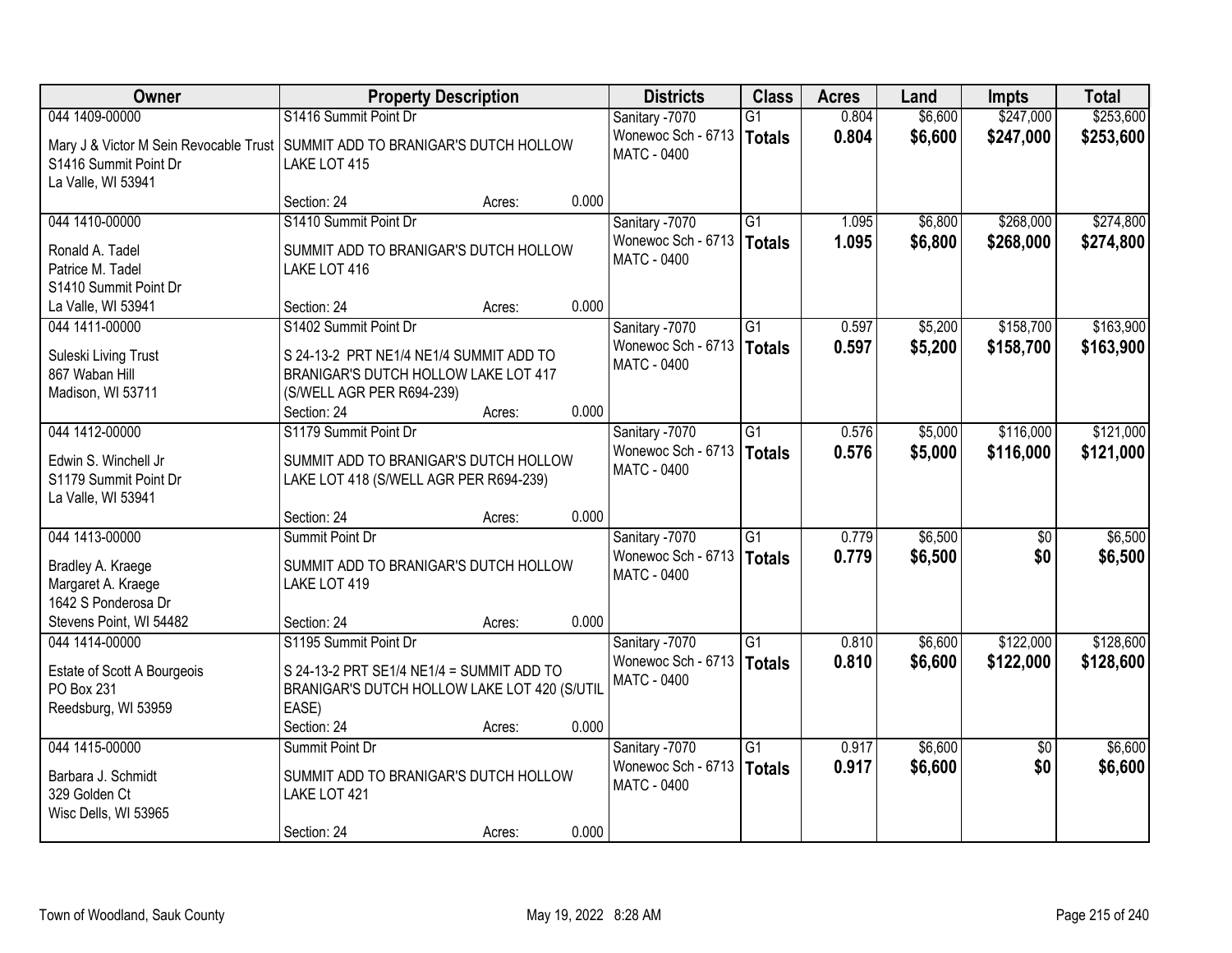| Owner | Property Description | Districts | Class | Acres | Land | Impts | Total |
|---|---|---|---|---|---|---|---|
| 044 1409-00000<br>Mary J & Victor M Sein Revocable Trust<br>S1416 Summit Point Dr<br>La Valle, WI 53941 | S1416 Summit Point Dr<br>SUMMIT ADD TO BRANIGAR'S DUTCH HOLLOW LAKE LOT 415<br>Section: 24 Acres: 0.000 | Sanitary -7070<br>Wonewoc Sch - 6713<br>MATC - 0400 | G1<br>**Totals** | 0.804<br>**0.804** | $6,600<br>**$6,600** | $247,000<br>**$247,000** | $253,600<br>**$253,600** |
| 044 1410-00000<br>Ronald A. Tadel<br>Patrice M. Tadel<br>S1410 Summit Point Dr<br>La Valle, WI 53941 | S1410 Summit Point Dr<br>SUMMIT ADD TO BRANIGAR'S DUTCH HOLLOW LAKE LOT 416<br>Section: 24 Acres: 0.000 | Sanitary -7070<br>Wonewoc Sch - 6713<br>MATC - 0400 | G1<br>**Totals** | 1.095<br>**1.095** | $6,800<br>**$6,800** | $268,000<br>**$268,000** | $274,800<br>**$274,800** |
| 044 1411-00000<br>Suleski Living Trust<br>867 Waban Hill<br>Madison, WI 53711 | S1402 Summit Point Dr<br>S 24-13-2 PRT NE1/4 NE1/4 SUMMIT ADD TO BRANIGAR'S DUTCH HOLLOW LAKE LOT 417 (S/WELL AGR PER R694-239)<br>Section: 24 Acres: 0.000 | Sanitary -7070<br>Wonewoc Sch - 6713<br>MATC - 0400 | G1<br>**Totals** | 0.597<br>**0.597** | $5,200<br>**$5,200** | $158,700<br>**$158,700** | $163,900<br>**$163,900** |
| 044 1412-00000<br>Edwin S. Winchell Jr<br>S1179 Summit Point Dr<br>La Valle, WI 53941 | S1179 Summit Point Dr<br>SUMMIT ADD TO BRANIGAR'S DUTCH HOLLOW LAKE LOT 418 (S/WELL AGR PER R694-239)<br>Section: 24 Acres: 0.000 | Sanitary -7070<br>Wonewoc Sch - 6713<br>MATC - 0400 | G1<br>**Totals** | 0.576<br>**0.576** | $5,000<br>**$5,000** | $116,000<br>**$116,000** | $121,000<br>**$121,000** |
| 044 1413-00000<br>Bradley A. Kraege<br>Margaret A. Kraege<br>1642 S Ponderosa Dr<br>Stevens Point, WI 54482 | Summit Point Dr<br>SUMMIT ADD TO BRANIGAR'S DUTCH HOLLOW LAKE LOT 419<br>Section: 24 Acres: 0.000 | Sanitary -7070<br>Wonewoc Sch - 6713<br>MATC - 0400 | G1<br>**Totals** | 0.779<br>**0.779** | $6,500<br>**$6,500** | $0<br>**$0** | $6,500<br>**$6,500** |
| 044 1414-00000<br>Estate of Scott A Bourgeois<br>PO Box 231<br>Reedsburg, WI 53959 | S1195 Summit Point Dr<br>S 24-13-2 PRT SE1/4 NE1/4 = SUMMIT ADD TO BRANIGAR'S DUTCH HOLLOW LAKE LOT 420 (S/UTIL EASE)<br>Section: 24 Acres: 0.000 | Sanitary -7070<br>Wonewoc Sch - 6713<br>MATC - 0400 | G1<br>**Totals** | 0.810<br>**0.810** | $6,600<br>**$6,600** | $122,000<br>**$122,000** | $128,600<br>**$128,600** |
| 044 1415-00000<br>Barbara J. Schmidt<br>329 Golden Ct<br>Wisc Dells, WI 53965 | Summit Point Dr<br>SUMMIT ADD TO BRANIGAR'S DUTCH HOLLOW LAKE LOT 421<br>Section: 24 Acres: 0.000 | Sanitary -7070<br>Wonewoc Sch - 6713<br>MATC - 0400 | G1<br>**Totals** | 0.917<br>**0.917** | $6,600<br>**$6,600** | $0<br>**$0** | $6,600<br>**$6,600** |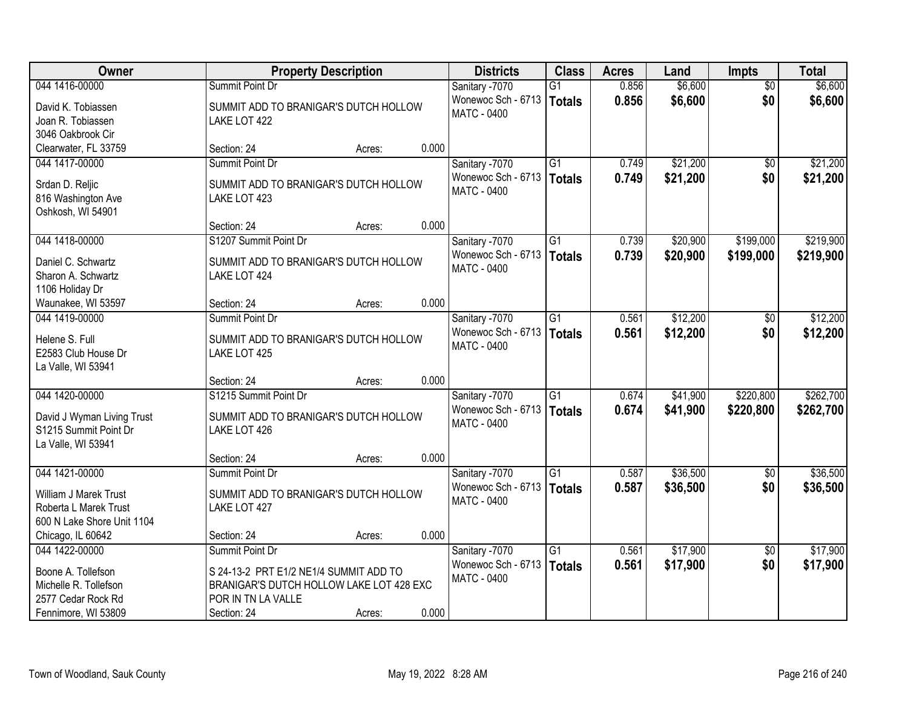| Owner | Property Description | Districts | Class | Acres | Land | Impts | Total |
|---|---|---|---|---|---|---|---|
| 044 1416-00000<br>David K. Tobiassen<br>Joan R. Tobiassen<br>3046 Oakbrook Cir<br>Clearwater, FL 33759 | Summit Point Dr<br>SUMMIT ADD TO BRANIGAR'S DUTCH HOLLOW LAKE LOT 422<br>Section: 24 Acres: 0.000 | Sanitary -7070<br>Wonewoc Sch - 6713<br>MATC - 0400 | G1<br>**Totals** | 0.856<br>**0.856** | $6,600<br>**$6,600** | $0<br>**$0** | $6,600<br>**$6,600** |
| 044 1417-00000<br>Srdan D. Reljic<br>816 Washington Ave<br>Oshkosh, WI 54901 | Summit Point Dr<br>SUMMIT ADD TO BRANIGAR'S DUTCH HOLLOW LAKE LOT 423<br>Section: 24 Acres: 0.000 | Sanitary -7070<br>Wonewoc Sch - 6713<br>MATC - 0400 | G1<br>**Totals** | 0.749<br>**0.749** | $21,200<br>**$21,200** | $0<br>**$0** | $21,200<br>**$21,200** |
| 044 1418-00000<br>Daniel C. Schwartz<br>Sharon A. Schwartz<br>1106 Holiday Dr<br>Waunakee, WI 53597 | S1207 Summit Point Dr<br>SUMMIT ADD TO BRANIGAR'S DUTCH HOLLOW LAKE LOT 424<br>Section: 24 Acres: 0.000 | Sanitary -7070<br>Wonewoc Sch - 6713<br>MATC - 0400 | G1<br>**Totals** | 0.739<br>**0.739** | $20,900<br>**$20,900** | $199,000<br>**$199,000** | $219,900<br>**$219,900** |
| 044 1419-00000<br>Helene S. Full<br>E2583 Club House Dr<br>La Valle, WI 53941 | Summit Point Dr<br>SUMMIT ADD TO BRANIGAR'S DUTCH HOLLOW LAKE LOT 425<br>Section: 24 Acres: 0.000 | Sanitary -7070<br>Wonewoc Sch - 6713<br>MATC - 0400 | G1<br>**Totals** | 0.561<br>**0.561** | $12,200<br>**$12,200** | $0<br>**$0** | $12,200<br>**$12,200** |
| 044 1420-00000<br>David J Wyman Living Trust<br>S1215 Summit Point Dr<br>La Valle, WI 53941 | S1215 Summit Point Dr<br>SUMMIT ADD TO BRANIGAR'S DUTCH HOLLOW LAKE LOT 426<br>Section: 24 Acres: 0.000 | Sanitary -7070<br>Wonewoc Sch - 6713<br>MATC - 0400 | G1<br>**Totals** | 0.674<br>**0.674** | $41,900<br>**$41,900** | $220,800<br>**$220,800** | $262,700<br>**$262,700** |
| 044 1421-00000<br>William J Marek Trust<br>Roberta L Marek Trust<br>600 N Lake Shore Unit 1104<br>Chicago, IL 60642 | Summit Point Dr<br>SUMMIT ADD TO BRANIGAR'S DUTCH HOLLOW LAKE LOT 427<br>Section: 24 Acres: 0.000 | Sanitary -7070<br>Wonewoc Sch - 6713<br>MATC - 0400 | G1<br>**Totals** | 0.587<br>**0.587** | $36,500<br>**$36,500** | $0<br>**$0** | $36,500<br>**$36,500** |
| 044 1422-00000<br>Boone A. Tollefson<br>Michelle R. Tollefson<br>2577 Cedar Rock Rd<br>Fennimore, WI 53809 | Summit Point Dr<br>S 24-13-2 PRT E1/2 NE1/4 SUMMIT ADD TO BRANIGAR'S DUTCH HOLLOW LAKE LOT 428 EXC POR IN TN LA VALLE<br>Section: 24 Acres: 0.000 | Sanitary -7070<br>Wonewoc Sch - 6713<br>MATC - 0400 | G1<br>**Totals** | 0.561<br>**0.561** | $17,900<br>**$17,900** | $0<br>**$0** | $17,900<br>**$17,900** |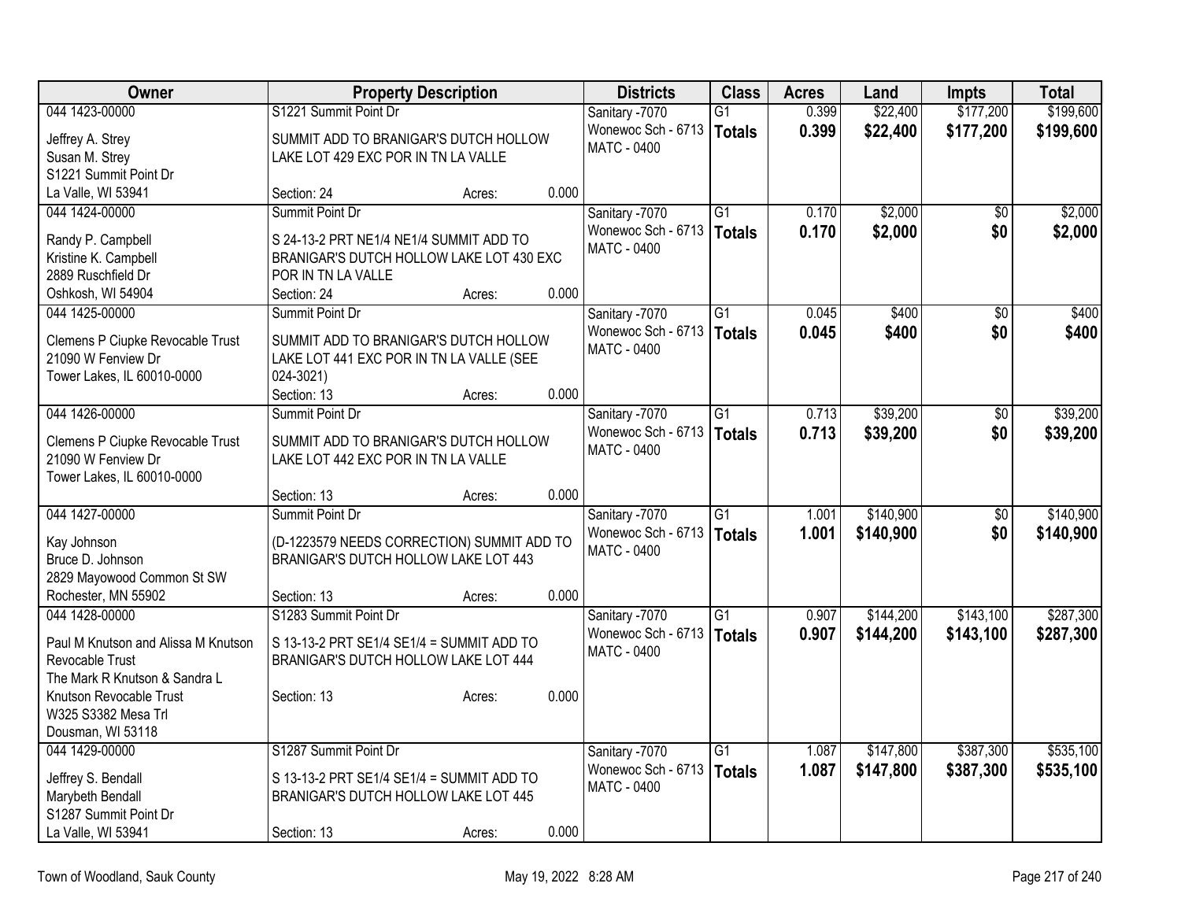| Owner | Property Description | Districts | Class | Acres | Land | Impts | Total |
|---|---|---|---|---|---|---|---|
| 044 1423-00000<br>Jeffrey A. Strey<br>Susan M. Strey<br>S1221 Summit Point Dr<br>La Valle, WI 53941 | S1221 Summit Point Dr<br>SUMMIT ADD TO BRANIGAR'S DUTCH HOLLOW LAKE LOT 429 EXC POR IN TN LA VALLE<br>Section: 24 Acres: 0.000 | Sanitary -7070<br>Wonewoc Sch - 6713<br>MATC - 0400 | G1<br>**Totals** | 0.399<br>**0.399** | $22,400<br>**$22,400** | $177,200<br>**$177,200** | $199,600<br>**$199,600** |
| 044 1424-00000<br>Randy P. Campbell<br>Kristine K. Campbell<br>2889 Ruschfield Dr<br>Oshkosh, WI 54904 | Summit Point Dr<br>S 24-13-2 PRT NE1/4 NE1/4 SUMMIT ADD TO BRANIGAR'S DUTCH HOLLOW LAKE LOT 430 EXC POR IN TN LA VALLE<br>Section: 24 Acres: 0.000 | Sanitary -7070<br>Wonewoc Sch - 6713<br>MATC - 0400 | G1<br>**Totals** | 0.170<br>**0.170** | $2,000<br>**$2,000** | $0<br>**$0** | $2,000<br>**$2,000** |
| 044 1425-00000<br>Clemens P Ciupke Revocable Trust<br>21090 W Fenview Dr<br>Tower Lakes, IL 60010-0000 | Summit Point Dr<br>SUMMIT ADD TO BRANIGAR'S DUTCH HOLLOW LAKE LOT 441 EXC POR IN TN LA VALLE (SEE 024-3021)<br>Section: 13 Acres: 0.000 | Sanitary -7070<br>Wonewoc Sch - 6713<br>MATC - 0400 | G1<br>**Totals** | 0.045<br>**0.045** | $400<br>**$400** | $0<br>**$0** | $400<br>**$400** |
| 044 1426-00000<br>Clemens P Ciupke Revocable Trust<br>21090 W Fenview Dr<br>Tower Lakes, IL 60010-0000 | Summit Point Dr<br>SUMMIT ADD TO BRANIGAR'S DUTCH HOLLOW LAKE LOT 442 EXC POR IN TN LA VALLE<br>Section: 13 Acres: 0.000 | Sanitary -7070<br>Wonewoc Sch - 6713<br>MATC - 0400 | G1<br>**Totals** | 0.713<br>**0.713** | $39,200<br>**$39,200** | $0<br>**$0** | $39,200<br>**$39,200** |
| 044 1427-00000<br>Kay Johnson<br>Bruce D. Johnson<br>2829 Mayowood Common St SW<br>Rochester, MN 55902 | Summit Point Dr<br>(D-1223579 NEEDS CORRECTION) SUMMIT ADD TO BRANIGAR'S DUTCH HOLLOW LAKE LOT 443<br>Section: 13 Acres: 0.000 | Sanitary -7070<br>Wonewoc Sch - 6713<br>MATC - 0400 | G1<br>**Totals** | 1.001<br>**1.001** | $140,900<br>**$140,900** | $0<br>**$0** | $140,900<br>**$140,900** |
| 044 1428-00000<br>Paul M Knutson and Alissa M Knutson Revocable Trust<br>The Mark R Knutson & Sandra L Knutson Revocable Trust<br>W325 S3382 Mesa Trl<br>Dousman, WI 53118 | S1283 Summit Point Dr<br>S 13-13-2 PRT SE1/4 SE1/4 = SUMMIT ADD TO BRANIGAR'S DUTCH HOLLOW LAKE LOT 444<br>Section: 13 Acres: 0.000 | Sanitary -7070<br>Wonewoc Sch - 6713<br>MATC - 0400 | G1<br>**Totals** | 0.907<br>**0.907** | $144,200<br>**$144,200** | $143,100<br>**$143,100** | $287,300<br>**$287,300** |
| 044 1429-00000<br>Jeffrey S. Bendall<br>Marybeth Bendall<br>S1287 Summit Point Dr<br>La Valle, WI 53941 | S1287 Summit Point Dr<br>S 13-13-2 PRT SE1/4 SE1/4 = SUMMIT ADD TO BRANIGAR'S DUTCH HOLLOW LAKE LOT 445<br>Section: 13 Acres: 0.000 | Sanitary -7070<br>Wonewoc Sch - 6713<br>MATC - 0400 | G1<br>**Totals** | 1.087<br>**1.087** | $147,800<br>**$147,800** | $387,300<br>**$387,300** | $535,100<br>**$535,100** |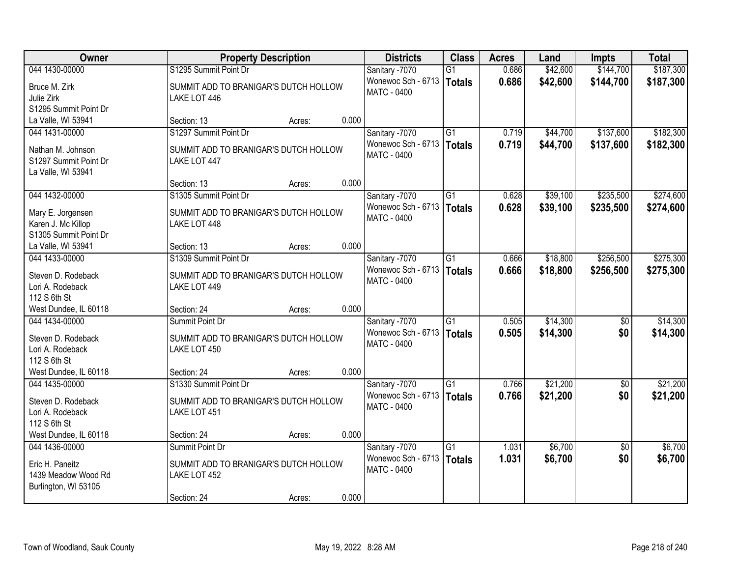| Owner | Property Description | | | Districts | Class | Acres | Land | Impts | Total |
|---|---|---|---|---|---|---|---|---|---|
| 044 1430-00000<br><br>Bruce M. Zirk<br>Julie Zirk<br>S1295 Summit Point Dr<br>La Valle, WI 53941 | S1295 Summit Point Dr<br><br>SUMMIT ADD TO BRANIGAR'S DUTCH HOLLOW LAKE LOT 446<br><br>Section: 13 | Acres: | 0.000 | Sanitary -7070<br>Wonewoc Sch - 6713<br>MATC - 0400 | G1<br>**Totals** | 0.686<br>**0.686** | $42,600<br>**$42,600** | $144,700<br>**$144,700** | $187,300<br>**$187,300** |
| 044 1431-00000<br><br>Nathan M. Johnson<br>S1297 Summit Point Dr<br>La Valle, WI 53941 | S1297 Summit Point Dr<br><br>SUMMIT ADD TO BRANIGAR'S DUTCH HOLLOW LAKE LOT 447<br><br>Section: 13 | Acres: | 0.000 | Sanitary -7070<br>Wonewoc Sch - 6713<br>MATC - 0400 | G1<br>**Totals** | 0.719<br>**0.719** | $44,700<br>**$44,700** | $137,600<br>**$137,600** | $182,300<br>**$182,300** |
| 044 1432-00000<br><br>Mary E. Jorgensen<br>Karen J. Mc Killop<br>S1305 Summit Point Dr<br>La Valle, WI 53941 | S1305 Summit Point Dr<br><br>SUMMIT ADD TO BRANIGAR'S DUTCH HOLLOW LAKE LOT 448<br><br>Section: 13 | Acres: | 0.000 | Sanitary -7070<br>Wonewoc Sch - 6713<br>MATC - 0400 | G1<br>**Totals** | 0.628<br>**0.628** | $39,100<br>**$39,100** | $235,500<br>**$235,500** | $274,600<br>**$274,600** |
| 044 1433-00000<br><br>Steven D. Rodeback<br>Lori A. Rodeback<br>112 S 6th St<br>West Dundee, IL 60118 | S1309 Summit Point Dr<br><br>SUMMIT ADD TO BRANIGAR'S DUTCH HOLLOW LAKE LOT 449<br><br>Section: 24 | Acres: | 0.000 | Sanitary -7070<br>Wonewoc Sch - 6713<br>MATC - 0400 | G1<br>**Totals** | 0.666<br>**0.666** | $18,800<br>**$18,800** | $256,500<br>**$256,500** | $275,300<br>**$275,300** |
| 044 1434-00000<br><br>Steven D. Rodeback<br>Lori A. Rodeback<br>112 S 6th St<br>West Dundee, IL 60118 | Summit Point Dr<br><br>SUMMIT ADD TO BRANIGAR'S DUTCH HOLLOW LAKE LOT 450<br><br>Section: 24 | Acres: | 0.000 | Sanitary -7070<br>Wonewoc Sch - 6713<br>MATC - 0400 | G1<br>**Totals** | 0.505<br>**0.505** | $14,300<br>**$14,300** | $0<br>**$0** | $14,300<br>**$14,300** |
| 044 1435-00000<br><br>Steven D. Rodeback<br>Lori A. Rodeback<br>112 S 6th St<br>West Dundee, IL 60118 | S1330 Summit Point Dr<br><br>SUMMIT ADD TO BRANIGAR'S DUTCH HOLLOW LAKE LOT 451<br><br>Section: 24 | Acres: | 0.000 | Sanitary -7070<br>Wonewoc Sch - 6713<br>MATC - 0400 | G1<br>**Totals** | 0.766<br>**0.766** | $21,200<br>**$21,200** | $0<br>**$0** | $21,200<br>**$21,200** |
| 044 1436-00000<br><br>Eric H. Paneitz<br>1439 Meadow Wood Rd<br>Burlington, WI 53105 | Summit Point Dr<br><br>SUMMIT ADD TO BRANIGAR'S DUTCH HOLLOW LAKE LOT 452<br><br>Section: 24 | Acres: | 0.000 | Sanitary -7070<br>Wonewoc Sch - 6713<br>MATC - 0400 | G1<br>**Totals** | 1.031<br>**1.031** | $6,700<br>**$6,700** | $0<br>**$0** | $6,700<br>**$6,700** |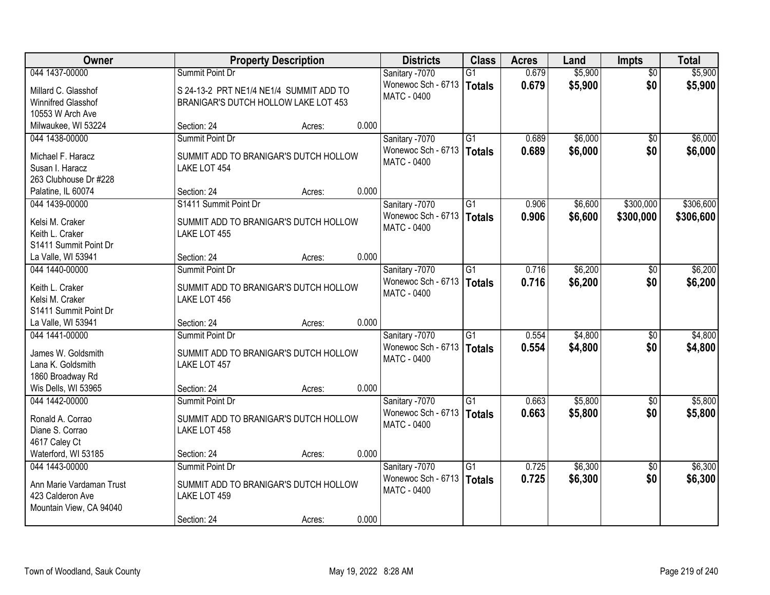| Owner | Property Description | Districts | Class | Acres | Land | Impts | Total |
|---|---|---|---|---|---|---|---|
| 044 1437-00000<br>Millard C. Glasshof<br>Winnifred Glasshof<br>10553 W Arch Ave<br>Milwaukee, WI 53224 | Summit Point Dr<br>S 24-13-2 PRT NE1/4 NE1/4 SUMMIT ADD TO BRANIGAR'S DUTCH HOLLOW LAKE LOT 453<br>Section: 24 Acres: 0.000 | Sanitary -7070<br>Wonewoc Sch - 6713<br>MATC - 0400 | G1<br>**Totals** | 0.679<br>**0.679** | $5,900<br>**$5,900** | $0<br>**$0** | $5,900<br>**$5,900** |
| 044 1438-00000<br>Michael F. Haracz<br>Susan I. Haracz<br>263 Clubhouse Dr #228<br>Palatine, IL 60074 | Summit Point Dr<br>SUMMIT ADD TO BRANIGAR'S DUTCH HOLLOW LAKE LOT 454<br>Section: 24 Acres: 0.000 | Sanitary -7070<br>Wonewoc Sch - 6713<br>MATC - 0400 | G1<br>**Totals** | 0.689<br>**0.689** | $6,000<br>**$6,000** | $0<br>**$0** | $6,000<br>**$6,000** |
| 044 1439-00000<br>Kelsi M. Craker<br>Keith L. Craker<br>S1411 Summit Point Dr<br>La Valle, WI 53941 | S1411 Summit Point Dr<br>SUMMIT ADD TO BRANIGAR'S DUTCH HOLLOW LAKE LOT 455<br>Section: 24 Acres: 0.000 | Sanitary -7070<br>Wonewoc Sch - 6713<br>MATC - 0400 | G1<br>**Totals** | 0.906<br>**0.906** | $6,600<br>**$6,600** | $300,000<br>**$300,000** | $306,600<br>**$306,600** |
| 044 1440-00000<br>Keith L. Craker<br>Kelsi M. Craker<br>S1411 Summit Point Dr<br>La Valle, WI 53941 | Summit Point Dr<br>SUMMIT ADD TO BRANIGAR'S DUTCH HOLLOW LAKE LOT 456<br>Section: 24 Acres: 0.000 | Sanitary -7070<br>Wonewoc Sch - 6713<br>MATC - 0400 | G1<br>**Totals** | 0.716<br>**0.716** | $6,200<br>**$6,200** | $0<br>**$0** | $6,200<br>**$6,200** |
| 044 1441-00000<br>James W. Goldsmith<br>Lana K. Goldsmith<br>1860 Broadway Rd<br>Wis Dells, WI 53965 | Summit Point Dr<br>SUMMIT ADD TO BRANIGAR'S DUTCH HOLLOW LAKE LOT 457<br>Section: 24 Acres: 0.000 | Sanitary -7070<br>Wonewoc Sch - 6713<br>MATC - 0400 | G1<br>**Totals** | 0.554<br>**0.554** | $4,800<br>**$4,800** | $0<br>**$0** | $4,800<br>**$4,800** |
| 044 1442-00000<br>Ronald A. Corrao<br>Diane S. Corrao<br>4617 Caley Ct<br>Waterford, WI 53185 | Summit Point Dr<br>SUMMIT ADD TO BRANIGAR'S DUTCH HOLLOW LAKE LOT 458<br>Section: 24 Acres: 0.000 | Sanitary -7070<br>Wonewoc Sch - 6713<br>MATC - 0400 | G1<br>**Totals** | 0.663<br>**0.663** | $5,800<br>**$5,800** | $0<br>**$0** | $5,800<br>**$5,800** |
| 044 1443-00000<br>Ann Marie Vardaman Trust<br>423 Calderon Ave<br>Mountain View, CA 94040 | Summit Point Dr<br>SUMMIT ADD TO BRANIGAR'S DUTCH HOLLOW LAKE LOT 459<br>Section: 24 Acres: 0.000 | Sanitary -7070<br>Wonewoc Sch - 6713<br>MATC - 0400 | G1<br>**Totals** | 0.725<br>**0.725** | $6,300<br>**$6,300** | $0<br>**$0** | $6,300<br>**$6,300** |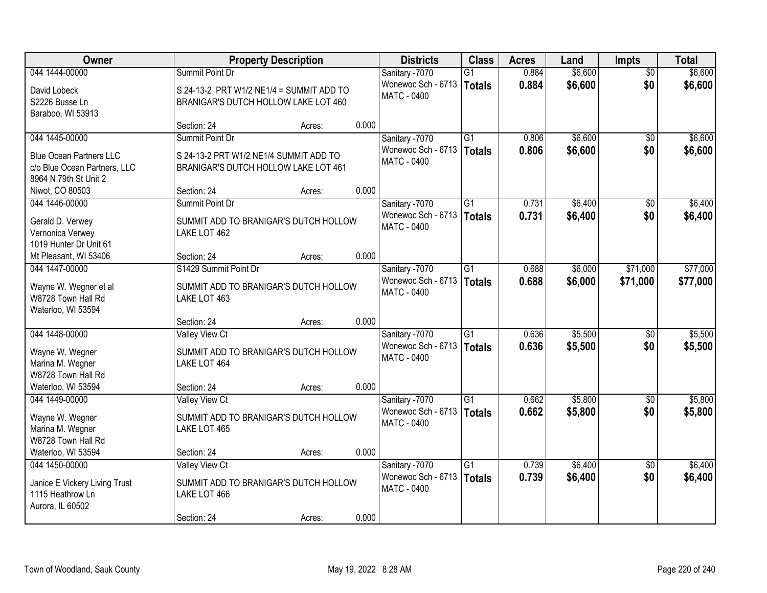| Owner | Property Description | Districts | Class | Acres | Land | Impts | Total |
|---|---|---|---|---|---|---|---|
| 044 1444-00000<br>David Lobeck<br>S2226 Busse Ln<br>Baraboo, WI 53913 | Summit Point Dr<br>S 24-13-2 PRT W1/2 NE1/4 = SUMMIT ADD TO BRANIGAR'S DUTCH HOLLOW LAKE LOT 460<br>Section: 24 Acres: 0.000 | Sanitary -7070<br>Wonewoc Sch - 6713<br>MATC - 0400 | G1<br>**Totals** | 0.884<br>**0.884** | $6,600<br>**$6,600** | $0<br>**$0** | $6,600<br>**$6,600** |
| 044 1445-00000<br>Blue Ocean Partners LLC<br>c/o Blue Ocean Partners, LLC<br>8964 N 79th St Unit 2<br>Niwot, CO 80503 | Summit Point Dr<br>S 24-13-2 PRT W1/2 NE1/4 SUMMIT ADD TO BRANIGAR'S DUTCH HOLLOW LAKE LOT 461<br>Section: 24 Acres: 0.000 | Sanitary -7070<br>Wonewoc Sch - 6713<br>MATC - 0400 | G1<br>**Totals** | 0.806<br>**0.806** | $6,600<br>**$6,600** | $0<br>**$0** | $6,600<br>**$6,600** |
| 044 1446-00000<br>Gerald D. Verwey<br>Vernonica Verwey<br>1019 Hunter Dr Unit 61<br>Mt Pleasant, WI 53406 | Summit Point Dr<br>SUMMIT ADD TO BRANIGAR'S DUTCH HOLLOW LAKE LOT 462<br>Section: 24 Acres: 0.000 | Sanitary -7070<br>Wonewoc Sch - 6713<br>MATC - 0400 | G1<br>**Totals** | 0.731<br>**0.731** | $6,400<br>**$6,400** | $0<br>**$0** | $6,400<br>**$6,400** |
| 044 1447-00000<br>Wayne W. Wegner et al<br>W8728 Town Hall Rd<br>Waterloo, WI 53594 | S1429 Summit Point Dr<br>SUMMIT ADD TO BRANIGAR'S DUTCH HOLLOW LAKE LOT 463<br>Section: 24 Acres: 0.000 | Sanitary -7070<br>Wonewoc Sch - 6713<br>MATC - 0400 | G1<br>**Totals** | 0.688<br>**0.688** | $6,000<br>**$6,000** | $71,000<br>**$71,000** | $77,000<br>**$77,000** |
| 044 1448-00000<br>Wayne W. Wegner<br>Marina M. Wegner<br>W8728 Town Hall Rd<br>Waterloo, WI 53594 | Valley View Ct<br>SUMMIT ADD TO BRANIGAR'S DUTCH HOLLOW LAKE LOT 464<br>Section: 24 Acres: 0.000 | Sanitary -7070<br>Wonewoc Sch - 6713<br>MATC - 0400 | G1<br>**Totals** | 0.636<br>**0.636** | $5,500<br>**$5,500** | $0<br>**$0** | $5,500<br>**$5,500** |
| 044 1449-00000<br>Wayne W. Wegner<br>Marina M. Wegner<br>W8728 Town Hall Rd<br>Waterloo, WI 53594 | Valley View Ct<br>SUMMIT ADD TO BRANIGAR'S DUTCH HOLLOW LAKE LOT 465<br>Section: 24 Acres: 0.000 | Sanitary -7070<br>Wonewoc Sch - 6713<br>MATC - 0400 | G1<br>**Totals** | 0.662<br>**0.662** | $5,800<br>**$5,800** | $0<br>**$0** | $5,800<br>**$5,800** |
| 044 1450-00000<br>Janice E Vickery Living Trust<br>1115 Heathrow Ln<br>Aurora, IL 60502 | Valley View Ct<br>SUMMIT ADD TO BRANIGAR'S DUTCH HOLLOW LAKE LOT 466<br>Section: 24 Acres: 0.000 | Sanitary -7070<br>Wonewoc Sch - 6713<br>MATC - 0400 | G1<br>**Totals** | 0.739<br>**0.739** | $6,400<br>**$6,400** | $0<br>**$0** | $6,400<br>**$6,400** |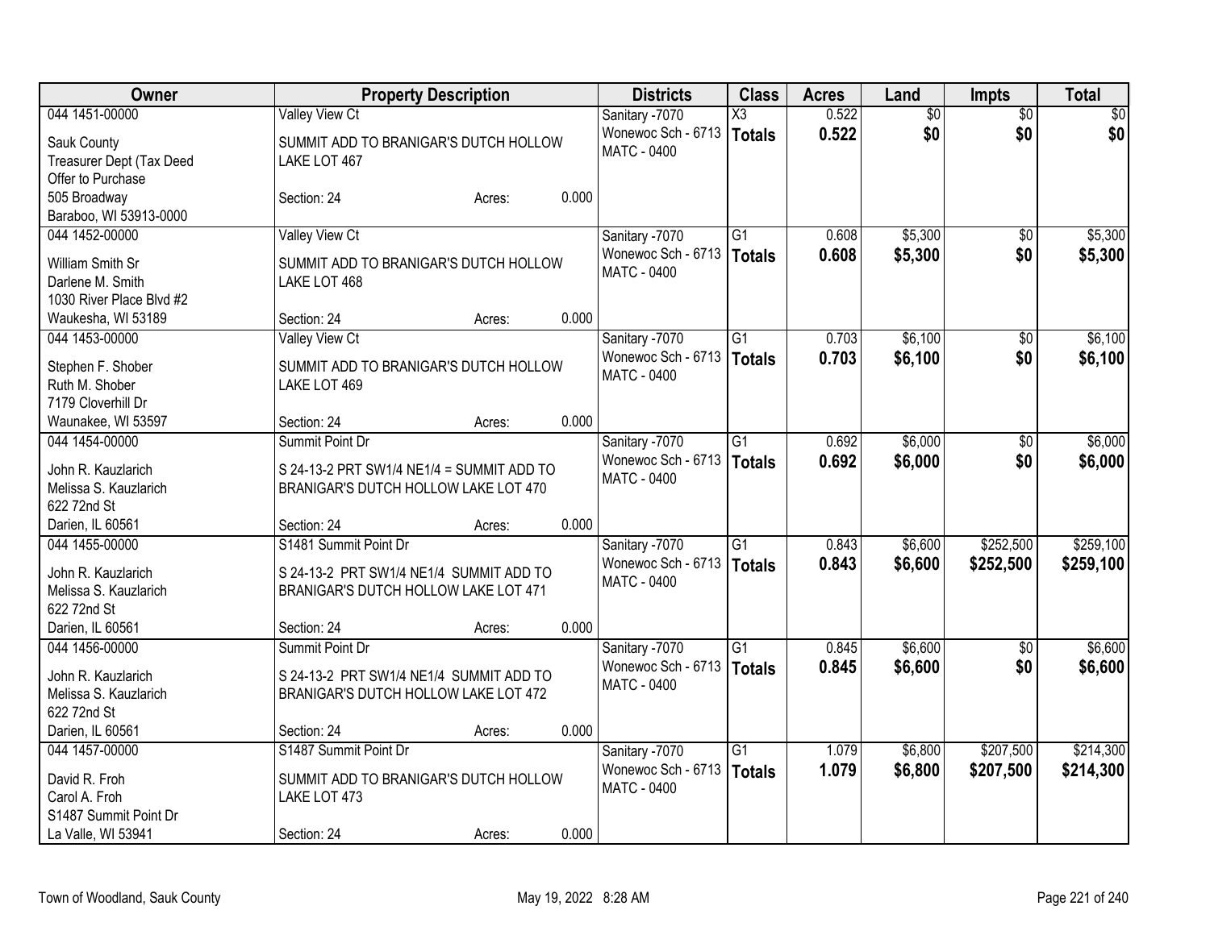| Owner | Property Description | | | Districts | Class | Acres | Land | Impts | Total |
|---|---|---|---|---|---|---|---|---|---|
| 044 1451-00000 | Valley View Ct | | | Sanitary -7070 | X3 | 0.522 | $0 | $0 | $0 |
| Sauk County | SUMMIT ADD TO BRANIGAR'S DUTCH HOLLOW | | | Wonewoc Sch - 6713 | **Totals** | **0.522** | **$0** | **$0** | **$0** |
| Treasurer Dept (Tax Deed | LAKE LOT 467 | | | MATC - 0400 | | | | | |
| Offer to Purchase | | | | | | | | | |
| 505 Broadway | Section: 24 | Acres: | 0.000 | | | | | | |
| Baraboo, WI 53913-0000 | | | | | | | | | |
| 044 1452-00000 | Valley View Ct | | | Sanitary -7070 | G1 | 0.608 | $5,300 | $0 | $5,300 |
| William Smith Sr | SUMMIT ADD TO BRANIGAR'S DUTCH HOLLOW | | | Wonewoc Sch - 6713 | **Totals** | **0.608** | **$5,300** | **$0** | **$5,300** |
| Darlene M. Smith | LAKE LOT 468 | | | MATC - 0400 | | | | | |
| 1030 River Place Blvd #2 | | | | | | | | | |
| Waukesha, WI 53189 | Section: 24 | Acres: | 0.000 | | | | | | |
| 044 1453-00000 | Valley View Ct | | | Sanitary -7070 | G1 | 0.703 | $6,100 | $0 | $6,100 |
| Stephen F. Shober | SUMMIT ADD TO BRANIGAR'S DUTCH HOLLOW | | | Wonewoc Sch - 6713 | **Totals** | **0.703** | **$6,100** | **$0** | **$6,100** |
| Ruth M. Shober | LAKE LOT 469 | | | MATC - 0400 | | | | | |
| 7179 Cloverhill Dr | | | | | | | | | |
| Waunakee, WI 53597 | Section: 24 | Acres: | 0.000 | | | | | | |
| 044 1454-00000 | Summit Point Dr | | | Sanitary -7070 | G1 | 0.692 | $6,000 | $0 | $6,000 |
| John R. Kauzlarich | S 24-13-2 PRT SW1/4 NE1/4 = SUMMIT ADD TO | | | Wonewoc Sch - 6713 | **Totals** | **0.692** | **$6,000** | **$0** | **$6,000** |
| Melissa S. Kauzlarich | BRANIGAR'S DUTCH HOLLOW LAKE LOT 470 | | | MATC - 0400 | | | | | |
| 622 72nd St | | | | | | | | | |
| Darien, IL 60561 | Section: 24 | Acres: | 0.000 | | | | | | |
| 044 1455-00000 | S1481 Summit Point Dr | | | Sanitary -7070 | G1 | 0.843 | $6,600 | $252,500 | $259,100 |
| John R. Kauzlarich | S 24-13-2 PRT SW1/4 NE1/4 SUMMIT ADD TO | | | Wonewoc Sch - 6713 | **Totals** | **0.843** | **$6,600** | **$252,500** | **$259,100** |
| Melissa S. Kauzlarich | BRANIGAR'S DUTCH HOLLOW LAKE LOT 471 | | | MATC - 0400 | | | | | |
| 622 72nd St | | | | | | | | | |
| Darien, IL 60561 | Section: 24 | Acres: | 0.000 | | | | | | |
| 044 1456-00000 | Summit Point Dr | | | Sanitary -7070 | G1 | 0.845 | $6,600 | $0 | $6,600 |
| John R. Kauzlarich | S 24-13-2 PRT SW1/4 NE1/4 SUMMIT ADD TO | | | Wonewoc Sch - 6713 | **Totals** | **0.845** | **$6,600** | **$0** | **$6,600** |
| Melissa S. Kauzlarich | BRANIGAR'S DUTCH HOLLOW LAKE LOT 472 | | | MATC - 0400 | | | | | |
| 622 72nd St | | | | | | | | | |
| Darien, IL 60561 | Section: 24 | Acres: | 0.000 | | | | | | |
| 044 1457-00000 | S1487 Summit Point Dr | | | Sanitary -7070 | G1 | 1.079 | $6,800 | $207,500 | $214,300 |
| David R. Froh | SUMMIT ADD TO BRANIGAR'S DUTCH HOLLOW | | | Wonewoc Sch - 6713 | **Totals** | **1.079** | **$6,800** | **$207,500** | **$214,300** |
| Carol A. Froh | LAKE LOT 473 | | | MATC - 0400 | | | | | |
| S1487 Summit Point Dr | | | | | | | | | |
| La Valle, WI 53941 | Section: 24 | Acres: | 0.000 | | | | | | |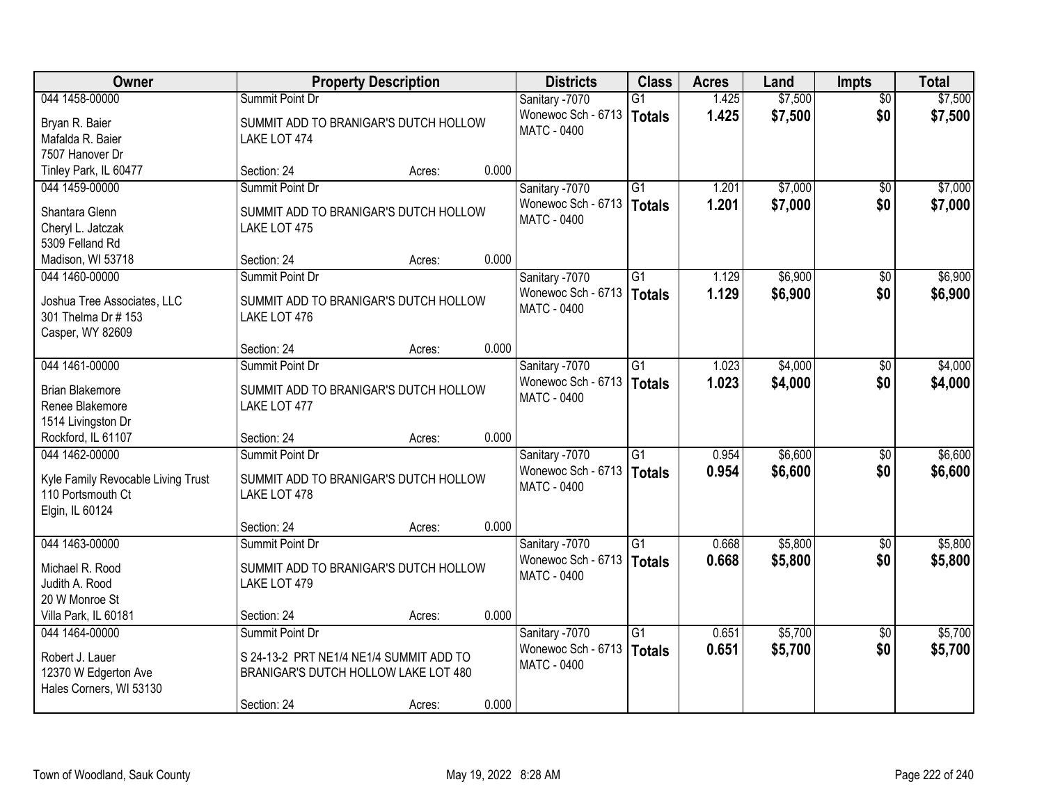| Owner | Property Description | Districts | Class | Acres | Land | Impts | Total |
|---|---|---|---|---|---|---|---|
| 044 1458-00000<br>Bryan R. Baier<br>Mafalda R. Baier<br>7507 Hanover Dr<br>Tinley Park, IL 60477 | Summit Point Dr<br>SUMMIT ADD TO BRANIGAR'S DUTCH HOLLOW LAKE LOT 474<br>Section: 24 Acres: 0.000 | Sanitary -7070<br>Wonewoc Sch - 6713<br>MATC - 0400 | G1<br>**Totals** | 1.425<br>**1.425** | $7,500<br>**$7,500** | $0<br>**$0** | $7,500<br>**$7,500** |
| 044 1459-00000<br>Shantara Glenn<br>Cheryl L. Jatczak<br>5309 Felland Rd<br>Madison, WI 53718 | Summit Point Dr<br>SUMMIT ADD TO BRANIGAR'S DUTCH HOLLOW LAKE LOT 475<br>Section: 24 Acres: 0.000 | Sanitary -7070<br>Wonewoc Sch - 6713<br>MATC - 0400 | G1<br>**Totals** | 1.201<br>**1.201** | $7,000<br>**$7,000** | $0<br>**$0** | $7,000<br>**$7,000** |
| 044 1460-00000<br>Joshua Tree Associates, LLC<br>301 Thelma Dr # 153<br>Casper, WY 82609 | Summit Point Dr<br>SUMMIT ADD TO BRANIGAR'S DUTCH HOLLOW LAKE LOT 476<br>Section: 24 Acres: 0.000 | Sanitary -7070<br>Wonewoc Sch - 6713<br>MATC - 0400 | G1<br>**Totals** | 1.129<br>**1.129** | $6,900<br>**$6,900** | $0<br>**$0** | $6,900<br>**$6,900** |
| 044 1461-00000<br>Brian Blakemore<br>Renee Blakemore<br>1514 Livingston Dr<br>Rockford, IL 61107 | Summit Point Dr<br>SUMMIT ADD TO BRANIGAR'S DUTCH HOLLOW LAKE LOT 477<br>Section: 24 Acres: 0.000 | Sanitary -7070<br>Wonewoc Sch - 6713<br>MATC - 0400 | G1<br>**Totals** | 1.023<br>**1.023** | $4,000<br>**$4,000** | $0<br>**$0** | $4,000<br>**$4,000** |
| 044 1462-00000<br>Kyle Family Revocable Living Trust<br>110 Portsmouth Ct<br>Elgin, IL 60124 | Summit Point Dr<br>SUMMIT ADD TO BRANIGAR'S DUTCH HOLLOW LAKE LOT 478<br>Section: 24 Acres: 0.000 | Sanitary -7070<br>Wonewoc Sch - 6713<br>MATC - 0400 | G1<br>**Totals** | 0.954<br>**0.954** | $6,600<br>**$6,600** | $0<br>**$0** | $6,600<br>**$6,600** |
| 044 1463-00000<br>Michael R. Rood<br>Judith A. Rood<br>20 W Monroe St<br>Villa Park, IL 60181 | Summit Point Dr<br>SUMMIT ADD TO BRANIGAR'S DUTCH HOLLOW LAKE LOT 479<br>Section: 24 Acres: 0.000 | Sanitary -7070<br>Wonewoc Sch - 6713<br>MATC - 0400 | G1<br>**Totals** | 0.668<br>**0.668** | $5,800<br>**$5,800** | $0<br>**$0** | $5,800<br>**$5,800** |
| 044 1464-00000<br>Robert J. Lauer<br>12370 W Edgerton Ave<br>Hales Corners, WI 53130 | Summit Point Dr<br>S 24-13-2 PRT NE1/4 NE1/4 SUMMIT ADD TO BRANIGAR'S DUTCH HOLLOW LAKE LOT 480<br>Section: 24 Acres: 0.000 | Sanitary -7070<br>Wonewoc Sch - 6713<br>MATC - 0400 | G1<br>**Totals** | 0.651<br>**0.651** | $5,700<br>**$5,700** | $0<br>**$0** | $5,700<br>**$5,700** |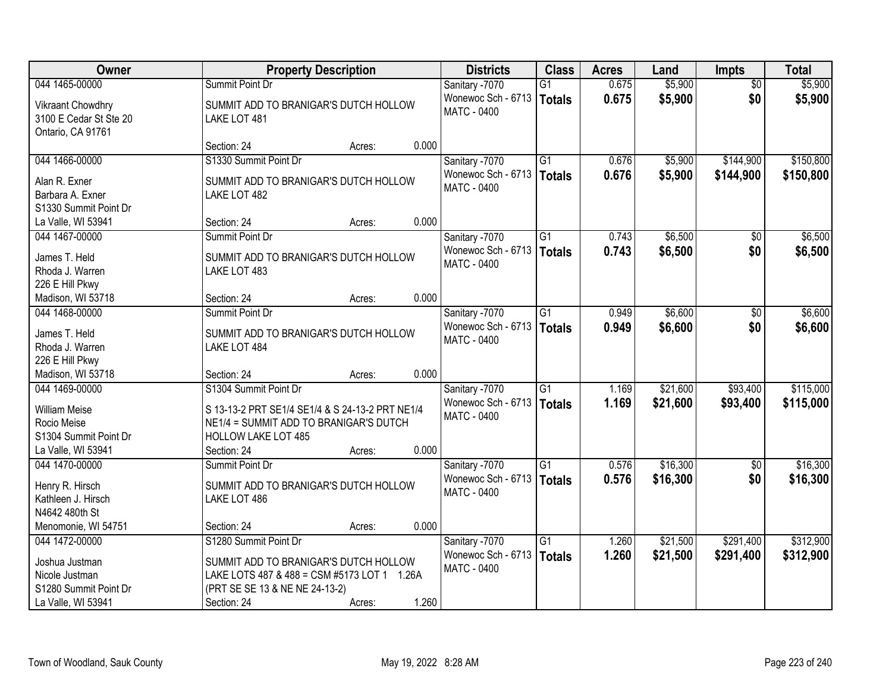| Owner | Property Description | Districts | Class | Acres | Land | Impts | Total |
|---|---|---|---|---|---|---|---|
| 044 1465-00000<br>Vikraant Chowdhry<br>3100 E Cedar St Ste 20<br>Ontario, CA 91761 | Summit Point Dr<br>SUMMIT ADD TO BRANIGAR'S DUTCH HOLLOW LAKE LOT 481<br>Section: 24 Acres: 0.000 | Sanitary -7070<br>Wonewoc Sch - 6713<br>MATC - 0400 | G1<br>**Totals** | 0.675<br>**0.675** | $5,900<br>**$5,900** | $0<br>**$0** | $5,900<br>**$5,900** |
| 044 1466-00000<br>Alan R. Exner<br>Barbara A. Exner<br>S1330 Summit Point Dr<br>La Valle, WI 53941 | S1330 Summit Point Dr<br>SUMMIT ADD TO BRANIGAR'S DUTCH HOLLOW LAKE LOT 482<br>Section: 24 Acres: 0.000 | Sanitary -7070<br>Wonewoc Sch - 6713<br>MATC - 0400 | G1<br>**Totals** | 0.676<br>**0.676** | $5,900<br>**$5,900** | $144,900<br>**$144,900** | $150,800<br>**$150,800** |
| 044 1467-00000<br>James T. Held<br>Rhoda J. Warren<br>226 E Hill Pkwy<br>Madison, WI 53718 | Summit Point Dr<br>SUMMIT ADD TO BRANIGAR'S DUTCH HOLLOW LAKE LOT 483<br>Section: 24 Acres: 0.000 | Sanitary -7070<br>Wonewoc Sch - 6713<br>MATC - 0400 | G1<br>**Totals** | 0.743<br>**0.743** | $6,500<br>**$6,500** | $0<br>**$0** | $6,500<br>**$6,500** |
| 044 1468-00000<br>James T. Held<br>Rhoda J. Warren<br>226 E Hill Pkwy<br>Madison, WI 53718 | Summit Point Dr<br>SUMMIT ADD TO BRANIGAR'S DUTCH HOLLOW LAKE LOT 484<br>Section: 24 Acres: 0.000 | Sanitary -7070<br>Wonewoc Sch - 6713<br>MATC - 0400 | G1<br>**Totals** | 0.949<br>**0.949** | $6,600<br>**$6,600** | $0<br>**$0** | $6,600<br>**$6,600** |
| 044 1469-00000<br>William Meise<br>Rocio Meise<br>S1304 Summit Point Dr<br>La Valle, WI 53941 | S1304 Summit Point Dr<br>S 13-13-2 PRT SE1/4 SE1/4 & S 24-13-2 PRT NE1/4 NE1/4 = SUMMIT ADD TO BRANIGAR'S DUTCH HOLLOW LAKE LOT 485<br>Section: 24 Acres: 0.000 | Sanitary -7070<br>Wonewoc Sch - 6713<br>MATC - 0400 | G1<br>**Totals** | 1.169<br>**1.169** | $21,600<br>**$21,600** | $93,400<br>**$93,400** | $115,000<br>**$115,000** |
| 044 1470-00000<br>Henry R. Hirsch<br>Kathleen J. Hirsch<br>N4642 480th St<br>Menomonie, WI 54751 | Summit Point Dr<br>SUMMIT ADD TO BRANIGAR'S DUTCH HOLLOW LAKE LOT 486<br>Section: 24 Acres: 0.000 | Sanitary -7070<br>Wonewoc Sch - 6713<br>MATC - 0400 | G1<br>**Totals** | 0.576<br>**0.576** | $16,300<br>**$16,300** | $0<br>**$0** | $16,300<br>**$16,300** |
| 044 1472-00000<br>Joshua Justman<br>Nicole Justman<br>S1280 Summit Point Dr<br>La Valle, WI 53941 | S1280 Summit Point Dr<br>SUMMIT ADD TO BRANIGAR'S DUTCH HOLLOW LAKE LOTS 487 & 488 = CSM #5173 LOT 1 1.26A (PRT SE SE 13 & NE NE 24-13-2)<br>Section: 24 Acres: 1.260 | Sanitary -7070<br>Wonewoc Sch - 6713<br>MATC - 0400 | G1<br>**Totals** | 1.260<br>**1.260** | $21,500<br>**$21,500** | $291,400<br>**$291,400** | $312,900<br>**$312,900** |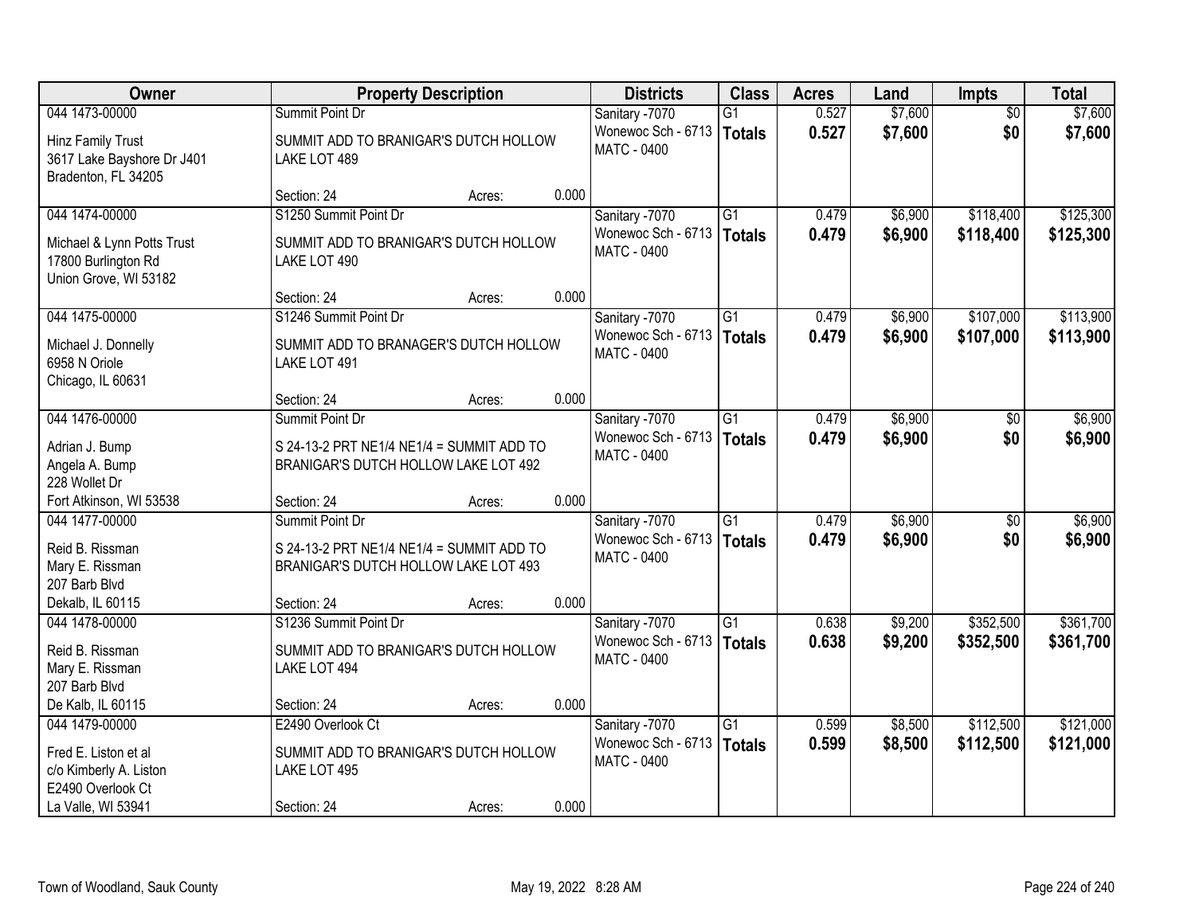| Owner | Property Description | Districts | Class | Acres | Land | Impts | Total |
|---|---|---|---|---|---|---|---|
| 044 1473-00000<br>Hinz Family Trust<br>3617 Lake Bayshore Dr J401<br>Bradenton, FL 34205 | Summit Point Dr<br>SUMMIT ADD TO BRANIGAR'S DUTCH HOLLOW LAKE LOT 489<br>Section: 24 Acres: 0.000 | Sanitary -7070<br>Wonewoc Sch - 6713<br>MATC - 0400 | G1<br>**Totals** | 0.527<br>**0.527** | $7,600<br>**$7,600** | $0<br>**$0** | $7,600<br>**$7,600** |
| 044 1474-00000<br>Michael & Lynn Potts Trust<br>17800 Burlington Rd<br>Union Grove, WI 53182 | S1250 Summit Point Dr<br>SUMMIT ADD TO BRANIGAR'S DUTCH HOLLOW LAKE LOT 490<br>Section: 24 Acres: 0.000 | Sanitary -7070<br>Wonewoc Sch - 6713<br>MATC - 0400 | G1<br>**Totals** | 0.479<br>**0.479** | $6,900<br>**$6,900** | $118,400<br>**$118,400** | $125,300<br>**$125,300** |
| 044 1475-00000<br>Michael J. Donnelly<br>6958 N Oriole<br>Chicago, IL 60631 | S1246 Summit Point Dr<br>SUMMIT ADD TO BRANAGER'S DUTCH HOLLOW LAKE LOT 491<br>Section: 24 Acres: 0.000 | Sanitary -7070<br>Wonewoc Sch - 6713<br>MATC - 0400 | G1<br>**Totals** | 0.479<br>**0.479** | $6,900<br>**$6,900** | $107,000<br>**$107,000** | $113,900<br>**$113,900** |
| 044 1476-00000<br>Adrian J. Bump<br>Angela A. Bump<br>228 Wollet Dr<br>Fort Atkinson, WI 53538 | Summit Point Dr<br>S 24-13-2 PRT NE1/4 NE1/4 = SUMMIT ADD TO BRANIGAR'S DUTCH HOLLOW LAKE LOT 492<br>Section: 24 Acres: 0.000 | Sanitary -7070<br>Wonewoc Sch - 6713<br>MATC - 0400 | G1<br>**Totals** | 0.479<br>**0.479** | $6,900<br>**$6,900** | $0<br>**$0** | $6,900<br>**$6,900** |
| 044 1477-00000<br>Reid B. Rissman<br>Mary E. Rissman<br>207 Barb Blvd<br>Dekalb, IL 60115 | Summit Point Dr<br>S 24-13-2 PRT NE1/4 NE1/4 = SUMMIT ADD TO BRANIGAR'S DUTCH HOLLOW LAKE LOT 493<br>Section: 24 Acres: 0.000 | Sanitary -7070<br>Wonewoc Sch - 6713<br>MATC - 0400 | G1<br>**Totals** | 0.479<br>**0.479** | $6,900<br>**$6,900** | $0<br>**$0** | $6,900<br>**$6,900** |
| 044 1478-00000<br>Reid B. Rissman<br>Mary E. Rissman<br>207 Barb Blvd<br>De Kalb, IL 60115 | S1236 Summit Point Dr<br>SUMMIT ADD TO BRANIGAR'S DUTCH HOLLOW LAKE LOT 494<br>Section: 24 Acres: 0.000 | Sanitary -7070<br>Wonewoc Sch - 6713<br>MATC - 0400 | G1<br>**Totals** | 0.638<br>**0.638** | $9,200<br>**$9,200** | $352,500<br>**$352,500** | $361,700<br>**$361,700** |
| 044 1479-00000<br>Fred E. Liston et al<br>c/o Kimberly A. Liston<br>E2490 Overlook Ct<br>La Valle, WI 53941 | E2490 Overlook Ct<br>SUMMIT ADD TO BRANIGAR'S DUTCH HOLLOW LAKE LOT 495<br>Section: 24 Acres: 0.000 | Sanitary -7070<br>Wonewoc Sch - 6713<br>MATC - 0400 | G1<br>**Totals** | 0.599<br>**0.599** | $8,500<br>**$8,500** | $112,500<br>**$112,500** | $121,000<br>**$121,000** |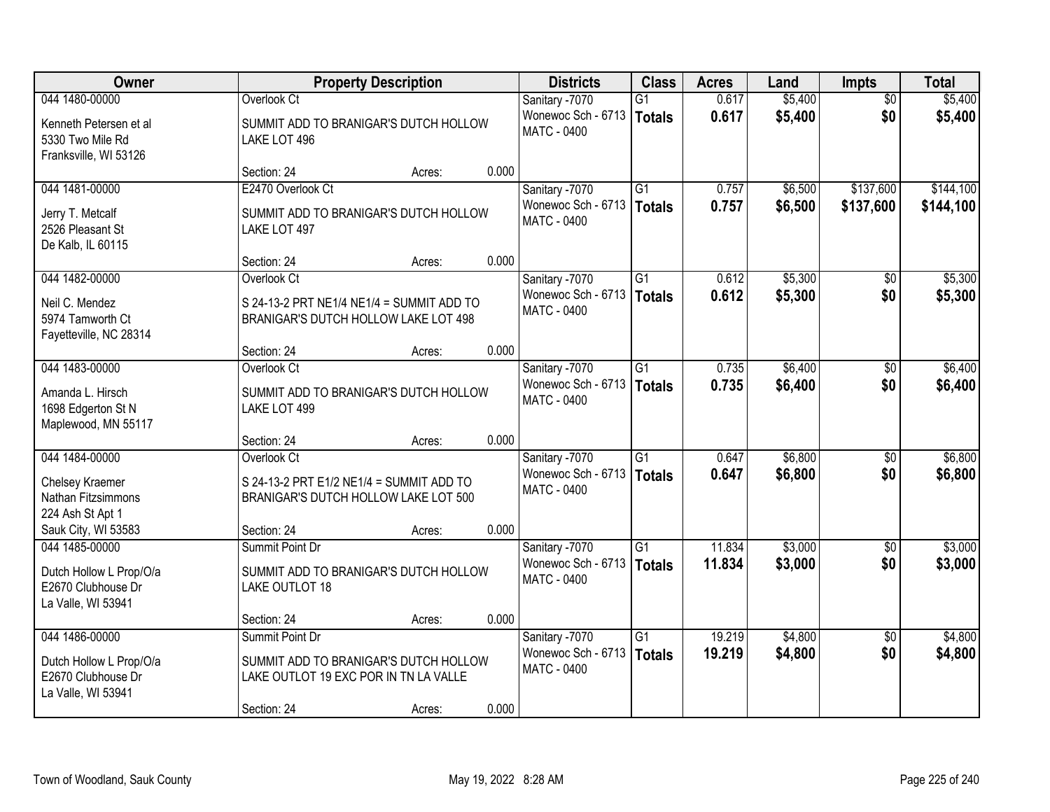| Owner | Property Description | Districts | Class | Acres | Land | Impts | Total |
|---|---|---|---|---|---|---|---|
| 044 1480-00000<br>Kenneth Petersen et al<br>5330 Two Mile Rd<br>Franksville, WI 53126 | Overlook Ct<br>SUMMIT ADD TO BRANIGAR'S DUTCH HOLLOW LAKE LOT 496<br>Section: 24 Acres: 0.000 | Sanitary -7070<br>Wonewoc Sch - 6713<br>MATC - 0400 | G1<br>**Totals** | 0.617<br>**0.617** | $5,400<br>**$5,400** | $0<br>**$0** | $5,400<br>**$5,400** |
| 044 1481-00000<br>Jerry T. Metcalf<br>2526 Pleasant St<br>De Kalb, IL 60115 | E2470 Overlook Ct<br>SUMMIT ADD TO BRANIGAR'S DUTCH HOLLOW LAKE LOT 497<br>Section: 24 Acres: 0.000 | Sanitary -7070<br>Wonewoc Sch - 6713<br>MATC - 0400 | G1<br>**Totals** | 0.757<br>**0.757** | $6,500<br>**$6,500** | $137,600<br>**$137,600** | $144,100<br>**$144,100** |
| 044 1482-00000<br>Neil C. Mendez<br>5974 Tamworth Ct<br>Fayetteville, NC 28314 | Overlook Ct<br>S 24-13-2 PRT NE1/4 NE1/4 = SUMMIT ADD TO BRANIGAR'S DUTCH HOLLOW LAKE LOT 498<br>Section: 24 Acres: 0.000 | Sanitary -7070<br>Wonewoc Sch - 6713<br>MATC - 0400 | G1<br>**Totals** | 0.612<br>**0.612** | $5,300<br>**$5,300** | $0<br>**$0** | $5,300<br>**$5,300** |
| 044 1483-00000<br>Amanda L. Hirsch<br>1698 Edgerton St N<br>Maplewood, MN 55117 | Overlook Ct<br>SUMMIT ADD TO BRANIGAR'S DUTCH HOLLOW LAKE LOT 499<br>Section: 24 Acres: 0.000 | Sanitary -7070<br>Wonewoc Sch - 6713<br>MATC - 0400 | G1<br>**Totals** | 0.735<br>**0.735** | $6,400<br>**$6,400** | $0<br>**$0** | $6,400<br>**$6,400** |
| 044 1484-00000<br>Chelsey Kraemer<br>Nathan Fitzsimmons<br>224 Ash St Apt 1<br>Sauk City, WI 53583 | Overlook Ct<br>S 24-13-2 PRT E1/2 NE1/4 = SUMMIT ADD TO BRANIGAR'S DUTCH HOLLOW LAKE LOT 500<br>Section: 24 Acres: 0.000 | Sanitary -7070<br>Wonewoc Sch - 6713<br>MATC - 0400 | G1<br>**Totals** | 0.647<br>**0.647** | $6,800<br>**$6,800** | $0<br>**$0** | $6,800<br>**$6,800** |
| 044 1485-00000<br>Dutch Hollow L Prop/O/a<br>E2670 Clubhouse Dr<br>La Valle, WI 53941 | Summit Point Dr<br>SUMMIT ADD TO BRANIGAR'S DUTCH HOLLOW LAKE OUTLOT 18<br>Section: 24 Acres: 0.000 | Sanitary -7070<br>Wonewoc Sch - 6713<br>MATC - 0400 | G1<br>**Totals** | 11.834<br>**11.834** | $3,000<br>**$3,000** | $0<br>**$0** | $3,000<br>**$3,000** |
| 044 1486-00000<br>Dutch Hollow L Prop/O/a<br>E2670 Clubhouse Dr<br>La Valle, WI 53941 | Summit Point Dr<br>SUMMIT ADD TO BRANIGAR'S DUTCH HOLLOW LAKE OUTLOT 19 EXC POR IN TN LA VALLE<br>Section: 24 Acres: 0.000 | Sanitary -7070<br>Wonewoc Sch - 6713<br>MATC - 0400 | G1<br>**Totals** | 19.219<br>**19.219** | $4,800<br>**$4,800** | $0<br>**$0** | $4,800<br>**$4,800** |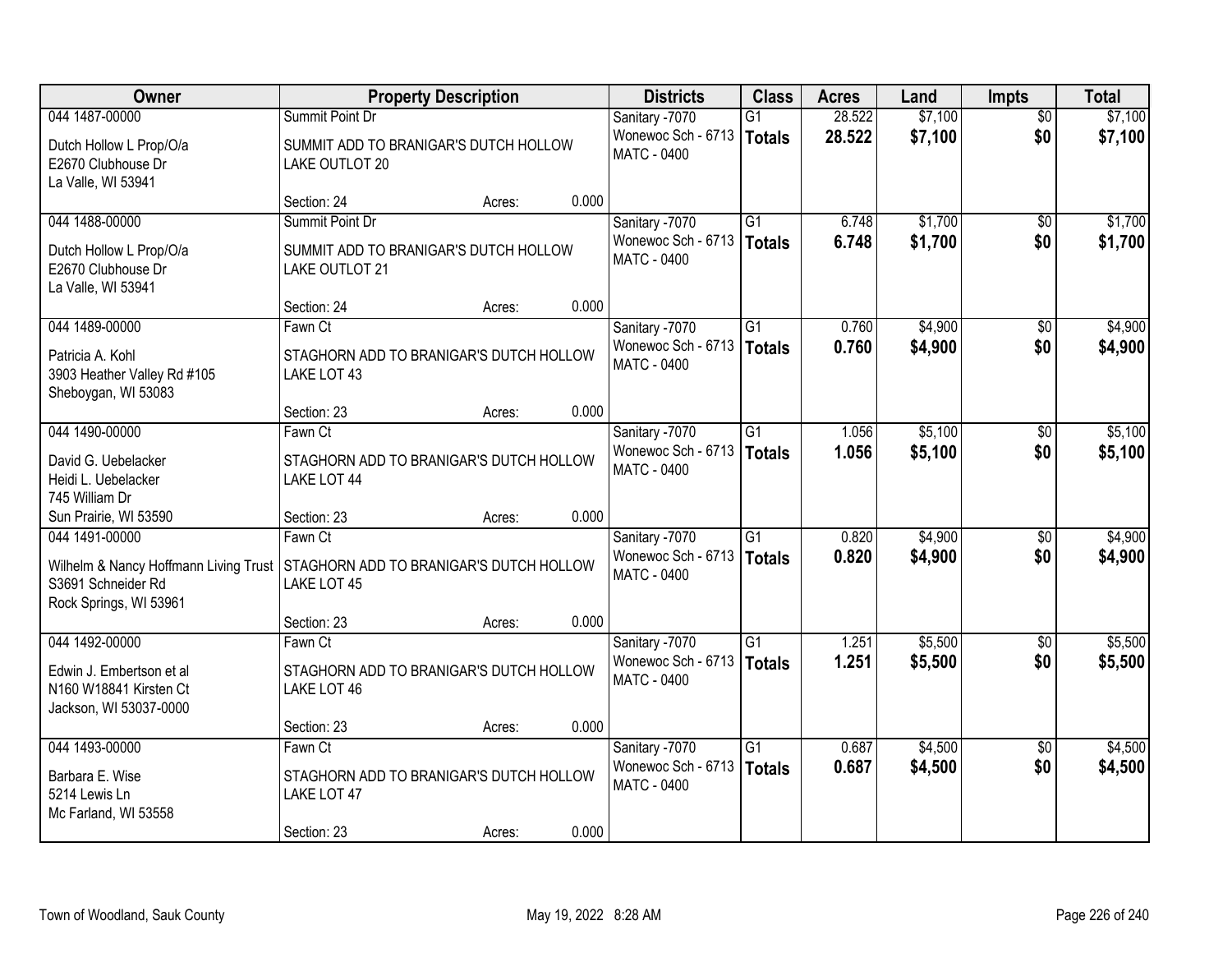| Owner | Property Description | Districts | Class | Acres | Land | Impts | Total |
|---|---|---|---|---|---|---|---|
| 044 1487-00000<br>Dutch Hollow L Prop/O/a<br>E2670 Clubhouse Dr<br>La Valle, WI 53941 | Summit Point Dr<br>SUMMIT ADD TO BRANIGAR'S DUTCH HOLLOW LAKE OUTLOT 20<br>Section: 24 Acres: 0.000 | Sanitary -7070<br>Wonewoc Sch - 6713<br>MATC - 0400 | G1<br>**Totals** | 28.522<br>**28.522** | $7,100<br>**$7,100** | $0<br>**$0** | $7,100<br>**$7,100** |
| 044 1488-00000<br>Dutch Hollow L Prop/O/a<br>E2670 Clubhouse Dr<br>La Valle, WI 53941 | Summit Point Dr<br>SUMMIT ADD TO BRANIGAR'S DUTCH HOLLOW LAKE OUTLOT 21<br>Section: 24 Acres: 0.000 | Sanitary -7070<br>Wonewoc Sch - 6713<br>MATC - 0400 | G1<br>**Totals** | 6.748<br>**6.748** | $1,700<br>**$1,700** | $0<br>**$0** | $1,700<br>**$1,700** |
| 044 1489-00000<br>Patricia A. Kohl<br>3903 Heather Valley Rd #105<br>Sheboygan, WI 53083 | Fawn Ct<br>STAGHORN ADD TO BRANIGAR'S DUTCH HOLLOW LAKE LOT 43<br>Section: 23 Acres: 0.000 | Sanitary -7070<br>Wonewoc Sch - 6713<br>MATC - 0400 | G1<br>**Totals** | 0.760<br>**0.760** | $4,900<br>**$4,900** | $0<br>**$0** | $4,900<br>**$4,900** |
| 044 1490-00000<br>David G. Uebelacker<br>Heidi L. Uebelacker<br>745 William Dr<br>Sun Prairie, WI 53590 | Fawn Ct<br>STAGHORN ADD TO BRANIGAR'S DUTCH HOLLOW LAKE LOT 44<br>Section: 23 Acres: 0.000 | Sanitary -7070<br>Wonewoc Sch - 6713<br>MATC - 0400 | G1<br>**Totals** | 1.056<br>**1.056** | $5,100<br>**$5,100** | $0<br>**$0** | $5,100<br>**$5,100** |
| 044 1491-00000<br>Wilhelm & Nancy Hoffmann Living Trust<br>S3691 Schneider Rd<br>Rock Springs, WI 53961 | Fawn Ct<br>STAGHORN ADD TO BRANIGAR'S DUTCH HOLLOW LAKE LOT 45<br>Section: 23 Acres: 0.000 | Sanitary -7070<br>Wonewoc Sch - 6713<br>MATC - 0400 | G1<br>**Totals** | 0.820<br>**0.820** | $4,900<br>**$4,900** | $0<br>**$0** | $4,900<br>**$4,900** |
| 044 1492-00000<br>Edwin J. Embertson et al<br>N160 W18841 Kirsten Ct<br>Jackson, WI 53037-0000 | Fawn Ct<br>STAGHORN ADD TO BRANIGAR'S DUTCH HOLLOW LAKE LOT 46<br>Section: 23 Acres: 0.000 | Sanitary -7070<br>Wonewoc Sch - 6713<br>MATC - 0400 | G1<br>**Totals** | 1.251<br>**1.251** | $5,500<br>**$5,500** | $0<br>**$0** | $5,500<br>**$5,500** |
| 044 1493-00000<br>Barbara E. Wise<br>5214 Lewis Ln<br>Mc Farland, WI 53558 | Fawn Ct<br>STAGHORN ADD TO BRANIGAR'S DUTCH HOLLOW LAKE LOT 47<br>Section: 23 Acres: 0.000 | Sanitary -7070<br>Wonewoc Sch - 6713<br>MATC - 0400 | G1<br>**Totals** | 0.687<br>**0.687** | $4,500<br>**$4,500** | $0<br>**$0** | $4,500<br>**$4,500** |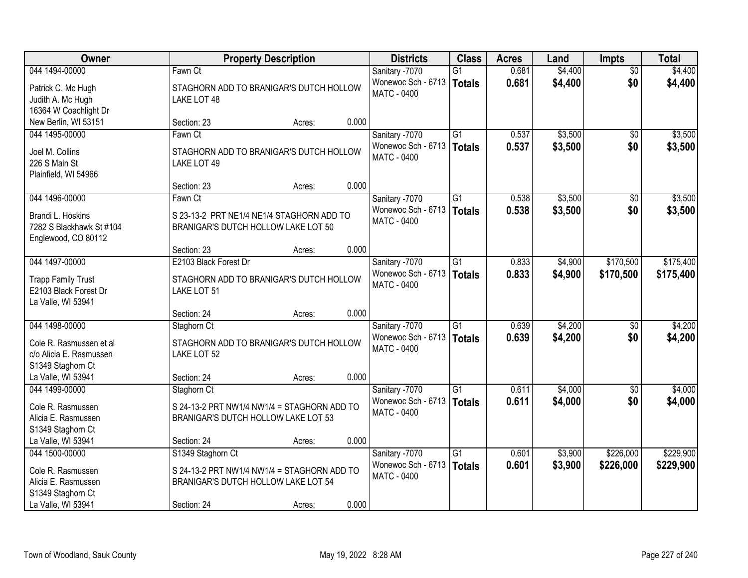| Owner | Property Description | Districts | Class | Acres | Land | Impts | Total |
|---|---|---|---|---|---|---|---|
| 044 1494-00000<br>Patrick C. Mc Hugh<br>Judith A. Mc Hugh<br>16364 W Coachlight Dr<br>New Berlin, WI 53151 | Fawn Ct<br>STAGHORN ADD TO BRANIGAR'S DUTCH HOLLOW LAKE LOT 48<br>Section: 23 Acres: 0.000 | Sanitary -7070<br>Wonewoc Sch - 6713<br>MATC - 0400 | G1<br>**Totals** | 0.681<br>**0.681** | $4,400<br>**$4,400** | $0<br>**$0** | $4,400<br>**$4,400** |
| 044 1495-00000<br>Joel M. Collins<br>226 S Main St<br>Plainfield, WI 54966 | Fawn Ct<br>STAGHORN ADD TO BRANIGAR'S DUTCH HOLLOW LAKE LOT 49<br>Section: 23 Acres: 0.000 | Sanitary -7070<br>Wonewoc Sch - 6713<br>MATC - 0400 | G1<br>**Totals** | 0.537<br>**0.537** | $3,500<br>**$3,500** | $0<br>**$0** | $3,500<br>**$3,500** |
| 044 1496-00000<br>Brandi L. Hoskins<br>7282 S Blackhawk St #104<br>Englewood, CO 80112 | Fawn Ct<br>S 23-13-2 PRT NE1/4 NE1/4 STAGHORN ADD TO BRANIGAR'S DUTCH HOLLOW LAKE LOT 50<br>Section: 23 Acres: 0.000 | Sanitary -7070<br>Wonewoc Sch - 6713<br>MATC - 0400 | G1<br>**Totals** | 0.538<br>**0.538** | $3,500<br>**$3,500** | $0<br>**$0** | $3,500<br>**$3,500** |
| 044 1497-00000<br>Trapp Family Trust<br>E2103 Black Forest Dr<br>La Valle, WI 53941 | E2103 Black Forest Dr<br>STAGHORN ADD TO BRANIGAR'S DUTCH HOLLOW LAKE LOT 51<br>Section: 24 Acres: 0.000 | Sanitary -7070<br>Wonewoc Sch - 6713<br>MATC - 0400 | G1<br>**Totals** | 0.833<br>**0.833** | $4,900<br>**$4,900** | $170,500<br>**$170,500** | $175,400<br>**$175,400** |
| 044 1498-00000<br>Cole R. Rasmussen et al<br>c/o Alicia E. Rasmussen<br>S1349 Staghorn Ct<br>La Valle, WI 53941 | Staghorn Ct<br>STAGHORN ADD TO BRANIGAR'S DUTCH HOLLOW LAKE LOT 52<br>Section: 24 Acres: 0.000 | Sanitary -7070<br>Wonewoc Sch - 6713<br>MATC - 0400 | G1<br>**Totals** | 0.639<br>**0.639** | $4,200<br>**$4,200** | $0<br>**$0** | $4,200<br>**$4,200** |
| 044 1499-00000<br>Cole R. Rasmussen<br>Alicia E. Rasmussen<br>S1349 Staghorn Ct<br>La Valle, WI 53941 | Staghorn Ct<br>S 24-13-2 PRT NW1/4 NW1/4 = STAGHORN ADD TO BRANIGAR'S DUTCH HOLLOW LAKE LOT 53<br>Section: 24 Acres: 0.000 | Sanitary -7070<br>Wonewoc Sch - 6713<br>MATC - 0400 | G1<br>**Totals** | 0.611<br>**0.611** | $4,000<br>**$4,000** | $0<br>**$0** | $4,000<br>**$4,000** |
| 044 1500-00000<br>Cole R. Rasmussen<br>Alicia E. Rasmussen<br>S1349 Staghorn Ct<br>La Valle, WI 53941 | S1349 Staghorn Ct<br>S 24-13-2 PRT NW1/4 NW1/4 = STAGHORN ADD TO BRANIGAR'S DUTCH HOLLOW LAKE LOT 54<br>Section: 24 Acres: 0.000 | Sanitary -7070<br>Wonewoc Sch - 6713<br>MATC - 0400 | G1<br>**Totals** | 0.601<br>**0.601** | $3,900<br>**$3,900** | $226,000<br>**$226,000** | $229,900<br>**$229,900** |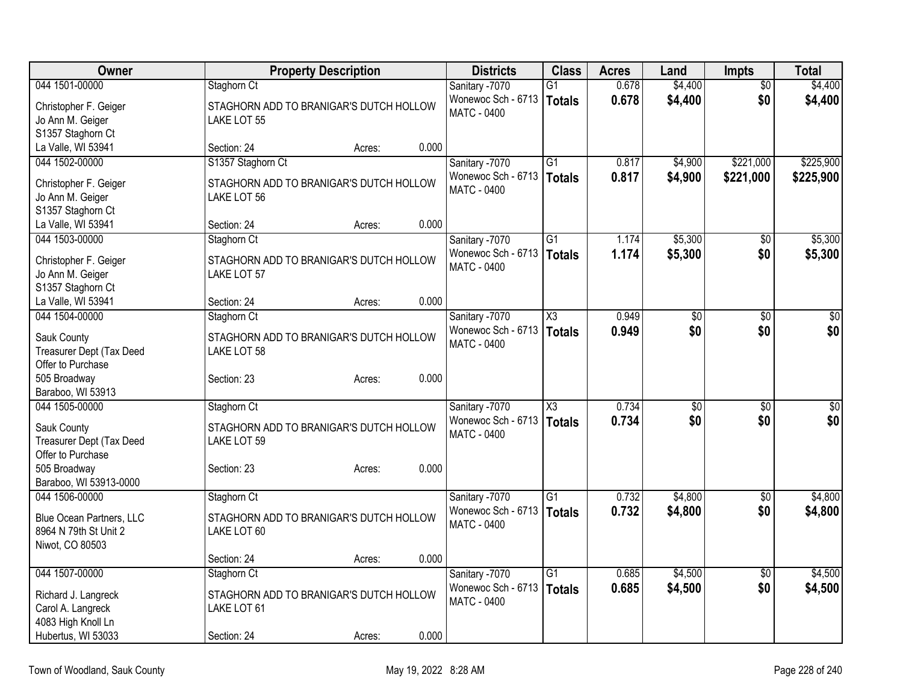| Owner | Property Description | Districts | Class | Acres | Land | Impts | Total |
|---|---|---|---|---|---|---|---|
| 044 1501-00000<br>Christopher F. Geiger<br>Jo Ann M. Geiger<br>S1357 Staghorn Ct<br>La Valle, WI 53941 | Staghorn Ct<br>STAGHORN ADD TO BRANIGAR'S DUTCH HOLLOW LAKE LOT 55<br>Section: 24 Acres: 0.000 | Sanitary -7070<br>Wonewoc Sch - 6713<br>MATC - 0400 | G1<br>**Totals** | 0.678<br>**0.678** | $4,400<br>**$4,400** | $0<br>**$0** | $4,400<br>**$4,400** |
| 044 1502-00000<br>Christopher F. Geiger<br>Jo Ann M. Geiger<br>S1357 Staghorn Ct<br>La Valle, WI 53941 | S1357 Staghorn Ct<br>STAGHORN ADD TO BRANIGAR'S DUTCH HOLLOW LAKE LOT 56<br>Section: 24 Acres: 0.000 | Sanitary -7070<br>Wonewoc Sch - 6713<br>MATC - 0400 | G1<br>**Totals** | 0.817<br>**0.817** | $4,900<br>**$4,900** | $221,000<br>**$221,000** | $225,900<br>**$225,900** |
| 044 1503-00000<br>Christopher F. Geiger<br>Jo Ann M. Geiger<br>S1357 Staghorn Ct<br>La Valle, WI 53941 | Staghorn Ct<br>STAGHORN ADD TO BRANIGAR'S DUTCH HOLLOW LAKE LOT 57<br>Section: 24 Acres: 0.000 | Sanitary -7070<br>Wonewoc Sch - 6713<br>MATC - 0400 | G1<br>**Totals** | 1.174<br>**1.174** | $5,300<br>**$5,300** | $0<br>**$0** | $5,300<br>**$5,300** |
| 044 1504-00000<br>Sauk County<br>Treasurer Dept (Tax Deed<br>Offer to Purchase<br>505 Broadway<br>Baraboo, WI 53913 | Staghorn Ct<br>STAGHORN ADD TO BRANIGAR'S DUTCH HOLLOW LAKE LOT 58<br>Section: 23 Acres: 0.000 | Sanitary -7070<br>Wonewoc Sch - 6713<br>MATC - 0400 | X3<br>**Totals** | 0.949<br>**0.949** | $0<br>**$0** | $0<br>**$0** | $0<br>**$0** |
| 044 1505-00000<br>Sauk County<br>Treasurer Dept (Tax Deed<br>Offer to Purchase<br>505 Broadway<br>Baraboo, WI 53913-0000 | Staghorn Ct<br>STAGHORN ADD TO BRANIGAR'S DUTCH HOLLOW LAKE LOT 59<br>Section: 23 Acres: 0.000 | Sanitary -7070<br>Wonewoc Sch - 6713<br>MATC - 0400 | X3<br>**Totals** | 0.734<br>**0.734** | $0<br>**$0** | $0<br>**$0** | $0<br>**$0** |
| 044 1506-00000<br>Blue Ocean Partners, LLC<br>8964 N 79th St Unit 2<br>Niwot, CO 80503 | Staghorn Ct<br>STAGHORN ADD TO BRANIGAR'S DUTCH HOLLOW LAKE LOT 60<br>Section: 24 Acres: 0.000 | Sanitary -7070<br>Wonewoc Sch - 6713<br>MATC - 0400 | G1<br>**Totals** | 0.732<br>**0.732** | $4,800<br>**$4,800** | $0<br>**$0** | $4,800<br>**$4,800** |
| 044 1507-00000<br>Richard J. Langreck<br>Carol A. Langreck<br>4083 High Knoll Ln<br>Hubertus, WI 53033 | Staghorn Ct<br>STAGHORN ADD TO BRANIGAR'S DUTCH HOLLOW LAKE LOT 61<br>Section: 24 Acres: 0.000 | Sanitary -7070<br>Wonewoc Sch - 6713<br>MATC - 0400 | G1<br>**Totals** | 0.685<br>**0.685** | $4,500<br>**$4,500** | $0<br>**$0** | $4,500<br>**$4,500** |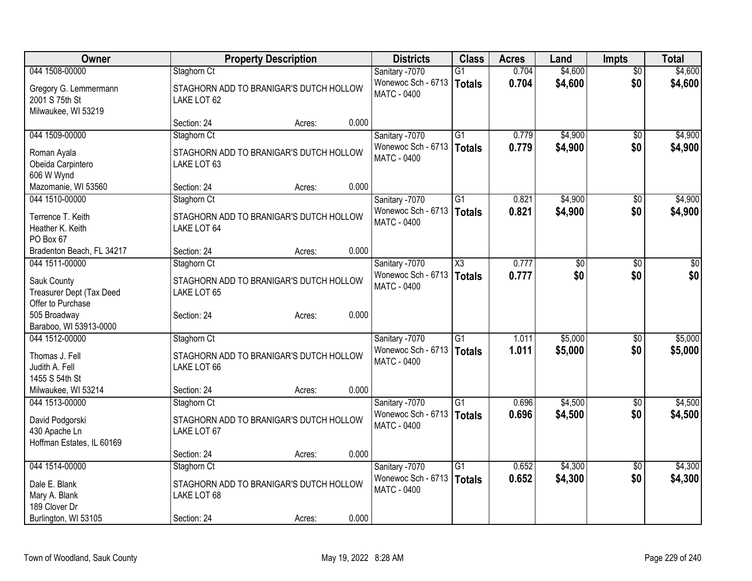| Owner | Property Description | Districts | Class | Acres | Land | Impts | Total |
|---|---|---|---|---|---|---|---|
| 044 1508-00000<br>Gregory G. Lemmermann<br>2001 S 75th St<br>Milwaukee, WI 53219 | Staghorn Ct<br>STAGHORN ADD TO BRANIGAR'S DUTCH HOLLOW LAKE LOT 62<br>Section: 24 Acres: 0.000 | Sanitary -7070<br>Wonewoc Sch - 6713<br>MATC - 0400 | G1<br>**Totals** | 0.704<br>**0.704** | $4,600<br>**$4,600** | $0<br>**$0** | $4,600<br>**$4,600** |
| 044 1509-00000<br>Roman Ayala<br>Obeida Carpintero<br>606 W Wynd<br>Mazomanie, WI 53560 | Staghorn Ct<br>STAGHORN ADD TO BRANIGAR'S DUTCH HOLLOW LAKE LOT 63<br>Section: 24 Acres: 0.000 | Sanitary -7070<br>Wonewoc Sch - 6713<br>MATC - 0400 | G1<br>**Totals** | 0.779<br>**0.779** | $4,900<br>**$4,900** | $0<br>**$0** | $4,900<br>**$4,900** |
| 044 1510-00000<br>Terrence T. Keith<br>Heather K. Keith<br>PO Box 67<br>Bradenton Beach, FL 34217 | Staghorn Ct<br>STAGHORN ADD TO BRANIGAR'S DUTCH HOLLOW LAKE LOT 64<br>Section: 24 Acres: 0.000 | Sanitary -7070<br>Wonewoc Sch - 6713<br>MATC - 0400 | G1<br>**Totals** | 0.821<br>**0.821** | $4,900<br>**$4,900** | $0<br>**$0** | $4,900<br>**$4,900** |
| 044 1511-00000<br>Sauk County<br>Treasurer Dept (Tax Deed<br>Offer to Purchase<br>505 Broadway<br>Baraboo, WI 53913-0000 | Staghorn Ct<br>STAGHORN ADD TO BRANIGAR'S DUTCH HOLLOW LAKE LOT 65<br>Section: 24 Acres: 0.000 | Sanitary -7070<br>Wonewoc Sch - 6713<br>MATC - 0400 | X3<br>**Totals** | 0.777<br>**0.777** | $0<br>**$0** | $0<br>**$0** | $0<br>**$0** |
| 044 1512-00000<br>Thomas J. Fell<br>Judith A. Fell<br>1455 S 54th St<br>Milwaukee, WI 53214 | Staghorn Ct<br>STAGHORN ADD TO BRANIGAR'S DUTCH HOLLOW LAKE LOT 66<br>Section: 24 Acres: 0.000 | Sanitary -7070<br>Wonewoc Sch - 6713<br>MATC - 0400 | G1<br>**Totals** | 1.011<br>**1.011** | $5,000<br>**$5,000** | $0<br>**$0** | $5,000<br>**$5,000** |
| 044 1513-00000<br>David Podgorski<br>430 Apache Ln<br>Hoffman Estates, IL 60169 | Staghorn Ct<br>STAGHORN ADD TO BRANIGAR'S DUTCH HOLLOW LAKE LOT 67<br>Section: 24 Acres: 0.000 | Sanitary -7070<br>Wonewoc Sch - 6713<br>MATC - 0400 | G1<br>**Totals** | 0.696<br>**0.696** | $4,500<br>**$4,500** | $0<br>**$0** | $4,500<br>**$4,500** |
| 044 1514-00000<br>Dale E. Blank<br>Mary A. Blank<br>189 Clover Dr<br>Burlington, WI 53105 | Staghorn Ct<br>STAGHORN ADD TO BRANIGAR'S DUTCH HOLLOW LAKE LOT 68<br>Section: 24 Acres: 0.000 | Sanitary -7070<br>Wonewoc Sch - 6713<br>MATC - 0400 | G1<br>**Totals** | 0.652<br>**0.652** | $4,300<br>**$4,300** | $0<br>**$0** | $4,300<br>**$4,300** |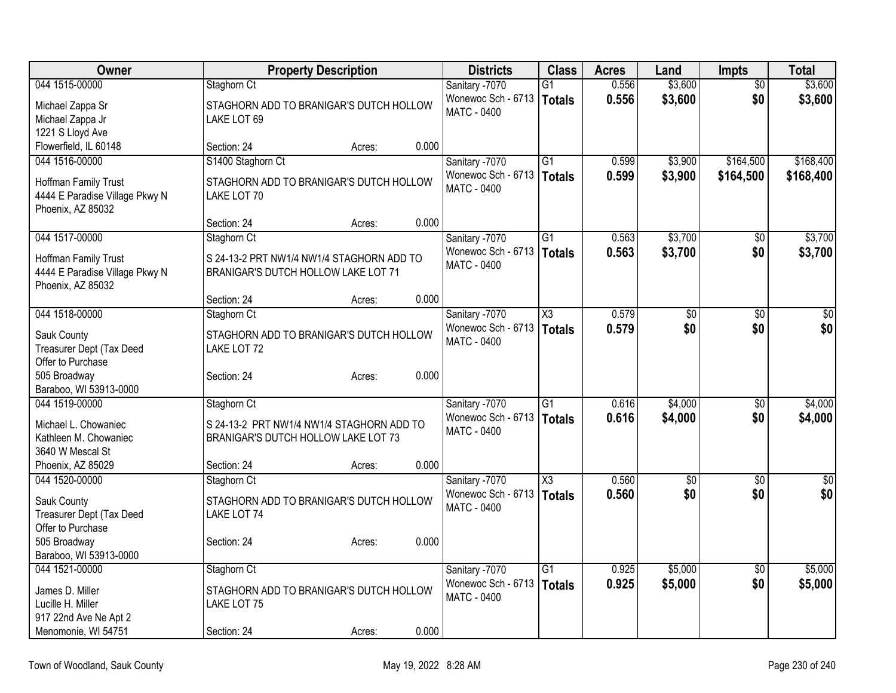| Owner | Property Description | Districts | Class | Acres | Land | Impts | Total |
|---|---|---|---|---|---|---|---|
| 044 1515-00000<br>Michael Zappa Sr<br>Michael Zappa Jr<br>1221 S Lloyd Ave<br>Flowerfield, IL 60148 | Staghorn Ct<br>STAGHORN ADD TO BRANIGAR'S DUTCH HOLLOW LAKE LOT 69<br>Section: 24 Acres: 0.000 | Sanitary -7070<br>Wonewoc Sch - 6713<br>MATC - 0400 | G1<br>**Totals** | 0.556<br>**0.556** | $3,600<br>**$3,600** | $0<br>**$0** | $3,600<br>**$3,600** |
| 044 1516-00000<br>Hoffman Family Trust<br>4444 E Paradise Village Pkwy N<br>Phoenix, AZ 85032 | S1400 Staghorn Ct<br>STAGHORN ADD TO BRANIGAR'S DUTCH HOLLOW LAKE LOT 70<br>Section: 24 Acres: 0.000 | Sanitary -7070<br>Wonewoc Sch - 6713<br>MATC - 0400 | G1<br>**Totals** | 0.599<br>**0.599** | $3,900<br>**$3,900** | $164,500<br>**$164,500** | $168,400<br>**$168,400** |
| 044 1517-00000<br>Hoffman Family Trust<br>4444 E Paradise Village Pkwy N<br>Phoenix, AZ 85032 | Staghorn Ct<br>S 24-13-2 PRT NW1/4 NW1/4 STAGHORN ADD TO BRANIGAR'S DUTCH HOLLOW LAKE LOT 71<br>Section: 24 Acres: 0.000 | Sanitary -7070<br>Wonewoc Sch - 6713<br>MATC - 0400 | G1<br>**Totals** | 0.563<br>**0.563** | $3,700<br>**$3,700** | $0<br>**$0** | $3,700<br>**$3,700** |
| 044 1518-00000<br>Sauk County<br>Treasurer Dept (Tax Deed<br>Offer to Purchase<br>505 Broadway<br>Baraboo, WI 53913-0000 | Staghorn Ct<br>STAGHORN ADD TO BRANIGAR'S DUTCH HOLLOW LAKE LOT 72<br>Section: 24 Acres: 0.000 | Sanitary -7070<br>Wonewoc Sch - 6713<br>MATC - 0400 | X3<br>**Totals** | 0.579<br>**0.579** | $0<br>**$0** | $0<br>**$0** | $0<br>**$0** |
| 044 1519-00000<br>Michael L. Chowaniec<br>Kathleen M. Chowaniec<br>3640 W Mescal St<br>Phoenix, AZ 85029 | Staghorn Ct<br>S 24-13-2 PRT NW1/4 NW1/4 STAGHORN ADD TO BRANIGAR'S DUTCH HOLLOW LAKE LOT 73<br>Section: 24 Acres: 0.000 | Sanitary -7070<br>Wonewoc Sch - 6713<br>MATC - 0400 | G1<br>**Totals** | 0.616<br>**0.616** | $4,000<br>**$4,000** | $0<br>**$0** | $4,000<br>**$4,000** |
| 044 1520-00000<br>Sauk County<br>Treasurer Dept (Tax Deed<br>Offer to Purchase<br>505 Broadway<br>Baraboo, WI 53913-0000 | Staghorn Ct<br>STAGHORN ADD TO BRANIGAR'S DUTCH HOLLOW LAKE LOT 74<br>Section: 24 Acres: 0.000 | Sanitary -7070<br>Wonewoc Sch - 6713<br>MATC - 0400 | X3<br>**Totals** | 0.560<br>**0.560** | $0<br>**$0** | $0<br>**$0** | $0<br>**$0** |
| 044 1521-00000<br>James D. Miller<br>Lucille H. Miller<br>917 22nd Ave Ne Apt 2<br>Menomonie, WI 54751 | Staghorn Ct<br>STAGHORN ADD TO BRANIGAR'S DUTCH HOLLOW LAKE LOT 75<br>Section: 24 Acres: 0.000 | Sanitary -7070<br>Wonewoc Sch - 6713<br>MATC - 0400 | G1<br>**Totals** | 0.925<br>**0.925** | $5,000<br>**$5,000** | $0<br>**$0** | $5,000<br>**$5,000** |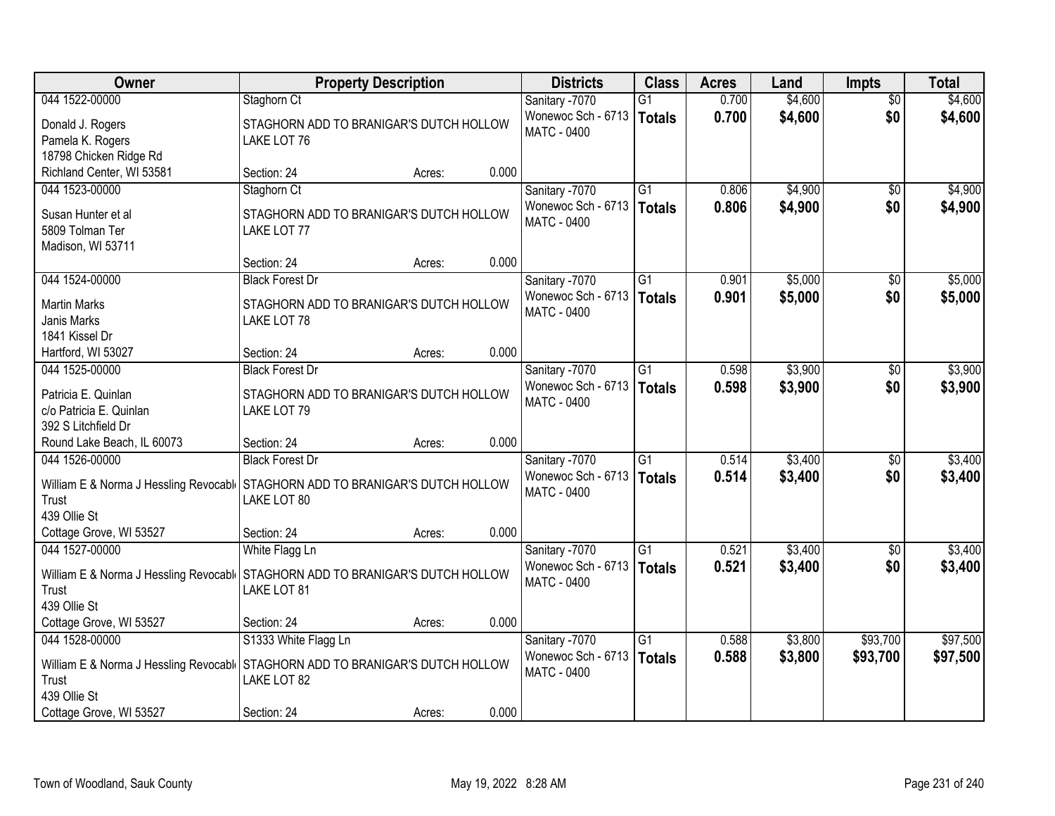| Owner | Property Description | Districts | Class | Acres | Land | Impts | Total |
|---|---|---|---|---|---|---|---|
| 044 1522-00000<br>Donald J. Rogers<br>Pamela K. Rogers<br>18798 Chicken Ridge Rd<br>Richland Center, WI 53581 | Staghorn Ct<br>STAGHORN ADD TO BRANIGAR'S DUTCH HOLLOW LAKE LOT 76<br>Section: 24 Acres: 0.000 | Sanitary -7070<br>Wonewoc Sch - 6713<br>MATC - 0400 | G1<br>**Totals** | 0.700<br>**0.700** | $4,600<br>**$4,600** | $0<br>**$0** | $4,600<br>**$4,600** |
| 044 1523-00000<br>Susan Hunter et al<br>5809 Tolman Ter<br>Madison, WI 53711 | Staghorn Ct<br>STAGHORN ADD TO BRANIGAR'S DUTCH HOLLOW LAKE LOT 77<br>Section: 24 Acres: 0.000 | Sanitary -7070<br>Wonewoc Sch - 6713<br>MATC - 0400 | G1<br>**Totals** | 0.806<br>**0.806** | $4,900<br>**$4,900** | $0<br>**$0** | $4,900<br>**$4,900** |
| 044 1524-00000<br>Martin Marks<br>Janis Marks<br>1841 Kissel Dr<br>Hartford, WI 53027 | Black Forest Dr<br>STAGHORN ADD TO BRANIGAR'S DUTCH HOLLOW LAKE LOT 78<br>Section: 24 Acres: 0.000 | Sanitary -7070<br>Wonewoc Sch - 6713<br>MATC - 0400 | G1<br>**Totals** | 0.901<br>**0.901** | $5,000<br>**$5,000** | $0<br>**$0** | $5,000<br>**$5,000** |
| 044 1525-00000<br>Patricia E. Quinlan<br>c/o Patricia E. Quinlan<br>392 S Litchfield Dr<br>Round Lake Beach, IL 60073 | Black Forest Dr<br>STAGHORN ADD TO BRANIGAR'S DUTCH HOLLOW LAKE LOT 79<br>Section: 24 Acres: 0.000 | Sanitary -7070<br>Wonewoc Sch - 6713<br>MATC - 0400 | G1<br>**Totals** | 0.598<br>**0.598** | $3,900<br>**$3,900** | $0<br>**$0** | $3,900<br>**$3,900** |
| 044 1526-00000<br>William E & Norma J Hessling Revocable Trust<br>439 Ollie St<br>Cottage Grove, WI 53527 | Black Forest Dr<br>STAGHORN ADD TO BRANIGAR'S DUTCH HOLLOW LAKE LOT 80<br>Section: 24 Acres: 0.000 | Sanitary -7070<br>Wonewoc Sch - 6713<br>MATC - 0400 | G1<br>**Totals** | 0.514<br>**0.514** | $3,400<br>**$3,400** | $0<br>**$0** | $3,400<br>**$3,400** |
| 044 1527-00000<br>William E & Norma J Hessling Revocable Trust<br>439 Ollie St<br>Cottage Grove, WI 53527 | White Flagg Ln<br>STAGHORN ADD TO BRANIGAR'S DUTCH HOLLOW LAKE LOT 81<br>Section: 24 Acres: 0.000 | Sanitary -7070<br>Wonewoc Sch - 6713<br>MATC - 0400 | G1<br>**Totals** | 0.521<br>**0.521** | $3,400<br>**$3,400** | $0<br>**$0** | $3,400<br>**$3,400** |
| 044 1528-00000<br>William E & Norma J Hessling Revocable Trust<br>439 Ollie St<br>Cottage Grove, WI 53527 | S1333 White Flagg Ln<br>STAGHORN ADD TO BRANIGAR'S DUTCH HOLLOW LAKE LOT 82<br>Section: 24 Acres: 0.000 | Sanitary -7070<br>Wonewoc Sch - 6713<br>MATC - 0400 | G1<br>**Totals** | 0.588<br>**0.588** | $3,800<br>**$3,800** | $93,700<br>**$93,700** | $97,500<br>**$97,500** |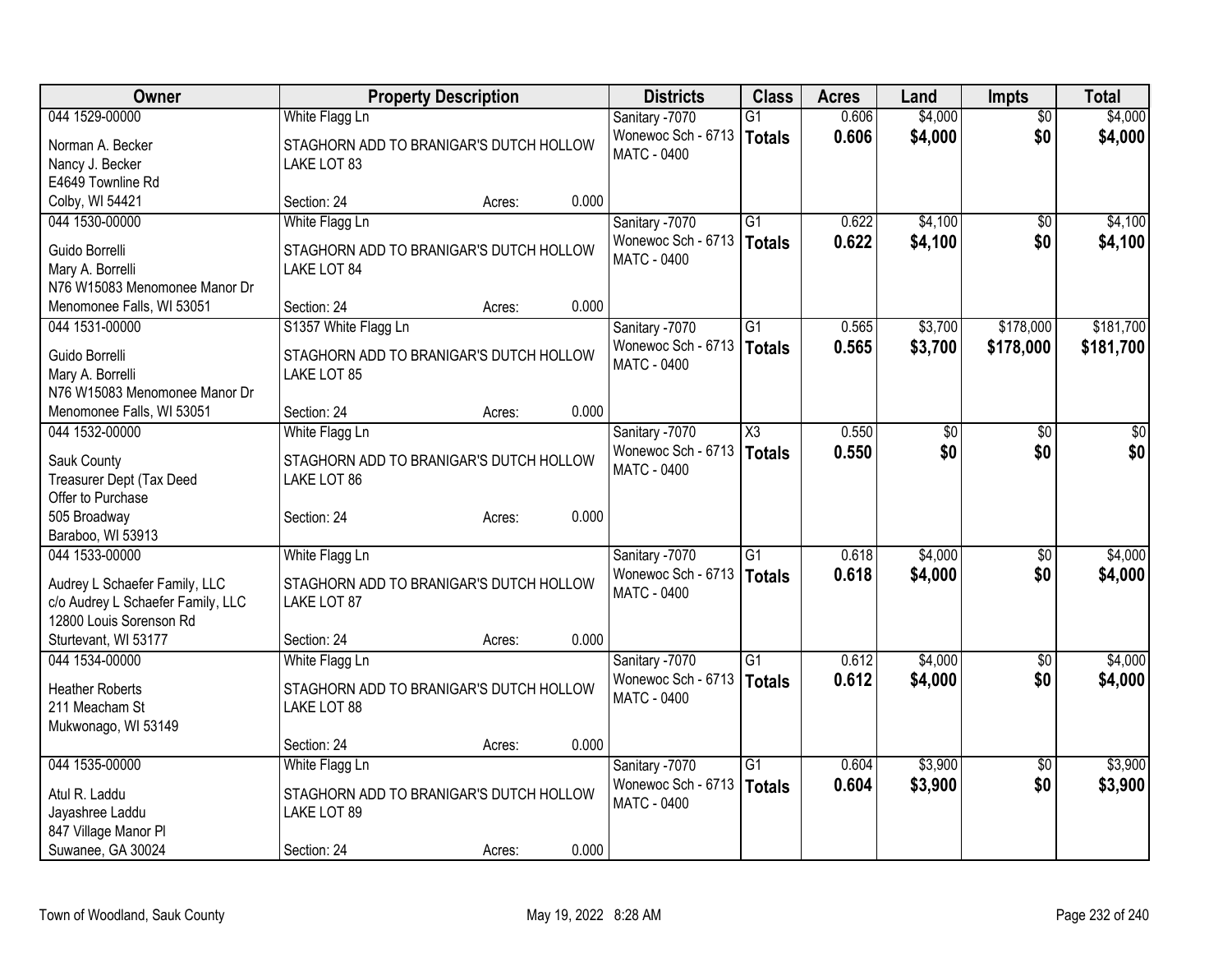| Owner | Property Description | Districts | Class | Acres | Land | Impts | Total |
|---|---|---|---|---|---|---|---|
| 044 1529-00000<br>Norman A. Becker<br>Nancy J. Becker<br>E4649 Townline Rd<br>Colby, WI 54421 | White Flagg Ln<br>STAGHORN ADD TO BRANIGAR'S DUTCH HOLLOW LAKE LOT 83<br>Section: 24 Acres: 0.000 | Sanitary -7070<br>Wonewoc Sch - 6713<br>MATC - 0400 | G1<br>**Totals** | 0.606<br>**0.606** | $4,000<br>**$4,000** | $0<br>**$0** | $4,000<br>**$4,000** |
| 044 1530-00000<br>Guido Borrelli<br>Mary A. Borrelli<br>N76 W15083 Menomonee Manor Dr<br>Menomonee Falls, WI 53051 | White Flagg Ln<br>STAGHORN ADD TO BRANIGAR'S DUTCH HOLLOW LAKE LOT 84<br>Section: 24 Acres: 0.000 | Sanitary -7070<br>Wonewoc Sch - 6713<br>MATC - 0400 | G1<br>**Totals** | 0.622<br>**0.622** | $4,100<br>**$4,100** | $0<br>**$0** | $4,100<br>**$4,100** |
| 044 1531-00000<br>Guido Borrelli<br>Mary A. Borrelli<br>N76 W15083 Menomonee Manor Dr<br>Menomonee Falls, WI 53051 | S1357 White Flagg Ln<br>STAGHORN ADD TO BRANIGAR'S DUTCH HOLLOW LAKE LOT 85<br>Section: 24 Acres: 0.000 | Sanitary -7070<br>Wonewoc Sch - 6713<br>MATC - 0400 | G1<br>**Totals** | 0.565<br>**0.565** | $3,700<br>**$3,700** | $178,000<br>**$178,000** | $181,700<br>**$181,700** |
| 044 1532-00000<br>Sauk County<br>Treasurer Dept (Tax Deed<br>Offer to Purchase<br>505 Broadway<br>Baraboo, WI 53913 | White Flagg Ln<br>STAGHORN ADD TO BRANIGAR'S DUTCH HOLLOW LAKE LOT 86<br>Section: 24 Acres: 0.000 | Sanitary -7070<br>Wonewoc Sch - 6713<br>MATC - 0400 | X3<br>**Totals** | 0.550<br>**0.550** | $0<br>**$0** | $0<br>**$0** | $0<br>**$0** |
| 044 1533-00000<br>Audrey L Schaefer Family, LLC<br>c/o Audrey L Schaefer Family, LLC<br>12800 Louis Sorenson Rd<br>Sturtevant, WI 53177 | White Flagg Ln<br>STAGHORN ADD TO BRANIGAR'S DUTCH HOLLOW LAKE LOT 87<br>Section: 24 Acres: 0.000 | Sanitary -7070<br>Wonewoc Sch - 6713<br>MATC - 0400 | G1<br>**Totals** | 0.618<br>**0.618** | $4,000<br>**$4,000** | $0<br>**$0** | $4,000<br>**$4,000** |
| 044 1534-00000<br>Heather Roberts<br>211 Meacham St<br>Mukwonago, WI 53149 | White Flagg Ln<br>STAGHORN ADD TO BRANIGAR'S DUTCH HOLLOW LAKE LOT 88<br>Section: 24 Acres: 0.000 | Sanitary -7070<br>Wonewoc Sch - 6713<br>MATC - 0400 | G1<br>**Totals** | 0.612<br>**0.612** | $4,000<br>**$4,000** | $0<br>**$0** | $4,000<br>**$4,000** |
| 044 1535-00000<br>Atul R. Laddu<br>Jayashree Laddu<br>847 Village Manor Pl<br>Suwanee, GA 30024 | White Flagg Ln<br>STAGHORN ADD TO BRANIGAR'S DUTCH HOLLOW LAKE LOT 89<br>Section: 24 Acres: 0.000 | Sanitary -7070<br>Wonewoc Sch - 6713<br>MATC - 0400 | G1<br>**Totals** | 0.604<br>**0.604** | $3,900<br>**$3,900** | $0<br>**$0** | $3,900<br>**$3,900** |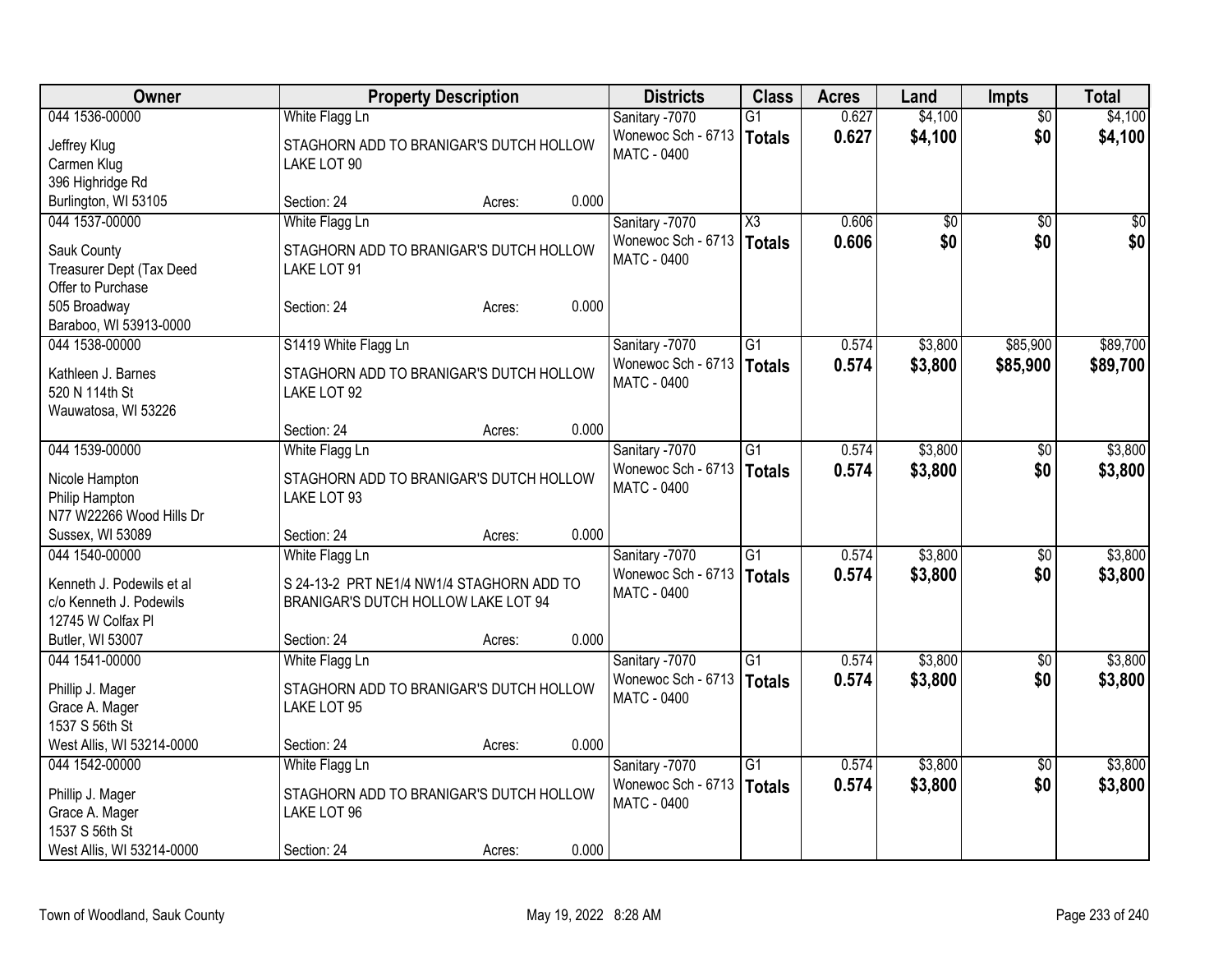| Owner | Property Description | Districts | Class | Acres | Land | Impts | Total |
|---|---|---|---|---|---|---|---|
| 044 1536-00000<br>Jeffrey Klug<br>Carmen Klug<br>396 Highridge Rd<br>Burlington, WI 53105 | White Flagg Ln<br>STAGHORN ADD TO BRANIGAR'S DUTCH HOLLOW LAKE LOT 90<br>Section: 24 Acres: 0.000 | Sanitary -7070<br>Wonewoc Sch - 6713<br>MATC - 0400 | G1<br>**Totals** | 0.627<br>**0.627** | $4,100<br>**$4,100** | $0<br>**$0** | $4,100<br>**$4,100** |
| 044 1537-00000<br>Sauk County<br>Treasurer Dept (Tax Deed<br>Offer to Purchase<br>505 Broadway<br>Baraboo, WI 53913-0000 | White Flagg Ln<br>STAGHORN ADD TO BRANIGAR'S DUTCH HOLLOW LAKE LOT 91<br>Section: 24 Acres: 0.000 | Sanitary -7070<br>Wonewoc Sch - 6713<br>MATC - 0400 | X3<br>**Totals** | 0.606<br>**0.606** | $0<br>**$0** | $0<br>**$0** | $0<br>**$0** |
| 044 1538-00000<br>Kathleen J. Barnes<br>520 N 114th St<br>Wauwatosa, WI 53226 | S1419 White Flagg Ln<br>STAGHORN ADD TO BRANIGAR'S DUTCH HOLLOW LAKE LOT 92<br>Section: 24 Acres: 0.000 | Sanitary -7070<br>Wonewoc Sch - 6713<br>MATC - 0400 | G1<br>**Totals** | 0.574<br>**0.574** | $3,800<br>**$3,800** | $85,900<br>**$85,900** | $89,700<br>**$89,700** |
| 044 1539-00000<br>Nicole Hampton<br>Philip Hampton<br>N77 W22266 Wood Hills Dr<br>Sussex, WI 53089 | White Flagg Ln<br>STAGHORN ADD TO BRANIGAR'S DUTCH HOLLOW LAKE LOT 93<br>Section: 24 Acres: 0.000 | Sanitary -7070<br>Wonewoc Sch - 6713<br>MATC - 0400 | G1<br>**Totals** | 0.574<br>**0.574** | $3,800<br>**$3,800** | $0<br>**$0** | $3,800<br>**$3,800** |
| 044 1540-00000<br>Kenneth J. Podewils et al<br>c/o Kenneth J. Podewils<br>12745 W Colfax Pl<br>Butler, WI 53007 | White Flagg Ln<br>S 24-13-2 PRT NE1/4 NW1/4 STAGHORN ADD TO BRANIGAR'S DUTCH HOLLOW LAKE LOT 94<br>Section: 24 Acres: 0.000 | Sanitary -7070<br>Wonewoc Sch - 6713<br>MATC - 0400 | G1<br>**Totals** | 0.574<br>**0.574** | $3,800<br>**$3,800** | $0<br>**$0** | $3,800<br>**$3,800** |
| 044 1541-00000<br>Phillip J. Mager<br>Grace A. Mager<br>1537 S 56th St<br>West Allis, WI 53214-0000 | White Flagg Ln<br>STAGHORN ADD TO BRANIGAR'S DUTCH HOLLOW LAKE LOT 95<br>Section: 24 Acres: 0.000 | Sanitary -7070<br>Wonewoc Sch - 6713<br>MATC - 0400 | G1<br>**Totals** | 0.574<br>**0.574** | $3,800<br>**$3,800** | $0<br>**$0** | $3,800<br>**$3,800** |
| 044 1542-00000<br>Phillip J. Mager<br>Grace A. Mager<br>1537 S 56th St<br>West Allis, WI 53214-0000 | White Flagg Ln<br>STAGHORN ADD TO BRANIGAR'S DUTCH HOLLOW LAKE LOT 96<br>Section: 24 Acres: 0.000 | Sanitary -7070<br>Wonewoc Sch - 6713<br>MATC - 0400 | G1<br>**Totals** | 0.574<br>**0.574** | $3,800<br>**$3,800** | $0<br>**$0** | $3,800<br>**$3,800** |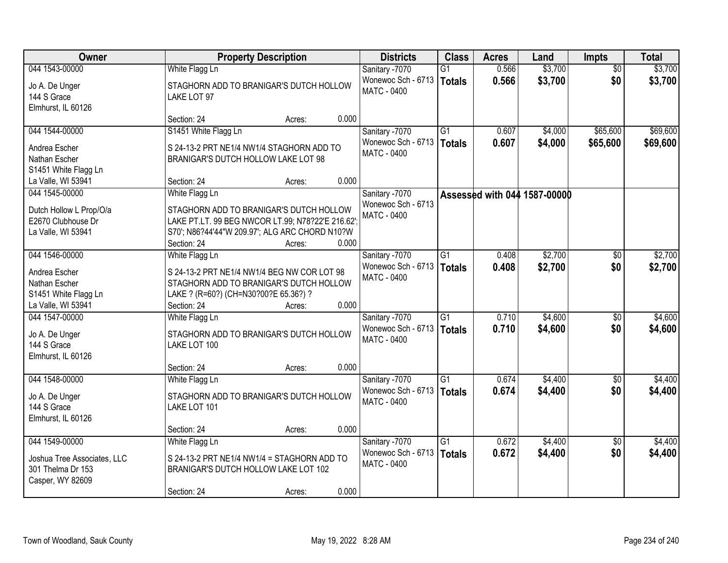| Owner | Property Description | Districts | Class | Acres | Land | Impts | Total |
|---|---|---|---|---|---|---|---|
| 044 1543-00000<br>Jo A. De Unger<br>144 S Grace<br>Elmhurst, IL 60126 | White Flagg Ln<br>STAGHORN ADD TO BRANIGAR'S DUTCH HOLLOW LAKE LOT 97<br>Section: 24 Acres: 0.000 | Sanitary -7070<br>Wonewoc Sch - 6713<br>MATC - 0400 | G1<br>**Totals** | 0.566<br>**0.566** | $3,700<br>**$3,700** | $0<br>**$0** | $3,700<br>**$3,700** |
| 044 1544-00000<br>Andrea Escher<br>Nathan Escher<br>S1451 White Flagg Ln<br>La Valle, WI 53941 | S1451 White Flagg Ln<br>S 24-13-2 PRT NE1/4 NW1/4 STAGHORN ADD TO BRANIGAR'S DUTCH HOLLOW LAKE LOT 98<br>Section: 24 Acres: 0.000 | Sanitary -7070<br>Wonewoc Sch - 6713<br>MATC - 0400 | G1<br>**Totals** | 0.607<br>**0.607** | $4,000<br>**$4,000** | $65,600<br>**$65,600** | $69,600<br>**$69,600** |
| 044 1545-00000<br>Dutch Hollow L Prop/O/a<br>E2670 Clubhouse Dr<br>La Valle, WI 53941 | White Flagg Ln<br>STAGHORN ADD TO BRANIGAR'S DUTCH HOLLOW LAKE PT.LT. 99 BEG NWCOR LT.99; N78?22'E 216.62'; S70'; N86?44'44"W 209.97'; ALG ARC CHORD N10?W<br>Section: 24 Acres: 0.000 | Sanitary -7070<br>Wonewoc Sch - 6713<br>MATC - 0400 | **Assessed with 044 1587-00000** | | | | |
| 044 1546-00000<br>Andrea Escher<br>Nathan Escher<br>S1451 White Flagg Ln<br>La Valle, WI 53941 | White Flagg Ln<br>S 24-13-2 PRT NE1/4 NW1/4 BEG NW COR LOT 98 STAGHORN ADD TO BRANIGAR'S DUTCH HOLLOW LAKE ? (R=60?) (CH=N30?00?E 65.36?) ?<br>Section: 24 Acres: 0.000 | Sanitary -7070<br>Wonewoc Sch - 6713<br>MATC - 0400 | G1<br>**Totals** | 0.408<br>**0.408** | $2,700<br>**$2,700** | $0<br>**$0** | $2,700<br>**$2,700** |
| 044 1547-00000<br>Jo A. De Unger<br>144 S Grace<br>Elmhurst, IL 60126 | White Flagg Ln<br>STAGHORN ADD TO BRANIGAR'S DUTCH HOLLOW LAKE LOT 100<br>Section: 24 Acres: 0.000 | Sanitary -7070<br>Wonewoc Sch - 6713<br>MATC - 0400 | G1<br>**Totals** | 0.710<br>**0.710** | $4,600<br>**$4,600** | $0<br>**$0** | $4,600<br>**$4,600** |
| 044 1548-00000<br>Jo A. De Unger<br>144 S Grace<br>Elmhurst, IL 60126 | White Flagg Ln<br>STAGHORN ADD TO BRANIGAR'S DUTCH HOLLOW LAKE LOT 101<br>Section: 24 Acres: 0.000 | Sanitary -7070<br>Wonewoc Sch - 6713<br>MATC - 0400 | G1<br>**Totals** | 0.674<br>**0.674** | $4,400<br>**$4,400** | $0<br>**$0** | $4,400<br>**$4,400** |
| 044 1549-00000<br>Joshua Tree Associates, LLC<br>301 Thelma Dr 153<br>Casper, WY 82609 | White Flagg Ln<br>S 24-13-2 PRT NE1/4 NW1/4 = STAGHORN ADD TO BRANIGAR'S DUTCH HOLLOW LAKE LOT 102<br>Section: 24 Acres: 0.000 | Sanitary -7070<br>Wonewoc Sch - 6713<br>MATC - 0400 | G1<br>**Totals** | 0.672<br>**0.672** | $4,400<br>**$4,400** | $0<br>**$0** | $4,400<br>**$4,400** |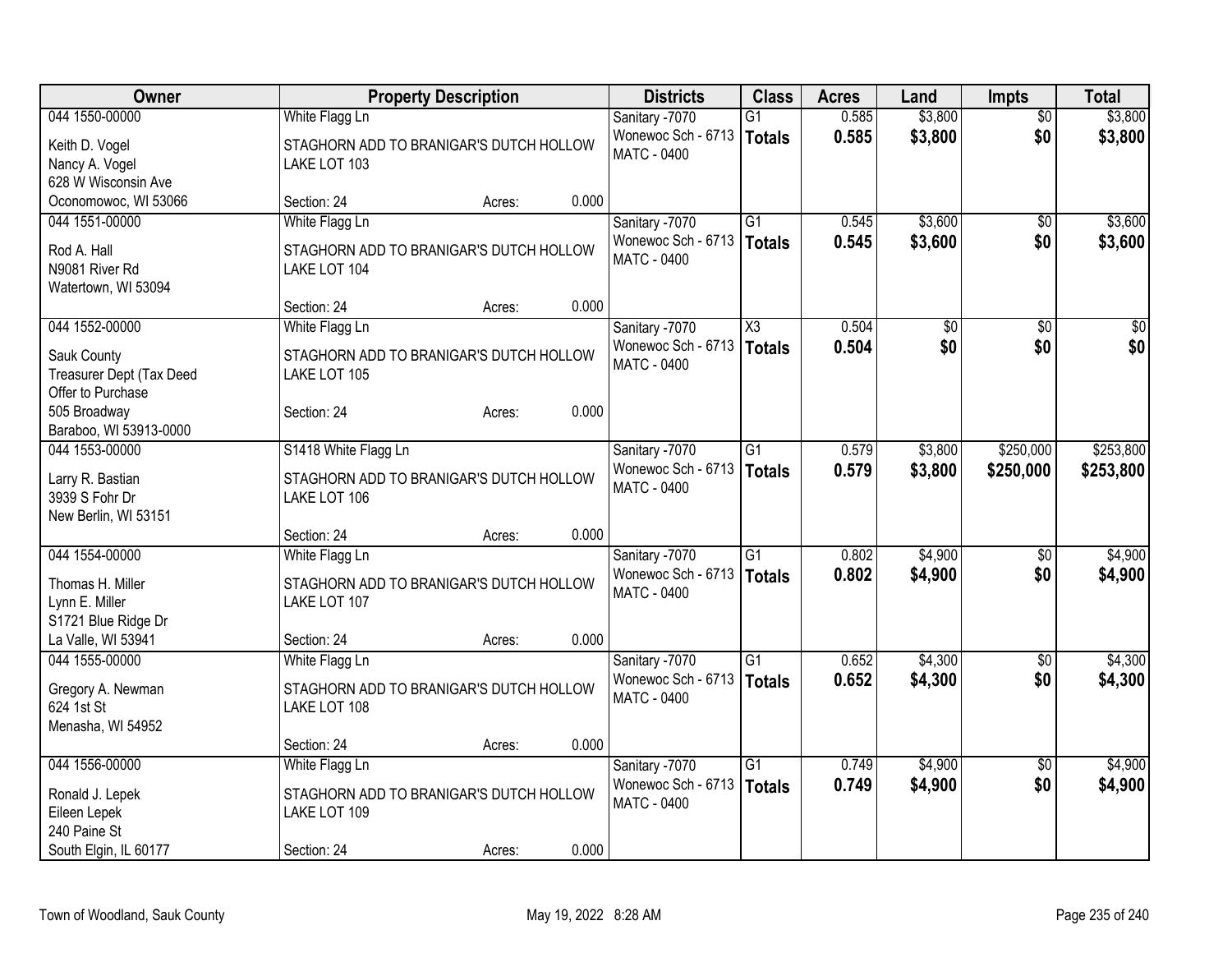| Owner | Property Description | Districts | Class | Acres | Land | Impts | Total |
|---|---|---|---|---|---|---|---|
| 044 1550-00000<br>Keith D. Vogel<br>Nancy A. Vogel<br>628 W Wisconsin Ave<br>Oconomowoc, WI 53066 | White Flagg Ln<br>STAGHORN ADD TO BRANIGAR'S DUTCH HOLLOW LAKE LOT 103<br>Section: 24 Acres: 0.000 | Sanitary -7070<br>Wonewoc Sch - 6713<br>MATC - 0400 | G1<br>**Totals** | 0.585<br>**0.585** | $3,800<br>**$3,800** | $0<br>**$0** | $3,800<br>**$3,800** |
| 044 1551-00000<br>Rod A. Hall<br>N9081 River Rd<br>Watertown, WI 53094 | White Flagg Ln<br>STAGHORN ADD TO BRANIGAR'S DUTCH HOLLOW LAKE LOT 104<br>Section: 24 Acres: 0.000 | Sanitary -7070<br>Wonewoc Sch - 6713<br>MATC - 0400 | G1<br>**Totals** | 0.545<br>**0.545** | $3,600<br>**$3,600** | $0<br>**$0** | $3,600<br>**$3,600** |
| 044 1552-00000<br>Sauk County<br>Treasurer Dept (Tax Deed Offer to Purchase<br>505 Broadway<br>Baraboo, WI 53913-0000 | White Flagg Ln<br>STAGHORN ADD TO BRANIGAR'S DUTCH HOLLOW LAKE LOT 105<br>Section: 24 Acres: 0.000 | Sanitary -7070<br>Wonewoc Sch - 6713<br>MATC - 0400 | X3<br>**Totals** | 0.504<br>**0.504** | $0<br>**$0** | $0<br>**$0** | $0<br>**$0** |
| 044 1553-00000<br>Larry R. Bastian<br>3939 S Fohr Dr<br>New Berlin, WI 53151 | S1418 White Flagg Ln<br>STAGHORN ADD TO BRANIGAR'S DUTCH HOLLOW LAKE LOT 106<br>Section: 24 Acres: 0.000 | Sanitary -7070<br>Wonewoc Sch - 6713<br>MATC - 0400 | G1<br>**Totals** | 0.579<br>**0.579** | $3,800<br>**$3,800** | $250,000<br>**$250,000** | $253,800<br>**$253,800** |
| 044 1554-00000<br>Thomas H. Miller<br>Lynn E. Miller<br>S1721 Blue Ridge Dr<br>La Valle, WI 53941 | White Flagg Ln<br>STAGHORN ADD TO BRANIGAR'S DUTCH HOLLOW LAKE LOT 107<br>Section: 24 Acres: 0.000 | Sanitary -7070<br>Wonewoc Sch - 6713<br>MATC - 0400 | G1<br>**Totals** | 0.802<br>**0.802** | $4,900<br>**$4,900** | $0<br>**$0** | $4,900<br>**$4,900** |
| 044 1555-00000<br>Gregory A. Newman<br>624 1st St<br>Menasha, WI 54952 | White Flagg Ln<br>STAGHORN ADD TO BRANIGAR'S DUTCH HOLLOW LAKE LOT 108<br>Section: 24 Acres: 0.000 | Sanitary -7070<br>Wonewoc Sch - 6713<br>MATC - 0400 | G1<br>**Totals** | 0.652<br>**0.652** | $4,300<br>**$4,300** | $0<br>**$0** | $4,300<br>**$4,300** |
| 044 1556-00000<br>Ronald J. Lepek<br>Eileen Lepek<br>240 Paine St<br>South Elgin, IL 60177 | White Flagg Ln<br>STAGHORN ADD TO BRANIGAR'S DUTCH HOLLOW LAKE LOT 109<br>Section: 24 Acres: 0.000 | Sanitary -7070<br>Wonewoc Sch - 6713<br>MATC - 0400 | G1<br>**Totals** | 0.749<br>**0.749** | $4,900<br>**$4,900** | $0<br>**$0** | $4,900<br>**$4,900** |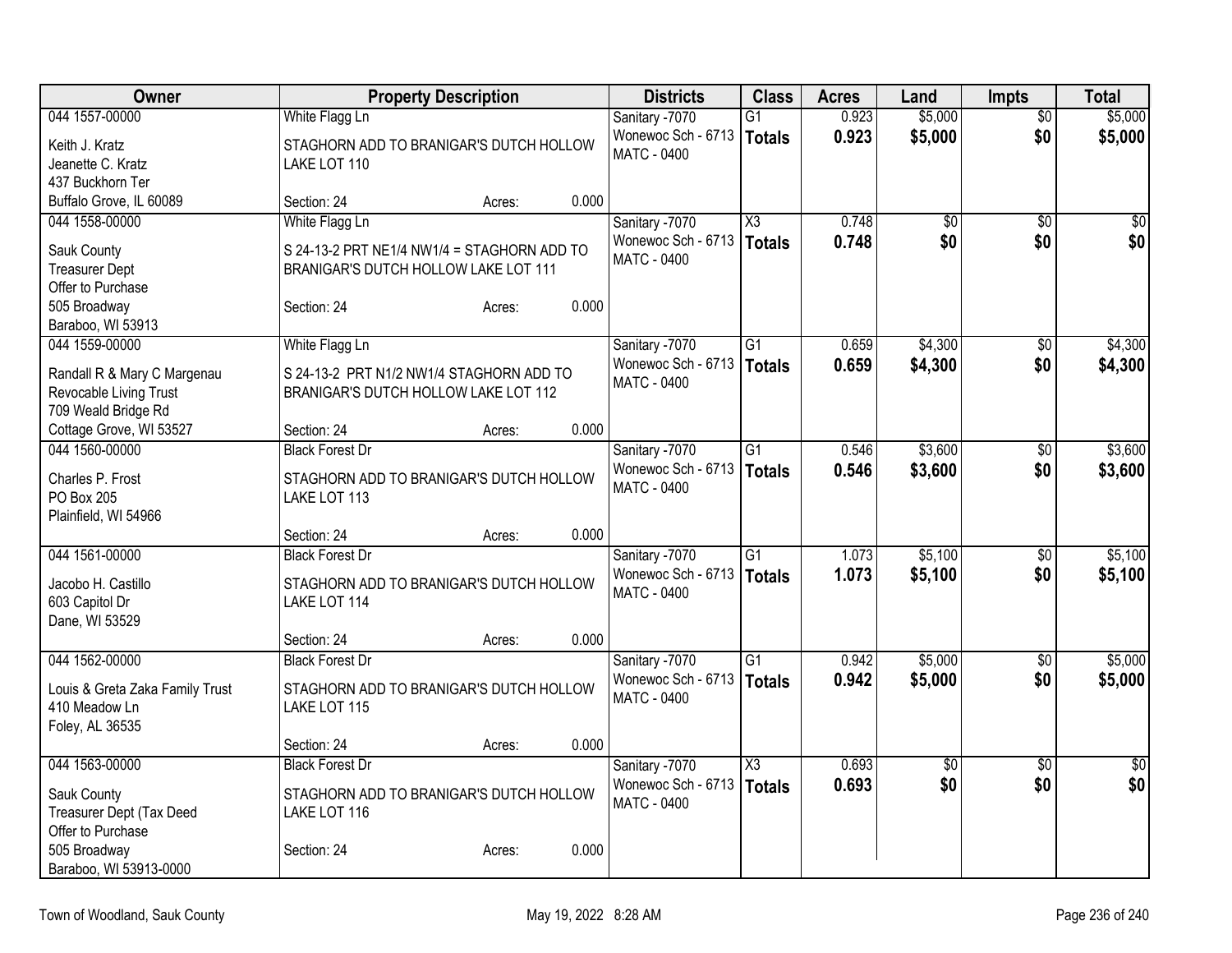| Owner | Property Description | Districts | Class | Acres | Land | Impts | Total |
|---|---|---|---|---|---|---|---|
| 044 1557-00000<br>Keith J. Kratz<br>Jeanette C. Kratz<br>437 Buckhorn Ter<br>Buffalo Grove, IL 60089 | White Flagg Ln<br>STAGHORN ADD TO BRANIGAR'S DUTCH HOLLOW LAKE LOT 110<br>Section: 24 Acres: 0.000 | Sanitary -7070<br>Wonewoc Sch - 6713<br>MATC - 0400 | G1<br>**Totals** | 0.923<br>**0.923** | $5,000<br>**$5,000** | $0<br>**$0** | $5,000<br>**$5,000** |
| 044 1558-00000<br>Sauk County<br>Treasurer Dept<br>Offer to Purchase<br>505 Broadway<br>Baraboo, WI 53913 | White Flagg Ln<br>S 24-13-2 PRT NE1/4 NW1/4 = STAGHORN ADD TO BRANIGAR'S DUTCH HOLLOW LAKE LOT 111<br>Section: 24 Acres: 0.000 | Sanitary -7070<br>Wonewoc Sch - 6713<br>MATC - 0400 | X3<br>**Totals** | 0.748<br>**0.748** | $0<br>**$0** | $0<br>**$0** | $0<br>**$0** |
| 044 1559-00000<br>Randall R & Mary C Margenau<br>Revocable Living Trust<br>709 Weald Bridge Rd<br>Cottage Grove, WI 53527 | White Flagg Ln<br>S 24-13-2 PRT N1/2 NW1/4 STAGHORN ADD TO BRANIGAR'S DUTCH HOLLOW LAKE LOT 112<br>Section: 24 Acres: 0.000 | Sanitary -7070<br>Wonewoc Sch - 6713<br>MATC - 0400 | G1<br>**Totals** | 0.659<br>**0.659** | $4,300<br>**$4,300** | $0<br>**$0** | $4,300<br>**$4,300** |
| 044 1560-00000<br>Charles P. Frost<br>PO Box 205<br>Plainfield, WI 54966 | Black Forest Dr<br>STAGHORN ADD TO BRANIGAR'S DUTCH HOLLOW LAKE LOT 113<br>Section: 24 Acres: 0.000 | Sanitary -7070<br>Wonewoc Sch - 6713<br>MATC - 0400 | G1<br>**Totals** | 0.546<br>**0.546** | $3,600<br>**$3,600** | $0<br>**$0** | $3,600<br>**$3,600** |
| 044 1561-00000<br>Jacobo H. Castillo<br>603 Capitol Dr<br>Dane, WI 53529 | Black Forest Dr<br>STAGHORN ADD TO BRANIGAR'S DUTCH HOLLOW LAKE LOT 114<br>Section: 24 Acres: 0.000 | Sanitary -7070<br>Wonewoc Sch - 6713<br>MATC - 0400 | G1<br>**Totals** | 1.073<br>**1.073** | $5,100<br>**$5,100** | $0<br>**$0** | $5,100<br>**$5,100** |
| 044 1562-00000<br>Louis & Greta Zaka Family Trust<br>410 Meadow Ln<br>Foley, AL 36535 | Black Forest Dr<br>STAGHORN ADD TO BRANIGAR'S DUTCH HOLLOW LAKE LOT 115<br>Section: 24 Acres: 0.000 | Sanitary -7070<br>Wonewoc Sch - 6713<br>MATC - 0400 | G1<br>**Totals** | 0.942<br>**0.942** | $5,000<br>**$5,000** | $0<br>**$0** | $5,000<br>**$5,000** |
| 044 1563-00000<br>Sauk County<br>Treasurer Dept (Tax Deed<br>Offer to Purchase<br>505 Broadway<br>Baraboo, WI 53913-0000 | Black Forest Dr<br>STAGHORN ADD TO BRANIGAR'S DUTCH HOLLOW LAKE LOT 116<br>Section: 24 Acres: 0.000 | Sanitary -7070<br>Wonewoc Sch - 6713<br>MATC - 0400 | X3<br>**Totals** | 0.693<br>**0.693** | $0<br>**$0** | $0<br>**$0** | $0<br>**$0** |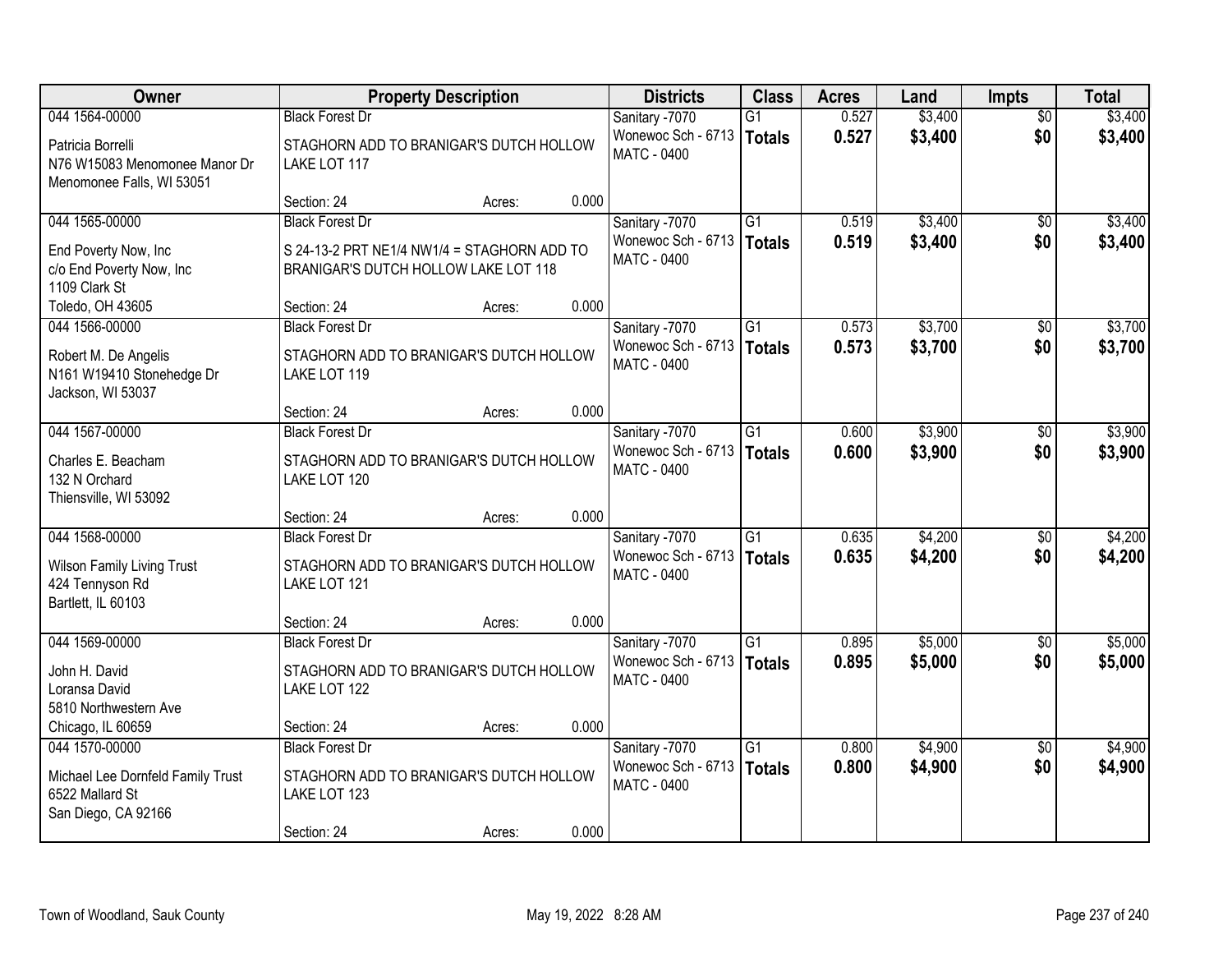| Owner | Property Description | | | Districts | Class | Acres | Land | Impts | Total |
|---|---|---|---|---|---|---|---|---|---|
| 044 1564-00000 | Black Forest Dr | | | Sanitary -7070 | G1 | 0.527 | $3,400 | $0 | $3,400 |
| Patricia Borrelli<br>N76 W15083 Menomonee Manor Dr<br>Menomonee Falls, WI 53051 | STAGHORN ADD TO BRANIGAR'S DUTCH HOLLOW LAKE LOT 117 | | | Wonewoc Sch - 6713<br>MATC - 0400 | **Totals** | **0.527** | **$3,400** | **$0** | **$3,400** |
| | Section: 24 | Acres: | 0.000 | | | | | | |
| 044 1565-00000 | Black Forest Dr | | | Sanitary -7070 | G1 | 0.519 | $3,400 | $0 | $3,400 |
| End Poverty Now, Inc<br>c/o End Poverty Now, Inc<br>1109 Clark St<br>Toledo, OH 43605 | S 24-13-2 PRT NE1/4 NW1/4 = STAGHORN ADD TO BRANIGAR'S DUTCH HOLLOW LAKE LOT 118 | | | Wonewoc Sch - 6713<br>MATC - 0400 | **Totals** | **0.519** | **$3,400** | **$0** | **$3,400** |
| | Section: 24 | Acres: | 0.000 | | | | | | |
| 044 1566-00000 | Black Forest Dr | | | Sanitary -7070 | G1 | 0.573 | $3,700 | $0 | $3,700 |
| Robert M. De Angelis<br>N161 W19410 Stonehedge Dr<br>Jackson, WI 53037 | STAGHORN ADD TO BRANIGAR'S DUTCH HOLLOW LAKE LOT 119 | | | Wonewoc Sch - 6713<br>MATC - 0400 | **Totals** | **0.573** | **$3,700** | **$0** | **$3,700** |
| | Section: 24 | Acres: | 0.000 | | | | | | |
| 044 1567-00000 | Black Forest Dr | | | Sanitary -7070 | G1 | 0.600 | $3,900 | $0 | $3,900 |
| Charles E. Beacham<br>132 N Orchard<br>Thiensville, WI 53092 | STAGHORN ADD TO BRANIGAR'S DUTCH HOLLOW LAKE LOT 120 | | | Wonewoc Sch - 6713<br>MATC - 0400 | **Totals** | **0.600** | **$3,900** | **$0** | **$3,900** |
| | Section: 24 | Acres: | 0.000 | | | | | | |
| 044 1568-00000 | Black Forest Dr | | | Sanitary -7070 | G1 | 0.635 | $4,200 | $0 | $4,200 |
| Wilson Family Living Trust<br>424 Tennyson Rd<br>Bartlett, IL 60103 | STAGHORN ADD TO BRANIGAR'S DUTCH HOLLOW LAKE LOT 121 | | | Wonewoc Sch - 6713<br>MATC - 0400 | **Totals** | **0.635** | **$4,200** | **$0** | **$4,200** |
| | Section: 24 | Acres: | 0.000 | | | | | | |
| 044 1569-00000 | Black Forest Dr | | | Sanitary -7070 | G1 | 0.895 | $5,000 | $0 | $5,000 |
| John H. David<br>Loransa David<br>5810 Northwestern Ave<br>Chicago, IL 60659 | STAGHORN ADD TO BRANIGAR'S DUTCH HOLLOW LAKE LOT 122 | | | Wonewoc Sch - 6713<br>MATC - 0400 | **Totals** | **0.895** | **$5,000** | **$0** | **$5,000** |
| | Section: 24 | Acres: | 0.000 | | | | | | |
| 044 1570-00000 | Black Forest Dr | | | Sanitary -7070 | G1 | 0.800 | $4,900 | $0 | $4,900 |
| Michael Lee Dornfeld Family Trust<br>6522 Mallard St<br>San Diego, CA 92166 | STAGHORN ADD TO BRANIGAR'S DUTCH HOLLOW LAKE LOT 123 | | | Wonewoc Sch - 6713<br>MATC - 0400 | **Totals** | **0.800** | **$4,900** | **$0** | **$4,900** |
| | Section: 24 | Acres: | 0.000 | | | | | | |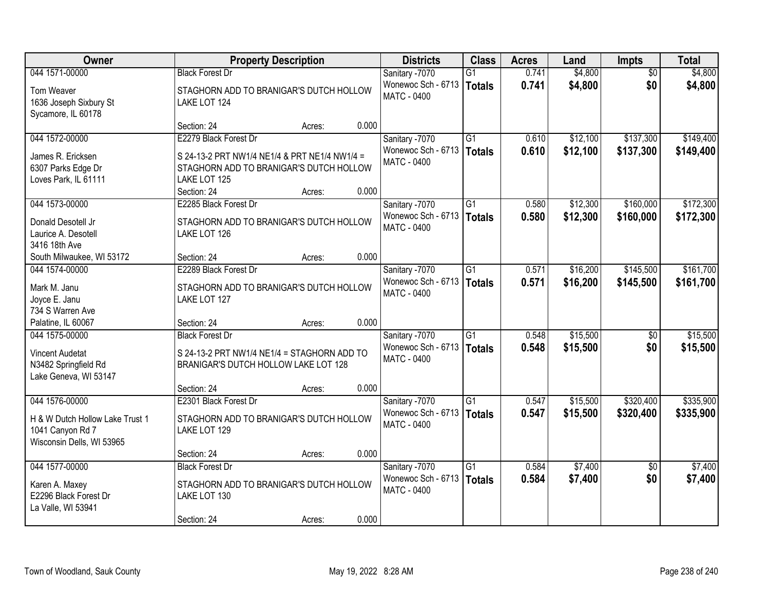| Owner | Property Description | Districts | Class | Acres | Land | Impts | Total |
|---|---|---|---|---|---|---|---|
| 044 1571-00000<br>Tom Weaver<br>1636 Joseph Sixbury St<br>Sycamore, IL 60178 | Black Forest Dr<br>STAGHORN ADD TO BRANIGAR'S DUTCH HOLLOW LAKE LOT 124<br>Section: 24 Acres: 0.000 | Sanitary -7070<br>Wonewoc Sch - 6713<br>MATC - 0400 | G1<br>**Totals** | 0.741<br>**0.741** | $4,800<br>**$4,800** | $0<br>**$0** | $4,800<br>**$4,800** |
| 044 1572-00000<br>James R. Ericksen<br>6307 Parks Edge Dr<br>Loves Park, IL 61111 | E2279 Black Forest Dr<br>S 24-13-2 PRT NW1/4 NE1/4 & PRT NE1/4 NW1/4 = STAGHORN ADD TO BRANIGAR'S DUTCH HOLLOW LAKE LOT 125<br>Section: 24 Acres: 0.000 | Sanitary -7070<br>Wonewoc Sch - 6713<br>MATC - 0400 | G1<br>**Totals** | 0.610<br>**0.610** | $12,100<br>**$12,100** | $137,300<br>**$137,300** | $149,400<br>**$149,400** |
| 044 1573-00000<br>Donald Desotell Jr<br>Laurice A. Desotell<br>3416 18th Ave<br>South Milwaukee, WI 53172 | E2285 Black Forest Dr<br>STAGHORN ADD TO BRANIGAR'S DUTCH HOLLOW LAKE LOT 126<br>Section: 24 Acres: 0.000 | Sanitary -7070<br>Wonewoc Sch - 6713<br>MATC - 0400 | G1<br>**Totals** | 0.580<br>**0.580** | $12,300<br>**$12,300** | $160,000<br>**$160,000** | $172,300<br>**$172,300** |
| 044 1574-00000<br>Mark M. Janu<br>Joyce E. Janu<br>734 S Warren Ave<br>Palatine, IL 60067 | E2289 Black Forest Dr<br>STAGHORN ADD TO BRANIGAR'S DUTCH HOLLOW LAKE LOT 127<br>Section: 24 Acres: 0.000 | Sanitary -7070<br>Wonewoc Sch - 6713<br>MATC - 0400 | G1<br>**Totals** | 0.571<br>**0.571** | $16,200<br>**$16,200** | $145,500<br>**$145,500** | $161,700<br>**$161,700** |
| 044 1575-00000<br>Vincent Audetat<br>N3482 Springfield Rd<br>Lake Geneva, WI 53147 | Black Forest Dr<br>S 24-13-2 PRT NW1/4 NE1/4 = STAGHORN ADD TO BRANIGAR'S DUTCH HOLLOW LAKE LOT 128<br>Section: 24 Acres: 0.000 | Sanitary -7070<br>Wonewoc Sch - 6713<br>MATC - 0400 | G1<br>**Totals** | 0.548<br>**0.548** | $15,500<br>**$15,500** | $0<br>**$0** | $15,500<br>**$15,500** |
| 044 1576-00000<br>H & W Dutch Hollow Lake Trust 1<br>1041 Canyon Rd 7<br>Wisconsin Dells, WI 53965 | E2301 Black Forest Dr<br>STAGHORN ADD TO BRANIGAR'S DUTCH HOLLOW LAKE LOT 129<br>Section: 24 Acres: 0.000 | Sanitary -7070<br>Wonewoc Sch - 6713<br>MATC - 0400 | G1<br>**Totals** | 0.547<br>**0.547** | $15,500<br>**$15,500** | $320,400<br>**$320,400** | $335,900<br>**$335,900** |
| 044 1577-00000<br>Karen A. Maxey<br>E2296 Black Forest Dr<br>La Valle, WI 53941 | Black Forest Dr<br>STAGHORN ADD TO BRANIGAR'S DUTCH HOLLOW LAKE LOT 130<br>Section: 24 Acres: 0.000 | Sanitary -7070<br>Wonewoc Sch - 6713<br>MATC - 0400 | G1<br>**Totals** | 0.584<br>**0.584** | $7,400<br>**$7,400** | $0<br>**$0** | $7,400<br>**$7,400** |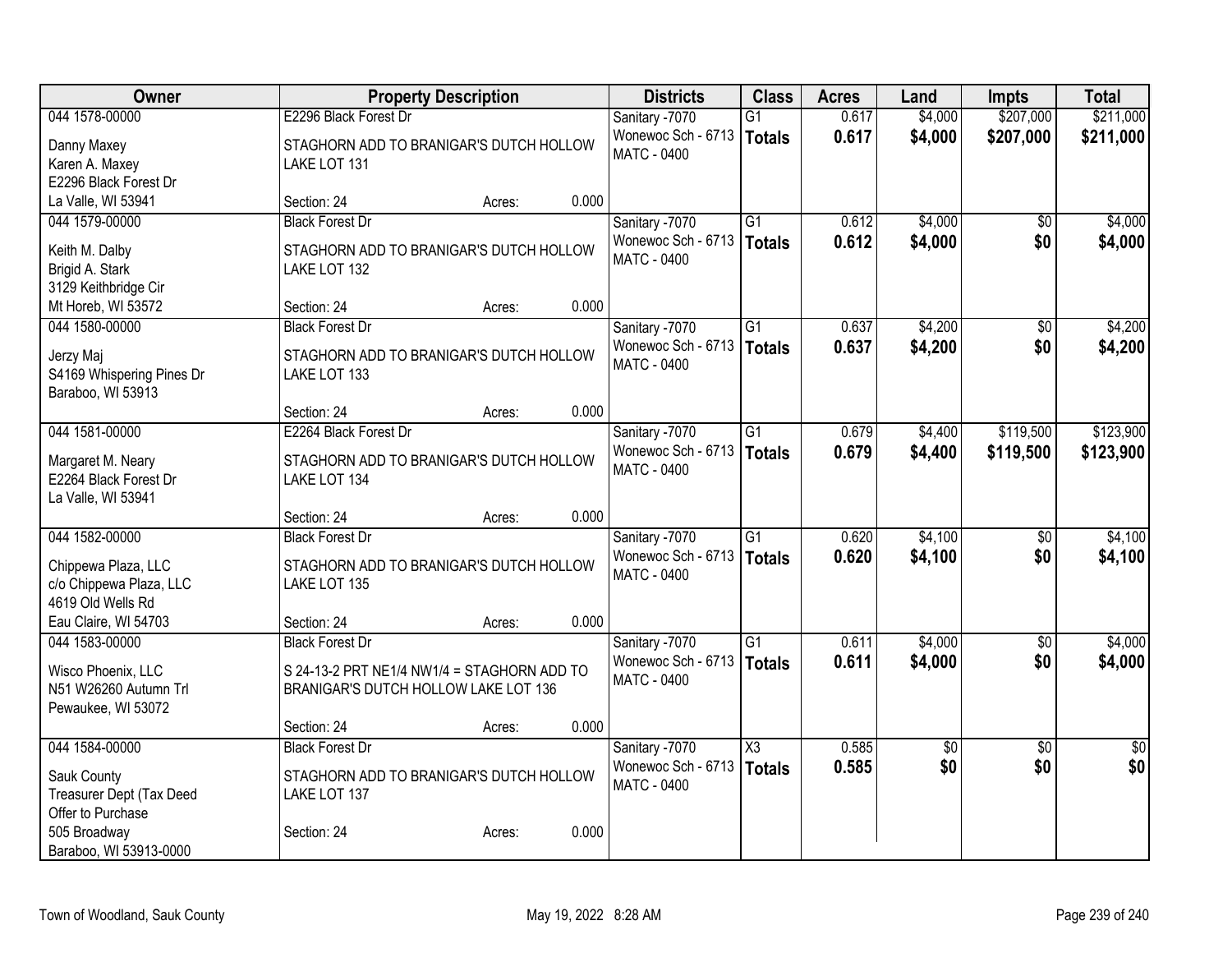| Owner | Property Description | Districts | Class | Acres | Land | Impts | Total |
|---|---|---|---|---|---|---|---|
| 044 1578-00000<br>Danny Maxey<br>Karen A. Maxey<br>E2296 Black Forest Dr<br>La Valle, WI 53941 | E2296 Black Forest Dr<br>STAGHORN ADD TO BRANIGAR'S DUTCH HOLLOW LAKE LOT 131<br>Section: 24 Acres: 0.000 | Sanitary -7070<br>Wonewoc Sch - 6713<br>MATC - 0400 | G1<br>**Totals** | 0.617<br>**0.617** | $4,000<br>**$4,000** | $207,000<br>**$207,000** | $211,000<br>**$211,000** |
| 044 1579-00000<br>Keith M. Dalby<br>Brigid A. Stark<br>3129 Keithbridge Cir<br>Mt Horeb, WI 53572 | Black Forest Dr<br>STAGHORN ADD TO BRANIGAR'S DUTCH HOLLOW LAKE LOT 132<br>Section: 24 Acres: 0.000 | Sanitary -7070<br>Wonewoc Sch - 6713<br>MATC - 0400 | G1<br>**Totals** | 0.612<br>**0.612** | $4,000<br>**$4,000** | $0<br>**$0** | $4,000<br>**$4,000** |
| 044 1580-00000<br>Jerzy Maj<br>S4169 Whispering Pines Dr<br>Baraboo, WI 53913 | Black Forest Dr<br>STAGHORN ADD TO BRANIGAR'S DUTCH HOLLOW LAKE LOT 133<br>Section: 24 Acres: 0.000 | Sanitary -7070<br>Wonewoc Sch - 6713<br>MATC - 0400 | G1<br>**Totals** | 0.637<br>**0.637** | $4,200<br>**$4,200** | $0<br>**$0** | $4,200<br>**$4,200** |
| 044 1581-00000<br>Margaret M. Neary<br>E2264 Black Forest Dr<br>La Valle, WI 53941 | E2264 Black Forest Dr<br>STAGHORN ADD TO BRANIGAR'S DUTCH HOLLOW LAKE LOT 134<br>Section: 24 Acres: 0.000 | Sanitary -7070<br>Wonewoc Sch - 6713<br>MATC - 0400 | G1<br>**Totals** | 0.679<br>**0.679** | $4,400<br>**$4,400** | $119,500<br>**$119,500** | $123,900<br>**$123,900** |
| 044 1582-00000<br>Chippewa Plaza, LLC<br>c/o Chippewa Plaza, LLC<br>4619 Old Wells Rd<br>Eau Claire, WI 54703 | Black Forest Dr<br>STAGHORN ADD TO BRANIGAR'S DUTCH HOLLOW LAKE LOT 135<br>Section: 24 Acres: 0.000 | Sanitary -7070<br>Wonewoc Sch - 6713<br>MATC - 0400 | G1<br>**Totals** | 0.620<br>**0.620** | $4,100<br>**$4,100** | $0<br>**$0** | $4,100<br>**$4,100** |
| 044 1583-00000<br>Wisco Phoenix, LLC<br>N51 W26260 Autumn Trl<br>Pewaukee, WI 53072 | Black Forest Dr<br>S 24-13-2 PRT NE1/4 NW1/4 = STAGHORN ADD TO BRANIGAR'S DUTCH HOLLOW LAKE LOT 136<br>Section: 24 Acres: 0.000 | Sanitary -7070<br>Wonewoc Sch - 6713<br>MATC - 0400 | G1<br>**Totals** | 0.611<br>**0.611** | $4,000<br>**$4,000** | $0<br>**$0** | $4,000<br>**$4,000** |
| 044 1584-00000<br>Sauk County<br>Treasurer Dept (Tax Deed<br>Offer to Purchase<br>505 Broadway<br>Baraboo, WI 53913-0000 | Black Forest Dr<br>STAGHORN ADD TO BRANIGAR'S DUTCH HOLLOW LAKE LOT 137<br>Section: 24 Acres: 0.000 | Sanitary -7070<br>Wonewoc Sch - 6713<br>MATC - 0400 | X3<br>**Totals** | 0.585<br>**0.585** | $0<br>**$0** | $0<br>**$0** | $0<br>**$0** |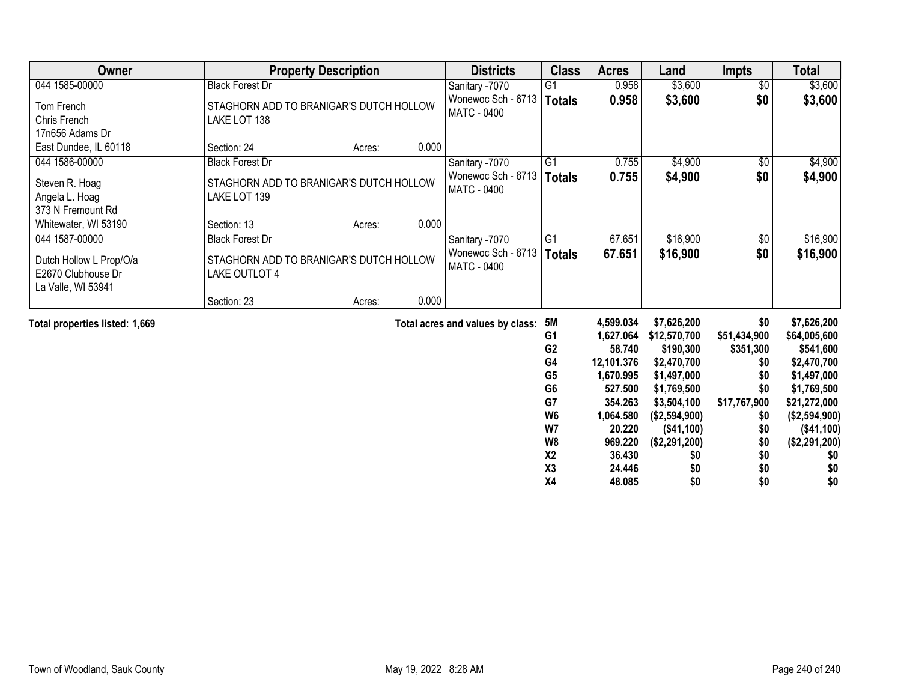| Owner | Property Description | Districts | Class | Acres | Land | Impts | Total |
|---|---|---|---|---|---|---|---|
| 044 1585-00000<br>Tom French<br>Chris French<br>17n656 Adams Dr<br>East Dundee, IL 60118 | Black Forest Dr<br>STAGHORN ADD TO BRANIGAR'S DUTCH HOLLOW LAKE LOT 138<br>Section: 24 Acres: 0.000 | Sanitary -7070<br>Wonewoc Sch - 6713<br>MATC - 0400 | G1<br>**Totals** | 0.958<br>**0.958** | $3,600<br>**$3,600** | $0<br>**$0** | $3,600<br>**$3,600** |
| 044 1586-00000<br>Steven R. Hoag<br>Angela L. Hoag<br>373 N Fremount Rd<br>Whitewater, WI 53190 | Black Forest Dr<br>STAGHORN ADD TO BRANIGAR'S DUTCH HOLLOW LAKE LOT 139<br>Section: 13 Acres: 0.000 | Sanitary -7070<br>Wonewoc Sch - 6713<br>MATC - 0400 | G1<br>**Totals** | 0.755<br>**0.755** | $4,900<br>**$4,900** | $0<br>**$0** | $4,900<br>**$4,900** |
| 044 1587-00000<br>Dutch Hollow L Prop/O/a<br>E2670 Clubhouse Dr<br>La Valle, WI 53941 | Black Forest Dr<br>STAGHORN ADD TO BRANIGAR'S DUTCH HOLLOW LAKE OUTLOT 4<br>Section: 23 Acres: 0.000 | Sanitary -7070<br>Wonewoc Sch - 6713<br>MATC - 0400 | G1<br>**Totals** | 67.651<br>**67.651** | $16,900<br>**$16,900** | $0<br>**$0** | $16,900<br>**$16,900** |

**Total properties listed: 1,669**

**Total acres and values by class:**

| Class | Acres | Land | Impts | Total |
|---|---|---|---|---|
| 5M | 4,599.034 | $7,626,200 | $0 | $7,626,200 |
| G1 | 1,627.064 | $12,570,700 | $51,434,900 | $64,005,600 |
| G2 | 58.740 | $190,300 | $351,300 | $541,600 |
| G4 | 12,101.376 | $2,470,700 | $0 | $2,470,700 |
| G5 | 1,670.995 | $1,497,000 | $0 | $1,497,000 |
| G6 | 527.500 | $1,769,500 | $0 | $1,769,500 |
| G7 | 354.263 | $3,504,100 | $17,767,900 | $21,272,000 |
| W6 | 1,064.580 | ($2,594,900) | $0 | ($2,594,900) |
| W7 | 20.220 | ($41,100) | $0 | ($41,100) |
| W8 | 969.220 | ($2,291,200) | $0 | ($2,291,200) |
| X2 | 36.430 | $0 | $0 | $0 |
| X3 | 24.446 | $0 | $0 | $0 |
| X4 | 48.085 | $0 | $0 | $0 |

Town of Woodland, Sauk County May 19, 2022 8:28 AM